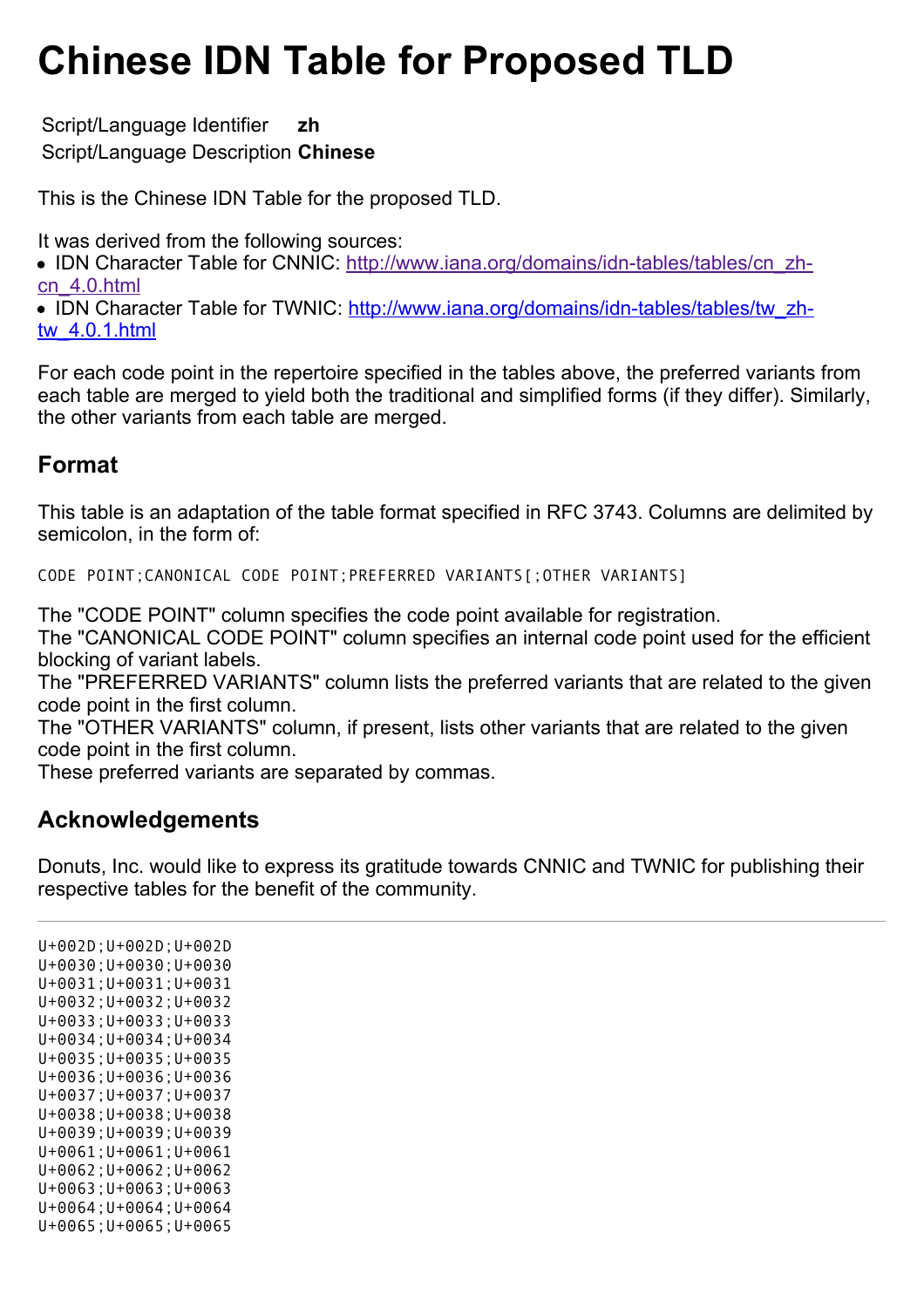# Chinese IDN Table for Proposed TLD

Script/Language Identifier **zh**
Script/Language Description **Chinese**

This is the Chinese IDN Table for the proposed TLD.

It was derived from the following sources:

- IDN Character Table for CNNIC: http://www.iana.org/domains/idn-tables/tables/cn_zh-cn_4.0.html
- IDN Character Table for TWNIC: http://www.iana.org/domains/idn-tables/tables/tw_zh-tw_4.0.1.html

For each code point in the repertoire specified in the tables above, the preferred variants from each table are merged to yield both the traditional and simplified forms (if they differ). Similarly, the other variants from each table are merged.

## Format

This table is an adaptation of the table format specified in RFC 3743. Columns are delimited by semicolon, in the form of:

```
CODE POINT;CANONICAL CODE POINT;PREFERRED VARIANTS[;OTHER VARIANTS]
```

The "CODE POINT" column specifies the code point available for registration.
The "CANONICAL CODE POINT" column specifies an internal code point used for the efficient blocking of variant labels.
The "PREFERRED VARIANTS" column lists the preferred variants that are related to the given code point in the first column.
The "OTHER VARIANTS" column, if present, lists other variants that are related to the given code point in the first column.
These preferred variants are separated by commas.

## Acknowledgements

Donuts, Inc. would like to express its gratitude towards CNNIC and TWNIC for publishing their respective tables for the benefit of the community.

---

```
U+002D;U+002D;U+002D
U+0030;U+0030;U+0030
U+0031;U+0031;U+0031
U+0032;U+0032;U+0032
U+0033;U+0033;U+0033
U+0034;U+0034;U+0034
U+0035;U+0035;U+0035
U+0036;U+0036;U+0036
U+0037;U+0037;U+0037
U+0038;U+0038;U+0038
U+0039;U+0039;U+0039
U+0061;U+0061;U+0061
U+0062;U+0062;U+0062
U+0063;U+0063;U+0063
U+0064;U+0064;U+0064
U+0065;U+0065;U+0065
```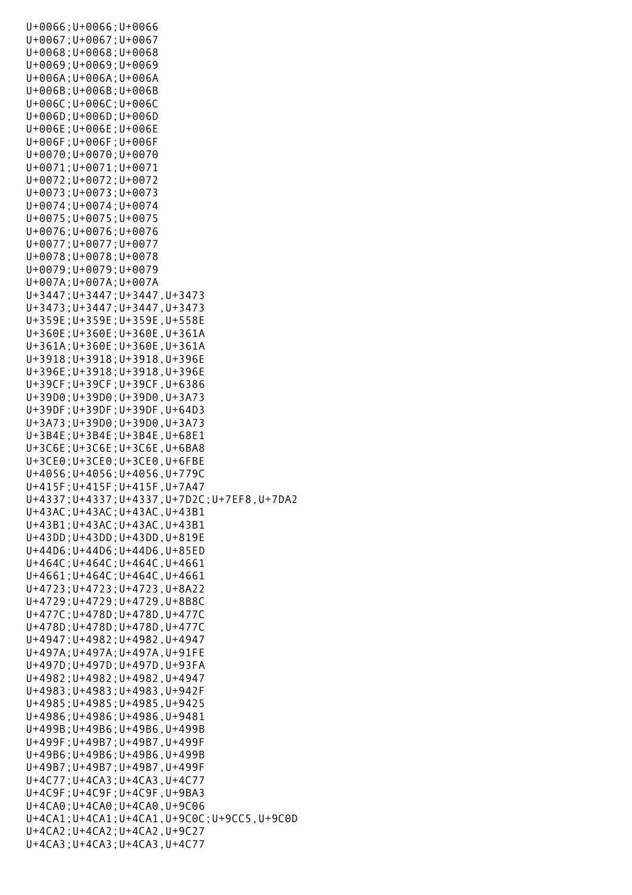```
U+0066;U+0066;U+0066
U+0067;U+0067;U+0067
U+0068;U+0068;U+0068
U+0069;U+0069;U+0069
U+006A;U+006A;U+006A
U+006B;U+006B;U+006B
U+006C;U+006C;U+006C
U+006D;U+006D;U+006D
U+006E;U+006E;U+006E
U+006F;U+006F;U+006F
U+0070;U+0070;U+0070
U+0071;U+0071;U+0071
U+0072;U+0072;U+0072
U+0073;U+0073;U+0073
U+0074;U+0074;U+0074
U+0075;U+0075;U+0075
U+0076;U+0076;U+0076
U+0077;U+0077;U+0077
U+0078;U+0078;U+0078
U+0079;U+0079;U+0079
U+007A;U+007A;U+007A
U+3447;U+3447;U+3447,U+3473
U+3473;U+3447;U+3447,U+3473
U+359E;U+359E;U+359E,U+558E
U+360E;U+360E;U+360E,U+361A
U+361A;U+360E;U+360E,U+361A
U+3918;U+3918;U+3918,U+396E
U+396E;U+3918;U+3918,U+396E
U+39CF;U+39CF;U+39CF,U+6386
U+39D0;U+39D0;U+39D0,U+3A73
U+39DF;U+39DF;U+39DF,U+64D3
U+3A73;U+39D0;U+39D0,U+3A73
U+3B4E;U+3B4E;U+3B4E,U+68E1
U+3C6E;U+3C6E;U+3C6E,U+6BA8
U+3CE0;U+3CE0;U+3CE0,U+6FBE
U+4056;U+4056;U+4056,U+779C
U+415F;U+415F;U+415F,U+7A47
U+4337;U+4337;U+4337,U+7D2C;U+7EF8,U+7DA2
U+43AC;U+43AC;U+43AC,U+43B1
U+43B1;U+43AC;U+43AC,U+43B1
U+43DD;U+43DD;U+43DD,U+819E
U+44D6;U+44D6;U+44D6,U+85ED
U+464C;U+464C;U+464C,U+4661
U+4661;U+464C;U+464C,U+4661
U+4723;U+4723;U+4723,U+8A22
U+4729;U+4729;U+4729,U+8B8C
U+477C;U+478D;U+478D,U+477C
U+478D;U+478D;U+478D,U+477C
U+4947;U+4982;U+4982,U+4947
U+497A;U+497A;U+497A,U+91FE
U+497D;U+497D;U+497D,U+93FA
U+4982;U+4982;U+4982,U+4947
U+4983;U+4983;U+4983,U+942F
U+4985;U+4985;U+4985,U+9425
U+4986;U+4986;U+4986,U+9481
U+499B;U+49B6;U+49B6,U+499B
U+499F;U+49B7;U+49B7,U+499F
U+49B6;U+49B6;U+49B6,U+499B
U+49B7;U+49B7;U+49B7,U+499F
U+4C77;U+4CA3;U+4CA3,U+4C77
U+4C9F;U+4C9F;U+4C9F,U+9BA3
U+4CA0;U+4CA0;U+4CA0,U+9C06
U+4CA1;U+4CA1;U+4CA1,U+9C0C;U+9CC5,U+9C0D
U+4CA2;U+4CA2;U+4CA2,U+9C27
U+4CA3;U+4CA3;U+4CA3,U+4C77
```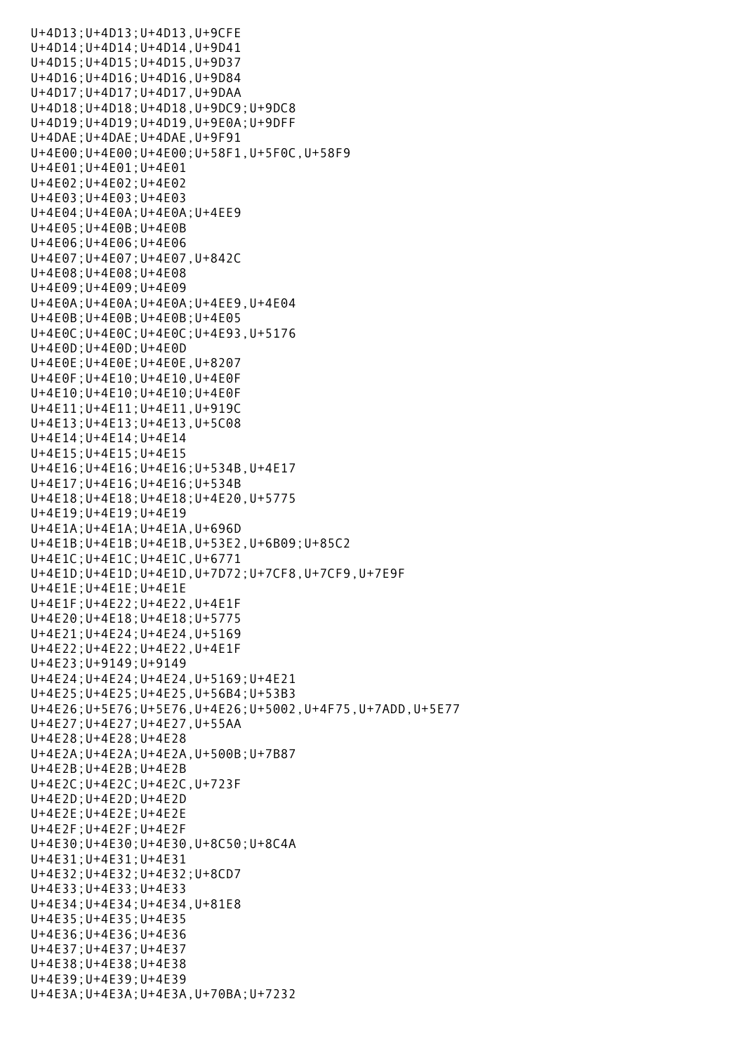```
U+4D13;U+4D13;U+4D13,U+9CFE
U+4D14;U+4D14;U+4D14,U+9D41
U+4D15;U+4D15;U+4D15,U+9D37
U+4D16;U+4D16;U+4D16,U+9D84
U+4D17;U+4D17;U+4D17,U+9DAA
U+4D18;U+4D18;U+4D18,U+9DC9;U+9DC8
U+4D19;U+4D19;U+4D19,U+9E0A;U+9DFF
U+4DAE;U+4DAE;U+4DAE,U+9F91
U+4E00;U+4E00;U+4E00;U+58F1,U+5F0C,U+58F9
U+4E01;U+4E01;U+4E01
U+4E02;U+4E02;U+4E02
U+4E03;U+4E03;U+4E03
U+4E04;U+4E0A;U+4E0A;U+4EE9
U+4E05;U+4E0B;U+4E0B
U+4E06;U+4E06;U+4E06
U+4E07;U+4E07;U+4E07,U+842C
U+4E08;U+4E08;U+4E08
U+4E09;U+4E09;U+4E09
U+4E0A;U+4E0A;U+4E0A;U+4EE9,U+4E04
U+4E0B;U+4E0B;U+4E0B;U+4E05
U+4E0C;U+4E0C;U+4E0C;U+4E93,U+5176
U+4E0D;U+4E0D;U+4E0D
U+4E0E;U+4E0E;U+4E0E,U+8207
U+4E0F;U+4E10;U+4E10,U+4E0F
U+4E10;U+4E10;U+4E10;U+4E0F
U+4E11;U+4E11;U+4E11,U+919C
U+4E13;U+4E13;U+4E13,U+5C08
U+4E14;U+4E14;U+4E14
U+4E15;U+4E15;U+4E15
U+4E16;U+4E16;U+4E16;U+534B,U+4E17
U+4E17;U+4E16;U+4E16;U+534B
U+4E18;U+4E18;U+4E18;U+4E20,U+5775
U+4E19;U+4E19;U+4E19
U+4E1A;U+4E1A;U+4E1A,U+696D
U+4E1B;U+4E1B;U+4E1B,U+53E2,U+6B09;U+85C2
U+4E1C;U+4E1C;U+4E1C,U+6771
U+4E1D;U+4E1D;U+4E1D,U+7D72;U+7CF8,U+7CF9,U+7E9F
U+4E1E;U+4E1E;U+4E1E
U+4E1F;U+4E22;U+4E22,U+4E1F
U+4E20;U+4E18;U+4E18;U+5775
U+4E21;U+4E24;U+4E24,U+5169
U+4E22;U+4E22;U+4E22,U+4E1F
U+4E23;U+9149;U+9149
U+4E24;U+4E24;U+4E24,U+5169;U+4E21
U+4E25;U+4E25;U+4E25,U+56B4;U+53B3
U+4E26;U+5E76;U+5E76,U+4E26;U+5002,U+4F75,U+7ADD,U+5E77
U+4E27;U+4E27;U+4E27,U+55AA
U+4E28;U+4E28;U+4E28
U+4E2A;U+4E2A;U+4E2A,U+500B;U+7B87
U+4E2B;U+4E2B;U+4E2B
U+4E2C;U+4E2C;U+4E2C,U+723F
U+4E2D;U+4E2D;U+4E2D
U+4E2E;U+4E2E;U+4E2E
U+4E2F;U+4E2F;U+4E2F
U+4E30;U+4E30;U+4E30,U+8C50;U+8C4A
U+4E31;U+4E31;U+4E31
U+4E32;U+4E32;U+4E32;U+8CD7
U+4E33;U+4E33;U+4E33
U+4E34;U+4E34;U+4E34,U+81E8
U+4E35;U+4E35;U+4E35
U+4E36;U+4E36;U+4E36
U+4E37;U+4E37;U+4E37
U+4E38;U+4E38;U+4E38
U+4E39;U+4E39;U+4E39
U+4E3A;U+4E3A;U+4E3A,U+70BA;U+7232
```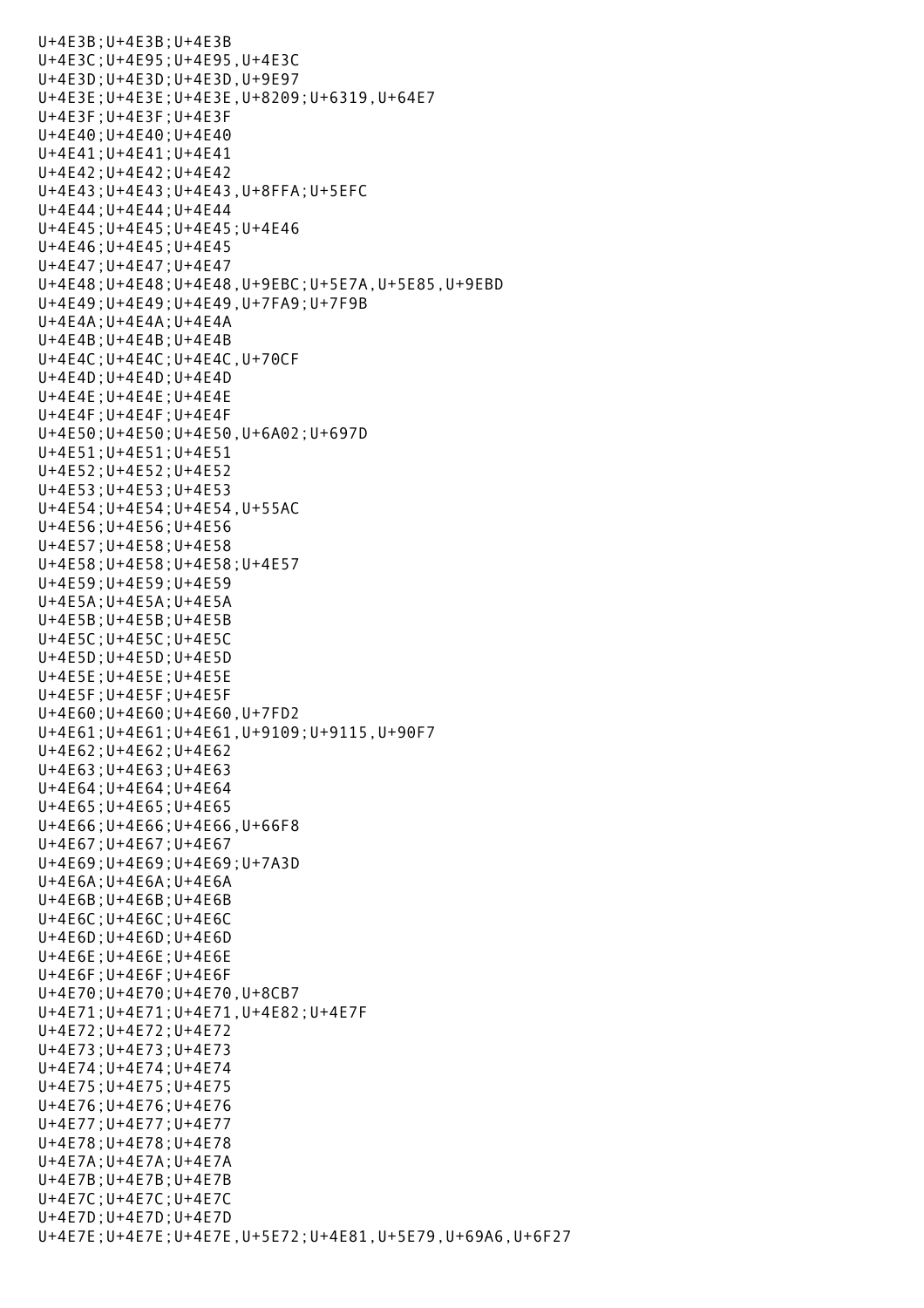```
U+4E3B;U+4E3B;U+4E3B
U+4E3C;U+4E95;U+4E95,U+4E3C
U+4E3D;U+4E3D;U+4E3D,U+9E97
U+4E3E;U+4E3E;U+4E3E,U+8209;U+6319,U+64E7
U+4E3F;U+4E3F;U+4E3F
U+4E40;U+4E40;U+4E40
U+4E41;U+4E41;U+4E41
U+4E42;U+4E42;U+4E42
U+4E43;U+4E43;U+4E43,U+8FFA;U+5EFC
U+4E44;U+4E44;U+4E44
U+4E45;U+4E45;U+4E45;U+4E46
U+4E46;U+4E45;U+4E45
U+4E47;U+4E47;U+4E47
U+4E48;U+4E48;U+4E48,U+9EBC;U+5E7A,U+5E85,U+9EBD
U+4E49;U+4E49;U+4E49,U+7FA9;U+7F9B
U+4E4A;U+4E4A;U+4E4A
U+4E4B;U+4E4B;U+4E4B
U+4E4C;U+4E4C;U+4E4C,U+70CF
U+4E4D;U+4E4D;U+4E4D
U+4E4E;U+4E4E;U+4E4E
U+4E4F;U+4E4F;U+4E4F
U+4E50;U+4E50;U+4E50,U+6A02;U+697D
U+4E51;U+4E51;U+4E51
U+4E52;U+4E52;U+4E52
U+4E53;U+4E53;U+4E53
U+4E54;U+4E54;U+4E54,U+55AC
U+4E56;U+4E56;U+4E56
U+4E57;U+4E58;U+4E58
U+4E58;U+4E58;U+4E58;U+4E57
U+4E59;U+4E59;U+4E59
U+4E5A;U+4E5A;U+4E5A
U+4E5B;U+4E5B;U+4E5B
U+4E5C;U+4E5C;U+4E5C
U+4E5D;U+4E5D;U+4E5D
U+4E5E;U+4E5E;U+4E5E
U+4E5F;U+4E5F;U+4E5F
U+4E60;U+4E60;U+4E60,U+7FD2
U+4E61;U+4E61;U+4E61,U+9109;U+9115,U+90F7
U+4E62;U+4E62;U+4E62
U+4E63;U+4E63;U+4E63
U+4E64;U+4E64;U+4E64
U+4E65;U+4E65;U+4E65
U+4E66;U+4E66;U+4E66,U+66F8
U+4E67;U+4E67;U+4E67
U+4E69;U+4E69;U+4E69;U+7A3D
U+4E6A;U+4E6A;U+4E6A
U+4E6B;U+4E6B;U+4E6B
U+4E6C;U+4E6C;U+4E6C
U+4E6D;U+4E6D;U+4E6D
U+4E6E;U+4E6E;U+4E6E
U+4E6F;U+4E6F;U+4E6F
U+4E70;U+4E70;U+4E70,U+8CB7
U+4E71;U+4E71;U+4E71,U+4E82;U+4E7F
U+4E72;U+4E72;U+4E72
U+4E73;U+4E73;U+4E73
U+4E74;U+4E74;U+4E74
U+4E75;U+4E75;U+4E75
U+4E76;U+4E76;U+4E76
U+4E77;U+4E77;U+4E77
U+4E78;U+4E78;U+4E78
U+4E7A;U+4E7A;U+4E7A
U+4E7B;U+4E7B;U+4E7B
U+4E7C;U+4E7C;U+4E7C
U+4E7D;U+4E7D;U+4E7D
U+4E7E;U+4E7E;U+4E7E,U+5E72;U+4E81,U+5E79,U+69A6,U+6F27
```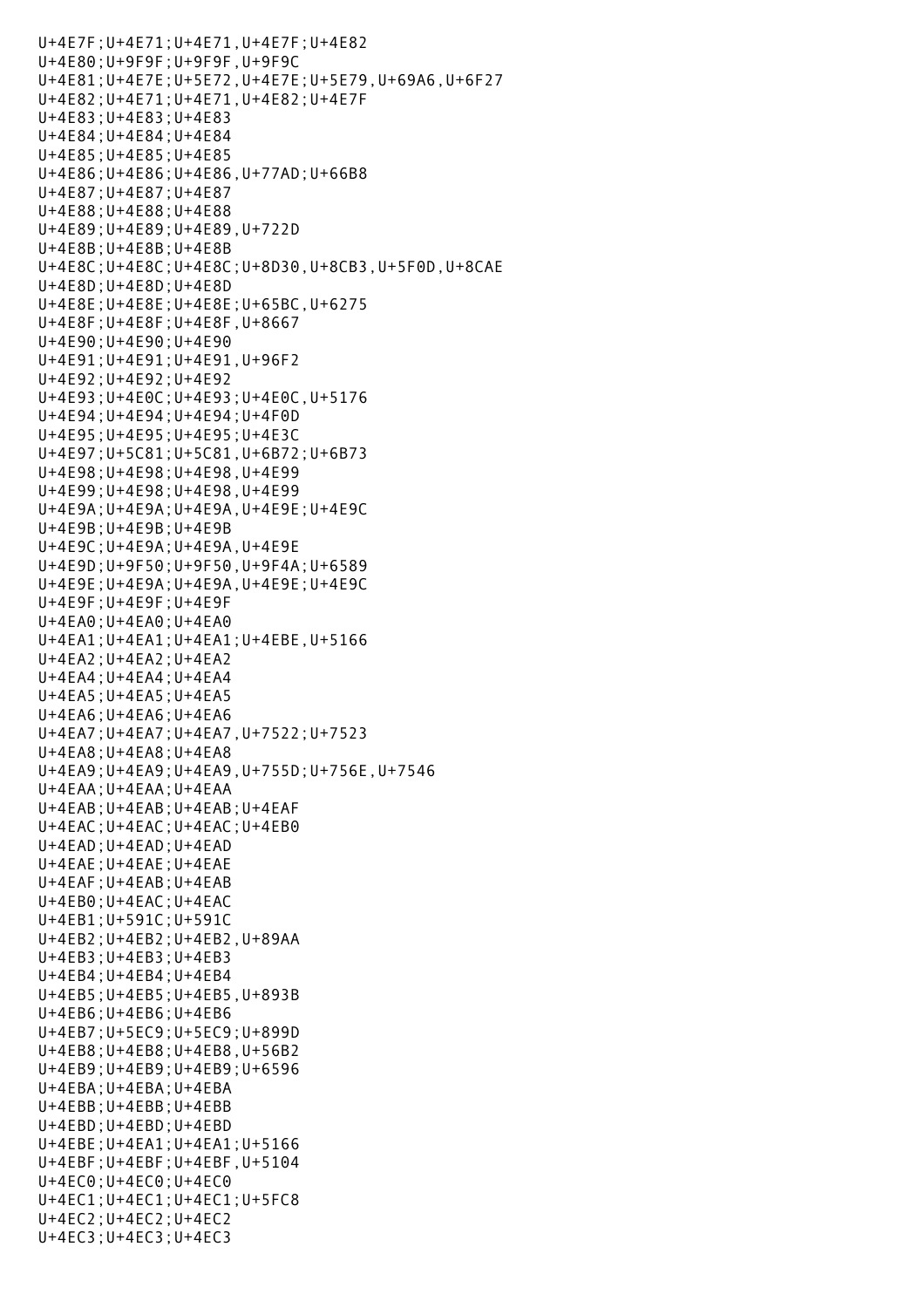```
U+4E7F;U+4E71;U+4E71,U+4E7F;U+4E82
U+4E80;U+9F9F;U+9F9F,U+9F9C
U+4E81;U+4E7E;U+5E72,U+4E7E;U+5E79,U+69A6,U+6F27
U+4E82;U+4E71;U+4E71,U+4E82;U+4E7F
U+4E83;U+4E83;U+4E83
U+4E84;U+4E84;U+4E84
U+4E85;U+4E85;U+4E85
U+4E86;U+4E86;U+4E86,U+77AD;U+66B8
U+4E87;U+4E87;U+4E87
U+4E88;U+4E88;U+4E88
U+4E89;U+4E89;U+4E89,U+722D
U+4E8B;U+4E8B;U+4E8B
U+4E8C;U+4E8C;U+4E8C;U+8D30,U+8CB3,U+5F0D,U+8CAE
U+4E8D;U+4E8D;U+4E8D
U+4E8E;U+4E8E;U+4E8E;U+65BC,U+6275
U+4E8F;U+4E8F;U+4E8F,U+8667
U+4E90;U+4E90;U+4E90
U+4E91;U+4E91;U+4E91,U+96F2
U+4E92;U+4E92;U+4E92
U+4E93;U+4E0C;U+4E93;U+4E0C,U+5176
U+4E94;U+4E94;U+4E94;U+4F0D
U+4E95;U+4E95;U+4E95;U+4E3C
U+4E97;U+5C81;U+5C81,U+6B72;U+6B73
U+4E98;U+4E98;U+4E98,U+4E99
U+4E99;U+4E98;U+4E98,U+4E99
U+4E9A;U+4E9A;U+4E9A,U+4E9E;U+4E9C
U+4E9B;U+4E9B;U+4E9B
U+4E9C;U+4E9A;U+4E9A,U+4E9E
U+4E9D;U+9F50;U+9F50,U+9F4A;U+6589
U+4E9E;U+4E9A;U+4E9A,U+4E9E;U+4E9C
U+4E9F;U+4E9F;U+4E9F
U+4EA0;U+4EA0;U+4EA0
U+4EA1;U+4EA1;U+4EA1;U+4EBE,U+5166
U+4EA2;U+4EA2;U+4EA2
U+4EA4;U+4EA4;U+4EA4
U+4EA5;U+4EA5;U+4EA5
U+4EA6;U+4EA6;U+4EA6
U+4EA7;U+4EA7;U+4EA7,U+7522;U+7523
U+4EA8;U+4EA8;U+4EA8
U+4EA9;U+4EA9;U+4EA9,U+755D;U+756E,U+7546
U+4EAA;U+4EAA;U+4EAA
U+4EAB;U+4EAB;U+4EAB;U+4EAF
U+4EAC;U+4EAC;U+4EAC;U+4EB0
U+4EAD;U+4EAD;U+4EAD
U+4EAE;U+4EAE;U+4EAE
U+4EAF;U+4EAB;U+4EAB
U+4EB0;U+4EAC;U+4EAC
U+4EB1;U+591C;U+591C
U+4EB2;U+4EB2;U+4EB2,U+89AA
U+4EB3;U+4EB3;U+4EB3
U+4EB4;U+4EB4;U+4EB4
U+4EB5;U+4EB5;U+4EB5,U+893B
U+4EB6;U+4EB6;U+4EB6
U+4EB7;U+5EC9;U+5EC9;U+899D
U+4EB8;U+4EB8;U+4EB8,U+56B2
U+4EB9;U+4EB9;U+4EB9;U+6596
U+4EBA;U+4EBA;U+4EBA
U+4EBB;U+4EBB;U+4EBB
U+4EBD;U+4EBD;U+4EBD
U+4EBE;U+4EA1;U+4EA1;U+5166
U+4EBF;U+4EBF;U+4EBF,U+5104
U+4EC0;U+4EC0;U+4EC0
U+4EC1;U+4EC1;U+4EC1;U+5FC8
U+4EC2;U+4EC2;U+4EC2
U+4EC3;U+4EC3;U+4EC3
```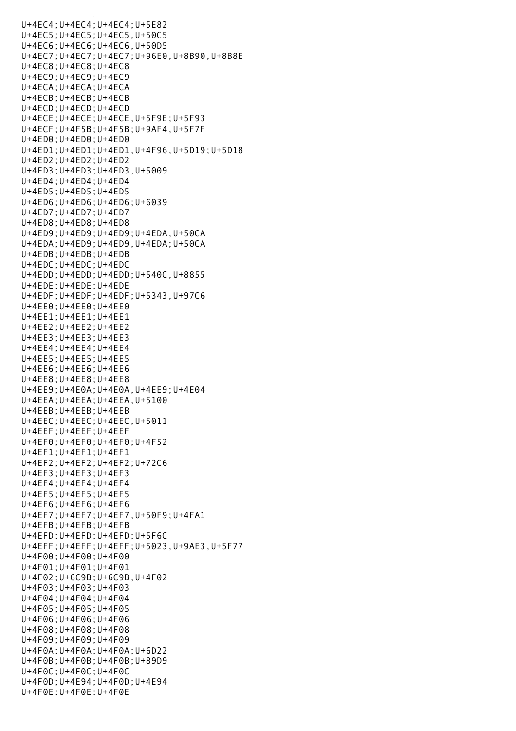```
U+4EC4;U+4EC4;U+4EC4;U+5E82
U+4EC5;U+4EC5;U+4EC5,U+50C5
U+4EC6;U+4EC6;U+4EC6,U+50D5
U+4EC7;U+4EC7;U+4EC7;U+96E0,U+8B90,U+8B8E
U+4EC8;U+4EC8;U+4EC8
U+4EC9;U+4EC9;U+4EC9
U+4ECA;U+4ECA;U+4ECA
U+4ECB;U+4ECB;U+4ECB
U+4ECD;U+4ECD;U+4ECD
U+4ECE;U+4ECE;U+4ECE,U+5F9E;U+5F93
U+4ECF;U+4F5B;U+4F5B;U+9AF4,U+5F7F
U+4ED0;U+4ED0;U+4ED0
U+4ED1;U+4ED1;U+4ED1,U+4F96,U+5D19;U+5D18
U+4ED2;U+4ED2;U+4ED2
U+4ED3;U+4ED3;U+4ED3,U+5009
U+4ED4;U+4ED4;U+4ED4
U+4ED5;U+4ED5;U+4ED5
U+4ED6;U+4ED6;U+4ED6;U+6039
U+4ED7;U+4ED7;U+4ED7
U+4ED8;U+4ED8;U+4ED8
U+4ED9;U+4ED9;U+4ED9;U+4EDA,U+50CA
U+4EDA;U+4ED9;U+4ED9,U+4EDA;U+50CA
U+4EDB;U+4EDB;U+4EDB
U+4EDC;U+4EDC;U+4EDC
U+4EDD;U+4EDD;U+4EDD;U+540C,U+8855
U+4EDE;U+4EDE;U+4EDE
U+4EDF;U+4EDF;U+4EDF;U+5343,U+97C6
U+4EE0;U+4EE0;U+4EE0
U+4EE1;U+4EE1;U+4EE1
U+4EE2;U+4EE2;U+4EE2
U+4EE3;U+4EE3;U+4EE3
U+4EE4;U+4EE4;U+4EE4
U+4EE5;U+4EE5;U+4EE5
U+4EE6;U+4EE6;U+4EE6
U+4EE8;U+4EE8;U+4EE8
U+4EE9;U+4E0A;U+4E0A,U+4EE9;U+4E04
U+4EEA;U+4EEA;U+4EEA,U+5100
U+4EEB;U+4EEB;U+4EEB
U+4EEC;U+4EEC;U+4EEC,U+5011
U+4EEF;U+4EEF;U+4EEF
U+4EF0;U+4EF0;U+4EF0;U+4F52
U+4EF1;U+4EF1;U+4EF1
U+4EF2;U+4EF2;U+4EF2;U+72C6
U+4EF3;U+4EF3;U+4EF3
U+4EF4;U+4EF4;U+4EF4
U+4EF5;U+4EF5;U+4EF5
U+4EF6;U+4EF6;U+4EF6
U+4EF7;U+4EF7;U+4EF7,U+50F9;U+4FA1
U+4EFB;U+4EFB;U+4EFB
U+4EFD;U+4EFD;U+4EFD;U+5F6C
U+4EFF;U+4EFF;U+4EFF;U+5023,U+9AE3,U+5F77
U+4F00;U+4F00;U+4F00
U+4F01;U+4F01;U+4F01
U+4F02;U+6C9B;U+6C9B,U+4F02
U+4F03;U+4F03;U+4F03
U+4F04;U+4F04;U+4F04
U+4F05;U+4F05;U+4F05
U+4F06;U+4F06;U+4F06
U+4F08;U+4F08;U+4F08
U+4F09;U+4F09;U+4F09
U+4F0A;U+4F0A;U+4F0A;U+6D22
U+4F0B;U+4F0B;U+4F0B;U+89D9
U+4F0C;U+4F0C;U+4F0C
U+4F0D;U+4E94;U+4F0D;U+4E94
U+4F0E;U+4F0E;U+4F0E
```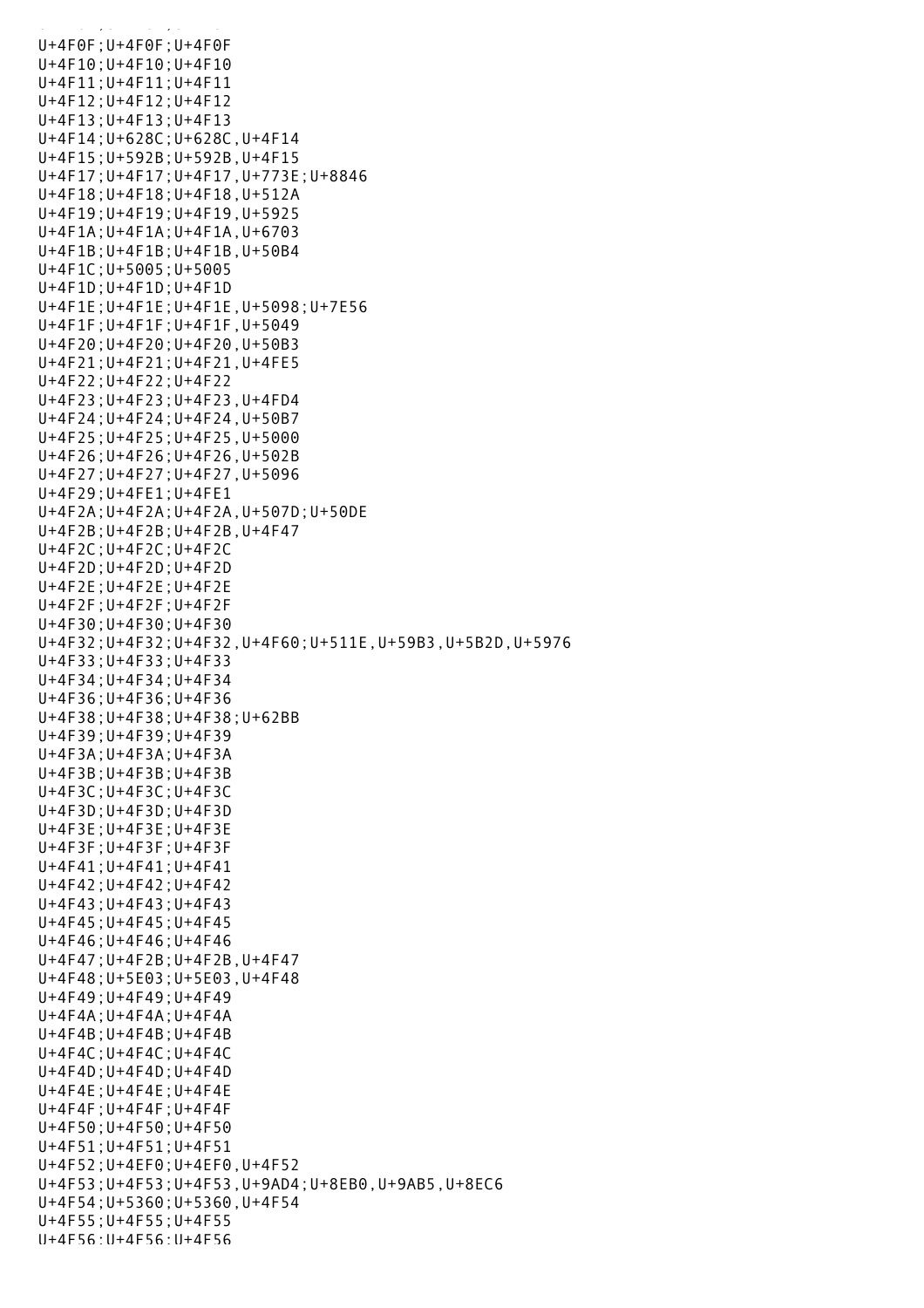U+4F0F;U+4F0F;U+4F0F
U+4F10;U+4F10;U+4F10
U+4F11;U+4F11;U+4F11
U+4F12;U+4F12;U+4F12
U+4F13;U+4F13;U+4F13
U+4F14;U+628C;U+628C,U+4F14
U+4F15;U+592B;U+592B,U+4F15
U+4F17;U+4F17;U+4F17,U+773E;U+8846
U+4F18;U+4F18;U+4F18,U+512A
U+4F19;U+4F19;U+4F19,U+5925
U+4F1A;U+4F1A;U+4F1A,U+6703
U+4F1B;U+4F1B;U+4F1B,U+50B4
U+4F1C;U+5005;U+5005
U+4F1D;U+4F1D;U+4F1D
U+4F1E;U+4F1E;U+4F1E,U+5098;U+7E56
U+4F1F;U+4F1F;U+4F1F,U+5049
U+4F20;U+4F20;U+4F20,U+50B3
U+4F21;U+4F21;U+4F21,U+4FE5
U+4F22;U+4F22;U+4F22
U+4F23;U+4F23;U+4F23,U+4FD4
U+4F24;U+4F24;U+4F24,U+50B7
U+4F25;U+4F25;U+4F25,U+5000
U+4F26;U+4F26;U+4F26,U+502B
U+4F27;U+4F27;U+4F27,U+5096
U+4F29;U+4FE1;U+4FE1
U+4F2A;U+4F2A;U+4F2A,U+507D;U+50DE
U+4F2B;U+4F2B;U+4F2B,U+4F47
U+4F2C;U+4F2C;U+4F2C
U+4F2D;U+4F2D;U+4F2D
U+4F2E;U+4F2E;U+4F2E
U+4F2F;U+4F2F;U+4F2F
U+4F30;U+4F30;U+4F30
U+4F32;U+4F32;U+4F32,U+4F60;U+511E,U+59B3,U+5B2D,U+5976
U+4F33;U+4F33;U+4F33
U+4F34;U+4F34;U+4F34
U+4F36;U+4F36;U+4F36
U+4F38;U+4F38;U+4F38;U+62BB
U+4F39;U+4F39;U+4F39
U+4F3A;U+4F3A;U+4F3A
U+4F3B;U+4F3B;U+4F3B
U+4F3C;U+4F3C;U+4F3C
U+4F3D;U+4F3D;U+4F3D
U+4F3E;U+4F3E;U+4F3E
U+4F3F;U+4F3F;U+4F3F
U+4F41;U+4F41;U+4F41
U+4F42;U+4F42;U+4F42
U+4F43;U+4F43;U+4F43
U+4F45;U+4F45;U+4F45
U+4F46;U+4F46;U+4F46
U+4F47;U+4F2B;U+4F2B,U+4F47
U+4F48;U+5E03;U+5E03,U+4F48
U+4F49;U+4F49;U+4F49
U+4F4A;U+4F4A;U+4F4A
U+4F4B;U+4F4B;U+4F4B
U+4F4C;U+4F4C;U+4F4C
U+4F4D;U+4F4D;U+4F4D
U+4F4E;U+4F4E;U+4F4E
U+4F4F;U+4F4F;U+4F4F
U+4F50;U+4F50;U+4F50
U+4F51;U+4F51;U+4F51
U+4F52;U+4EF0;U+4EF0,U+4F52
U+4F53;U+4F53;U+4F53,U+9AD4;U+8EB0,U+9AB5,U+8EC6
U+4F54;U+5360;U+5360,U+4F54
U+4F55;U+4F55;U+4F55
U+4F56;U+4F56;U+4F56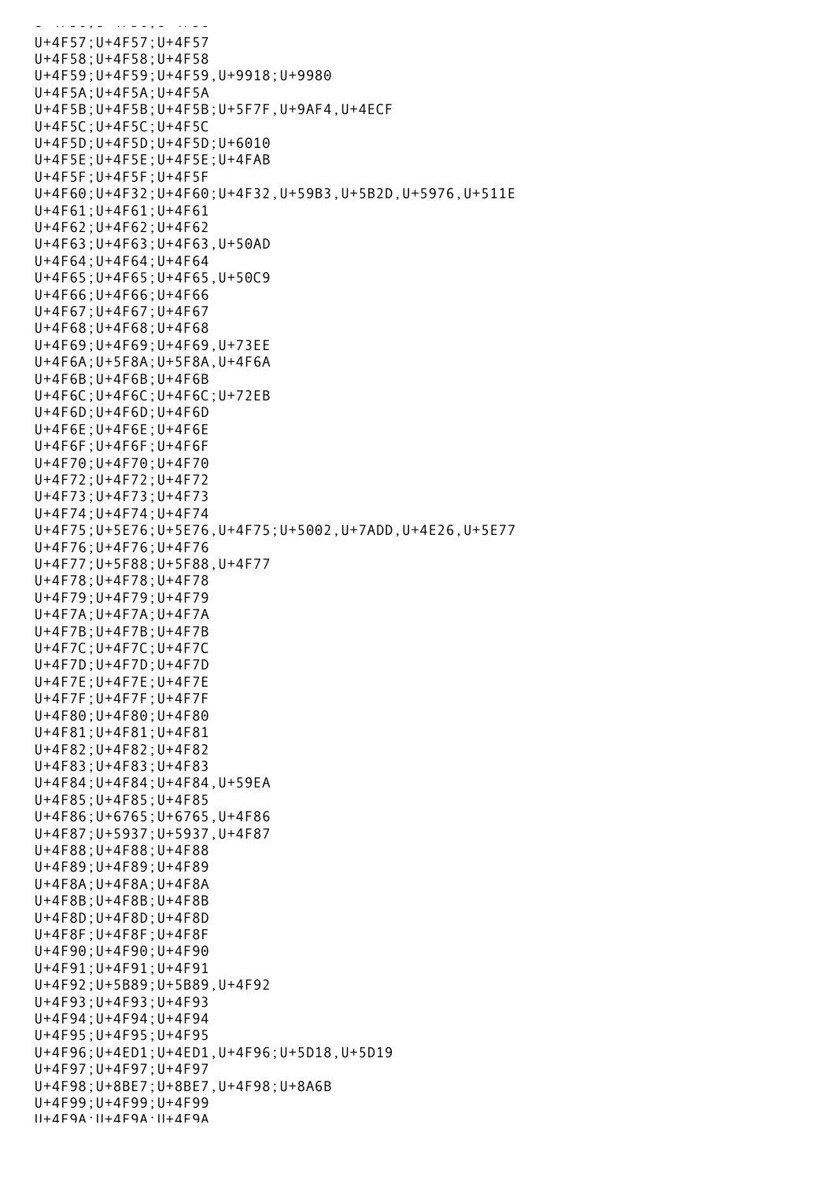U+4F57;U+4F57;U+4F57
U+4F58;U+4F58;U+4F58
U+4F59;U+4F59;U+4F59,U+9918;U+9980
U+4F5A;U+4F5A;U+4F5A
U+4F5B;U+4F5B;U+4F5B;U+5F7F,U+9AF4,U+4ECF
U+4F5C;U+4F5C;U+4F5C
U+4F5D;U+4F5D;U+4F5D;U+6010
U+4F5E;U+4F5E;U+4F5E;U+4FAB
U+4F5F;U+4F5F;U+4F5F
U+4F60;U+4F32;U+4F60;U+4F32,U+59B3,U+5B2D,U+5976,U+511E
U+4F61;U+4F61;U+4F61
U+4F62;U+4F62;U+4F62
U+4F63;U+4F63;U+4F63,U+50AD
U+4F64;U+4F64;U+4F64
U+4F65;U+4F65;U+4F65,U+50C9
U+4F66;U+4F66;U+4F66
U+4F67;U+4F67;U+4F67
U+4F68;U+4F68;U+4F68
U+4F69;U+4F69;U+4F69,U+73EE
U+4F6A;U+5F8A;U+5F8A,U+4F6A
U+4F6B;U+4F6B;U+4F6B
U+4F6C;U+4F6C;U+4F6C;U+72EB
U+4F6D;U+4F6D;U+4F6D
U+4F6E;U+4F6E;U+4F6E
U+4F6F;U+4F6F;U+4F6F
U+4F70;U+4F70;U+4F70
U+4F72;U+4F72;U+4F72
U+4F73;U+4F73;U+4F73
U+4F74;U+4F74;U+4F74
U+4F75;U+5E76;U+5E76,U+4F75;U+5002,U+7ADD,U+4E26,U+5E77
U+4F76;U+4F76;U+4F76
U+4F77;U+5F88;U+5F88,U+4F77
U+4F78;U+4F78;U+4F78
U+4F79;U+4F79;U+4F79
U+4F7A;U+4F7A;U+4F7A
U+4F7B;U+4F7B;U+4F7B
U+4F7C;U+4F7C;U+4F7C
U+4F7D;U+4F7D;U+4F7D
U+4F7E;U+4F7E;U+4F7E
U+4F7F;U+4F7F;U+4F7F
U+4F80;U+4F80;U+4F80
U+4F81;U+4F81;U+4F81
U+4F82;U+4F82;U+4F82
U+4F83;U+4F83;U+4F83
U+4F84;U+4F84;U+4F84,U+59EA
U+4F85;U+4F85;U+4F85
U+4F86;U+6765;U+6765,U+4F86
U+4F87;U+5937;U+5937,U+4F87
U+4F88;U+4F88;U+4F88
U+4F89;U+4F89;U+4F89
U+4F8A;U+4F8A;U+4F8A
U+4F8B;U+4F8B;U+4F8B
U+4F8D;U+4F8D;U+4F8D
U+4F8F;U+4F8F;U+4F8F
U+4F90;U+4F90;U+4F90
U+4F91;U+4F91;U+4F91
U+4F92;U+5B89;U+5B89,U+4F92
U+4F93;U+4F93;U+4F93
U+4F94;U+4F94;U+4F94
U+4F95;U+4F95;U+4F95
U+4F96;U+4ED1;U+4ED1,U+4F96;U+5D18,U+5D19
U+4F97;U+4F97;U+4F97
U+4F98;U+8BE7;U+8BE7,U+4F98;U+8A6B
U+4F99;U+4F99;U+4F99
U+4F9A;U+4F9A;U+4F9A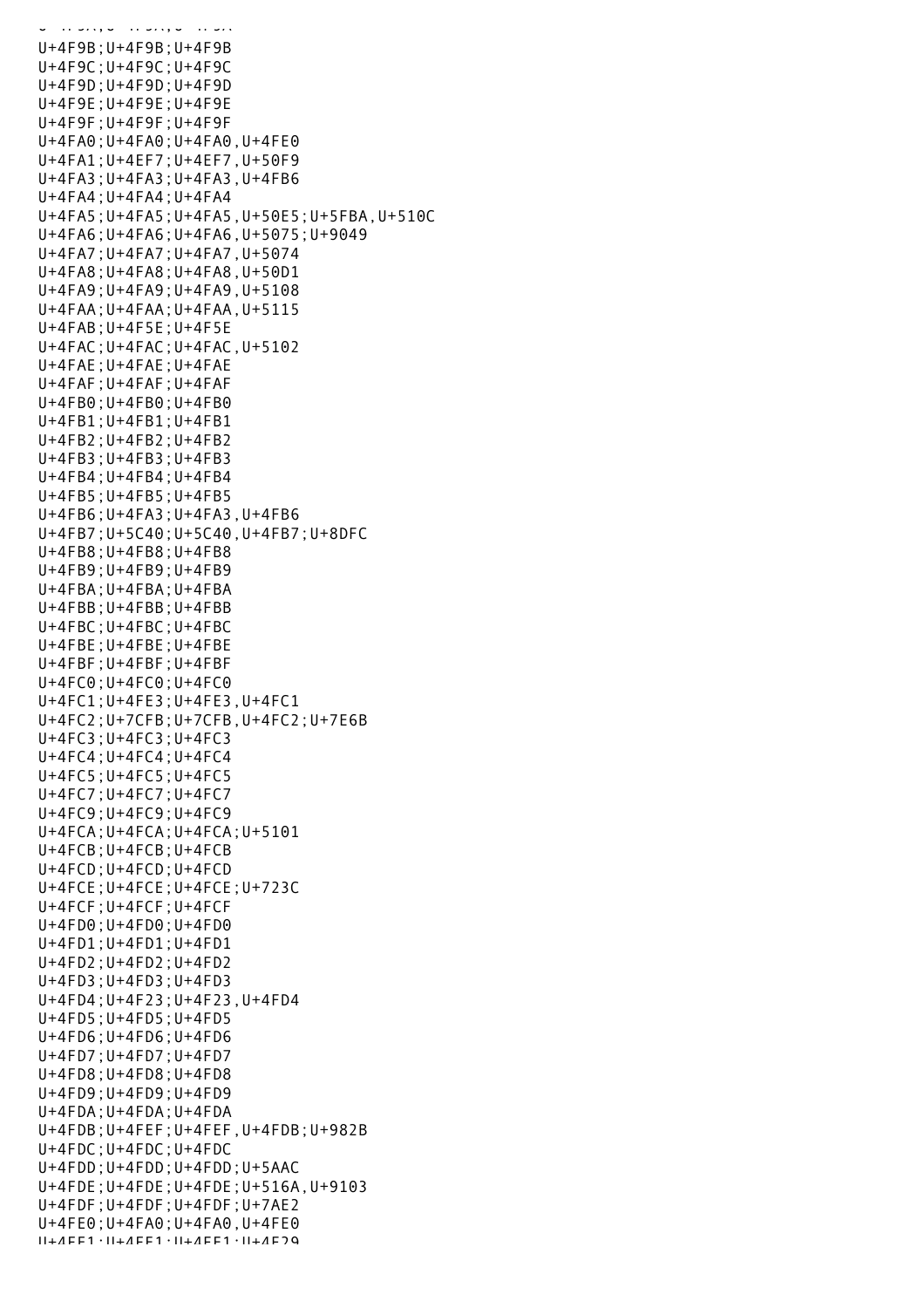U+4F9B;U+4F9B;U+4F9B
U+4F9C;U+4F9C;U+4F9C
U+4F9D;U+4F9D;U+4F9D
U+4F9E;U+4F9E;U+4F9E
U+4F9F;U+4F9F;U+4F9F
U+4FA0;U+4FA0;U+4FA0,U+4FE0
U+4FA1;U+4EF7;U+4EF7,U+50F9
U+4FA3;U+4FA3;U+4FA3,U+4FB6
U+4FA4;U+4FA4;U+4FA4
U+4FA5;U+4FA5;U+4FA5,U+50E5;U+5FBA,U+510C
U+4FA6;U+4FA6;U+4FA6,U+5075;U+9049
U+4FA7;U+4FA7;U+4FA7,U+5074
U+4FA8;U+4FA8;U+4FA8,U+50D1
U+4FA9;U+4FA9;U+4FA9,U+5108
U+4FAA;U+4FAA;U+4FAA,U+5115
U+4FAB;U+4F5E;U+4F5E
U+4FAC;U+4FAC;U+4FAC,U+5102
U+4FAE;U+4FAE;U+4FAE
U+4FAF;U+4FAF;U+4FAF
U+4FB0;U+4FB0;U+4FB0
U+4FB1;U+4FB1;U+4FB1
U+4FB2;U+4FB2;U+4FB2
U+4FB3;U+4FB3;U+4FB3
U+4FB4;U+4FB4;U+4FB4
U+4FB5;U+4FB5;U+4FB5
U+4FB6;U+4FA3;U+4FA3,U+4FB6
U+4FB7;U+5C40;U+5C40,U+4FB7;U+8DFC
U+4FB8;U+4FB8;U+4FB8
U+4FB9;U+4FB9;U+4FB9
U+4FBA;U+4FBA;U+4FBA
U+4FBB;U+4FBB;U+4FBB
U+4FBC;U+4FBC;U+4FBC
U+4FBE;U+4FBE;U+4FBE
U+4FBF;U+4FBF;U+4FBF
U+4FC0;U+4FC0;U+4FC0
U+4FC1;U+4FE3;U+4FE3,U+4FC1
U+4FC2;U+7CFB;U+7CFB,U+4FC2;U+7E6B
U+4FC3;U+4FC3;U+4FC3
U+4FC4;U+4FC4;U+4FC4
U+4FC5;U+4FC5;U+4FC5
U+4FC7;U+4FC7;U+4FC7
U+4FC9;U+4FC9;U+4FC9
U+4FCA;U+4FCA;U+4FCA;U+5101
U+4FCB;U+4FCB;U+4FCB
U+4FCD;U+4FCD;U+4FCD
U+4FCE;U+4FCE;U+4FCE;U+723C
U+4FCF;U+4FCF;U+4FCF
U+4FD0;U+4FD0;U+4FD0
U+4FD1;U+4FD1;U+4FD1
U+4FD2;U+4FD2;U+4FD2
U+4FD3;U+4FD3;U+4FD3
U+4FD4;U+4F23;U+4F23,U+4FD4
U+4FD5;U+4FD5;U+4FD5
U+4FD6;U+4FD6;U+4FD6
U+4FD7;U+4FD7;U+4FD7
U+4FD8;U+4FD8;U+4FD8
U+4FD9;U+4FD9;U+4FD9
U+4FDA;U+4FDA;U+4FDA
U+4FDB;U+4FEF;U+4FEF,U+4FDB;U+982B
U+4FDC;U+4FDC;U+4FDC
U+4FDD;U+4FDD;U+4FDD;U+5AAC
U+4FDE;U+4FDE;U+4FDE;U+516A,U+9103
U+4FDF;U+4FDF;U+4FDF;U+7AE2
U+4FE0;U+4FA0;U+4FA0,U+4FE0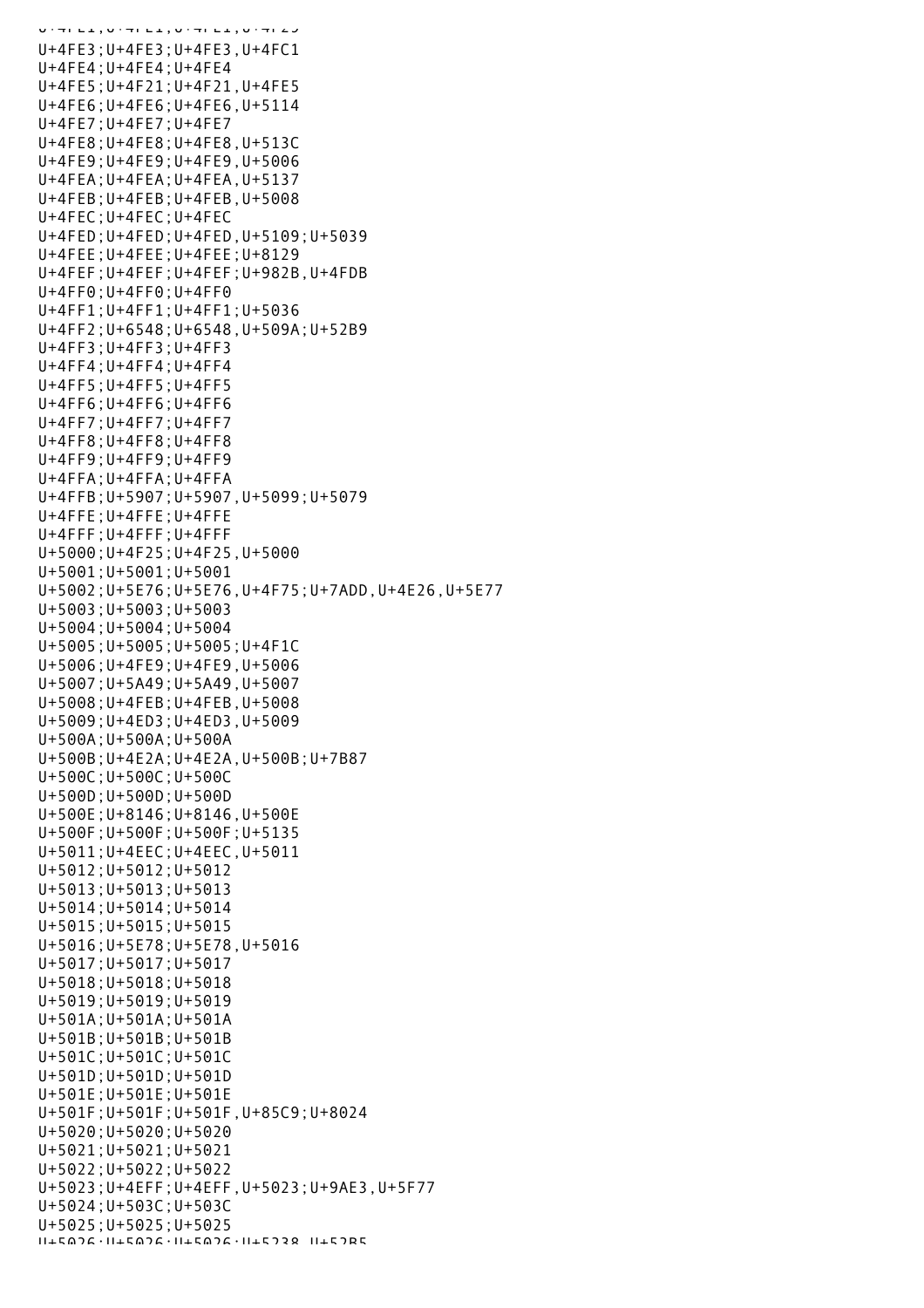U+4FE3;U+4FE3;U+4FE3,U+4FC1
U+4FE4;U+4FE4;U+4FE4
U+4FE5;U+4F21;U+4F21,U+4FE5
U+4FE6;U+4FE6;U+4FE6,U+5114
U+4FE7;U+4FE7;U+4FE7
U+4FE8;U+4FE8;U+4FE8,U+513C
U+4FE9;U+4FE9;U+4FE9,U+5006
U+4FEA;U+4FEA;U+4FEA,U+5137
U+4FEB;U+4FEB;U+4FEB,U+5008
U+4FEC;U+4FEC;U+4FEC
U+4FED;U+4FED;U+4FED,U+5109;U+5039
U+4FEE;U+4FEE;U+4FEE;U+8129
U+4FEF;U+4FEF;U+4FEF;U+982B,U+4FDB
U+4FF0;U+4FF0;U+4FF0
U+4FF1;U+4FF1;U+4FF1;U+5036
U+4FF2;U+6548;U+6548,U+509A;U+52B9
U+4FF3;U+4FF3;U+4FF3
U+4FF4;U+4FF4;U+4FF4
U+4FF5;U+4FF5;U+4FF5
U+4FF6;U+4FF6;U+4FF6
U+4FF7;U+4FF7;U+4FF7
U+4FF8;U+4FF8;U+4FF8
U+4FF9;U+4FF9;U+4FF9
U+4FFA;U+4FFA;U+4FFA
U+4FFB;U+5907;U+5907,U+5099;U+5079
U+4FFE;U+4FFE;U+4FFE
U+4FFF;U+4FFF;U+4FFF
U+5000;U+4F25;U+4F25,U+5000
U+5001;U+5001;U+5001
U+5002;U+5E76;U+5E76,U+4F75;U+7ADD,U+4E26,U+5E77
U+5003;U+5003;U+5003
U+5004;U+5004;U+5004
U+5005;U+5005;U+5005;U+4F1C
U+5006;U+4FE9;U+4FE9,U+5006
U+5007;U+5A49;U+5A49,U+5007
U+5008;U+4FEB;U+4FEB,U+5008
U+5009;U+4ED3;U+4ED3,U+5009
U+500A;U+500A;U+500A
U+500B;U+4E2A;U+4E2A,U+500B;U+7B87
U+500C;U+500C;U+500C
U+500D;U+500D;U+500D
U+500E;U+8146;U+8146,U+500E
U+500F;U+500F;U+500F;U+5135
U+5011;U+4EEC;U+4EEC,U+5011
U+5012;U+5012;U+5012
U+5013;U+5013;U+5013
U+5014;U+5014;U+5014
U+5015;U+5015;U+5015
U+5016;U+5E78;U+5E78,U+5016
U+5017;U+5017;U+5017
U+5018;U+5018;U+5018
U+5019;U+5019;U+5019
U+501A;U+501A;U+501A
U+501B;U+501B;U+501B
U+501C;U+501C;U+501C
U+501D;U+501D;U+501D
U+501E;U+501E;U+501E
U+501F;U+501F;U+501F,U+85C9;U+8024
U+5020;U+5020;U+5020
U+5021;U+5021;U+5021
U+5022;U+5022;U+5022
U+5023;U+4EFF;U+4EFF,U+5023;U+9AE3,U+5F77
U+5024;U+503C;U+503C
U+5025;U+5025;U+5025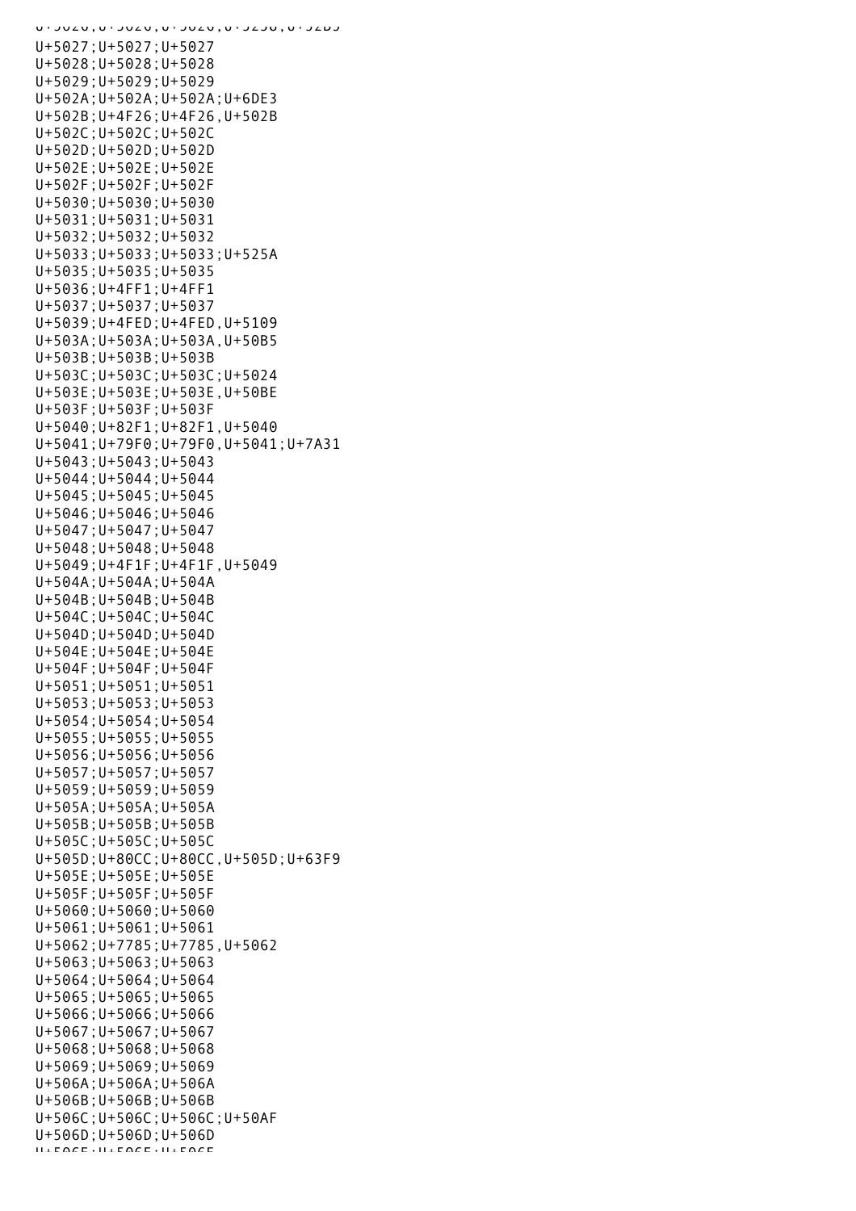U+5026;U+5026;U+5026;U+5258;U+52B5
U+5027;U+5027;U+5027
U+5028;U+5028;U+5028
U+5029;U+5029;U+5029
U+502A;U+502A;U+502A;U+6DE3
U+502B;U+4F26;U+4F26,U+502B
U+502C;U+502C;U+502C
U+502D;U+502D;U+502D
U+502E;U+502E;U+502E
U+502F;U+502F;U+502F
U+5030;U+5030;U+5030
U+5031;U+5031;U+5031
U+5032;U+5032;U+5032
U+5033;U+5033;U+5033;U+525A
U+5035;U+5035;U+5035
U+5036;U+4FF1;U+4FF1
U+5037;U+5037;U+5037
U+5039;U+4FED;U+4FED,U+5109
U+503A;U+503A;U+503A,U+50B5
U+503B;U+503B;U+503B
U+503C;U+503C;U+503C;U+5024
U+503E;U+503E;U+503E,U+50BE
U+503F;U+503F;U+503F
U+5040;U+82F1;U+82F1,U+5040
U+5041;U+79F0;U+79F0,U+5041;U+7A31
U+5043;U+5043;U+5043
U+5044;U+5044;U+5044
U+5045;U+5045;U+5045
U+5046;U+5046;U+5046
U+5047;U+5047;U+5047
U+5048;U+5048;U+5048
U+5049;U+4F1F;U+4F1F,U+5049
U+504A;U+504A;U+504A
U+504B;U+504B;U+504B
U+504C;U+504C;U+504C
U+504D;U+504D;U+504D
U+504E;U+504E;U+504E
U+504F;U+504F;U+504F
U+5051;U+5051;U+5051
U+5053;U+5053;U+5053
U+5054;U+5054;U+5054
U+5055;U+5055;U+5055
U+5056;U+5056;U+5056
U+5057;U+5057;U+5057
U+5059;U+5059;U+5059
U+505A;U+505A;U+505A
U+505B;U+505B;U+505B
U+505C;U+505C;U+505C
U+505D;U+80CC;U+80CC,U+505D;U+63F9
U+505E;U+505E;U+505E
U+505F;U+505F;U+505F
U+5060;U+5060;U+5060
U+5061;U+5061;U+5061
U+5062;U+7785;U+7785,U+5062
U+5063;U+5063;U+5063
U+5064;U+5064;U+5064
U+5065;U+5065;U+5065
U+5066;U+5066;U+5066
U+5067;U+5067;U+5067
U+5068;U+5068;U+5068
U+5069;U+5069;U+5069
U+506A;U+506A;U+506A
U+506B;U+506B;U+506B
U+506C;U+506C;U+506C;U+50AF
U+506D;U+506D;U+506D
U+506E;U+506E;U+506E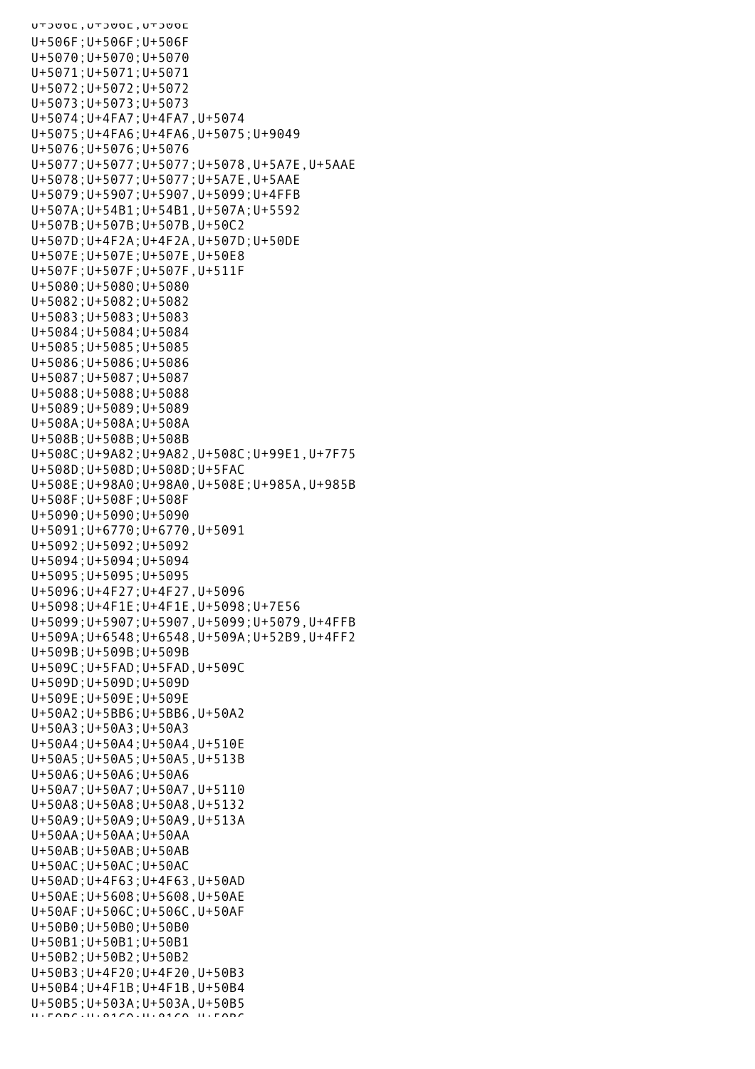U+506E;U+506E;U+506E
U+506F;U+506F;U+506F
U+5070;U+5070;U+5070
U+5071;U+5071;U+5071
U+5072;U+5072;U+5072
U+5073;U+5073;U+5073
U+5074;U+4FA7;U+4FA7,U+5074
U+5075;U+4FA6;U+4FA6,U+5075;U+9049
U+5076;U+5076;U+5076
U+5077;U+5077;U+5077;U+5078,U+5A7E,U+5AAE
U+5078;U+5077;U+5077;U+5A7E,U+5AAE
U+5079;U+5907;U+5907,U+5099;U+4FFB
U+507A;U+54B1;U+54B1,U+507A;U+5592
U+507B;U+507B;U+507B,U+50C2
U+507D;U+4F2A;U+4F2A,U+507D;U+50DE
U+507E;U+507E;U+507E,U+50E8
U+507F;U+507F;U+507F,U+511F
U+5080;U+5080;U+5080
U+5082;U+5082;U+5082
U+5083;U+5083;U+5083
U+5084;U+5084;U+5084
U+5085;U+5085;U+5085
U+5086;U+5086;U+5086
U+5087;U+5087;U+5087
U+5088;U+5088;U+5088
U+5089;U+5089;U+5089
U+508A;U+508A;U+508A
U+508B;U+508B;U+508B
U+508C;U+9A82;U+9A82,U+508C;U+99E1,U+7F75
U+508D;U+508D;U+508D;U+5FAC
U+508E;U+98A0;U+98A0,U+508E;U+985A,U+985B
U+508F;U+508F;U+508F
U+5090;U+5090;U+5090
U+5091;U+6770;U+6770,U+5091
U+5092;U+5092;U+5092
U+5094;U+5094;U+5094
U+5095;U+5095;U+5095
U+5096;U+4F27;U+4F27,U+5096
U+5098;U+4F1E;U+4F1E,U+5098;U+7E56
U+5099;U+5907;U+5907,U+5099;U+5079,U+4FFB
U+509A;U+6548;U+6548,U+509A;U+52B9,U+4FF2
U+509B;U+509B;U+509B
U+509C;U+5FAD;U+5FAD,U+509C
U+509D;U+509D;U+509D
U+509E;U+509E;U+509E
U+50A2;U+5BB6;U+5BB6,U+50A2
U+50A3;U+50A3;U+50A3
U+50A4;U+50A4;U+50A4,U+510E
U+50A5;U+50A5;U+50A5,U+513B
U+50A6;U+50A6;U+50A6
U+50A7;U+50A7;U+50A7,U+5110
U+50A8;U+50A8;U+50A8,U+5132
U+50A9;U+50A9;U+50A9,U+513A
U+50AA;U+50AA;U+50AA
U+50AB;U+50AB;U+50AB
U+50AC;U+50AC;U+50AC
U+50AD;U+4F63;U+4F63,U+50AD
U+50AE;U+5608;U+5608,U+50AE
U+50AF;U+506C;U+506C,U+50AF
U+50B0;U+50B0;U+50B0
U+50B1;U+50B1;U+50B1
U+50B2;U+50B2;U+50B2
U+50B3;U+4F20;U+4F20,U+50B3
U+50B4;U+4F1B;U+4F1B,U+50B4
U+50B5;U+503A;U+503A,U+50B5
U+50B6;U+8160;U+8160,U+50B6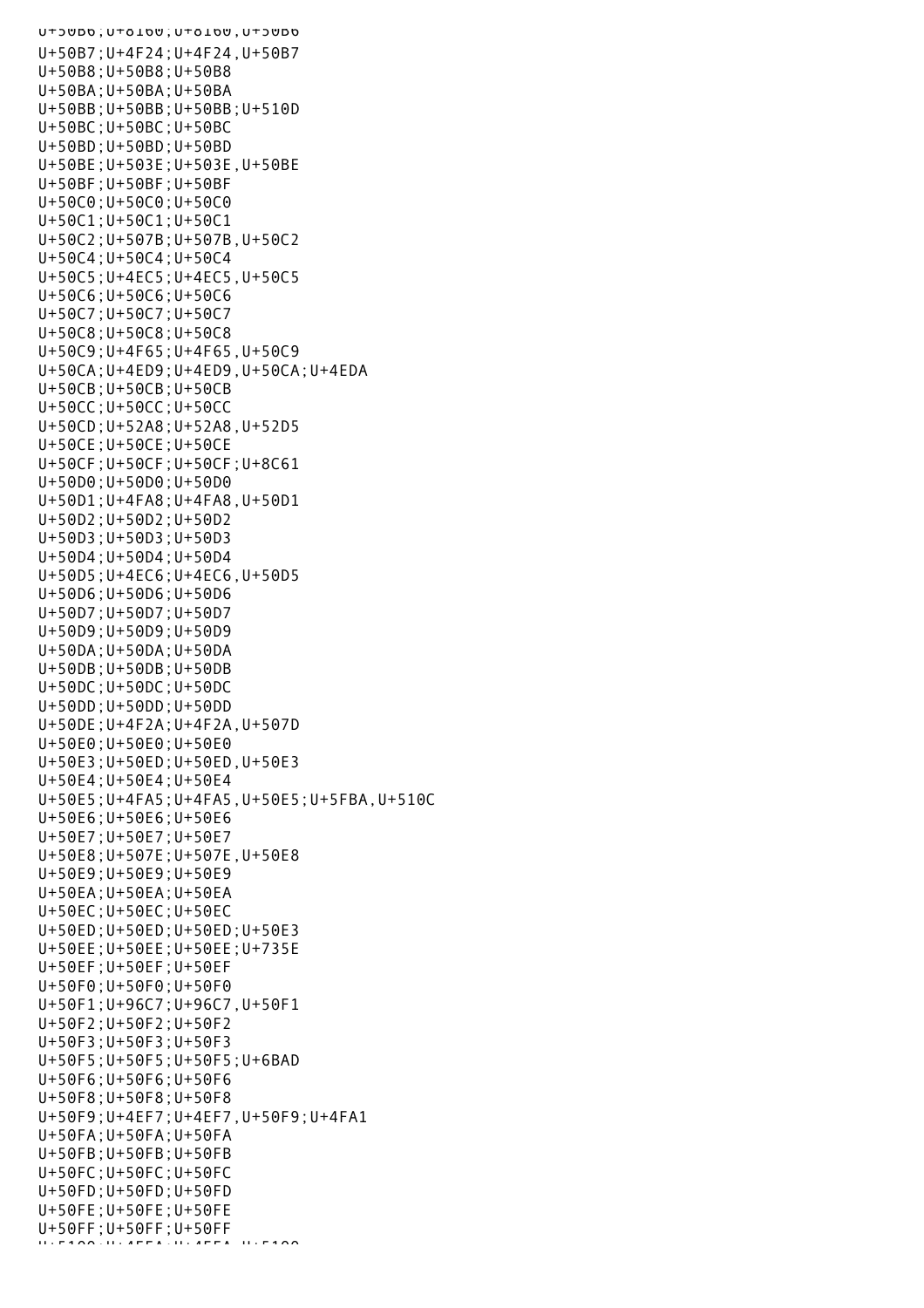U+50B6;U+8160;U+8160,U+50B6
U+50B7;U+4F24;U+4F24,U+50B7
U+50B8;U+50B8;U+50B8
U+50BA;U+50BA;U+50BA
U+50BB;U+50BB;U+50BB;U+510D
U+50BC;U+50BC;U+50BC
U+50BD;U+50BD;U+50BD
U+50BE;U+503E;U+503E,U+50BE
U+50BF;U+50BF;U+50BF
U+50C0;U+50C0;U+50C0
U+50C1;U+50C1;U+50C1
U+50C2;U+507B;U+507B,U+50C2
U+50C4;U+50C4;U+50C4
U+50C5;U+4EC5;U+4EC5,U+50C5
U+50C6;U+50C6;U+50C6
U+50C7;U+50C7;U+50C7
U+50C8;U+50C8;U+50C8
U+50C9;U+4F65;U+4F65,U+50C9
U+50CA;U+4ED9;U+4ED9,U+50CA;U+4EDA
U+50CB;U+50CB;U+50CB
U+50CC;U+50CC;U+50CC
U+50CD;U+52A8;U+52A8,U+52D5
U+50CE;U+50CE;U+50CE
U+50CF;U+50CF;U+50CF;U+8C61
U+50D0;U+50D0;U+50D0
U+50D1;U+4FA8;U+4FA8,U+50D1
U+50D2;U+50D2;U+50D2
U+50D3;U+50D3;U+50D3
U+50D4;U+50D4;U+50D4
U+50D5;U+4EC6;U+4EC6,U+50D5
U+50D6;U+50D6;U+50D6
U+50D7;U+50D7;U+50D7
U+50D9;U+50D9;U+50D9
U+50DA;U+50DA;U+50DA
U+50DB;U+50DB;U+50DB
U+50DC;U+50DC;U+50DC
U+50DD;U+50DD;U+50DD
U+50DE;U+4F2A;U+4F2A,U+507D
U+50E0;U+50E0;U+50E0
U+50E3;U+50ED;U+50ED,U+50E3
U+50E4;U+50E4;U+50E4
U+50E5;U+4FA5;U+4FA5,U+50E5;U+5FBA,U+510C
U+50E6;U+50E6;U+50E6
U+50E7;U+50E7;U+50E7
U+50E8;U+507E;U+507E,U+50E8
U+50E9;U+50E9;U+50E9
U+50EA;U+50EA;U+50EA
U+50EC;U+50EC;U+50EC
U+50ED;U+50ED;U+50ED;U+50E3
U+50EE;U+50EE;U+50EE;U+735E
U+50EF;U+50EF;U+50EF
U+50F0;U+50F0;U+50F0
U+50F1;U+96C7;U+96C7,U+50F1
U+50F2;U+50F2;U+50F2
U+50F3;U+50F3;U+50F3
U+50F5;U+50F5;U+50F5;U+6BAD
U+50F6;U+50F6;U+50F6
U+50F8;U+50F8;U+50F8
U+50F9;U+4EF7;U+4EF7,U+50F9;U+4FA1
U+50FA;U+50FA;U+50FA
U+50FB;U+50FB;U+50FB
U+50FC;U+50FC;U+50FC
U+50FD;U+50FD;U+50FD
U+50FE;U+50FE;U+50FE
U+50FF;U+50FF;U+50FF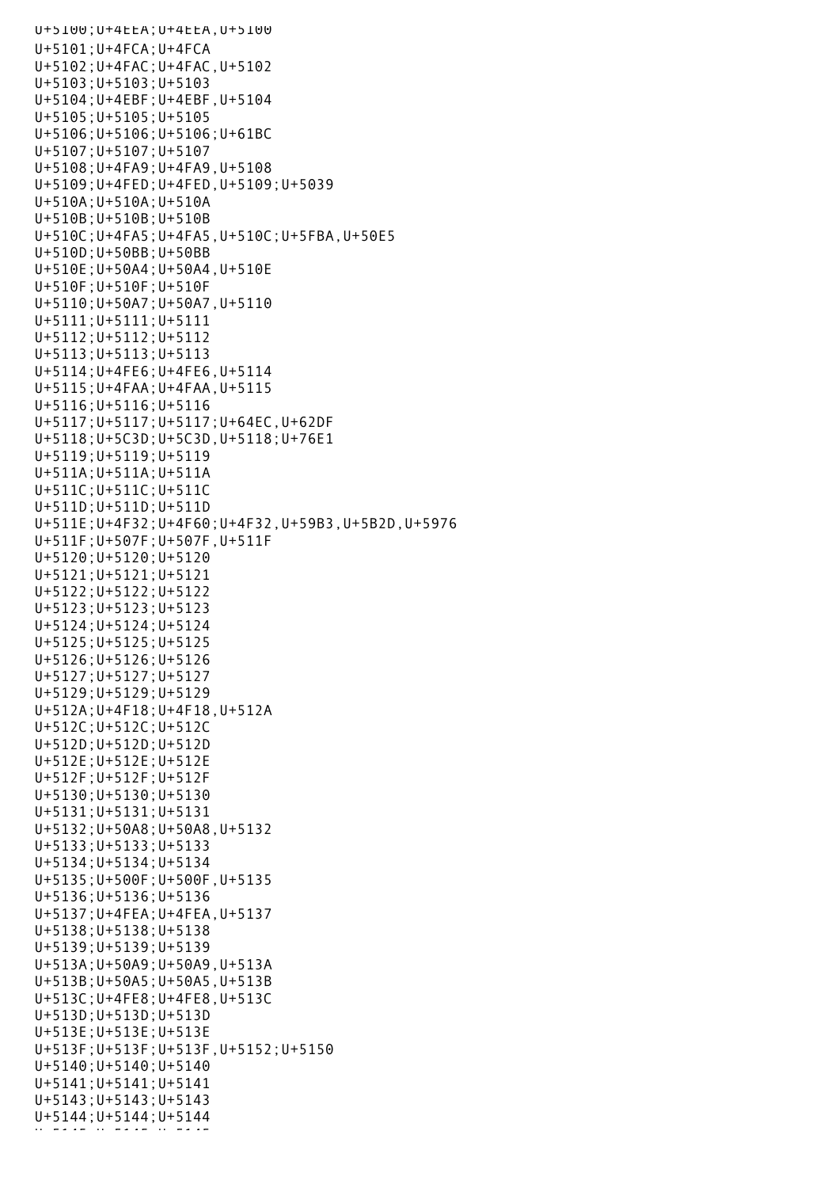U+5100;U+4EEA;U+4EEA,U+5100
U+5101;U+4FCA;U+4FCA
U+5102;U+4FAC;U+4FAC,U+5102
U+5103;U+5103;U+5103
U+5104;U+4EBF;U+4EBF,U+5104
U+5105;U+5105;U+5105
U+5106;U+5106;U+5106;U+61BC
U+5107;U+5107;U+5107
U+5108;U+4FA9;U+4FA9,U+5108
U+5109;U+4FED;U+4FED,U+5109;U+5039
U+510A;U+510A;U+510A
U+510B;U+510B;U+510B
U+510C;U+4FA5;U+4FA5,U+510C;U+5FBA,U+50E5
U+510D;U+50BB;U+50BB
U+510E;U+50A4;U+50A4,U+510E
U+510F;U+510F;U+510F
U+5110;U+50A7;U+50A7,U+5110
U+5111;U+5111;U+5111
U+5112;U+5112;U+5112
U+5113;U+5113;U+5113
U+5114;U+4FE6;U+4FE6,U+5114
U+5115;U+4FAA;U+4FAA,U+5115
U+5116;U+5116;U+5116
U+5117;U+5117;U+5117;U+64EC,U+62DF
U+5118;U+5C3D;U+5C3D,U+5118;U+76E1
U+5119;U+5119;U+5119
U+511A;U+511A;U+511A
U+511C;U+511C;U+511C
U+511D;U+511D;U+511D
U+511E;U+4F32;U+4F60;U+4F32,U+59B3,U+5B2D,U+5976
U+511F;U+507F;U+507F,U+511F
U+5120;U+5120;U+5120
U+5121;U+5121;U+5121
U+5122;U+5122;U+5122
U+5123;U+5123;U+5123
U+5124;U+5124;U+5124
U+5125;U+5125;U+5125
U+5126;U+5126;U+5126
U+5127;U+5127;U+5127
U+5129;U+5129;U+5129
U+512A;U+4F18;U+4F18,U+512A
U+512C;U+512C;U+512C
U+512D;U+512D;U+512D
U+512E;U+512E;U+512E
U+512F;U+512F;U+512F
U+5130;U+5130;U+5130
U+5131;U+5131;U+5131
U+5132;U+50A8;U+50A8,U+5132
U+5133;U+5133;U+5133
U+5134;U+5134;U+5134
U+5135;U+500F;U+500F,U+5135
U+5136;U+5136;U+5136
U+5137;U+4FEA;U+4FEA,U+5137
U+5138;U+5138;U+5138
U+5139;U+5139;U+5139
U+513A;U+50A9;U+50A9,U+513A
U+513B;U+50A5;U+50A5,U+513B
U+513C;U+4FE8;U+4FE8,U+513C
U+513D;U+513D;U+513D
U+513E;U+513E;U+513E
U+513F;U+513F;U+513F,U+5152;U+5150
U+5140;U+5140;U+5140
U+5141;U+5141;U+5141
U+5143;U+5143;U+5143
U+5144;U+5144;U+5144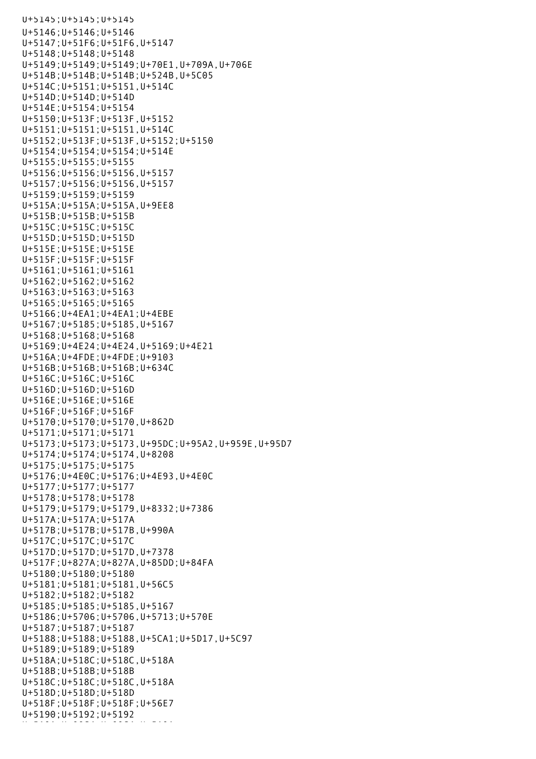U+5145;U+5145;U+5145
U+5146;U+5146;U+5146
U+5147;U+51F6;U+51F6,U+5147
U+5148;U+5148;U+5148
U+5149;U+5149;U+5149;U+70E1,U+709A,U+706E
U+514B;U+514B;U+514B;U+524B,U+5C05
U+514C;U+5151;U+5151,U+514C
U+514D;U+514D;U+514D
U+514E;U+5154;U+5154
U+5150;U+513F;U+513F,U+5152
U+5151;U+5151;U+5151,U+514C
U+5152;U+513F;U+513F,U+5152;U+5150
U+5154;U+5154;U+5154;U+514E
U+5155;U+5155;U+5155
U+5156;U+5156;U+5156,U+5157
U+5157;U+5156;U+5156,U+5157
U+5159;U+5159;U+5159
U+515A;U+515A;U+515A,U+9EE8
U+515B;U+515B;U+515B
U+515C;U+515C;U+515C
U+515D;U+515D;U+515D
U+515E;U+515E;U+515E
U+515F;U+515F;U+515F
U+5161;U+5161;U+5161
U+5162;U+5162;U+5162
U+5163;U+5163;U+5163
U+5165;U+5165;U+5165
U+5166;U+4EA1;U+4EA1;U+4EBE
U+5167;U+5185;U+5185,U+5167
U+5168;U+5168;U+5168
U+5169;U+4E24;U+4E24,U+5169;U+4E21
U+516A;U+4FDE;U+4FDE;U+9103
U+516B;U+516B;U+516B;U+634C
U+516C;U+516C;U+516C
U+516D;U+516D;U+516D
U+516E;U+516E;U+516E
U+516F;U+516F;U+516F
U+5170;U+5170;U+5170,U+862D
U+5171;U+5171;U+5171
U+5173;U+5173;U+5173,U+95DC;U+95A2,U+959E,U+95D7
U+5174;U+5174;U+5174,U+8208
U+5175;U+5175;U+5175
U+5176;U+4E0C;U+5176;U+4E93,U+4E0C
U+5177;U+5177;U+5177
U+5178;U+5178;U+5178
U+5179;U+5179;U+5179,U+8332;U+7386
U+517A;U+517A;U+517A
U+517B;U+517B;U+517B,U+990A
U+517C;U+517C;U+517C
U+517D;U+517D;U+517D,U+7378
U+517F;U+827A;U+827A,U+85DD;U+84FA
U+5180;U+5180;U+5180
U+5181;U+5181;U+5181,U+56C5
U+5182;U+5182;U+5182
U+5185;U+5185;U+5185,U+5167
U+5186;U+5706;U+5706,U+5713;U+570E
U+5187;U+5187;U+5187
U+5188;U+5188;U+5188,U+5CA1;U+5D17,U+5C97
U+5189;U+5189;U+5189
U+518A;U+518C;U+518C,U+518A
U+518B;U+518B;U+518B
U+518C;U+518C;U+518C,U+518A
U+518D;U+518D;U+518D
U+518F;U+518F;U+518F;U+56E7
U+5190;U+5192;U+5192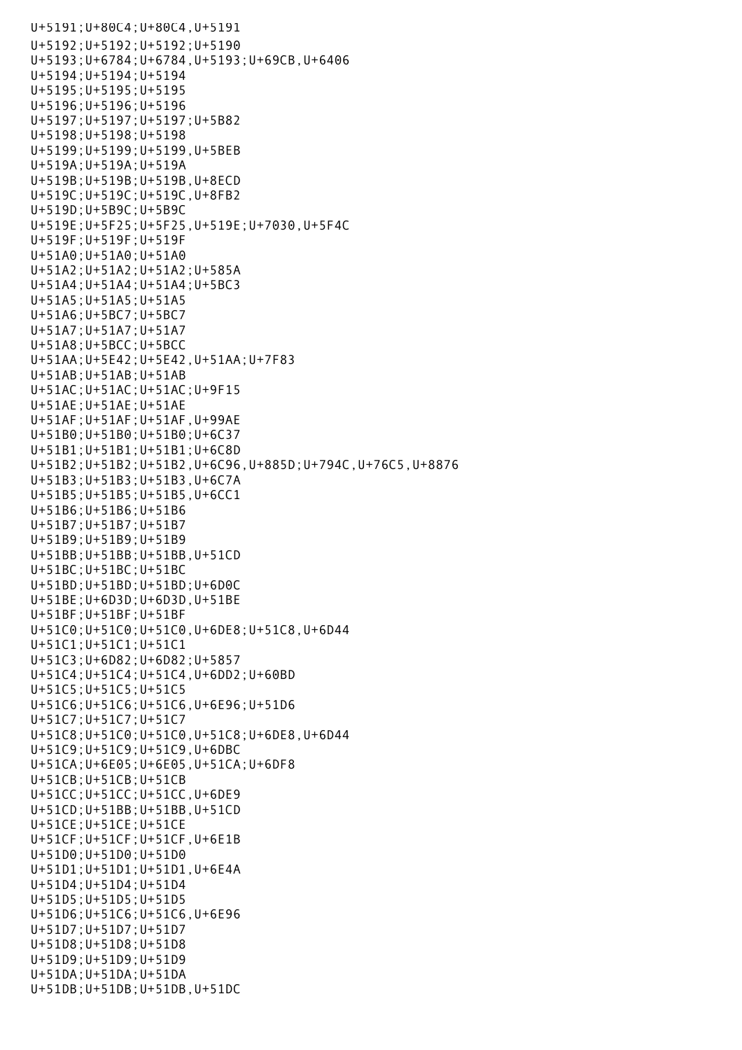U+5191;U+80C4;U+80C4,U+5191
U+5192;U+5192;U+5192;U+5190
U+5193;U+6784;U+6784,U+5193;U+69CB,U+6406
U+5194;U+5194;U+5194
U+5195;U+5195;U+5195
U+5196;U+5196;U+5196
U+5197;U+5197;U+5197;U+5B82
U+5198;U+5198;U+5198
U+5199;U+5199;U+5199,U+5BEB
U+519A;U+519A;U+519A
U+519B;U+519B;U+519B,U+8ECD
U+519C;U+519C;U+519C,U+8FB2
U+519D;U+5B9C;U+5B9C
U+519E;U+5F25;U+5F25,U+519E;U+7030,U+5F4C
U+519F;U+519F;U+519F
U+51A0;U+51A0;U+51A0
U+51A2;U+51A2;U+51A2;U+585A
U+51A4;U+51A4;U+51A4;U+5BC3
U+51A5;U+51A5;U+51A5
U+51A6;U+5BC7;U+5BC7
U+51A7;U+51A7;U+51A7
U+51A8;U+5BCC;U+5BCC
U+51AA;U+5E42;U+5E42,U+51AA;U+7F83
U+51AB;U+51AB;U+51AB
U+51AC;U+51AC;U+51AC;U+9F15
U+51AE;U+51AE;U+51AE
U+51AF;U+51AF;U+51AF,U+99AE
U+51B0;U+51B0;U+51B0;U+6C37
U+51B1;U+51B1;U+51B1;U+6C8D
U+51B2;U+51B2;U+51B2,U+6C96,U+885D;U+794C,U+76C5,U+8876
U+51B3;U+51B3;U+51B3,U+6C7A
U+51B5;U+51B5;U+51B5,U+6CC1
U+51B6;U+51B6;U+51B6
U+51B7;U+51B7;U+51B7
U+51B9;U+51B9;U+51B9
U+51BB;U+51BB;U+51BB,U+51CD
U+51BC;U+51BC;U+51BC
U+51BD;U+51BD;U+51BD;U+6D0C
U+51BE;U+6D3D;U+6D3D,U+51BE
U+51BF;U+51BF;U+51BF
U+51C0;U+51C0;U+51C0,U+6DE8;U+51C8,U+6D44
U+51C1;U+51C1;U+51C1
U+51C3;U+6D82;U+6D82;U+5857
U+51C4;U+51C4;U+51C4,U+6DD2;U+60BD
U+51C5;U+51C5;U+51C5
U+51C6;U+51C6;U+51C6,U+6E96;U+51D6
U+51C7;U+51C7;U+51C7
U+51C8;U+51C0;U+51C0,U+51C8;U+6DE8,U+6D44
U+51C9;U+51C9;U+51C9,U+6DBC
U+51CA;U+6E05;U+6E05,U+51CA;U+6DF8
U+51CB;U+51CB;U+51CB
U+51CC;U+51CC;U+51CC,U+6DE9
U+51CD;U+51BB;U+51BB,U+51CD
U+51CE;U+51CE;U+51CE
U+51CF;U+51CF;U+51CF,U+6E1B
U+51D0;U+51D0;U+51D0
U+51D1;U+51D1;U+51D1,U+6E4A
U+51D4;U+51D4;U+51D4
U+51D5;U+51D5;U+51D5
U+51D6;U+51C6;U+51C6,U+6E96
U+51D7;U+51D7;U+51D7
U+51D8;U+51D8;U+51D8
U+51D9;U+51D9;U+51D9
U+51DA;U+51DA;U+51DA
U+51DB;U+51DB;U+51DB,U+51DC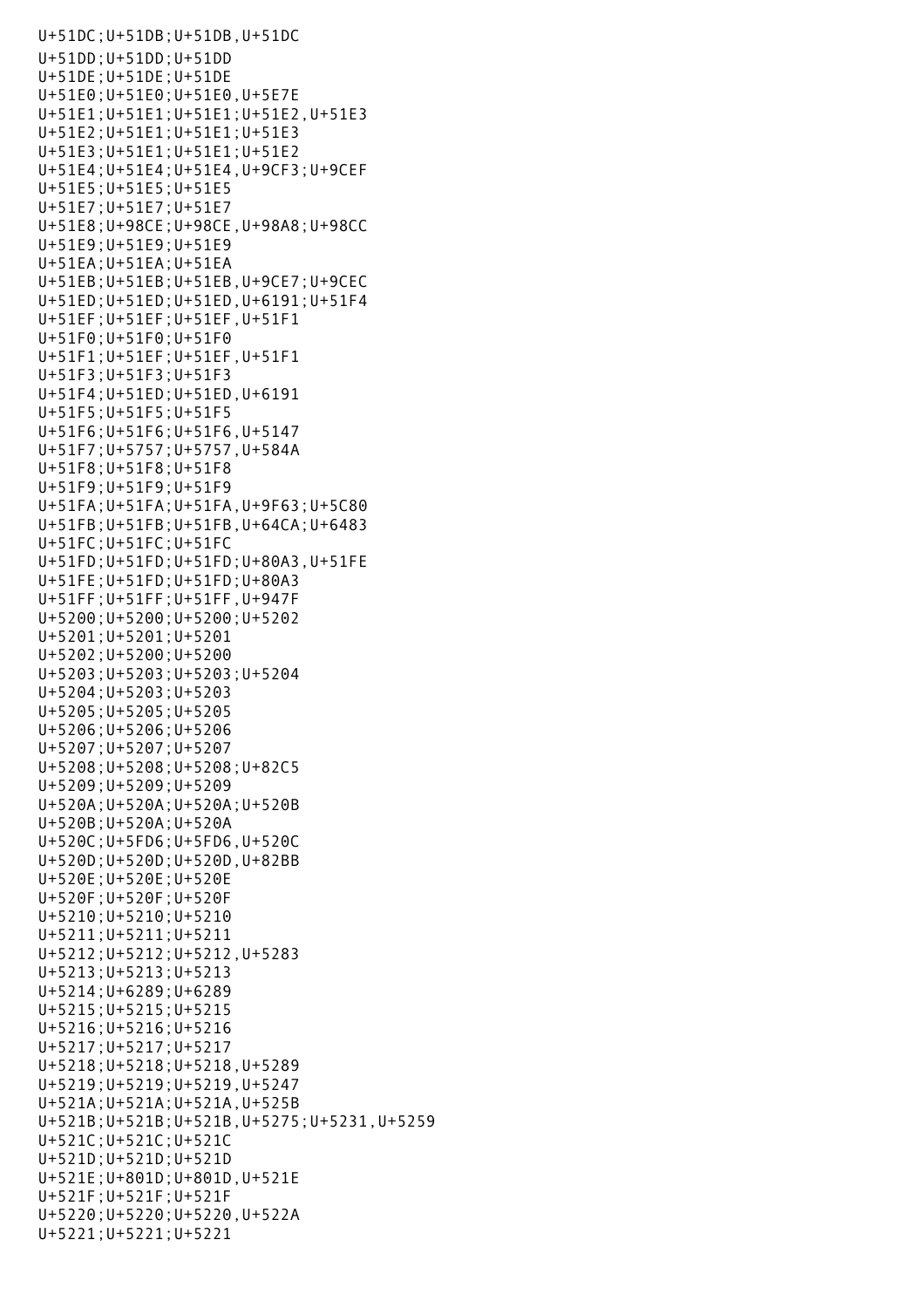U+51DC;U+51DB;U+51DB,U+51DC
U+51DD;U+51DD;U+51DD
U+51DE;U+51DE;U+51DE
U+51E0;U+51E0;U+51E0,U+5E7E
U+51E1;U+51E1;U+51E1;U+51E2,U+51E3
U+51E2;U+51E1;U+51E1;U+51E3
U+51E3;U+51E1;U+51E1;U+51E2
U+51E4;U+51E4;U+51E4,U+9CF3;U+9CEF
U+51E5;U+51E5;U+51E5
U+51E7;U+51E7;U+51E7
U+51E8;U+98CE;U+98CE,U+98A8;U+98CC
U+51E9;U+51E9;U+51E9
U+51EA;U+51EA;U+51EA
U+51EB;U+51EB;U+51EB,U+9CE7;U+9CEC
U+51ED;U+51ED;U+51ED,U+6191;U+51F4
U+51EF;U+51EF;U+51EF,U+51F1
U+51F0;U+51F0;U+51F0
U+51F1;U+51EF;U+51EF,U+51F1
U+51F3;U+51F3;U+51F3
U+51F4;U+51ED;U+51ED,U+6191
U+51F5;U+51F5;U+51F5
U+51F6;U+51F6;U+51F6,U+5147
U+51F7;U+5757;U+5757,U+584A
U+51F8;U+51F8;U+51F8
U+51F9;U+51F9;U+51F9
U+51FA;U+51FA;U+51FA,U+9F63;U+5C80
U+51FB;U+51FB;U+51FB,U+64CA;U+6483
U+51FC;U+51FC;U+51FC
U+51FD;U+51FD;U+51FD;U+80A3,U+51FE
U+51FE;U+51FD;U+51FD;U+80A3
U+51FF;U+51FF;U+51FF,U+947F
U+5200;U+5200;U+5200;U+5202
U+5201;U+5201;U+5201
U+5202;U+5200;U+5200
U+5203;U+5203;U+5203;U+5204
U+5204;U+5203;U+5203
U+5205;U+5205;U+5205
U+5206;U+5206;U+5206
U+5207;U+5207;U+5207
U+5208;U+5208;U+5208;U+82C5
U+5209;U+5209;U+5209
U+520A;U+520A;U+520A;U+520B
U+520B;U+520A;U+520A
U+520C;U+5FD6;U+5FD6,U+520C
U+520D;U+520D;U+520D,U+82BB
U+520E;U+520E;U+520E
U+520F;U+520F;U+520F
U+5210;U+5210;U+5210
U+5211;U+5211;U+5211
U+5212;U+5212;U+5212,U+5283
U+5213;U+5213;U+5213
U+5214;U+6289;U+6289
U+5215;U+5215;U+5215
U+5216;U+5216;U+5216
U+5217;U+5217;U+5217
U+5218;U+5218;U+5218,U+5289
U+5219;U+5219;U+5219,U+5247
U+521A;U+521A;U+521A,U+525B
U+521B;U+521B;U+521B,U+5275;U+5231,U+5259
U+521C;U+521C;U+521C
U+521D;U+521D;U+521D
U+521E;U+801D;U+801D,U+521E
U+521F;U+521F;U+521F
U+5220;U+5220;U+5220,U+522A
U+5221;U+5221;U+5221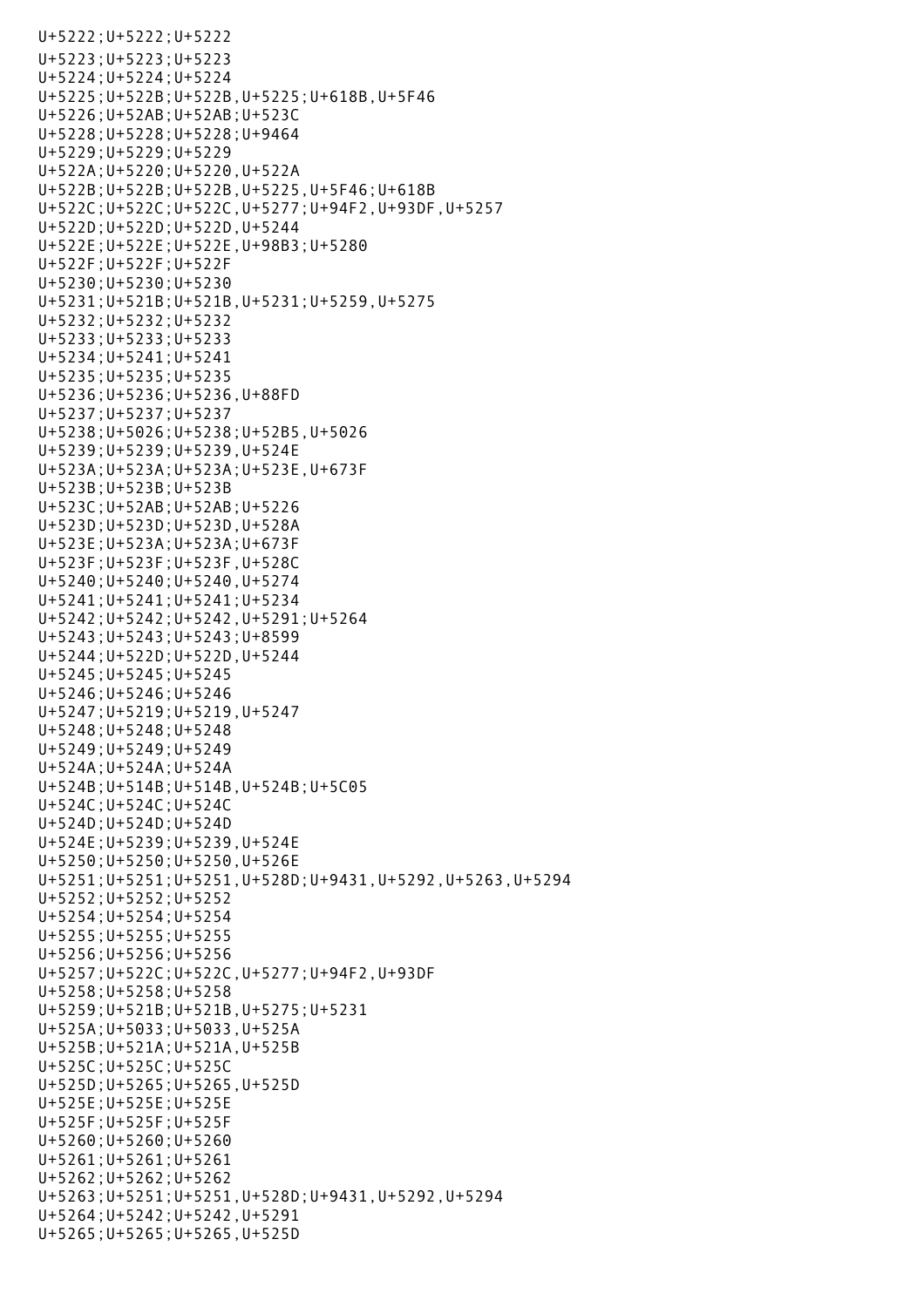U+5222;U+5222;U+5222
U+5223;U+5223;U+5223
U+5224;U+5224;U+5224
U+5225;U+522B;U+522B,U+5225;U+618B,U+5F46
U+5226;U+52AB;U+52AB;U+523C
U+5228;U+5228;U+5228;U+9464
U+5229;U+5229;U+5229
U+522A;U+5220;U+5220,U+522A
U+522B;U+522B;U+522B,U+5225,U+5F46;U+618B
U+522C;U+522C;U+522C,U+5277;U+94F2,U+93DF,U+5257
U+522D;U+522D;U+522D,U+5244
U+522E;U+522E;U+522E,U+98B3;U+5280
U+522F;U+522F;U+522F
U+5230;U+5230;U+5230
U+5231;U+521B;U+521B,U+5231;U+5259,U+5275
U+5232;U+5232;U+5232
U+5233;U+5233;U+5233
U+5234;U+5241;U+5241
U+5235;U+5235;U+5235
U+5236;U+5236;U+5236,U+88FD
U+5237;U+5237;U+5237
U+5238;U+5026;U+5238;U+52B5,U+5026
U+5239;U+5239;U+5239,U+524E
U+523A;U+523A;U+523A;U+523E,U+673F
U+523B;U+523B;U+523B
U+523C;U+52AB;U+52AB;U+5226
U+523D;U+523D;U+523D,U+528A
U+523E;U+523A;U+523A;U+673F
U+523F;U+523F;U+523F,U+528C
U+5240;U+5240;U+5240,U+5274
U+5241;U+5241;U+5241;U+5234
U+5242;U+5242;U+5242,U+5291;U+5264
U+5243;U+5243;U+5243;U+8599
U+5244;U+522D;U+522D,U+5244
U+5245;U+5245;U+5245
U+5246;U+5246;U+5246
U+5247;U+5219;U+5219,U+5247
U+5248;U+5248;U+5248
U+5249;U+5249;U+5249
U+524A;U+524A;U+524A
U+524B;U+514B;U+514B,U+524B;U+5C05
U+524C;U+524C;U+524C
U+524D;U+524D;U+524D
U+524E;U+5239;U+5239,U+524E
U+5250;U+5250;U+5250,U+526E
U+5251;U+5251;U+5251,U+528D;U+9431,U+5292,U+5263,U+5294
U+5252;U+5252;U+5252
U+5254;U+5254;U+5254
U+5255;U+5255;U+5255
U+5256;U+5256;U+5256
U+5257;U+522C;U+522C,U+5277;U+94F2,U+93DF
U+5258;U+5258;U+5258
U+5259;U+521B;U+521B,U+5275;U+5231
U+525A;U+5033;U+5033,U+525A
U+525B;U+521A;U+521A,U+525B
U+525C;U+525C;U+525C
U+525D;U+5265;U+5265,U+525D
U+525E;U+525E;U+525E
U+525F;U+525F;U+525F
U+5260;U+5260;U+5260
U+5261;U+5261;U+5261
U+5262;U+5262;U+5262
U+5263;U+5251;U+5251,U+528D;U+9431,U+5292,U+5294
U+5264;U+5242;U+5242,U+5291
U+5265;U+5265;U+5265,U+525D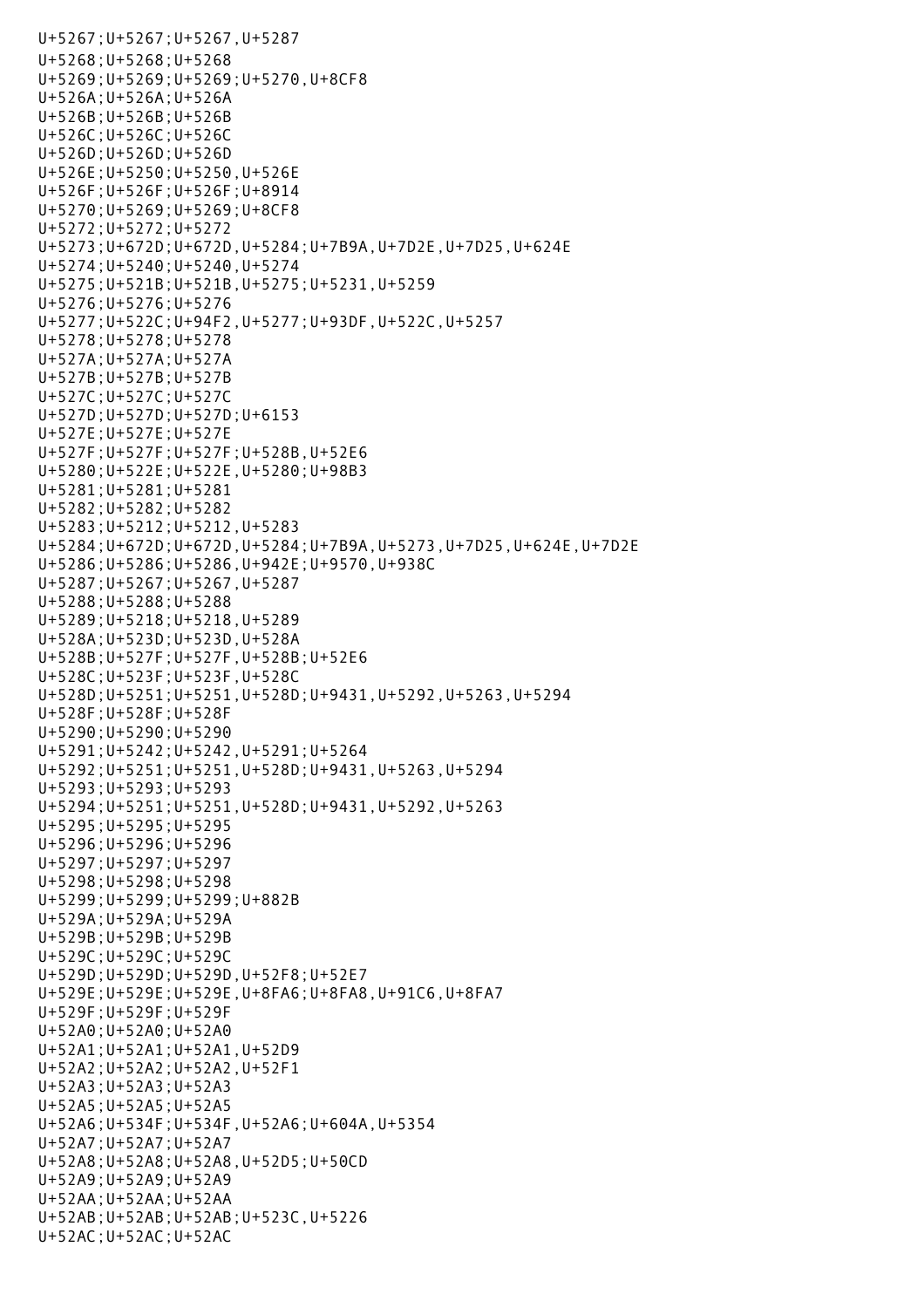U+5267;U+5267;U+5267,U+5287
U+5268;U+5268;U+5268
U+5269;U+5269;U+5269;U+5270,U+8CF8
U+526A;U+526A;U+526A
U+526B;U+526B;U+526B
U+526C;U+526C;U+526C
U+526D;U+526D;U+526D
U+526E;U+5250;U+5250,U+526E
U+526F;U+526F;U+526F;U+8914
U+5270;U+5269;U+5269;U+8CF8
U+5272;U+5272;U+5272
U+5273;U+672D;U+672D,U+5284;U+7B9A,U+7D2E,U+7D25,U+624E
U+5274;U+5240;U+5240,U+5274
U+5275;U+521B;U+521B,U+5275;U+5231,U+5259
U+5276;U+5276;U+5276
U+5277;U+522C;U+94F2,U+5277;U+93DF,U+522C,U+5257
U+5278;U+5278;U+5278
U+527A;U+527A;U+527A
U+527B;U+527B;U+527B
U+527C;U+527C;U+527C
U+527D;U+527D;U+527D;U+6153
U+527E;U+527E;U+527E
U+527F;U+527F;U+527F;U+528B,U+52E6
U+5280;U+522E;U+522E,U+5280;U+98B3
U+5281;U+5281;U+5281
U+5282;U+5282;U+5282
U+5283;U+5212;U+5212,U+5283
U+5284;U+672D;U+672D,U+5284;U+7B9A,U+5273,U+7D25,U+624E,U+7D2E
U+5286;U+5286;U+5286,U+942E;U+9570,U+938C
U+5287;U+5267;U+5267,U+5287
U+5288;U+5288;U+5288
U+5289;U+5218;U+5218,U+5289
U+528A;U+523D;U+523D,U+528A
U+528B;U+527F;U+527F,U+528B;U+52E6
U+528C;U+523F;U+523F,U+528C
U+528D;U+5251;U+5251,U+528D;U+9431,U+5292,U+5263,U+5294
U+528F;U+528F;U+528F
U+5290;U+5290;U+5290
U+5291;U+5242;U+5242,U+5291;U+5264
U+5292;U+5251;U+5251,U+528D;U+9431,U+5263,U+5294
U+5293;U+5293;U+5293
U+5294;U+5251;U+5251,U+528D;U+9431,U+5292,U+5263
U+5295;U+5295;U+5295
U+5296;U+5296;U+5296
U+5297;U+5297;U+5297
U+5298;U+5298;U+5298
U+5299;U+5299;U+5299;U+882B
U+529A;U+529A;U+529A
U+529B;U+529B;U+529B
U+529C;U+529C;U+529C
U+529D;U+529D;U+529D,U+52F8;U+52E7
U+529E;U+529E;U+529E,U+8FA6;U+8FA8,U+91C6,U+8FA7
U+529F;U+529F;U+529F
U+52A0;U+52A0;U+52A0
U+52A1;U+52A1;U+52A1,U+52D9
U+52A2;U+52A2;U+52A2,U+52F1
U+52A3;U+52A3;U+52A3
U+52A5;U+52A5;U+52A5
U+52A6;U+534F;U+534F,U+52A6;U+604A,U+5354
U+52A7;U+52A7;U+52A7
U+52A8;U+52A8;U+52A8,U+52D5;U+50CD
U+52A9;U+52A9;U+52A9
U+52AA;U+52AA;U+52AA
U+52AB;U+52AB;U+52AB;U+523C,U+5226
U+52AC;U+52AC;U+52AC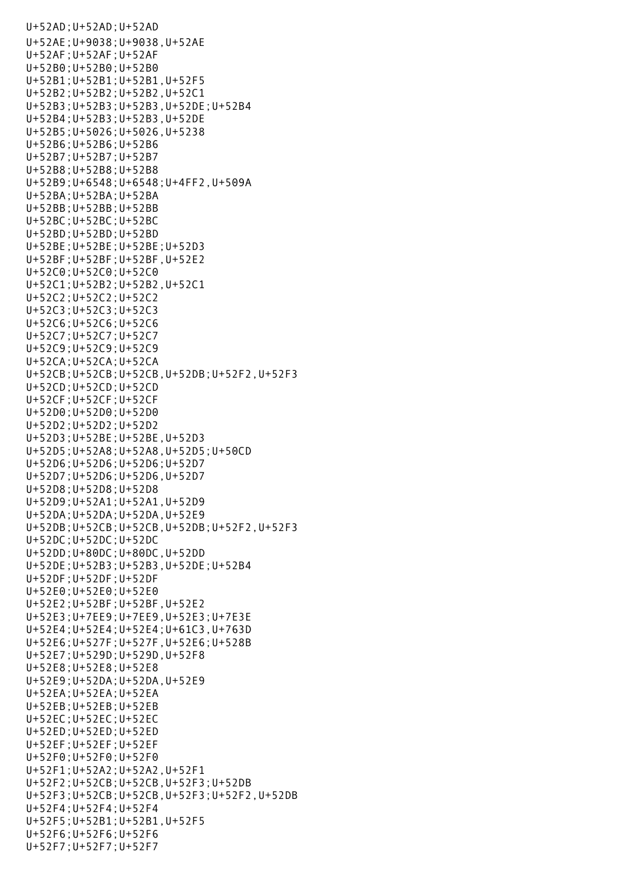```
U+52AD;U+52AD;U+52AD
U+52AE;U+9038;U+9038,U+52AE
U+52AF;U+52AF;U+52AF
U+52B0;U+52B0;U+52B0
U+52B1;U+52B1;U+52B1,U+52F5
U+52B2;U+52B2;U+52B2,U+52C1
U+52B3;U+52B3;U+52B3,U+52DE;U+52B4
U+52B4;U+52B3;U+52B3,U+52DE
U+52B5;U+5026;U+5026,U+5238
U+52B6;U+52B6;U+52B6
U+52B7;U+52B7;U+52B7
U+52B8;U+52B8;U+52B8
U+52B9;U+6548;U+6548;U+4FF2,U+509A
U+52BA;U+52BA;U+52BA
U+52BB;U+52BB;U+52BB
U+52BC;U+52BC;U+52BC
U+52BD;U+52BD;U+52BD
U+52BE;U+52BE;U+52BE;U+52D3
U+52BF;U+52BF;U+52BF,U+52E2
U+52C0;U+52C0;U+52C0
U+52C1;U+52B2;U+52B2,U+52C1
U+52C2;U+52C2;U+52C2
U+52C3;U+52C3;U+52C3
U+52C6;U+52C6;U+52C6
U+52C7;U+52C7;U+52C7
U+52C9;U+52C9;U+52C9
U+52CA;U+52CA;U+52CA
U+52CB;U+52CB;U+52CB,U+52DB;U+52F2,U+52F3
U+52CD;U+52CD;U+52CD
U+52CF;U+52CF;U+52CF
U+52D0;U+52D0;U+52D0
U+52D2;U+52D2;U+52D2
U+52D3;U+52BE;U+52BE,U+52D3
U+52D5;U+52A8;U+52A8,U+52D5;U+50CD
U+52D6;U+52D6;U+52D6;U+52D7
U+52D7;U+52D6;U+52D6,U+52D7
U+52D8;U+52D8;U+52D8
U+52D9;U+52A1;U+52A1,U+52D9
U+52DA;U+52DA;U+52DA,U+52E9
U+52DB;U+52CB;U+52CB,U+52DB;U+52F2,U+52F3
U+52DC;U+52DC;U+52DC
U+52DD;U+80DC;U+80DC,U+52DD
U+52DE;U+52B3;U+52B3,U+52DE;U+52B4
U+52DF;U+52DF;U+52DF
U+52E0;U+52E0;U+52E0
U+52E2;U+52BF;U+52BF,U+52E2
U+52E3;U+7EE9;U+7EE9,U+52E3;U+7E3E
U+52E4;U+52E4;U+52E4;U+61C3,U+763D
U+52E6;U+527F;U+527F,U+52E6;U+528B
U+52E7;U+529D;U+529D,U+52F8
U+52E8;U+52E8;U+52E8
U+52E9;U+52DA;U+52DA,U+52E9
U+52EA;U+52EA;U+52EA
U+52EB;U+52EB;U+52EB
U+52EC;U+52EC;U+52EC
U+52ED;U+52ED;U+52ED
U+52EF;U+52EF;U+52EF
U+52F0;U+52F0;U+52F0
U+52F1;U+52A2;U+52A2,U+52F1
U+52F2;U+52CB;U+52CB,U+52F3;U+52DB
U+52F3;U+52CB;U+52CB,U+52F3;U+52F2,U+52DB
U+52F4;U+52F4;U+52F4
U+52F5;U+52B1;U+52B1,U+52F5
U+52F6;U+52F6;U+52F6
U+52F7;U+52F7;U+52F7
```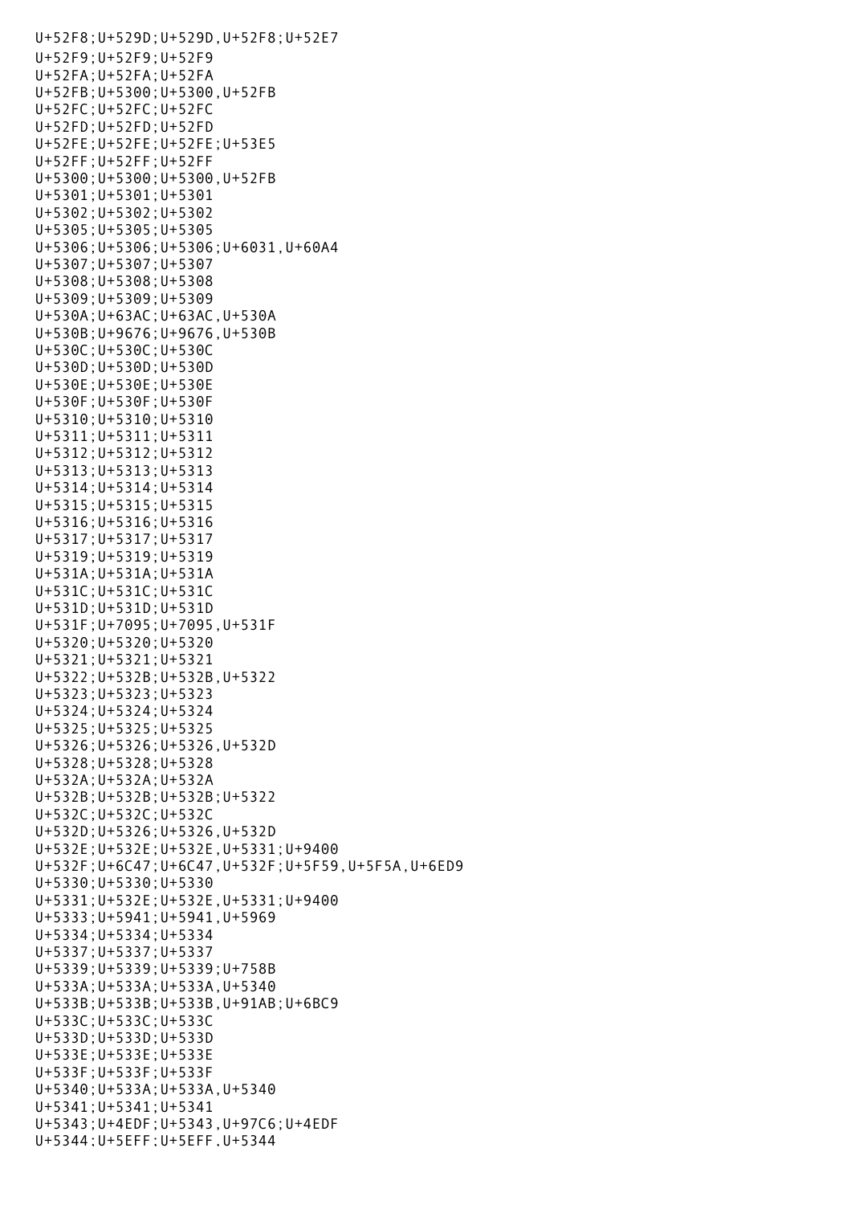U+52F8;U+529D;U+529D,U+52F8;U+52E7
U+52F9;U+52F9;U+52F9
U+52FA;U+52FA;U+52FA
U+52FB;U+5300;U+5300,U+52FB
U+52FC;U+52FC;U+52FC
U+52FD;U+52FD;U+52FD
U+52FE;U+52FE;U+52FE;U+53E5
U+52FF;U+52FF;U+52FF
U+5300;U+5300;U+5300,U+52FB
U+5301;U+5301;U+5301
U+5302;U+5302;U+5302
U+5305;U+5305;U+5305
U+5306;U+5306;U+5306;U+6031,U+60A4
U+5307;U+5307;U+5307
U+5308;U+5308;U+5308
U+5309;U+5309;U+5309
U+530A;U+63AC;U+63AC,U+530A
U+530B;U+9676;U+9676,U+530B
U+530C;U+530C;U+530C
U+530D;U+530D;U+530D
U+530E;U+530E;U+530E
U+530F;U+530F;U+530F
U+5310;U+5310;U+5310
U+5311;U+5311;U+5311
U+5312;U+5312;U+5312
U+5313;U+5313;U+5313
U+5314;U+5314;U+5314
U+5315;U+5315;U+5315
U+5316;U+5316;U+5316
U+5317;U+5317;U+5317
U+5319;U+5319;U+5319
U+531A;U+531A;U+531A
U+531C;U+531C;U+531C
U+531D;U+531D;U+531D
U+531F;U+7095;U+7095,U+531F
U+5320;U+5320;U+5320
U+5321;U+5321;U+5321
U+5322;U+532B;U+532B,U+5322
U+5323;U+5323;U+5323
U+5324;U+5324;U+5324
U+5325;U+5325;U+5325
U+5326;U+5326;U+5326,U+532D
U+5328;U+5328;U+5328
U+532A;U+532A;U+532A
U+532B;U+532B;U+532B;U+5322
U+532C;U+532C;U+532C
U+532D;U+5326;U+5326,U+532D
U+532E;U+532E;U+532E,U+5331;U+9400
U+532F;U+6C47;U+6C47,U+532F;U+5F59,U+5F5A,U+6ED9
U+5330;U+5330;U+5330
U+5331;U+532E;U+532E,U+5331;U+9400
U+5333;U+5941;U+5941,U+5969
U+5334;U+5334;U+5334
U+5337;U+5337;U+5337
U+5339;U+5339;U+5339;U+758B
U+533A;U+533A;U+533A,U+5340
U+533B;U+533B;U+533B,U+91AB;U+6BC9
U+533C;U+533C;U+533C
U+533D;U+533D;U+533D
U+533E;U+533E;U+533E
U+533F;U+533F;U+533F
U+5340;U+533A;U+533A,U+5340
U+5341;U+5341;U+5341
U+5343;U+4EDF;U+5343,U+97C6;U+4EDF
U+5344;U+5EFF;U+5EFF,U+5344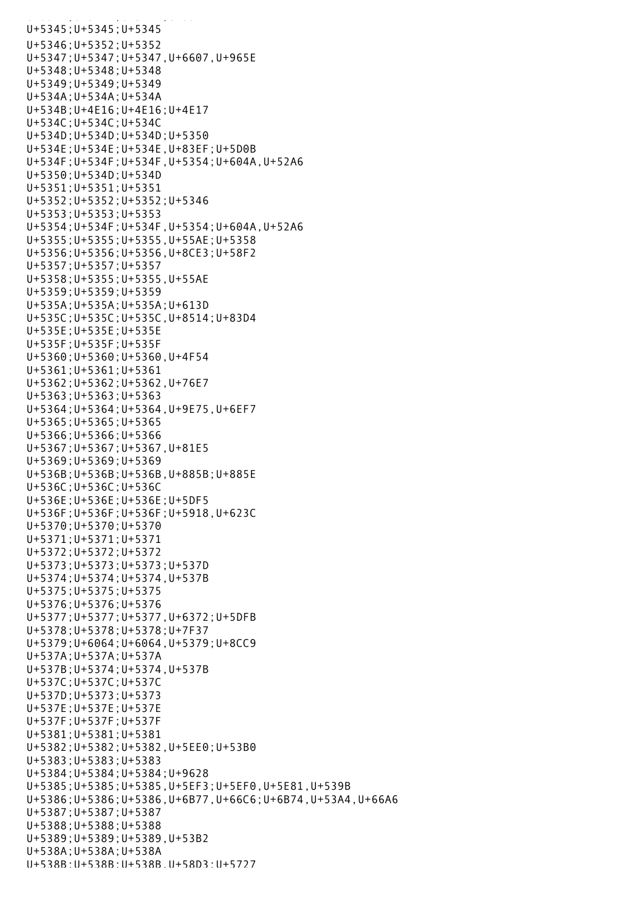U+5345;U+5345;U+5345
U+5346;U+5352;U+5352
U+5347;U+5347;U+5347,U+6607,U+965E
U+5348;U+5348;U+5348
U+5349;U+5349;U+5349
U+534A;U+534A;U+534A
U+534B;U+4E16;U+4E16;U+4E17
U+534C;U+534C;U+534C
U+534D;U+534D;U+534D;U+5350
U+534E;U+534E;U+534E,U+83EF;U+5D0B
U+534F;U+534F;U+534F,U+5354;U+604A,U+52A6
U+5350;U+534D;U+534D
U+5351;U+5351;U+5351
U+5352;U+5352;U+5352;U+5346
U+5353;U+5353;U+5353
U+5354;U+534F;U+534F,U+5354;U+604A,U+52A6
U+5355;U+5355;U+5355,U+55AE;U+5358
U+5356;U+5356;U+5356,U+8CE3;U+58F2
U+5357;U+5357;U+5357
U+5358;U+5355;U+5355,U+55AE
U+5359;U+5359;U+5359
U+535A;U+535A;U+535A;U+613D
U+535C;U+535C;U+535C,U+8514;U+83D4
U+535E;U+535E;U+535E
U+535F;U+535F;U+535F
U+5360;U+5360;U+5360,U+4F54
U+5361;U+5361;U+5361
U+5362;U+5362;U+5362,U+76E7
U+5363;U+5363;U+5363
U+5364;U+5364;U+5364,U+9E75,U+6EF7
U+5365;U+5365;U+5365
U+5366;U+5366;U+5366
U+5367;U+5367;U+5367,U+81E5
U+5369;U+5369;U+5369
U+536B;U+536B;U+536B,U+885B;U+885E
U+536C;U+536C;U+536C
U+536E;U+536E;U+536E;U+5DF5
U+536F;U+536F;U+536F;U+5918,U+623C
U+5370;U+5370;U+5370
U+5371;U+5371;U+5371
U+5372;U+5372;U+5372
U+5373;U+5373;U+5373;U+537D
U+5374;U+5374;U+5374,U+537B
U+5375;U+5375;U+5375
U+5376;U+5376;U+5376
U+5377;U+5377;U+5377,U+6372;U+5DFB
U+5378;U+5378;U+5378;U+7F37
U+5379;U+6064;U+6064,U+5379;U+8CC9
U+537A;U+537A;U+537A
U+537B;U+5374;U+5374,U+537B
U+537C;U+537C;U+537C
U+537D;U+5373;U+5373
U+537E;U+537E;U+537E
U+537F;U+537F;U+537F
U+5381;U+5381;U+5381
U+5382;U+5382;U+5382,U+5EE0;U+53B0
U+5383;U+5383;U+5383
U+5384;U+5384;U+5384;U+9628
U+5385;U+5385;U+5385,U+5EF3;U+5EF0,U+5E81,U+539B
U+5386;U+5386;U+5386,U+6B77,U+66C6;U+6B74,U+53A4,U+66A6
U+5387;U+5387;U+5387
U+5388;U+5388;U+5388
U+5389;U+5389;U+5389,U+53B2
U+538A;U+538A;U+538A
U+538B;U+538B;U+538B,U+58D3;U+5727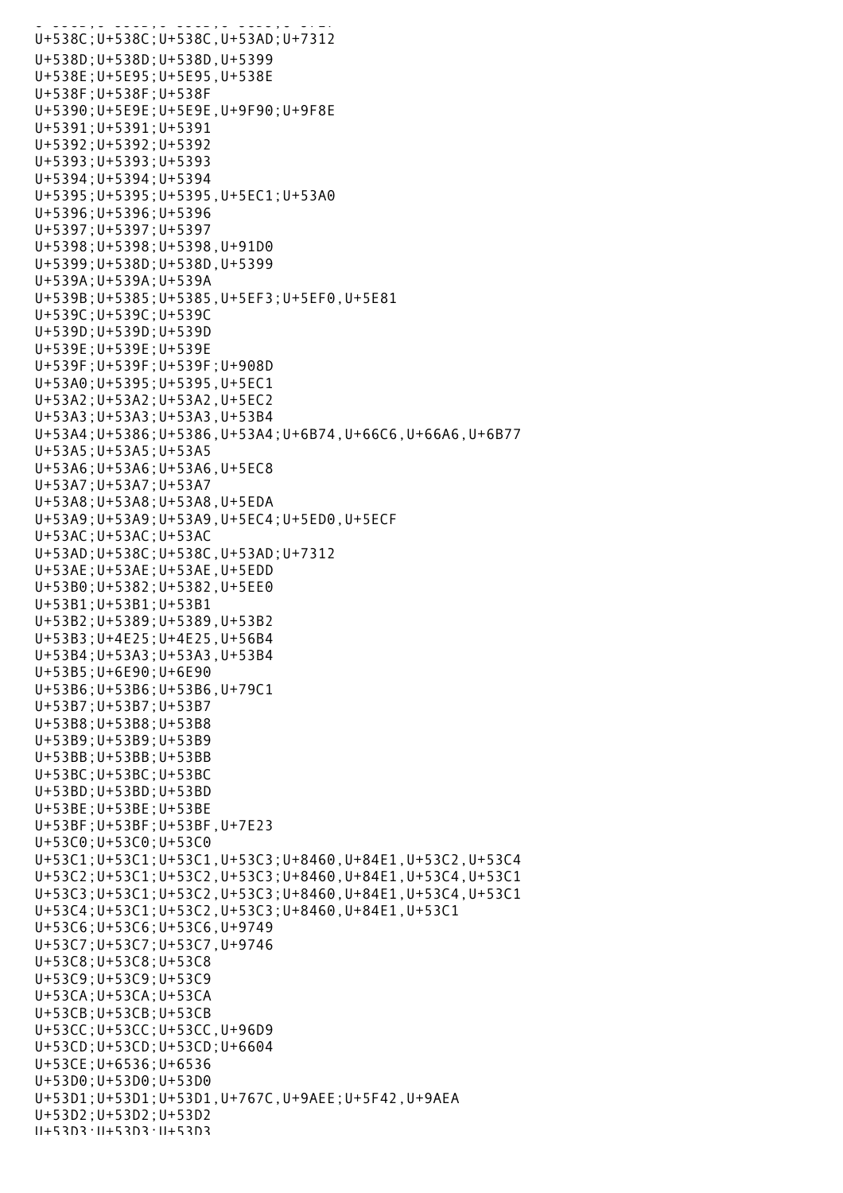```
U+538C;U+538C;U+538C,U+53AD;U+7312
U+538D;U+538D;U+538D,U+5399
U+538E;U+5E95;U+5E95,U+538E
U+538F;U+538F;U+538F
U+5390;U+5E9E;U+5E9E,U+9F90;U+9F8E
U+5391;U+5391;U+5391
U+5392;U+5392;U+5392
U+5393;U+5393;U+5393
U+5394;U+5394;U+5394
U+5395;U+5395;U+5395,U+5EC1;U+53A0
U+5396;U+5396;U+5396
U+5397;U+5397;U+5397
U+5398;U+5398;U+5398,U+91D0
U+5399;U+538D;U+538D,U+5399
U+539A;U+539A;U+539A
U+539B;U+5385;U+5385,U+5EF3;U+5EF0,U+5E81
U+539C;U+539C;U+539C
U+539D;U+539D;U+539D
U+539E;U+539E;U+539E
U+539F;U+539F;U+539F;U+908D
U+53A0;U+5395;U+5395,U+5EC1
U+53A2;U+53A2;U+53A2,U+5EC2
U+53A3;U+53A3;U+53A3,U+53B4
U+53A4;U+5386;U+5386,U+53A4;U+6B74,U+66C6,U+66A6,U+6B77
U+53A5;U+53A5;U+53A5
U+53A6;U+53A6;U+53A6,U+5EC8
U+53A7;U+53A7;U+53A7
U+53A8;U+53A8;U+53A8,U+5EDA
U+53A9;U+53A9;U+53A9,U+5EC4;U+5ED0,U+5ECF
U+53AC;U+53AC;U+53AC
U+53AD;U+538C;U+538C,U+53AD;U+7312
U+53AE;U+53AE;U+53AE,U+5EDD
U+53B0;U+5382;U+5382,U+5EE0
U+53B1;U+53B1;U+53B1
U+53B2;U+5389;U+5389,U+53B2
U+53B3;U+4E25;U+4E25,U+56B4
U+53B4;U+53A3;U+53A3,U+53B4
U+53B5;U+6E90;U+6E90
U+53B6;U+53B6;U+53B6,U+79C1
U+53B7;U+53B7;U+53B7
U+53B8;U+53B8;U+53B8
U+53B9;U+53B9;U+53B9
U+53BB;U+53BB;U+53BB
U+53BC;U+53BC;U+53BC
U+53BD;U+53BD;U+53BD
U+53BE;U+53BE;U+53BE
U+53BF;U+53BF;U+53BF,U+7E23
U+53C0;U+53C0;U+53C0
U+53C1;U+53C1;U+53C1,U+53C3;U+8460,U+84E1,U+53C2,U+53C4
U+53C2;U+53C1;U+53C2,U+53C3;U+8460,U+84E1,U+53C4,U+53C1
U+53C3;U+53C1;U+53C2,U+53C3;U+8460,U+84E1,U+53C4,U+53C1
U+53C4;U+53C1;U+53C2,U+53C3;U+8460,U+84E1,U+53C1
U+53C6;U+53C6;U+53C6,U+9749
U+53C7;U+53C7;U+53C7,U+9746
U+53C8;U+53C8;U+53C8
U+53C9;U+53C9;U+53C9
U+53CA;U+53CA;U+53CA
U+53CB;U+53CB;U+53CB
U+53CC;U+53CC;U+53CC,U+96D9
U+53CD;U+53CD;U+53CD;U+6604
U+53CE;U+6536;U+6536
U+53D0;U+53D0;U+53D0
U+53D1;U+53D1;U+53D1,U+767C,U+9AEE;U+5F42,U+9AEA
U+53D2;U+53D2;U+53D2
U+53D3;U+53D3;U+53D3
```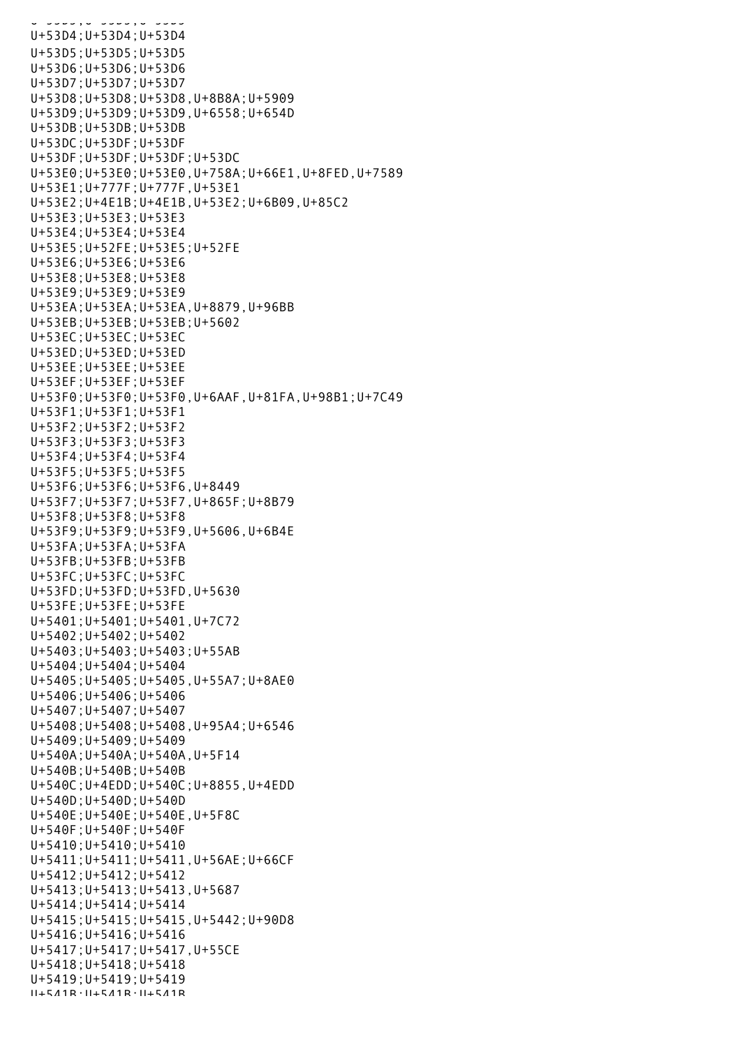U+53D4;U+53D4;U+53D4
U+53D5;U+53D5;U+53D5
U+53D6;U+53D6;U+53D6
U+53D7;U+53D7;U+53D7
U+53D8;U+53D8;U+53D8,U+8B8A;U+5909
U+53D9;U+53D9;U+53D9,U+6558;U+654D
U+53DB;U+53DB;U+53DB
U+53DC;U+53DF;U+53DF
U+53DF;U+53DF;U+53DF;U+53DC
U+53E0;U+53E0;U+53E0,U+758A;U+66E1,U+8FED,U+7589
U+53E1;U+777F;U+777F,U+53E1
U+53E2;U+4E1B;U+4E1B,U+53E2;U+6B09,U+85C2
U+53E3;U+53E3;U+53E3
U+53E4;U+53E4;U+53E4
U+53E5;U+52FE;U+53E5;U+52FE
U+53E6;U+53E6;U+53E6
U+53E8;U+53E8;U+53E8
U+53E9;U+53E9;U+53E9
U+53EA;U+53EA;U+53EA,U+8879,U+96BB
U+53EB;U+53EB;U+53EB;U+5602
U+53EC;U+53EC;U+53EC
U+53ED;U+53ED;U+53ED
U+53EE;U+53EE;U+53EE
U+53EF;U+53EF;U+53EF
U+53F0;U+53F0;U+53F0,U+6AAF,U+81FA,U+98B1;U+7C49
U+53F1;U+53F1;U+53F1
U+53F2;U+53F2;U+53F2
U+53F3;U+53F3;U+53F3
U+53F4;U+53F4;U+53F4
U+53F5;U+53F5;U+53F5
U+53F6;U+53F6;U+53F6,U+8449
U+53F7;U+53F7;U+53F7,U+865F;U+8B79
U+53F8;U+53F8;U+53F8
U+53F9;U+53F9;U+53F9,U+5606,U+6B4E
U+53FA;U+53FA;U+53FA
U+53FB;U+53FB;U+53FB
U+53FC;U+53FC;U+53FC
U+53FD;U+53FD;U+53FD,U+5630
U+53FE;U+53FE;U+53FE
U+5401;U+5401;U+5401,U+7C72
U+5402;U+5402;U+5402
U+5403;U+5403;U+5403;U+55AB
U+5404;U+5404;U+5404
U+5405;U+5405;U+5405,U+55A7;U+8AE0
U+5406;U+5406;U+5406
U+5407;U+5407;U+5407
U+5408;U+5408;U+5408,U+95A4;U+6546
U+5409;U+5409;U+5409
U+540A;U+540A;U+540A,U+5F14
U+540B;U+540B;U+540B
U+540C;U+4EDD;U+540C;U+8855,U+4EDD
U+540D;U+540D;U+540D
U+540E;U+540E;U+540E,U+5F8C
U+540F;U+540F;U+540F
U+5410;U+5410;U+5410
U+5411;U+5411;U+5411,U+56AE;U+66CF
U+5412;U+5412;U+5412
U+5413;U+5413;U+5413,U+5687
U+5414;U+5414;U+5414
U+5415;U+5415;U+5415,U+5442;U+90D8
U+5416;U+5416;U+5416
U+5417;U+5417;U+5417,U+55CE
U+5418;U+5418;U+5418
U+5419;U+5419;U+5419
U+541B;U+541B;U+541B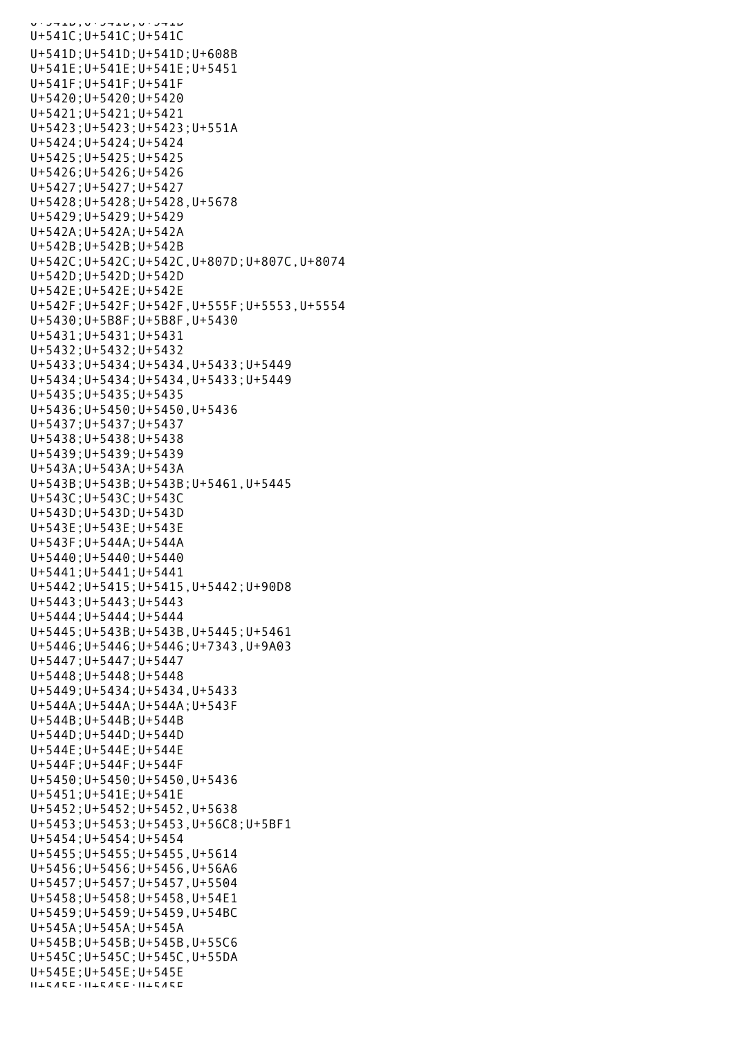U+541C;U+541C;U+541C
U+541D;U+541D;U+541D;U+608B
U+541E;U+541E;U+541E;U+5451
U+541F;U+541F;U+541F
U+5420;U+5420;U+5420
U+5421;U+5421;U+5421
U+5423;U+5423;U+5423;U+551A
U+5424;U+5424;U+5424
U+5425;U+5425;U+5425
U+5426;U+5426;U+5426
U+5427;U+5427;U+5427
U+5428;U+5428;U+5428,U+5678
U+5429;U+5429;U+5429
U+542A;U+542A;U+542A
U+542B;U+542B;U+542B
U+542C;U+542C;U+542C,U+807D;U+807C,U+8074
U+542D;U+542D;U+542D
U+542E;U+542E;U+542E
U+542F;U+542F;U+542F,U+555F;U+5553,U+5554
U+5430;U+5B8F;U+5B8F,U+5430
U+5431;U+5431;U+5431
U+5432;U+5432;U+5432
U+5433;U+5434;U+5434,U+5433;U+5449
U+5434;U+5434;U+5434,U+5433;U+5449
U+5435;U+5435;U+5435
U+5436;U+5450;U+5450,U+5436
U+5437;U+5437;U+5437
U+5438;U+5438;U+5438
U+5439;U+5439;U+5439
U+543A;U+543A;U+543A
U+543B;U+543B;U+543B;U+5461,U+5445
U+543C;U+543C;U+543C
U+543D;U+543D;U+543D
U+543E;U+543E;U+543E
U+543F;U+544A;U+544A
U+5440;U+5440;U+5440
U+5441;U+5441;U+5441
U+5442;U+5415;U+5415,U+5442;U+90D8
U+5443;U+5443;U+5443
U+5444;U+5444;U+5444
U+5445;U+543B;U+543B,U+5445;U+5461
U+5446;U+5446;U+5446;U+7343,U+9A03
U+5447;U+5447;U+5447
U+5448;U+5448;U+5448
U+5449;U+5434;U+5434,U+5433
U+544A;U+544A;U+544A;U+543F
U+544B;U+544B;U+544B
U+544D;U+544D;U+544D
U+544E;U+544E;U+544E
U+544F;U+544F;U+544F
U+5450;U+5450;U+5450,U+5436
U+5451;U+541E;U+541E
U+5452;U+5452;U+5452,U+5638
U+5453;U+5453;U+5453,U+56C8;U+5BF1
U+5454;U+5454;U+5454
U+5455;U+5455;U+5455,U+5614
U+5456;U+5456;U+5456,U+56A6
U+5457;U+5457;U+5457,U+5504
U+5458;U+5458;U+5458,U+54E1
U+5459;U+5459;U+5459,U+54BC
U+545A;U+545A;U+545A
U+545B;U+545B;U+545B,U+55C6
U+545C;U+545C;U+545C,U+55DA
U+545E;U+545E;U+545E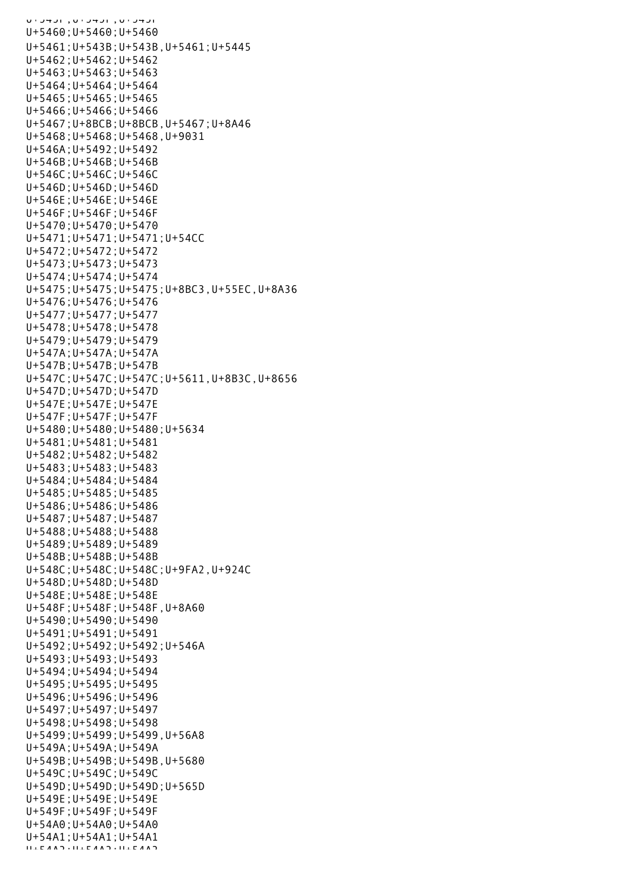U+5460;U+5460;U+5460
U+5461;U+543B;U+543B,U+5461;U+5445
U+5462;U+5462;U+5462
U+5463;U+5463;U+5463
U+5464;U+5464;U+5464
U+5465;U+5465;U+5465
U+5466;U+5466;U+5466
U+5467;U+8BCB;U+8BCB,U+5467;U+8A46
U+5468;U+5468;U+5468,U+9031
U+546A;U+5492;U+5492
U+546B;U+546B;U+546B
U+546C;U+546C;U+546C
U+546D;U+546D;U+546D
U+546E;U+546E;U+546E
U+546F;U+546F;U+546F
U+5470;U+5470;U+5470
U+5471;U+5471;U+5471;U+54CC
U+5472;U+5472;U+5472
U+5473;U+5473;U+5473
U+5474;U+5474;U+5474
U+5475;U+5475;U+5475;U+8BC3,U+55EC,U+8A36
U+5476;U+5476;U+5476
U+5477;U+5477;U+5477
U+5478;U+5478;U+5478
U+5479;U+5479;U+5479
U+547A;U+547A;U+547A
U+547B;U+547B;U+547B
U+547C;U+547C;U+547C;U+5611,U+8B3C,U+8656
U+547D;U+547D;U+547D
U+547E;U+547E;U+547E
U+547F;U+547F;U+547F
U+5480;U+5480;U+5480;U+5634
U+5481;U+5481;U+5481
U+5482;U+5482;U+5482
U+5483;U+5483;U+5483
U+5484;U+5484;U+5484
U+5485;U+5485;U+5485
U+5486;U+5486;U+5486
U+5487;U+5487;U+5487
U+5488;U+5488;U+5488
U+5489;U+5489;U+5489
U+548B;U+548B;U+548B
U+548C;U+548C;U+548C;U+9FA2,U+924C
U+548D;U+548D;U+548D
U+548E;U+548E;U+548E
U+548F;U+548F;U+548F,U+8A60
U+5490;U+5490;U+5490
U+5491;U+5491;U+5491
U+5492;U+5492;U+5492;U+546A
U+5493;U+5493;U+5493
U+5494;U+5494;U+5494
U+5495;U+5495;U+5495
U+5496;U+5496;U+5496
U+5497;U+5497;U+5497
U+5498;U+5498;U+5498
U+5499;U+5499;U+5499,U+56A8
U+549A;U+549A;U+549A
U+549B;U+549B;U+549B,U+5680
U+549C;U+549C;U+549C
U+549D;U+549D;U+549D;U+565D
U+549E;U+549E;U+549E
U+549F;U+549F;U+549F
U+54A0;U+54A0;U+54A0
U+54A1;U+54A1;U+54A1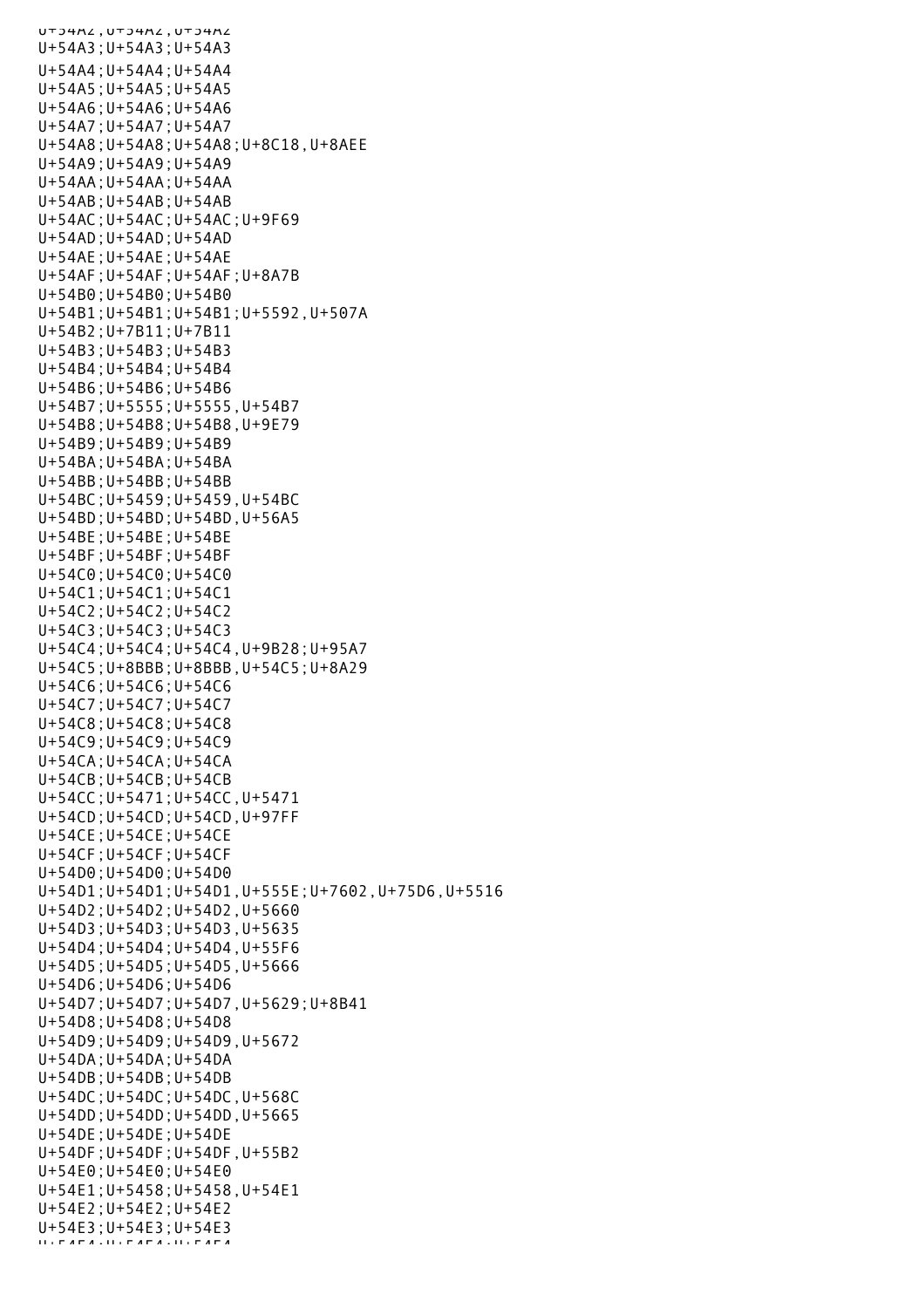U+54A2;U+54A2;U+54A2
U+54A3;U+54A3;U+54A3
U+54A4;U+54A4;U+54A4
U+54A5;U+54A5;U+54A5
U+54A6;U+54A6;U+54A6
U+54A7;U+54A7;U+54A7
U+54A8;U+54A8;U+54A8;U+8C18,U+8AEE
U+54A9;U+54A9;U+54A9
U+54AA;U+54AA;U+54AA
U+54AB;U+54AB;U+54AB
U+54AC;U+54AC;U+54AC;U+9F69
U+54AD;U+54AD;U+54AD
U+54AE;U+54AE;U+54AE
U+54AF;U+54AF;U+54AF;U+8A7B
U+54B0;U+54B0;U+54B0
U+54B1;U+54B1;U+54B1;U+5592,U+507A
U+54B2;U+7B11;U+7B11
U+54B3;U+54B3;U+54B3
U+54B4;U+54B4;U+54B4
U+54B6;U+54B6;U+54B6
U+54B7;U+5555;U+5555,U+54B7
U+54B8;U+54B8;U+54B8,U+9E79
U+54B9;U+54B9;U+54B9
U+54BA;U+54BA;U+54BA
U+54BB;U+54BB;U+54BB
U+54BC;U+5459;U+5459,U+54BC
U+54BD;U+54BD;U+54BD,U+56A5
U+54BE;U+54BE;U+54BE
U+54BF;U+54BF;U+54BF
U+54C0;U+54C0;U+54C0
U+54C1;U+54C1;U+54C1
U+54C2;U+54C2;U+54C2
U+54C3;U+54C3;U+54C3
U+54C4;U+54C4;U+54C4,U+9B28;U+95A7
U+54C5;U+8BBB;U+8BBB,U+54C5;U+8A29
U+54C6;U+54C6;U+54C6
U+54C7;U+54C7;U+54C7
U+54C8;U+54C8;U+54C8
U+54C9;U+54C9;U+54C9
U+54CA;U+54CA;U+54CA
U+54CB;U+54CB;U+54CB
U+54CC;U+5471;U+54CC,U+5471
U+54CD;U+54CD;U+54CD,U+97FF
U+54CE;U+54CE;U+54CE
U+54CF;U+54CF;U+54CF
U+54D0;U+54D0;U+54D0
U+54D1;U+54D1;U+54D1,U+555E;U+7602,U+75D6,U+5516
U+54D2;U+54D2;U+54D2,U+5660
U+54D3;U+54D3;U+54D3,U+5635
U+54D4;U+54D4;U+54D4,U+55F6
U+54D5;U+54D5;U+54D5,U+5666
U+54D6;U+54D6;U+54D6
U+54D7;U+54D7;U+54D7,U+5629;U+8B41
U+54D8;U+54D8;U+54D8
U+54D9;U+54D9;U+54D9,U+5672
U+54DA;U+54DA;U+54DA
U+54DB;U+54DB;U+54DB
U+54DC;U+54DC;U+54DC,U+568C
U+54DD;U+54DD;U+54DD,U+5665
U+54DE;U+54DE;U+54DE
U+54DF;U+54DF;U+54DF,U+55B2
U+54E0;U+54E0;U+54E0
U+54E1;U+5458;U+5458,U+54E1
U+54E2;U+54E2;U+54E2
U+54E3;U+54E3;U+54E3
U+54E4;U+54E4;U+54E4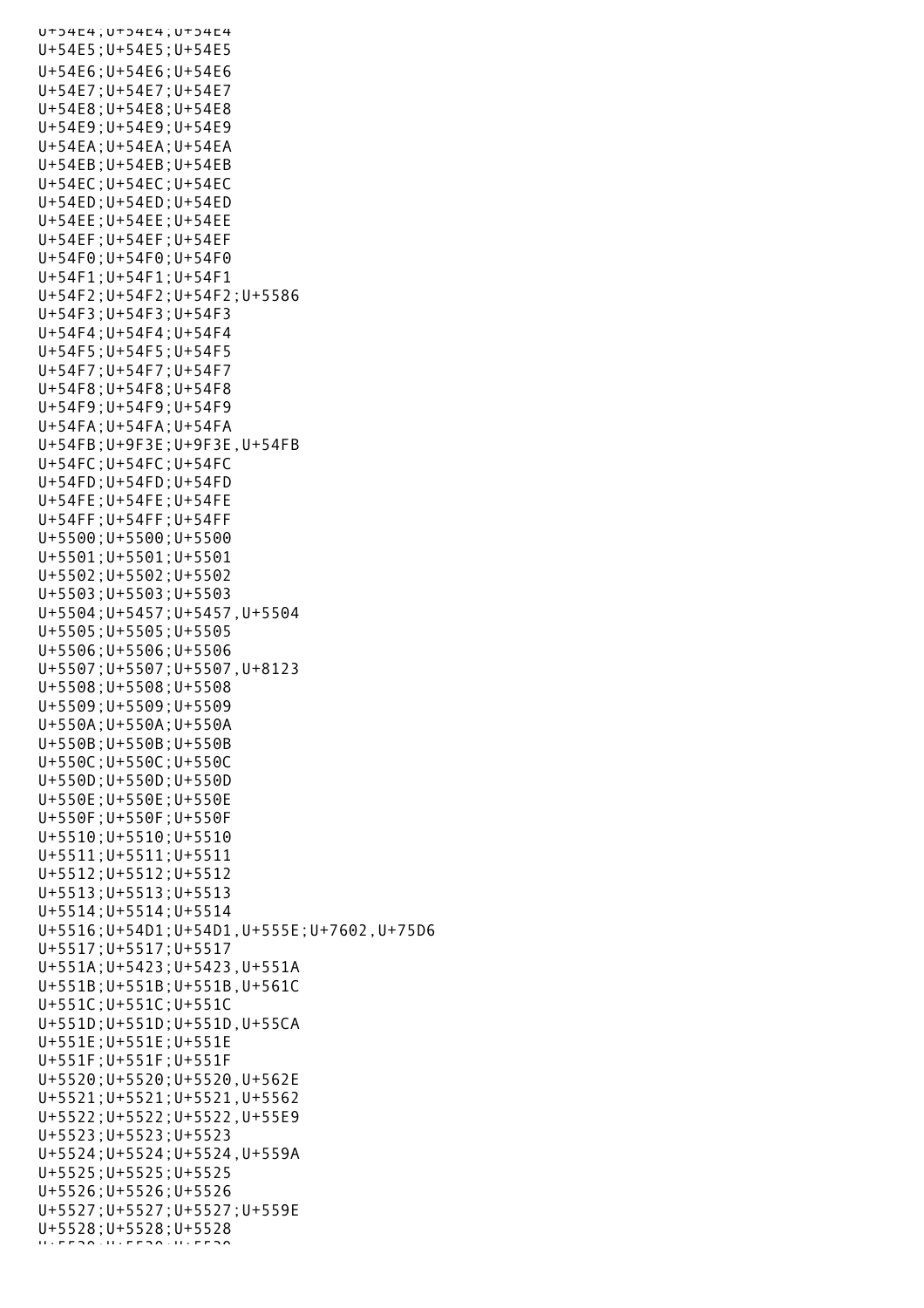U+54E4;U+54E4;U+54E4
U+54E5;U+54E5;U+54E5
U+54E6;U+54E6;U+54E6
U+54E7;U+54E7;U+54E7
U+54E8;U+54E8;U+54E8
U+54E9;U+54E9;U+54E9
U+54EA;U+54EA;U+54EA
U+54EB;U+54EB;U+54EB
U+54EC;U+54EC;U+54EC
U+54ED;U+54ED;U+54ED
U+54EE;U+54EE;U+54EE
U+54EF;U+54EF;U+54EF
U+54F0;U+54F0;U+54F0
U+54F1;U+54F1;U+54F1
U+54F2;U+54F2;U+54F2;U+5586
U+54F3;U+54F3;U+54F3
U+54F4;U+54F4;U+54F4
U+54F5;U+54F5;U+54F5
U+54F7;U+54F7;U+54F7
U+54F8;U+54F8;U+54F8
U+54F9;U+54F9;U+54F9
U+54FA;U+54FA;U+54FA
U+54FB;U+9F3E;U+9F3E,U+54FB
U+54FC;U+54FC;U+54FC
U+54FD;U+54FD;U+54FD
U+54FE;U+54FE;U+54FE
U+54FF;U+54FF;U+54FF
U+5500;U+5500;U+5500
U+5501;U+5501;U+5501
U+5502;U+5502;U+5502
U+5503;U+5503;U+5503
U+5504;U+5457;U+5457,U+5504
U+5505;U+5505;U+5505
U+5506;U+5506;U+5506
U+5507;U+5507;U+5507,U+8123
U+5508;U+5508;U+5508
U+5509;U+5509;U+5509
U+550A;U+550A;U+550A
U+550B;U+550B;U+550B
U+550C;U+550C;U+550C
U+550D;U+550D;U+550D
U+550E;U+550E;U+550E
U+550F;U+550F;U+550F
U+5510;U+5510;U+5510
U+5511;U+5511;U+5511
U+5512;U+5512;U+5512
U+5513;U+5513;U+5513
U+5514;U+5514;U+5514
U+5516;U+54D1;U+54D1,U+555E;U+7602,U+75D6
U+5517;U+5517;U+5517
U+551A;U+5423;U+5423,U+551A
U+551B;U+551B;U+551B,U+561C
U+551C;U+551C;U+551C
U+551D;U+551D;U+551D,U+55CA
U+551E;U+551E;U+551E
U+551F;U+551F;U+551F
U+5520;U+5520;U+5520,U+562E
U+5521;U+5521;U+5521,U+5562
U+5522;U+5522;U+5522,U+55E9
U+5523;U+5523;U+5523
U+5524;U+5524;U+5524,U+559A
U+5525;U+5525;U+5525
U+5526;U+5526;U+5526
U+5527;U+5527;U+5527;U+559E
U+5528;U+5528;U+5528
U+5529;U+5529;U+5529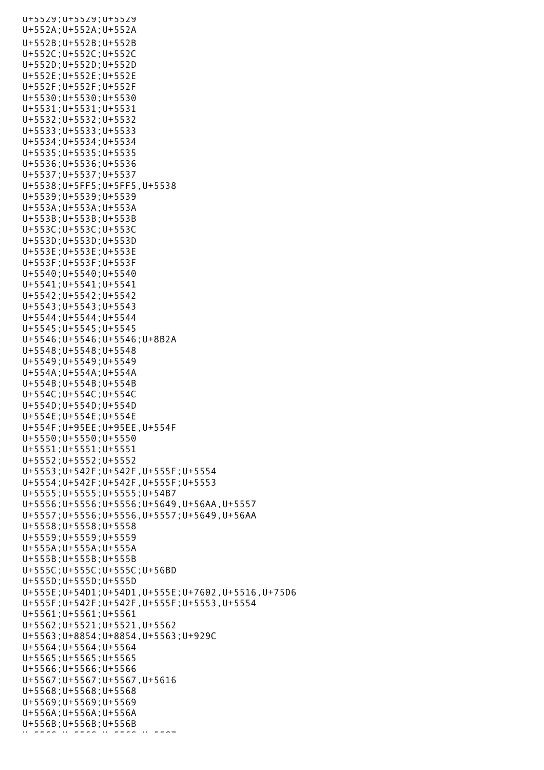U+5529;U+5529;U+5529
U+552A;U+552A;U+552A
U+552B;U+552B;U+552B
U+552C;U+552C;U+552C
U+552D;U+552D;U+552D
U+552E;U+552E;U+552E
U+552F;U+552F;U+552F
U+5530;U+5530;U+5530
U+5531;U+5531;U+5531
U+5532;U+5532;U+5532
U+5533;U+5533;U+5533
U+5534;U+5534;U+5534
U+5535;U+5535;U+5535
U+5536;U+5536;U+5536
U+5537;U+5537;U+5537
U+5538;U+5FF5;U+5FF5,U+5538
U+5539;U+5539;U+5539
U+553A;U+553A;U+553A
U+553B;U+553B;U+553B
U+553C;U+553C;U+553C
U+553D;U+553D;U+553D
U+553E;U+553E;U+553E
U+553F;U+553F;U+553F
U+5540;U+5540;U+5540
U+5541;U+5541;U+5541
U+5542;U+5542;U+5542
U+5543;U+5543;U+5543
U+5544;U+5544;U+5544
U+5545;U+5545;U+5545
U+5546;U+5546;U+5546;U+8B2A
U+5548;U+5548;U+5548
U+5549;U+5549;U+5549
U+554A;U+554A;U+554A
U+554B;U+554B;U+554B
U+554C;U+554C;U+554C
U+554D;U+554D;U+554D
U+554E;U+554E;U+554E
U+554F;U+95EE;U+95EE,U+554F
U+5550;U+5550;U+5550
U+5551;U+5551;U+5551
U+5552;U+5552;U+5552
U+5553;U+542F;U+542F,U+555F;U+5554
U+5554;U+542F;U+542F,U+555F;U+5553
U+5555;U+5555;U+5555;U+54B7
U+5556;U+5556;U+5556;U+5649,U+56AA,U+5557
U+5557;U+5556;U+5556,U+5557;U+5649,U+56AA
U+5558;U+5558;U+5558
U+5559;U+5559;U+5559
U+555A;U+555A;U+555A
U+555B;U+555B;U+555B
U+555C;U+555C;U+555C;U+56BD
U+555D;U+555D;U+555D
U+555E;U+54D1;U+54D1,U+555E;U+7602,U+5516,U+75D6
U+555F;U+542F;U+542F,U+555F;U+5553,U+5554
U+5561;U+5561;U+5561
U+5562;U+5521;U+5521,U+5562
U+5563;U+8854;U+8854,U+5563;U+929C
U+5564;U+5564;U+5564
U+5565;U+5565;U+5565
U+5566;U+5566;U+5566
U+5567;U+5567;U+5567,U+5616
U+5568;U+5568;U+5568
U+5569;U+5569;U+5569
U+556A;U+556A;U+556A
U+556B;U+556B;U+556B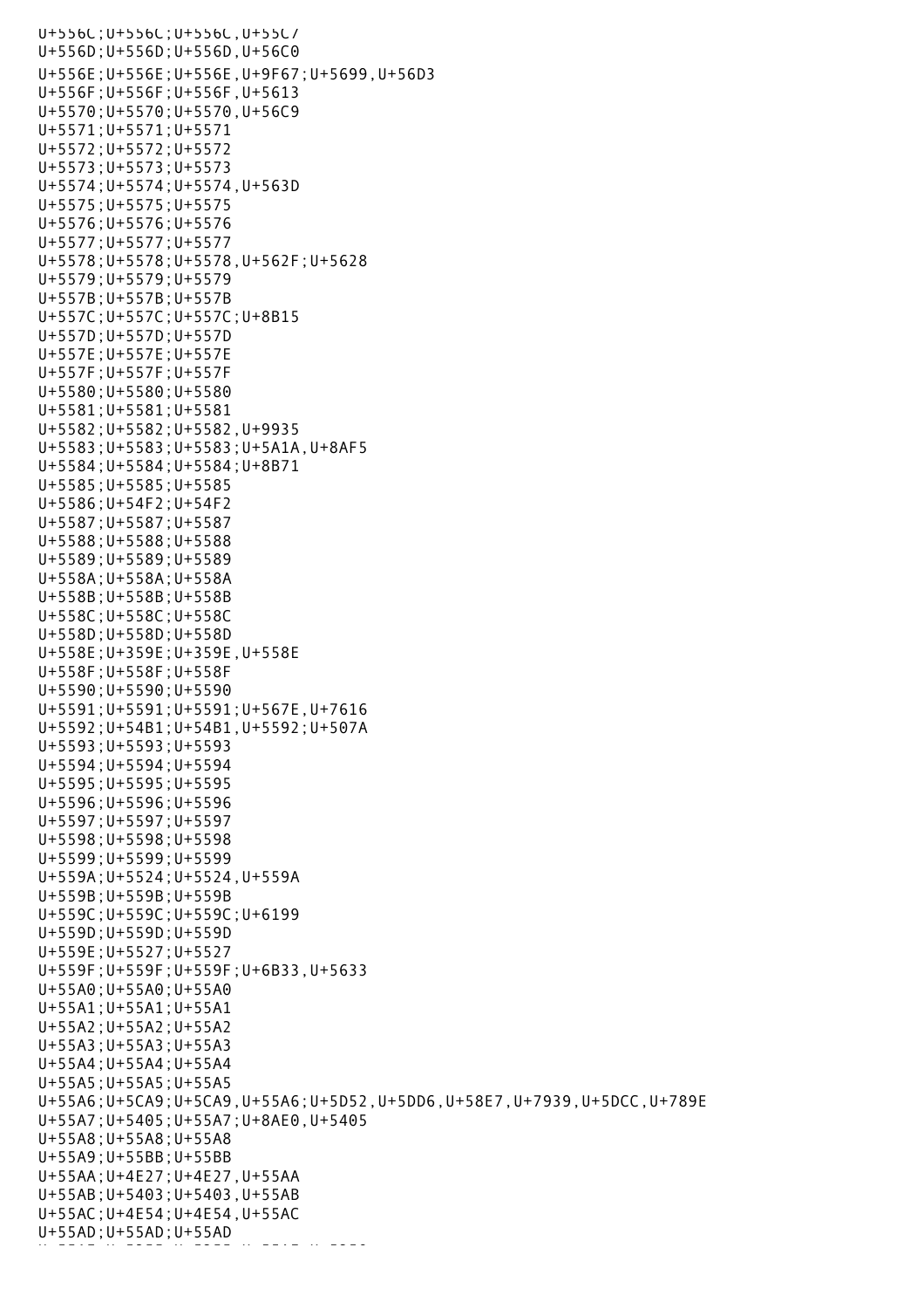U+556C;U+556C;U+556C,U+55C7
U+556D;U+556D;U+556D,U+56C0
U+556E;U+556E;U+556E,U+9F67;U+5699,U+56D3
U+556F;U+556F;U+556F,U+5613
U+5570;U+5570;U+5570,U+56C9
U+5571;U+5571;U+5571
U+5572;U+5572;U+5572
U+5573;U+5573;U+5573
U+5574;U+5574;U+5574,U+563D
U+5575;U+5575;U+5575
U+5576;U+5576;U+5576
U+5577;U+5577;U+5577
U+5578;U+5578;U+5578,U+562F;U+5628
U+5579;U+5579;U+5579
U+557B;U+557B;U+557B
U+557C;U+557C;U+557C;U+8B15
U+557D;U+557D;U+557D
U+557E;U+557E;U+557E
U+557F;U+557F;U+557F
U+5580;U+5580;U+5580
U+5581;U+5581;U+5581
U+5582;U+5582;U+5582,U+9935
U+5583;U+5583;U+5583;U+5A1A,U+8AF5
U+5584;U+5584;U+5584;U+8B71
U+5585;U+5585;U+5585
U+5586;U+54F2;U+54F2
U+5587;U+5587;U+5587
U+5588;U+5588;U+5588
U+5589;U+5589;U+5589
U+558A;U+558A;U+558A
U+558B;U+558B;U+558B
U+558C;U+558C;U+558C
U+558D;U+558D;U+558D
U+558E;U+359E;U+359E,U+558E
U+558F;U+558F;U+558F
U+5590;U+5590;U+5590
U+5591;U+5591;U+5591;U+567E,U+7616
U+5592;U+54B1;U+54B1,U+5592;U+507A
U+5593;U+5593;U+5593
U+5594;U+5594;U+5594
U+5595;U+5595;U+5595
U+5596;U+5596;U+5596
U+5597;U+5597;U+5597
U+5598;U+5598;U+5598
U+5599;U+5599;U+5599
U+559A;U+5524;U+5524,U+559A
U+559B;U+559B;U+559B
U+559C;U+559C;U+559C;U+6199
U+559D;U+559D;U+559D
U+559E;U+5527;U+5527
U+559F;U+559F;U+559F;U+6B33,U+5633
U+55A0;U+55A0;U+55A0
U+55A1;U+55A1;U+55A1
U+55A2;U+55A2;U+55A2
U+55A3;U+55A3;U+55A3
U+55A4;U+55A4;U+55A4
U+55A5;U+55A5;U+55A5
U+55A6;U+5CA9;U+5CA9,U+55A6;U+5D52,U+5DD6,U+58E7,U+7939,U+5DCC,U+789E
U+55A7;U+5405;U+55A7;U+8AE0,U+5405
U+55A8;U+55A8;U+55A8
U+55A9;U+55BB;U+55BB
U+55AA;U+4E27;U+4E27,U+55AA
U+55AB;U+5403;U+5403,U+55AB
U+55AC;U+4E54;U+4E54,U+55AC
U+55AD;U+55AD;U+55AD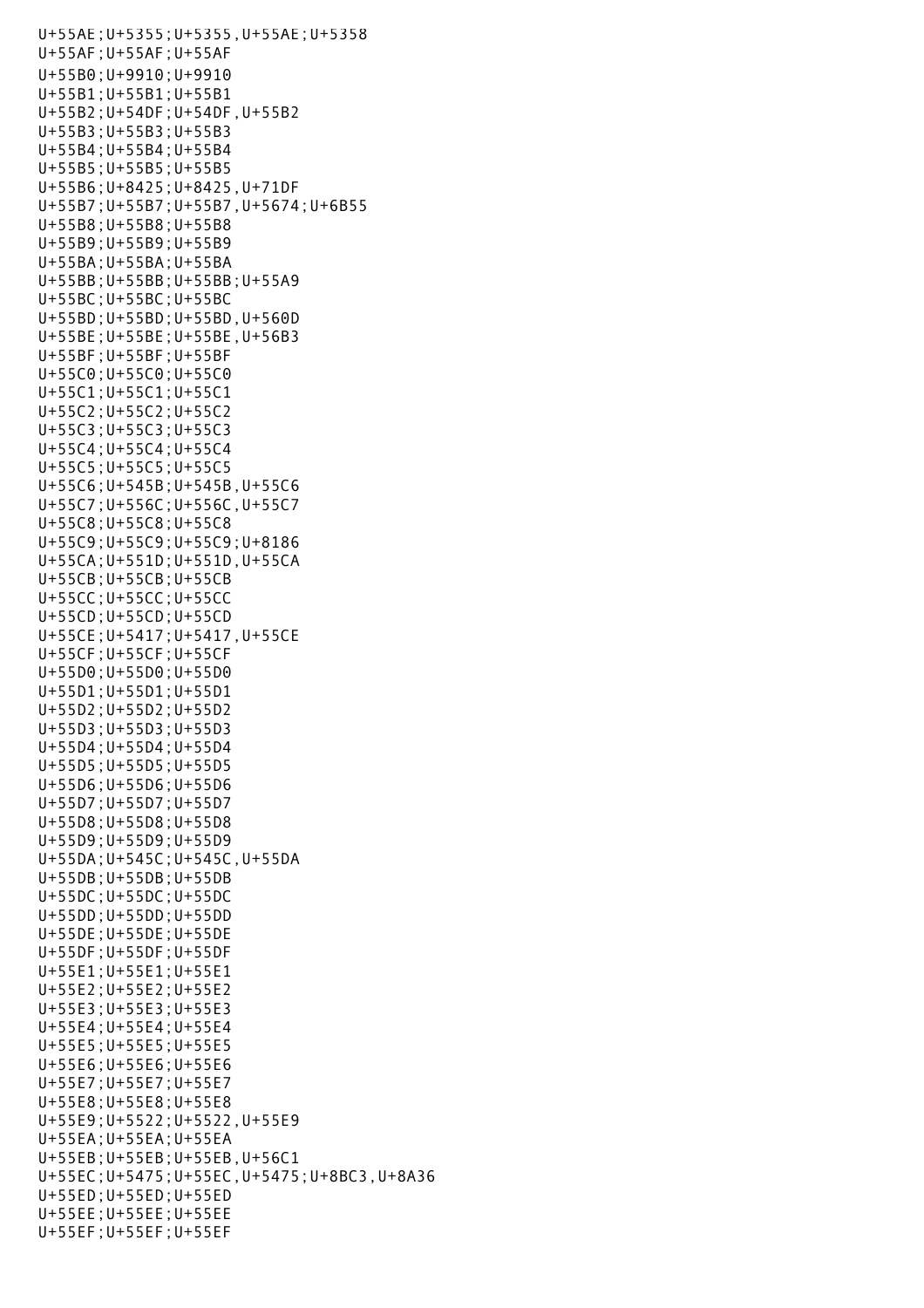U+55AE;U+5355;U+5355,U+55AE;U+5358
U+55AF;U+55AF;U+55AF
U+55B0;U+9910;U+9910
U+55B1;U+55B1;U+55B1
U+55B2;U+54DF;U+54DF,U+55B2
U+55B3;U+55B3;U+55B3
U+55B4;U+55B4;U+55B4
U+55B5;U+55B5;U+55B5
U+55B6;U+8425;U+8425,U+71DF
U+55B7;U+55B7;U+55B7,U+5674;U+6B55
U+55B8;U+55B8;U+55B8
U+55B9;U+55B9;U+55B9
U+55BA;U+55BA;U+55BA
U+55BB;U+55BB;U+55BB;U+55A9
U+55BC;U+55BC;U+55BC
U+55BD;U+55BD;U+55BD,U+560D
U+55BE;U+55BE;U+55BE,U+56B3
U+55BF;U+55BF;U+55BF
U+55C0;U+55C0;U+55C0
U+55C1;U+55C1;U+55C1
U+55C2;U+55C2;U+55C2
U+55C3;U+55C3;U+55C3
U+55C4;U+55C4;U+55C4
U+55C5;U+55C5;U+55C5
U+55C6;U+545B;U+545B,U+55C6
U+55C7;U+556C;U+556C,U+55C7
U+55C8;U+55C8;U+55C8
U+55C9;U+55C9;U+55C9;U+8186
U+55CA;U+551D;U+551D,U+55CA
U+55CB;U+55CB;U+55CB
U+55CC;U+55CC;U+55CC
U+55CD;U+55CD;U+55CD
U+55CE;U+5417;U+5417,U+55CE
U+55CF;U+55CF;U+55CF
U+55D0;U+55D0;U+55D0
U+55D1;U+55D1;U+55D1
U+55D2;U+55D2;U+55D2
U+55D3;U+55D3;U+55D3
U+55D4;U+55D4;U+55D4
U+55D5;U+55D5;U+55D5
U+55D6;U+55D6;U+55D6
U+55D7;U+55D7;U+55D7
U+55D8;U+55D8;U+55D8
U+55D9;U+55D9;U+55D9
U+55DA;U+545C;U+545C,U+55DA
U+55DB;U+55DB;U+55DB
U+55DC;U+55DC;U+55DC
U+55DD;U+55DD;U+55DD
U+55DE;U+55DE;U+55DE
U+55DF;U+55DF;U+55DF
U+55E1;U+55E1;U+55E1
U+55E2;U+55E2;U+55E2
U+55E3;U+55E3;U+55E3
U+55E4;U+55E4;U+55E4
U+55E5;U+55E5;U+55E5
U+55E6;U+55E6;U+55E6
U+55E7;U+55E7;U+55E7
U+55E8;U+55E8;U+55E8
U+55E9;U+5522;U+5522,U+55E9
U+55EA;U+55EA;U+55EA
U+55EB;U+55EB;U+55EB,U+56C1
U+55EC;U+5475;U+55EC,U+5475;U+8BC3,U+8A36
U+55ED;U+55ED;U+55ED
U+55EE;U+55EE;U+55EE
U+55EF;U+55EF;U+55EF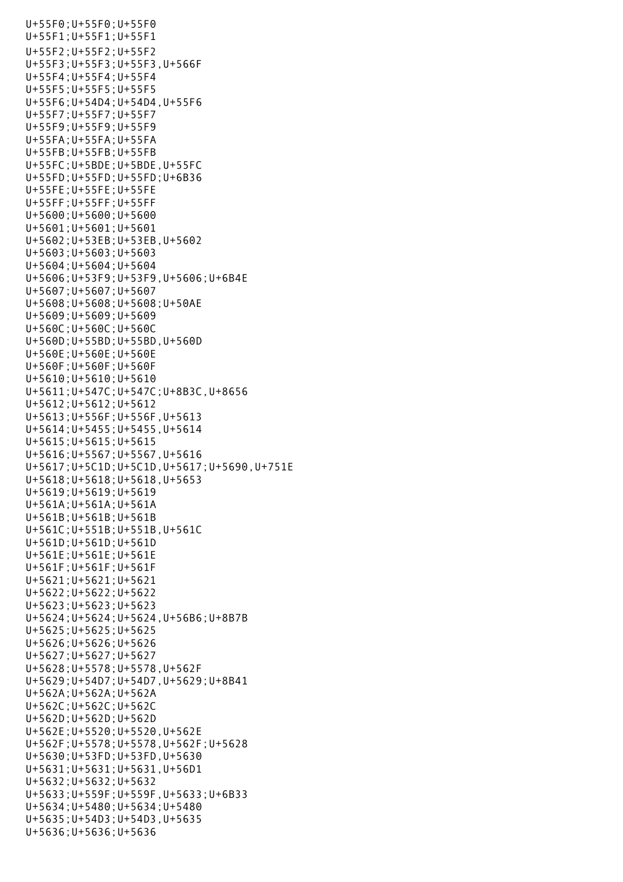U+55F0;U+55F0;U+55F0
U+55F1;U+55F1;U+55F1
U+55F2;U+55F2;U+55F2
U+55F3;U+55F3;U+55F3,U+566F
U+55F4;U+55F4;U+55F4
U+55F5;U+55F5;U+55F5
U+55F6;U+54D4;U+54D4,U+55F6
U+55F7;U+55F7;U+55F7
U+55F9;U+55F9;U+55F9
U+55FA;U+55FA;U+55FA
U+55FB;U+55FB;U+55FB
U+55FC;U+5BDE;U+5BDE,U+55FC
U+55FD;U+55FD;U+55FD;U+6B36
U+55FE;U+55FE;U+55FE
U+55FF;U+55FF;U+55FF
U+5600;U+5600;U+5600
U+5601;U+5601;U+5601
U+5602;U+53EB;U+53EB,U+5602
U+5603;U+5603;U+5603
U+5604;U+5604;U+5604
U+5606;U+53F9;U+53F9,U+5606;U+6B4E
U+5607;U+5607;U+5607
U+5608;U+5608;U+5608;U+50AE
U+5609;U+5609;U+5609
U+560C;U+560C;U+560C
U+560D;U+55BD;U+55BD,U+560D
U+560E;U+560E;U+560E
U+560F;U+560F;U+560F
U+5610;U+5610;U+5610
U+5611;U+547C;U+547C;U+8B3C,U+8656
U+5612;U+5612;U+5612
U+5613;U+556F;U+556F,U+5613
U+5614;U+5455;U+5455,U+5614
U+5615;U+5615;U+5615
U+5616;U+5567;U+5567,U+5616
U+5617;U+5C1D;U+5C1D,U+5617;U+5690,U+751E
U+5618;U+5618;U+5618,U+5653
U+5619;U+5619;U+5619
U+561A;U+561A;U+561A
U+561B;U+561B;U+561B
U+561C;U+551B;U+551B,U+561C
U+561D;U+561D;U+561D
U+561E;U+561E;U+561E
U+561F;U+561F;U+561F
U+5621;U+5621;U+5621
U+5622;U+5622;U+5622
U+5623;U+5623;U+5623
U+5624;U+5624;U+5624,U+56B6;U+8B7B
U+5625;U+5625;U+5625
U+5626;U+5626;U+5626
U+5627;U+5627;U+5627
U+5628;U+5578;U+5578,U+562F
U+5629;U+54D7;U+54D7,U+5629;U+8B41
U+562A;U+562A;U+562A
U+562C;U+562C;U+562C
U+562D;U+562D;U+562D
U+562E;U+5520;U+5520,U+562E
U+562F;U+5578;U+5578,U+562F;U+5628
U+5630;U+53FD;U+53FD,U+5630
U+5631;U+5631;U+5631,U+56D1
U+5632;U+5632;U+5632
U+5633;U+559F;U+559F,U+5633;U+6B33
U+5634;U+5480;U+5634;U+5480
U+5635;U+54D3;U+54D3,U+5635
U+5636;U+5636;U+5636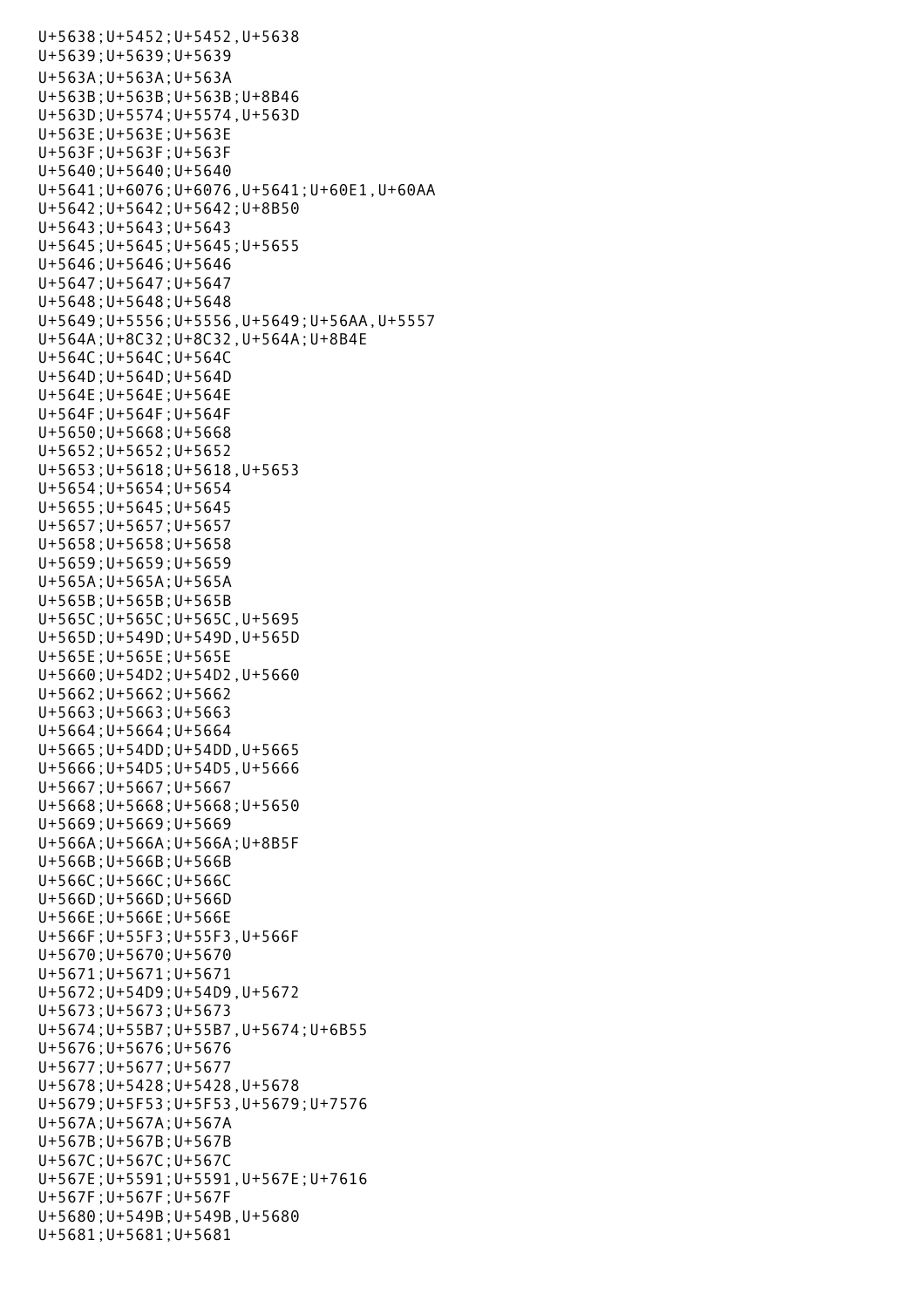U+5638;U+5452;U+5452,U+5638
U+5639;U+5639;U+5639
U+563A;U+563A;U+563A
U+563B;U+563B;U+563B;U+8B46
U+563D;U+5574;U+5574,U+563D
U+563E;U+563E;U+563E
U+563F;U+563F;U+563F
U+5640;U+5640;U+5640
U+5641;U+6076;U+6076,U+5641;U+60E1,U+60AA
U+5642;U+5642;U+5642;U+8B50
U+5643;U+5643;U+5643
U+5645;U+5645;U+5645;U+5655
U+5646;U+5646;U+5646
U+5647;U+5647;U+5647
U+5648;U+5648;U+5648
U+5649;U+5556;U+5556,U+5649;U+56AA,U+5557
U+564A;U+8C32;U+8C32,U+564A;U+8B4E
U+564C;U+564C;U+564C
U+564D;U+564D;U+564D
U+564E;U+564E;U+564E
U+564F;U+564F;U+564F
U+5650;U+5668;U+5668
U+5652;U+5652;U+5652
U+5653;U+5618;U+5618,U+5653
U+5654;U+5654;U+5654
U+5655;U+5645;U+5645
U+5657;U+5657;U+5657
U+5658;U+5658;U+5658
U+5659;U+5659;U+5659
U+565A;U+565A;U+565A
U+565B;U+565B;U+565B
U+565C;U+565C;U+565C,U+5695
U+565D;U+549D;U+549D,U+565D
U+565E;U+565E;U+565E
U+5660;U+54D2;U+54D2,U+5660
U+5662;U+5662;U+5662
U+5663;U+5663;U+5663
U+5664;U+5664;U+5664
U+5665;U+54DD;U+54DD,U+5665
U+5666;U+54D5;U+54D5,U+5666
U+5667;U+5667;U+5667
U+5668;U+5668;U+5668;U+5650
U+5669;U+5669;U+5669
U+566A;U+566A;U+566A;U+8B5F
U+566B;U+566B;U+566B
U+566C;U+566C;U+566C
U+566D;U+566D;U+566D
U+566E;U+566E;U+566E
U+566F;U+55F3;U+55F3,U+566F
U+5670;U+5670;U+5670
U+5671;U+5671;U+5671
U+5672;U+54D9;U+54D9,U+5672
U+5673;U+5673;U+5673
U+5674;U+55B7;U+55B7,U+5674;U+6B55
U+5676;U+5676;U+5676
U+5677;U+5677;U+5677
U+5678;U+5428;U+5428,U+5678
U+5679;U+5F53;U+5F53,U+5679;U+7576
U+567A;U+567A;U+567A
U+567B;U+567B;U+567B
U+567C;U+567C;U+567C
U+567E;U+5591;U+5591,U+567E;U+7616
U+567F;U+567F;U+567F
U+5680;U+549B;U+549B,U+5680
U+5681;U+5681;U+5681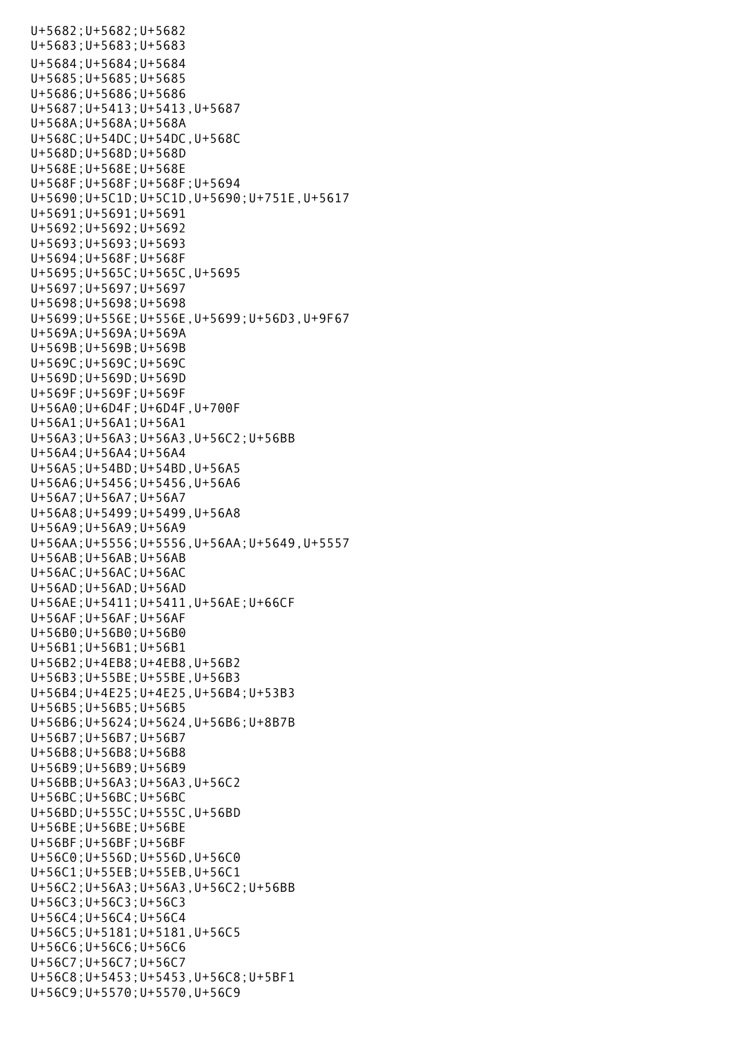```
U+5682;U+5682;U+5682
U+5683;U+5683;U+5683
U+5684;U+5684;U+5684
U+5685;U+5685;U+5685
U+5686;U+5686;U+5686
U+5687;U+5413;U+5413,U+5687
U+568A;U+568A;U+568A
U+568C;U+54DC;U+54DC,U+568C
U+568D;U+568D;U+568D
U+568E;U+568E;U+568E
U+568F;U+568F;U+568F;U+5694
U+5690;U+5C1D;U+5C1D,U+5690;U+751E,U+5617
U+5691;U+5691;U+5691
U+5692;U+5692;U+5692
U+5693;U+5693;U+5693
U+5694;U+568F;U+568F
U+5695;U+565C;U+565C,U+5695
U+5697;U+5697;U+5697
U+5698;U+5698;U+5698
U+5699;U+556E;U+556E,U+5699;U+56D3,U+9F67
U+569A;U+569A;U+569A
U+569B;U+569B;U+569B
U+569C;U+569C;U+569C
U+569D;U+569D;U+569D
U+569F;U+569F;U+569F
U+56A0;U+6D4F;U+6D4F,U+700F
U+56A1;U+56A1;U+56A1
U+56A3;U+56A3;U+56A3,U+56C2;U+56BB
U+56A4;U+56A4;U+56A4
U+56A5;U+54BD;U+54BD,U+56A5
U+56A6;U+5456;U+5456,U+56A6
U+56A7;U+56A7;U+56A7
U+56A8;U+5499;U+5499,U+56A8
U+56A9;U+56A9;U+56A9
U+56AA;U+5556;U+5556,U+56AA;U+5649,U+5557
U+56AB;U+56AB;U+56AB
U+56AC;U+56AC;U+56AC
U+56AD;U+56AD;U+56AD
U+56AE;U+5411;U+5411,U+56AE;U+66CF
U+56AF;U+56AF;U+56AF
U+56B0;U+56B0;U+56B0
U+56B1;U+56B1;U+56B1
U+56B2;U+4EB8;U+4EB8,U+56B2
U+56B3;U+55BE;U+55BE,U+56B3
U+56B4;U+4E25;U+4E25,U+56B4;U+53B3
U+56B5;U+56B5;U+56B5
U+56B6;U+5624;U+5624,U+56B6;U+8B7B
U+56B7;U+56B7;U+56B7
U+56B8;U+56B8;U+56B8
U+56B9;U+56B9;U+56B9
U+56BB;U+56A3;U+56A3,U+56C2
U+56BC;U+56BC;U+56BC
U+56BD;U+555C;U+555C,U+56BD
U+56BE;U+56BE;U+56BE
U+56BF;U+56BF;U+56BF
U+56C0;U+556D;U+556D,U+56C0
U+56C1;U+55EB;U+55EB,U+56C1
U+56C2;U+56A3;U+56A3,U+56C2;U+56BB
U+56C3;U+56C3;U+56C3
U+56C4;U+56C4;U+56C4
U+56C5;U+5181;U+5181,U+56C5
U+56C6;U+56C6;U+56C6
U+56C7;U+56C7;U+56C7
U+56C8;U+5453;U+5453,U+56C8;U+5BF1
U+56C9;U+5570;U+5570,U+56C9
```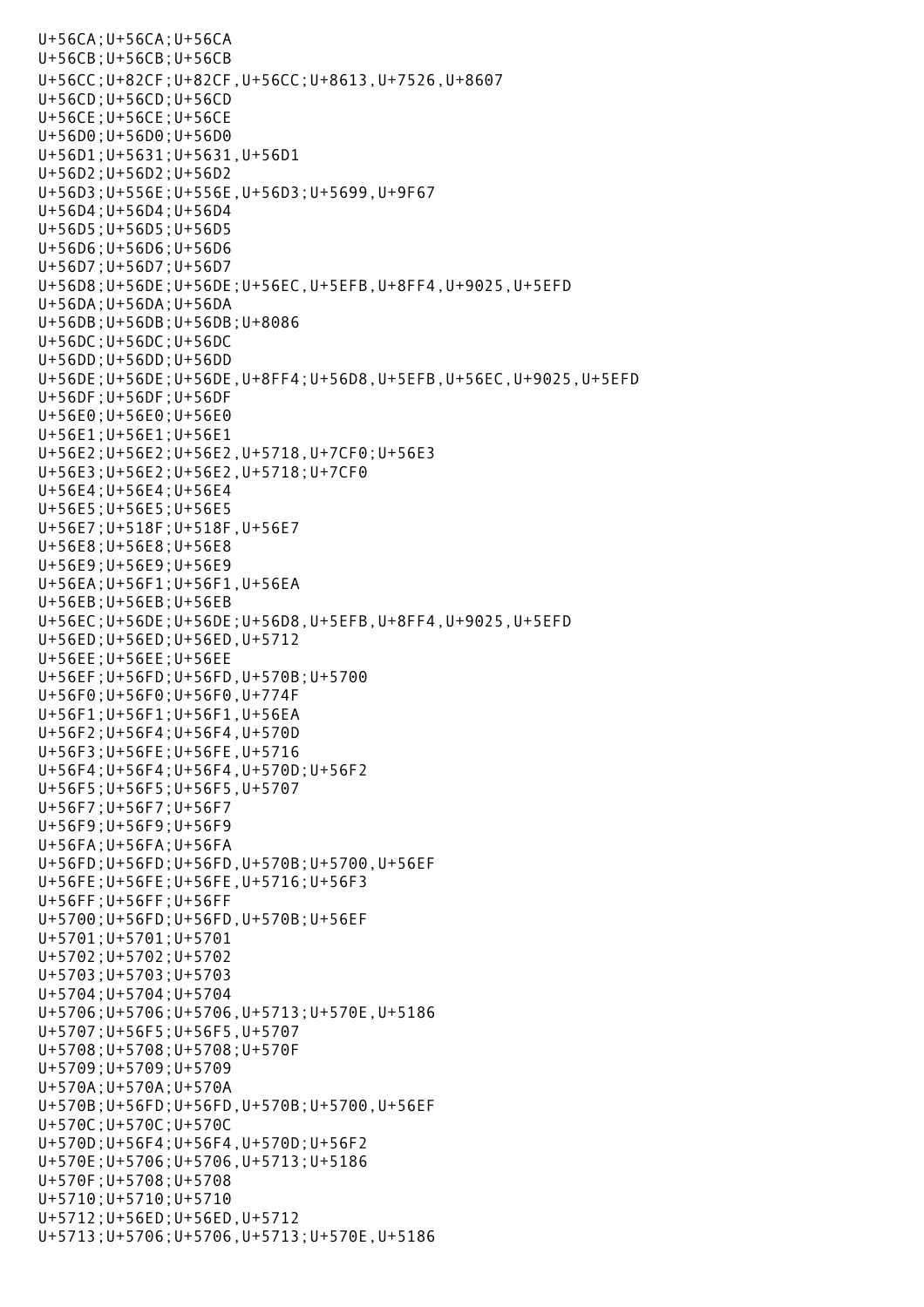```
U+56CA;U+56CA;U+56CA
U+56CB;U+56CB;U+56CB
U+56CC;U+82CF;U+82CF,U+56CC;U+8613,U+7526,U+8607
U+56CD;U+56CD;U+56CD
U+56CE;U+56CE;U+56CE
U+56D0;U+56D0;U+56D0
U+56D1;U+5631;U+5631,U+56D1
U+56D2;U+56D2;U+56D2
U+56D3;U+556E;U+556E,U+56D3;U+5699,U+9F67
U+56D4;U+56D4;U+56D4
U+56D5;U+56D5;U+56D5
U+56D6;U+56D6;U+56D6
U+56D7;U+56D7;U+56D7
U+56D8;U+56DE;U+56DE;U+56EC,U+5EFB,U+8FF4,U+9025,U+5EFD
U+56DA;U+56DA;U+56DA
U+56DB;U+56DB;U+56DB;U+8086
U+56DC;U+56DC;U+56DC
U+56DD;U+56DD;U+56DD
U+56DE;U+56DE;U+56DE,U+8FF4;U+56D8,U+5EFB,U+56EC,U+9025,U+5EFD
U+56DF;U+56DF;U+56DF
U+56E0;U+56E0;U+56E0
U+56E1;U+56E1;U+56E1
U+56E2;U+56E2;U+56E2,U+5718,U+7CF0;U+56E3
U+56E3;U+56E2;U+56E2,U+5718;U+7CF0
U+56E4;U+56E4;U+56E4
U+56E5;U+56E5;U+56E5
U+56E7;U+518F;U+518F,U+56E7
U+56E8;U+56E8;U+56E8
U+56E9;U+56E9;U+56E9
U+56EA;U+56F1;U+56F1,U+56EA
U+56EB;U+56EB;U+56EB
U+56EC;U+56DE;U+56DE;U+56D8,U+5EFB,U+8FF4,U+9025,U+5EFD
U+56ED;U+56ED;U+56ED,U+5712
U+56EE;U+56EE;U+56EE
U+56EF;U+56FD;U+56FD,U+570B;U+5700
U+56F0;U+56F0;U+56F0,U+774F
U+56F1;U+56F1;U+56F1,U+56EA
U+56F2;U+56F4;U+56F4,U+570D
U+56F3;U+56FE;U+56FE,U+5716
U+56F4;U+56F4;U+56F4,U+570D;U+56F2
U+56F5;U+56F5;U+56F5,U+5707
U+56F7;U+56F7;U+56F7
U+56F9;U+56F9;U+56F9
U+56FA;U+56FA;U+56FA
U+56FD;U+56FD;U+56FD,U+570B;U+5700,U+56EF
U+56FE;U+56FE;U+56FE,U+5716;U+56F3
U+56FF;U+56FF;U+56FF
U+5700;U+56FD;U+56FD,U+570B;U+56EF
U+5701;U+5701;U+5701
U+5702;U+5702;U+5702
U+5703;U+5703;U+5703
U+5704;U+5704;U+5704
U+5706;U+5706;U+5706,U+5713;U+570E,U+5186
U+5707;U+56F5;U+56F5,U+5707
U+5708;U+5708;U+5708;U+570F
U+5709;U+5709;U+5709
U+570A;U+570A;U+570A
U+570B;U+56FD;U+56FD,U+570B;U+5700,U+56EF
U+570C;U+570C;U+570C
U+570D;U+56F4;U+56F4,U+570D;U+56F2
U+570E;U+5706;U+5706,U+5713;U+5186
U+570F;U+5708;U+5708
U+5710;U+5710;U+5710
U+5712;U+56ED;U+56ED,U+5712
U+5713;U+5706;U+5706,U+5713;U+570E,U+5186
```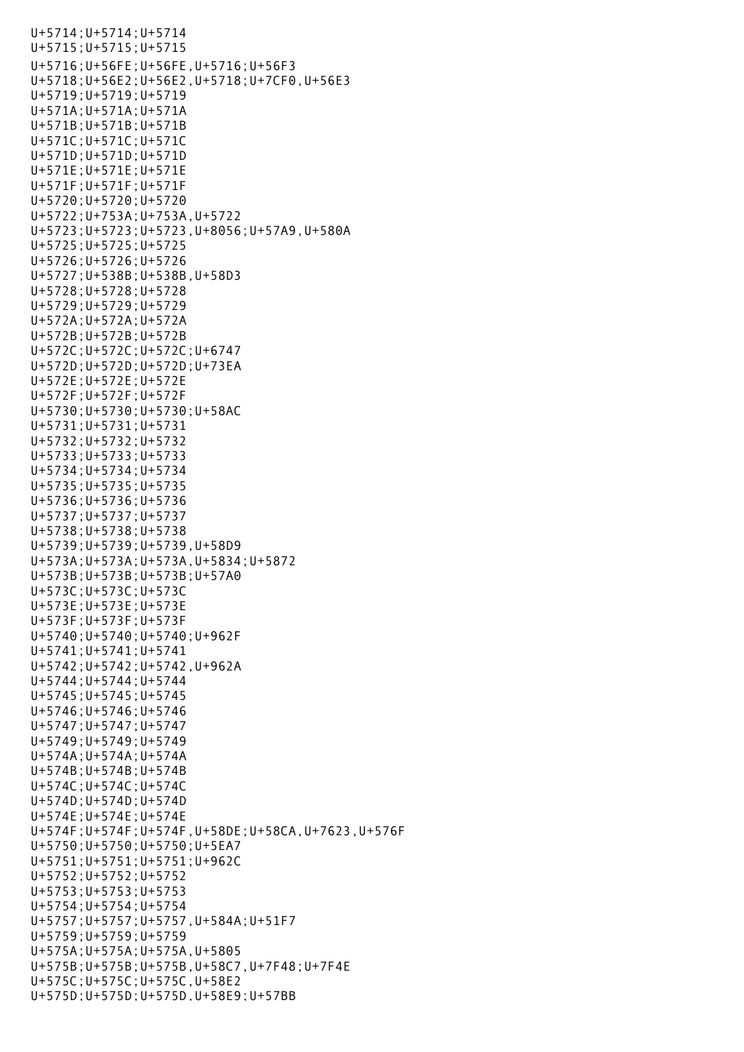U+5714;U+5714;U+5714
U+5715;U+5715;U+5715
U+5716;U+56FE;U+56FE,U+5716;U+56F3
U+5718;U+56E2;U+56E2,U+5718;U+7CF0,U+56E3
U+5719;U+5719;U+5719
U+571A;U+571A;U+571A
U+571B;U+571B;U+571B
U+571C;U+571C;U+571C
U+571D;U+571D;U+571D
U+571E;U+571E;U+571E
U+571F;U+571F;U+571F
U+5720;U+5720;U+5720
U+5722;U+753A;U+753A,U+5722
U+5723;U+5723;U+5723,U+8056;U+57A9,U+580A
U+5725;U+5725;U+5725
U+5726;U+5726;U+5726
U+5727;U+538B;U+538B,U+58D3
U+5728;U+5728;U+5728
U+5729;U+5729;U+5729
U+572A;U+572A;U+572A
U+572B;U+572B;U+572B
U+572C;U+572C;U+572C;U+6747
U+572D;U+572D;U+572D;U+73EA
U+572E;U+572E;U+572E
U+572F;U+572F;U+572F
U+5730;U+5730;U+5730;U+58AC
U+5731;U+5731;U+5731
U+5732;U+5732;U+5732
U+5733;U+5733;U+5733
U+5734;U+5734;U+5734
U+5735;U+5735;U+5735
U+5736;U+5736;U+5736
U+5737;U+5737;U+5737
U+5738;U+5738;U+5738
U+5739;U+5739;U+5739,U+58D9
U+573A;U+573A;U+573A,U+5834;U+5872
U+573B;U+573B;U+573B;U+57A0
U+573C;U+573C;U+573C
U+573E;U+573E;U+573E
U+573F;U+573F;U+573F
U+5740;U+5740;U+5740;U+962F
U+5741;U+5741;U+5741
U+5742;U+5742;U+5742,U+962A
U+5744;U+5744;U+5744
U+5745;U+5745;U+5745
U+5746;U+5746;U+5746
U+5747;U+5747;U+5747
U+5749;U+5749;U+5749
U+574A;U+574A;U+574A
U+574B;U+574B;U+574B
U+574C;U+574C;U+574C
U+574D;U+574D;U+574D
U+574E;U+574E;U+574E
U+574F;U+574F;U+574F,U+58DE;U+58CA,U+7623,U+576F
U+5750;U+5750;U+5750;U+5EA7
U+5751;U+5751;U+5751;U+962C
U+5752;U+5752;U+5752
U+5753;U+5753;U+5753
U+5754;U+5754;U+5754
U+5757;U+5757;U+5757,U+584A;U+51F7
U+5759;U+5759;U+5759
U+575A;U+575A;U+575A,U+5805
U+575B;U+575B;U+575B,U+58C7,U+7F48;U+7F4E
U+575C;U+575C;U+575C,U+58E2
U+575D;U+575D;U+575D,U+58E9;U+57BB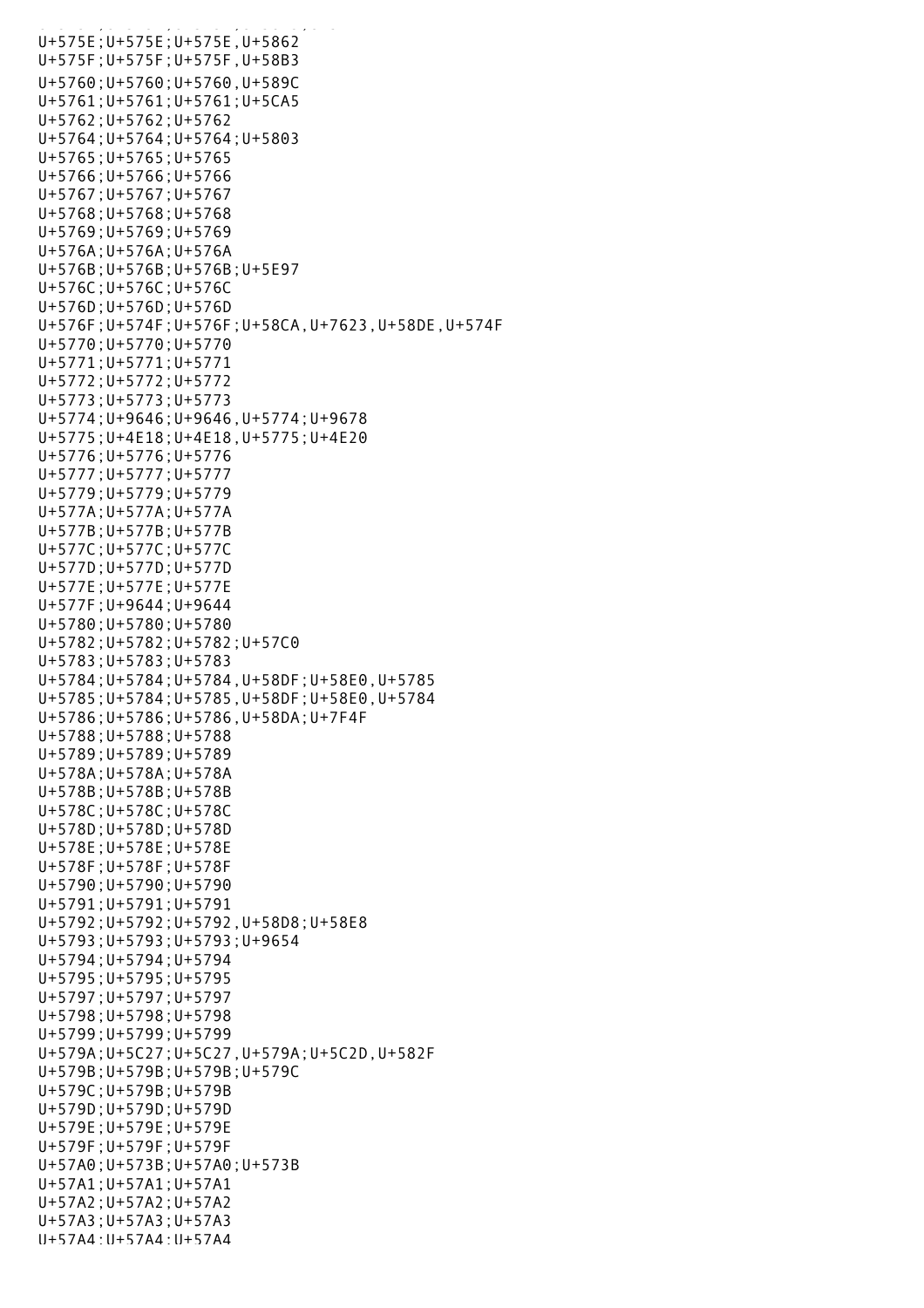```
U+575E;U+575E;U+575E,U+5862
U+575F;U+575F;U+575F,U+58B3
U+5760;U+5760;U+5760,U+589C
U+5761;U+5761;U+5761;U+5CA5
U+5762;U+5762;U+5762
U+5764;U+5764;U+5764;U+5803
U+5765;U+5765;U+5765
U+5766;U+5766;U+5766
U+5767;U+5767;U+5767
U+5768;U+5768;U+5768
U+5769;U+5769;U+5769
U+576A;U+576A;U+576A
U+576B;U+576B;U+576B;U+5E97
U+576C;U+576C;U+576C
U+576D;U+576D;U+576D
U+576F;U+574F;U+576F;U+58CA,U+7623,U+58DE,U+574F
U+5770;U+5770;U+5770
U+5771;U+5771;U+5771
U+5772;U+5772;U+5772
U+5773;U+5773;U+5773
U+5774;U+9646;U+9646,U+5774;U+9678
U+5775;U+4E18;U+4E18,U+5775;U+4E20
U+5776;U+5776;U+5776
U+5777;U+5777;U+5777
U+5779;U+5779;U+5779
U+577A;U+577A;U+577A
U+577B;U+577B;U+577B
U+577C;U+577C;U+577C
U+577D;U+577D;U+577D
U+577E;U+577E;U+577E
U+577F;U+9644;U+9644
U+5780;U+5780;U+5780
U+5782;U+5782;U+5782;U+57C0
U+5783;U+5783;U+5783
U+5784;U+5784;U+5784,U+58DF;U+58E0,U+5785
U+5785;U+5784;U+5785,U+58DF;U+58E0,U+5784
U+5786;U+5786;U+5786,U+58DA;U+7F4F
U+5788;U+5788;U+5788
U+5789;U+5789;U+5789
U+578A;U+578A;U+578A
U+578B;U+578B;U+578B
U+578C;U+578C;U+578C
U+578D;U+578D;U+578D
U+578E;U+578E;U+578E
U+578F;U+578F;U+578F
U+5790;U+5790;U+5790
U+5791;U+5791;U+5791
U+5792;U+5792;U+5792,U+58D8;U+58E8
U+5793;U+5793;U+5793;U+9654
U+5794;U+5794;U+5794
U+5795;U+5795;U+5795
U+5797;U+5797;U+5797
U+5798;U+5798;U+5798
U+5799;U+5799;U+5799
U+579A;U+5C27;U+5C27,U+579A;U+5C2D,U+582F
U+579B;U+579B;U+579B;U+579C
U+579C;U+579B;U+579B
U+579D;U+579D;U+579D
U+579E;U+579E;U+579E
U+579F;U+579F;U+579F
U+57A0;U+573B;U+57A0;U+573B
U+57A1;U+57A1;U+57A1
U+57A2;U+57A2;U+57A2
U+57A3;U+57A3;U+57A3
U+57A4;U+57A4;U+57A4
```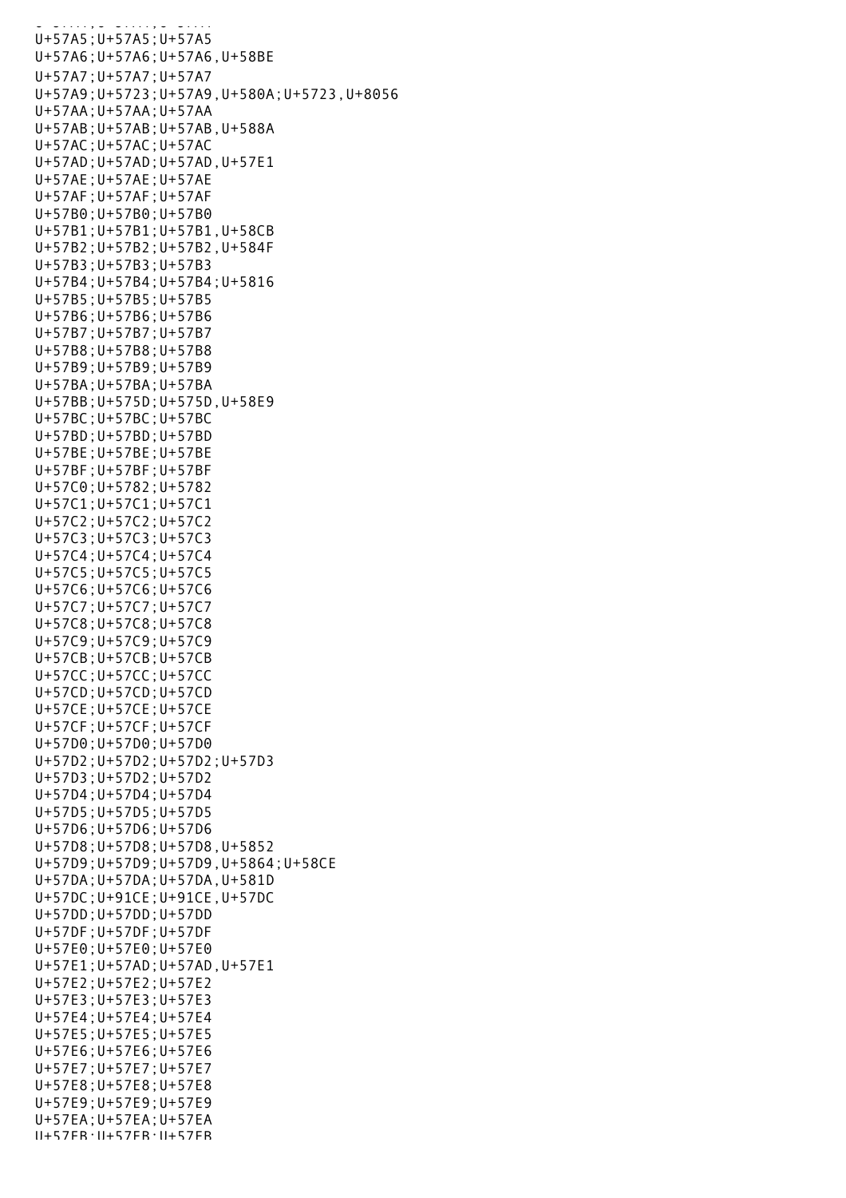U+57A5;U+57A5;U+57A5
U+57A6;U+57A6;U+57A6,U+58BE
U+57A7;U+57A7;U+57A7
U+57A9;U+5723;U+57A9,U+580A;U+5723,U+8056
U+57AA;U+57AA;U+57AA
U+57AB;U+57AB;U+57AB,U+588A
U+57AC;U+57AC;U+57AC
U+57AD;U+57AD;U+57AD,U+57E1
U+57AE;U+57AE;U+57AE
U+57AF;U+57AF;U+57AF
U+57B0;U+57B0;U+57B0
U+57B1;U+57B1;U+57B1,U+58CB
U+57B2;U+57B2;U+57B2,U+584F
U+57B3;U+57B3;U+57B3
U+57B4;U+57B4;U+57B4;U+5816
U+57B5;U+57B5;U+57B5
U+57B6;U+57B6;U+57B6
U+57B7;U+57B7;U+57B7
U+57B8;U+57B8;U+57B8
U+57B9;U+57B9;U+57B9
U+57BA;U+57BA;U+57BA
U+57BB;U+575D;U+575D,U+58E9
U+57BC;U+57BC;U+57BC
U+57BD;U+57BD;U+57BD
U+57BE;U+57BE;U+57BE
U+57BF;U+57BF;U+57BF
U+57C0;U+5782;U+5782
U+57C1;U+57C1;U+57C1
U+57C2;U+57C2;U+57C2
U+57C3;U+57C3;U+57C3
U+57C4;U+57C4;U+57C4
U+57C5;U+57C5;U+57C5
U+57C6;U+57C6;U+57C6
U+57C7;U+57C7;U+57C7
U+57C8;U+57C8;U+57C8
U+57C9;U+57C9;U+57C9
U+57CB;U+57CB;U+57CB
U+57CC;U+57CC;U+57CC
U+57CD;U+57CD;U+57CD
U+57CE;U+57CE;U+57CE
U+57CF;U+57CF;U+57CF
U+57D0;U+57D0;U+57D0
U+57D2;U+57D2;U+57D2;U+57D3
U+57D3;U+57D2;U+57D2
U+57D4;U+57D4;U+57D4
U+57D5;U+57D5;U+57D5
U+57D6;U+57D6;U+57D6
U+57D8;U+57D8;U+57D8,U+5852
U+57D9;U+57D9;U+57D9,U+5864;U+58CE
U+57DA;U+57DA;U+57DA,U+581D
U+57DC;U+91CE;U+91CE,U+57DC
U+57DD;U+57DD;U+57DD
U+57DF;U+57DF;U+57DF
U+57E0;U+57E0;U+57E0
U+57E1;U+57AD;U+57AD,U+57E1
U+57E2;U+57E2;U+57E2
U+57E3;U+57E3;U+57E3
U+57E4;U+57E4;U+57E4
U+57E5;U+57E5;U+57E5
U+57E6;U+57E6;U+57E6
U+57E7;U+57E7;U+57E7
U+57E8;U+57E8;U+57E8
U+57E9;U+57E9;U+57E9
U+57EA;U+57EA;U+57EA
U+57EB;U+57EB;U+57EB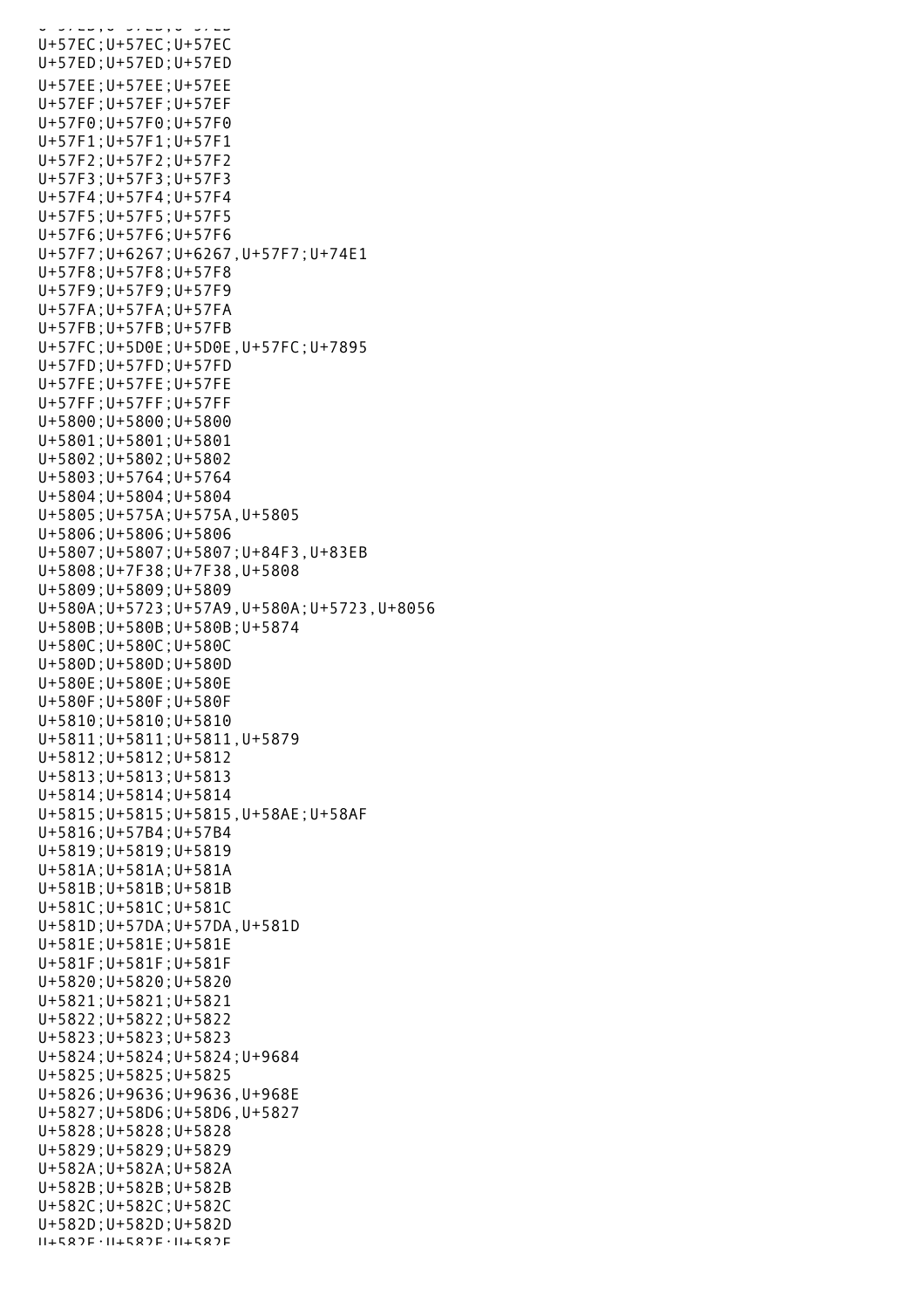U+57EC;U+57EC;U+57EC
U+57ED;U+57ED;U+57ED
U+57EE;U+57EE;U+57EE
U+57EF;U+57EF;U+57EF
U+57F0;U+57F0;U+57F0
U+57F1;U+57F1;U+57F1
U+57F2;U+57F2;U+57F2
U+57F3;U+57F3;U+57F3
U+57F4;U+57F4;U+57F4
U+57F5;U+57F5;U+57F5
U+57F6;U+57F6;U+57F6
U+57F7;U+6267;U+6267,U+57F7;U+74E1
U+57F8;U+57F8;U+57F8
U+57F9;U+57F9;U+57F9
U+57FA;U+57FA;U+57FA
U+57FB;U+57FB;U+57FB
U+57FC;U+5D0E;U+5D0E,U+57FC;U+7895
U+57FD;U+57FD;U+57FD
U+57FE;U+57FE;U+57FE
U+57FF;U+57FF;U+57FF
U+5800;U+5800;U+5800
U+5801;U+5801;U+5801
U+5802;U+5802;U+5802
U+5803;U+5764;U+5764
U+5804;U+5804;U+5804
U+5805;U+575A;U+575A,U+5805
U+5806;U+5806;U+5806
U+5807;U+5807;U+5807;U+84F3,U+83EB
U+5808;U+7F38;U+7F38,U+5808
U+5809;U+5809;U+5809
U+580A;U+5723;U+57A9,U+580A;U+5723,U+8056
U+580B;U+580B;U+580B;U+5874
U+580C;U+580C;U+580C
U+580D;U+580D;U+580D
U+580E;U+580E;U+580E
U+580F;U+580F;U+580F
U+5810;U+5810;U+5810
U+5811;U+5811;U+5811,U+5879
U+5812;U+5812;U+5812
U+5813;U+5813;U+5813
U+5814;U+5814;U+5814
U+5815;U+5815;U+5815,U+58AE;U+58AF
U+5816;U+57B4;U+57B4
U+5819;U+5819;U+5819
U+581A;U+581A;U+581A
U+581B;U+581B;U+581B
U+581C;U+581C;U+581C
U+581D;U+57DA;U+57DA,U+581D
U+581E;U+581E;U+581E
U+581F;U+581F;U+581F
U+5820;U+5820;U+5820
U+5821;U+5821;U+5821
U+5822;U+5822;U+5822
U+5823;U+5823;U+5823
U+5824;U+5824;U+5824;U+9684
U+5825;U+5825;U+5825
U+5826;U+9636;U+9636,U+968E
U+5827;U+58D6;U+58D6,U+5827
U+5828;U+5828;U+5828
U+5829;U+5829;U+5829
U+582A;U+582A;U+582A
U+582B;U+582B;U+582B
U+582C;U+582C;U+582C
U+582D;U+582D;U+582D
U+582E;U+582E;U+582E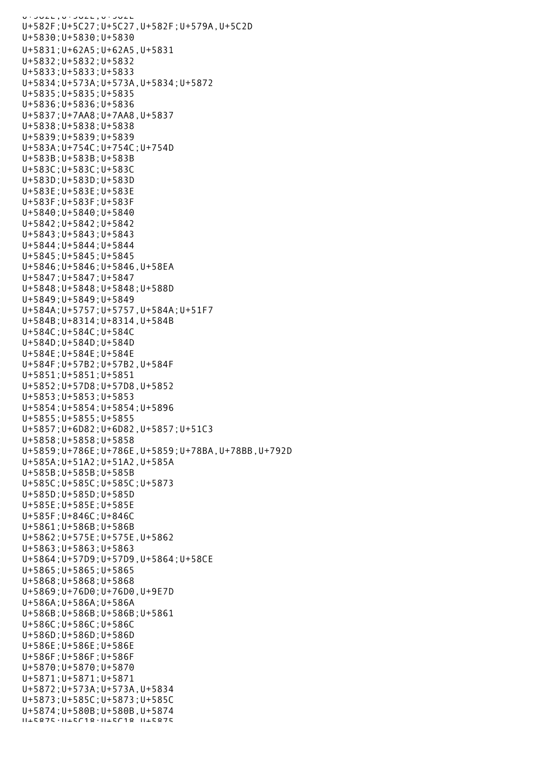U+582F;U+5C27;U+5C27,U+582F;U+579A,U+5C2D
U+5830;U+5830;U+5830
U+5831;U+62A5;U+62A5,U+5831
U+5832;U+5832;U+5832
U+5833;U+5833;U+5833
U+5834;U+573A;U+573A,U+5834;U+5872
U+5835;U+5835;U+5835
U+5836;U+5836;U+5836
U+5837;U+7AA8;U+7AA8,U+5837
U+5838;U+5838;U+5838
U+5839;U+5839;U+5839
U+583A;U+754C;U+754C;U+754D
U+583B;U+583B;U+583B
U+583C;U+583C;U+583C
U+583D;U+583D;U+583D
U+583E;U+583E;U+583E
U+583F;U+583F;U+583F
U+5840;U+5840;U+5840
U+5842;U+5842;U+5842
U+5843;U+5843;U+5843
U+5844;U+5844;U+5844
U+5845;U+5845;U+5845
U+5846;U+5846;U+5846,U+58EA
U+5847;U+5847;U+5847
U+5848;U+5848;U+5848;U+588D
U+5849;U+5849;U+5849
U+584A;U+5757;U+5757,U+584A;U+51F7
U+584B;U+8314;U+8314,U+584B
U+584C;U+584C;U+584C
U+584D;U+584D;U+584D
U+584E;U+584E;U+584E
U+584F;U+57B2;U+57B2,U+584F
U+5851;U+5851;U+5851
U+5852;U+57D8;U+57D8,U+5852
U+5853;U+5853;U+5853
U+5854;U+5854;U+5854;U+5896
U+5855;U+5855;U+5855
U+5857;U+6D82;U+6D82,U+5857;U+51C3
U+5858;U+5858;U+5858
U+5859;U+786E;U+786E,U+5859;U+78BA,U+78BB,U+792D
U+585A;U+51A2;U+51A2,U+585A
U+585B;U+585B;U+585B
U+585C;U+585C;U+585C;U+5873
U+585D;U+585D;U+585D
U+585E;U+585E;U+585E
U+585F;U+846C;U+846C
U+5861;U+586B;U+586B
U+5862;U+575E;U+575E,U+5862
U+5863;U+5863;U+5863
U+5864;U+57D9;U+57D9,U+5864;U+58CE
U+5865;U+5865;U+5865
U+5868;U+5868;U+5868
U+5869;U+76D0;U+76D0,U+9E7D
U+586A;U+586A;U+586A
U+586B;U+586B;U+586B;U+5861
U+586C;U+586C;U+586C
U+586D;U+586D;U+586D
U+586E;U+586E;U+586E
U+586F;U+586F;U+586F
U+5870;U+5870;U+5870
U+5871;U+5871;U+5871
U+5872;U+573A;U+573A,U+5834
U+5873;U+585C;U+5873;U+585C
U+5874;U+580B;U+580B,U+5874
U+5875;U+5C18;U+5C18,U+5875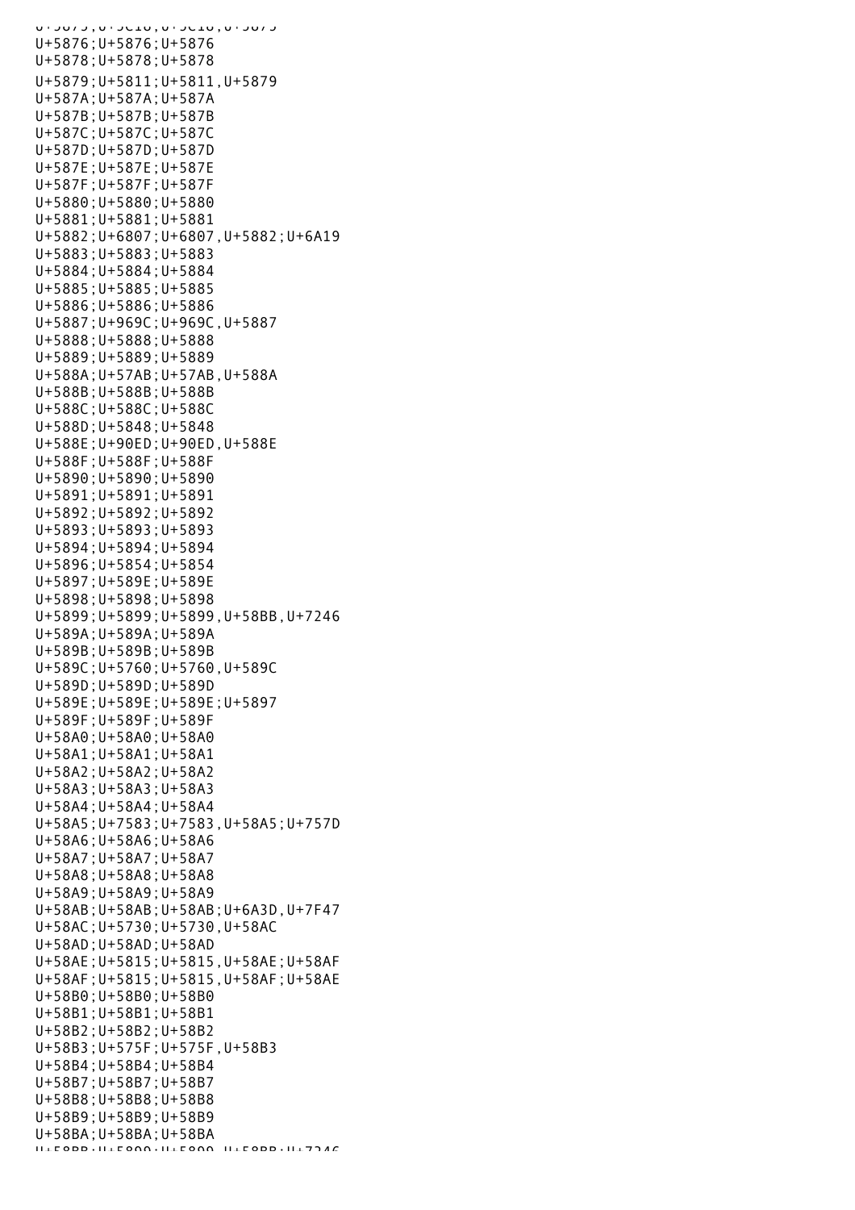U+5875;U+5C18;U+5C18,U+5875
U+5876;U+5876;U+5876
U+5878;U+5878;U+5878
U+5879;U+5811;U+5811,U+5879
U+587A;U+587A;U+587A
U+587B;U+587B;U+587B
U+587C;U+587C;U+587C
U+587D;U+587D;U+587D
U+587E;U+587E;U+587E
U+587F;U+587F;U+587F
U+5880;U+5880;U+5880
U+5881;U+5881;U+5881
U+5882;U+6807;U+6807,U+5882;U+6A19
U+5883;U+5883;U+5883
U+5884;U+5884;U+5884
U+5885;U+5885;U+5885
U+5886;U+5886;U+5886
U+5887;U+969C;U+969C,U+5887
U+5888;U+5888;U+5888
U+5889;U+5889;U+5889
U+588A;U+57AB;U+57AB,U+588A
U+588B;U+588B;U+588B
U+588C;U+588C;U+588C
U+588D;U+5848;U+5848
U+588E;U+90ED;U+90ED,U+588E
U+588F;U+588F;U+588F
U+5890;U+5890;U+5890
U+5891;U+5891;U+5891
U+5892;U+5892;U+5892
U+5893;U+5893;U+5893
U+5894;U+5894;U+5894
U+5896;U+5854;U+5854
U+5897;U+589E;U+589E
U+5898;U+5898;U+5898
U+5899;U+5899;U+5899,U+58BB,U+7246
U+589A;U+589A;U+589A
U+589B;U+589B;U+589B
U+589C;U+5760;U+5760,U+589C
U+589D;U+589D;U+589D
U+589E;U+589E;U+589E;U+5897
U+589F;U+589F;U+589F
U+58A0;U+58A0;U+58A0
U+58A1;U+58A1;U+58A1
U+58A2;U+58A2;U+58A2
U+58A3;U+58A3;U+58A3
U+58A4;U+58A4;U+58A4
U+58A5;U+7583;U+7583,U+58A5;U+757D
U+58A6;U+58A6;U+58A6
U+58A7;U+58A7;U+58A7
U+58A8;U+58A8;U+58A8
U+58A9;U+58A9;U+58A9
U+58AB;U+58AB;U+58AB;U+6A3D,U+7F47
U+58AC;U+5730;U+5730,U+58AC
U+58AD;U+58AD;U+58AD
U+58AE;U+5815;U+5815,U+58AE;U+58AF
U+58AF;U+5815;U+5815,U+58AF;U+58AE
U+58B0;U+58B0;U+58B0
U+58B1;U+58B1;U+58B1
U+58B2;U+58B2;U+58B2
U+58B3;U+575F;U+575F,U+58B3
U+58B4;U+58B4;U+58B4
U+58B7;U+58B7;U+58B7
U+58B8;U+58B8;U+58B8
U+58B9;U+58B9;U+58B9
U+58BA;U+58BA;U+58BA
U+58BB;U+5899;U+5899,U+58BB;U+7246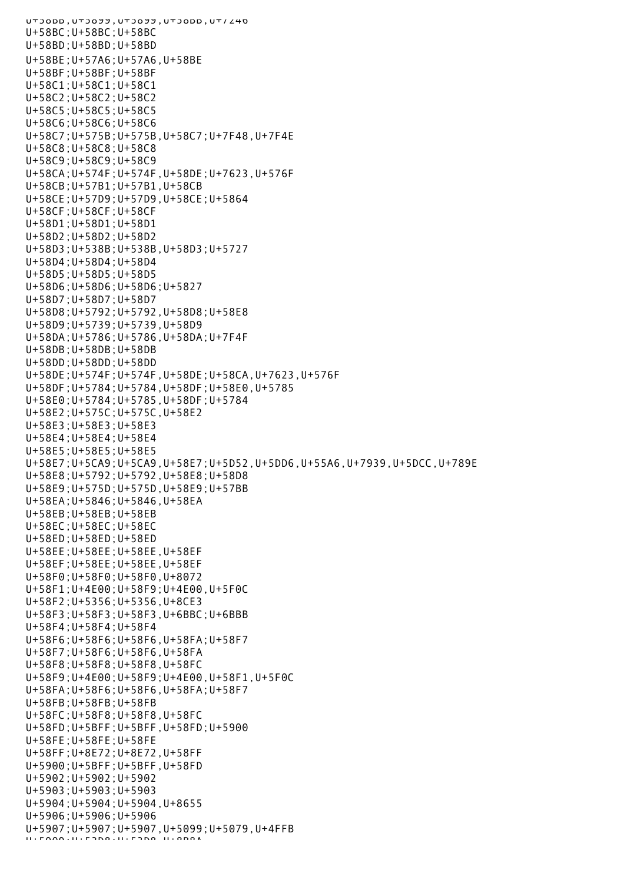U+58BB;U+5899;U+5899,U+58BB,U+7246
U+58BC;U+58BC;U+58BC
U+58BD;U+58BD;U+58BD
U+58BE;U+57A6;U+57A6,U+58BE
U+58BF;U+58BF;U+58BF
U+58C1;U+58C1;U+58C1
U+58C2;U+58C2;U+58C2
U+58C5;U+58C5;U+58C5
U+58C6;U+58C6;U+58C6
U+58C7;U+575B;U+575B,U+58C7;U+7F48,U+7F4E
U+58C8;U+58C8;U+58C8
U+58C9;U+58C9;U+58C9
U+58CA;U+574F;U+574F,U+58DE;U+7623,U+576F
U+58CB;U+57B1;U+57B1,U+58CB
U+58CE;U+57D9;U+57D9,U+58CE;U+5864
U+58CF;U+58CF;U+58CF
U+58D1;U+58D1;U+58D1
U+58D2;U+58D2;U+58D2
U+58D3;U+538B;U+538B,U+58D3;U+5727
U+58D4;U+58D4;U+58D4
U+58D5;U+58D5;U+58D5
U+58D6;U+58D6;U+58D6;U+5827
U+58D7;U+58D7;U+58D7
U+58D8;U+5792;U+5792,U+58D8;U+58E8
U+58D9;U+5739;U+5739,U+58D9
U+58DA;U+5786;U+5786,U+58DA;U+7F4F
U+58DB;U+58DB;U+58DB
U+58DD;U+58DD;U+58DD
U+58DE;U+574F;U+574F,U+58DE;U+58CA,U+7623,U+576F
U+58DF;U+5784;U+5784,U+58DF;U+58E0,U+5785
U+58E0;U+5784;U+5785,U+58DF;U+5784
U+58E2;U+575C;U+575C,U+58E2
U+58E3;U+58E3;U+58E3
U+58E4;U+58E4;U+58E4
U+58E5;U+58E5;U+58E5
U+58E7;U+5CA9;U+5CA9,U+58E7;U+5D52,U+5DD6,U+55A6,U+7939,U+5DCC,U+789E
U+58E8;U+5792;U+5792,U+58E8;U+58D8
U+58E9;U+575D;U+575D,U+58E9;U+57BB
U+58EA;U+5846;U+5846,U+58EA
U+58EB;U+58EB;U+58EB
U+58EC;U+58EC;U+58EC
U+58ED;U+58ED;U+58ED
U+58EE;U+58EE;U+58EE,U+58EF
U+58EF;U+58EE;U+58EE,U+58EF
U+58F0;U+58F0;U+58F0,U+8072
U+58F1;U+4E00;U+58F9;U+4E00,U+5F0C
U+58F2;U+5356;U+5356,U+8CE3
U+58F3;U+58F3;U+58F3,U+6BBC;U+6BBB
U+58F4;U+58F4;U+58F4
U+58F6;U+58F6;U+58F6,U+58FA;U+58F7
U+58F7;U+58F6;U+58F6,U+58FA
U+58F8;U+58F8;U+58F8,U+58FC
U+58F9;U+4E00;U+58F9;U+4E00,U+58F1,U+5F0C
U+58FA;U+58F6;U+58F6,U+58FA;U+58F7
U+58FB;U+58FB;U+58FB
U+58FC;U+58F8;U+58F8,U+58FC
U+58FD;U+5BFF;U+5BFF,U+58FD;U+5900
U+58FE;U+58FE;U+58FE
U+58FF;U+8E72;U+8E72,U+58FF
U+5900;U+5BFF;U+5BFF,U+58FD
U+5902;U+5902;U+5902
U+5903;U+5903;U+5903
U+5904;U+5904;U+5904,U+8655
U+5906;U+5906;U+5906
U+5907;U+5907;U+5907,U+5099;U+5079,U+4FFB
U+5909;U+53D8;U+53D8,U+8B8A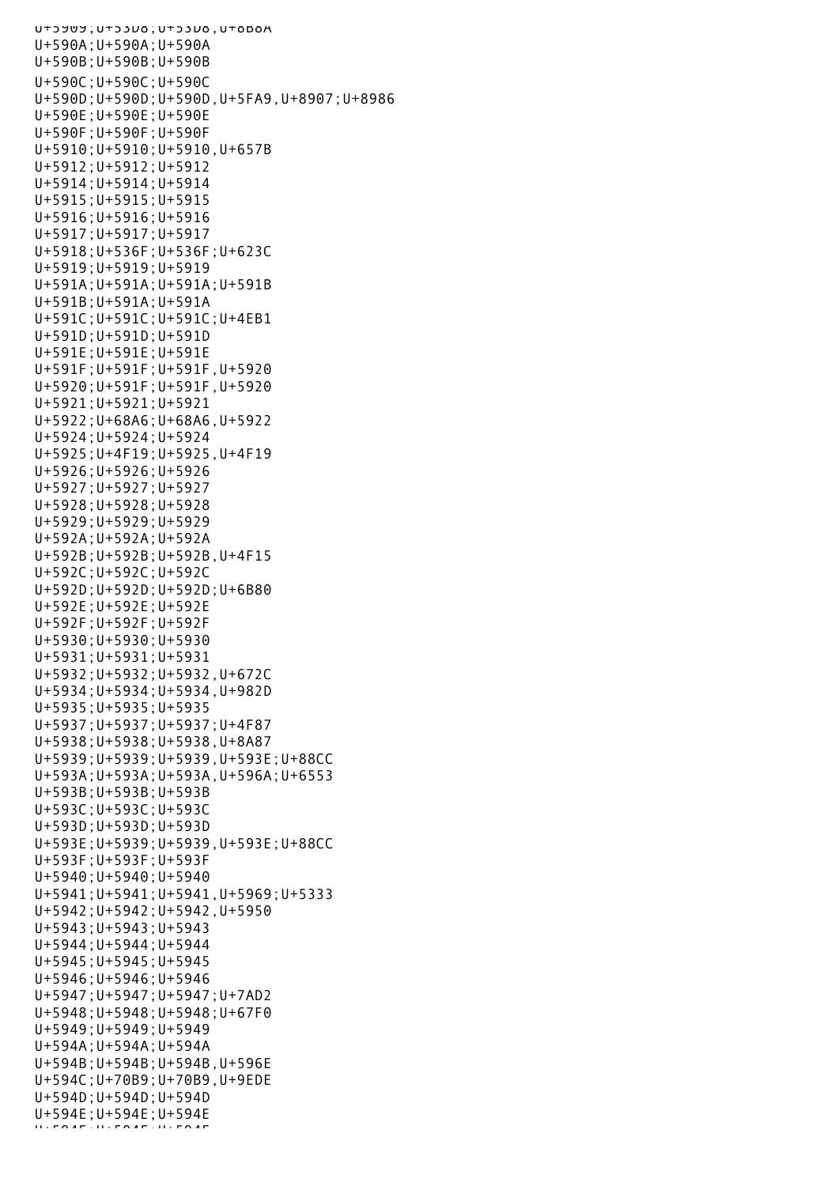U+5909;U+53D8;U+53D8,U+8B8A
U+590A;U+590A;U+590A
U+590B;U+590B;U+590B
U+590C;U+590C;U+590C
U+590D;U+590D;U+590D,U+5FA9,U+8907;U+8986
U+590E;U+590E;U+590E
U+590F;U+590F;U+590F
U+5910;U+5910;U+5910,U+657B
U+5912;U+5912;U+5912
U+5914;U+5914;U+5914
U+5915;U+5915;U+5915
U+5916;U+5916;U+5916
U+5917;U+5917;U+5917
U+5918;U+536F;U+536F;U+623C
U+5919;U+5919;U+5919
U+591A;U+591A;U+591A;U+591B
U+591B;U+591A;U+591A
U+591C;U+591C;U+591C;U+4EB1
U+591D;U+591D;U+591D
U+591E;U+591E;U+591E
U+591F;U+591F;U+591F,U+5920
U+5920;U+591F;U+591F,U+5920
U+5921;U+5921;U+5921
U+5922;U+68A6;U+68A6,U+5922
U+5924;U+5924;U+5924
U+5925;U+4F19;U+5925,U+4F19
U+5926;U+5926;U+5926
U+5927;U+5927;U+5927
U+5928;U+5928;U+5928
U+5929;U+5929;U+5929
U+592A;U+592A;U+592A
U+592B;U+592B;U+592B,U+4F15
U+592C;U+592C;U+592C
U+592D;U+592D;U+592D;U+6B80
U+592E;U+592E;U+592E
U+592F;U+592F;U+592F
U+5930;U+5930;U+5930
U+5931;U+5931;U+5931
U+5932;U+5932;U+5932,U+672C
U+5934;U+5934;U+5934,U+982D
U+5935;U+5935;U+5935
U+5937;U+5937;U+5937;U+4F87
U+5938;U+5938;U+5938,U+8A87
U+5939;U+5939;U+5939,U+593E;U+88CC
U+593A;U+593A;U+593A,U+596A;U+6553
U+593B;U+593B;U+593B
U+593C;U+593C;U+593C
U+593D;U+593D;U+593D
U+593E;U+5939;U+5939,U+593E;U+88CC
U+593F;U+593F;U+593F
U+5940;U+5940;U+5940
U+5941;U+5941;U+5941,U+5969;U+5333
U+5942;U+5942;U+5942,U+5950
U+5943;U+5943;U+5943
U+5944;U+5944;U+5944
U+5945;U+5945;U+5945
U+5946;U+5946;U+5946
U+5947;U+5947;U+5947;U+7AD2
U+5948;U+5948;U+5948;U+67F0
U+5949;U+5949;U+5949
U+594A;U+594A;U+594A
U+594B;U+594B;U+594B,U+596E
U+594C;U+70B9;U+70B9,U+9EDE
U+594D;U+594D;U+594D
U+594E;U+594E;U+594E
U+594F;U+594F;U+594F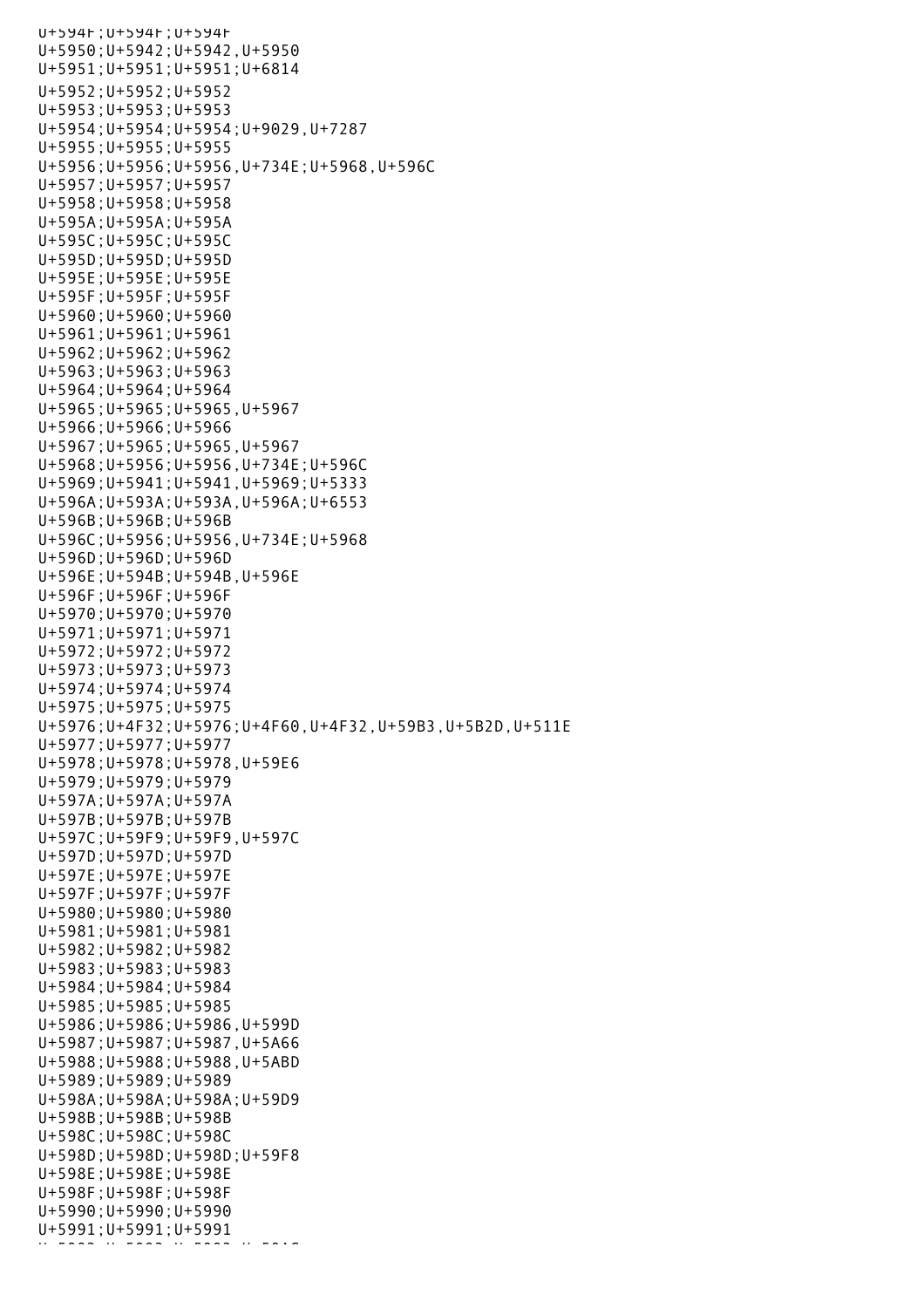U+594F;U+594F;U+594F
U+5950;U+5942;U+5942,U+5950
U+5951;U+5951;U+5951;U+6814
U+5952;U+5952;U+5952
U+5953;U+5953;U+5953
U+5954;U+5954;U+5954;U+9029,U+7287
U+5955;U+5955;U+5955
U+5956;U+5956;U+5956,U+734E;U+5968,U+596C
U+5957;U+5957;U+5957
U+5958;U+5958;U+5958
U+595A;U+595A;U+595A
U+595C;U+595C;U+595C
U+595D;U+595D;U+595D
U+595E;U+595E;U+595E
U+595F;U+595F;U+595F
U+5960;U+5960;U+5960
U+5961;U+5961;U+5961
U+5962;U+5962;U+5962
U+5963;U+5963;U+5963
U+5964;U+5964;U+5964
U+5965;U+5965;U+5965,U+5967
U+5966;U+5966;U+5966
U+5967;U+5965;U+5965,U+5967
U+5968;U+5956;U+5956,U+734E;U+596C
U+5969;U+5941;U+5941,U+5969;U+5333
U+596A;U+593A;U+593A,U+596A;U+6553
U+596B;U+596B;U+596B
U+596C;U+5956;U+5956,U+734E;U+5968
U+596D;U+596D;U+596D
U+596E;U+594B;U+594B,U+596E
U+596F;U+596F;U+596F
U+5970;U+5970;U+5970
U+5971;U+5971;U+5971
U+5972;U+5972;U+5972
U+5973;U+5973;U+5973
U+5974;U+5974;U+5974
U+5975;U+5975;U+5975
U+5976;U+4F32;U+5976;U+4F60,U+4F32,U+59B3,U+5B2D,U+511E
U+5977;U+5977;U+5977
U+5978;U+5978;U+5978,U+59E6
U+5979;U+5979;U+5979
U+597A;U+597A;U+597A
U+597B;U+597B;U+597B
U+597C;U+59F9;U+59F9,U+597C
U+597D;U+597D;U+597D
U+597E;U+597E;U+597E
U+597F;U+597F;U+597F
U+5980;U+5980;U+5980
U+5981;U+5981;U+5981
U+5982;U+5982;U+5982
U+5983;U+5983;U+5983
U+5984;U+5984;U+5984
U+5985;U+5985;U+5985
U+5986;U+5986;U+5986,U+599D
U+5987;U+5987;U+5987,U+5A66
U+5988;U+5988;U+5988,U+5ABD
U+5989;U+5989;U+5989
U+598A;U+598A;U+598A;U+59D9
U+598B;U+598B;U+598B
U+598C;U+598C;U+598C
U+598D;U+598D;U+598D;U+59F8
U+598E;U+598E;U+598E
U+598F;U+598F;U+598F
U+5990;U+5990;U+5990
U+5991;U+5991;U+5991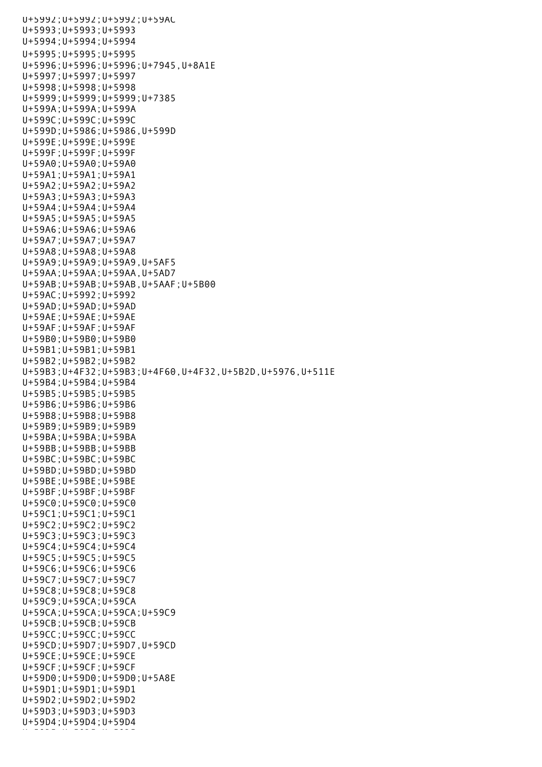U+5992;U+5992;U+5992;U+59AC
U+5993;U+5993;U+5993
U+5994;U+5994;U+5994
U+5995;U+5995;U+5995
U+5996;U+5996;U+5996;U+7945,U+8A1E
U+5997;U+5997;U+5997
U+5998;U+5998;U+5998
U+5999;U+5999;U+5999;U+7385
U+599A;U+599A;U+599A
U+599C;U+599C;U+599C
U+599D;U+5986;U+5986,U+599D
U+599E;U+599E;U+599E
U+599F;U+599F;U+599F
U+59A0;U+59A0;U+59A0
U+59A1;U+59A1;U+59A1
U+59A2;U+59A2;U+59A2
U+59A3;U+59A3;U+59A3
U+59A4;U+59A4;U+59A4
U+59A5;U+59A5;U+59A5
U+59A6;U+59A6;U+59A6
U+59A7;U+59A7;U+59A7
U+59A8;U+59A8;U+59A8
U+59A9;U+59A9;U+59A9,U+5AF5
U+59AA;U+59AA;U+59AA,U+5AD7
U+59AB;U+59AB;U+59AB,U+5AAF;U+5B00
U+59AC;U+5992;U+5992
U+59AD;U+59AD;U+59AD
U+59AE;U+59AE;U+59AE
U+59AF;U+59AF;U+59AF
U+59B0;U+59B0;U+59B0
U+59B1;U+59B1;U+59B1
U+59B2;U+59B2;U+59B2
U+59B3;U+4F32;U+59B3;U+4F60,U+4F32,U+5B2D,U+5976,U+511E
U+59B4;U+59B4;U+59B4
U+59B5;U+59B5;U+59B5
U+59B6;U+59B6;U+59B6
U+59B8;U+59B8;U+59B8
U+59B9;U+59B9;U+59B9
U+59BA;U+59BA;U+59BA
U+59BB;U+59BB;U+59BB
U+59BC;U+59BC;U+59BC
U+59BD;U+59BD;U+59BD
U+59BE;U+59BE;U+59BE
U+59BF;U+59BF;U+59BF
U+59C0;U+59C0;U+59C0
U+59C1;U+59C1;U+59C1
U+59C2;U+59C2;U+59C2
U+59C3;U+59C3;U+59C3
U+59C4;U+59C4;U+59C4
U+59C5;U+59C5;U+59C5
U+59C6;U+59C6;U+59C6
U+59C7;U+59C7;U+59C7
U+59C8;U+59C8;U+59C8
U+59C9;U+59CA;U+59CA
U+59CA;U+59CA;U+59CA;U+59C9
U+59CB;U+59CB;U+59CB
U+59CC;U+59CC;U+59CC
U+59CD;U+59D7;U+59D7,U+59CD
U+59CE;U+59CE;U+59CE
U+59CF;U+59CF;U+59CF
U+59D0;U+59D0;U+59D0;U+5A8E
U+59D1;U+59D1;U+59D1
U+59D2;U+59D2;U+59D2
U+59D3;U+59D3;U+59D3
U+59D4;U+59D4;U+59D4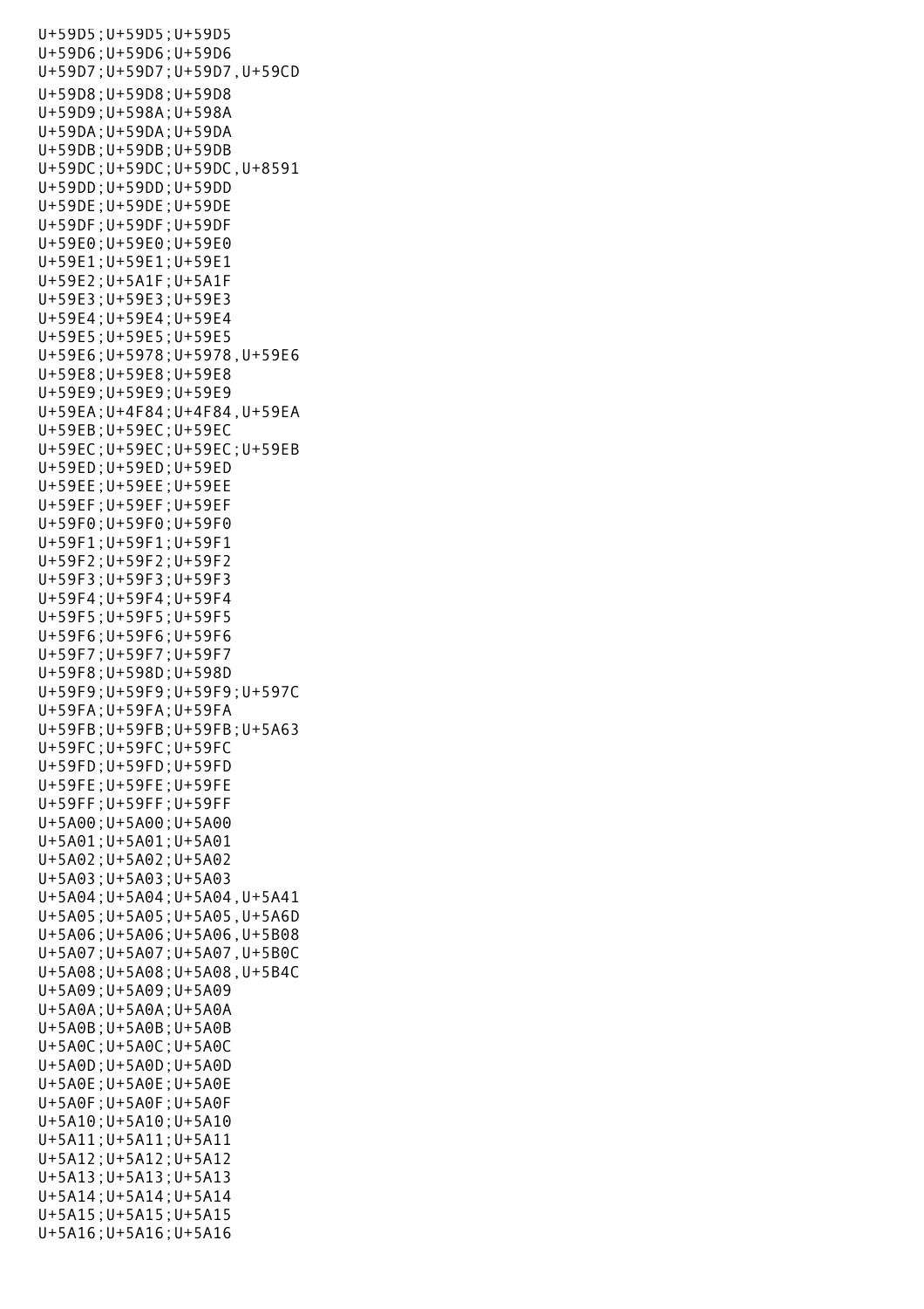U+59D5;U+59D5;U+59D5
U+59D6;U+59D6;U+59D6
U+59D7;U+59D7;U+59D7,U+59CD
U+59D8;U+59D8;U+59D8
U+59D9;U+598A;U+598A
U+59DA;U+59DA;U+59DA
U+59DB;U+59DB;U+59DB
U+59DC;U+59DC;U+59DC,U+8591
U+59DD;U+59DD;U+59DD
U+59DE;U+59DE;U+59DE
U+59DF;U+59DF;U+59DF
U+59E0;U+59E0;U+59E0
U+59E1;U+59E1;U+59E1
U+59E2;U+5A1F;U+5A1F
U+59E3;U+59E3;U+59E3
U+59E4;U+59E4;U+59E4
U+59E5;U+59E5;U+59E5
U+59E6;U+5978;U+5978,U+59E6
U+59E8;U+59E8;U+59E8
U+59E9;U+59E9;U+59E9
U+59EA;U+4F84;U+4F84,U+59EA
U+59EB;U+59EC;U+59EC
U+59EC;U+59EC;U+59EC;U+59EB
U+59ED;U+59ED;U+59ED
U+59EE;U+59EE;U+59EE
U+59EF;U+59EF;U+59EF
U+59F0;U+59F0;U+59F0
U+59F1;U+59F1;U+59F1
U+59F2;U+59F2;U+59F2
U+59F3;U+59F3;U+59F3
U+59F4;U+59F4;U+59F4
U+59F5;U+59F5;U+59F5
U+59F6;U+59F6;U+59F6
U+59F7;U+59F7;U+59F7
U+59F8;U+598D;U+598D
U+59F9;U+59F9;U+59F9;U+597C
U+59FA;U+59FA;U+59FA
U+59FB;U+59FB;U+59FB;U+5A63
U+59FC;U+59FC;U+59FC
U+59FD;U+59FD;U+59FD
U+59FE;U+59FE;U+59FE
U+59FF;U+59FF;U+59FF
U+5A00;U+5A00;U+5A00
U+5A01;U+5A01;U+5A01
U+5A02;U+5A02;U+5A02
U+5A03;U+5A03;U+5A03
U+5A04;U+5A04;U+5A04,U+5A41
U+5A05;U+5A05;U+5A05,U+5A6D
U+5A06;U+5A06;U+5A06,U+5B08
U+5A07;U+5A07;U+5A07,U+5B0C
U+5A08;U+5A08;U+5A08,U+5B4C
U+5A09;U+5A09;U+5A09
U+5A0A;U+5A0A;U+5A0A
U+5A0B;U+5A0B;U+5A0B
U+5A0C;U+5A0C;U+5A0C
U+5A0D;U+5A0D;U+5A0D
U+5A0E;U+5A0E;U+5A0E
U+5A0F;U+5A0F;U+5A0F
U+5A10;U+5A10;U+5A10
U+5A11;U+5A11;U+5A11
U+5A12;U+5A12;U+5A12
U+5A13;U+5A13;U+5A13
U+5A14;U+5A14;U+5A14
U+5A15;U+5A15;U+5A15
U+5A16;U+5A16;U+5A16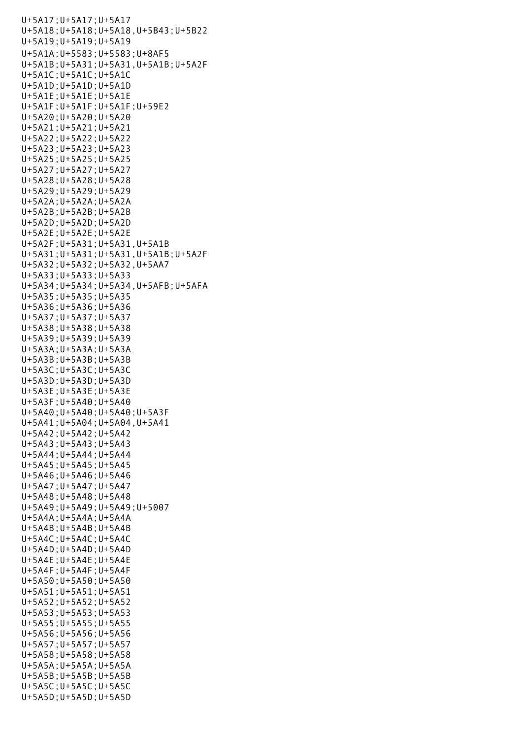U+5A17;U+5A17;U+5A17
U+5A18;U+5A18;U+5A18,U+5B43;U+5B22
U+5A19;U+5A19;U+5A19
U+5A1A;U+5583;U+5583;U+8AF5
U+5A1B;U+5A31;U+5A31,U+5A1B;U+5A2F
U+5A1C;U+5A1C;U+5A1C
U+5A1D;U+5A1D;U+5A1D
U+5A1E;U+5A1E;U+5A1E
U+5A1F;U+5A1F;U+5A1F;U+59E2
U+5A20;U+5A20;U+5A20
U+5A21;U+5A21;U+5A21
U+5A22;U+5A22;U+5A22
U+5A23;U+5A23;U+5A23
U+5A25;U+5A25;U+5A25
U+5A27;U+5A27;U+5A27
U+5A28;U+5A28;U+5A28
U+5A29;U+5A29;U+5A29
U+5A2A;U+5A2A;U+5A2A
U+5A2B;U+5A2B;U+5A2B
U+5A2D;U+5A2D;U+5A2D
U+5A2E;U+5A2E;U+5A2E
U+5A2F;U+5A31;U+5A31,U+5A1B
U+5A31;U+5A31;U+5A31,U+5A1B;U+5A2F
U+5A32;U+5A32;U+5A32,U+5AA7
U+5A33;U+5A33;U+5A33
U+5A34;U+5A34;U+5A34,U+5AFB;U+5AFA
U+5A35;U+5A35;U+5A35
U+5A36;U+5A36;U+5A36
U+5A37;U+5A37;U+5A37
U+5A38;U+5A38;U+5A38
U+5A39;U+5A39;U+5A39
U+5A3A;U+5A3A;U+5A3A
U+5A3B;U+5A3B;U+5A3B
U+5A3C;U+5A3C;U+5A3C
U+5A3D;U+5A3D;U+5A3D
U+5A3E;U+5A3E;U+5A3E
U+5A3F;U+5A40;U+5A40
U+5A40;U+5A40;U+5A40;U+5A3F
U+5A41;U+5A04;U+5A04,U+5A41
U+5A42;U+5A42;U+5A42
U+5A43;U+5A43;U+5A43
U+5A44;U+5A44;U+5A44
U+5A45;U+5A45;U+5A45
U+5A46;U+5A46;U+5A46
U+5A47;U+5A47;U+5A47
U+5A48;U+5A48;U+5A48
U+5A49;U+5A49;U+5A49;U+5007
U+5A4A;U+5A4A;U+5A4A
U+5A4B;U+5A4B;U+5A4B
U+5A4C;U+5A4C;U+5A4C
U+5A4D;U+5A4D;U+5A4D
U+5A4E;U+5A4E;U+5A4E
U+5A4F;U+5A4F;U+5A4F
U+5A50;U+5A50;U+5A50
U+5A51;U+5A51;U+5A51
U+5A52;U+5A52;U+5A52
U+5A53;U+5A53;U+5A53
U+5A55;U+5A55;U+5A55
U+5A56;U+5A56;U+5A56
U+5A57;U+5A57;U+5A57
U+5A58;U+5A58;U+5A58
U+5A5A;U+5A5A;U+5A5A
U+5A5B;U+5A5B;U+5A5B
U+5A5C;U+5A5C;U+5A5C
U+5A5D;U+5A5D;U+5A5D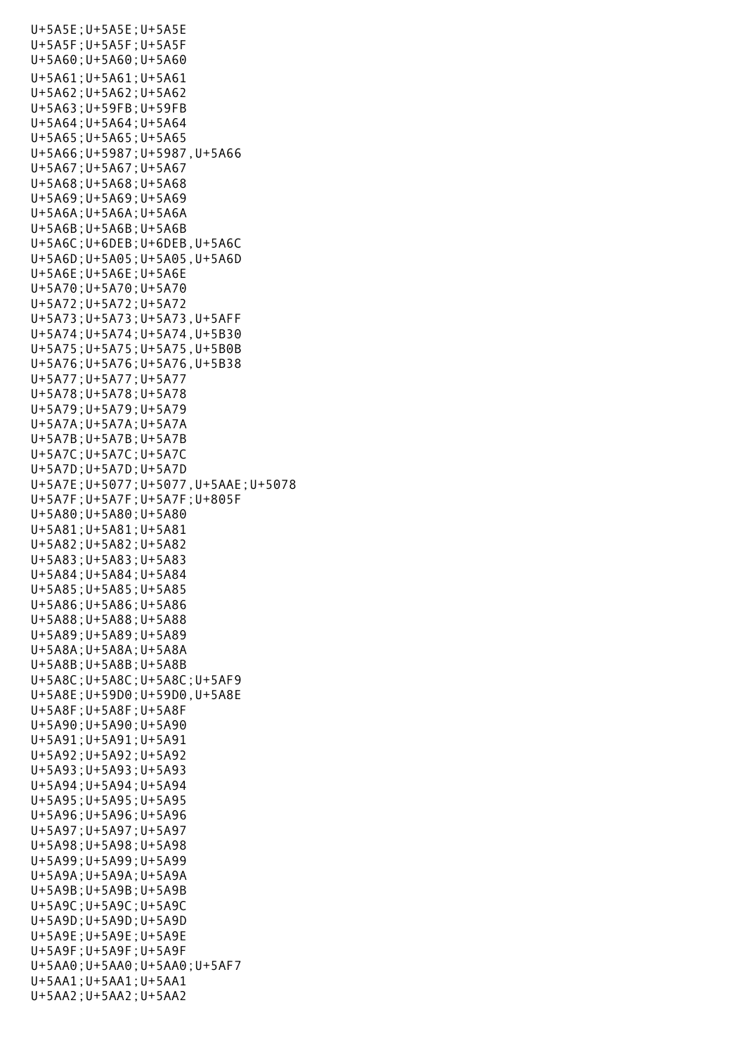U+5A5E;U+5A5E;U+5A5E
U+5A5F;U+5A5F;U+5A5F
U+5A60;U+5A60;U+5A60
U+5A61;U+5A61;U+5A61
U+5A62;U+5A62;U+5A62
U+5A63;U+59FB;U+59FB
U+5A64;U+5A64;U+5A64
U+5A65;U+5A65;U+5A65
U+5A66;U+5987;U+5987,U+5A66
U+5A67;U+5A67;U+5A67
U+5A68;U+5A68;U+5A68
U+5A69;U+5A69;U+5A69
U+5A6A;U+5A6A;U+5A6A
U+5A6B;U+5A6B;U+5A6B
U+5A6C;U+6DEB;U+6DEB,U+5A6C
U+5A6D;U+5A05;U+5A05,U+5A6D
U+5A6E;U+5A6E;U+5A6E
U+5A70;U+5A70;U+5A70
U+5A72;U+5A72;U+5A72
U+5A73;U+5A73;U+5A73,U+5AFF
U+5A74;U+5A74;U+5A74,U+5B30
U+5A75;U+5A75;U+5A75,U+5B0B
U+5A76;U+5A76;U+5A76,U+5B38
U+5A77;U+5A77;U+5A77
U+5A78;U+5A78;U+5A78
U+5A79;U+5A79;U+5A79
U+5A7A;U+5A7A;U+5A7A
U+5A7B;U+5A7B;U+5A7B
U+5A7C;U+5A7C;U+5A7C
U+5A7D;U+5A7D;U+5A7D
U+5A7E;U+5077;U+5077,U+5AAE;U+5078
U+5A7F;U+5A7F;U+5A7F;U+805F
U+5A80;U+5A80;U+5A80
U+5A81;U+5A81;U+5A81
U+5A82;U+5A82;U+5A82
U+5A83;U+5A83;U+5A83
U+5A84;U+5A84;U+5A84
U+5A85;U+5A85;U+5A85
U+5A86;U+5A86;U+5A86
U+5A88;U+5A88;U+5A88
U+5A89;U+5A89;U+5A89
U+5A8A;U+5A8A;U+5A8A
U+5A8B;U+5A8B;U+5A8B
U+5A8C;U+5A8C;U+5A8C;U+5AF9
U+5A8E;U+59D0;U+59D0,U+5A8E
U+5A8F;U+5A8F;U+5A8F
U+5A90;U+5A90;U+5A90
U+5A91;U+5A91;U+5A91
U+5A92;U+5A92;U+5A92
U+5A93;U+5A93;U+5A93
U+5A94;U+5A94;U+5A94
U+5A95;U+5A95;U+5A95
U+5A96;U+5A96;U+5A96
U+5A97;U+5A97;U+5A97
U+5A98;U+5A98;U+5A98
U+5A99;U+5A99;U+5A99
U+5A9A;U+5A9A;U+5A9A
U+5A9B;U+5A9B;U+5A9B
U+5A9C;U+5A9C;U+5A9C
U+5A9D;U+5A9D;U+5A9D
U+5A9E;U+5A9E;U+5A9E
U+5A9F;U+5A9F;U+5A9F
U+5AA0;U+5AA0;U+5AA0;U+5AF7
U+5AA1;U+5AA1;U+5AA1
U+5AA2;U+5AA2;U+5AA2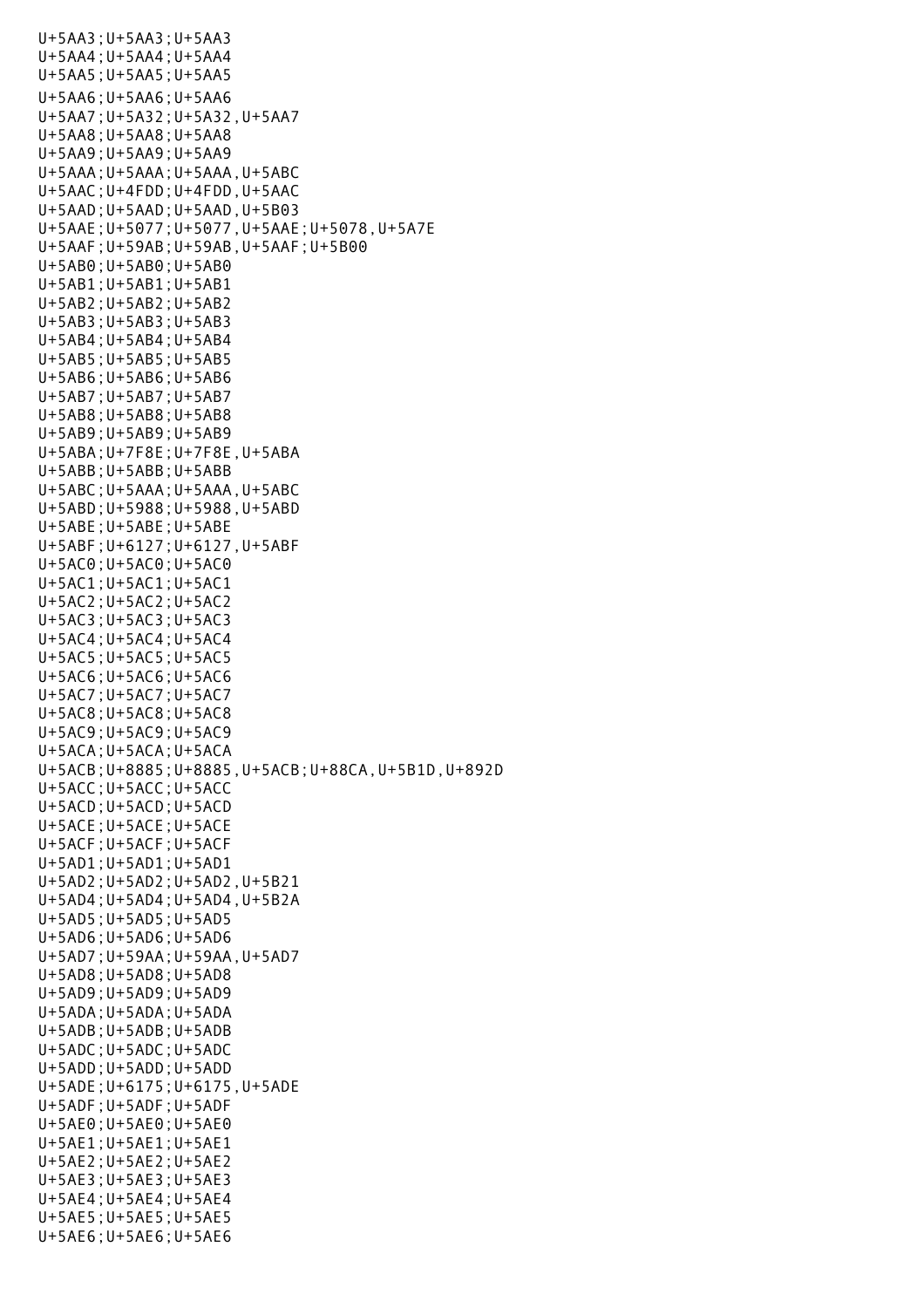U+5AA3;U+5AA3;U+5AA3
U+5AA4;U+5AA4;U+5AA4
U+5AA5;U+5AA5;U+5AA5
U+5AA6;U+5AA6;U+5AA6
U+5AA7;U+5A32;U+5A32,U+5AA7
U+5AA8;U+5AA8;U+5AA8
U+5AA9;U+5AA9;U+5AA9
U+5AAA;U+5AAA;U+5AAA,U+5ABC
U+5AAC;U+4FDD;U+4FDD,U+5AAC
U+5AAD;U+5AAD;U+5AAD,U+5B03
U+5AAE;U+5077;U+5077,U+5AAE;U+5078,U+5A7E
U+5AAF;U+59AB;U+59AB,U+5AAF;U+5B00
U+5AB0;U+5AB0;U+5AB0
U+5AB1;U+5AB1;U+5AB1
U+5AB2;U+5AB2;U+5AB2
U+5AB3;U+5AB3;U+5AB3
U+5AB4;U+5AB4;U+5AB4
U+5AB5;U+5AB5;U+5AB5
U+5AB6;U+5AB6;U+5AB6
U+5AB7;U+5AB7;U+5AB7
U+5AB8;U+5AB8;U+5AB8
U+5AB9;U+5AB9;U+5AB9
U+5ABA;U+7F8E;U+7F8E,U+5ABA
U+5ABB;U+5ABB;U+5ABB
U+5ABC;U+5AAA;U+5AAA,U+5ABC
U+5ABD;U+5988;U+5988,U+5ABD
U+5ABE;U+5ABE;U+5ABE
U+5ABF;U+6127;U+6127,U+5ABF
U+5AC0;U+5AC0;U+5AC0
U+5AC1;U+5AC1;U+5AC1
U+5AC2;U+5AC2;U+5AC2
U+5AC3;U+5AC3;U+5AC3
U+5AC4;U+5AC4;U+5AC4
U+5AC5;U+5AC5;U+5AC5
U+5AC6;U+5AC6;U+5AC6
U+5AC7;U+5AC7;U+5AC7
U+5AC8;U+5AC8;U+5AC8
U+5AC9;U+5AC9;U+5AC9
U+5ACA;U+5ACA;U+5ACA
U+5ACB;U+8885;U+8885,U+5ACB;U+88CA,U+5B1D,U+892D
U+5ACC;U+5ACC;U+5ACC
U+5ACD;U+5ACD;U+5ACD
U+5ACE;U+5ACE;U+5ACE
U+5ACF;U+5ACF;U+5ACF
U+5AD1;U+5AD1;U+5AD1
U+5AD2;U+5AD2;U+5AD2,U+5B21
U+5AD4;U+5AD4;U+5AD4,U+5B2A
U+5AD5;U+5AD5;U+5AD5
U+5AD6;U+5AD6;U+5AD6
U+5AD7;U+59AA;U+59AA,U+5AD7
U+5AD8;U+5AD8;U+5AD8
U+5AD9;U+5AD9;U+5AD9
U+5ADA;U+5ADA;U+5ADA
U+5ADB;U+5ADB;U+5ADB
U+5ADC;U+5ADC;U+5ADC
U+5ADD;U+5ADD;U+5ADD
U+5ADE;U+6175;U+6175,U+5ADE
U+5ADF;U+5ADF;U+5ADF
U+5AE0;U+5AE0;U+5AE0
U+5AE1;U+5AE1;U+5AE1
U+5AE2;U+5AE2;U+5AE2
U+5AE3;U+5AE3;U+5AE3
U+5AE4;U+5AE4;U+5AE4
U+5AE5;U+5AE5;U+5AE5
U+5AE6;U+5AE6;U+5AE6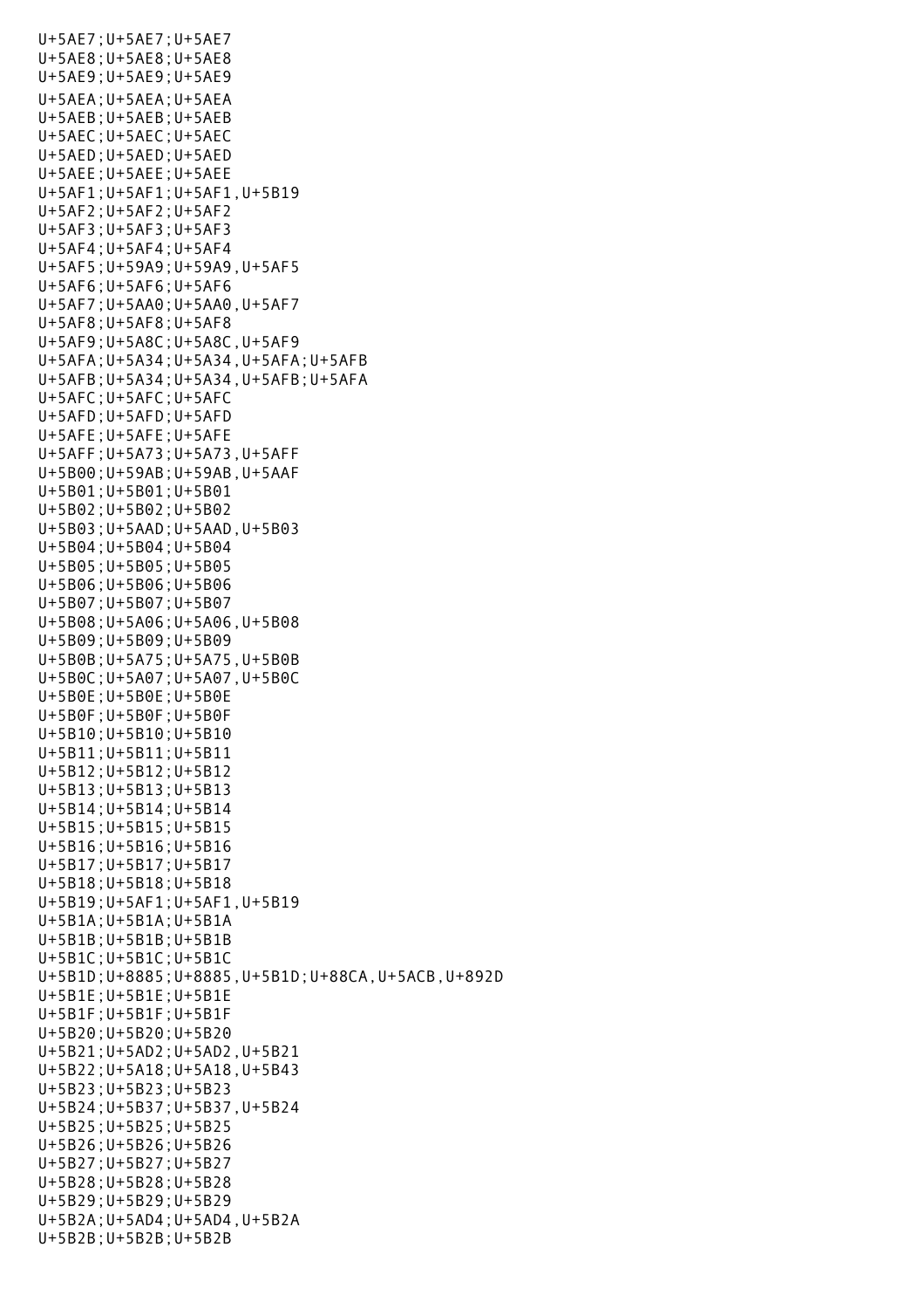```
U+5AE7;U+5AE7;U+5AE7
U+5AE8;U+5AE8;U+5AE8
U+5AE9;U+5AE9;U+5AE9
U+5AEA;U+5AEA;U+5AEA
U+5AEB;U+5AEB;U+5AEB
U+5AEC;U+5AEC;U+5AEC
U+5AED;U+5AED;U+5AED
U+5AEE;U+5AEE;U+5AEE
U+5AF1;U+5AF1;U+5AF1,U+5B19
U+5AF2;U+5AF2;U+5AF2
U+5AF3;U+5AF3;U+5AF3
U+5AF4;U+5AF4;U+5AF4
U+5AF5;U+59A9;U+59A9,U+5AF5
U+5AF6;U+5AF6;U+5AF6
U+5AF7;U+5AA0;U+5AA0,U+5AF7
U+5AF8;U+5AF8;U+5AF8
U+5AF9;U+5A8C;U+5A8C,U+5AF9
U+5AFA;U+5A34;U+5A34,U+5AFA;U+5AFB
U+5AFB;U+5A34;U+5A34,U+5AFB;U+5AFA
U+5AFC;U+5AFC;U+5AFC
U+5AFD;U+5AFD;U+5AFD
U+5AFE;U+5AFE;U+5AFE
U+5AFF;U+5A73;U+5A73,U+5AFF
U+5B00;U+59AB;U+59AB,U+5AAF
U+5B01;U+5B01;U+5B01
U+5B02;U+5B02;U+5B02
U+5B03;U+5AAD;U+5AAD,U+5B03
U+5B04;U+5B04;U+5B04
U+5B05;U+5B05;U+5B05
U+5B06;U+5B06;U+5B06
U+5B07;U+5B07;U+5B07
U+5B08;U+5A06;U+5A06,U+5B08
U+5B09;U+5B09;U+5B09
U+5B0B;U+5A75;U+5A75,U+5B0B
U+5B0C;U+5A07;U+5A07,U+5B0C
U+5B0E;U+5B0E;U+5B0E
U+5B0F;U+5B0F;U+5B0F
U+5B10;U+5B10;U+5B10
U+5B11;U+5B11;U+5B11
U+5B12;U+5B12;U+5B12
U+5B13;U+5B13;U+5B13
U+5B14;U+5B14;U+5B14
U+5B15;U+5B15;U+5B15
U+5B16;U+5B16;U+5B16
U+5B17;U+5B17;U+5B17
U+5B18;U+5B18;U+5B18
U+5B19;U+5AF1;U+5AF1,U+5B19
U+5B1A;U+5B1A;U+5B1A
U+5B1B;U+5B1B;U+5B1B
U+5B1C;U+5B1C;U+5B1C
U+5B1D;U+8885;U+8885,U+5B1D;U+88CA,U+5ACB,U+892D
U+5B1E;U+5B1E;U+5B1E
U+5B1F;U+5B1F;U+5B1F
U+5B20;U+5B20;U+5B20
U+5B21;U+5AD2;U+5AD2,U+5B21
U+5B22;U+5A18;U+5A18,U+5B43
U+5B23;U+5B23;U+5B23
U+5B24;U+5B37;U+5B37,U+5B24
U+5B25;U+5B25;U+5B25
U+5B26;U+5B26;U+5B26
U+5B27;U+5B27;U+5B27
U+5B28;U+5B28;U+5B28
U+5B29;U+5B29;U+5B29
U+5B2A;U+5AD4;U+5AD4,U+5B2A
U+5B2B;U+5B2B;U+5B2B
```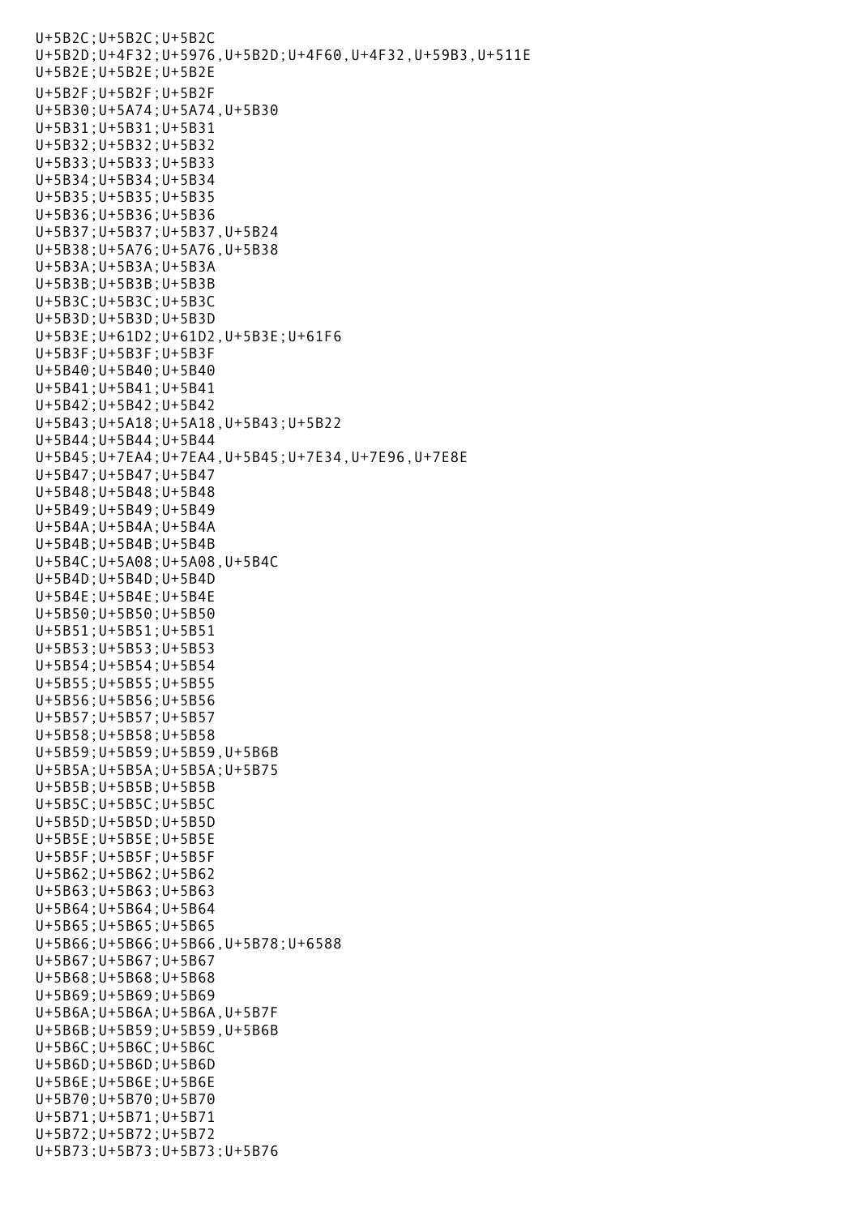U+5B2C;U+5B2C;U+5B2C
U+5B2D;U+4F32;U+5976,U+5B2D;U+4F60,U+4F32,U+59B3,U+511E
U+5B2E;U+5B2E;U+5B2E
U+5B2F;U+5B2F;U+5B2F
U+5B30;U+5A74;U+5A74,U+5B30
U+5B31;U+5B31;U+5B31
U+5B32;U+5B32;U+5B32
U+5B33;U+5B33;U+5B33
U+5B34;U+5B34;U+5B34
U+5B35;U+5B35;U+5B35
U+5B36;U+5B36;U+5B36
U+5B37;U+5B37;U+5B37,U+5B24
U+5B38;U+5A76;U+5A76,U+5B38
U+5B3A;U+5B3A;U+5B3A
U+5B3B;U+5B3B;U+5B3B
U+5B3C;U+5B3C;U+5B3C
U+5B3D;U+5B3D;U+5B3D
U+5B3E;U+61D2;U+61D2,U+5B3E;U+61F6
U+5B3F;U+5B3F;U+5B3F
U+5B40;U+5B40;U+5B40
U+5B41;U+5B41;U+5B41
U+5B42;U+5B42;U+5B42
U+5B43;U+5A18;U+5A18,U+5B43;U+5B22
U+5B44;U+5B44;U+5B44
U+5B45;U+7EA4;U+7EA4,U+5B45;U+7E34,U+7E96,U+7E8E
U+5B47;U+5B47;U+5B47
U+5B48;U+5B48;U+5B48
U+5B49;U+5B49;U+5B49
U+5B4A;U+5B4A;U+5B4A
U+5B4B;U+5B4B;U+5B4B
U+5B4C;U+5A08;U+5A08,U+5B4C
U+5B4D;U+5B4D;U+5B4D
U+5B4E;U+5B4E;U+5B4E
U+5B50;U+5B50;U+5B50
U+5B51;U+5B51;U+5B51
U+5B53;U+5B53;U+5B53
U+5B54;U+5B54;U+5B54
U+5B55;U+5B55;U+5B55
U+5B56;U+5B56;U+5B56
U+5B57;U+5B57;U+5B57
U+5B58;U+5B58;U+5B58
U+5B59;U+5B59;U+5B59,U+5B6B
U+5B5A;U+5B5A;U+5B5A;U+5B75
U+5B5B;U+5B5B;U+5B5B
U+5B5C;U+5B5C;U+5B5C
U+5B5D;U+5B5D;U+5B5D
U+5B5E;U+5B5E;U+5B5E
U+5B5F;U+5B5F;U+5B5F
U+5B62;U+5B62;U+5B62
U+5B63;U+5B63;U+5B63
U+5B64;U+5B64;U+5B64
U+5B65;U+5B65;U+5B65
U+5B66;U+5B66;U+5B66,U+5B78;U+6588
U+5B67;U+5B67;U+5B67
U+5B68;U+5B68;U+5B68
U+5B69;U+5B69;U+5B69
U+5B6A;U+5B6A;U+5B6A,U+5B7F
U+5B6B;U+5B59;U+5B59,U+5B6B
U+5B6C;U+5B6C;U+5B6C
U+5B6D;U+5B6D;U+5B6D
U+5B6E;U+5B6E;U+5B6E
U+5B70;U+5B70;U+5B70
U+5B71;U+5B71;U+5B71
U+5B72;U+5B72;U+5B72
U+5B73;U+5B73;U+5B73;U+5B76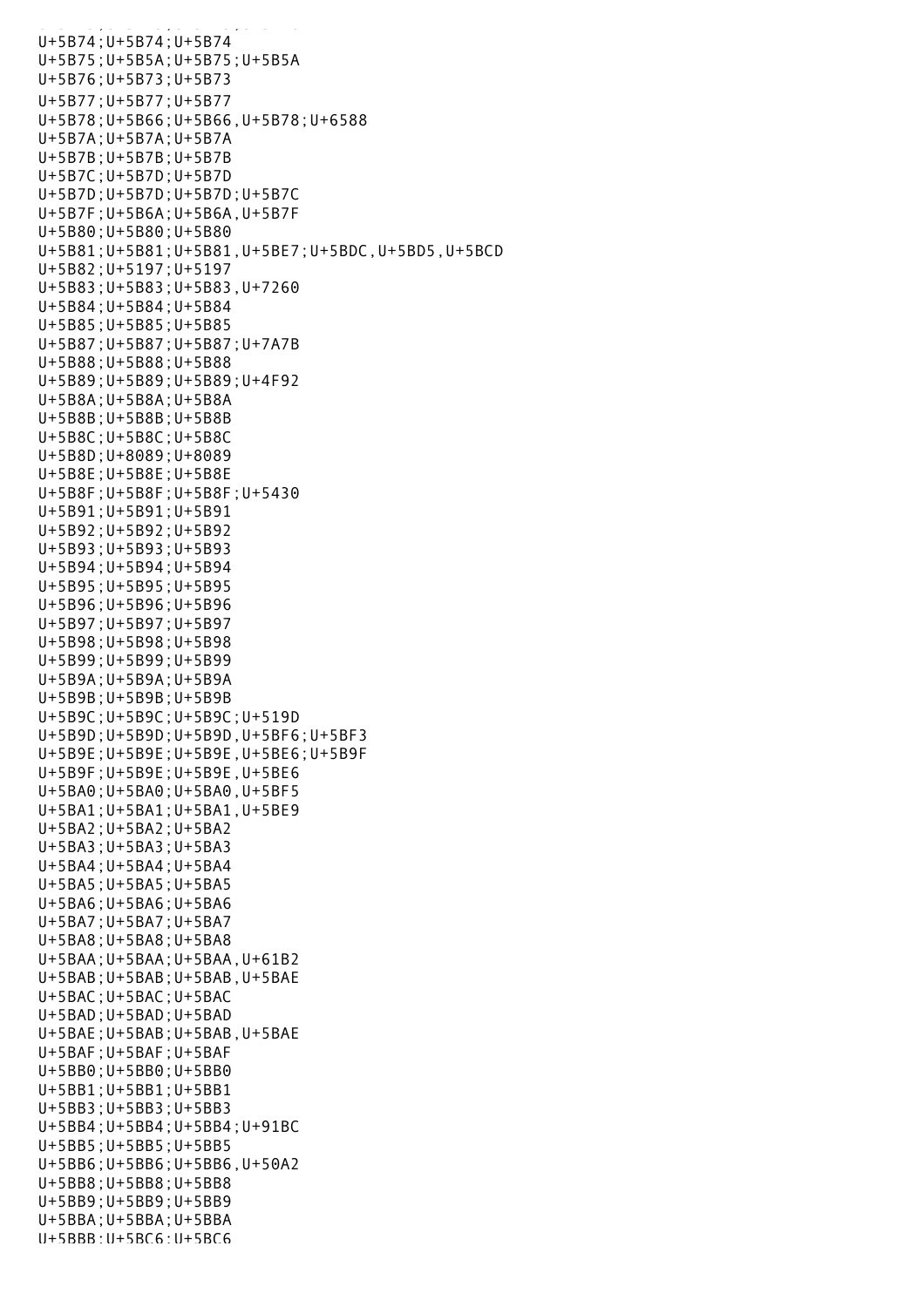U+5B74;U+5B74;U+5B74
U+5B75;U+5B5A;U+5B75;U+5B5A
U+5B76;U+5B73;U+5B73
U+5B77;U+5B77;U+5B77
U+5B78;U+5B66;U+5B66,U+5B78;U+6588
U+5B7A;U+5B7A;U+5B7A
U+5B7B;U+5B7B;U+5B7B
U+5B7C;U+5B7D;U+5B7D
U+5B7D;U+5B7D;U+5B7D;U+5B7C
U+5B7F;U+5B6A;U+5B6A,U+5B7F
U+5B80;U+5B80;U+5B80
U+5B81;U+5B81;U+5B81,U+5BE7;U+5BDC,U+5BD5,U+5BCD
U+5B82;U+5197;U+5197
U+5B83;U+5B83;U+5B83,U+7260
U+5B84;U+5B84;U+5B84
U+5B85;U+5B85;U+5B85
U+5B87;U+5B87;U+5B87;U+7A7B
U+5B88;U+5B88;U+5B88
U+5B89;U+5B89;U+5B89;U+4F92
U+5B8A;U+5B8A;U+5B8A
U+5B8B;U+5B8B;U+5B8B
U+5B8C;U+5B8C;U+5B8C
U+5B8D;U+8089;U+8089
U+5B8E;U+5B8E;U+5B8E
U+5B8F;U+5B8F;U+5B8F;U+5430
U+5B91;U+5B91;U+5B91
U+5B92;U+5B92;U+5B92
U+5B93;U+5B93;U+5B93
U+5B94;U+5B94;U+5B94
U+5B95;U+5B95;U+5B95
U+5B96;U+5B96;U+5B96
U+5B97;U+5B97;U+5B97
U+5B98;U+5B98;U+5B98
U+5B99;U+5B99;U+5B99
U+5B9A;U+5B9A;U+5B9A
U+5B9B;U+5B9B;U+5B9B
U+5B9C;U+5B9C;U+5B9C;U+519D
U+5B9D;U+5B9D;U+5B9D,U+5BF6;U+5BF3
U+5B9E;U+5B9E;U+5B9E,U+5BE6;U+5B9F
U+5B9F;U+5B9E;U+5B9E,U+5BE6
U+5BA0;U+5BA0;U+5BA0,U+5BF5
U+5BA1;U+5BA1;U+5BA1,U+5BE9
U+5BA2;U+5BA2;U+5BA2
U+5BA3;U+5BA3;U+5BA3
U+5BA4;U+5BA4;U+5BA4
U+5BA5;U+5BA5;U+5BA5
U+5BA6;U+5BA6;U+5BA6
U+5BA7;U+5BA7;U+5BA7
U+5BA8;U+5BA8;U+5BA8
U+5BAA;U+5BAA;U+5BAA,U+61B2
U+5BAB;U+5BAB;U+5BAB,U+5BAE
U+5BAC;U+5BAC;U+5BAC
U+5BAD;U+5BAD;U+5BAD
U+5BAE;U+5BAB;U+5BAB,U+5BAE
U+5BAF;U+5BAF;U+5BAF
U+5BB0;U+5BB0;U+5BB0
U+5BB1;U+5BB1;U+5BB1
U+5BB3;U+5BB3;U+5BB3
U+5BB4;U+5BB4;U+5BB4;U+91BC
U+5BB5;U+5BB5;U+5BB5
U+5BB6;U+5BB6;U+5BB6,U+50A2
U+5BB8;U+5BB8;U+5BB8
U+5BB9;U+5BB9;U+5BB9
U+5BBA;U+5BBA;U+5BBA
U+5BBB;U+5BC6;U+5BC6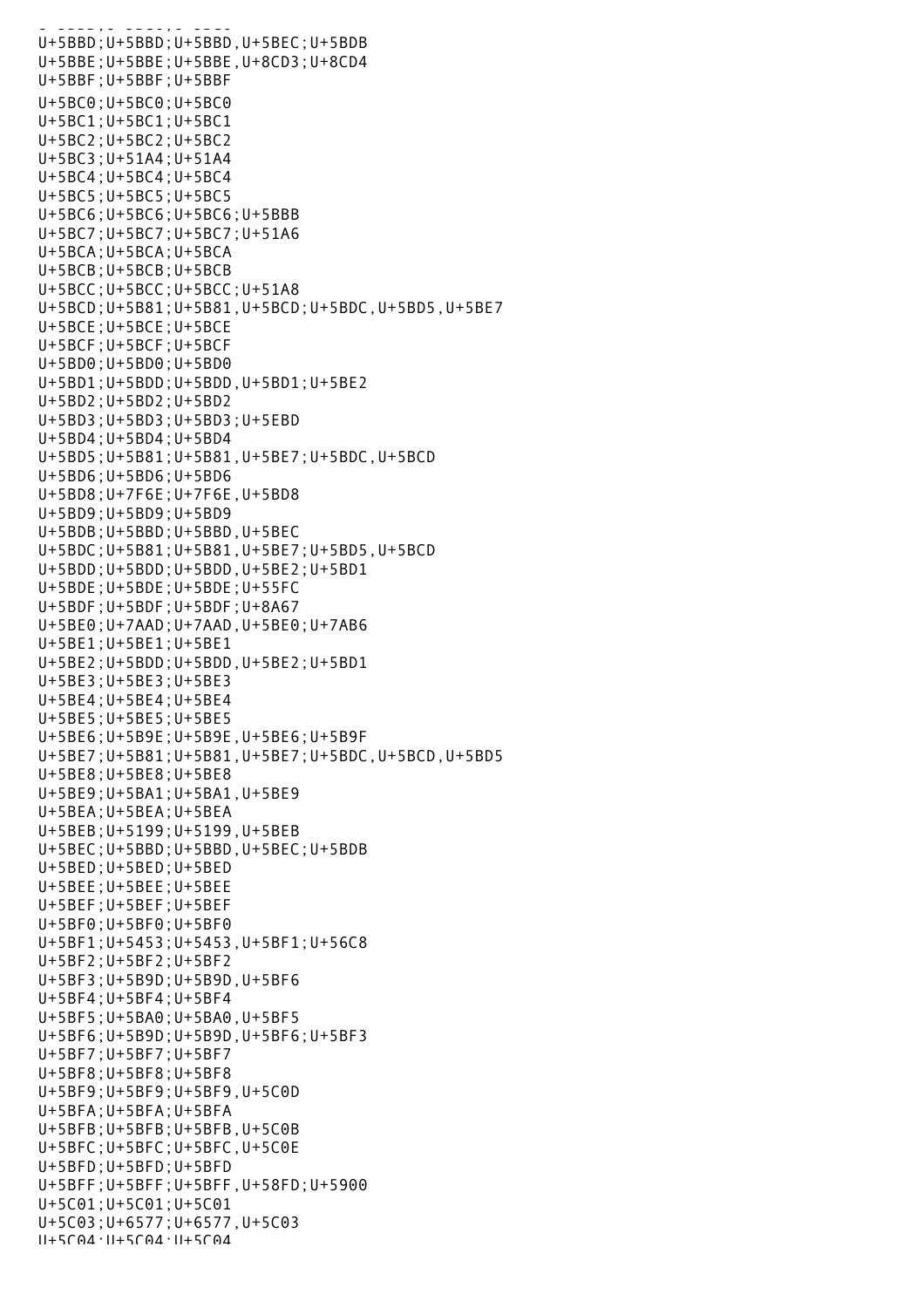U+5BBD;U+5BBD;U+5BBD,U+5BEC;U+5BDB
U+5BBE;U+5BBE;U+5BBE,U+8CD3;U+8CD4
U+5BBF;U+5BBF;U+5BBF
U+5BC0;U+5BC0;U+5BC0
U+5BC1;U+5BC1;U+5BC1
U+5BC2;U+5BC2;U+5BC2
U+5BC3;U+51A4;U+51A4
U+5BC4;U+5BC4;U+5BC4
U+5BC5;U+5BC5;U+5BC5
U+5BC6;U+5BC6;U+5BC6;U+5BBB
U+5BC7;U+5BC7;U+5BC7;U+51A6
U+5BCA;U+5BCA;U+5BCA
U+5BCB;U+5BCB;U+5BCB
U+5BCC;U+5BCC;U+5BCC;U+51A8
U+5BCD;U+5B81;U+5B81,U+5BCD;U+5BDC,U+5BD5,U+5BE7
U+5BCE;U+5BCE;U+5BCE
U+5BCF;U+5BCF;U+5BCF
U+5BD0;U+5BD0;U+5BD0
U+5BD1;U+5BDD;U+5BDD,U+5BD1;U+5BE2
U+5BD2;U+5BD2;U+5BD2
U+5BD3;U+5BD3;U+5BD3;U+5EBD
U+5BD4;U+5BD4;U+5BD4
U+5BD5;U+5B81;U+5B81,U+5BE7;U+5BDC,U+5BCD
U+5BD6;U+5BD6;U+5BD6
U+5BD8;U+7F6E;U+7F6E,U+5BD8
U+5BD9;U+5BD9;U+5BD9
U+5BDB;U+5BBD;U+5BBD,U+5BEC
U+5BDC;U+5B81;U+5B81,U+5BE7;U+5BD5,U+5BCD
U+5BDD;U+5BDD;U+5BDD,U+5BE2;U+5BD1
U+5BDE;U+5BDE;U+5BDE;U+55FC
U+5BDF;U+5BDF;U+5BDF;U+8A67
U+5BE0;U+7AAD;U+7AAD,U+5BE0;U+7AB6
U+5BE1;U+5BE1;U+5BE1
U+5BE2;U+5BDD;U+5BDD,U+5BE2;U+5BD1
U+5BE3;U+5BE3;U+5BE3
U+5BE4;U+5BE4;U+5BE4
U+5BE5;U+5BE5;U+5BE5
U+5BE6;U+5B9E;U+5B9E,U+5BE6;U+5B9F
U+5BE7;U+5B81;U+5B81,U+5BE7;U+5BDC,U+5BCD,U+5BD5
U+5BE8;U+5BE8;U+5BE8
U+5BE9;U+5BA1;U+5BA1,U+5BE9
U+5BEA;U+5BEA;U+5BEA
U+5BEB;U+5199;U+5199,U+5BEB
U+5BEC;U+5BBD;U+5BBD,U+5BEC;U+5BDB
U+5BED;U+5BED;U+5BED
U+5BEE;U+5BEE;U+5BEE
U+5BEF;U+5BEF;U+5BEF
U+5BF0;U+5BF0;U+5BF0
U+5BF1;U+5453;U+5453,U+5BF1;U+56C8
U+5BF2;U+5BF2;U+5BF2
U+5BF3;U+5B9D;U+5B9D,U+5BF6
U+5BF4;U+5BF4;U+5BF4
U+5BF5;U+5BA0;U+5BA0,U+5BF5
U+5BF6;U+5B9D;U+5B9D,U+5BF6;U+5BF3
U+5BF7;U+5BF7;U+5BF7
U+5BF8;U+5BF8;U+5BF8
U+5BF9;U+5BF9;U+5BF9,U+5C0D
U+5BFA;U+5BFA;U+5BFA
U+5BFB;U+5BFB;U+5BFB,U+5C0B
U+5BFC;U+5BFC;U+5BFC,U+5C0E
U+5BFD;U+5BFD;U+5BFD
U+5BFF;U+5BFF;U+5BFF,U+58FD;U+5900
U+5C01;U+5C01;U+5C01
U+5C03;U+6577;U+6577,U+5C03
U+5C04;U+5C04;U+5C04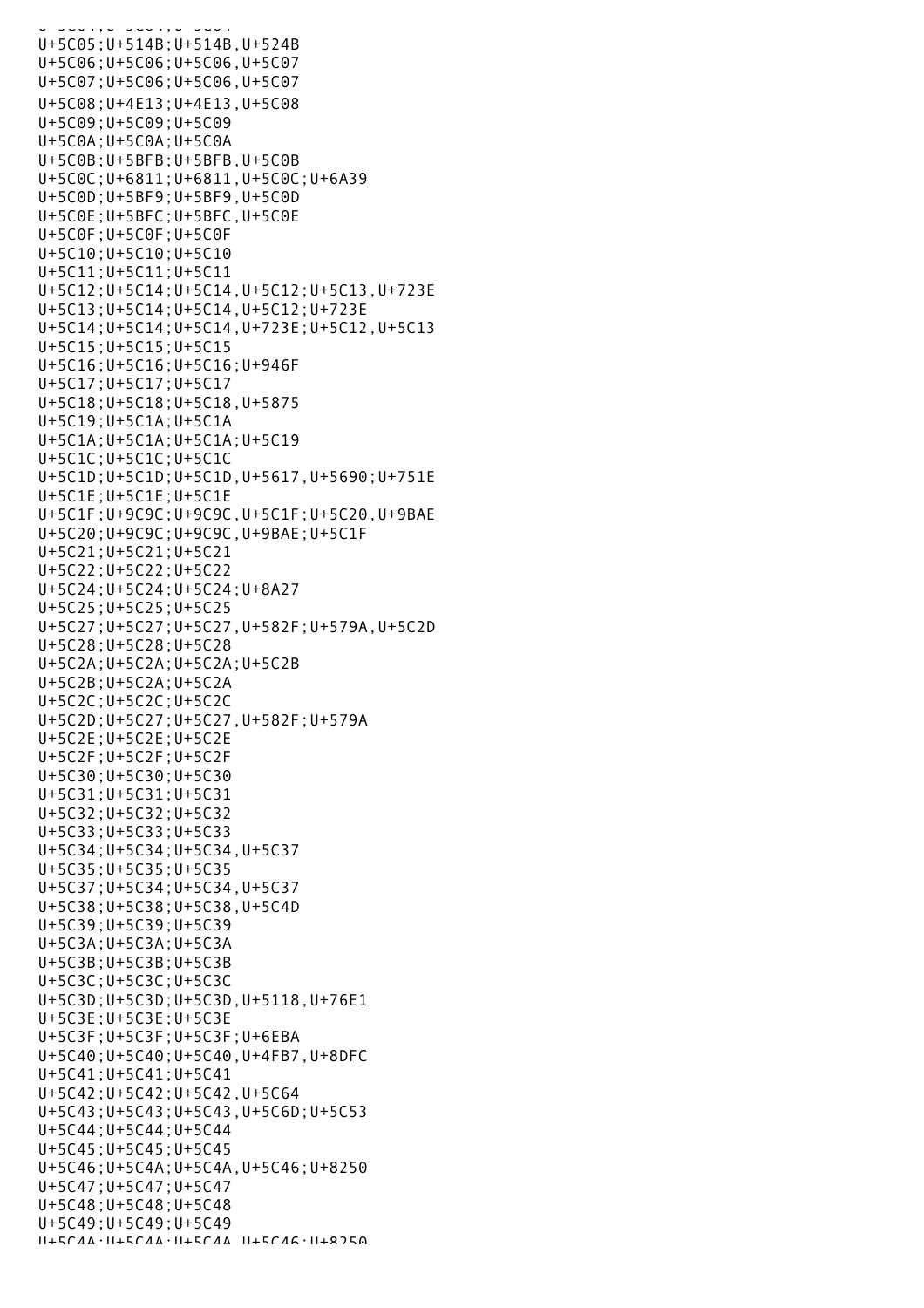```
U+5C05;U+514B;U+514B,U+524B
U+5C06;U+5C06;U+5C06,U+5C07
U+5C07;U+5C06;U+5C06,U+5C07
U+5C08;U+4E13;U+4E13,U+5C08
U+5C09;U+5C09;U+5C09
U+5C0A;U+5C0A;U+5C0A
U+5C0B;U+5BFB;U+5BFB,U+5C0B
U+5C0C;U+6811;U+6811,U+5C0C;U+6A39
U+5C0D;U+5BF9;U+5BF9,U+5C0D
U+5C0E;U+5BFC;U+5BFC,U+5C0E
U+5C0F;U+5C0F;U+5C0F
U+5C10;U+5C10;U+5C10
U+5C11;U+5C11;U+5C11
U+5C12;U+5C14;U+5C14,U+5C12;U+5C13,U+723E
U+5C13;U+5C14;U+5C14,U+5C12;U+723E
U+5C14;U+5C14;U+5C14,U+723E;U+5C12,U+5C13
U+5C15;U+5C15;U+5C15
U+5C16;U+5C16;U+5C16;U+946F
U+5C17;U+5C17;U+5C17
U+5C18;U+5C18;U+5C18,U+5875
U+5C19;U+5C1A;U+5C1A
U+5C1A;U+5C1A;U+5C1A;U+5C19
U+5C1C;U+5C1C;U+5C1C
U+5C1D;U+5C1D;U+5C1D,U+5617,U+5690;U+751E
U+5C1E;U+5C1E;U+5C1E
U+5C1F;U+9C9C;U+9C9C,U+5C1F;U+5C20,U+9BAE
U+5C20;U+9C9C;U+9C9C,U+9BAE;U+5C1F
U+5C21;U+5C21;U+5C21
U+5C22;U+5C22;U+5C22
U+5C24;U+5C24;U+5C24;U+8A27
U+5C25;U+5C25;U+5C25
U+5C27;U+5C27;U+5C27,U+582F;U+579A,U+5C2D
U+5C28;U+5C28;U+5C28
U+5C2A;U+5C2A;U+5C2A;U+5C2B
U+5C2B;U+5C2A;U+5C2A
U+5C2C;U+5C2C;U+5C2C
U+5C2D;U+5C27;U+5C27,U+582F;U+579A
U+5C2E;U+5C2E;U+5C2E
U+5C2F;U+5C2F;U+5C2F
U+5C30;U+5C30;U+5C30
U+5C31;U+5C31;U+5C31
U+5C32;U+5C32;U+5C32
U+5C33;U+5C33;U+5C33
U+5C34;U+5C34;U+5C34,U+5C37
U+5C35;U+5C35;U+5C35
U+5C37;U+5C34;U+5C34,U+5C37
U+5C38;U+5C38;U+5C38,U+5C4D
U+5C39;U+5C39;U+5C39
U+5C3A;U+5C3A;U+5C3A
U+5C3B;U+5C3B;U+5C3B
U+5C3C;U+5C3C;U+5C3C
U+5C3D;U+5C3D;U+5C3D,U+5118,U+76E1
U+5C3E;U+5C3E;U+5C3E
U+5C3F;U+5C3F;U+5C3F;U+6EBA
U+5C40;U+5C40;U+5C40,U+4FB7,U+8DFC
U+5C41;U+5C41;U+5C41
U+5C42;U+5C42;U+5C42,U+5C64
U+5C43;U+5C43;U+5C43,U+5C6D;U+5C53
U+5C44;U+5C44;U+5C44
U+5C45;U+5C45;U+5C45
U+5C46;U+5C4A;U+5C4A,U+5C46;U+8250
U+5C47;U+5C47;U+5C47
U+5C48;U+5C48;U+5C48
U+5C49;U+5C49;U+5C49
U+5C4A;U+5C4A;U+5C4A,U+5C46;U+8250
```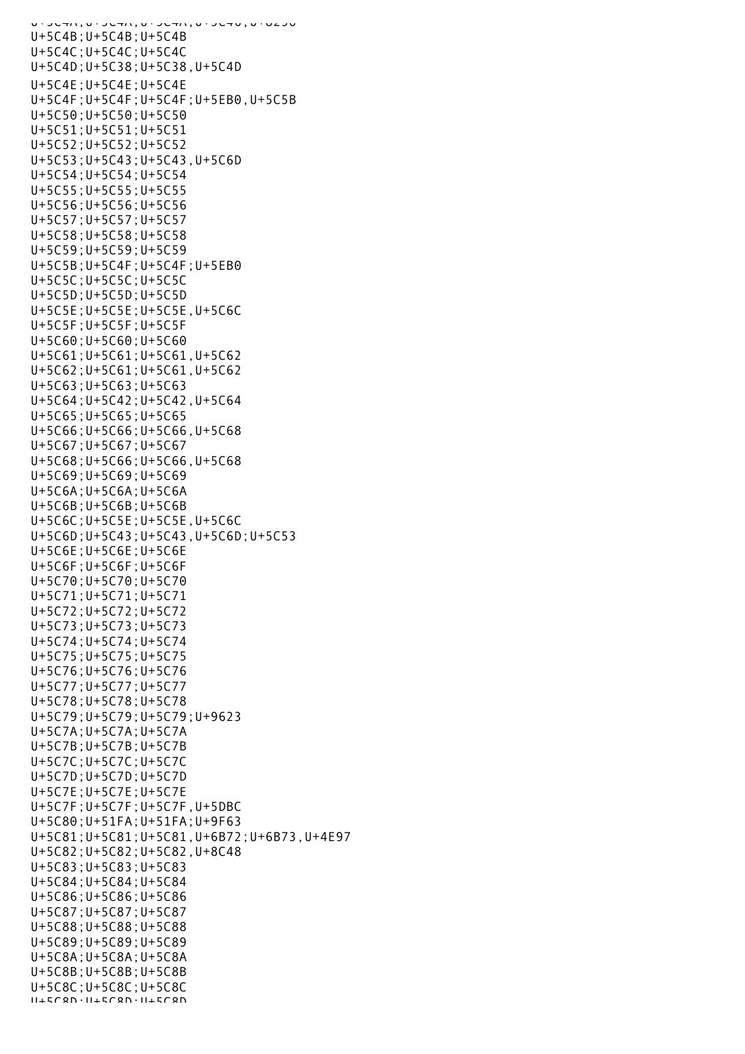U+5C4A;U+5C4A;U+5C4A;U+5C46,U+8290
U+5C4B;U+5C4B;U+5C4B
U+5C4C;U+5C4C;U+5C4C
U+5C4D;U+5C38;U+5C38,U+5C4D
U+5C4E;U+5C4E;U+5C4E
U+5C4F;U+5C4F;U+5C4F;U+5EB0,U+5C5B
U+5C50;U+5C50;U+5C50
U+5C51;U+5C51;U+5C51
U+5C52;U+5C52;U+5C52
U+5C53;U+5C43;U+5C43,U+5C6D
U+5C54;U+5C54;U+5C54
U+5C55;U+5C55;U+5C55
U+5C56;U+5C56;U+5C56
U+5C57;U+5C57;U+5C57
U+5C58;U+5C58;U+5C58
U+5C59;U+5C59;U+5C59
U+5C5B;U+5C4F;U+5C4F;U+5EB0
U+5C5C;U+5C5C;U+5C5C
U+5C5D;U+5C5D;U+5C5D
U+5C5E;U+5C5E;U+5C5E,U+5C6C
U+5C5F;U+5C5F;U+5C5F
U+5C60;U+5C60;U+5C60
U+5C61;U+5C61;U+5C61,U+5C62
U+5C62;U+5C61;U+5C61,U+5C62
U+5C63;U+5C63;U+5C63
U+5C64;U+5C42;U+5C42,U+5C64
U+5C65;U+5C65;U+5C65
U+5C66;U+5C66;U+5C66,U+5C68
U+5C67;U+5C67;U+5C67
U+5C68;U+5C66;U+5C66,U+5C68
U+5C69;U+5C69;U+5C69
U+5C6A;U+5C6A;U+5C6A
U+5C6B;U+5C6B;U+5C6B
U+5C6C;U+5C5E;U+5C5E,U+5C6C
U+5C6D;U+5C43;U+5C43,U+5C6D;U+5C53
U+5C6E;U+5C6E;U+5C6E
U+5C6F;U+5C6F;U+5C6F
U+5C70;U+5C70;U+5C70
U+5C71;U+5C71;U+5C71
U+5C72;U+5C72;U+5C72
U+5C73;U+5C73;U+5C73
U+5C74;U+5C74;U+5C74
U+5C75;U+5C75;U+5C75
U+5C76;U+5C76;U+5C76
U+5C77;U+5C77;U+5C77
U+5C78;U+5C78;U+5C78
U+5C79;U+5C79;U+5C79;U+9623
U+5C7A;U+5C7A;U+5C7A
U+5C7B;U+5C7B;U+5C7B
U+5C7C;U+5C7C;U+5C7C
U+5C7D;U+5C7D;U+5C7D
U+5C7E;U+5C7E;U+5C7E
U+5C7F;U+5C7F;U+5C7F,U+5DBC
U+5C80;U+51FA;U+51FA;U+9F63
U+5C81;U+5C81;U+5C81,U+6B72;U+6B73,U+4E97
U+5C82;U+5C82;U+5C82,U+8C48
U+5C83;U+5C83;U+5C83
U+5C84;U+5C84;U+5C84
U+5C86;U+5C86;U+5C86
U+5C87;U+5C87;U+5C87
U+5C88;U+5C88;U+5C88
U+5C89;U+5C89;U+5C89
U+5C8A;U+5C8A;U+5C8A
U+5C8B;U+5C8B;U+5C8B
U+5C8C;U+5C8C;U+5C8C
U+5C8D;U+5C8D;U+5C8D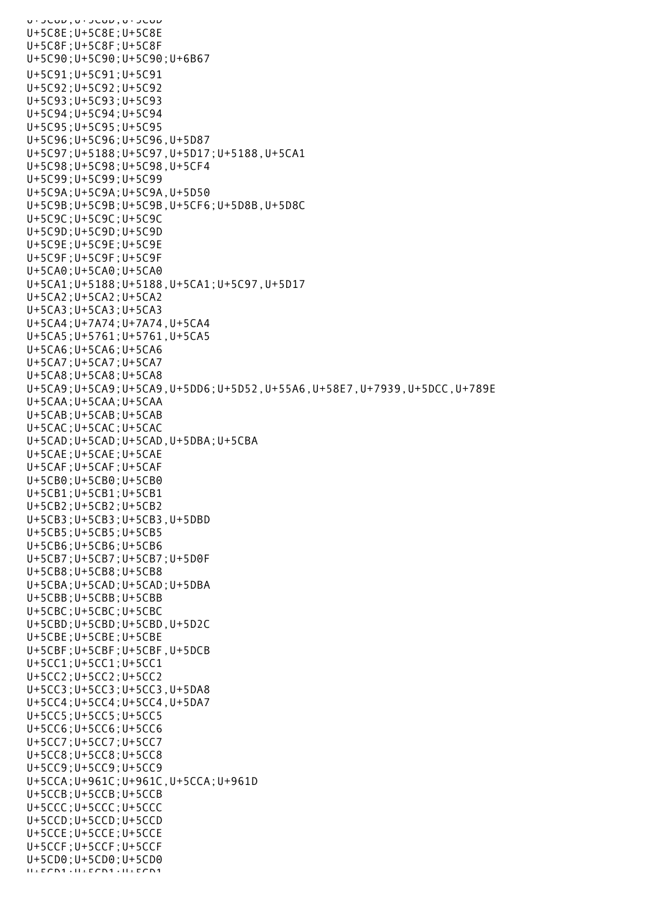U+5C8D;U+5C8D;U+5C8D
U+5C8E;U+5C8E;U+5C8E
U+5C8F;U+5C8F;U+5C8F
U+5C90;U+5C90;U+5C90;U+6B67
U+5C91;U+5C91;U+5C91
U+5C92;U+5C92;U+5C92
U+5C93;U+5C93;U+5C93
U+5C94;U+5C94;U+5C94
U+5C95;U+5C95;U+5C95
U+5C96;U+5C96;U+5C96,U+5D87
U+5C97;U+5188;U+5C97,U+5D17;U+5188,U+5CA1
U+5C98;U+5C98;U+5C98,U+5CF4
U+5C99;U+5C99;U+5C99
U+5C9A;U+5C9A;U+5C9A,U+5D50
U+5C9B;U+5C9B;U+5C9B,U+5CF6;U+5D8B,U+5D8C
U+5C9C;U+5C9C;U+5C9C
U+5C9D;U+5C9D;U+5C9D
U+5C9E;U+5C9E;U+5C9E
U+5C9F;U+5C9F;U+5C9F
U+5CA0;U+5CA0;U+5CA0
U+5CA1;U+5188;U+5188,U+5CA1;U+5C97,U+5D17
U+5CA2;U+5CA2;U+5CA2
U+5CA3;U+5CA3;U+5CA3
U+5CA4;U+7A74;U+7A74,U+5CA4
U+5CA5;U+5761;U+5761,U+5CA5
U+5CA6;U+5CA6;U+5CA6
U+5CA7;U+5CA7;U+5CA7
U+5CA8;U+5CA8;U+5CA8
U+5CA9;U+5CA9;U+5CA9,U+5DD6;U+5D52,U+55A6,U+58E7,U+7939,U+5DCC,U+789E
U+5CAA;U+5CAA;U+5CAA
U+5CAB;U+5CAB;U+5CAB
U+5CAC;U+5CAC;U+5CAC
U+5CAD;U+5CAD;U+5CAD,U+5DBA;U+5CBA
U+5CAE;U+5CAE;U+5CAE
U+5CAF;U+5CAF;U+5CAF
U+5CB0;U+5CB0;U+5CB0
U+5CB1;U+5CB1;U+5CB1
U+5CB2;U+5CB2;U+5CB2
U+5CB3;U+5CB3;U+5CB3,U+5DBD
U+5CB5;U+5CB5;U+5CB5
U+5CB6;U+5CB6;U+5CB6
U+5CB7;U+5CB7;U+5CB7;U+5D0F
U+5CB8;U+5CB8;U+5CB8
U+5CBA;U+5CAD;U+5CAD;U+5DBA
U+5CBB;U+5CBB;U+5CBB
U+5CBC;U+5CBC;U+5CBC
U+5CBD;U+5CBD;U+5CBD,U+5D2C
U+5CBE;U+5CBE;U+5CBE
U+5CBF;U+5CBF;U+5CBF,U+5DCB
U+5CC1;U+5CC1;U+5CC1
U+5CC2;U+5CC2;U+5CC2
U+5CC3;U+5CC3;U+5CC3,U+5DA8
U+5CC4;U+5CC4;U+5CC4,U+5DA7
U+5CC5;U+5CC5;U+5CC5
U+5CC6;U+5CC6;U+5CC6
U+5CC7;U+5CC7;U+5CC7
U+5CC8;U+5CC8;U+5CC8
U+5CC9;U+5CC9;U+5CC9
U+5CCA;U+961C;U+961C,U+5CCA;U+961D
U+5CCB;U+5CCB;U+5CCB
U+5CCC;U+5CCC;U+5CCC
U+5CCD;U+5CCD;U+5CCD
U+5CCE;U+5CCE;U+5CCE
U+5CCF;U+5CCF;U+5CCF
U+5CD0;U+5CD0;U+5CD0
U+5CD1;U+5CD1;U+5CD1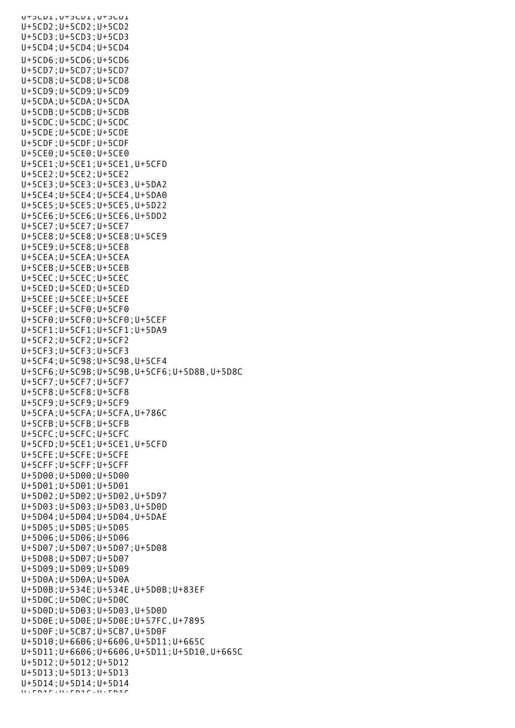```
U+5CD1;U+5CD1;U+5CD1
U+5CD2;U+5CD2;U+5CD2
U+5CD3;U+5CD3;U+5CD3
U+5CD4;U+5CD4;U+5CD4
U+5CD6;U+5CD6;U+5CD6
U+5CD7;U+5CD7;U+5CD7
U+5CD8;U+5CD8;U+5CD8
U+5CD9;U+5CD9;U+5CD9
U+5CDA;U+5CDA;U+5CDA
U+5CDB;U+5CDB;U+5CDB
U+5CDC;U+5CDC;U+5CDC
U+5CDE;U+5CDE;U+5CDE
U+5CDF;U+5CDF;U+5CDF
U+5CE0;U+5CE0;U+5CE0
U+5CE1;U+5CE1;U+5CE1,U+5CFD
U+5CE2;U+5CE2;U+5CE2
U+5CE3;U+5CE3;U+5CE3,U+5DA2
U+5CE4;U+5CE4;U+5CE4,U+5DA0
U+5CE5;U+5CE5;U+5CE5,U+5D22
U+5CE6;U+5CE6;U+5CE6,U+5DD2
U+5CE7;U+5CE7;U+5CE7
U+5CE8;U+5CE8;U+5CE8;U+5CE9
U+5CE9;U+5CE8;U+5CE8
U+5CEA;U+5CEA;U+5CEA
U+5CEB;U+5CEB;U+5CEB
U+5CEC;U+5CEC;U+5CEC
U+5CED;U+5CED;U+5CED
U+5CEE;U+5CEE;U+5CEE
U+5CEF;U+5CF0;U+5CF0
U+5CF0;U+5CF0;U+5CF0;U+5CEF
U+5CF1;U+5CF1;U+5CF1;U+5DA9
U+5CF2;U+5CF2;U+5CF2
U+5CF3;U+5CF3;U+5CF3
U+5CF4;U+5C98;U+5C98,U+5CF4
U+5CF6;U+5C9B;U+5C9B,U+5CF6;U+5D8B,U+5D8C
U+5CF7;U+5CF7;U+5CF7
U+5CF8;U+5CF8;U+5CF8
U+5CF9;U+5CF9;U+5CF9
U+5CFA;U+5CFA;U+5CFA,U+786C
U+5CFB;U+5CFB;U+5CFB
U+5CFC;U+5CFC;U+5CFC
U+5CFD;U+5CE1;U+5CE1,U+5CFD
U+5CFE;U+5CFE;U+5CFE
U+5CFF;U+5CFF;U+5CFF
U+5D00;U+5D00;U+5D00
U+5D01;U+5D01;U+5D01
U+5D02;U+5D02;U+5D02,U+5D97
U+5D03;U+5D03;U+5D03,U+5D0D
U+5D04;U+5D04;U+5D04,U+5DAE
U+5D05;U+5D05;U+5D05
U+5D06;U+5D06;U+5D06
U+5D07;U+5D07;U+5D07;U+5D08
U+5D08;U+5D07;U+5D07
U+5D09;U+5D09;U+5D09
U+5D0A;U+5D0A;U+5D0A
U+5D0B;U+534E;U+534E,U+5D0B;U+83EF
U+5D0C;U+5D0C;U+5D0C
U+5D0D;U+5D03;U+5D03,U+5D0D
U+5D0E;U+5D0E;U+5D0E;U+57FC,U+7895
U+5D0F;U+5CB7;U+5CB7,U+5D0F
U+5D10;U+6606;U+6606,U+5D11;U+665C
U+5D11;U+6606;U+6606,U+5D11;U+5D10,U+665C
U+5D12;U+5D12;U+5D12
U+5D13;U+5D13;U+5D13
U+5D14;U+5D14;U+5D14
U+5D15;U+5D16;U+5D16
```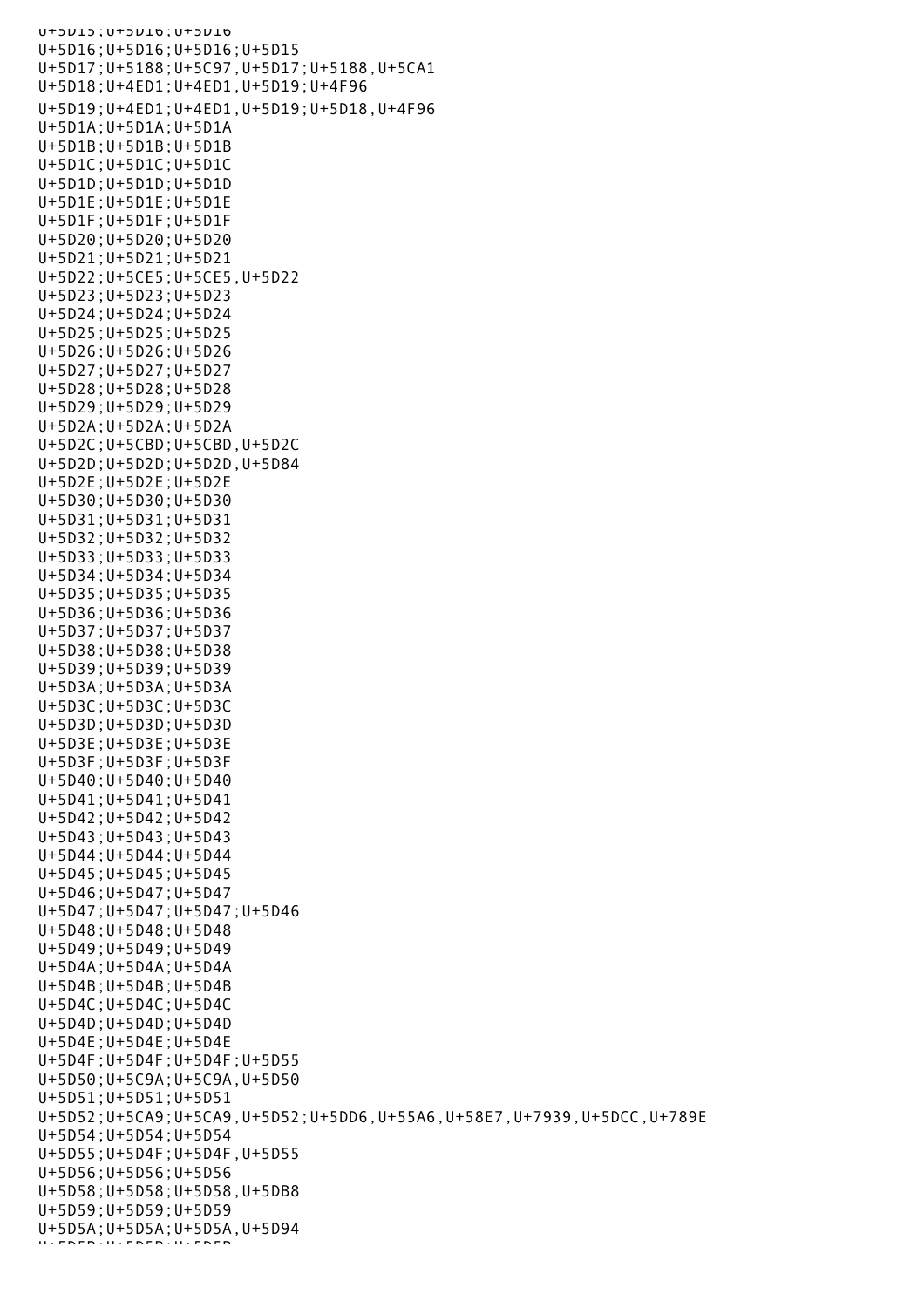U+5D15;U+5D16;U+5D16
U+5D16;U+5D16;U+5D16;U+5D15
U+5D17;U+5188;U+5C97,U+5D17;U+5188,U+5CA1
U+5D18;U+4ED1;U+4ED1,U+5D19;U+4F96
U+5D19;U+4ED1;U+4ED1,U+5D19;U+5D18,U+4F96
U+5D1A;U+5D1A;U+5D1A
U+5D1B;U+5D1B;U+5D1B
U+5D1C;U+5D1C;U+5D1C
U+5D1D;U+5D1D;U+5D1D
U+5D1E;U+5D1E;U+5D1E
U+5D1F;U+5D1F;U+5D1F
U+5D20;U+5D20;U+5D20
U+5D21;U+5D21;U+5D21
U+5D22;U+5CE5;U+5CE5,U+5D22
U+5D23;U+5D23;U+5D23
U+5D24;U+5D24;U+5D24
U+5D25;U+5D25;U+5D25
U+5D26;U+5D26;U+5D26
U+5D27;U+5D27;U+5D27
U+5D28;U+5D28;U+5D28
U+5D29;U+5D29;U+5D29
U+5D2A;U+5D2A;U+5D2A
U+5D2C;U+5CBD;U+5CBD,U+5D2C
U+5D2D;U+5D2D;U+5D2D,U+5D84
U+5D2E;U+5D2E;U+5D2E
U+5D30;U+5D30;U+5D30
U+5D31;U+5D31;U+5D31
U+5D32;U+5D32;U+5D32
U+5D33;U+5D33;U+5D33
U+5D34;U+5D34;U+5D34
U+5D35;U+5D35;U+5D35
U+5D36;U+5D36;U+5D36
U+5D37;U+5D37;U+5D37
U+5D38;U+5D38;U+5D38
U+5D39;U+5D39;U+5D39
U+5D3A;U+5D3A;U+5D3A
U+5D3C;U+5D3C;U+5D3C
U+5D3D;U+5D3D;U+5D3D
U+5D3E;U+5D3E;U+5D3E
U+5D3F;U+5D3F;U+5D3F
U+5D40;U+5D40;U+5D40
U+5D41;U+5D41;U+5D41
U+5D42;U+5D42;U+5D42
U+5D43;U+5D43;U+5D43
U+5D44;U+5D44;U+5D44
U+5D45;U+5D45;U+5D45
U+5D46;U+5D47;U+5D47
U+5D47;U+5D47;U+5D47;U+5D46
U+5D48;U+5D48;U+5D48
U+5D49;U+5D49;U+5D49
U+5D4A;U+5D4A;U+5D4A
U+5D4B;U+5D4B;U+5D4B
U+5D4C;U+5D4C;U+5D4C
U+5D4D;U+5D4D;U+5D4D
U+5D4E;U+5D4E;U+5D4E
U+5D4F;U+5D4F;U+5D4F;U+5D55
U+5D50;U+5C9A;U+5C9A,U+5D50
U+5D51;U+5D51;U+5D51
U+5D52;U+5CA9;U+5CA9,U+5D52;U+5DD6,U+55A6,U+58E7,U+7939,U+5DCC,U+789E
U+5D54;U+5D54;U+5D54
U+5D55;U+5D4F;U+5D4F,U+5D55
U+5D56;U+5D56;U+5D56
U+5D58;U+5D58;U+5D58,U+5DB8
U+5D59;U+5D59;U+5D59
U+5D5A;U+5D5A;U+5D5A,U+5D94
U+5D5B;U+5D5B;U+5D5B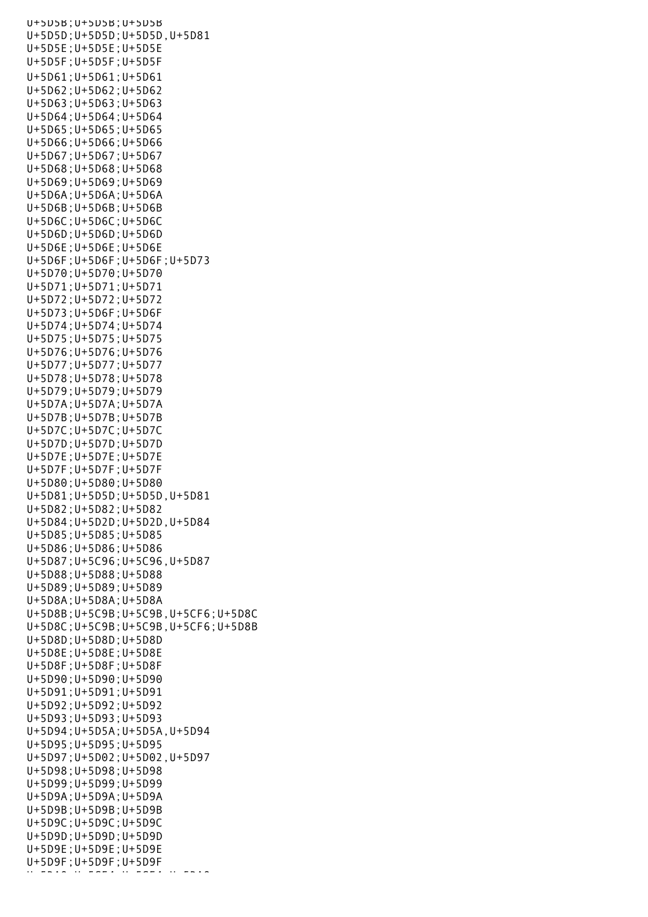U+5D5B;U+5D5B;U+5D5B
U+5D5D;U+5D5D;U+5D5D,U+5D81
U+5D5E;U+5D5E;U+5D5E
U+5D5F;U+5D5F;U+5D5F
U+5D61;U+5D61;U+5D61
U+5D62;U+5D62;U+5D62
U+5D63;U+5D63;U+5D63
U+5D64;U+5D64;U+5D64
U+5D65;U+5D65;U+5D65
U+5D66;U+5D66;U+5D66
U+5D67;U+5D67;U+5D67
U+5D68;U+5D68;U+5D68
U+5D69;U+5D69;U+5D69
U+5D6A;U+5D6A;U+5D6A
U+5D6B;U+5D6B;U+5D6B
U+5D6C;U+5D6C;U+5D6C
U+5D6D;U+5D6D;U+5D6D
U+5D6E;U+5D6E;U+5D6E
U+5D6F;U+5D6F;U+5D6F;U+5D73
U+5D70;U+5D70;U+5D70
U+5D71;U+5D71;U+5D71
U+5D72;U+5D72;U+5D72
U+5D73;U+5D6F;U+5D6F
U+5D74;U+5D74;U+5D74
U+5D75;U+5D75;U+5D75
U+5D76;U+5D76;U+5D76
U+5D77;U+5D77;U+5D77
U+5D78;U+5D78;U+5D78
U+5D79;U+5D79;U+5D79
U+5D7A;U+5D7A;U+5D7A
U+5D7B;U+5D7B;U+5D7B
U+5D7C;U+5D7C;U+5D7C
U+5D7D;U+5D7D;U+5D7D
U+5D7E;U+5D7E;U+5D7E
U+5D7F;U+5D7F;U+5D7F
U+5D80;U+5D80;U+5D80
U+5D81;U+5D5D;U+5D5D,U+5D81
U+5D82;U+5D82;U+5D82
U+5D84;U+5D2D;U+5D2D,U+5D84
U+5D85;U+5D85;U+5D85
U+5D86;U+5D86;U+5D86
U+5D87;U+5C96;U+5C96,U+5D87
U+5D88;U+5D88;U+5D88
U+5D89;U+5D89;U+5D89
U+5D8A;U+5D8A;U+5D8A
U+5D8B;U+5C9B;U+5C9B,U+5CF6;U+5D8C
U+5D8C;U+5C9B;U+5C9B,U+5CF6;U+5D8B
U+5D8D;U+5D8D;U+5D8D
U+5D8E;U+5D8E;U+5D8E
U+5D8F;U+5D8F;U+5D8F
U+5D90;U+5D90;U+5D90
U+5D91;U+5D91;U+5D91
U+5D92;U+5D92;U+5D92
U+5D93;U+5D93;U+5D93
U+5D94;U+5D5A;U+5D5A,U+5D94
U+5D95;U+5D95;U+5D95
U+5D97;U+5D02;U+5D02,U+5D97
U+5D98;U+5D98;U+5D98
U+5D99;U+5D99;U+5D99
U+5D9A;U+5D9A;U+5D9A
U+5D9B;U+5D9B;U+5D9B
U+5D9C;U+5D9C;U+5D9C
U+5D9D;U+5D9D;U+5D9D
U+5D9E;U+5D9E;U+5D9E
U+5D9F;U+5D9F;U+5D9F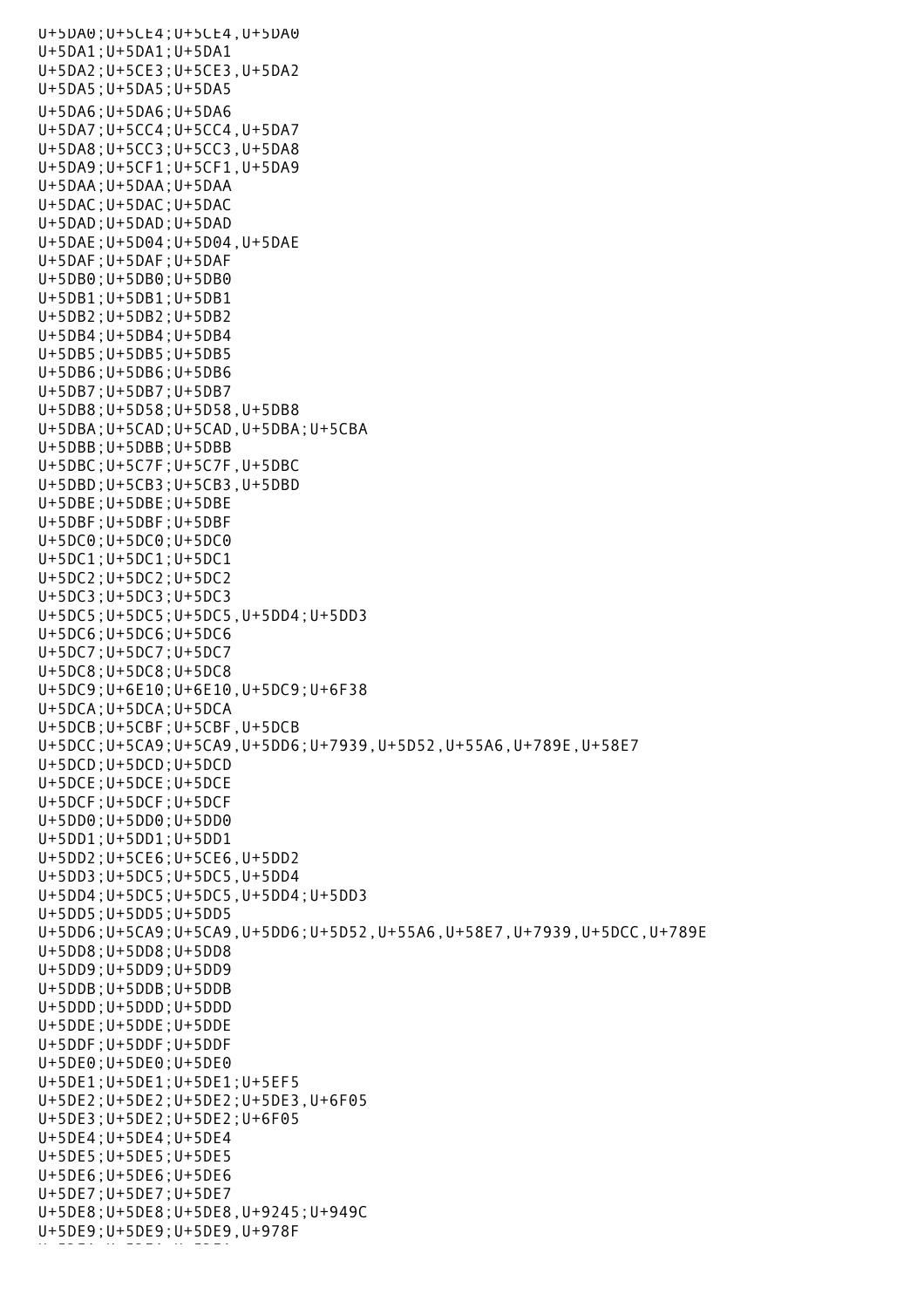U+5DA0;U+5CE4;U+5CE4,U+5DA0
U+5DA1;U+5DA1;U+5DA1
U+5DA2;U+5CE3;U+5CE3,U+5DA2
U+5DA5;U+5DA5;U+5DA5
U+5DA6;U+5DA6;U+5DA6
U+5DA7;U+5CC4;U+5CC4,U+5DA7
U+5DA8;U+5CC3;U+5CC3,U+5DA8
U+5DA9;U+5CF1;U+5CF1,U+5DA9
U+5DAA;U+5DAA;U+5DAA
U+5DAC;U+5DAC;U+5DAC
U+5DAD;U+5DAD;U+5DAD
U+5DAE;U+5D04;U+5D04,U+5DAE
U+5DAF;U+5DAF;U+5DAF
U+5DB0;U+5DB0;U+5DB0
U+5DB1;U+5DB1;U+5DB1
U+5DB2;U+5DB2;U+5DB2
U+5DB4;U+5DB4;U+5DB4
U+5DB5;U+5DB5;U+5DB5
U+5DB6;U+5DB6;U+5DB6
U+5DB7;U+5DB7;U+5DB7
U+5DB8;U+5D58;U+5D58,U+5DB8
U+5DBA;U+5CAD;U+5CAD,U+5DBA;U+5CBA
U+5DBB;U+5DBB;U+5DBB
U+5DBC;U+5C7F;U+5C7F,U+5DBC
U+5DBD;U+5CB3;U+5CB3,U+5DBD
U+5DBE;U+5DBE;U+5DBE
U+5DBF;U+5DBF;U+5DBF
U+5DC0;U+5DC0;U+5DC0
U+5DC1;U+5DC1;U+5DC1
U+5DC2;U+5DC2;U+5DC2
U+5DC3;U+5DC3;U+5DC3
U+5DC5;U+5DC5;U+5DC5,U+5DD4;U+5DD3
U+5DC6;U+5DC6;U+5DC6
U+5DC7;U+5DC7;U+5DC7
U+5DC8;U+5DC8;U+5DC8
U+5DC9;U+6E10;U+6E10,U+5DC9;U+6F38
U+5DCA;U+5DCA;U+5DCA
U+5DCB;U+5CBF;U+5CBF,U+5DCB
U+5DCC;U+5CA9;U+5CA9,U+5DD6;U+7939,U+5D52,U+55A6,U+789E,U+58E7
U+5DCD;U+5DCD;U+5DCD
U+5DCE;U+5DCE;U+5DCE
U+5DCF;U+5DCF;U+5DCF
U+5DD0;U+5DD0;U+5DD0
U+5DD1;U+5DD1;U+5DD1
U+5DD2;U+5CE6;U+5CE6,U+5DD2
U+5DD3;U+5DC5;U+5DC5,U+5DD4
U+5DD4;U+5DC5;U+5DC5,U+5DD4;U+5DD3
U+5DD5;U+5DD5;U+5DD5
U+5DD6;U+5CA9;U+5CA9,U+5DD6;U+5D52,U+55A6,U+58E7,U+7939,U+5DCC,U+789E
U+5DD8;U+5DD8;U+5DD8
U+5DD9;U+5DD9;U+5DD9
U+5DDB;U+5DDB;U+5DDB
U+5DDD;U+5DDD;U+5DDD
U+5DDE;U+5DDE;U+5DDE
U+5DDF;U+5DDF;U+5DDF
U+5DE0;U+5DE0;U+5DE0
U+5DE1;U+5DE1;U+5DE1;U+5EF5
U+5DE2;U+5DE2;U+5DE2;U+5DE3,U+6F05
U+5DE3;U+5DE2;U+5DE2;U+6F05
U+5DE4;U+5DE4;U+5DE4
U+5DE5;U+5DE5;U+5DE5
U+5DE6;U+5DE6;U+5DE6
U+5DE7;U+5DE7;U+5DE7
U+5DE8;U+5DE8;U+5DE8,U+9245;U+949C
U+5DE9;U+5DE9;U+5DE9,U+978F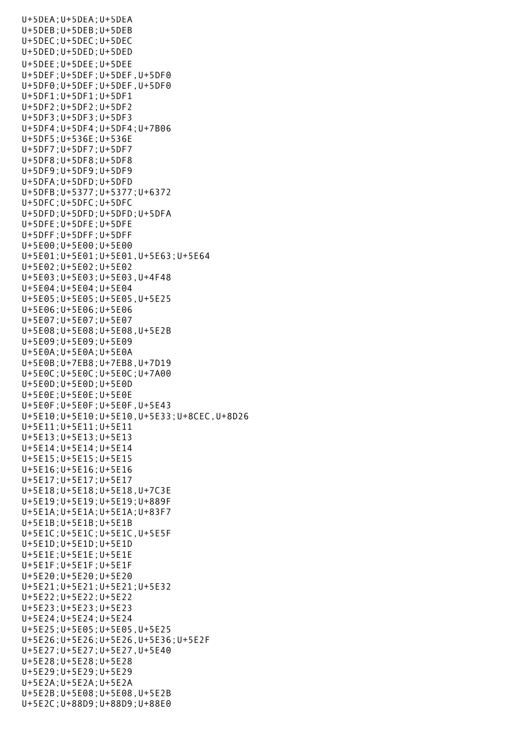U+5DEA;U+5DEA;U+5DEA
U+5DEB;U+5DEB;U+5DEB
U+5DEC;U+5DEC;U+5DEC
U+5DED;U+5DED;U+5DED
U+5DEE;U+5DEE;U+5DEE
U+5DEF;U+5DEF;U+5DEF,U+5DF0
U+5DF0;U+5DEF;U+5DEF,U+5DF0
U+5DF1;U+5DF1;U+5DF1
U+5DF2;U+5DF2;U+5DF2
U+5DF3;U+5DF3;U+5DF3
U+5DF4;U+5DF4;U+5DF4;U+7B06
U+5DF5;U+536E;U+536E
U+5DF7;U+5DF7;U+5DF7
U+5DF8;U+5DF8;U+5DF8
U+5DF9;U+5DF9;U+5DF9
U+5DFA;U+5DFD;U+5DFD
U+5DFB;U+5377;U+5377;U+6372
U+5DFC;U+5DFC;U+5DFC
U+5DFD;U+5DFD;U+5DFD;U+5DFA
U+5DFE;U+5DFE;U+5DFE
U+5DFF;U+5DFF;U+5DFF
U+5E00;U+5E00;U+5E00
U+5E01;U+5E01;U+5E01,U+5E63;U+5E64
U+5E02;U+5E02;U+5E02
U+5E03;U+5E03;U+5E03,U+4F48
U+5E04;U+5E04;U+5E04
U+5E05;U+5E05;U+5E05,U+5E25
U+5E06;U+5E06;U+5E06
U+5E07;U+5E07;U+5E07
U+5E08;U+5E08;U+5E08,U+5E2B
U+5E09;U+5E09;U+5E09
U+5E0A;U+5E0A;U+5E0A
U+5E0B;U+7EB8;U+7EB8,U+7D19
U+5E0C;U+5E0C;U+5E0C;U+7A00
U+5E0D;U+5E0D;U+5E0D
U+5E0E;U+5E0E;U+5E0E
U+5E0F;U+5E0F;U+5E0F,U+5E43
U+5E10;U+5E10;U+5E10,U+5E33;U+8CEC,U+8D26
U+5E11;U+5E11;U+5E11
U+5E13;U+5E13;U+5E13
U+5E14;U+5E14;U+5E14
U+5E15;U+5E15;U+5E15
U+5E16;U+5E16;U+5E16
U+5E17;U+5E17;U+5E17
U+5E18;U+5E18;U+5E18,U+7C3E
U+5E19;U+5E19;U+5E19;U+889F
U+5E1A;U+5E1A;U+5E1A;U+83F7
U+5E1B;U+5E1B;U+5E1B
U+5E1C;U+5E1C;U+5E1C,U+5E5F
U+5E1D;U+5E1D;U+5E1D
U+5E1E;U+5E1E;U+5E1E
U+5E1F;U+5E1F;U+5E1F
U+5E20;U+5E20;U+5E20
U+5E21;U+5E21;U+5E21;U+5E32
U+5E22;U+5E22;U+5E22
U+5E23;U+5E23;U+5E23
U+5E24;U+5E24;U+5E24
U+5E25;U+5E05;U+5E05,U+5E25
U+5E26;U+5E26;U+5E26,U+5E36;U+5E2F
U+5E27;U+5E27;U+5E27,U+5E40
U+5E28;U+5E28;U+5E28
U+5E29;U+5E29;U+5E29
U+5E2A;U+5E2A;U+5E2A
U+5E2B;U+5E08;U+5E08,U+5E2B
U+5E2C;U+88D9;U+88D9;U+88E0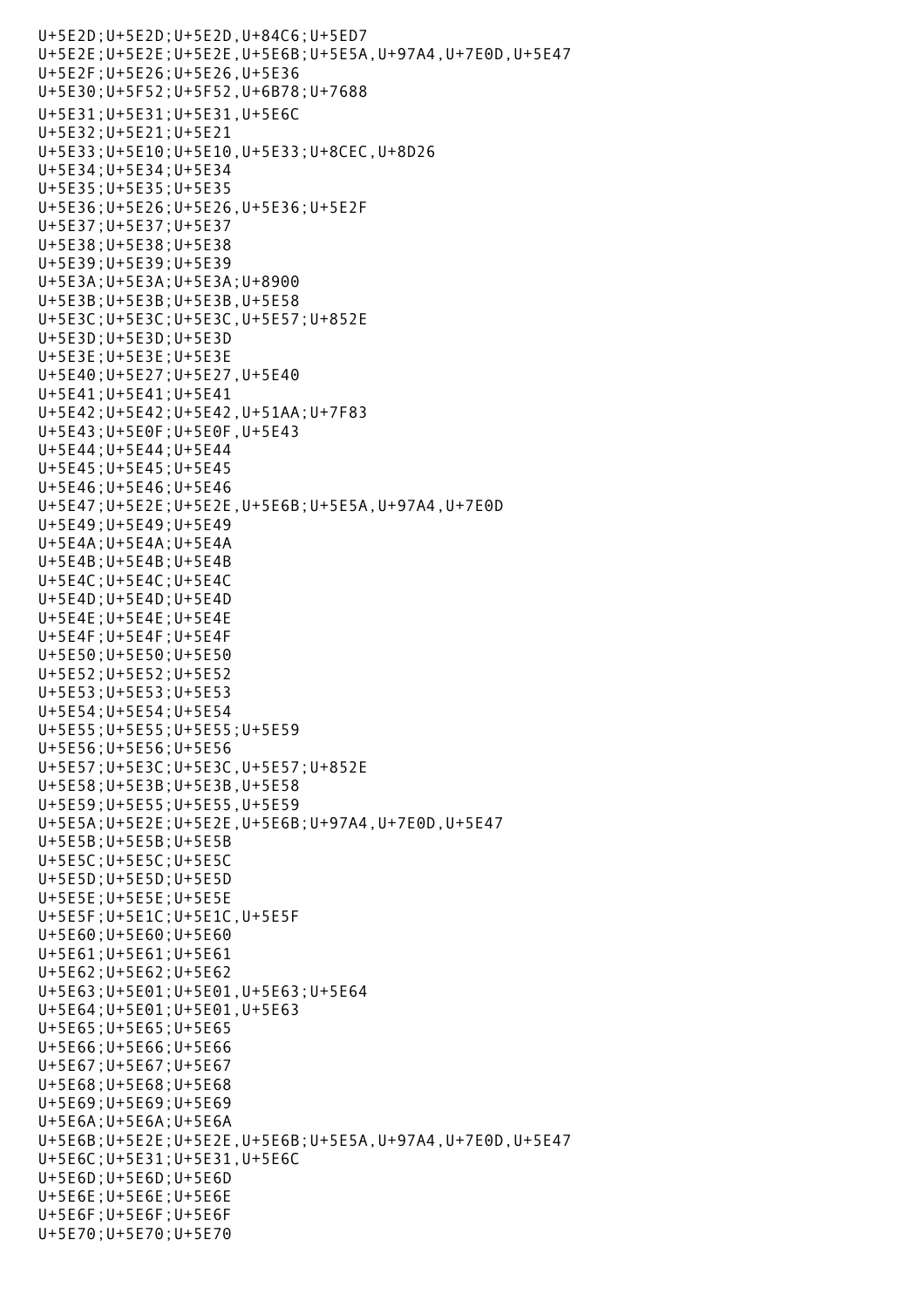U+5E2D;U+5E2D;U+5E2D,U+84C6;U+5ED7
U+5E2E;U+5E2E;U+5E2E,U+5E6B;U+5E5A,U+97A4,U+7E0D,U+5E47
U+5E2F;U+5E26;U+5E26,U+5E36
U+5E30;U+5F52;U+5F52,U+6B78;U+7688
U+5E31;U+5E31;U+5E31,U+5E6C
U+5E32;U+5E21;U+5E21
U+5E33;U+5E10;U+5E10,U+5E33;U+8CEC,U+8D26
U+5E34;U+5E34;U+5E34
U+5E35;U+5E35;U+5E35
U+5E36;U+5E26;U+5E26,U+5E36;U+5E2F
U+5E37;U+5E37;U+5E37
U+5E38;U+5E38;U+5E38
U+5E39;U+5E39;U+5E39
U+5E3A;U+5E3A;U+5E3A;U+8900
U+5E3B;U+5E3B;U+5E3B,U+5E58
U+5E3C;U+5E3C;U+5E3C,U+5E57;U+852E
U+5E3D;U+5E3D;U+5E3D
U+5E3E;U+5E3E;U+5E3E
U+5E40;U+5E27;U+5E27,U+5E40
U+5E41;U+5E41;U+5E41
U+5E42;U+5E42;U+5E42,U+51AA;U+7F83
U+5E43;U+5E0F;U+5E0F,U+5E43
U+5E44;U+5E44;U+5E44
U+5E45;U+5E45;U+5E45
U+5E46;U+5E46;U+5E46
U+5E47;U+5E2E;U+5E2E,U+5E6B;U+5E5A,U+97A4,U+7E0D
U+5E49;U+5E49;U+5E49
U+5E4A;U+5E4A;U+5E4A
U+5E4B;U+5E4B;U+5E4B
U+5E4C;U+5E4C;U+5E4C
U+5E4D;U+5E4D;U+5E4D
U+5E4E;U+5E4E;U+5E4E
U+5E4F;U+5E4F;U+5E4F
U+5E50;U+5E50;U+5E50
U+5E52;U+5E52;U+5E52
U+5E53;U+5E53;U+5E53
U+5E54;U+5E54;U+5E54
U+5E55;U+5E55;U+5E55;U+5E59
U+5E56;U+5E56;U+5E56
U+5E57;U+5E3C;U+5E3C,U+5E57;U+852E
U+5E58;U+5E3B;U+5E3B,U+5E58
U+5E59;U+5E55;U+5E55,U+5E59
U+5E5A;U+5E2E;U+5E2E,U+5E6B;U+97A4,U+7E0D,U+5E47
U+5E5B;U+5E5B;U+5E5B
U+5E5C;U+5E5C;U+5E5C
U+5E5D;U+5E5D;U+5E5D
U+5E5E;U+5E5E;U+5E5E
U+5E5F;U+5E1C;U+5E1C,U+5E5F
U+5E60;U+5E60;U+5E60
U+5E61;U+5E61;U+5E61
U+5E62;U+5E62;U+5E62
U+5E63;U+5E01;U+5E01,U+5E63;U+5E64
U+5E64;U+5E01;U+5E01,U+5E63
U+5E65;U+5E65;U+5E65
U+5E66;U+5E66;U+5E66
U+5E67;U+5E67;U+5E67
U+5E68;U+5E68;U+5E68
U+5E69;U+5E69;U+5E69
U+5E6A;U+5E6A;U+5E6A
U+5E6B;U+5E2E;U+5E2E,U+5E6B;U+5E5A,U+97A4,U+7E0D,U+5E47
U+5E6C;U+5E31;U+5E31,U+5E6C
U+5E6D;U+5E6D;U+5E6D
U+5E6E;U+5E6E;U+5E6E
U+5E6F;U+5E6F;U+5E6F
U+5E70;U+5E70;U+5E70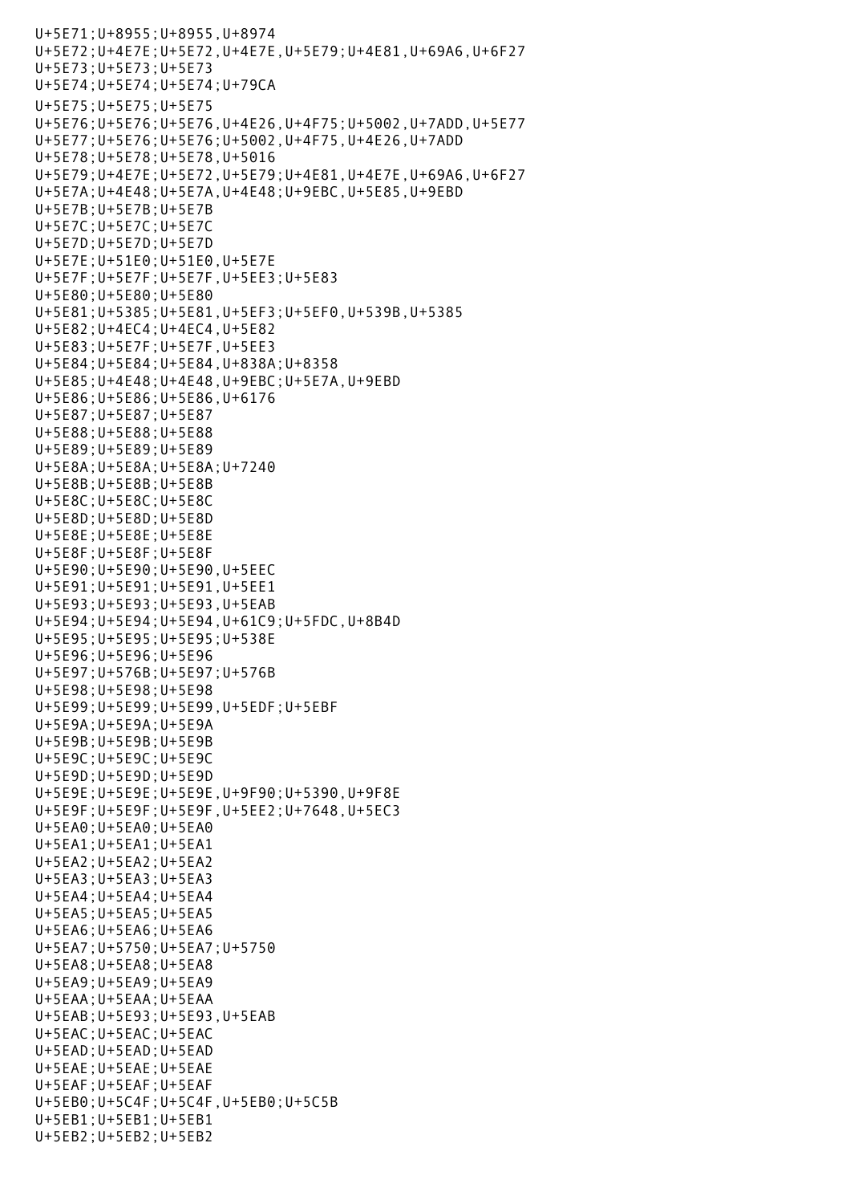```
U+5E71;U+8955;U+8955,U+8974
U+5E72;U+4E7E;U+5E72,U+4E7E,U+5E79;U+4E81,U+69A6,U+6F27
U+5E73;U+5E73;U+5E73
U+5E74;U+5E74;U+5E74;U+79CA
U+5E75;U+5E75;U+5E75
U+5E76;U+5E76;U+5E76,U+4E26,U+4F75;U+5002,U+7ADD,U+5E77
U+5E77;U+5E76;U+5E76;U+5002,U+4F75,U+4E26,U+7ADD
U+5E78;U+5E78;U+5E78,U+5016
U+5E79;U+4E7E;U+5E72,U+5E79;U+4E81,U+4E7E,U+69A6,U+6F27
U+5E7A;U+4E48;U+5E7A,U+4E48;U+9EBC,U+5E85,U+9EBD
U+5E7B;U+5E7B;U+5E7B
U+5E7C;U+5E7C;U+5E7C
U+5E7D;U+5E7D;U+5E7D
U+5E7E;U+51E0;U+51E0,U+5E7E
U+5E7F;U+5E7F;U+5E7F,U+5EE3;U+5E83
U+5E80;U+5E80;U+5E80
U+5E81;U+5385;U+5E81,U+5EF3;U+5EF0,U+539B,U+5385
U+5E82;U+4EC4;U+4EC4,U+5E82
U+5E83;U+5E7F;U+5E7F,U+5EE3
U+5E84;U+5E84;U+5E84,U+838A;U+8358
U+5E85;U+4E48;U+4E48,U+9EBC;U+5E7A,U+9EBD
U+5E86;U+5E86;U+5E86,U+6176
U+5E87;U+5E87;U+5E87
U+5E88;U+5E88;U+5E88
U+5E89;U+5E89;U+5E89
U+5E8A;U+5E8A;U+5E8A;U+7240
U+5E8B;U+5E8B;U+5E8B
U+5E8C;U+5E8C;U+5E8C
U+5E8D;U+5E8D;U+5E8D
U+5E8E;U+5E8E;U+5E8E
U+5E8F;U+5E8F;U+5E8F
U+5E90;U+5E90;U+5E90,U+5EEC
U+5E91;U+5E91;U+5E91,U+5EE1
U+5E93;U+5E93;U+5E93,U+5EAB
U+5E94;U+5E94;U+5E94,U+61C9;U+5FDC,U+8B4D
U+5E95;U+5E95;U+5E95;U+538E
U+5E96;U+5E96;U+5E96
U+5E97;U+576B;U+5E97;U+576B
U+5E98;U+5E98;U+5E98
U+5E99;U+5E99;U+5E99,U+5EDF;U+5EBF
U+5E9A;U+5E9A;U+5E9A
U+5E9B;U+5E9B;U+5E9B
U+5E9C;U+5E9C;U+5E9C
U+5E9D;U+5E9D;U+5E9D
U+5E9E;U+5E9E;U+5E9E,U+9F90;U+5390,U+9F8E
U+5E9F;U+5E9F;U+5E9F,U+5EE2;U+7648,U+5EC3
U+5EA0;U+5EA0;U+5EA0
U+5EA1;U+5EA1;U+5EA1
U+5EA2;U+5EA2;U+5EA2
U+5EA3;U+5EA3;U+5EA3
U+5EA4;U+5EA4;U+5EA4
U+5EA5;U+5EA5;U+5EA5
U+5EA6;U+5EA6;U+5EA6
U+5EA7;U+5750;U+5EA7;U+5750
U+5EA8;U+5EA8;U+5EA8
U+5EA9;U+5EA9;U+5EA9
U+5EAA;U+5EAA;U+5EAA
U+5EAB;U+5E93;U+5E93,U+5EAB
U+5EAC;U+5EAC;U+5EAC
U+5EAD;U+5EAD;U+5EAD
U+5EAE;U+5EAE;U+5EAE
U+5EAF;U+5EAF;U+5EAF
U+5EB0;U+5C4F;U+5C4F,U+5EB0;U+5C5B
U+5EB1;U+5EB1;U+5EB1
U+5EB2;U+5EB2;U+5EB2
```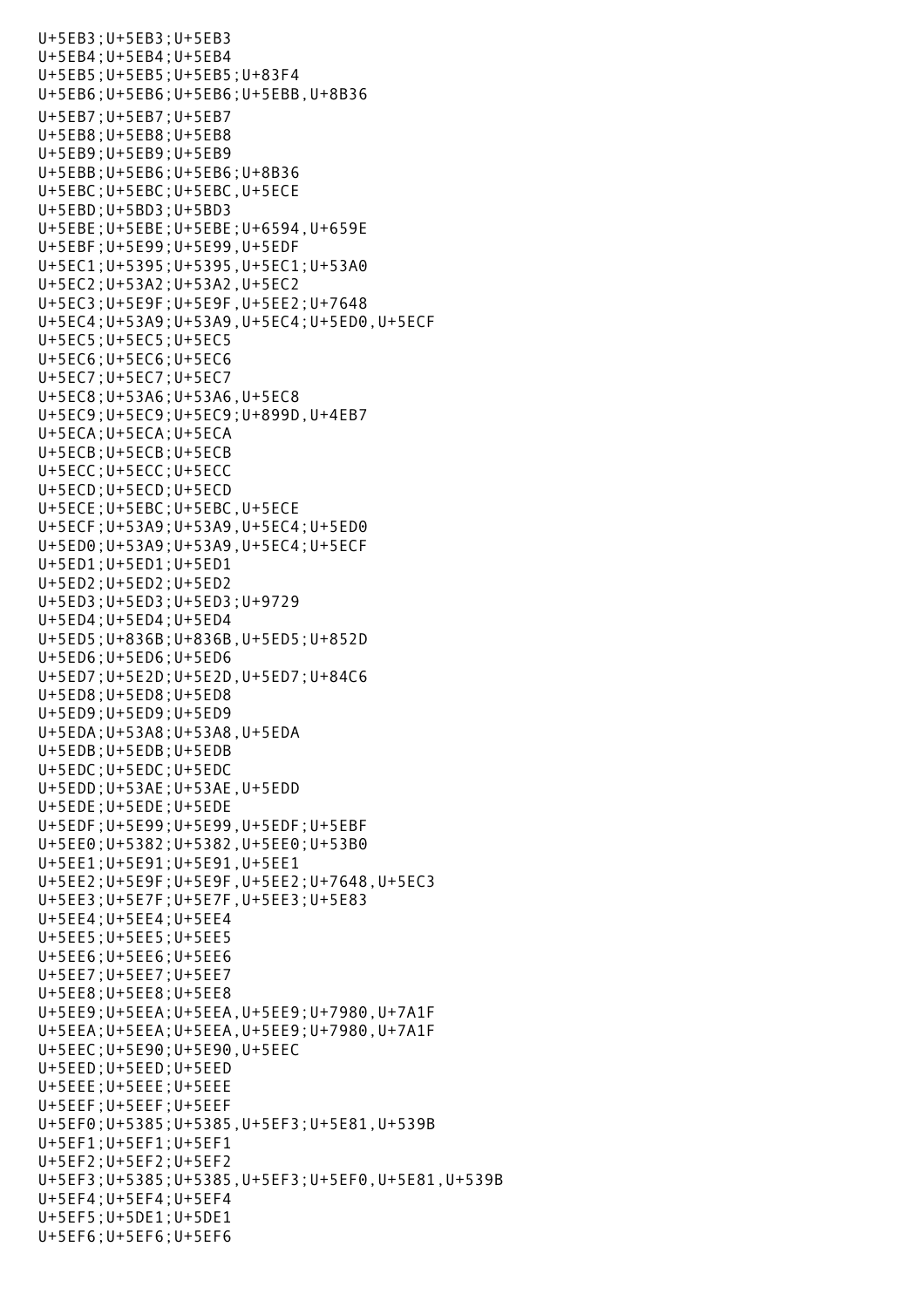```
U+5EB3;U+5EB3;U+5EB3
U+5EB4;U+5EB4;U+5EB4
U+5EB5;U+5EB5;U+5EB5;U+83F4
U+5EB6;U+5EB6;U+5EB6;U+5EBB,U+8B36
U+5EB7;U+5EB7;U+5EB7
U+5EB8;U+5EB8;U+5EB8
U+5EB9;U+5EB9;U+5EB9
U+5EBB;U+5EB6;U+5EB6;U+8B36
U+5EBC;U+5EBC;U+5EBC,U+5ECE
U+5EBD;U+5BD3;U+5BD3
U+5EBE;U+5EBE;U+5EBE;U+6594,U+659E
U+5EBF;U+5E99;U+5E99,U+5EDF
U+5EC1;U+5395;U+5395,U+5EC1;U+53A0
U+5EC2;U+53A2;U+53A2,U+5EC2
U+5EC3;U+5E9F;U+5E9F,U+5EE2;U+7648
U+5EC4;U+53A9;U+53A9,U+5EC4;U+5ED0,U+5ECF
U+5EC5;U+5EC5;U+5EC5
U+5EC6;U+5EC6;U+5EC6
U+5EC7;U+5EC7;U+5EC7
U+5EC8;U+53A6;U+53A6,U+5EC8
U+5EC9;U+5EC9;U+5EC9;U+899D,U+4EB7
U+5ECA;U+5ECA;U+5ECA
U+5ECB;U+5ECB;U+5ECB
U+5ECC;U+5ECC;U+5ECC
U+5ECD;U+5ECD;U+5ECD
U+5ECE;U+5EBC;U+5EBC,U+5ECE
U+5ECF;U+53A9;U+53A9,U+5EC4;U+5ED0
U+5ED0;U+53A9;U+53A9,U+5EC4;U+5ECF
U+5ED1;U+5ED1;U+5ED1
U+5ED2;U+5ED2;U+5ED2
U+5ED3;U+5ED3;U+5ED3;U+9729
U+5ED4;U+5ED4;U+5ED4
U+5ED5;U+836B;U+836B,U+5ED5;U+852D
U+5ED6;U+5ED6;U+5ED6
U+5ED7;U+5E2D;U+5E2D,U+5ED7;U+84C6
U+5ED8;U+5ED8;U+5ED8
U+5ED9;U+5ED9;U+5ED9
U+5EDA;U+53A8;U+53A8,U+5EDA
U+5EDB;U+5EDB;U+5EDB
U+5EDC;U+5EDC;U+5EDC
U+5EDD;U+53AE;U+53AE,U+5EDD
U+5EDE;U+5EDE;U+5EDE
U+5EDF;U+5E99;U+5E99,U+5EDF;U+5EBF
U+5EE0;U+5382;U+5382,U+5EE0;U+53B0
U+5EE1;U+5E91;U+5E91,U+5EE1
U+5EE2;U+5E9F;U+5E9F,U+5EE2;U+7648,U+5EC3
U+5EE3;U+5E7F;U+5E7F,U+5EE3;U+5E83
U+5EE4;U+5EE4;U+5EE4
U+5EE5;U+5EE5;U+5EE5
U+5EE6;U+5EE6;U+5EE6
U+5EE7;U+5EE7;U+5EE7
U+5EE8;U+5EE8;U+5EE8
U+5EE9;U+5EEA;U+5EEA,U+5EE9;U+7980,U+7A1F
U+5EEA;U+5EEA;U+5EEA,U+5EE9;U+7980,U+7A1F
U+5EEC;U+5E90;U+5E90,U+5EEC
U+5EED;U+5EED;U+5EED
U+5EEE;U+5EEE;U+5EEE
U+5EEF;U+5EEF;U+5EEF
U+5EF0;U+5385;U+5385,U+5EF3;U+5E81,U+539B
U+5EF1;U+5EF1;U+5EF1
U+5EF2;U+5EF2;U+5EF2
U+5EF3;U+5385;U+5385,U+5EF3;U+5EF0,U+5E81,U+539B
U+5EF4;U+5EF4;U+5EF4
U+5EF5;U+5DE1;U+5DE1
U+5EF6;U+5EF6;U+5EF6
```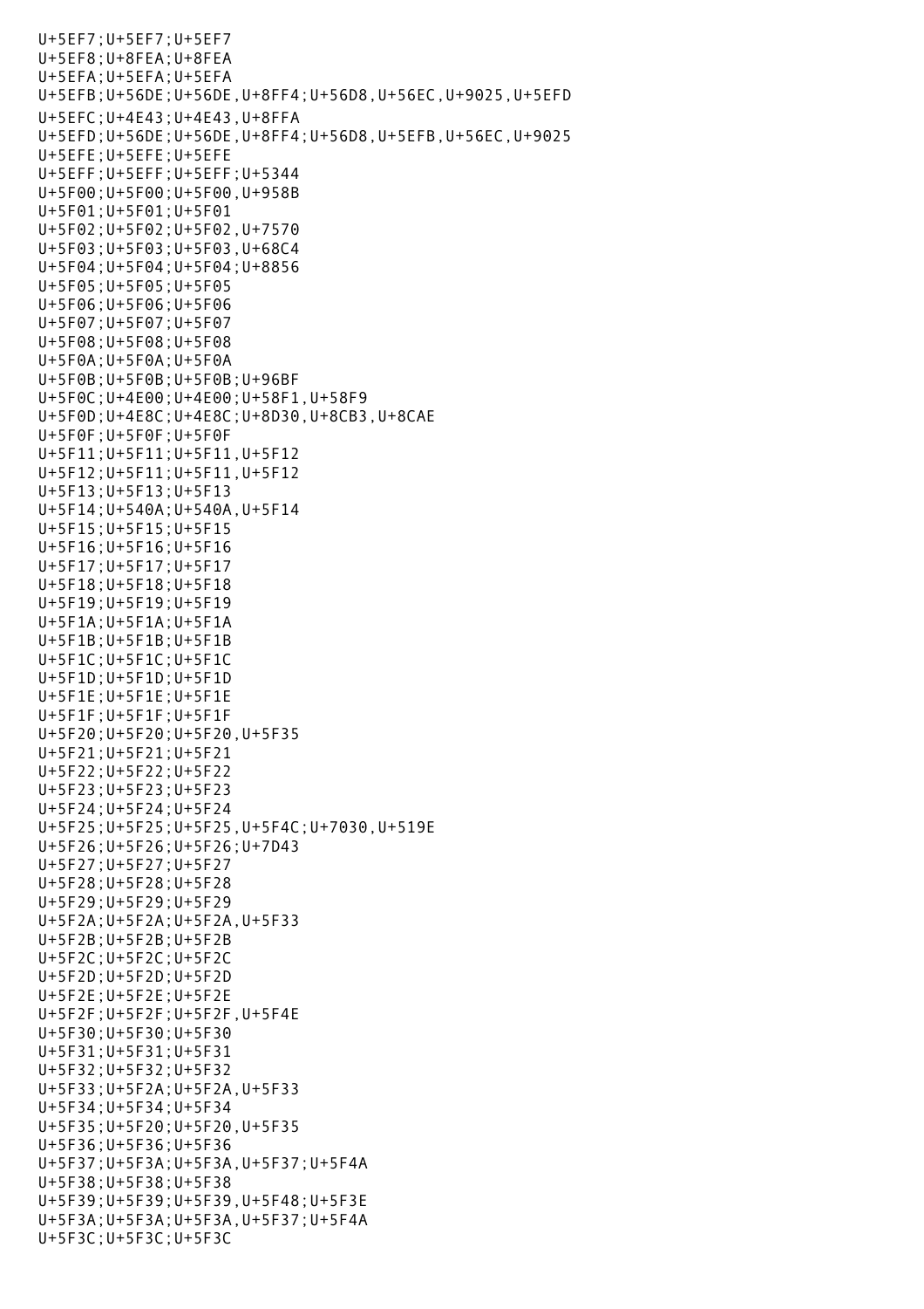```
U+5EF7;U+5EF7;U+5EF7
U+5EF8;U+8FEA;U+8FEA
U+5EFA;U+5EFA;U+5EFA
U+5EFB;U+56DE;U+56DE,U+8FF4;U+56D8,U+56EC,U+9025,U+5EFD
U+5EFC;U+4E43;U+4E43,U+8FFA
U+5EFD;U+56DE;U+56DE,U+8FF4;U+56D8,U+5EFB,U+56EC,U+9025
U+5EFE;U+5EFE;U+5EFE
U+5EFF;U+5EFF;U+5EFF;U+5344
U+5F00;U+5F00;U+5F00,U+958B
U+5F01;U+5F01;U+5F01
U+5F02;U+5F02;U+5F02,U+7570
U+5F03;U+5F03;U+5F03,U+68C4
U+5F04;U+5F04;U+5F04;U+8856
U+5F05;U+5F05;U+5F05
U+5F06;U+5F06;U+5F06
U+5F07;U+5F07;U+5F07
U+5F08;U+5F08;U+5F08
U+5F0A;U+5F0A;U+5F0A
U+5F0B;U+5F0B;U+5F0B;U+96BF
U+5F0C;U+4E00;U+4E00;U+58F1,U+58F9
U+5F0D;U+4E8C;U+4E8C;U+8D30,U+8CB3,U+8CAE
U+5F0F;U+5F0F;U+5F0F
U+5F11;U+5F11;U+5F11,U+5F12
U+5F12;U+5F11;U+5F11,U+5F12
U+5F13;U+5F13;U+5F13
U+5F14;U+540A;U+540A,U+5F14
U+5F15;U+5F15;U+5F15
U+5F16;U+5F16;U+5F16
U+5F17;U+5F17;U+5F17
U+5F18;U+5F18;U+5F18
U+5F19;U+5F19;U+5F19
U+5F1A;U+5F1A;U+5F1A
U+5F1B;U+5F1B;U+5F1B
U+5F1C;U+5F1C;U+5F1C
U+5F1D;U+5F1D;U+5F1D
U+5F1E;U+5F1E;U+5F1E
U+5F1F;U+5F1F;U+5F1F
U+5F20;U+5F20;U+5F20,U+5F35
U+5F21;U+5F21;U+5F21
U+5F22;U+5F22;U+5F22
U+5F23;U+5F23;U+5F23
U+5F24;U+5F24;U+5F24
U+5F25;U+5F25;U+5F25,U+5F4C;U+7030,U+519E
U+5F26;U+5F26;U+5F26;U+7D43
U+5F27;U+5F27;U+5F27
U+5F28;U+5F28;U+5F28
U+5F29;U+5F29;U+5F29
U+5F2A;U+5F2A;U+5F2A,U+5F33
U+5F2B;U+5F2B;U+5F2B
U+5F2C;U+5F2C;U+5F2C
U+5F2D;U+5F2D;U+5F2D
U+5F2E;U+5F2E;U+5F2E
U+5F2F;U+5F2F;U+5F2F,U+5F4E
U+5F30;U+5F30;U+5F30
U+5F31;U+5F31;U+5F31
U+5F32;U+5F32;U+5F32
U+5F33;U+5F2A;U+5F2A,U+5F33
U+5F34;U+5F34;U+5F34
U+5F35;U+5F20;U+5F20,U+5F35
U+5F36;U+5F36;U+5F36
U+5F37;U+5F3A;U+5F3A,U+5F37;U+5F4A
U+5F38;U+5F38;U+5F38
U+5F39;U+5F39;U+5F39,U+5F48;U+5F3E
U+5F3A;U+5F3A;U+5F3A,U+5F37;U+5F4A
U+5F3C;U+5F3C;U+5F3C
```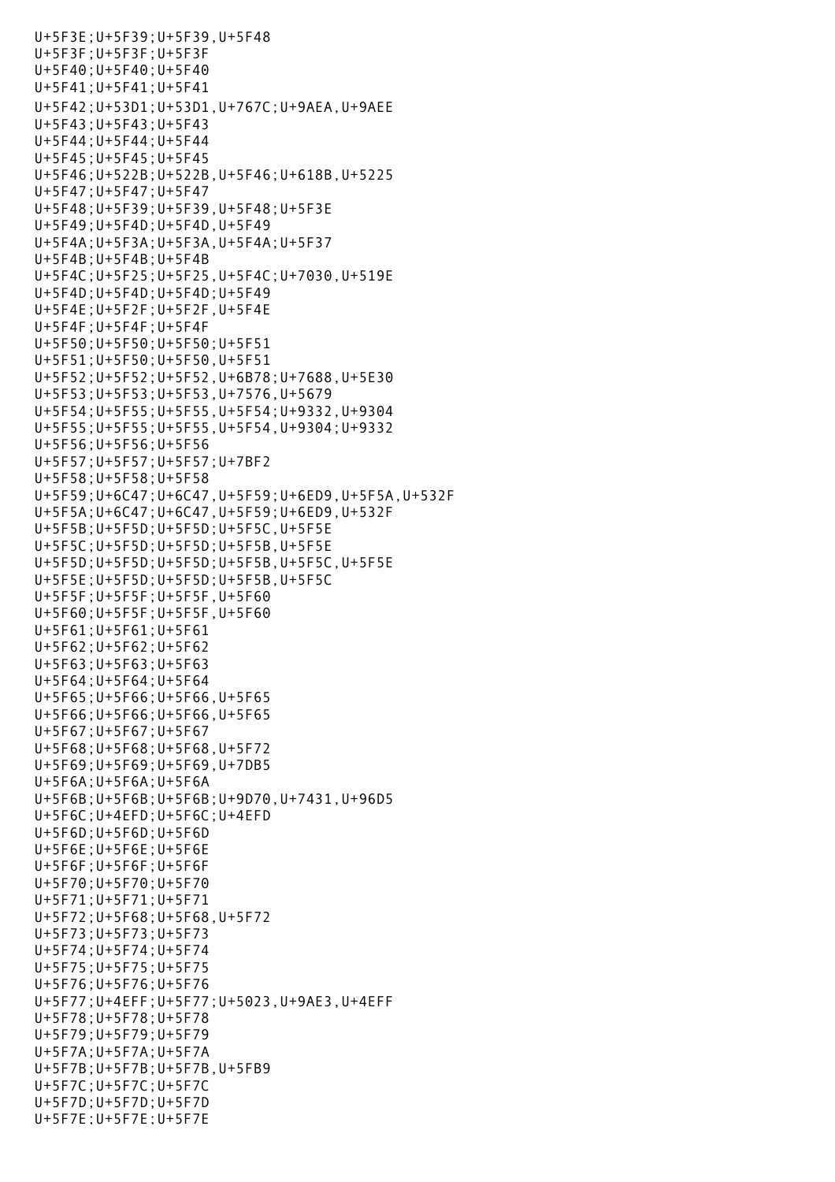U+5F3E;U+5F39;U+5F39,U+5F48
U+5F3F;U+5F3F;U+5F3F
U+5F40;U+5F40;U+5F40
U+5F41;U+5F41;U+5F41
U+5F42;U+53D1;U+53D1,U+767C;U+9AEA,U+9AEE
U+5F43;U+5F43;U+5F43
U+5F44;U+5F44;U+5F44
U+5F45;U+5F45;U+5F45
U+5F46;U+522B;U+522B,U+5F46;U+618B,U+5225
U+5F47;U+5F47;U+5F47
U+5F48;U+5F39;U+5F39,U+5F48;U+5F3E
U+5F49;U+5F4D;U+5F4D,U+5F49
U+5F4A;U+5F3A;U+5F3A,U+5F4A;U+5F37
U+5F4B;U+5F4B;U+5F4B
U+5F4C;U+5F25;U+5F25,U+5F4C;U+7030,U+519E
U+5F4D;U+5F4D;U+5F4D;U+5F49
U+5F4E;U+5F2F;U+5F2F,U+5F4E
U+5F4F;U+5F4F;U+5F4F
U+5F50;U+5F50;U+5F50;U+5F51
U+5F51;U+5F50;U+5F50,U+5F51
U+5F52;U+5F52;U+5F52,U+6B78;U+7688,U+5E30
U+5F53;U+5F53;U+5F53,U+7576,U+5679
U+5F54;U+5F55;U+5F55,U+5F54;U+9332,U+9304
U+5F55;U+5F55;U+5F55,U+5F54,U+9304;U+9332
U+5F56;U+5F56;U+5F56
U+5F57;U+5F57;U+5F57;U+7BF2
U+5F58;U+5F58;U+5F58
U+5F59;U+6C47;U+6C47,U+5F59;U+6ED9,U+5F5A,U+532F
U+5F5A;U+6C47;U+6C47,U+5F59;U+6ED9,U+532F
U+5F5B;U+5F5D;U+5F5D;U+5F5C,U+5F5E
U+5F5C;U+5F5D;U+5F5D;U+5F5B,U+5F5E
U+5F5D;U+5F5D;U+5F5D;U+5F5B,U+5F5C,U+5F5E
U+5F5E;U+5F5D;U+5F5D;U+5F5B,U+5F5C
U+5F5F;U+5F5F;U+5F5F,U+5F60
U+5F60;U+5F5F;U+5F5F,U+5F60
U+5F61;U+5F61;U+5F61
U+5F62;U+5F62;U+5F62
U+5F63;U+5F63;U+5F63
U+5F64;U+5F64;U+5F64
U+5F65;U+5F66;U+5F66,U+5F65
U+5F66;U+5F66;U+5F66,U+5F65
U+5F67;U+5F67;U+5F67
U+5F68;U+5F68;U+5F68,U+5F72
U+5F69;U+5F69;U+5F69,U+7DB5
U+5F6A;U+5F6A;U+5F6A
U+5F6B;U+5F6B;U+5F6B;U+9D70,U+7431,U+96D5
U+5F6C;U+4EFD;U+5F6C;U+4EFD
U+5F6D;U+5F6D;U+5F6D
U+5F6E;U+5F6E;U+5F6E
U+5F6F;U+5F6F;U+5F6F
U+5F70;U+5F70;U+5F70
U+5F71;U+5F71;U+5F71
U+5F72;U+5F68;U+5F68,U+5F72
U+5F73;U+5F73;U+5F73
U+5F74;U+5F74;U+5F74
U+5F75;U+5F75;U+5F75
U+5F76;U+5F76;U+5F76
U+5F77;U+4EFF;U+5F77;U+5023,U+9AE3,U+4EFF
U+5F78;U+5F78;U+5F78
U+5F79;U+5F79;U+5F79
U+5F7A;U+5F7A;U+5F7A
U+5F7B;U+5F7B;U+5F7B,U+5FB9
U+5F7C;U+5F7C;U+5F7C
U+5F7D;U+5F7D;U+5F7D
U+5F7E;U+5F7E;U+5F7E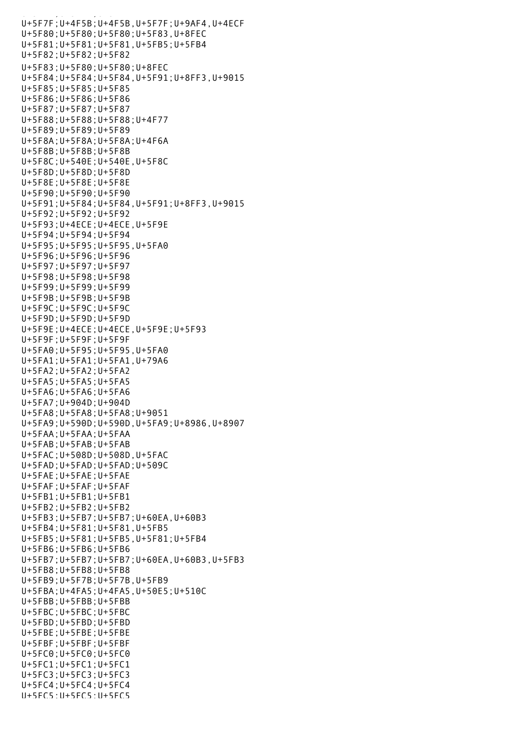U+5F7F;U+4F5B;U+4F5B,U+5F7F;U+9AF4,U+4ECF
U+5F80;U+5F80;U+5F80;U+5F83,U+8FEC
U+5F81;U+5F81;U+5F81,U+5FB5;U+5FB4
U+5F82;U+5F82;U+5F82
U+5F83;U+5F80;U+5F80;U+8FEC
U+5F84;U+5F84;U+5F84,U+5F91;U+8FF3,U+9015
U+5F85;U+5F85;U+5F85
U+5F86;U+5F86;U+5F86
U+5F87;U+5F87;U+5F87
U+5F88;U+5F88;U+5F88;U+4F77
U+5F89;U+5F89;U+5F89
U+5F8A;U+5F8A;U+5F8A;U+4F6A
U+5F8B;U+5F8B;U+5F8B
U+5F8C;U+540E;U+540E,U+5F8C
U+5F8D;U+5F8D;U+5F8D
U+5F8E;U+5F8E;U+5F8E
U+5F90;U+5F90;U+5F90
U+5F91;U+5F84;U+5F84,U+5F91;U+8FF3,U+9015
U+5F92;U+5F92;U+5F92
U+5F93;U+4ECE;U+4ECE,U+5F9E
U+5F94;U+5F94;U+5F94
U+5F95;U+5F95;U+5F95,U+5FA0
U+5F96;U+5F96;U+5F96
U+5F97;U+5F97;U+5F97
U+5F98;U+5F98;U+5F98
U+5F99;U+5F99;U+5F99
U+5F9B;U+5F9B;U+5F9B
U+5F9C;U+5F9C;U+5F9C
U+5F9D;U+5F9D;U+5F9D
U+5F9E;U+4ECE;U+4ECE,U+5F9E;U+5F93
U+5F9F;U+5F9F;U+5F9F
U+5FA0;U+5F95;U+5F95,U+5FA0
U+5FA1;U+5FA1;U+5FA1,U+79A6
U+5FA2;U+5FA2;U+5FA2
U+5FA5;U+5FA5;U+5FA5
U+5FA6;U+5FA6;U+5FA6
U+5FA7;U+904D;U+904D
U+5FA8;U+5FA8;U+5FA8;U+9051
U+5FA9;U+590D;U+590D,U+5FA9;U+8986,U+8907
U+5FAA;U+5FAA;U+5FAA
U+5FAB;U+5FAB;U+5FAB
U+5FAC;U+508D;U+508D,U+5FAC
U+5FAD;U+5FAD;U+5FAD;U+509C
U+5FAE;U+5FAE;U+5FAE
U+5FAF;U+5FAF;U+5FAF
U+5FB1;U+5FB1;U+5FB1
U+5FB2;U+5FB2;U+5FB2
U+5FB3;U+5FB7;U+5FB7;U+60EA,U+60B3
U+5FB4;U+5F81;U+5F81,U+5FB5
U+5FB5;U+5F81;U+5FB5,U+5F81;U+5FB4
U+5FB6;U+5FB6;U+5FB6
U+5FB7;U+5FB7;U+5FB7;U+60EA,U+60B3,U+5FB3
U+5FB8;U+5FB8;U+5FB8
U+5FB9;U+5F7B;U+5F7B,U+5FB9
U+5FBA;U+4FA5;U+4FA5,U+50E5;U+510C
U+5FBB;U+5FBB;U+5FBB
U+5FBC;U+5FBC;U+5FBC
U+5FBD;U+5FBD;U+5FBD
U+5FBE;U+5FBE;U+5FBE
U+5FBF;U+5FBF;U+5FBF
U+5FC0;U+5FC0;U+5FC0
U+5FC1;U+5FC1;U+5FC1
U+5FC3;U+5FC3;U+5FC3
U+5FC4;U+5FC4;U+5FC4
U+5FC5;U+5FC5;U+5FC5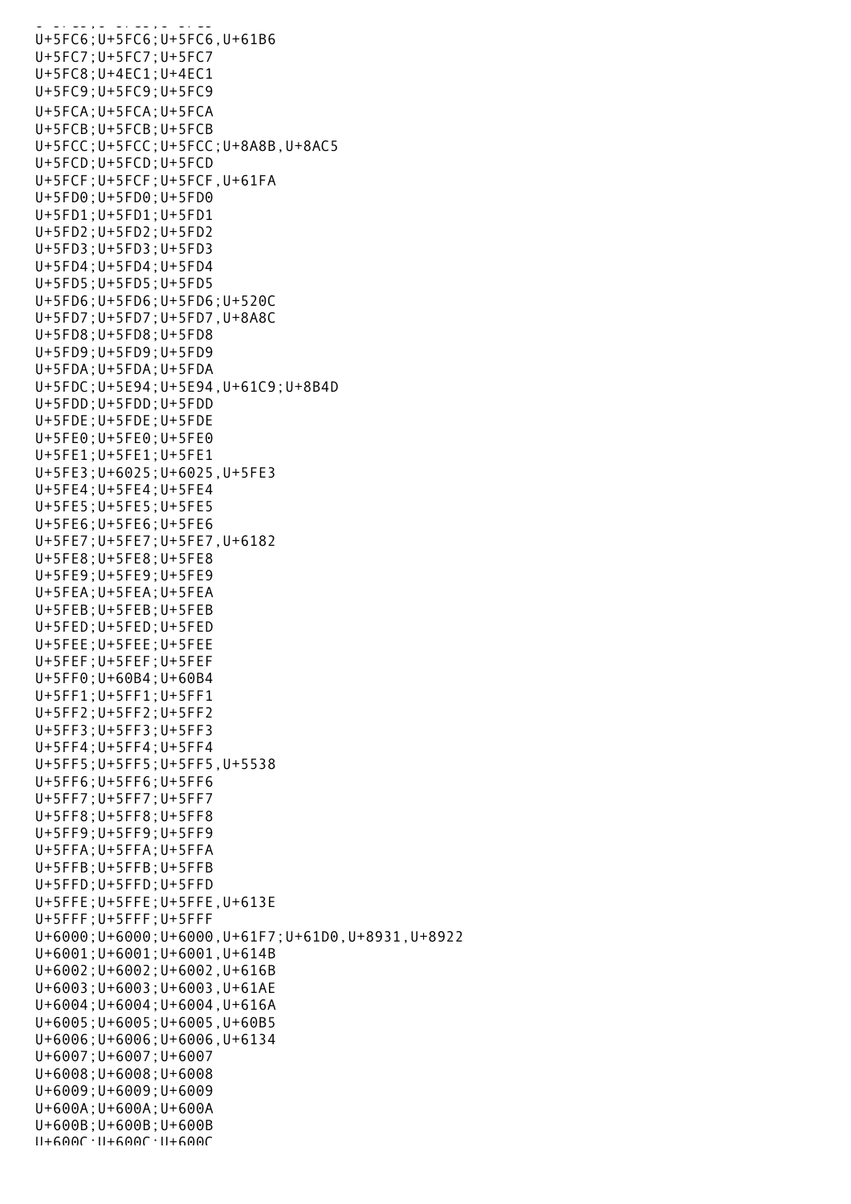U+5FC6;U+5FC6;U+5FC6,U+61B6
U+5FC7;U+5FC7;U+5FC7
U+5FC8;U+4EC1;U+4EC1
U+5FC9;U+5FC9;U+5FC9
U+5FCA;U+5FCA;U+5FCA
U+5FCB;U+5FCB;U+5FCB
U+5FCC;U+5FCC;U+5FCC;U+8A8B,U+8AC5
U+5FCD;U+5FCD;U+5FCD
U+5FCF;U+5FCF;U+5FCF,U+61FA
U+5FD0;U+5FD0;U+5FD0
U+5FD1;U+5FD1;U+5FD1
U+5FD2;U+5FD2;U+5FD2
U+5FD3;U+5FD3;U+5FD3
U+5FD4;U+5FD4;U+5FD4
U+5FD5;U+5FD5;U+5FD5
U+5FD6;U+5FD6;U+5FD6;U+520C
U+5FD7;U+5FD7;U+5FD7,U+8A8C
U+5FD8;U+5FD8;U+5FD8
U+5FD9;U+5FD9;U+5FD9
U+5FDA;U+5FDA;U+5FDA
U+5FDC;U+5E94;U+5E94,U+61C9;U+8B4D
U+5FDD;U+5FDD;U+5FDD
U+5FDE;U+5FDE;U+5FDE
U+5FE0;U+5FE0;U+5FE0
U+5FE1;U+5FE1;U+5FE1
U+5FE3;U+6025;U+6025,U+5FE3
U+5FE4;U+5FE4;U+5FE4
U+5FE5;U+5FE5;U+5FE5
U+5FE6;U+5FE6;U+5FE6
U+5FE7;U+5FE7;U+5FE7,U+6182
U+5FE8;U+5FE8;U+5FE8
U+5FE9;U+5FE9;U+5FE9
U+5FEA;U+5FEA;U+5FEA
U+5FEB;U+5FEB;U+5FEB
U+5FED;U+5FED;U+5FED
U+5FEE;U+5FEE;U+5FEE
U+5FEF;U+5FEF;U+5FEF
U+5FF0;U+60B4;U+60B4
U+5FF1;U+5FF1;U+5FF1
U+5FF2;U+5FF2;U+5FF2
U+5FF3;U+5FF3;U+5FF3
U+5FF4;U+5FF4;U+5FF4
U+5FF5;U+5FF5;U+5FF5,U+5538
U+5FF6;U+5FF6;U+5FF6
U+5FF7;U+5FF7;U+5FF7
U+5FF8;U+5FF8;U+5FF8
U+5FF9;U+5FF9;U+5FF9
U+5FFA;U+5FFA;U+5FFA
U+5FFB;U+5FFB;U+5FFB
U+5FFD;U+5FFD;U+5FFD
U+5FFE;U+5FFE;U+5FFE,U+613E
U+5FFF;U+5FFF;U+5FFF
U+6000;U+6000;U+6000,U+61F7;U+61D0,U+8931,U+8922
U+6001;U+6001;U+6001,U+614B
U+6002;U+6002;U+6002,U+616B
U+6003;U+6003;U+6003,U+61AE
U+6004;U+6004;U+6004,U+616A
U+6005;U+6005;U+6005,U+60B5
U+6006;U+6006;U+6006,U+6134
U+6007;U+6007;U+6007
U+6008;U+6008;U+6008
U+6009;U+6009;U+6009
U+600A;U+600A;U+600A
U+600B;U+600B;U+600B
U+600C;U+600C;U+600C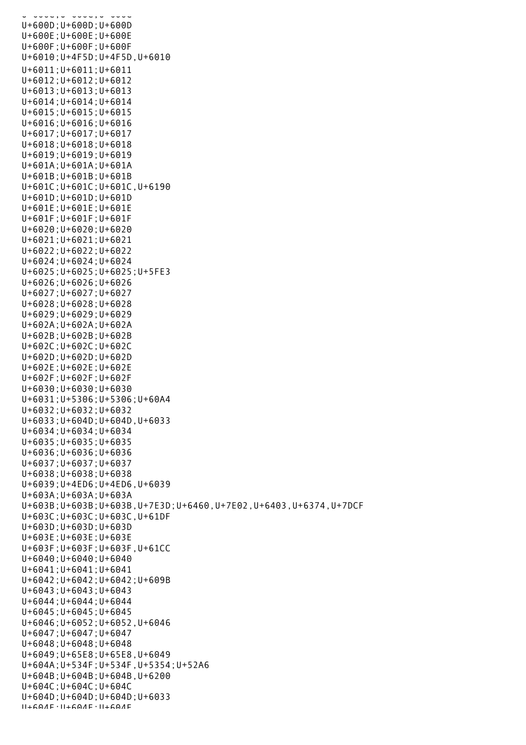U+600D;U+600D;U+600D
U+600E;U+600E;U+600E
U+600F;U+600F;U+600F
U+6010;U+4F5D;U+4F5D,U+6010
U+6011;U+6011;U+6011
U+6012;U+6012;U+6012
U+6013;U+6013;U+6013
U+6014;U+6014;U+6014
U+6015;U+6015;U+6015
U+6016;U+6016;U+6016
U+6017;U+6017;U+6017
U+6018;U+6018;U+6018
U+6019;U+6019;U+6019
U+601A;U+601A;U+601A
U+601B;U+601B;U+601B
U+601C;U+601C;U+601C,U+6190
U+601D;U+601D;U+601D
U+601E;U+601E;U+601E
U+601F;U+601F;U+601F
U+6020;U+6020;U+6020
U+6021;U+6021;U+6021
U+6022;U+6022;U+6022
U+6024;U+6024;U+6024
U+6025;U+6025;U+6025;U+5FE3
U+6026;U+6026;U+6026
U+6027;U+6027;U+6027
U+6028;U+6028;U+6028
U+6029;U+6029;U+6029
U+602A;U+602A;U+602A
U+602B;U+602B;U+602B
U+602C;U+602C;U+602C
U+602D;U+602D;U+602D
U+602E;U+602E;U+602E
U+602F;U+602F;U+602F
U+6030;U+6030;U+6030
U+6031;U+5306;U+5306;U+60A4
U+6032;U+6032;U+6032
U+6033;U+604D;U+604D,U+6033
U+6034;U+6034;U+6034
U+6035;U+6035;U+6035
U+6036;U+6036;U+6036
U+6037;U+6037;U+6037
U+6038;U+6038;U+6038
U+6039;U+4ED6;U+4ED6,U+6039
U+603A;U+603A;U+603A
U+603B;U+603B;U+603B,U+7E3D;U+6460,U+7E02,U+6403,U+6374,U+7DCF
U+603C;U+603C;U+603C,U+61DF
U+603D;U+603D;U+603D
U+603E;U+603E;U+603E
U+603F;U+603F;U+603F,U+61CC
U+6040;U+6040;U+6040
U+6041;U+6041;U+6041
U+6042;U+6042;U+6042;U+609B
U+6043;U+6043;U+6043
U+6044;U+6044;U+6044
U+6045;U+6045;U+6045
U+6046;U+6052;U+6052,U+6046
U+6047;U+6047;U+6047
U+6048;U+6048;U+6048
U+6049;U+65E8;U+65E8,U+6049
U+604A;U+534F;U+534F,U+5354;U+52A6
U+604B;U+604B;U+604B,U+6200
U+604C;U+604C;U+604C
U+604D;U+604D;U+604D;U+6033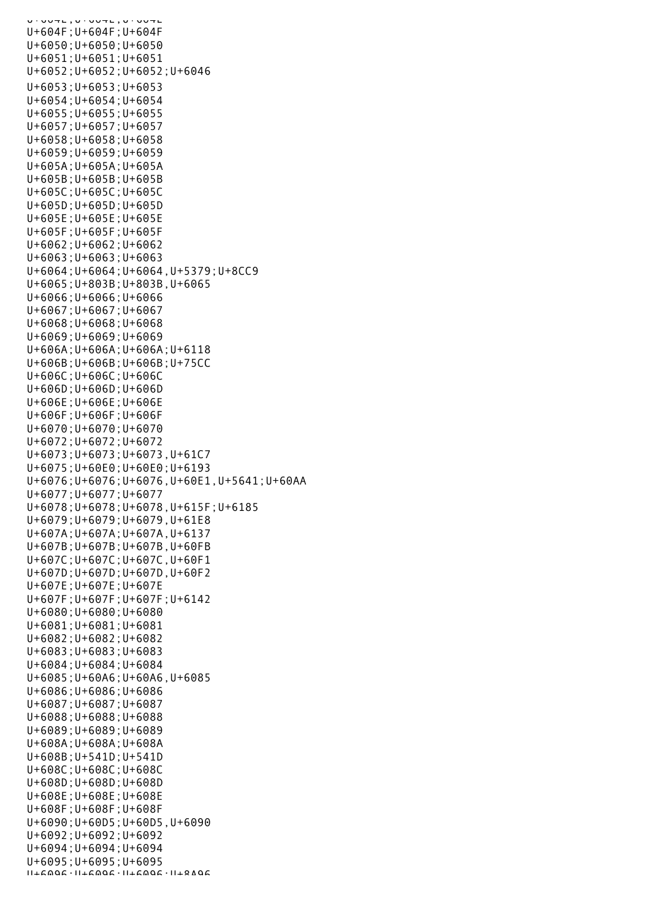U+604E;U+604E;U+604E
U+604F;U+604F;U+604F
U+6050;U+6050;U+6050
U+6051;U+6051;U+6051
U+6052;U+6052;U+6052;U+6046
U+6053;U+6053;U+6053
U+6054;U+6054;U+6054
U+6055;U+6055;U+6055
U+6057;U+6057;U+6057
U+6058;U+6058;U+6058
U+6059;U+6059;U+6059
U+605A;U+605A;U+605A
U+605B;U+605B;U+605B
U+605C;U+605C;U+605C
U+605D;U+605D;U+605D
U+605E;U+605E;U+605E
U+605F;U+605F;U+605F
U+6062;U+6062;U+6062
U+6063;U+6063;U+6063
U+6064;U+6064;U+6064,U+5379;U+8CC9
U+6065;U+803B;U+803B,U+6065
U+6066;U+6066;U+6066
U+6067;U+6067;U+6067
U+6068;U+6068;U+6068
U+6069;U+6069;U+6069
U+606A;U+606A;U+606A;U+6118
U+606B;U+606B;U+606B;U+75CC
U+606C;U+606C;U+606C
U+606D;U+606D;U+606D
U+606E;U+606E;U+606E
U+606F;U+606F;U+606F
U+6070;U+6070;U+6070
U+6072;U+6072;U+6072
U+6073;U+6073;U+6073,U+61C7
U+6075;U+60E0;U+60E0;U+6193
U+6076;U+6076;U+6076,U+60E1,U+5641;U+60AA
U+6077;U+6077;U+6077
U+6078;U+6078;U+6078,U+615F;U+6185
U+6079;U+6079;U+6079,U+61E8
U+607A;U+607A;U+607A,U+6137
U+607B;U+607B;U+607B,U+60FB
U+607C;U+607C;U+607C,U+60F1
U+607D;U+607D;U+607D,U+60F2
U+607E;U+607E;U+607E
U+607F;U+607F;U+607F;U+6142
U+6080;U+6080;U+6080
U+6081;U+6081;U+6081
U+6082;U+6082;U+6082
U+6083;U+6083;U+6083
U+6084;U+6084;U+6084
U+6085;U+60A6;U+60A6,U+6085
U+6086;U+6086;U+6086
U+6087;U+6087;U+6087
U+6088;U+6088;U+6088
U+6089;U+6089;U+6089
U+608A;U+608A;U+608A
U+608B;U+541D;U+541D
U+608C;U+608C;U+608C
U+608D;U+608D;U+608D
U+608E;U+608E;U+608E
U+608F;U+608F;U+608F
U+6090;U+60D5;U+60D5,U+6090
U+6092;U+6092;U+6092
U+6094;U+6094;U+6094
U+6095;U+6095;U+6095
U+6096;U+6096;U+6096;U+8A96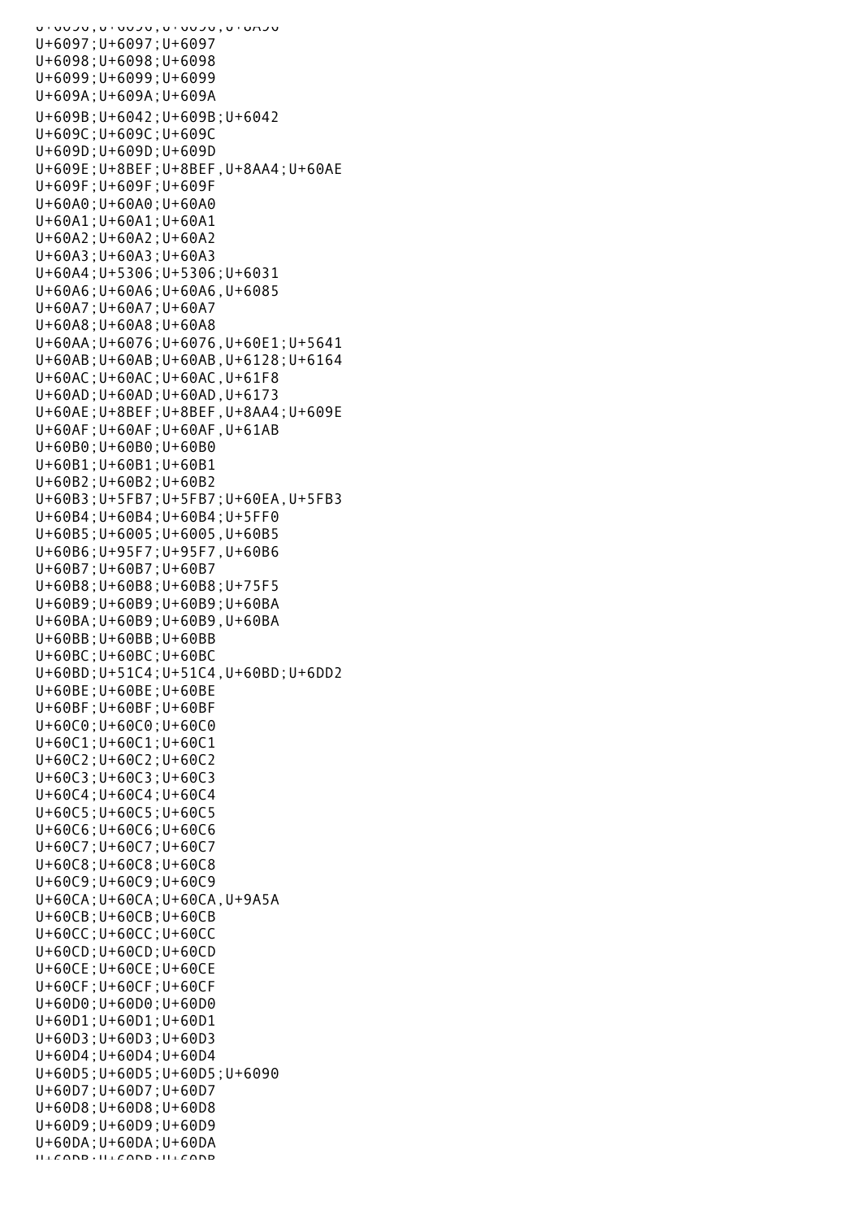```
U+6096;U+6096;U+6096;U+8A96
U+6097;U+6097;U+6097
U+6098;U+6098;U+6098
U+6099;U+6099;U+6099
U+609A;U+609A;U+609A
U+609B;U+6042;U+609B;U+6042
U+609C;U+609C;U+609C
U+609D;U+609D;U+609D
U+609E;U+8BEF;U+8BEF,U+8AA4;U+60AE
U+609F;U+609F;U+609F
U+60A0;U+60A0;U+60A0
U+60A1;U+60A1;U+60A1
U+60A2;U+60A2;U+60A2
U+60A3;U+60A3;U+60A3
U+60A4;U+5306;U+5306;U+6031
U+60A6;U+60A6;U+60A6,U+6085
U+60A7;U+60A7;U+60A7
U+60A8;U+60A8;U+60A8
U+60AA;U+6076;U+6076,U+60E1;U+5641
U+60AB;U+60AB;U+60AB,U+6128;U+6164
U+60AC;U+60AC;U+60AC,U+61F8
U+60AD;U+60AD;U+60AD,U+6173
U+60AE;U+8BEF;U+8BEF,U+8AA4;U+609E
U+60AF;U+60AF;U+60AF,U+61AB
U+60B0;U+60B0;U+60B0
U+60B1;U+60B1;U+60B1
U+60B2;U+60B2;U+60B2
U+60B3;U+5FB7;U+5FB7;U+60EA,U+5FB3
U+60B4;U+60B4;U+60B4;U+5FF0
U+60B5;U+6005;U+6005,U+60B5
U+60B6;U+95F7;U+95F7,U+60B6
U+60B7;U+60B7;U+60B7
U+60B8;U+60B8;U+60B8;U+75F5
U+60B9;U+60B9;U+60B9;U+60BA
U+60BA;U+60B9;U+60B9,U+60BA
U+60BB;U+60BB;U+60BB
U+60BC;U+60BC;U+60BC
U+60BD;U+51C4;U+51C4,U+60BD;U+6DD2
U+60BE;U+60BE;U+60BE
U+60BF;U+60BF;U+60BF
U+60C0;U+60C0;U+60C0
U+60C1;U+60C1;U+60C1
U+60C2;U+60C2;U+60C2
U+60C3;U+60C3;U+60C3
U+60C4;U+60C4;U+60C4
U+60C5;U+60C5;U+60C5
U+60C6;U+60C6;U+60C6
U+60C7;U+60C7;U+60C7
U+60C8;U+60C8;U+60C8
U+60C9;U+60C9;U+60C9
U+60CA;U+60CA;U+60CA,U+9A5A
U+60CB;U+60CB;U+60CB
U+60CC;U+60CC;U+60CC
U+60CD;U+60CD;U+60CD
U+60CE;U+60CE;U+60CE
U+60CF;U+60CF;U+60CF
U+60D0;U+60D0;U+60D0
U+60D1;U+60D1;U+60D1
U+60D3;U+60D3;U+60D3
U+60D4;U+60D4;U+60D4
U+60D5;U+60D5;U+60D5;U+6090
U+60D7;U+60D7;U+60D7
U+60D8;U+60D8;U+60D8
U+60D9;U+60D9;U+60D9
U+60DA;U+60DA;U+60DA
U+60DB;U+60DB;U+60DB
```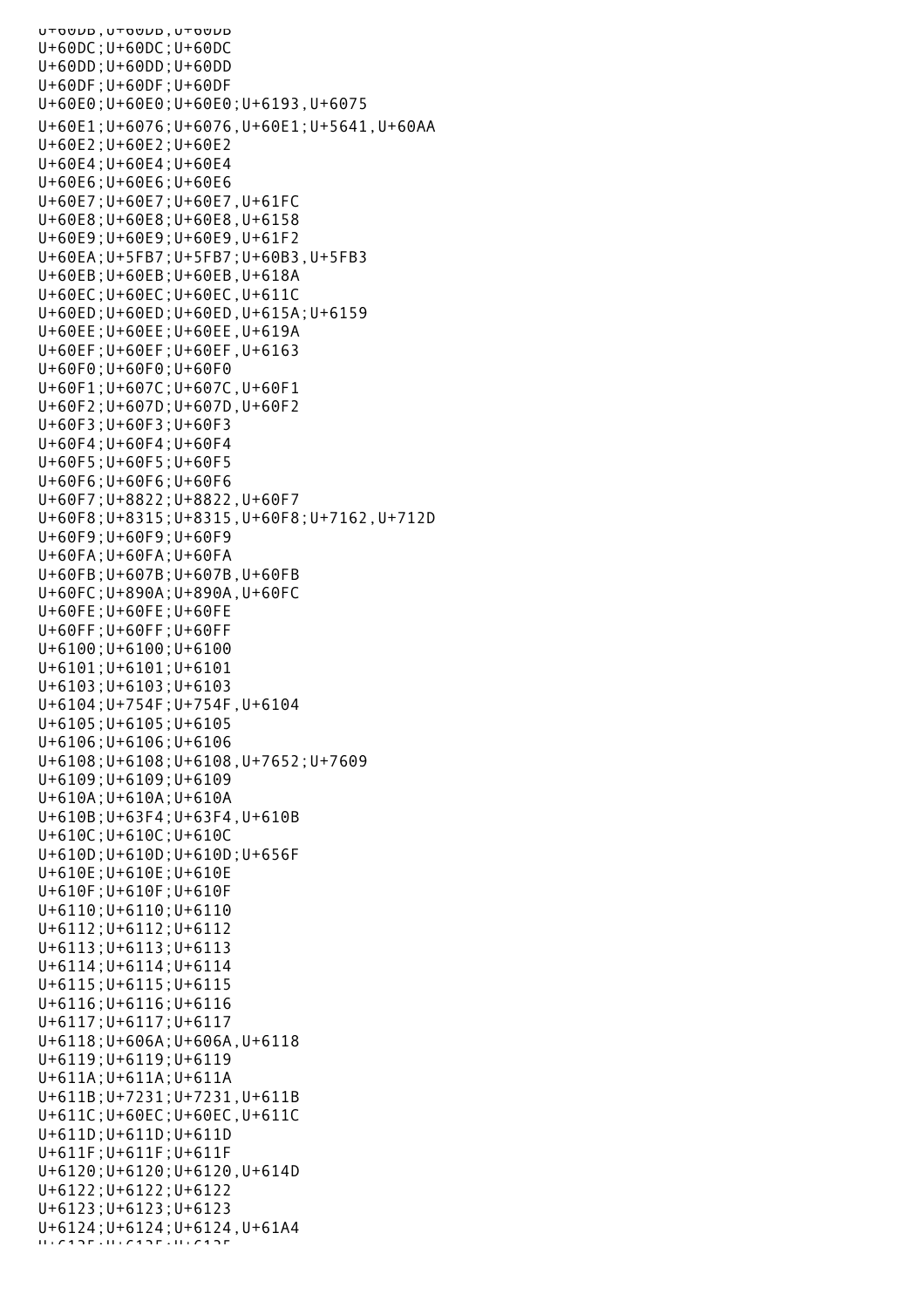U+60DB;U+60DB;U+60DB
U+60DC;U+60DC;U+60DC
U+60DD;U+60DD;U+60DD
U+60DF;U+60DF;U+60DF
U+60E0;U+60E0;U+60E0;U+6193,U+6075
U+60E1;U+6076;U+6076,U+60E1;U+5641,U+60AA
U+60E2;U+60E2;U+60E2
U+60E4;U+60E4;U+60E4
U+60E6;U+60E6;U+60E6
U+60E7;U+60E7;U+60E7,U+61FC
U+60E8;U+60E8;U+60E8,U+6158
U+60E9;U+60E9;U+60E9,U+61F2
U+60EA;U+5FB7;U+5FB7;U+60B3,U+5FB3
U+60EB;U+60EB;U+60EB,U+618A
U+60EC;U+60EC;U+60EC,U+611C
U+60ED;U+60ED;U+60ED,U+615A;U+6159
U+60EE;U+60EE;U+60EE,U+619A
U+60EF;U+60EF;U+60EF,U+6163
U+60F0;U+60F0;U+60F0
U+60F1;U+607C;U+607C,U+60F1
U+60F2;U+607D;U+607D,U+60F2
U+60F3;U+60F3;U+60F3
U+60F4;U+60F4;U+60F4
U+60F5;U+60F5;U+60F5
U+60F6;U+60F6;U+60F6
U+60F7;U+8822;U+8822,U+60F7
U+60F8;U+8315;U+8315,U+60F8;U+7162,U+712D
U+60F9;U+60F9;U+60F9
U+60FA;U+60FA;U+60FA
U+60FB;U+607B;U+607B,U+60FB
U+60FC;U+890A;U+890A,U+60FC
U+60FE;U+60FE;U+60FE
U+60FF;U+60FF;U+60FF
U+6100;U+6100;U+6100
U+6101;U+6101;U+6101
U+6103;U+6103;U+6103
U+6104;U+754F;U+754F,U+6104
U+6105;U+6105;U+6105
U+6106;U+6106;U+6106
U+6108;U+6108;U+6108,U+7652;U+7609
U+6109;U+6109;U+6109
U+610A;U+610A;U+610A
U+610B;U+63F4;U+63F4,U+610B
U+610C;U+610C;U+610C
U+610D;U+610D;U+610D;U+656F
U+610E;U+610E;U+610E
U+610F;U+610F;U+610F
U+6110;U+6110;U+6110
U+6112;U+6112;U+6112
U+6113;U+6113;U+6113
U+6114;U+6114;U+6114
U+6115;U+6115;U+6115
U+6116;U+6116;U+6116
U+6117;U+6117;U+6117
U+6118;U+606A;U+606A,U+6118
U+6119;U+6119;U+6119
U+611A;U+611A;U+611A
U+611B;U+7231;U+7231,U+611B
U+611C;U+60EC;U+60EC,U+611C
U+611D;U+611D;U+611D
U+611F;U+611F;U+611F
U+6120;U+6120;U+6120,U+614D
U+6122;U+6122;U+6122
U+6123;U+6123;U+6123
U+6124;U+6124;U+6124,U+61A4
U+6125;U+6125;U+6125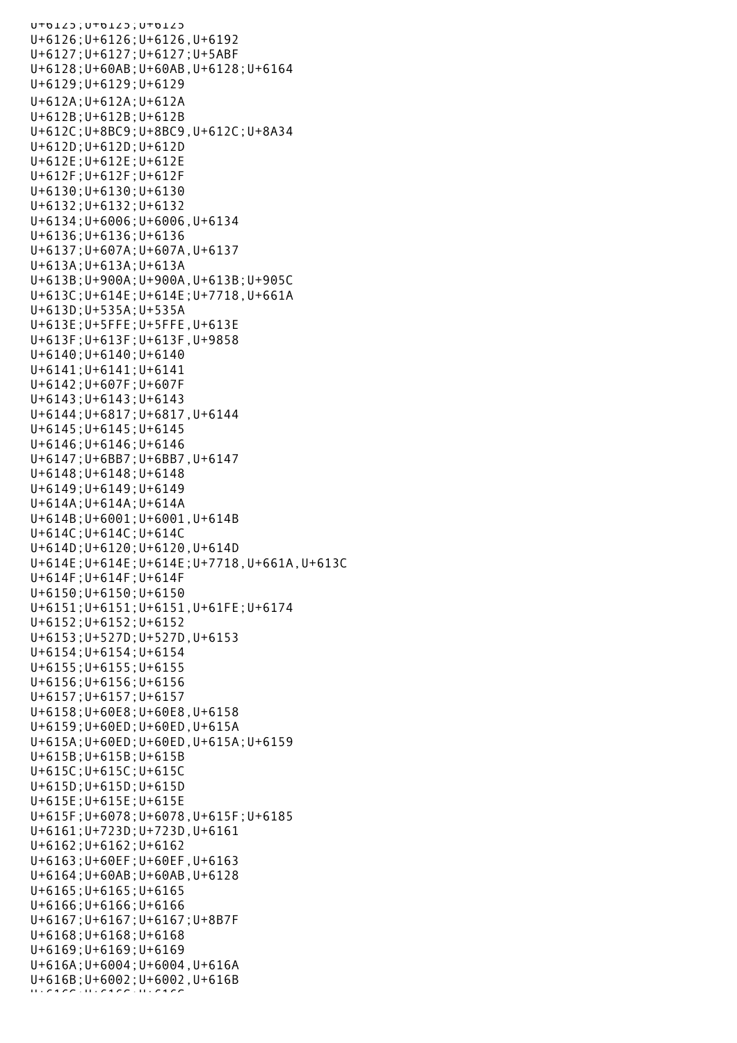U+6125;U+6125;U+6125
U+6126;U+6126;U+6126,U+6192
U+6127;U+6127;U+6127;U+5ABF
U+6128;U+60AB;U+60AB,U+6128;U+6164
U+6129;U+6129;U+6129
U+612A;U+612A;U+612A
U+612B;U+612B;U+612B
U+612C;U+8BC9;U+8BC9,U+612C;U+8A34
U+612D;U+612D;U+612D
U+612E;U+612E;U+612E
U+612F;U+612F;U+612F
U+6130;U+6130;U+6130
U+6132;U+6132;U+6132
U+6134;U+6006;U+6006,U+6134
U+6136;U+6136;U+6136
U+6137;U+607A;U+607A,U+6137
U+613A;U+613A;U+613A
U+613B;U+900A;U+900A,U+613B;U+905C
U+613C;U+614E;U+614E;U+7718,U+661A
U+613D;U+535A;U+535A
U+613E;U+5FFE;U+5FFE,U+613E
U+613F;U+613F;U+613F,U+9858
U+6140;U+6140;U+6140
U+6141;U+6141;U+6141
U+6142;U+607F;U+607F
U+6143;U+6143;U+6143
U+6144;U+6817;U+6817,U+6144
U+6145;U+6145;U+6145
U+6146;U+6146;U+6146
U+6147;U+6BB7;U+6BB7,U+6147
U+6148;U+6148;U+6148
U+6149;U+6149;U+6149
U+614A;U+614A;U+614A
U+614B;U+6001;U+6001,U+614B
U+614C;U+614C;U+614C
U+614D;U+6120;U+6120,U+614D
U+614E;U+614E;U+614E;U+7718,U+661A,U+613C
U+614F;U+614F;U+614F
U+6150;U+6150;U+6150
U+6151;U+6151;U+6151,U+61FE;U+6174
U+6152;U+6152;U+6152
U+6153;U+527D;U+527D,U+6153
U+6154;U+6154;U+6154
U+6155;U+6155;U+6155
U+6156;U+6156;U+6156
U+6157;U+6157;U+6157
U+6158;U+60E8;U+60E8,U+6158
U+6159;U+60ED;U+60ED,U+615A
U+615A;U+60ED;U+60ED,U+615A;U+6159
U+615B;U+615B;U+615B
U+615C;U+615C;U+615C
U+615D;U+615D;U+615D
U+615E;U+615E;U+615E
U+615F;U+6078;U+6078,U+615F;U+6185
U+6161;U+723D;U+723D,U+6161
U+6162;U+6162;U+6162
U+6163;U+60EF;U+60EF,U+6163
U+6164;U+60AB;U+60AB,U+6128
U+6165;U+6165;U+6165
U+6166;U+6166;U+6166
U+6167;U+6167;U+6167;U+8B7F
U+6168;U+6168;U+6168
U+6169;U+6169;U+6169
U+616A;U+6004;U+6004,U+616A
U+616B;U+6002;U+6002,U+616B
U+616C;U+616C;U+616C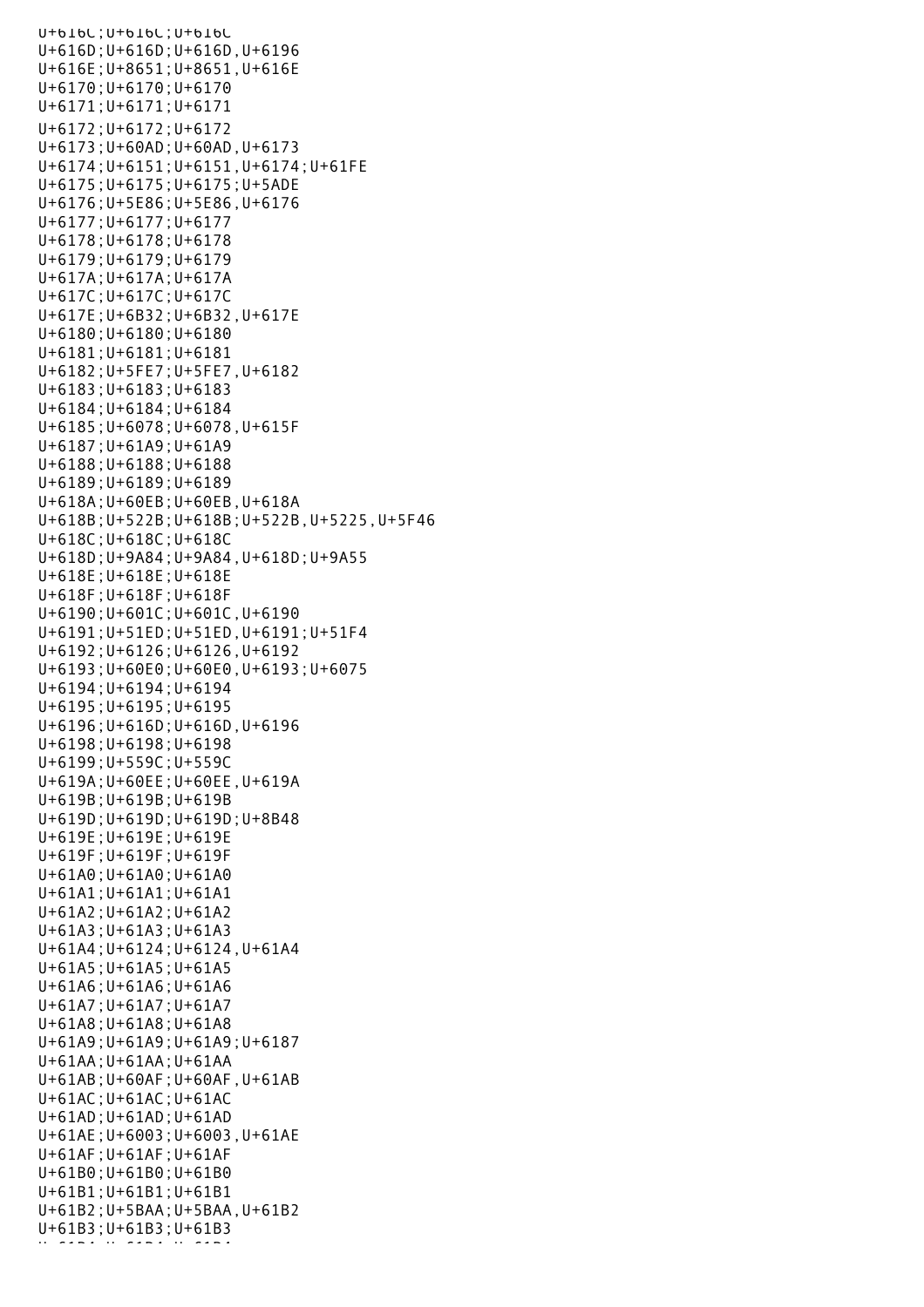U+616C;U+616C;U+616C
U+616D;U+616D;U+616D,U+6196
U+616E;U+8651;U+8651,U+616E
U+6170;U+6170;U+6170
U+6171;U+6171;U+6171
U+6172;U+6172;U+6172
U+6173;U+60AD;U+60AD,U+6173
U+6174;U+6151;U+6151,U+6174;U+61FE
U+6175;U+6175;U+6175;U+5ADE
U+6176;U+5E86;U+5E86,U+6176
U+6177;U+6177;U+6177
U+6178;U+6178;U+6178
U+6179;U+6179;U+6179
U+617A;U+617A;U+617A
U+617C;U+617C;U+617C
U+617E;U+6B32;U+6B32,U+617E
U+6180;U+6180;U+6180
U+6181;U+6181;U+6181
U+6182;U+5FE7;U+5FE7,U+6182
U+6183;U+6183;U+6183
U+6184;U+6184;U+6184
U+6185;U+6078;U+6078,U+615F
U+6187;U+61A9;U+61A9
U+6188;U+6188;U+6188
U+6189;U+6189;U+6189
U+618A;U+60EB;U+60EB,U+618A
U+618B;U+522B;U+618B;U+522B,U+5225,U+5F46
U+618C;U+618C;U+618C
U+618D;U+9A84;U+9A84,U+618D;U+9A55
U+618E;U+618E;U+618E
U+618F;U+618F;U+618F
U+6190;U+601C;U+601C,U+6190
U+6191;U+51ED;U+51ED,U+6191;U+51F4
U+6192;U+6126;U+6126,U+6192
U+6193;U+60E0;U+60E0,U+6193;U+6075
U+6194;U+6194;U+6194
U+6195;U+6195;U+6195
U+6196;U+616D;U+616D,U+6196
U+6198;U+6198;U+6198
U+6199;U+559C;U+559C
U+619A;U+60EE;U+60EE,U+619A
U+619B;U+619B;U+619B
U+619D;U+619D;U+619D;U+8B48
U+619E;U+619E;U+619E
U+619F;U+619F;U+619F
U+61A0;U+61A0;U+61A0
U+61A1;U+61A1;U+61A1
U+61A2;U+61A2;U+61A2
U+61A3;U+61A3;U+61A3
U+61A4;U+6124;U+6124,U+61A4
U+61A5;U+61A5;U+61A5
U+61A6;U+61A6;U+61A6
U+61A7;U+61A7;U+61A7
U+61A8;U+61A8;U+61A8
U+61A9;U+61A9;U+61A9;U+6187
U+61AA;U+61AA;U+61AA
U+61AB;U+60AF;U+60AF,U+61AB
U+61AC;U+61AC;U+61AC
U+61AD;U+61AD;U+61AD
U+61AE;U+6003;U+6003,U+61AE
U+61AF;U+61AF;U+61AF
U+61B0;U+61B0;U+61B0
U+61B1;U+61B1;U+61B1
U+61B2;U+5BAA;U+5BAA,U+61B2
U+61B3;U+61B3;U+61B3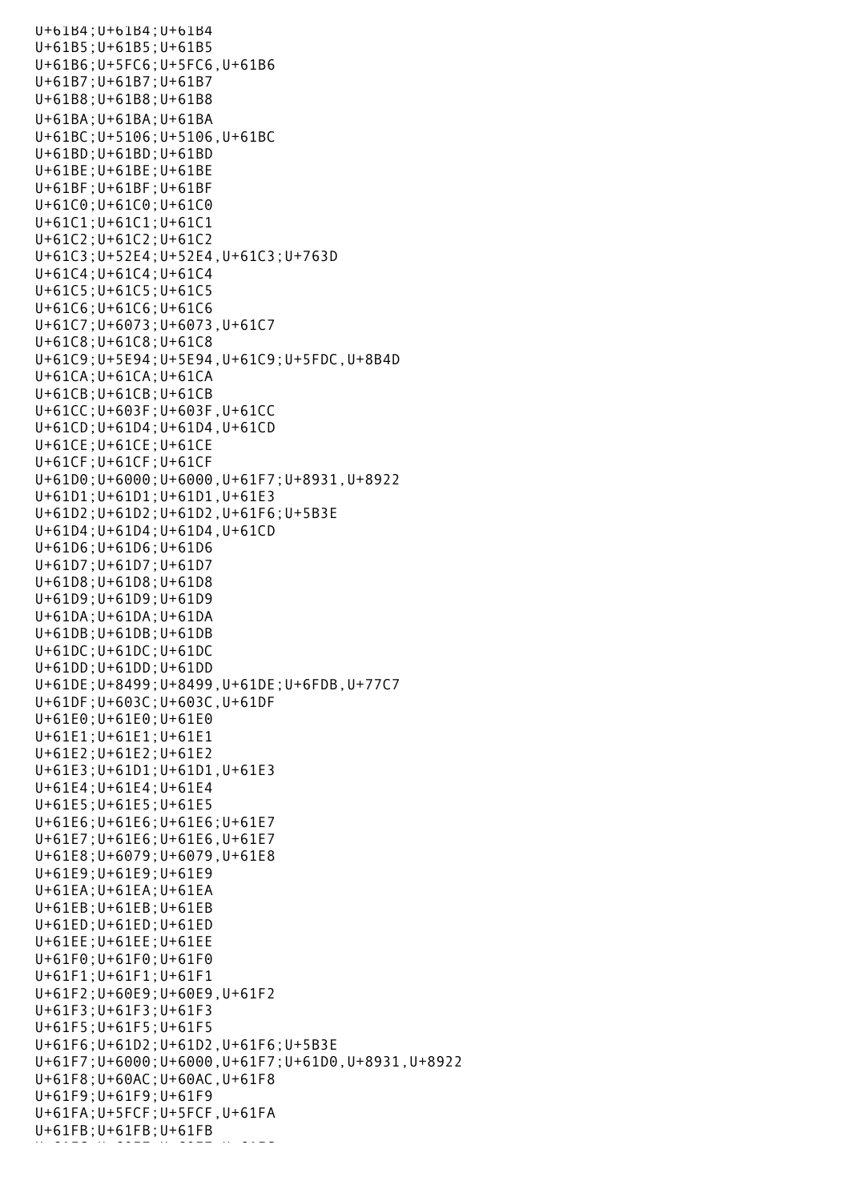U+61B4;U+61B4;U+61B4
U+61B5;U+61B5;U+61B5
U+61B6;U+5FC6;U+5FC6,U+61B6
U+61B7;U+61B7;U+61B7
U+61B8;U+61B8;U+61B8
U+61BA;U+61BA;U+61BA
U+61BC;U+5106;U+5106,U+61BC
U+61BD;U+61BD;U+61BD
U+61BE;U+61BE;U+61BE
U+61BF;U+61BF;U+61BF
U+61C0;U+61C0;U+61C0
U+61C1;U+61C1;U+61C1
U+61C2;U+61C2;U+61C2
U+61C3;U+52E4;U+52E4,U+61C3;U+763D
U+61C4;U+61C4;U+61C4
U+61C5;U+61C5;U+61C5
U+61C6;U+61C6;U+61C6
U+61C7;U+6073;U+6073,U+61C7
U+61C8;U+61C8;U+61C8
U+61C9;U+5E94;U+5E94,U+61C9;U+5FDC,U+8B4D
U+61CA;U+61CA;U+61CA
U+61CB;U+61CB;U+61CB
U+61CC;U+603F;U+603F,U+61CC
U+61CD;U+61D4;U+61D4,U+61CD
U+61CE;U+61CE;U+61CE
U+61CF;U+61CF;U+61CF
U+61D0;U+6000;U+6000,U+61F7;U+8931,U+8922
U+61D1;U+61D1;U+61D1,U+61E3
U+61D2;U+61D2;U+61D2,U+61F6;U+5B3E
U+61D4;U+61D4;U+61D4,U+61CD
U+61D6;U+61D6;U+61D6
U+61D7;U+61D7;U+61D7
U+61D8;U+61D8;U+61D8
U+61D9;U+61D9;U+61D9
U+61DA;U+61DA;U+61DA
U+61DB;U+61DB;U+61DB
U+61DC;U+61DC;U+61DC
U+61DD;U+61DD;U+61DD
U+61DE;U+8499;U+8499,U+61DE;U+6FDB,U+77C7
U+61DF;U+603C;U+603C,U+61DF
U+61E0;U+61E0;U+61E0
U+61E1;U+61E1;U+61E1
U+61E2;U+61E2;U+61E2
U+61E3;U+61D1;U+61D1,U+61E3
U+61E4;U+61E4;U+61E4
U+61E5;U+61E5;U+61E5
U+61E6;U+61E6;U+61E6;U+61E7
U+61E7;U+61E6;U+61E6,U+61E7
U+61E8;U+6079;U+6079,U+61E8
U+61E9;U+61E9;U+61E9
U+61EA;U+61EA;U+61EA
U+61EB;U+61EB;U+61EB
U+61ED;U+61ED;U+61ED
U+61EE;U+61EE;U+61EE
U+61F0;U+61F0;U+61F0
U+61F1;U+61F1;U+61F1
U+61F2;U+60E9;U+60E9,U+61F2
U+61F3;U+61F3;U+61F3
U+61F5;U+61F5;U+61F5
U+61F6;U+61D2;U+61D2,U+61F6;U+5B3E
U+61F7;U+6000;U+6000,U+61F7;U+61D0,U+8931,U+8922
U+61F8;U+60AC;U+60AC,U+61F8
U+61F9;U+61F9;U+61F9
U+61FA;U+5FCF;U+5FCF,U+61FA
U+61FB;U+61FB;U+61FB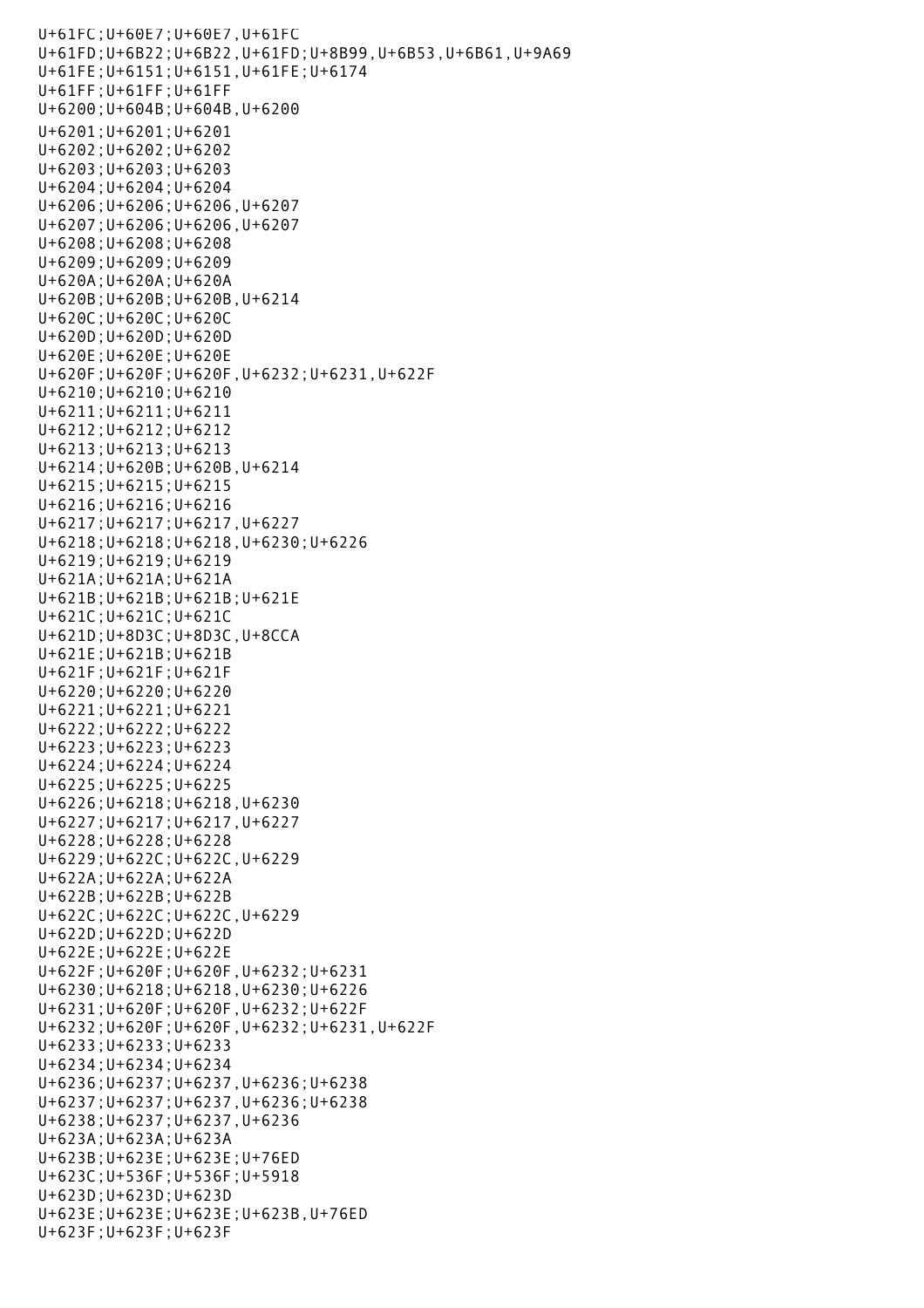U+61FC;U+60E7;U+60E7,U+61FC
U+61FD;U+6B22;U+6B22,U+61FD;U+8B99,U+6B53,U+6B61,U+9A69
U+61FE;U+6151;U+6151,U+61FE;U+6174
U+61FF;U+61FF;U+61FF
U+6200;U+604B;U+604B,U+6200
U+6201;U+6201;U+6201
U+6202;U+6202;U+6202
U+6203;U+6203;U+6203
U+6204;U+6204;U+6204
U+6206;U+6206;U+6206,U+6207
U+6207;U+6206;U+6206,U+6207
U+6208;U+6208;U+6208
U+6209;U+6209;U+6209
U+620A;U+620A;U+620A
U+620B;U+620B;U+620B,U+6214
U+620C;U+620C;U+620C
U+620D;U+620D;U+620D
U+620E;U+620E;U+620E
U+620F;U+620F;U+620F,U+6232;U+6231,U+622F
U+6210;U+6210;U+6210
U+6211;U+6211;U+6211
U+6212;U+6212;U+6212
U+6213;U+6213;U+6213
U+6214;U+620B;U+620B,U+6214
U+6215;U+6215;U+6215
U+6216;U+6216;U+6216
U+6217;U+6217;U+6217,U+6227
U+6218;U+6218;U+6218,U+6230;U+6226
U+6219;U+6219;U+6219
U+621A;U+621A;U+621A
U+621B;U+621B;U+621B;U+621E
U+621C;U+621C;U+621C
U+621D;U+8D3C;U+8D3C,U+8CCA
U+621E;U+621B;U+621B
U+621F;U+621F;U+621F
U+6220;U+6220;U+6220
U+6221;U+6221;U+6221
U+6222;U+6222;U+6222
U+6223;U+6223;U+6223
U+6224;U+6224;U+6224
U+6225;U+6225;U+6225
U+6226;U+6218;U+6218,U+6230
U+6227;U+6217;U+6217,U+6227
U+6228;U+6228;U+6228
U+6229;U+622C;U+622C,U+6229
U+622A;U+622A;U+622A
U+622B;U+622B;U+622B
U+622C;U+622C;U+622C,U+6229
U+622D;U+622D;U+622D
U+622E;U+622E;U+622E
U+622F;U+620F;U+620F,U+6232;U+6231
U+6230;U+6218;U+6218,U+6230;U+6226
U+6231;U+620F;U+620F,U+6232;U+622F
U+6232;U+620F;U+620F,U+6232;U+6231,U+622F
U+6233;U+6233;U+6233
U+6234;U+6234;U+6234
U+6236;U+6237;U+6237,U+6236;U+6238
U+6237;U+6237;U+6237,U+6236;U+6238
U+6238;U+6237;U+6237,U+6236
U+623A;U+623A;U+623A
U+623B;U+623E;U+623E;U+76ED
U+623C;U+536F;U+536F;U+5918
U+623D;U+623D;U+623D
U+623E;U+623E;U+623E;U+623B,U+76ED
U+623F;U+623F;U+623F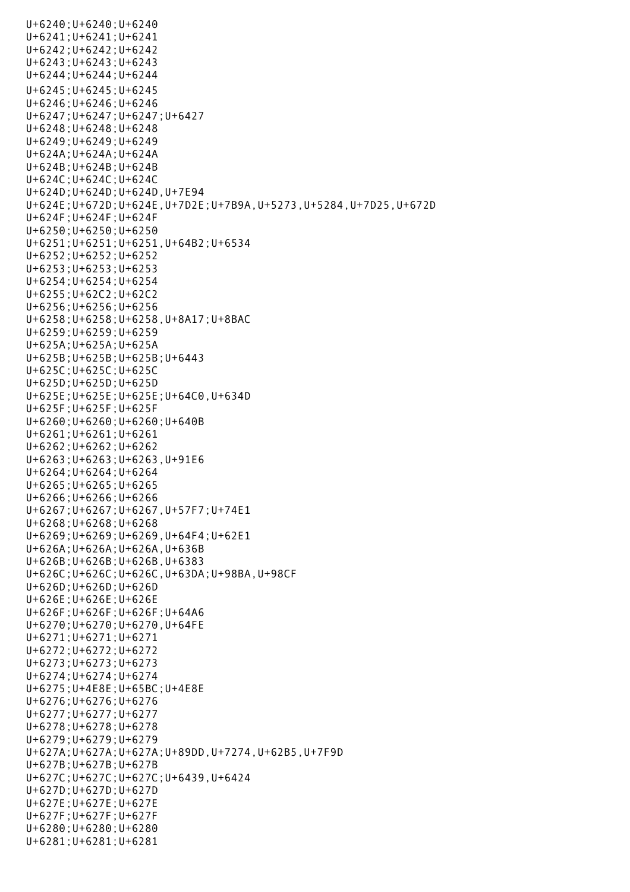U+6240;U+6240;U+6240
U+6241;U+6241;U+6241
U+6242;U+6242;U+6242
U+6243;U+6243;U+6243
U+6244;U+6244;U+6244
U+6245;U+6245;U+6245
U+6246;U+6246;U+6246
U+6247;U+6247;U+6247;U+6427
U+6248;U+6248;U+6248
U+6249;U+6249;U+6249
U+624A;U+624A;U+624A
U+624B;U+624B;U+624B
U+624C;U+624C;U+624C
U+624D;U+624D;U+624D,U+7E94
U+624E;U+672D;U+624E,U+7D2E;U+7B9A,U+5273,U+5284,U+7D25,U+672D
U+624F;U+624F;U+624F
U+6250;U+6250;U+6250
U+6251;U+6251;U+6251,U+64B2;U+6534
U+6252;U+6252;U+6252
U+6253;U+6253;U+6253
U+6254;U+6254;U+6254
U+6255;U+62C2;U+62C2
U+6256;U+6256;U+6256
U+6258;U+6258;U+6258,U+8A17;U+8BAC
U+6259;U+6259;U+6259
U+625A;U+625A;U+625A
U+625B;U+625B;U+625B;U+6443
U+625C;U+625C;U+625C
U+625D;U+625D;U+625D
U+625E;U+625E;U+625E;U+64C0,U+634D
U+625F;U+625F;U+625F
U+6260;U+6260;U+6260;U+640B
U+6261;U+6261;U+6261
U+6262;U+6262;U+6262
U+6263;U+6263;U+6263,U+91E6
U+6264;U+6264;U+6264
U+6265;U+6265;U+6265
U+6266;U+6266;U+6266
U+6267;U+6267;U+6267,U+57F7;U+74E1
U+6268;U+6268;U+6268
U+6269;U+6269;U+6269,U+64F4;U+62E1
U+626A;U+626A;U+626A,U+636B
U+626B;U+626B;U+626B,U+6383
U+626C;U+626C;U+626C,U+63DA;U+98BA,U+98CF
U+626D;U+626D;U+626D
U+626E;U+626E;U+626E
U+626F;U+626F;U+626F;U+64A6
U+6270;U+6270;U+6270,U+64FE
U+6271;U+6271;U+6271
U+6272;U+6272;U+6272
U+6273;U+6273;U+6273
U+6274;U+6274;U+6274
U+6275;U+4E8E;U+65BC;U+4E8E
U+6276;U+6276;U+6276
U+6277;U+6277;U+6277
U+6278;U+6278;U+6278
U+6279;U+6279;U+6279
U+627A;U+627A;U+627A;U+89DD,U+7274,U+62B5,U+7F9D
U+627B;U+627B;U+627B
U+627C;U+627C;U+627C;U+6439,U+6424
U+627D;U+627D;U+627D
U+627E;U+627E;U+627E
U+627F;U+627F;U+627F
U+6280;U+6280;U+6280
U+6281;U+6281;U+6281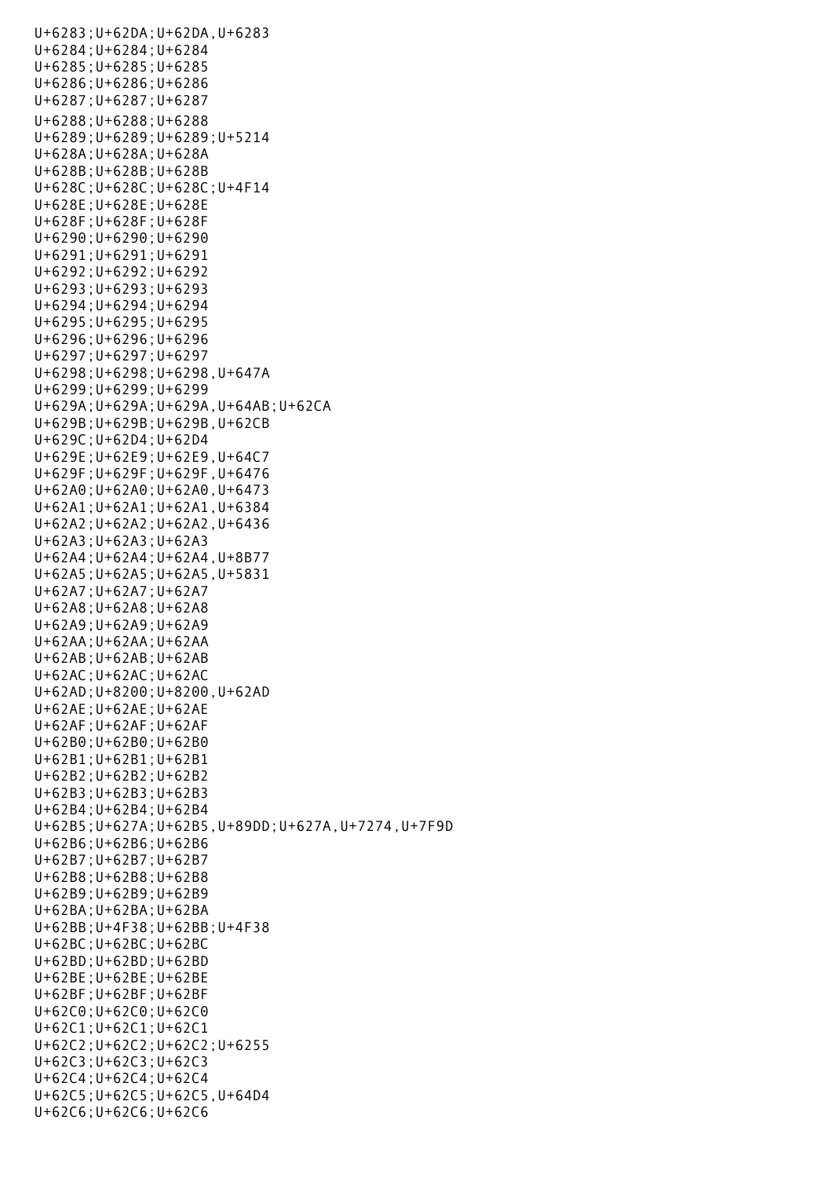U+6283;U+62DA;U+62DA,U+6283
U+6284;U+6284;U+6284
U+6285;U+6285;U+6285
U+6286;U+6286;U+6286
U+6287;U+6287;U+6287
U+6288;U+6288;U+6288
U+6289;U+6289;U+6289;U+5214
U+628A;U+628A;U+628A
U+628B;U+628B;U+628B
U+628C;U+628C;U+628C;U+4F14
U+628E;U+628E;U+628E
U+628F;U+628F;U+628F
U+6290;U+6290;U+6290
U+6291;U+6291;U+6291
U+6292;U+6292;U+6292
U+6293;U+6293;U+6293
U+6294;U+6294;U+6294
U+6295;U+6295;U+6295
U+6296;U+6296;U+6296
U+6297;U+6297;U+6297
U+6298;U+6298;U+6298,U+647A
U+6299;U+6299;U+6299
U+629A;U+629A;U+629A,U+64AB;U+62CA
U+629B;U+629B;U+629B,U+62CB
U+629C;U+62D4;U+62D4
U+629E;U+62E9;U+62E9,U+64C7
U+629F;U+629F;U+629F,U+6476
U+62A0;U+62A0;U+62A0,U+6473
U+62A1;U+62A1;U+62A1,U+6384
U+62A2;U+62A2;U+62A2,U+6436
U+62A3;U+62A3;U+62A3
U+62A4;U+62A4;U+62A4,U+8B77
U+62A5;U+62A5;U+62A5,U+5831
U+62A7;U+62A7;U+62A7
U+62A8;U+62A8;U+62A8
U+62A9;U+62A9;U+62A9
U+62AA;U+62AA;U+62AA
U+62AB;U+62AB;U+62AB
U+62AC;U+62AC;U+62AC
U+62AD;U+8200;U+8200,U+62AD
U+62AE;U+62AE;U+62AE
U+62AF;U+62AF;U+62AF
U+62B0;U+62B0;U+62B0
U+62B1;U+62B1;U+62B1
U+62B2;U+62B2;U+62B2
U+62B3;U+62B3;U+62B3
U+62B4;U+62B4;U+62B4
U+62B5;U+627A;U+62B5,U+89DD;U+627A,U+7274,U+7F9D
U+62B6;U+62B6;U+62B6
U+62B7;U+62B7;U+62B7
U+62B8;U+62B8;U+62B8
U+62B9;U+62B9;U+62B9
U+62BA;U+62BA;U+62BA
U+62BB;U+4F38;U+62BB;U+4F38
U+62BC;U+62BC;U+62BC
U+62BD;U+62BD;U+62BD
U+62BE;U+62BE;U+62BE
U+62BF;U+62BF;U+62BF
U+62C0;U+62C0;U+62C0
U+62C1;U+62C1;U+62C1
U+62C2;U+62C2;U+62C2;U+6255
U+62C3;U+62C3;U+62C3
U+62C4;U+62C4;U+62C4
U+62C5;U+62C5;U+62C5,U+64D4
U+62C6;U+62C6;U+62C6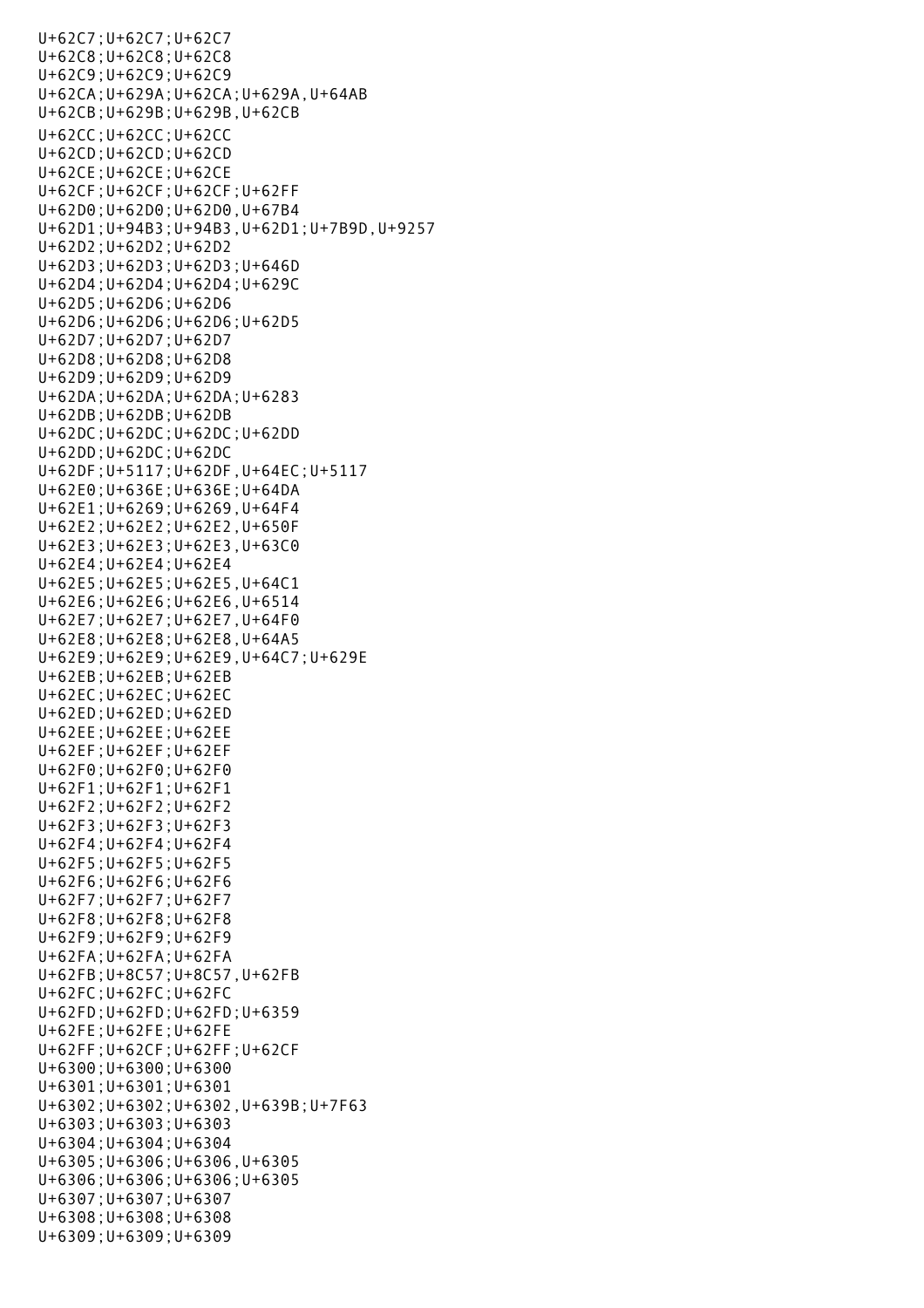U+62C7;U+62C7;U+62C7
U+62C8;U+62C8;U+62C8
U+62C9;U+62C9;U+62C9
U+62CA;U+629A;U+62CA;U+629A,U+64AB
U+62CB;U+629B;U+629B,U+62CB
U+62CC;U+62CC;U+62CC
U+62CD;U+62CD;U+62CD
U+62CE;U+62CE;U+62CE
U+62CF;U+62CF;U+62CF;U+62FF
U+62D0;U+62D0;U+62D0,U+67B4
U+62D1;U+94B3;U+94B3,U+62D1;U+7B9D,U+9257
U+62D2;U+62D2;U+62D2
U+62D3;U+62D3;U+62D3;U+646D
U+62D4;U+62D4;U+62D4;U+629C
U+62D5;U+62D6;U+62D6
U+62D6;U+62D6;U+62D6;U+62D5
U+62D7;U+62D7;U+62D7
U+62D8;U+62D8;U+62D8
U+62D9;U+62D9;U+62D9
U+62DA;U+62DA;U+62DA;U+6283
U+62DB;U+62DB;U+62DB
U+62DC;U+62DC;U+62DC;U+62DD
U+62DD;U+62DC;U+62DC
U+62DF;U+5117;U+62DF,U+64EC;U+5117
U+62E0;U+636E;U+636E,U+64DA
U+62E1;U+6269;U+6269,U+64F4
U+62E2;U+62E2;U+62E2,U+650F
U+62E3;U+62E3;U+62E3,U+63C0
U+62E4;U+62E4;U+62E4
U+62E5;U+62E5;U+62E5,U+64C1
U+62E6;U+62E6;U+62E6,U+6514
U+62E7;U+62E7;U+62E7,U+64F0
U+62E8;U+62E8;U+62E8,U+64A5
U+62E9;U+62E9;U+62E9,U+64C7;U+629E
U+62EB;U+62EB;U+62EB
U+62EC;U+62EC;U+62EC
U+62ED;U+62ED;U+62ED
U+62EE;U+62EE;U+62EE
U+62EF;U+62EF;U+62EF
U+62F0;U+62F0;U+62F0
U+62F1;U+62F1;U+62F1
U+62F2;U+62F2;U+62F2
U+62F3;U+62F3;U+62F3
U+62F4;U+62F4;U+62F4
U+62F5;U+62F5;U+62F5
U+62F6;U+62F6;U+62F6
U+62F7;U+62F7;U+62F7
U+62F8;U+62F8;U+62F8
U+62F9;U+62F9;U+62F9
U+62FA;U+62FA;U+62FA
U+62FB;U+8C57;U+8C57,U+62FB
U+62FC;U+62FC;U+62FC
U+62FD;U+62FD;U+62FD;U+6359
U+62FE;U+62FE;U+62FE
U+62FF;U+62CF;U+62FF;U+62CF
U+6300;U+6300;U+6300
U+6301;U+6301;U+6301
U+6302;U+6302;U+6302,U+639B;U+7F63
U+6303;U+6303;U+6303
U+6304;U+6304;U+6304
U+6305;U+6306;U+6306,U+6305
U+6306;U+6306;U+6306;U+6305
U+6307;U+6307;U+6307
U+6308;U+6308;U+6308
U+6309;U+6309;U+6309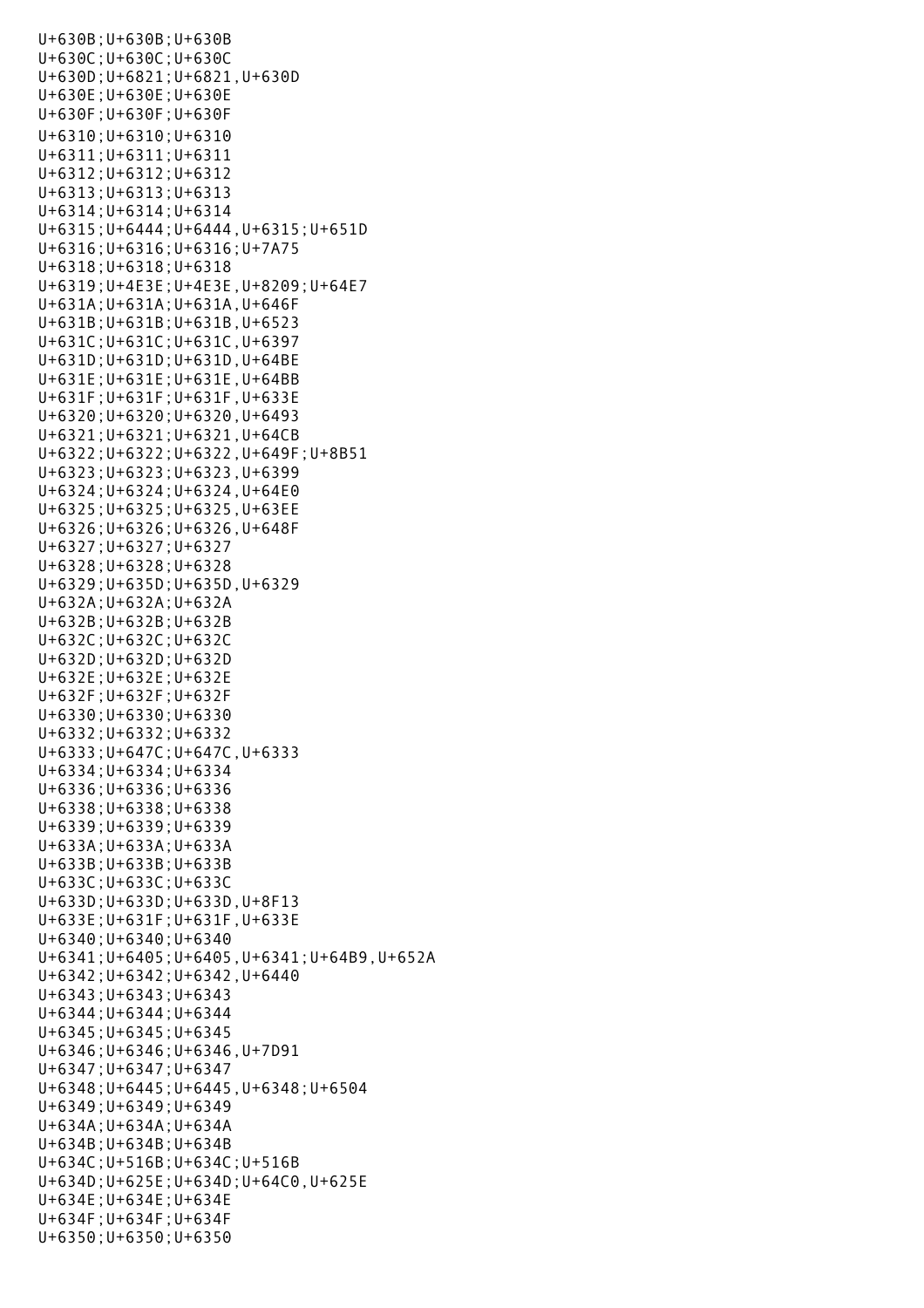U+630B;U+630B;U+630B
U+630C;U+630C;U+630C
U+630D;U+6821;U+6821,U+630D
U+630E;U+630E;U+630E
U+630F;U+630F;U+630F
U+6310;U+6310;U+6310
U+6311;U+6311;U+6311
U+6312;U+6312;U+6312
U+6313;U+6313;U+6313
U+6314;U+6314;U+6314
U+6315;U+6444;U+6444,U+6315;U+651D
U+6316;U+6316;U+6316;U+7A75
U+6318;U+6318;U+6318
U+6319;U+4E3E;U+4E3E,U+8209;U+64E7
U+631A;U+631A;U+631A,U+646F
U+631B;U+631B;U+631B,U+6523
U+631C;U+631C;U+631C,U+6397
U+631D;U+631D;U+631D,U+64BE
U+631E;U+631E;U+631E,U+64BB
U+631F;U+631F;U+631F,U+633E
U+6320;U+6320;U+6320,U+6493
U+6321;U+6321;U+6321,U+64CB
U+6322;U+6322;U+6322,U+649F;U+8B51
U+6323;U+6323;U+6323,U+6399
U+6324;U+6324;U+6324,U+64E0
U+6325;U+6325;U+6325,U+63EE
U+6326;U+6326;U+6326,U+648F
U+6327;U+6327;U+6327
U+6328;U+6328;U+6328
U+6329;U+635D;U+635D,U+6329
U+632A;U+632A;U+632A
U+632B;U+632B;U+632B
U+632C;U+632C;U+632C
U+632D;U+632D;U+632D
U+632E;U+632E;U+632E
U+632F;U+632F;U+632F
U+6330;U+6330;U+6330
U+6332;U+6332;U+6332
U+6333;U+647C;U+647C,U+6333
U+6334;U+6334;U+6334
U+6336;U+6336;U+6336
U+6338;U+6338;U+6338
U+6339;U+6339;U+6339
U+633A;U+633A;U+633A
U+633B;U+633B;U+633B
U+633C;U+633C;U+633C
U+633D;U+633D;U+633D,U+8F13
U+633E;U+631F;U+631F,U+633E
U+6340;U+6340;U+6340
U+6341;U+6405;U+6405,U+6341;U+64B9,U+652A
U+6342;U+6342;U+6342,U+6440
U+6343;U+6343;U+6343
U+6344;U+6344;U+6344
U+6345;U+6345;U+6345
U+6346;U+6346;U+6346,U+7D91
U+6347;U+6347;U+6347
U+6348;U+6445;U+6445,U+6348;U+6504
U+6349;U+6349;U+6349
U+634A;U+634A;U+634A
U+634B;U+634B;U+634B
U+634C;U+516B;U+634C;U+516B
U+634D;U+625E;U+634D;U+64C0,U+625E
U+634E;U+634E;U+634E
U+634F;U+634F;U+634F
U+6350;U+6350;U+6350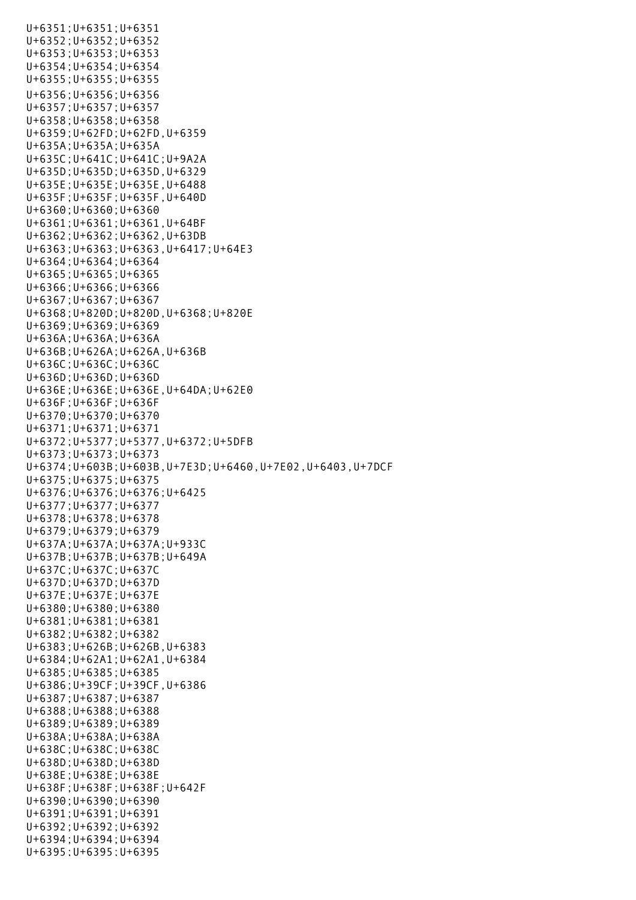U+6351;U+6351;U+6351
U+6352;U+6352;U+6352
U+6353;U+6353;U+6353
U+6354;U+6354;U+6354
U+6355;U+6355;U+6355
U+6356;U+6356;U+6356
U+6357;U+6357;U+6357
U+6358;U+6358;U+6358
U+6359;U+62FD;U+62FD,U+6359
U+635A;U+635A;U+635A
U+635C;U+641C;U+641C;U+9A2A
U+635D;U+635D;U+635D,U+6329
U+635E;U+635E;U+635E,U+6488
U+635F;U+635F;U+635F,U+640D
U+6360;U+6360;U+6360
U+6361;U+6361;U+6361,U+64BF
U+6362;U+6362;U+6362,U+63DB
U+6363;U+6363;U+6363,U+6417;U+64E3
U+6364;U+6364;U+6364
U+6365;U+6365;U+6365
U+6366;U+6366;U+6366
U+6367;U+6367;U+6367
U+6368;U+820D;U+820D,U+6368;U+820E
U+6369;U+6369;U+6369
U+636A;U+636A;U+636A
U+636B;U+626A;U+626A,U+636B
U+636C;U+636C;U+636C
U+636D;U+636D;U+636D
U+636E;U+636E;U+636E,U+64DA;U+62E0
U+636F;U+636F;U+636F
U+6370;U+6370;U+6370
U+6371;U+6371;U+6371
U+6372;U+5377;U+5377,U+6372;U+5DFB
U+6373;U+6373;U+6373
U+6374;U+603B;U+603B,U+7E3D;U+6460,U+7E02,U+6403,U+7DCF
U+6375;U+6375;U+6375
U+6376;U+6376;U+6376;U+6425
U+6377;U+6377;U+6377
U+6378;U+6378;U+6378
U+6379;U+6379;U+6379
U+637A;U+637A;U+637A;U+933C
U+637B;U+637B;U+637B;U+649A
U+637C;U+637C;U+637C
U+637D;U+637D;U+637D
U+637E;U+637E;U+637E
U+6380;U+6380;U+6380
U+6381;U+6381;U+6381
U+6382;U+6382;U+6382
U+6383;U+626B;U+626B,U+6383
U+6384;U+62A1;U+62A1,U+6384
U+6385;U+6385;U+6385
U+6386;U+39CF;U+39CF,U+6386
U+6387;U+6387;U+6387
U+6388;U+6388;U+6388
U+6389;U+6389;U+6389
U+638A;U+638A;U+638A
U+638C;U+638C;U+638C
U+638D;U+638D;U+638D
U+638E;U+638E;U+638E
U+638F;U+638F;U+638F;U+642F
U+6390;U+6390;U+6390
U+6391;U+6391;U+6391
U+6392;U+6392;U+6392
U+6394;U+6394;U+6394
U+6395;U+6395;U+6395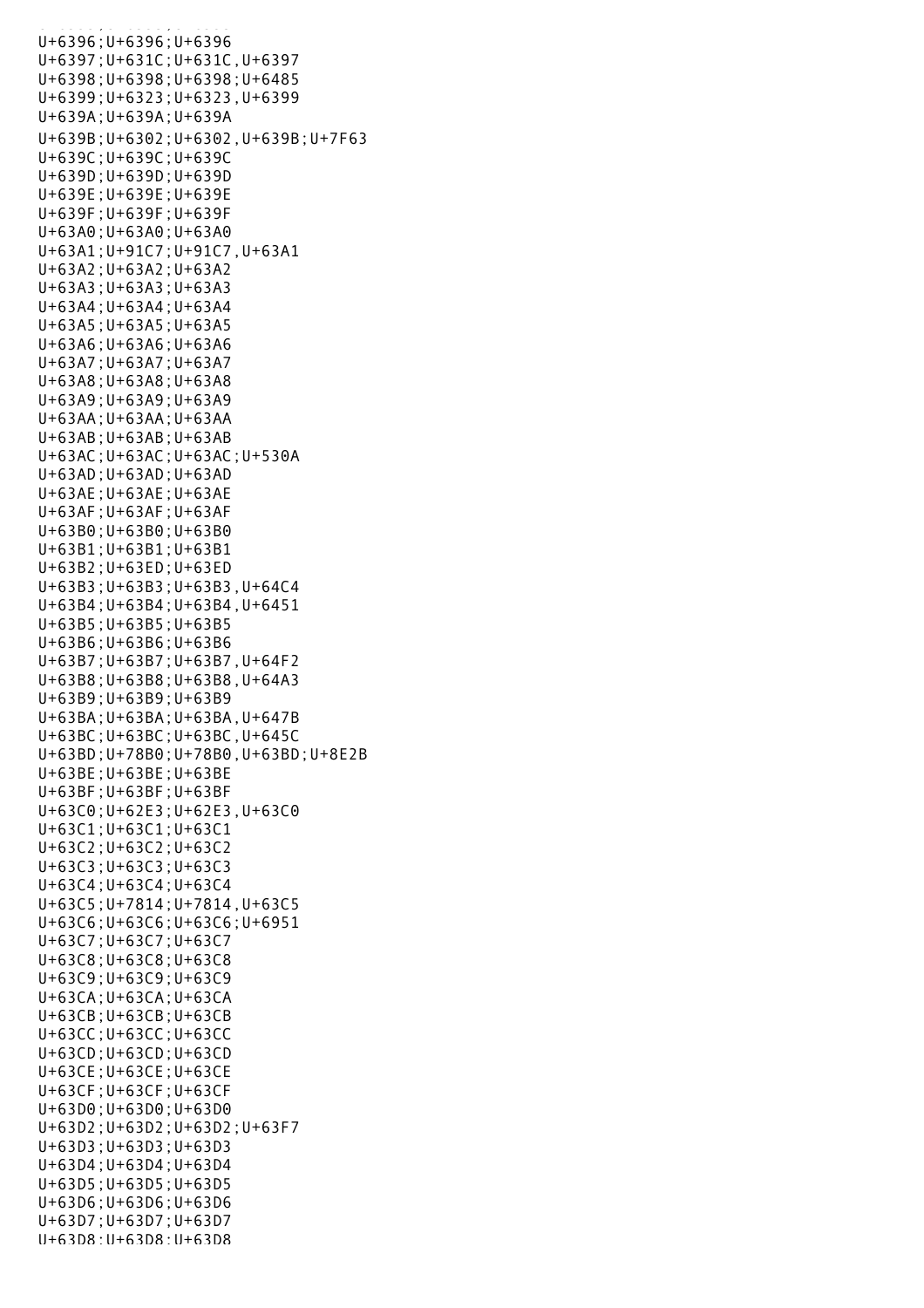U+6396;U+6396;U+6396
U+6397;U+631C;U+631C,U+6397
U+6398;U+6398;U+6398;U+6485
U+6399;U+6323;U+6323,U+6399
U+639A;U+639A;U+639A
U+639B;U+6302;U+6302,U+639B;U+7F63
U+639C;U+639C;U+639C
U+639D;U+639D;U+639D
U+639E;U+639E;U+639E
U+639F;U+639F;U+639F
U+63A0;U+63A0;U+63A0
U+63A1;U+91C7;U+91C7,U+63A1
U+63A2;U+63A2;U+63A2
U+63A3;U+63A3;U+63A3
U+63A4;U+63A4;U+63A4
U+63A5;U+63A5;U+63A5
U+63A6;U+63A6;U+63A6
U+63A7;U+63A7;U+63A7
U+63A8;U+63A8;U+63A8
U+63A9;U+63A9;U+63A9
U+63AA;U+63AA;U+63AA
U+63AB;U+63AB;U+63AB
U+63AC;U+63AC;U+63AC;U+530A
U+63AD;U+63AD;U+63AD
U+63AE;U+63AE;U+63AE
U+63AF;U+63AF;U+63AF
U+63B0;U+63B0;U+63B0
U+63B1;U+63B1;U+63B1
U+63B2;U+63ED;U+63ED
U+63B3;U+63B3;U+63B3,U+64C4
U+63B4;U+63B4;U+63B4,U+6451
U+63B5;U+63B5;U+63B5
U+63B6;U+63B6;U+63B6
U+63B7;U+63B7;U+63B7,U+64F2
U+63B8;U+63B8;U+63B8,U+64A3
U+63B9;U+63B9;U+63B9
U+63BA;U+63BA;U+63BA,U+647B
U+63BC;U+63BC;U+63BC,U+645C
U+63BD;U+78B0;U+78B0,U+63BD;U+8E2B
U+63BE;U+63BE;U+63BE
U+63BF;U+63BF;U+63BF
U+63C0;U+62E3;U+62E3,U+63C0
U+63C1;U+63C1;U+63C1
U+63C2;U+63C2;U+63C2
U+63C3;U+63C3;U+63C3
U+63C4;U+63C4;U+63C4
U+63C5;U+7814;U+7814,U+63C5
U+63C6;U+63C6;U+63C6;U+6951
U+63C7;U+63C7;U+63C7
U+63C8;U+63C8;U+63C8
U+63C9;U+63C9;U+63C9
U+63CA;U+63CA;U+63CA
U+63CB;U+63CB;U+63CB
U+63CC;U+63CC;U+63CC
U+63CD;U+63CD;U+63CD
U+63CE;U+63CE;U+63CE
U+63CF;U+63CF;U+63CF
U+63D0;U+63D0;U+63D0
U+63D2;U+63D2;U+63D2;U+63F7
U+63D3;U+63D3;U+63D3
U+63D4;U+63D4;U+63D4
U+63D5;U+63D5;U+63D5
U+63D6;U+63D6;U+63D6
U+63D7;U+63D7;U+63D7
U+63D8;U+63D8;U+63D8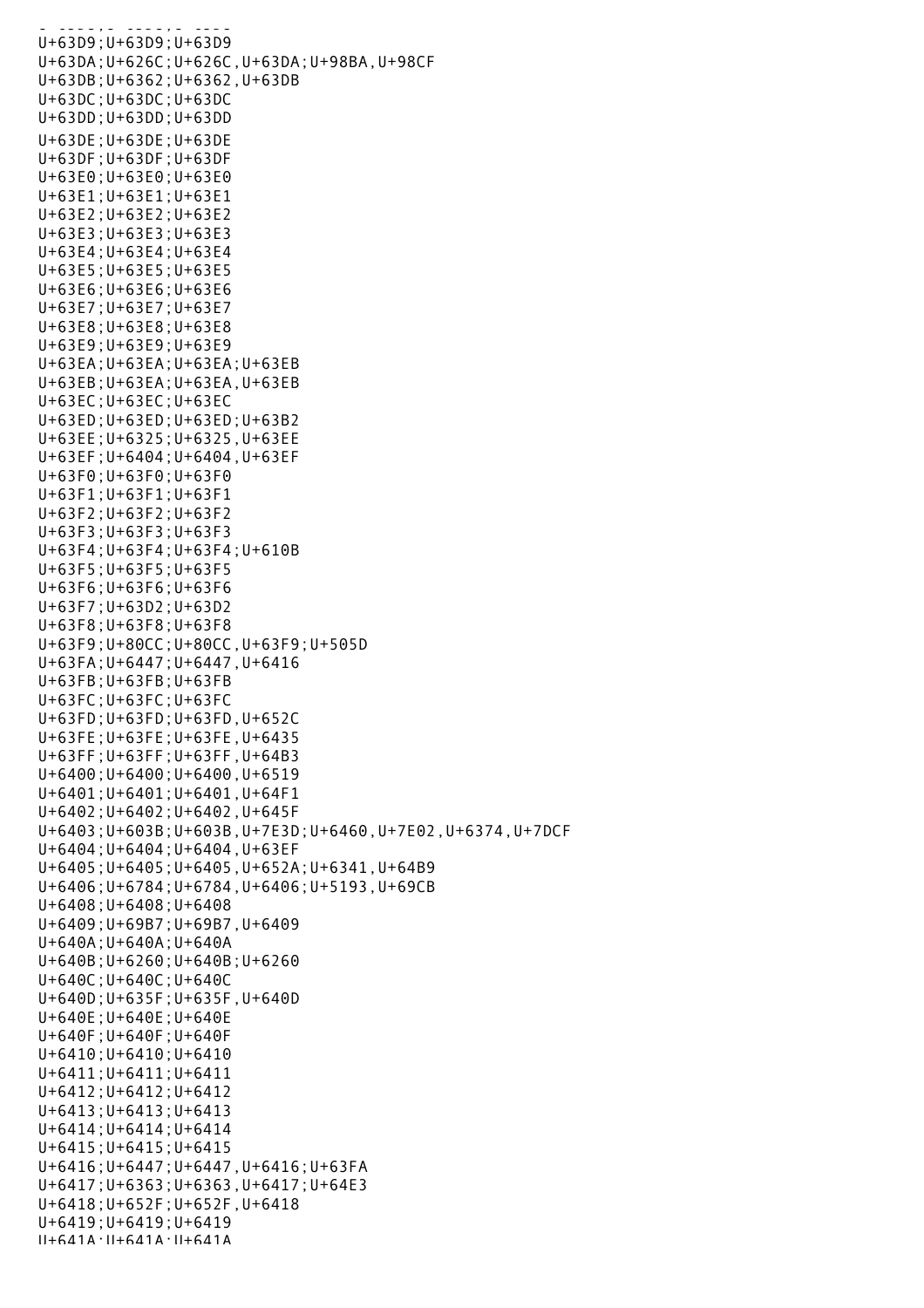U+63D9;U+63D9;U+63D9
U+63DA;U+626C;U+626C,U+63DA;U+98BA,U+98CF
U+63DB;U+6362;U+6362,U+63DB
U+63DC;U+63DC;U+63DC
U+63DD;U+63DD;U+63DD
U+63DE;U+63DE;U+63DE
U+63DF;U+63DF;U+63DF
U+63E0;U+63E0;U+63E0
U+63E1;U+63E1;U+63E1
U+63E2;U+63E2;U+63E2
U+63E3;U+63E3;U+63E3
U+63E4;U+63E4;U+63E4
U+63E5;U+63E5;U+63E5
U+63E6;U+63E6;U+63E6
U+63E7;U+63E7;U+63E7
U+63E8;U+63E8;U+63E8
U+63E9;U+63E9;U+63E9
U+63EA;U+63EA;U+63EA;U+63EB
U+63EB;U+63EA;U+63EA,U+63EB
U+63EC;U+63EC;U+63EC
U+63ED;U+63ED;U+63ED;U+63B2
U+63EE;U+6325;U+6325,U+63EE
U+63EF;U+6404;U+6404,U+63EF
U+63F0;U+63F0;U+63F0
U+63F1;U+63F1;U+63F1
U+63F2;U+63F2;U+63F2
U+63F3;U+63F3;U+63F3
U+63F4;U+63F4;U+63F4;U+610B
U+63F5;U+63F5;U+63F5
U+63F6;U+63F6;U+63F6
U+63F7;U+63D2;U+63D2
U+63F8;U+63F8;U+63F8
U+63F9;U+80CC;U+80CC,U+63F9;U+505D
U+63FA;U+6447;U+6447,U+6416
U+63FB;U+63FB;U+63FB
U+63FC;U+63FC;U+63FC
U+63FD;U+63FD;U+63FD,U+652C
U+63FE;U+63FE;U+63FE,U+6435
U+63FF;U+63FF;U+63FF,U+64B3
U+6400;U+6400;U+6400,U+6519
U+6401;U+6401;U+6401,U+64F1
U+6402;U+6402;U+6402,U+645F
U+6403;U+603B;U+603B,U+7E3D;U+6460,U+7E02,U+6374,U+7DCF
U+6404;U+6404;U+6404,U+63EF
U+6405;U+6405;U+6405,U+652A;U+6341,U+64B9
U+6406;U+6784;U+6784,U+6406;U+5193,U+69CB
U+6408;U+6408;U+6408
U+6409;U+69B7;U+69B7,U+6409
U+640A;U+640A;U+640A
U+640B;U+6260;U+640B;U+6260
U+640C;U+640C;U+640C
U+640D;U+635F;U+635F,U+640D
U+640E;U+640E;U+640E
U+640F;U+640F;U+640F
U+6410;U+6410;U+6410
U+6411;U+6411;U+6411
U+6412;U+6412;U+6412
U+6413;U+6413;U+6413
U+6414;U+6414;U+6414
U+6415;U+6415;U+6415
U+6416;U+6447;U+6447,U+6416;U+63FA
U+6417;U+6363;U+6363,U+6417;U+64E3
U+6418;U+652F;U+652F,U+6418
U+6419;U+6419;U+6419
U+641A;U+641A;U+641A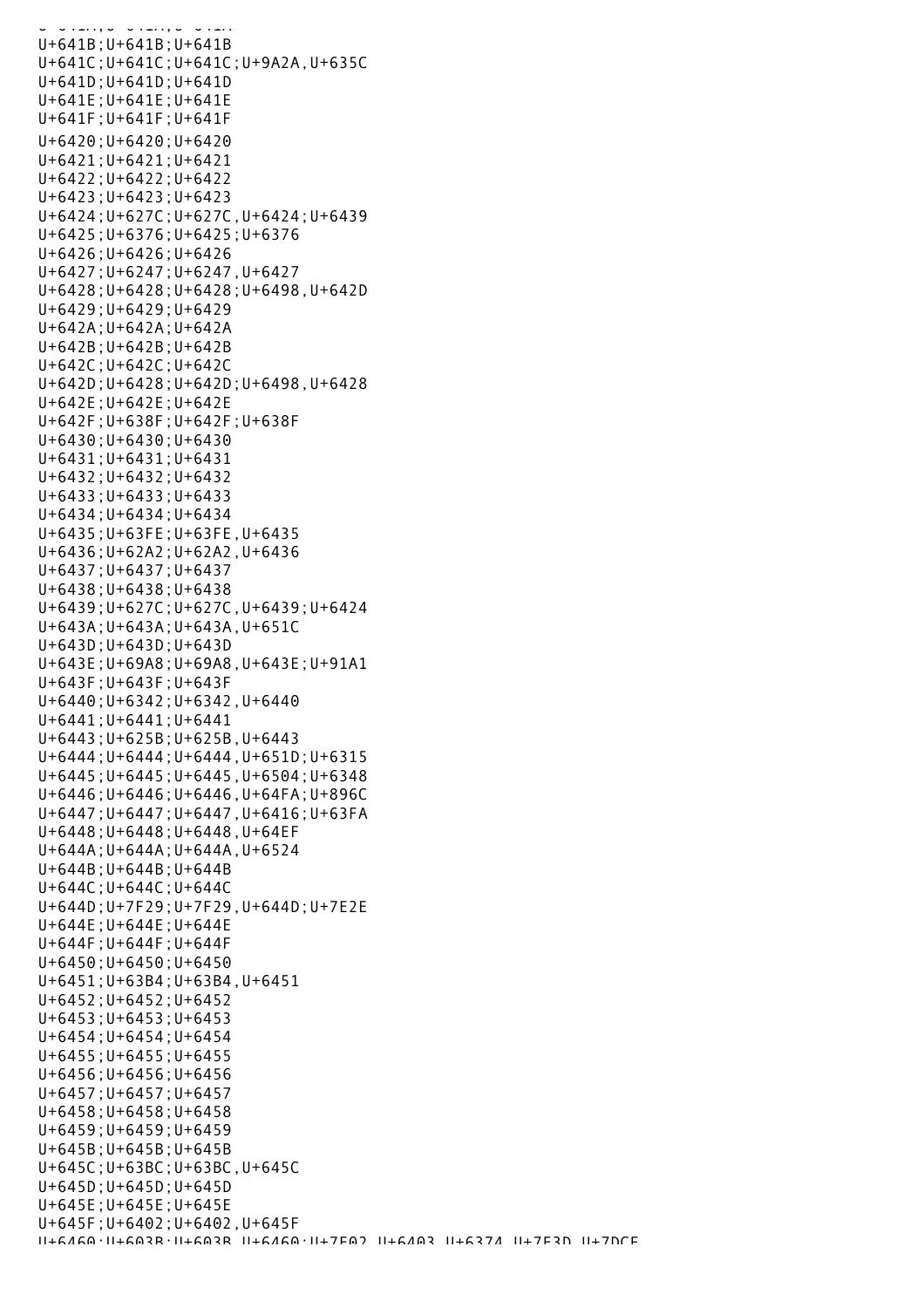U+641A;U+641A;U+641A
U+641B;U+641B;U+641B
U+641C;U+641C;U+641C;U+9A2A,U+635C
U+641D;U+641D;U+641D
U+641E;U+641E;U+641E
U+641F;U+641F;U+641F
U+6420;U+6420;U+6420
U+6421;U+6421;U+6421
U+6422;U+6422;U+6422
U+6423;U+6423;U+6423
U+6424;U+627C;U+627C,U+6424;U+6439
U+6425;U+6376;U+6425;U+6376
U+6426;U+6426;U+6426
U+6427;U+6247;U+6247,U+6427
U+6428;U+6428;U+6428;U+6498,U+642D
U+6429;U+6429;U+6429
U+642A;U+642A;U+642A
U+642B;U+642B;U+642B
U+642C;U+642C;U+642C
U+642D;U+6428;U+642D;U+6498,U+6428
U+642E;U+642E;U+642E
U+642F;U+638F;U+642F;U+638F
U+6430;U+6430;U+6430
U+6431;U+6431;U+6431
U+6432;U+6432;U+6432
U+6433;U+6433;U+6433
U+6434;U+6434;U+6434
U+6435;U+63FE;U+63FE,U+6435
U+6436;U+62A2;U+62A2,U+6436
U+6437;U+6437;U+6437
U+6438;U+6438;U+6438
U+6439;U+627C;U+627C,U+6439;U+6424
U+643A;U+643A;U+643A,U+651C
U+643D;U+643D;U+643D
U+643E;U+69A8;U+69A8,U+643E;U+91A1
U+643F;U+643F;U+643F
U+6440;U+6342;U+6342,U+6440
U+6441;U+6441;U+6441
U+6443;U+625B;U+625B,U+6443
U+6444;U+6444;U+6444,U+651D;U+6315
U+6445;U+6445;U+6445,U+6504;U+6348
U+6446;U+6446;U+6446,U+64FA;U+896C
U+6447;U+6447;U+6447,U+6416;U+63FA
U+6448;U+6448;U+6448,U+64EF
U+644A;U+644A;U+644A,U+6524
U+644B;U+644B;U+644B
U+644C;U+644C;U+644C
U+644D;U+7F29;U+7F29,U+644D;U+7E2E
U+644E;U+644E;U+644E
U+644F;U+644F;U+644F
U+6450;U+6450;U+6450
U+6451;U+63B4;U+63B4,U+6451
U+6452;U+6452;U+6452
U+6453;U+6453;U+6453
U+6454;U+6454;U+6454
U+6455;U+6455;U+6455
U+6456;U+6456;U+6456
U+6457;U+6457;U+6457
U+6458;U+6458;U+6458
U+6459;U+6459;U+6459
U+645B;U+645B;U+645B
U+645C;U+63BC;U+63BC,U+645C
U+645D;U+645D;U+645D
U+645E;U+645E;U+645E
U+645F;U+6402;U+6402,U+645F
U+6460;U+603B;U+603B,U+6460;U+7E02,U+6403,U+6374,U+7E3D,U+7DCF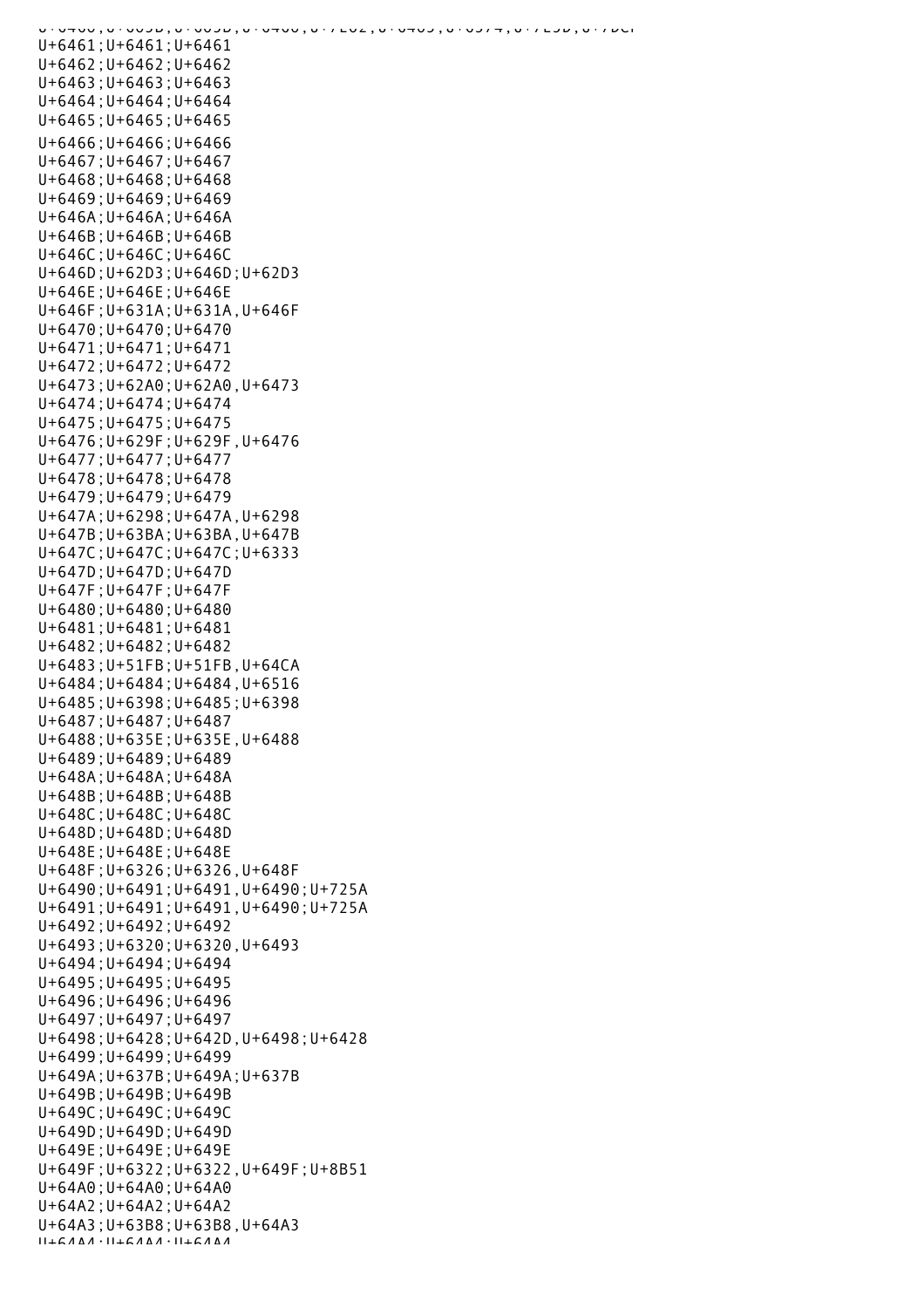U+6461;U+6461;U+6461
U+6462;U+6462;U+6462
U+6463;U+6463;U+6463
U+6464;U+6464;U+6464
U+6465;U+6465;U+6465
U+6466;U+6466;U+6466
U+6467;U+6467;U+6467
U+6468;U+6468;U+6468
U+6469;U+6469;U+6469
U+646A;U+646A;U+646A
U+646B;U+646B;U+646B
U+646C;U+646C;U+646C
U+646D;U+62D3;U+646D;U+62D3
U+646E;U+646E;U+646E
U+646F;U+631A;U+631A,U+646F
U+6470;U+6470;U+6470
U+6471;U+6471;U+6471
U+6472;U+6472;U+6472
U+6473;U+62A0;U+62A0,U+6473
U+6474;U+6474;U+6474
U+6475;U+6475;U+6475
U+6476;U+629F;U+629F,U+6476
U+6477;U+6477;U+6477
U+6478;U+6478;U+6478
U+6479;U+6479;U+6479
U+647A;U+6298;U+647A,U+6298
U+647B;U+63BA;U+63BA,U+647B
U+647C;U+647C;U+647C;U+6333
U+647D;U+647D;U+647D
U+647F;U+647F;U+647F
U+6480;U+6480;U+6480
U+6481;U+6481;U+6481
U+6482;U+6482;U+6482
U+6483;U+51FB;U+51FB,U+64CA
U+6484;U+6484;U+6484,U+6516
U+6485;U+6398;U+6485;U+6398
U+6487;U+6487;U+6487
U+6488;U+635E;U+635E,U+6488
U+6489;U+6489;U+6489
U+648A;U+648A;U+648A
U+648B;U+648B;U+648B
U+648C;U+648C;U+648C
U+648D;U+648D;U+648D
U+648E;U+648E;U+648E
U+648F;U+6326;U+6326,U+648F
U+6490;U+6491;U+6491,U+6490;U+725A
U+6491;U+6491;U+6491,U+6490;U+725A
U+6492;U+6492;U+6492
U+6493;U+6320;U+6320,U+6493
U+6494;U+6494;U+6494
U+6495;U+6495;U+6495
U+6496;U+6496;U+6496
U+6497;U+6497;U+6497
U+6498;U+6428;U+642D,U+6498;U+6428
U+6499;U+6499;U+6499
U+649A;U+637B;U+649A;U+637B
U+649B;U+649B;U+649B
U+649C;U+649C;U+649C
U+649D;U+649D;U+649D
U+649E;U+649E;U+649E
U+649F;U+6322;U+6322,U+649F;U+8B51
U+64A0;U+64A0;U+64A0
U+64A2;U+64A2;U+64A2
U+64A3;U+63B8;U+63B8,U+64A3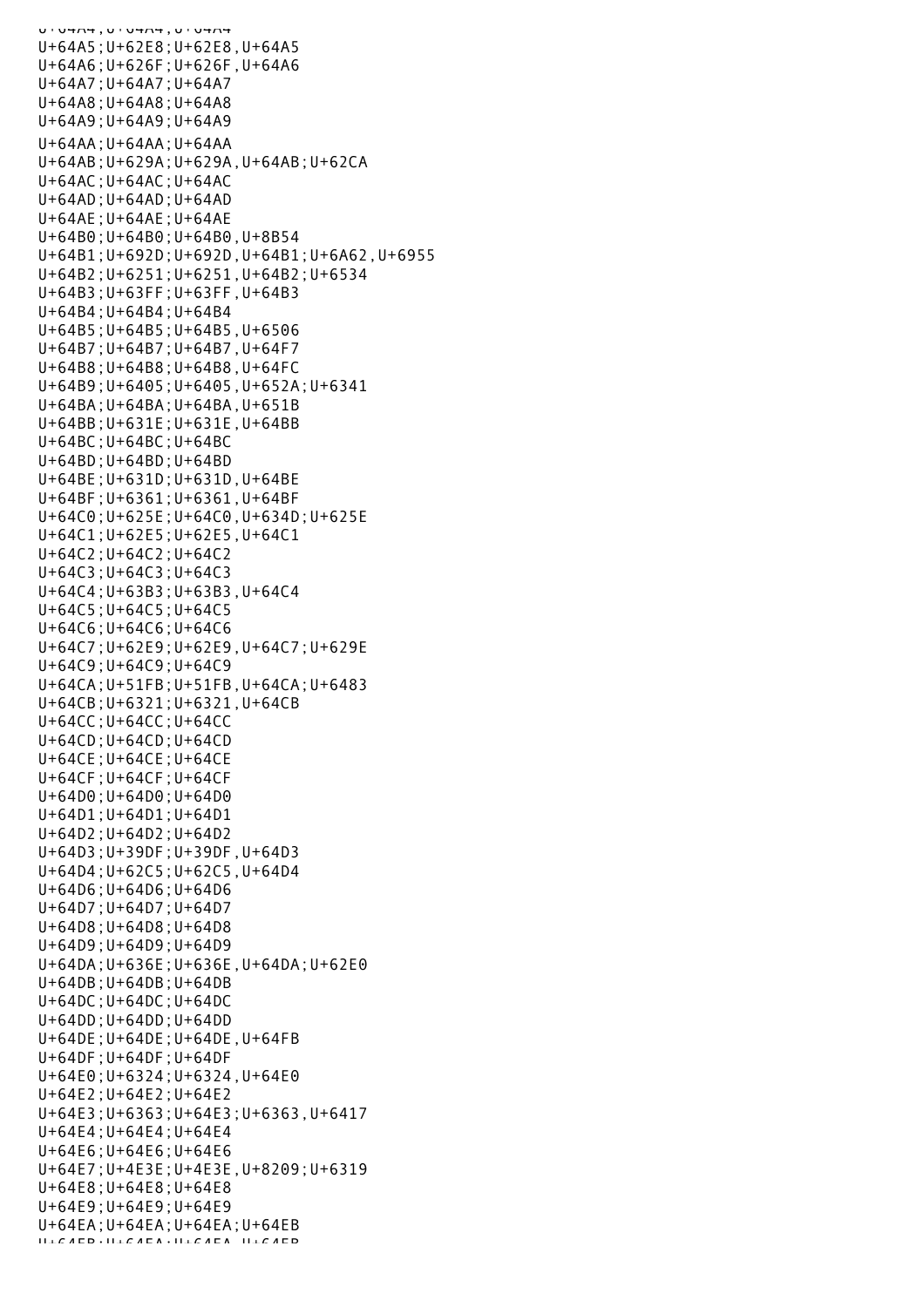U+64A5;U+62E8;U+62E8,U+64A5
U+64A6;U+626F;U+626F,U+64A6
U+64A7;U+64A7;U+64A7
U+64A8;U+64A8;U+64A8
U+64A9;U+64A9;U+64A9
U+64AA;U+64AA;U+64AA
U+64AB;U+629A;U+629A,U+64AB;U+62CA
U+64AC;U+64AC;U+64AC
U+64AD;U+64AD;U+64AD
U+64AE;U+64AE;U+64AE
U+64B0;U+64B0;U+64B0,U+8B54
U+64B1;U+692D;U+692D,U+64B1;U+6A62,U+6955
U+64B2;U+6251;U+6251,U+64B2;U+6534
U+64B3;U+63FF;U+63FF,U+64B3
U+64B4;U+64B4;U+64B4
U+64B5;U+64B5;U+64B5,U+6506
U+64B7;U+64B7;U+64B7,U+64F7
U+64B8;U+64B8;U+64B8,U+64FC
U+64B9;U+6405;U+6405,U+652A;U+6341
U+64BA;U+64BA;U+64BA,U+651B
U+64BB;U+631E;U+631E,U+64BB
U+64BC;U+64BC;U+64BC
U+64BD;U+64BD;U+64BD
U+64BE;U+631D;U+631D,U+64BE
U+64BF;U+6361;U+6361,U+64BF
U+64C0;U+625E;U+64C0,U+634D;U+625E
U+64C1;U+62E5;U+62E5,U+64C1
U+64C2;U+64C2;U+64C2
U+64C3;U+64C3;U+64C3
U+64C4;U+63B3;U+63B3,U+64C4
U+64C5;U+64C5;U+64C5
U+64C6;U+64C6;U+64C6
U+64C7;U+62E9;U+62E9,U+64C7;U+629E
U+64C9;U+64C9;U+64C9
U+64CA;U+51FB;U+51FB,U+64CA;U+6483
U+64CB;U+6321;U+6321,U+64CB
U+64CC;U+64CC;U+64CC
U+64CD;U+64CD;U+64CD
U+64CE;U+64CE;U+64CE
U+64CF;U+64CF;U+64CF
U+64D0;U+64D0;U+64D0
U+64D1;U+64D1;U+64D1
U+64D2;U+64D2;U+64D2
U+64D3;U+39DF;U+39DF,U+64D3
U+64D4;U+62C5;U+62C5,U+64D4
U+64D6;U+64D6;U+64D6
U+64D7;U+64D7;U+64D7
U+64D8;U+64D8;U+64D8
U+64D9;U+64D9;U+64D9
U+64DA;U+636E;U+636E,U+64DA;U+62E0
U+64DB;U+64DB;U+64DB
U+64DC;U+64DC;U+64DC
U+64DD;U+64DD;U+64DD
U+64DE;U+64DE;U+64DE,U+64FB
U+64DF;U+64DF;U+64DF
U+64E0;U+6324;U+6324,U+64E0
U+64E2;U+64E2;U+64E2
U+64E3;U+6363;U+64E3;U+6363,U+6417
U+64E4;U+64E4;U+64E4
U+64E6;U+64E6;U+64E6
U+64E7;U+4E3E;U+4E3E,U+8209;U+6319
U+64E8;U+64E8;U+64E8
U+64E9;U+64E9;U+64E9
U+64EA;U+64EA;U+64EA;U+64EB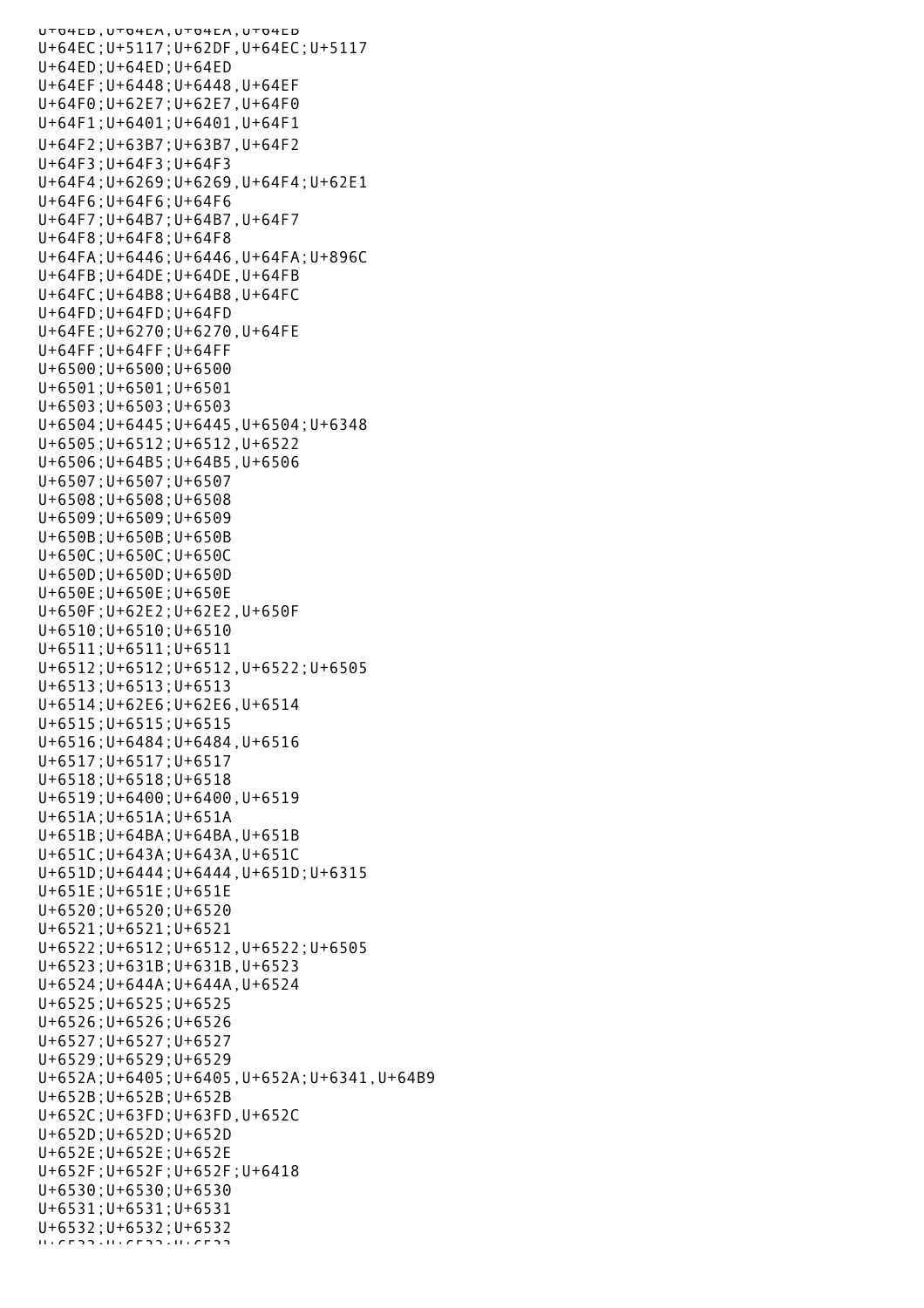U+64EB;U+64EA;U+64EA,U+64EB
U+64EC;U+5117;U+62DF,U+64EC;U+5117
U+64ED;U+64ED;U+64ED
U+64EF;U+6448;U+6448,U+64EF
U+64F0;U+62E7;U+62E7,U+64F0
U+64F1;U+6401;U+6401,U+64F1
U+64F2;U+63B7;U+63B7,U+64F2
U+64F3;U+64F3;U+64F3
U+64F4;U+6269;U+6269,U+64F4;U+62E1
U+64F6;U+64F6;U+64F6
U+64F7;U+64B7;U+64B7,U+64F7
U+64F8;U+64F8;U+64F8
U+64FA;U+6446;U+6446,U+64FA;U+896C
U+64FB;U+64DE;U+64DE,U+64FB
U+64FC;U+64B8;U+64B8,U+64FC
U+64FD;U+64FD;U+64FD
U+64FE;U+6270;U+6270,U+64FE
U+64FF;U+64FF;U+64FF
U+6500;U+6500;U+6500
U+6501;U+6501;U+6501
U+6503;U+6503;U+6503
U+6504;U+6445;U+6445,U+6504;U+6348
U+6505;U+6512;U+6512,U+6522
U+6506;U+64B5;U+64B5,U+6506
U+6507;U+6507;U+6507
U+6508;U+6508;U+6508
U+6509;U+6509;U+6509
U+650B;U+650B;U+650B
U+650C;U+650C;U+650C
U+650D;U+650D;U+650D
U+650E;U+650E;U+650E
U+650F;U+62E2;U+62E2,U+650F
U+6510;U+6510;U+6510
U+6511;U+6511;U+6511
U+6512;U+6512;U+6512,U+6522;U+6505
U+6513;U+6513;U+6513
U+6514;U+62E6;U+62E6,U+6514
U+6515;U+6515;U+6515
U+6516;U+6484;U+6484,U+6516
U+6517;U+6517;U+6517
U+6518;U+6518;U+6518
U+6519;U+6400;U+6400,U+6519
U+651A;U+651A;U+651A
U+651B;U+64BA;U+64BA,U+651B
U+651C;U+643A;U+643A,U+651C
U+651D;U+6444;U+6444,U+651D;U+6315
U+651E;U+651E;U+651E
U+6520;U+6520;U+6520
U+6521;U+6521;U+6521
U+6522;U+6512;U+6512,U+6522;U+6505
U+6523;U+631B;U+631B,U+6523
U+6524;U+644A;U+644A,U+6524
U+6525;U+6525;U+6525
U+6526;U+6526;U+6526
U+6527;U+6527;U+6527
U+6529;U+6529;U+6529
U+652A;U+6405;U+6405,U+652A;U+6341,U+64B9
U+652B;U+652B;U+652B
U+652C;U+63FD;U+63FD,U+652C
U+652D;U+652D;U+652D
U+652E;U+652E;U+652E
U+652F;U+652F;U+652F;U+6418
U+6530;U+6530;U+6530
U+6531;U+6531;U+6531
U+6532;U+6532;U+6532
U+6533;U+6533;U+6533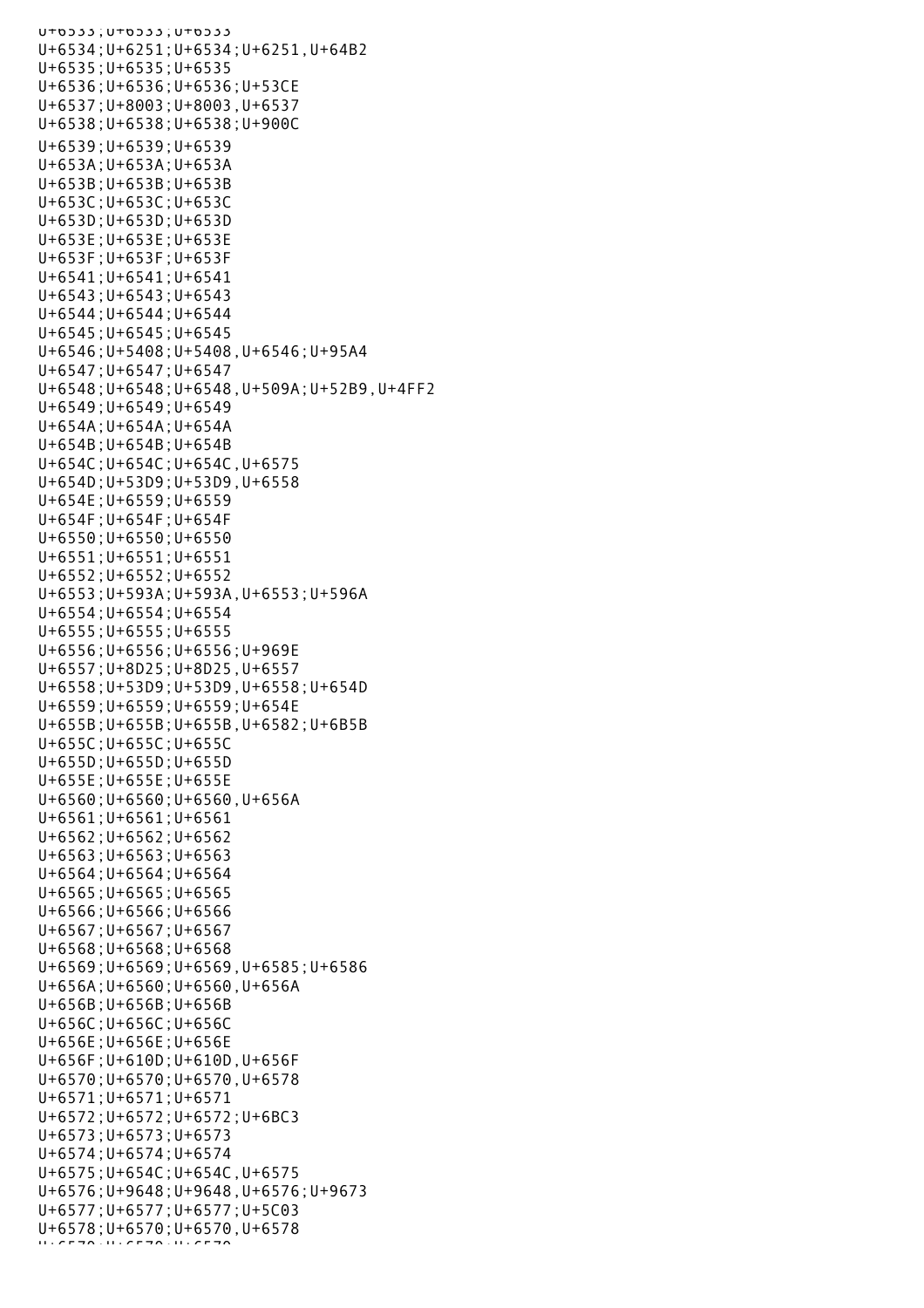U+6533;U+6533;U+6533
U+6534;U+6251;U+6534;U+6251,U+64B2
U+6535;U+6535;U+6535
U+6536;U+6536;U+6536;U+53CE
U+6537;U+8003;U+8003,U+6537
U+6538;U+6538;U+6538;U+900C
U+6539;U+6539;U+6539
U+653A;U+653A;U+653A
U+653B;U+653B;U+653B
U+653C;U+653C;U+653C
U+653D;U+653D;U+653D
U+653E;U+653E;U+653E
U+653F;U+653F;U+653F
U+6541;U+6541;U+6541
U+6543;U+6543;U+6543
U+6544;U+6544;U+6544
U+6545;U+6545;U+6545
U+6546;U+5408;U+5408,U+6546;U+95A4
U+6547;U+6547;U+6547
U+6548;U+6548;U+6548,U+509A;U+52B9,U+4FF2
U+6549;U+6549;U+6549
U+654A;U+654A;U+654A
U+654B;U+654B;U+654B
U+654C;U+654C;U+654C,U+6575
U+654D;U+53D9;U+53D9,U+6558
U+654E;U+6559;U+6559
U+654F;U+654F;U+654F
U+6550;U+6550;U+6550
U+6551;U+6551;U+6551
U+6552;U+6552;U+6552
U+6553;U+593A;U+593A,U+6553;U+596A
U+6554;U+6554;U+6554
U+6555;U+6555;U+6555
U+6556;U+6556;U+6556;U+969E
U+6557;U+8D25;U+8D25,U+6557
U+6558;U+53D9;U+53D9,U+6558;U+654D
U+6559;U+6559;U+6559;U+654E
U+655B;U+655B;U+655B,U+6582;U+6B5B
U+655C;U+655C;U+655C
U+655D;U+655D;U+655D
U+655E;U+655E;U+655E
U+6560;U+6560;U+6560,U+656A
U+6561;U+6561;U+6561
U+6562;U+6562;U+6562
U+6563;U+6563;U+6563
U+6564;U+6564;U+6564
U+6565;U+6565;U+6565
U+6566;U+6566;U+6566
U+6567;U+6567;U+6567
U+6568;U+6568;U+6568
U+6569;U+6569;U+6569,U+6585;U+6586
U+656A;U+6560;U+6560,U+656A
U+656B;U+656B;U+656B
U+656C;U+656C;U+656C
U+656E;U+656E;U+656E
U+656F;U+610D;U+610D,U+656F
U+6570;U+6570;U+6570,U+6578
U+6571;U+6571;U+6571
U+6572;U+6572;U+6572;U+6BC3
U+6573;U+6573;U+6573
U+6574;U+6574;U+6574
U+6575;U+654C;U+654C,U+6575
U+6576;U+9648;U+9648,U+6576;U+9673
U+6577;U+6577;U+6577;U+5C03
U+6578;U+6570;U+6570,U+6578
U+6579;U+6579;U+6579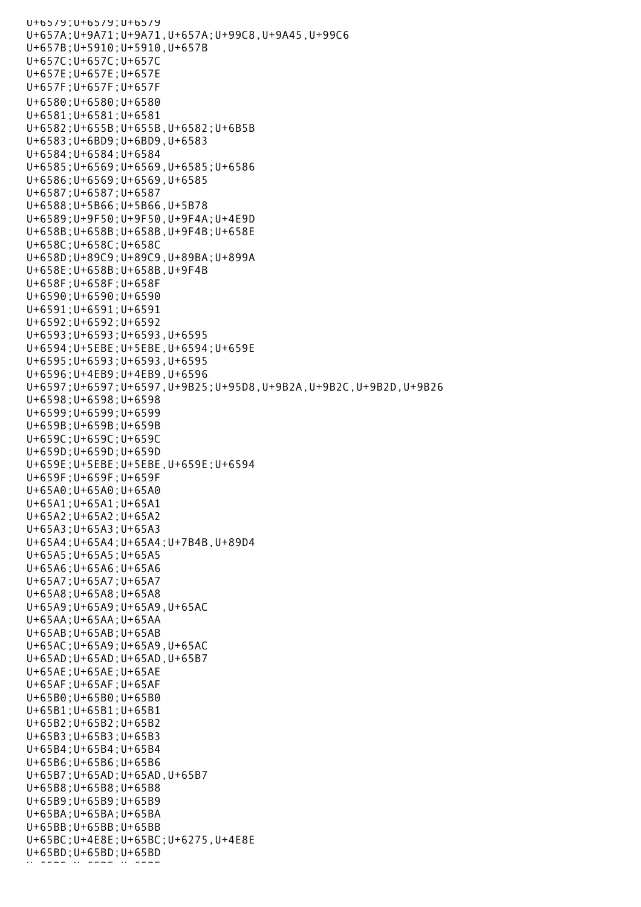U+6579;U+6579;U+6579
U+657A;U+9A71;U+9A71,U+657A;U+99C8,U+9A45,U+99C6
U+657B;U+5910;U+5910,U+657B
U+657C;U+657C;U+657C
U+657E;U+657E;U+657E
U+657F;U+657F;U+657F
U+6580;U+6580;U+6580
U+6581;U+6581;U+6581
U+6582;U+655B;U+655B,U+6582;U+6B5B
U+6583;U+6BD9;U+6BD9,U+6583
U+6584;U+6584;U+6584
U+6585;U+6569;U+6569,U+6585;U+6586
U+6586;U+6569;U+6569,U+6585
U+6587;U+6587;U+6587
U+6588;U+5B66;U+5B66,U+5B78
U+6589;U+9F50;U+9F50,U+9F4A;U+4E9D
U+658B;U+658B;U+658B,U+9F4B;U+658E
U+658C;U+658C;U+658C
U+658D;U+89C9;U+89C9,U+89BA;U+899A
U+658E;U+658B;U+658B,U+9F4B
U+658F;U+658F;U+658F
U+6590;U+6590;U+6590
U+6591;U+6591;U+6591
U+6592;U+6592;U+6592
U+6593;U+6593;U+6593,U+6595
U+6594;U+5EBE;U+5EBE,U+6594;U+659E
U+6595;U+6593;U+6593,U+6595
U+6596;U+4EB9;U+4EB9,U+6596
U+6597;U+6597;U+6597,U+9B25;U+95D8,U+9B2A,U+9B2C,U+9B2D,U+9B26
U+6598;U+6598;U+6598
U+6599;U+6599;U+6599
U+659B;U+659B;U+659B
U+659C;U+659C;U+659C
U+659D;U+659D;U+659D
U+659E;U+5EBE;U+5EBE,U+659E;U+6594
U+659F;U+659F;U+659F
U+65A0;U+65A0;U+65A0
U+65A1;U+65A1;U+65A1
U+65A2;U+65A2;U+65A2
U+65A3;U+65A3;U+65A3
U+65A4;U+65A4;U+65A4;U+7B4B,U+89D4
U+65A5;U+65A5;U+65A5
U+65A6;U+65A6;U+65A6
U+65A7;U+65A7;U+65A7
U+65A8;U+65A8;U+65A8
U+65A9;U+65A9;U+65A9,U+65AC
U+65AA;U+65AA;U+65AA
U+65AB;U+65AB;U+65AB
U+65AC;U+65A9;U+65A9,U+65AC
U+65AD;U+65AD;U+65AD,U+65B7
U+65AE;U+65AE;U+65AE
U+65AF;U+65AF;U+65AF
U+65B0;U+65B0;U+65B0
U+65B1;U+65B1;U+65B1
U+65B2;U+65B2;U+65B2
U+65B3;U+65B3;U+65B3
U+65B4;U+65B4;U+65B4
U+65B6;U+65B6;U+65B6
U+65B7;U+65AD;U+65AD,U+65B7
U+65B8;U+65B8;U+65B8
U+65B9;U+65B9;U+65B9
U+65BA;U+65BA;U+65BA
U+65BB;U+65BB;U+65BB
U+65BC;U+4E8E;U+65BC;U+6275,U+4E8E
U+65BD;U+65BD;U+65BD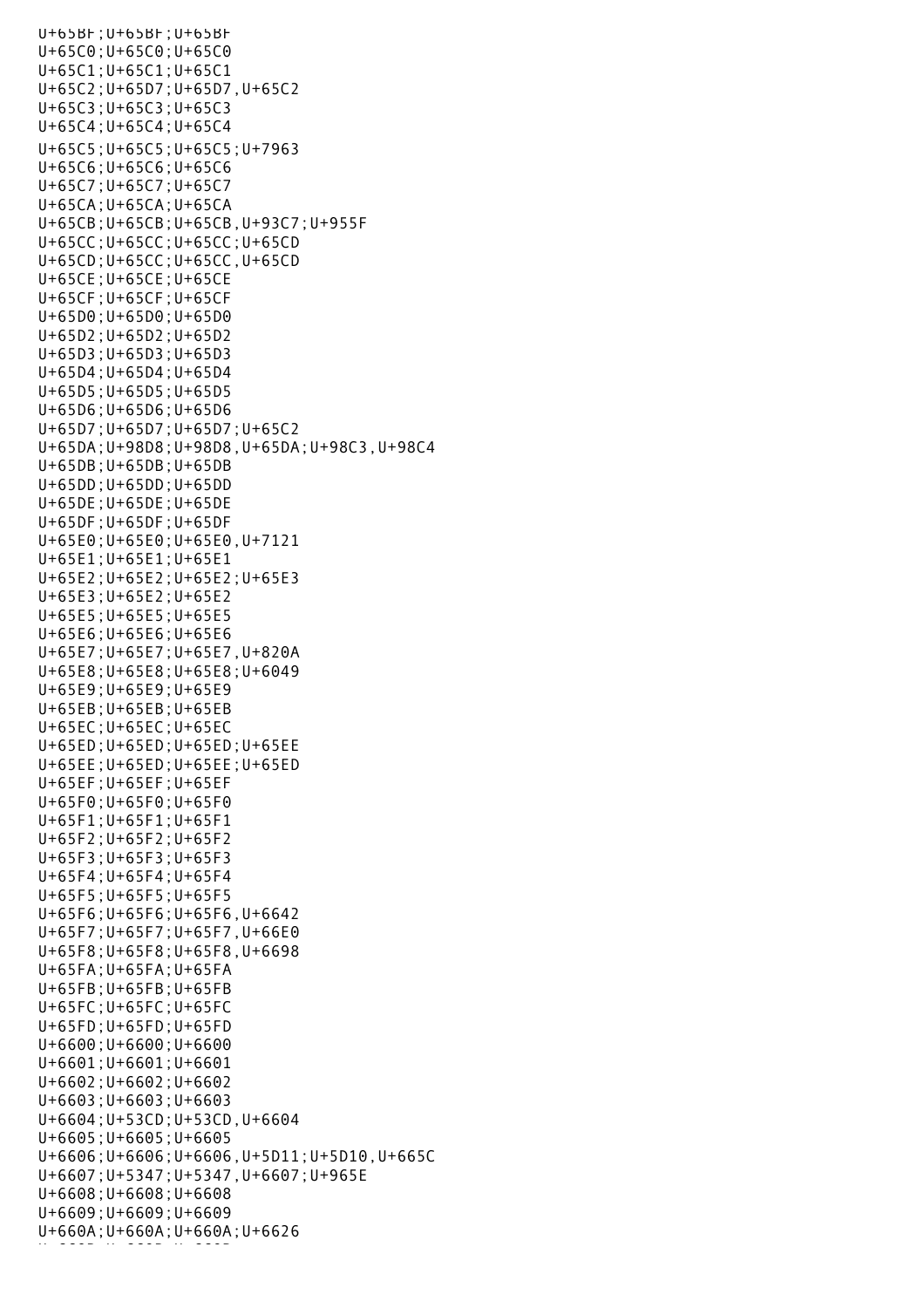U+65BF;U+65BF;U+65BF
U+65C0;U+65C0;U+65C0
U+65C1;U+65C1;U+65C1
U+65C2;U+65D7;U+65D7,U+65C2
U+65C3;U+65C3;U+65C3
U+65C4;U+65C4;U+65C4
U+65C5;U+65C5;U+65C5;U+7963
U+65C6;U+65C6;U+65C6
U+65C7;U+65C7;U+65C7
U+65CA;U+65CA;U+65CA
U+65CB;U+65CB;U+65CB,U+93C7;U+955F
U+65CC;U+65CC;U+65CC;U+65CD
U+65CD;U+65CC;U+65CC,U+65CD
U+65CE;U+65CE;U+65CE
U+65CF;U+65CF;U+65CF
U+65D0;U+65D0;U+65D0
U+65D2;U+65D2;U+65D2
U+65D3;U+65D3;U+65D3
U+65D4;U+65D4;U+65D4
U+65D5;U+65D5;U+65D5
U+65D6;U+65D6;U+65D6
U+65D7;U+65D7;U+65D7;U+65C2
U+65DA;U+98D8;U+98D8,U+65DA;U+98C3,U+98C4
U+65DB;U+65DB;U+65DB
U+65DD;U+65DD;U+65DD
U+65DE;U+65DE;U+65DE
U+65DF;U+65DF;U+65DF
U+65E0;U+65E0;U+65E0,U+7121
U+65E1;U+65E1;U+65E1
U+65E2;U+65E2;U+65E2;U+65E3
U+65E3;U+65E2;U+65E2
U+65E5;U+65E5;U+65E5
U+65E6;U+65E6;U+65E6
U+65E7;U+65E7;U+65E7,U+820A
U+65E8;U+65E8;U+65E8;U+6049
U+65E9;U+65E9;U+65E9
U+65EB;U+65EB;U+65EB
U+65EC;U+65EC;U+65EC
U+65ED;U+65ED;U+65ED;U+65EE
U+65EE;U+65ED;U+65EE;U+65ED
U+65EF;U+65EF;U+65EF
U+65F0;U+65F0;U+65F0
U+65F1;U+65F1;U+65F1
U+65F2;U+65F2;U+65F2
U+65F3;U+65F3;U+65F3
U+65F4;U+65F4;U+65F4
U+65F5;U+65F5;U+65F5
U+65F6;U+65F6;U+65F6,U+6642
U+65F7;U+65F7;U+65F7,U+66E0
U+65F8;U+65F8;U+65F8,U+6698
U+65FA;U+65FA;U+65FA
U+65FB;U+65FB;U+65FB
U+65FC;U+65FC;U+65FC
U+65FD;U+65FD;U+65FD
U+6600;U+6600;U+6600
U+6601;U+6601;U+6601
U+6602;U+6602;U+6602
U+6603;U+6603;U+6603
U+6604;U+53CD;U+53CD,U+6604
U+6605;U+6605;U+6605
U+6606;U+6606;U+6606,U+5D11;U+5D10,U+665C
U+6607;U+5347;U+5347,U+6607;U+965E
U+6608;U+6608;U+6608
U+6609;U+6609;U+6609
U+660A;U+660A;U+660A;U+6626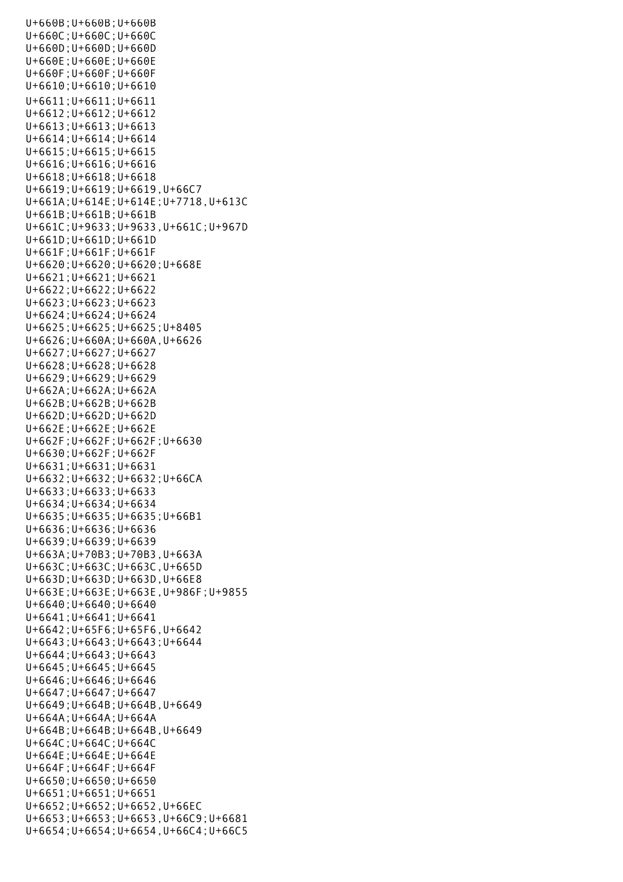U+660B;U+660B;U+660B
U+660C;U+660C;U+660C
U+660D;U+660D;U+660D
U+660E;U+660E;U+660E
U+660F;U+660F;U+660F
U+6610;U+6610;U+6610
U+6611;U+6611;U+6611
U+6612;U+6612;U+6612
U+6613;U+6613;U+6613
U+6614;U+6614;U+6614
U+6615;U+6615;U+6615
U+6616;U+6616;U+6616
U+6618;U+6618;U+6618
U+6619;U+6619;U+6619,U+66C7
U+661A;U+614E;U+614E;U+7718,U+613C
U+661B;U+661B;U+661B
U+661C;U+9633;U+9633,U+661C;U+967D
U+661D;U+661D;U+661D
U+661F;U+661F;U+661F
U+6620;U+6620;U+6620;U+668E
U+6621;U+6621;U+6621
U+6622;U+6622;U+6622
U+6623;U+6623;U+6623
U+6624;U+6624;U+6624
U+6625;U+6625;U+6625;U+8405
U+6626;U+660A;U+660A,U+6626
U+6627;U+6627;U+6627
U+6628;U+6628;U+6628
U+6629;U+6629;U+6629
U+662A;U+662A;U+662A
U+662B;U+662B;U+662B
U+662D;U+662D;U+662D
U+662E;U+662E;U+662E
U+662F;U+662F;U+662F;U+6630
U+6630;U+662F;U+662F
U+6631;U+6631;U+6631
U+6632;U+6632;U+6632;U+66CA
U+6633;U+6633;U+6633
U+6634;U+6634;U+6634
U+6635;U+6635;U+6635;U+66B1
U+6636;U+6636;U+6636
U+6639;U+6639;U+6639
U+663A;U+70B3;U+70B3,U+663A
U+663C;U+663C;U+663C,U+665D
U+663D;U+663D;U+663D,U+66E8
U+663E;U+663E;U+663E,U+986F;U+9855
U+6640;U+6640;U+6640
U+6641;U+6641;U+6641
U+6642;U+65F6;U+65F6,U+6642
U+6643;U+6643;U+6643;U+6644
U+6644;U+6643;U+6643
U+6645;U+6645;U+6645
U+6646;U+6646;U+6646
U+6647;U+6647;U+6647
U+6649;U+664B;U+664B,U+6649
U+664A;U+664A;U+664A
U+664B;U+664B;U+664B,U+6649
U+664C;U+664C;U+664C
U+664E;U+664E;U+664E
U+664F;U+664F;U+664F
U+6650;U+6650;U+6650
U+6651;U+6651;U+6651
U+6652;U+6652;U+6652,U+66EC
U+6653;U+6653;U+6653,U+66C9;U+6681
U+6654;U+6654;U+6654,U+66C4;U+66C5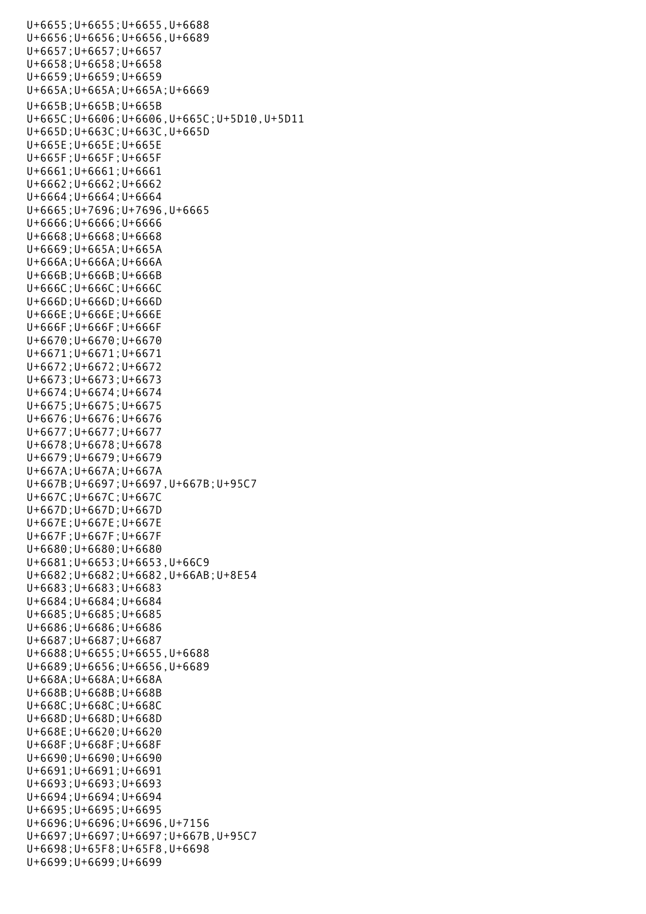U+6655;U+6655;U+6655,U+6688
U+6656;U+6656;U+6656,U+6689
U+6657;U+6657;U+6657
U+6658;U+6658;U+6658
U+6659;U+6659;U+6659
U+665A;U+665A;U+665A;U+6669
U+665B;U+665B;U+665B
U+665C;U+6606;U+6606,U+665C;U+5D10,U+5D11
U+665D;U+663C;U+663C,U+665D
U+665E;U+665E;U+665E
U+665F;U+665F;U+665F
U+6661;U+6661;U+6661
U+6662;U+6662;U+6662
U+6664;U+6664;U+6664
U+6665;U+7696;U+7696,U+6665
U+6666;U+6666;U+6666
U+6668;U+6668;U+6668
U+6669;U+665A;U+665A
U+666A;U+666A;U+666A
U+666B;U+666B;U+666B
U+666C;U+666C;U+666C
U+666D;U+666D;U+666D
U+666E;U+666E;U+666E
U+666F;U+666F;U+666F
U+6670;U+6670;U+6670
U+6671;U+6671;U+6671
U+6672;U+6672;U+6672
U+6673;U+6673;U+6673
U+6674;U+6674;U+6674
U+6675;U+6675;U+6675
U+6676;U+6676;U+6676
U+6677;U+6677;U+6677
U+6678;U+6678;U+6678
U+6679;U+6679;U+6679
U+667A;U+667A;U+667A
U+667B;U+6697;U+6697,U+667B;U+95C7
U+667C;U+667C;U+667C
U+667D;U+667D;U+667D
U+667E;U+667E;U+667E
U+667F;U+667F;U+667F
U+6680;U+6680;U+6680
U+6681;U+6653;U+6653,U+66C9
U+6682;U+6682;U+6682,U+66AB;U+8E54
U+6683;U+6683;U+6683
U+6684;U+6684;U+6684
U+6685;U+6685;U+6685
U+6686;U+6686;U+6686
U+6687;U+6687;U+6687
U+6688;U+6655;U+6655,U+6688
U+6689;U+6656;U+6656,U+6689
U+668A;U+668A;U+668A
U+668B;U+668B;U+668B
U+668C;U+668C;U+668C
U+668D;U+668D;U+668D
U+668E;U+6620;U+6620
U+668F;U+668F;U+668F
U+6690;U+6690;U+6690
U+6691;U+6691;U+6691
U+6693;U+6693;U+6693
U+6694;U+6694;U+6694
U+6695;U+6695;U+6695
U+6696;U+6696;U+6696,U+7156
U+6697;U+6697;U+6697;U+667B,U+95C7
U+6698;U+65F8;U+65F8,U+6698
U+6699;U+6699;U+6699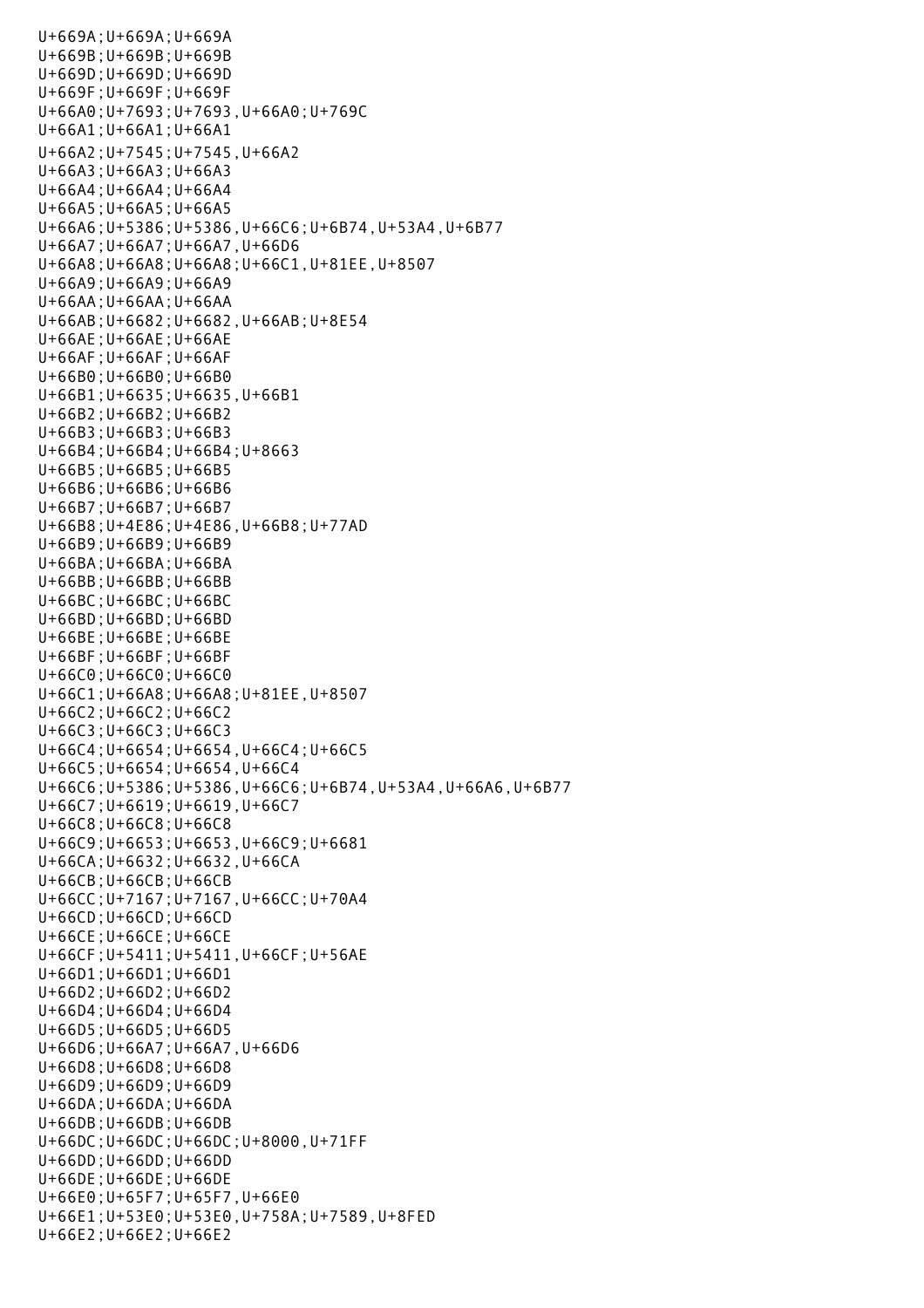U+669A;U+669A;U+669A
U+669B;U+669B;U+669B
U+669D;U+669D;U+669D
U+669F;U+669F;U+669F
U+66A0;U+7693;U+7693,U+66A0;U+769C
U+66A1;U+66A1;U+66A1
U+66A2;U+7545;U+7545,U+66A2
U+66A3;U+66A3;U+66A3
U+66A4;U+66A4;U+66A4
U+66A5;U+66A5;U+66A5
U+66A6;U+5386;U+5386,U+66C6;U+6B74,U+53A4,U+6B77
U+66A7;U+66A7;U+66A7,U+66D6
U+66A8;U+66A8;U+66A8;U+66C1,U+81EE,U+8507
U+66A9;U+66A9;U+66A9
U+66AA;U+66AA;U+66AA
U+66AB;U+6682;U+6682,U+66AB;U+8E54
U+66AE;U+66AE;U+66AE
U+66AF;U+66AF;U+66AF
U+66B0;U+66B0;U+66B0
U+66B1;U+6635;U+6635,U+66B1
U+66B2;U+66B2;U+66B2
U+66B3;U+66B3;U+66B3
U+66B4;U+66B4;U+66B4;U+8663
U+66B5;U+66B5;U+66B5
U+66B6;U+66B6;U+66B6
U+66B7;U+66B7;U+66B7
U+66B8;U+4E86;U+4E86,U+66B8;U+77AD
U+66B9;U+66B9;U+66B9
U+66BA;U+66BA;U+66BA
U+66BB;U+66BB;U+66BB
U+66BC;U+66BC;U+66BC
U+66BD;U+66BD;U+66BD
U+66BE;U+66BE;U+66BE
U+66BF;U+66BF;U+66BF
U+66C0;U+66C0;U+66C0
U+66C1;U+66A8;U+66A8;U+81EE,U+8507
U+66C2;U+66C2;U+66C2
U+66C3;U+66C3;U+66C3
U+66C4;U+6654;U+6654,U+66C4;U+66C5
U+66C5;U+6654;U+6654,U+66C4
U+66C6;U+5386;U+5386,U+66C6;U+6B74,U+53A4,U+66A6,U+6B77
U+66C7;U+6619;U+6619,U+66C7
U+66C8;U+66C8;U+66C8
U+66C9;U+6653;U+6653,U+66C9;U+6681
U+66CA;U+6632;U+6632,U+66CA
U+66CB;U+66CB;U+66CB
U+66CC;U+7167;U+7167,U+66CC;U+70A4
U+66CD;U+66CD;U+66CD
U+66CE;U+66CE;U+66CE
U+66CF;U+5411;U+5411,U+66CF;U+56AE
U+66D1;U+66D1;U+66D1
U+66D2;U+66D2;U+66D2
U+66D4;U+66D4;U+66D4
U+66D5;U+66D5;U+66D5
U+66D6;U+66A7;U+66A7,U+66D6
U+66D8;U+66D8;U+66D8
U+66D9;U+66D9;U+66D9
U+66DA;U+66DA;U+66DA
U+66DB;U+66DB;U+66DB
U+66DC;U+66DC;U+66DC;U+8000,U+71FF
U+66DD;U+66DD;U+66DD
U+66DE;U+66DE;U+66DE
U+66E0;U+65F7;U+65F7,U+66E0
U+66E1;U+53E0;U+53E0,U+758A;U+7589,U+8FED
U+66E2;U+66E2;U+66E2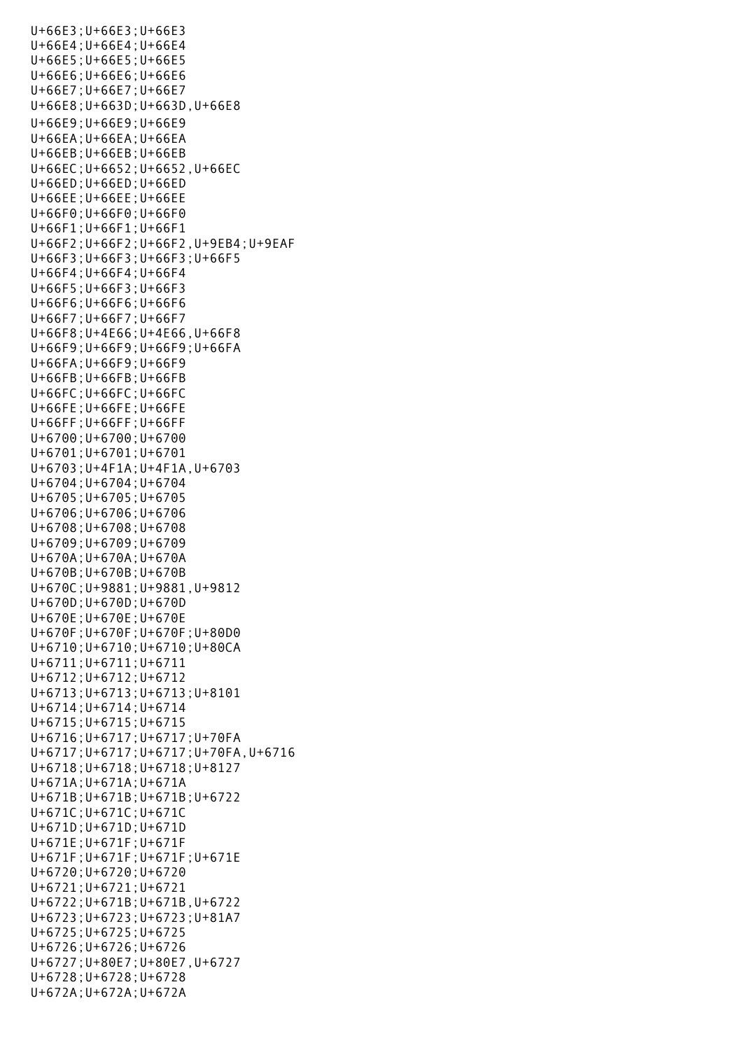U+66E3;U+66E3;U+66E3
U+66E4;U+66E4;U+66E4
U+66E5;U+66E5;U+66E5
U+66E6;U+66E6;U+66E6
U+66E7;U+66E7;U+66E7
U+66E8;U+663D;U+663D,U+66E8
U+66E9;U+66E9;U+66E9
U+66EA;U+66EA;U+66EA
U+66EB;U+66EB;U+66EB
U+66EC;U+6652;U+6652,U+66EC
U+66ED;U+66ED;U+66ED
U+66EE;U+66EE;U+66EE
U+66F0;U+66F0;U+66F0
U+66F1;U+66F1;U+66F1
U+66F2;U+66F2;U+66F2,U+9EB4;U+9EAF
U+66F3;U+66F3;U+66F3;U+66F5
U+66F4;U+66F4;U+66F4
U+66F5;U+66F3;U+66F3
U+66F6;U+66F6;U+66F6
U+66F7;U+66F7;U+66F7
U+66F8;U+4E66;U+4E66,U+66F8
U+66F9;U+66F9;U+66F9;U+66FA
U+66FA;U+66F9;U+66F9
U+66FB;U+66FB;U+66FB
U+66FC;U+66FC;U+66FC
U+66FE;U+66FE;U+66FE
U+66FF;U+66FF;U+66FF
U+6700;U+6700;U+6700
U+6701;U+6701;U+6701
U+6703;U+4F1A;U+4F1A,U+6703
U+6704;U+6704;U+6704
U+6705;U+6705;U+6705
U+6706;U+6706;U+6706
U+6708;U+6708;U+6708
U+6709;U+6709;U+6709
U+670A;U+670A;U+670A
U+670B;U+670B;U+670B
U+670C;U+9881;U+9881,U+9812
U+670D;U+670D;U+670D
U+670E;U+670E;U+670E
U+670F;U+670F;U+670F;U+80D0
U+6710;U+6710;U+6710;U+80CA
U+6711;U+6711;U+6711
U+6712;U+6712;U+6712
U+6713;U+6713;U+6713;U+8101
U+6714;U+6714;U+6714
U+6715;U+6715;U+6715
U+6716;U+6717;U+6717;U+70FA
U+6717;U+6717;U+6717;U+70FA,U+6716
U+6718;U+6718;U+6718;U+8127
U+671A;U+671A;U+671A
U+671B;U+671B;U+671B;U+6722
U+671C;U+671C;U+671C
U+671D;U+671D;U+671D
U+671E;U+671F;U+671F
U+671F;U+671F;U+671F;U+671E
U+6720;U+6720;U+6720
U+6721;U+6721;U+6721
U+6722;U+671B;U+671B,U+6722
U+6723;U+6723;U+6723;U+81A7
U+6725;U+6725;U+6725
U+6726;U+6726;U+6726
U+6727;U+80E7;U+80E7,U+6727
U+6728;U+6728;U+6728
U+672A;U+672A;U+672A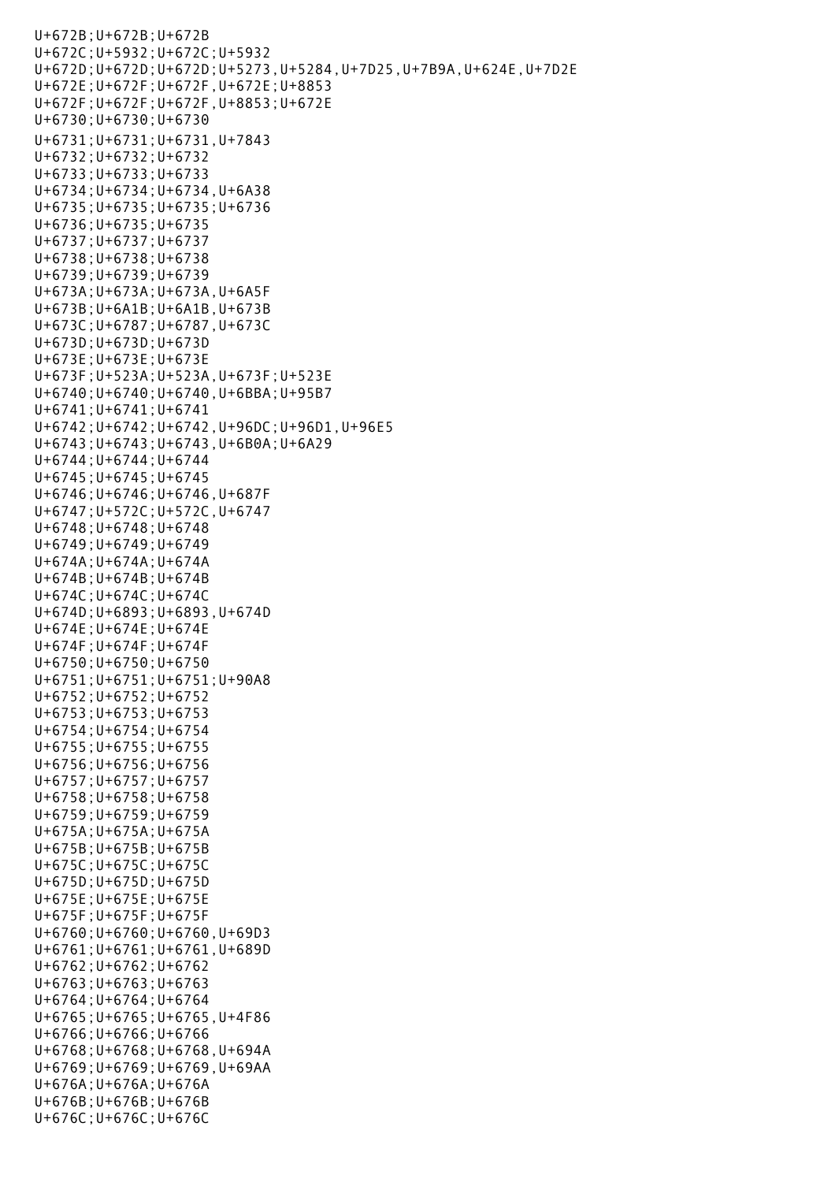U+672B;U+672B;U+672B
U+672C;U+5932;U+672C;U+5932
U+672D;U+672D;U+672D;U+5273,U+5284,U+7D25,U+7B9A,U+624E,U+7D2E
U+672E;U+672F;U+672F,U+672E;U+8853
U+672F;U+672F;U+672F,U+8853;U+672E
U+6730;U+6730;U+6730
U+6731;U+6731;U+6731,U+7843
U+6732;U+6732;U+6732
U+6733;U+6733;U+6733
U+6734;U+6734;U+6734,U+6A38
U+6735;U+6735;U+6735;U+6736
U+6736;U+6735;U+6735
U+6737;U+6737;U+6737
U+6738;U+6738;U+6738
U+6739;U+6739;U+6739
U+673A;U+673A;U+673A,U+6A5F
U+673B;U+6A1B;U+6A1B,U+673B
U+673C;U+6787;U+6787,U+673C
U+673D;U+673D;U+673D
U+673E;U+673E;U+673E
U+673F;U+523A;U+523A,U+673F;U+523E
U+6740;U+6740;U+6740,U+6BBA;U+95B7
U+6741;U+6741;U+6741
U+6742;U+6742;U+6742,U+96DC;U+96D1,U+96E5
U+6743;U+6743;U+6743,U+6B0A;U+6A29
U+6744;U+6744;U+6744
U+6745;U+6745;U+6745
U+6746;U+6746;U+6746,U+687F
U+6747;U+572C;U+572C,U+6747
U+6748;U+6748;U+6748
U+6749;U+6749;U+6749
U+674A;U+674A;U+674A
U+674B;U+674B;U+674B
U+674C;U+674C;U+674C
U+674D;U+6893;U+6893,U+674D
U+674E;U+674E;U+674E
U+674F;U+674F;U+674F
U+6750;U+6750;U+6750
U+6751;U+6751;U+6751;U+90A8
U+6752;U+6752;U+6752
U+6753;U+6753;U+6753
U+6754;U+6754;U+6754
U+6755;U+6755;U+6755
U+6756;U+6756;U+6756
U+6757;U+6757;U+6757
U+6758;U+6758;U+6758
U+6759;U+6759;U+6759
U+675A;U+675A;U+675A
U+675B;U+675B;U+675B
U+675C;U+675C;U+675C
U+675D;U+675D;U+675D
U+675E;U+675E;U+675E
U+675F;U+675F;U+675F
U+6760;U+6760;U+6760,U+69D3
U+6761;U+6761;U+6761,U+689D
U+6762;U+6762;U+6762
U+6763;U+6763;U+6763
U+6764;U+6764;U+6764
U+6765;U+6765;U+6765,U+4F86
U+6766;U+6766;U+6766
U+6768;U+6768;U+6768,U+694A
U+6769;U+6769;U+6769,U+69AA
U+676A;U+676A;U+676A
U+676B;U+676B;U+676B
U+676C;U+676C;U+676C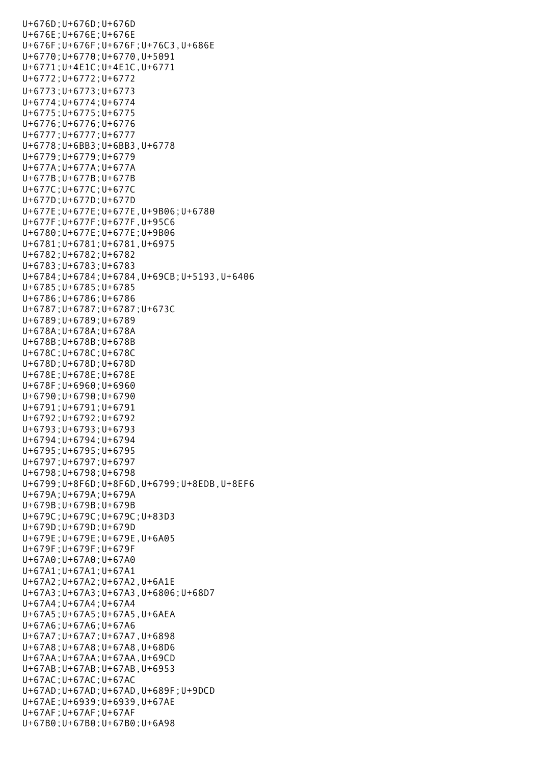U+676D;U+676D;U+676D
U+676E;U+676E;U+676E
U+676F;U+676F;U+676F;U+76C3,U+686E
U+6770;U+6770;U+6770,U+5091
U+6771;U+4E1C;U+4E1C,U+6771
U+6772;U+6772;U+6772
U+6773;U+6773;U+6773
U+6774;U+6774;U+6774
U+6775;U+6775;U+6775
U+6776;U+6776;U+6776
U+6777;U+6777;U+6777
U+6778;U+6BB3;U+6BB3,U+6778
U+6779;U+6779;U+6779
U+677A;U+677A;U+677A
U+677B;U+677B;U+677B
U+677C;U+677C;U+677C
U+677D;U+677D;U+677D
U+677E;U+677E;U+677E,U+9B06;U+6780
U+677F;U+677F;U+677F,U+95C6
U+6780;U+677E;U+677E;U+9B06
U+6781;U+6781;U+6781,U+6975
U+6782;U+6782;U+6782
U+6783;U+6783;U+6783
U+6784;U+6784;U+6784,U+69CB;U+5193,U+6406
U+6785;U+6785;U+6785
U+6786;U+6786;U+6786
U+6787;U+6787;U+6787;U+673C
U+6789;U+6789;U+6789
U+678A;U+678A;U+678A
U+678B;U+678B;U+678B
U+678C;U+678C;U+678C
U+678D;U+678D;U+678D
U+678E;U+678E;U+678E
U+678F;U+6960;U+6960
U+6790;U+6790;U+6790
U+6791;U+6791;U+6791
U+6792;U+6792;U+6792
U+6793;U+6793;U+6793
U+6794;U+6794;U+6794
U+6795;U+6795;U+6795
U+6797;U+6797;U+6797
U+6798;U+6798;U+6798
U+6799;U+8F6D;U+8F6D,U+6799;U+8EDB,U+8EF6
U+679A;U+679A;U+679A
U+679B;U+679B;U+679B
U+679C;U+679C;U+679C;U+83D3
U+679D;U+679D;U+679D
U+679E;U+679E;U+679E,U+6A05
U+679F;U+679F;U+679F
U+67A0;U+67A0;U+67A0
U+67A1;U+67A1;U+67A1
U+67A2;U+67A2;U+67A2,U+6A1E
U+67A3;U+67A3;U+67A3,U+6806;U+68D7
U+67A4;U+67A4;U+67A4
U+67A5;U+67A5;U+67A5,U+6AEA
U+67A6;U+67A6;U+67A6
U+67A7;U+67A7;U+67A7,U+6898
U+67A8;U+67A8;U+67A8,U+68D6
U+67AA;U+67AA;U+67AA,U+69CD
U+67AB;U+67AB;U+67AB,U+6953
U+67AC;U+67AC;U+67AC
U+67AD;U+67AD;U+67AD,U+689F;U+9DCD
U+67AE;U+6939;U+6939,U+67AE
U+67AF;U+67AF;U+67AF
U+67B0;U+67B0;U+67B0;U+6A98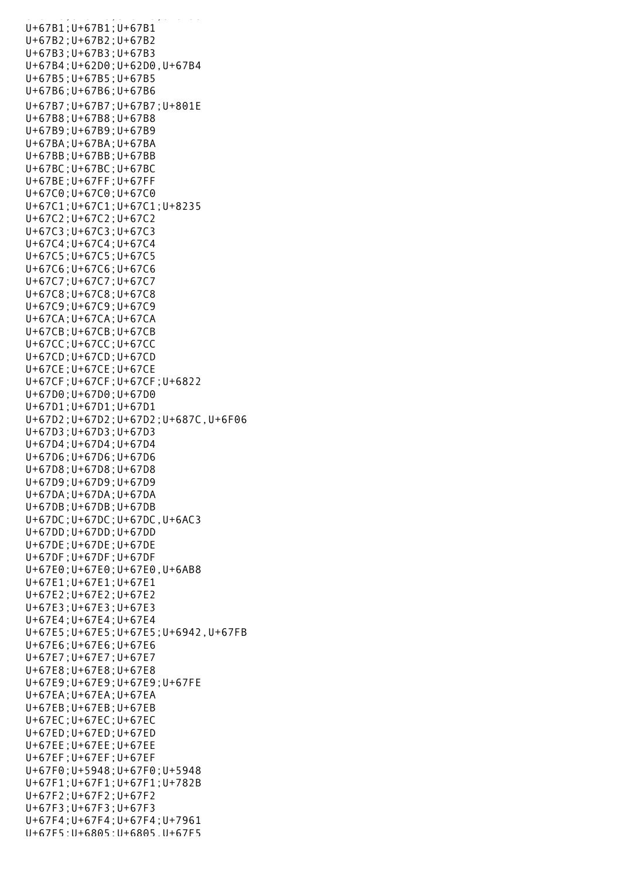U+67B1;U+67B1;U+67B1
U+67B2;U+67B2;U+67B2
U+67B3;U+67B3;U+67B3
U+67B4;U+62D0;U+62D0,U+67B4
U+67B5;U+67B5;U+67B5
U+67B6;U+67B6;U+67B6
U+67B7;U+67B7;U+67B7;U+801E
U+67B8;U+67B8;U+67B8
U+67B9;U+67B9;U+67B9
U+67BA;U+67BA;U+67BA
U+67BB;U+67BB;U+67BB
U+67BC;U+67BC;U+67BC
U+67BE;U+67FF;U+67FF
U+67C0;U+67C0;U+67C0
U+67C1;U+67C1;U+67C1;U+8235
U+67C2;U+67C2;U+67C2
U+67C3;U+67C3;U+67C3
U+67C4;U+67C4;U+67C4
U+67C5;U+67C5;U+67C5
U+67C6;U+67C6;U+67C6
U+67C7;U+67C7;U+67C7
U+67C8;U+67C8;U+67C8
U+67C9;U+67C9;U+67C9
U+67CA;U+67CA;U+67CA
U+67CB;U+67CB;U+67CB
U+67CC;U+67CC;U+67CC
U+67CD;U+67CD;U+67CD
U+67CE;U+67CE;U+67CE
U+67CF;U+67CF;U+67CF;U+6822
U+67D0;U+67D0;U+67D0
U+67D1;U+67D1;U+67D1
U+67D2;U+67D2;U+67D2;U+687C,U+6F06
U+67D3;U+67D3;U+67D3
U+67D4;U+67D4;U+67D4
U+67D6;U+67D6;U+67D6
U+67D8;U+67D8;U+67D8
U+67D9;U+67D9;U+67D9
U+67DA;U+67DA;U+67DA
U+67DB;U+67DB;U+67DB
U+67DC;U+67DC;U+67DC,U+6AC3
U+67DD;U+67DD;U+67DD
U+67DE;U+67DE;U+67DE
U+67DF;U+67DF;U+67DF
U+67E0;U+67E0;U+67E0,U+6AB8
U+67E1;U+67E1;U+67E1
U+67E2;U+67E2;U+67E2
U+67E3;U+67E3;U+67E3
U+67E4;U+67E4;U+67E4
U+67E5;U+67E5;U+67E5;U+6942,U+67FB
U+67E6;U+67E6;U+67E6
U+67E7;U+67E7;U+67E7
U+67E8;U+67E8;U+67E8
U+67E9;U+67E9;U+67E9;U+67FE
U+67EA;U+67EA;U+67EA
U+67EB;U+67EB;U+67EB
U+67EC;U+67EC;U+67EC
U+67ED;U+67ED;U+67ED
U+67EE;U+67EE;U+67EE
U+67EF;U+67EF;U+67EF
U+67F0;U+5948;U+67F0;U+5948
U+67F1;U+67F1;U+67F1;U+782B
U+67F2;U+67F2;U+67F2
U+67F3;U+67F3;U+67F3
U+67F4;U+67F4;U+67F4;U+7961
U+67F5;U+6805;U+6805,U+67F5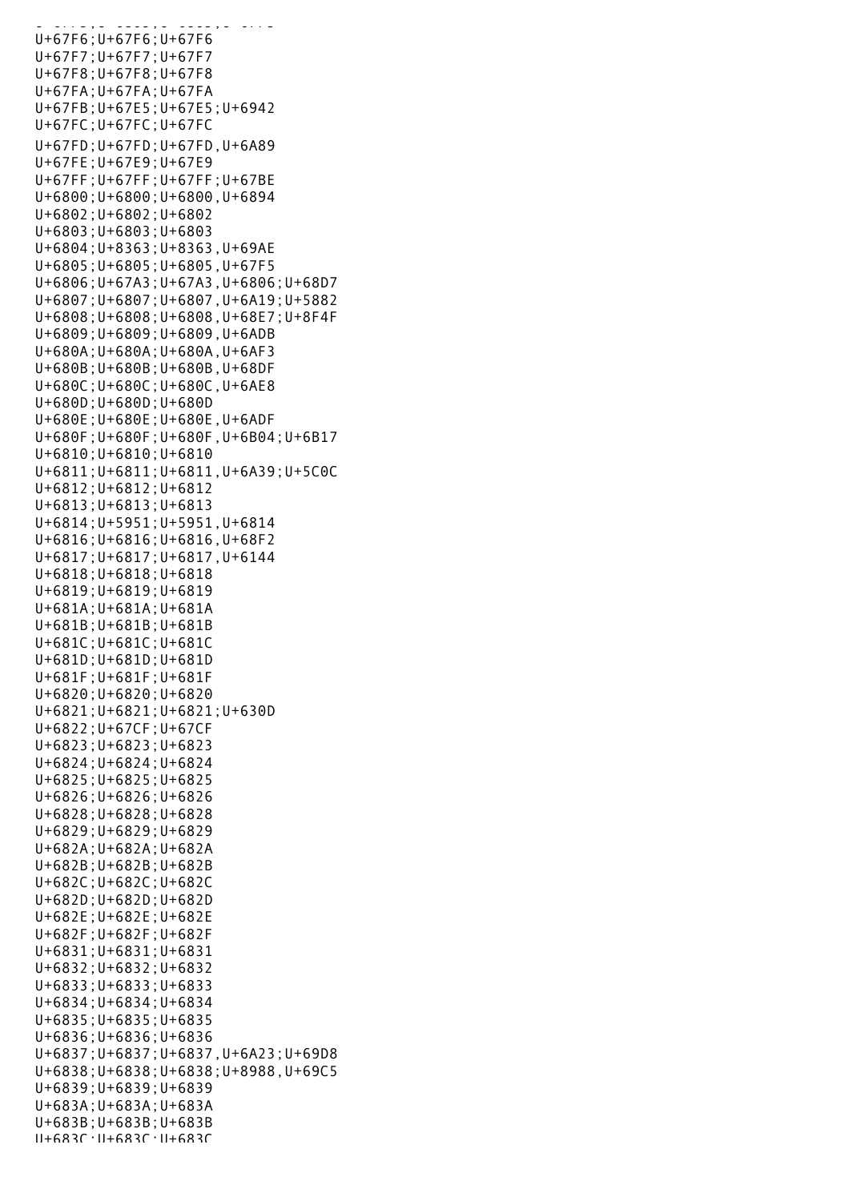U+67F6;U+67F6;U+67F6
U+67F7;U+67F7;U+67F7
U+67F8;U+67F8;U+67F8
U+67FA;U+67FA;U+67FA
U+67FB;U+67E5;U+67E5;U+6942
U+67FC;U+67FC;U+67FC
U+67FD;U+67FD;U+67FD,U+6A89
U+67FE;U+67E9;U+67E9
U+67FF;U+67FF;U+67FF;U+67BE
U+6800;U+6800;U+6800,U+6894
U+6802;U+6802;U+6802
U+6803;U+6803;U+6803
U+6804;U+8363;U+8363,U+69AE
U+6805;U+6805;U+6805,U+67F5
U+6806;U+67A3;U+67A3,U+6806;U+68D7
U+6807;U+6807;U+6807,U+6A19;U+5882
U+6808;U+6808;U+6808,U+68E7;U+8F4F
U+6809;U+6809;U+6809,U+6ADB
U+680A;U+680A;U+680A,U+6AF3
U+680B;U+680B;U+680B,U+68DF
U+680C;U+680C;U+680C,U+6AE8
U+680D;U+680D;U+680D
U+680E;U+680E;U+680E,U+6ADF
U+680F;U+680F;U+680F,U+6B04;U+6B17
U+6810;U+6810;U+6810
U+6811;U+6811;U+6811,U+6A39;U+5C0C
U+6812;U+6812;U+6812
U+6813;U+6813;U+6813
U+6814;U+5951;U+5951,U+6814
U+6816;U+6816;U+6816,U+68F2
U+6817;U+6817;U+6817,U+6144
U+6818;U+6818;U+6818
U+6819;U+6819;U+6819
U+681A;U+681A;U+681A
U+681B;U+681B;U+681B
U+681C;U+681C;U+681C
U+681D;U+681D;U+681D
U+681F;U+681F;U+681F
U+6820;U+6820;U+6820
U+6821;U+6821;U+6821;U+630D
U+6822;U+67CF;U+67CF
U+6823;U+6823;U+6823
U+6824;U+6824;U+6824
U+6825;U+6825;U+6825
U+6826;U+6826;U+6826
U+6828;U+6828;U+6828
U+6829;U+6829;U+6829
U+682A;U+682A;U+682A
U+682B;U+682B;U+682B
U+682C;U+682C;U+682C
U+682D;U+682D;U+682D
U+682E;U+682E;U+682E
U+682F;U+682F;U+682F
U+6831;U+6831;U+6831
U+6832;U+6832;U+6832
U+6833;U+6833;U+6833
U+6834;U+6834;U+6834
U+6835;U+6835;U+6835
U+6836;U+6836;U+6836
U+6837;U+6837;U+6837,U+6A23;U+69D8
U+6838;U+6838;U+6838;U+8988,U+69C5
U+6839;U+6839;U+6839
U+683A;U+683A;U+683A
U+683B;U+683B;U+683B
U+683C;U+683C;U+683C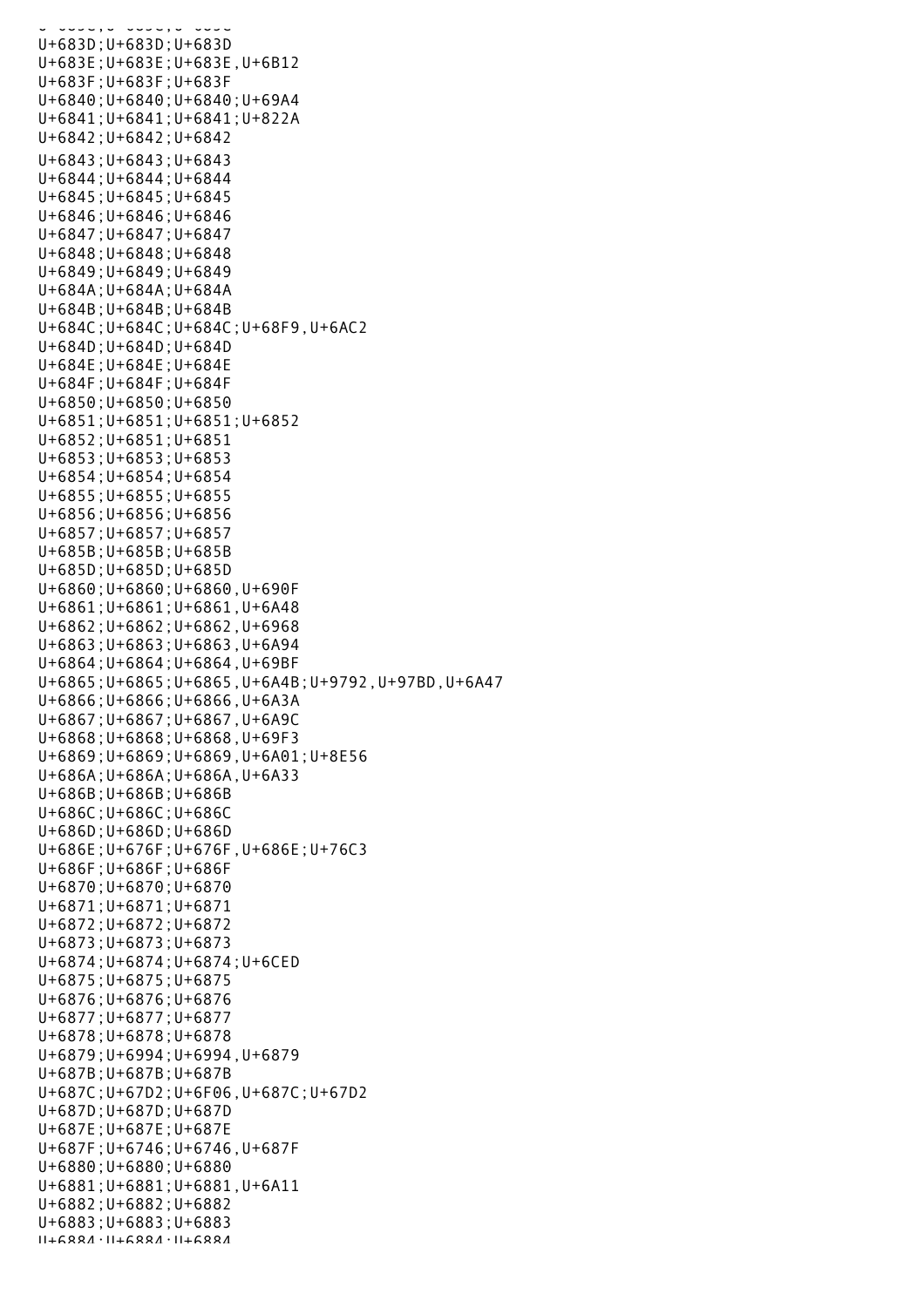U+683D;U+683D;U+683D
U+683E;U+683E;U+683E,U+6B12
U+683F;U+683F;U+683F
U+6840;U+6840;U+6840;U+69A4
U+6841;U+6841;U+6841;U+822A
U+6842;U+6842;U+6842
U+6843;U+6843;U+6843
U+6844;U+6844;U+6844
U+6845;U+6845;U+6845
U+6846;U+6846;U+6846
U+6847;U+6847;U+6847
U+6848;U+6848;U+6848
U+6849;U+6849;U+6849
U+684A;U+684A;U+684A
U+684B;U+684B;U+684B
U+684C;U+684C;U+684C;U+68F9,U+6AC2
U+684D;U+684D;U+684D
U+684E;U+684E;U+684E
U+684F;U+684F;U+684F
U+6850;U+6850;U+6850
U+6851;U+6851;U+6851;U+6852
U+6852;U+6851;U+6851
U+6853;U+6853;U+6853
U+6854;U+6854;U+6854
U+6855;U+6855;U+6855
U+6856;U+6856;U+6856
U+6857;U+6857;U+6857
U+685B;U+685B;U+685B
U+685D;U+685D;U+685D
U+6860;U+6860;U+6860,U+690F
U+6861;U+6861;U+6861,U+6A48
U+6862;U+6862;U+6862,U+6968
U+6863;U+6863;U+6863,U+6A94
U+6864;U+6864;U+6864,U+69BF
U+6865;U+6865;U+6865,U+6A4B;U+9792,U+97BD,U+6A47
U+6866;U+6866;U+6866,U+6A3A
U+6867;U+6867;U+6867,U+6A9C
U+6868;U+6868;U+6868,U+69F3
U+6869;U+6869;U+6869,U+6A01;U+8E56
U+686A;U+686A;U+686A,U+6A33
U+686B;U+686B;U+686B
U+686C;U+686C;U+686C
U+686D;U+686D;U+686D
U+686E;U+676F;U+676F,U+686E;U+76C3
U+686F;U+686F;U+686F
U+6870;U+6870;U+6870
U+6871;U+6871;U+6871
U+6872;U+6872;U+6872
U+6873;U+6873;U+6873
U+6874;U+6874;U+6874;U+6CED
U+6875;U+6875;U+6875
U+6876;U+6876;U+6876
U+6877;U+6877;U+6877
U+6878;U+6878;U+6878
U+6879;U+6994;U+6994,U+6879
U+687B;U+687B;U+687B
U+687C;U+67D2;U+6F06,U+687C;U+67D2
U+687D;U+687D;U+687D
U+687E;U+687E;U+687E
U+687F;U+6746;U+6746,U+687F
U+6880;U+6880;U+6880
U+6881;U+6881;U+6881,U+6A11
U+6882;U+6882;U+6882
U+6883;U+6883;U+6883
U+6884;U+6884;U+6884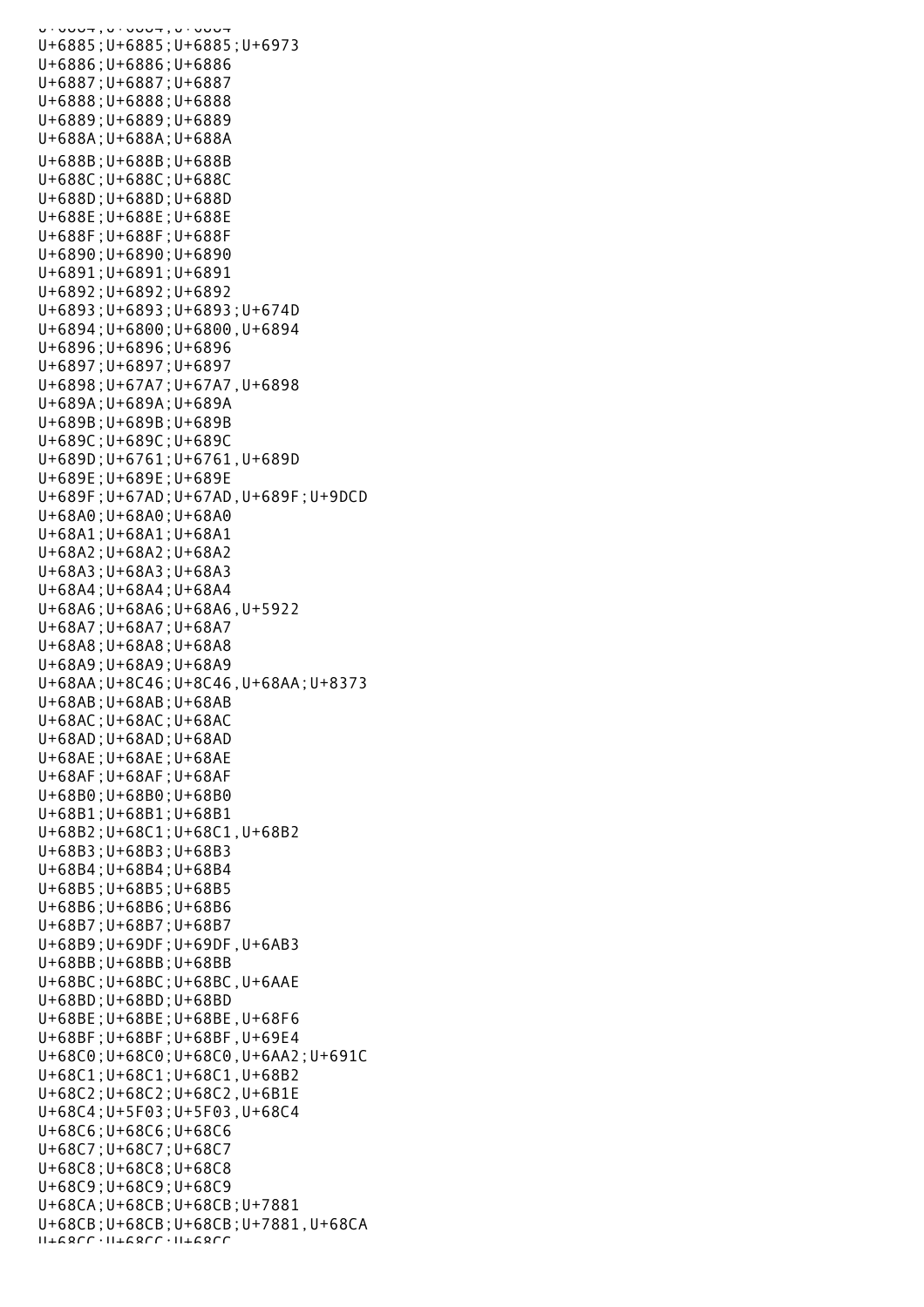U+6884;U+6884;U+6884
U+6885;U+6885;U+6885;U+6973
U+6886;U+6886;U+6886
U+6887;U+6887;U+6887
U+6888;U+6888;U+6888
U+6889;U+6889;U+6889
U+688A;U+688A;U+688A
U+688B;U+688B;U+688B
U+688C;U+688C;U+688C
U+688D;U+688D;U+688D
U+688E;U+688E;U+688E
U+688F;U+688F;U+688F
U+6890;U+6890;U+6890
U+6891;U+6891;U+6891
U+6892;U+6892;U+6892
U+6893;U+6893;U+6893;U+674D
U+6894;U+6800;U+6800,U+6894
U+6896;U+6896;U+6896
U+6897;U+6897;U+6897
U+6898;U+67A7;U+67A7,U+6898
U+689A;U+689A;U+689A
U+689B;U+689B;U+689B
U+689C;U+689C;U+689C
U+689D;U+6761;U+6761,U+689D
U+689E;U+689E;U+689E
U+689F;U+67AD;U+67AD,U+689F;U+9DCD
U+68A0;U+68A0;U+68A0
U+68A1;U+68A1;U+68A1
U+68A2;U+68A2;U+68A2
U+68A3;U+68A3;U+68A3
U+68A4;U+68A4;U+68A4
U+68A6;U+68A6;U+68A6,U+5922
U+68A7;U+68A7;U+68A7
U+68A8;U+68A8;U+68A8
U+68A9;U+68A9;U+68A9
U+68AA;U+8C46;U+8C46,U+68AA;U+8373
U+68AB;U+68AB;U+68AB
U+68AC;U+68AC;U+68AC
U+68AD;U+68AD;U+68AD
U+68AE;U+68AE;U+68AE
U+68AF;U+68AF;U+68AF
U+68B0;U+68B0;U+68B0
U+68B1;U+68B1;U+68B1
U+68B2;U+68C1;U+68C1,U+68B2
U+68B3;U+68B3;U+68B3
U+68B4;U+68B4;U+68B4
U+68B5;U+68B5;U+68B5
U+68B6;U+68B6;U+68B6
U+68B7;U+68B7;U+68B7
U+68B9;U+69DF;U+69DF,U+6AB3
U+68BB;U+68BB;U+68BB
U+68BC;U+68BC;U+68BC,U+6AAE
U+68BD;U+68BD;U+68BD
U+68BE;U+68BE;U+68BE,U+68F6
U+68BF;U+68BF;U+68BF,U+69E4
U+68C0;U+68C0;U+68C0,U+6AA2;U+691C
U+68C1;U+68C1;U+68C1,U+68B2
U+68C2;U+68C2;U+68C2,U+6B1E
U+68C4;U+5F03;U+5F03,U+68C4
U+68C6;U+68C6;U+68C6
U+68C7;U+68C7;U+68C7
U+68C8;U+68C8;U+68C8
U+68C9;U+68C9;U+68C9
U+68CA;U+68CB;U+68CB;U+7881
U+68CB;U+68CB;U+68CB;U+7881,U+68CA
U+68CC;U+68CC;U+68CC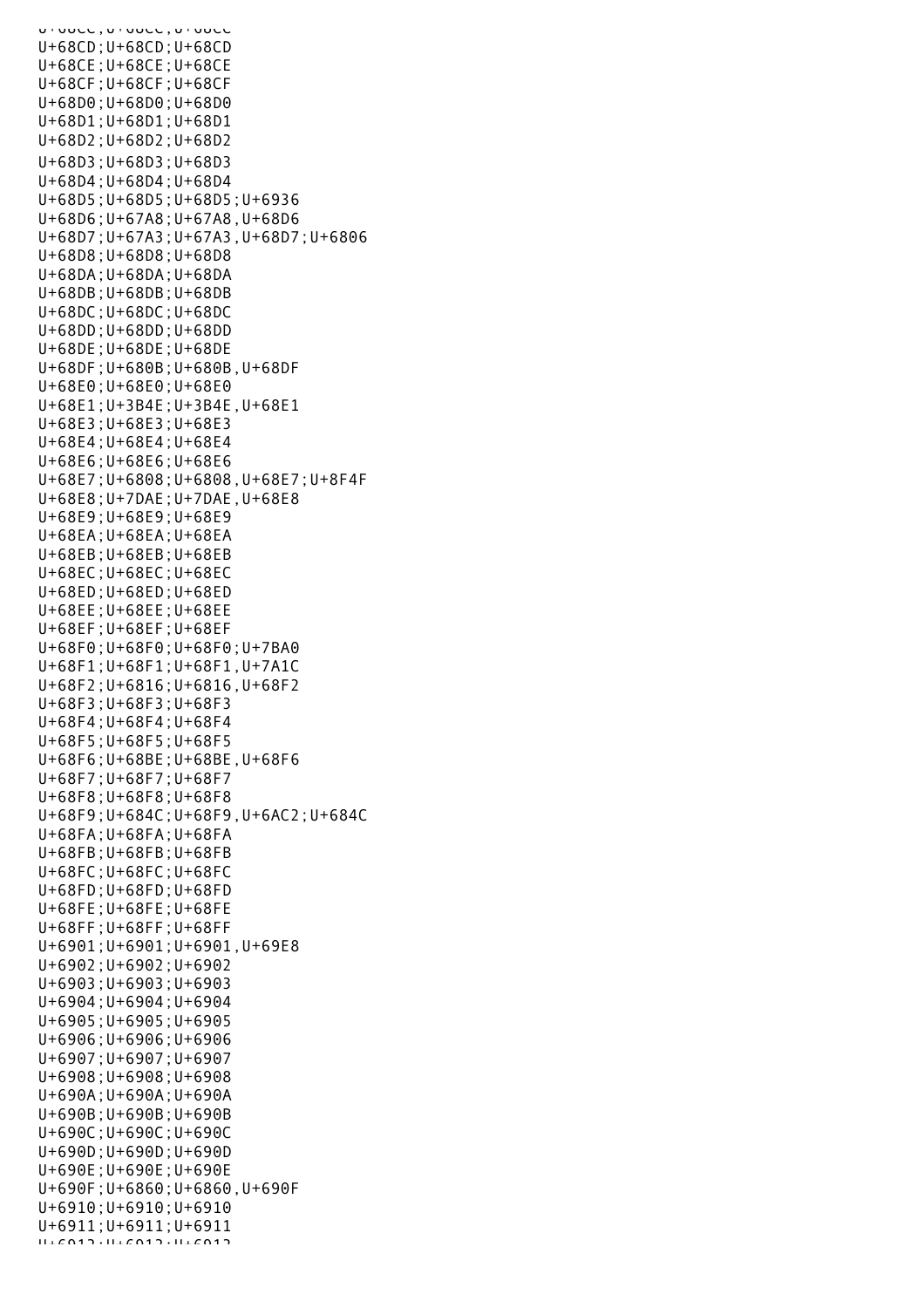U+68CD;U+68CD;U+68CD
U+68CE;U+68CE;U+68CE
U+68CF;U+68CF;U+68CF
U+68D0;U+68D0;U+68D0
U+68D1;U+68D1;U+68D1
U+68D2;U+68D2;U+68D2
U+68D3;U+68D3;U+68D3
U+68D4;U+68D4;U+68D4
U+68D5;U+68D5;U+68D5;U+6936
U+68D6;U+67A8;U+67A8,U+68D6
U+68D7;U+67A3;U+67A3,U+68D7;U+6806
U+68D8;U+68D8;U+68D8
U+68DA;U+68DA;U+68DA
U+68DB;U+68DB;U+68DB
U+68DC;U+68DC;U+68DC
U+68DD;U+68DD;U+68DD
U+68DE;U+68DE;U+68DE
U+68DF;U+680B;U+680B,U+68DF
U+68E0;U+68E0;U+68E0
U+68E1;U+3B4E;U+3B4E,U+68E1
U+68E3;U+68E3;U+68E3
U+68E4;U+68E4;U+68E4
U+68E6;U+68E6;U+68E6
U+68E7;U+6808;U+6808,U+68E7;U+8F4F
U+68E8;U+7DAE;U+7DAE,U+68E8
U+68E9;U+68E9;U+68E9
U+68EA;U+68EA;U+68EA
U+68EB;U+68EB;U+68EB
U+68EC;U+68EC;U+68EC
U+68ED;U+68ED;U+68ED
U+68EE;U+68EE;U+68EE
U+68EF;U+68EF;U+68EF
U+68F0;U+68F0;U+68F0;U+7BA0
U+68F1;U+68F1;U+68F1,U+7A1C
U+68F2;U+6816;U+6816,U+68F2
U+68F3;U+68F3;U+68F3
U+68F4;U+68F4;U+68F4
U+68F5;U+68F5;U+68F5
U+68F6;U+68BE;U+68BE,U+68F6
U+68F7;U+68F7;U+68F7
U+68F8;U+68F8;U+68F8
U+68F9;U+684C;U+68F9,U+6AC2;U+684C
U+68FA;U+68FA;U+68FA
U+68FB;U+68FB;U+68FB
U+68FC;U+68FC;U+68FC
U+68FD;U+68FD;U+68FD
U+68FE;U+68FE;U+68FE
U+68FF;U+68FF;U+68FF
U+6901;U+6901;U+6901,U+69E8
U+6902;U+6902;U+6902
U+6903;U+6903;U+6903
U+6904;U+6904;U+6904
U+6905;U+6905;U+6905
U+6906;U+6906;U+6906
U+6907;U+6907;U+6907
U+6908;U+6908;U+6908
U+690A;U+690A;U+690A
U+690B;U+690B;U+690B
U+690C;U+690C;U+690C
U+690D;U+690D;U+690D
U+690E;U+690E;U+690E
U+690F;U+6860;U+6860,U+690F
U+6910;U+6910;U+6910
U+6911;U+6911;U+6911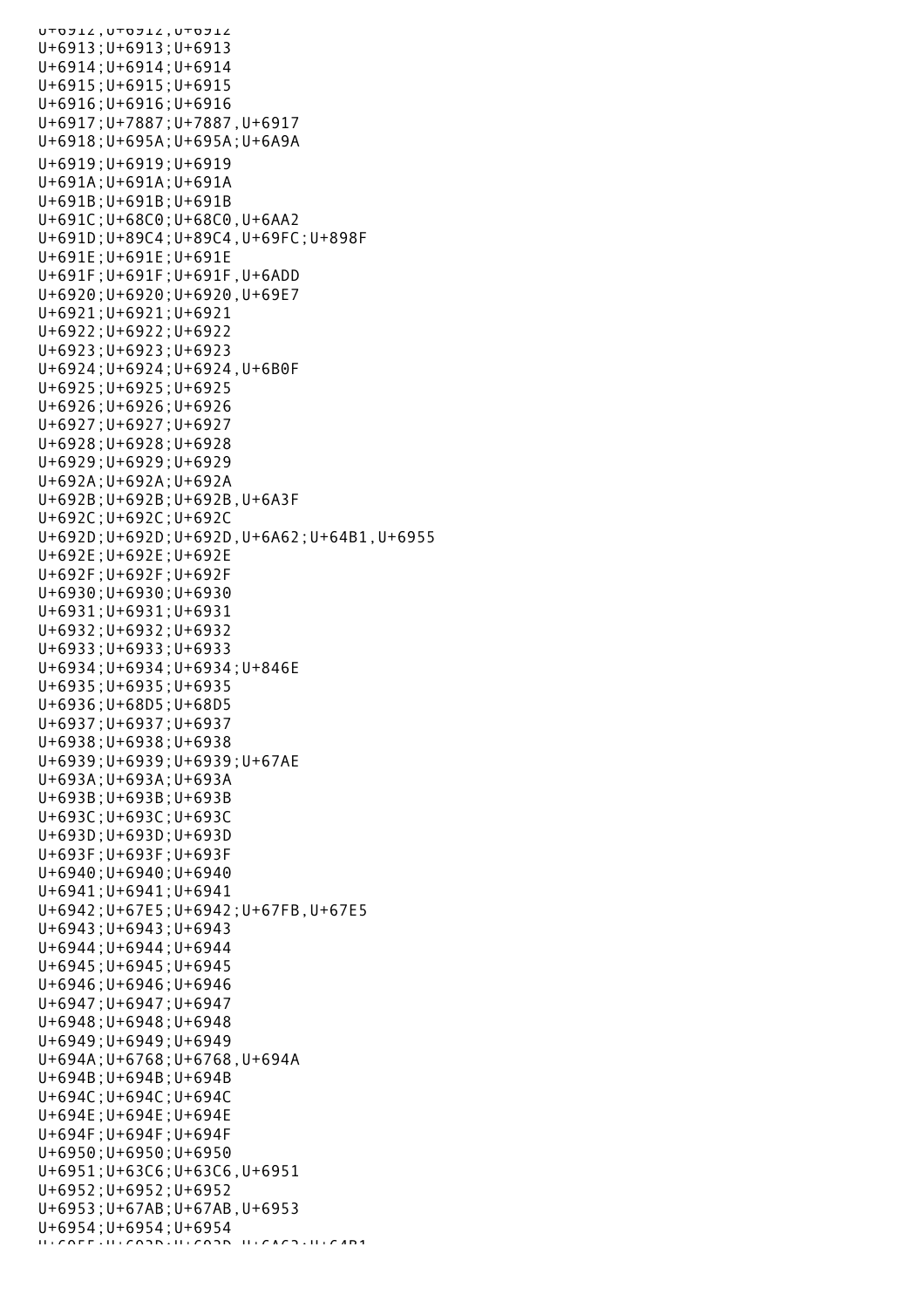U+6912;U+6912;U+6912
U+6913;U+6913;U+6913
U+6914;U+6914;U+6914
U+6915;U+6915;U+6915
U+6916;U+6916;U+6916
U+6917;U+7887;U+7887,U+6917
U+6918;U+695A;U+695A;U+6A9A
U+6919;U+6919;U+6919
U+691A;U+691A;U+691A
U+691B;U+691B;U+691B
U+691C;U+68C0;U+68C0,U+6AA2
U+691D;U+89C4;U+89C4,U+69FC;U+898F
U+691E;U+691E;U+691E
U+691F;U+691F;U+691F,U+6ADD
U+6920;U+6920;U+6920,U+69E7
U+6921;U+6921;U+6921
U+6922;U+6922;U+6922
U+6923;U+6923;U+6923
U+6924;U+6924;U+6924,U+6B0F
U+6925;U+6925;U+6925
U+6926;U+6926;U+6926
U+6927;U+6927;U+6927
U+6928;U+6928;U+6928
U+6929;U+6929;U+6929
U+692A;U+692A;U+692A
U+692B;U+692B;U+692B,U+6A3F
U+692C;U+692C;U+692C
U+692D;U+692D;U+692D,U+6A62;U+64B1,U+6955
U+692E;U+692E;U+692E
U+692F;U+692F;U+692F
U+6930;U+6930;U+6930
U+6931;U+6931;U+6931
U+6932;U+6932;U+6932
U+6933;U+6933;U+6933
U+6934;U+6934;U+6934;U+846E
U+6935;U+6935;U+6935
U+6936;U+68D5;U+68D5
U+6937;U+6937;U+6937
U+6938;U+6938;U+6938
U+6939;U+6939;U+6939;U+67AE
U+693A;U+693A;U+693A
U+693B;U+693B;U+693B
U+693C;U+693C;U+693C
U+693D;U+693D;U+693D
U+693F;U+693F;U+693F
U+6940;U+6940;U+6940
U+6941;U+6941;U+6941
U+6942;U+67E5;U+6942;U+67FB,U+67E5
U+6943;U+6943;U+6943
U+6944;U+6944;U+6944
U+6945;U+6945;U+6945
U+6946;U+6946;U+6946
U+6947;U+6947;U+6947
U+6948;U+6948;U+6948
U+6949;U+6949;U+6949
U+694A;U+6768;U+6768,U+694A
U+694B;U+694B;U+694B
U+694C;U+694C;U+694C
U+694E;U+694E;U+694E
U+694F;U+694F;U+694F
U+6950;U+6950;U+6950
U+6951;U+63C6;U+63C6,U+6951
U+6952;U+6952;U+6952
U+6953;U+67AB;U+67AB,U+6953
U+6954;U+6954;U+6954
U+6955;U+692D;U+692D,U+6A62;U+64B1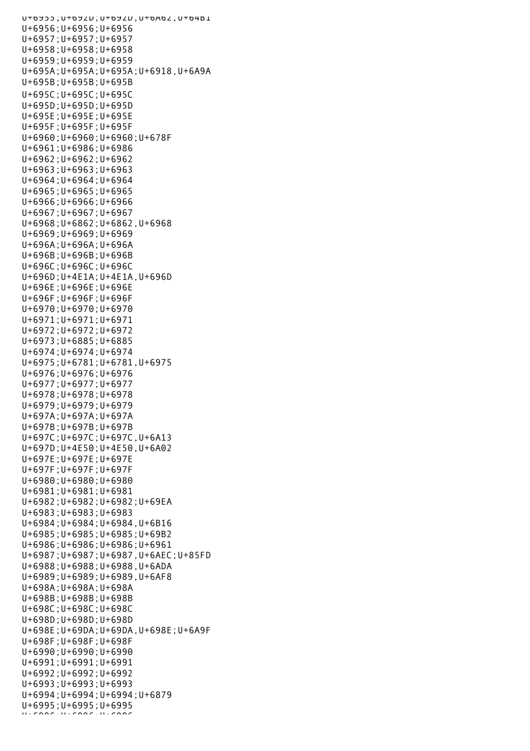U+6955;U+692D;U+692D,U+6A62;U+64B1
U+6956;U+6956;U+6956
U+6957;U+6957;U+6957
U+6958;U+6958;U+6958
U+6959;U+6959;U+6959
U+695A;U+695A;U+695A;U+6918,U+6A9A
U+695B;U+695B;U+695B
U+695C;U+695C;U+695C
U+695D;U+695D;U+695D
U+695E;U+695E;U+695E
U+695F;U+695F;U+695F
U+6960;U+6960;U+6960;U+678F
U+6961;U+6986;U+6986
U+6962;U+6962;U+6962
U+6963;U+6963;U+6963
U+6964;U+6964;U+6964
U+6965;U+6965;U+6965
U+6966;U+6966;U+6966
U+6967;U+6967;U+6967
U+6968;U+6862;U+6862,U+6968
U+6969;U+6969;U+6969
U+696A;U+696A;U+696A
U+696B;U+696B;U+696B
U+696C;U+696C;U+696C
U+696D;U+4E1A;U+4E1A,U+696D
U+696E;U+696E;U+696E
U+696F;U+696F;U+696F
U+6970;U+6970;U+6970
U+6971;U+6971;U+6971
U+6972;U+6972;U+6972
U+6973;U+6885;U+6885
U+6974;U+6974;U+6974
U+6975;U+6781;U+6781,U+6975
U+6976;U+6976;U+6976
U+6977;U+6977;U+6977
U+6978;U+6978;U+6978
U+6979;U+6979;U+6979
U+697A;U+697A;U+697A
U+697B;U+697B;U+697B
U+697C;U+697C;U+697C,U+6A13
U+697D;U+4E50;U+4E50,U+6A02
U+697E;U+697E;U+697E
U+697F;U+697F;U+697F
U+6980;U+6980;U+6980
U+6981;U+6981;U+6981
U+6982;U+6982;U+6982;U+69EA
U+6983;U+6983;U+6983
U+6984;U+6984;U+6984,U+6B16
U+6985;U+6985;U+6985;U+69B2
U+6986;U+6986;U+6986;U+6961
U+6987;U+6987;U+6987,U+6AEC;U+85FD
U+6988;U+6988;U+6988,U+6ADA
U+6989;U+6989;U+6989,U+6AF8
U+698A;U+698A;U+698A
U+698B;U+698B;U+698B
U+698C;U+698C;U+698C
U+698D;U+698D;U+698D
U+698E;U+69DA;U+69DA,U+698E;U+6A9F
U+698F;U+698F;U+698F
U+6990;U+6990;U+6990
U+6991;U+6991;U+6991
U+6992;U+6992;U+6992
U+6993;U+6993;U+6993
U+6994;U+6994;U+6994;U+6879
U+6995;U+6995;U+6995
U+6996;U+6996;U+6996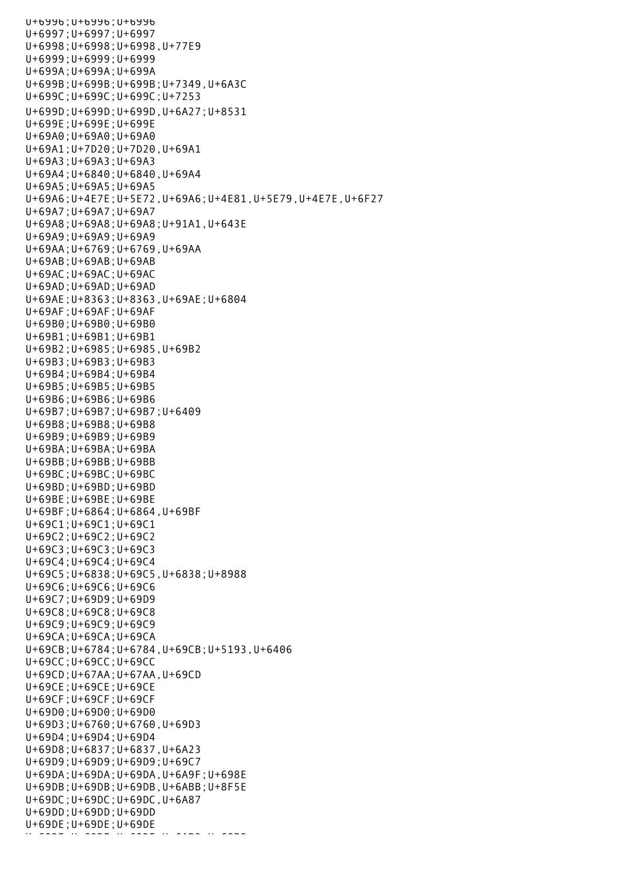U+6996;U+6996;U+6996
U+6997;U+6997;U+6997
U+6998;U+6998;U+6998,U+77E9
U+6999;U+6999;U+6999
U+699A;U+699A;U+699A
U+699B;U+699B;U+699B;U+7349,U+6A3C
U+699C;U+699C;U+699C;U+7253
U+699D;U+699D;U+699D,U+6A27;U+8531
U+699E;U+699E;U+699E
U+69A0;U+69A0;U+69A0
U+69A1;U+7D20;U+7D20,U+69A1
U+69A3;U+69A3;U+69A3
U+69A4;U+6840;U+6840,U+69A4
U+69A5;U+69A5;U+69A5
U+69A6;U+4E7E;U+5E72,U+69A6;U+4E81,U+5E79,U+4E7E,U+6F27
U+69A7;U+69A7;U+69A7
U+69A8;U+69A8;U+69A8;U+91A1,U+643E
U+69A9;U+69A9;U+69A9
U+69AA;U+6769;U+6769,U+69AA
U+69AB;U+69AB;U+69AB
U+69AC;U+69AC;U+69AC
U+69AD;U+69AD;U+69AD
U+69AE;U+8363;U+8363,U+69AE;U+6804
U+69AF;U+69AF;U+69AF
U+69B0;U+69B0;U+69B0
U+69B1;U+69B1;U+69B1
U+69B2;U+6985;U+6985,U+69B2
U+69B3;U+69B3;U+69B3
U+69B4;U+69B4;U+69B4
U+69B5;U+69B5;U+69B5
U+69B6;U+69B6;U+69B6
U+69B7;U+69B7;U+69B7;U+6409
U+69B8;U+69B8;U+69B8
U+69B9;U+69B9;U+69B9
U+69BA;U+69BA;U+69BA
U+69BB;U+69BB;U+69BB
U+69BC;U+69BC;U+69BC
U+69BD;U+69BD;U+69BD
U+69BE;U+69BE;U+69BE
U+69BF;U+6864;U+6864,U+69BF
U+69C1;U+69C1;U+69C1
U+69C2;U+69C2;U+69C2
U+69C3;U+69C3;U+69C3
U+69C4;U+69C4;U+69C4
U+69C5;U+6838;U+69C5,U+6838;U+8988
U+69C6;U+69C6;U+69C6
U+69C7;U+69D9;U+69D9
U+69C8;U+69C8;U+69C8
U+69C9;U+69C9;U+69C9
U+69CA;U+69CA;U+69CA
U+69CB;U+6784;U+6784,U+69CB;U+5193,U+6406
U+69CC;U+69CC;U+69CC
U+69CD;U+67AA;U+67AA,U+69CD
U+69CE;U+69CE;U+69CE
U+69CF;U+69CF;U+69CF
U+69D0;U+69D0;U+69D0
U+69D3;U+6760;U+6760,U+69D3
U+69D4;U+69D4;U+69D4
U+69D8;U+6837;U+6837,U+6A23
U+69D9;U+69D9;U+69D9;U+69C7
U+69DA;U+69DA;U+69DA,U+6A9F;U+698E
U+69DB;U+69DB;U+69DB,U+6ABB;U+8F5E
U+69DC;U+69DC;U+69DC,U+6A87
U+69DD;U+69DD;U+69DD
U+69DE;U+69DE;U+69DE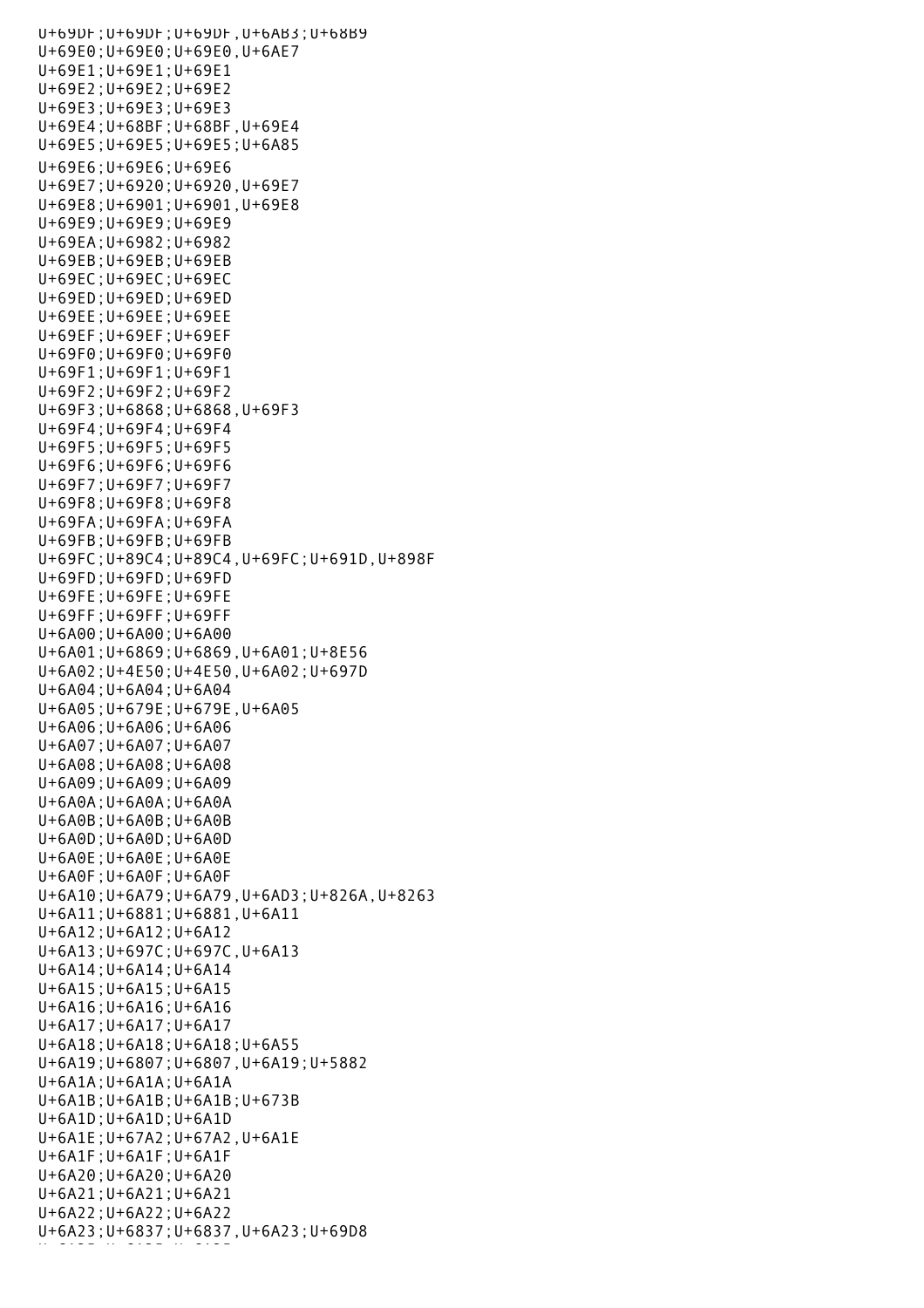U+69DF;U+69DF;U+69DF,U+6AB3;U+68B9
U+69E0;U+69E0;U+69E0,U+6AE7
U+69E1;U+69E1;U+69E1
U+69E2;U+69E2;U+69E2
U+69E3;U+69E3;U+69E3
U+69E4;U+68BF;U+68BF,U+69E4
U+69E5;U+69E5;U+69E5;U+6A85
U+69E6;U+69E6;U+69E6
U+69E7;U+6920;U+6920,U+69E7
U+69E8;U+6901;U+6901,U+69E8
U+69E9;U+69E9;U+69E9
U+69EA;U+6982;U+6982
U+69EB;U+69EB;U+69EB
U+69EC;U+69EC;U+69EC
U+69ED;U+69ED;U+69ED
U+69EE;U+69EE;U+69EE
U+69EF;U+69EF;U+69EF
U+69F0;U+69F0;U+69F0
U+69F1;U+69F1;U+69F1
U+69F2;U+69F2;U+69F2
U+69F3;U+6868;U+6868,U+69F3
U+69F4;U+69F4;U+69F4
U+69F5;U+69F5;U+69F5
U+69F6;U+69F6;U+69F6
U+69F7;U+69F7;U+69F7
U+69F8;U+69F8;U+69F8
U+69FA;U+69FA;U+69FA
U+69FB;U+69FB;U+69FB
U+69FC;U+89C4;U+89C4,U+69FC;U+691D,U+898F
U+69FD;U+69FD;U+69FD
U+69FE;U+69FE;U+69FE
U+69FF;U+69FF;U+69FF
U+6A00;U+6A00;U+6A00
U+6A01;U+6869;U+6869,U+6A01;U+8E56
U+6A02;U+4E50;U+4E50,U+6A02;U+697D
U+6A04;U+6A04;U+6A04
U+6A05;U+679E;U+679E,U+6A05
U+6A06;U+6A06;U+6A06
U+6A07;U+6A07;U+6A07
U+6A08;U+6A08;U+6A08
U+6A09;U+6A09;U+6A09
U+6A0A;U+6A0A;U+6A0A
U+6A0B;U+6A0B;U+6A0B
U+6A0D;U+6A0D;U+6A0D
U+6A0E;U+6A0E;U+6A0E
U+6A0F;U+6A0F;U+6A0F
U+6A10;U+6A79;U+6A79,U+6AD3;U+826A,U+8263
U+6A11;U+6881;U+6881,U+6A11
U+6A12;U+6A12;U+6A12
U+6A13;U+697C;U+697C,U+6A13
U+6A14;U+6A14;U+6A14
U+6A15;U+6A15;U+6A15
U+6A16;U+6A16;U+6A16
U+6A17;U+6A17;U+6A17
U+6A18;U+6A18;U+6A18;U+6A55
U+6A19;U+6807;U+6807,U+6A19;U+5882
U+6A1A;U+6A1A;U+6A1A
U+6A1B;U+6A1B;U+6A1B;U+673B
U+6A1D;U+6A1D;U+6A1D
U+6A1E;U+67A2;U+67A2,U+6A1E
U+6A1F;U+6A1F;U+6A1F
U+6A20;U+6A20;U+6A20
U+6A21;U+6A21;U+6A21
U+6A22;U+6A22;U+6A22
U+6A23;U+6837;U+6837,U+6A23;U+69D8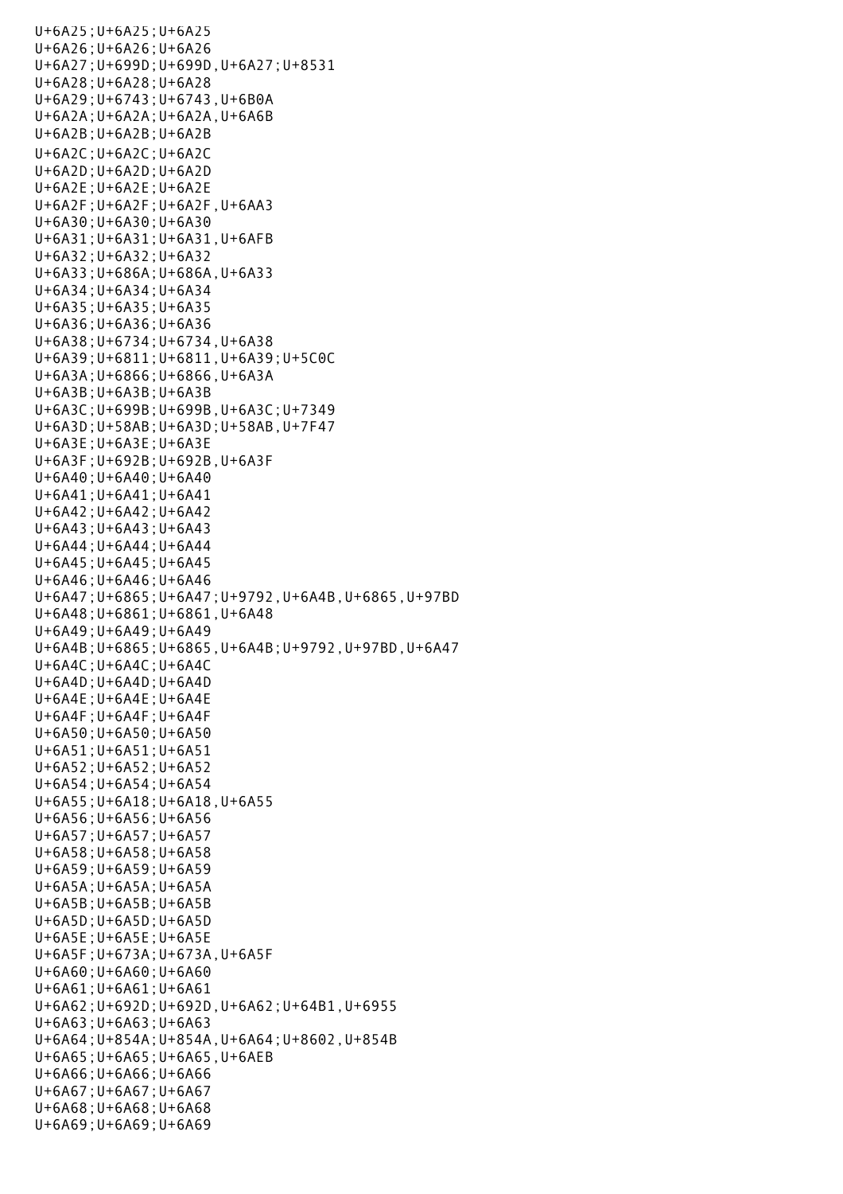U+6A25;U+6A25;U+6A25
U+6A26;U+6A26;U+6A26
U+6A27;U+699D;U+699D,U+6A27;U+8531
U+6A28;U+6A28;U+6A28
U+6A29;U+6743;U+6743,U+6B0A
U+6A2A;U+6A2A;U+6A2A,U+6A6B
U+6A2B;U+6A2B;U+6A2B
U+6A2C;U+6A2C;U+6A2C
U+6A2D;U+6A2D;U+6A2D
U+6A2E;U+6A2E;U+6A2E
U+6A2F;U+6A2F;U+6A2F,U+6AA3
U+6A30;U+6A30;U+6A30
U+6A31;U+6A31;U+6A31,U+6AFB
U+6A32;U+6A32;U+6A32
U+6A33;U+686A;U+686A,U+6A33
U+6A34;U+6A34;U+6A34
U+6A35;U+6A35;U+6A35
U+6A36;U+6A36;U+6A36
U+6A38;U+6734;U+6734,U+6A38
U+6A39;U+6811;U+6811,U+6A39;U+5C0C
U+6A3A;U+6866;U+6866,U+6A3A
U+6A3B;U+6A3B;U+6A3B
U+6A3C;U+699B;U+699B,U+6A3C;U+7349
U+6A3D;U+58AB;U+6A3D;U+58AB,U+7F47
U+6A3E;U+6A3E;U+6A3E
U+6A3F;U+692B;U+692B,U+6A3F
U+6A40;U+6A40;U+6A40
U+6A41;U+6A41;U+6A41
U+6A42;U+6A42;U+6A42
U+6A43;U+6A43;U+6A43
U+6A44;U+6A44;U+6A44
U+6A45;U+6A45;U+6A45
U+6A46;U+6A46;U+6A46
U+6A47;U+6865;U+6A47;U+9792,U+6A4B,U+6865,U+97BD
U+6A48;U+6861;U+6861,U+6A48
U+6A49;U+6A49;U+6A49
U+6A4B;U+6865;U+6865,U+6A4B;U+9792,U+97BD,U+6A47
U+6A4C;U+6A4C;U+6A4C
U+6A4D;U+6A4D;U+6A4D
U+6A4E;U+6A4E;U+6A4E
U+6A4F;U+6A4F;U+6A4F
U+6A50;U+6A50;U+6A50
U+6A51;U+6A51;U+6A51
U+6A52;U+6A52;U+6A52
U+6A54;U+6A54;U+6A54
U+6A55;U+6A18;U+6A18,U+6A55
U+6A56;U+6A56;U+6A56
U+6A57;U+6A57;U+6A57
U+6A58;U+6A58;U+6A58
U+6A59;U+6A59;U+6A59
U+6A5A;U+6A5A;U+6A5A
U+6A5B;U+6A5B;U+6A5B
U+6A5D;U+6A5D;U+6A5D
U+6A5E;U+6A5E;U+6A5E
U+6A5F;U+673A;U+673A,U+6A5F
U+6A60;U+6A60;U+6A60
U+6A61;U+6A61;U+6A61
U+6A62;U+692D;U+692D,U+6A62;U+64B1,U+6955
U+6A63;U+6A63;U+6A63
U+6A64;U+854A;U+854A,U+6A64;U+8602,U+854B
U+6A65;U+6A65;U+6A65,U+6AEB
U+6A66;U+6A66;U+6A66
U+6A67;U+6A67;U+6A67
U+6A68;U+6A68;U+6A68
U+6A69;U+6A69;U+6A69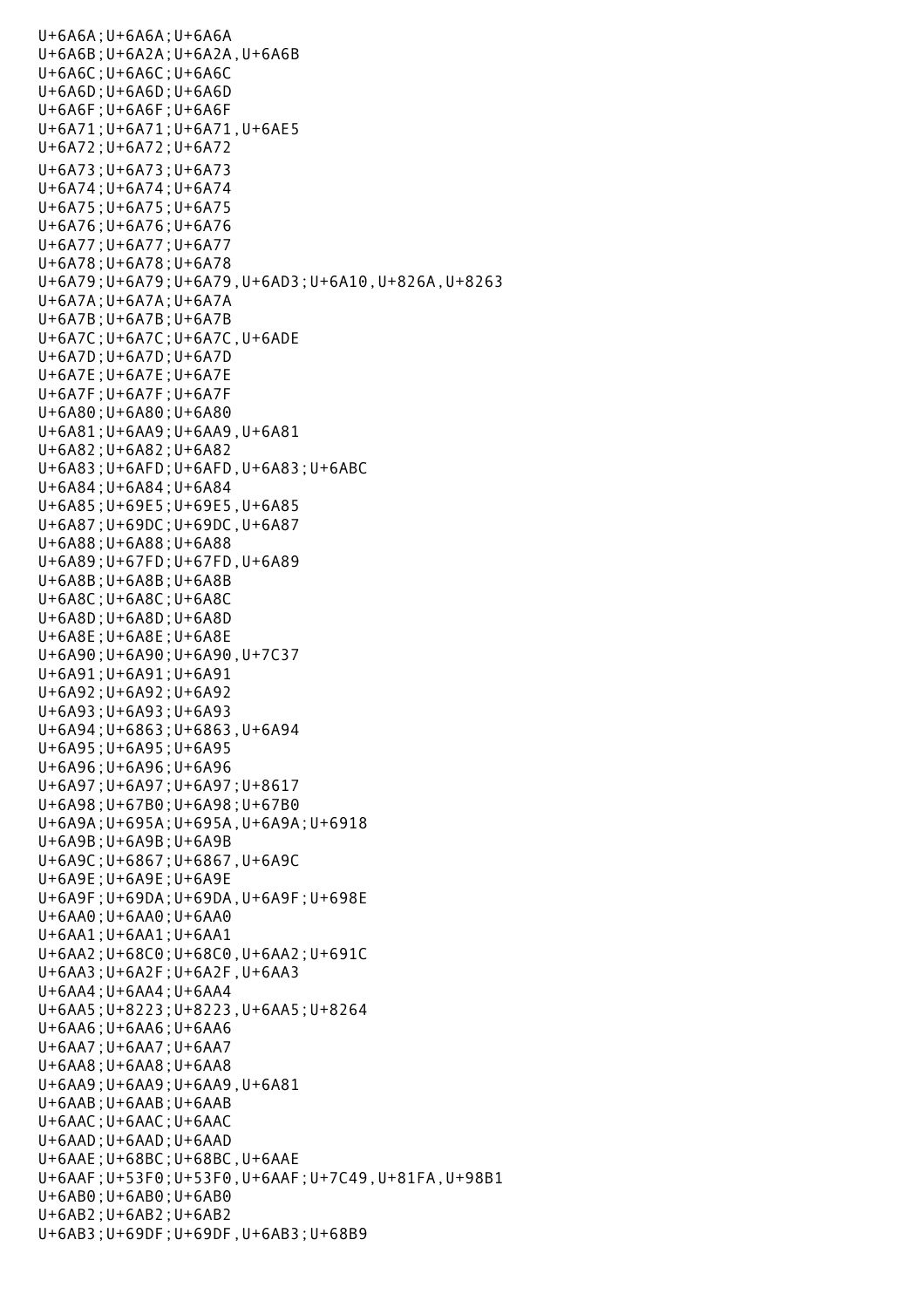U+6A6A;U+6A6A;U+6A6A
U+6A6B;U+6A2A;U+6A2A,U+6A6B
U+6A6C;U+6A6C;U+6A6C
U+6A6D;U+6A6D;U+6A6D
U+6A6F;U+6A6F;U+6A6F
U+6A71;U+6A71;U+6A71,U+6AE5
U+6A72;U+6A72;U+6A72
U+6A73;U+6A73;U+6A73
U+6A74;U+6A74;U+6A74
U+6A75;U+6A75;U+6A75
U+6A76;U+6A76;U+6A76
U+6A77;U+6A77;U+6A77
U+6A78;U+6A78;U+6A78
U+6A79;U+6A79;U+6A79,U+6AD3;U+6A10,U+826A,U+8263
U+6A7A;U+6A7A;U+6A7A
U+6A7B;U+6A7B;U+6A7B
U+6A7C;U+6A7C;U+6A7C,U+6ADE
U+6A7D;U+6A7D;U+6A7D
U+6A7E;U+6A7E;U+6A7E
U+6A7F;U+6A7F;U+6A7F
U+6A80;U+6A80;U+6A80
U+6A81;U+6AA9;U+6AA9,U+6A81
U+6A82;U+6A82;U+6A82
U+6A83;U+6AFD;U+6AFD,U+6A83;U+6ABC
U+6A84;U+6A84;U+6A84
U+6A85;U+69E5;U+69E5,U+6A85
U+6A87;U+69DC;U+69DC,U+6A87
U+6A88;U+6A88;U+6A88
U+6A89;U+67FD;U+67FD,U+6A89
U+6A8B;U+6A8B;U+6A8B
U+6A8C;U+6A8C;U+6A8C
U+6A8D;U+6A8D;U+6A8D
U+6A8E;U+6A8E;U+6A8E
U+6A90;U+6A90;U+6A90,U+7C37
U+6A91;U+6A91;U+6A91
U+6A92;U+6A92;U+6A92
U+6A93;U+6A93;U+6A93
U+6A94;U+6863;U+6863,U+6A94
U+6A95;U+6A95;U+6A95
U+6A96;U+6A96;U+6A96
U+6A97;U+6A97;U+6A97;U+8617
U+6A98;U+67B0;U+6A98;U+67B0
U+6A9A;U+695A;U+695A,U+6A9A;U+6918
U+6A9B;U+6A9B;U+6A9B
U+6A9C;U+6867;U+6867,U+6A9C
U+6A9E;U+6A9E;U+6A9E
U+6A9F;U+69DA;U+69DA,U+6A9F;U+698E
U+6AA0;U+6AA0;U+6AA0
U+6AA1;U+6AA1;U+6AA1
U+6AA2;U+68C0;U+68C0,U+6AA2;U+691C
U+6AA3;U+6A2F;U+6A2F,U+6AA3
U+6AA4;U+6AA4;U+6AA4
U+6AA5;U+8223;U+8223,U+6AA5;U+8264
U+6AA6;U+6AA6;U+6AA6
U+6AA7;U+6AA7;U+6AA7
U+6AA8;U+6AA8;U+6AA8
U+6AA9;U+6AA9;U+6AA9,U+6A81
U+6AAB;U+6AAB;U+6AAB
U+6AAC;U+6AAC;U+6AAC
U+6AAD;U+6AAD;U+6AAD
U+6AAE;U+68BC;U+68BC,U+6AAE
U+6AAF;U+53F0;U+53F0,U+6AAF;U+7C49,U+81FA,U+98B1
U+6AB0;U+6AB0;U+6AB0
U+6AB2;U+6AB2;U+6AB2
U+6AB3;U+69DF;U+69DF,U+6AB3;U+68B9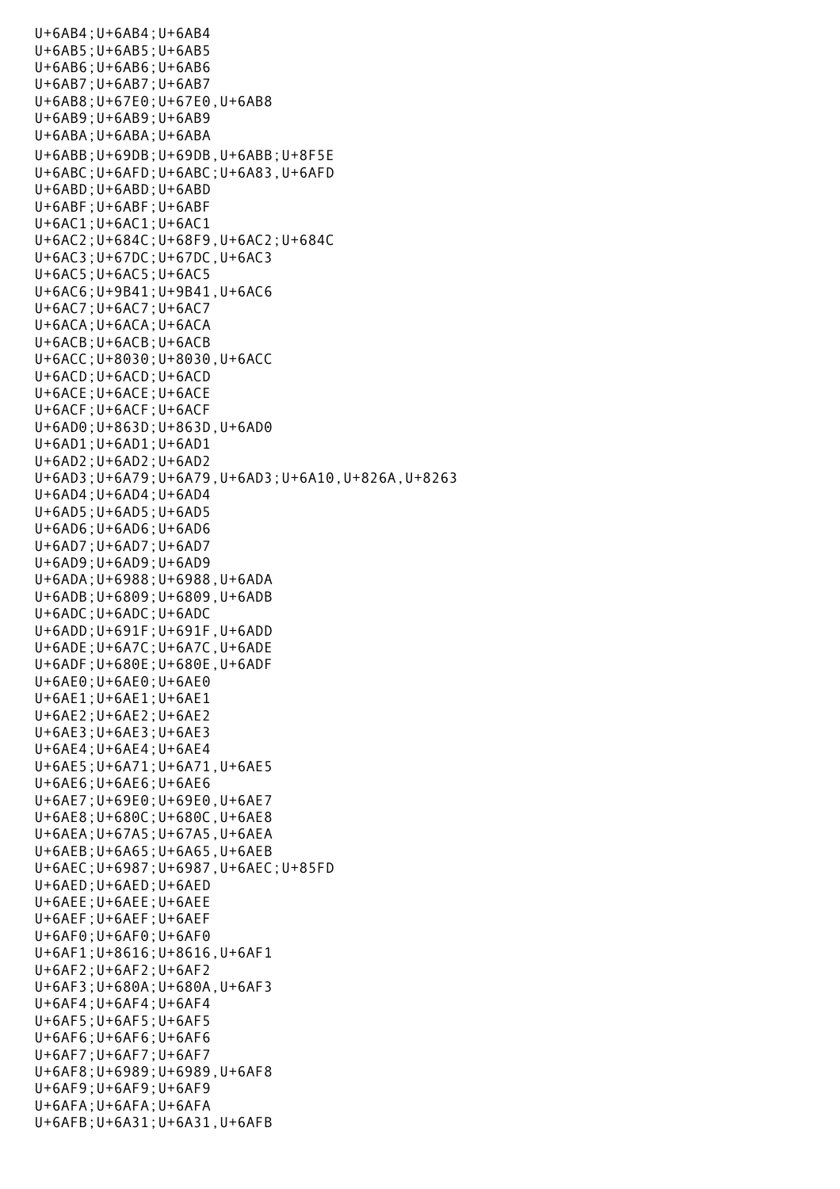U+6AB4;U+6AB4;U+6AB4
U+6AB5;U+6AB5;U+6AB5
U+6AB6;U+6AB6;U+6AB6
U+6AB7;U+6AB7;U+6AB7
U+6AB8;U+67E0;U+67E0,U+6AB8
U+6AB9;U+6AB9;U+6AB9
U+6ABA;U+6ABA;U+6ABA
U+6ABB;U+69DB;U+69DB,U+6ABB;U+8F5E
U+6ABC;U+6AFD;U+6ABC;U+6A83,U+6AFD
U+6ABD;U+6ABD;U+6ABD
U+6ABF;U+6ABF;U+6ABF
U+6AC1;U+6AC1;U+6AC1
U+6AC2;U+684C;U+68F9,U+6AC2;U+684C
U+6AC3;U+67DC;U+67DC,U+6AC3
U+6AC5;U+6AC5;U+6AC5
U+6AC6;U+9B41;U+9B41,U+6AC6
U+6AC7;U+6AC7;U+6AC7
U+6ACA;U+6ACA;U+6ACA
U+6ACB;U+6ACB;U+6ACB
U+6ACC;U+8030;U+8030,U+6ACC
U+6ACD;U+6ACD;U+6ACD
U+6ACE;U+6ACE;U+6ACE
U+6ACF;U+6ACF;U+6ACF
U+6AD0;U+863D;U+863D,U+6AD0
U+6AD1;U+6AD1;U+6AD1
U+6AD2;U+6AD2;U+6AD2
U+6AD3;U+6A79;U+6A79,U+6AD3;U+6A10,U+826A,U+8263
U+6AD4;U+6AD4;U+6AD4
U+6AD5;U+6AD5;U+6AD5
U+6AD6;U+6AD6;U+6AD6
U+6AD7;U+6AD7;U+6AD7
U+6AD9;U+6AD9;U+6AD9
U+6ADA;U+6988;U+6988,U+6ADA
U+6ADB;U+6809;U+6809,U+6ADB
U+6ADC;U+6ADC;U+6ADC
U+6ADD;U+691F;U+691F,U+6ADD
U+6ADE;U+6A7C;U+6A7C,U+6ADE
U+6ADF;U+680E;U+680E,U+6ADF
U+6AE0;U+6AE0;U+6AE0
U+6AE1;U+6AE1;U+6AE1
U+6AE2;U+6AE2;U+6AE2
U+6AE3;U+6AE3;U+6AE3
U+6AE4;U+6AE4;U+6AE4
U+6AE5;U+6A71;U+6A71,U+6AE5
U+6AE6;U+6AE6;U+6AE6
U+6AE7;U+69E0;U+69E0,U+6AE7
U+6AE8;U+680C;U+680C,U+6AE8
U+6AEA;U+67A5;U+67A5,U+6AEA
U+6AEB;U+6A65;U+6A65,U+6AEB
U+6AEC;U+6987;U+6987,U+6AEC;U+85FD
U+6AED;U+6AED;U+6AED
U+6AEE;U+6AEE;U+6AEE
U+6AEF;U+6AEF;U+6AEF
U+6AF0;U+6AF0;U+6AF0
U+6AF1;U+8616;U+8616,U+6AF1
U+6AF2;U+6AF2;U+6AF2
U+6AF3;U+680A;U+680A,U+6AF3
U+6AF4;U+6AF4;U+6AF4
U+6AF5;U+6AF5;U+6AF5
U+6AF6;U+6AF6;U+6AF6
U+6AF7;U+6AF7;U+6AF7
U+6AF8;U+6989;U+6989,U+6AF8
U+6AF9;U+6AF9;U+6AF9
U+6AFA;U+6AFA;U+6AFA
U+6AFB;U+6A31;U+6A31,U+6AFB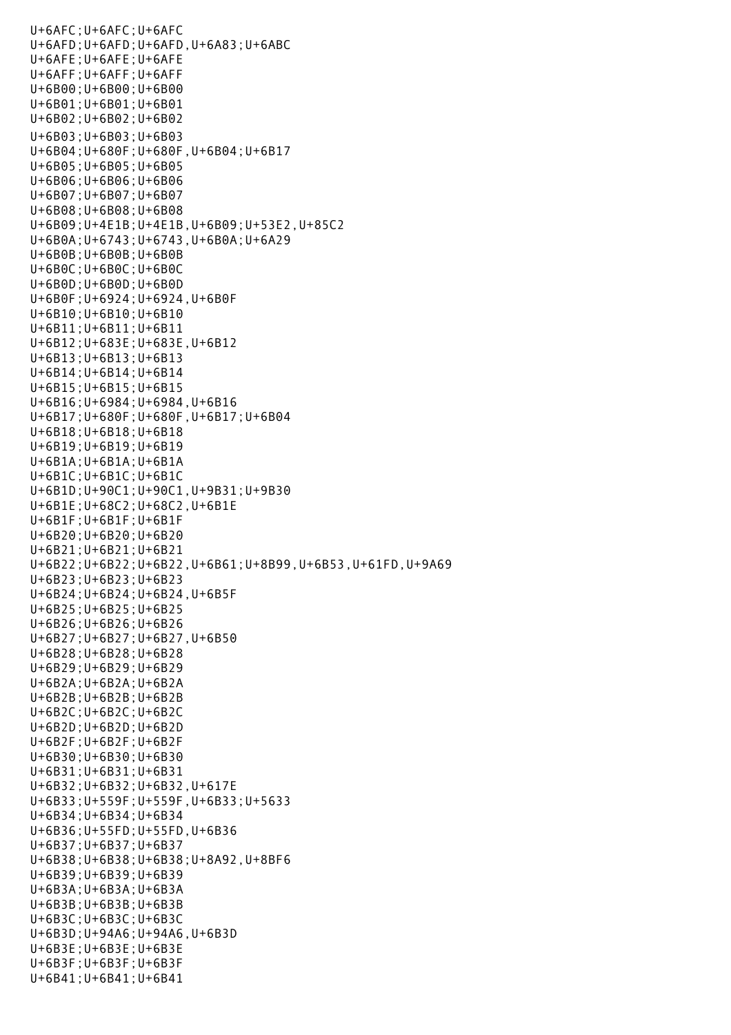U+6AFC;U+6AFC;U+6AFC
U+6AFD;U+6AFD;U+6AFD,U+6A83;U+6ABC
U+6AFE;U+6AFE;U+6AFE
U+6AFF;U+6AFF;U+6AFF
U+6B00;U+6B00;U+6B00
U+6B01;U+6B01;U+6B01
U+6B02;U+6B02;U+6B02
U+6B03;U+6B03;U+6B03
U+6B04;U+680F;U+680F,U+6B04;U+6B17
U+6B05;U+6B05;U+6B05
U+6B06;U+6B06;U+6B06
U+6B07;U+6B07;U+6B07
U+6B08;U+6B08;U+6B08
U+6B09;U+4E1B;U+4E1B,U+6B09;U+53E2,U+85C2
U+6B0A;U+6743;U+6743,U+6B0A;U+6A29
U+6B0B;U+6B0B;U+6B0B
U+6B0C;U+6B0C;U+6B0C
U+6B0D;U+6B0D;U+6B0D
U+6B0F;U+6924;U+6924,U+6B0F
U+6B10;U+6B10;U+6B10
U+6B11;U+6B11;U+6B11
U+6B12;U+683E;U+683E,U+6B12
U+6B13;U+6B13;U+6B13
U+6B14;U+6B14;U+6B14
U+6B15;U+6B15;U+6B15
U+6B16;U+6984;U+6984,U+6B16
U+6B17;U+680F;U+680F,U+6B17;U+6B04
U+6B18;U+6B18;U+6B18
U+6B19;U+6B19;U+6B19
U+6B1A;U+6B1A;U+6B1A
U+6B1C;U+6B1C;U+6B1C
U+6B1D;U+90C1;U+90C1,U+9B31;U+9B30
U+6B1E;U+68C2;U+68C2,U+6B1E
U+6B1F;U+6B1F;U+6B1F
U+6B20;U+6B20;U+6B20
U+6B21;U+6B21;U+6B21
U+6B22;U+6B22;U+6B22,U+6B61;U+8B99,U+6B53,U+61FD,U+9A69
U+6B23;U+6B23;U+6B23
U+6B24;U+6B24;U+6B24,U+6B5F
U+6B25;U+6B25;U+6B25
U+6B26;U+6B26;U+6B26
U+6B27;U+6B27;U+6B27,U+6B50
U+6B28;U+6B28;U+6B28
U+6B29;U+6B29;U+6B29
U+6B2A;U+6B2A;U+6B2A
U+6B2B;U+6B2B;U+6B2B
U+6B2C;U+6B2C;U+6B2C
U+6B2D;U+6B2D;U+6B2D
U+6B2F;U+6B2F;U+6B2F
U+6B30;U+6B30;U+6B30
U+6B31;U+6B31;U+6B31
U+6B32;U+6B32;U+6B32,U+617E
U+6B33;U+559F;U+559F,U+6B33;U+5633
U+6B34;U+6B34;U+6B34
U+6B36;U+55FD;U+55FD,U+6B36
U+6B37;U+6B37;U+6B37
U+6B38;U+6B38;U+6B38;U+8A92,U+8BF6
U+6B39;U+6B39;U+6B39
U+6B3A;U+6B3A;U+6B3A
U+6B3B;U+6B3B;U+6B3B
U+6B3C;U+6B3C;U+6B3C
U+6B3D;U+94A6;U+94A6,U+6B3D
U+6B3E;U+6B3E;U+6B3E
U+6B3F;U+6B3F;U+6B3F
U+6B41;U+6B41;U+6B41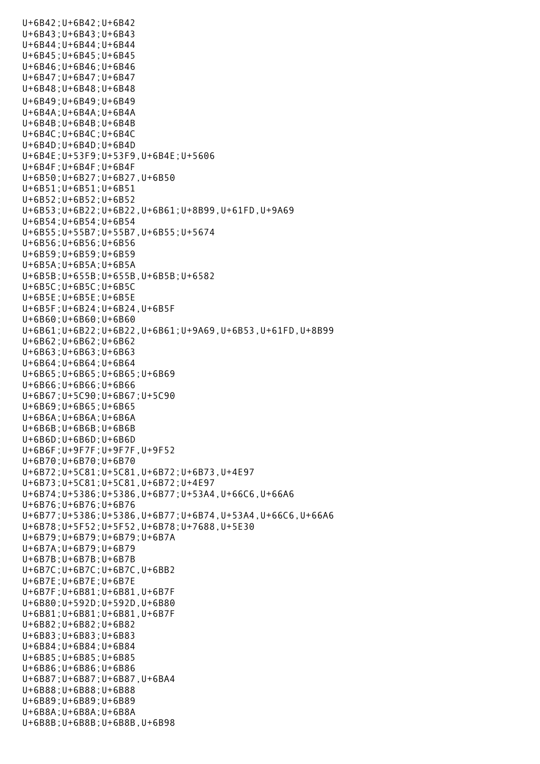```
U+6B42;U+6B42;U+6B42
U+6B43;U+6B43;U+6B43
U+6B44;U+6B44;U+6B44
U+6B45;U+6B45;U+6B45
U+6B46;U+6B46;U+6B46
U+6B47;U+6B47;U+6B47
U+6B48;U+6B48;U+6B48
U+6B49;U+6B49;U+6B49
U+6B4A;U+6B4A;U+6B4A
U+6B4B;U+6B4B;U+6B4B
U+6B4C;U+6B4C;U+6B4C
U+6B4D;U+6B4D;U+6B4D
U+6B4E;U+53F9;U+53F9,U+6B4E;U+5606
U+6B4F;U+6B4F;U+6B4F
U+6B50;U+6B27;U+6B27,U+6B50
U+6B51;U+6B51;U+6B51
U+6B52;U+6B52;U+6B52
U+6B53;U+6B22;U+6B22,U+6B61;U+8B99,U+61FD,U+9A69
U+6B54;U+6B54;U+6B54
U+6B55;U+55B7;U+55B7,U+6B55;U+5674
U+6B56;U+6B56;U+6B56
U+6B59;U+6B59;U+6B59
U+6B5A;U+6B5A;U+6B5A
U+6B5B;U+655B;U+655B,U+6B5B;U+6582
U+6B5C;U+6B5C;U+6B5C
U+6B5E;U+6B5E;U+6B5E
U+6B5F;U+6B24;U+6B24,U+6B5F
U+6B60;U+6B60;U+6B60
U+6B61;U+6B22;U+6B22,U+6B61;U+9A69,U+6B53,U+61FD,U+8B99
U+6B62;U+6B62;U+6B62
U+6B63;U+6B63;U+6B63
U+6B64;U+6B64;U+6B64
U+6B65;U+6B65;U+6B65;U+6B69
U+6B66;U+6B66;U+6B66
U+6B67;U+5C90;U+6B67;U+5C90
U+6B69;U+6B65;U+6B65
U+6B6A;U+6B6A;U+6B6A
U+6B6B;U+6B6B;U+6B6B
U+6B6D;U+6B6D;U+6B6D
U+6B6F;U+9F7F;U+9F7F,U+9F52
U+6B70;U+6B70;U+6B70
U+6B72;U+5C81;U+5C81,U+6B72;U+6B73,U+4E97
U+6B73;U+5C81;U+5C81,U+6B72;U+4E97
U+6B74;U+5386;U+5386,U+6B77;U+53A4,U+66C6,U+66A6
U+6B76;U+6B76;U+6B76
U+6B77;U+5386;U+5386,U+6B77;U+6B74,U+53A4,U+66C6,U+66A6
U+6B78;U+5F52;U+5F52,U+6B78;U+7688,U+5E30
U+6B79;U+6B79;U+6B79;U+6B7A
U+6B7A;U+6B79;U+6B79
U+6B7B;U+6B7B;U+6B7B
U+6B7C;U+6B7C;U+6B7C,U+6BB2
U+6B7E;U+6B7E;U+6B7E
U+6B7F;U+6B81;U+6B81,U+6B7F
U+6B80;U+592D;U+592D,U+6B80
U+6B81;U+6B81;U+6B81,U+6B7F
U+6B82;U+6B82;U+6B82
U+6B83;U+6B83;U+6B83
U+6B84;U+6B84;U+6B84
U+6B85;U+6B85;U+6B85
U+6B86;U+6B86;U+6B86
U+6B87;U+6B87;U+6B87,U+6BA4
U+6B88;U+6B88;U+6B88
U+6B89;U+6B89;U+6B89
U+6B8A;U+6B8A;U+6B8A
U+6B8B;U+6B8B;U+6B8B,U+6B98
```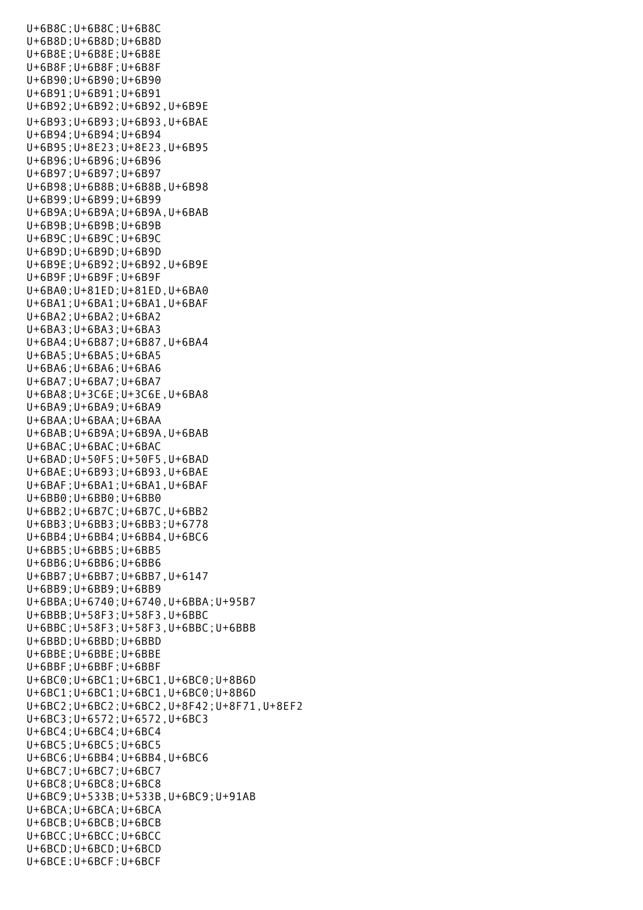U+6B8C;U+6B8C;U+6B8C
U+6B8D;U+6B8D;U+6B8D
U+6B8E;U+6B8E;U+6B8E
U+6B8F;U+6B8F;U+6B8F
U+6B90;U+6B90;U+6B90
U+6B91;U+6B91;U+6B91
U+6B92;U+6B92;U+6B92,U+6B9E
U+6B93;U+6B93;U+6B93,U+6BAE
U+6B94;U+6B94;U+6B94
U+6B95;U+8E23;U+8E23,U+6B95
U+6B96;U+6B96;U+6B96
U+6B97;U+6B97;U+6B97
U+6B98;U+6B8B;U+6B8B,U+6B98
U+6B99;U+6B99;U+6B99
U+6B9A;U+6B9A;U+6B9A,U+6BAB
U+6B9B;U+6B9B;U+6B9B
U+6B9C;U+6B9C;U+6B9C
U+6B9D;U+6B9D;U+6B9D
U+6B9E;U+6B92;U+6B92,U+6B9E
U+6B9F;U+6B9F;U+6B9F
U+6BA0;U+81ED;U+81ED,U+6BA0
U+6BA1;U+6BA1;U+6BA1,U+6BAF
U+6BA2;U+6BA2;U+6BA2
U+6BA3;U+6BA3;U+6BA3
U+6BA4;U+6B87;U+6B87,U+6BA4
U+6BA5;U+6BA5;U+6BA5
U+6BA6;U+6BA6;U+6BA6
U+6BA7;U+6BA7;U+6BA7
U+6BA8;U+3C6E;U+3C6E,U+6BA8
U+6BA9;U+6BA9;U+6BA9
U+6BAA;U+6BAA;U+6BAA
U+6BAB;U+6B9A;U+6B9A,U+6BAB
U+6BAC;U+6BAC;U+6BAC
U+6BAD;U+50F5;U+50F5,U+6BAD
U+6BAE;U+6B93;U+6B93,U+6BAE
U+6BAF;U+6BA1;U+6BA1,U+6BAF
U+6BB0;U+6BB0;U+6BB0
U+6BB2;U+6B7C;U+6B7C,U+6BB2
U+6BB3;U+6BB3;U+6BB3;U+6778
U+6BB4;U+6BB4;U+6BB4,U+6BC6
U+6BB5;U+6BB5;U+6BB5
U+6BB6;U+6BB6;U+6BB6
U+6BB7;U+6BB7;U+6BB7,U+6147
U+6BB9;U+6BB9;U+6BB9
U+6BBA;U+6740;U+6740,U+6BBA;U+95B7
U+6BBB;U+58F3;U+58F3,U+6BBC
U+6BBC;U+58F3;U+58F3,U+6BBC;U+6BBB
U+6BBD;U+6BBD;U+6BBD
U+6BBE;U+6BBE;U+6BBE
U+6BBF;U+6BBF;U+6BBF
U+6BC0;U+6BC1;U+6BC1,U+6BC0;U+8B6D
U+6BC1;U+6BC1;U+6BC1,U+6BC0;U+8B6D
U+6BC2;U+6BC2;U+6BC2,U+8F42;U+8F71,U+8EF2
U+6BC3;U+6572;U+6572,U+6BC3
U+6BC4;U+6BC4;U+6BC4
U+6BC5;U+6BC5;U+6BC5
U+6BC6;U+6BB4;U+6BB4,U+6BC6
U+6BC7;U+6BC7;U+6BC7
U+6BC8;U+6BC8;U+6BC8
U+6BC9;U+533B;U+533B,U+6BC9;U+91AB
U+6BCA;U+6BCA;U+6BCA
U+6BCB;U+6BCB;U+6BCB
U+6BCC;U+6BCC;U+6BCC
U+6BCD;U+6BCD;U+6BCD
U+6BCE;U+6BCF;U+6BCF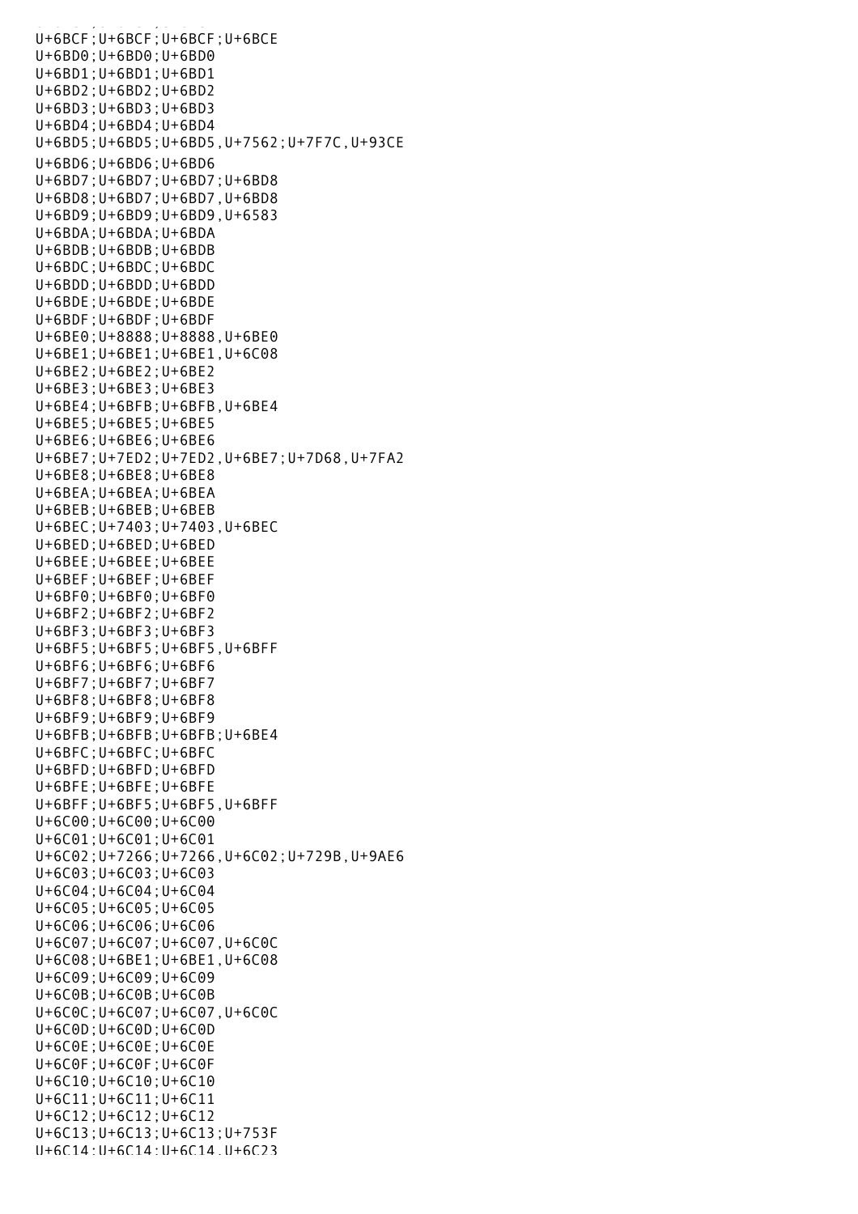U+6BCF;U+6BCF;U+6BCF;U+6BCE
U+6BD0;U+6BD0;U+6BD0
U+6BD1;U+6BD1;U+6BD1
U+6BD2;U+6BD2;U+6BD2
U+6BD3;U+6BD3;U+6BD3
U+6BD4;U+6BD4;U+6BD4
U+6BD5;U+6BD5;U+6BD5,U+7562;U+7F7C,U+93CE
U+6BD6;U+6BD6;U+6BD6
U+6BD7;U+6BD7;U+6BD7;U+6BD8
U+6BD8;U+6BD7;U+6BD7,U+6BD8
U+6BD9;U+6BD9;U+6BD9,U+6583
U+6BDA;U+6BDA;U+6BDA
U+6BDB;U+6BDB;U+6BDB
U+6BDC;U+6BDC;U+6BDC
U+6BDD;U+6BDD;U+6BDD
U+6BDE;U+6BDE;U+6BDE
U+6BDF;U+6BDF;U+6BDF
U+6BE0;U+8888;U+8888,U+6BE0
U+6BE1;U+6BE1;U+6BE1,U+6C08
U+6BE2;U+6BE2;U+6BE2
U+6BE3;U+6BE3;U+6BE3
U+6BE4;U+6BFB;U+6BFB,U+6BE4
U+6BE5;U+6BE5;U+6BE5
U+6BE6;U+6BE6;U+6BE6
U+6BE7;U+7ED2;U+7ED2,U+6BE7;U+7D68,U+7FA2
U+6BE8;U+6BE8;U+6BE8
U+6BEA;U+6BEA;U+6BEA
U+6BEB;U+6BEB;U+6BEB
U+6BEC;U+7403;U+7403,U+6BEC
U+6BED;U+6BED;U+6BED
U+6BEE;U+6BEE;U+6BEE
U+6BEF;U+6BEF;U+6BEF
U+6BF0;U+6BF0;U+6BF0
U+6BF2;U+6BF2;U+6BF2
U+6BF3;U+6BF3;U+6BF3
U+6BF5;U+6BF5;U+6BF5,U+6BFF
U+6BF6;U+6BF6;U+6BF6
U+6BF7;U+6BF7;U+6BF7
U+6BF8;U+6BF8;U+6BF8
U+6BF9;U+6BF9;U+6BF9
U+6BFB;U+6BFB;U+6BFB;U+6BE4
U+6BFC;U+6BFC;U+6BFC
U+6BFD;U+6BFD;U+6BFD
U+6BFE;U+6BFE;U+6BFE
U+6BFF;U+6BF5;U+6BF5,U+6BFF
U+6C00;U+6C00;U+6C00
U+6C01;U+6C01;U+6C01
U+6C02;U+7266;U+7266,U+6C02;U+729B,U+9AE6
U+6C03;U+6C03;U+6C03
U+6C04;U+6C04;U+6C04
U+6C05;U+6C05;U+6C05
U+6C06;U+6C06;U+6C06
U+6C07;U+6C07;U+6C07,U+6C0C
U+6C08;U+6BE1;U+6BE1,U+6C08
U+6C09;U+6C09;U+6C09
U+6C0B;U+6C0B;U+6C0B
U+6C0C;U+6C07;U+6C07,U+6C0C
U+6C0D;U+6C0D;U+6C0D
U+6C0E;U+6C0E;U+6C0E
U+6C0F;U+6C0F;U+6C0F
U+6C10;U+6C10;U+6C10
U+6C11;U+6C11;U+6C11
U+6C12;U+6C12;U+6C12
U+6C13;U+6C13;U+6C13;U+753F
U+6C14;U+6C14;U+6C14,U+6C23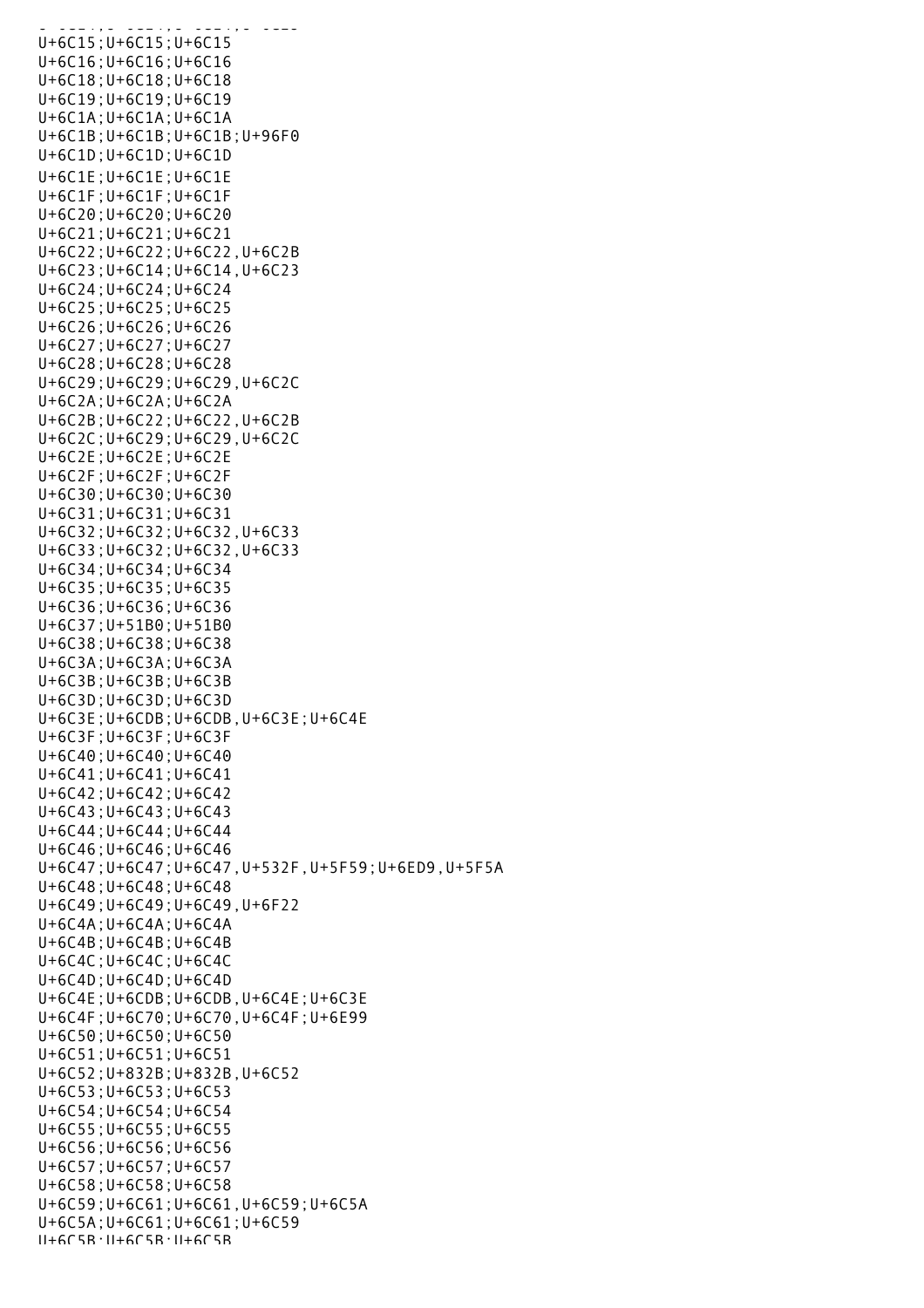U+6C15;U+6C15;U+6C15
U+6C16;U+6C16;U+6C16
U+6C18;U+6C18;U+6C18
U+6C19;U+6C19;U+6C19
U+6C1A;U+6C1A;U+6C1A
U+6C1B;U+6C1B;U+6C1B;U+96F0
U+6C1D;U+6C1D;U+6C1D
U+6C1E;U+6C1E;U+6C1E
U+6C1F;U+6C1F;U+6C1F
U+6C20;U+6C20;U+6C20
U+6C21;U+6C21;U+6C21
U+6C22;U+6C22;U+6C22,U+6C2B
U+6C23;U+6C14;U+6C14,U+6C23
U+6C24;U+6C24;U+6C24
U+6C25;U+6C25;U+6C25
U+6C26;U+6C26;U+6C26
U+6C27;U+6C27;U+6C27
U+6C28;U+6C28;U+6C28
U+6C29;U+6C29;U+6C29,U+6C2C
U+6C2A;U+6C2A;U+6C2A
U+6C2B;U+6C22;U+6C22,U+6C2B
U+6C2C;U+6C29;U+6C29,U+6C2C
U+6C2E;U+6C2E;U+6C2E
U+6C2F;U+6C2F;U+6C2F
U+6C30;U+6C30;U+6C30
U+6C31;U+6C31;U+6C31
U+6C32;U+6C32;U+6C32,U+6C33
U+6C33;U+6C32;U+6C32,U+6C33
U+6C34;U+6C34;U+6C34
U+6C35;U+6C35;U+6C35
U+6C36;U+6C36;U+6C36
U+6C37;U+51B0;U+51B0
U+6C38;U+6C38;U+6C38
U+6C3A;U+6C3A;U+6C3A
U+6C3B;U+6C3B;U+6C3B
U+6C3D;U+6C3D;U+6C3D
U+6C3E;U+6CDB;U+6CDB,U+6C3E;U+6C4E
U+6C3F;U+6C3F;U+6C3F
U+6C40;U+6C40;U+6C40
U+6C41;U+6C41;U+6C41
U+6C42;U+6C42;U+6C42
U+6C43;U+6C43;U+6C43
U+6C44;U+6C44;U+6C44
U+6C46;U+6C46;U+6C46
U+6C47;U+6C47;U+6C47,U+532F,U+5F59;U+6ED9,U+5F5A
U+6C48;U+6C48;U+6C48
U+6C49;U+6C49;U+6C49,U+6F22
U+6C4A;U+6C4A;U+6C4A
U+6C4B;U+6C4B;U+6C4B
U+6C4C;U+6C4C;U+6C4C
U+6C4D;U+6C4D;U+6C4D
U+6C4E;U+6CDB;U+6CDB,U+6C4E;U+6C3E
U+6C4F;U+6C70;U+6C70,U+6C4F;U+6E99
U+6C50;U+6C50;U+6C50
U+6C51;U+6C51;U+6C51
U+6C52;U+832B;U+832B,U+6C52
U+6C53;U+6C53;U+6C53
U+6C54;U+6C54;U+6C54
U+6C55;U+6C55;U+6C55
U+6C56;U+6C56;U+6C56
U+6C57;U+6C57;U+6C57
U+6C58;U+6C58;U+6C58
U+6C59;U+6C61;U+6C61,U+6C59;U+6C5A
U+6C5A;U+6C61;U+6C61;U+6C59
U+6C5B;U+6C5B;U+6C5B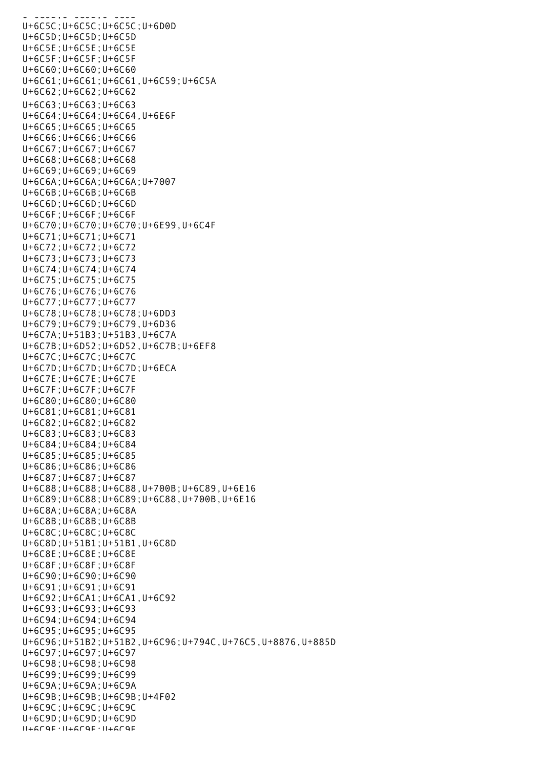U+6C5C;U+6C5C;U+6C5C;U+6D0D
U+6C5D;U+6C5D;U+6C5D
U+6C5E;U+6C5E;U+6C5E
U+6C5F;U+6C5F;U+6C5F
U+6C60;U+6C60;U+6C60
U+6C61;U+6C61;U+6C61,U+6C59;U+6C5A
U+6C62;U+6C62;U+6C62
U+6C63;U+6C63;U+6C63
U+6C64;U+6C64;U+6C64,U+6E6F
U+6C65;U+6C65;U+6C65
U+6C66;U+6C66;U+6C66
U+6C67;U+6C67;U+6C67
U+6C68;U+6C68;U+6C68
U+6C69;U+6C69;U+6C69
U+6C6A;U+6C6A;U+6C6A;U+7007
U+6C6B;U+6C6B;U+6C6B
U+6C6D;U+6C6D;U+6C6D
U+6C6F;U+6C6F;U+6C6F
U+6C70;U+6C70;U+6C70;U+6E99,U+6C4F
U+6C71;U+6C71;U+6C71
U+6C72;U+6C72;U+6C72
U+6C73;U+6C73;U+6C73
U+6C74;U+6C74;U+6C74
U+6C75;U+6C75;U+6C75
U+6C76;U+6C76;U+6C76
U+6C77;U+6C77;U+6C77
U+6C78;U+6C78;U+6C78;U+6DD3
U+6C79;U+6C79;U+6C79,U+6D36
U+6C7A;U+51B3;U+51B3,U+6C7A
U+6C7B;U+6D52;U+6D52,U+6C7B;U+6EF8
U+6C7C;U+6C7C;U+6C7C
U+6C7D;U+6C7D;U+6C7D;U+6ECA
U+6C7E;U+6C7E;U+6C7E
U+6C7F;U+6C7F;U+6C7F
U+6C80;U+6C80;U+6C80
U+6C81;U+6C81;U+6C81
U+6C82;U+6C82;U+6C82
U+6C83;U+6C83;U+6C83
U+6C84;U+6C84;U+6C84
U+6C85;U+6C85;U+6C85
U+6C86;U+6C86;U+6C86
U+6C87;U+6C87;U+6C87
U+6C88;U+6C88;U+6C88,U+700B;U+6C89,U+6E16
U+6C89;U+6C88;U+6C89;U+6C88,U+700B,U+6E16
U+6C8A;U+6C8A;U+6C8A
U+6C8B;U+6C8B;U+6C8B
U+6C8C;U+6C8C;U+6C8C
U+6C8D;U+51B1;U+51B1,U+6C8D
U+6C8E;U+6C8E;U+6C8E
U+6C8F;U+6C8F;U+6C8F
U+6C90;U+6C90;U+6C90
U+6C91;U+6C91;U+6C91
U+6C92;U+6CA1;U+6CA1,U+6C92
U+6C93;U+6C93;U+6C93
U+6C94;U+6C94;U+6C94
U+6C95;U+6C95;U+6C95
U+6C96;U+51B2;U+51B2,U+6C96;U+794C,U+76C5,U+8876,U+885D
U+6C97;U+6C97;U+6C97
U+6C98;U+6C98;U+6C98
U+6C99;U+6C99;U+6C99
U+6C9A;U+6C9A;U+6C9A
U+6C9B;U+6C9B;U+6C9B;U+4F02
U+6C9C;U+6C9C;U+6C9C
U+6C9D;U+6C9D;U+6C9D
U+6C9E;U+6C9E;U+6C9E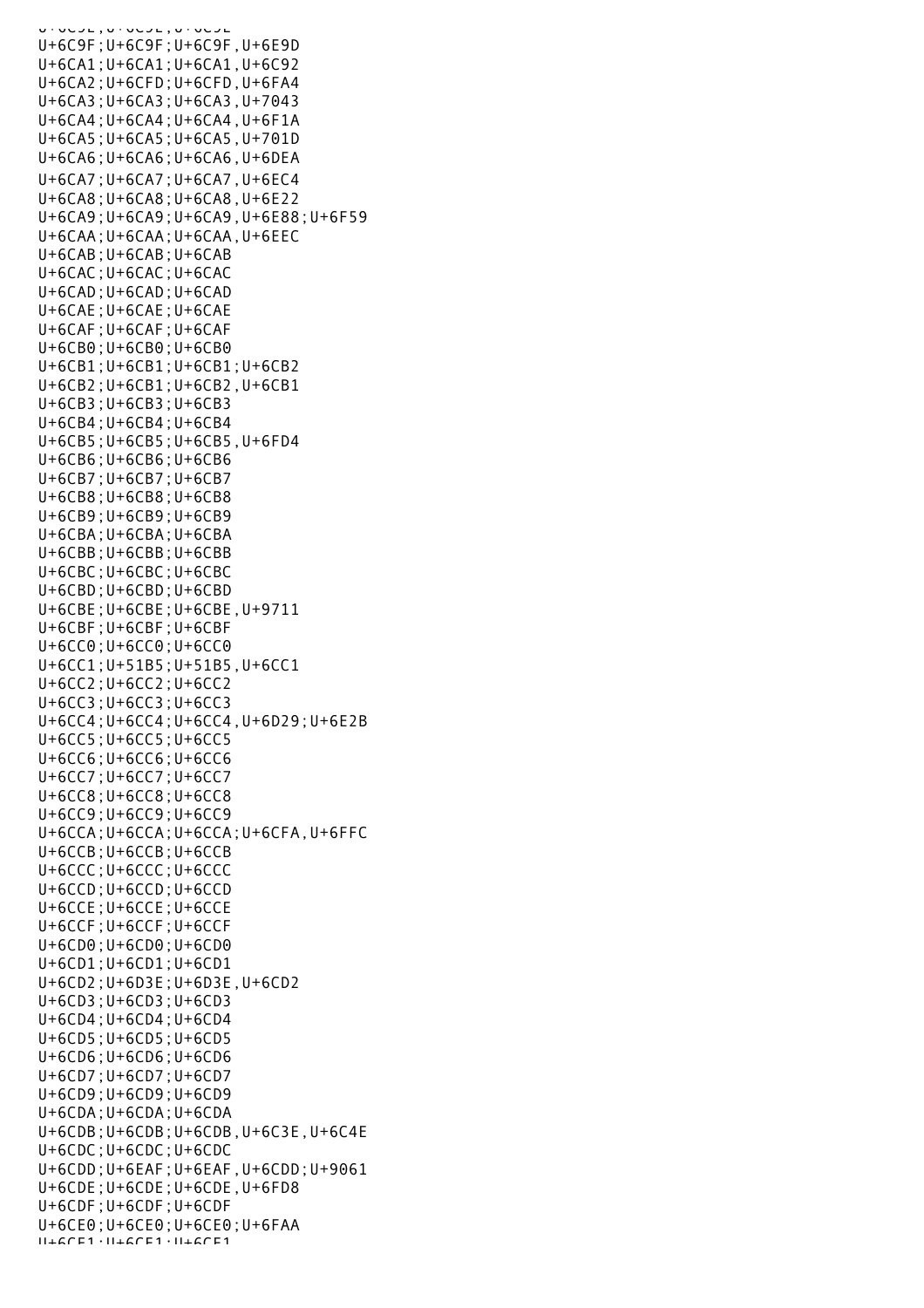U+6C9F;U+6C9F;U+6C9F,U+6E9D
U+6CA1;U+6CA1;U+6CA1,U+6C92
U+6CA2;U+6CFD;U+6CFD,U+6FA4
U+6CA3;U+6CA3;U+6CA3,U+7043
U+6CA4;U+6CA4;U+6CA4,U+6F1A
U+6CA5;U+6CA5;U+6CA5,U+701D
U+6CA6;U+6CA6;U+6CA6,U+6DEA
U+6CA7;U+6CA7;U+6CA7,U+6EC4
U+6CA8;U+6CA8;U+6CA8,U+6E22
U+6CA9;U+6CA9;U+6CA9,U+6E88;U+6F59
U+6CAA;U+6CAA;U+6CAA,U+6EEC
U+6CAB;U+6CAB;U+6CAB
U+6CAC;U+6CAC;U+6CAC
U+6CAD;U+6CAD;U+6CAD
U+6CAE;U+6CAE;U+6CAE
U+6CAF;U+6CAF;U+6CAF
U+6CB0;U+6CB0;U+6CB0
U+6CB1;U+6CB1;U+6CB1;U+6CB2
U+6CB2;U+6CB1;U+6CB2,U+6CB1
U+6CB3;U+6CB3;U+6CB3
U+6CB4;U+6CB4;U+6CB4
U+6CB5;U+6CB5;U+6CB5,U+6FD4
U+6CB6;U+6CB6;U+6CB6
U+6CB7;U+6CB7;U+6CB7
U+6CB8;U+6CB8;U+6CB8
U+6CB9;U+6CB9;U+6CB9
U+6CBA;U+6CBA;U+6CBA
U+6CBB;U+6CBB;U+6CBB
U+6CBC;U+6CBC;U+6CBC
U+6CBD;U+6CBD;U+6CBD
U+6CBE;U+6CBE;U+6CBE,U+9711
U+6CBF;U+6CBF;U+6CBF
U+6CC0;U+6CC0;U+6CC0
U+6CC1;U+51B5;U+51B5,U+6CC1
U+6CC2;U+6CC2;U+6CC2
U+6CC3;U+6CC3;U+6CC3
U+6CC4;U+6CC4;U+6CC4,U+6D29;U+6E2B
U+6CC5;U+6CC5;U+6CC5
U+6CC6;U+6CC6;U+6CC6
U+6CC7;U+6CC7;U+6CC7
U+6CC8;U+6CC8;U+6CC8
U+6CC9;U+6CC9;U+6CC9
U+6CCA;U+6CCA;U+6CCA;U+6CFA,U+6FFC
U+6CCB;U+6CCB;U+6CCB
U+6CCC;U+6CCC;U+6CCC
U+6CCD;U+6CCD;U+6CCD
U+6CCE;U+6CCE;U+6CCE
U+6CCF;U+6CCF;U+6CCF
U+6CD0;U+6CD0;U+6CD0
U+6CD1;U+6CD1;U+6CD1
U+6CD2;U+6D3E;U+6D3E,U+6CD2
U+6CD3;U+6CD3;U+6CD3
U+6CD4;U+6CD4;U+6CD4
U+6CD5;U+6CD5;U+6CD5
U+6CD6;U+6CD6;U+6CD6
U+6CD7;U+6CD7;U+6CD7
U+6CD9;U+6CD9;U+6CD9
U+6CDA;U+6CDA;U+6CDA
U+6CDB;U+6CDB;U+6CDB,U+6C3E,U+6C4E
U+6CDC;U+6CDC;U+6CDC
U+6CDD;U+6EAF;U+6EAF,U+6CDD;U+9061
U+6CDE;U+6CDE;U+6CDE,U+6FD8
U+6CDF;U+6CDF;U+6CDF
U+6CE0;U+6CE0;U+6CE0;U+6FAA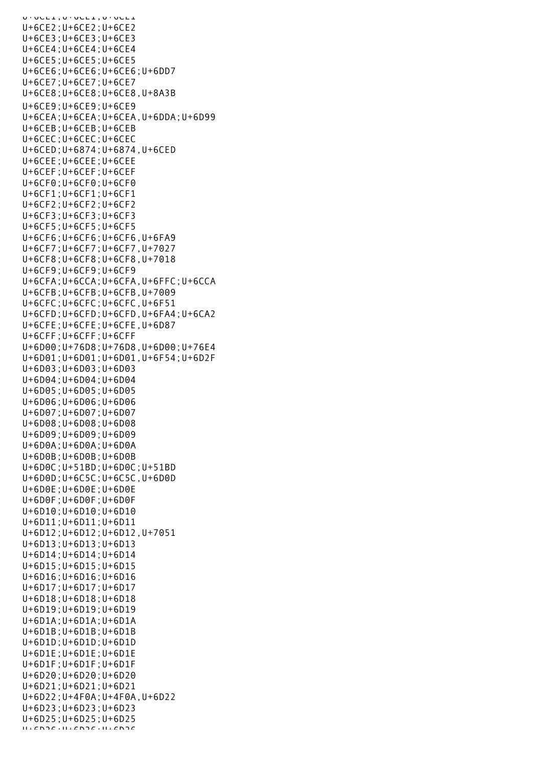U+6CE2;U+6CE2;U+6CE2
U+6CE3;U+6CE3;U+6CE3
U+6CE4;U+6CE4;U+6CE4
U+6CE5;U+6CE5;U+6CE5
U+6CE6;U+6CE6;U+6CE6;U+6DD7
U+6CE7;U+6CE7;U+6CE7
U+6CE8;U+6CE8;U+6CE8,U+8A3B
U+6CE9;U+6CE9;U+6CE9
U+6CEA;U+6CEA;U+6CEA,U+6DDA;U+6D99
U+6CEB;U+6CEB;U+6CEB
U+6CEC;U+6CEC;U+6CEC
U+6CED;U+6874;U+6874,U+6CED
U+6CEE;U+6CEE;U+6CEE
U+6CEF;U+6CEF;U+6CEF
U+6CF0;U+6CF0;U+6CF0
U+6CF1;U+6CF1;U+6CF1
U+6CF2;U+6CF2;U+6CF2
U+6CF3;U+6CF3;U+6CF3
U+6CF5;U+6CF5;U+6CF5
U+6CF6;U+6CF6;U+6CF6,U+6FA9
U+6CF7;U+6CF7;U+6CF7,U+7027
U+6CF8;U+6CF8;U+6CF8,U+7018
U+6CF9;U+6CF9;U+6CF9
U+6CFA;U+6CCA;U+6CFA,U+6FFC;U+6CCA
U+6CFB;U+6CFB;U+6CFB,U+7009
U+6CFC;U+6CFC;U+6CFC,U+6F51
U+6CFD;U+6CFD;U+6CFD,U+6FA4;U+6CA2
U+6CFE;U+6CFE;U+6CFE,U+6D87
U+6CFF;U+6CFF;U+6CFF
U+6D00;U+76D8;U+76D8,U+6D00;U+76E4
U+6D01;U+6D01;U+6D01,U+6F54;U+6D2F
U+6D03;U+6D03;U+6D03
U+6D04;U+6D04;U+6D04
U+6D05;U+6D05;U+6D05
U+6D06;U+6D06;U+6D06
U+6D07;U+6D07;U+6D07
U+6D08;U+6D08;U+6D08
U+6D09;U+6D09;U+6D09
U+6D0A;U+6D0A;U+6D0A
U+6D0B;U+6D0B;U+6D0B
U+6D0C;U+51BD;U+6D0C;U+51BD
U+6D0D;U+6C5C;U+6C5C,U+6D0D
U+6D0E;U+6D0E;U+6D0E
U+6D0F;U+6D0F;U+6D0F
U+6D10;U+6D10;U+6D10
U+6D11;U+6D11;U+6D11
U+6D12;U+6D12;U+6D12,U+7051
U+6D13;U+6D13;U+6D13
U+6D14;U+6D14;U+6D14
U+6D15;U+6D15;U+6D15
U+6D16;U+6D16;U+6D16
U+6D17;U+6D17;U+6D17
U+6D18;U+6D18;U+6D18
U+6D19;U+6D19;U+6D19
U+6D1A;U+6D1A;U+6D1A
U+6D1B;U+6D1B;U+6D1B
U+6D1D;U+6D1D;U+6D1D
U+6D1E;U+6D1E;U+6D1E
U+6D1F;U+6D1F;U+6D1F
U+6D20;U+6D20;U+6D20
U+6D21;U+6D21;U+6D21
U+6D22;U+4F0A;U+4F0A,U+6D22
U+6D23;U+6D23;U+6D23
U+6D25;U+6D25;U+6D25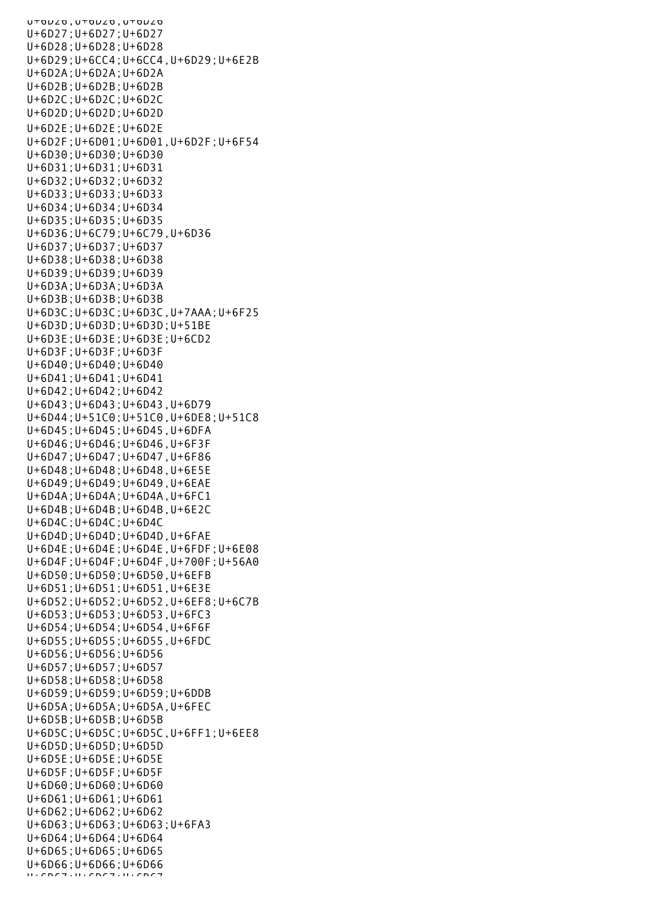U+6D26;U+6D26;U+6D26
U+6D27;U+6D27;U+6D27
U+6D28;U+6D28;U+6D28
U+6D29;U+6CC4;U+6CC4,U+6D29;U+6E2B
U+6D2A;U+6D2A;U+6D2A
U+6D2B;U+6D2B;U+6D2B
U+6D2C;U+6D2C;U+6D2C
U+6D2D;U+6D2D;U+6D2D
U+6D2E;U+6D2E;U+6D2E
U+6D2F;U+6D01;U+6D01,U+6D2F;U+6F54
U+6D30;U+6D30;U+6D30
U+6D31;U+6D31;U+6D31
U+6D32;U+6D32;U+6D32
U+6D33;U+6D33;U+6D33
U+6D34;U+6D34;U+6D34
U+6D35;U+6D35;U+6D35
U+6D36;U+6C79;U+6C79,U+6D36
U+6D37;U+6D37;U+6D37
U+6D38;U+6D38;U+6D38
U+6D39;U+6D39;U+6D39
U+6D3A;U+6D3A;U+6D3A
U+6D3B;U+6D3B;U+6D3B
U+6D3C;U+6D3C;U+6D3C,U+7AAA;U+6F25
U+6D3D;U+6D3D;U+6D3D;U+51BE
U+6D3E;U+6D3E;U+6D3E;U+6CD2
U+6D3F;U+6D3F;U+6D3F
U+6D40;U+6D40;U+6D40
U+6D41;U+6D41;U+6D41
U+6D42;U+6D42;U+6D42
U+6D43;U+6D43;U+6D43,U+6D79
U+6D44;U+51C0;U+51C0,U+6DE8;U+51C8
U+6D45;U+6D45;U+6D45,U+6DFA
U+6D46;U+6D46;U+6D46,U+6F3F
U+6D47;U+6D47;U+6D47,U+6F86
U+6D48;U+6D48;U+6D48,U+6E5E
U+6D49;U+6D49;U+6D49,U+6EAE
U+6D4A;U+6D4A;U+6D4A,U+6FC1
U+6D4B;U+6D4B;U+6D4B,U+6E2C
U+6D4C;U+6D4C;U+6D4C
U+6D4D;U+6D4D;U+6D4D,U+6FAE
U+6D4E;U+6D4E;U+6D4E,U+6FDF;U+6E08
U+6D4F;U+6D4F;U+6D4F,U+700F;U+56A0
U+6D50;U+6D50;U+6D50,U+6EFB
U+6D51;U+6D51;U+6D51,U+6E3E
U+6D52;U+6D52;U+6D52,U+6EF8;U+6C7B
U+6D53;U+6D53;U+6D53,U+6FC3
U+6D54;U+6D54;U+6D54,U+6F6F
U+6D55;U+6D55;U+6D55,U+6FDC
U+6D56;U+6D56;U+6D56
U+6D57;U+6D57;U+6D57
U+6D58;U+6D58;U+6D58
U+6D59;U+6D59;U+6D59;U+6DDB
U+6D5A;U+6D5A;U+6D5A,U+6FEC
U+6D5B;U+6D5B;U+6D5B
U+6D5C;U+6D5C;U+6D5C,U+6FF1;U+6EE8
U+6D5D;U+6D5D;U+6D5D
U+6D5E;U+6D5E;U+6D5E
U+6D5F;U+6D5F;U+6D5F
U+6D60;U+6D60;U+6D60
U+6D61;U+6D61;U+6D61
U+6D62;U+6D62;U+6D62
U+6D63;U+6D63;U+6D63;U+6FA3
U+6D64;U+6D64;U+6D64
U+6D65;U+6D65;U+6D65
U+6D66;U+6D66;U+6D66
U+6D67;U+6D67;U+6D67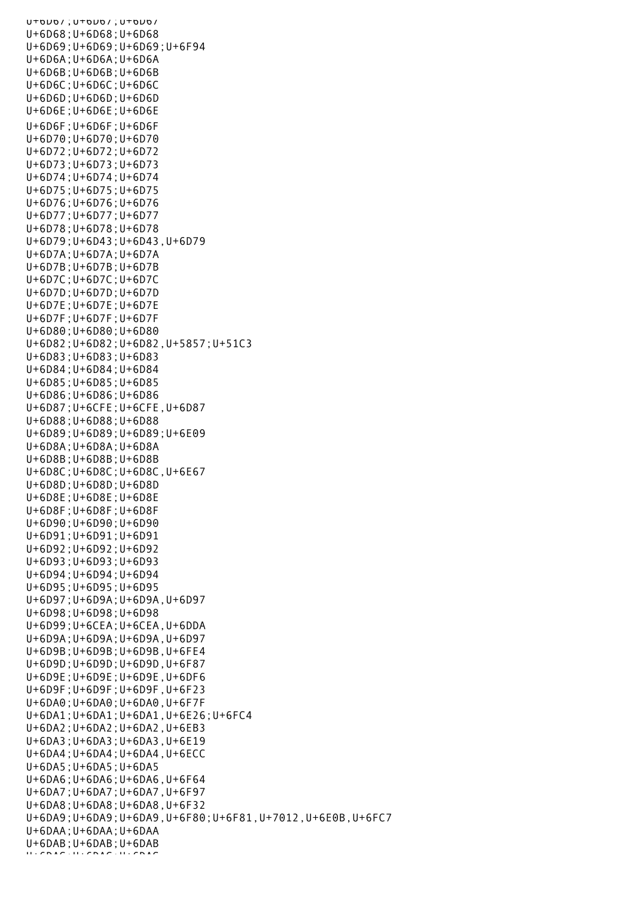U+6D67;U+6D67;U+6D67
U+6D68;U+6D68;U+6D68
U+6D69;U+6D69;U+6D69;U+6F94
U+6D6A;U+6D6A;U+6D6A
U+6D6B;U+6D6B;U+6D6B
U+6D6C;U+6D6C;U+6D6C
U+6D6D;U+6D6D;U+6D6D
U+6D6E;U+6D6E;U+6D6E
U+6D6F;U+6D6F;U+6D6F
U+6D70;U+6D70;U+6D70
U+6D72;U+6D72;U+6D72
U+6D73;U+6D73;U+6D73
U+6D74;U+6D74;U+6D74
U+6D75;U+6D75;U+6D75
U+6D76;U+6D76;U+6D76
U+6D77;U+6D77;U+6D77
U+6D78;U+6D78;U+6D78
U+6D79;U+6D43;U+6D43,U+6D79
U+6D7A;U+6D7A;U+6D7A
U+6D7B;U+6D7B;U+6D7B
U+6D7C;U+6D7C;U+6D7C
U+6D7D;U+6D7D;U+6D7D
U+6D7E;U+6D7E;U+6D7E
U+6D7F;U+6D7F;U+6D7F
U+6D80;U+6D80;U+6D80
U+6D82;U+6D82;U+6D82,U+5857;U+51C3
U+6D83;U+6D83;U+6D83
U+6D84;U+6D84;U+6D84
U+6D85;U+6D85;U+6D85
U+6D86;U+6D86;U+6D86
U+6D87;U+6CFE;U+6CFE,U+6D87
U+6D88;U+6D88;U+6D88
U+6D89;U+6D89;U+6D89;U+6E09
U+6D8A;U+6D8A;U+6D8A
U+6D8B;U+6D8B;U+6D8B
U+6D8C;U+6D8C;U+6D8C,U+6E67
U+6D8D;U+6D8D;U+6D8D
U+6D8E;U+6D8E;U+6D8E
U+6D8F;U+6D8F;U+6D8F
U+6D90;U+6D90;U+6D90
U+6D91;U+6D91;U+6D91
U+6D92;U+6D92;U+6D92
U+6D93;U+6D93;U+6D93
U+6D94;U+6D94;U+6D94
U+6D95;U+6D95;U+6D95
U+6D97;U+6D9A;U+6D9A,U+6D97
U+6D98;U+6D98;U+6D98
U+6D99;U+6CEA;U+6CEA,U+6DDA
U+6D9A;U+6D9A;U+6D9A,U+6D97
U+6D9B;U+6D9B;U+6D9B,U+6FE4
U+6D9D;U+6D9D;U+6D9D,U+6F87
U+6D9E;U+6D9E;U+6D9E,U+6DF6
U+6D9F;U+6D9F;U+6D9F,U+6F23
U+6DA0;U+6DA0;U+6DA0,U+6F7F
U+6DA1;U+6DA1;U+6DA1,U+6E26;U+6FC4
U+6DA2;U+6DA2;U+6DA2,U+6EB3
U+6DA3;U+6DA3;U+6DA3,U+6E19
U+6DA4;U+6DA4;U+6DA4,U+6ECC
U+6DA5;U+6DA5;U+6DA5
U+6DA6;U+6DA6;U+6DA6,U+6F64
U+6DA7;U+6DA7;U+6DA7,U+6F97
U+6DA8;U+6DA8;U+6DA8,U+6F32
U+6DA9;U+6DA9;U+6DA9,U+6F80;U+6F81,U+7012,U+6E0B,U+6FC7
U+6DAA;U+6DAA;U+6DAA
U+6DAB;U+6DAB;U+6DAB
U+6DAC;U+6DAC;U+6DAC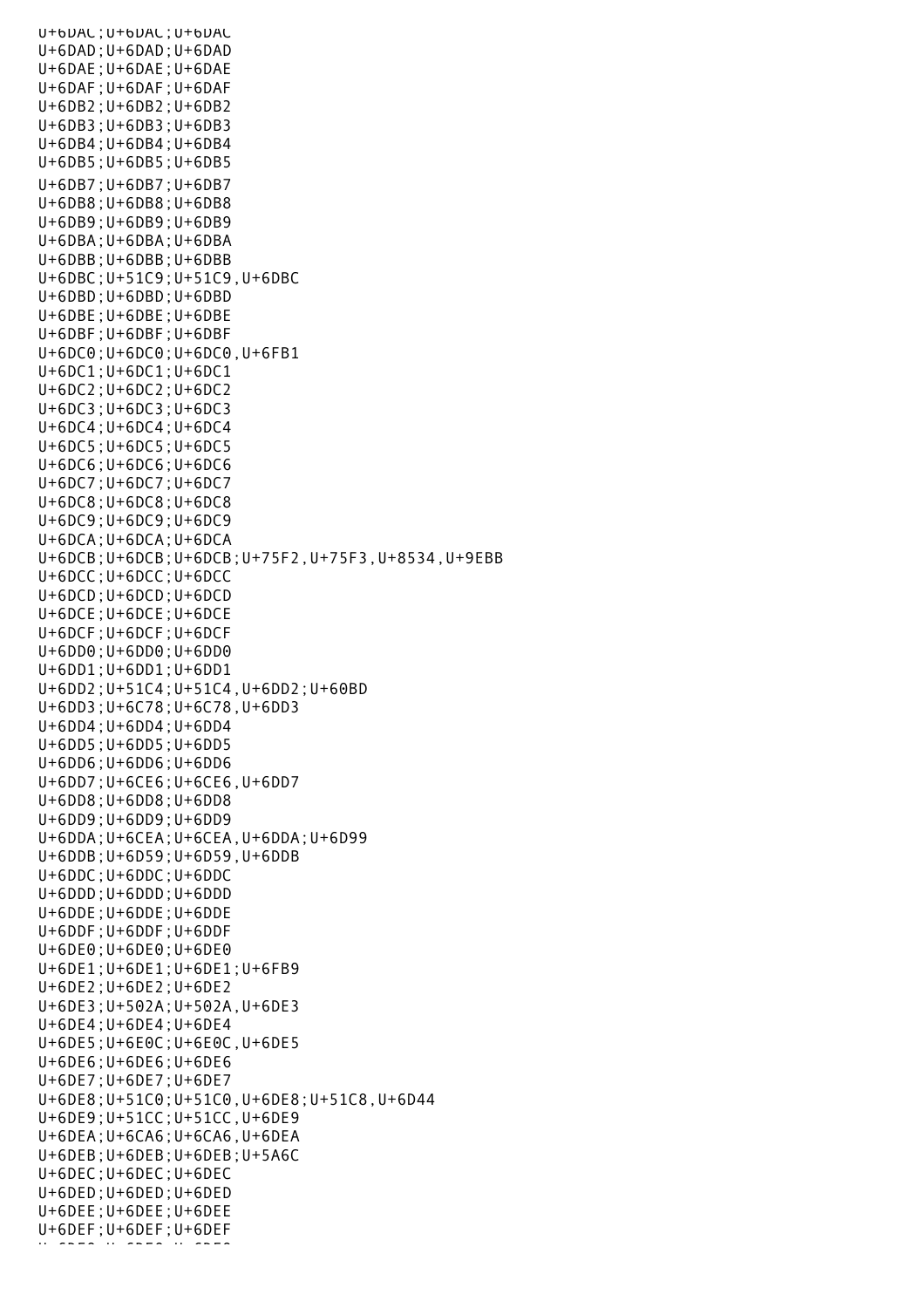U+6DAC;U+6DAC;U+6DAC
U+6DAD;U+6DAD;U+6DAD
U+6DAE;U+6DAE;U+6DAE
U+6DAF;U+6DAF;U+6DAF
U+6DB2;U+6DB2;U+6DB2
U+6DB3;U+6DB3;U+6DB3
U+6DB4;U+6DB4;U+6DB4
U+6DB5;U+6DB5;U+6DB5
U+6DB7;U+6DB7;U+6DB7
U+6DB8;U+6DB8;U+6DB8
U+6DB9;U+6DB9;U+6DB9
U+6DBA;U+6DBA;U+6DBA
U+6DBB;U+6DBB;U+6DBB
U+6DBC;U+51C9;U+51C9,U+6DBC
U+6DBD;U+6DBD;U+6DBD
U+6DBE;U+6DBE;U+6DBE
U+6DBF;U+6DBF;U+6DBF
U+6DC0;U+6DC0;U+6DC0,U+6FB1
U+6DC1;U+6DC1;U+6DC1
U+6DC2;U+6DC2;U+6DC2
U+6DC3;U+6DC3;U+6DC3
U+6DC4;U+6DC4;U+6DC4
U+6DC5;U+6DC5;U+6DC5
U+6DC6;U+6DC6;U+6DC6
U+6DC7;U+6DC7;U+6DC7
U+6DC8;U+6DC8;U+6DC8
U+6DC9;U+6DC9;U+6DC9
U+6DCA;U+6DCA;U+6DCA
U+6DCB;U+6DCB;U+6DCB;U+75F2,U+75F3,U+8534,U+9EBB
U+6DCC;U+6DCC;U+6DCC
U+6DCD;U+6DCD;U+6DCD
U+6DCE;U+6DCE;U+6DCE
U+6DCF;U+6DCF;U+6DCF
U+6DD0;U+6DD0;U+6DD0
U+6DD1;U+6DD1;U+6DD1
U+6DD2;U+51C4;U+51C4,U+6DD2;U+60BD
U+6DD3;U+6C78;U+6C78,U+6DD3
U+6DD4;U+6DD4;U+6DD4
U+6DD5;U+6DD5;U+6DD5
U+6DD6;U+6DD6;U+6DD6
U+6DD7;U+6CE6;U+6CE6,U+6DD7
U+6DD8;U+6DD8;U+6DD8
U+6DD9;U+6DD9;U+6DD9
U+6DDA;U+6CEA;U+6CEA,U+6DDA;U+6D99
U+6DDB;U+6D59;U+6D59,U+6DDB
U+6DDC;U+6DDC;U+6DDC
U+6DDD;U+6DDD;U+6DDD
U+6DDE;U+6DDE;U+6DDE
U+6DDF;U+6DDF;U+6DDF
U+6DE0;U+6DE0;U+6DE0
U+6DE1;U+6DE1;U+6DE1;U+6FB9
U+6DE2;U+6DE2;U+6DE2
U+6DE3;U+502A;U+502A,U+6DE3
U+6DE4;U+6DE4;U+6DE4
U+6DE5;U+6E0C;U+6E0C,U+6DE5
U+6DE6;U+6DE6;U+6DE6
U+6DE7;U+6DE7;U+6DE7
U+6DE8;U+51C0;U+51C0,U+6DE8;U+51C8,U+6D44
U+6DE9;U+51CC;U+51CC,U+6DE9
U+6DEA;U+6CA6;U+6CA6,U+6DEA
U+6DEB;U+6DEB;U+6DEB;U+5A6C
U+6DEC;U+6DEC;U+6DEC
U+6DED;U+6DED;U+6DED
U+6DEE;U+6DEE;U+6DEE
U+6DEF;U+6DEF;U+6DEF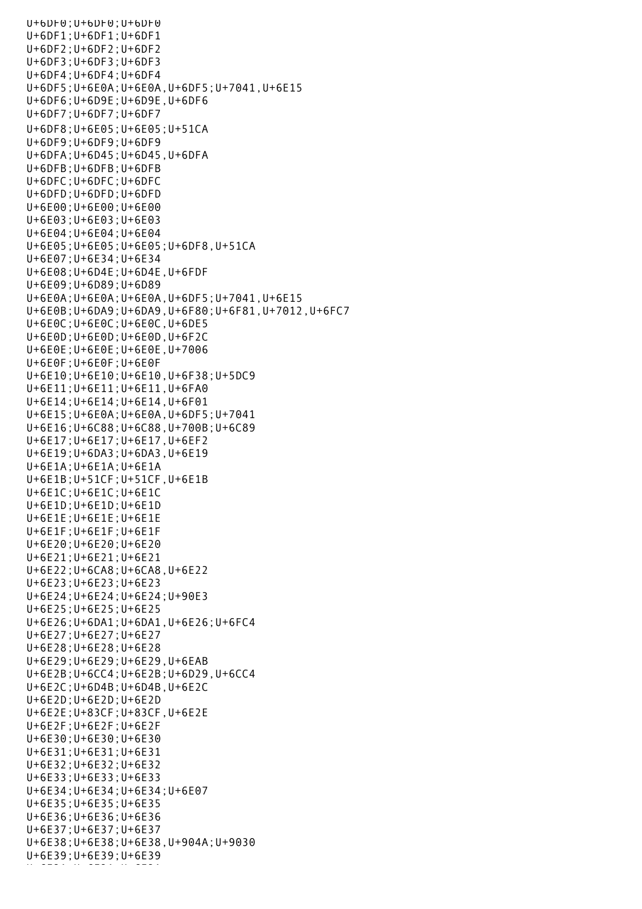U+6DF0;U+6DF0;U+6DF0
U+6DF1;U+6DF1;U+6DF1
U+6DF2;U+6DF2;U+6DF2
U+6DF3;U+6DF3;U+6DF3
U+6DF4;U+6DF4;U+6DF4
U+6DF5;U+6E0A;U+6E0A,U+6DF5;U+7041,U+6E15
U+6DF6;U+6D9E;U+6D9E,U+6DF6
U+6DF7;U+6DF7;U+6DF7
U+6DF8;U+6E05;U+6E05;U+51CA
U+6DF9;U+6DF9;U+6DF9
U+6DFA;U+6D45;U+6D45,U+6DFA
U+6DFB;U+6DFB;U+6DFB
U+6DFC;U+6DFC;U+6DFC
U+6DFD;U+6DFD;U+6DFD
U+6E00;U+6E00;U+6E00
U+6E03;U+6E03;U+6E03
U+6E04;U+6E04;U+6E04
U+6E05;U+6E05;U+6E05;U+6DF8,U+51CA
U+6E07;U+6E34;U+6E34
U+6E08;U+6D4E;U+6D4E,U+6FDF
U+6E09;U+6D89;U+6D89
U+6E0A;U+6E0A;U+6E0A,U+6DF5;U+7041,U+6E15
U+6E0B;U+6DA9;U+6DA9,U+6F80;U+6F81,U+7012,U+6FC7
U+6E0C;U+6E0C;U+6E0C,U+6DE5
U+6E0D;U+6E0D;U+6E0D,U+6F2C
U+6E0E;U+6E0E;U+6E0E,U+7006
U+6E0F;U+6E0F;U+6E0F
U+6E10;U+6E10;U+6E10,U+6F38;U+5DC9
U+6E11;U+6E11;U+6E11,U+6FA0
U+6E14;U+6E14;U+6E14,U+6F01
U+6E15;U+6E0A;U+6E0A,U+6DF5;U+7041
U+6E16;U+6C88;U+6C88,U+700B;U+6C89
U+6E17;U+6E17;U+6E17,U+6EF2
U+6E19;U+6DA3;U+6DA3,U+6E19
U+6E1A;U+6E1A;U+6E1A
U+6E1B;U+51CF;U+51CF,U+6E1B
U+6E1C;U+6E1C;U+6E1C
U+6E1D;U+6E1D;U+6E1D
U+6E1E;U+6E1E;U+6E1E
U+6E1F;U+6E1F;U+6E1F
U+6E20;U+6E20;U+6E20
U+6E21;U+6E21;U+6E21
U+6E22;U+6CA8;U+6CA8,U+6E22
U+6E23;U+6E23;U+6E23
U+6E24;U+6E24;U+6E24;U+90E3
U+6E25;U+6E25;U+6E25
U+6E26;U+6DA1;U+6DA1,U+6E26;U+6FC4
U+6E27;U+6E27;U+6E27
U+6E28;U+6E28;U+6E28
U+6E29;U+6E29;U+6E29,U+6EAB
U+6E2B;U+6CC4;U+6E2B;U+6D29,U+6CC4
U+6E2C;U+6D4B;U+6D4B,U+6E2C
U+6E2D;U+6E2D;U+6E2D
U+6E2E;U+83CF;U+83CF,U+6E2E
U+6E2F;U+6E2F;U+6E2F
U+6E30;U+6E30;U+6E30
U+6E31;U+6E31;U+6E31
U+6E32;U+6E32;U+6E32
U+6E33;U+6E33;U+6E33
U+6E34;U+6E34;U+6E34;U+6E07
U+6E35;U+6E35;U+6E35
U+6E36;U+6E36;U+6E36
U+6E37;U+6E37;U+6E37
U+6E38;U+6E38;U+6E38,U+904A;U+9030
U+6E39;U+6E39;U+6E39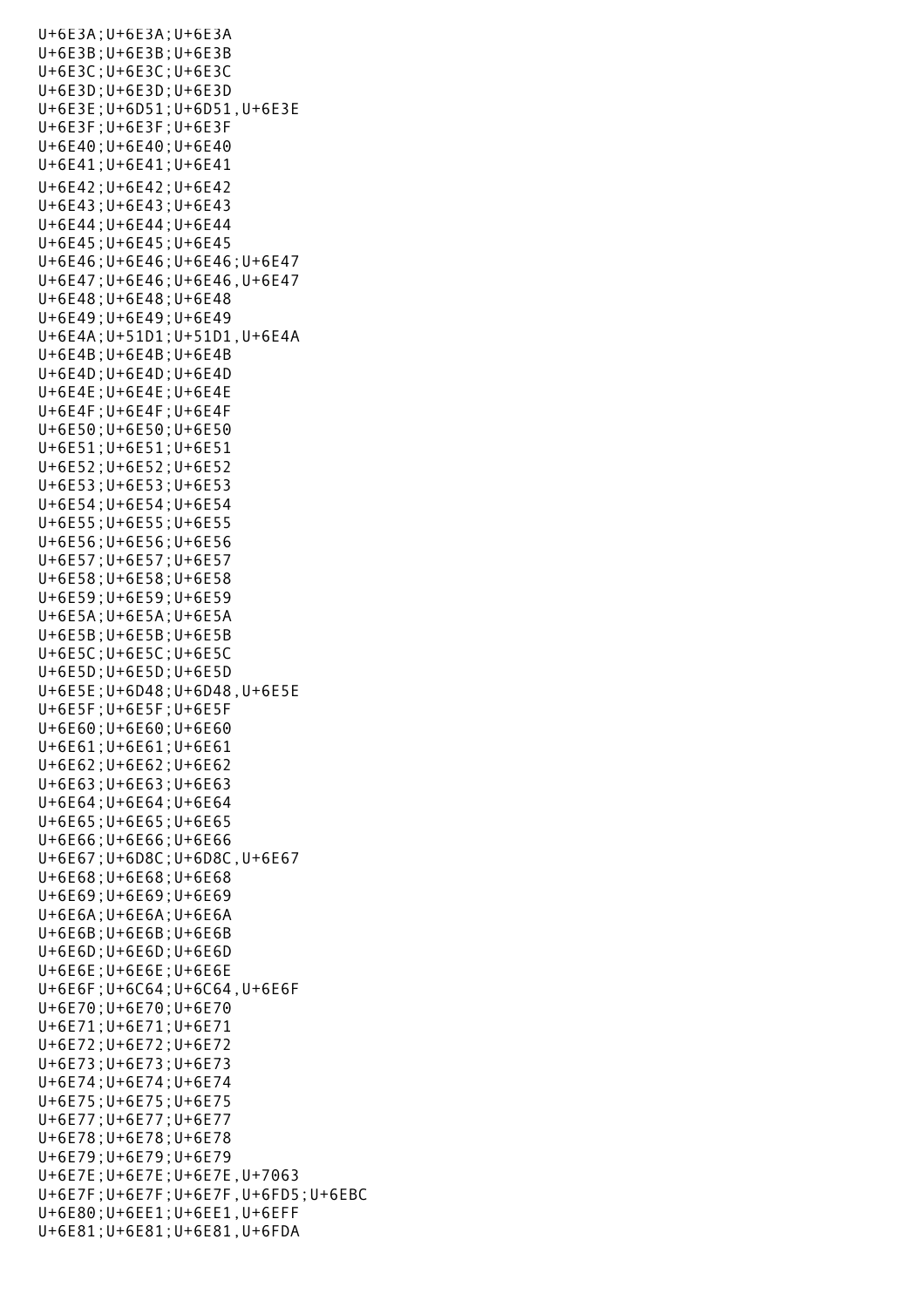U+6E3A;U+6E3A;U+6E3A
U+6E3B;U+6E3B;U+6E3B
U+6E3C;U+6E3C;U+6E3C
U+6E3D;U+6E3D;U+6E3D
U+6E3E;U+6D51;U+6D51,U+6E3E
U+6E3F;U+6E3F;U+6E3F
U+6E40;U+6E40;U+6E40
U+6E41;U+6E41;U+6E41
U+6E42;U+6E42;U+6E42
U+6E43;U+6E43;U+6E43
U+6E44;U+6E44;U+6E44
U+6E45;U+6E45;U+6E45
U+6E46;U+6E46;U+6E46;U+6E47
U+6E47;U+6E46;U+6E46,U+6E47
U+6E48;U+6E48;U+6E48
U+6E49;U+6E49;U+6E49
U+6E4A;U+51D1;U+51D1,U+6E4A
U+6E4B;U+6E4B;U+6E4B
U+6E4D;U+6E4D;U+6E4D
U+6E4E;U+6E4E;U+6E4E
U+6E4F;U+6E4F;U+6E4F
U+6E50;U+6E50;U+6E50
U+6E51;U+6E51;U+6E51
U+6E52;U+6E52;U+6E52
U+6E53;U+6E53;U+6E53
U+6E54;U+6E54;U+6E54
U+6E55;U+6E55;U+6E55
U+6E56;U+6E56;U+6E56
U+6E57;U+6E57;U+6E57
U+6E58;U+6E58;U+6E58
U+6E59;U+6E59;U+6E59
U+6E5A;U+6E5A;U+6E5A
U+6E5B;U+6E5B;U+6E5B
U+6E5C;U+6E5C;U+6E5C
U+6E5D;U+6E5D;U+6E5D
U+6E5E;U+6D48;U+6D48,U+6E5E
U+6E5F;U+6E5F;U+6E5F
U+6E60;U+6E60;U+6E60
U+6E61;U+6E61;U+6E61
U+6E62;U+6E62;U+6E62
U+6E63;U+6E63;U+6E63
U+6E64;U+6E64;U+6E64
U+6E65;U+6E65;U+6E65
U+6E66;U+6E66;U+6E66
U+6E67;U+6D8C;U+6D8C,U+6E67
U+6E68;U+6E68;U+6E68
U+6E69;U+6E69;U+6E69
U+6E6A;U+6E6A;U+6E6A
U+6E6B;U+6E6B;U+6E6B
U+6E6D;U+6E6D;U+6E6D
U+6E6E;U+6E6E;U+6E6E
U+6E6F;U+6C64;U+6C64,U+6E6F
U+6E70;U+6E70;U+6E70
U+6E71;U+6E71;U+6E71
U+6E72;U+6E72;U+6E72
U+6E73;U+6E73;U+6E73
U+6E74;U+6E74;U+6E74
U+6E75;U+6E75;U+6E75
U+6E77;U+6E77;U+6E77
U+6E78;U+6E78;U+6E78
U+6E79;U+6E79;U+6E79
U+6E7E;U+6E7E;U+6E7E,U+7063
U+6E7F;U+6E7F;U+6E7F,U+6FD5;U+6EBC
U+6E80;U+6EE1;U+6EE1,U+6EFF
U+6E81;U+6E81;U+6E81,U+6FDA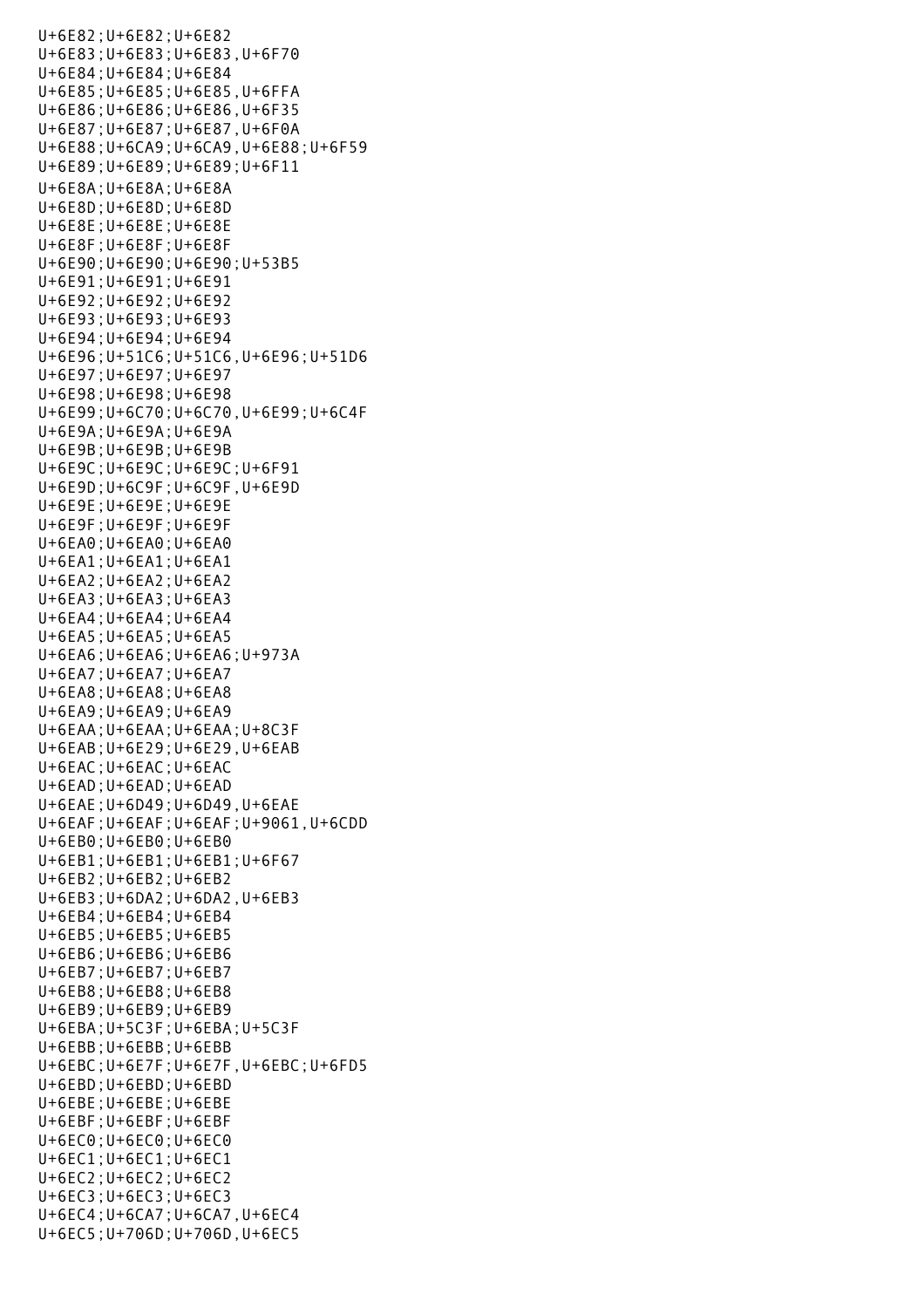U+6E82;U+6E82;U+6E82
U+6E83;U+6E83;U+6E83,U+6F70
U+6E84;U+6E84;U+6E84
U+6E85;U+6E85;U+6E85,U+6FFA
U+6E86;U+6E86;U+6E86,U+6F35
U+6E87;U+6E87;U+6E87,U+6F0A
U+6E88;U+6CA9;U+6CA9,U+6E88;U+6F59
U+6E89;U+6E89;U+6E89;U+6F11
U+6E8A;U+6E8A;U+6E8A
U+6E8D;U+6E8D;U+6E8D
U+6E8E;U+6E8E;U+6E8E
U+6E8F;U+6E8F;U+6E8F
U+6E90;U+6E90;U+6E90;U+53B5
U+6E91;U+6E91;U+6E91
U+6E92;U+6E92;U+6E92
U+6E93;U+6E93;U+6E93
U+6E94;U+6E94;U+6E94
U+6E96;U+51C6;U+51C6,U+6E96;U+51D6
U+6E97;U+6E97;U+6E97
U+6E98;U+6E98;U+6E98
U+6E99;U+6C70;U+6C70,U+6E99;U+6C4F
U+6E9A;U+6E9A;U+6E9A
U+6E9B;U+6E9B;U+6E9B
U+6E9C;U+6E9C;U+6E9C;U+6F91
U+6E9D;U+6C9F;U+6C9F,U+6E9D
U+6E9E;U+6E9E;U+6E9E
U+6E9F;U+6E9F;U+6E9F
U+6EA0;U+6EA0;U+6EA0
U+6EA1;U+6EA1;U+6EA1
U+6EA2;U+6EA2;U+6EA2
U+6EA3;U+6EA3;U+6EA3
U+6EA4;U+6EA4;U+6EA4
U+6EA5;U+6EA5;U+6EA5
U+6EA6;U+6EA6;U+6EA6;U+973A
U+6EA7;U+6EA7;U+6EA7
U+6EA8;U+6EA8;U+6EA8
U+6EA9;U+6EA9;U+6EA9
U+6EAA;U+6EAA;U+6EAA;U+8C3F
U+6EAB;U+6E29;U+6E29,U+6EAB
U+6EAC;U+6EAC;U+6EAC
U+6EAD;U+6EAD;U+6EAD
U+6EAE;U+6D49;U+6D49,U+6EAE
U+6EAF;U+6EAF;U+6EAF;U+9061,U+6CDD
U+6EB0;U+6EB0;U+6EB0
U+6EB1;U+6EB1;U+6EB1;U+6F67
U+6EB2;U+6EB2;U+6EB2
U+6EB3;U+6DA2;U+6DA2,U+6EB3
U+6EB4;U+6EB4;U+6EB4
U+6EB5;U+6EB5;U+6EB5
U+6EB6;U+6EB6;U+6EB6
U+6EB7;U+6EB7;U+6EB7
U+6EB8;U+6EB8;U+6EB8
U+6EB9;U+6EB9;U+6EB9
U+6EBA;U+5C3F;U+6EBA;U+5C3F
U+6EBB;U+6EBB;U+6EBB
U+6EBC;U+6E7F;U+6E7F,U+6EBC;U+6FD5
U+6EBD;U+6EBD;U+6EBD
U+6EBE;U+6EBE;U+6EBE
U+6EBF;U+6EBF;U+6EBF
U+6EC0;U+6EC0;U+6EC0
U+6EC1;U+6EC1;U+6EC1
U+6EC2;U+6EC2;U+6EC2
U+6EC3;U+6EC3;U+6EC3
U+6EC4;U+6CA7;U+6CA7,U+6EC4
U+6EC5;U+706D;U+706D,U+6EC5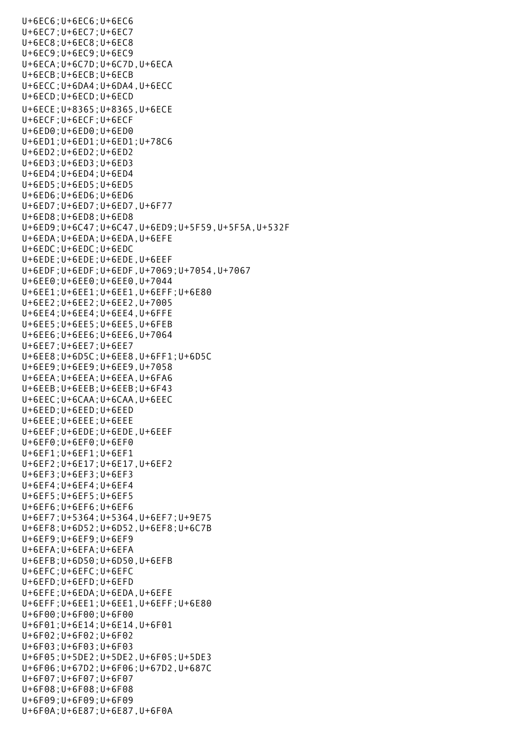U+6EC6;U+6EC6;U+6EC6
U+6EC7;U+6EC7;U+6EC7
U+6EC8;U+6EC8;U+6EC8
U+6EC9;U+6EC9;U+6EC9
U+6ECA;U+6C7D;U+6C7D,U+6ECA
U+6ECB;U+6ECB;U+6ECB
U+6ECC;U+6DA4;U+6DA4,U+6ECC
U+6ECD;U+6ECD;U+6ECD
U+6ECE;U+8365;U+8365,U+6ECE
U+6ECF;U+6ECF;U+6ECF
U+6ED0;U+6ED0;U+6ED0
U+6ED1;U+6ED1;U+6ED1;U+78C6
U+6ED2;U+6ED2;U+6ED2
U+6ED3;U+6ED3;U+6ED3
U+6ED4;U+6ED4;U+6ED4
U+6ED5;U+6ED5;U+6ED5
U+6ED6;U+6ED6;U+6ED6
U+6ED7;U+6ED7;U+6ED7,U+6F77
U+6ED8;U+6ED8;U+6ED8
U+6ED9;U+6C47;U+6C47,U+6ED9;U+5F59,U+5F5A,U+532F
U+6EDA;U+6EDA;U+6EDA,U+6EFE
U+6EDC;U+6EDC;U+6EDC
U+6EDE;U+6EDE;U+6EDE,U+6EEF
U+6EDF;U+6EDF;U+6EDF,U+7069;U+7054,U+7067
U+6EE0;U+6EE0;U+6EE0,U+7044
U+6EE1;U+6EE1;U+6EE1,U+6EFF;U+6E80
U+6EE2;U+6EE2;U+6EE2,U+7005
U+6EE4;U+6EE4;U+6EE4,U+6FFE
U+6EE5;U+6EE5;U+6EE5,U+6FEB
U+6EE6;U+6EE6;U+6EE6,U+7064
U+6EE7;U+6EE7;U+6EE7
U+6EE8;U+6D5C;U+6EE8,U+6FF1;U+6D5C
U+6EE9;U+6EE9;U+6EE9,U+7058
U+6EEA;U+6EEA;U+6EEA,U+6FA6
U+6EEB;U+6EEB;U+6EEB;U+6F43
U+6EEC;U+6CAA;U+6CAA,U+6EEC
U+6EED;U+6EED;U+6EED
U+6EEE;U+6EEE;U+6EEE
U+6EEF;U+6EDE;U+6EDE,U+6EEF
U+6EF0;U+6EF0;U+6EF0
U+6EF1;U+6EF1;U+6EF1
U+6EF2;U+6E17;U+6E17,U+6EF2
U+6EF3;U+6EF3;U+6EF3
U+6EF4;U+6EF4;U+6EF4
U+6EF5;U+6EF5;U+6EF5
U+6EF6;U+6EF6;U+6EF6
U+6EF7;U+5364;U+5364,U+6EF7;U+9E75
U+6EF8;U+6D52;U+6D52,U+6EF8;U+6C7B
U+6EF9;U+6EF9;U+6EF9
U+6EFA;U+6EFA;U+6EFA
U+6EFB;U+6D50;U+6D50,U+6EFB
U+6EFC;U+6EFC;U+6EFC
U+6EFD;U+6EFD;U+6EFD
U+6EFE;U+6EDA;U+6EDA,U+6EFE
U+6EFF;U+6EE1;U+6EE1,U+6EFF;U+6E80
U+6F00;U+6F00;U+6F00
U+6F01;U+6E14;U+6E14,U+6F01
U+6F02;U+6F02;U+6F02
U+6F03;U+6F03;U+6F03
U+6F05;U+5DE2;U+5DE2,U+6F05;U+5DE3
U+6F06;U+67D2;U+6F06;U+67D2,U+687C
U+6F07;U+6F07;U+6F07
U+6F08;U+6F08;U+6F08
U+6F09;U+6F09;U+6F09
U+6F0A;U+6E87;U+6E87,U+6F0A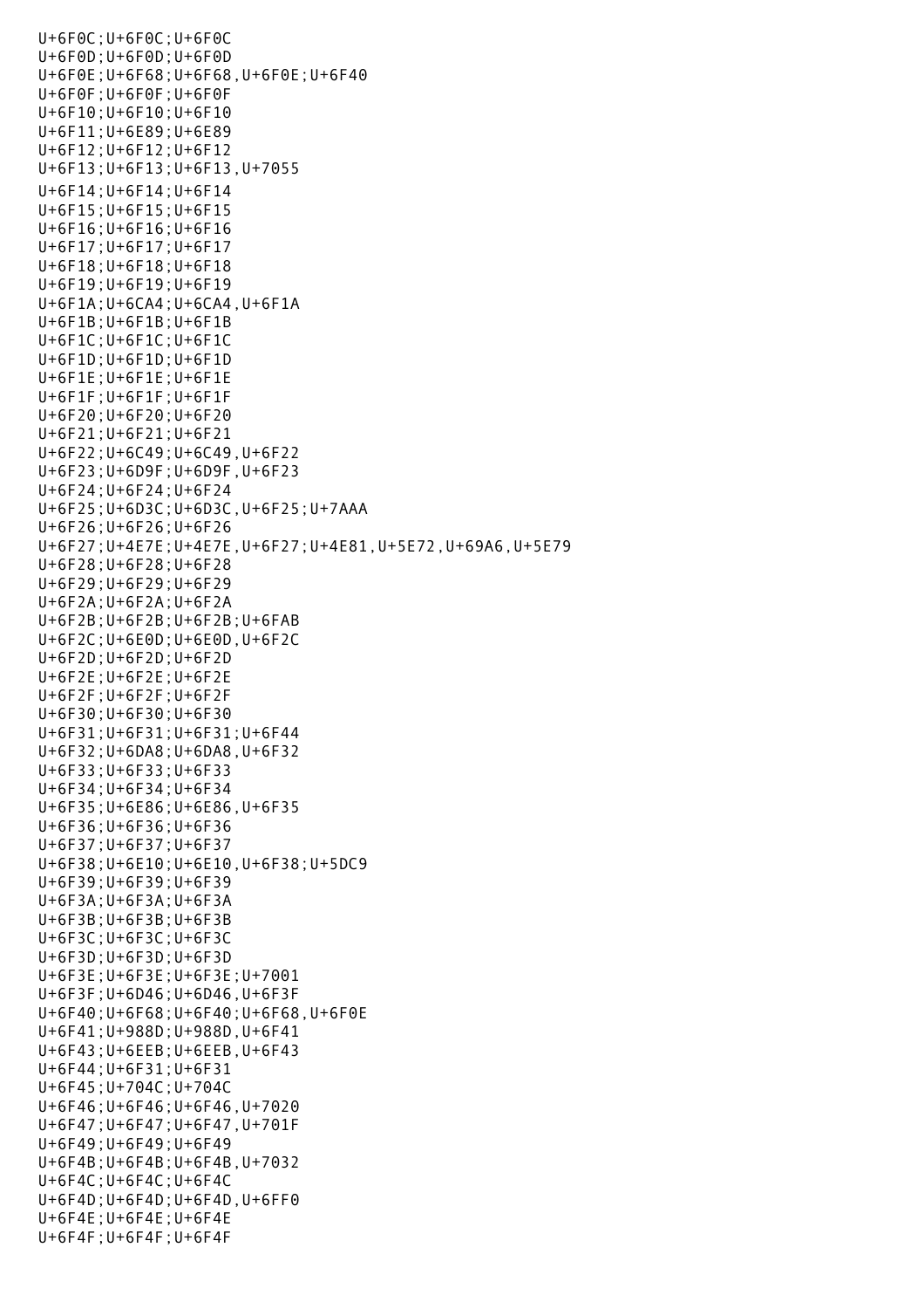U+6F0C;U+6F0C;U+6F0C
U+6F0D;U+6F0D;U+6F0D
U+6F0E;U+6F68;U+6F68,U+6F0E;U+6F40
U+6F0F;U+6F0F;U+6F0F
U+6F10;U+6F10;U+6F10
U+6F11;U+6E89;U+6E89
U+6F12;U+6F12;U+6F12
U+6F13;U+6F13;U+6F13,U+7055
U+6F14;U+6F14;U+6F14
U+6F15;U+6F15;U+6F15
U+6F16;U+6F16;U+6F16
U+6F17;U+6F17;U+6F17
U+6F18;U+6F18;U+6F18
U+6F19;U+6F19;U+6F19
U+6F1A;U+6CA4;U+6CA4,U+6F1A
U+6F1B;U+6F1B;U+6F1B
U+6F1C;U+6F1C;U+6F1C
U+6F1D;U+6F1D;U+6F1D
U+6F1E;U+6F1E;U+6F1E
U+6F1F;U+6F1F;U+6F1F
U+6F20;U+6F20;U+6F20
U+6F21;U+6F21;U+6F21
U+6F22;U+6C49;U+6C49,U+6F22
U+6F23;U+6D9F;U+6D9F,U+6F23
U+6F24;U+6F24;U+6F24
U+6F25;U+6D3C;U+6D3C,U+6F25;U+7AAA
U+6F26;U+6F26;U+6F26
U+6F27;U+4E7E;U+4E7E,U+6F27;U+4E81,U+5E72,U+69A6,U+5E79
U+6F28;U+6F28;U+6F28
U+6F29;U+6F29;U+6F29
U+6F2A;U+6F2A;U+6F2A
U+6F2B;U+6F2B;U+6F2B;U+6FAB
U+6F2C;U+6E0D;U+6E0D,U+6F2C
U+6F2D;U+6F2D;U+6F2D
U+6F2E;U+6F2E;U+6F2E
U+6F2F;U+6F2F;U+6F2F
U+6F30;U+6F30;U+6F30
U+6F31;U+6F31;U+6F31;U+6F44
U+6F32;U+6DA8;U+6DA8,U+6F32
U+6F33;U+6F33;U+6F33
U+6F34;U+6F34;U+6F34
U+6F35;U+6E86;U+6E86,U+6F35
U+6F36;U+6F36;U+6F36
U+6F37;U+6F37;U+6F37
U+6F38;U+6E10;U+6E10,U+6F38;U+5DC9
U+6F39;U+6F39;U+6F39
U+6F3A;U+6F3A;U+6F3A
U+6F3B;U+6F3B;U+6F3B
U+6F3C;U+6F3C;U+6F3C
U+6F3D;U+6F3D;U+6F3D
U+6F3E;U+6F3E;U+6F3E;U+7001
U+6F3F;U+6D46;U+6D46,U+6F3F
U+6F40;U+6F68;U+6F40;U+6F68,U+6F0E
U+6F41;U+988D;U+988D,U+6F41
U+6F43;U+6EEB;U+6EEB,U+6F43
U+6F44;U+6F31;U+6F31
U+6F45;U+704C;U+704C
U+6F46;U+6F46;U+6F46,U+7020
U+6F47;U+6F47;U+6F47,U+701F
U+6F49;U+6F49;U+6F49
U+6F4B;U+6F4B;U+6F4B,U+7032
U+6F4C;U+6F4C;U+6F4C
U+6F4D;U+6F4D;U+6F4D,U+6FF0
U+6F4E;U+6F4E;U+6F4E
U+6F4F;U+6F4F;U+6F4F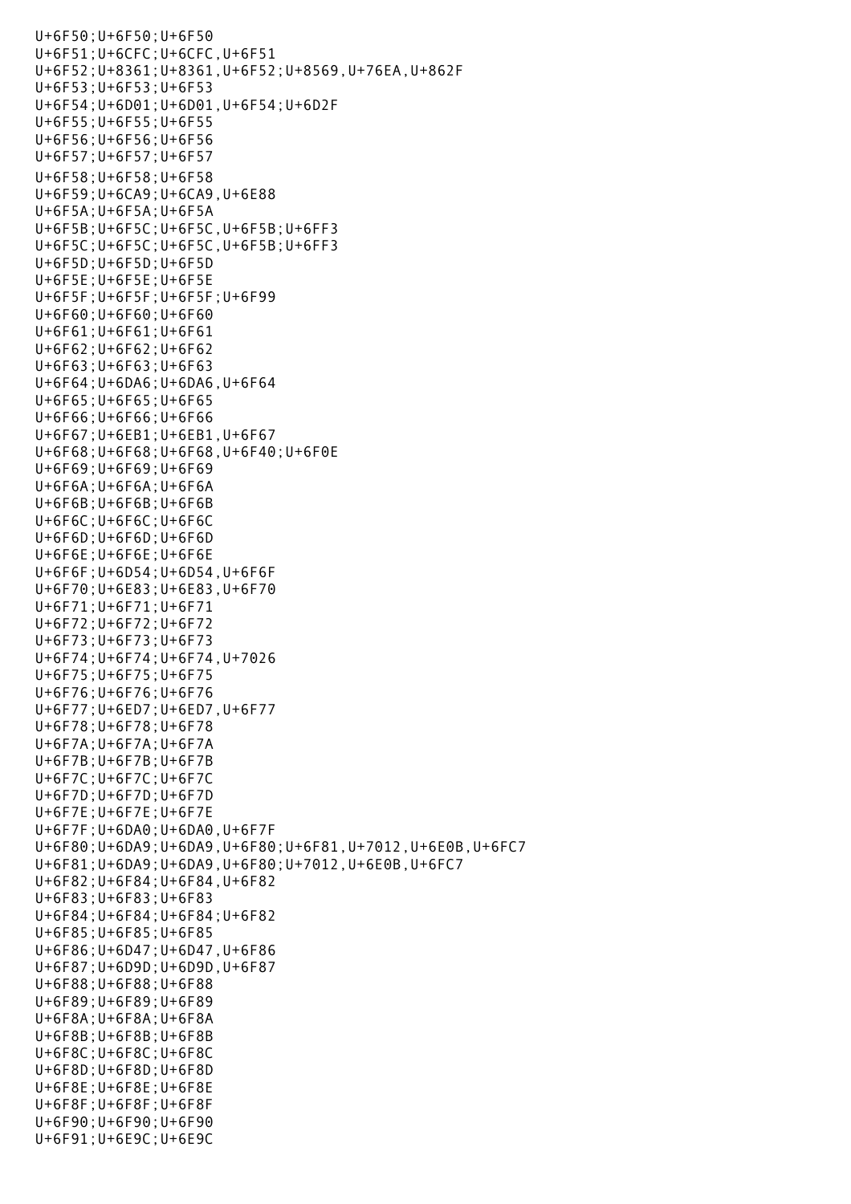U+6F50;U+6F50;U+6F50
U+6F51;U+6CFC;U+6CFC,U+6F51
U+6F52;U+8361;U+8361,U+6F52;U+8569,U+76EA,U+862F
U+6F53;U+6F53;U+6F53
U+6F54;U+6D01;U+6D01,U+6F54;U+6D2F
U+6F55;U+6F55;U+6F55
U+6F56;U+6F56;U+6F56
U+6F57;U+6F57;U+6F57
U+6F58;U+6F58;U+6F58
U+6F59;U+6CA9;U+6CA9,U+6E88
U+6F5A;U+6F5A;U+6F5A
U+6F5B;U+6F5C;U+6F5C,U+6F5B;U+6FF3
U+6F5C;U+6F5C;U+6F5C,U+6F5B;U+6FF3
U+6F5D;U+6F5D;U+6F5D
U+6F5E;U+6F5E;U+6F5E
U+6F5F;U+6F5F;U+6F5F;U+6F99
U+6F60;U+6F60;U+6F60
U+6F61;U+6F61;U+6F61
U+6F62;U+6F62;U+6F62
U+6F63;U+6F63;U+6F63
U+6F64;U+6DA6;U+6DA6,U+6F64
U+6F65;U+6F65;U+6F65
U+6F66;U+6F66;U+6F66
U+6F67;U+6EB1;U+6EB1,U+6F67
U+6F68;U+6F68;U+6F68,U+6F40;U+6F0E
U+6F69;U+6F69;U+6F69
U+6F6A;U+6F6A;U+6F6A
U+6F6B;U+6F6B;U+6F6B
U+6F6C;U+6F6C;U+6F6C
U+6F6D;U+6F6D;U+6F6D
U+6F6E;U+6F6E;U+6F6E
U+6F6F;U+6D54;U+6D54,U+6F6F
U+6F70;U+6E83;U+6E83,U+6F70
U+6F71;U+6F71;U+6F71
U+6F72;U+6F72;U+6F72
U+6F73;U+6F73;U+6F73
U+6F74;U+6F74;U+6F74,U+7026
U+6F75;U+6F75;U+6F75
U+6F76;U+6F76;U+6F76
U+6F77;U+6ED7;U+6ED7,U+6F77
U+6F78;U+6F78;U+6F78
U+6F7A;U+6F7A;U+6F7A
U+6F7B;U+6F7B;U+6F7B
U+6F7C;U+6F7C;U+6F7C
U+6F7D;U+6F7D;U+6F7D
U+6F7E;U+6F7E;U+6F7E
U+6F7F;U+6DA0;U+6DA0,U+6F7F
U+6F80;U+6DA9;U+6DA9,U+6F80;U+6F81,U+7012,U+6E0B,U+6FC7
U+6F81;U+6DA9;U+6DA9,U+6F80;U+7012,U+6E0B,U+6FC7
U+6F82;U+6F84;U+6F84,U+6F82
U+6F83;U+6F83;U+6F83
U+6F84;U+6F84;U+6F84;U+6F82
U+6F85;U+6F85;U+6F85
U+6F86;U+6D47;U+6D47,U+6F86
U+6F87;U+6D9D;U+6D9D,U+6F87
U+6F88;U+6F88;U+6F88
U+6F89;U+6F89;U+6F89
U+6F8A;U+6F8A;U+6F8A
U+6F8B;U+6F8B;U+6F8B
U+6F8C;U+6F8C;U+6F8C
U+6F8D;U+6F8D;U+6F8D
U+6F8E;U+6F8E;U+6F8E
U+6F8F;U+6F8F;U+6F8F
U+6F90;U+6F90;U+6F90
U+6F91;U+6E9C;U+6E9C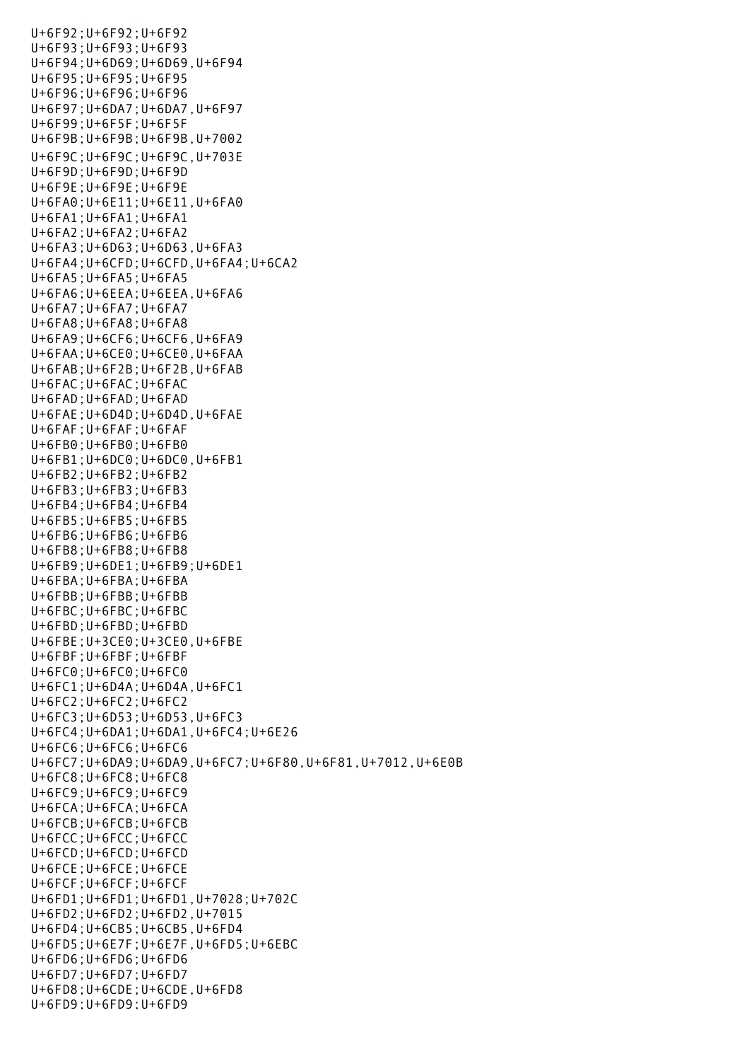U+6F92;U+6F92;U+6F92
U+6F93;U+6F93;U+6F93
U+6F94;U+6D69;U+6D69,U+6F94
U+6F95;U+6F95;U+6F95
U+6F96;U+6F96;U+6F96
U+6F97;U+6DA7;U+6DA7,U+6F97
U+6F99;U+6F5F;U+6F5F
U+6F9B;U+6F9B;U+6F9B,U+7002
U+6F9C;U+6F9C;U+6F9C,U+703E
U+6F9D;U+6F9D;U+6F9D
U+6F9E;U+6F9E;U+6F9E
U+6FA0;U+6E11;U+6E11,U+6FA0
U+6FA1;U+6FA1;U+6FA1
U+6FA2;U+6FA2;U+6FA2
U+6FA3;U+6D63;U+6D63,U+6FA3
U+6FA4;U+6CFD;U+6CFD,U+6FA4;U+6CA2
U+6FA5;U+6FA5;U+6FA5
U+6FA6;U+6EEA;U+6EEA,U+6FA6
U+6FA7;U+6FA7;U+6FA7
U+6FA8;U+6FA8;U+6FA8
U+6FA9;U+6CF6;U+6CF6,U+6FA9
U+6FAA;U+6CE0;U+6CE0,U+6FAA
U+6FAB;U+6F2B;U+6F2B,U+6FAB
U+6FAC;U+6FAC;U+6FAC
U+6FAD;U+6FAD;U+6FAD
U+6FAE;U+6D4D;U+6D4D,U+6FAE
U+6FAF;U+6FAF;U+6FAF
U+6FB0;U+6FB0;U+6FB0
U+6FB1;U+6DC0;U+6DC0,U+6FB1
U+6FB2;U+6FB2;U+6FB2
U+6FB3;U+6FB3;U+6FB3
U+6FB4;U+6FB4;U+6FB4
U+6FB5;U+6FB5;U+6FB5
U+6FB6;U+6FB6;U+6FB6
U+6FB8;U+6FB8;U+6FB8
U+6FB9;U+6DE1;U+6FB9;U+6DE1
U+6FBA;U+6FBA;U+6FBA
U+6FBB;U+6FBB;U+6FBB
U+6FBC;U+6FBC;U+6FBC
U+6FBD;U+6FBD;U+6FBD
U+6FBE;U+3CE0;U+3CE0,U+6FBE
U+6FBF;U+6FBF;U+6FBF
U+6FC0;U+6FC0;U+6FC0
U+6FC1;U+6D4A;U+6D4A,U+6FC1
U+6FC2;U+6FC2;U+6FC2
U+6FC3;U+6D53;U+6D53,U+6FC3
U+6FC4;U+6DA1;U+6DA1,U+6FC4;U+6E26
U+6FC6;U+6FC6;U+6FC6
U+6FC7;U+6DA9;U+6DA9,U+6FC7;U+6F80,U+6F81,U+7012,U+6E0B
U+6FC8;U+6FC8;U+6FC8
U+6FC9;U+6FC9;U+6FC9
U+6FCA;U+6FCA;U+6FCA
U+6FCB;U+6FCB;U+6FCB
U+6FCC;U+6FCC;U+6FCC
U+6FCD;U+6FCD;U+6FCD
U+6FCE;U+6FCE;U+6FCE
U+6FCF;U+6FCF;U+6FCF
U+6FD1;U+6FD1;U+6FD1,U+7028;U+702C
U+6FD2;U+6FD2;U+6FD2,U+7015
U+6FD4;U+6CB5;U+6CB5,U+6FD4
U+6FD5;U+6E7F;U+6E7F,U+6FD5;U+6EBC
U+6FD6;U+6FD6;U+6FD6
U+6FD7;U+6FD7;U+6FD7
U+6FD8;U+6CDE;U+6CDE,U+6FD8
U+6FD9;U+6FD9;U+6FD9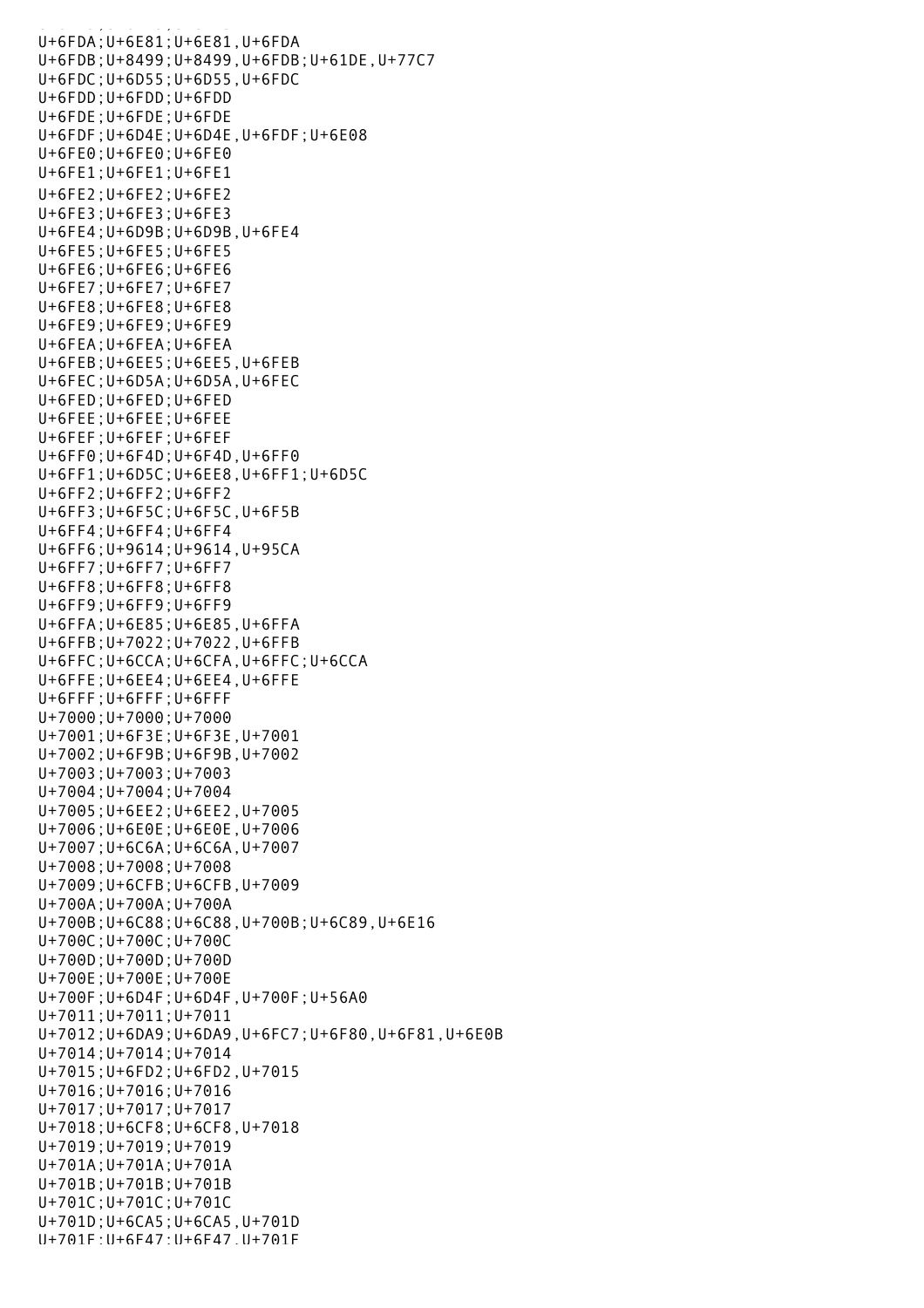U+6FDA;U+6E81;U+6E81,U+6FDA
U+6FDB;U+8499;U+8499,U+6FDB;U+61DE,U+77C7
U+6FDC;U+6D55;U+6D55,U+6FDC
U+6FDD;U+6FDD;U+6FDD
U+6FDE;U+6FDE;U+6FDE
U+6FDF;U+6D4E;U+6D4E,U+6FDF;U+6E08
U+6FE0;U+6FE0;U+6FE0
U+6FE1;U+6FE1;U+6FE1
U+6FE2;U+6FE2;U+6FE2
U+6FE3;U+6FE3;U+6FE3
U+6FE4;U+6D9B;U+6D9B,U+6FE4
U+6FE5;U+6FE5;U+6FE5
U+6FE6;U+6FE6;U+6FE6
U+6FE7;U+6FE7;U+6FE7
U+6FE8;U+6FE8;U+6FE8
U+6FE9;U+6FE9;U+6FE9
U+6FEA;U+6FEA;U+6FEA
U+6FEB;U+6EE5;U+6EE5,U+6FEB
U+6FEC;U+6D5A;U+6D5A,U+6FEC
U+6FED;U+6FED;U+6FED
U+6FEE;U+6FEE;U+6FEE
U+6FEF;U+6FEF;U+6FEF
U+6FF0;U+6F4D;U+6F4D,U+6FF0
U+6FF1;U+6D5C;U+6EE8,U+6FF1;U+6D5C
U+6FF2;U+6FF2;U+6FF2
U+6FF3;U+6F5C;U+6F5C,U+6F5B
U+6FF4;U+6FF4;U+6FF4
U+6FF6;U+9614;U+9614,U+95CA
U+6FF7;U+6FF7;U+6FF7
U+6FF8;U+6FF8;U+6FF8
U+6FF9;U+6FF9;U+6FF9
U+6FFA;U+6E85;U+6E85,U+6FFA
U+6FFB;U+7022;U+7022,U+6FFB
U+6FFC;U+6CCA;U+6CFA,U+6FFC;U+6CCA
U+6FFE;U+6EE4;U+6EE4,U+6FFE
U+6FFF;U+6FFF;U+6FFF
U+7000;U+7000;U+7000
U+7001;U+6F3E;U+6F3E,U+7001
U+7002;U+6F9B;U+6F9B,U+7002
U+7003;U+7003;U+7003
U+7004;U+7004;U+7004
U+7005;U+6EE2;U+6EE2,U+7005
U+7006;U+6E0E;U+6E0E,U+7006
U+7007;U+6C6A;U+6C6A,U+7007
U+7008;U+7008;U+7008
U+7009;U+6CFB;U+6CFB,U+7009
U+700A;U+700A;U+700A
U+700B;U+6C88;U+6C88,U+700B;U+6C89,U+6E16
U+700C;U+700C;U+700C
U+700D;U+700D;U+700D
U+700E;U+700E;U+700E
U+700F;U+6D4F;U+6D4F,U+700F;U+56A0
U+7011;U+7011;U+7011
U+7012;U+6DA9;U+6DA9,U+6FC7;U+6F80,U+6F81,U+6E0B
U+7014;U+7014;U+7014
U+7015;U+6FD2;U+6FD2,U+7015
U+7016;U+7016;U+7016
U+7017;U+7017;U+7017
U+7018;U+6CF8;U+6CF8,U+7018
U+7019;U+7019;U+7019
U+701A;U+701A;U+701A
U+701B;U+701B;U+701B
U+701C;U+701C;U+701C
U+701D;U+6CA5;U+6CA5,U+701D
U+701E;U+6F47;U+6F47,U+701E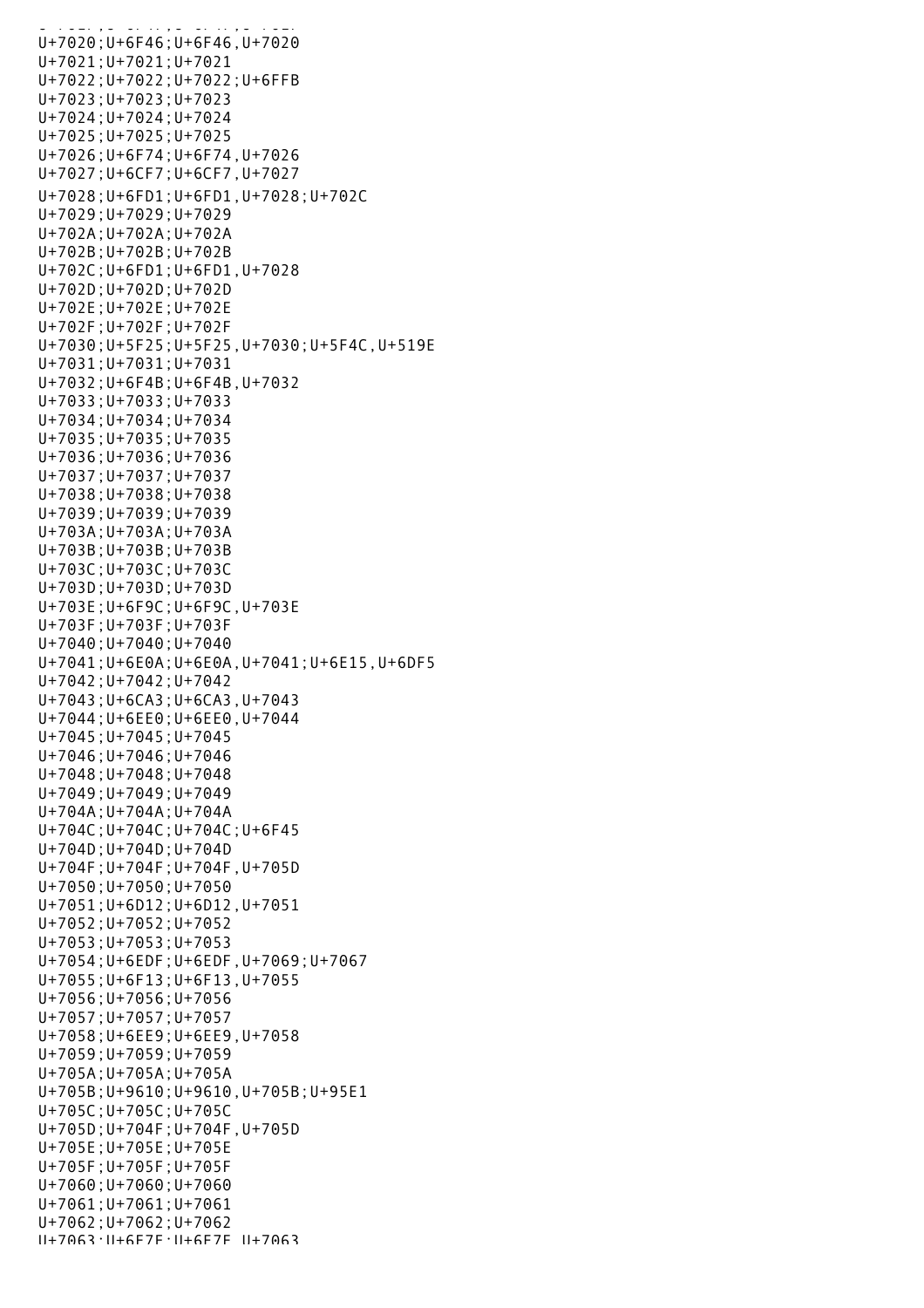U+7020;U+6F46;U+6F46,U+7020
U+7021;U+7021;U+7021
U+7022;U+7022;U+7022;U+6FFB
U+7023;U+7023;U+7023
U+7024;U+7024;U+7024
U+7025;U+7025;U+7025
U+7026;U+6F74;U+6F74,U+7026
U+7027;U+6CF7;U+6CF7,U+7027
U+7028;U+6FD1;U+6FD1,U+7028;U+702C
U+7029;U+7029;U+7029
U+702A;U+702A;U+702A
U+702B;U+702B;U+702B
U+702C;U+6FD1;U+6FD1,U+7028
U+702D;U+702D;U+702D
U+702E;U+702E;U+702E
U+702F;U+702F;U+702F
U+7030;U+5F25;U+5F25,U+7030;U+5F4C,U+519E
U+7031;U+7031;U+7031
U+7032;U+6F4B;U+6F4B,U+7032
U+7033;U+7033;U+7033
U+7034;U+7034;U+7034
U+7035;U+7035;U+7035
U+7036;U+7036;U+7036
U+7037;U+7037;U+7037
U+7038;U+7038;U+7038
U+7039;U+7039;U+7039
U+703A;U+703A;U+703A
U+703B;U+703B;U+703B
U+703C;U+703C;U+703C
U+703D;U+703D;U+703D
U+703E;U+6F9C;U+6F9C,U+703E
U+703F;U+703F;U+703F
U+7040;U+7040;U+7040
U+7041;U+6E0A;U+6E0A,U+7041;U+6E15,U+6DF5
U+7042;U+7042;U+7042
U+7043;U+6CA3;U+6CA3,U+7043
U+7044;U+6EE0;U+6EE0,U+7044
U+7045;U+7045;U+7045
U+7046;U+7046;U+7046
U+7048;U+7048;U+7048
U+7049;U+7049;U+7049
U+704A;U+704A;U+704A
U+704C;U+704C;U+704C;U+6F45
U+704D;U+704D;U+704D
U+704F;U+704F;U+704F,U+705D
U+7050;U+7050;U+7050
U+7051;U+6D12;U+6D12,U+7051
U+7052;U+7052;U+7052
U+7053;U+7053;U+7053
U+7054;U+6EDF;U+6EDF,U+7069;U+7067
U+7055;U+6F13;U+6F13,U+7055
U+7056;U+7056;U+7056
U+7057;U+7057;U+7057
U+7058;U+6EE9;U+6EE9,U+7058
U+7059;U+7059;U+7059
U+705A;U+705A;U+705A
U+705B;U+9610;U+9610,U+705B;U+95E1
U+705C;U+705C;U+705C
U+705D;U+704F;U+704F,U+705D
U+705E;U+705E;U+705E
U+705F;U+705F;U+705F
U+7060;U+7060;U+7060
U+7061;U+7061;U+7061
U+7062;U+7062;U+7062
U+7063;U+6E7E;U+6E7E,U+7063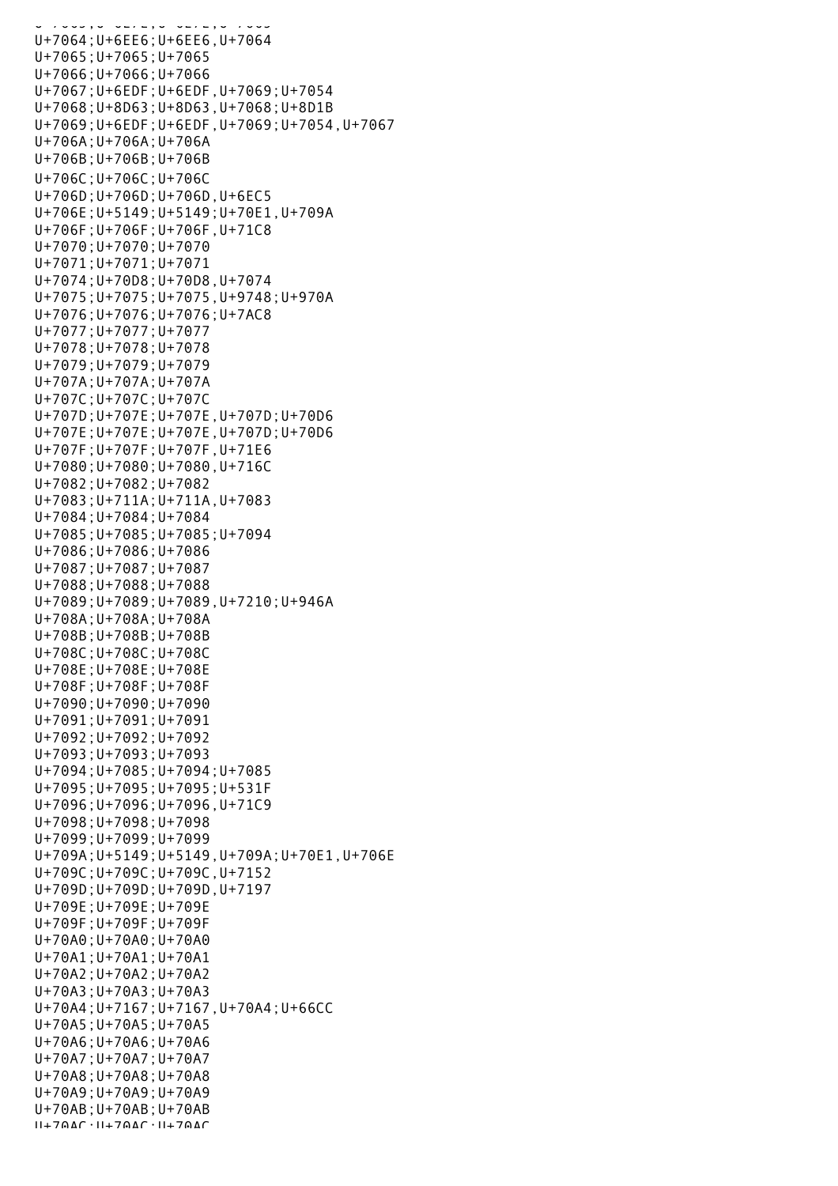U+7064;U+6EE6;U+6EE6,U+7064
U+7065;U+7065;U+7065
U+7066;U+7066;U+7066
U+7067;U+6EDF;U+6EDF,U+7069;U+7054
U+7068;U+8D63;U+8D63,U+7068;U+8D1B
U+7069;U+6EDF;U+6EDF,U+7069;U+7054,U+7067
U+706A;U+706A;U+706A
U+706B;U+706B;U+706B
U+706C;U+706C;U+706C
U+706D;U+706D;U+706D,U+6EC5
U+706E;U+5149;U+5149;U+70E1,U+709A
U+706F;U+706F;U+706F,U+71C8
U+7070;U+7070;U+7070
U+7071;U+7071;U+7071
U+7074;U+70D8;U+70D8,U+7074
U+7075;U+7075;U+7075,U+9748;U+970A
U+7076;U+7076;U+7076;U+7AC8
U+7077;U+7077;U+7077
U+7078;U+7078;U+7078
U+7079;U+7079;U+7079
U+707A;U+707A;U+707A
U+707C;U+707C;U+707C
U+707D;U+707E;U+707E,U+707D;U+70D6
U+707E;U+707E;U+707E,U+707D;U+70D6
U+707F;U+707F;U+707F,U+71E6
U+7080;U+7080;U+7080,U+716C
U+7082;U+7082;U+7082
U+7083;U+711A;U+711A,U+7083
U+7084;U+7084;U+7084
U+7085;U+7085;U+7085;U+7094
U+7086;U+7086;U+7086
U+7087;U+7087;U+7087
U+7088;U+7088;U+7088
U+7089;U+7089;U+7089,U+7210;U+946A
U+708A;U+708A;U+708A
U+708B;U+708B;U+708B
U+708C;U+708C;U+708C
U+708E;U+708E;U+708E
U+708F;U+708F;U+708F
U+7090;U+7090;U+7090
U+7091;U+7091;U+7091
U+7092;U+7092;U+7092
U+7093;U+7093;U+7093
U+7094;U+7085;U+7094;U+7085
U+7095;U+7095;U+7095;U+531F
U+7096;U+7096;U+7096,U+71C9
U+7098;U+7098;U+7098
U+7099;U+7099;U+7099
U+709A;U+5149;U+5149,U+709A;U+70E1,U+706E
U+709C;U+709C;U+709C,U+7152
U+709D;U+709D;U+709D,U+7197
U+709E;U+709E;U+709E
U+709F;U+709F;U+709F
U+70A0;U+70A0;U+70A0
U+70A1;U+70A1;U+70A1
U+70A2;U+70A2;U+70A2
U+70A3;U+70A3;U+70A3
U+70A4;U+7167;U+7167,U+70A4;U+66CC
U+70A5;U+70A5;U+70A5
U+70A6;U+70A6;U+70A6
U+70A7;U+70A7;U+70A7
U+70A8;U+70A8;U+70A8
U+70A9;U+70A9;U+70A9
U+70AB;U+70AB;U+70AB
U+70AC;U+70AC;U+70AC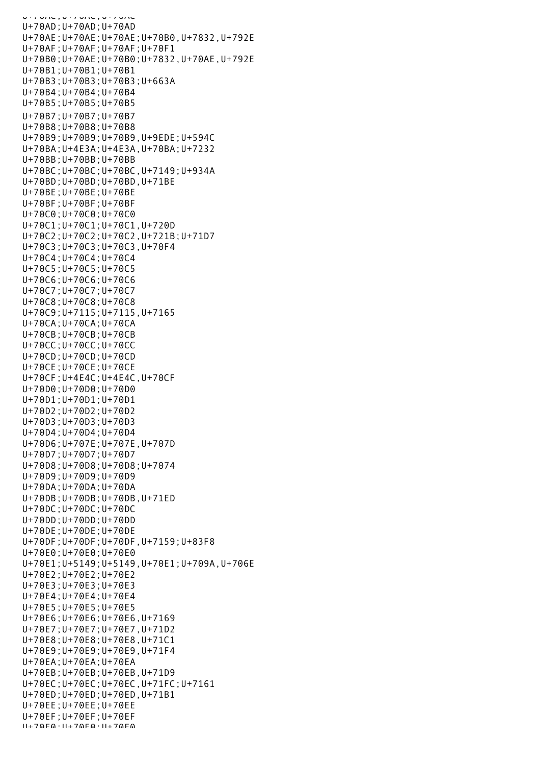U+70AC;U+70AC;U+70AC
U+70AD;U+70AD;U+70AD
U+70AE;U+70AE;U+70AE;U+70B0,U+7832,U+792E
U+70AF;U+70AF;U+70AF;U+70F1
U+70B0;U+70AE;U+70B0;U+7832,U+70AE,U+792E
U+70B1;U+70B1;U+70B1
U+70B3;U+70B3;U+70B3;U+663A
U+70B4;U+70B4;U+70B4
U+70B5;U+70B5;U+70B5
U+70B7;U+70B7;U+70B7
U+70B8;U+70B8;U+70B8
U+70B9;U+70B9;U+70B9,U+9EDE;U+594C
U+70BA;U+4E3A;U+4E3A,U+70BA;U+7232
U+70BB;U+70BB;U+70BB
U+70BC;U+70BC;U+70BC,U+7149;U+934A
U+70BD;U+70BD;U+70BD,U+71BE
U+70BE;U+70BE;U+70BE
U+70BF;U+70BF;U+70BF
U+70C0;U+70C0;U+70C0
U+70C1;U+70C1;U+70C1,U+720D
U+70C2;U+70C2;U+70C2,U+721B;U+71D7
U+70C3;U+70C3;U+70C3,U+70F4
U+70C4;U+70C4;U+70C4
U+70C5;U+70C5;U+70C5
U+70C6;U+70C6;U+70C6
U+70C7;U+70C7;U+70C7
U+70C8;U+70C8;U+70C8
U+70C9;U+7115;U+7115,U+7165
U+70CA;U+70CA;U+70CA
U+70CB;U+70CB;U+70CB
U+70CC;U+70CC;U+70CC
U+70CD;U+70CD;U+70CD
U+70CE;U+70CE;U+70CE
U+70CF;U+4E4C;U+4E4C,U+70CF
U+70D0;U+70D0;U+70D0
U+70D1;U+70D1;U+70D1
U+70D2;U+70D2;U+70D2
U+70D3;U+70D3;U+70D3
U+70D4;U+70D4;U+70D4
U+70D6;U+707E;U+707E,U+707D
U+70D7;U+70D7;U+70D7
U+70D8;U+70D8;U+70D8;U+7074
U+70D9;U+70D9;U+70D9
U+70DA;U+70DA;U+70DA
U+70DB;U+70DB;U+70DB,U+71ED
U+70DC;U+70DC;U+70DC
U+70DD;U+70DD;U+70DD
U+70DE;U+70DE;U+70DE
U+70DF;U+70DF;U+70DF,U+7159;U+83F8
U+70E0;U+70E0;U+70E0
U+70E1;U+5149;U+5149,U+70E1;U+709A,U+706E
U+70E2;U+70E2;U+70E2
U+70E3;U+70E3;U+70E3
U+70E4;U+70E4;U+70E4
U+70E5;U+70E5;U+70E5
U+70E6;U+70E6;U+70E6,U+7169
U+70E7;U+70E7;U+70E7,U+71D2
U+70E8;U+70E8;U+70E8,U+71C1
U+70E9;U+70E9;U+70E9,U+71F4
U+70EA;U+70EA;U+70EA
U+70EB;U+70EB;U+70EB,U+71D9
U+70EC;U+70EC;U+70EC,U+71FC;U+7161
U+70ED;U+70ED;U+70ED,U+71B1
U+70EE;U+70EE;U+70EE
U+70EF;U+70EF;U+70EF
U+70F0;U+70F0;U+70F0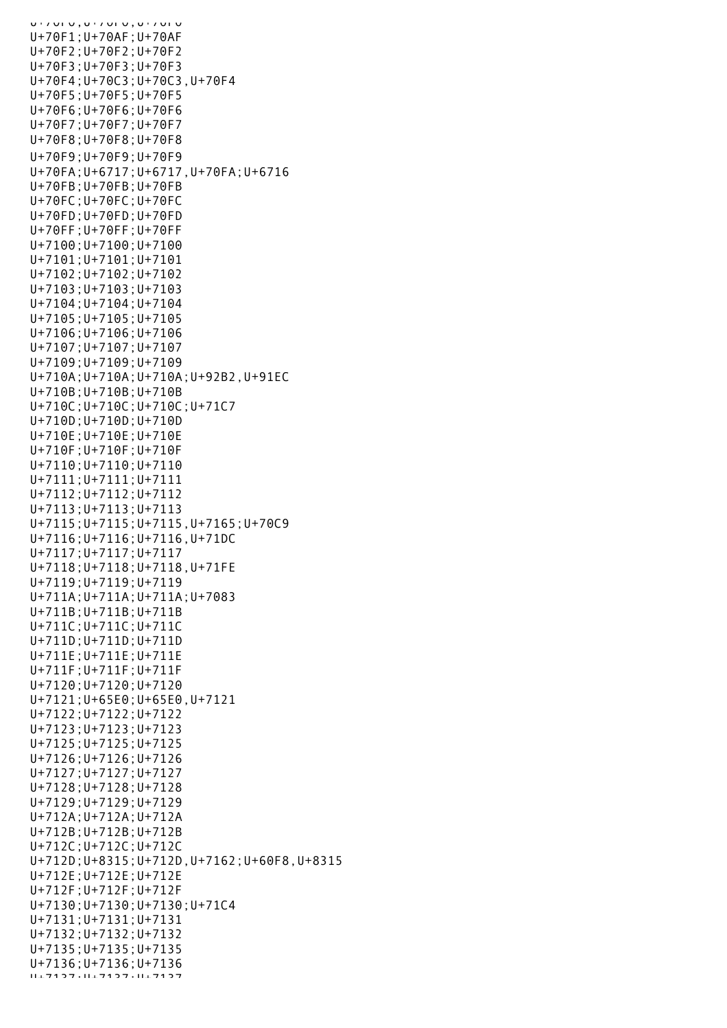U+70F1;U+70AF;U+70AF
U+70F2;U+70F2;U+70F2
U+70F3;U+70F3;U+70F3
U+70F4;U+70C3;U+70C3,U+70F4
U+70F5;U+70F5;U+70F5
U+70F6;U+70F6;U+70F6
U+70F7;U+70F7;U+70F7
U+70F8;U+70F8;U+70F8
U+70F9;U+70F9;U+70F9
U+70FA;U+6717;U+6717,U+70FA;U+6716
U+70FB;U+70FB;U+70FB
U+70FC;U+70FC;U+70FC
U+70FD;U+70FD;U+70FD
U+70FF;U+70FF;U+70FF
U+7100;U+7100;U+7100
U+7101;U+7101;U+7101
U+7102;U+7102;U+7102
U+7103;U+7103;U+7103
U+7104;U+7104;U+7104
U+7105;U+7105;U+7105
U+7106;U+7106;U+7106
U+7107;U+7107;U+7107
U+7109;U+7109;U+7109
U+710A;U+710A;U+710A;U+92B2,U+91EC
U+710B;U+710B;U+710B
U+710C;U+710C;U+710C;U+71C7
U+710D;U+710D;U+710D
U+710E;U+710E;U+710E
U+710F;U+710F;U+710F
U+7110;U+7110;U+7110
U+7111;U+7111;U+7111
U+7112;U+7112;U+7112
U+7113;U+7113;U+7113
U+7115;U+7115;U+7115,U+7165;U+70C9
U+7116;U+7116;U+7116,U+71DC
U+7117;U+7117;U+7117
U+7118;U+7118;U+7118,U+71FE
U+7119;U+7119;U+7119
U+711A;U+711A;U+711A;U+7083
U+711B;U+711B;U+711B
U+711C;U+711C;U+711C
U+711D;U+711D;U+711D
U+711E;U+711E;U+711E
U+711F;U+711F;U+711F
U+7120;U+7120;U+7120
U+7121;U+65E0;U+65E0,U+7121
U+7122;U+7122;U+7122
U+7123;U+7123;U+7123
U+7125;U+7125;U+7125
U+7126;U+7126;U+7126
U+7127;U+7127;U+7127
U+7128;U+7128;U+7128
U+7129;U+7129;U+7129
U+712A;U+712A;U+712A
U+712B;U+712B;U+712B
U+712C;U+712C;U+712C
U+712D;U+8315;U+712D,U+7162;U+60F8,U+8315
U+712E;U+712E;U+712E
U+712F;U+712F;U+712F
U+7130;U+7130;U+7130;U+71C4
U+7131;U+7131;U+7131
U+7132;U+7132;U+7132
U+7135;U+7135;U+7135
U+7136;U+7136;U+7136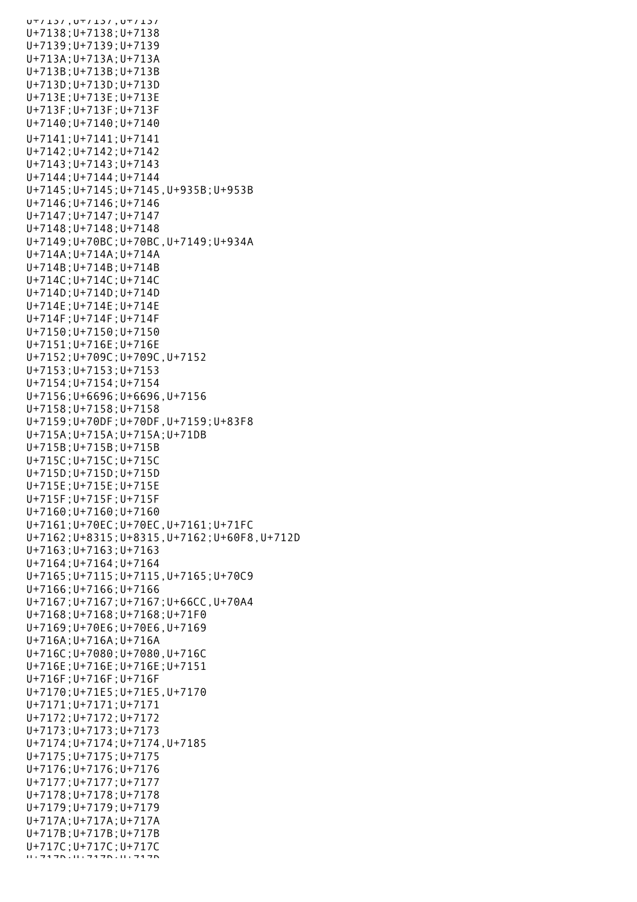U+7137;U+7137;U+7137
U+7138;U+7138;U+7138
U+7139;U+7139;U+7139
U+713A;U+713A;U+713A
U+713B;U+713B;U+713B
U+713D;U+713D;U+713D
U+713E;U+713E;U+713E
U+713F;U+713F;U+713F
U+7140;U+7140;U+7140
U+7141;U+7141;U+7141
U+7142;U+7142;U+7142
U+7143;U+7143;U+7143
U+7144;U+7144;U+7144
U+7145;U+7145;U+7145,U+935B;U+953B
U+7146;U+7146;U+7146
U+7147;U+7147;U+7147
U+7148;U+7148;U+7148
U+7149;U+70BC;U+70BC,U+7149;U+934A
U+714A;U+714A;U+714A
U+714B;U+714B;U+714B
U+714C;U+714C;U+714C
U+714D;U+714D;U+714D
U+714E;U+714E;U+714E
U+714F;U+714F;U+714F
U+7150;U+7150;U+7150
U+7151;U+716E;U+716E
U+7152;U+709C;U+709C,U+7152
U+7153;U+7153;U+7153
U+7154;U+7154;U+7154
U+7156;U+6696;U+6696,U+7156
U+7158;U+7158;U+7158
U+7159;U+70DF;U+70DF,U+7159;U+83F8
U+715A;U+715A;U+715A;U+71DB
U+715B;U+715B;U+715B
U+715C;U+715C;U+715C
U+715D;U+715D;U+715D
U+715E;U+715E;U+715E
U+715F;U+715F;U+715F
U+7160;U+7160;U+7160
U+7161;U+70EC;U+70EC,U+7161;U+71FC
U+7162;U+8315;U+8315,U+7162;U+60F8,U+712D
U+7163;U+7163;U+7163
U+7164;U+7164;U+7164
U+7165;U+7115;U+7115,U+7165;U+70C9
U+7166;U+7166;U+7166
U+7167;U+7167;U+7167;U+66CC,U+70A4
U+7168;U+7168;U+7168;U+71F0
U+7169;U+70E6;U+70E6,U+7169
U+716A;U+716A;U+716A
U+716C;U+7080;U+7080,U+716C
U+716E;U+716E;U+716E;U+7151
U+716F;U+716F;U+716F
U+7170;U+71E5;U+71E5,U+7170
U+7171;U+7171;U+7171
U+7172;U+7172;U+7172
U+7173;U+7173;U+7173
U+7174;U+7174;U+7174,U+7185
U+7175;U+7175;U+7175
U+7176;U+7176;U+7176
U+7177;U+7177;U+7177
U+7178;U+7178;U+7178
U+7179;U+7179;U+7179
U+717A;U+717A;U+717A
U+717B;U+717B;U+717B
U+717C;U+717C;U+717C
U+717D;U+717D;U+717D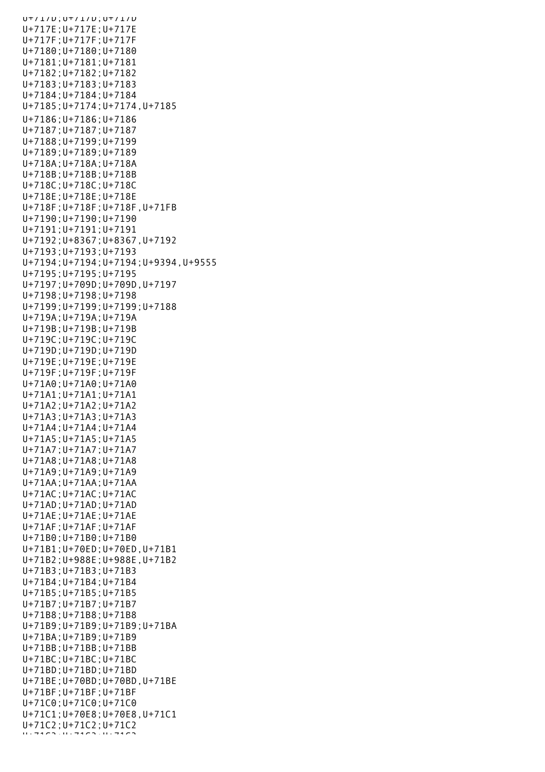U+717D;U+717D;U+717D
U+717E;U+717E;U+717E
U+717F;U+717F;U+717F
U+7180;U+7180;U+7180
U+7181;U+7181;U+7181
U+7182;U+7182;U+7182
U+7183;U+7183;U+7183
U+7184;U+7184;U+7184
U+7185;U+7174;U+7174,U+7185
U+7186;U+7186;U+7186
U+7187;U+7187;U+7187
U+7188;U+7199;U+7199
U+7189;U+7189;U+7189
U+718A;U+718A;U+718A
U+718B;U+718B;U+718B
U+718C;U+718C;U+718C
U+718E;U+718E;U+718E
U+718F;U+718F;U+718F,U+71FB
U+7190;U+7190;U+7190
U+7191;U+7191;U+7191
U+7192;U+8367;U+8367,U+7192
U+7193;U+7193;U+7193
U+7194;U+7194;U+7194;U+9394,U+9555
U+7195;U+7195;U+7195
U+7197;U+709D;U+709D,U+7197
U+7198;U+7198;U+7198
U+7199;U+7199;U+7199;U+7188
U+719A;U+719A;U+719A
U+719B;U+719B;U+719B
U+719C;U+719C;U+719C
U+719D;U+719D;U+719D
U+719E;U+719E;U+719E
U+719F;U+719F;U+719F
U+71A0;U+71A0;U+71A0
U+71A1;U+71A1;U+71A1
U+71A2;U+71A2;U+71A2
U+71A3;U+71A3;U+71A3
U+71A4;U+71A4;U+71A4
U+71A5;U+71A5;U+71A5
U+71A7;U+71A7;U+71A7
U+71A8;U+71A8;U+71A8
U+71A9;U+71A9;U+71A9
U+71AA;U+71AA;U+71AA
U+71AC;U+71AC;U+71AC
U+71AD;U+71AD;U+71AD
U+71AE;U+71AE;U+71AE
U+71AF;U+71AF;U+71AF
U+71B0;U+71B0;U+71B0
U+71B1;U+70ED;U+70ED,U+71B1
U+71B2;U+988E;U+988E,U+71B2
U+71B3;U+71B3;U+71B3
U+71B4;U+71B4;U+71B4
U+71B5;U+71B5;U+71B5
U+71B7;U+71B7;U+71B7
U+71B8;U+71B8;U+71B8
U+71B9;U+71B9;U+71B9;U+71BA
U+71BA;U+71B9;U+71B9
U+71BB;U+71BB;U+71BB
U+71BC;U+71BC;U+71BC
U+71BD;U+71BD;U+71BD
U+71BE;U+70BD;U+70BD,U+71BE
U+71BF;U+71BF;U+71BF
U+71C0;U+71C0;U+71C0
U+71C1;U+70E8;U+70E8,U+71C1
U+71C2;U+71C2;U+71C2
U+71C3;U+71C3;U+71C3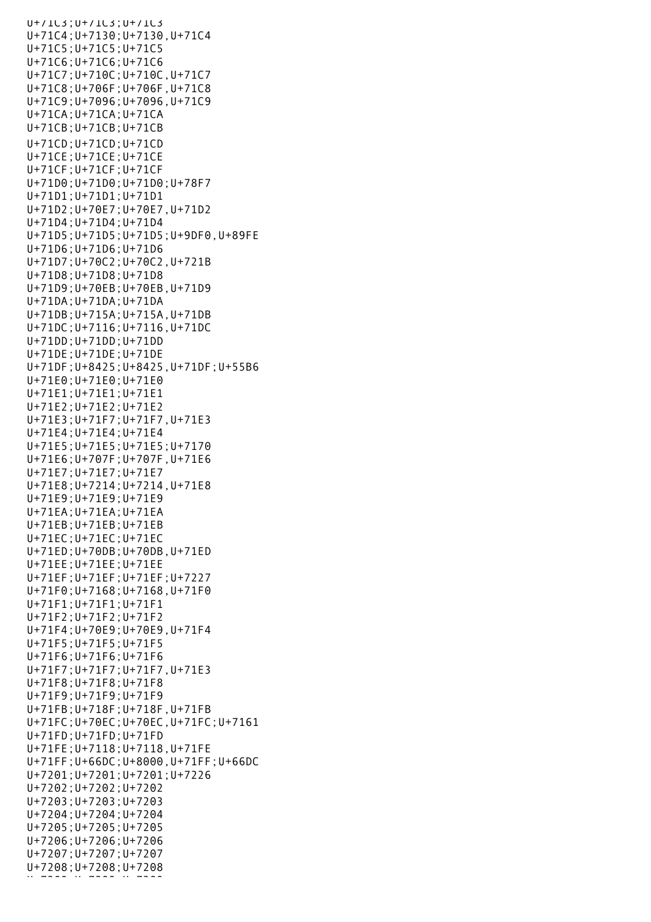U+71C3;U+71C3;U+71C3
U+71C4;U+7130;U+7130,U+71C4
U+71C5;U+71C5;U+71C5
U+71C6;U+71C6;U+71C6
U+71C7;U+710C;U+710C,U+71C7
U+71C8;U+706F;U+706F,U+71C8
U+71C9;U+7096;U+7096,U+71C9
U+71CA;U+71CA;U+71CA
U+71CB;U+71CB;U+71CB
U+71CD;U+71CD;U+71CD
U+71CE;U+71CE;U+71CE
U+71CF;U+71CF;U+71CF
U+71D0;U+71D0;U+71D0;U+78F7
U+71D1;U+71D1;U+71D1
U+71D2;U+70E7;U+70E7,U+71D2
U+71D4;U+71D4;U+71D4
U+71D5;U+71D5;U+71D5;U+9DF0,U+89FE
U+71D6;U+71D6;U+71D6
U+71D7;U+70C2;U+70C2,U+721B
U+71D8;U+71D8;U+71D8
U+71D9;U+70EB;U+70EB,U+71D9
U+71DA;U+71DA;U+71DA
U+71DB;U+715A;U+715A,U+71DB
U+71DC;U+7116;U+7116,U+71DC
U+71DD;U+71DD;U+71DD
U+71DE;U+71DE;U+71DE
U+71DF;U+8425;U+8425,U+71DF;U+55B6
U+71E0;U+71E0;U+71E0
U+71E1;U+71E1;U+71E1
U+71E2;U+71E2;U+71E2
U+71E3;U+71F7;U+71F7,U+71E3
U+71E4;U+71E4;U+71E4
U+71E5;U+71E5;U+71E5;U+7170
U+71E6;U+707F;U+707F,U+71E6
U+71E7;U+71E7;U+71E7
U+71E8;U+7214;U+7214,U+71E8
U+71E9;U+71E9;U+71E9
U+71EA;U+71EA;U+71EA
U+71EB;U+71EB;U+71EB
U+71EC;U+71EC;U+71EC
U+71ED;U+70DB;U+70DB,U+71ED
U+71EE;U+71EE;U+71EE
U+71EF;U+71EF;U+71EF;U+7227
U+71F0;U+7168;U+7168,U+71F0
U+71F1;U+71F1;U+71F1
U+71F2;U+71F2;U+71F2
U+71F4;U+70E9;U+70E9,U+71F4
U+71F5;U+71F5;U+71F5
U+71F6;U+71F6;U+71F6
U+71F7;U+71F7;U+71F7,U+71E3
U+71F8;U+71F8;U+71F8
U+71F9;U+71F9;U+71F9
U+71FB;U+718F;U+718F,U+71FB
U+71FC;U+70EC;U+70EC,U+71FC;U+7161
U+71FD;U+71FD;U+71FD
U+71FE;U+7118;U+7118,U+71FE
U+71FF;U+66DC;U+8000,U+71FF;U+66DC
U+7201;U+7201;U+7201;U+7226
U+7202;U+7202;U+7202
U+7203;U+7203;U+7203
U+7204;U+7204;U+7204
U+7205;U+7205;U+7205
U+7206;U+7206;U+7206
U+7207;U+7207;U+7207
U+7208;U+7208;U+7208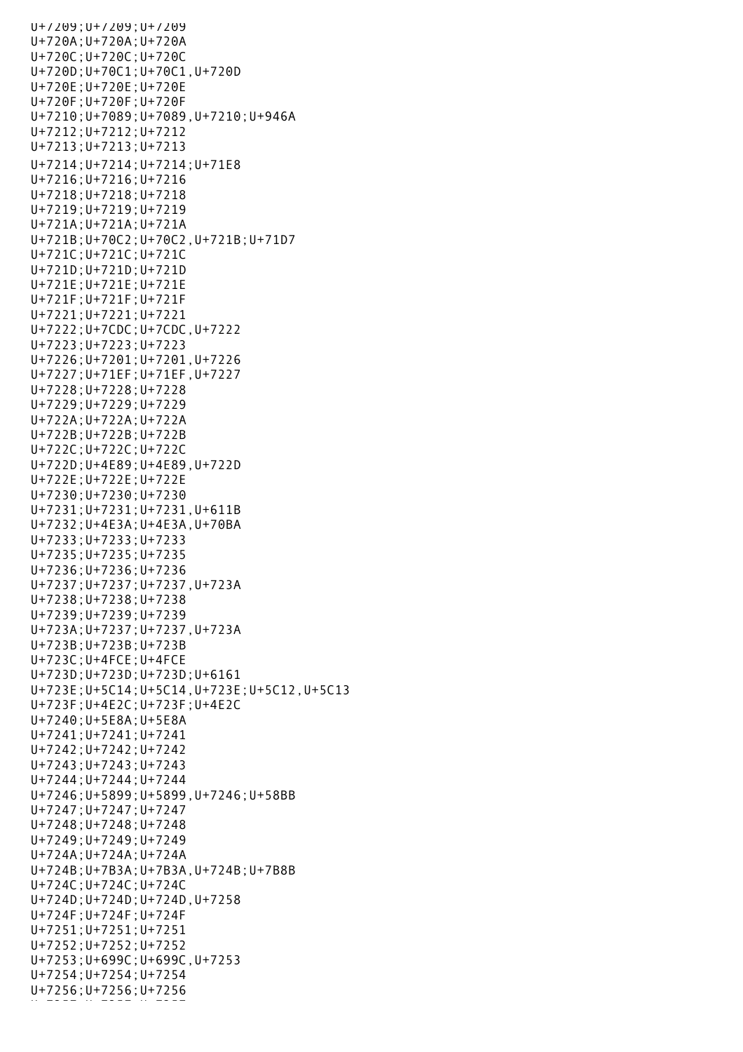U+7209;U+7209;U+7209
U+720A;U+720A;U+720A
U+720C;U+720C;U+720C
U+720D;U+70C1;U+70C1,U+720D
U+720E;U+720E;U+720E
U+720F;U+720F;U+720F
U+7210;U+7089;U+7089,U+7210;U+946A
U+7212;U+7212;U+7212
U+7213;U+7213;U+7213
U+7214;U+7214;U+7214;U+71E8
U+7216;U+7216;U+7216
U+7218;U+7218;U+7218
U+7219;U+7219;U+7219
U+721A;U+721A;U+721A
U+721B;U+70C2;U+70C2,U+721B;U+71D7
U+721C;U+721C;U+721C
U+721D;U+721D;U+721D
U+721E;U+721E;U+721E
U+721F;U+721F;U+721F
U+7221;U+7221;U+7221
U+7222;U+7CDC;U+7CDC,U+7222
U+7223;U+7223;U+7223
U+7226;U+7201;U+7201,U+7226
U+7227;U+71EF;U+71EF,U+7227
U+7228;U+7228;U+7228
U+7229;U+7229;U+7229
U+722A;U+722A;U+722A
U+722B;U+722B;U+722B
U+722C;U+722C;U+722C
U+722D;U+4E89;U+4E89,U+722D
U+722E;U+722E;U+722E
U+7230;U+7230;U+7230
U+7231;U+7231;U+7231,U+611B
U+7232;U+4E3A;U+4E3A,U+70BA
U+7233;U+7233;U+7233
U+7235;U+7235;U+7235
U+7236;U+7236;U+7236
U+7237;U+7237;U+7237,U+723A
U+7238;U+7238;U+7238
U+7239;U+7239;U+7239
U+723A;U+7237;U+7237,U+723A
U+723B;U+723B;U+723B
U+723C;U+4FCE;U+4FCE
U+723D;U+723D;U+723D;U+6161
U+723E;U+5C14;U+5C14,U+723E;U+5C12,U+5C13
U+723F;U+4E2C;U+723F;U+4E2C
U+7240;U+5E8A;U+5E8A
U+7241;U+7241;U+7241
U+7242;U+7242;U+7242
U+7243;U+7243;U+7243
U+7244;U+7244;U+7244
U+7246;U+5899;U+5899,U+7246;U+58BB
U+7247;U+7247;U+7247
U+7248;U+7248;U+7248
U+7249;U+7249;U+7249
U+724A;U+724A;U+724A
U+724B;U+7B3A;U+7B3A,U+724B;U+7B8B
U+724C;U+724C;U+724C
U+724D;U+724D;U+724D,U+7258
U+724F;U+724F;U+724F
U+7251;U+7251;U+7251
U+7252;U+7252;U+7252
U+7253;U+699C;U+699C,U+7253
U+7254;U+7254;U+7254
U+7256;U+7256;U+7256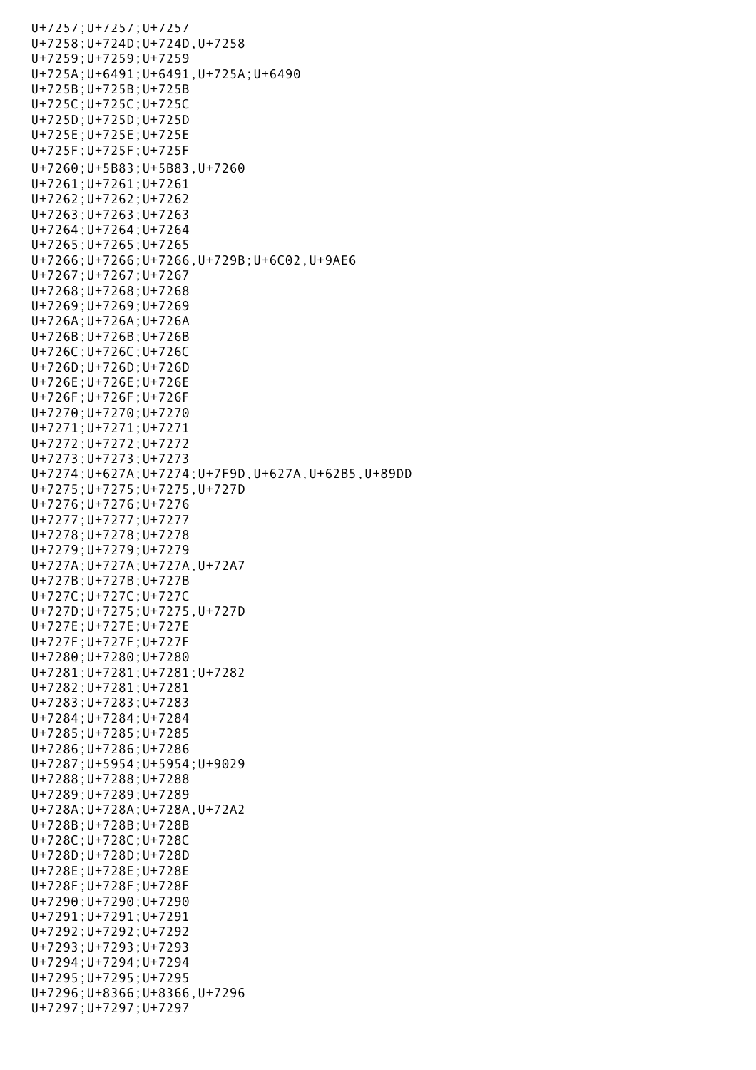U+7257;U+7257;U+7257
U+7258;U+724D;U+724D,U+7258
U+7259;U+7259;U+7259
U+725A;U+6491;U+6491,U+725A;U+6490
U+725B;U+725B;U+725B
U+725C;U+725C;U+725C
U+725D;U+725D;U+725D
U+725E;U+725E;U+725E
U+725F;U+725F;U+725F
U+7260;U+5B83;U+5B83,U+7260
U+7261;U+7261;U+7261
U+7262;U+7262;U+7262
U+7263;U+7263;U+7263
U+7264;U+7264;U+7264
U+7265;U+7265;U+7265
U+7266;U+7266;U+7266,U+729B;U+6C02,U+9AE6
U+7267;U+7267;U+7267
U+7268;U+7268;U+7268
U+7269;U+7269;U+7269
U+726A;U+726A;U+726A
U+726B;U+726B;U+726B
U+726C;U+726C;U+726C
U+726D;U+726D;U+726D
U+726E;U+726E;U+726E
U+726F;U+726F;U+726F
U+7270;U+7270;U+7270
U+7271;U+7271;U+7271
U+7272;U+7272;U+7272
U+7273;U+7273;U+7273
U+7274;U+627A;U+7274;U+7F9D,U+627A,U+62B5,U+89DD
U+7275;U+7275;U+7275,U+727D
U+7276;U+7276;U+7276
U+7277;U+7277;U+7277
U+7278;U+7278;U+7278
U+7279;U+7279;U+7279
U+727A;U+727A;U+727A,U+72A7
U+727B;U+727B;U+727B
U+727C;U+727C;U+727C
U+727D;U+7275;U+7275,U+727D
U+727E;U+727E;U+727E
U+727F;U+727F;U+727F
U+7280;U+7280;U+7280
U+7281;U+7281;U+7281;U+7282
U+7282;U+7281;U+7281
U+7283;U+7283;U+7283
U+7284;U+7284;U+7284
U+7285;U+7285;U+7285
U+7286;U+7286;U+7286
U+7287;U+5954;U+5954;U+9029
U+7288;U+7288;U+7288
U+7289;U+7289;U+7289
U+728A;U+728A;U+728A,U+72A2
U+728B;U+728B;U+728B
U+728C;U+728C;U+728C
U+728D;U+728D;U+728D
U+728E;U+728E;U+728E
U+728F;U+728F;U+728F
U+7290;U+7290;U+7290
U+7291;U+7291;U+7291
U+7292;U+7292;U+7292
U+7293;U+7293;U+7293
U+7294;U+7294;U+7294
U+7295;U+7295;U+7295
U+7296;U+8366;U+8366,U+7296
U+7297;U+7297;U+7297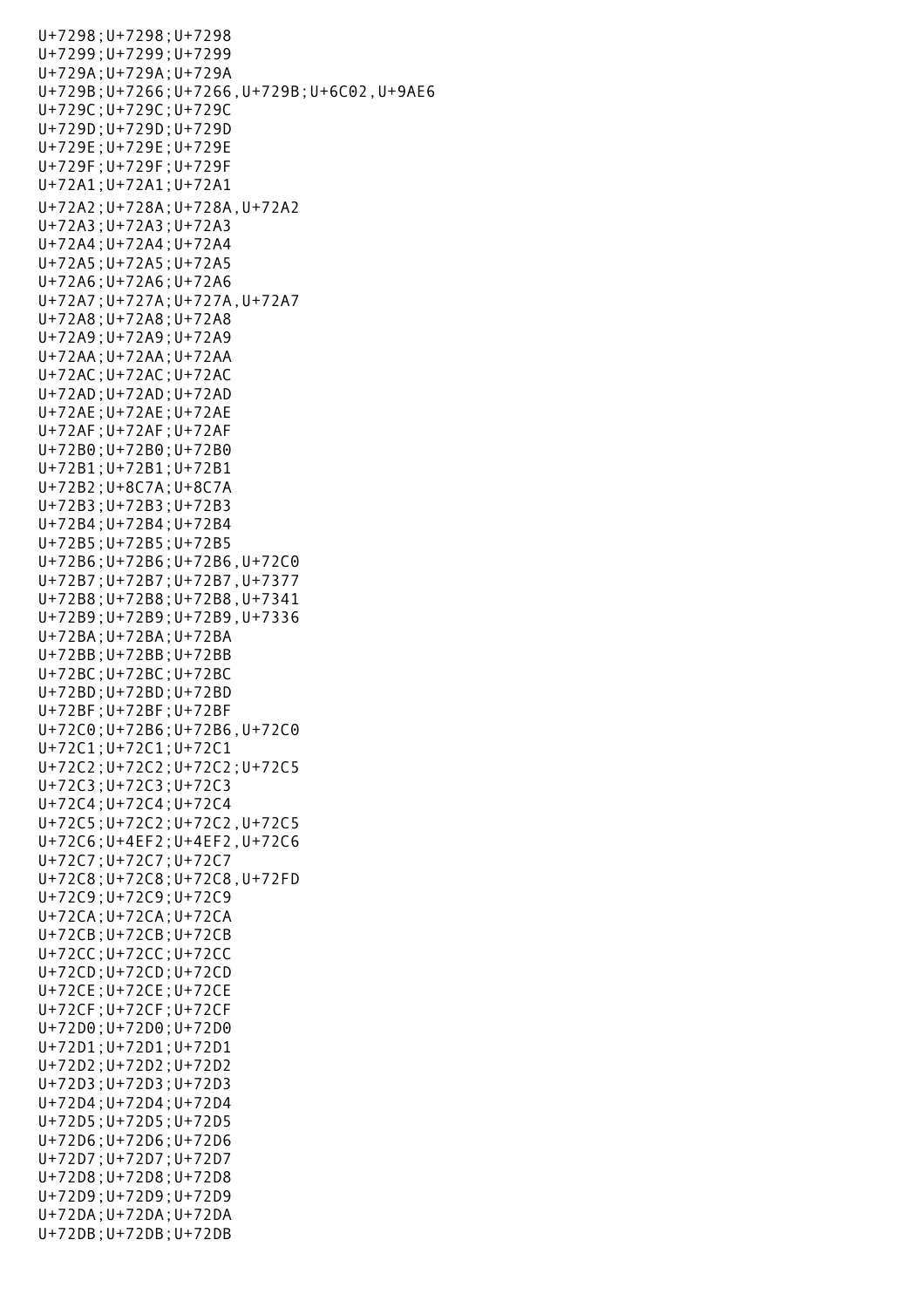U+7298;U+7298;U+7298
U+7299;U+7299;U+7299
U+729A;U+729A;U+729A
U+729B;U+7266;U+7266,U+729B;U+6C02,U+9AE6
U+729C;U+729C;U+729C
U+729D;U+729D;U+729D
U+729E;U+729E;U+729E
U+729F;U+729F;U+729F
U+72A1;U+72A1;U+72A1
U+72A2;U+728A;U+728A,U+72A2
U+72A3;U+72A3;U+72A3
U+72A4;U+72A4;U+72A4
U+72A5;U+72A5;U+72A5
U+72A6;U+72A6;U+72A6
U+72A7;U+727A;U+727A,U+72A7
U+72A8;U+72A8;U+72A8
U+72A9;U+72A9;U+72A9
U+72AA;U+72AA;U+72AA
U+72AC;U+72AC;U+72AC
U+72AD;U+72AD;U+72AD
U+72AE;U+72AE;U+72AE
U+72AF;U+72AF;U+72AF
U+72B0;U+72B0;U+72B0
U+72B1;U+72B1;U+72B1
U+72B2;U+8C7A;U+8C7A
U+72B3;U+72B3;U+72B3
U+72B4;U+72B4;U+72B4
U+72B5;U+72B5;U+72B5
U+72B6;U+72B6;U+72B6,U+72C0
U+72B7;U+72B7;U+72B7,U+7377
U+72B8;U+72B8;U+72B8,U+7341
U+72B9;U+72B9;U+72B9,U+7336
U+72BA;U+72BA;U+72BA
U+72BB;U+72BB;U+72BB
U+72BC;U+72BC;U+72BC
U+72BD;U+72BD;U+72BD
U+72BF;U+72BF;U+72BF
U+72C0;U+72B6;U+72B6,U+72C0
U+72C1;U+72C1;U+72C1
U+72C2;U+72C2;U+72C2;U+72C5
U+72C3;U+72C3;U+72C3
U+72C4;U+72C4;U+72C4
U+72C5;U+72C2;U+72C2,U+72C5
U+72C6;U+4EF2;U+4EF2,U+72C6
U+72C7;U+72C7;U+72C7
U+72C8;U+72C8;U+72C8,U+72FD
U+72C9;U+72C9;U+72C9
U+72CA;U+72CA;U+72CA
U+72CB;U+72CB;U+72CB
U+72CC;U+72CC;U+72CC
U+72CD;U+72CD;U+72CD
U+72CE;U+72CE;U+72CE
U+72CF;U+72CF;U+72CF
U+72D0;U+72D0;U+72D0
U+72D1;U+72D1;U+72D1
U+72D2;U+72D2;U+72D2
U+72D3;U+72D3;U+72D3
U+72D4;U+72D4;U+72D4
U+72D5;U+72D5;U+72D5
U+72D6;U+72D6;U+72D6
U+72D7;U+72D7;U+72D7
U+72D8;U+72D8;U+72D8
U+72D9;U+72D9;U+72D9
U+72DA;U+72DA;U+72DA
U+72DB;U+72DB;U+72DB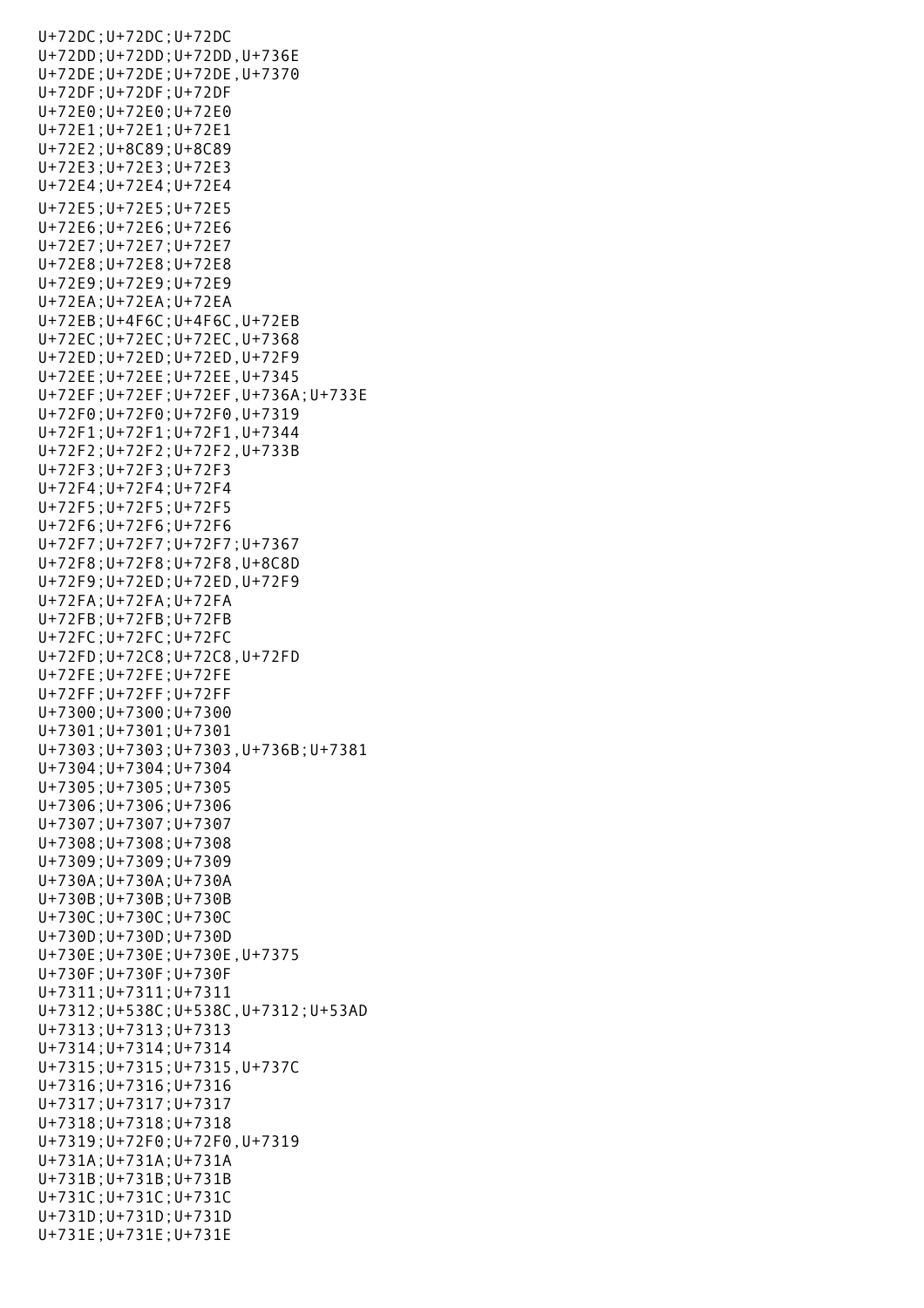U+72DC;U+72DC;U+72DC
U+72DD;U+72DD;U+72DD,U+736E
U+72DE;U+72DE;U+72DE,U+7370
U+72DF;U+72DF;U+72DF
U+72E0;U+72E0;U+72E0
U+72E1;U+72E1;U+72E1
U+72E2;U+8C89;U+8C89
U+72E3;U+72E3;U+72E3
U+72E4;U+72E4;U+72E4
U+72E5;U+72E5;U+72E5
U+72E6;U+72E6;U+72E6
U+72E7;U+72E7;U+72E7
U+72E8;U+72E8;U+72E8
U+72E9;U+72E9;U+72E9
U+72EA;U+72EA;U+72EA
U+72EB;U+4F6C;U+4F6C,U+72EB
U+72EC;U+72EC;U+72EC,U+7368
U+72ED;U+72ED;U+72ED,U+72F9
U+72EE;U+72EE;U+72EE,U+7345
U+72EF;U+72EF;U+72EF,U+736A;U+733E
U+72F0;U+72F0;U+72F0,U+7319
U+72F1;U+72F1;U+72F1,U+7344
U+72F2;U+72F2;U+72F2,U+733B
U+72F3;U+72F3;U+72F3
U+72F4;U+72F4;U+72F4
U+72F5;U+72F5;U+72F5
U+72F6;U+72F6;U+72F6
U+72F7;U+72F7;U+72F7;U+7367
U+72F8;U+72F8;U+72F8,U+8C8D
U+72F9;U+72ED;U+72ED,U+72F9
U+72FA;U+72FA;U+72FA
U+72FB;U+72FB;U+72FB
U+72FC;U+72FC;U+72FC
U+72FD;U+72C8;U+72C8,U+72FD
U+72FE;U+72FE;U+72FE
U+72FF;U+72FF;U+72FF
U+7300;U+7300;U+7300
U+7301;U+7301;U+7301
U+7303;U+7303;U+7303,U+736B;U+7381
U+7304;U+7304;U+7304
U+7305;U+7305;U+7305
U+7306;U+7306;U+7306
U+7307;U+7307;U+7307
U+7308;U+7308;U+7308
U+7309;U+7309;U+7309
U+730A;U+730A;U+730A
U+730B;U+730B;U+730B
U+730C;U+730C;U+730C
U+730D;U+730D;U+730D
U+730E;U+730E;U+730E,U+7375
U+730F;U+730F;U+730F
U+7311;U+7311;U+7311
U+7312;U+538C;U+538C,U+7312;U+53AD
U+7313;U+7313;U+7313
U+7314;U+7314;U+7314
U+7315;U+7315;U+7315,U+737C
U+7316;U+7316;U+7316
U+7317;U+7317;U+7317
U+7318;U+7318;U+7318
U+7319;U+72F0;U+72F0,U+7319
U+731A;U+731A;U+731A
U+731B;U+731B;U+731B
U+731C;U+731C;U+731C
U+731D;U+731D;U+731D
U+731E;U+731E;U+731E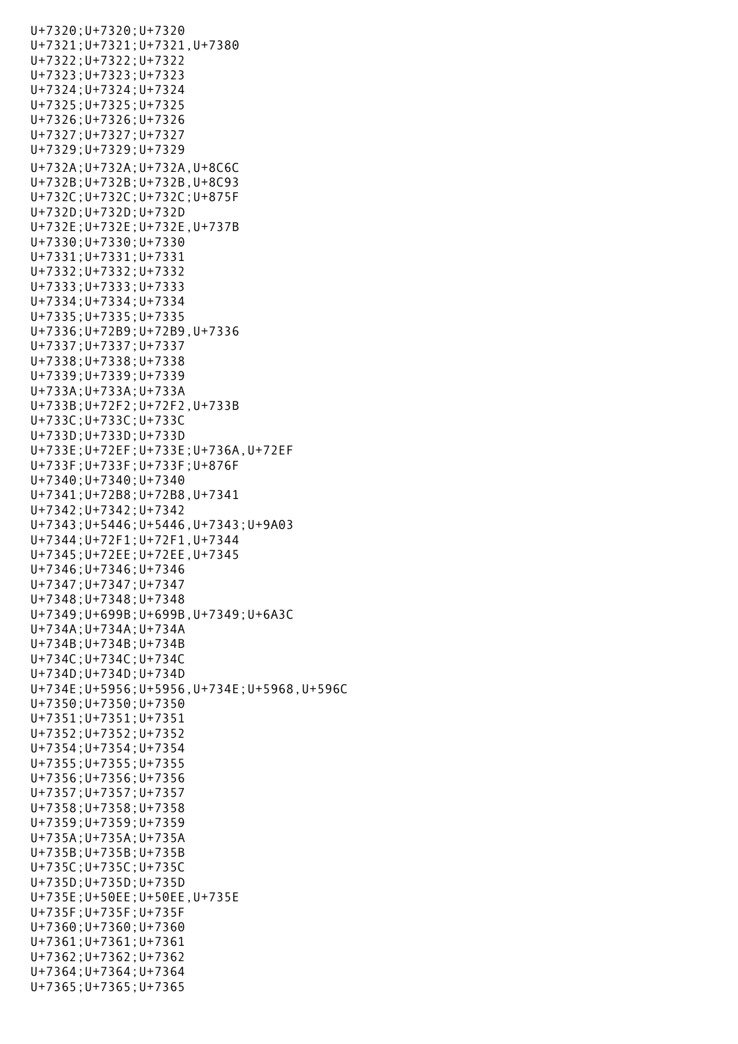U+7320;U+7320;U+7320
U+7321;U+7321;U+7321,U+7380
U+7322;U+7322;U+7322
U+7323;U+7323;U+7323
U+7324;U+7324;U+7324
U+7325;U+7325;U+7325
U+7326;U+7326;U+7326
U+7327;U+7327;U+7327
U+7329;U+7329;U+7329
U+732A;U+732A;U+732A,U+8C6C
U+732B;U+732B;U+732B,U+8C93
U+732C;U+732C;U+732C;U+875F
U+732D;U+732D;U+732D
U+732E;U+732E;U+732E,U+737B
U+7330;U+7330;U+7330
U+7331;U+7331;U+7331
U+7332;U+7332;U+7332
U+7333;U+7333;U+7333
U+7334;U+7334;U+7334
U+7335;U+7335;U+7335
U+7336;U+72B9;U+72B9,U+7336
U+7337;U+7337;U+7337
U+7338;U+7338;U+7338
U+7339;U+7339;U+7339
U+733A;U+733A;U+733A
U+733B;U+72F2;U+72F2,U+733B
U+733C;U+733C;U+733C
U+733D;U+733D;U+733D
U+733E;U+72EF;U+733E;U+736A,U+72EF
U+733F;U+733F;U+733F;U+876F
U+7340;U+7340;U+7340
U+7341;U+72B8;U+72B8,U+7341
U+7342;U+7342;U+7342
U+7343;U+5446;U+5446,U+7343;U+9A03
U+7344;U+72F1;U+72F1,U+7344
U+7345;U+72EE;U+72EE,U+7345
U+7346;U+7346;U+7346
U+7347;U+7347;U+7347
U+7348;U+7348;U+7348
U+7349;U+699B;U+699B,U+7349;U+6A3C
U+734A;U+734A;U+734A
U+734B;U+734B;U+734B
U+734C;U+734C;U+734C
U+734D;U+734D;U+734D
U+734E;U+5956;U+5956,U+734E;U+5968,U+596C
U+7350;U+7350;U+7350
U+7351;U+7351;U+7351
U+7352;U+7352;U+7352
U+7354;U+7354;U+7354
U+7355;U+7355;U+7355
U+7356;U+7356;U+7356
U+7357;U+7357;U+7357
U+7358;U+7358;U+7358
U+7359;U+7359;U+7359
U+735A;U+735A;U+735A
U+735B;U+735B;U+735B
U+735C;U+735C;U+735C
U+735D;U+735D;U+735D
U+735E;U+50EE;U+50EE,U+735E
U+735F;U+735F;U+735F
U+7360;U+7360;U+7360
U+7361;U+7361;U+7361
U+7362;U+7362;U+7362
U+7364;U+7364;U+7364
U+7365;U+7365;U+7365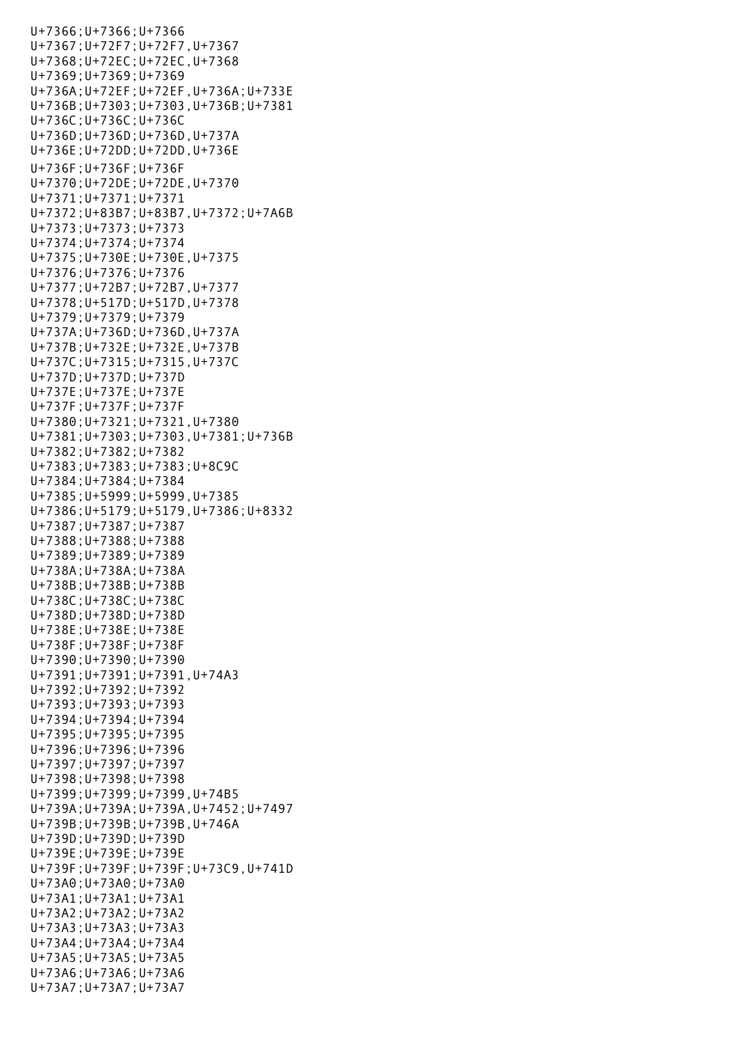U+7366;U+7366;U+7366
U+7367;U+72F7;U+72F7,U+7367
U+7368;U+72EC;U+72EC,U+7368
U+7369;U+7369;U+7369
U+736A;U+72EF;U+72EF,U+736A;U+733E
U+736B;U+7303;U+7303,U+736B;U+7381
U+736C;U+736C;U+736C
U+736D;U+736D;U+736D,U+737A
U+736E;U+72DD;U+72DD,U+736E
U+736F;U+736F;U+736F
U+7370;U+72DE;U+72DE,U+7370
U+7371;U+7371;U+7371
U+7372;U+83B7;U+83B7,U+7372;U+7A6B
U+7373;U+7373;U+7373
U+7374;U+7374;U+7374
U+7375;U+730E;U+730E,U+7375
U+7376;U+7376;U+7376
U+7377;U+72B7;U+72B7,U+7377
U+7378;U+517D;U+517D,U+7378
U+7379;U+7379;U+7379
U+737A;U+736D;U+736D,U+737A
U+737B;U+732E;U+732E,U+737B
U+737C;U+7315;U+7315,U+737C
U+737D;U+737D;U+737D
U+737E;U+737E;U+737E
U+737F;U+737F;U+737F
U+7380;U+7321;U+7321,U+7380
U+7381;U+7303;U+7303,U+7381;U+736B
U+7382;U+7382;U+7382
U+7383;U+7383;U+7383;U+8C9C
U+7384;U+7384;U+7384
U+7385;U+5999;U+5999,U+7385
U+7386;U+5179;U+5179,U+7386;U+8332
U+7387;U+7387;U+7387
U+7388;U+7388;U+7388
U+7389;U+7389;U+7389
U+738A;U+738A;U+738A
U+738B;U+738B;U+738B
U+738C;U+738C;U+738C
U+738D;U+738D;U+738D
U+738E;U+738E;U+738E
U+738F;U+738F;U+738F
U+7390;U+7390;U+7390
U+7391;U+7391;U+7391,U+74A3
U+7392;U+7392;U+7392
U+7393;U+7393;U+7393
U+7394;U+7394;U+7394
U+7395;U+7395;U+7395
U+7396;U+7396;U+7396
U+7397;U+7397;U+7397
U+7398;U+7398;U+7398
U+7399;U+7399;U+7399,U+74B5
U+739A;U+739A;U+739A,U+7452;U+7497
U+739B;U+739B;U+739B,U+746A
U+739D;U+739D;U+739D
U+739E;U+739E;U+739E
U+739F;U+739F;U+739F;U+73C9,U+741D
U+73A0;U+73A0;U+73A0
U+73A1;U+73A1;U+73A1
U+73A2;U+73A2;U+73A2
U+73A3;U+73A3;U+73A3
U+73A4;U+73A4;U+73A4
U+73A5;U+73A5;U+73A5
U+73A6;U+73A6;U+73A6
U+73A7;U+73A7;U+73A7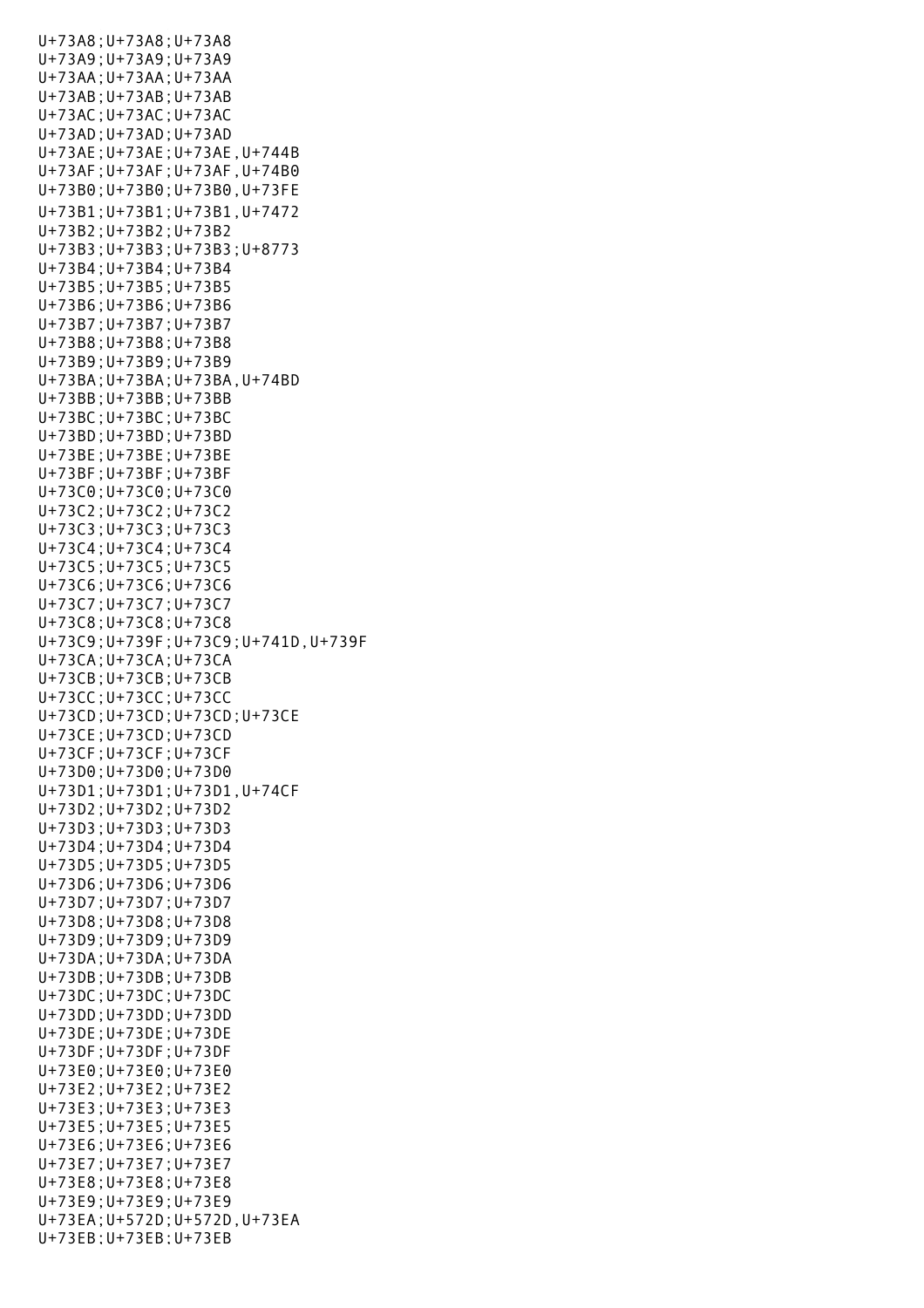U+73A8;U+73A8;U+73A8
U+73A9;U+73A9;U+73A9
U+73AA;U+73AA;U+73AA
U+73AB;U+73AB;U+73AB
U+73AC;U+73AC;U+73AC
U+73AD;U+73AD;U+73AD
U+73AE;U+73AE;U+73AE,U+744B
U+73AF;U+73AF;U+73AF,U+74B0
U+73B0;U+73B0;U+73B0,U+73FE
U+73B1;U+73B1;U+73B1,U+7472
U+73B2;U+73B2;U+73B2
U+73B3;U+73B3;U+73B3;U+8773
U+73B4;U+73B4;U+73B4
U+73B5;U+73B5;U+73B5
U+73B6;U+73B6;U+73B6
U+73B7;U+73B7;U+73B7
U+73B8;U+73B8;U+73B8
U+73B9;U+73B9;U+73B9
U+73BA;U+73BA;U+73BA,U+74BD
U+73BB;U+73BB;U+73BB
U+73BC;U+73BC;U+73BC
U+73BD;U+73BD;U+73BD
U+73BE;U+73BE;U+73BE
U+73BF;U+73BF;U+73BF
U+73C0;U+73C0;U+73C0
U+73C2;U+73C2;U+73C2
U+73C3;U+73C3;U+73C3
U+73C4;U+73C4;U+73C4
U+73C5;U+73C5;U+73C5
U+73C6;U+73C6;U+73C6
U+73C7;U+73C7;U+73C7
U+73C8;U+73C8;U+73C8
U+73C9;U+739F;U+73C9;U+741D,U+739F
U+73CA;U+73CA;U+73CA
U+73CB;U+73CB;U+73CB
U+73CC;U+73CC;U+73CC
U+73CD;U+73CD;U+73CD;U+73CE
U+73CE;U+73CD;U+73CD
U+73CF;U+73CF;U+73CF
U+73D0;U+73D0;U+73D0
U+73D1;U+73D1;U+73D1,U+74CF
U+73D2;U+73D2;U+73D2
U+73D3;U+73D3;U+73D3
U+73D4;U+73D4;U+73D4
U+73D5;U+73D5;U+73D5
U+73D6;U+73D6;U+73D6
U+73D7;U+73D7;U+73D7
U+73D8;U+73D8;U+73D8
U+73D9;U+73D9;U+73D9
U+73DA;U+73DA;U+73DA
U+73DB;U+73DB;U+73DB
U+73DC;U+73DC;U+73DC
U+73DD;U+73DD;U+73DD
U+73DE;U+73DE;U+73DE
U+73DF;U+73DF;U+73DF
U+73E0;U+73E0;U+73E0
U+73E2;U+73E2;U+73E2
U+73E3;U+73E3;U+73E3
U+73E5;U+73E5;U+73E5
U+73E6;U+73E6;U+73E6
U+73E7;U+73E7;U+73E7
U+73E8;U+73E8;U+73E8
U+73E9;U+73E9;U+73E9
U+73EA;U+572D;U+572D,U+73EA
U+73EB;U+73EB;U+73EB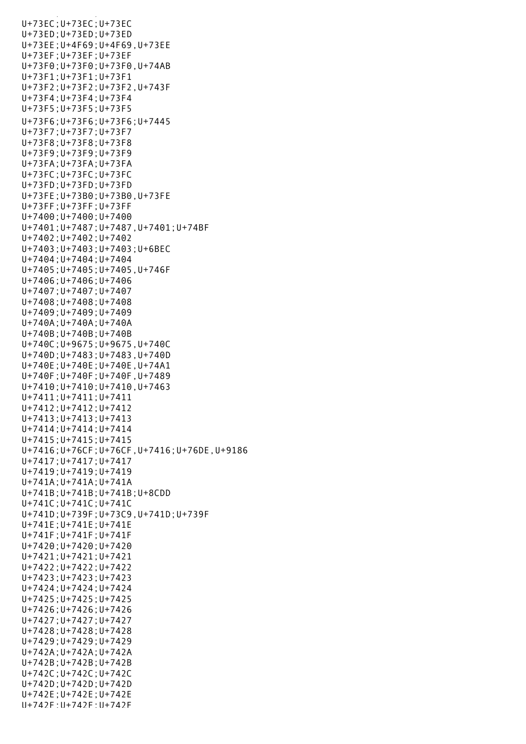U+73EC;U+73EC;U+73EC
U+73ED;U+73ED;U+73ED
U+73EE;U+4F69;U+4F69,U+73EE
U+73EF;U+73EF;U+73EF
U+73F0;U+73F0;U+73F0,U+74AB
U+73F1;U+73F1;U+73F1
U+73F2;U+73F2;U+73F2,U+743F
U+73F4;U+73F4;U+73F4
U+73F5;U+73F5;U+73F5
U+73F6;U+73F6;U+73F6;U+7445
U+73F7;U+73F7;U+73F7
U+73F8;U+73F8;U+73F8
U+73F9;U+73F9;U+73F9
U+73FA;U+73FA;U+73FA
U+73FC;U+73FC;U+73FC
U+73FD;U+73FD;U+73FD
U+73FE;U+73B0;U+73B0,U+73FE
U+73FF;U+73FF;U+73FF
U+7400;U+7400;U+7400
U+7401;U+7487;U+7487,U+7401;U+74BF
U+7402;U+7402;U+7402
U+7403;U+7403;U+7403;U+6BEC
U+7404;U+7404;U+7404
U+7405;U+7405;U+7405,U+746F
U+7406;U+7406;U+7406
U+7407;U+7407;U+7407
U+7408;U+7408;U+7408
U+7409;U+7409;U+7409
U+740A;U+740A;U+740A
U+740B;U+740B;U+740B
U+740C;U+9675;U+9675,U+740C
U+740D;U+7483;U+7483,U+740D
U+740E;U+740E;U+740E,U+74A1
U+740F;U+740F;U+740F,U+7489
U+7410;U+7410;U+7410,U+7463
U+7411;U+7411;U+7411
U+7412;U+7412;U+7412
U+7413;U+7413;U+7413
U+7414;U+7414;U+7414
U+7415;U+7415;U+7415
U+7416;U+76CF;U+76CF,U+7416;U+76DE,U+9186
U+7417;U+7417;U+7417
U+7419;U+7419;U+7419
U+741A;U+741A;U+741A
U+741B;U+741B;U+741B;U+8CDD
U+741C;U+741C;U+741C
U+741D;U+739F;U+73C9,U+741D;U+739F
U+741E;U+741E;U+741E
U+741F;U+741F;U+741F
U+7420;U+7420;U+7420
U+7421;U+7421;U+7421
U+7422;U+7422;U+7422
U+7423;U+7423;U+7423
U+7424;U+7424;U+7424
U+7425;U+7425;U+7425
U+7426;U+7426;U+7426
U+7427;U+7427;U+7427
U+7428;U+7428;U+7428
U+7429;U+7429;U+7429
U+742A;U+742A;U+742A
U+742B;U+742B;U+742B
U+742C;U+742C;U+742C
U+742D;U+742D;U+742D
U+742E;U+742E;U+742E
U+742F;U+742F;U+742F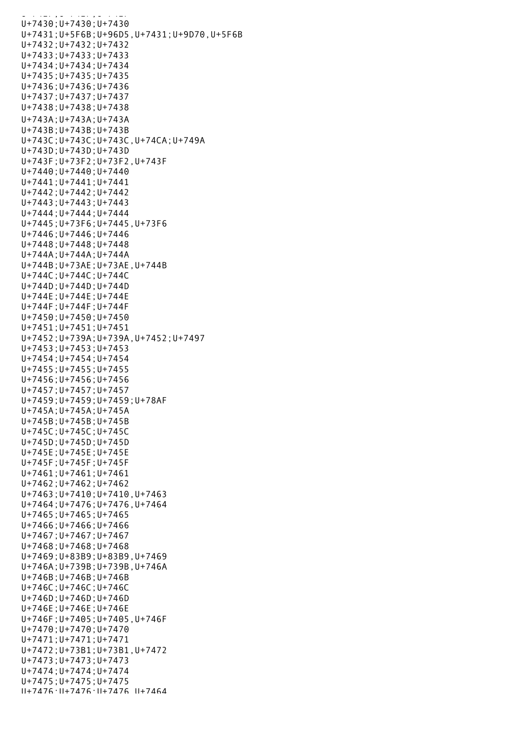U+7430;U+7430;U+7430
U+7431;U+5F6B;U+96D5,U+7431;U+9D70,U+5F6B
U+7432;U+7432;U+7432
U+7433;U+7433;U+7433
U+7434;U+7434;U+7434
U+7435;U+7435;U+7435
U+7436;U+7436;U+7436
U+7437;U+7437;U+7437
U+7438;U+7438;U+7438
U+743A;U+743A;U+743A
U+743B;U+743B;U+743B
U+743C;U+743C;U+743C,U+74CA;U+749A
U+743D;U+743D;U+743D
U+743F;U+73F2;U+73F2,U+743F
U+7440;U+7440;U+7440
U+7441;U+7441;U+7441
U+7442;U+7442;U+7442
U+7443;U+7443;U+7443
U+7444;U+7444;U+7444
U+7445;U+73F6;U+7445,U+73F6
U+7446;U+7446;U+7446
U+7448;U+7448;U+7448
U+744A;U+744A;U+744A
U+744B;U+73AE;U+73AE,U+744B
U+744C;U+744C;U+744C
U+744D;U+744D;U+744D
U+744E;U+744E;U+744E
U+744F;U+744F;U+744F
U+7450;U+7450;U+7450
U+7451;U+7451;U+7451
U+7452;U+739A;U+739A,U+7452;U+7497
U+7453;U+7453;U+7453
U+7454;U+7454;U+7454
U+7455;U+7455;U+7455
U+7456;U+7456;U+7456
U+7457;U+7457;U+7457
U+7459;U+7459;U+7459;U+78AF
U+745A;U+745A;U+745A
U+745B;U+745B;U+745B
U+745C;U+745C;U+745C
U+745D;U+745D;U+745D
U+745E;U+745E;U+745E
U+745F;U+745F;U+745F
U+7461;U+7461;U+7461
U+7462;U+7462;U+7462
U+7463;U+7410;U+7410,U+7463
U+7464;U+7476;U+7476,U+7464
U+7465;U+7465;U+7465
U+7466;U+7466;U+7466
U+7467;U+7467;U+7467
U+7468;U+7468;U+7468
U+7469;U+83B9;U+83B9,U+7469
U+746A;U+739B;U+739B,U+746A
U+746B;U+746B;U+746B
U+746C;U+746C;U+746C
U+746D;U+746D;U+746D
U+746E;U+746E;U+746E
U+746F;U+7405;U+7405,U+746F
U+7470;U+7470;U+7470
U+7471;U+7471;U+7471
U+7472;U+73B1;U+73B1,U+7472
U+7473;U+7473;U+7473
U+7474;U+7474;U+7474
U+7475;U+7475;U+7475
U+7476;U+7476;U+7476,U+7464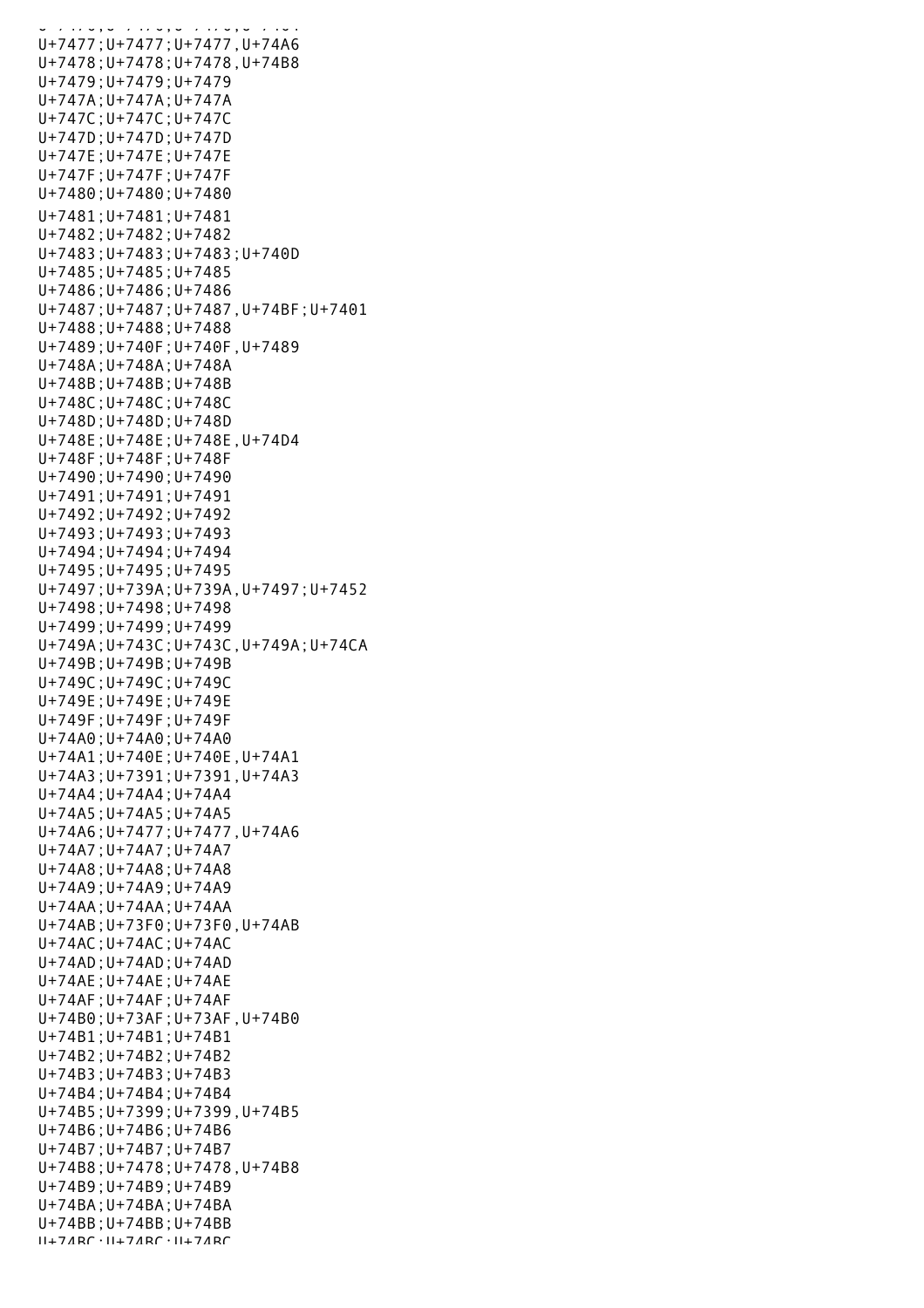U+7477;U+7477;U+7477,U+74A6
U+7478;U+7478;U+7478,U+74B8
U+7479;U+7479;U+7479
U+747A;U+747A;U+747A
U+747C;U+747C;U+747C
U+747D;U+747D;U+747D
U+747E;U+747E;U+747E
U+747F;U+747F;U+747F
U+7480;U+7480;U+7480
U+7481;U+7481;U+7481
U+7482;U+7482;U+7482
U+7483;U+7483;U+7483;U+740D
U+7485;U+7485;U+7485
U+7486;U+7486;U+7486
U+7487;U+7487;U+7487,U+74BF;U+7401
U+7488;U+7488;U+7488
U+7489;U+740F;U+740F,U+7489
U+748A;U+748A;U+748A
U+748B;U+748B;U+748B
U+748C;U+748C;U+748C
U+748D;U+748D;U+748D
U+748E;U+748E;U+748E,U+74D4
U+748F;U+748F;U+748F
U+7490;U+7490;U+7490
U+7491;U+7491;U+7491
U+7492;U+7492;U+7492
U+7493;U+7493;U+7493
U+7494;U+7494;U+7494
U+7495;U+7495;U+7495
U+7497;U+739A;U+739A,U+7497;U+7452
U+7498;U+7498;U+7498
U+7499;U+7499;U+7499
U+749A;U+743C;U+743C,U+749A;U+74CA
U+749B;U+749B;U+749B
U+749C;U+749C;U+749C
U+749E;U+749E;U+749E
U+749F;U+749F;U+749F
U+74A0;U+74A0;U+74A0
U+74A1;U+740E;U+740E,U+74A1
U+74A3;U+7391;U+7391,U+74A3
U+74A4;U+74A4;U+74A4
U+74A5;U+74A5;U+74A5
U+74A6;U+7477;U+7477,U+74A6
U+74A7;U+74A7;U+74A7
U+74A8;U+74A8;U+74A8
U+74A9;U+74A9;U+74A9
U+74AA;U+74AA;U+74AA
U+74AB;U+73F0;U+73F0,U+74AB
U+74AC;U+74AC;U+74AC
U+74AD;U+74AD;U+74AD
U+74AE;U+74AE;U+74AE
U+74AF;U+74AF;U+74AF
U+74B0;U+73AF;U+73AF,U+74B0
U+74B1;U+74B1;U+74B1
U+74B2;U+74B2;U+74B2
U+74B3;U+74B3;U+74B3
U+74B4;U+74B4;U+74B4
U+74B5;U+7399;U+7399,U+74B5
U+74B6;U+74B6;U+74B6
U+74B7;U+74B7;U+74B7
U+74B8;U+7478;U+7478,U+74B8
U+74B9;U+74B9;U+74B9
U+74BA;U+74BA;U+74BA
U+74BB;U+74BB;U+74BB
U+74BC;U+74BC;U+74BC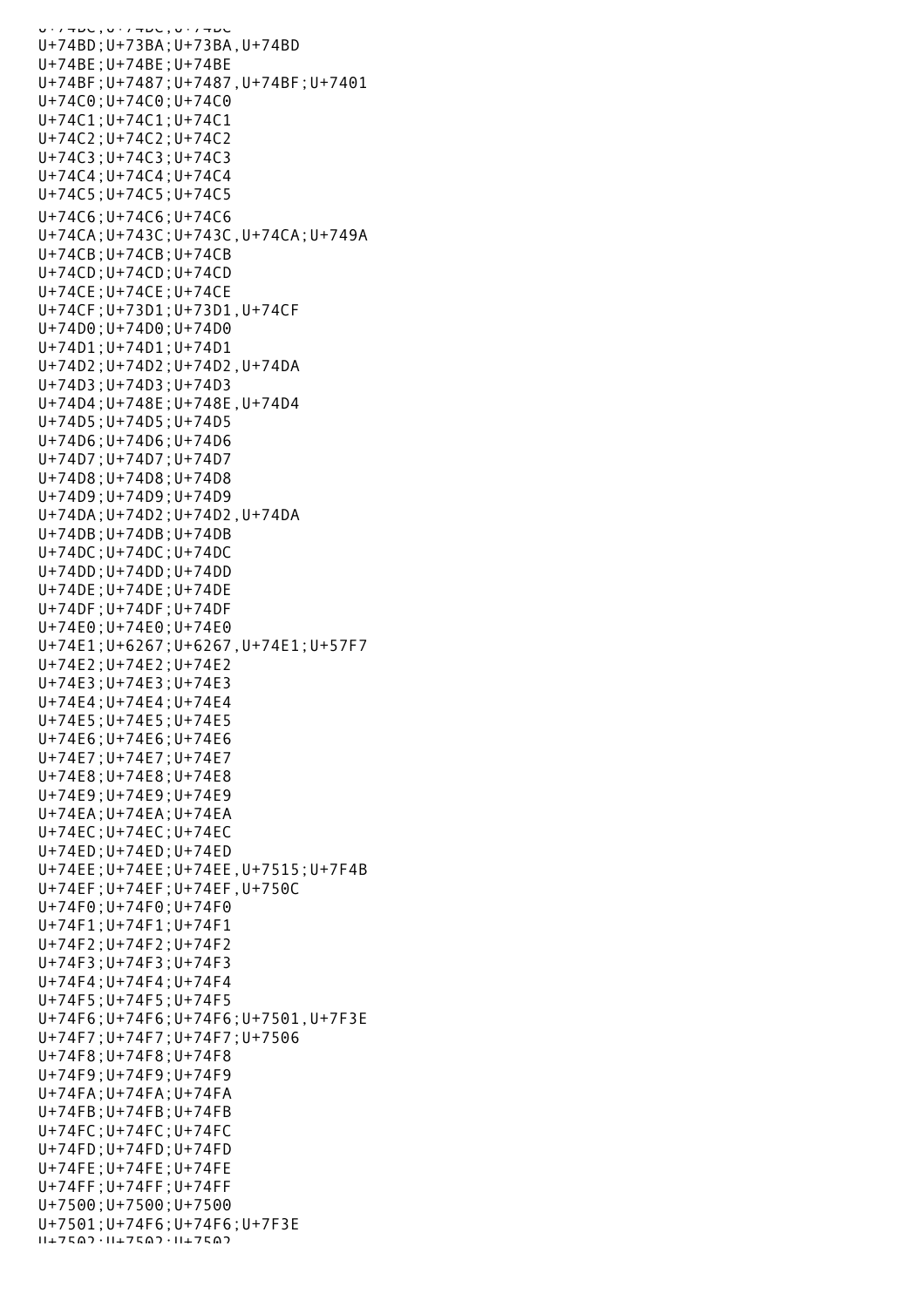U+74BD;U+73BA;U+73BA,U+74BD
U+74BE;U+74BE;U+74BE
U+74BF;U+7487;U+7487,U+74BF;U+7401
U+74C0;U+74C0;U+74C0
U+74C1;U+74C1;U+74C1
U+74C2;U+74C2;U+74C2
U+74C3;U+74C3;U+74C3
U+74C4;U+74C4;U+74C4
U+74C5;U+74C5;U+74C5
U+74C6;U+74C6;U+74C6
U+74CA;U+743C;U+743C,U+74CA;U+749A
U+74CB;U+74CB;U+74CB
U+74CD;U+74CD;U+74CD
U+74CE;U+74CE;U+74CE
U+74CF;U+73D1;U+73D1,U+74CF
U+74D0;U+74D0;U+74D0
U+74D1;U+74D1;U+74D1
U+74D2;U+74D2;U+74D2,U+74DA
U+74D3;U+74D3;U+74D3
U+74D4;U+748E;U+748E,U+74D4
U+74D5;U+74D5;U+74D5
U+74D6;U+74D6;U+74D6
U+74D7;U+74D7;U+74D7
U+74D8;U+74D8;U+74D8
U+74D9;U+74D9;U+74D9
U+74DA;U+74D2;U+74D2,U+74DA
U+74DB;U+74DB;U+74DB
U+74DC;U+74DC;U+74DC
U+74DD;U+74DD;U+74DD
U+74DE;U+74DE;U+74DE
U+74DF;U+74DF;U+74DF
U+74E0;U+74E0;U+74E0
U+74E1;U+6267;U+6267,U+74E1;U+57F7
U+74E2;U+74E2;U+74E2
U+74E3;U+74E3;U+74E3
U+74E4;U+74E4;U+74E4
U+74E5;U+74E5;U+74E5
U+74E6;U+74E6;U+74E6
U+74E7;U+74E7;U+74E7
U+74E8;U+74E8;U+74E8
U+74E9;U+74E9;U+74E9
U+74EA;U+74EA;U+74EA
U+74EC;U+74EC;U+74EC
U+74ED;U+74ED;U+74ED
U+74EE;U+74EE;U+74EE,U+7515;U+7F4B
U+74EF;U+74EF;U+74EF,U+750C
U+74F0;U+74F0;U+74F0
U+74F1;U+74F1;U+74F1
U+74F2;U+74F2;U+74F2
U+74F3;U+74F3;U+74F3
U+74F4;U+74F4;U+74F4
U+74F5;U+74F5;U+74F5
U+74F6;U+74F6;U+74F6;U+7501,U+7F3E
U+74F7;U+74F7;U+74F7;U+7506
U+74F8;U+74F8;U+74F8
U+74F9;U+74F9;U+74F9
U+74FA;U+74FA;U+74FA
U+74FB;U+74FB;U+74FB
U+74FC;U+74FC;U+74FC
U+74FD;U+74FD;U+74FD
U+74FE;U+74FE;U+74FE
U+74FF;U+74FF;U+74FF
U+7500;U+7500;U+7500
U+7501;U+74F6;U+74F6;U+7F3E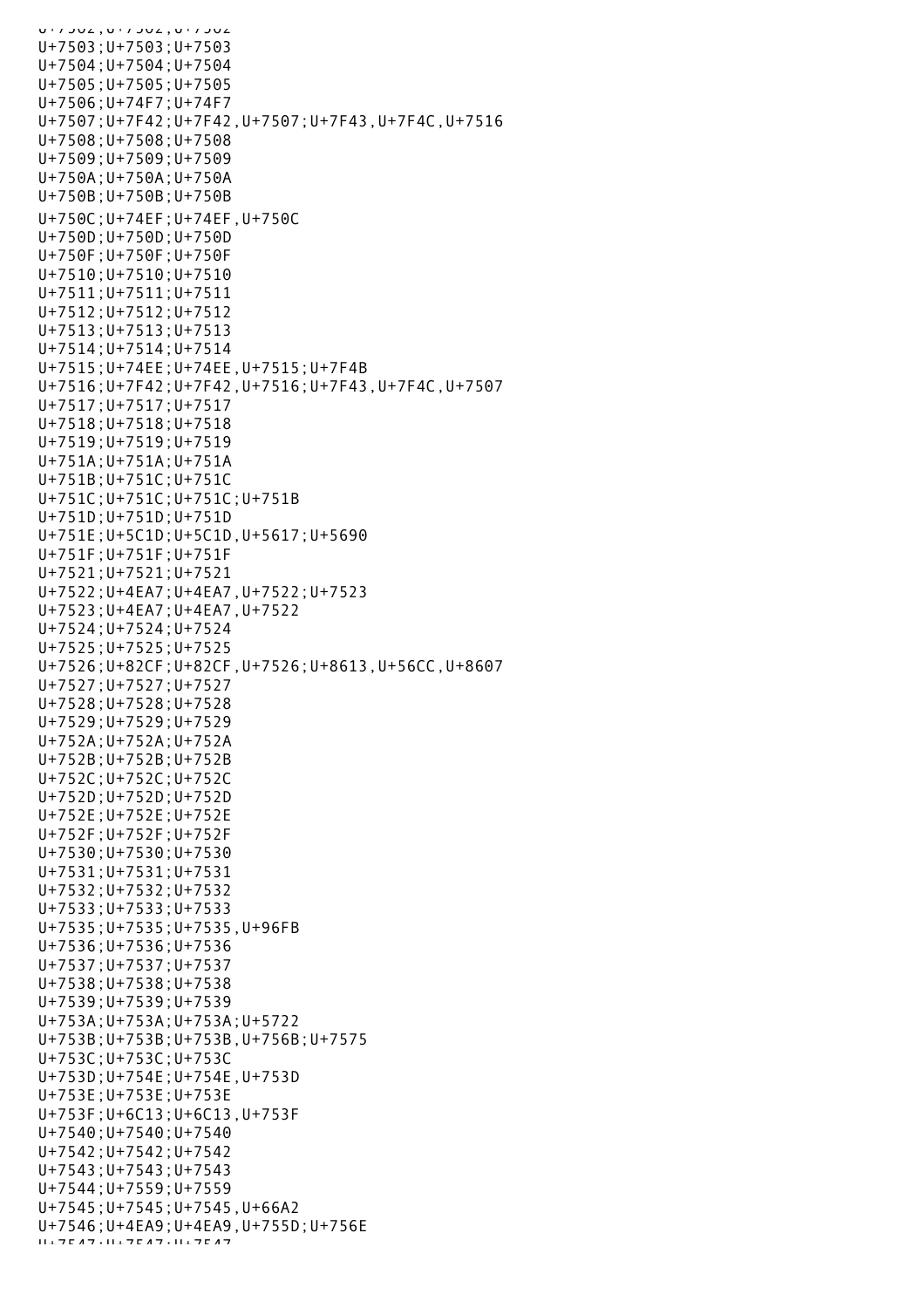```
U+7502;U+7502;U+7502
U+7503;U+7503;U+7503
U+7504;U+7504;U+7504
U+7505;U+7505;U+7505
U+7506;U+74F7;U+74F7
U+7507;U+7F42;U+7F42,U+7507;U+7F43,U+7F4C,U+7516
U+7508;U+7508;U+7508
U+7509;U+7509;U+7509
U+750A;U+750A;U+750A
U+750B;U+750B;U+750B
U+750C;U+74EF;U+74EF,U+750C
U+750D;U+750D;U+750D
U+750F;U+750F;U+750F
U+7510;U+7510;U+7510
U+7511;U+7511;U+7511
U+7512;U+7512;U+7512
U+7513;U+7513;U+7513
U+7514;U+7514;U+7514
U+7515;U+74EE;U+74EE,U+7515;U+7F4B
U+7516;U+7F42;U+7F42,U+7516;U+7F43,U+7F4C,U+7507
U+7517;U+7517;U+7517
U+7518;U+7518;U+7518
U+7519;U+7519;U+7519
U+751A;U+751A;U+751A
U+751B;U+751C;U+751C
U+751C;U+751C;U+751C;U+751B
U+751D;U+751D;U+751D
U+751E;U+5C1D;U+5C1D,U+5617;U+5690
U+751F;U+751F;U+751F
U+7521;U+7521;U+7521
U+7522;U+4EA7;U+4EA7,U+7522;U+7523
U+7523;U+4EA7;U+4EA7,U+7522
U+7524;U+7524;U+7524
U+7525;U+7525;U+7525
U+7526;U+82CF;U+82CF,U+7526;U+8613,U+56CC,U+8607
U+7527;U+7527;U+7527
U+7528;U+7528;U+7528
U+7529;U+7529;U+7529
U+752A;U+752A;U+752A
U+752B;U+752B;U+752B
U+752C;U+752C;U+752C
U+752D;U+752D;U+752D
U+752E;U+752E;U+752E
U+752F;U+752F;U+752F
U+7530;U+7530;U+7530
U+7531;U+7531;U+7531
U+7532;U+7532;U+7532
U+7533;U+7533;U+7533
U+7535;U+7535;U+7535,U+96FB
U+7536;U+7536;U+7536
U+7537;U+7537;U+7537
U+7538;U+7538;U+7538
U+7539;U+7539;U+7539
U+753A;U+753A;U+753A;U+5722
U+753B;U+753B;U+753B,U+756B;U+7575
U+753C;U+753C;U+753C
U+753D;U+754E;U+754E,U+753D
U+753E;U+753E;U+753E
U+753F;U+6C13;U+6C13,U+753F
U+7540;U+7540;U+7540
U+7542;U+7542;U+7542
U+7543;U+7543;U+7543
U+7544;U+7559;U+7559
U+7545;U+7545;U+7545,U+66A2
U+7546;U+4EA9;U+4EA9,U+755D;U+756E
U+7547;U+7547;U+7547
```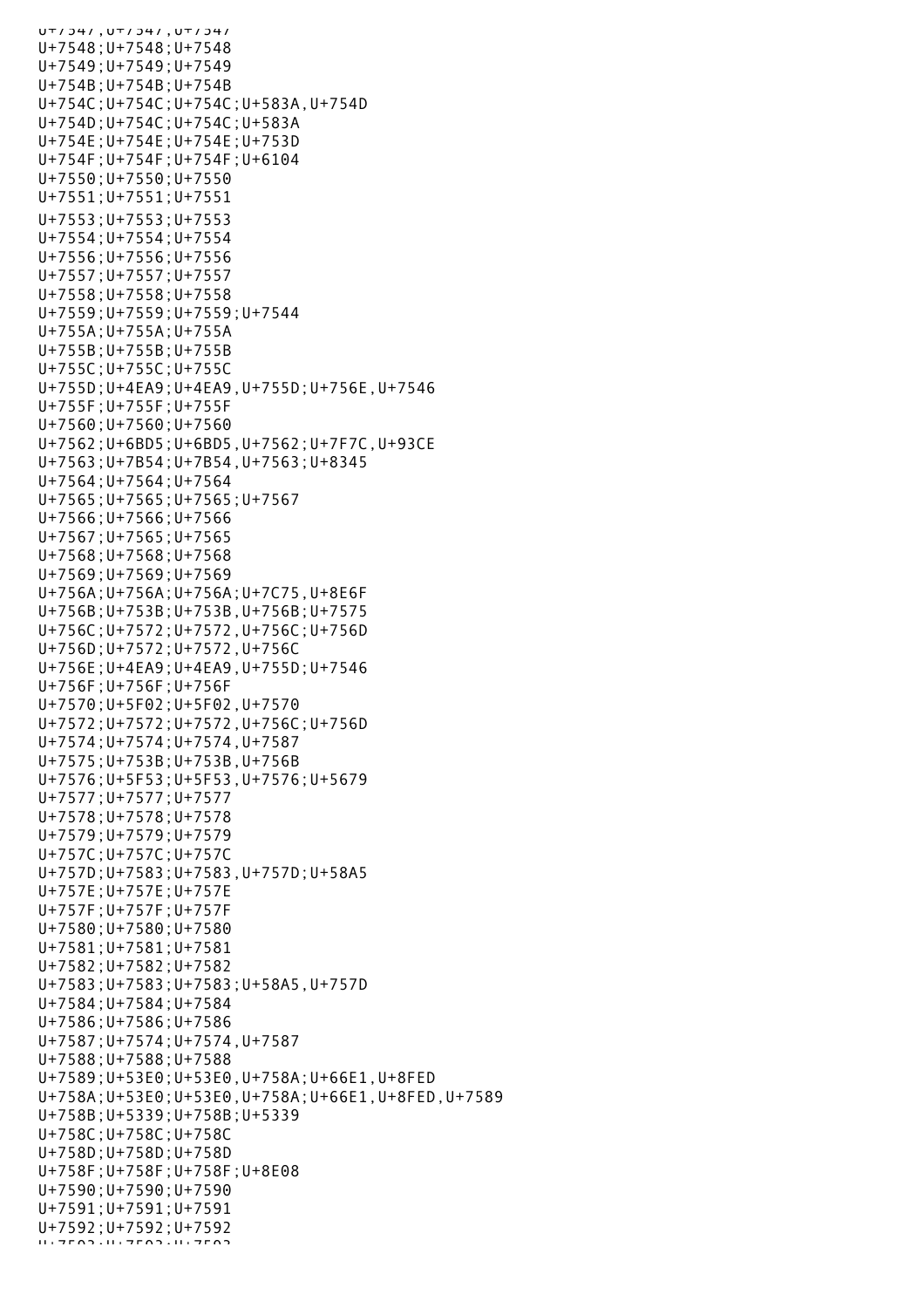U+7547;U+7547;U+7547
U+7548;U+7548;U+7548
U+7549;U+7549;U+7549
U+754B;U+754B;U+754B
U+754C;U+754C;U+754C;U+583A,U+754D
U+754D;U+754C;U+754C;U+583A
U+754E;U+754E;U+754E;U+753D
U+754F;U+754F;U+754F;U+6104
U+7550;U+7550;U+7550
U+7551;U+7551;U+7551
U+7553;U+7553;U+7553
U+7554;U+7554;U+7554
U+7556;U+7556;U+7556
U+7557;U+7557;U+7557
U+7558;U+7558;U+7558
U+7559;U+7559;U+7559;U+7544
U+755A;U+755A;U+755A
U+755B;U+755B;U+755B
U+755C;U+755C;U+755C
U+755D;U+4EA9;U+4EA9,U+755D;U+756E,U+7546
U+755F;U+755F;U+755F
U+7560;U+7560;U+7560
U+7562;U+6BD5;U+6BD5,U+7562;U+7F7C,U+93CE
U+7563;U+7B54;U+7B54,U+7563;U+8345
U+7564;U+7564;U+7564
U+7565;U+7565;U+7565;U+7567
U+7566;U+7566;U+7566
U+7567;U+7565;U+7565
U+7568;U+7568;U+7568
U+7569;U+7569;U+7569
U+756A;U+756A;U+756A;U+7C75,U+8E6F
U+756B;U+753B;U+753B,U+756B;U+7575
U+756C;U+7572;U+7572,U+756C;U+756D
U+756D;U+7572;U+7572,U+756C
U+756E;U+4EA9;U+4EA9,U+755D;U+7546
U+756F;U+756F;U+756F
U+7570;U+5F02;U+5F02,U+7570
U+7572;U+7572;U+7572,U+756C;U+756D
U+7574;U+7574;U+7574,U+7587
U+7575;U+753B;U+753B,U+756B
U+7576;U+5F53;U+5F53,U+7576;U+5679
U+7577;U+7577;U+7577
U+7578;U+7578;U+7578
U+7579;U+7579;U+7579
U+757C;U+757C;U+757C
U+757D;U+7583;U+7583,U+757D;U+58A5
U+757E;U+757E;U+757E
U+757F;U+757F;U+757F
U+7580;U+7580;U+7580
U+7581;U+7581;U+7581
U+7582;U+7582;U+7582
U+7583;U+7583;U+7583;U+58A5,U+757D
U+7584;U+7584;U+7584
U+7586;U+7586;U+7586
U+7587;U+7574;U+7574,U+7587
U+7588;U+7588;U+7588
U+7589;U+53E0;U+53E0,U+758A;U+66E1,U+8FED
U+758A;U+53E0;U+53E0,U+758A;U+66E1,U+8FED,U+7589
U+758B;U+5339;U+758B;U+5339
U+758C;U+758C;U+758C
U+758D;U+758D;U+758D
U+758F;U+758F;U+758F;U+8E08
U+7590;U+7590;U+7590
U+7591;U+7591;U+7591
U+7592;U+7592;U+7592
U+7593;U+7593;U+7593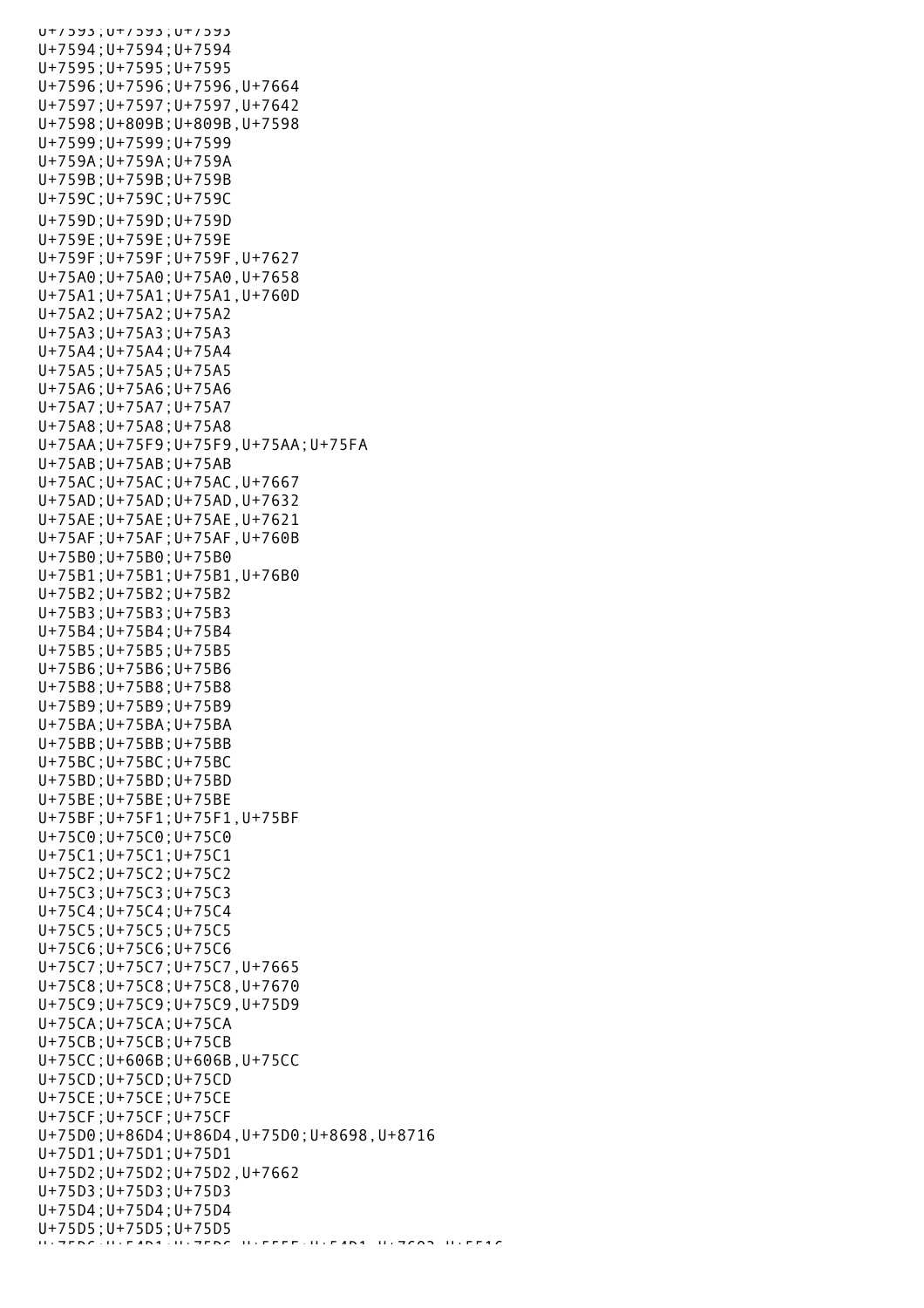U+7593;U+7593;U+7593
U+7594;U+7594;U+7594
U+7595;U+7595;U+7595
U+7596;U+7596;U+7596,U+7664
U+7597;U+7597;U+7597,U+7642
U+7598;U+809B;U+809B,U+7598
U+7599;U+7599;U+7599
U+759A;U+759A;U+759A
U+759B;U+759B;U+759B
U+759C;U+759C;U+759C
U+759D;U+759D;U+759D
U+759E;U+759E;U+759E
U+759F;U+759F;U+759F,U+7627
U+75A0;U+75A0;U+75A0,U+7658
U+75A1;U+75A1;U+75A1,U+760D
U+75A2;U+75A2;U+75A2
U+75A3;U+75A3;U+75A3
U+75A4;U+75A4;U+75A4
U+75A5;U+75A5;U+75A5
U+75A6;U+75A6;U+75A6
U+75A7;U+75A7;U+75A7
U+75A8;U+75A8;U+75A8
U+75AA;U+75F9;U+75F9,U+75AA;U+75FA
U+75AB;U+75AB;U+75AB
U+75AC;U+75AC;U+75AC,U+7667
U+75AD;U+75AD;U+75AD,U+7632
U+75AE;U+75AE;U+75AE,U+7621
U+75AF;U+75AF;U+75AF,U+760B
U+75B0;U+75B0;U+75B0
U+75B1;U+75B1;U+75B1,U+76B0
U+75B2;U+75B2;U+75B2
U+75B3;U+75B3;U+75B3
U+75B4;U+75B4;U+75B4
U+75B5;U+75B5;U+75B5
U+75B6;U+75B6;U+75B6
U+75B8;U+75B8;U+75B8
U+75B9;U+75B9;U+75B9
U+75BA;U+75BA;U+75BA
U+75BB;U+75BB;U+75BB
U+75BC;U+75BC;U+75BC
U+75BD;U+75BD;U+75BD
U+75BE;U+75BE;U+75BE
U+75BF;U+75F1;U+75F1,U+75BF
U+75C0;U+75C0;U+75C0
U+75C1;U+75C1;U+75C1
U+75C2;U+75C2;U+75C2
U+75C3;U+75C3;U+75C3
U+75C4;U+75C4;U+75C4
U+75C5;U+75C5;U+75C5
U+75C6;U+75C6;U+75C6
U+75C7;U+75C7;U+75C7,U+7665
U+75C8;U+75C8;U+75C8,U+7670
U+75C9;U+75C9;U+75C9,U+75D9
U+75CA;U+75CA;U+75CA
U+75CB;U+75CB;U+75CB
U+75CC;U+606B;U+606B,U+75CC
U+75CD;U+75CD;U+75CD
U+75CE;U+75CE;U+75CE
U+75CF;U+75CF;U+75CF
U+75D0;U+86D4;U+86D4,U+75D0;U+8698,U+8716
U+75D1;U+75D1;U+75D1
U+75D2;U+75D2;U+75D2,U+7662
U+75D3;U+75D3;U+75D3
U+75D4;U+75D4;U+75D4
U+75D5;U+75D5;U+75D5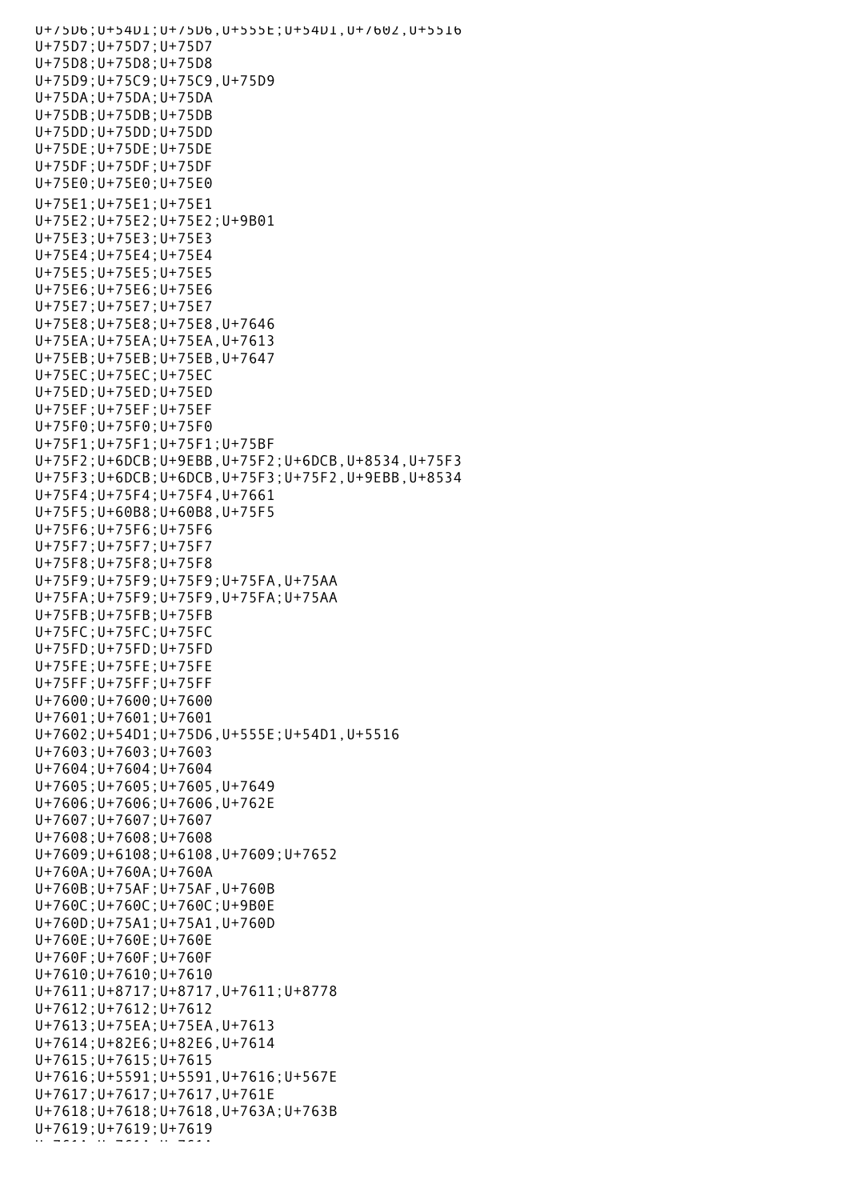U+75D6;U+54D1;U+75D6,U+555E;U+54D1,U+7602,U+5516
U+75D7;U+75D7;U+75D7
U+75D8;U+75D8;U+75D8
U+75D9;U+75C9;U+75C9,U+75D9
U+75DA;U+75DA;U+75DA
U+75DB;U+75DB;U+75DB
U+75DD;U+75DD;U+75DD
U+75DE;U+75DE;U+75DE
U+75DF;U+75DF;U+75DF
U+75E0;U+75E0;U+75E0
U+75E1;U+75E1;U+75E1
U+75E2;U+75E2;U+75E2;U+9B01
U+75E3;U+75E3;U+75E3
U+75E4;U+75E4;U+75E4
U+75E5;U+75E5;U+75E5
U+75E6;U+75E6;U+75E6
U+75E7;U+75E7;U+75E7
U+75E8;U+75E8;U+75E8,U+7646
U+75EA;U+75EA;U+75EA,U+7613
U+75EB;U+75EB;U+75EB,U+7647
U+75EC;U+75EC;U+75EC
U+75ED;U+75ED;U+75ED
U+75EF;U+75EF;U+75EF
U+75F0;U+75F0;U+75F0
U+75F1;U+75F1;U+75F1;U+75BF
U+75F2;U+6DCB;U+9EBB,U+75F2;U+6DCB,U+8534,U+75F3
U+75F3;U+6DCB;U+6DCB,U+75F3;U+75F2,U+9EBB,U+8534
U+75F4;U+75F4;U+75F4,U+7661
U+75F5;U+60B8;U+60B8,U+75F5
U+75F6;U+75F6;U+75F6
U+75F7;U+75F7;U+75F7
U+75F8;U+75F8;U+75F8
U+75F9;U+75F9;U+75F9;U+75FA,U+75AA
U+75FA;U+75F9;U+75F9,U+75FA;U+75AA
U+75FB;U+75FB;U+75FB
U+75FC;U+75FC;U+75FC
U+75FD;U+75FD;U+75FD
U+75FE;U+75FE;U+75FE
U+75FF;U+75FF;U+75FF
U+7600;U+7600;U+7600
U+7601;U+7601;U+7601
U+7602;U+54D1;U+75D6,U+555E;U+54D1,U+5516
U+7603;U+7603;U+7603
U+7604;U+7604;U+7604
U+7605;U+7605;U+7605,U+7649
U+7606;U+7606;U+7606,U+762E
U+7607;U+7607;U+7607
U+7608;U+7608;U+7608
U+7609;U+6108;U+6108,U+7609;U+7652
U+760A;U+760A;U+760A
U+760B;U+75AF;U+75AF,U+760B
U+760C;U+760C;U+760C;U+9B0E
U+760D;U+75A1;U+75A1,U+760D
U+760E;U+760E;U+760E
U+760F;U+760F;U+760F
U+7610;U+7610;U+7610
U+7611;U+8717;U+8717,U+7611;U+8778
U+7612;U+7612;U+7612
U+7613;U+75EA;U+75EA,U+7613
U+7614;U+82E6;U+82E6,U+7614
U+7615;U+7615;U+7615
U+7616;U+5591;U+5591,U+7616;U+567E
U+7617;U+7617;U+7617,U+761E
U+7618;U+7618;U+7618,U+763A;U+763B
U+7619;U+7619;U+7619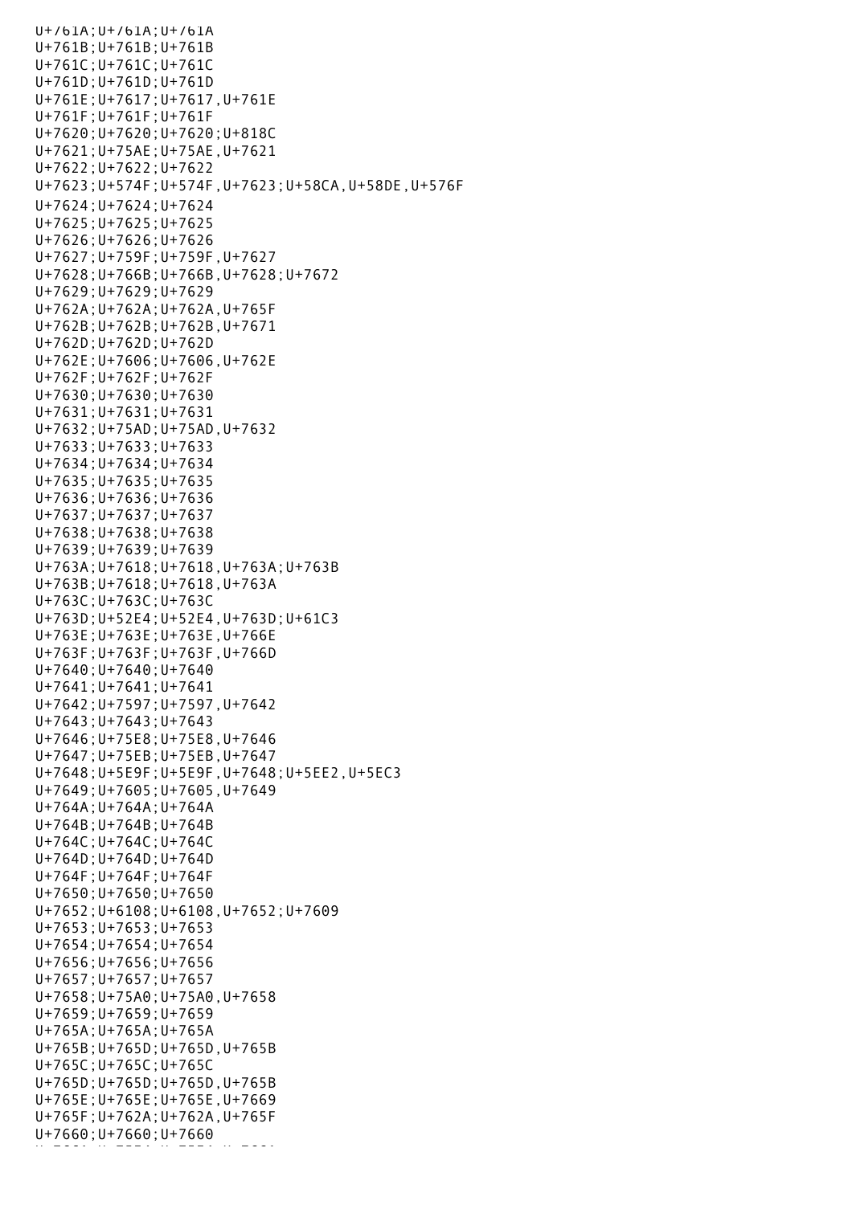U+761A;U+761A;U+761A
U+761B;U+761B;U+761B
U+761C;U+761C;U+761C
U+761D;U+761D;U+761D
U+761E;U+7617;U+7617,U+761E
U+761F;U+761F;U+761F
U+7620;U+7620;U+7620;U+818C
U+7621;U+75AE;U+75AE,U+7621
U+7622;U+7622;U+7622
U+7623;U+574F;U+574F,U+7623;U+58CA,U+58DE,U+576F
U+7624;U+7624;U+7624
U+7625;U+7625;U+7625
U+7626;U+7626;U+7626
U+7627;U+759F;U+759F,U+7627
U+7628;U+766B;U+766B,U+7628;U+7672
U+7629;U+7629;U+7629
U+762A;U+762A;U+762A,U+765F
U+762B;U+762B;U+762B,U+7671
U+762D;U+762D;U+762D
U+762E;U+7606;U+7606,U+762E
U+762F;U+762F;U+762F
U+7630;U+7630;U+7630
U+7631;U+7631;U+7631
U+7632;U+75AD;U+75AD,U+7632
U+7633;U+7633;U+7633
U+7634;U+7634;U+7634
U+7635;U+7635;U+7635
U+7636;U+7636;U+7636
U+7637;U+7637;U+7637
U+7638;U+7638;U+7638
U+7639;U+7639;U+7639
U+763A;U+7618;U+7618,U+763A;U+763B
U+763B;U+7618;U+7618,U+763A
U+763C;U+763C;U+763C
U+763D;U+52E4;U+52E4,U+763D;U+61C3
U+763E;U+763E;U+763E,U+766E
U+763F;U+763F;U+763F,U+766D
U+7640;U+7640;U+7640
U+7641;U+7641;U+7641
U+7642;U+7597;U+7597,U+7642
U+7643;U+7643;U+7643
U+7646;U+75E8;U+75E8,U+7646
U+7647;U+75EB;U+75EB,U+7647
U+7648;U+5E9F;U+5E9F,U+7648;U+5EE2,U+5EC3
U+7649;U+7605;U+7605,U+7649
U+764A;U+764A;U+764A
U+764B;U+764B;U+764B
U+764C;U+764C;U+764C
U+764D;U+764D;U+764D
U+764F;U+764F;U+764F
U+7650;U+7650;U+7650
U+7652;U+6108;U+6108,U+7652;U+7609
U+7653;U+7653;U+7653
U+7654;U+7654;U+7654
U+7656;U+7656;U+7656
U+7657;U+7657;U+7657
U+7658;U+75A0;U+75A0,U+7658
U+7659;U+7659;U+7659
U+765A;U+765A;U+765A
U+765B;U+765D;U+765D,U+765B
U+765C;U+765C;U+765C
U+765D;U+765D;U+765D,U+765B
U+765E;U+765E;U+765E,U+7669
U+765F;U+762A;U+762A,U+765F
U+7660;U+7660;U+7660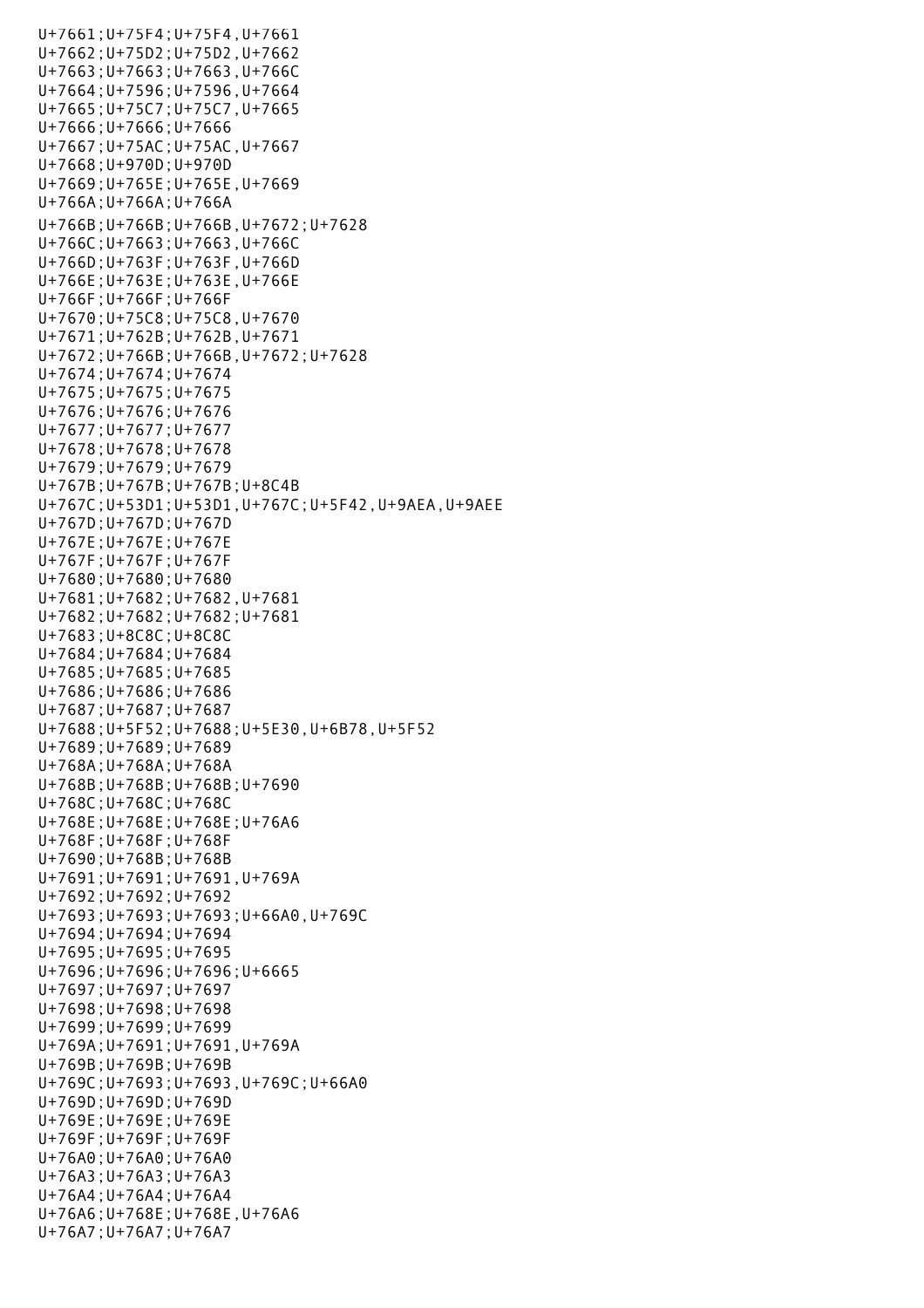U+7661;U+75F4;U+75F4,U+7661
U+7662;U+75D2;U+75D2,U+7662
U+7663;U+7663;U+7663,U+766C
U+7664;U+7596;U+7596,U+7664
U+7665;U+75C7;U+75C7,U+7665
U+7666;U+7666;U+7666
U+7667;U+75AC;U+75AC,U+7667
U+7668;U+970D;U+970D
U+7669;U+765E;U+765E,U+7669
U+766A;U+766A;U+766A
U+766B;U+766B;U+766B,U+7672;U+7628
U+766C;U+7663;U+7663,U+766C
U+766D;U+763F;U+763F,U+766D
U+766E;U+763E;U+763E,U+766E
U+766F;U+766F;U+766F
U+7670;U+75C8;U+75C8,U+7670
U+7671;U+762B;U+762B,U+7671
U+7672;U+766B;U+766B,U+7672;U+7628
U+7674;U+7674;U+7674
U+7675;U+7675;U+7675
U+7676;U+7676;U+7676
U+7677;U+7677;U+7677
U+7678;U+7678;U+7678
U+7679;U+7679;U+7679
U+767B;U+767B;U+767B;U+8C4B
U+767C;U+53D1;U+53D1,U+767C;U+5F42,U+9AEA,U+9AEE
U+767D;U+767D;U+767D
U+767E;U+767E;U+767E
U+767F;U+767F;U+767F
U+7680;U+7680;U+7680
U+7681;U+7682;U+7682,U+7681
U+7682;U+7682;U+7682;U+7681
U+7683;U+8C8C;U+8C8C
U+7684;U+7684;U+7684
U+7685;U+7685;U+7685
U+7686;U+7686;U+7686
U+7687;U+7687;U+7687
U+7688;U+5F52;U+7688;U+5E30,U+6B78,U+5F52
U+7689;U+7689;U+7689
U+768A;U+768A;U+768A
U+768B;U+768B;U+768B;U+7690
U+768C;U+768C;U+768C
U+768E;U+768E;U+768E;U+76A6
U+768F;U+768F;U+768F
U+7690;U+768B;U+768B
U+7691;U+7691;U+7691,U+769A
U+7692;U+7692;U+7692
U+7693;U+7693;U+7693;U+66A0,U+769C
U+7694;U+7694;U+7694
U+7695;U+7695;U+7695
U+7696;U+7696;U+7696;U+6665
U+7697;U+7697;U+7697
U+7698;U+7698;U+7698
U+7699;U+7699;U+7699
U+769A;U+7691;U+7691,U+769A
U+769B;U+769B;U+769B
U+769C;U+7693;U+7693,U+769C;U+66A0
U+769D;U+769D;U+769D
U+769E;U+769E;U+769E
U+769F;U+769F;U+769F
U+76A0;U+76A0;U+76A0
U+76A3;U+76A3;U+76A3
U+76A4;U+76A4;U+76A4
U+76A6;U+768E;U+768E,U+76A6
U+76A7;U+76A7;U+76A7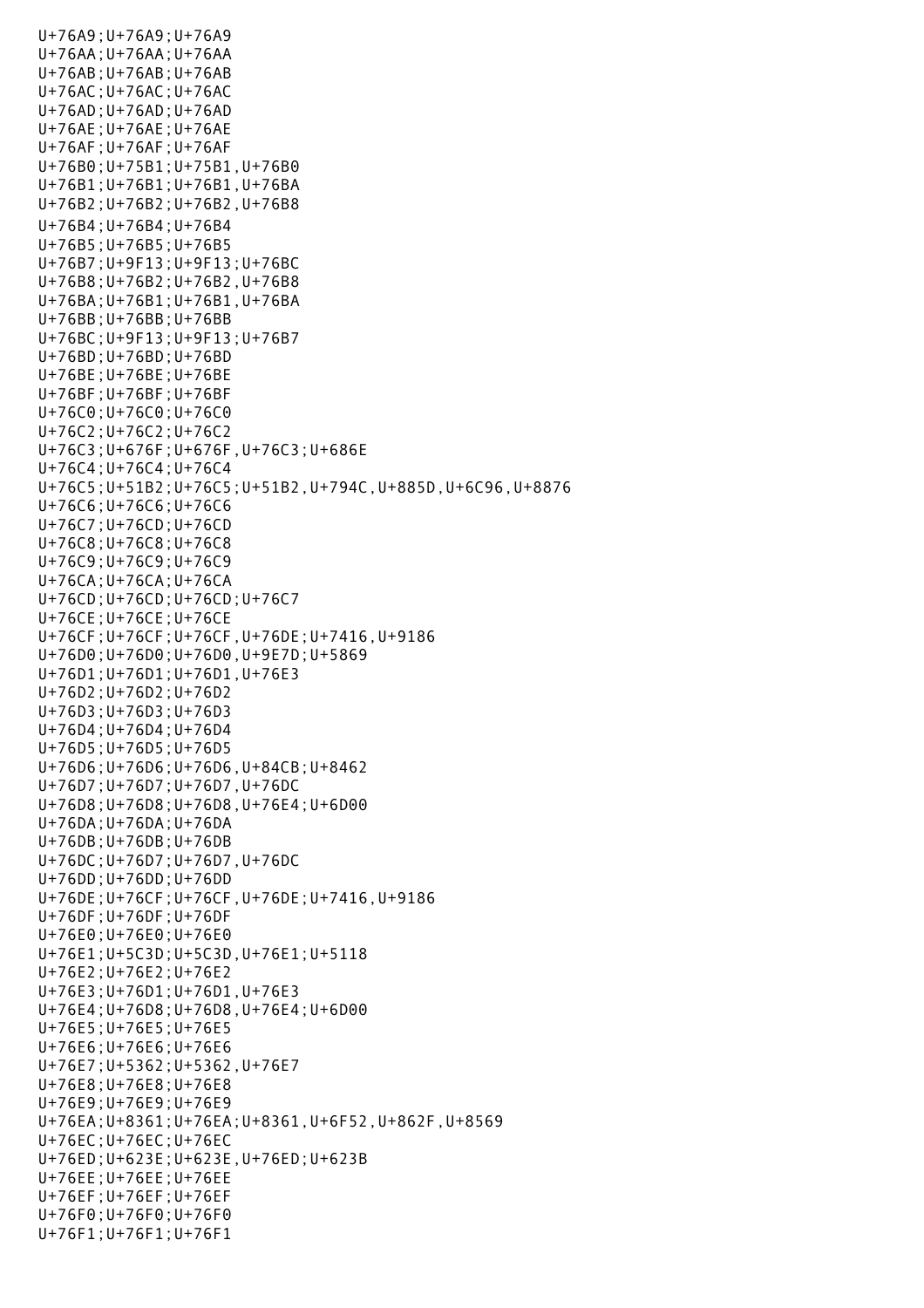U+76A9;U+76A9;U+76A9
U+76AA;U+76AA;U+76AA
U+76AB;U+76AB;U+76AB
U+76AC;U+76AC;U+76AC
U+76AD;U+76AD;U+76AD
U+76AE;U+76AE;U+76AE
U+76AF;U+76AF;U+76AF
U+76B0;U+75B1;U+75B1,U+76B0
U+76B1;U+76B1;U+76B1,U+76BA
U+76B2;U+76B2;U+76B2,U+76B8
U+76B4;U+76B4;U+76B4
U+76B5;U+76B5;U+76B5
U+76B7;U+9F13;U+9F13;U+76BC
U+76B8;U+76B2;U+76B2,U+76B8
U+76BA;U+76B1;U+76B1,U+76BA
U+76BB;U+76BB;U+76BB
U+76BC;U+9F13;U+9F13;U+76B7
U+76BD;U+76BD;U+76BD
U+76BE;U+76BE;U+76BE
U+76BF;U+76BF;U+76BF
U+76C0;U+76C0;U+76C0
U+76C2;U+76C2;U+76C2
U+76C3;U+676F;U+676F,U+76C3;U+686E
U+76C4;U+76C4;U+76C4
U+76C5;U+51B2;U+76C5;U+51B2,U+794C,U+885D,U+6C96,U+8876
U+76C6;U+76C6;U+76C6
U+76C7;U+76CD;U+76CD
U+76C8;U+76C8;U+76C8
U+76C9;U+76C9;U+76C9
U+76CA;U+76CA;U+76CA
U+76CD;U+76CD;U+76CD;U+76C7
U+76CE;U+76CE;U+76CE
U+76CF;U+76CF;U+76CF,U+76DE;U+7416,U+9186
U+76D0;U+76D0;U+76D0,U+9E7D;U+5869
U+76D1;U+76D1;U+76D1,U+76E3
U+76D2;U+76D2;U+76D2
U+76D3;U+76D3;U+76D3
U+76D4;U+76D4;U+76D4
U+76D5;U+76D5;U+76D5
U+76D6;U+76D6;U+76D6,U+84CB;U+8462
U+76D7;U+76D7;U+76D7,U+76DC
U+76D8;U+76D8;U+76D8,U+76E4;U+6D00
U+76DA;U+76DA;U+76DA
U+76DB;U+76DB;U+76DB
U+76DC;U+76D7;U+76D7,U+76DC
U+76DD;U+76DD;U+76DD
U+76DE;U+76CF;U+76CF,U+76DE;U+7416,U+9186
U+76DF;U+76DF;U+76DF
U+76E0;U+76E0;U+76E0
U+76E1;U+5C3D;U+5C3D,U+76E1;U+5118
U+76E2;U+76E2;U+76E2
U+76E3;U+76D1;U+76D1,U+76E3
U+76E4;U+76D8;U+76D8,U+76E4;U+6D00
U+76E5;U+76E5;U+76E5
U+76E6;U+76E6;U+76E6
U+76E7;U+5362;U+5362,U+76E7
U+76E8;U+76E8;U+76E8
U+76E9;U+76E9;U+76E9
U+76EA;U+8361;U+76EA;U+8361,U+6F52,U+862F,U+8569
U+76EC;U+76EC;U+76EC
U+76ED;U+623E;U+623E,U+76ED;U+623B
U+76EE;U+76EE;U+76EE
U+76EF;U+76EF;U+76EF
U+76F0;U+76F0;U+76F0
U+76F1;U+76F1;U+76F1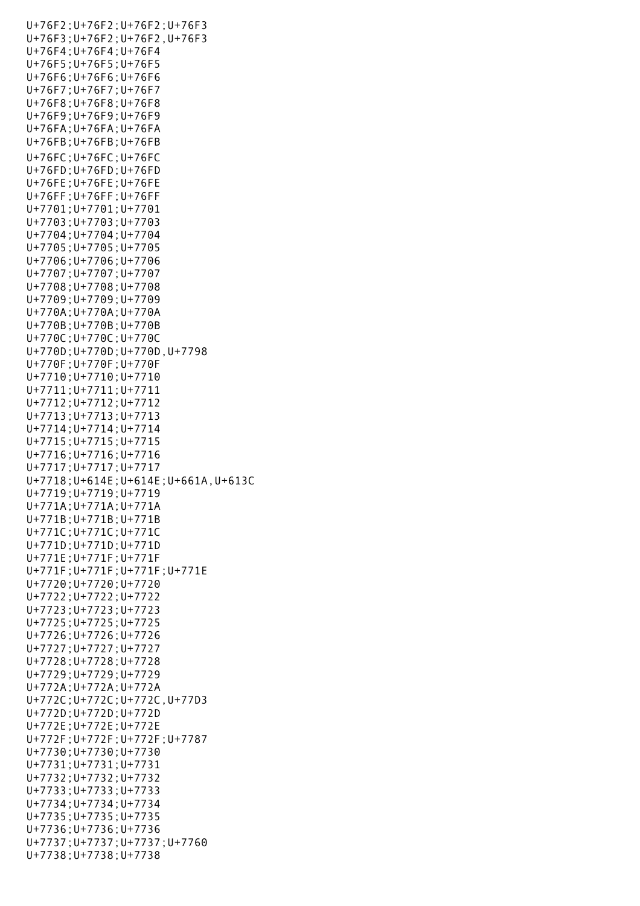U+76F2;U+76F2;U+76F2;U+76F3
U+76F3;U+76F2;U+76F2,U+76F3
U+76F4;U+76F4;U+76F4
U+76F5;U+76F5;U+76F5
U+76F6;U+76F6;U+76F6
U+76F7;U+76F7;U+76F7
U+76F8;U+76F8;U+76F8
U+76F9;U+76F9;U+76F9
U+76FA;U+76FA;U+76FA
U+76FB;U+76FB;U+76FB
U+76FC;U+76FC;U+76FC
U+76FD;U+76FD;U+76FD
U+76FE;U+76FE;U+76FE
U+76FF;U+76FF;U+76FF
U+7701;U+7701;U+7701
U+7703;U+7703;U+7703
U+7704;U+7704;U+7704
U+7705;U+7705;U+7705
U+7706;U+7706;U+7706
U+7707;U+7707;U+7707
U+7708;U+7708;U+7708
U+7709;U+7709;U+7709
U+770A;U+770A;U+770A
U+770B;U+770B;U+770B
U+770C;U+770C;U+770C
U+770D;U+770D;U+770D,U+7798
U+770F;U+770F;U+770F
U+7710;U+7710;U+7710
U+7711;U+7711;U+7711
U+7712;U+7712;U+7712
U+7713;U+7713;U+7713
U+7714;U+7714;U+7714
U+7715;U+7715;U+7715
U+7716;U+7716;U+7716
U+7717;U+7717;U+7717
U+7718;U+614E;U+614E;U+661A,U+613C
U+7719;U+7719;U+7719
U+771A;U+771A;U+771A
U+771B;U+771B;U+771B
U+771C;U+771C;U+771C
U+771D;U+771D;U+771D
U+771E;U+771F;U+771F
U+771F;U+771F;U+771F;U+771E
U+7720;U+7720;U+7720
U+7722;U+7722;U+7722
U+7723;U+7723;U+7723
U+7725;U+7725;U+7725
U+7726;U+7726;U+7726
U+7727;U+7727;U+7727
U+7728;U+7728;U+7728
U+7729;U+7729;U+7729
U+772A;U+772A;U+772A
U+772C;U+772C;U+772C,U+77D3
U+772D;U+772D;U+772D
U+772E;U+772E;U+772E
U+772F;U+772F;U+772F;U+7787
U+7730;U+7730;U+7730
U+7731;U+7731;U+7731
U+7732;U+7732;U+7732
U+7733;U+7733;U+7733
U+7734;U+7734;U+7734
U+7735;U+7735;U+7735
U+7736;U+7736;U+7736
U+7737;U+7737;U+7737;U+7760
U+7738;U+7738;U+7738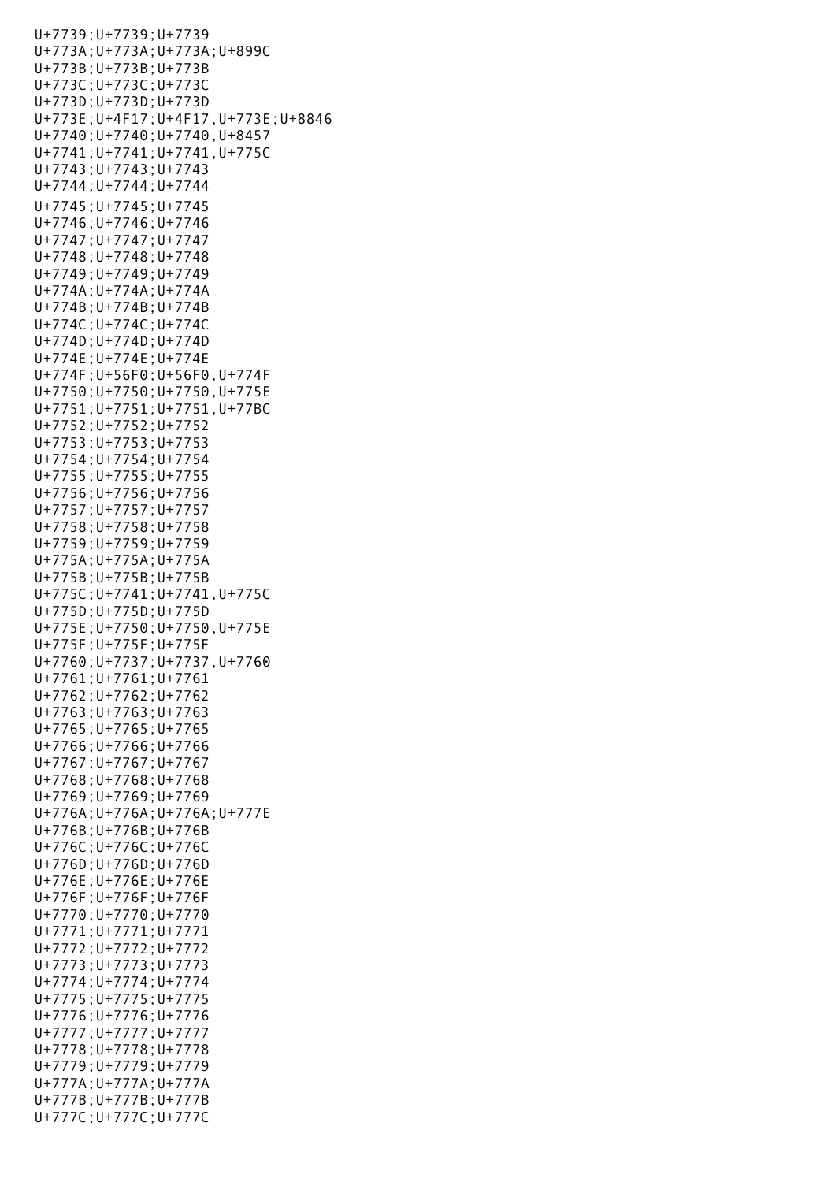U+7739;U+7739;U+7739
U+773A;U+773A;U+773A;U+899C
U+773B;U+773B;U+773B
U+773C;U+773C;U+773C
U+773D;U+773D;U+773D
U+773E;U+4F17;U+4F17,U+773E;U+8846
U+7740;U+7740;U+7740,U+8457
U+7741;U+7741;U+7741,U+775C
U+7743;U+7743;U+7743
U+7744;U+7744;U+7744
U+7745;U+7745;U+7745
U+7746;U+7746;U+7746
U+7747;U+7747;U+7747
U+7748;U+7748;U+7748
U+7749;U+7749;U+7749
U+774A;U+774A;U+774A
U+774B;U+774B;U+774B
U+774C;U+774C;U+774C
U+774D;U+774D;U+774D
U+774E;U+774E;U+774E
U+774F;U+56F0;U+56F0,U+774F
U+7750;U+7750;U+7750,U+775E
U+7751;U+7751;U+7751,U+77BC
U+7752;U+7752;U+7752
U+7753;U+7753;U+7753
U+7754;U+7754;U+7754
U+7755;U+7755;U+7755
U+7756;U+7756;U+7756
U+7757;U+7757;U+7757
U+7758;U+7758;U+7758
U+7759;U+7759;U+7759
U+775A;U+775A;U+775A
U+775B;U+775B;U+775B
U+775C;U+7741;U+7741,U+775C
U+775D;U+775D;U+775D
U+775E;U+7750;U+7750,U+775E
U+775F;U+775F;U+775F
U+7760;U+7737;U+7737,U+7760
U+7761;U+7761;U+7761
U+7762;U+7762;U+7762
U+7763;U+7763;U+7763
U+7765;U+7765;U+7765
U+7766;U+7766;U+7766
U+7767;U+7767;U+7767
U+7768;U+7768;U+7768
U+7769;U+7769;U+7769
U+776A;U+776A;U+776A;U+777E
U+776B;U+776B;U+776B
U+776C;U+776C;U+776C
U+776D;U+776D;U+776D
U+776E;U+776E;U+776E
U+776F;U+776F;U+776F
U+7770;U+7770;U+7770
U+7771;U+7771;U+7771
U+7772;U+7772;U+7772
U+7773;U+7773;U+7773
U+7774;U+7774;U+7774
U+7775;U+7775;U+7775
U+7776;U+7776;U+7776
U+7777;U+7777;U+7777
U+7778;U+7778;U+7778
U+7779;U+7779;U+7779
U+777A;U+777A;U+777A
U+777B;U+777B;U+777B
U+777C;U+777C;U+777C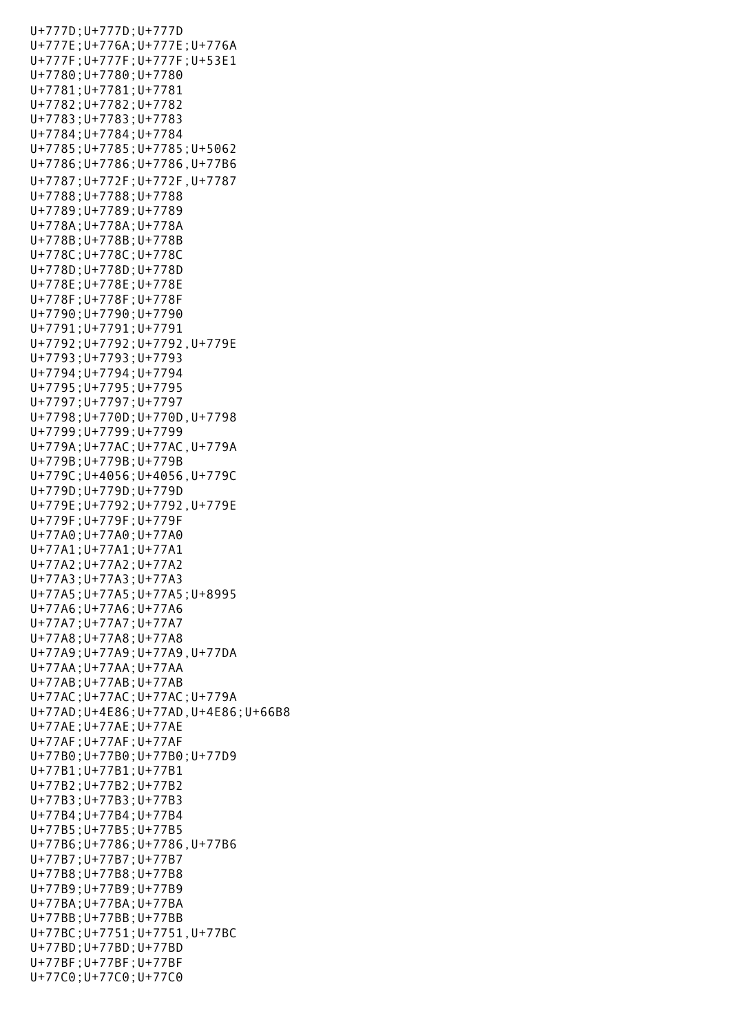```
U+777D;U+777D;U+777D
U+777E;U+776A;U+777E;U+776A
U+777F;U+777F;U+777F;U+53E1
U+7780;U+7780;U+7780
U+7781;U+7781;U+7781
U+7782;U+7782;U+7782
U+7783;U+7783;U+7783
U+7784;U+7784;U+7784
U+7785;U+7785;U+7785;U+5062
U+7786;U+7786;U+7786,U+77B6
U+7787;U+772F;U+772F,U+7787
U+7788;U+7788;U+7788
U+7789;U+7789;U+7789
U+778A;U+778A;U+778A
U+778B;U+778B;U+778B
U+778C;U+778C;U+778C
U+778D;U+778D;U+778D
U+778E;U+778E;U+778E
U+778F;U+778F;U+778F
U+7790;U+7790;U+7790
U+7791;U+7791;U+7791
U+7792;U+7792;U+7792,U+779E
U+7793;U+7793;U+7793
U+7794;U+7794;U+7794
U+7795;U+7795;U+7795
U+7797;U+7797;U+7797
U+7798;U+770D;U+770D,U+7798
U+7799;U+7799;U+7799
U+779A;U+77AC;U+77AC,U+779A
U+779B;U+779B;U+779B
U+779C;U+4056;U+4056,U+779C
U+779D;U+779D;U+779D
U+779E;U+7792;U+7792,U+779E
U+779F;U+779F;U+779F
U+77A0;U+77A0;U+77A0
U+77A1;U+77A1;U+77A1
U+77A2;U+77A2;U+77A2
U+77A3;U+77A3;U+77A3
U+77A5;U+77A5;U+77A5;U+8995
U+77A6;U+77A6;U+77A6
U+77A7;U+77A7;U+77A7
U+77A8;U+77A8;U+77A8
U+77A9;U+77A9;U+77A9,U+77DA
U+77AA;U+77AA;U+77AA
U+77AB;U+77AB;U+77AB
U+77AC;U+77AC;U+77AC;U+779A
U+77AD;U+4E86;U+77AD,U+4E86;U+66B8
U+77AE;U+77AE;U+77AE
U+77AF;U+77AF;U+77AF
U+77B0;U+77B0;U+77B0;U+77D9
U+77B1;U+77B1;U+77B1
U+77B2;U+77B2;U+77B2
U+77B3;U+77B3;U+77B3
U+77B4;U+77B4;U+77B4
U+77B5;U+77B5;U+77B5
U+77B6;U+7786;U+7786,U+77B6
U+77B7;U+77B7;U+77B7
U+77B8;U+77B8;U+77B8
U+77B9;U+77B9;U+77B9
U+77BA;U+77BA;U+77BA
U+77BB;U+77BB;U+77BB
U+77BC;U+7751;U+7751,U+77BC
U+77BD;U+77BD;U+77BD
U+77BF;U+77BF;U+77BF
U+77C0;U+77C0;U+77C0
```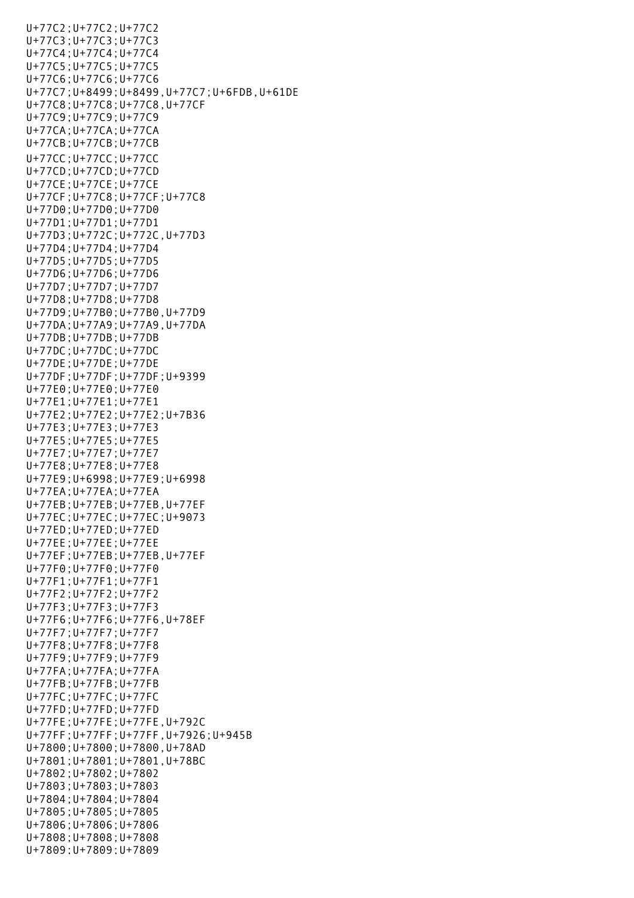U+77C2;U+77C2;U+77C2
U+77C3;U+77C3;U+77C3
U+77C4;U+77C4;U+77C4
U+77C5;U+77C5;U+77C5
U+77C6;U+77C6;U+77C6
U+77C7;U+8499;U+8499,U+77C7;U+6FDB,U+61DE
U+77C8;U+77C8;U+77C8,U+77CF
U+77C9;U+77C9;U+77C9
U+77CA;U+77CA;U+77CA
U+77CB;U+77CB;U+77CB
U+77CC;U+77CC;U+77CC
U+77CD;U+77CD;U+77CD
U+77CE;U+77CE;U+77CE
U+77CF;U+77C8;U+77CF;U+77C8
U+77D0;U+77D0;U+77D0
U+77D1;U+77D1;U+77D1
U+77D3;U+772C;U+772C,U+77D3
U+77D4;U+77D4;U+77D4
U+77D5;U+77D5;U+77D5
U+77D6;U+77D6;U+77D6
U+77D7;U+77D7;U+77D7
U+77D8;U+77D8;U+77D8
U+77D9;U+77B0;U+77B0,U+77D9
U+77DA;U+77A9;U+77A9,U+77DA
U+77DB;U+77DB;U+77DB
U+77DC;U+77DC;U+77DC
U+77DE;U+77DE;U+77DE
U+77DF;U+77DF;U+77DF;U+9399
U+77E0;U+77E0;U+77E0
U+77E1;U+77E1;U+77E1
U+77E2;U+77E2;U+77E2;U+7B36
U+77E3;U+77E3;U+77E3
U+77E5;U+77E5;U+77E5
U+77E7;U+77E7;U+77E7
U+77E8;U+77E8;U+77E8
U+77E9;U+6998;U+77E9;U+6998
U+77EA;U+77EA;U+77EA
U+77EB;U+77EB;U+77EB,U+77EF
U+77EC;U+77EC;U+77EC;U+9073
U+77ED;U+77ED;U+77ED
U+77EE;U+77EE;U+77EE
U+77EF;U+77EB;U+77EB,U+77EF
U+77F0;U+77F0;U+77F0
U+77F1;U+77F1;U+77F1
U+77F2;U+77F2;U+77F2
U+77F3;U+77F3;U+77F3
U+77F6;U+77F6;U+77F6,U+78EF
U+77F7;U+77F7;U+77F7
U+77F8;U+77F8;U+77F8
U+77F9;U+77F9;U+77F9
U+77FA;U+77FA;U+77FA
U+77FB;U+77FB;U+77FB
U+77FC;U+77FC;U+77FC
U+77FD;U+77FD;U+77FD
U+77FE;U+77FE;U+77FE,U+792C
U+77FF;U+77FF;U+77FF,U+7926;U+945B
U+7800;U+7800;U+7800,U+78AD
U+7801;U+7801;U+7801,U+78BC
U+7802;U+7802;U+7802
U+7803;U+7803;U+7803
U+7804;U+7804;U+7804
U+7805;U+7805;U+7805
U+7806;U+7806;U+7806
U+7808;U+7808;U+7808
U+7809;U+7809;U+7809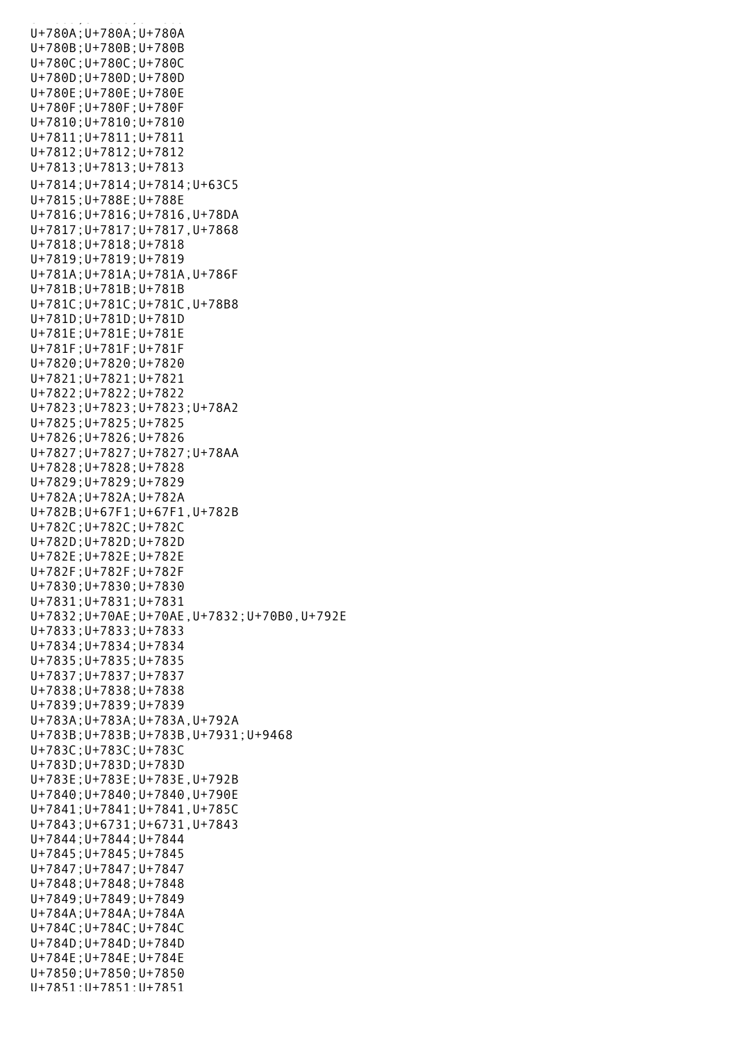U+780A;U+780A;U+780A
U+780B;U+780B;U+780B
U+780C;U+780C;U+780C
U+780D;U+780D;U+780D
U+780E;U+780E;U+780E
U+780F;U+780F;U+780F
U+7810;U+7810;U+7810
U+7811;U+7811;U+7811
U+7812;U+7812;U+7812
U+7813;U+7813;U+7813
U+7814;U+7814;U+7814;U+63C5
U+7815;U+788E;U+788E
U+7816;U+7816;U+7816,U+78DA
U+7817;U+7817;U+7817,U+7868
U+7818;U+7818;U+7818
U+7819;U+7819;U+7819
U+781A;U+781A;U+781A,U+786F
U+781B;U+781B;U+781B
U+781C;U+781C;U+781C,U+78B8
U+781D;U+781D;U+781D
U+781E;U+781E;U+781E
U+781F;U+781F;U+781F
U+7820;U+7820;U+7820
U+7821;U+7821;U+7821
U+7822;U+7822;U+7822
U+7823;U+7823;U+7823;U+78A2
U+7825;U+7825;U+7825
U+7826;U+7826;U+7826
U+7827;U+7827;U+7827;U+78AA
U+7828;U+7828;U+7828
U+7829;U+7829;U+7829
U+782A;U+782A;U+782A
U+782B;U+67F1;U+67F1,U+782B
U+782C;U+782C;U+782C
U+782D;U+782D;U+782D
U+782E;U+782E;U+782E
U+782F;U+782F;U+782F
U+7830;U+7830;U+7830
U+7831;U+7831;U+7831
U+7832;U+70AE;U+70AE,U+7832;U+70B0,U+792E
U+7833;U+7833;U+7833
U+7834;U+7834;U+7834
U+7835;U+7835;U+7835
U+7837;U+7837;U+7837
U+7838;U+7838;U+7838
U+7839;U+7839;U+7839
U+783A;U+783A;U+783A,U+792A
U+783B;U+783B;U+783B,U+7931;U+9468
U+783C;U+783C;U+783C
U+783D;U+783D;U+783D
U+783E;U+783E;U+783E,U+792B
U+7840;U+7840;U+7840,U+790E
U+7841;U+7841;U+7841,U+785C
U+7843;U+6731;U+6731,U+7843
U+7844;U+7844;U+7844
U+7845;U+7845;U+7845
U+7847;U+7847;U+7847
U+7848;U+7848;U+7848
U+7849;U+7849;U+7849
U+784A;U+784A;U+784A
U+784C;U+784C;U+784C
U+784D;U+784D;U+784D
U+784E;U+784E;U+784E
U+7850;U+7850;U+7850
U+7851;U+7851;U+7851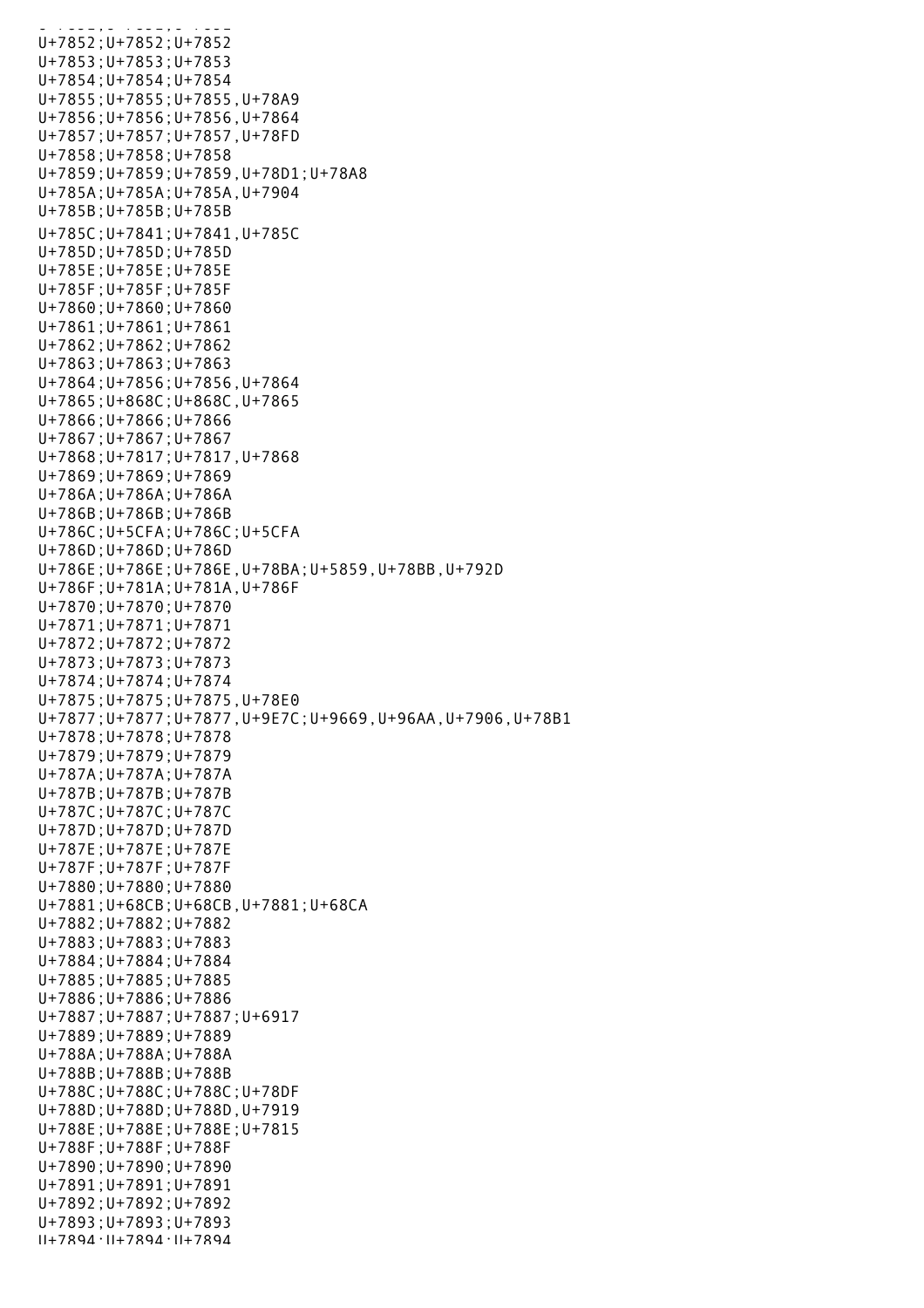U+7852;U+7852;U+7852
U+7853;U+7853;U+7853
U+7854;U+7854;U+7854
U+7855;U+7855;U+7855,U+78A9
U+7856;U+7856;U+7856,U+7864
U+7857;U+7857;U+7857,U+78FD
U+7858;U+7858;U+7858
U+7859;U+7859;U+7859,U+78D1;U+78A8
U+785A;U+785A;U+785A,U+7904
U+785B;U+785B;U+785B
U+785C;U+7841;U+7841,U+785C
U+785D;U+785D;U+785D
U+785E;U+785E;U+785E
U+785F;U+785F;U+785F
U+7860;U+7860;U+7860
U+7861;U+7861;U+7861
U+7862;U+7862;U+7862
U+7863;U+7863;U+7863
U+7864;U+7856;U+7856,U+7864
U+7865;U+868C;U+868C,U+7865
U+7866;U+7866;U+7866
U+7867;U+7867;U+7867
U+7868;U+7817;U+7817,U+7868
U+7869;U+7869;U+7869
U+786A;U+786A;U+786A
U+786B;U+786B;U+786B
U+786C;U+5CFA;U+786C;U+5CFA
U+786D;U+786D;U+786D
U+786E;U+786E;U+786E,U+78BA;U+5859,U+78BB,U+792D
U+786F;U+781A;U+781A,U+786F
U+7870;U+7870;U+7870
U+7871;U+7871;U+7871
U+7872;U+7872;U+7872
U+7873;U+7873;U+7873
U+7874;U+7874;U+7874
U+7875;U+7875;U+7875,U+78E0
U+7877;U+7877;U+7877,U+9E7C;U+9669,U+96AA,U+7906,U+78B1
U+7878;U+7878;U+7878
U+7879;U+7879;U+7879
U+787A;U+787A;U+787A
U+787B;U+787B;U+787B
U+787C;U+787C;U+787C
U+787D;U+787D;U+787D
U+787E;U+787E;U+787E
U+787F;U+787F;U+787F
U+7880;U+7880;U+7880
U+7881;U+68CB;U+68CB,U+7881;U+68CA
U+7882;U+7882;U+7882
U+7883;U+7883;U+7883
U+7884;U+7884;U+7884
U+7885;U+7885;U+7885
U+7886;U+7886;U+7886
U+7887;U+7887;U+7887;U+6917
U+7889;U+7889;U+7889
U+788A;U+788A;U+788A
U+788B;U+788B;U+788B
U+788C;U+788C;U+788C;U+78DF
U+788D;U+788D;U+788D,U+7919
U+788E;U+788E;U+788E;U+7815
U+788F;U+788F;U+788F
U+7890;U+7890;U+7890
U+7891;U+7891;U+7891
U+7892;U+7892;U+7892
U+7893;U+7893;U+7893
U+7894;U+7894;U+7894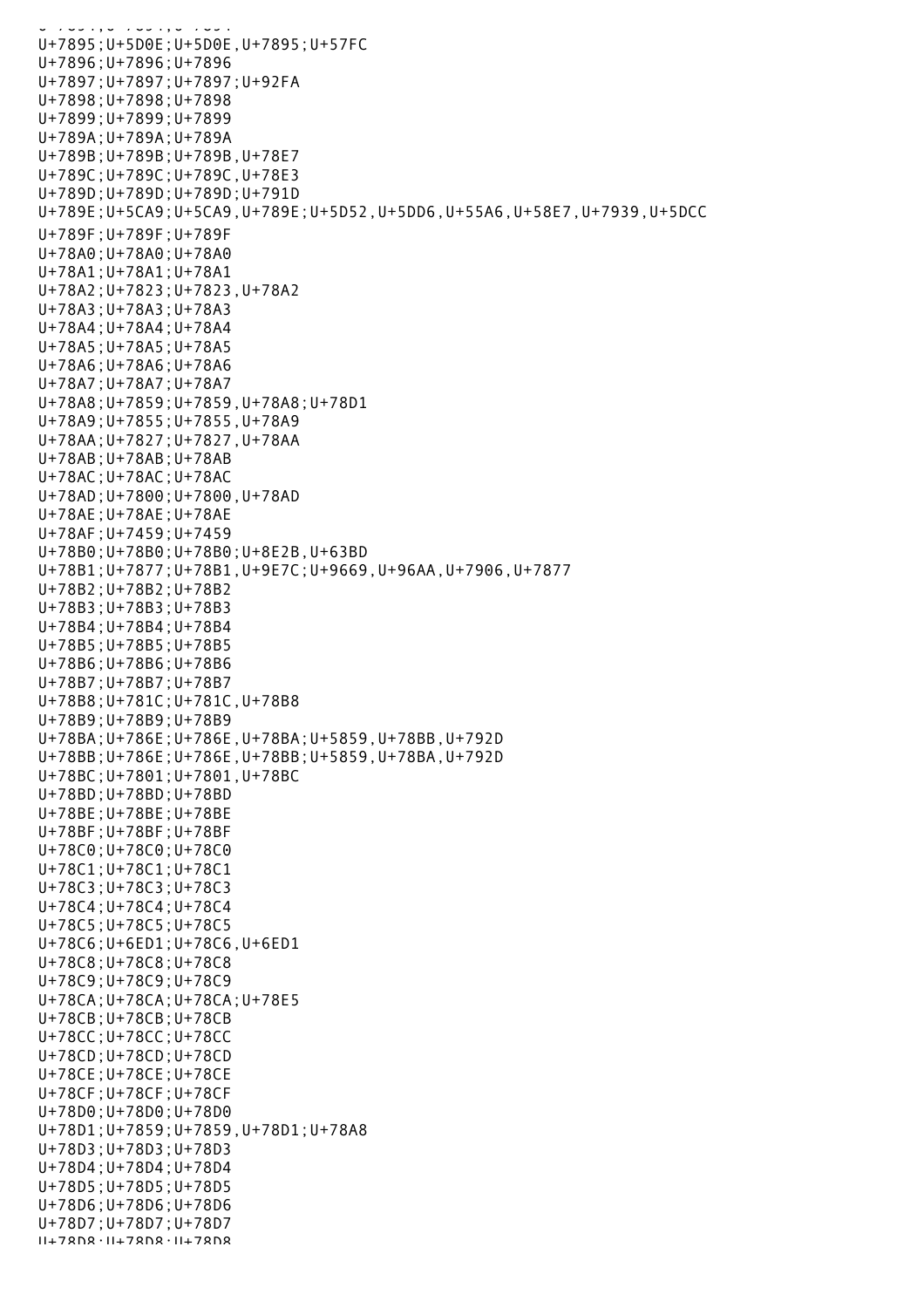U+7895;U+5D0E;U+5D0E,U+7895;U+57FC
U+7896;U+7896;U+7896
U+7897;U+7897;U+7897;U+92FA
U+7898;U+7898;U+7898
U+7899;U+7899;U+7899
U+789A;U+789A;U+789A
U+789B;U+789B;U+789B,U+78E7
U+789C;U+789C;U+789C,U+78E3
U+789D;U+789D;U+789D;U+791D
U+789E;U+5CA9;U+5CA9,U+789E;U+5D52,U+5DD6,U+55A6,U+58E7,U+7939,U+5DCC
U+789F;U+789F;U+789F
U+78A0;U+78A0;U+78A0
U+78A1;U+78A1;U+78A1
U+78A2;U+7823;U+7823,U+78A2
U+78A3;U+78A3;U+78A3
U+78A4;U+78A4;U+78A4
U+78A5;U+78A5;U+78A5
U+78A6;U+78A6;U+78A6
U+78A7;U+78A7;U+78A7
U+78A8;U+7859;U+7859,U+78A8;U+78D1
U+78A9;U+7855;U+7855,U+78A9
U+78AA;U+7827;U+7827,U+78AA
U+78AB;U+78AB;U+78AB
U+78AC;U+78AC;U+78AC
U+78AD;U+7800;U+7800,U+78AD
U+78AE;U+78AE;U+78AE
U+78AF;U+7459;U+7459
U+78B0;U+78B0;U+78B0;U+8E2B,U+63BD
U+78B1;U+7877;U+78B1,U+9E7C;U+9669,U+96AA,U+7906,U+7877
U+78B2;U+78B2;U+78B2
U+78B3;U+78B3;U+78B3
U+78B4;U+78B4;U+78B4
U+78B5;U+78B5;U+78B5
U+78B6;U+78B6;U+78B6
U+78B7;U+78B7;U+78B7
U+78B8;U+781C;U+781C,U+78B8
U+78B9;U+78B9;U+78B9
U+78BA;U+786E;U+786E,U+78BA;U+5859,U+78BB,U+792D
U+78BB;U+786E;U+786E,U+78BB;U+5859,U+78BA,U+792D
U+78BC;U+7801;U+7801,U+78BC
U+78BD;U+78BD;U+78BD
U+78BE;U+78BE;U+78BE
U+78BF;U+78BF;U+78BF
U+78C0;U+78C0;U+78C0
U+78C1;U+78C1;U+78C1
U+78C3;U+78C3;U+78C3
U+78C4;U+78C4;U+78C4
U+78C5;U+78C5;U+78C5
U+78C6;U+6ED1;U+78C6,U+6ED1
U+78C8;U+78C8;U+78C8
U+78C9;U+78C9;U+78C9
U+78CA;U+78CA;U+78CA;U+78E5
U+78CB;U+78CB;U+78CB
U+78CC;U+78CC;U+78CC
U+78CD;U+78CD;U+78CD
U+78CE;U+78CE;U+78CE
U+78CF;U+78CF;U+78CF
U+78D0;U+78D0;U+78D0
U+78D1;U+7859;U+7859,U+78D1;U+78A8
U+78D3;U+78D3;U+78D3
U+78D4;U+78D4;U+78D4
U+78D5;U+78D5;U+78D5
U+78D6;U+78D6;U+78D6
U+78D7;U+78D7;U+78D7
U+78D8;U+78D8;U+78D8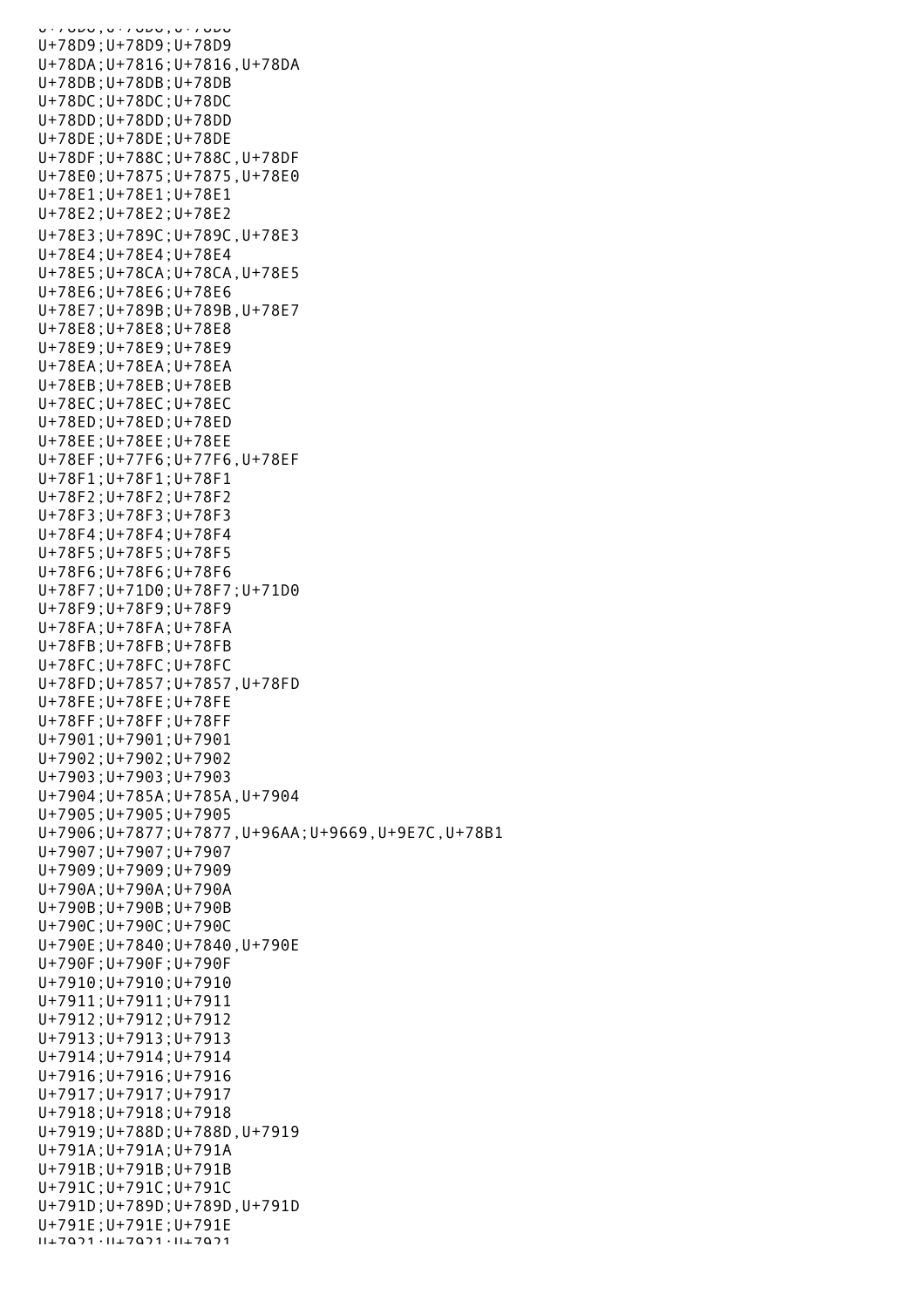U+78D9;U+78D9;U+78D9
U+78DA;U+7816;U+7816,U+78DA
U+78DB;U+78DB;U+78DB
U+78DC;U+78DC;U+78DC
U+78DD;U+78DD;U+78DD
U+78DE;U+78DE;U+78DE
U+78DF;U+788C;U+788C,U+78DF
U+78E0;U+7875;U+7875,U+78E0
U+78E1;U+78E1;U+78E1
U+78E2;U+78E2;U+78E2
U+78E3;U+789C;U+789C,U+78E3
U+78E4;U+78E4;U+78E4
U+78E5;U+78CA;U+78CA,U+78E5
U+78E6;U+78E6;U+78E6
U+78E7;U+789B;U+789B,U+78E7
U+78E8;U+78E8;U+78E8
U+78E9;U+78E9;U+78E9
U+78EA;U+78EA;U+78EA
U+78EB;U+78EB;U+78EB
U+78EC;U+78EC;U+78EC
U+78ED;U+78ED;U+78ED
U+78EE;U+78EE;U+78EE
U+78EF;U+77F6;U+77F6,U+78EF
U+78F1;U+78F1;U+78F1
U+78F2;U+78F2;U+78F2
U+78F3;U+78F3;U+78F3
U+78F4;U+78F4;U+78F4
U+78F5;U+78F5;U+78F5
U+78F6;U+78F6;U+78F6
U+78F7;U+71D0;U+78F7;U+71D0
U+78F9;U+78F9;U+78F9
U+78FA;U+78FA;U+78FA
U+78FB;U+78FB;U+78FB
U+78FC;U+78FC;U+78FC
U+78FD;U+7857;U+7857,U+78FD
U+78FE;U+78FE;U+78FE
U+78FF;U+78FF;U+78FF
U+7901;U+7901;U+7901
U+7902;U+7902;U+7902
U+7903;U+7903;U+7903
U+7904;U+785A;U+785A,U+7904
U+7905;U+7905;U+7905
U+7906;U+7877;U+7877,U+96AA;U+9669,U+9E7C,U+78B1
U+7907;U+7907;U+7907
U+7909;U+7909;U+7909
U+790A;U+790A;U+790A
U+790B;U+790B;U+790B
U+790C;U+790C;U+790C
U+790E;U+7840;U+7840,U+790E
U+790F;U+790F;U+790F
U+7910;U+7910;U+7910
U+7911;U+7911;U+7911
U+7912;U+7912;U+7912
U+7913;U+7913;U+7913
U+7914;U+7914;U+7914
U+7916;U+7916;U+7916
U+7917;U+7917;U+7917
U+7918;U+7918;U+7918
U+7919;U+788D;U+788D,U+7919
U+791A;U+791A;U+791A
U+791B;U+791B;U+791B
U+791C;U+791C;U+791C
U+791D;U+789D;U+789D,U+791D
U+791E;U+791E;U+791E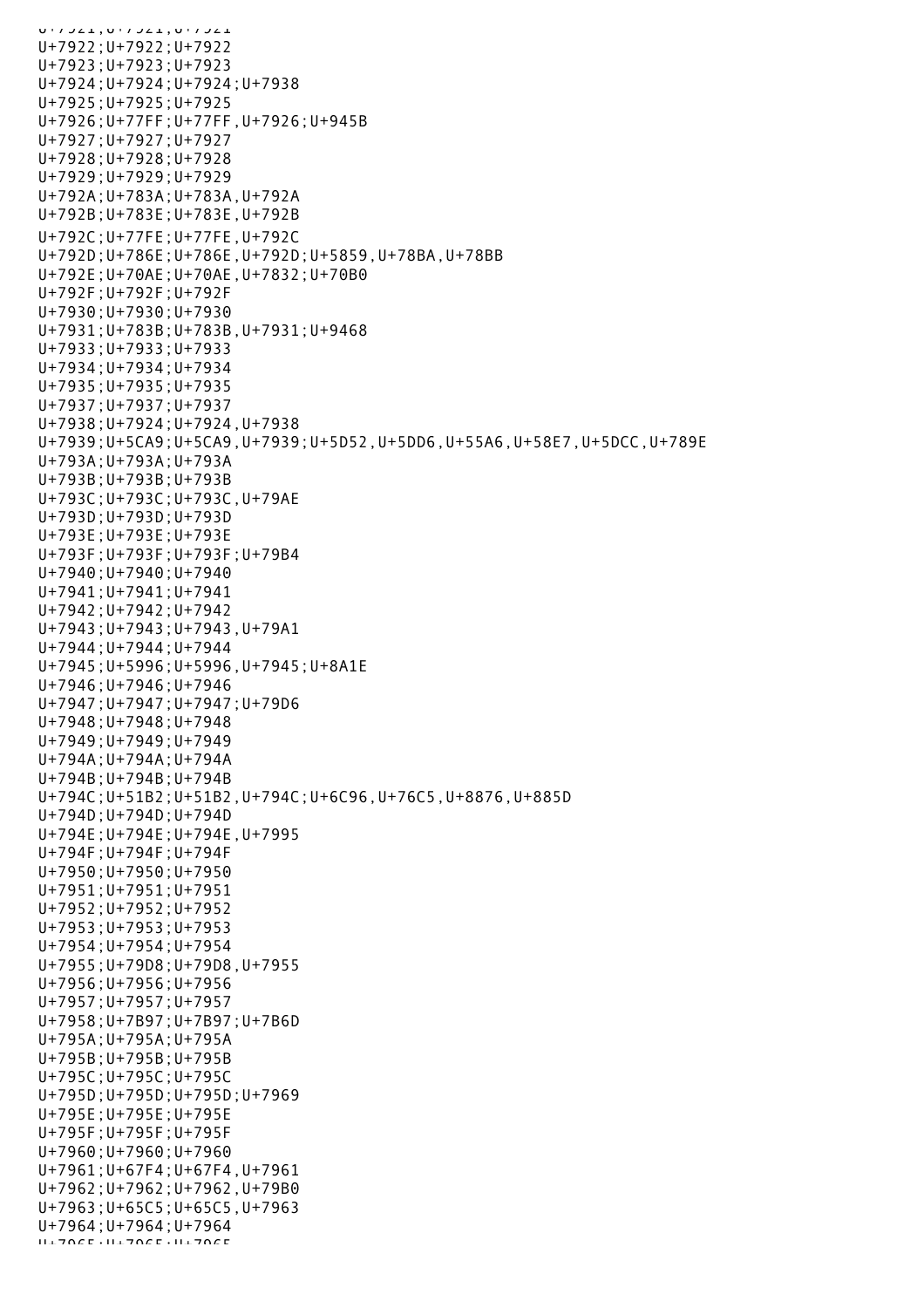U+7922;U+7922;U+7922
U+7923;U+7923;U+7923
U+7924;U+7924;U+7924;U+7938
U+7925;U+7925;U+7925
U+7926;U+77FF;U+77FF,U+7926;U+945B
U+7927;U+7927;U+7927
U+7928;U+7928;U+7928
U+7929;U+7929;U+7929
U+792A;U+783A;U+783A,U+792A
U+792B;U+783E;U+783E,U+792B
U+792C;U+77FE;U+77FE,U+792C
U+792D;U+786E;U+786E,U+792D;U+5859,U+78BA,U+78BB
U+792E;U+70AE;U+70AE,U+7832;U+70B0
U+792F;U+792F;U+792F
U+7930;U+7930;U+7930
U+7931;U+783B;U+783B,U+7931;U+9468
U+7933;U+7933;U+7933
U+7934;U+7934;U+7934
U+7935;U+7935;U+7935
U+7937;U+7937;U+7937
U+7938;U+7924;U+7924,U+7938
U+7939;U+5CA9;U+5CA9,U+7939;U+5D52,U+5DD6,U+55A6,U+58E7,U+5DCC,U+789E
U+793A;U+793A;U+793A
U+793B;U+793B;U+793B
U+793C;U+793C;U+793C,U+79AE
U+793D;U+793D;U+793D
U+793E;U+793E;U+793E
U+793F;U+793F;U+793F;U+79B4
U+7940;U+7940;U+7940
U+7941;U+7941;U+7941
U+7942;U+7942;U+7942
U+7943;U+7943;U+7943,U+79A1
U+7944;U+7944;U+7944
U+7945;U+5996;U+5996,U+7945;U+8A1E
U+7946;U+7946;U+7946
U+7947;U+7947;U+7947;U+79D6
U+7948;U+7948;U+7948
U+7949;U+7949;U+7949
U+794A;U+794A;U+794A
U+794B;U+794B;U+794B
U+794C;U+51B2;U+51B2,U+794C;U+6C96,U+76C5,U+8876,U+885D
U+794D;U+794D;U+794D
U+794E;U+794E;U+794E,U+7995
U+794F;U+794F;U+794F
U+7950;U+7950;U+7950
U+7951;U+7951;U+7951
U+7952;U+7952;U+7952
U+7953;U+7953;U+7953
U+7954;U+7954;U+7954
U+7955;U+79D8;U+79D8,U+7955
U+7956;U+7956;U+7956
U+7957;U+7957;U+7957
U+7958;U+7B97;U+7B97;U+7B6D
U+795A;U+795A;U+795A
U+795B;U+795B;U+795B
U+795C;U+795C;U+795C
U+795D;U+795D;U+795D;U+7969
U+795E;U+795E;U+795E
U+795F;U+795F;U+795F
U+7960;U+7960;U+7960
U+7961;U+67F4;U+67F4,U+7961
U+7962;U+7962;U+7962,U+79B0
U+7963;U+65C5;U+65C5,U+7963
U+7964;U+7964;U+7964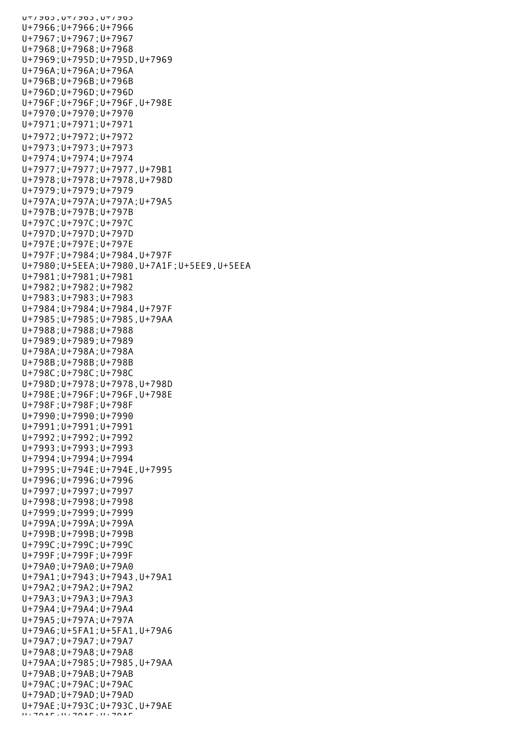U+7965;U+7965;U+7965
U+7966;U+7966;U+7966
U+7967;U+7967;U+7967
U+7968;U+7968;U+7968
U+7969;U+795D;U+795D,U+7969
U+796A;U+796A;U+796A
U+796B;U+796B;U+796B
U+796D;U+796D;U+796D
U+796F;U+796F;U+796F,U+798E
U+7970;U+7970;U+7970
U+7971;U+7971;U+7971
U+7972;U+7972;U+7972
U+7973;U+7973;U+7973
U+7974;U+7974;U+7974
U+7977;U+7977;U+7977,U+79B1
U+7978;U+7978;U+7978,U+798D
U+7979;U+7979;U+7979
U+797A;U+797A;U+797A;U+79A5
U+797B;U+797B;U+797B
U+797C;U+797C;U+797C
U+797D;U+797D;U+797D
U+797E;U+797E;U+797E
U+797F;U+7984;U+7984,U+797F
U+7980;U+5EEA;U+7980,U+7A1F;U+5EE9,U+5EEA
U+7981;U+7981;U+7981
U+7982;U+7982;U+7982
U+7983;U+7983;U+7983
U+7984;U+7984;U+7984,U+797F
U+7985;U+7985;U+7985,U+79AA
U+7988;U+7988;U+7988
U+7989;U+7989;U+7989
U+798A;U+798A;U+798A
U+798B;U+798B;U+798B
U+798C;U+798C;U+798C
U+798D;U+7978;U+7978,U+798D
U+798E;U+796F;U+796F,U+798E
U+798F;U+798F;U+798F
U+7990;U+7990;U+7990
U+7991;U+7991;U+7991
U+7992;U+7992;U+7992
U+7993;U+7993;U+7993
U+7994;U+7994;U+7994
U+7995;U+794E;U+794E,U+7995
U+7996;U+7996;U+7996
U+7997;U+7997;U+7997
U+7998;U+7998;U+7998
U+7999;U+7999;U+7999
U+799A;U+799A;U+799A
U+799B;U+799B;U+799B
U+799C;U+799C;U+799C
U+799F;U+799F;U+799F
U+79A0;U+79A0;U+79A0
U+79A1;U+7943;U+7943,U+79A1
U+79A2;U+79A2;U+79A2
U+79A3;U+79A3;U+79A3
U+79A4;U+79A4;U+79A4
U+79A5;U+797A;U+797A
U+79A6;U+5FA1;U+5FA1,U+79A6
U+79A7;U+79A7;U+79A7
U+79A8;U+79A8;U+79A8
U+79AA;U+7985;U+7985,U+79AA
U+79AB;U+79AB;U+79AB
U+79AC;U+79AC;U+79AC
U+79AD;U+79AD;U+79AD
U+79AE;U+793C;U+793C,U+79AE
U+79AF;U+79AF;U+79AF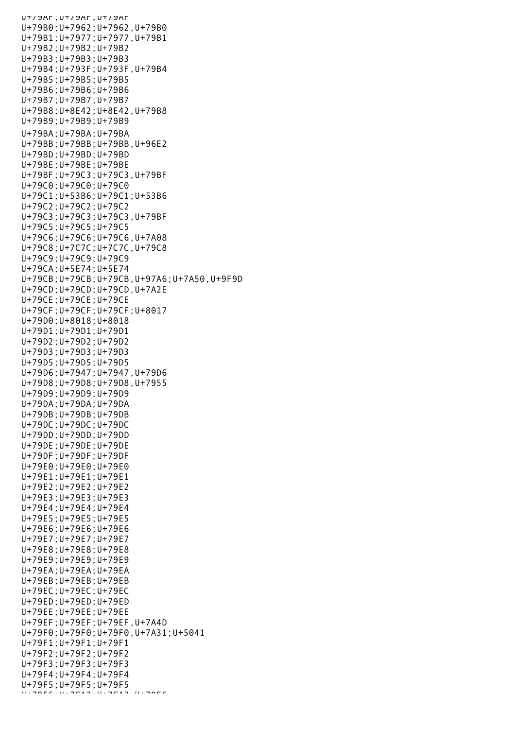U+79AF;U+79AF;U+79AF
U+79B0;U+7962;U+7962,U+79B0
U+79B1;U+7977;U+7977,U+79B1
U+79B2;U+79B2;U+79B2
U+79B3;U+79B3;U+79B3
U+79B4;U+793F;U+793F,U+79B4
U+79B5;U+79B5;U+79B5
U+79B6;U+79B6;U+79B6
U+79B7;U+79B7;U+79B7
U+79B8;U+8E42;U+8E42,U+79B8
U+79B9;U+79B9;U+79B9
U+79BA;U+79BA;U+79BA
U+79BB;U+79BB;U+79BB,U+96E2
U+79BD;U+79BD;U+79BD
U+79BE;U+79BE;U+79BE
U+79BF;U+79C3;U+79C3,U+79BF
U+79C0;U+79C0;U+79C0
U+79C1;U+53B6;U+79C1;U+53B6
U+79C2;U+79C2;U+79C2
U+79C3;U+79C3;U+79C3,U+79BF
U+79C5;U+79C5;U+79C5
U+79C6;U+79C6;U+79C6,U+7A08
U+79C8;U+7C7C;U+7C7C,U+79C8
U+79C9;U+79C9;U+79C9
U+79CA;U+5E74;U+5E74
U+79CB;U+79CB;U+79CB,U+97A6;U+7A50,U+9F9D
U+79CD;U+79CD;U+79CD,U+7A2E
U+79CE;U+79CE;U+79CE
U+79CF;U+79CF;U+79CF;U+8017
U+79D0;U+8018;U+8018
U+79D1;U+79D1;U+79D1
U+79D2;U+79D2;U+79D2
U+79D3;U+79D3;U+79D3
U+79D5;U+79D5;U+79D5
U+79D6;U+7947;U+7947,U+79D6
U+79D8;U+79D8;U+79D8,U+7955
U+79D9;U+79D9;U+79D9
U+79DA;U+79DA;U+79DA
U+79DB;U+79DB;U+79DB
U+79DC;U+79DC;U+79DC
U+79DD;U+79DD;U+79DD
U+79DE;U+79DE;U+79DE
U+79DF;U+79DF;U+79DF
U+79E0;U+79E0;U+79E0
U+79E1;U+79E1;U+79E1
U+79E2;U+79E2;U+79E2
U+79E3;U+79E3;U+79E3
U+79E4;U+79E4;U+79E4
U+79E5;U+79E5;U+79E5
U+79E6;U+79E6;U+79E6
U+79E7;U+79E7;U+79E7
U+79E8;U+79E8;U+79E8
U+79E9;U+79E9;U+79E9
U+79EA;U+79EA;U+79EA
U+79EB;U+79EB;U+79EB
U+79EC;U+79EC;U+79EC
U+79ED;U+79ED;U+79ED
U+79EE;U+79EE;U+79EE
U+79EF;U+79EF;U+79EF,U+7A4D
U+79F0;U+79F0;U+79F0,U+7A31;U+5041
U+79F1;U+79F1;U+79F1
U+79F2;U+79F2;U+79F2
U+79F3;U+79F3;U+79F3
U+79F4;U+79F4;U+79F4
U+79F5;U+79F5;U+79F5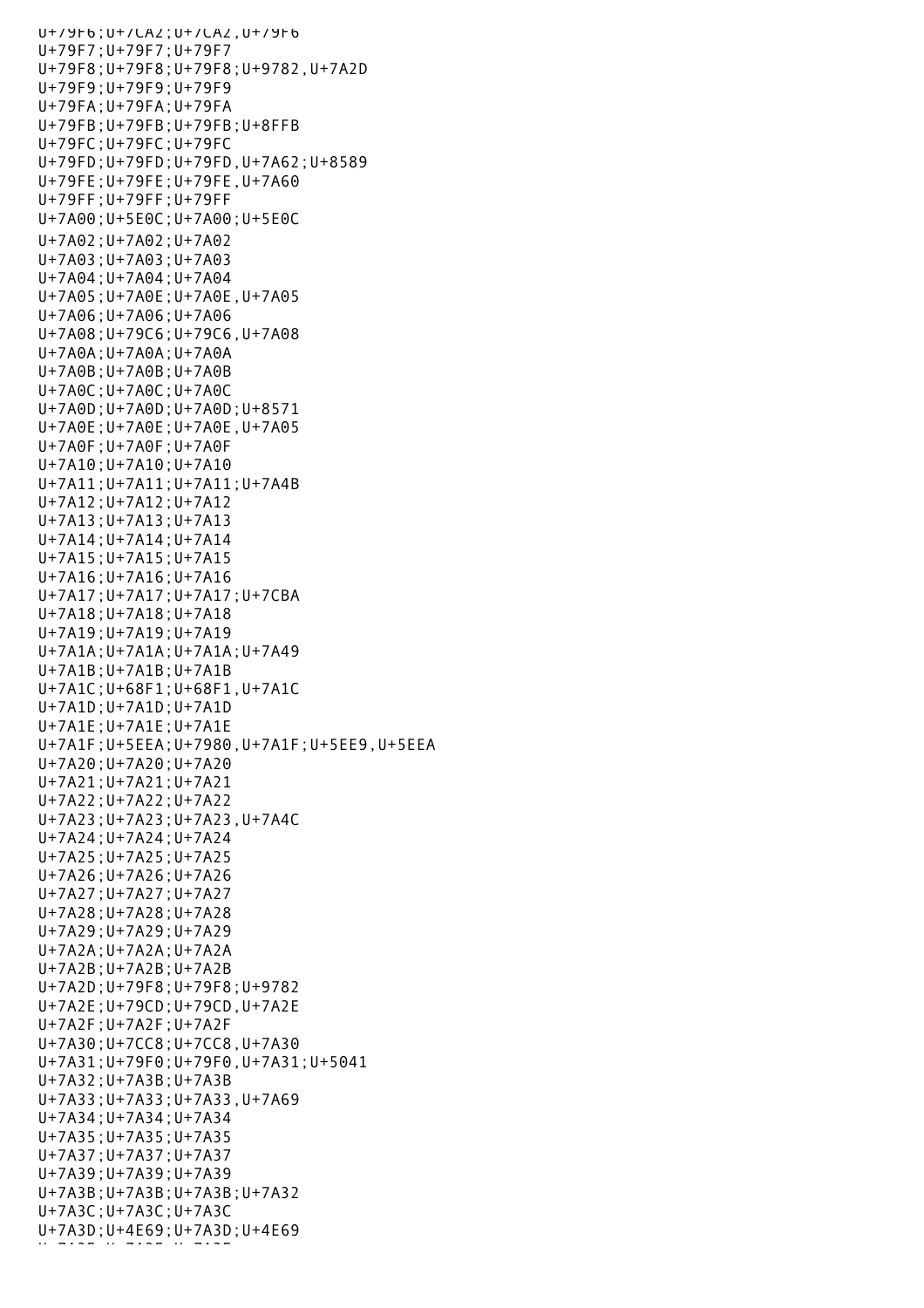U+79F6;U+7CA2;U+7CA2,U+79F6
U+79F7;U+79F7;U+79F7
U+79F8;U+79F8;U+79F8;U+9782,U+7A2D
U+79F9;U+79F9;U+79F9
U+79FA;U+79FA;U+79FA
U+79FB;U+79FB;U+79FB;U+8FFB
U+79FC;U+79FC;U+79FC
U+79FD;U+79FD;U+79FD,U+7A62;U+8589
U+79FE;U+79FE;U+79FE,U+7A60
U+79FF;U+79FF;U+79FF
U+7A00;U+5E0C;U+7A00;U+5E0C
U+7A02;U+7A02;U+7A02
U+7A03;U+7A03;U+7A03
U+7A04;U+7A04;U+7A04
U+7A05;U+7A0E;U+7A0E,U+7A05
U+7A06;U+7A06;U+7A06
U+7A08;U+79C6;U+79C6,U+7A08
U+7A0A;U+7A0A;U+7A0A
U+7A0B;U+7A0B;U+7A0B
U+7A0C;U+7A0C;U+7A0C
U+7A0D;U+7A0D;U+7A0D;U+8571
U+7A0E;U+7A0E;U+7A0E,U+7A05
U+7A0F;U+7A0F;U+7A0F
U+7A10;U+7A10;U+7A10
U+7A11;U+7A11;U+7A11;U+7A4B
U+7A12;U+7A12;U+7A12
U+7A13;U+7A13;U+7A13
U+7A14;U+7A14;U+7A14
U+7A15;U+7A15;U+7A15
U+7A16;U+7A16;U+7A16
U+7A17;U+7A17;U+7A17;U+7CBA
U+7A18;U+7A18;U+7A18
U+7A19;U+7A19;U+7A19
U+7A1A;U+7A1A;U+7A1A;U+7A49
U+7A1B;U+7A1B;U+7A1B
U+7A1C;U+68F1;U+68F1,U+7A1C
U+7A1D;U+7A1D;U+7A1D
U+7A1E;U+7A1E;U+7A1E
U+7A1F;U+5EEA;U+7980,U+7A1F;U+5EE9,U+5EEA
U+7A20;U+7A20;U+7A20
U+7A21;U+7A21;U+7A21
U+7A22;U+7A22;U+7A22
U+7A23;U+7A23;U+7A23,U+7A4C
U+7A24;U+7A24;U+7A24
U+7A25;U+7A25;U+7A25
U+7A26;U+7A26;U+7A26
U+7A27;U+7A27;U+7A27
U+7A28;U+7A28;U+7A28
U+7A29;U+7A29;U+7A29
U+7A2A;U+7A2A;U+7A2A
U+7A2B;U+7A2B;U+7A2B
U+7A2D;U+79F8;U+79F8;U+9782
U+7A2E;U+79CD;U+79CD,U+7A2E
U+7A2F;U+7A2F;U+7A2F
U+7A30;U+7CC8;U+7CC8,U+7A30
U+7A31;U+79F0;U+79F0,U+7A31;U+5041
U+7A32;U+7A3B;U+7A3B
U+7A33;U+7A33;U+7A33,U+7A69
U+7A34;U+7A34;U+7A34
U+7A35;U+7A35;U+7A35
U+7A37;U+7A37;U+7A37
U+7A39;U+7A39;U+7A39
U+7A3B;U+7A3B;U+7A3B;U+7A32
U+7A3C;U+7A3C;U+7A3C
U+7A3D;U+4E69;U+7A3D;U+4E69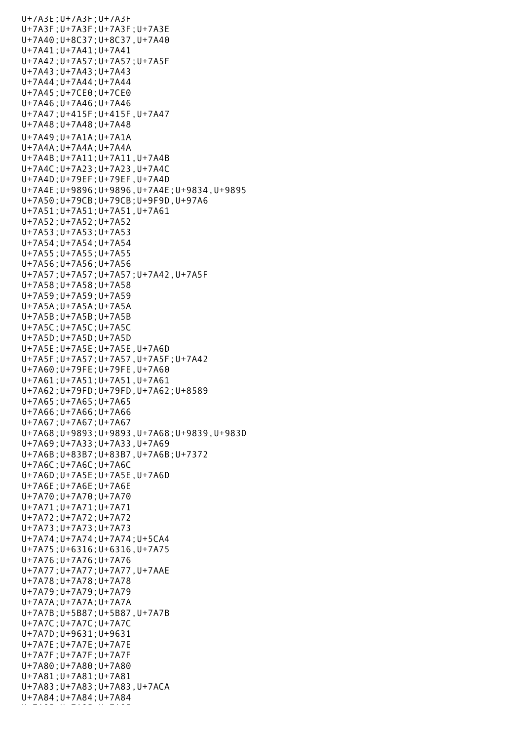U+7A3E;U+7A3F;U+7A3F
U+7A3F;U+7A3F;U+7A3F;U+7A3E
U+7A40;U+8C37;U+8C37,U+7A40
U+7A41;U+7A41;U+7A41
U+7A42;U+7A57;U+7A57;U+7A5F
U+7A43;U+7A43;U+7A43
U+7A44;U+7A44;U+7A44
U+7A45;U+7CE0;U+7CE0
U+7A46;U+7A46;U+7A46
U+7A47;U+415F;U+415F,U+7A47
U+7A48;U+7A48;U+7A48
U+7A49;U+7A1A;U+7A1A
U+7A4A;U+7A4A;U+7A4A
U+7A4B;U+7A11;U+7A11,U+7A4B
U+7A4C;U+7A23;U+7A23,U+7A4C
U+7A4D;U+79EF;U+79EF,U+7A4D
U+7A4E;U+9896;U+9896,U+7A4E;U+9834,U+9895
U+7A50;U+79CB;U+79CB;U+9F9D,U+97A6
U+7A51;U+7A51;U+7A51,U+7A61
U+7A52;U+7A52;U+7A52
U+7A53;U+7A53;U+7A53
U+7A54;U+7A54;U+7A54
U+7A55;U+7A55;U+7A55
U+7A56;U+7A56;U+7A56
U+7A57;U+7A57;U+7A57;U+7A42,U+7A5F
U+7A58;U+7A58;U+7A58
U+7A59;U+7A59;U+7A59
U+7A5A;U+7A5A;U+7A5A
U+7A5B;U+7A5B;U+7A5B
U+7A5C;U+7A5C;U+7A5C
U+7A5D;U+7A5D;U+7A5D
U+7A5E;U+7A5E;U+7A5E,U+7A6D
U+7A5F;U+7A57;U+7A57,U+7A5F;U+7A42
U+7A60;U+79FE;U+79FE,U+7A60
U+7A61;U+7A51;U+7A51,U+7A61
U+7A62;U+79FD;U+79FD,U+7A62;U+8589
U+7A65;U+7A65;U+7A65
U+7A66;U+7A66;U+7A66
U+7A67;U+7A67;U+7A67
U+7A68;U+9893;U+9893,U+7A68;U+9839,U+983D
U+7A69;U+7A33;U+7A33,U+7A69
U+7A6B;U+83B7;U+83B7,U+7A6B;U+7372
U+7A6C;U+7A6C;U+7A6C
U+7A6D;U+7A5E;U+7A5E,U+7A6D
U+7A6E;U+7A6E;U+7A6E
U+7A70;U+7A70;U+7A70
U+7A71;U+7A71;U+7A71
U+7A72;U+7A72;U+7A72
U+7A73;U+7A73;U+7A73
U+7A74;U+7A74;U+7A74;U+5CA4
U+7A75;U+6316;U+6316,U+7A75
U+7A76;U+7A76;U+7A76
U+7A77;U+7A77;U+7A77,U+7AAE
U+7A78;U+7A78;U+7A78
U+7A79;U+7A79;U+7A79
U+7A7A;U+7A7A;U+7A7A
U+7A7B;U+5B87;U+5B87,U+7A7B
U+7A7C;U+7A7C;U+7A7C
U+7A7D;U+9631;U+9631
U+7A7E;U+7A7E;U+7A7E
U+7A7F;U+7A7F;U+7A7F
U+7A80;U+7A80;U+7A80
U+7A81;U+7A81;U+7A81
U+7A83;U+7A83;U+7A83,U+7ACA
U+7A84;U+7A84;U+7A84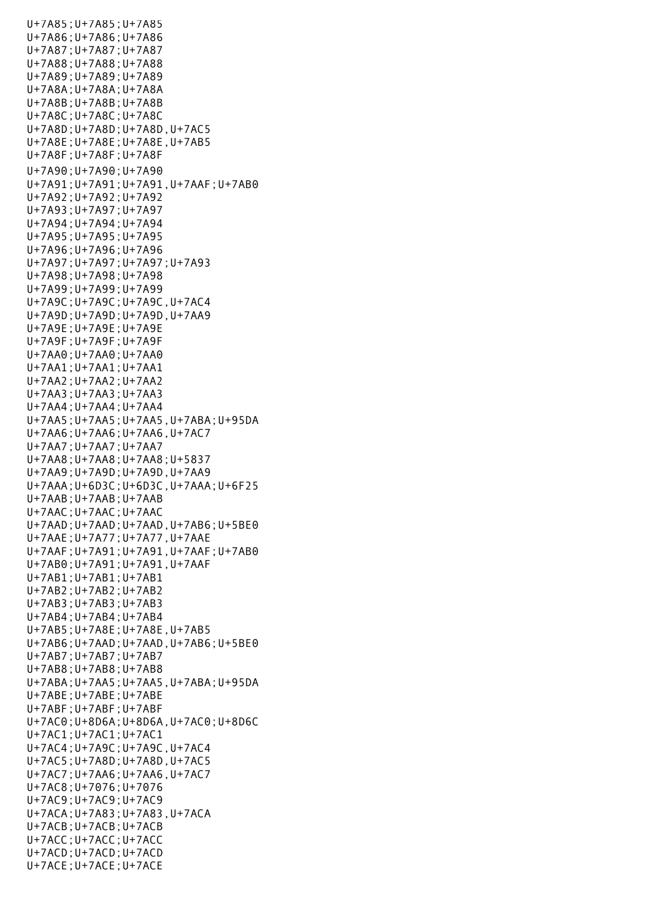U+7A85;U+7A85;U+7A85
U+7A86;U+7A86;U+7A86
U+7A87;U+7A87;U+7A87
U+7A88;U+7A88;U+7A88
U+7A89;U+7A89;U+7A89
U+7A8A;U+7A8A;U+7A8A
U+7A8B;U+7A8B;U+7A8B
U+7A8C;U+7A8C;U+7A8C
U+7A8D;U+7A8D;U+7A8D,U+7AC5
U+7A8E;U+7A8E;U+7A8E,U+7AB5
U+7A8F;U+7A8F;U+7A8F
U+7A90;U+7A90;U+7A90
U+7A91;U+7A91;U+7A91,U+7AAF;U+7AB0
U+7A92;U+7A92;U+7A92
U+7A93;U+7A97;U+7A97
U+7A94;U+7A94;U+7A94
U+7A95;U+7A95;U+7A95
U+7A96;U+7A96;U+7A96
U+7A97;U+7A97;U+7A97;U+7A93
U+7A98;U+7A98;U+7A98
U+7A99;U+7A99;U+7A99
U+7A9C;U+7A9C;U+7A9C,U+7AC4
U+7A9D;U+7A9D;U+7A9D,U+7AA9
U+7A9E;U+7A9E;U+7A9E
U+7A9F;U+7A9F;U+7A9F
U+7AA0;U+7AA0;U+7AA0
U+7AA1;U+7AA1;U+7AA1
U+7AA2;U+7AA2;U+7AA2
U+7AA3;U+7AA3;U+7AA3
U+7AA4;U+7AA4;U+7AA4
U+7AA5;U+7AA5;U+7AA5,U+7ABA;U+95DA
U+7AA6;U+7AA6;U+7AA6,U+7AC7
U+7AA7;U+7AA7;U+7AA7
U+7AA8;U+7AA8;U+7AA8;U+5837
U+7AA9;U+7A9D;U+7A9D,U+7AA9
U+7AAA;U+6D3C;U+6D3C,U+7AAA;U+6F25
U+7AAB;U+7AAB;U+7AAB
U+7AAC;U+7AAC;U+7AAC
U+7AAD;U+7AAD;U+7AAD,U+7AB6;U+5BE0
U+7AAE;U+7A77;U+7A77,U+7AAE
U+7AAF;U+7A91;U+7A91,U+7AAF;U+7AB0
U+7AB0;U+7A91;U+7A91,U+7AAF
U+7AB1;U+7AB1;U+7AB1
U+7AB2;U+7AB2;U+7AB2
U+7AB3;U+7AB3;U+7AB3
U+7AB4;U+7AB4;U+7AB4
U+7AB5;U+7A8E;U+7A8E,U+7AB5
U+7AB6;U+7AAD;U+7AAD,U+7AB6;U+5BE0
U+7AB7;U+7AB7;U+7AB7
U+7AB8;U+7AB8;U+7AB8
U+7ABA;U+7AA5;U+7AA5,U+7ABA;U+95DA
U+7ABE;U+7ABE;U+7ABE
U+7ABF;U+7ABF;U+7ABF
U+7AC0;U+8D6A;U+8D6A,U+7AC0;U+8D6C
U+7AC1;U+7AC1;U+7AC1
U+7AC4;U+7A9C;U+7A9C,U+7AC4
U+7AC5;U+7A8D;U+7A8D,U+7AC5
U+7AC7;U+7AA6;U+7AA6,U+7AC7
U+7AC8;U+7076;U+7076
U+7AC9;U+7AC9;U+7AC9
U+7ACA;U+7A83;U+7A83,U+7ACA
U+7ACB;U+7ACB;U+7ACB
U+7ACC;U+7ACC;U+7ACC
U+7ACD;U+7ACD;U+7ACD
U+7ACE;U+7ACE;U+7ACE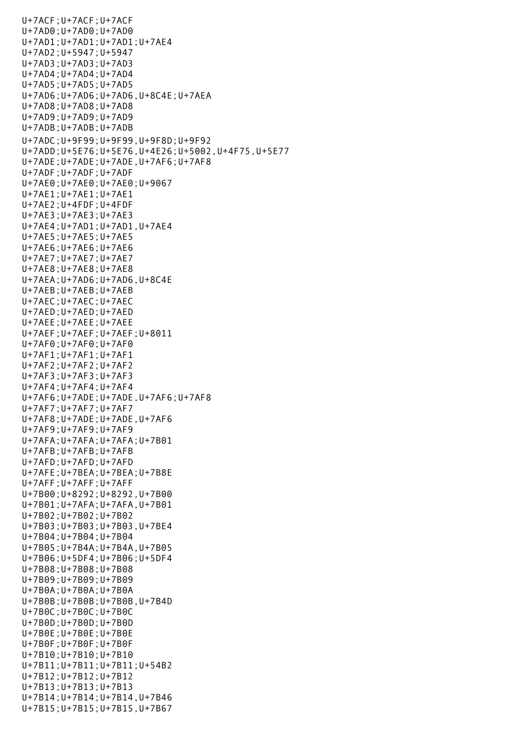U+7ACF;U+7ACF;U+7ACF
U+7AD0;U+7AD0;U+7AD0
U+7AD1;U+7AD1;U+7AD1;U+7AE4
U+7AD2;U+5947;U+5947
U+7AD3;U+7AD3;U+7AD3
U+7AD4;U+7AD4;U+7AD4
U+7AD5;U+7AD5;U+7AD5
U+7AD6;U+7AD6;U+7AD6,U+8C4E;U+7AEA
U+7AD8;U+7AD8;U+7AD8
U+7AD9;U+7AD9;U+7AD9
U+7ADB;U+7ADB;U+7ADB
U+7ADC;U+9F99;U+9F99,U+9F8D;U+9F92
U+7ADD;U+5E76;U+5E76,U+4E26;U+5002,U+4F75,U+5E77
U+7ADE;U+7ADE;U+7ADE,U+7AF6;U+7AF8
U+7ADF;U+7ADF;U+7ADF
U+7AE0;U+7AE0;U+7AE0;U+9067
U+7AE1;U+7AE1;U+7AE1
U+7AE2;U+4FDF;U+4FDF
U+7AE3;U+7AE3;U+7AE3
U+7AE4;U+7AD1;U+7AD1,U+7AE4
U+7AE5;U+7AE5;U+7AE5
U+7AE6;U+7AE6;U+7AE6
U+7AE7;U+7AE7;U+7AE7
U+7AE8;U+7AE8;U+7AE8
U+7AEA;U+7AD6;U+7AD6,U+8C4E
U+7AEB;U+7AEB;U+7AEB
U+7AEC;U+7AEC;U+7AEC
U+7AED;U+7AED;U+7AED
U+7AEE;U+7AEE;U+7AEE
U+7AEF;U+7AEF;U+7AEF;U+8011
U+7AF0;U+7AF0;U+7AF0
U+7AF1;U+7AF1;U+7AF1
U+7AF2;U+7AF2;U+7AF2
U+7AF3;U+7AF3;U+7AF3
U+7AF4;U+7AF4;U+7AF4
U+7AF6;U+7ADE;U+7ADE,U+7AF6;U+7AF8
U+7AF7;U+7AF7;U+7AF7
U+7AF8;U+7ADE;U+7ADE,U+7AF6
U+7AF9;U+7AF9;U+7AF9
U+7AFA;U+7AFA;U+7AFA;U+7B01
U+7AFB;U+7AFB;U+7AFB
U+7AFD;U+7AFD;U+7AFD
U+7AFE;U+7BEA;U+7BEA;U+7B8E
U+7AFF;U+7AFF;U+7AFF
U+7B00;U+8292;U+8292,U+7B00
U+7B01;U+7AFA;U+7AFA,U+7B01
U+7B02;U+7B02;U+7B02
U+7B03;U+7B03;U+7B03,U+7BE4
U+7B04;U+7B04;U+7B04
U+7B05;U+7B4A;U+7B4A,U+7B05
U+7B06;U+5DF4;U+7B06;U+5DF4
U+7B08;U+7B08;U+7B08
U+7B09;U+7B09;U+7B09
U+7B0A;U+7B0A;U+7B0A
U+7B0B;U+7B0B;U+7B0B,U+7B4D
U+7B0C;U+7B0C;U+7B0C
U+7B0D;U+7B0D;U+7B0D
U+7B0E;U+7B0E;U+7B0E
U+7B0F;U+7B0F;U+7B0F
U+7B10;U+7B10;U+7B10
U+7B11;U+7B11;U+7B11;U+54B2
U+7B12;U+7B12;U+7B12
U+7B13;U+7B13;U+7B13
U+7B14;U+7B14;U+7B14,U+7B46
U+7B15;U+7B15;U+7B15,U+7B67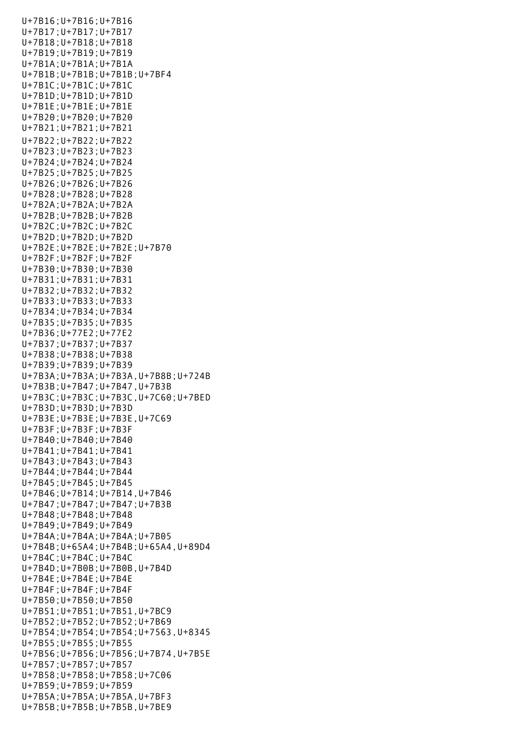U+7B16;U+7B16;U+7B16
U+7B17;U+7B17;U+7B17
U+7B18;U+7B18;U+7B18
U+7B19;U+7B19;U+7B19
U+7B1A;U+7B1A;U+7B1A
U+7B1B;U+7B1B;U+7B1B;U+7BF4
U+7B1C;U+7B1C;U+7B1C
U+7B1D;U+7B1D;U+7B1D
U+7B1E;U+7B1E;U+7B1E
U+7B20;U+7B20;U+7B20
U+7B21;U+7B21;U+7B21
U+7B22;U+7B22;U+7B22
U+7B23;U+7B23;U+7B23
U+7B24;U+7B24;U+7B24
U+7B25;U+7B25;U+7B25
U+7B26;U+7B26;U+7B26
U+7B28;U+7B28;U+7B28
U+7B2A;U+7B2A;U+7B2A
U+7B2B;U+7B2B;U+7B2B
U+7B2C;U+7B2C;U+7B2C
U+7B2D;U+7B2D;U+7B2D
U+7B2E;U+7B2E;U+7B2E;U+7B70
U+7B2F;U+7B2F;U+7B2F
U+7B30;U+7B30;U+7B30
U+7B31;U+7B31;U+7B31
U+7B32;U+7B32;U+7B32
U+7B33;U+7B33;U+7B33
U+7B34;U+7B34;U+7B34
U+7B35;U+7B35;U+7B35
U+7B36;U+77E2;U+77E2
U+7B37;U+7B37;U+7B37
U+7B38;U+7B38;U+7B38
U+7B39;U+7B39;U+7B39
U+7B3A;U+7B3A;U+7B3A,U+7B8B;U+724B
U+7B3B;U+7B47;U+7B47,U+7B3B
U+7B3C;U+7B3C;U+7B3C,U+7C60;U+7BED
U+7B3D;U+7B3D;U+7B3D
U+7B3E;U+7B3E;U+7B3E,U+7C69
U+7B3F;U+7B3F;U+7B3F
U+7B40;U+7B40;U+7B40
U+7B41;U+7B41;U+7B41
U+7B43;U+7B43;U+7B43
U+7B44;U+7B44;U+7B44
U+7B45;U+7B45;U+7B45
U+7B46;U+7B14;U+7B14,U+7B46
U+7B47;U+7B47;U+7B47;U+7B3B
U+7B48;U+7B48;U+7B48
U+7B49;U+7B49;U+7B49
U+7B4A;U+7B4A;U+7B4A;U+7B05
U+7B4B;U+65A4;U+7B4B;U+65A4,U+89D4
U+7B4C;U+7B4C;U+7B4C
U+7B4D;U+7B0B;U+7B0B,U+7B4D
U+7B4E;U+7B4E;U+7B4E
U+7B4F;U+7B4F;U+7B4F
U+7B50;U+7B50;U+7B50
U+7B51;U+7B51;U+7B51,U+7BC9
U+7B52;U+7B52;U+7B52;U+7B69
U+7B54;U+7B54;U+7B54;U+7563,U+8345
U+7B55;U+7B55;U+7B55
U+7B56;U+7B56;U+7B56;U+7B74,U+7B5E
U+7B57;U+7B57;U+7B57
U+7B58;U+7B58;U+7B58;U+7C06
U+7B59;U+7B59;U+7B59
U+7B5A;U+7B5A;U+7B5A,U+7BF3
U+7B5B;U+7B5B;U+7B5B,U+7BE9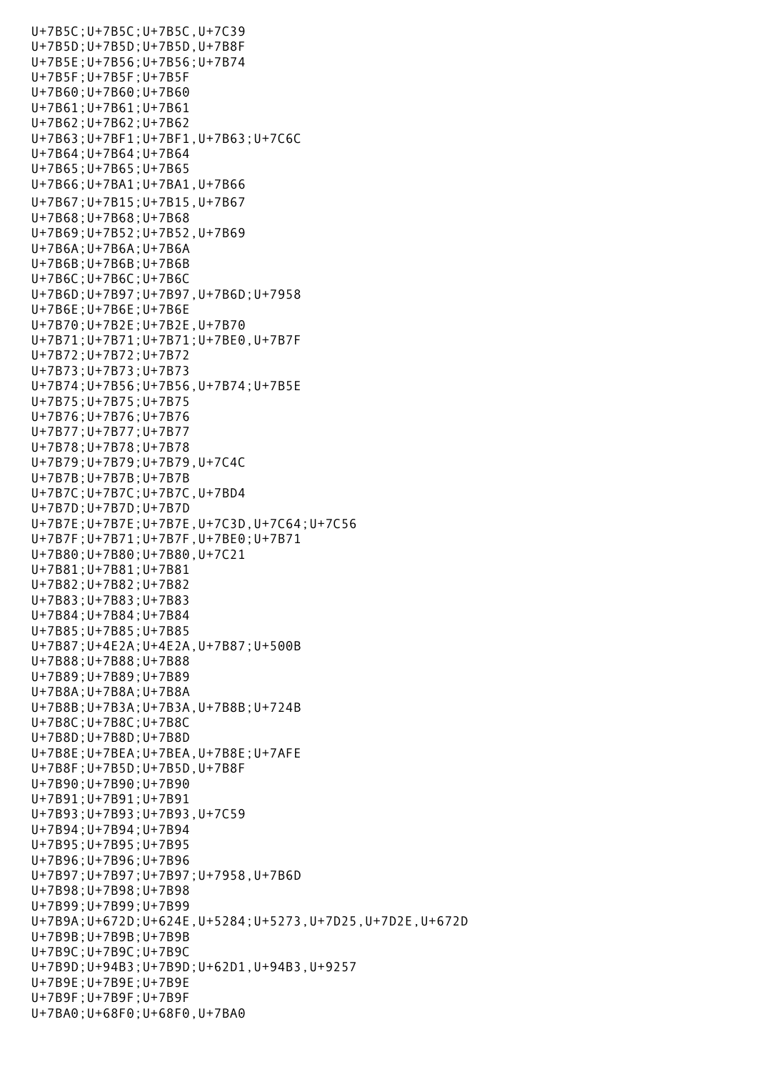U+7B5C;U+7B5C;U+7B5C,U+7C39
U+7B5D;U+7B5D;U+7B5D,U+7B8F
U+7B5E;U+7B56;U+7B56;U+7B74
U+7B5F;U+7B5F;U+7B5F
U+7B60;U+7B60;U+7B60
U+7B61;U+7B61;U+7B61
U+7B62;U+7B62;U+7B62
U+7B63;U+7BF1;U+7BF1,U+7B63;U+7C6C
U+7B64;U+7B64;U+7B64
U+7B65;U+7B65;U+7B65
U+7B66;U+7BA1;U+7BA1,U+7B66
U+7B67;U+7B15;U+7B15,U+7B67
U+7B68;U+7B68;U+7B68
U+7B69;U+7B52;U+7B52,U+7B69
U+7B6A;U+7B6A;U+7B6A
U+7B6B;U+7B6B;U+7B6B
U+7B6C;U+7B6C;U+7B6C
U+7B6D;U+7B97;U+7B97,U+7B6D;U+7958
U+7B6E;U+7B6E;U+7B6E
U+7B70;U+7B2E;U+7B2E,U+7B70
U+7B71;U+7B71;U+7B71;U+7BE0,U+7B7F
U+7B72;U+7B72;U+7B72
U+7B73;U+7B73;U+7B73
U+7B74;U+7B56;U+7B56,U+7B74;U+7B5E
U+7B75;U+7B75;U+7B75
U+7B76;U+7B76;U+7B76
U+7B77;U+7B77;U+7B77
U+7B78;U+7B78;U+7B78
U+7B79;U+7B79;U+7B79,U+7C4C
U+7B7B;U+7B7B;U+7B7B
U+7B7C;U+7B7C;U+7B7C,U+7BD4
U+7B7D;U+7B7D;U+7B7D
U+7B7E;U+7B7E;U+7B7E,U+7C3D,U+7C64;U+7C56
U+7B7F;U+7B71;U+7B7F,U+7BE0;U+7B71
U+7B80;U+7B80;U+7B80,U+7C21
U+7B81;U+7B81;U+7B81
U+7B82;U+7B82;U+7B82
U+7B83;U+7B83;U+7B83
U+7B84;U+7B84;U+7B84
U+7B85;U+7B85;U+7B85
U+7B87;U+4E2A;U+4E2A,U+7B87;U+500B
U+7B88;U+7B88;U+7B88
U+7B89;U+7B89;U+7B89
U+7B8A;U+7B8A;U+7B8A
U+7B8B;U+7B3A;U+7B3A,U+7B8B;U+724B
U+7B8C;U+7B8C;U+7B8C
U+7B8D;U+7B8D;U+7B8D
U+7B8E;U+7BEA;U+7BEA,U+7B8E;U+7AFE
U+7B8F;U+7B5D;U+7B5D,U+7B8F
U+7B90;U+7B90;U+7B90
U+7B91;U+7B91;U+7B91
U+7B93;U+7B93;U+7B93,U+7C59
U+7B94;U+7B94;U+7B94
U+7B95;U+7B95;U+7B95
U+7B96;U+7B96;U+7B96
U+7B97;U+7B97;U+7B97;U+7958,U+7B6D
U+7B98;U+7B98;U+7B98
U+7B99;U+7B99;U+7B99
U+7B9A;U+672D;U+624E,U+5284;U+5273,U+7D25,U+7D2E,U+672D
U+7B9B;U+7B9B;U+7B9B
U+7B9C;U+7B9C;U+7B9C
U+7B9D;U+94B3;U+7B9D;U+62D1,U+94B3,U+9257
U+7B9E;U+7B9E;U+7B9E
U+7B9F;U+7B9F;U+7B9F
U+7BA0;U+68F0;U+68F0,U+7BA0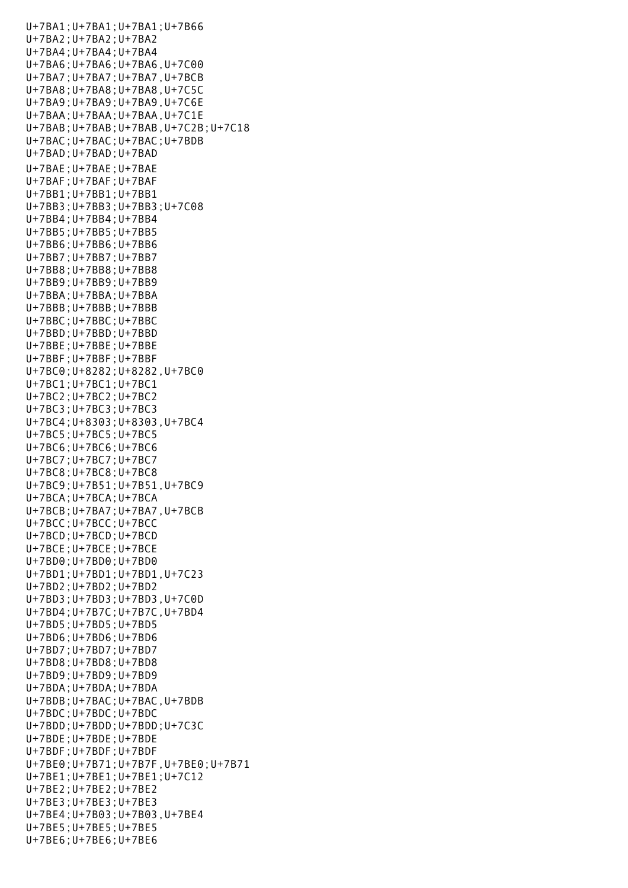U+7BA1;U+7BA1;U+7BA1;U+7B66
U+7BA2;U+7BA2;U+7BA2
U+7BA4;U+7BA4;U+7BA4
U+7BA6;U+7BA6;U+7BA6,U+7C00
U+7BA7;U+7BA7;U+7BA7,U+7BCB
U+7BA8;U+7BA8;U+7BA8,U+7C5C
U+7BA9;U+7BA9;U+7BA9,U+7C6E
U+7BAA;U+7BAA;U+7BAA,U+7C1E
U+7BAB;U+7BAB;U+7BAB,U+7C2B;U+7C18
U+7BAC;U+7BAC;U+7BAC;U+7BDB
U+7BAD;U+7BAD;U+7BAD
U+7BAE;U+7BAE;U+7BAE
U+7BAF;U+7BAF;U+7BAF
U+7BB1;U+7BB1;U+7BB1
U+7BB3;U+7BB3;U+7BB3;U+7C08
U+7BB4;U+7BB4;U+7BB4
U+7BB5;U+7BB5;U+7BB5
U+7BB6;U+7BB6;U+7BB6
U+7BB7;U+7BB7;U+7BB7
U+7BB8;U+7BB8;U+7BB8
U+7BB9;U+7BB9;U+7BB9
U+7BBA;U+7BBA;U+7BBA
U+7BBB;U+7BBB;U+7BBB
U+7BBC;U+7BBC;U+7BBC
U+7BBD;U+7BBD;U+7BBD
U+7BBE;U+7BBE;U+7BBE
U+7BBF;U+7BBF;U+7BBF
U+7BC0;U+8282;U+8282,U+7BC0
U+7BC1;U+7BC1;U+7BC1
U+7BC2;U+7BC2;U+7BC2
U+7BC3;U+7BC3;U+7BC3
U+7BC4;U+8303;U+8303,U+7BC4
U+7BC5;U+7BC5;U+7BC5
U+7BC6;U+7BC6;U+7BC6
U+7BC7;U+7BC7;U+7BC7
U+7BC8;U+7BC8;U+7BC8
U+7BC9;U+7B51;U+7B51,U+7BC9
U+7BCA;U+7BCA;U+7BCA
U+7BCB;U+7BA7;U+7BA7,U+7BCB
U+7BCC;U+7BCC;U+7BCC
U+7BCD;U+7BCD;U+7BCD
U+7BCE;U+7BCE;U+7BCE
U+7BD0;U+7BD0;U+7BD0
U+7BD1;U+7BD1;U+7BD1,U+7C23
U+7BD2;U+7BD2;U+7BD2
U+7BD3;U+7BD3;U+7BD3,U+7C0D
U+7BD4;U+7B7C;U+7B7C,U+7BD4
U+7BD5;U+7BD5;U+7BD5
U+7BD6;U+7BD6;U+7BD6
U+7BD7;U+7BD7;U+7BD7
U+7BD8;U+7BD8;U+7BD8
U+7BD9;U+7BD9;U+7BD9
U+7BDA;U+7BDA;U+7BDA
U+7BDB;U+7BAC;U+7BAC,U+7BDB
U+7BDC;U+7BDC;U+7BDC
U+7BDD;U+7BDD;U+7BDD;U+7C3C
U+7BDE;U+7BDE;U+7BDE
U+7BDF;U+7BDF;U+7BDF
U+7BE0;U+7B71;U+7B7F,U+7BE0;U+7B71
U+7BE1;U+7BE1;U+7BE1;U+7C12
U+7BE2;U+7BE2;U+7BE2
U+7BE3;U+7BE3;U+7BE3
U+7BE4;U+7B03;U+7B03,U+7BE4
U+7BE5;U+7BE5;U+7BE5
U+7BE6;U+7BE6;U+7BE6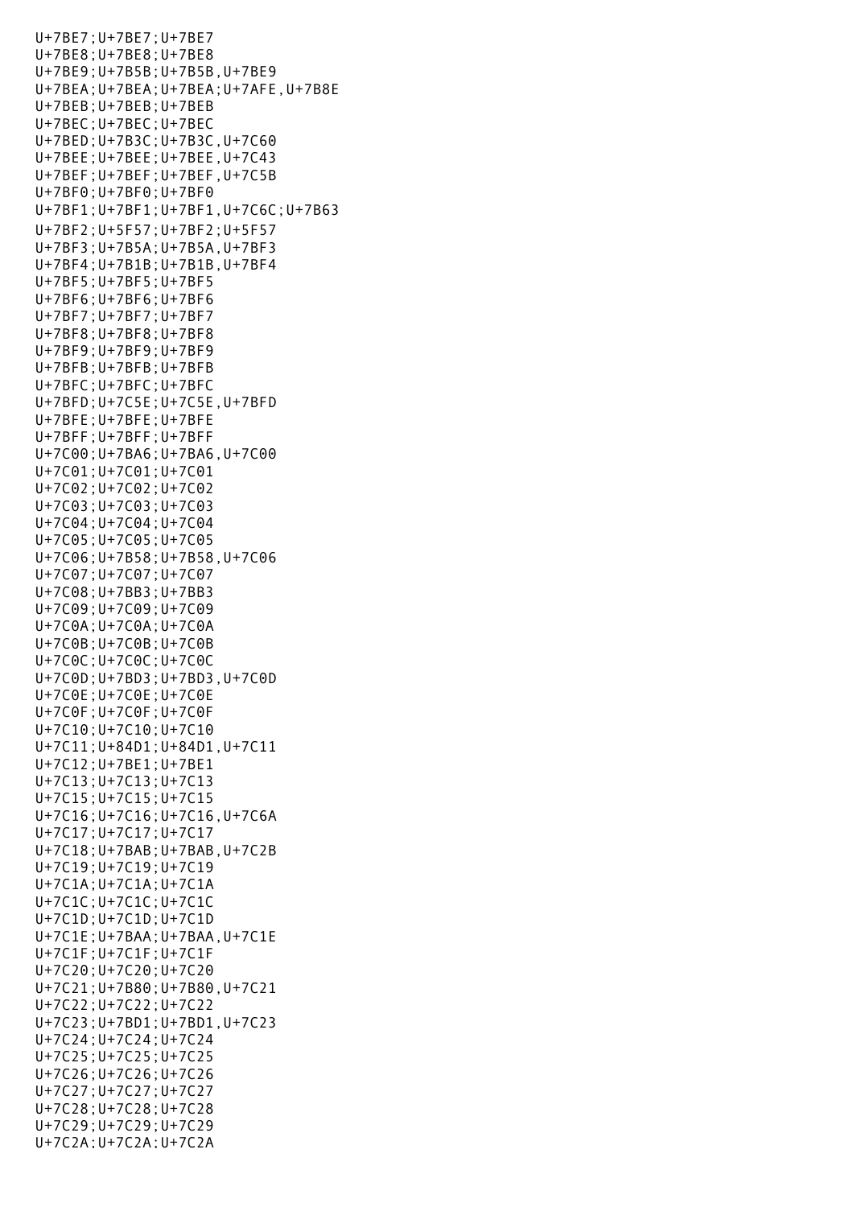U+7BE7;U+7BE7;U+7BE7
U+7BE8;U+7BE8;U+7BE8
U+7BE9;U+7B5B;U+7B5B,U+7BE9
U+7BEA;U+7BEA;U+7BEA;U+7AFE,U+7B8E
U+7BEB;U+7BEB;U+7BEB
U+7BEC;U+7BEC;U+7BEC
U+7BED;U+7B3C;U+7B3C,U+7C60
U+7BEE;U+7BEE;U+7BEE,U+7C43
U+7BEF;U+7BEF;U+7BEF,U+7C5B
U+7BF0;U+7BF0;U+7BF0
U+7BF1;U+7BF1;U+7BF1,U+7C6C;U+7B63
U+7BF2;U+5F57;U+7BF2;U+5F57
U+7BF3;U+7B5A;U+7B5A,U+7BF3
U+7BF4;U+7B1B;U+7B1B,U+7BF4
U+7BF5;U+7BF5;U+7BF5
U+7BF6;U+7BF6;U+7BF6
U+7BF7;U+7BF7;U+7BF7
U+7BF8;U+7BF8;U+7BF8
U+7BF9;U+7BF9;U+7BF9
U+7BFB;U+7BFB;U+7BFB
U+7BFC;U+7BFC;U+7BFC
U+7BFD;U+7C5E;U+7C5E,U+7BFD
U+7BFE;U+7BFE;U+7BFE
U+7BFF;U+7BFF;U+7BFF
U+7C00;U+7BA6;U+7BA6,U+7C00
U+7C01;U+7C01;U+7C01
U+7C02;U+7C02;U+7C02
U+7C03;U+7C03;U+7C03
U+7C04;U+7C04;U+7C04
U+7C05;U+7C05;U+7C05
U+7C06;U+7B58;U+7B58,U+7C06
U+7C07;U+7C07;U+7C07
U+7C08;U+7BB3;U+7BB3
U+7C09;U+7C09;U+7C09
U+7C0A;U+7C0A;U+7C0A
U+7C0B;U+7C0B;U+7C0B
U+7C0C;U+7C0C;U+7C0C
U+7C0D;U+7BD3;U+7BD3,U+7C0D
U+7C0E;U+7C0E;U+7C0E
U+7C0F;U+7C0F;U+7C0F
U+7C10;U+7C10;U+7C10
U+7C11;U+84D1;U+84D1,U+7C11
U+7C12;U+7BE1;U+7BE1
U+7C13;U+7C13;U+7C13
U+7C15;U+7C15;U+7C15
U+7C16;U+7C16;U+7C16,U+7C6A
U+7C17;U+7C17;U+7C17
U+7C18;U+7BAB;U+7BAB,U+7C2B
U+7C19;U+7C19;U+7C19
U+7C1A;U+7C1A;U+7C1A
U+7C1C;U+7C1C;U+7C1C
U+7C1D;U+7C1D;U+7C1D
U+7C1E;U+7BAA;U+7BAA,U+7C1E
U+7C1F;U+7C1F;U+7C1F
U+7C20;U+7C20;U+7C20
U+7C21;U+7B80;U+7B80,U+7C21
U+7C22;U+7C22;U+7C22
U+7C23;U+7BD1;U+7BD1,U+7C23
U+7C24;U+7C24;U+7C24
U+7C25;U+7C25;U+7C25
U+7C26;U+7C26;U+7C26
U+7C27;U+7C27;U+7C27
U+7C28;U+7C28;U+7C28
U+7C29;U+7C29;U+7C29
U+7C2A;U+7C2A;U+7C2A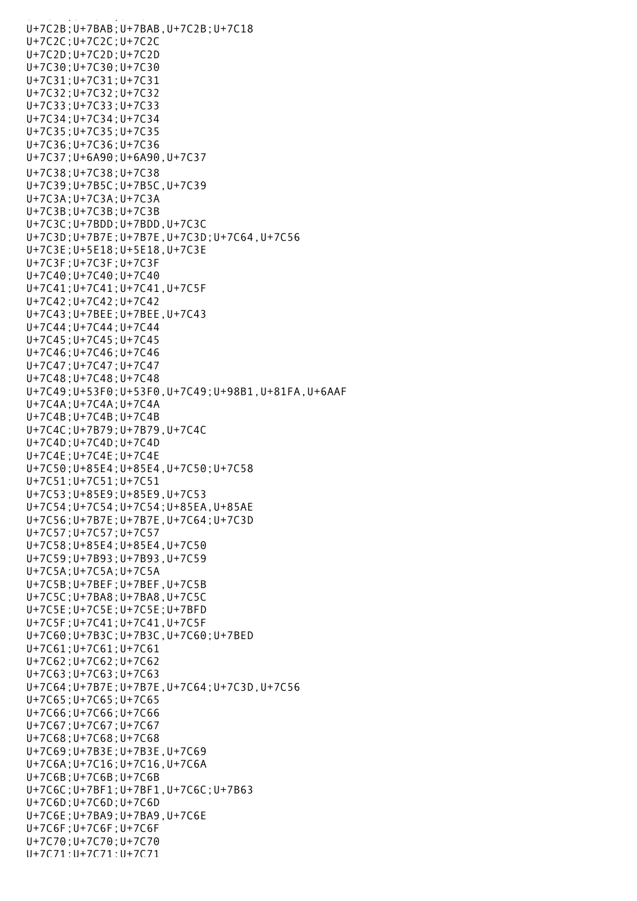U+7C2B;U+7BAB;U+7BAB,U+7C2B;U+7C18
U+7C2C;U+7C2C;U+7C2C
U+7C2D;U+7C2D;U+7C2D
U+7C30;U+7C30;U+7C30
U+7C31;U+7C31;U+7C31
U+7C32;U+7C32;U+7C32
U+7C33;U+7C33;U+7C33
U+7C34;U+7C34;U+7C34
U+7C35;U+7C35;U+7C35
U+7C36;U+7C36;U+7C36
U+7C37;U+6A90;U+6A90,U+7C37
U+7C38;U+7C38;U+7C38
U+7C39;U+7B5C;U+7B5C,U+7C39
U+7C3A;U+7C3A;U+7C3A
U+7C3B;U+7C3B;U+7C3B
U+7C3C;U+7BDD;U+7BDD,U+7C3C
U+7C3D;U+7B7E;U+7B7E,U+7C3D;U+7C64,U+7C56
U+7C3E;U+5E18;U+5E18,U+7C3E
U+7C3F;U+7C3F;U+7C3F
U+7C40;U+7C40;U+7C40
U+7C41;U+7C41;U+7C41,U+7C5F
U+7C42;U+7C42;U+7C42
U+7C43;U+7BEE;U+7BEE,U+7C43
U+7C44;U+7C44;U+7C44
U+7C45;U+7C45;U+7C45
U+7C46;U+7C46;U+7C46
U+7C47;U+7C47;U+7C47
U+7C48;U+7C48;U+7C48
U+7C49;U+53F0;U+53F0,U+7C49;U+98B1,U+81FA,U+6AAF
U+7C4A;U+7C4A;U+7C4A
U+7C4B;U+7C4B;U+7C4B
U+7C4C;U+7B79;U+7B79,U+7C4C
U+7C4D;U+7C4D;U+7C4D
U+7C4E;U+7C4E;U+7C4E
U+7C50;U+85E4;U+85E4,U+7C50;U+7C58
U+7C51;U+7C51;U+7C51
U+7C53;U+85E9;U+85E9,U+7C53
U+7C54;U+7C54;U+7C54;U+85EA,U+85AE
U+7C56;U+7B7E;U+7B7E,U+7C64;U+7C3D
U+7C57;U+7C57;U+7C57
U+7C58;U+85E4;U+85E4,U+7C50
U+7C59;U+7B93;U+7B93,U+7C59
U+7C5A;U+7C5A;U+7C5A
U+7C5B;U+7BEF;U+7BEF,U+7C5B
U+7C5C;U+7BA8;U+7BA8,U+7C5C
U+7C5E;U+7C5E;U+7C5E;U+7BFD
U+7C5F;U+7C41;U+7C41,U+7C5F
U+7C60;U+7B3C;U+7B3C,U+7C60;U+7BED
U+7C61;U+7C61;U+7C61
U+7C62;U+7C62;U+7C62
U+7C63;U+7C63;U+7C63
U+7C64;U+7B7E;U+7B7E,U+7C64;U+7C3D,U+7C56
U+7C65;U+7C65;U+7C65
U+7C66;U+7C66;U+7C66
U+7C67;U+7C67;U+7C67
U+7C68;U+7C68;U+7C68
U+7C69;U+7B3E;U+7B3E,U+7C69
U+7C6A;U+7C16;U+7C16,U+7C6A
U+7C6B;U+7C6B;U+7C6B
U+7C6C;U+7BF1;U+7BF1,U+7C6C;U+7B63
U+7C6D;U+7C6D;U+7C6D
U+7C6E;U+7BA9;U+7BA9,U+7C6E
U+7C6F;U+7C6F;U+7C6F
U+7C70;U+7C70;U+7C70
U+7C71;U+7C71;U+7C71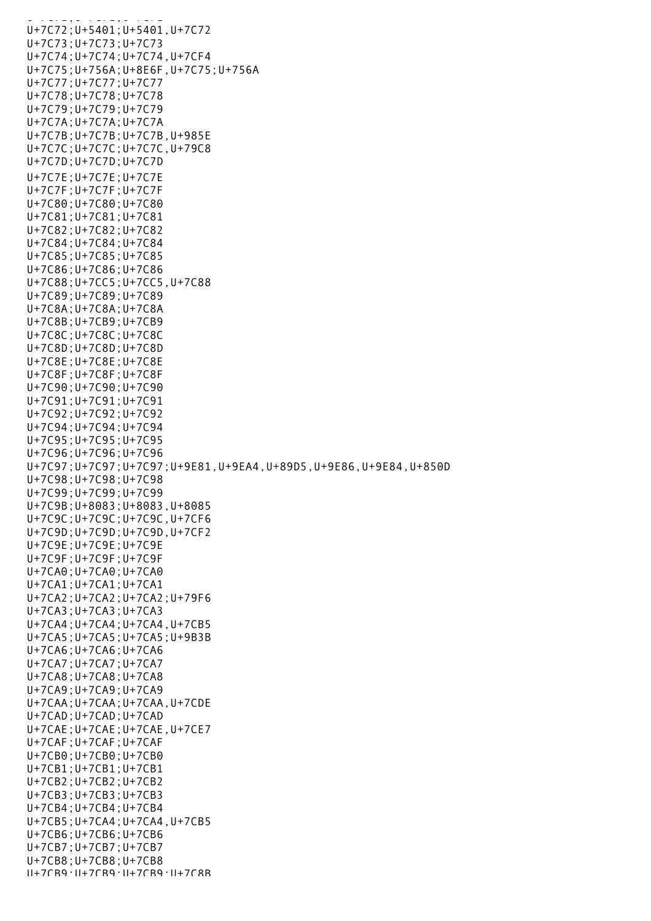U+7C72;U+5401;U+5401,U+7C72
U+7C73;U+7C73;U+7C73
U+7C74;U+7C74;U+7C74,U+7CF4
U+7C75;U+756A;U+8E6F,U+7C75;U+756A
U+7C77;U+7C77;U+7C77
U+7C78;U+7C78;U+7C78
U+7C79;U+7C79;U+7C79
U+7C7A;U+7C7A;U+7C7A
U+7C7B;U+7C7B;U+7C7B,U+985E
U+7C7C;U+7C7C;U+7C7C,U+79C8
U+7C7D;U+7C7D;U+7C7D
U+7C7E;U+7C7E;U+7C7E
U+7C7F;U+7C7F;U+7C7F
U+7C80;U+7C80;U+7C80
U+7C81;U+7C81;U+7C81
U+7C82;U+7C82;U+7C82
U+7C84;U+7C84;U+7C84
U+7C85;U+7C85;U+7C85
U+7C86;U+7C86;U+7C86
U+7C88;U+7CC5;U+7CC5,U+7C88
U+7C89;U+7C89;U+7C89
U+7C8A;U+7C8A;U+7C8A
U+7C8B;U+7CB9;U+7CB9
U+7C8C;U+7C8C;U+7C8C
U+7C8D;U+7C8D;U+7C8D
U+7C8E;U+7C8E;U+7C8E
U+7C8F;U+7C8F;U+7C8F
U+7C90;U+7C90;U+7C90
U+7C91;U+7C91;U+7C91
U+7C92;U+7C92;U+7C92
U+7C94;U+7C94;U+7C94
U+7C95;U+7C95;U+7C95
U+7C96;U+7C96;U+7C96
U+7C97;U+7C97;U+7C97;U+9E81,U+9EA4,U+89D5,U+9E86,U+9E84,U+850D
U+7C98;U+7C98;U+7C98
U+7C99;U+7C99;U+7C99
U+7C9B;U+8083;U+8083,U+8085
U+7C9C;U+7C9C;U+7C9C,U+7CF6
U+7C9D;U+7C9D;U+7C9D,U+7CF2
U+7C9E;U+7C9E;U+7C9E
U+7C9F;U+7C9F;U+7C9F
U+7CA0;U+7CA0;U+7CA0
U+7CA1;U+7CA1;U+7CA1
U+7CA2;U+7CA2;U+7CA2;U+79F6
U+7CA3;U+7CA3;U+7CA3
U+7CA4;U+7CA4;U+7CA4,U+7CB5
U+7CA5;U+7CA5;U+7CA5;U+9B3B
U+7CA6;U+7CA6;U+7CA6
U+7CA7;U+7CA7;U+7CA7
U+7CA8;U+7CA8;U+7CA8
U+7CA9;U+7CA9;U+7CA9
U+7CAA;U+7CAA;U+7CAA,U+7CDE
U+7CAD;U+7CAD;U+7CAD
U+7CAE;U+7CAE;U+7CAE,U+7CE7
U+7CAF;U+7CAF;U+7CAF
U+7CB0;U+7CB0;U+7CB0
U+7CB1;U+7CB1;U+7CB1
U+7CB2;U+7CB2;U+7CB2
U+7CB3;U+7CB3;U+7CB3
U+7CB4;U+7CB4;U+7CB4
U+7CB5;U+7CA4;U+7CA4,U+7CB5
U+7CB6;U+7CB6;U+7CB6
U+7CB7;U+7CB7;U+7CB7
U+7CB8;U+7CB8;U+7CB8
U+7CB9;U+7CB9;U+7CB9;U+7C8B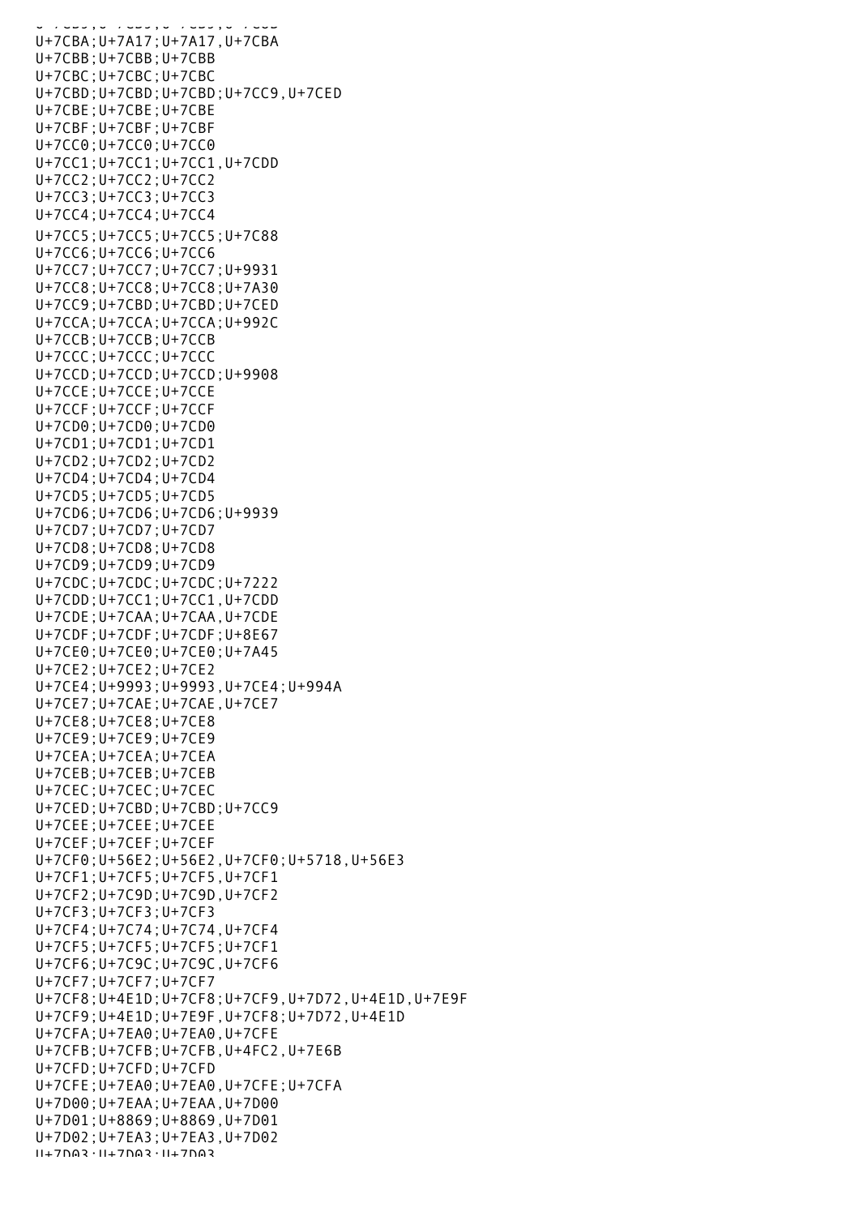U+7CBA;U+7A17;U+7A17,U+7CBA
U+7CBB;U+7CBB;U+7CBB
U+7CBC;U+7CBC;U+7CBC
U+7CBD;U+7CBD;U+7CBD;U+7CC9,U+7CED
U+7CBE;U+7CBE;U+7CBE
U+7CBF;U+7CBF;U+7CBF
U+7CC0;U+7CC0;U+7CC0
U+7CC1;U+7CC1;U+7CC1,U+7CDD
U+7CC2;U+7CC2;U+7CC2
U+7CC3;U+7CC3;U+7CC3
U+7CC4;U+7CC4;U+7CC4
U+7CC5;U+7CC5;U+7CC5;U+7C88
U+7CC6;U+7CC6;U+7CC6
U+7CC7;U+7CC7;U+7CC7;U+9931
U+7CC8;U+7CC8;U+7CC8;U+7A30
U+7CC9;U+7CBD;U+7CBD;U+7CED
U+7CCA;U+7CCA;U+7CCA;U+992C
U+7CCB;U+7CCB;U+7CCB
U+7CCC;U+7CCC;U+7CCC
U+7CCD;U+7CCD;U+7CCD;U+9908
U+7CCE;U+7CCE;U+7CCE
U+7CCF;U+7CCF;U+7CCF
U+7CD0;U+7CD0;U+7CD0
U+7CD1;U+7CD1;U+7CD1
U+7CD2;U+7CD2;U+7CD2
U+7CD4;U+7CD4;U+7CD4
U+7CD5;U+7CD5;U+7CD5
U+7CD6;U+7CD6;U+7CD6;U+9939
U+7CD7;U+7CD7;U+7CD7
U+7CD8;U+7CD8;U+7CD8
U+7CD9;U+7CD9;U+7CD9
U+7CDC;U+7CDC;U+7CDC;U+7222
U+7CDD;U+7CC1;U+7CC1,U+7CDD
U+7CDE;U+7CAA;U+7CAA,U+7CDE
U+7CDF;U+7CDF;U+7CDF;U+8E67
U+7CE0;U+7CE0;U+7CE0;U+7A45
U+7CE2;U+7CE2;U+7CE2
U+7CE4;U+9993;U+9993,U+7CE4;U+994A
U+7CE7;U+7CAE;U+7CAE,U+7CE7
U+7CE8;U+7CE8;U+7CE8
U+7CE9;U+7CE9;U+7CE9
U+7CEA;U+7CEA;U+7CEA
U+7CEB;U+7CEB;U+7CEB
U+7CEC;U+7CEC;U+7CEC
U+7CED;U+7CBD;U+7CBD;U+7CC9
U+7CEE;U+7CEE;U+7CEE
U+7CEF;U+7CEF;U+7CEF
U+7CF0;U+56E2;U+56E2,U+7CF0;U+5718,U+56E3
U+7CF1;U+7CF5;U+7CF5,U+7CF1
U+7CF2;U+7C9D;U+7C9D,U+7CF2
U+7CF3;U+7CF3;U+7CF3
U+7CF4;U+7C74;U+7C74,U+7CF4
U+7CF5;U+7CF5;U+7CF5;U+7CF1
U+7CF6;U+7C9C;U+7C9C,U+7CF6
U+7CF7;U+7CF7;U+7CF7
U+7CF8;U+4E1D;U+7CF8;U+7CF9,U+7D72,U+4E1D,U+7E9F
U+7CF9;U+4E1D;U+7E9F,U+7CF8;U+7D72,U+4E1D
U+7CFA;U+7EA0;U+7EA0,U+7CFE
U+7CFB;U+7CFB;U+7CFB,U+4FC2,U+7E6B
U+7CFD;U+7CFD;U+7CFD
U+7CFE;U+7EA0;U+7EA0,U+7CFE;U+7CFA
U+7D00;U+7EAA;U+7EAA,U+7D00
U+7D01;U+8869;U+8869,U+7D01
U+7D02;U+7EA3;U+7EA3,U+7D02
U+7D03;U+7D03;U+7D03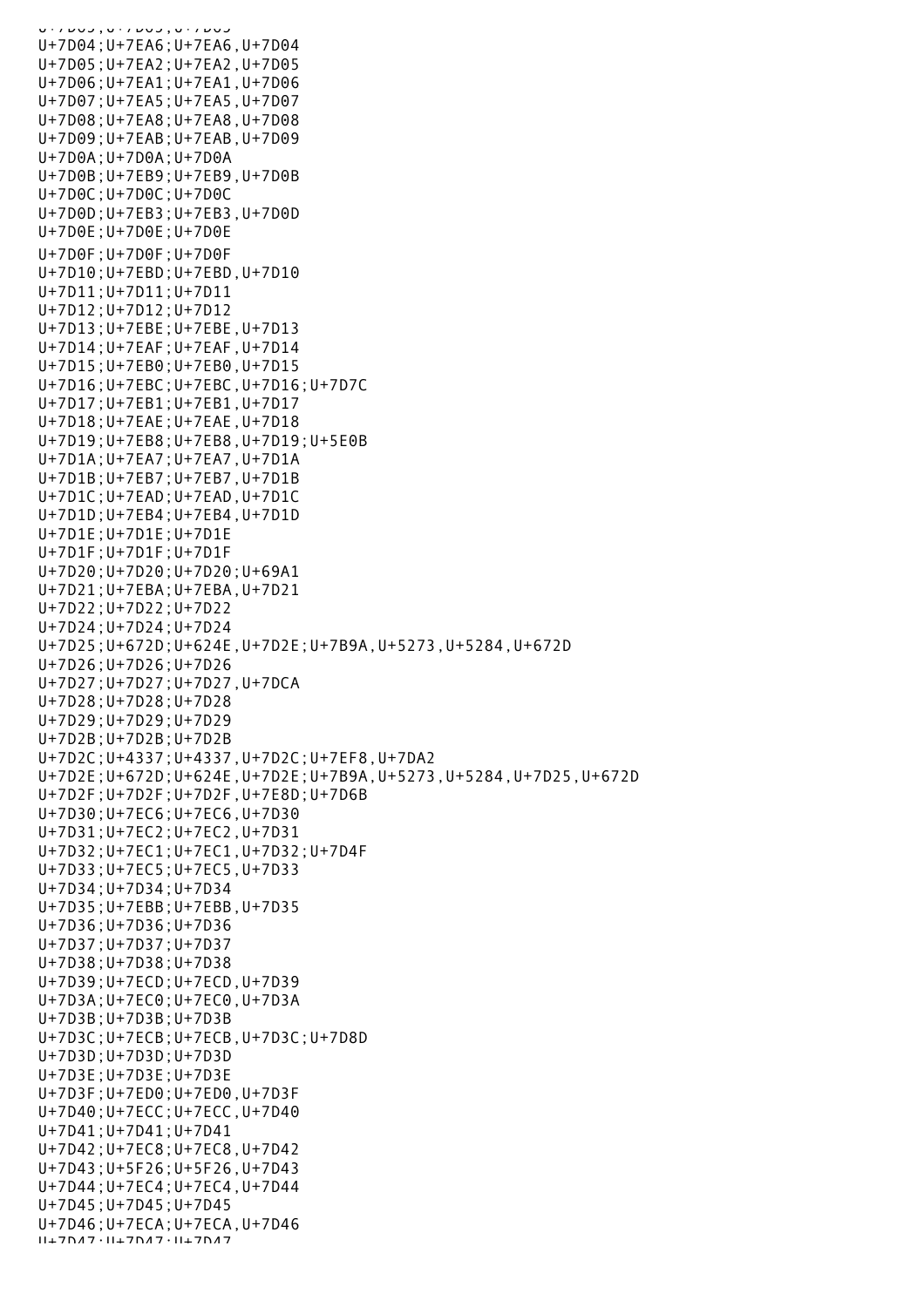```
U+7D03;U+7D03;U+7D03
U+7D04;U+7EA6;U+7EA6,U+7D04
U+7D05;U+7EA2;U+7EA2,U+7D05
U+7D06;U+7EA1;U+7EA1,U+7D06
U+7D07;U+7EA5;U+7EA5,U+7D07
U+7D08;U+7EA8;U+7EA8,U+7D08
U+7D09;U+7EAB;U+7EAB,U+7D09
U+7D0A;U+7D0A;U+7D0A
U+7D0B;U+7EB9;U+7EB9,U+7D0B
U+7D0C;U+7D0C;U+7D0C
U+7D0D;U+7EB3;U+7EB3,U+7D0D
U+7D0E;U+7D0E;U+7D0E
U+7D0F;U+7D0F;U+7D0F
U+7D10;U+7EBD;U+7EBD,U+7D10
U+7D11;U+7D11;U+7D11
U+7D12;U+7D12;U+7D12
U+7D13;U+7EBE;U+7EBE,U+7D13
U+7D14;U+7EAF;U+7EAF,U+7D14
U+7D15;U+7EB0;U+7EB0,U+7D15
U+7D16;U+7EBC;U+7EBC,U+7D16;U+7D7C
U+7D17;U+7EB1;U+7EB1,U+7D17
U+7D18;U+7EAE;U+7EAE,U+7D18
U+7D19;U+7EB8;U+7EB8,U+7D19;U+5E0B
U+7D1A;U+7EA7;U+7EA7,U+7D1A
U+7D1B;U+7EB7;U+7EB7,U+7D1B
U+7D1C;U+7EAD;U+7EAD,U+7D1C
U+7D1D;U+7EB4;U+7EB4,U+7D1D
U+7D1E;U+7D1E;U+7D1E
U+7D1F;U+7D1F;U+7D1F
U+7D20;U+7D20;U+7D20;U+69A1
U+7D21;U+7EBA;U+7EBA,U+7D21
U+7D22;U+7D22;U+7D22
U+7D24;U+7D24;U+7D24
U+7D25;U+672D;U+624E,U+7D2E;U+7B9A,U+5273,U+5284,U+672D
U+7D26;U+7D26;U+7D26
U+7D27;U+7D27;U+7D27,U+7DCA
U+7D28;U+7D28;U+7D28
U+7D29;U+7D29;U+7D29
U+7D2B;U+7D2B;U+7D2B
U+7D2C;U+4337;U+4337,U+7D2C;U+7EF8,U+7DA2
U+7D2E;U+672D;U+624E,U+7D2E;U+7B9A,U+5273,U+5284,U+7D25,U+672D
U+7D2F;U+7D2F;U+7D2F,U+7E8D;U+7D6B
U+7D30;U+7EC6;U+7EC6,U+7D30
U+7D31;U+7EC2;U+7EC2,U+7D31
U+7D32;U+7EC1;U+7EC1,U+7D32;U+7D4F
U+7D33;U+7EC5;U+7EC5,U+7D33
U+7D34;U+7D34;U+7D34
U+7D35;U+7EBB;U+7EBB,U+7D35
U+7D36;U+7D36;U+7D36
U+7D37;U+7D37;U+7D37
U+7D38;U+7D38;U+7D38
U+7D39;U+7ECD;U+7ECD,U+7D39
U+7D3A;U+7EC0;U+7EC0,U+7D3A
U+7D3B;U+7D3B;U+7D3B
U+7D3C;U+7ECB;U+7ECB,U+7D3C;U+7D8D
U+7D3D;U+7D3D;U+7D3D
U+7D3E;U+7D3E;U+7D3E
U+7D3F;U+7ED0;U+7ED0,U+7D3F
U+7D40;U+7ECC;U+7ECC,U+7D40
U+7D41;U+7D41;U+7D41
U+7D42;U+7EC8;U+7EC8,U+7D42
U+7D43;U+5F26;U+5F26,U+7D43
U+7D44;U+7EC4;U+7EC4,U+7D44
U+7D45;U+7D45;U+7D45
U+7D46;U+7ECA;U+7ECA,U+7D46
U+7D47;U+7D47;U+7D47
```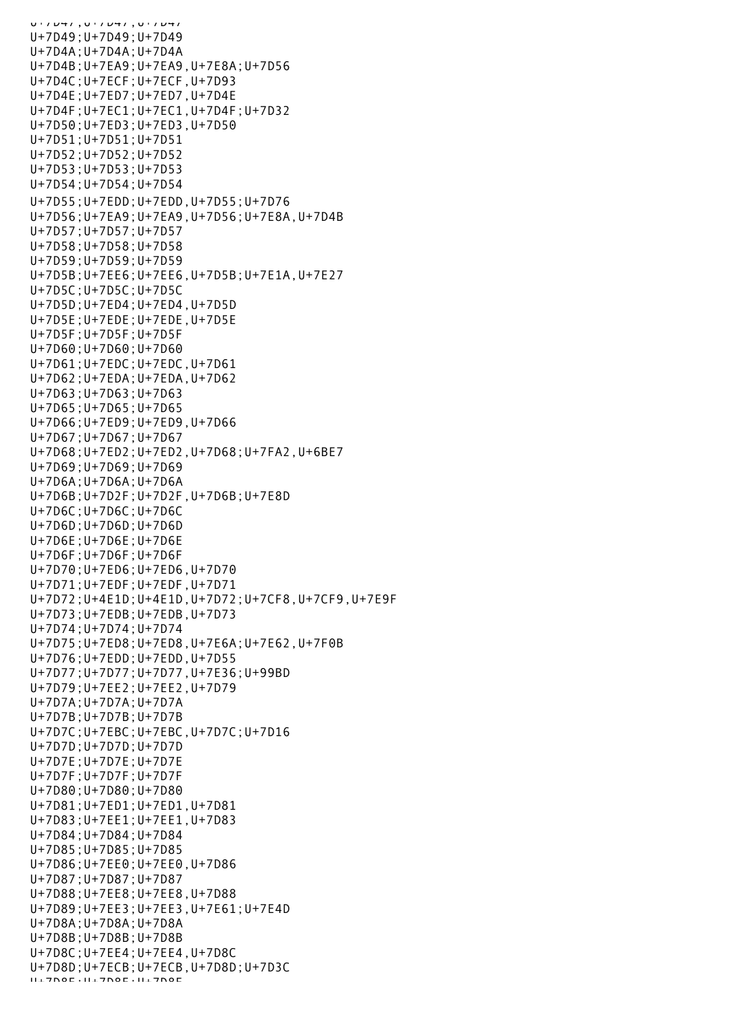```
U+7D47;U+7D47;U+7D47
U+7D49;U+7D49;U+7D49
U+7D4A;U+7D4A;U+7D4A
U+7D4B;U+7EA9;U+7EA9,U+7E8A;U+7D56
U+7D4C;U+7ECF;U+7ECF,U+7D93
U+7D4E;U+7ED7;U+7ED7,U+7D4E
U+7D4F;U+7EC1;U+7EC1,U+7D4F;U+7D32
U+7D50;U+7ED3;U+7ED3,U+7D50
U+7D51;U+7D51;U+7D51
U+7D52;U+7D52;U+7D52
U+7D53;U+7D53;U+7D53
U+7D54;U+7D54;U+7D54
U+7D55;U+7EDD;U+7EDD,U+7D55;U+7D76
U+7D56;U+7EA9;U+7EA9,U+7D56;U+7E8A,U+7D4B
U+7D57;U+7D57;U+7D57
U+7D58;U+7D58;U+7D58
U+7D59;U+7D59;U+7D59
U+7D5B;U+7EE6;U+7EE6,U+7D5B;U+7E1A,U+7E27
U+7D5C;U+7D5C;U+7D5C
U+7D5D;U+7ED4;U+7ED4,U+7D5D
U+7D5E;U+7EDE;U+7EDE,U+7D5E
U+7D5F;U+7D5F;U+7D5F
U+7D60;U+7D60;U+7D60
U+7D61;U+7EDC;U+7EDC,U+7D61
U+7D62;U+7EDA;U+7EDA,U+7D62
U+7D63;U+7D63;U+7D63
U+7D65;U+7D65;U+7D65
U+7D66;U+7ED9;U+7ED9,U+7D66
U+7D67;U+7D67;U+7D67
U+7D68;U+7ED2;U+7ED2,U+7D68;U+7FA2,U+6BE7
U+7D69;U+7D69;U+7D69
U+7D6A;U+7D6A;U+7D6A
U+7D6B;U+7D2F;U+7D2F,U+7D6B;U+7E8D
U+7D6C;U+7D6C;U+7D6C
U+7D6D;U+7D6D;U+7D6D
U+7D6E;U+7D6E;U+7D6E
U+7D6F;U+7D6F;U+7D6F
U+7D70;U+7ED6;U+7ED6,U+7D70
U+7D71;U+7EDF;U+7EDF,U+7D71
U+7D72;U+4E1D;U+4E1D,U+7D72;U+7CF8,U+7CF9,U+7E9F
U+7D73;U+7EDB;U+7EDB,U+7D73
U+7D74;U+7D74;U+7D74
U+7D75;U+7ED8;U+7ED8,U+7E6A;U+7E62,U+7F0B
U+7D76;U+7EDD;U+7EDD,U+7D55
U+7D77;U+7D77;U+7D77,U+7E36;U+99BD
U+7D79;U+7EE2;U+7EE2,U+7D79
U+7D7A;U+7D7A;U+7D7A
U+7D7B;U+7D7B;U+7D7B
U+7D7C;U+7EBC;U+7EBC,U+7D7C;U+7D16
U+7D7D;U+7D7D;U+7D7D
U+7D7E;U+7D7E;U+7D7E
U+7D7F;U+7D7F;U+7D7F
U+7D80;U+7D80;U+7D80
U+7D81;U+7ED1;U+7ED1,U+7D81
U+7D83;U+7EE1;U+7EE1,U+7D83
U+7D84;U+7D84;U+7D84
U+7D85;U+7D85;U+7D85
U+7D86;U+7EE0;U+7EE0,U+7D86
U+7D87;U+7D87;U+7D87
U+7D88;U+7EE8;U+7EE8,U+7D88
U+7D89;U+7EE3;U+7EE3,U+7E61;U+7E4D
U+7D8A;U+7D8A;U+7D8A
U+7D8B;U+7D8B;U+7D8B
U+7D8C;U+7EE4;U+7EE4,U+7D8C
U+7D8D;U+7ECB;U+7ECB,U+7D8D;U+7D3C
U+7D8E;U+7D8E;U+7D8E
```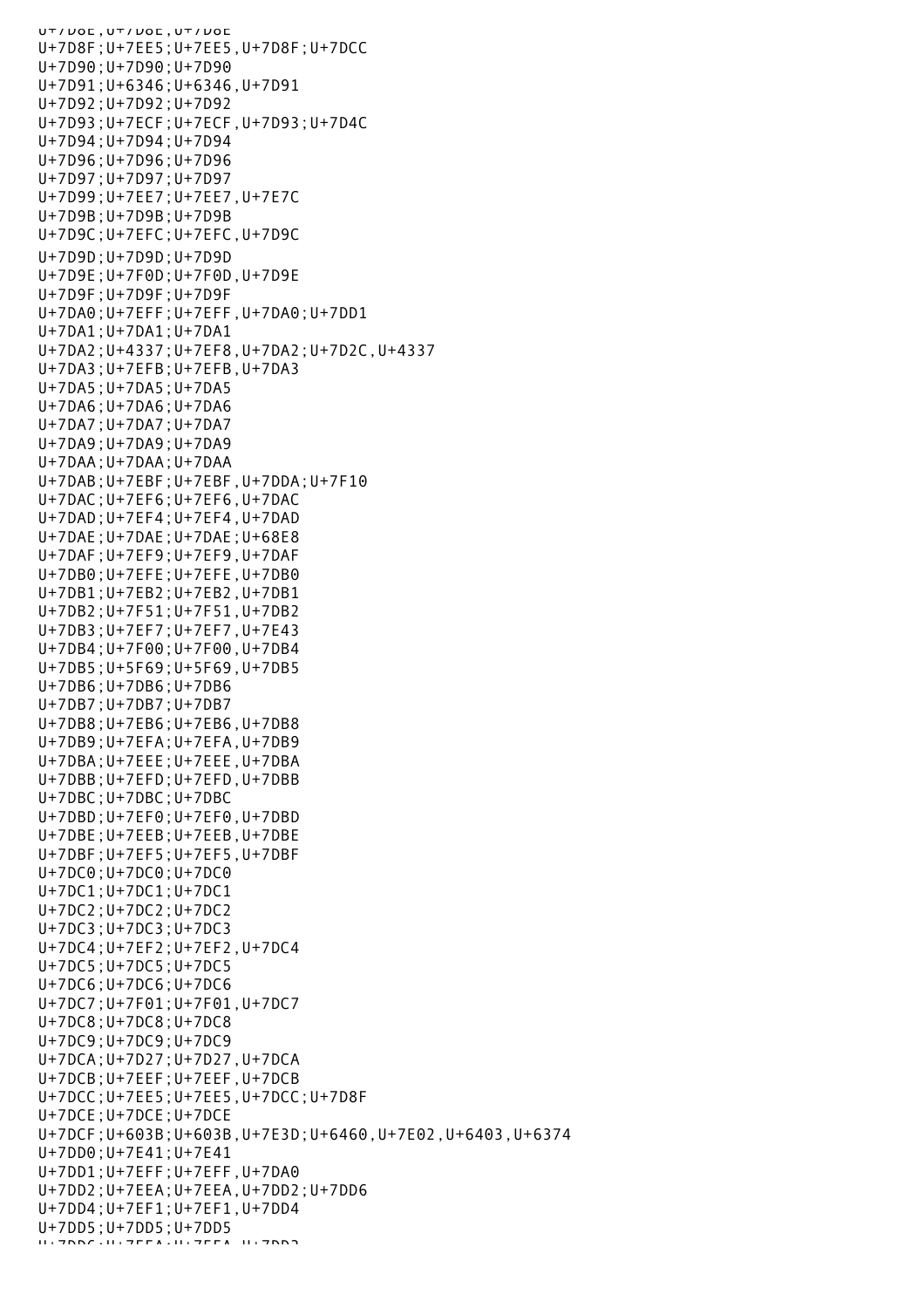U+7D8E;U+7D8E;U+7D8E
U+7D8F;U+7EE5;U+7EE5,U+7D8F;U+7DCC
U+7D90;U+7D90;U+7D90
U+7D91;U+6346;U+6346,U+7D91
U+7D92;U+7D92;U+7D92
U+7D93;U+7ECF;U+7ECF,U+7D93;U+7D4C
U+7D94;U+7D94;U+7D94
U+7D96;U+7D96;U+7D96
U+7D97;U+7D97;U+7D97
U+7D99;U+7EE7;U+7EE7,U+7E7C
U+7D9B;U+7D9B;U+7D9B
U+7D9C;U+7EFC;U+7EFC,U+7D9C
U+7D9D;U+7D9D;U+7D9D
U+7D9E;U+7F0D;U+7F0D,U+7D9E
U+7D9F;U+7D9F;U+7D9F
U+7DA0;U+7EFF;U+7EFF,U+7DA0;U+7DD1
U+7DA1;U+7DA1;U+7DA1
U+7DA2;U+4337;U+7EF8,U+7DA2;U+7D2C,U+4337
U+7DA3;U+7EFB;U+7EFB,U+7DA3
U+7DA5;U+7DA5;U+7DA5
U+7DA6;U+7DA6;U+7DA6
U+7DA7;U+7DA7;U+7DA7
U+7DA9;U+7DA9;U+7DA9
U+7DAA;U+7DAA;U+7DAA
U+7DAB;U+7EBF;U+7EBF,U+7DDA;U+7F10
U+7DAC;U+7EF6;U+7EF6,U+7DAC
U+7DAD;U+7EF4;U+7EF4,U+7DAD
U+7DAE;U+7DAE;U+7DAE;U+68E8
U+7DAF;U+7EF9;U+7EF9,U+7DAF
U+7DB0;U+7EFE;U+7EFE,U+7DB0
U+7DB1;U+7EB2;U+7EB2,U+7DB1
U+7DB2;U+7F51;U+7F51,U+7DB2
U+7DB3;U+7EF7;U+7EF7,U+7E43
U+7DB4;U+7F00;U+7F00,U+7DB4
U+7DB5;U+5F69;U+5F69,U+7DB5
U+7DB6;U+7DB6;U+7DB6
U+7DB7;U+7DB7;U+7DB7
U+7DB8;U+7EB6;U+7EB6,U+7DB8
U+7DB9;U+7EFA;U+7EFA,U+7DB9
U+7DBA;U+7EEE;U+7EEE,U+7DBA
U+7DBB;U+7EFD;U+7EFD,U+7DBB
U+7DBC;U+7DBC;U+7DBC
U+7DBD;U+7EF0;U+7EF0,U+7DBD
U+7DBE;U+7EEB;U+7EEB,U+7DBE
U+7DBF;U+7EF5;U+7EF5,U+7DBF
U+7DC0;U+7DC0;U+7DC0
U+7DC1;U+7DC1;U+7DC1
U+7DC2;U+7DC2;U+7DC2
U+7DC3;U+7DC3;U+7DC3
U+7DC4;U+7EF2;U+7EF2,U+7DC4
U+7DC5;U+7DC5;U+7DC5
U+7DC6;U+7DC6;U+7DC6
U+7DC7;U+7F01;U+7F01,U+7DC7
U+7DC8;U+7DC8;U+7DC8
U+7DC9;U+7DC9;U+7DC9
U+7DCA;U+7D27;U+7D27,U+7DCA
U+7DCB;U+7EEF;U+7EEF,U+7DCB
U+7DCC;U+7EE5;U+7EE5,U+7DCC;U+7D8F
U+7DCE;U+7DCE;U+7DCE
U+7DCF;U+603B;U+603B,U+7E3D;U+6460,U+7E02,U+6403,U+6374
U+7DD0;U+7E41;U+7E41
U+7DD1;U+7EFF;U+7EFF,U+7DA0
U+7DD2;U+7EEA;U+7EEA,U+7DD2;U+7DD6
U+7DD4;U+7EF1;U+7EF1,U+7DD4
U+7DD5;U+7DD5;U+7DD5
U+7DD6;U+7EEA;U+7EEA,U+7DD2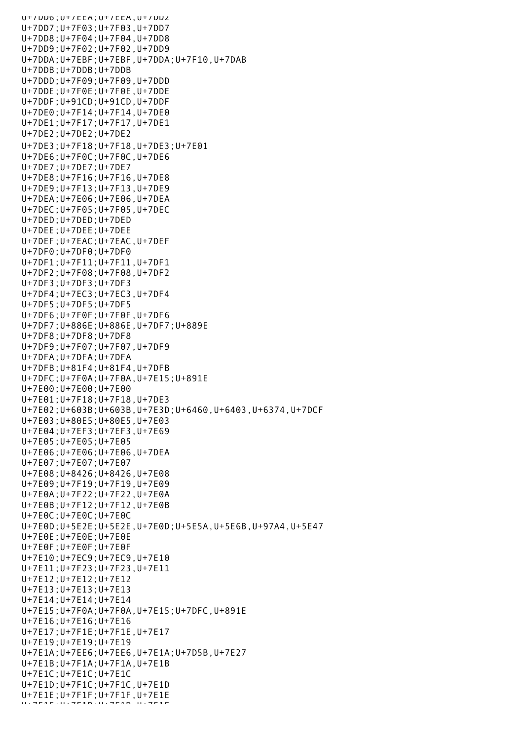U+7DD6;U+7EEA;U+7EEA,U+7DD2
U+7DD7;U+7F03;U+7F03,U+7DD7
U+7DD8;U+7F04;U+7F04,U+7DD8
U+7DD9;U+7F02;U+7F02,U+7DD9
U+7DDA;U+7EBF;U+7EBF,U+7DDA;U+7F10,U+7DAB
U+7DDB;U+7DDB;U+7DDB
U+7DDD;U+7F09;U+7F09,U+7DDD
U+7DDE;U+7F0E;U+7F0E,U+7DDE
U+7DDF;U+91CD;U+91CD,U+7DDF
U+7DE0;U+7F14;U+7F14,U+7DE0
U+7DE1;U+7F17;U+7F17,U+7DE1
U+7DE2;U+7DE2;U+7DE2
U+7DE3;U+7F18;U+7F18,U+7DE3;U+7E01
U+7DE6;U+7F0C;U+7F0C,U+7DE6
U+7DE7;U+7DE7;U+7DE7
U+7DE8;U+7F16;U+7F16,U+7DE8
U+7DE9;U+7F13;U+7F13,U+7DE9
U+7DEA;U+7E06;U+7E06,U+7DEA
U+7DEC;U+7F05;U+7F05,U+7DEC
U+7DED;U+7DED;U+7DED
U+7DEE;U+7DEE;U+7DEE
U+7DEF;U+7EAC;U+7EAC,U+7DEF
U+7DF0;U+7DF0;U+7DF0
U+7DF1;U+7F11;U+7F11,U+7DF1
U+7DF2;U+7F08;U+7F08,U+7DF2
U+7DF3;U+7DF3;U+7DF3
U+7DF4;U+7EC3;U+7EC3,U+7DF4
U+7DF5;U+7DF5;U+7DF5
U+7DF6;U+7F0F;U+7F0F,U+7DF6
U+7DF7;U+886E;U+886E,U+7DF7;U+889E
U+7DF8;U+7DF8;U+7DF8
U+7DF9;U+7F07;U+7F07,U+7DF9
U+7DFA;U+7DFA;U+7DFA
U+7DFB;U+81F4;U+81F4,U+7DFB
U+7DFC;U+7F0A;U+7F0A,U+7E15;U+891E
U+7E00;U+7E00;U+7E00
U+7E01;U+7F18;U+7F18,U+7DE3
U+7E02;U+603B;U+603B,U+7E3D;U+6460,U+6403,U+6374,U+7DCF
U+7E03;U+80E5;U+80E5,U+7E03
U+7E04;U+7EF3;U+7EF3,U+7E69
U+7E05;U+7E05;U+7E05
U+7E06;U+7E06;U+7E06,U+7DEA
U+7E07;U+7E07;U+7E07
U+7E08;U+8426;U+8426,U+7E08
U+7E09;U+7F19;U+7F19,U+7E09
U+7E0A;U+7F22;U+7F22,U+7E0A
U+7E0B;U+7F12;U+7F12,U+7E0B
U+7E0C;U+7E0C;U+7E0C
U+7E0D;U+5E2E;U+5E2E,U+7E0D;U+5E5A,U+5E6B,U+97A4,U+5E47
U+7E0E;U+7E0E;U+7E0E
U+7E0F;U+7E0F;U+7E0F
U+7E10;U+7EC9;U+7EC9,U+7E10
U+7E11;U+7F23;U+7F23,U+7E11
U+7E12;U+7E12;U+7E12
U+7E13;U+7E13;U+7E13
U+7E14;U+7E14;U+7E14
U+7E15;U+7F0A;U+7F0A,U+7E15;U+7DFC,U+891E
U+7E16;U+7E16;U+7E16
U+7E17;U+7F1E;U+7F1E,U+7E17
U+7E19;U+7E19;U+7E19
U+7E1A;U+7EE6;U+7EE6,U+7E1A;U+7D5B,U+7E27
U+7E1B;U+7F1A;U+7F1A,U+7E1B
U+7E1C;U+7E1C;U+7E1C
U+7E1D;U+7F1C;U+7F1C,U+7E1D
U+7E1E;U+7F1F;U+7F1F,U+7E1E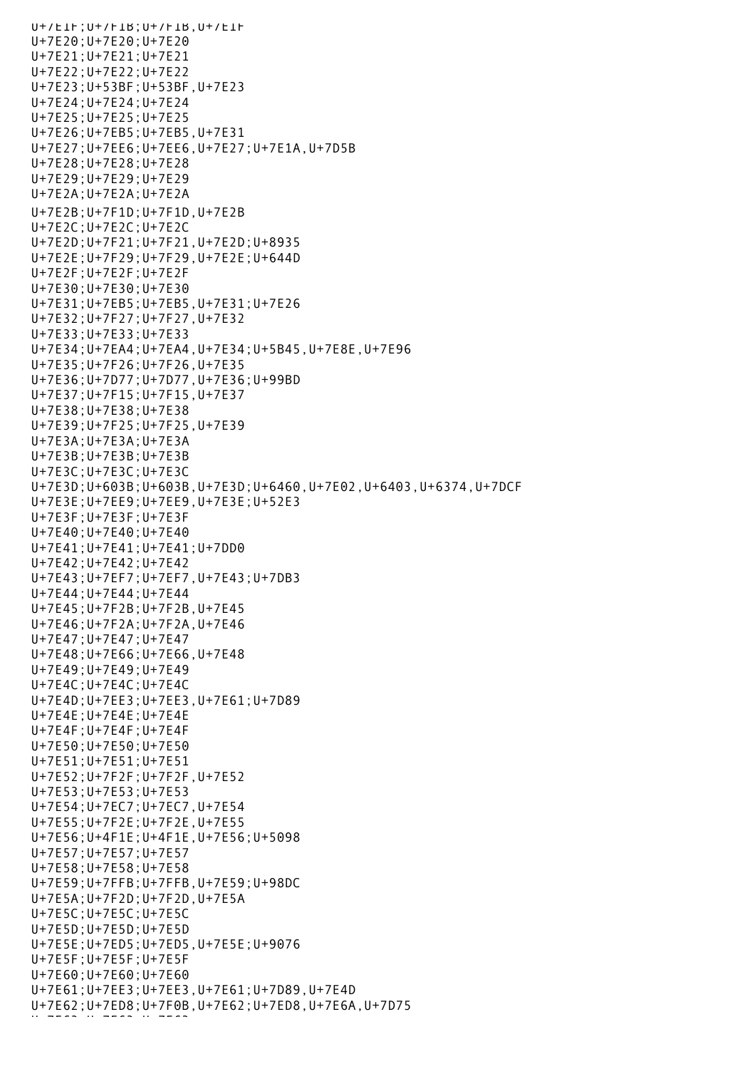U+7E1F;U+7F1B;U+7F1B,U+7E1F
U+7E20;U+7E20;U+7E20
U+7E21;U+7E21;U+7E21
U+7E22;U+7E22;U+7E22
U+7E23;U+53BF;U+53BF,U+7E23
U+7E24;U+7E24;U+7E24
U+7E25;U+7E25;U+7E25
U+7E26;U+7EB5;U+7EB5,U+7E31
U+7E27;U+7EE6;U+7EE6,U+7E27;U+7E1A,U+7D5B
U+7E28;U+7E28;U+7E28
U+7E29;U+7E29;U+7E29
U+7E2A;U+7E2A;U+7E2A
U+7E2B;U+7F1D;U+7F1D,U+7E2B
U+7E2C;U+7E2C;U+7E2C
U+7E2D;U+7F21;U+7F21,U+7E2D;U+8935
U+7E2E;U+7F29;U+7F29,U+7E2E;U+644D
U+7E2F;U+7E2F;U+7E2F
U+7E30;U+7E30;U+7E30
U+7E31;U+7EB5;U+7EB5,U+7E31;U+7E26
U+7E32;U+7F27;U+7F27,U+7E32
U+7E33;U+7E33;U+7E33
U+7E34;U+7EA4;U+7EA4,U+7E34;U+5B45,U+7E8E,U+7E96
U+7E35;U+7F26;U+7F26,U+7E35
U+7E36;U+7D77;U+7D77,U+7E36;U+99BD
U+7E37;U+7F15;U+7F15,U+7E37
U+7E38;U+7E38;U+7E38
U+7E39;U+7F25;U+7F25,U+7E39
U+7E3A;U+7E3A;U+7E3A
U+7E3B;U+7E3B;U+7E3B
U+7E3C;U+7E3C;U+7E3C
U+7E3D;U+603B;U+603B,U+7E3D;U+6460,U+7E02,U+6403,U+6374,U+7DCF
U+7E3E;U+7EE9;U+7EE9,U+7E3E;U+52E3
U+7E3F;U+7E3F;U+7E3F
U+7E40;U+7E40;U+7E40
U+7E41;U+7E41;U+7E41;U+7DD0
U+7E42;U+7E42;U+7E42
U+7E43;U+7EF7;U+7EF7,U+7E43;U+7DB3
U+7E44;U+7E44;U+7E44
U+7E45;U+7F2B;U+7F2B,U+7E45
U+7E46;U+7F2A;U+7F2A,U+7E46
U+7E47;U+7E47;U+7E47
U+7E48;U+7E66;U+7E66,U+7E48
U+7E49;U+7E49;U+7E49
U+7E4C;U+7E4C;U+7E4C
U+7E4D;U+7EE3;U+7EE3,U+7E61;U+7D89
U+7E4E;U+7E4E;U+7E4E
U+7E4F;U+7E4F;U+7E4F
U+7E50;U+7E50;U+7E50
U+7E51;U+7E51;U+7E51
U+7E52;U+7F2F;U+7F2F,U+7E52
U+7E53;U+7E53;U+7E53
U+7E54;U+7EC7;U+7EC7,U+7E54
U+7E55;U+7F2E;U+7F2E,U+7E55
U+7E56;U+4F1E;U+4F1E,U+7E56;U+5098
U+7E57;U+7E57;U+7E57
U+7E58;U+7E58;U+7E58
U+7E59;U+7FFB;U+7FFB,U+7E59;U+98DC
U+7E5A;U+7F2D;U+7F2D,U+7E5A
U+7E5C;U+7E5C;U+7E5C
U+7E5D;U+7E5D;U+7E5D
U+7E5E;U+7ED5;U+7ED5,U+7E5E;U+9076
U+7E5F;U+7E5F;U+7E5F
U+7E60;U+7E60;U+7E60
U+7E61;U+7EE3;U+7EE3,U+7E61;U+7D89,U+7E4D
U+7E62;U+7ED8;U+7F0B,U+7E62;U+7ED8,U+7E6A,U+7D75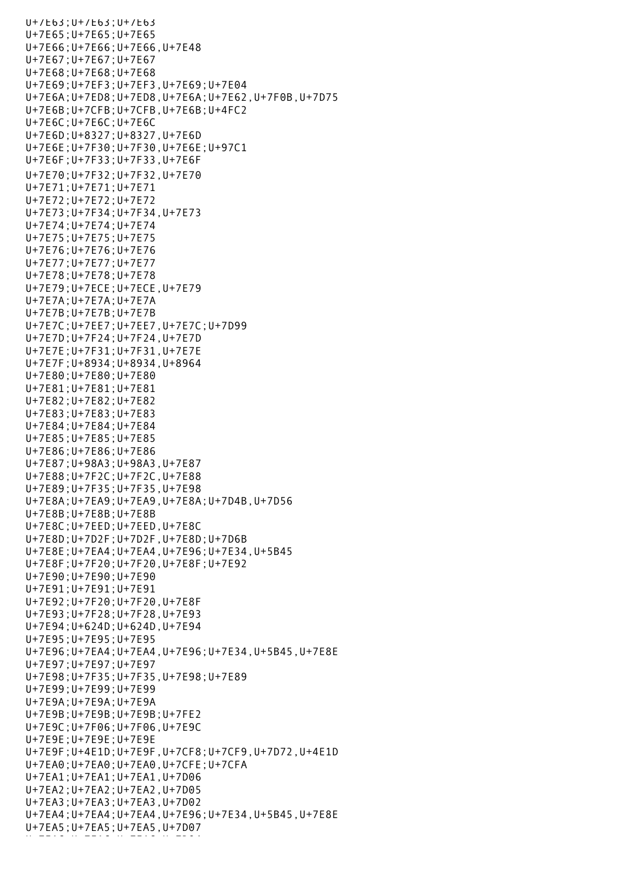U+7E63;U+7E63;U+7E63
U+7E65;U+7E65;U+7E65
U+7E66;U+7E66;U+7E66,U+7E48
U+7E67;U+7E67;U+7E67
U+7E68;U+7E68;U+7E68
U+7E69;U+7EF3;U+7EF3,U+7E69;U+7E04
U+7E6A;U+7ED8;U+7ED8,U+7E6A;U+7E62,U+7F0B,U+7D75
U+7E6B;U+7CFB;U+7CFB,U+7E6B;U+4FC2
U+7E6C;U+7E6C;U+7E6C
U+7E6D;U+8327;U+8327,U+7E6D
U+7E6E;U+7F30;U+7F30,U+7E6E;U+97C1
U+7E6F;U+7F33;U+7F33,U+7E6F
U+7E70;U+7F32;U+7F32,U+7E70
U+7E71;U+7E71;U+7E71
U+7E72;U+7E72;U+7E72
U+7E73;U+7F34;U+7F34,U+7E73
U+7E74;U+7E74;U+7E74
U+7E75;U+7E75;U+7E75
U+7E76;U+7E76;U+7E76
U+7E77;U+7E77;U+7E77
U+7E78;U+7E78;U+7E78
U+7E79;U+7ECE;U+7ECE,U+7E79
U+7E7A;U+7E7A;U+7E7A
U+7E7B;U+7E7B;U+7E7B
U+7E7C;U+7EE7;U+7EE7,U+7E7C;U+7D99
U+7E7D;U+7F24;U+7F24,U+7E7D
U+7E7E;U+7F31;U+7F31,U+7E7E
U+7E7F;U+8934;U+8934,U+8964
U+7E80;U+7E80;U+7E80
U+7E81;U+7E81;U+7E81
U+7E82;U+7E82;U+7E82
U+7E83;U+7E83;U+7E83
U+7E84;U+7E84;U+7E84
U+7E85;U+7E85;U+7E85
U+7E86;U+7E86;U+7E86
U+7E87;U+98A3;U+98A3,U+7E87
U+7E88;U+7F2C;U+7F2C,U+7E88
U+7E89;U+7F35;U+7F35,U+7E98
U+7E8A;U+7EA9;U+7EA9,U+7E8A;U+7D4B,U+7D56
U+7E8B;U+7E8B;U+7E8B
U+7E8C;U+7EED;U+7EED,U+7E8C
U+7E8D;U+7D2F;U+7D2F,U+7E8D;U+7D6B
U+7E8E;U+7EA4;U+7EA4,U+7E96;U+7E34,U+5B45
U+7E8F;U+7F20;U+7F20,U+7E8F;U+7E92
U+7E90;U+7E90;U+7E90
U+7E91;U+7E91;U+7E91
U+7E92;U+7F20;U+7F20,U+7E8F
U+7E93;U+7F28;U+7F28,U+7E93
U+7E94;U+624D;U+624D,U+7E94
U+7E95;U+7E95;U+7E95
U+7E96;U+7EA4;U+7EA4,U+7E96;U+7E34,U+5B45,U+7E8E
U+7E97;U+7E97;U+7E97
U+7E98;U+7F35;U+7F35,U+7E98;U+7E89
U+7E99;U+7E99;U+7E99
U+7E9A;U+7E9A;U+7E9A
U+7E9B;U+7E9B;U+7E9B;U+7FE2
U+7E9C;U+7F06;U+7F06,U+7E9C
U+7E9E;U+7E9E;U+7E9E
U+7E9F;U+4E1D;U+7E9F,U+7CF8;U+7CF9,U+7D72,U+4E1D
U+7EA0;U+7EA0;U+7EA0,U+7CFE;U+7CFA
U+7EA1;U+7EA1;U+7EA1,U+7D06
U+7EA2;U+7EA2;U+7EA2,U+7D05
U+7EA3;U+7EA3;U+7EA3,U+7D02
U+7EA4;U+7EA4;U+7EA4,U+7E96;U+7E34,U+5B45,U+7E8E
U+7EA5;U+7EA5;U+7EA5,U+7D07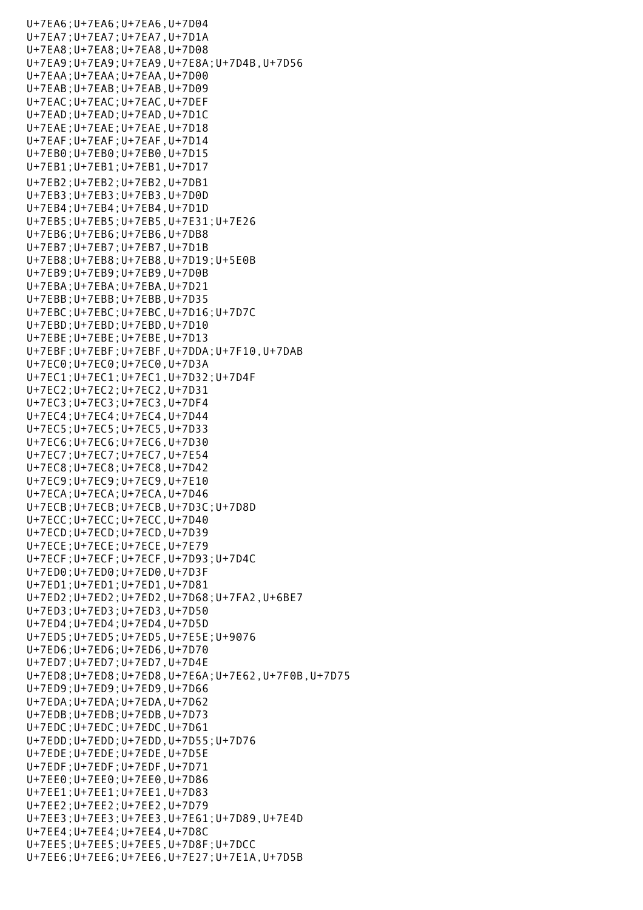U+7EA6;U+7EA6;U+7EA6,U+7D04
U+7EA7;U+7EA7;U+7EA7,U+7D1A
U+7EA8;U+7EA8;U+7EA8,U+7D08
U+7EA9;U+7EA9;U+7EA9,U+7E8A;U+7D4B,U+7D56
U+7EAA;U+7EAA;U+7EAA,U+7D00
U+7EAB;U+7EAB;U+7EAB,U+7D09
U+7EAC;U+7EAC;U+7EAC,U+7DEF
U+7EAD;U+7EAD;U+7EAD,U+7D1C
U+7EAE;U+7EAE;U+7EAE,U+7D18
U+7EAF;U+7EAF;U+7EAF,U+7D14
U+7EB0;U+7EB0;U+7EB0,U+7D15
U+7EB1;U+7EB1;U+7EB1,U+7D17
U+7EB2;U+7EB2;U+7EB2,U+7DB1
U+7EB3;U+7EB3;U+7EB3,U+7D0D
U+7EB4;U+7EB4;U+7EB4,U+7D1D
U+7EB5;U+7EB5;U+7EB5,U+7E31;U+7E26
U+7EB6;U+7EB6;U+7EB6,U+7DB8
U+7EB7;U+7EB7;U+7EB7,U+7D1B
U+7EB8;U+7EB8;U+7EB8,U+7D19;U+5E0B
U+7EB9;U+7EB9;U+7EB9,U+7D0B
U+7EBA;U+7EBA;U+7EBA,U+7D21
U+7EBB;U+7EBB;U+7EBB,U+7D35
U+7EBC;U+7EBC;U+7EBC,U+7D16;U+7D7C
U+7EBD;U+7EBD;U+7EBD,U+7D10
U+7EBE;U+7EBE;U+7EBE,U+7D13
U+7EBF;U+7EBF;U+7EBF,U+7DDA;U+7F10,U+7DAB
U+7EC0;U+7EC0;U+7EC0,U+7D3A
U+7EC1;U+7EC1;U+7EC1,U+7D32;U+7D4F
U+7EC2;U+7EC2;U+7EC2,U+7D31
U+7EC3;U+7EC3;U+7EC3,U+7DF4
U+7EC4;U+7EC4;U+7EC4,U+7D44
U+7EC5;U+7EC5;U+7EC5,U+7D33
U+7EC6;U+7EC6;U+7EC6,U+7D30
U+7EC7;U+7EC7;U+7EC7,U+7E54
U+7EC8;U+7EC8;U+7EC8,U+7D42
U+7EC9;U+7EC9;U+7EC9,U+7E10
U+7ECA;U+7ECA;U+7ECA,U+7D46
U+7ECB;U+7ECB;U+7ECB,U+7D3C;U+7D8D
U+7ECC;U+7ECC;U+7ECC,U+7D40
U+7ECD;U+7ECD;U+7ECD,U+7D39
U+7ECE;U+7ECE;U+7ECE,U+7E79
U+7ECF;U+7ECF;U+7ECF,U+7D93;U+7D4C
U+7ED0;U+7ED0;U+7ED0,U+7D3F
U+7ED1;U+7ED1;U+7ED1,U+7D81
U+7ED2;U+7ED2;U+7ED2,U+7D68;U+7FA2,U+6BE7
U+7ED3;U+7ED3;U+7ED3,U+7D50
U+7ED4;U+7ED4;U+7ED4,U+7D5D
U+7ED5;U+7ED5;U+7ED5,U+7E5E;U+9076
U+7ED6;U+7ED6;U+7ED6,U+7D70
U+7ED7;U+7ED7;U+7ED7,U+7D4E
U+7ED8;U+7ED8;U+7ED8,U+7E6A;U+7E62,U+7F0B,U+7D75
U+7ED9;U+7ED9;U+7ED9,U+7D66
U+7EDA;U+7EDA;U+7EDA,U+7D62
U+7EDB;U+7EDB;U+7EDB,U+7D73
U+7EDC;U+7EDC;U+7EDC,U+7D61
U+7EDD;U+7EDD;U+7EDD,U+7D55;U+7D76
U+7EDE;U+7EDE;U+7EDE,U+7D5E
U+7EDF;U+7EDF;U+7EDF,U+7D71
U+7EE0;U+7EE0;U+7EE0,U+7D86
U+7EE1;U+7EE1;U+7EE1,U+7D83
U+7EE2;U+7EE2;U+7EE2,U+7D79
U+7EE3;U+7EE3;U+7EE3,U+7E61;U+7D89,U+7E4D
U+7EE4;U+7EE4;U+7EE4,U+7D8C
U+7EE5;U+7EE5;U+7EE5,U+7D8F;U+7DCC
U+7EE6;U+7EE6;U+7EE6,U+7E27;U+7E1A,U+7D5B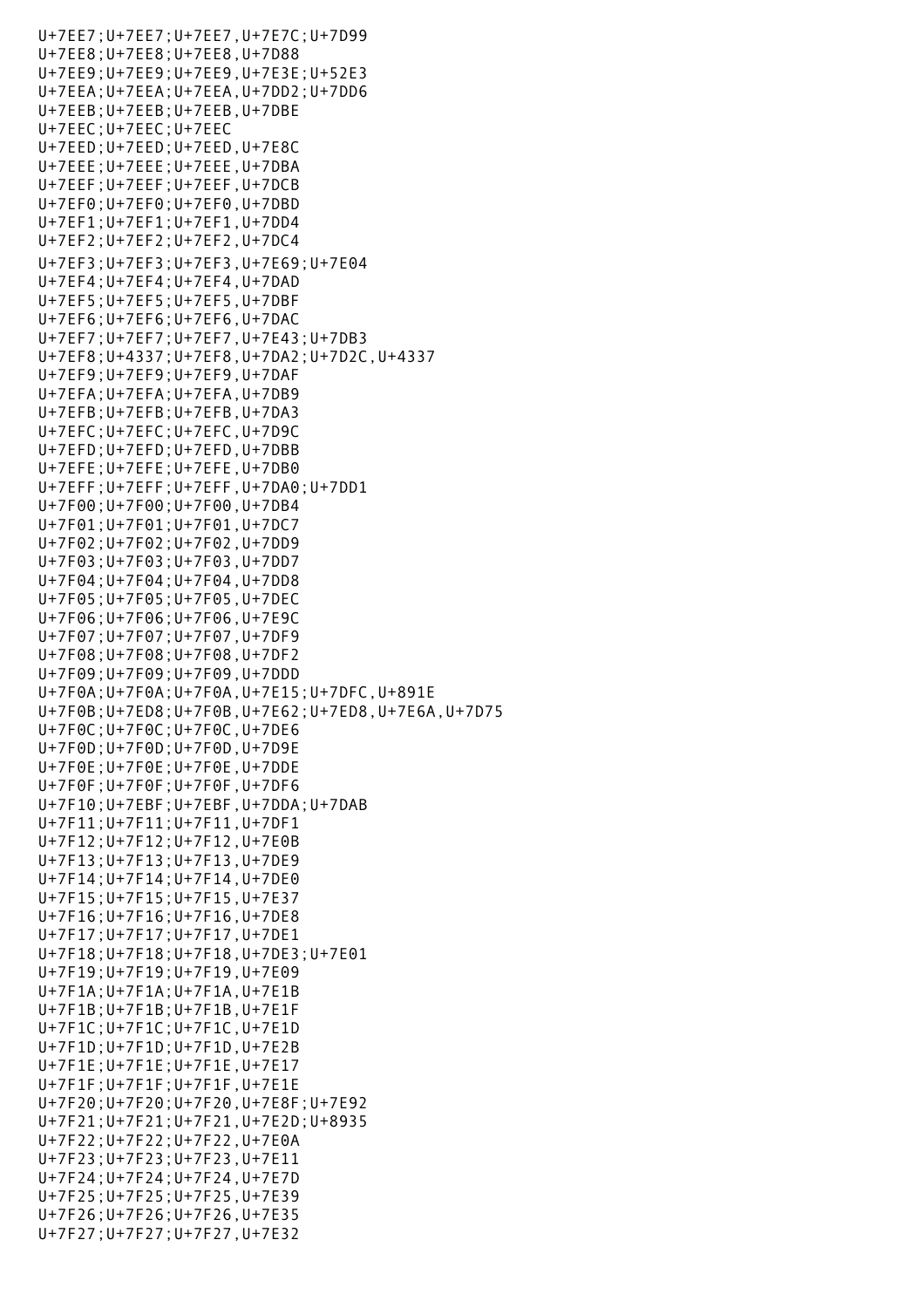U+7EE7;U+7EE7;U+7EE7,U+7E7C;U+7D99
U+7EE8;U+7EE8;U+7EE8,U+7D88
U+7EE9;U+7EE9;U+7EE9,U+7E3E;U+52E3
U+7EEA;U+7EEA;U+7EEA,U+7DD2;U+7DD6
U+7EEB;U+7EEB;U+7EEB,U+7DBE
U+7EEC;U+7EEC;U+7EEC
U+7EED;U+7EED;U+7EED,U+7E8C
U+7EEE;U+7EEE;U+7EEE,U+7DBA
U+7EEF;U+7EEF;U+7EEF,U+7DCB
U+7EF0;U+7EF0;U+7EF0,U+7DBD
U+7EF1;U+7EF1;U+7EF1,U+7DD4
U+7EF2;U+7EF2;U+7EF2,U+7DC4
U+7EF3;U+7EF3;U+7EF3,U+7E69;U+7E04
U+7EF4;U+7EF4;U+7EF4,U+7DAD
U+7EF5;U+7EF5;U+7EF5,U+7DBF
U+7EF6;U+7EF6;U+7EF6,U+7DAC
U+7EF7;U+7EF7;U+7EF7,U+7E43;U+7DB3
U+7EF8;U+4337;U+7EF8,U+7DA2;U+7D2C,U+4337
U+7EF9;U+7EF9;U+7EF9,U+7DAF
U+7EFA;U+7EFA;U+7EFA,U+7DB9
U+7EFB;U+7EFB;U+7EFB,U+7DA3
U+7EFC;U+7EFC;U+7EFC,U+7D9C
U+7EFD;U+7EFD;U+7EFD,U+7DBB
U+7EFE;U+7EFE;U+7EFE,U+7DB0
U+7EFF;U+7EFF;U+7EFF,U+7DA0;U+7DD1
U+7F00;U+7F00;U+7F00,U+7DB4
U+7F01;U+7F01;U+7F01,U+7DC7
U+7F02;U+7F02;U+7F02,U+7DD9
U+7F03;U+7F03;U+7F03,U+7DD7
U+7F04;U+7F04;U+7F04,U+7DD8
U+7F05;U+7F05;U+7F05,U+7DEC
U+7F06;U+7F06;U+7F06,U+7E9C
U+7F07;U+7F07;U+7F07,U+7DF9
U+7F08;U+7F08;U+7F08,U+7DF2
U+7F09;U+7F09;U+7F09,U+7DDD
U+7F0A;U+7F0A;U+7F0A,U+7E15;U+7DFC,U+891E
U+7F0B;U+7ED8;U+7F0B,U+7E62;U+7ED8,U+7E6A,U+7D75
U+7F0C;U+7F0C;U+7F0C,U+7DE6
U+7F0D;U+7F0D;U+7F0D,U+7D9E
U+7F0E;U+7F0E;U+7F0E,U+7DDE
U+7F0F;U+7F0F;U+7F0F,U+7DF6
U+7F10;U+7EBF;U+7EBF,U+7DDA;U+7DAB
U+7F11;U+7F11;U+7F11,U+7DF1
U+7F12;U+7F12;U+7F12,U+7E0B
U+7F13;U+7F13;U+7F13,U+7DE9
U+7F14;U+7F14;U+7F14,U+7DE0
U+7F15;U+7F15;U+7F15,U+7E37
U+7F16;U+7F16;U+7F16,U+7DE8
U+7F17;U+7F17;U+7F17,U+7DE1
U+7F18;U+7F18;U+7F18,U+7DE3;U+7E01
U+7F19;U+7F19;U+7F19,U+7E09
U+7F1A;U+7F1A;U+7F1A,U+7E1B
U+7F1B;U+7F1B;U+7F1B,U+7E1F
U+7F1C;U+7F1C;U+7F1C,U+7E1D
U+7F1D;U+7F1D;U+7F1D,U+7E2B
U+7F1E;U+7F1E;U+7F1E,U+7E17
U+7F1F;U+7F1F;U+7F1F,U+7E1E
U+7F20;U+7F20;U+7F20,U+7E8F;U+7E92
U+7F21;U+7F21;U+7F21,U+7E2D;U+8935
U+7F22;U+7F22;U+7F22,U+7E0A
U+7F23;U+7F23;U+7F23,U+7E11
U+7F24;U+7F24;U+7F24,U+7E7D
U+7F25;U+7F25;U+7F25,U+7E39
U+7F26;U+7F26;U+7F26,U+7E35
U+7F27;U+7F27;U+7F27,U+7E32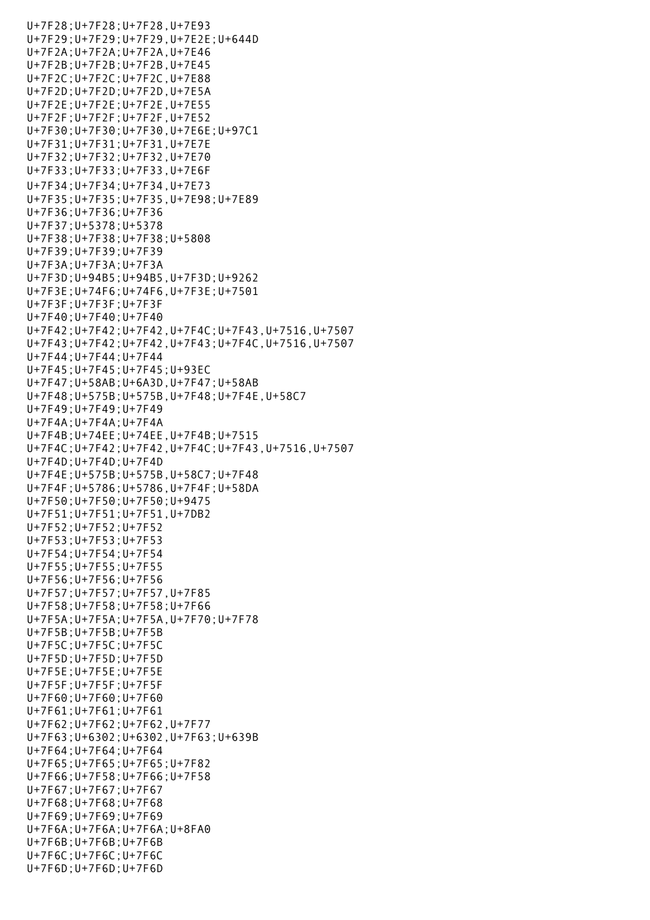U+7F28;U+7F28;U+7F28,U+7E93
U+7F29;U+7F29;U+7F29,U+7E2E;U+644D
U+7F2A;U+7F2A;U+7F2A,U+7E46
U+7F2B;U+7F2B;U+7F2B,U+7E45
U+7F2C;U+7F2C;U+7F2C,U+7E88
U+7F2D;U+7F2D;U+7F2D,U+7E5A
U+7F2E;U+7F2E;U+7F2E,U+7E55
U+7F2F;U+7F2F;U+7F2F,U+7E52
U+7F30;U+7F30;U+7F30,U+7E6E;U+97C1
U+7F31;U+7F31;U+7F31,U+7E7E
U+7F32;U+7F32;U+7F32,U+7E70
U+7F33;U+7F33;U+7F33,U+7E6F
U+7F34;U+7F34;U+7F34,U+7E73
U+7F35;U+7F35;U+7F35,U+7E98;U+7E89
U+7F36;U+7F36;U+7F36
U+7F37;U+5378;U+5378
U+7F38;U+7F38;U+7F38;U+5808
U+7F39;U+7F39;U+7F39
U+7F3A;U+7F3A;U+7F3A
U+7F3D;U+94B5;U+94B5,U+7F3D;U+9262
U+7F3E;U+74F6;U+74F6,U+7F3E;U+7501
U+7F3F;U+7F3F;U+7F3F
U+7F40;U+7F40;U+7F40
U+7F42;U+7F42;U+7F42,U+7F4C;U+7F43,U+7516,U+7507
U+7F43;U+7F42;U+7F42,U+7F43;U+7F4C,U+7516,U+7507
U+7F44;U+7F44;U+7F44
U+7F45;U+7F45;U+7F45;U+93EC
U+7F47;U+58AB;U+6A3D,U+7F47;U+58AB
U+7F48;U+575B;U+575B,U+7F48;U+7F4E,U+58C7
U+7F49;U+7F49;U+7F49
U+7F4A;U+7F4A;U+7F4A
U+7F4B;U+74EE;U+74EE,U+7F4B;U+7515
U+7F4C;U+7F42;U+7F42,U+7F4C;U+7F43,U+7516,U+7507
U+7F4D;U+7F4D;U+7F4D
U+7F4E;U+575B;U+575B,U+58C7;U+7F48
U+7F4F;U+5786;U+5786,U+7F4F;U+58DA
U+7F50;U+7F50;U+7F50;U+9475
U+7F51;U+7F51;U+7F51,U+7DB2
U+7F52;U+7F52;U+7F52
U+7F53;U+7F53;U+7F53
U+7F54;U+7F54;U+7F54
U+7F55;U+7F55;U+7F55
U+7F56;U+7F56;U+7F56
U+7F57;U+7F57;U+7F57,U+7F85
U+7F58;U+7F58;U+7F58;U+7F66
U+7F5A;U+7F5A;U+7F5A,U+7F70;U+7F78
U+7F5B;U+7F5B;U+7F5B
U+7F5C;U+7F5C;U+7F5C
U+7F5D;U+7F5D;U+7F5D
U+7F5E;U+7F5E;U+7F5E
U+7F5F;U+7F5F;U+7F5F
U+7F60;U+7F60;U+7F60
U+7F61;U+7F61;U+7F61
U+7F62;U+7F62;U+7F62,U+7F77
U+7F63;U+6302;U+6302,U+7F63;U+639B
U+7F64;U+7F64;U+7F64
U+7F65;U+7F65;U+7F65;U+7F82
U+7F66;U+7F58;U+7F66;U+7F58
U+7F67;U+7F67;U+7F67
U+7F68;U+7F68;U+7F68
U+7F69;U+7F69;U+7F69
U+7F6A;U+7F6A;U+7F6A;U+8FA0
U+7F6B;U+7F6B;U+7F6B
U+7F6C;U+7F6C;U+7F6C
U+7F6D;U+7F6D;U+7F6D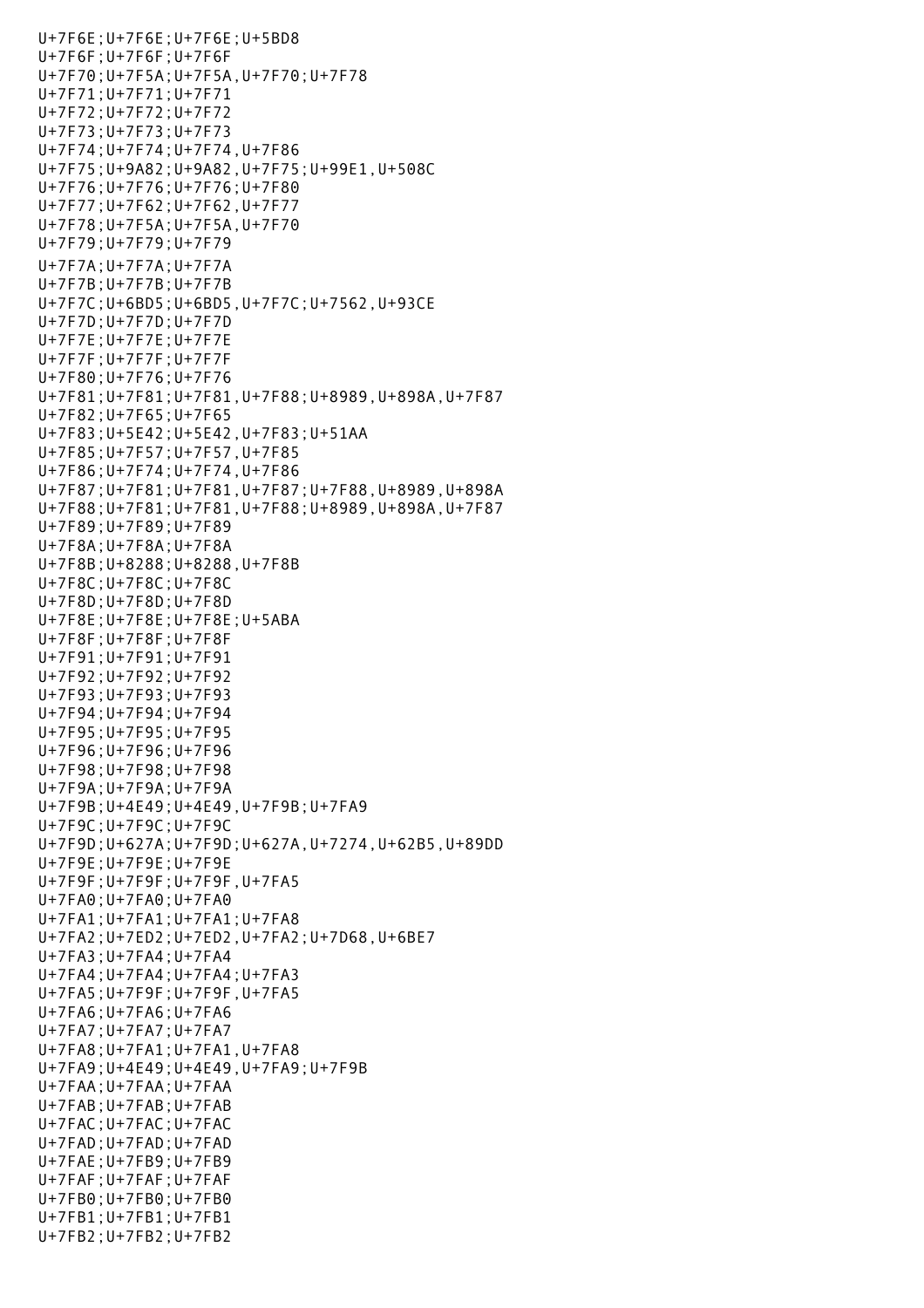U+7F6E;U+7F6E;U+7F6E;U+5BD8
U+7F6F;U+7F6F;U+7F6F
U+7F70;U+7F5A;U+7F5A,U+7F70;U+7F78
U+7F71;U+7F71;U+7F71
U+7F72;U+7F72;U+7F72
U+7F73;U+7F73;U+7F73
U+7F74;U+7F74;U+7F74,U+7F86
U+7F75;U+9A82;U+9A82,U+7F75;U+99E1,U+508C
U+7F76;U+7F76;U+7F76;U+7F80
U+7F77;U+7F62;U+7F62,U+7F77
U+7F78;U+7F5A;U+7F5A,U+7F70
U+7F79;U+7F79;U+7F79
U+7F7A;U+7F7A;U+7F7A
U+7F7B;U+7F7B;U+7F7B
U+7F7C;U+6BD5;U+6BD5,U+7F7C;U+7562,U+93CE
U+7F7D;U+7F7D;U+7F7D
U+7F7E;U+7F7E;U+7F7E
U+7F7F;U+7F7F;U+7F7F
U+7F80;U+7F76;U+7F76
U+7F81;U+7F81;U+7F81,U+7F88;U+8989,U+898A,U+7F87
U+7F82;U+7F65;U+7F65
U+7F83;U+5E42;U+5E42,U+7F83;U+51AA
U+7F85;U+7F57;U+7F57,U+7F85
U+7F86;U+7F74;U+7F74,U+7F86
U+7F87;U+7F81;U+7F81,U+7F87;U+7F88,U+8989,U+898A
U+7F88;U+7F81;U+7F81,U+7F88;U+8989,U+898A,U+7F87
U+7F89;U+7F89;U+7F89
U+7F8A;U+7F8A;U+7F8A
U+7F8B;U+8288;U+8288,U+7F8B
U+7F8C;U+7F8C;U+7F8C
U+7F8D;U+7F8D;U+7F8D
U+7F8E;U+7F8E;U+7F8E;U+5ABA
U+7F8F;U+7F8F;U+7F8F
U+7F91;U+7F91;U+7F91
U+7F92;U+7F92;U+7F92
U+7F93;U+7F93;U+7F93
U+7F94;U+7F94;U+7F94
U+7F95;U+7F95;U+7F95
U+7F96;U+7F96;U+7F96
U+7F98;U+7F98;U+7F98
U+7F9A;U+7F9A;U+7F9A
U+7F9B;U+4E49;U+4E49,U+7F9B;U+7FA9
U+7F9C;U+7F9C;U+7F9C
U+7F9D;U+627A;U+7F9D;U+627A,U+7274,U+62B5,U+89DD
U+7F9E;U+7F9E;U+7F9E
U+7F9F;U+7F9F;U+7F9F,U+7FA5
U+7FA0;U+7FA0;U+7FA0
U+7FA1;U+7FA1;U+7FA1;U+7FA8
U+7FA2;U+7ED2;U+7ED2,U+7FA2;U+7D68,U+6BE7
U+7FA3;U+7FA4;U+7FA4
U+7FA4;U+7FA4;U+7FA4;U+7FA3
U+7FA5;U+7F9F;U+7F9F,U+7FA5
U+7FA6;U+7FA6;U+7FA6
U+7FA7;U+7FA7;U+7FA7
U+7FA8;U+7FA1;U+7FA1,U+7FA8
U+7FA9;U+4E49;U+4E49,U+7FA9;U+7F9B
U+7FAA;U+7FAA;U+7FAA
U+7FAB;U+7FAB;U+7FAB
U+7FAC;U+7FAC;U+7FAC
U+7FAD;U+7FAD;U+7FAD
U+7FAE;U+7FB9;U+7FB9
U+7FAF;U+7FAF;U+7FAF
U+7FB0;U+7FB0;U+7FB0
U+7FB1;U+7FB1;U+7FB1
U+7FB2;U+7FB2;U+7FB2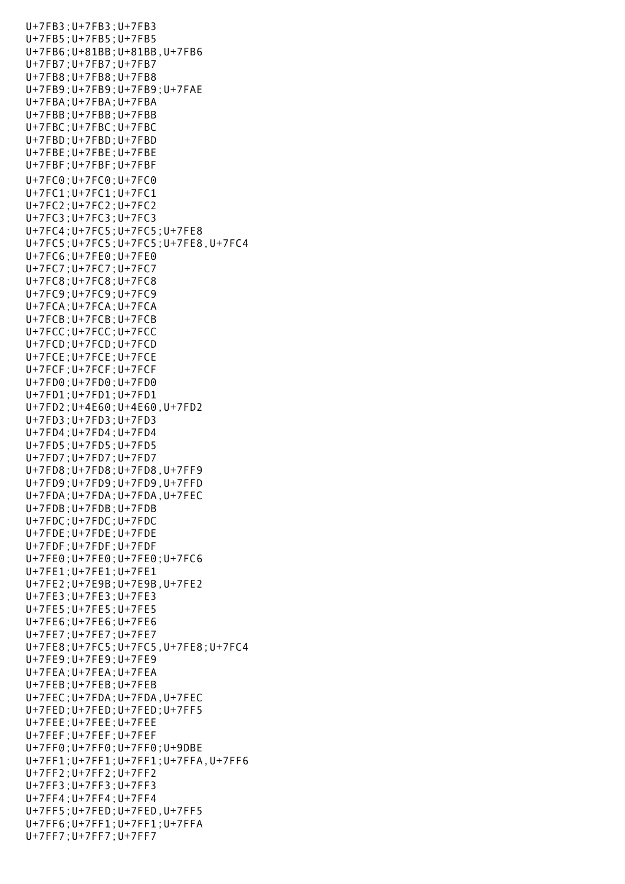U+7FB3;U+7FB3;U+7FB3
U+7FB5;U+7FB5;U+7FB5
U+7FB6;U+81BB;U+81BB,U+7FB6
U+7FB7;U+7FB7;U+7FB7
U+7FB8;U+7FB8;U+7FB8
U+7FB9;U+7FB9;U+7FB9;U+7FAE
U+7FBA;U+7FBA;U+7FBA
U+7FBB;U+7FBB;U+7FBB
U+7FBC;U+7FBC;U+7FBC
U+7FBD;U+7FBD;U+7FBD
U+7FBE;U+7FBE;U+7FBE
U+7FBF;U+7FBF;U+7FBF
U+7FC0;U+7FC0;U+7FC0
U+7FC1;U+7FC1;U+7FC1
U+7FC2;U+7FC2;U+7FC2
U+7FC3;U+7FC3;U+7FC3
U+7FC4;U+7FC5;U+7FC5;U+7FE8
U+7FC5;U+7FC5;U+7FC5;U+7FE8,U+7FC4
U+7FC6;U+7FE0;U+7FE0
U+7FC7;U+7FC7;U+7FC7
U+7FC8;U+7FC8;U+7FC8
U+7FC9;U+7FC9;U+7FC9
U+7FCA;U+7FCA;U+7FCA
U+7FCB;U+7FCB;U+7FCB
U+7FCC;U+7FCC;U+7FCC
U+7FCD;U+7FCD;U+7FCD
U+7FCE;U+7FCE;U+7FCE
U+7FCF;U+7FCF;U+7FCF
U+7FD0;U+7FD0;U+7FD0
U+7FD1;U+7FD1;U+7FD1
U+7FD2;U+4E60;U+4E60,U+7FD2
U+7FD3;U+7FD3;U+7FD3
U+7FD4;U+7FD4;U+7FD4
U+7FD5;U+7FD5;U+7FD5
U+7FD7;U+7FD7;U+7FD7
U+7FD8;U+7FD8;U+7FD8,U+7FF9
U+7FD9;U+7FD9;U+7FD9,U+7FFD
U+7FDA;U+7FDA;U+7FDA,U+7FEC
U+7FDB;U+7FDB;U+7FDB
U+7FDC;U+7FDC;U+7FDC
U+7FDE;U+7FDE;U+7FDE
U+7FDF;U+7FDF;U+7FDF
U+7FE0;U+7FE0;U+7FE0;U+7FC6
U+7FE1;U+7FE1;U+7FE1
U+7FE2;U+7E9B;U+7E9B,U+7FE2
U+7FE3;U+7FE3;U+7FE3
U+7FE5;U+7FE5;U+7FE5
U+7FE6;U+7FE6;U+7FE6
U+7FE7;U+7FE7;U+7FE7
U+7FE8;U+7FC5;U+7FC5,U+7FE8;U+7FC4
U+7FE9;U+7FE9;U+7FE9
U+7FEA;U+7FEA;U+7FEA
U+7FEB;U+7FEB;U+7FEB
U+7FEC;U+7FDA;U+7FDA,U+7FEC
U+7FED;U+7FED;U+7FED;U+7FF5
U+7FEE;U+7FEE;U+7FEE
U+7FEF;U+7FEF;U+7FEF
U+7FF0;U+7FF0;U+7FF0;U+9DBE
U+7FF1;U+7FF1;U+7FF1;U+7FFA,U+7FF6
U+7FF2;U+7FF2;U+7FF2
U+7FF3;U+7FF3;U+7FF3
U+7FF4;U+7FF4;U+7FF4
U+7FF5;U+7FED;U+7FED,U+7FF5
U+7FF6;U+7FF1;U+7FF1;U+7FFA
U+7FF7;U+7FF7;U+7FF7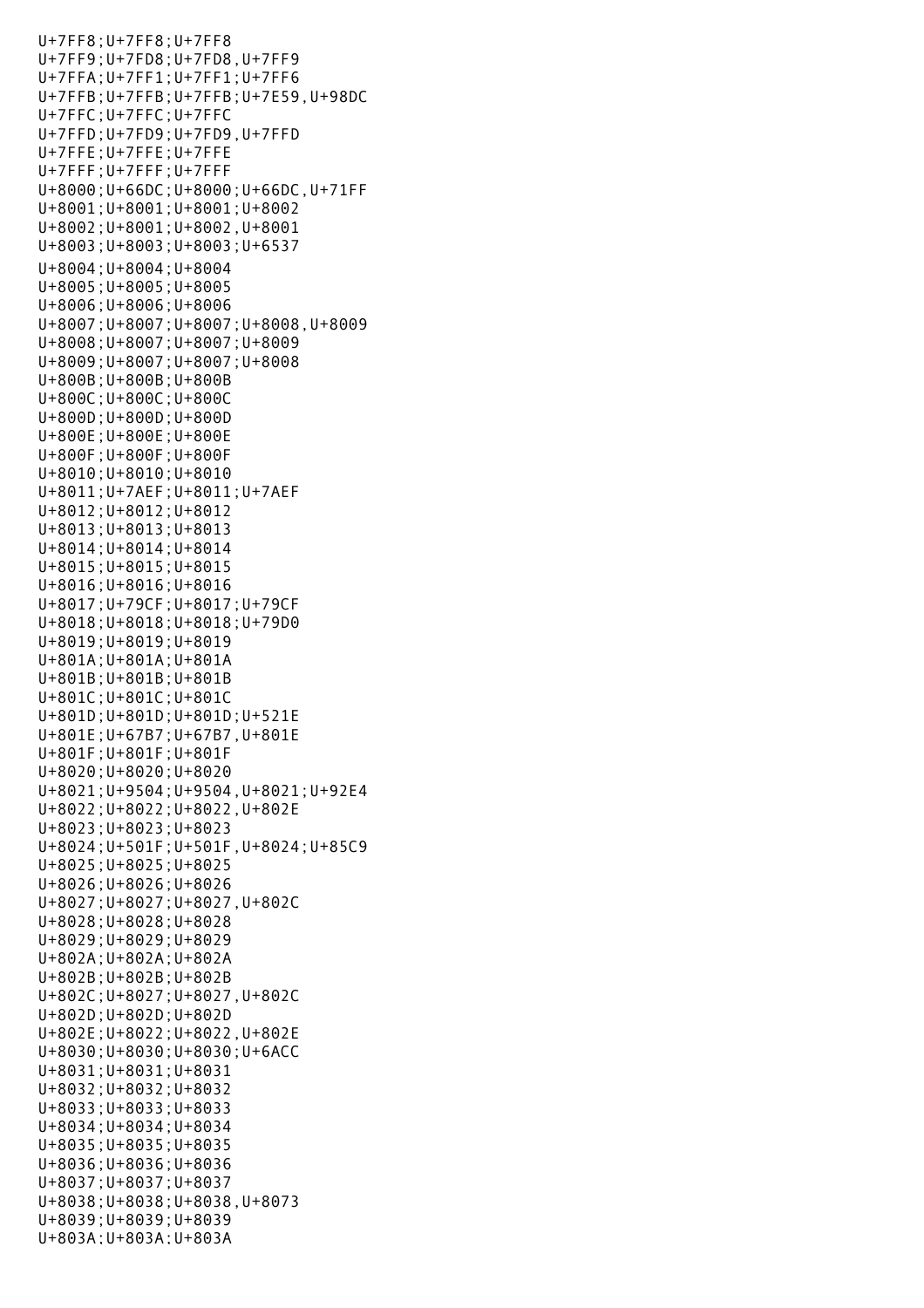U+7FF8;U+7FF8;U+7FF8
U+7FF9;U+7FD8;U+7FD8,U+7FF9
U+7FFA;U+7FF1;U+7FF1;U+7FF6
U+7FFB;U+7FFB;U+7FFB;U+7E59,U+98DC
U+7FFC;U+7FFC;U+7FFC
U+7FFD;U+7FD9;U+7FD9,U+7FFD
U+7FFE;U+7FFE;U+7FFE
U+7FFF;U+7FFF;U+7FFF
U+8000;U+66DC;U+8000;U+66DC,U+71FF
U+8001;U+8001;U+8001;U+8002
U+8002;U+8001;U+8002,U+8001
U+8003;U+8003;U+8003;U+6537
U+8004;U+8004;U+8004
U+8005;U+8005;U+8005
U+8006;U+8006;U+8006
U+8007;U+8007;U+8007;U+8008,U+8009
U+8008;U+8007;U+8007;U+8009
U+8009;U+8007;U+8007;U+8008
U+800B;U+800B;U+800B
U+800C;U+800C;U+800C
U+800D;U+800D;U+800D
U+800E;U+800E;U+800E
U+800F;U+800F;U+800F
U+8010;U+8010;U+8010
U+8011;U+7AEF;U+8011;U+7AEF
U+8012;U+8012;U+8012
U+8013;U+8013;U+8013
U+8014;U+8014;U+8014
U+8015;U+8015;U+8015
U+8016;U+8016;U+8016
U+8017;U+79CF;U+8017;U+79CF
U+8018;U+8018;U+8018;U+79D0
U+8019;U+8019;U+8019
U+801A;U+801A;U+801A
U+801B;U+801B;U+801B
U+801C;U+801C;U+801C
U+801D;U+801D;U+801D;U+521E
U+801E;U+67B7;U+67B7,U+801E
U+801F;U+801F;U+801F
U+8020;U+8020;U+8020
U+8021;U+9504;U+9504,U+8021;U+92E4
U+8022;U+8022;U+8022,U+802E
U+8023;U+8023;U+8023
U+8024;U+501F;U+501F,U+8024;U+85C9
U+8025;U+8025;U+8025
U+8026;U+8026;U+8026
U+8027;U+8027;U+8027,U+802C
U+8028;U+8028;U+8028
U+8029;U+8029;U+8029
U+802A;U+802A;U+802A
U+802B;U+802B;U+802B
U+802C;U+8027;U+8027,U+802C
U+802D;U+802D;U+802D
U+802E;U+8022;U+8022,U+802E
U+8030;U+8030;U+8030;U+6ACC
U+8031;U+8031;U+8031
U+8032;U+8032;U+8032
U+8033;U+8033;U+8033
U+8034;U+8034;U+8034
U+8035;U+8035;U+8035
U+8036;U+8036;U+8036
U+8037;U+8037;U+8037
U+8038;U+8038;U+8038,U+8073
U+8039;U+8039;U+8039
U+803A;U+803A;U+803A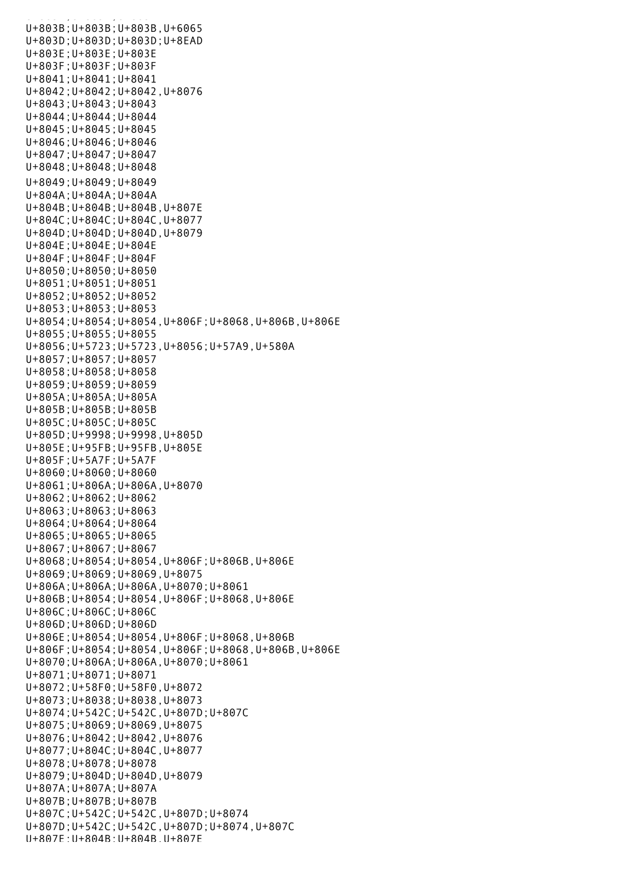U+803B;U+803B;U+803B,U+6065
U+803D;U+803D;U+803D;U+8EAD
U+803E;U+803E;U+803E
U+803F;U+803F;U+803F
U+8041;U+8041;U+8041
U+8042;U+8042;U+8042,U+8076
U+8043;U+8043;U+8043
U+8044;U+8044;U+8044
U+8045;U+8045;U+8045
U+8046;U+8046;U+8046
U+8047;U+8047;U+8047
U+8048;U+8048;U+8048
U+8049;U+8049;U+8049
U+804A;U+804A;U+804A
U+804B;U+804B;U+804B,U+807E
U+804C;U+804C;U+804C,U+8077
U+804D;U+804D;U+804D,U+8079
U+804E;U+804E;U+804E
U+804F;U+804F;U+804F
U+8050;U+8050;U+8050
U+8051;U+8051;U+8051
U+8052;U+8052;U+8052
U+8053;U+8053;U+8053
U+8054;U+8054;U+8054,U+806F;U+8068,U+806B,U+806E
U+8055;U+8055;U+8055
U+8056;U+5723;U+5723,U+8056;U+57A9,U+580A
U+8057;U+8057;U+8057
U+8058;U+8058;U+8058
U+8059;U+8059;U+8059
U+805A;U+805A;U+805A
U+805B;U+805B;U+805B
U+805C;U+805C;U+805C
U+805D;U+9998;U+9998,U+805D
U+805E;U+95FB;U+95FB,U+805E
U+805F;U+5A7F;U+5A7F
U+8060;U+8060;U+8060
U+8061;U+806A;U+806A,U+8070
U+8062;U+8062;U+8062
U+8063;U+8063;U+8063
U+8064;U+8064;U+8064
U+8065;U+8065;U+8065
U+8067;U+8067;U+8067
U+8068;U+8054;U+8054,U+806F;U+806B,U+806E
U+8069;U+8069;U+8069,U+8075
U+806A;U+806A;U+806A,U+8070;U+8061
U+806B;U+8054;U+8054,U+806F;U+8068,U+806E
U+806C;U+806C;U+806C
U+806D;U+806D;U+806D
U+806E;U+8054;U+8054,U+806F;U+8068,U+806B
U+806F;U+8054;U+8054,U+806F;U+8068,U+806B,U+806E
U+8070;U+806A;U+806A,U+8070;U+8061
U+8071;U+8071;U+8071
U+8072;U+58F0;U+58F0,U+8072
U+8073;U+8038;U+8038,U+8073
U+8074;U+542C;U+542C,U+807D;U+807C
U+8075;U+8069;U+8069,U+8075
U+8076;U+8042;U+8042,U+8076
U+8077;U+804C;U+804C,U+8077
U+8078;U+8078;U+8078
U+8079;U+804D;U+804D,U+8079
U+807A;U+807A;U+807A
U+807B;U+807B;U+807B
U+807C;U+542C;U+542C,U+807D;U+8074
U+807D;U+542C;U+542C,U+807D;U+8074,U+807C
U+807E;U+804B;U+804B,U+807E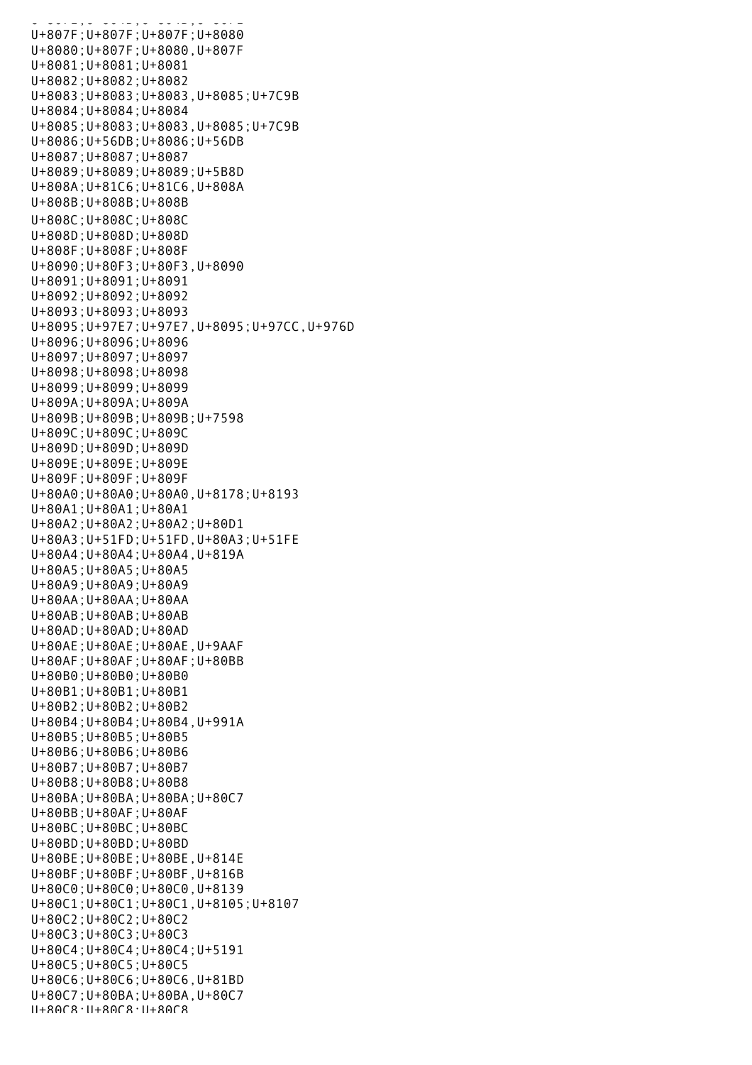U+807F;U+807F;U+807F;U+8080
U+8080;U+807F;U+8080,U+807F
U+8081;U+8081;U+8081
U+8082;U+8082;U+8082
U+8083;U+8083;U+8083,U+8085;U+7C9B
U+8084;U+8084;U+8084
U+8085;U+8083;U+8083,U+8085;U+7C9B
U+8086;U+56DB;U+8086;U+56DB
U+8087;U+8087;U+8087
U+8089;U+8089;U+8089;U+5B8D
U+808A;U+81C6;U+81C6,U+808A
U+808B;U+808B;U+808B
U+808C;U+808C;U+808C
U+808D;U+808D;U+808D
U+808F;U+808F;U+808F
U+8090;U+80F3;U+80F3,U+8090
U+8091;U+8091;U+8091
U+8092;U+8092;U+8092
U+8093;U+8093;U+8093
U+8095;U+97E7;U+97E7,U+8095;U+97CC,U+976D
U+8096;U+8096;U+8096
U+8097;U+8097;U+8097
U+8098;U+8098;U+8098
U+8099;U+8099;U+8099
U+809A;U+809A;U+809A
U+809B;U+809B;U+809B;U+7598
U+809C;U+809C;U+809C
U+809D;U+809D;U+809D
U+809E;U+809E;U+809E
U+809F;U+809F;U+809F
U+80A0;U+80A0;U+80A0,U+8178;U+8193
U+80A1;U+80A1;U+80A1
U+80A2;U+80A2;U+80A2;U+80D1
U+80A3;U+51FD;U+51FD,U+80A3;U+51FE
U+80A4;U+80A4;U+80A4,U+819A
U+80A5;U+80A5;U+80A5
U+80A9;U+80A9;U+80A9
U+80AA;U+80AA;U+80AA
U+80AB;U+80AB;U+80AB
U+80AD;U+80AD;U+80AD
U+80AE;U+80AE;U+80AE,U+9AAF
U+80AF;U+80AF;U+80AF;U+80BB
U+80B0;U+80B0;U+80B0
U+80B1;U+80B1;U+80B1
U+80B2;U+80B2;U+80B2
U+80B4;U+80B4;U+80B4,U+991A
U+80B5;U+80B5;U+80B5
U+80B6;U+80B6;U+80B6
U+80B7;U+80B7;U+80B7
U+80B8;U+80B8;U+80B8
U+80BA;U+80BA;U+80BA;U+80C7
U+80BB;U+80AF;U+80AF
U+80BC;U+80BC;U+80BC
U+80BD;U+80BD;U+80BD
U+80BE;U+80BE;U+80BE,U+814E
U+80BF;U+80BF;U+80BF,U+816B
U+80C0;U+80C0;U+80C0,U+8139
U+80C1;U+80C1;U+80C1,U+8105;U+8107
U+80C2;U+80C2;U+80C2
U+80C3;U+80C3;U+80C3
U+80C4;U+80C4;U+80C4;U+5191
U+80C5;U+80C5;U+80C5
U+80C6;U+80C6;U+80C6,U+81BD
U+80C7;U+80BA;U+80BA,U+80C7
U+80C8;U+80C8;U+80C8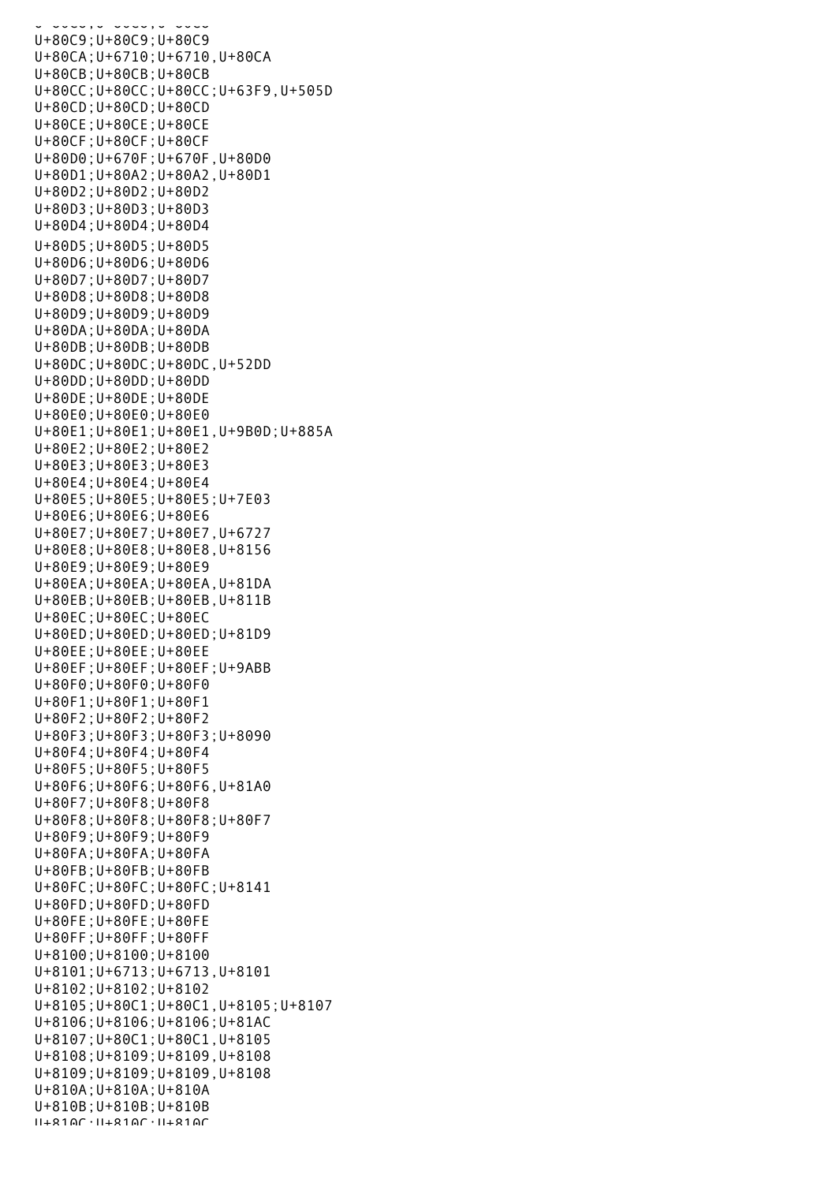U+80C9;U+80C9;U+80C9
U+80CA;U+6710;U+6710,U+80CA
U+80CB;U+80CB;U+80CB
U+80CC;U+80CC;U+80CC;U+63F9,U+505D
U+80CD;U+80CD;U+80CD
U+80CE;U+80CE;U+80CE
U+80CF;U+80CF;U+80CF
U+80D0;U+670F;U+670F,U+80D0
U+80D1;U+80A2;U+80A2,U+80D1
U+80D2;U+80D2;U+80D2
U+80D3;U+80D3;U+80D3
U+80D4;U+80D4;U+80D4
U+80D5;U+80D5;U+80D5
U+80D6;U+80D6;U+80D6
U+80D7;U+80D7;U+80D7
U+80D8;U+80D8;U+80D8
U+80D9;U+80D9;U+80D9
U+80DA;U+80DA;U+80DA
U+80DB;U+80DB;U+80DB
U+80DC;U+80DC;U+80DC,U+52DD
U+80DD;U+80DD;U+80DD
U+80DE;U+80DE;U+80DE
U+80E0;U+80E0;U+80E0
U+80E1;U+80E1;U+80E1,U+9B0D;U+885A
U+80E2;U+80E2;U+80E2
U+80E3;U+80E3;U+80E3
U+80E4;U+80E4;U+80E4
U+80E5;U+80E5;U+80E5;U+7E03
U+80E6;U+80E6;U+80E6
U+80E7;U+80E7;U+80E7,U+6727
U+80E8;U+80E8;U+80E8,U+8156
U+80E9;U+80E9;U+80E9
U+80EA;U+80EA;U+80EA,U+81DA
U+80EB;U+80EB;U+80EB,U+811B
U+80EC;U+80EC;U+80EC
U+80ED;U+80ED;U+80ED;U+81D9
U+80EE;U+80EE;U+80EE
U+80EF;U+80EF;U+80EF;U+9ABB
U+80F0;U+80F0;U+80F0
U+80F1;U+80F1;U+80F1
U+80F2;U+80F2;U+80F2
U+80F3;U+80F3;U+80F3;U+8090
U+80F4;U+80F4;U+80F4
U+80F5;U+80F5;U+80F5
U+80F6;U+80F6;U+80F6,U+81A0
U+80F7;U+80F8;U+80F8
U+80F8;U+80F8;U+80F8;U+80F7
U+80F9;U+80F9;U+80F9
U+80FA;U+80FA;U+80FA
U+80FB;U+80FB;U+80FB
U+80FC;U+80FC;U+80FC;U+8141
U+80FD;U+80FD;U+80FD
U+80FE;U+80FE;U+80FE
U+80FF;U+80FF;U+80FF
U+8100;U+8100;U+8100
U+8101;U+6713;U+6713,U+8101
U+8102;U+8102;U+8102
U+8105;U+80C1;U+80C1,U+8105;U+8107
U+8106;U+8106;U+8106;U+81AC
U+8107;U+80C1;U+80C1,U+8105
U+8108;U+8109;U+8109,U+8108
U+8109;U+8109;U+8109,U+8108
U+810A;U+810A;U+810A
U+810B;U+810B;U+810B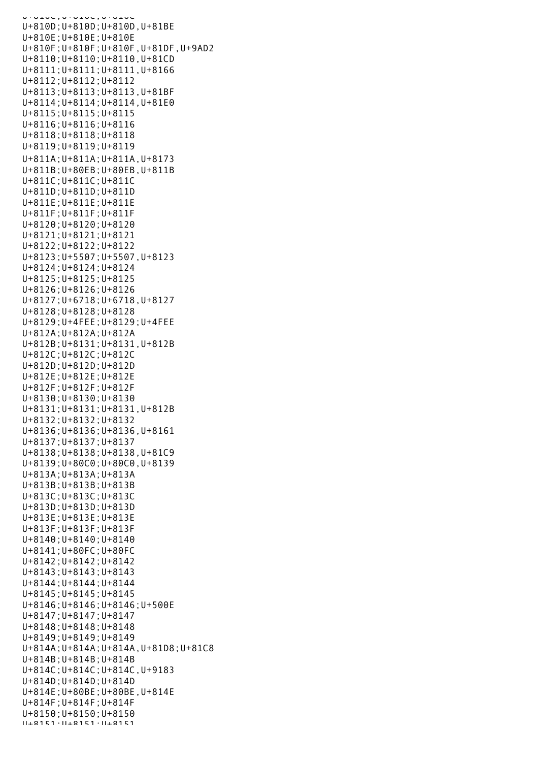U+810D;U+810D;U+810D,U+81BE
U+810E;U+810E;U+810E
U+810F;U+810F;U+810F,U+81DF,U+9AD2
U+8110;U+8110;U+8110,U+81CD
U+8111;U+8111;U+8111,U+8166
U+8112;U+8112;U+8112
U+8113;U+8113;U+8113,U+81BF
U+8114;U+8114;U+8114,U+81E0
U+8115;U+8115;U+8115
U+8116;U+8116;U+8116
U+8118;U+8118;U+8118
U+8119;U+8119;U+8119
U+811A;U+811A;U+811A,U+8173
U+811B;U+80EB;U+80EB,U+811B
U+811C;U+811C;U+811C
U+811D;U+811D;U+811D
U+811E;U+811E;U+811E
U+811F;U+811F;U+811F
U+8120;U+8120;U+8120
U+8121;U+8121;U+8121
U+8122;U+8122;U+8122
U+8123;U+5507;U+5507,U+8123
U+8124;U+8124;U+8124
U+8125;U+8125;U+8125
U+8126;U+8126;U+8126
U+8127;U+6718;U+6718,U+8127
U+8128;U+8128;U+8128
U+8129;U+4FEE;U+8129;U+4FEE
U+812A;U+812A;U+812A
U+812B;U+8131;U+8131,U+812B
U+812C;U+812C;U+812C
U+812D;U+812D;U+812D
U+812E;U+812E;U+812E
U+812F;U+812F;U+812F
U+8130;U+8130;U+8130
U+8131;U+8131;U+8131,U+812B
U+8132;U+8132;U+8132
U+8136;U+8136;U+8136,U+8161
U+8137;U+8137;U+8137
U+8138;U+8138;U+8138,U+81C9
U+8139;U+80C0;U+80C0,U+8139
U+813A;U+813A;U+813A
U+813B;U+813B;U+813B
U+813C;U+813C;U+813C
U+813D;U+813D;U+813D
U+813E;U+813E;U+813E
U+813F;U+813F;U+813F
U+8140;U+8140;U+8140
U+8141;U+80FC;U+80FC
U+8142;U+8142;U+8142
U+8143;U+8143;U+8143
U+8144;U+8144;U+8144
U+8145;U+8145;U+8145
U+8146;U+8146;U+8146;U+500E
U+8147;U+8147;U+8147
U+8148;U+8148;U+8148
U+8149;U+8149;U+8149
U+814A;U+814A;U+814A,U+81D8;U+81C8
U+814B;U+814B;U+814B
U+814C;U+814C;U+814C,U+9183
U+814D;U+814D;U+814D
U+814E;U+80BE;U+80BE,U+814E
U+814F;U+814F;U+814F
U+8150;U+8150;U+8150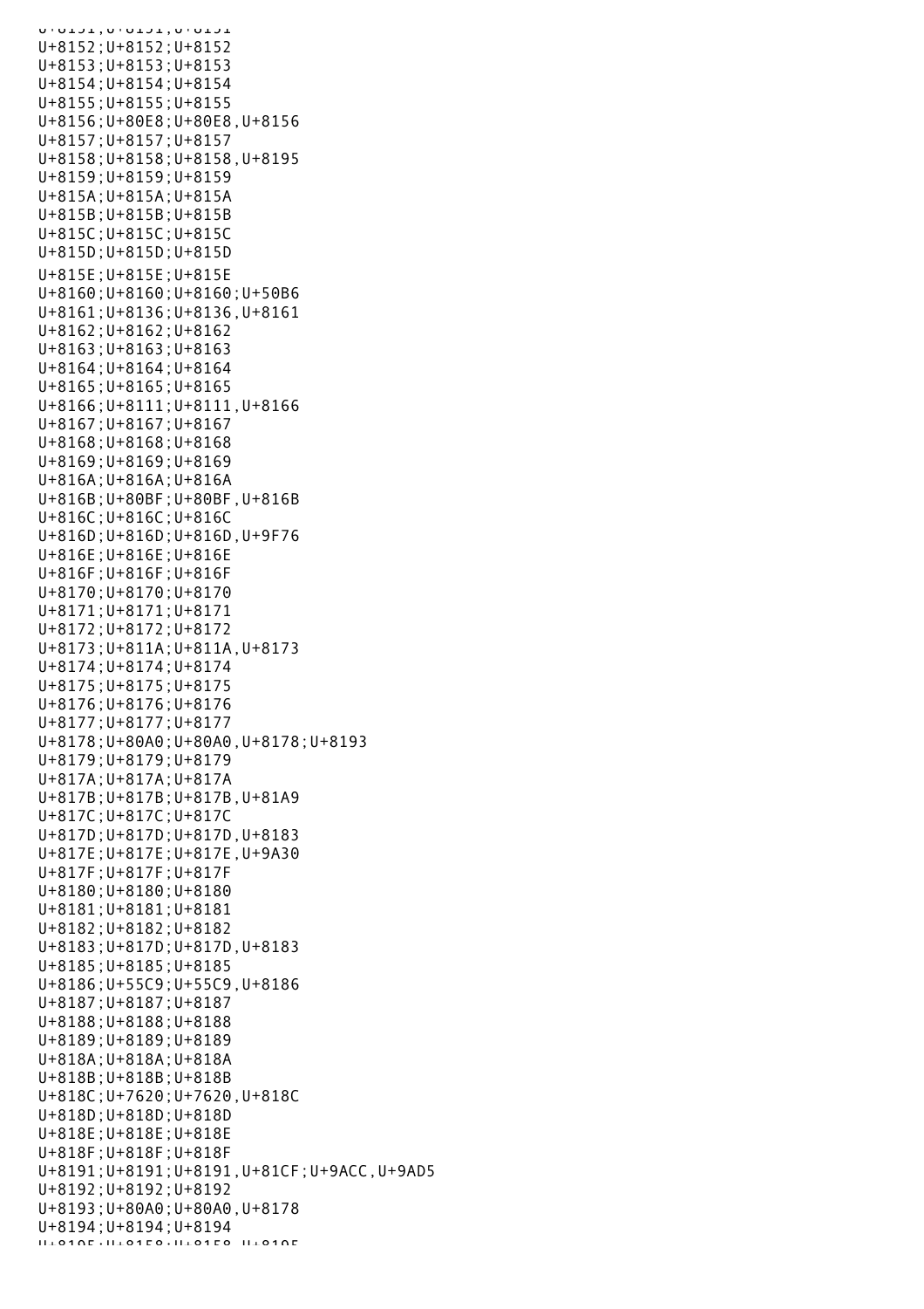```
U+8151;U+8151;U+8151
U+8152;U+8152;U+8152
U+8153;U+8153;U+8153
U+8154;U+8154;U+8154
U+8155;U+8155;U+8155
U+8156;U+80E8;U+80E8,U+8156
U+8157;U+8157;U+8157
U+8158;U+8158;U+8158,U+8195
U+8159;U+8159;U+8159
U+815A;U+815A;U+815A
U+815B;U+815B;U+815B
U+815C;U+815C;U+815C
U+815D;U+815D;U+815D
U+815E;U+815E;U+815E
U+8160;U+8160;U+8160;U+50B6
U+8161;U+8136;U+8136,U+8161
U+8162;U+8162;U+8162
U+8163;U+8163;U+8163
U+8164;U+8164;U+8164
U+8165;U+8165;U+8165
U+8166;U+8111;U+8111,U+8166
U+8167;U+8167;U+8167
U+8168;U+8168;U+8168
U+8169;U+8169;U+8169
U+816A;U+816A;U+816A
U+816B;U+80BF;U+80BF,U+816B
U+816C;U+816C;U+816C
U+816D;U+816D;U+816D,U+9F76
U+816E;U+816E;U+816E
U+816F;U+816F;U+816F
U+8170;U+8170;U+8170
U+8171;U+8171;U+8171
U+8172;U+8172;U+8172
U+8173;U+811A;U+811A,U+8173
U+8174;U+8174;U+8174
U+8175;U+8175;U+8175
U+8176;U+8176;U+8176
U+8177;U+8177;U+8177
U+8178;U+80A0;U+80A0,U+8178;U+8193
U+8179;U+8179;U+8179
U+817A;U+817A;U+817A
U+817B;U+817B;U+817B,U+81A9
U+817C;U+817C;U+817C
U+817D;U+817D;U+817D,U+8183
U+817E;U+817E;U+817E,U+9A30
U+817F;U+817F;U+817F
U+8180;U+8180;U+8180
U+8181;U+8181;U+8181
U+8182;U+8182;U+8182
U+8183;U+817D;U+817D,U+8183
U+8185;U+8185;U+8185
U+8186;U+55C9;U+55C9,U+8186
U+8187;U+8187;U+8187
U+8188;U+8188;U+8188
U+8189;U+8189;U+8189
U+818A;U+818A;U+818A
U+818B;U+818B;U+818B
U+818C;U+7620;U+7620,U+818C
U+818D;U+818D;U+818D
U+818E;U+818E;U+818E
U+818F;U+818F;U+818F
U+8191;U+8191;U+8191,U+81CF;U+9ACC,U+9AD5
U+8192;U+8192;U+8192
U+8193;U+80A0;U+80A0,U+8178
U+8194;U+8194;U+8194
U+8195;U+8158;U+8158,U+8195
```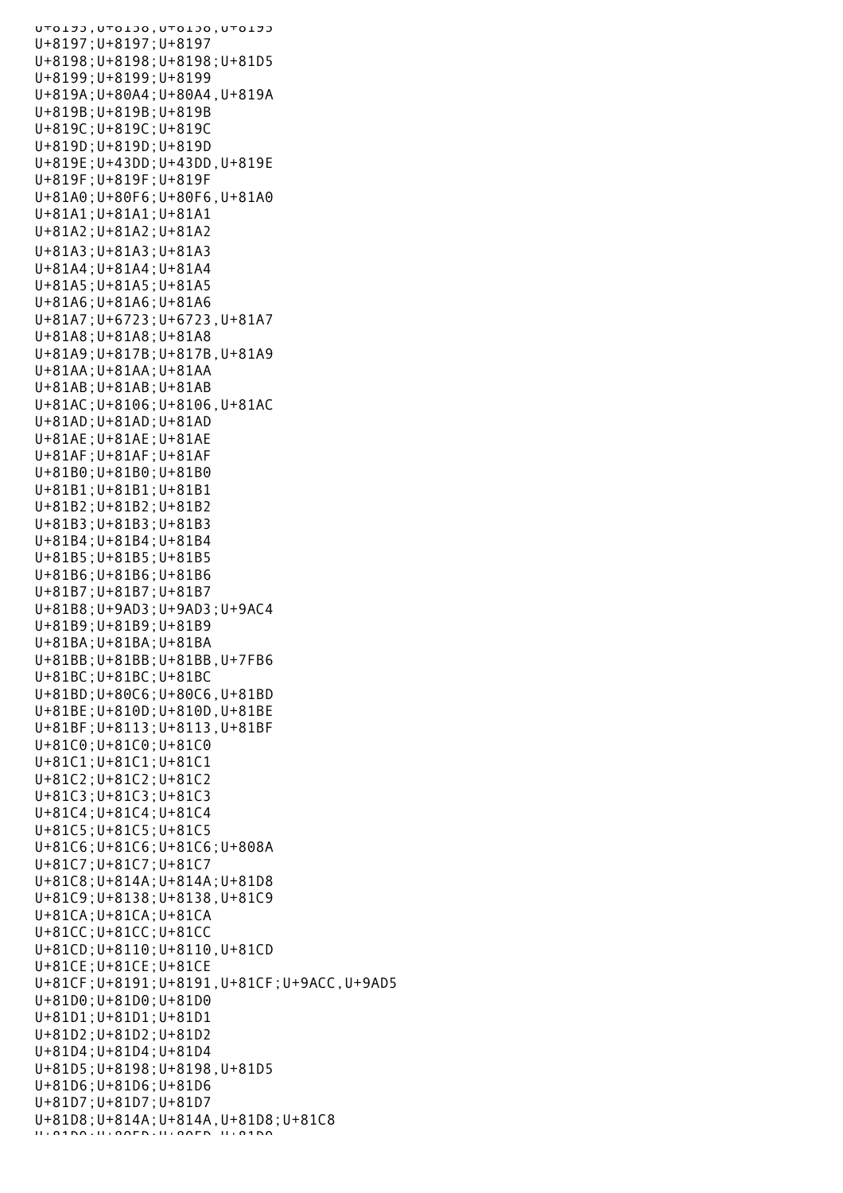```
U+8195;U+8158;U+8158;U+8195
U+8197;U+8197;U+8197
U+8198;U+8198;U+8198;U+81D5
U+8199;U+8199;U+8199
U+819A;U+80A4;U+80A4,U+819A
U+819B;U+819B;U+819B
U+819C;U+819C;U+819C
U+819D;U+819D;U+819D
U+819E;U+43DD;U+43DD,U+819E
U+819F;U+819F;U+819F
U+81A0;U+80F6;U+80F6,U+81A0
U+81A1;U+81A1;U+81A1
U+81A2;U+81A2;U+81A2
U+81A3;U+81A3;U+81A3
U+81A4;U+81A4;U+81A4
U+81A5;U+81A5;U+81A5
U+81A6;U+81A6;U+81A6
U+81A7;U+6723;U+6723,U+81A7
U+81A8;U+81A8;U+81A8
U+81A9;U+817B;U+817B,U+81A9
U+81AA;U+81AA;U+81AA
U+81AB;U+81AB;U+81AB
U+81AC;U+8106;U+8106,U+81AC
U+81AD;U+81AD;U+81AD
U+81AE;U+81AE;U+81AE
U+81AF;U+81AF;U+81AF
U+81B0;U+81B0;U+81B0
U+81B1;U+81B1;U+81B1
U+81B2;U+81B2;U+81B2
U+81B3;U+81B3;U+81B3
U+81B4;U+81B4;U+81B4
U+81B5;U+81B5;U+81B5
U+81B6;U+81B6;U+81B6
U+81B7;U+81B7;U+81B7
U+81B8;U+9AD3;U+9AD3;U+9AC4
U+81B9;U+81B9;U+81B9
U+81BA;U+81BA;U+81BA
U+81BB;U+81BB;U+81BB,U+7FB6
U+81BC;U+81BC;U+81BC
U+81BD;U+80C6;U+80C6,U+81BD
U+81BE;U+810D;U+810D,U+81BE
U+81BF;U+8113;U+8113,U+81BF
U+81C0;U+81C0;U+81C0
U+81C1;U+81C1;U+81C1
U+81C2;U+81C2;U+81C2
U+81C3;U+81C3;U+81C3
U+81C4;U+81C4;U+81C4
U+81C5;U+81C5;U+81C5
U+81C6;U+81C6;U+81C6;U+808A
U+81C7;U+81C7;U+81C7
U+81C8;U+814A;U+814A;U+81D8
U+81C9;U+8138;U+8138,U+81C9
U+81CA;U+81CA;U+81CA
U+81CC;U+81CC;U+81CC
U+81CD;U+8110;U+8110,U+81CD
U+81CE;U+81CE;U+81CE
U+81CF;U+8191;U+8191,U+81CF;U+9ACC,U+9AD5
U+81D0;U+81D0;U+81D0
U+81D1;U+81D1;U+81D1
U+81D2;U+81D2;U+81D2
U+81D4;U+81D4;U+81D4
U+81D5;U+8198;U+8198,U+81D5
U+81D6;U+81D6;U+81D6
U+81D7;U+81D7;U+81D7
U+81D8;U+814A;U+814A,U+81D8;U+81C8
U+81D9;U+80ED;U+80ED,U+81D9
```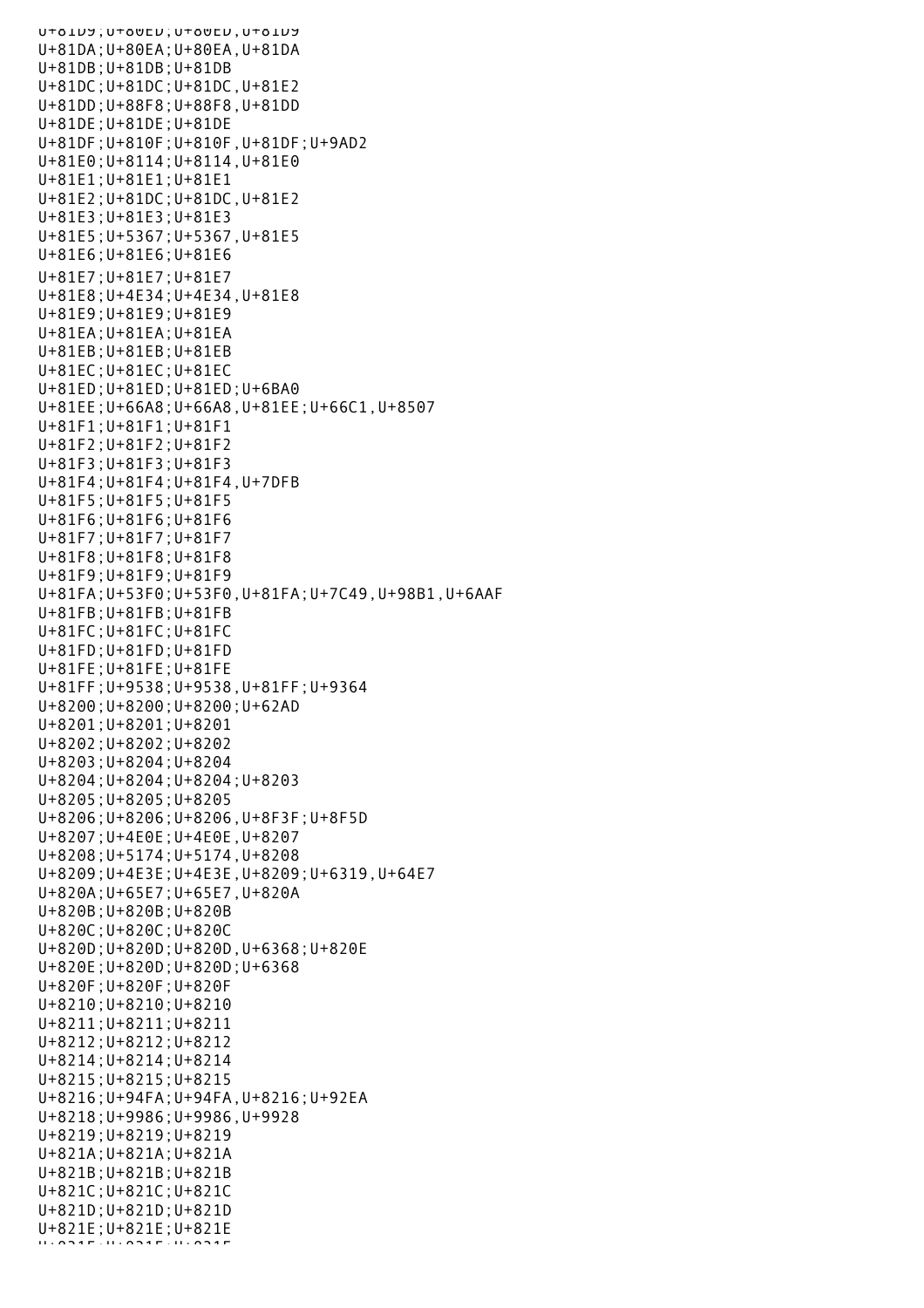U+81D9;U+80ED;U+80ED,U+81D9
U+81DA;U+80EA;U+80EA,U+81DA
U+81DB;U+81DB;U+81DB
U+81DC;U+81DC;U+81DC,U+81E2
U+81DD;U+88F8;U+88F8,U+81DD
U+81DE;U+81DE;U+81DE
U+81DF;U+810F;U+810F,U+81DF;U+9AD2
U+81E0;U+8114;U+8114,U+81E0
U+81E1;U+81E1;U+81E1
U+81E2;U+81DC;U+81DC,U+81E2
U+81E3;U+81E3;U+81E3
U+81E5;U+5367;U+5367,U+81E5
U+81E6;U+81E6;U+81E6
U+81E7;U+81E7;U+81E7
U+81E8;U+4E34;U+4E34,U+81E8
U+81E9;U+81E9;U+81E9
U+81EA;U+81EA;U+81EA
U+81EB;U+81EB;U+81EB
U+81EC;U+81EC;U+81EC
U+81ED;U+81ED;U+81ED;U+6BA0
U+81EE;U+66A8;U+66A8,U+81EE;U+66C1,U+8507
U+81F1;U+81F1;U+81F1
U+81F2;U+81F2;U+81F2
U+81F3;U+81F3;U+81F3
U+81F4;U+81F4;U+81F4,U+7DFB
U+81F5;U+81F5;U+81F5
U+81F6;U+81F6;U+81F6
U+81F7;U+81F7;U+81F7
U+81F8;U+81F8;U+81F8
U+81F9;U+81F9;U+81F9
U+81FA;U+53F0;U+53F0,U+81FA;U+7C49,U+98B1,U+6AAF
U+81FB;U+81FB;U+81FB
U+81FC;U+81FC;U+81FC
U+81FD;U+81FD;U+81FD
U+81FE;U+81FE;U+81FE
U+81FF;U+9538;U+9538,U+81FF;U+9364
U+8200;U+8200;U+8200;U+62AD
U+8201;U+8201;U+8201
U+8202;U+8202;U+8202
U+8203;U+8204;U+8204
U+8204;U+8204;U+8204;U+8203
U+8205;U+8205;U+8205
U+8206;U+8206;U+8206,U+8F3F;U+8F5D
U+8207;U+4E0E;U+4E0E,U+8207
U+8208;U+5174;U+5174,U+8208
U+8209;U+4E3E;U+4E3E,U+8209;U+6319,U+64E7
U+820A;U+65E7;U+65E7,U+820A
U+820B;U+820B;U+820B
U+820C;U+820C;U+820C
U+820D;U+820D;U+820D,U+6368;U+820E
U+820E;U+820D;U+820D;U+6368
U+820F;U+820F;U+820F
U+8210;U+8210;U+8210
U+8211;U+8211;U+8211
U+8212;U+8212;U+8212
U+8214;U+8214;U+8214
U+8215;U+8215;U+8215
U+8216;U+94FA;U+94FA,U+8216;U+92EA
U+8218;U+9986;U+9986,U+9928
U+8219;U+8219;U+8219
U+821A;U+821A;U+821A
U+821B;U+821B;U+821B
U+821C;U+821C;U+821C
U+821D;U+821D;U+821D
U+821E;U+821E;U+821E
U+821F;U+821F;U+821F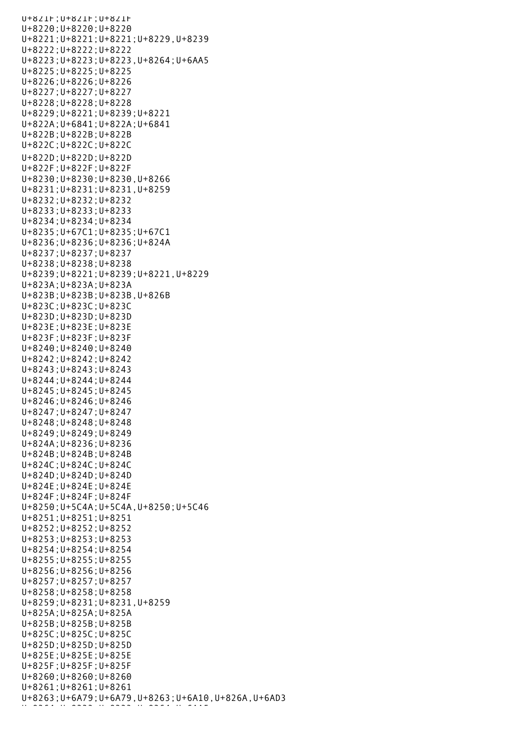U+821F;U+821F;U+821F
U+8220;U+8220;U+8220
U+8221;U+8221;U+8221;U+8229,U+8239
U+8222;U+8222;U+8222
U+8223;U+8223;U+8223,U+8264;U+6AA5
U+8225;U+8225;U+8225
U+8226;U+8226;U+8226
U+8227;U+8227;U+8227
U+8228;U+8228;U+8228
U+8229;U+8221;U+8239;U+8221
U+822A;U+6841;U+822A;U+6841
U+822B;U+822B;U+822B
U+822C;U+822C;U+822C
U+822D;U+822D;U+822D
U+822F;U+822F;U+822F
U+8230;U+8230;U+8230,U+8266
U+8231;U+8231;U+8231,U+8259
U+8232;U+8232;U+8232
U+8233;U+8233;U+8233
U+8234;U+8234;U+8234
U+8235;U+67C1;U+8235;U+67C1
U+8236;U+8236;U+8236;U+824A
U+8237;U+8237;U+8237
U+8238;U+8238;U+8238
U+8239;U+8221;U+8239;U+8221,U+8229
U+823A;U+823A;U+823A
U+823B;U+823B;U+823B,U+826B
U+823C;U+823C;U+823C
U+823D;U+823D;U+823D
U+823E;U+823E;U+823E
U+823F;U+823F;U+823F
U+8240;U+8240;U+8240
U+8242;U+8242;U+8242
U+8243;U+8243;U+8243
U+8244;U+8244;U+8244
U+8245;U+8245;U+8245
U+8246;U+8246;U+8246
U+8247;U+8247;U+8247
U+8248;U+8248;U+8248
U+8249;U+8249;U+8249
U+824A;U+8236;U+8236
U+824B;U+824B;U+824B
U+824C;U+824C;U+824C
U+824D;U+824D;U+824D
U+824E;U+824E;U+824E
U+824F;U+824F;U+824F
U+8250;U+5C4A;U+5C4A,U+8250;U+5C46
U+8251;U+8251;U+8251
U+8252;U+8252;U+8252
U+8253;U+8253;U+8253
U+8254;U+8254;U+8254
U+8255;U+8255;U+8255
U+8256;U+8256;U+8256
U+8257;U+8257;U+8257
U+8258;U+8258;U+8258
U+8259;U+8231;U+8231,U+8259
U+825A;U+825A;U+825A
U+825B;U+825B;U+825B
U+825C;U+825C;U+825C
U+825D;U+825D;U+825D
U+825E;U+825E;U+825E
U+825F;U+825F;U+825F
U+8260;U+8260;U+8260
U+8261;U+8261;U+8261
U+8263;U+6A79;U+6A79,U+8263;U+6A10,U+826A,U+6AD3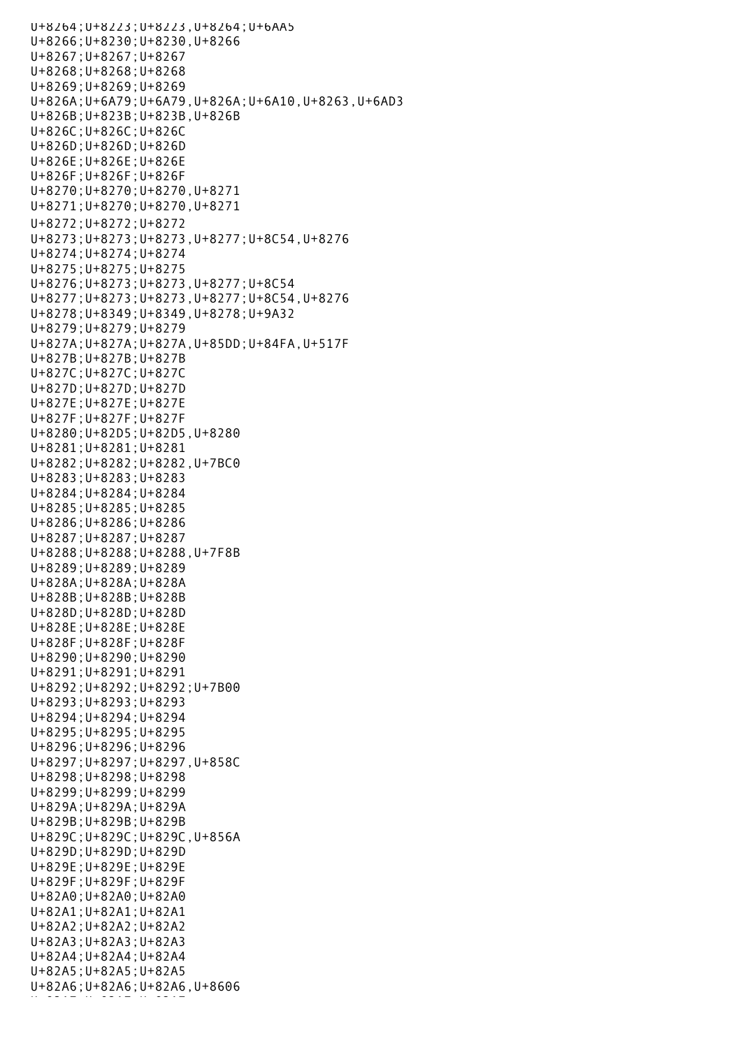U+8264;U+8223;U+8223,U+8264;U+6AA5
U+8266;U+8230;U+8230,U+8266
U+8267;U+8267;U+8267
U+8268;U+8268;U+8268
U+8269;U+8269;U+8269
U+826A;U+6A79;U+6A79,U+826A;U+6A10,U+8263,U+6AD3
U+826B;U+823B;U+823B,U+826B
U+826C;U+826C;U+826C
U+826D;U+826D;U+826D
U+826E;U+826E;U+826E
U+826F;U+826F;U+826F
U+8270;U+8270;U+8270,U+8271
U+8271;U+8270;U+8270,U+8271
U+8272;U+8272;U+8272
U+8273;U+8273;U+8273,U+8277;U+8C54,U+8276
U+8274;U+8274;U+8274
U+8275;U+8275;U+8275
U+8276;U+8273;U+8273,U+8277;U+8C54
U+8277;U+8273;U+8273,U+8277;U+8C54,U+8276
U+8278;U+8349;U+8349,U+8278;U+9A32
U+8279;U+8279;U+8279
U+827A;U+827A;U+827A,U+85DD;U+84FA,U+517F
U+827B;U+827B;U+827B
U+827C;U+827C;U+827C
U+827D;U+827D;U+827D
U+827E;U+827E;U+827E
U+827F;U+827F;U+827F
U+8280;U+82D5;U+82D5,U+8280
U+8281;U+8281;U+8281
U+8282;U+8282;U+8282,U+7BC0
U+8283;U+8283;U+8283
U+8284;U+8284;U+8284
U+8285;U+8285;U+8285
U+8286;U+8286;U+8286
U+8287;U+8287;U+8287
U+8288;U+8288;U+8288,U+7F8B
U+8289;U+8289;U+8289
U+828A;U+828A;U+828A
U+828B;U+828B;U+828B
U+828D;U+828D;U+828D
U+828E;U+828E;U+828E
U+828F;U+828F;U+828F
U+8290;U+8290;U+8290
U+8291;U+8291;U+8291
U+8292;U+8292;U+8292;U+7B00
U+8293;U+8293;U+8293
U+8294;U+8294;U+8294
U+8295;U+8295;U+8295
U+8296;U+8296;U+8296
U+8297;U+8297;U+8297,U+858C
U+8298;U+8298;U+8298
U+8299;U+8299;U+8299
U+829A;U+829A;U+829A
U+829B;U+829B;U+829B
U+829C;U+829C;U+829C,U+856A
U+829D;U+829D;U+829D
U+829E;U+829E;U+829E
U+829F;U+829F;U+829F
U+82A0;U+82A0;U+82A0
U+82A1;U+82A1;U+82A1
U+82A2;U+82A2;U+82A2
U+82A3;U+82A3;U+82A3
U+82A4;U+82A4;U+82A4
U+82A5;U+82A5;U+82A5
U+82A6;U+82A6;U+82A6,U+8606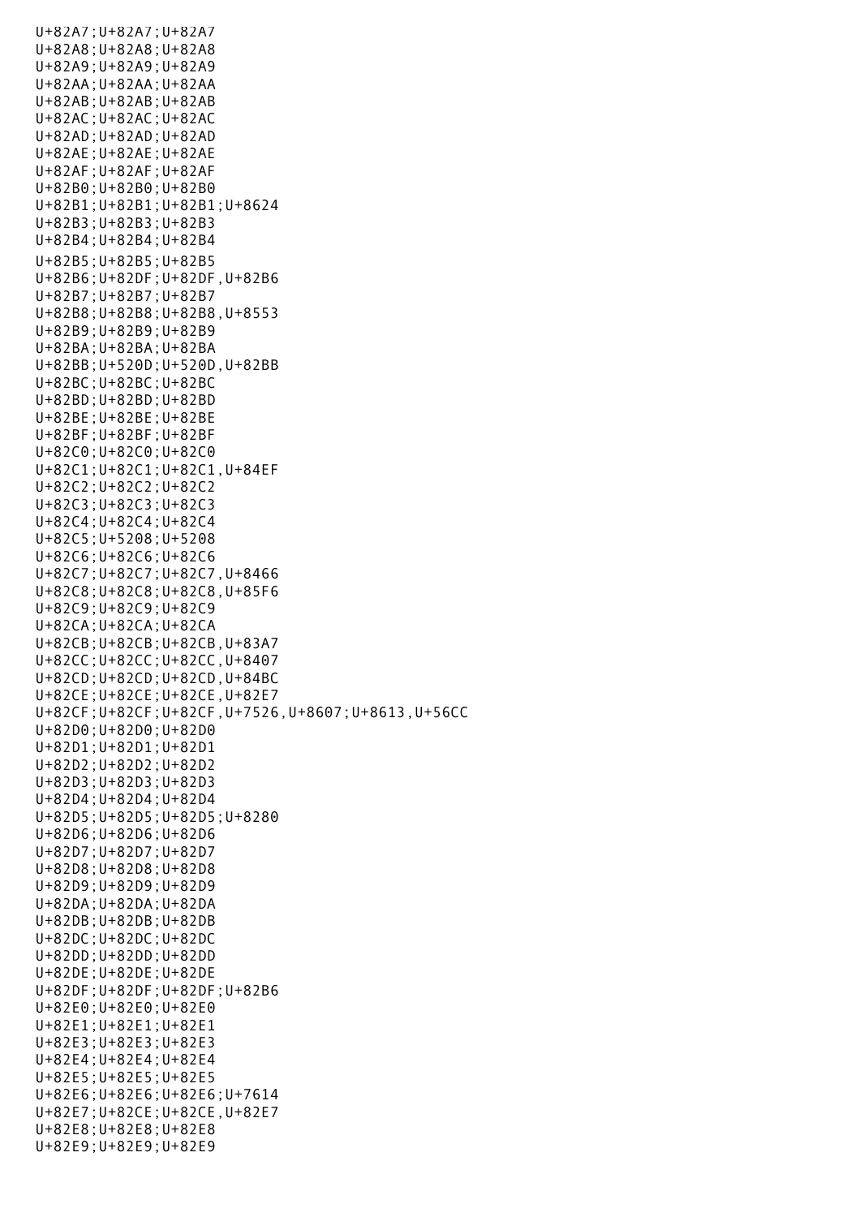U+82A7;U+82A7;U+82A7
U+82A8;U+82A8;U+82A8
U+82A9;U+82A9;U+82A9
U+82AA;U+82AA;U+82AA
U+82AB;U+82AB;U+82AB
U+82AC;U+82AC;U+82AC
U+82AD;U+82AD;U+82AD
U+82AE;U+82AE;U+82AE
U+82AF;U+82AF;U+82AF
U+82B0;U+82B0;U+82B0
U+82B1;U+82B1;U+82B1;U+8624
U+82B3;U+82B3;U+82B3
U+82B4;U+82B4;U+82B4
U+82B5;U+82B5;U+82B5
U+82B6;U+82DF;U+82DF,U+82B6
U+82B7;U+82B7;U+82B7
U+82B8;U+82B8;U+82B8,U+8553
U+82B9;U+82B9;U+82B9
U+82BA;U+82BA;U+82BA
U+82BB;U+520D;U+520D,U+82BB
U+82BC;U+82BC;U+82BC
U+82BD;U+82BD;U+82BD
U+82BE;U+82BE;U+82BE
U+82BF;U+82BF;U+82BF
U+82C0;U+82C0;U+82C0
U+82C1;U+82C1;U+82C1,U+84EF
U+82C2;U+82C2;U+82C2
U+82C3;U+82C3;U+82C3
U+82C4;U+82C4;U+82C4
U+82C5;U+5208;U+5208
U+82C6;U+82C6;U+82C6
U+82C7;U+82C7;U+82C7,U+8466
U+82C8;U+82C8;U+82C8,U+85F6
U+82C9;U+82C9;U+82C9
U+82CA;U+82CA;U+82CA
U+82CB;U+82CB;U+82CB,U+83A7
U+82CC;U+82CC;U+82CC,U+8407
U+82CD;U+82CD;U+82CD,U+84BC
U+82CE;U+82CE;U+82CE,U+82E7
U+82CF;U+82CF;U+82CF,U+7526,U+8607;U+8613,U+56CC
U+82D0;U+82D0;U+82D0
U+82D1;U+82D1;U+82D1
U+82D2;U+82D2;U+82D2
U+82D3;U+82D3;U+82D3
U+82D4;U+82D4;U+82D4
U+82D5;U+82D5;U+82D5;U+8280
U+82D6;U+82D6;U+82D6
U+82D7;U+82D7;U+82D7
U+82D8;U+82D8;U+82D8
U+82D9;U+82D9;U+82D9
U+82DA;U+82DA;U+82DA
U+82DB;U+82DB;U+82DB
U+82DC;U+82DC;U+82DC
U+82DD;U+82DD;U+82DD
U+82DE;U+82DE;U+82DE
U+82DF;U+82DF;U+82DF;U+82B6
U+82E0;U+82E0;U+82E0
U+82E1;U+82E1;U+82E1
U+82E3;U+82E3;U+82E3
U+82E4;U+82E4;U+82E4
U+82E5;U+82E5;U+82E5
U+82E6;U+82E6;U+82E6;U+7614
U+82E7;U+82CE;U+82CE,U+82E7
U+82E8;U+82E8;U+82E8
U+82E9;U+82E9;U+82E9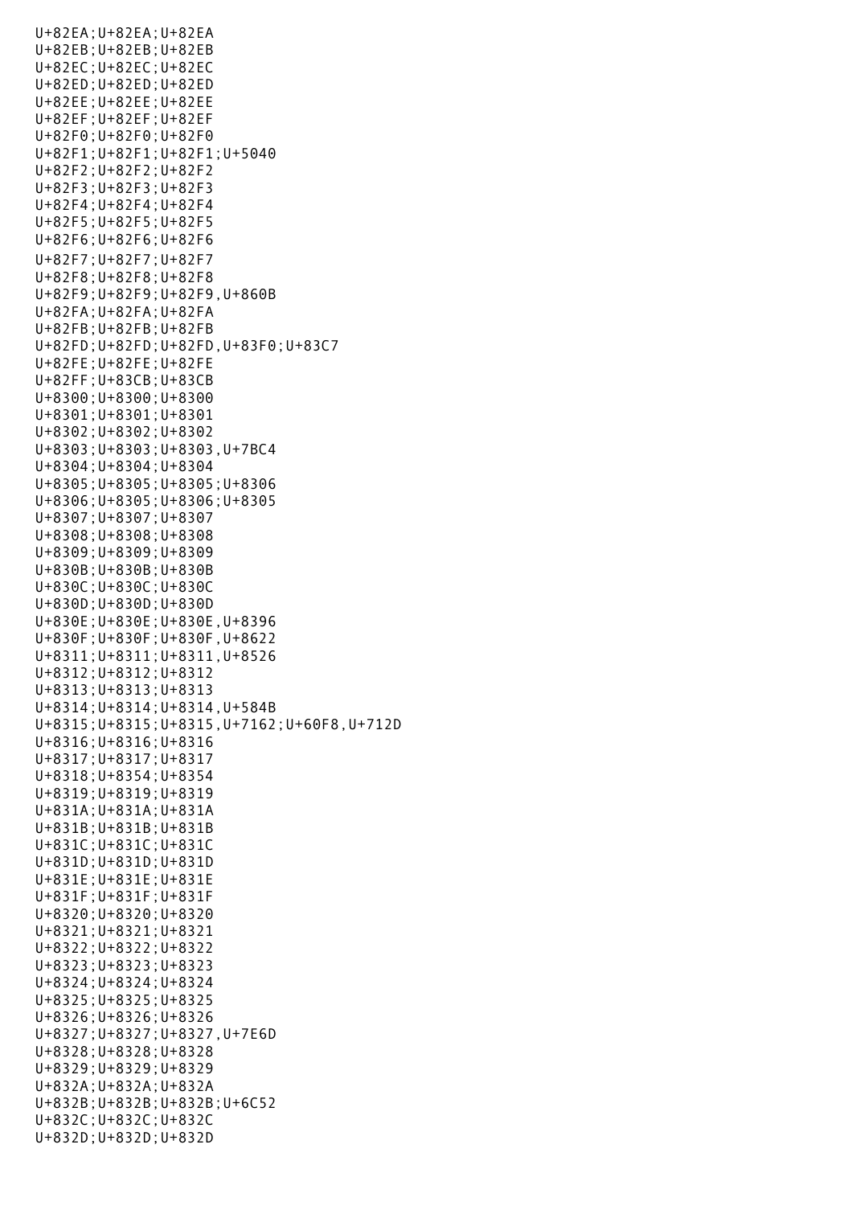U+82EA;U+82EA;U+82EA
U+82EB;U+82EB;U+82EB
U+82EC;U+82EC;U+82EC
U+82ED;U+82ED;U+82ED
U+82EE;U+82EE;U+82EE
U+82EF;U+82EF;U+82EF
U+82F0;U+82F0;U+82F0
U+82F1;U+82F1;U+82F1;U+5040
U+82F2;U+82F2;U+82F2
U+82F3;U+82F3;U+82F3
U+82F4;U+82F4;U+82F4
U+82F5;U+82F5;U+82F5
U+82F6;U+82F6;U+82F6
U+82F7;U+82F7;U+82F7
U+82F8;U+82F8;U+82F8
U+82F9;U+82F9;U+82F9,U+860B
U+82FA;U+82FA;U+82FA
U+82FB;U+82FB;U+82FB
U+82FD;U+82FD;U+82FD,U+83F0;U+83C7
U+82FE;U+82FE;U+82FE
U+82FF;U+83CB;U+83CB
U+8300;U+8300;U+8300
U+8301;U+8301;U+8301
U+8302;U+8302;U+8302
U+8303;U+8303;U+8303,U+7BC4
U+8304;U+8304;U+8304
U+8305;U+8305;U+8305;U+8306
U+8306;U+8305;U+8306;U+8305
U+8307;U+8307;U+8307
U+8308;U+8308;U+8308
U+8309;U+8309;U+8309
U+830B;U+830B;U+830B
U+830C;U+830C;U+830C
U+830D;U+830D;U+830D
U+830E;U+830E;U+830E,U+8396
U+830F;U+830F;U+830F,U+8622
U+8311;U+8311;U+8311,U+8526
U+8312;U+8312;U+8312
U+8313;U+8313;U+8313
U+8314;U+8314;U+8314,U+584B
U+8315;U+8315;U+8315,U+7162;U+60F8,U+712D
U+8316;U+8316;U+8316
U+8317;U+8317;U+8317
U+8318;U+8354;U+8354
U+8319;U+8319;U+8319
U+831A;U+831A;U+831A
U+831B;U+831B;U+831B
U+831C;U+831C;U+831C
U+831D;U+831D;U+831D
U+831E;U+831E;U+831E
U+831F;U+831F;U+831F
U+8320;U+8320;U+8320
U+8321;U+8321;U+8321
U+8322;U+8322;U+8322
U+8323;U+8323;U+8323
U+8324;U+8324;U+8324
U+8325;U+8325;U+8325
U+8326;U+8326;U+8326
U+8327;U+8327;U+8327,U+7E6D
U+8328;U+8328;U+8328
U+8329;U+8329;U+8329
U+832A;U+832A;U+832A
U+832B;U+832B;U+832B;U+6C52
U+832C;U+832C;U+832C
U+832D;U+832D;U+832D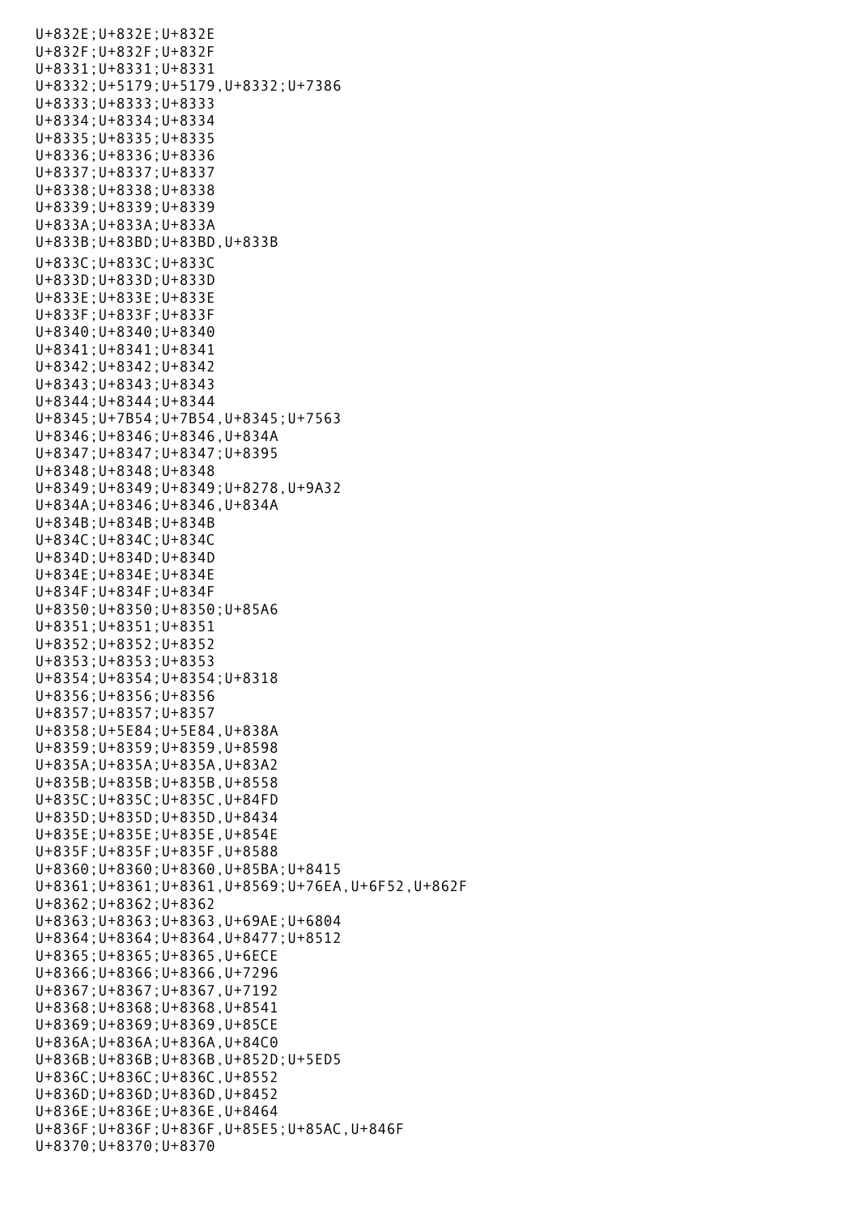U+832E;U+832E;U+832E
U+832F;U+832F;U+832F
U+8331;U+8331;U+8331
U+8332;U+5179;U+5179,U+8332;U+7386
U+8333;U+8333;U+8333
U+8334;U+8334;U+8334
U+8335;U+8335;U+8335
U+8336;U+8336;U+8336
U+8337;U+8337;U+8337
U+8338;U+8338;U+8338
U+8339;U+8339;U+8339
U+833A;U+833A;U+833A
U+833B;U+83BD;U+83BD,U+833B
U+833C;U+833C;U+833C
U+833D;U+833D;U+833D
U+833E;U+833E;U+833E
U+833F;U+833F;U+833F
U+8340;U+8340;U+8340
U+8341;U+8341;U+8341
U+8342;U+8342;U+8342
U+8343;U+8343;U+8343
U+8344;U+8344;U+8344
U+8345;U+7B54;U+7B54,U+8345;U+7563
U+8346;U+8346;U+8346,U+834A
U+8347;U+8347;U+8347;U+8395
U+8348;U+8348;U+8348
U+8349;U+8349;U+8349;U+8278,U+9A32
U+834A;U+8346;U+8346,U+834A
U+834B;U+834B;U+834B
U+834C;U+834C;U+834C
U+834D;U+834D;U+834D
U+834E;U+834E;U+834E
U+834F;U+834F;U+834F
U+8350;U+8350;U+8350;U+85A6
U+8351;U+8351;U+8351
U+8352;U+8352;U+8352
U+8353;U+8353;U+8353
U+8354;U+8354;U+8354;U+8318
U+8356;U+8356;U+8356
U+8357;U+8357;U+8357
U+8358;U+5E84;U+5E84,U+838A
U+8359;U+8359;U+8359,U+8598
U+835A;U+835A;U+835A,U+83A2
U+835B;U+835B;U+835B,U+8558
U+835C;U+835C;U+835C,U+84FD
U+835D;U+835D;U+835D,U+8434
U+835E;U+835E;U+835E,U+854E
U+835F;U+835F;U+835F,U+8588
U+8360;U+8360;U+8360,U+85BA;U+8415
U+8361;U+8361;U+8361,U+8569;U+76EA,U+6F52,U+862F
U+8362;U+8362;U+8362
U+8363;U+8363;U+8363,U+69AE;U+6804
U+8364;U+8364;U+8364,U+8477;U+8512
U+8365;U+8365;U+8365,U+6ECE
U+8366;U+8366;U+8366,U+7296
U+8367;U+8367;U+8367,U+7192
U+8368;U+8368;U+8368,U+8541
U+8369;U+8369;U+8369,U+85CE
U+836A;U+836A;U+836A,U+84C0
U+836B;U+836B;U+836B,U+852D;U+5ED5
U+836C;U+836C;U+836C,U+8552
U+836D;U+836D;U+836D,U+8452
U+836E;U+836E;U+836E,U+8464
U+836F;U+836F;U+836F,U+85E5;U+85AC,U+846F
U+8370;U+8370;U+8370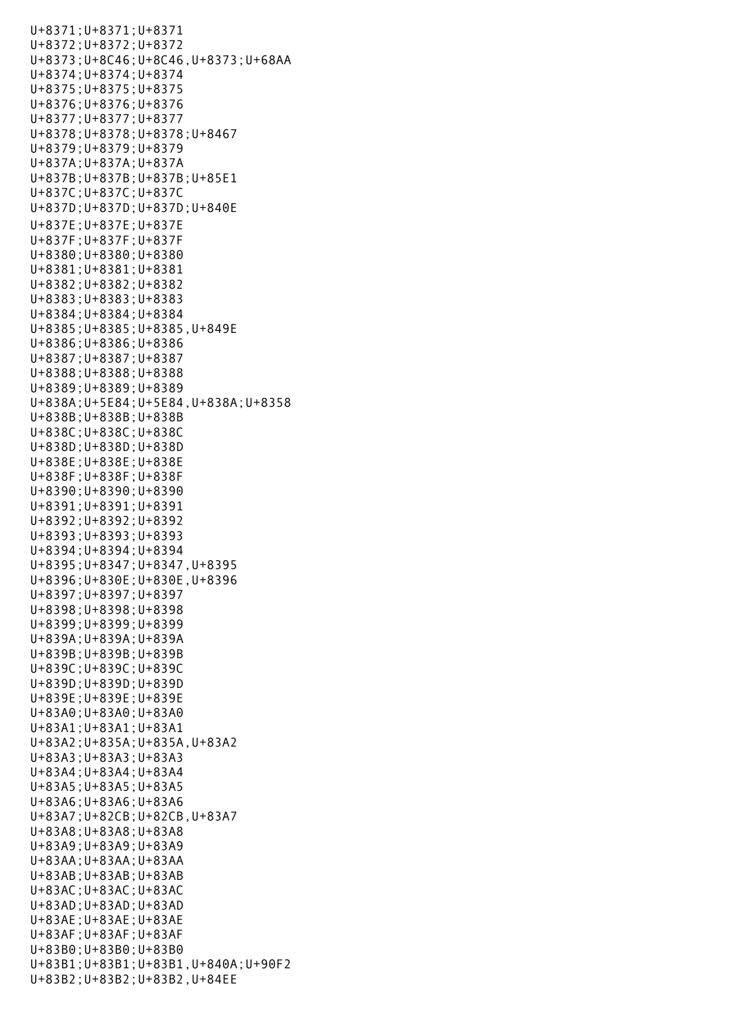U+8371;U+8371;U+8371
U+8372;U+8372;U+8372
U+8373;U+8C46;U+8C46,U+8373;U+68AA
U+8374;U+8374;U+8374
U+8375;U+8375;U+8375
U+8376;U+8376;U+8376
U+8377;U+8377;U+8377
U+8378;U+8378;U+8378;U+8467
U+8379;U+8379;U+8379
U+837A;U+837A;U+837A
U+837B;U+837B;U+837B;U+85E1
U+837C;U+837C;U+837C
U+837D;U+837D;U+837D;U+840E
U+837E;U+837E;U+837E
U+837F;U+837F;U+837F
U+8380;U+8380;U+8380
U+8381;U+8381;U+8381
U+8382;U+8382;U+8382
U+8383;U+8383;U+8383
U+8384;U+8384;U+8384
U+8385;U+8385;U+8385,U+849E
U+8386;U+8386;U+8386
U+8387;U+8387;U+8387
U+8388;U+8388;U+8388
U+8389;U+8389;U+8389
U+838A;U+5E84;U+5E84,U+838A;U+8358
U+838B;U+838B;U+838B
U+838C;U+838C;U+838C
U+838D;U+838D;U+838D
U+838E;U+838E;U+838E
U+838F;U+838F;U+838F
U+8390;U+8390;U+8390
U+8391;U+8391;U+8391
U+8392;U+8392;U+8392
U+8393;U+8393;U+8393
U+8394;U+8394;U+8394
U+8395;U+8347;U+8347,U+8395
U+8396;U+830E;U+830E,U+8396
U+8397;U+8397;U+8397
U+8398;U+8398;U+8398
U+8399;U+8399;U+8399
U+839A;U+839A;U+839A
U+839B;U+839B;U+839B
U+839C;U+839C;U+839C
U+839D;U+839D;U+839D
U+839E;U+839E;U+839E
U+83A0;U+83A0;U+83A0
U+83A1;U+83A1;U+83A1
U+83A2;U+835A;U+835A,U+83A2
U+83A3;U+83A3;U+83A3
U+83A4;U+83A4;U+83A4
U+83A5;U+83A5;U+83A5
U+83A6;U+83A6;U+83A6
U+83A7;U+82CB;U+82CB,U+83A7
U+83A8;U+83A8;U+83A8
U+83A9;U+83A9;U+83A9
U+83AA;U+83AA;U+83AA
U+83AB;U+83AB;U+83AB
U+83AC;U+83AC;U+83AC
U+83AD;U+83AD;U+83AD
U+83AE;U+83AE;U+83AE
U+83AF;U+83AF;U+83AF
U+83B0;U+83B0;U+83B0
U+83B1;U+83B1;U+83B1,U+840A;U+90F2
U+83B2;U+83B2;U+83B2,U+84EE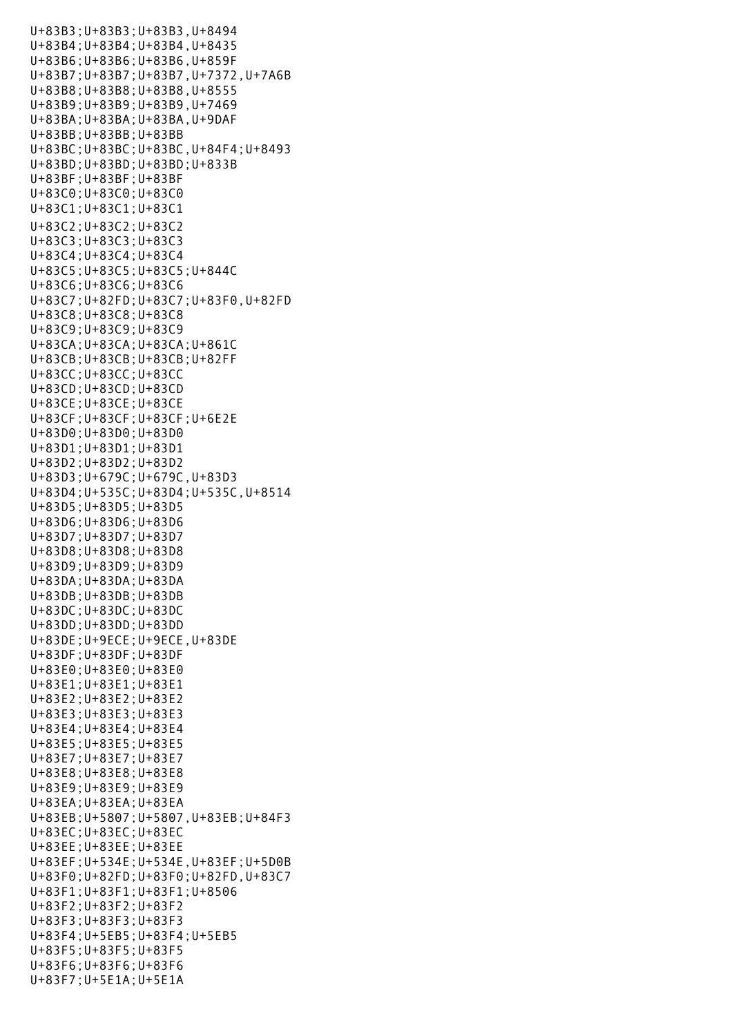U+83B3;U+83B3;U+83B3,U+8494
U+83B4;U+83B4;U+83B4,U+8435
U+83B6;U+83B6;U+83B6,U+859F
U+83B7;U+83B7;U+83B7,U+7372,U+7A6B
U+83B8;U+83B8;U+83B8,U+8555
U+83B9;U+83B9;U+83B9,U+7469
U+83BA;U+83BA;U+83BA,U+9DAF
U+83BB;U+83BB;U+83BB
U+83BC;U+83BC;U+83BC,U+84F4;U+8493
U+83BD;U+83BD;U+83BD;U+833B
U+83BF;U+83BF;U+83BF
U+83C0;U+83C0;U+83C0
U+83C1;U+83C1;U+83C1
U+83C2;U+83C2;U+83C2
U+83C3;U+83C3;U+83C3
U+83C4;U+83C4;U+83C4
U+83C5;U+83C5;U+83C5;U+844C
U+83C6;U+83C6;U+83C6
U+83C7;U+82FD;U+83C7;U+83F0,U+82FD
U+83C8;U+83C8;U+83C8
U+83C9;U+83C9;U+83C9
U+83CA;U+83CA;U+83CA;U+861C
U+83CB;U+83CB;U+83CB;U+82FF
U+83CC;U+83CC;U+83CC
U+83CD;U+83CD;U+83CD
U+83CE;U+83CE;U+83CE
U+83CF;U+83CF;U+83CF;U+6E2E
U+83D0;U+83D0;U+83D0
U+83D1;U+83D1;U+83D1
U+83D2;U+83D2;U+83D2
U+83D3;U+679C;U+679C,U+83D3
U+83D4;U+535C;U+83D4;U+535C,U+8514
U+83D5;U+83D5;U+83D5
U+83D6;U+83D6;U+83D6
U+83D7;U+83D7;U+83D7
U+83D8;U+83D8;U+83D8
U+83D9;U+83D9;U+83D9
U+83DA;U+83DA;U+83DA
U+83DB;U+83DB;U+83DB
U+83DC;U+83DC;U+83DC
U+83DD;U+83DD;U+83DD
U+83DE;U+9ECE;U+9ECE,U+83DE
U+83DF;U+83DF;U+83DF
U+83E0;U+83E0;U+83E0
U+83E1;U+83E1;U+83E1
U+83E2;U+83E2;U+83E2
U+83E3;U+83E3;U+83E3
U+83E4;U+83E4;U+83E4
U+83E5;U+83E5;U+83E5
U+83E7;U+83E7;U+83E7
U+83E8;U+83E8;U+83E8
U+83E9;U+83E9;U+83E9
U+83EA;U+83EA;U+83EA
U+83EB;U+5807;U+5807,U+83EB;U+84F3
U+83EC;U+83EC;U+83EC
U+83EE;U+83EE;U+83EE
U+83EF;U+534E;U+534E,U+83EF;U+5D0B
U+83F0;U+82FD;U+83F0;U+82FD,U+83C7
U+83F1;U+83F1;U+83F1;U+8506
U+83F2;U+83F2;U+83F2
U+83F3;U+83F3;U+83F3
U+83F4;U+5EB5;U+83F4;U+5EB5
U+83F5;U+83F5;U+83F5
U+83F6;U+83F6;U+83F6
U+83F7;U+5E1A;U+5E1A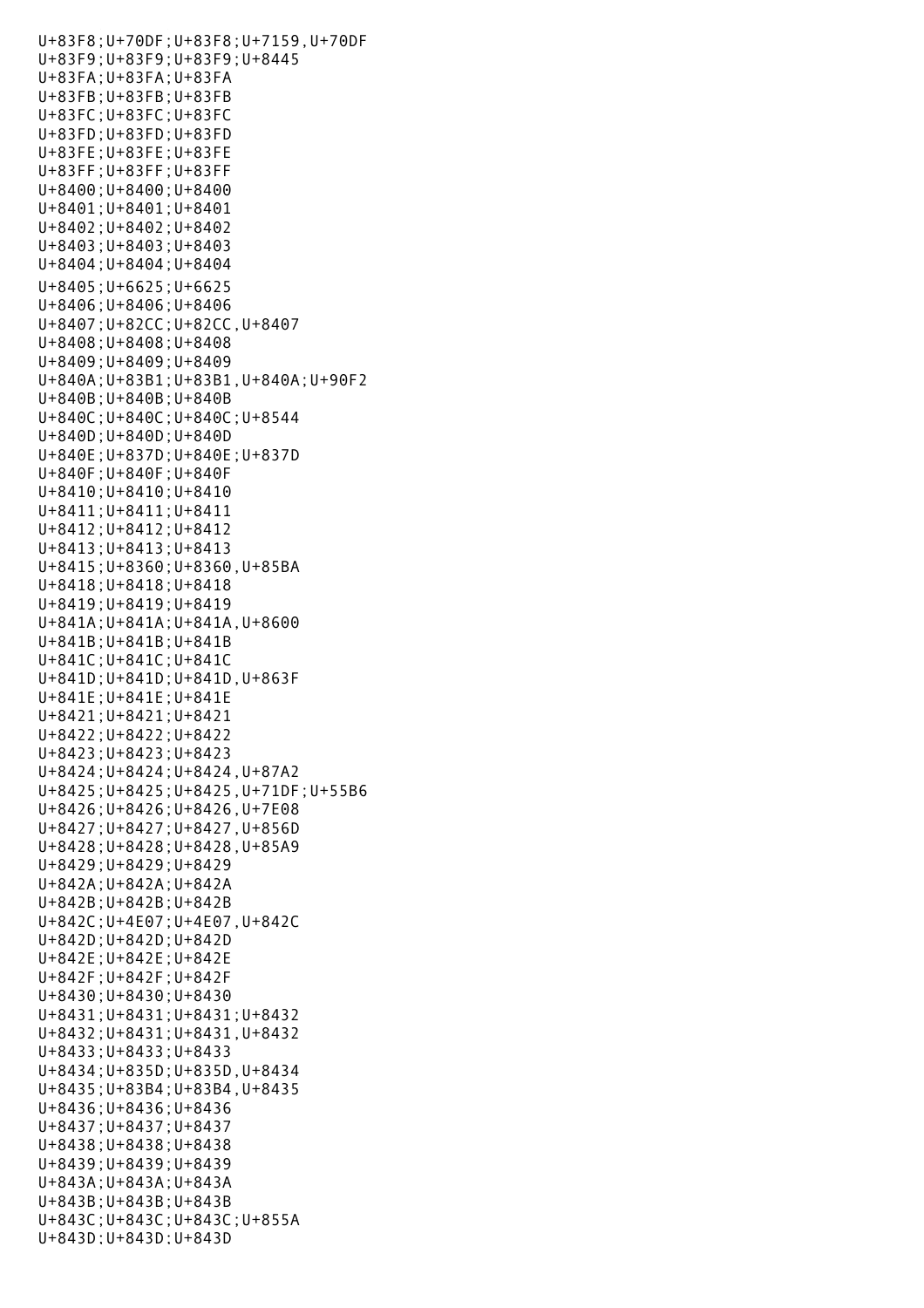U+83F8;U+70DF;U+83F8;U+7159,U+70DF
U+83F9;U+83F9;U+83F9;U+8445
U+83FA;U+83FA;U+83FA
U+83FB;U+83FB;U+83FB
U+83FC;U+83FC;U+83FC
U+83FD;U+83FD;U+83FD
U+83FE;U+83FE;U+83FE
U+83FF;U+83FF;U+83FF
U+8400;U+8400;U+8400
U+8401;U+8401;U+8401
U+8402;U+8402;U+8402
U+8403;U+8403;U+8403
U+8404;U+8404;U+8404
U+8405;U+6625;U+6625
U+8406;U+8406;U+8406
U+8407;U+82CC;U+82CC,U+8407
U+8408;U+8408;U+8408
U+8409;U+8409;U+8409
U+840A;U+83B1;U+83B1,U+840A;U+90F2
U+840B;U+840B;U+840B
U+840C;U+840C;U+840C;U+8544
U+840D;U+840D;U+840D
U+840E;U+837D;U+840E;U+837D
U+840F;U+840F;U+840F
U+8410;U+8410;U+8410
U+8411;U+8411;U+8411
U+8412;U+8412;U+8412
U+8413;U+8413;U+8413
U+8415;U+8360;U+8360,U+85BA
U+8418;U+8418;U+8418
U+8419;U+8419;U+8419
U+841A;U+841A;U+841A,U+8600
U+841B;U+841B;U+841B
U+841C;U+841C;U+841C
U+841D;U+841D;U+841D,U+863F
U+841E;U+841E;U+841E
U+8421;U+8421;U+8421
U+8422;U+8422;U+8422
U+8423;U+8423;U+8423
U+8424;U+8424;U+8424,U+87A2
U+8425;U+8425;U+8425,U+71DF;U+55B6
U+8426;U+8426;U+8426,U+7E08
U+8427;U+8427;U+8427,U+856D
U+8428;U+8428;U+8428,U+85A9
U+8429;U+8429;U+8429
U+842A;U+842A;U+842A
U+842B;U+842B;U+842B
U+842C;U+4E07;U+4E07,U+842C
U+842D;U+842D;U+842D
U+842E;U+842E;U+842E
U+842F;U+842F;U+842F
U+8430;U+8430;U+8430
U+8431;U+8431;U+8431;U+8432
U+8432;U+8431;U+8431,U+8432
U+8433;U+8433;U+8433
U+8434;U+835D;U+835D,U+8434
U+8435;U+83B4;U+83B4,U+8435
U+8436;U+8436;U+8436
U+8437;U+8437;U+8437
U+8438;U+8438;U+8438
U+8439;U+8439;U+8439
U+843A;U+843A;U+843A
U+843B;U+843B;U+843B
U+843C;U+843C;U+843C;U+855A
U+843D;U+843D;U+843D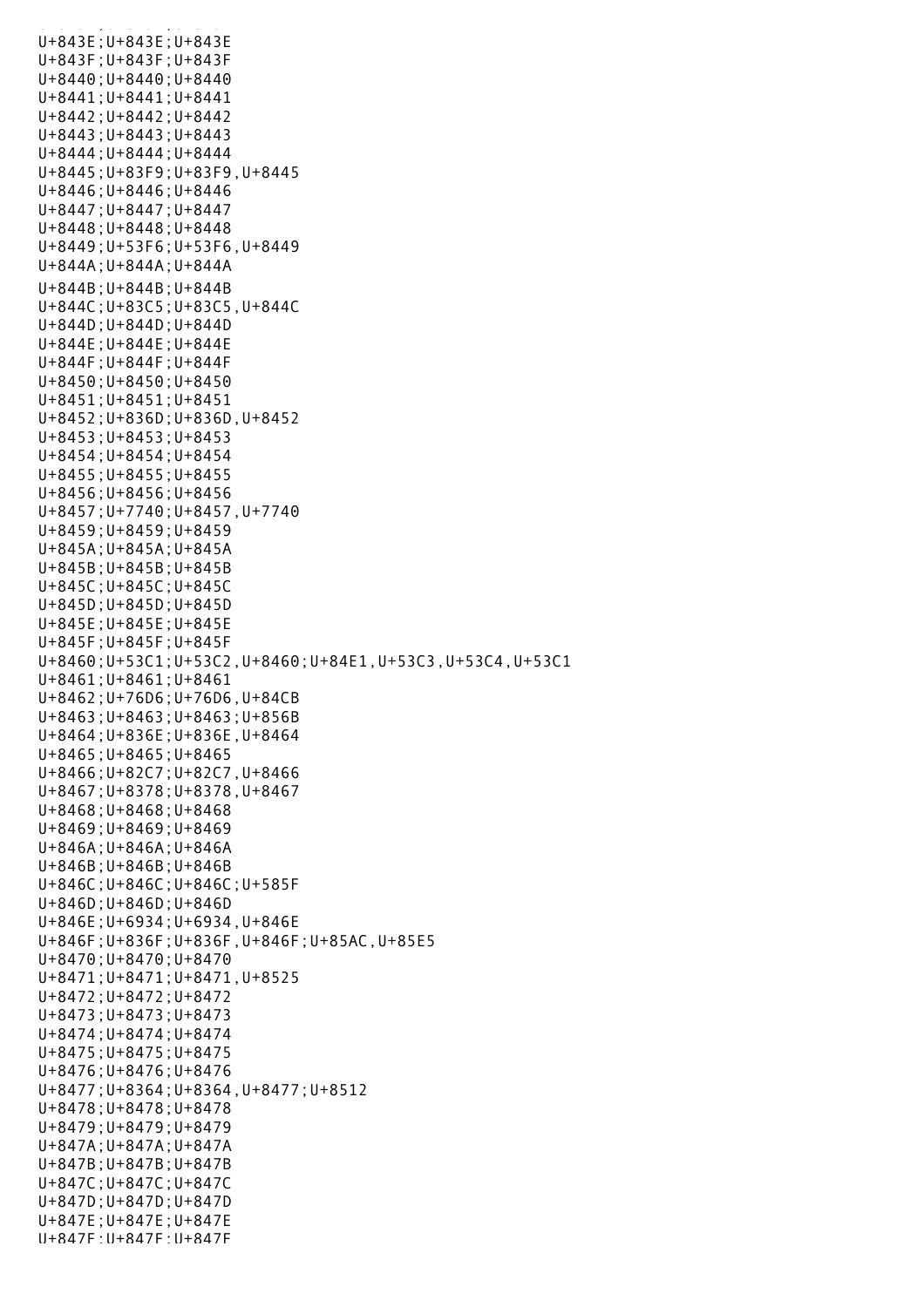U+843E;U+843E;U+843E
U+843F;U+843F;U+843F
U+8440;U+8440;U+8440
U+8441;U+8441;U+8441
U+8442;U+8442;U+8442
U+8443;U+8443;U+8443
U+8444;U+8444;U+8444
U+8445;U+83F9;U+83F9,U+8445
U+8446;U+8446;U+8446
U+8447;U+8447;U+8447
U+8448;U+8448;U+8448
U+8449;U+53F6;U+53F6,U+8449
U+844A;U+844A;U+844A
U+844B;U+844B;U+844B
U+844C;U+83C5;U+83C5,U+844C
U+844D;U+844D;U+844D
U+844E;U+844E;U+844E
U+844F;U+844F;U+844F
U+8450;U+8450;U+8450
U+8451;U+8451;U+8451
U+8452;U+836D;U+836D,U+8452
U+8453;U+8453;U+8453
U+8454;U+8454;U+8454
U+8455;U+8455;U+8455
U+8456;U+8456;U+8456
U+8457;U+7740;U+8457,U+7740
U+8459;U+8459;U+8459
U+845A;U+845A;U+845A
U+845B;U+845B;U+845B
U+845C;U+845C;U+845C
U+845D;U+845D;U+845D
U+845E;U+845E;U+845E
U+845F;U+845F;U+845F
U+8460;U+53C1;U+53C2,U+8460;U+84E1,U+53C3,U+53C4,U+53C1
U+8461;U+8461;U+8461
U+8462;U+76D6;U+76D6,U+84CB
U+8463;U+8463;U+8463;U+856B
U+8464;U+836E;U+836E,U+8464
U+8465;U+8465;U+8465
U+8466;U+82C7;U+82C7,U+8466
U+8467;U+8378;U+8378,U+8467
U+8468;U+8468;U+8468
U+8469;U+8469;U+8469
U+846A;U+846A;U+846A
U+846B;U+846B;U+846B
U+846C;U+846C;U+846C;U+585F
U+846D;U+846D;U+846D
U+846E;U+6934;U+6934,U+846E
U+846F;U+836F;U+836F,U+846F;U+85AC,U+85E5
U+8470;U+8470;U+8470
U+8471;U+8471;U+8471,U+8525
U+8472;U+8472;U+8472
U+8473;U+8473;U+8473
U+8474;U+8474;U+8474
U+8475;U+8475;U+8475
U+8476;U+8476;U+8476
U+8477;U+8364;U+8364,U+8477;U+8512
U+8478;U+8478;U+8478
U+8479;U+8479;U+8479
U+847A;U+847A;U+847A
U+847B;U+847B;U+847B
U+847C;U+847C;U+847C
U+847D;U+847D;U+847D
U+847E;U+847E;U+847E
U+847F;U+847F;U+847F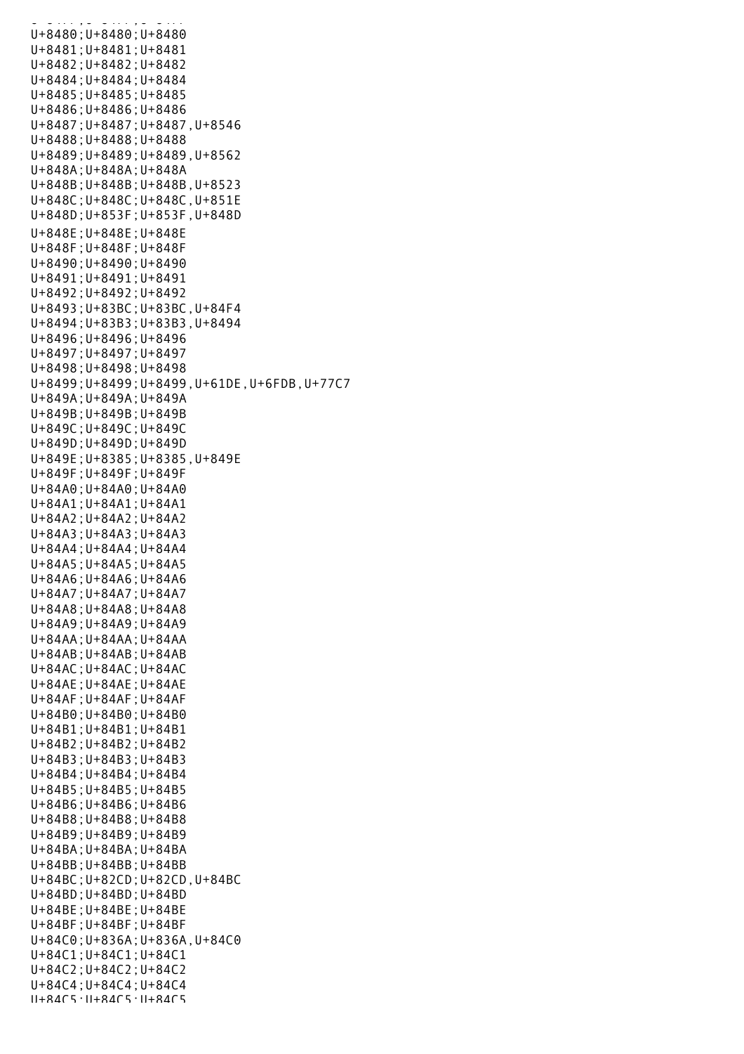U+8480;U+8480;U+8480
U+8481;U+8481;U+8481
U+8482;U+8482;U+8482
U+8484;U+8484;U+8484
U+8485;U+8485;U+8485
U+8486;U+8486;U+8486
U+8487;U+8487;U+8487,U+8546
U+8488;U+8488;U+8488
U+8489;U+8489;U+8489,U+8562
U+848A;U+848A;U+848A
U+848B;U+848B;U+848B,U+8523
U+848C;U+848C;U+848C,U+851E
U+848D;U+853F;U+853F,U+848D
U+848E;U+848E;U+848E
U+848F;U+848F;U+848F
U+8490;U+8490;U+8490
U+8491;U+8491;U+8491
U+8492;U+8492;U+8492
U+8493;U+83BC;U+83BC,U+84F4
U+8494;U+83B3;U+83B3,U+8494
U+8496;U+8496;U+8496
U+8497;U+8497;U+8497
U+8498;U+8498;U+8498
U+8499;U+8499;U+8499,U+61DE,U+6FDB,U+77C7
U+849A;U+849A;U+849A
U+849B;U+849B;U+849B
U+849C;U+849C;U+849C
U+849D;U+849D;U+849D
U+849E;U+8385;U+8385,U+849E
U+849F;U+849F;U+849F
U+84A0;U+84A0;U+84A0
U+84A1;U+84A1;U+84A1
U+84A2;U+84A2;U+84A2
U+84A3;U+84A3;U+84A3
U+84A4;U+84A4;U+84A4
U+84A5;U+84A5;U+84A5
U+84A6;U+84A6;U+84A6
U+84A7;U+84A7;U+84A7
U+84A8;U+84A8;U+84A8
U+84A9;U+84A9;U+84A9
U+84AA;U+84AA;U+84AA
U+84AB;U+84AB;U+84AB
U+84AC;U+84AC;U+84AC
U+84AE;U+84AE;U+84AE
U+84AF;U+84AF;U+84AF
U+84B0;U+84B0;U+84B0
U+84B1;U+84B1;U+84B1
U+84B2;U+84B2;U+84B2
U+84B3;U+84B3;U+84B3
U+84B4;U+84B4;U+84B4
U+84B5;U+84B5;U+84B5
U+84B6;U+84B6;U+84B6
U+84B8;U+84B8;U+84B8
U+84B9;U+84B9;U+84B9
U+84BA;U+84BA;U+84BA
U+84BB;U+84BB;U+84BB
U+84BC;U+82CD;U+82CD,U+84BC
U+84BD;U+84BD;U+84BD
U+84BE;U+84BE;U+84BE
U+84BF;U+84BF;U+84BF
U+84C0;U+836A;U+836A,U+84C0
U+84C1;U+84C1;U+84C1
U+84C2;U+84C2;U+84C2
U+84C4;U+84C4;U+84C4
U+84C5;U+84C5;U+84C5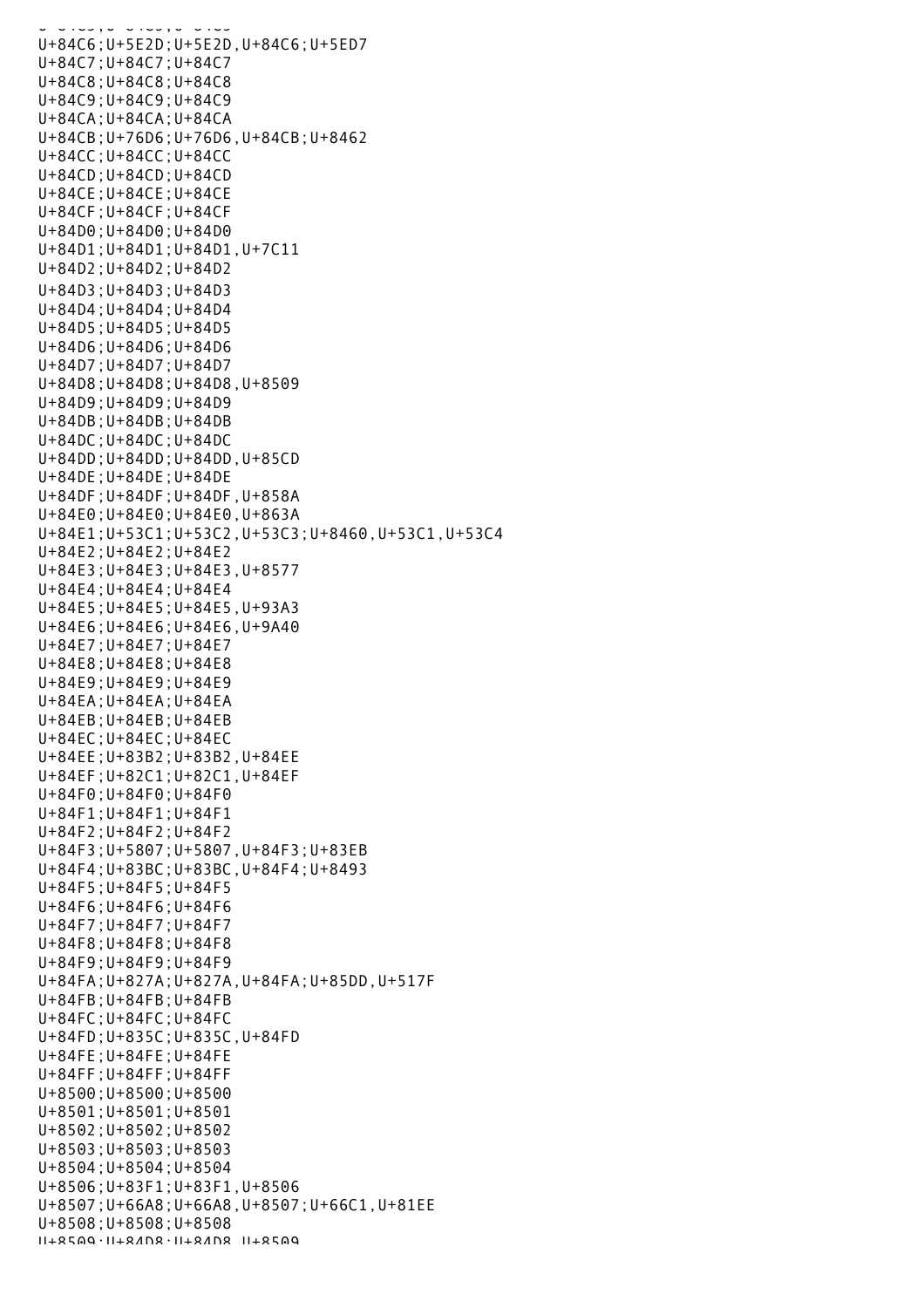U+84C6;U+5E2D;U+5E2D,U+84C6;U+5ED7
U+84C7;U+84C7;U+84C7
U+84C8;U+84C8;U+84C8
U+84C9;U+84C9;U+84C9
U+84CA;U+84CA;U+84CA
U+84CB;U+76D6;U+76D6,U+84CB;U+8462
U+84CC;U+84CC;U+84CC
U+84CD;U+84CD;U+84CD
U+84CE;U+84CE;U+84CE
U+84CF;U+84CF;U+84CF
U+84D0;U+84D0;U+84D0
U+84D1;U+84D1;U+84D1,U+7C11
U+84D2;U+84D2;U+84D2
U+84D3;U+84D3;U+84D3
U+84D4;U+84D4;U+84D4
U+84D5;U+84D5;U+84D5
U+84D6;U+84D6;U+84D6
U+84D7;U+84D7;U+84D7
U+84D8;U+84D8;U+84D8,U+8509
U+84D9;U+84D9;U+84D9
U+84DB;U+84DB;U+84DB
U+84DC;U+84DC;U+84DC
U+84DD;U+84DD;U+84DD,U+85CD
U+84DE;U+84DE;U+84DE
U+84DF;U+84DF;U+84DF,U+858A
U+84E0;U+84E0;U+84E0,U+863A
U+84E1;U+53C1;U+53C2,U+53C3;U+8460,U+53C1,U+53C4
U+84E2;U+84E2;U+84E2
U+84E3;U+84E3;U+84E3,U+8577
U+84E4;U+84E4;U+84E4
U+84E5;U+84E5;U+84E5,U+93A3
U+84E6;U+84E6;U+84E6,U+9A40
U+84E7;U+84E7;U+84E7
U+84E8;U+84E8;U+84E8
U+84E9;U+84E9;U+84E9
U+84EA;U+84EA;U+84EA
U+84EB;U+84EB;U+84EB
U+84EC;U+84EC;U+84EC
U+84EE;U+83B2;U+83B2,U+84EE
U+84EF;U+82C1;U+82C1,U+84EF
U+84F0;U+84F0;U+84F0
U+84F1;U+84F1;U+84F1
U+84F2;U+84F2;U+84F2
U+84F3;U+5807;U+5807,U+84F3;U+83EB
U+84F4;U+83BC;U+83BC,U+84F4;U+8493
U+84F5;U+84F5;U+84F5
U+84F6;U+84F6;U+84F6
U+84F7;U+84F7;U+84F7
U+84F8;U+84F8;U+84F8
U+84F9;U+84F9;U+84F9
U+84FA;U+827A;U+827A,U+84FA;U+85DD,U+517F
U+84FB;U+84FB;U+84FB
U+84FC;U+84FC;U+84FC
U+84FD;U+835C;U+835C,U+84FD
U+84FE;U+84FE;U+84FE
U+84FF;U+84FF;U+84FF
U+8500;U+8500;U+8500
U+8501;U+8501;U+8501
U+8502;U+8502;U+8502
U+8503;U+8503;U+8503
U+8504;U+8504;U+8504
U+8506;U+83F1;U+83F1,U+8506
U+8507;U+66A8;U+66A8,U+8507;U+66C1,U+81EE
U+8508;U+8508;U+8508
U+8509;U+84D8;U+84D8,U+8509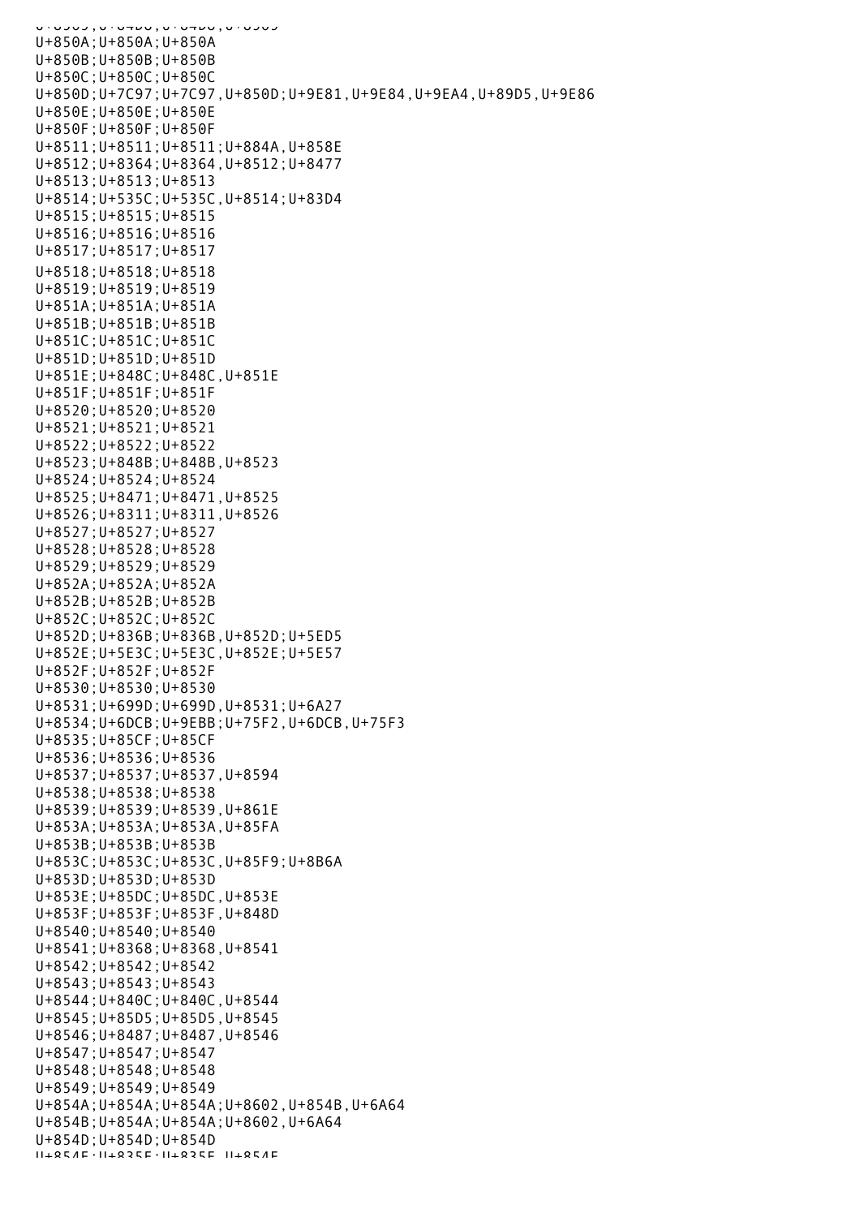U+850A;U+850A;U+850A
U+850B;U+850B;U+850B
U+850C;U+850C;U+850C
U+850D;U+7C97;U+7C97,U+850D;U+9E81,U+9E84,U+9EA4,U+89D5,U+9E86
U+850E;U+850E;U+850E
U+850F;U+850F;U+850F
U+8511;U+8511;U+8511;U+884A,U+858E
U+8512;U+8364;U+8364,U+8512;U+8477
U+8513;U+8513;U+8513
U+8514;U+535C;U+535C,U+8514;U+83D4
U+8515;U+8515;U+8515
U+8516;U+8516;U+8516
U+8517;U+8517;U+8517
U+8518;U+8518;U+8518
U+8519;U+8519;U+8519
U+851A;U+851A;U+851A
U+851B;U+851B;U+851B
U+851C;U+851C;U+851C
U+851D;U+851D;U+851D
U+851E;U+848C;U+848C,U+851E
U+851F;U+851F;U+851F
U+8520;U+8520;U+8520
U+8521;U+8521;U+8521
U+8522;U+8522;U+8522
U+8523;U+848B;U+848B,U+8523
U+8524;U+8524;U+8524
U+8525;U+8471;U+8471,U+8525
U+8526;U+8311;U+8311,U+8526
U+8527;U+8527;U+8527
U+8528;U+8528;U+8528
U+8529;U+8529;U+8529
U+852A;U+852A;U+852A
U+852B;U+852B;U+852B
U+852C;U+852C;U+852C
U+852D;U+836B;U+836B,U+852D;U+5ED5
U+852E;U+5E3C;U+5E3C,U+852E;U+5E57
U+852F;U+852F;U+852F
U+8530;U+8530;U+8530
U+8531;U+699D;U+699D,U+8531;U+6A27
U+8534;U+6DCB;U+9EBB;U+75F2,U+6DCB,U+75F3
U+8535;U+85CF;U+85CF
U+8536;U+8536;U+8536
U+8537;U+8537;U+8537,U+8594
U+8538;U+8538;U+8538
U+8539;U+8539;U+8539,U+861E
U+853A;U+853A;U+853A,U+85FA
U+853B;U+853B;U+853B
U+853C;U+853C;U+853C,U+85F9;U+8B6A
U+853D;U+853D;U+853D
U+853E;U+85DC;U+85DC,U+853E
U+853F;U+853F;U+853F,U+848D
U+8540;U+8540;U+8540
U+8541;U+8368;U+8368,U+8541
U+8542;U+8542;U+8542
U+8543;U+8543;U+8543
U+8544;U+840C;U+840C,U+8544
U+8545;U+85D5;U+85D5,U+8545
U+8546;U+8487;U+8487,U+8546
U+8547;U+8547;U+8547
U+8548;U+8548;U+8548
U+8549;U+8549;U+8549
U+854A;U+854A;U+854A;U+8602,U+854B,U+6A64
U+854B;U+854A;U+854A;U+8602,U+6A64
U+854D;U+854D;U+854D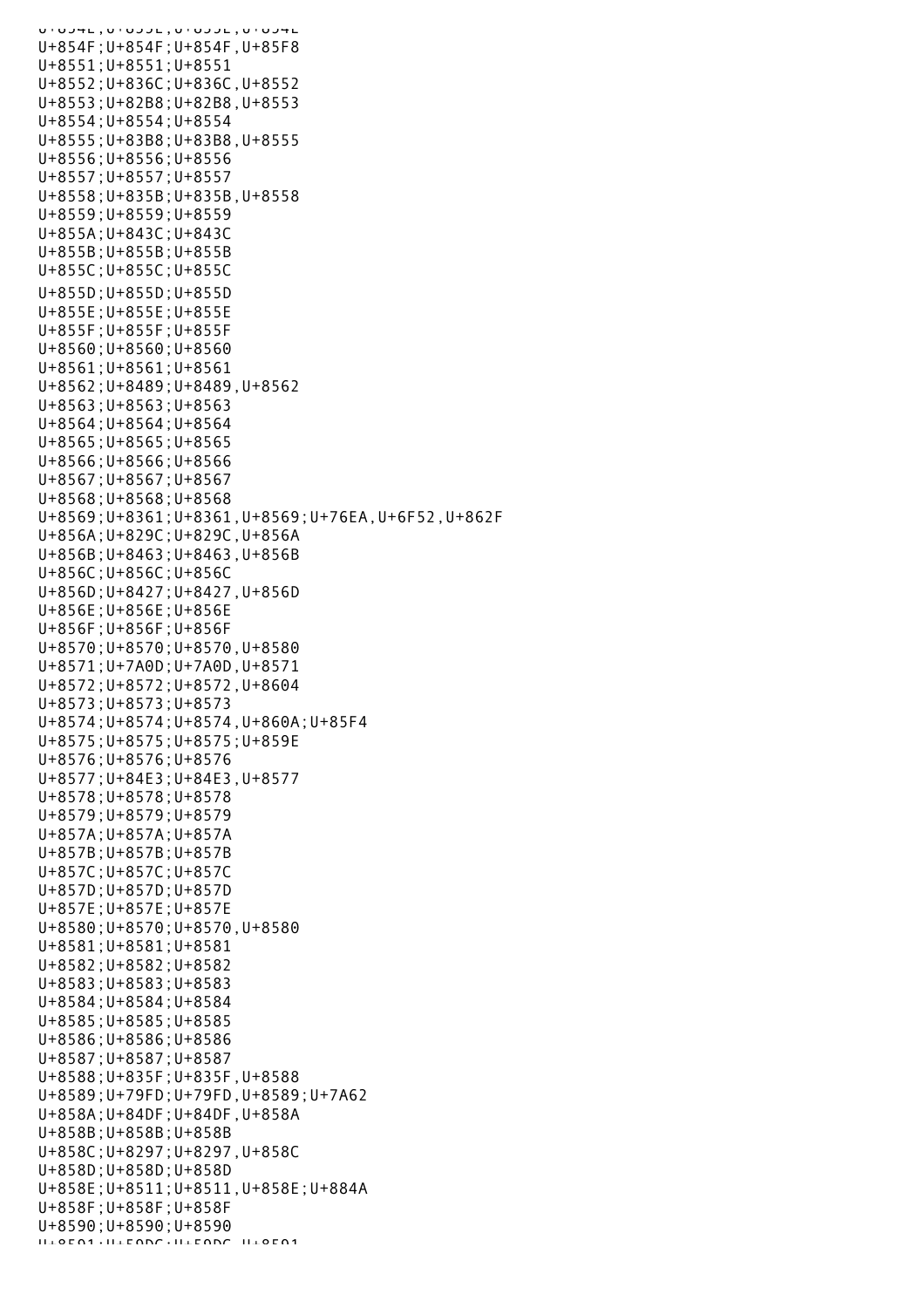U+854F;U+854F;U+854F,U+85F8
U+8551;U+8551;U+8551
U+8552;U+836C;U+836C,U+8552
U+8553;U+82B8;U+82B8,U+8553
U+8554;U+8554;U+8554
U+8555;U+83B8;U+83B8,U+8555
U+8556;U+8556;U+8556
U+8557;U+8557;U+8557
U+8558;U+835B;U+835B,U+8558
U+8559;U+8559;U+8559
U+855A;U+843C;U+843C
U+855B;U+855B;U+855B
U+855C;U+855C;U+855C
U+855D;U+855D;U+855D
U+855E;U+855E;U+855E
U+855F;U+855F;U+855F
U+8560;U+8560;U+8560
U+8561;U+8561;U+8561
U+8562;U+8489;U+8489,U+8562
U+8563;U+8563;U+8563
U+8564;U+8564;U+8564
U+8565;U+8565;U+8565
U+8566;U+8566;U+8566
U+8567;U+8567;U+8567
U+8568;U+8568;U+8568
U+8569;U+8361;U+8361,U+8569;U+76EA,U+6F52,U+862F
U+856A;U+829C;U+829C,U+856A
U+856B;U+8463;U+8463,U+856B
U+856C;U+856C;U+856C
U+856D;U+8427;U+8427,U+856D
U+856E;U+856E;U+856E
U+856F;U+856F;U+856F
U+8570;U+8570;U+8570,U+8580
U+8571;U+7A0D;U+7A0D,U+8571
U+8572;U+8572;U+8572,U+8604
U+8573;U+8573;U+8573
U+8574;U+8574;U+8574,U+860A;U+85F4
U+8575;U+8575;U+8575;U+859E
U+8576;U+8576;U+8576
U+8577;U+84E3;U+84E3,U+8577
U+8578;U+8578;U+8578
U+8579;U+8579;U+8579
U+857A;U+857A;U+857A
U+857B;U+857B;U+857B
U+857C;U+857C;U+857C
U+857D;U+857D;U+857D
U+857E;U+857E;U+857E
U+8580;U+8570;U+8570,U+8580
U+8581;U+8581;U+8581
U+8582;U+8582;U+8582
U+8583;U+8583;U+8583
U+8584;U+8584;U+8584
U+8585;U+8585;U+8585
U+8586;U+8586;U+8586
U+8587;U+8587;U+8587
U+8588;U+835F;U+835F,U+8588
U+8589;U+79FD;U+79FD,U+8589;U+7A62
U+858A;U+84DF;U+84DF,U+858A
U+858B;U+858B;U+858B
U+858C;U+8297;U+8297,U+858C
U+858D;U+858D;U+858D
U+858E;U+8511;U+8511,U+858E;U+884A
U+858F;U+858F;U+858F
U+8590;U+8590;U+8590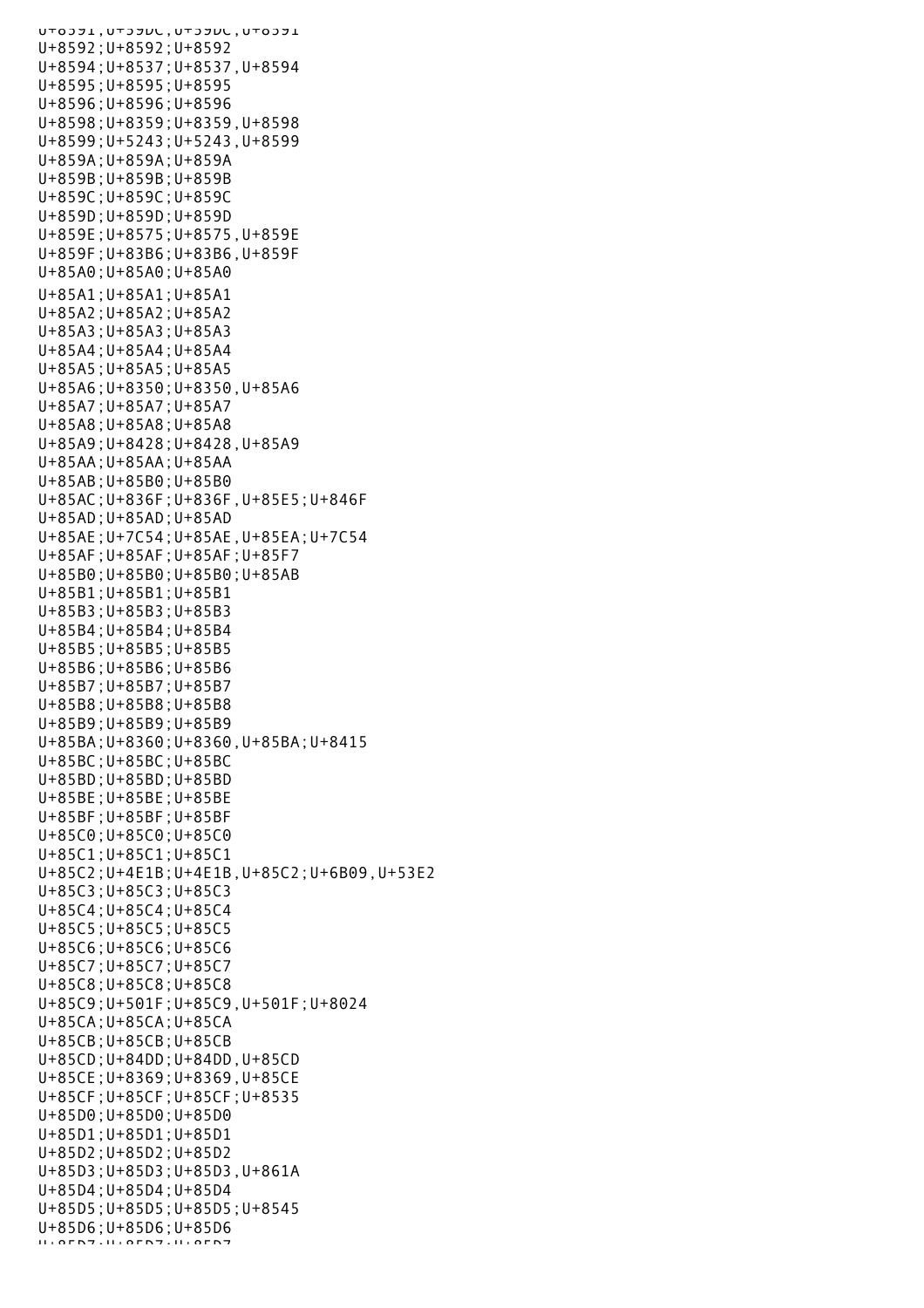U+8591;U+59DC;U+59DC,U+8591
U+8592;U+8592;U+8592
U+8594;U+8537;U+8537,U+8594
U+8595;U+8595;U+8595
U+8596;U+8596;U+8596
U+8598;U+8359;U+8359,U+8598
U+8599;U+5243;U+5243,U+8599
U+859A;U+859A;U+859A
U+859B;U+859B;U+859B
U+859C;U+859C;U+859C
U+859D;U+859D;U+859D
U+859E;U+8575;U+8575,U+859E
U+859F;U+83B6;U+83B6,U+859F
U+85A0;U+85A0;U+85A0
U+85A1;U+85A1;U+85A1
U+85A2;U+85A2;U+85A2
U+85A3;U+85A3;U+85A3
U+85A4;U+85A4;U+85A4
U+85A5;U+85A5;U+85A5
U+85A6;U+8350;U+8350,U+85A6
U+85A7;U+85A7;U+85A7
U+85A8;U+85A8;U+85A8
U+85A9;U+8428;U+8428,U+85A9
U+85AA;U+85AA;U+85AA
U+85AB;U+85B0;U+85B0
U+85AC;U+836F;U+836F,U+85E5;U+846F
U+85AD;U+85AD;U+85AD
U+85AE;U+7C54;U+85AE,U+85EA;U+7C54
U+85AF;U+85AF;U+85AF;U+85F7
U+85B0;U+85B0;U+85B0;U+85AB
U+85B1;U+85B1;U+85B1
U+85B3;U+85B3;U+85B3
U+85B4;U+85B4;U+85B4
U+85B5;U+85B5;U+85B5
U+85B6;U+85B6;U+85B6
U+85B7;U+85B7;U+85B7
U+85B8;U+85B8;U+85B8
U+85B9;U+85B9;U+85B9
U+85BA;U+8360;U+8360,U+85BA;U+8415
U+85BC;U+85BC;U+85BC
U+85BD;U+85BD;U+85BD
U+85BE;U+85BE;U+85BE
U+85BF;U+85BF;U+85BF
U+85C0;U+85C0;U+85C0
U+85C1;U+85C1;U+85C1
U+85C2;U+4E1B;U+4E1B,U+85C2;U+6B09,U+53E2
U+85C3;U+85C3;U+85C3
U+85C4;U+85C4;U+85C4
U+85C5;U+85C5;U+85C5
U+85C6;U+85C6;U+85C6
U+85C7;U+85C7;U+85C7
U+85C8;U+85C8;U+85C8
U+85C9;U+501F;U+85C9,U+501F;U+8024
U+85CA;U+85CA;U+85CA
U+85CB;U+85CB;U+85CB
U+85CD;U+84DD;U+84DD,U+85CD
U+85CE;U+8369;U+8369,U+85CE
U+85CF;U+85CF;U+85CF;U+8535
U+85D0;U+85D0;U+85D0
U+85D1;U+85D1;U+85D1
U+85D2;U+85D2;U+85D2
U+85D3;U+85D3;U+85D3,U+861A
U+85D4;U+85D4;U+85D4
U+85D5;U+85D5;U+85D5;U+8545
U+85D6;U+85D6;U+85D6
U+85D7;U+85D7;U+85D7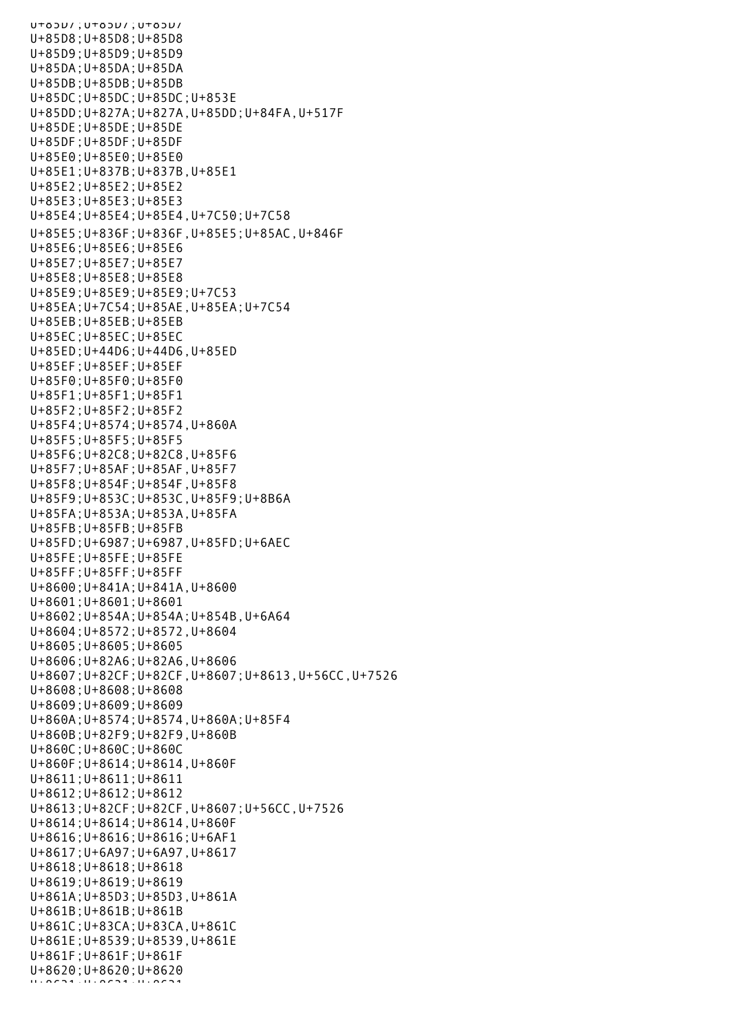U+85D7;U+85D7;U+85D7
U+85D8;U+85D8;U+85D8
U+85D9;U+85D9;U+85D9
U+85DA;U+85DA;U+85DA
U+85DB;U+85DB;U+85DB
U+85DC;U+85DC;U+85DC;U+853E
U+85DD;U+827A;U+827A,U+85DD;U+84FA,U+517F
U+85DE;U+85DE;U+85DE
U+85DF;U+85DF;U+85DF
U+85E0;U+85E0;U+85E0
U+85E1;U+837B;U+837B,U+85E1
U+85E2;U+85E2;U+85E2
U+85E3;U+85E3;U+85E3
U+85E4;U+85E4;U+85E4,U+7C50;U+7C58
U+85E5;U+836F;U+836F,U+85E5;U+85AC,U+846F
U+85E6;U+85E6;U+85E6
U+85E7;U+85E7;U+85E7
U+85E8;U+85E8;U+85E8
U+85E9;U+85E9;U+85E9;U+7C53
U+85EA;U+7C54;U+85AE,U+85EA;U+7C54
U+85EB;U+85EB;U+85EB
U+85EC;U+85EC;U+85EC
U+85ED;U+44D6;U+44D6,U+85ED
U+85EF;U+85EF;U+85EF
U+85F0;U+85F0;U+85F0
U+85F1;U+85F1;U+85F1
U+85F2;U+85F2;U+85F2
U+85F4;U+8574;U+8574,U+860A
U+85F5;U+85F5;U+85F5
U+85F6;U+82C8;U+82C8,U+85F6
U+85F7;U+85AF;U+85AF,U+85F7
U+85F8;U+854F;U+854F,U+85F8
U+85F9;U+853C;U+853C,U+85F9;U+8B6A
U+85FA;U+853A;U+853A,U+85FA
U+85FB;U+85FB;U+85FB
U+85FD;U+6987;U+6987,U+85FD;U+6AEC
U+85FE;U+85FE;U+85FE
U+85FF;U+85FF;U+85FF
U+8600;U+841A;U+841A,U+8600
U+8601;U+8601;U+8601
U+8602;U+854A;U+854A;U+854B,U+6A64
U+8604;U+8572;U+8572,U+8604
U+8605;U+8605;U+8605
U+8606;U+82A6;U+82A6,U+8606
U+8607;U+82CF;U+82CF,U+8607;U+8613,U+56CC,U+7526
U+8608;U+8608;U+8608
U+8609;U+8609;U+8609
U+860A;U+8574;U+8574,U+860A;U+85F4
U+860B;U+82F9;U+82F9,U+860B
U+860C;U+860C;U+860C
U+860F;U+8614;U+8614,U+860F
U+8611;U+8611;U+8611
U+8612;U+8612;U+8612
U+8613;U+82CF;U+82CF,U+8607;U+56CC,U+7526
U+8614;U+8614;U+8614,U+860F
U+8616;U+8616;U+8616;U+6AF1
U+8617;U+6A97;U+6A97,U+8617
U+8618;U+8618;U+8618
U+8619;U+8619;U+8619
U+861A;U+85D3;U+85D3,U+861A
U+861B;U+861B;U+861B
U+861C;U+83CA;U+83CA,U+861C
U+861E;U+8539;U+8539,U+861E
U+861F;U+861F;U+861F
U+8620;U+8620;U+8620
U+8621;U+8621;U+8621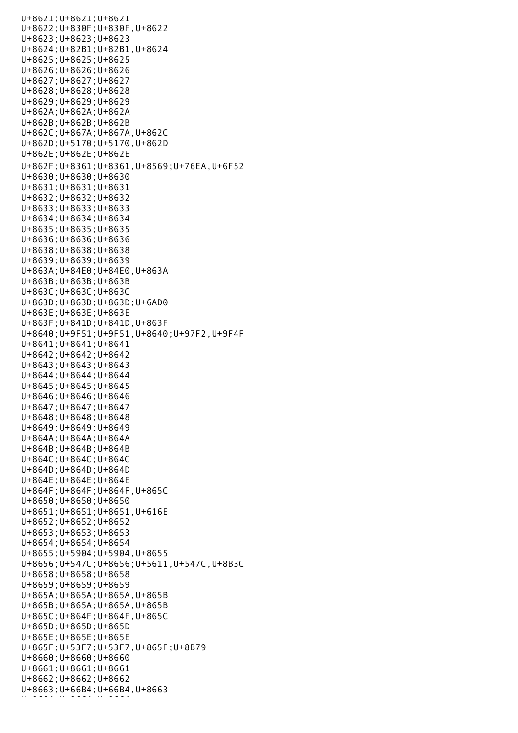U+8621;U+8621;U+8621
U+8622;U+830F;U+830F,U+8622
U+8623;U+8623;U+8623
U+8624;U+82B1;U+82B1,U+8624
U+8625;U+8625;U+8625
U+8626;U+8626;U+8626
U+8627;U+8627;U+8627
U+8628;U+8628;U+8628
U+8629;U+8629;U+8629
U+862A;U+862A;U+862A
U+862B;U+862B;U+862B
U+862C;U+867A;U+867A,U+862C
U+862D;U+5170;U+5170,U+862D
U+862E;U+862E;U+862E
U+862F;U+8361;U+8361,U+8569;U+76EA,U+6F52
U+8630;U+8630;U+8630
U+8631;U+8631;U+8631
U+8632;U+8632;U+8632
U+8633;U+8633;U+8633
U+8634;U+8634;U+8634
U+8635;U+8635;U+8635
U+8636;U+8636;U+8636
U+8638;U+8638;U+8638
U+8639;U+8639;U+8639
U+863A;U+84E0;U+84E0,U+863A
U+863B;U+863B;U+863B
U+863C;U+863C;U+863C
U+863D;U+863D;U+863D;U+6AD0
U+863E;U+863E;U+863E
U+863F;U+841D;U+841D,U+863F
U+8640;U+9F51;U+9F51,U+8640;U+97F2,U+9F4F
U+8641;U+8641;U+8641
U+8642;U+8642;U+8642
U+8643;U+8643;U+8643
U+8644;U+8644;U+8644
U+8645;U+8645;U+8645
U+8646;U+8646;U+8646
U+8647;U+8647;U+8647
U+8648;U+8648;U+8648
U+8649;U+8649;U+8649
U+864A;U+864A;U+864A
U+864B;U+864B;U+864B
U+864C;U+864C;U+864C
U+864D;U+864D;U+864D
U+864E;U+864E;U+864E
U+864F;U+864F;U+864F,U+865C
U+8650;U+8650;U+8650
U+8651;U+8651;U+8651,U+616E
U+8652;U+8652;U+8652
U+8653;U+8653;U+8653
U+8654;U+8654;U+8654
U+8655;U+5904;U+5904,U+8655
U+8656;U+547C;U+8656;U+5611,U+547C,U+8B3C
U+8658;U+8658;U+8658
U+8659;U+8659;U+8659
U+865A;U+865A;U+865A,U+865B
U+865B;U+865A;U+865A,U+865B
U+865C;U+864F;U+864F,U+865C
U+865D;U+865D;U+865D
U+865E;U+865E;U+865E
U+865F;U+53F7;U+53F7,U+865F;U+8B79
U+8660;U+8660;U+8660
U+8661;U+8661;U+8661
U+8662;U+8662;U+8662
U+8663;U+66B4;U+66B4,U+8663
U+8664;U+8664;U+8664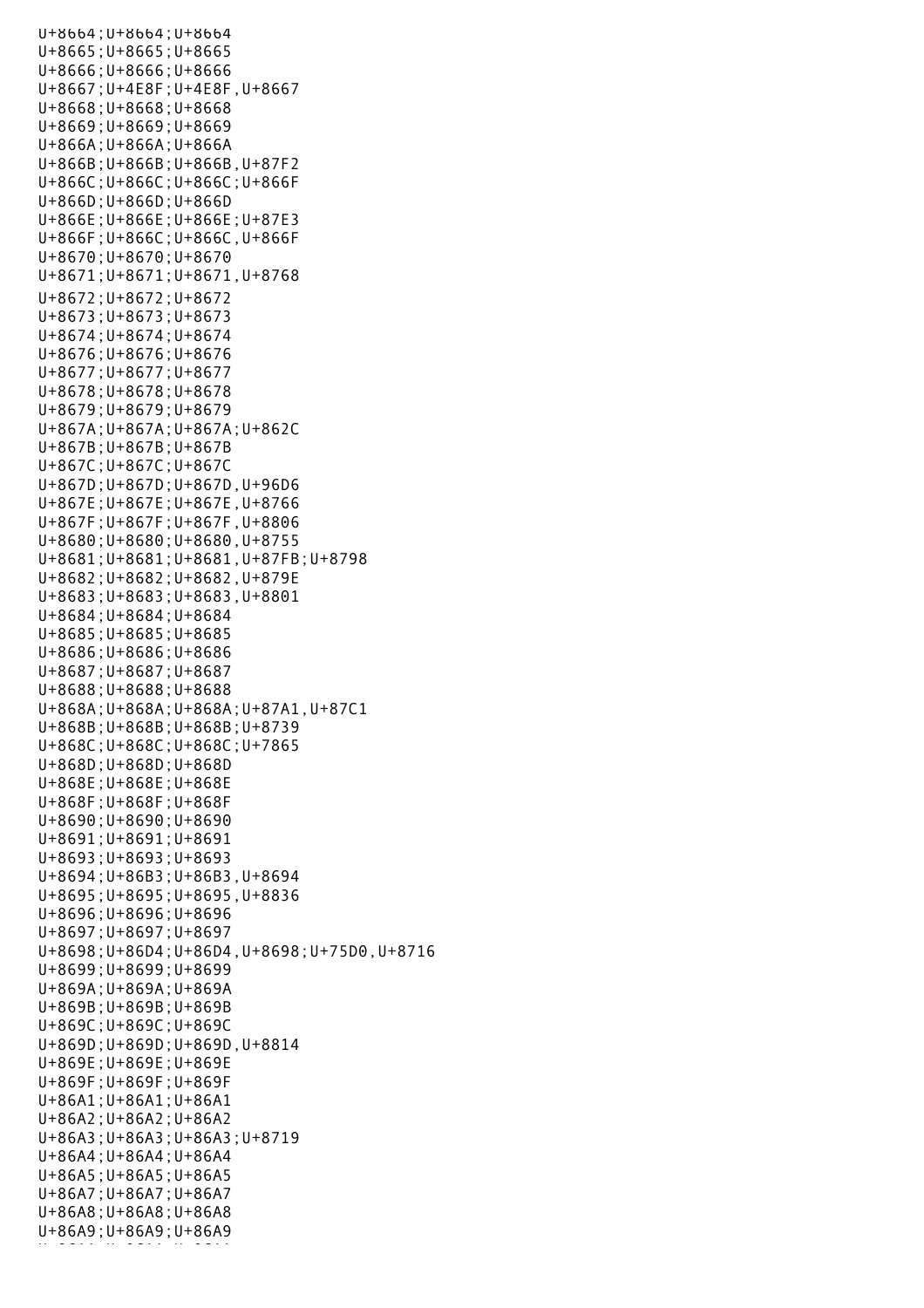U+8664;U+8664;U+8664
U+8665;U+8665;U+8665
U+8666;U+8666;U+8666
U+8667;U+4E8F;U+4E8F,U+8667
U+8668;U+8668;U+8668
U+8669;U+8669;U+8669
U+866A;U+866A;U+866A
U+866B;U+866B;U+866B,U+87F2
U+866C;U+866C;U+866C;U+866F
U+866D;U+866D;U+866D
U+866E;U+866E;U+866E;U+87E3
U+866F;U+866C;U+866C,U+866F
U+8670;U+8670;U+8670
U+8671;U+8671;U+8671,U+8768
U+8672;U+8672;U+8672
U+8673;U+8673;U+8673
U+8674;U+8674;U+8674
U+8676;U+8676;U+8676
U+8677;U+8677;U+8677
U+8678;U+8678;U+8678
U+8679;U+8679;U+8679
U+867A;U+867A;U+867A;U+862C
U+867B;U+867B;U+867B
U+867C;U+867C;U+867C
U+867D;U+867D;U+867D,U+96D6
U+867E;U+867E;U+867E,U+8766
U+867F;U+867F;U+867F,U+8806
U+8680;U+8680;U+8680,U+8755
U+8681;U+8681;U+8681,U+87FB;U+8798
U+8682;U+8682;U+8682,U+879E
U+8683;U+8683;U+8683,U+8801
U+8684;U+8684;U+8684
U+8685;U+8685;U+8685
U+8686;U+8686;U+8686
U+8687;U+8687;U+8687
U+8688;U+8688;U+8688
U+868A;U+868A;U+868A;U+87A1,U+87C1
U+868B;U+868B;U+868B;U+8739
U+868C;U+868C;U+868C;U+7865
U+868D;U+868D;U+868D
U+868E;U+868E;U+868E
U+868F;U+868F;U+868F
U+8690;U+8690;U+8690
U+8691;U+8691;U+8691
U+8693;U+8693;U+8693
U+8694;U+86B3;U+86B3,U+8694
U+8695;U+8695;U+8695,U+8836
U+8696;U+8696;U+8696
U+8697;U+8697;U+8697
U+8698;U+86D4;U+86D4,U+8698;U+75D0,U+8716
U+8699;U+8699;U+8699
U+869A;U+869A;U+869A
U+869B;U+869B;U+869B
U+869C;U+869C;U+869C
U+869D;U+869D;U+869D,U+8814
U+869E;U+869E;U+869E
U+869F;U+869F;U+869F
U+86A1;U+86A1;U+86A1
U+86A2;U+86A2;U+86A2
U+86A3;U+86A3;U+86A3;U+8719
U+86A4;U+86A4;U+86A4
U+86A5;U+86A5;U+86A5
U+86A7;U+86A7;U+86A7
U+86A8;U+86A8;U+86A8
U+86A9;U+86A9;U+86A9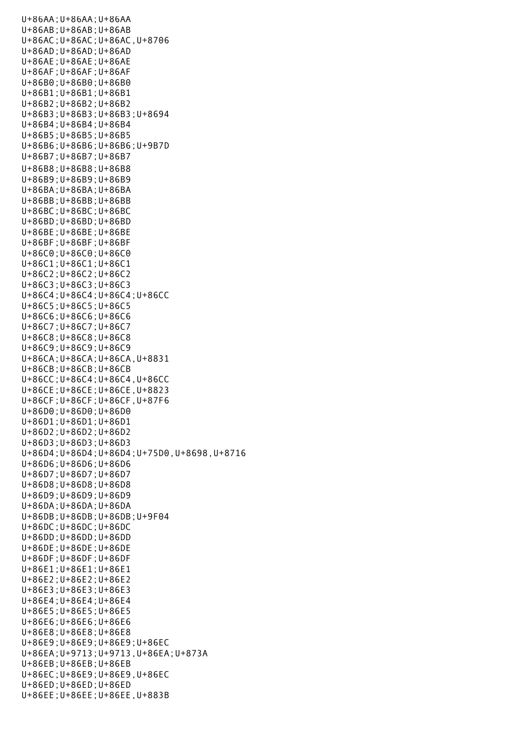```
U+86AA;U+86AA;U+86AA
U+86AB;U+86AB;U+86AB
U+86AC;U+86AC;U+86AC,U+8706
U+86AD;U+86AD;U+86AD
U+86AE;U+86AE;U+86AE
U+86AF;U+86AF;U+86AF
U+86B0;U+86B0;U+86B0
U+86B1;U+86B1;U+86B1
U+86B2;U+86B2;U+86B2
U+86B3;U+86B3;U+86B3;U+8694
U+86B4;U+86B4;U+86B4
U+86B5;U+86B5;U+86B5
U+86B6;U+86B6;U+86B6;U+9B7D
U+86B7;U+86B7;U+86B7
U+86B8;U+86B8;U+86B8
U+86B9;U+86B9;U+86B9
U+86BA;U+86BA;U+86BA
U+86BB;U+86BB;U+86BB
U+86BC;U+86BC;U+86BC
U+86BD;U+86BD;U+86BD
U+86BE;U+86BE;U+86BE
U+86BF;U+86BF;U+86BF
U+86C0;U+86C0;U+86C0
U+86C1;U+86C1;U+86C1
U+86C2;U+86C2;U+86C2
U+86C3;U+86C3;U+86C3
U+86C4;U+86C4;U+86C4;U+86CC
U+86C5;U+86C5;U+86C5
U+86C6;U+86C6;U+86C6
U+86C7;U+86C7;U+86C7
U+86C8;U+86C8;U+86C8
U+86C9;U+86C9;U+86C9
U+86CA;U+86CA;U+86CA,U+8831
U+86CB;U+86CB;U+86CB
U+86CC;U+86C4;U+86C4,U+86CC
U+86CE;U+86CE;U+86CE,U+8823
U+86CF;U+86CF;U+86CF,U+87F6
U+86D0;U+86D0;U+86D0
U+86D1;U+86D1;U+86D1
U+86D2;U+86D2;U+86D2
U+86D3;U+86D3;U+86D3
U+86D4;U+86D4;U+86D4;U+75D0,U+8698,U+8716
U+86D6;U+86D6;U+86D6
U+86D7;U+86D7;U+86D7
U+86D8;U+86D8;U+86D8
U+86D9;U+86D9;U+86D9
U+86DA;U+86DA;U+86DA
U+86DB;U+86DB;U+86DB;U+9F04
U+86DC;U+86DC;U+86DC
U+86DD;U+86DD;U+86DD
U+86DE;U+86DE;U+86DE
U+86DF;U+86DF;U+86DF
U+86E1;U+86E1;U+86E1
U+86E2;U+86E2;U+86E2
U+86E3;U+86E3;U+86E3
U+86E4;U+86E4;U+86E4
U+86E5;U+86E5;U+86E5
U+86E6;U+86E6;U+86E6
U+86E8;U+86E8;U+86E8
U+86E9;U+86E9;U+86E9;U+86EC
U+86EA;U+9713;U+9713,U+86EA;U+873A
U+86EB;U+86EB;U+86EB
U+86EC;U+86E9;U+86E9,U+86EC
U+86ED;U+86ED;U+86ED
U+86EE;U+86EE;U+86EE,U+883B
```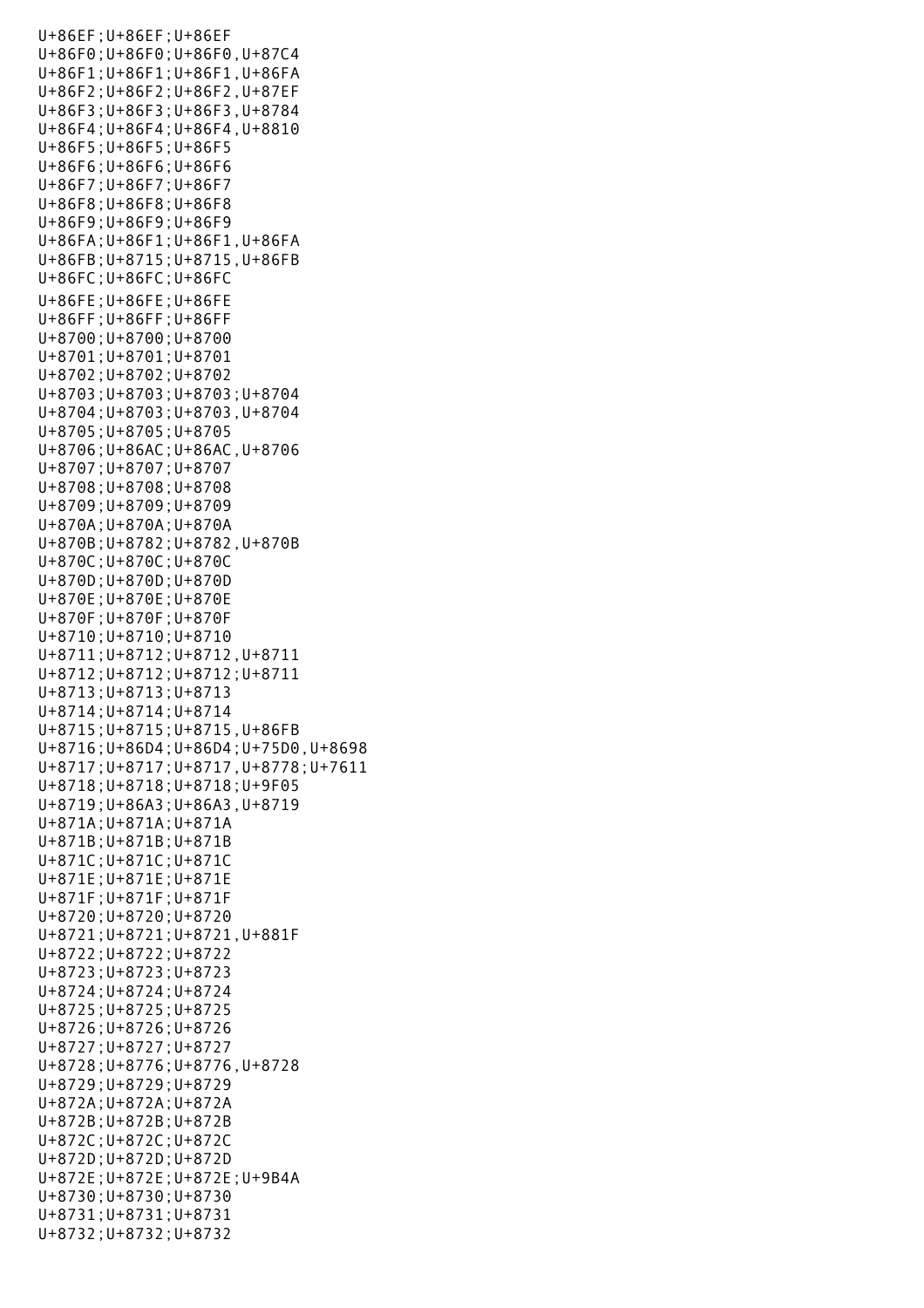U+86EF;U+86EF;U+86EF
U+86F0;U+86F0;U+86F0,U+87C4
U+86F1;U+86F1;U+86F1,U+86FA
U+86F2;U+86F2;U+86F2,U+87EF
U+86F3;U+86F3;U+86F3,U+8784
U+86F4;U+86F4;U+86F4,U+8810
U+86F5;U+86F5;U+86F5
U+86F6;U+86F6;U+86F6
U+86F7;U+86F7;U+86F7
U+86F8;U+86F8;U+86F8
U+86F9;U+86F9;U+86F9
U+86FA;U+86F1;U+86F1,U+86FA
U+86FB;U+8715;U+8715,U+86FB
U+86FC;U+86FC;U+86FC
U+86FE;U+86FE;U+86FE
U+86FF;U+86FF;U+86FF
U+8700;U+8700;U+8700
U+8701;U+8701;U+8701
U+8702;U+8702;U+8702
U+8703;U+8703;U+8703;U+8704
U+8704;U+8703;U+8703,U+8704
U+8705;U+8705;U+8705
U+8706;U+86AC;U+86AC,U+8706
U+8707;U+8707;U+8707
U+8708;U+8708;U+8708
U+8709;U+8709;U+8709
U+870A;U+870A;U+870A
U+870B;U+8782;U+8782,U+870B
U+870C;U+870C;U+870C
U+870D;U+870D;U+870D
U+870E;U+870E;U+870E
U+870F;U+870F;U+870F
U+8710;U+8710;U+8710
U+8711;U+8712;U+8712,U+8711
U+8712;U+8712;U+8712;U+8711
U+8713;U+8713;U+8713
U+8714;U+8714;U+8714
U+8715;U+8715;U+8715,U+86FB
U+8716;U+86D4;U+86D4;U+75D0,U+8698
U+8717;U+8717;U+8717,U+8778;U+7611
U+8718;U+8718;U+8718;U+9F05
U+8719;U+86A3;U+86A3,U+8719
U+871A;U+871A;U+871A
U+871B;U+871B;U+871B
U+871C;U+871C;U+871C
U+871E;U+871E;U+871E
U+871F;U+871F;U+871F
U+8720;U+8720;U+8720
U+8721;U+8721;U+8721,U+881F
U+8722;U+8722;U+8722
U+8723;U+8723;U+8723
U+8724;U+8724;U+8724
U+8725;U+8725;U+8725
U+8726;U+8726;U+8726
U+8727;U+8727;U+8727
U+8728;U+8776;U+8776,U+8728
U+8729;U+8729;U+8729
U+872A;U+872A;U+872A
U+872B;U+872B;U+872B
U+872C;U+872C;U+872C
U+872D;U+872D;U+872D
U+872E;U+872E;U+872E;U+9B4A
U+8730;U+8730;U+8730
U+8731;U+8731;U+8731
U+8732;U+8732;U+8732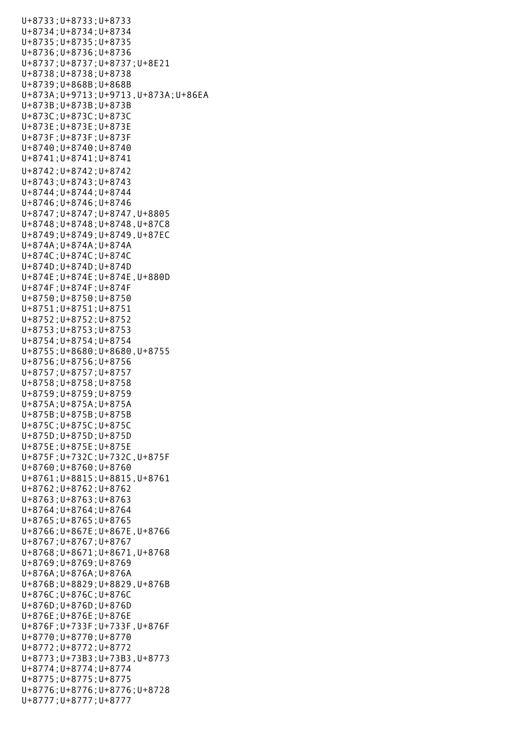U+8733;U+8733;U+8733
U+8734;U+8734;U+8734
U+8735;U+8735;U+8735
U+8736;U+8736;U+8736
U+8737;U+8737;U+8737;U+8E21
U+8738;U+8738;U+8738
U+8739;U+868B;U+868B
U+873A;U+9713;U+9713,U+873A;U+86EA
U+873B;U+873B;U+873B
U+873C;U+873C;U+873C
U+873E;U+873E;U+873E
U+873F;U+873F;U+873F
U+8740;U+8740;U+8740
U+8741;U+8741;U+8741
U+8742;U+8742;U+8742
U+8743;U+8743;U+8743
U+8744;U+8744;U+8744
U+8746;U+8746;U+8746
U+8747;U+8747;U+8747,U+8805
U+8748;U+8748;U+8748,U+87C8
U+8749;U+8749;U+8749,U+87EC
U+874A;U+874A;U+874A
U+874C;U+874C;U+874C
U+874D;U+874D;U+874D
U+874E;U+874E;U+874E,U+880D
U+874F;U+874F;U+874F
U+8750;U+8750;U+8750
U+8751;U+8751;U+8751
U+8752;U+8752;U+8752
U+8753;U+8753;U+8753
U+8754;U+8754;U+8754
U+8755;U+8680;U+8680,U+8755
U+8756;U+8756;U+8756
U+8757;U+8757;U+8757
U+8758;U+8758;U+8758
U+8759;U+8759;U+8759
U+875A;U+875A;U+875A
U+875B;U+875B;U+875B
U+875C;U+875C;U+875C
U+875D;U+875D;U+875D
U+875E;U+875E;U+875E
U+875F;U+732C;U+732C,U+875F
U+8760;U+8760;U+8760
U+8761;U+8815;U+8815,U+8761
U+8762;U+8762;U+8762
U+8763;U+8763;U+8763
U+8764;U+8764;U+8764
U+8765;U+8765;U+8765
U+8766;U+867E;U+867E,U+8766
U+8767;U+8767;U+8767
U+8768;U+8671;U+8671,U+8768
U+8769;U+8769;U+8769
U+876A;U+876A;U+876A
U+876B;U+8829;U+8829,U+876B
U+876C;U+876C;U+876C
U+876D;U+876D;U+876D
U+876E;U+876E;U+876E
U+876F;U+733F;U+733F,U+876F
U+8770;U+8770;U+8770
U+8772;U+8772;U+8772
U+8773;U+73B3;U+73B3,U+8773
U+8774;U+8774;U+8774
U+8775;U+8775;U+8775
U+8776;U+8776;U+8776;U+8728
U+8777;U+8777;U+8777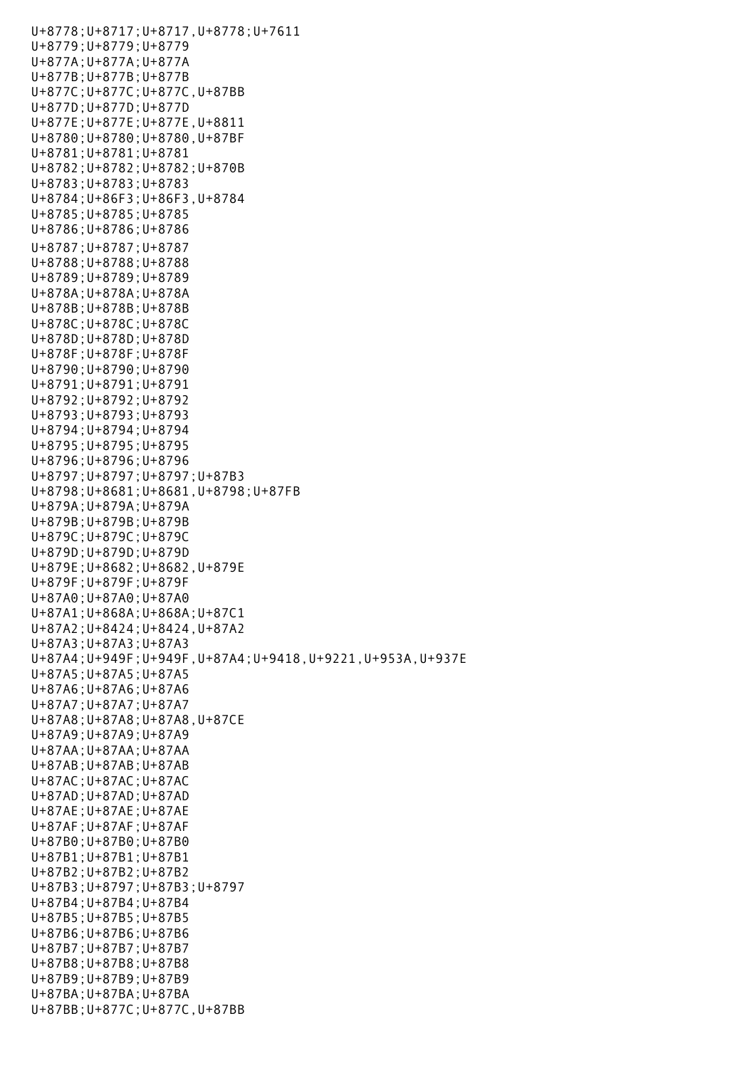U+8778;U+8717;U+8717,U+8778;U+7611
U+8779;U+8779;U+8779
U+877A;U+877A;U+877A
U+877B;U+877B;U+877B
U+877C;U+877C;U+877C,U+87BB
U+877D;U+877D;U+877D
U+877E;U+877E;U+877E,U+8811
U+8780;U+8780;U+8780,U+87BF
U+8781;U+8781;U+8781
U+8782;U+8782;U+8782;U+870B
U+8783;U+8783;U+8783
U+8784;U+86F3;U+86F3,U+8784
U+8785;U+8785;U+8785
U+8786;U+8786;U+8786
U+8787;U+8787;U+8787
U+8788;U+8788;U+8788
U+8789;U+8789;U+8789
U+878A;U+878A;U+878A
U+878B;U+878B;U+878B
U+878C;U+878C;U+878C
U+878D;U+878D;U+878D
U+878F;U+878F;U+878F
U+8790;U+8790;U+8790
U+8791;U+8791;U+8791
U+8792;U+8792;U+8792
U+8793;U+8793;U+8793
U+8794;U+8794;U+8794
U+8795;U+8795;U+8795
U+8796;U+8796;U+8796
U+8797;U+8797;U+8797;U+87B3
U+8798;U+8681;U+8681,U+8798;U+87FB
U+879A;U+879A;U+879A
U+879B;U+879B;U+879B
U+879C;U+879C;U+879C
U+879D;U+879D;U+879D
U+879E;U+8682;U+8682,U+879E
U+879F;U+879F;U+879F
U+87A0;U+87A0;U+87A0
U+87A1;U+868A;U+868A;U+87C1
U+87A2;U+8424;U+8424,U+87A2
U+87A3;U+87A3;U+87A3
U+87A4;U+949F;U+949F,U+87A4;U+9418,U+9221,U+953A,U+937E
U+87A5;U+87A5;U+87A5
U+87A6;U+87A6;U+87A6
U+87A7;U+87A7;U+87A7
U+87A8;U+87A8;U+87A8,U+87CE
U+87A9;U+87A9;U+87A9
U+87AA;U+87AA;U+87AA
U+87AB;U+87AB;U+87AB
U+87AC;U+87AC;U+87AC
U+87AD;U+87AD;U+87AD
U+87AE;U+87AE;U+87AE
U+87AF;U+87AF;U+87AF
U+87B0;U+87B0;U+87B0
U+87B1;U+87B1;U+87B1
U+87B2;U+87B2;U+87B2
U+87B3;U+8797;U+87B3;U+8797
U+87B4;U+87B4;U+87B4
U+87B5;U+87B5;U+87B5
U+87B6;U+87B6;U+87B6
U+87B7;U+87B7;U+87B7
U+87B8;U+87B8;U+87B8
U+87B9;U+87B9;U+87B9
U+87BA;U+87BA;U+87BA
U+87BB;U+877C;U+877C,U+87BB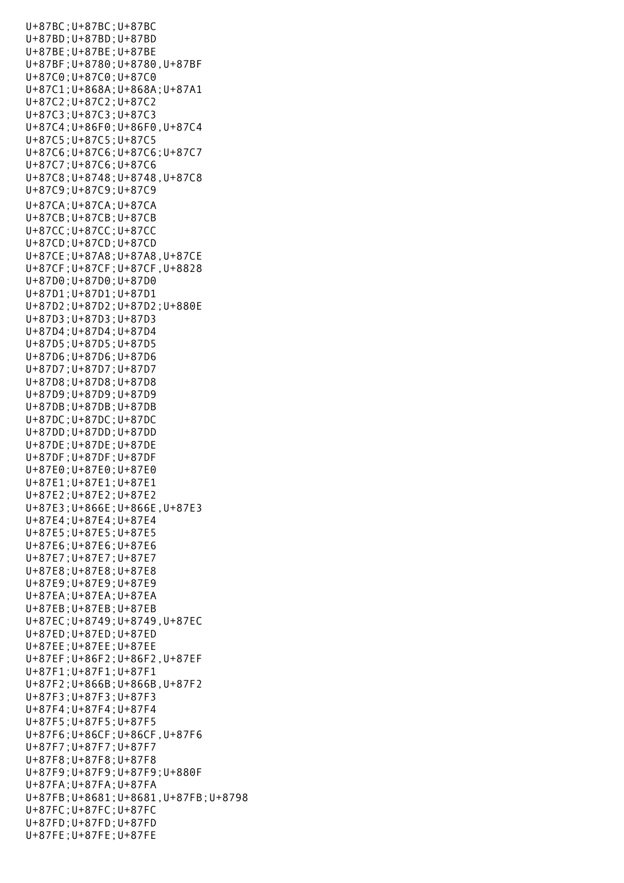```
U+87BC;U+87BC;U+87BC
U+87BD;U+87BD;U+87BD
U+87BE;U+87BE;U+87BE
U+87BF;U+8780;U+8780,U+87BF
U+87C0;U+87C0;U+87C0
U+87C1;U+868A;U+868A;U+87A1
U+87C2;U+87C2;U+87C2
U+87C3;U+87C3;U+87C3
U+87C4;U+86F0;U+86F0,U+87C4
U+87C5;U+87C5;U+87C5
U+87C6;U+87C6;U+87C6;U+87C7
U+87C7;U+87C6;U+87C6
U+87C8;U+8748;U+8748,U+87C8
U+87C9;U+87C9;U+87C9
U+87CA;U+87CA;U+87CA
U+87CB;U+87CB;U+87CB
U+87CC;U+87CC;U+87CC
U+87CD;U+87CD;U+87CD
U+87CE;U+87A8;U+87A8,U+87CE
U+87CF;U+87CF;U+87CF,U+8828
U+87D0;U+87D0;U+87D0
U+87D1;U+87D1;U+87D1
U+87D2;U+87D2;U+87D2;U+880E
U+87D3;U+87D3;U+87D3
U+87D4;U+87D4;U+87D4
U+87D5;U+87D5;U+87D5
U+87D6;U+87D6;U+87D6
U+87D7;U+87D7;U+87D7
U+87D8;U+87D8;U+87D8
U+87D9;U+87D9;U+87D9
U+87DB;U+87DB;U+87DB
U+87DC;U+87DC;U+87DC
U+87DD;U+87DD;U+87DD
U+87DE;U+87DE;U+87DE
U+87DF;U+87DF;U+87DF
U+87E0;U+87E0;U+87E0
U+87E1;U+87E1;U+87E1
U+87E2;U+87E2;U+87E2
U+87E3;U+866E;U+866E,U+87E3
U+87E4;U+87E4;U+87E4
U+87E5;U+87E5;U+87E5
U+87E6;U+87E6;U+87E6
U+87E7;U+87E7;U+87E7
U+87E8;U+87E8;U+87E8
U+87E9;U+87E9;U+87E9
U+87EA;U+87EA;U+87EA
U+87EB;U+87EB;U+87EB
U+87EC;U+8749;U+8749,U+87EC
U+87ED;U+87ED;U+87ED
U+87EE;U+87EE;U+87EE
U+87EF;U+86F2;U+86F2,U+87EF
U+87F1;U+87F1;U+87F1
U+87F2;U+866B;U+866B,U+87F2
U+87F3;U+87F3;U+87F3
U+87F4;U+87F4;U+87F4
U+87F5;U+87F5;U+87F5
U+87F6;U+86CF;U+86CF,U+87F6
U+87F7;U+87F7;U+87F7
U+87F8;U+87F8;U+87F8
U+87F9;U+87F9;U+87F9;U+880F
U+87FA;U+87FA;U+87FA
U+87FB;U+8681;U+8681,U+87FB;U+8798
U+87FC;U+87FC;U+87FC
U+87FD;U+87FD;U+87FD
U+87FE;U+87FE;U+87FE
```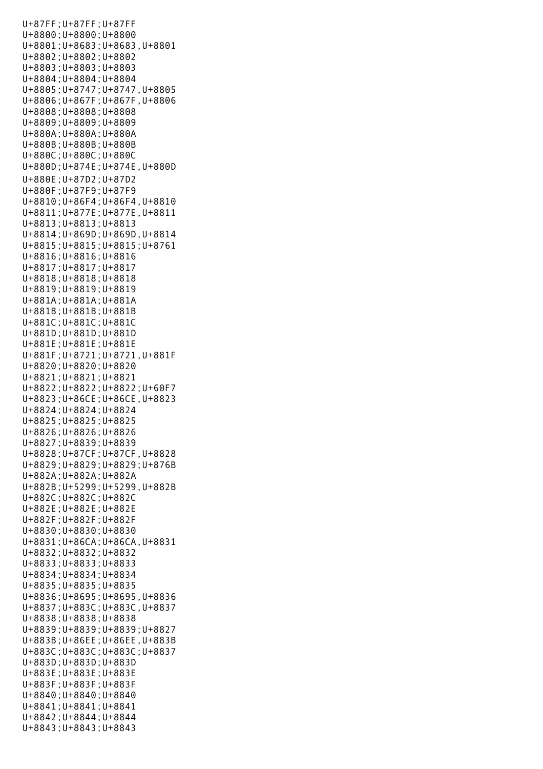U+87FF;U+87FF;U+87FF
U+8800;U+8800;U+8800
U+8801;U+8683;U+8683,U+8801
U+8802;U+8802;U+8802
U+8803;U+8803;U+8803
U+8804;U+8804;U+8804
U+8805;U+8747;U+8747,U+8805
U+8806;U+867F;U+867F,U+8806
U+8808;U+8808;U+8808
U+8809;U+8809;U+8809
U+880A;U+880A;U+880A
U+880B;U+880B;U+880B
U+880C;U+880C;U+880C
U+880D;U+874E;U+874E,U+880D
U+880E;U+87D2;U+87D2
U+880F;U+87F9;U+87F9
U+8810;U+86F4;U+86F4,U+8810
U+8811;U+877E;U+877E,U+8811
U+8813;U+8813;U+8813
U+8814;U+869D;U+869D,U+8814
U+8815;U+8815;U+8815;U+8761
U+8816;U+8816;U+8816
U+8817;U+8817;U+8817
U+8818;U+8818;U+8818
U+8819;U+8819;U+8819
U+881A;U+881A;U+881A
U+881B;U+881B;U+881B
U+881C;U+881C;U+881C
U+881D;U+881D;U+881D
U+881E;U+881E;U+881E
U+881F;U+8721;U+8721,U+881F
U+8820;U+8820;U+8820
U+8821;U+8821;U+8821
U+8822;U+8822;U+8822;U+60F7
U+8823;U+86CE;U+86CE,U+8823
U+8824;U+8824;U+8824
U+8825;U+8825;U+8825
U+8826;U+8826;U+8826
U+8827;U+8839;U+8839
U+8828;U+87CF;U+87CF,U+8828
U+8829;U+8829;U+8829;U+876B
U+882A;U+882A;U+882A
U+882B;U+5299;U+5299,U+882B
U+882C;U+882C;U+882C
U+882E;U+882E;U+882E
U+882F;U+882F;U+882F
U+8830;U+8830;U+8830
U+8831;U+86CA;U+86CA,U+8831
U+8832;U+8832;U+8832
U+8833;U+8833;U+8833
U+8834;U+8834;U+8834
U+8835;U+8835;U+8835
U+8836;U+8695;U+8695,U+8836
U+8837;U+883C;U+883C,U+8837
U+8838;U+8838;U+8838
U+8839;U+8839;U+8839;U+8827
U+883B;U+86EE;U+86EE,U+883B
U+883C;U+883C;U+883C;U+8837
U+883D;U+883D;U+883D
U+883E;U+883E;U+883E
U+883F;U+883F;U+883F
U+8840;U+8840;U+8840
U+8841;U+8841;U+8841
U+8842;U+8844;U+8844
U+8843;U+8843;U+8843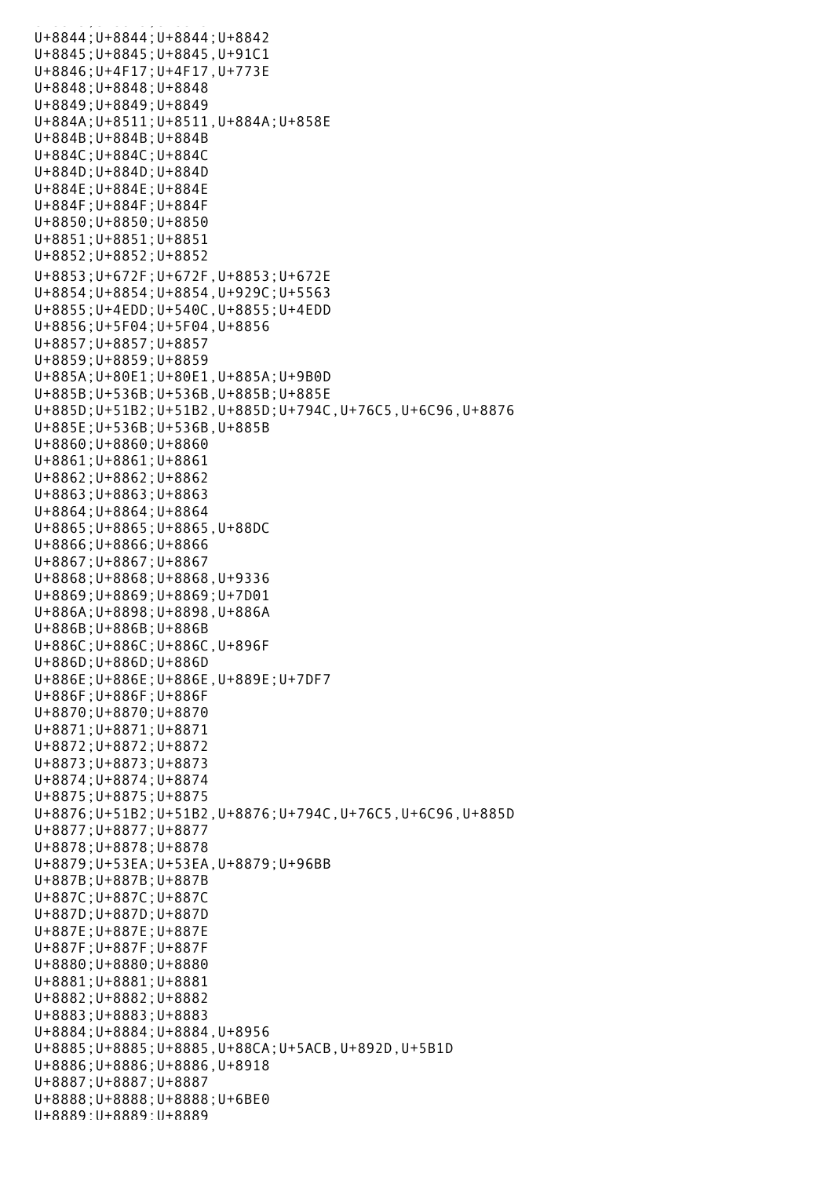U+8844;U+8844;U+8844;U+8842
U+8845;U+8845;U+8845,U+91C1
U+8846;U+4F17;U+4F17,U+773E
U+8848;U+8848;U+8848
U+8849;U+8849;U+8849
U+884A;U+8511;U+8511,U+884A;U+858E
U+884B;U+884B;U+884B
U+884C;U+884C;U+884C
U+884D;U+884D;U+884D
U+884E;U+884E;U+884E
U+884F;U+884F;U+884F
U+8850;U+8850;U+8850
U+8851;U+8851;U+8851
U+8852;U+8852;U+8852
U+8853;U+672F;U+672F,U+8853;U+672E
U+8854;U+8854;U+8854,U+929C;U+5563
U+8855;U+4EDD;U+540C,U+8855;U+4EDD
U+8856;U+5F04;U+5F04,U+8856
U+8857;U+8857;U+8857
U+8859;U+8859;U+8859
U+885A;U+80E1;U+80E1,U+885A;U+9B0D
U+885B;U+536B;U+536B,U+885B;U+885E
U+885D;U+51B2;U+51B2,U+885D;U+794C,U+76C5,U+6C96,U+8876
U+885E;U+536B;U+536B,U+885B
U+8860;U+8860;U+8860
U+8861;U+8861;U+8861
U+8862;U+8862;U+8862
U+8863;U+8863;U+8863
U+8864;U+8864;U+8864
U+8865;U+8865;U+8865,U+88DC
U+8866;U+8866;U+8866
U+8867;U+8867;U+8867
U+8868;U+8868;U+8868,U+9336
U+8869;U+8869;U+8869;U+7D01
U+886A;U+8898;U+8898,U+886A
U+886B;U+886B;U+886B
U+886C;U+886C;U+886C,U+896F
U+886D;U+886D;U+886D
U+886E;U+886E;U+886E,U+889E;U+7DF7
U+886F;U+886F;U+886F
U+8870;U+8870;U+8870
U+8871;U+8871;U+8871
U+8872;U+8872;U+8872
U+8873;U+8873;U+8873
U+8874;U+8874;U+8874
U+8875;U+8875;U+8875
U+8876;U+51B2;U+51B2,U+8876;U+794C,U+76C5,U+6C96,U+885D
U+8877;U+8877;U+8877
U+8878;U+8878;U+8878
U+8879;U+53EA;U+53EA,U+8879;U+96BB
U+887B;U+887B;U+887B
U+887C;U+887C;U+887C
U+887D;U+887D;U+887D
U+887E;U+887E;U+887E
U+887F;U+887F;U+887F
U+8880;U+8880;U+8880
U+8881;U+8881;U+8881
U+8882;U+8882;U+8882
U+8883;U+8883;U+8883
U+8884;U+8884;U+8884,U+8956
U+8885;U+8885;U+8885,U+88CA;U+5ACB,U+892D,U+5B1D
U+8886;U+8886;U+8886,U+8918
U+8887;U+8887;U+8887
U+8888;U+8888;U+8888;U+6BE0
U+8889;U+8889;U+8889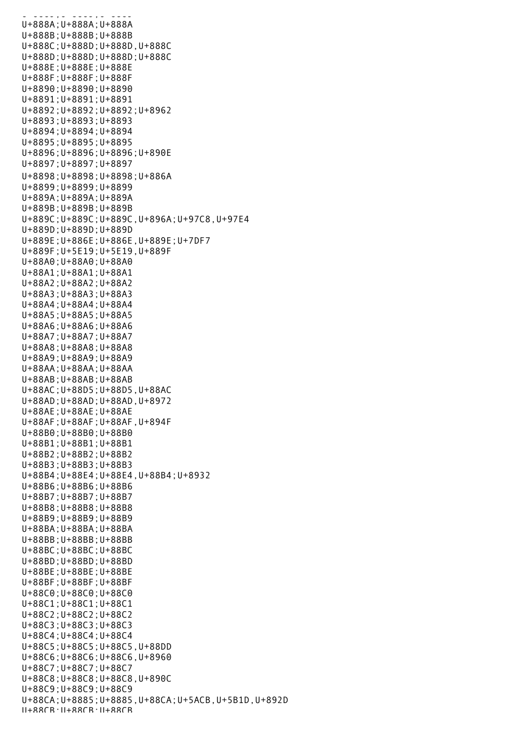U+888A;U+888A;U+888A
U+888B;U+888B;U+888B
U+888C;U+888D;U+888D,U+888C
U+888D;U+888D;U+888D;U+888C
U+888E;U+888E;U+888E
U+888F;U+888F;U+888F
U+8890;U+8890;U+8890
U+8891;U+8891;U+8891
U+8892;U+8892;U+8892;U+8962
U+8893;U+8893;U+8893
U+8894;U+8894;U+8894
U+8895;U+8895;U+8895
U+8896;U+8896;U+8896;U+890E
U+8897;U+8897;U+8897
U+8898;U+8898;U+8898;U+886A
U+8899;U+8899;U+8899
U+889A;U+889A;U+889A
U+889B;U+889B;U+889B
U+889C;U+889C;U+889C,U+896A;U+97C8,U+97E4
U+889D;U+889D;U+889D
U+889E;U+886E;U+886E,U+889E;U+7DF7
U+889F;U+5E19;U+5E19,U+889F
U+88A0;U+88A0;U+88A0
U+88A1;U+88A1;U+88A1
U+88A2;U+88A2;U+88A2
U+88A3;U+88A3;U+88A3
U+88A4;U+88A4;U+88A4
U+88A5;U+88A5;U+88A5
U+88A6;U+88A6;U+88A6
U+88A7;U+88A7;U+88A7
U+88A8;U+88A8;U+88A8
U+88A9;U+88A9;U+88A9
U+88AA;U+88AA;U+88AA
U+88AB;U+88AB;U+88AB
U+88AC;U+88D5;U+88D5,U+88AC
U+88AD;U+88AD;U+88AD,U+8972
U+88AE;U+88AE;U+88AE
U+88AF;U+88AF;U+88AF,U+894F
U+88B0;U+88B0;U+88B0
U+88B1;U+88B1;U+88B1
U+88B2;U+88B2;U+88B2
U+88B3;U+88B3;U+88B3
U+88B4;U+88E4;U+88E4,U+88B4;U+8932
U+88B6;U+88B6;U+88B6
U+88B7;U+88B7;U+88B7
U+88B8;U+88B8;U+88B8
U+88B9;U+88B9;U+88B9
U+88BA;U+88BA;U+88BA
U+88BB;U+88BB;U+88BB
U+88BC;U+88BC;U+88BC
U+88BD;U+88BD;U+88BD
U+88BE;U+88BE;U+88BE
U+88BF;U+88BF;U+88BF
U+88C0;U+88C0;U+88C0
U+88C1;U+88C1;U+88C1
U+88C2;U+88C2;U+88C2
U+88C3;U+88C3;U+88C3
U+88C4;U+88C4;U+88C4
U+88C5;U+88C5;U+88C5,U+88DD
U+88C6;U+88C6;U+88C6,U+8960
U+88C7;U+88C7;U+88C7
U+88C8;U+88C8;U+88C8,U+890C
U+88C9;U+88C9;U+88C9
U+88CA;U+8885;U+8885,U+88CA;U+5ACB,U+5B1D,U+892D
U+88CB;U+88CB;U+88CB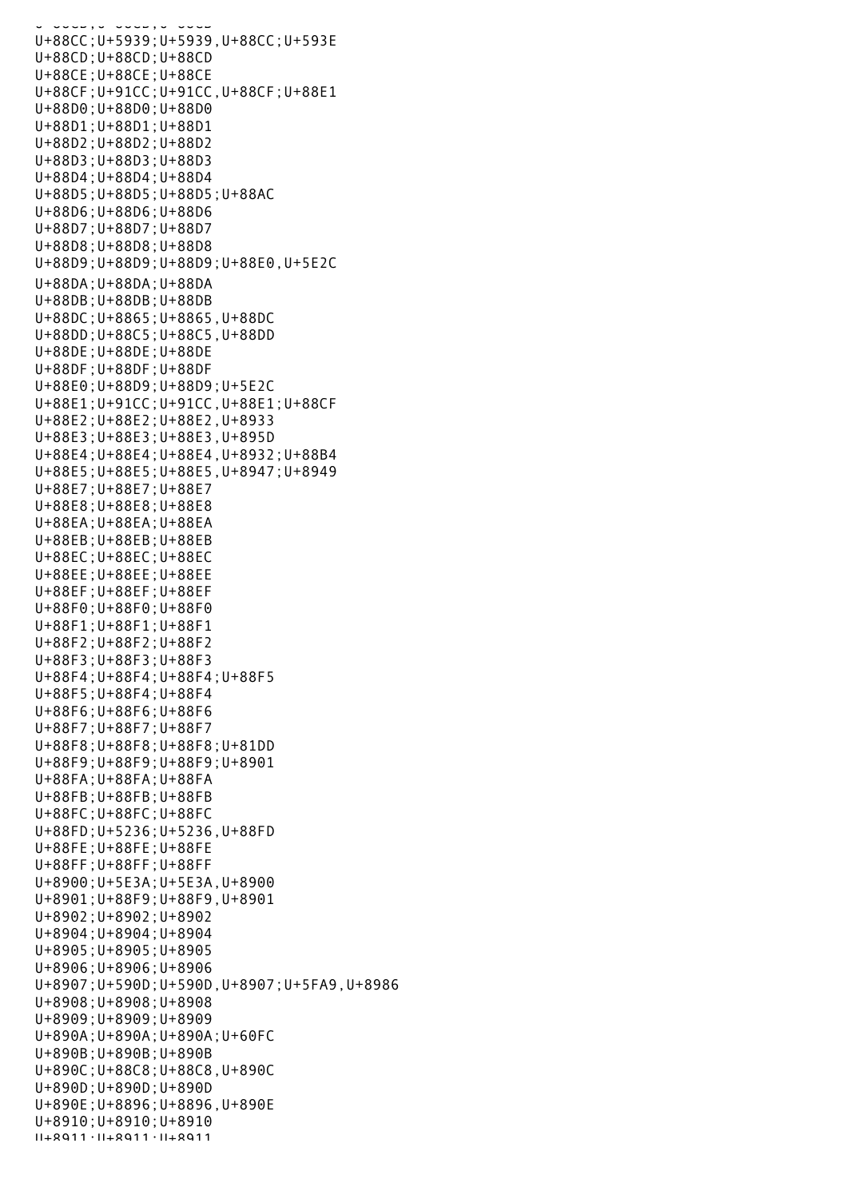U+88CC;U+5939;U+5939,U+88CC;U+593E
U+88CD;U+88CD;U+88CD
U+88CE;U+88CE;U+88CE
U+88CF;U+91CC;U+91CC,U+88CF;U+88E1
U+88D0;U+88D0;U+88D0
U+88D1;U+88D1;U+88D1
U+88D2;U+88D2;U+88D2
U+88D3;U+88D3;U+88D3
U+88D4;U+88D4;U+88D4
U+88D5;U+88D5;U+88D5;U+88AC
U+88D6;U+88D6;U+88D6
U+88D7;U+88D7;U+88D7
U+88D8;U+88D8;U+88D8
U+88D9;U+88D9;U+88D9;U+88E0,U+5E2C
U+88DA;U+88DA;U+88DA
U+88DB;U+88DB;U+88DB
U+88DC;U+8865;U+8865,U+88DC
U+88DD;U+88C5;U+88C5,U+88DD
U+88DE;U+88DE;U+88DE
U+88DF;U+88DF;U+88DF
U+88E0;U+88D9;U+88D9;U+5E2C
U+88E1;U+91CC;U+91CC,U+88E1;U+88CF
U+88E2;U+88E2;U+88E2,U+8933
U+88E3;U+88E3;U+88E3,U+895D
U+88E4;U+88E4;U+88E4,U+8932;U+88B4
U+88E5;U+88E5;U+88E5,U+8947;U+8949
U+88E7;U+88E7;U+88E7
U+88E8;U+88E8;U+88E8
U+88EA;U+88EA;U+88EA
U+88EB;U+88EB;U+88EB
U+88EC;U+88EC;U+88EC
U+88EE;U+88EE;U+88EE
U+88EF;U+88EF;U+88EF
U+88F0;U+88F0;U+88F0
U+88F1;U+88F1;U+88F1
U+88F2;U+88F2;U+88F2
U+88F3;U+88F3;U+88F3
U+88F4;U+88F4;U+88F4;U+88F5
U+88F5;U+88F4;U+88F4
U+88F6;U+88F6;U+88F6
U+88F7;U+88F7;U+88F7
U+88F8;U+88F8;U+88F8;U+81DD
U+88F9;U+88F9;U+88F9;U+8901
U+88FA;U+88FA;U+88FA
U+88FB;U+88FB;U+88FB
U+88FC;U+88FC;U+88FC
U+88FD;U+5236;U+5236,U+88FD
U+88FE;U+88FE;U+88FE
U+88FF;U+88FF;U+88FF
U+8900;U+5E3A;U+5E3A,U+8900
U+8901;U+88F9;U+88F9,U+8901
U+8902;U+8902;U+8902
U+8904;U+8904;U+8904
U+8905;U+8905;U+8905
U+8906;U+8906;U+8906
U+8907;U+590D;U+590D,U+8907;U+5FA9,U+8986
U+8908;U+8908;U+8908
U+8909;U+8909;U+8909
U+890A;U+890A;U+890A;U+60FC
U+890B;U+890B;U+890B
U+890C;U+88C8;U+88C8,U+890C
U+890D;U+890D;U+890D
U+890E;U+8896;U+8896,U+890E
U+8910;U+8910;U+8910
U+8911;U+8911;U+8911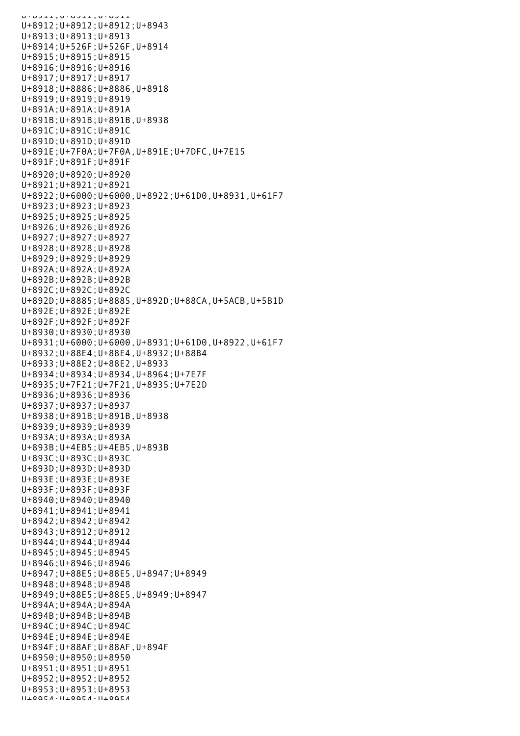U+8912;U+8912;U+8912;U+8943
U+8913;U+8913;U+8913
U+8914;U+526F;U+526F,U+8914
U+8915;U+8915;U+8915
U+8916;U+8916;U+8916
U+8917;U+8917;U+8917
U+8918;U+8886;U+8886,U+8918
U+8919;U+8919;U+8919
U+891A;U+891A;U+891A
U+891B;U+891B;U+891B,U+8938
U+891C;U+891C;U+891C
U+891D;U+891D;U+891D
U+891E;U+7F0A;U+7F0A,U+891E;U+7DFC,U+7E15
U+891F;U+891F;U+891F
U+8920;U+8920;U+8920
U+8921;U+8921;U+8921
U+8922;U+6000;U+6000,U+8922;U+61D0,U+8931,U+61F7
U+8923;U+8923;U+8923
U+8925;U+8925;U+8925
U+8926;U+8926;U+8926
U+8927;U+8927;U+8927
U+8928;U+8928;U+8928
U+8929;U+8929;U+8929
U+892A;U+892A;U+892A
U+892B;U+892B;U+892B
U+892C;U+892C;U+892C
U+892D;U+8885;U+8885,U+892D;U+88CA,U+5ACB,U+5B1D
U+892E;U+892E;U+892E
U+892F;U+892F;U+892F
U+8930;U+8930;U+8930
U+8931;U+6000;U+6000,U+8931;U+61D0,U+8922,U+61F7
U+8932;U+88E4;U+88E4,U+8932;U+88B4
U+8933;U+88E2;U+88E2,U+8933
U+8934;U+8934;U+8934,U+8964;U+7E7F
U+8935;U+7F21;U+7F21,U+8935;U+7E2D
U+8936;U+8936;U+8936
U+8937;U+8937;U+8937
U+8938;U+891B;U+891B,U+8938
U+8939;U+8939;U+8939
U+893A;U+893A;U+893A
U+893B;U+4EB5;U+4EB5,U+893B
U+893C;U+893C;U+893C
U+893D;U+893D;U+893D
U+893E;U+893E;U+893E
U+893F;U+893F;U+893F
U+8940;U+8940;U+8940
U+8941;U+8941;U+8941
U+8942;U+8942;U+8942
U+8943;U+8912;U+8912
U+8944;U+8944;U+8944
U+8945;U+8945;U+8945
U+8946;U+8946;U+8946
U+8947;U+88E5;U+88E5,U+8947;U+8949
U+8948;U+8948;U+8948
U+8949;U+88E5;U+88E5,U+8949;U+8947
U+894A;U+894A;U+894A
U+894B;U+894B;U+894B
U+894C;U+894C;U+894C
U+894E;U+894E;U+894E
U+894F;U+88AF;U+88AF,U+894F
U+8950;U+8950;U+8950
U+8951;U+8951;U+8951
U+8952;U+8952;U+8952
U+8953;U+8953;U+8953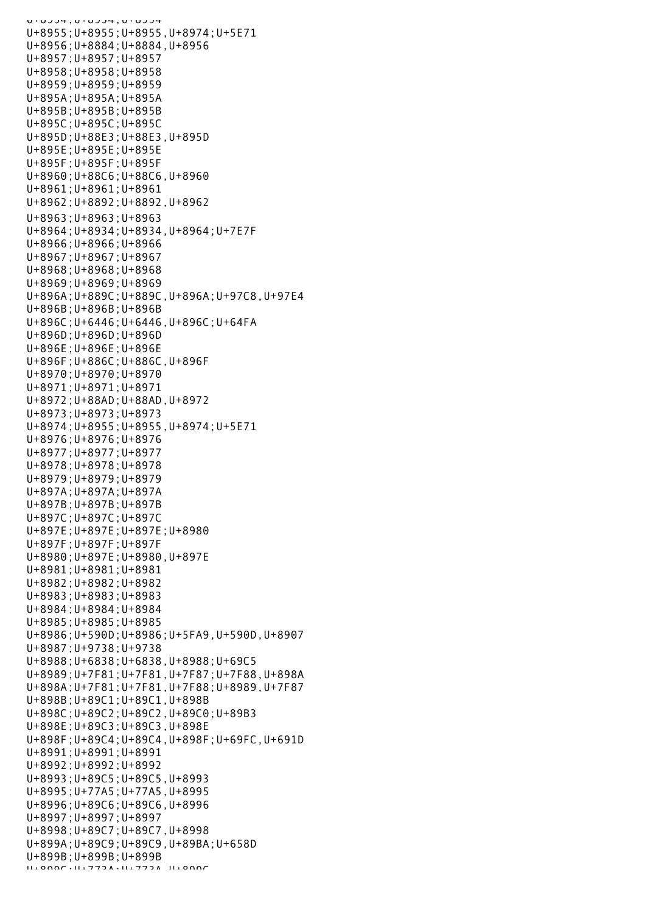U+8955;U+8955;U+8955,U+8974;U+5E71
U+8956;U+8884;U+8884,U+8956
U+8957;U+8957;U+8957
U+8958;U+8958;U+8958
U+8959;U+8959;U+8959
U+895A;U+895A;U+895A
U+895B;U+895B;U+895B
U+895C;U+895C;U+895C
U+895D;U+88E3;U+88E3,U+895D
U+895E;U+895E;U+895E
U+895F;U+895F;U+895F
U+8960;U+88C6;U+88C6,U+8960
U+8961;U+8961;U+8961
U+8962;U+8892;U+8892,U+8962
U+8963;U+8963;U+8963
U+8964;U+8934;U+8934,U+8964;U+7E7F
U+8966;U+8966;U+8966
U+8967;U+8967;U+8967
U+8968;U+8968;U+8968
U+8969;U+8969;U+8969
U+896A;U+889C;U+889C,U+896A;U+97C8,U+97E4
U+896B;U+896B;U+896B
U+896C;U+6446;U+6446,U+896C;U+64FA
U+896D;U+896D;U+896D
U+896E;U+896E;U+896E
U+896F;U+886C;U+886C,U+896F
U+8970;U+8970;U+8970
U+8971;U+8971;U+8971
U+8972;U+88AD;U+88AD,U+8972
U+8973;U+8973;U+8973
U+8974;U+8955;U+8955,U+8974;U+5E71
U+8976;U+8976;U+8976
U+8977;U+8977;U+8977
U+8978;U+8978;U+8978
U+8979;U+8979;U+8979
U+897A;U+897A;U+897A
U+897B;U+897B;U+897B
U+897C;U+897C;U+897C
U+897E;U+897E;U+897E;U+8980
U+897F;U+897F;U+897F
U+8980;U+897E;U+8980,U+897E
U+8981;U+8981;U+8981
U+8982;U+8982;U+8982
U+8983;U+8983;U+8983
U+8984;U+8984;U+8984
U+8985;U+8985;U+8985
U+8986;U+590D;U+8986;U+5FA9,U+590D,U+8907
U+8987;U+9738;U+9738
U+8988;U+6838;U+6838,U+8988;U+69C5
U+8989;U+7F81;U+7F81,U+7F87;U+7F88,U+898A
U+898A;U+7F81;U+7F81,U+7F88;U+8989,U+7F87
U+898B;U+89C1;U+89C1,U+898B
U+898C;U+89C2;U+89C2,U+89C0;U+89B3
U+898E;U+89C3;U+89C3,U+898E
U+898F;U+89C4;U+89C4,U+898F;U+69FC,U+691D
U+8991;U+8991;U+8991
U+8992;U+8992;U+8992
U+8993;U+89C5;U+89C5,U+8993
U+8995;U+77A5;U+77A5,U+8995
U+8996;U+89C6;U+89C6,U+8996
U+8997;U+8997;U+8997
U+8998;U+89C7;U+89C7,U+8998
U+899A;U+89C9;U+89C9,U+89BA;U+658D
U+899B;U+899B;U+899B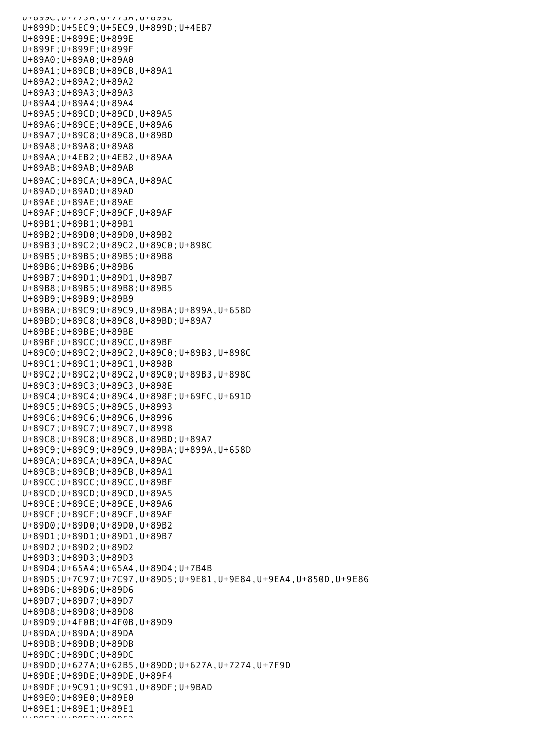U+899C;U+773A;U+773A,U+899C
U+899D;U+5EC9;U+5EC9,U+899D;U+4EB7
U+899E;U+899E;U+899E
U+899F;U+899F;U+899F
U+89A0;U+89A0;U+89A0
U+89A1;U+89CB;U+89CB,U+89A1
U+89A2;U+89A2;U+89A2
U+89A3;U+89A3;U+89A3
U+89A4;U+89A4;U+89A4
U+89A5;U+89CD;U+89CD,U+89A5
U+89A6;U+89CE;U+89CE,U+89A6
U+89A7;U+89C8;U+89C8,U+89BD
U+89A8;U+89A8;U+89A8
U+89AA;U+4EB2;U+4EB2,U+89AA
U+89AB;U+89AB;U+89AB
U+89AC;U+89CA;U+89CA,U+89AC
U+89AD;U+89AD;U+89AD
U+89AE;U+89AE;U+89AE
U+89AF;U+89CF;U+89CF,U+89AF
U+89B1;U+89B1;U+89B1
U+89B2;U+89D0;U+89D0,U+89B2
U+89B3;U+89C2;U+89C2,U+89C0;U+898C
U+89B5;U+89B5;U+89B5;U+89B8
U+89B6;U+89B6;U+89B6
U+89B7;U+89D1;U+89D1,U+89B7
U+89B8;U+89B5;U+89B8;U+89B5
U+89B9;U+89B9;U+89B9
U+89BA;U+89C9;U+89C9,U+89BA;U+899A,U+658D
U+89BD;U+89C8;U+89C8,U+89BD;U+89A7
U+89BE;U+89BE;U+89BE
U+89BF;U+89CC;U+89CC,U+89BF
U+89C0;U+89C2;U+89C2,U+89C0;U+89B3,U+898C
U+89C1;U+89C1;U+89C1,U+898B
U+89C2;U+89C2;U+89C2,U+89C0;U+89B3,U+898C
U+89C3;U+89C3;U+89C3,U+898E
U+89C4;U+89C4;U+89C4,U+898F;U+69FC,U+691D
U+89C5;U+89C5;U+89C5,U+8993
U+89C6;U+89C6;U+89C6,U+8996
U+89C7;U+89C7;U+89C7,U+8998
U+89C8;U+89C8;U+89C8,U+89BD;U+89A7
U+89C9;U+89C9;U+89C9,U+89BA;U+899A,U+658D
U+89CA;U+89CA;U+89CA,U+89AC
U+89CB;U+89CB;U+89CB,U+89A1
U+89CC;U+89CC;U+89CC,U+89BF
U+89CD;U+89CD;U+89CD,U+89A5
U+89CE;U+89CE;U+89CE,U+89A6
U+89CF;U+89CF;U+89CF,U+89AF
U+89D0;U+89D0;U+89D0,U+89B2
U+89D1;U+89D1;U+89D1,U+89B7
U+89D2;U+89D2;U+89D2
U+89D3;U+89D3;U+89D3
U+89D4;U+65A4;U+65A4,U+89D4;U+7B4B
U+89D5;U+7C97;U+7C97,U+89D5;U+9E81,U+9E84,U+9EA4,U+850D,U+9E86
U+89D6;U+89D6;U+89D6
U+89D7;U+89D7;U+89D7
U+89D8;U+89D8;U+89D8
U+89D9;U+4F0B;U+4F0B,U+89D9
U+89DA;U+89DA;U+89DA
U+89DB;U+89DB;U+89DB
U+89DC;U+89DC;U+89DC
U+89DD;U+627A;U+62B5,U+89DD;U+627A,U+7274,U+7F9D
U+89DE;U+89DE;U+89DE,U+89F4
U+89DF;U+9C91;U+9C91,U+89DF;U+9BAD
U+89E0;U+89E0;U+89E0
U+89E1;U+89E1;U+89E1
U+89E2;U+89E2;U+89E2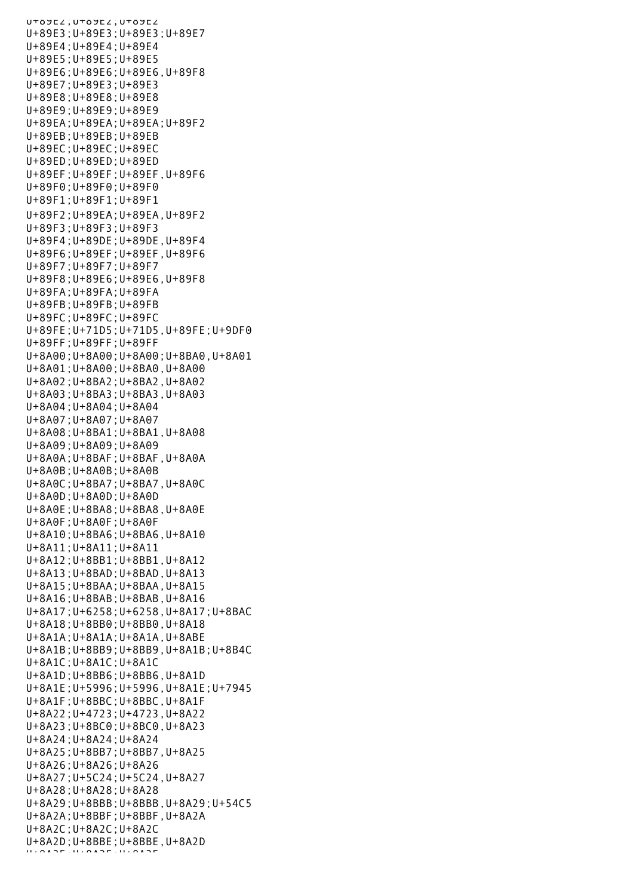U+89E2;U+89E2;U+89E2
U+89E3;U+89E3;U+89E3;U+89E7
U+89E4;U+89E4;U+89E4
U+89E5;U+89E5;U+89E5
U+89E6;U+89E6;U+89E6,U+89F8
U+89E7;U+89E3;U+89E3
U+89E8;U+89E8;U+89E8
U+89E9;U+89E9;U+89E9
U+89EA;U+89EA;U+89EA;U+89F2
U+89EB;U+89EB;U+89EB
U+89EC;U+89EC;U+89EC
U+89ED;U+89ED;U+89ED
U+89EF;U+89EF;U+89EF,U+89F6
U+89F0;U+89F0;U+89F0
U+89F1;U+89F1;U+89F1
U+89F2;U+89EA;U+89EA,U+89F2
U+89F3;U+89F3;U+89F3
U+89F4;U+89DE;U+89DE,U+89F4
U+89F6;U+89EF;U+89EF,U+89F6
U+89F7;U+89F7;U+89F7
U+89F8;U+89E6;U+89E6,U+89F8
U+89FA;U+89FA;U+89FA
U+89FB;U+89FB;U+89FB
U+89FC;U+89FC;U+89FC
U+89FE;U+71D5;U+71D5,U+89FE;U+9DF0
U+89FF;U+89FF;U+89FF
U+8A00;U+8A00;U+8A00;U+8BA0,U+8A01
U+8A01;U+8A00;U+8BA0,U+8A00
U+8A02;U+8BA2;U+8BA2,U+8A02
U+8A03;U+8BA3;U+8BA3,U+8A03
U+8A04;U+8A04;U+8A04
U+8A07;U+8A07;U+8A07
U+8A08;U+8BA1;U+8BA1,U+8A08
U+8A09;U+8A09;U+8A09
U+8A0A;U+8BAF;U+8BAF,U+8A0A
U+8A0B;U+8A0B;U+8A0B
U+8A0C;U+8BA7;U+8BA7,U+8A0C
U+8A0D;U+8A0D;U+8A0D
U+8A0E;U+8BA8;U+8BA8,U+8A0E
U+8A0F;U+8A0F;U+8A0F
U+8A10;U+8BA6;U+8BA6,U+8A10
U+8A11;U+8A11;U+8A11
U+8A12;U+8BB1;U+8BB1,U+8A12
U+8A13;U+8BAD;U+8BAD,U+8A13
U+8A15;U+8BAA;U+8BAA,U+8A15
U+8A16;U+8BAB;U+8BAB,U+8A16
U+8A17;U+6258;U+6258,U+8A17;U+8BAC
U+8A18;U+8BB0;U+8BB0,U+8A18
U+8A1A;U+8A1A;U+8A1A,U+8ABE
U+8A1B;U+8BB9;U+8BB9,U+8A1B;U+8B4C
U+8A1C;U+8A1C;U+8A1C
U+8A1D;U+8BB6;U+8BB6,U+8A1D
U+8A1E;U+5996;U+5996,U+8A1E;U+7945
U+8A1F;U+8BBC;U+8BBC,U+8A1F
U+8A22;U+4723;U+4723,U+8A22
U+8A23;U+8BC0;U+8BC0,U+8A23
U+8A24;U+8A24;U+8A24
U+8A25;U+8BB7;U+8BB7,U+8A25
U+8A26;U+8A26;U+8A26
U+8A27;U+5C24;U+5C24,U+8A27
U+8A28;U+8A28;U+8A28
U+8A29;U+8BBB;U+8BBB,U+8A29;U+54C5
U+8A2A;U+8BBF;U+8BBF,U+8A2A
U+8A2C;U+8A2C;U+8A2C
U+8A2D;U+8BBE;U+8BBE,U+8A2D
U+8A2E;U+8A2E;U+8A2E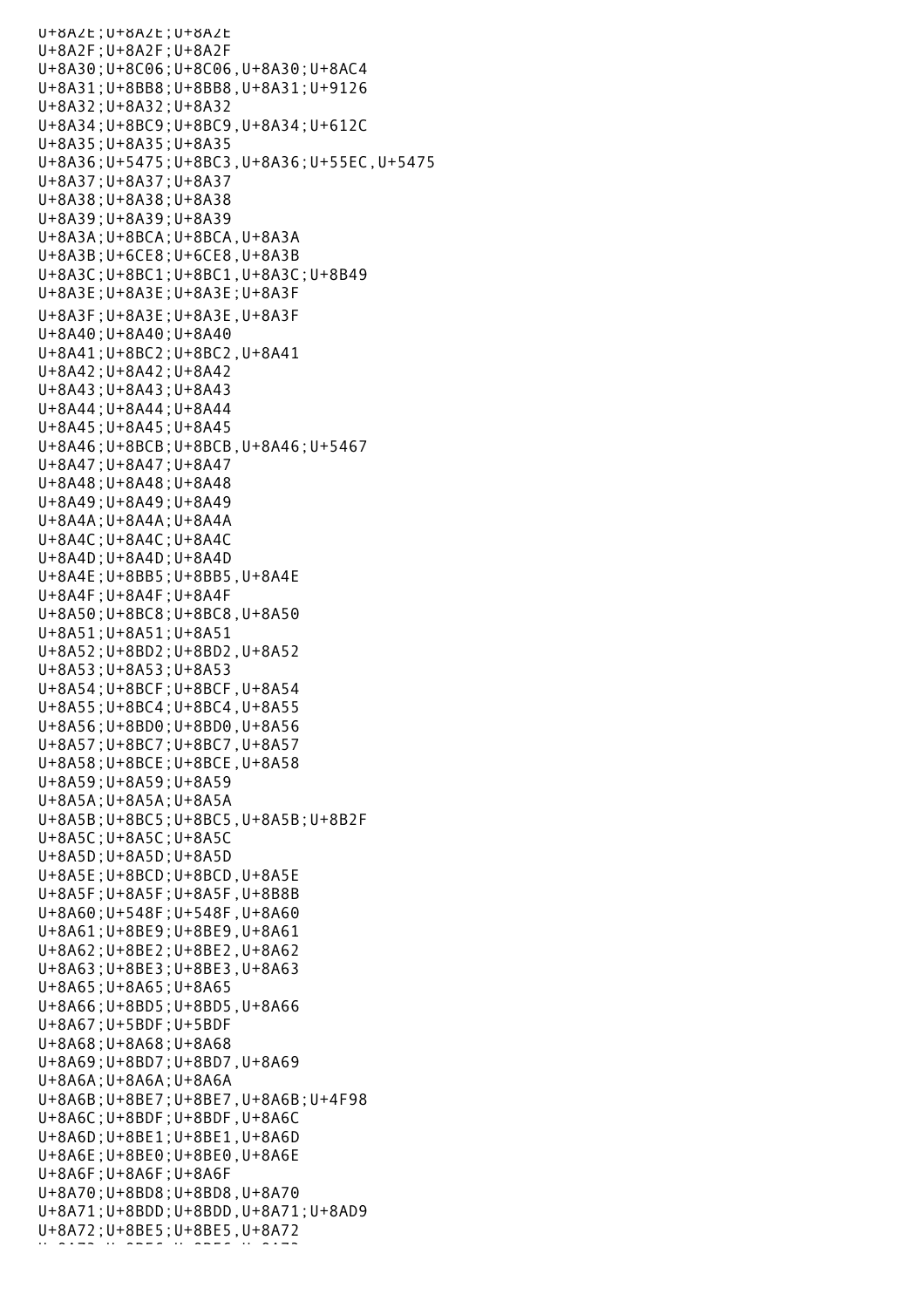U+8A2E;U+8A2E;U+8A2E
U+8A2F;U+8A2F;U+8A2F
U+8A30;U+8C06;U+8C06,U+8A30;U+8AC4
U+8A31;U+8BB8;U+8BB8,U+8A31;U+9126
U+8A32;U+8A32;U+8A32
U+8A34;U+8BC9;U+8BC9,U+8A34;U+612C
U+8A35;U+8A35;U+8A35
U+8A36;U+5475;U+8BC3,U+8A36;U+55EC,U+5475
U+8A37;U+8A37;U+8A37
U+8A38;U+8A38;U+8A38
U+8A39;U+8A39;U+8A39
U+8A3A;U+8BCA;U+8BCA,U+8A3A
U+8A3B;U+6CE8;U+6CE8,U+8A3B
U+8A3C;U+8BC1;U+8BC1,U+8A3C;U+8B49
U+8A3E;U+8A3E;U+8A3E;U+8A3F
U+8A3F;U+8A3E;U+8A3E,U+8A3F
U+8A40;U+8A40;U+8A40
U+8A41;U+8BC2;U+8BC2,U+8A41
U+8A42;U+8A42;U+8A42
U+8A43;U+8A43;U+8A43
U+8A44;U+8A44;U+8A44
U+8A45;U+8A45;U+8A45
U+8A46;U+8BCB;U+8BCB,U+8A46;U+5467
U+8A47;U+8A47;U+8A47
U+8A48;U+8A48;U+8A48
U+8A49;U+8A49;U+8A49
U+8A4A;U+8A4A;U+8A4A
U+8A4C;U+8A4C;U+8A4C
U+8A4D;U+8A4D;U+8A4D
U+8A4E;U+8BB5;U+8BB5,U+8A4E
U+8A4F;U+8A4F;U+8A4F
U+8A50;U+8BC8;U+8BC8,U+8A50
U+8A51;U+8A51;U+8A51
U+8A52;U+8BD2;U+8BD2,U+8A52
U+8A53;U+8A53;U+8A53
U+8A54;U+8BCF;U+8BCF,U+8A54
U+8A55;U+8BC4;U+8BC4,U+8A55
U+8A56;U+8BD0;U+8BD0,U+8A56
U+8A57;U+8BC7;U+8BC7,U+8A57
U+8A58;U+8BCE;U+8BCE,U+8A58
U+8A59;U+8A59;U+8A59
U+8A5A;U+8A5A;U+8A5A
U+8A5B;U+8BC5;U+8BC5,U+8A5B;U+8B2F
U+8A5C;U+8A5C;U+8A5C
U+8A5D;U+8A5D;U+8A5D
U+8A5E;U+8BCD;U+8BCD,U+8A5E
U+8A5F;U+8A5F;U+8A5F,U+8B8B
U+8A60;U+548F;U+548F,U+8A60
U+8A61;U+8BE9;U+8BE9,U+8A61
U+8A62;U+8BE2;U+8BE2,U+8A62
U+8A63;U+8BE3;U+8BE3,U+8A63
U+8A65;U+8A65;U+8A65
U+8A66;U+8BD5;U+8BD5,U+8A66
U+8A67;U+5BDF;U+5BDF
U+8A68;U+8A68;U+8A68
U+8A69;U+8BD7;U+8BD7,U+8A69
U+8A6A;U+8A6A;U+8A6A
U+8A6B;U+8BE7;U+8BE7,U+8A6B;U+4F98
U+8A6C;U+8BDF;U+8BDF,U+8A6C
U+8A6D;U+8BE1;U+8BE1,U+8A6D
U+8A6E;U+8BE0;U+8BE0,U+8A6E
U+8A6F;U+8A6F;U+8A6F
U+8A70;U+8BD8;U+8BD8,U+8A70
U+8A71;U+8BDD;U+8BDD,U+8A71;U+8AD9
U+8A72;U+8BE5;U+8BE5,U+8A72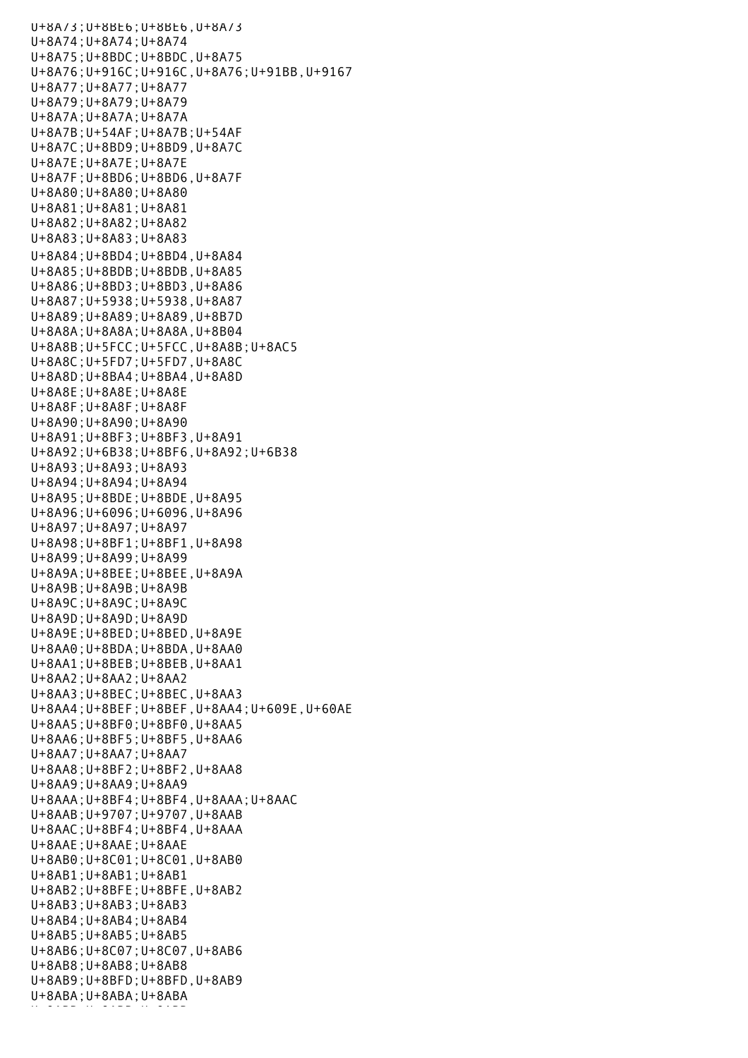U+8A73;U+8BE6;U+8BE6,U+8A73
U+8A74;U+8A74;U+8A74
U+8A75;U+8BDC;U+8BDC,U+8A75
U+8A76;U+916C;U+916C,U+8A76;U+91BB,U+9167
U+8A77;U+8A77;U+8A77
U+8A79;U+8A79;U+8A79
U+8A7A;U+8A7A;U+8A7A
U+8A7B;U+54AF;U+8A7B;U+54AF
U+8A7C;U+8BD9;U+8BD9,U+8A7C
U+8A7E;U+8A7E;U+8A7E
U+8A7F;U+8BD6;U+8BD6,U+8A7F
U+8A80;U+8A80;U+8A80
U+8A81;U+8A81;U+8A81
U+8A82;U+8A82;U+8A82
U+8A83;U+8A83;U+8A83
U+8A84;U+8BD4;U+8BD4,U+8A84
U+8A85;U+8BDB;U+8BDB,U+8A85
U+8A86;U+8BD3;U+8BD3,U+8A86
U+8A87;U+5938;U+5938,U+8A87
U+8A89;U+8A89;U+8A89,U+8B7D
U+8A8A;U+8A8A;U+8A8A,U+8B04
U+8A8B;U+5FCC;U+5FCC,U+8A8B;U+8AC5
U+8A8C;U+5FD7;U+5FD7,U+8A8C
U+8A8D;U+8BA4;U+8BA4,U+8A8D
U+8A8E;U+8A8E;U+8A8E
U+8A8F;U+8A8F;U+8A8F
U+8A90;U+8A90;U+8A90
U+8A91;U+8BF3;U+8BF3,U+8A91
U+8A92;U+6B38;U+8BF6,U+8A92;U+6B38
U+8A93;U+8A93;U+8A93
U+8A94;U+8A94;U+8A94
U+8A95;U+8BDE;U+8BDE,U+8A95
U+8A96;U+6096;U+6096,U+8A96
U+8A97;U+8A97;U+8A97
U+8A98;U+8BF1;U+8BF1,U+8A98
U+8A99;U+8A99;U+8A99
U+8A9A;U+8BEE;U+8BEE,U+8A9A
U+8A9B;U+8A9B;U+8A9B
U+8A9C;U+8A9C;U+8A9C
U+8A9D;U+8A9D;U+8A9D
U+8A9E;U+8BED;U+8BED,U+8A9E
U+8AA0;U+8BDA;U+8BDA,U+8AA0
U+8AA1;U+8BEB;U+8BEB,U+8AA1
U+8AA2;U+8AA2;U+8AA2
U+8AA3;U+8BEC;U+8BEC,U+8AA3
U+8AA4;U+8BEF;U+8BEF,U+8AA4;U+609E,U+60AE
U+8AA5;U+8BF0;U+8BF0,U+8AA5
U+8AA6;U+8BF5;U+8BF5,U+8AA6
U+8AA7;U+8AA7;U+8AA7
U+8AA8;U+8BF2;U+8BF2,U+8AA8
U+8AA9;U+8AA9;U+8AA9
U+8AAA;U+8BF4;U+8BF4,U+8AAA;U+8AAC
U+8AAB;U+9707;U+9707,U+8AAB
U+8AAC;U+8BF4;U+8BF4,U+8AAA
U+8AAE;U+8AAE;U+8AAE
U+8AB0;U+8C01;U+8C01,U+8AB0
U+8AB1;U+8AB1;U+8AB1
U+8AB2;U+8BFE;U+8BFE,U+8AB2
U+8AB3;U+8AB3;U+8AB3
U+8AB4;U+8AB4;U+8AB4
U+8AB5;U+8AB5;U+8AB5
U+8AB6;U+8C07;U+8C07,U+8AB6
U+8AB8;U+8AB8;U+8AB8
U+8AB9;U+8BFD;U+8BFD,U+8AB9
U+8ABA;U+8ABA;U+8ABA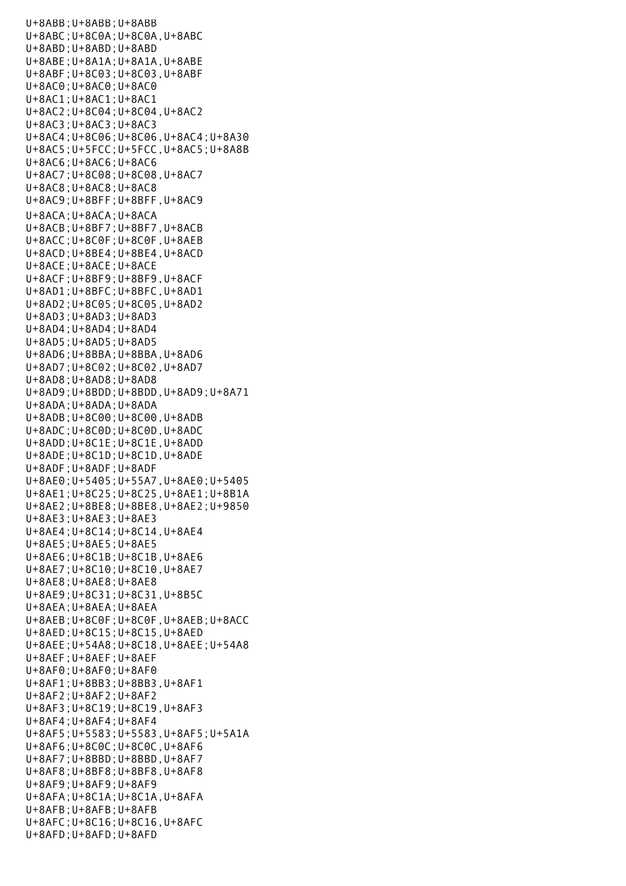U+8ABB;U+8ABB;U+8ABB
U+8ABC;U+8C0A;U+8C0A,U+8ABC
U+8ABD;U+8ABD;U+8ABD
U+8ABE;U+8A1A;U+8A1A,U+8ABE
U+8ABF;U+8C03;U+8C03,U+8ABF
U+8AC0;U+8AC0;U+8AC0
U+8AC1;U+8AC1;U+8AC1
U+8AC2;U+8C04;U+8C04,U+8AC2
U+8AC3;U+8AC3;U+8AC3
U+8AC4;U+8C06;U+8C06,U+8AC4;U+8A30
U+8AC5;U+5FCC;U+5FCC,U+8AC5;U+8A8B
U+8AC6;U+8AC6;U+8AC6
U+8AC7;U+8C08;U+8C08,U+8AC7
U+8AC8;U+8AC8;U+8AC8
U+8AC9;U+8BFF;U+8BFF,U+8AC9
U+8ACA;U+8ACA;U+8ACA
U+8ACB;U+8BF7;U+8BF7,U+8ACB
U+8ACC;U+8C0F;U+8C0F,U+8AEB
U+8ACD;U+8BE4;U+8BE4,U+8ACD
U+8ACE;U+8ACE;U+8ACE
U+8ACF;U+8BF9;U+8BF9,U+8ACF
U+8AD1;U+8BFC;U+8BFC,U+8AD1
U+8AD2;U+8C05;U+8C05,U+8AD2
U+8AD3;U+8AD3;U+8AD3
U+8AD4;U+8AD4;U+8AD4
U+8AD5;U+8AD5;U+8AD5
U+8AD6;U+8BBA;U+8BBA,U+8AD6
U+8AD7;U+8C02;U+8C02,U+8AD7
U+8AD8;U+8AD8;U+8AD8
U+8AD9;U+8BDD;U+8BDD,U+8AD9;U+8A71
U+8ADA;U+8ADA;U+8ADA
U+8ADB;U+8C00;U+8C00,U+8ADB
U+8ADC;U+8C0D;U+8C0D,U+8ADC
U+8ADD;U+8C1E;U+8C1E,U+8ADD
U+8ADE;U+8C1D;U+8C1D,U+8ADE
U+8ADF;U+8ADF;U+8ADF
U+8AE0;U+5405;U+55A7,U+8AE0;U+5405
U+8AE1;U+8C25;U+8C25,U+8AE1;U+8B1A
U+8AE2;U+8BE8;U+8BE8,U+8AE2;U+9850
U+8AE3;U+8AE3;U+8AE3
U+8AE4;U+8C14;U+8C14,U+8AE4
U+8AE5;U+8AE5;U+8AE5
U+8AE6;U+8C1B;U+8C1B,U+8AE6
U+8AE7;U+8C10;U+8C10,U+8AE7
U+8AE8;U+8AE8;U+8AE8
U+8AE9;U+8C31;U+8C31,U+8B5C
U+8AEA;U+8AEA;U+8AEA
U+8AEB;U+8C0F;U+8C0F,U+8AEB;U+8ACC
U+8AED;U+8C15;U+8C15,U+8AED
U+8AEE;U+54A8;U+8C18,U+8AEE;U+54A8
U+8AEF;U+8AEF;U+8AEF
U+8AF0;U+8AF0;U+8AF0
U+8AF1;U+8BB3;U+8BB3,U+8AF1
U+8AF2;U+8AF2;U+8AF2
U+8AF3;U+8C19;U+8C19,U+8AF3
U+8AF4;U+8AF4;U+8AF4
U+8AF5;U+5583;U+5583,U+8AF5;U+5A1A
U+8AF6;U+8C0C;U+8C0C,U+8AF6
U+8AF7;U+8BBD;U+8BBD,U+8AF7
U+8AF8;U+8BF8;U+8BF8,U+8AF8
U+8AF9;U+8AF9;U+8AF9
U+8AFA;U+8C1A;U+8C1A,U+8AFA
U+8AFB;U+8AFB;U+8AFB
U+8AFC;U+8C16;U+8C16,U+8AFC
U+8AFD;U+8AFD;U+8AFD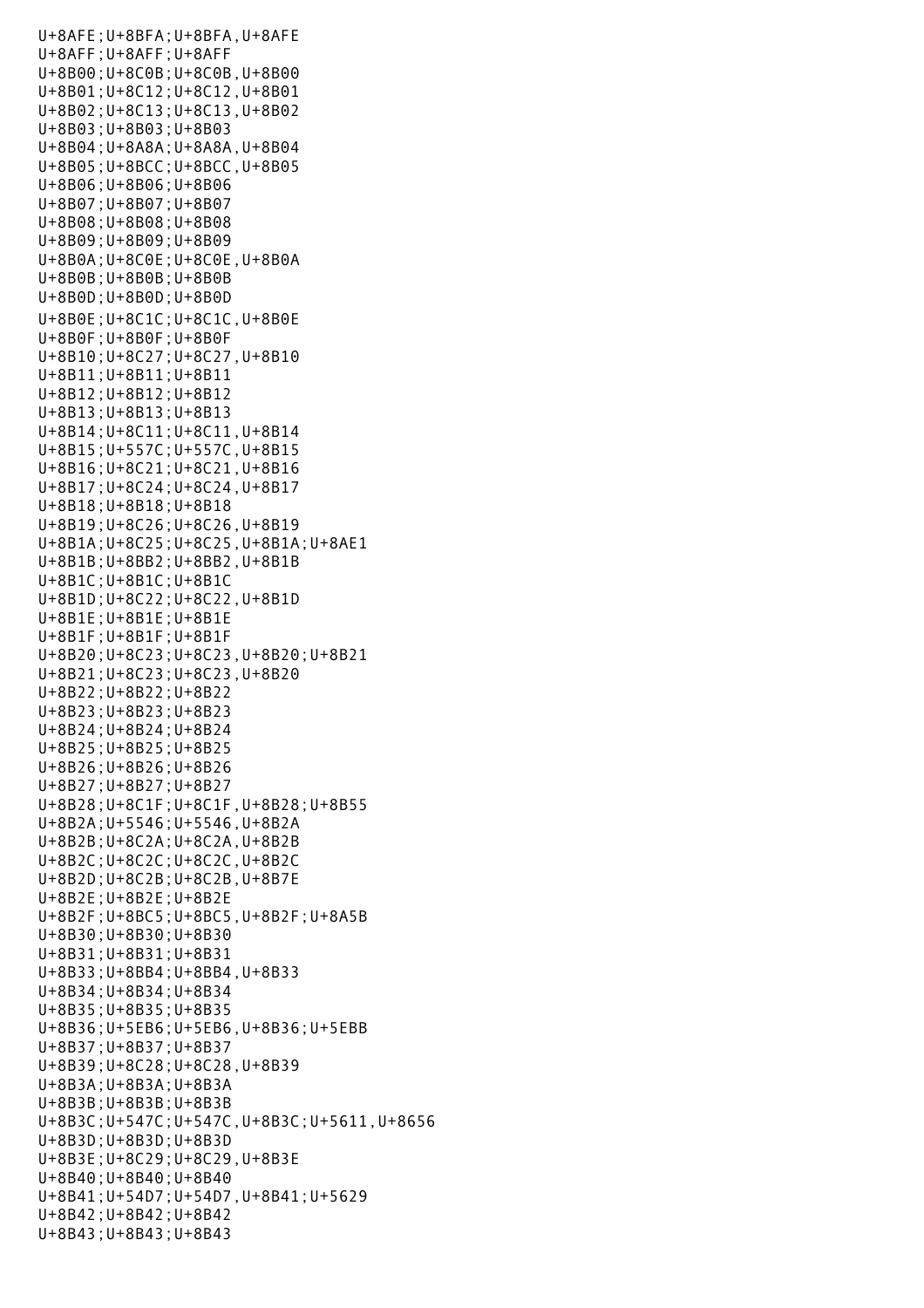U+8AFE;U+8BFA;U+8BFA,U+8AFE
U+8AFF;U+8AFF;U+8AFF
U+8B00;U+8C0B;U+8C0B,U+8B00
U+8B01;U+8C12;U+8C12,U+8B01
U+8B02;U+8C13;U+8C13,U+8B02
U+8B03;U+8B03;U+8B03
U+8B04;U+8A8A;U+8A8A,U+8B04
U+8B05;U+8BCC;U+8BCC,U+8B05
U+8B06;U+8B06;U+8B06
U+8B07;U+8B07;U+8B07
U+8B08;U+8B08;U+8B08
U+8B09;U+8B09;U+8B09
U+8B0A;U+8C0E;U+8C0E,U+8B0A
U+8B0B;U+8B0B;U+8B0B
U+8B0D;U+8B0D;U+8B0D
U+8B0E;U+8C1C;U+8C1C,U+8B0E
U+8B0F;U+8B0F;U+8B0F
U+8B10;U+8C27;U+8C27,U+8B10
U+8B11;U+8B11;U+8B11
U+8B12;U+8B12;U+8B12
U+8B13;U+8B13;U+8B13
U+8B14;U+8C11;U+8C11,U+8B14
U+8B15;U+557C;U+557C,U+8B15
U+8B16;U+8C21;U+8C21,U+8B16
U+8B17;U+8C24;U+8C24,U+8B17
U+8B18;U+8B18;U+8B18
U+8B19;U+8C26;U+8C26,U+8B19
U+8B1A;U+8C25;U+8C25,U+8B1A;U+8AE1
U+8B1B;U+8BB2;U+8BB2,U+8B1B
U+8B1C;U+8B1C;U+8B1C
U+8B1D;U+8C22;U+8C22,U+8B1D
U+8B1E;U+8B1E;U+8B1E
U+8B1F;U+8B1F;U+8B1F
U+8B20;U+8C23;U+8C23,U+8B20;U+8B21
U+8B21;U+8C23;U+8C23,U+8B20
U+8B22;U+8B22;U+8B22
U+8B23;U+8B23;U+8B23
U+8B24;U+8B24;U+8B24
U+8B25;U+8B25;U+8B25
U+8B26;U+8B26;U+8B26
U+8B27;U+8B27;U+8B27
U+8B28;U+8C1F;U+8C1F,U+8B28;U+8B55
U+8B2A;U+5546;U+5546,U+8B2A
U+8B2B;U+8C2A;U+8C2A,U+8B2B
U+8B2C;U+8C2C;U+8C2C,U+8B2C
U+8B2D;U+8C2B;U+8C2B,U+8B7E
U+8B2E;U+8B2E;U+8B2E
U+8B2F;U+8BC5;U+8BC5,U+8B2F;U+8A5B
U+8B30;U+8B30;U+8B30
U+8B31;U+8B31;U+8B31
U+8B33;U+8BB4;U+8BB4,U+8B33
U+8B34;U+8B34;U+8B34
U+8B35;U+8B35;U+8B35
U+8B36;U+5EB6;U+5EB6,U+8B36;U+5EBB
U+8B37;U+8B37;U+8B37
U+8B39;U+8C28;U+8C28,U+8B39
U+8B3A;U+8B3A;U+8B3A
U+8B3B;U+8B3B;U+8B3B
U+8B3C;U+547C;U+547C,U+8B3C;U+5611,U+8656
U+8B3D;U+8B3D;U+8B3D
U+8B3E;U+8C29;U+8C29,U+8B3E
U+8B40;U+8B40;U+8B40
U+8B41;U+54D7;U+54D7,U+8B41;U+5629
U+8B42;U+8B42;U+8B42
U+8B43;U+8B43;U+8B43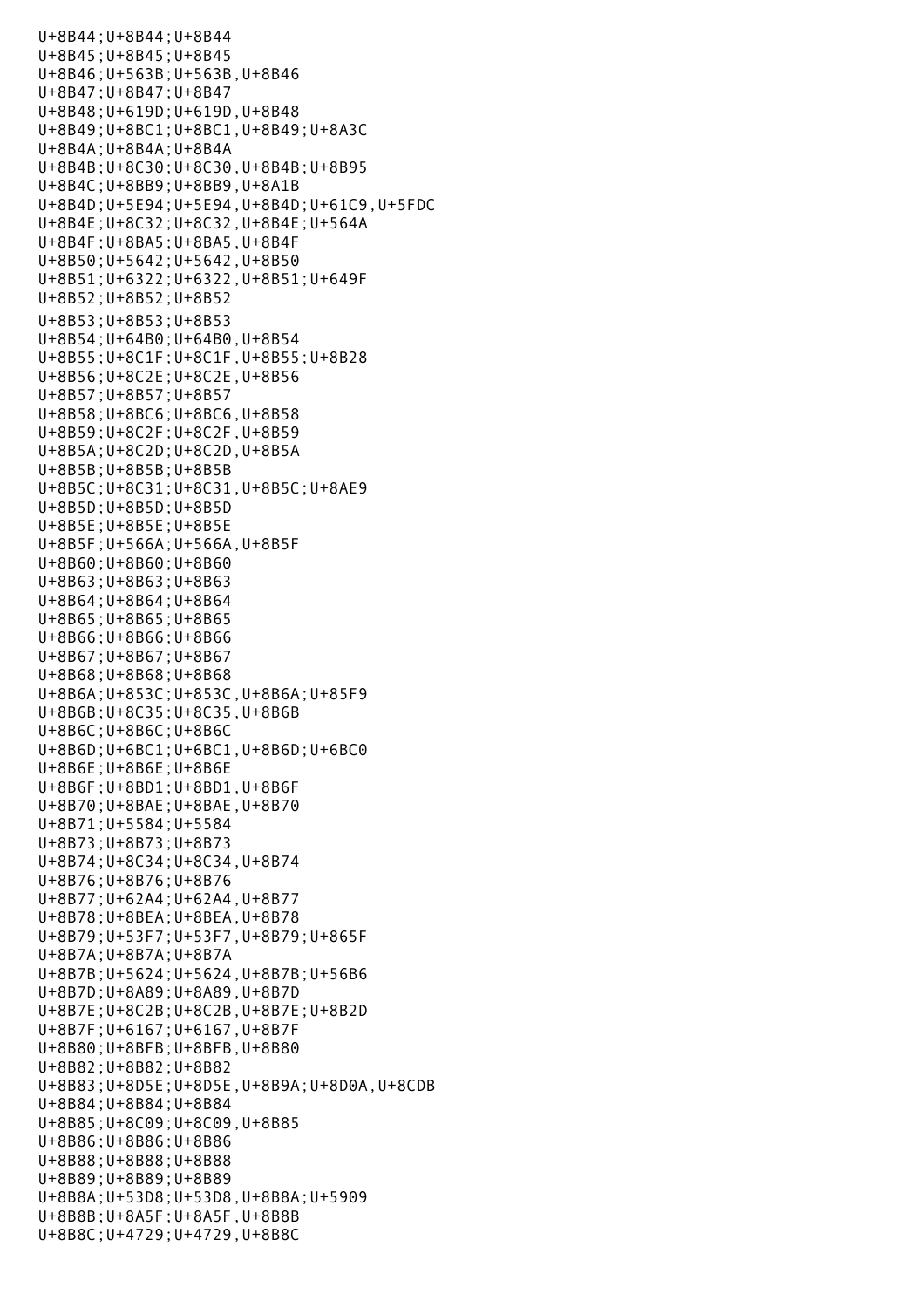U+8B44;U+8B44;U+8B44
U+8B45;U+8B45;U+8B45
U+8B46;U+563B;U+563B,U+8B46
U+8B47;U+8B47;U+8B47
U+8B48;U+619D;U+619D,U+8B48
U+8B49;U+8BC1;U+8BC1,U+8B49;U+8A3C
U+8B4A;U+8B4A;U+8B4A
U+8B4B;U+8C30;U+8C30,U+8B4B;U+8B95
U+8B4C;U+8BB9;U+8BB9,U+8A1B
U+8B4D;U+5E94;U+5E94,U+8B4D;U+61C9,U+5FDC
U+8B4E;U+8C32;U+8C32,U+8B4E;U+564A
U+8B4F;U+8BA5;U+8BA5,U+8B4F
U+8B50;U+5642;U+5642,U+8B50
U+8B51;U+6322;U+6322,U+8B51;U+649F
U+8B52;U+8B52;U+8B52
U+8B53;U+8B53;U+8B53
U+8B54;U+64B0;U+64B0,U+8B54
U+8B55;U+8C1F;U+8C1F,U+8B55;U+8B28
U+8B56;U+8C2E;U+8C2E,U+8B56
U+8B57;U+8B57;U+8B57
U+8B58;U+8BC6;U+8BC6,U+8B58
U+8B59;U+8C2F;U+8C2F,U+8B59
U+8B5A;U+8C2D;U+8C2D,U+8B5A
U+8B5B;U+8B5B;U+8B5B
U+8B5C;U+8C31;U+8C31,U+8B5C;U+8AE9
U+8B5D;U+8B5D;U+8B5D
U+8B5E;U+8B5E;U+8B5E
U+8B5F;U+566A;U+566A,U+8B5F
U+8B60;U+8B60;U+8B60
U+8B63;U+8B63;U+8B63
U+8B64;U+8B64;U+8B64
U+8B65;U+8B65;U+8B65
U+8B66;U+8B66;U+8B66
U+8B67;U+8B67;U+8B67
U+8B68;U+8B68;U+8B68
U+8B6A;U+853C;U+853C,U+8B6A;U+85F9
U+8B6B;U+8C35;U+8C35,U+8B6B
U+8B6C;U+8B6C;U+8B6C
U+8B6D;U+6BC1;U+6BC1,U+8B6D;U+6BC0
U+8B6E;U+8B6E;U+8B6E
U+8B6F;U+8BD1;U+8BD1,U+8B6F
U+8B70;U+8BAE;U+8BAE,U+8B70
U+8B71;U+5584;U+5584
U+8B73;U+8B73;U+8B73
U+8B74;U+8C34;U+8C34,U+8B74
U+8B76;U+8B76;U+8B76
U+8B77;U+62A4;U+62A4,U+8B77
U+8B78;U+8BEA;U+8BEA,U+8B78
U+8B79;U+53F7;U+53F7,U+8B79;U+865F
U+8B7A;U+8B7A;U+8B7A
U+8B7B;U+5624;U+5624,U+8B7B;U+56B6
U+8B7D;U+8A89;U+8A89,U+8B7D
U+8B7E;U+8C2B;U+8C2B,U+8B7E;U+8B2D
U+8B7F;U+6167;U+6167,U+8B7F
U+8B80;U+8BFB;U+8BFB,U+8B80
U+8B82;U+8B82;U+8B82
U+8B83;U+8D5E;U+8D5E,U+8B9A;U+8D0A,U+8CDB
U+8B84;U+8B84;U+8B84
U+8B85;U+8C09;U+8C09,U+8B85
U+8B86;U+8B86;U+8B86
U+8B88;U+8B88;U+8B88
U+8B89;U+8B89;U+8B89
U+8B8A;U+53D8;U+53D8,U+8B8A;U+5909
U+8B8B;U+8A5F;U+8A5F,U+8B8B
U+8B8C;U+4729;U+4729,U+8B8C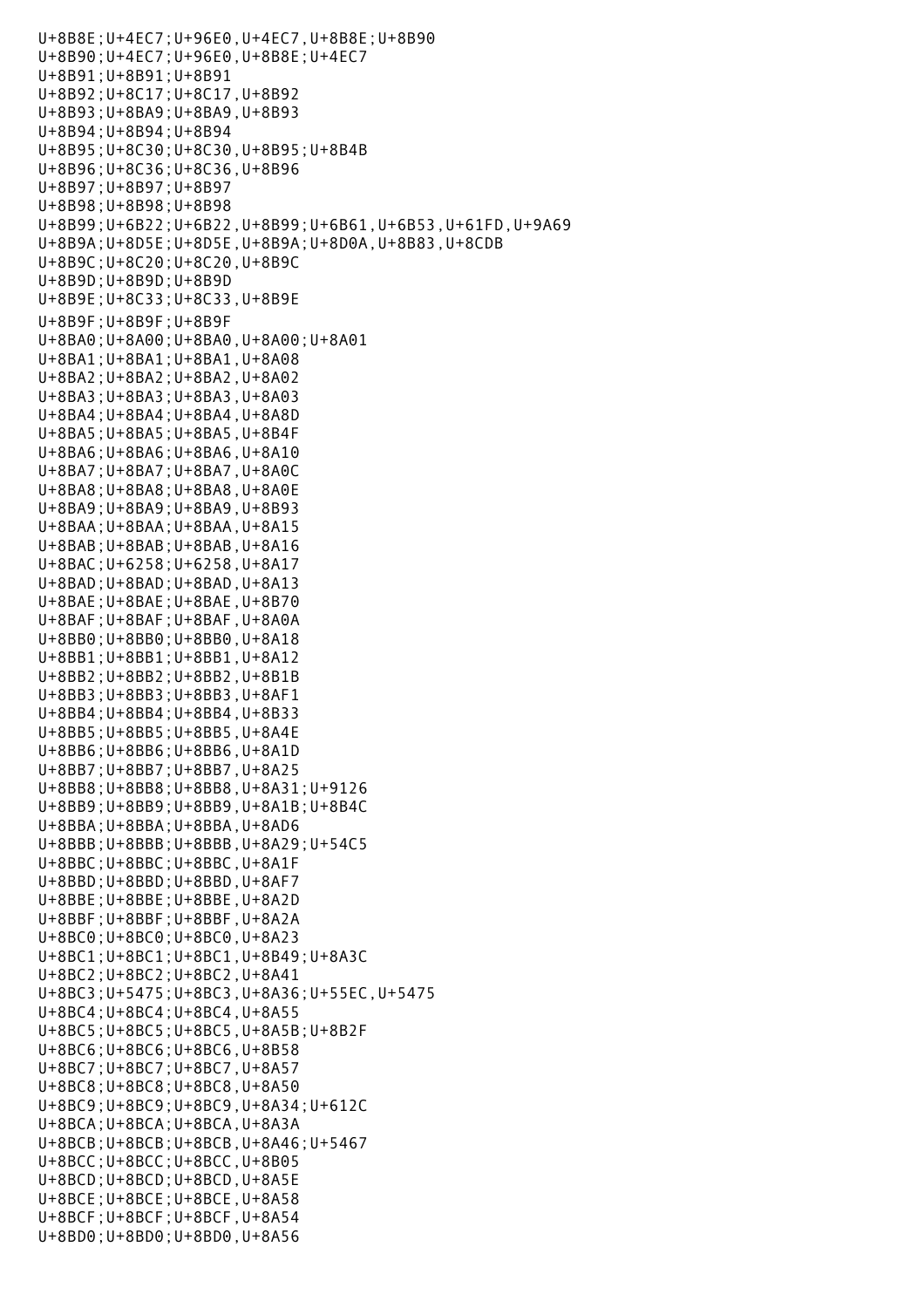U+8B8E;U+4EC7;U+96E0,U+4EC7,U+8B8E;U+8B90
U+8B90;U+4EC7;U+96E0,U+8B8E;U+4EC7
U+8B91;U+8B91;U+8B91
U+8B92;U+8C17;U+8C17,U+8B92
U+8B93;U+8BA9;U+8BA9,U+8B93
U+8B94;U+8B94;U+8B94
U+8B95;U+8C30;U+8C30,U+8B95;U+8B4B
U+8B96;U+8C36;U+8C36,U+8B96
U+8B97;U+8B97;U+8B97
U+8B98;U+8B98;U+8B98
U+8B99;U+6B22;U+6B22,U+8B99;U+6B61,U+6B53,U+61FD,U+9A69
U+8B9A;U+8D5E;U+8D5E,U+8B9A;U+8D0A,U+8B83,U+8CDB
U+8B9C;U+8C20;U+8C20,U+8B9C
U+8B9D;U+8B9D;U+8B9D
U+8B9E;U+8C33;U+8C33,U+8B9E
U+8B9F;U+8B9F;U+8B9F
U+8BA0;U+8A00;U+8BA0,U+8A00;U+8A01
U+8BA1;U+8BA1;U+8BA1,U+8A08
U+8BA2;U+8BA2;U+8BA2,U+8A02
U+8BA3;U+8BA3;U+8BA3,U+8A03
U+8BA4;U+8BA4;U+8BA4,U+8A8D
U+8BA5;U+8BA5;U+8BA5,U+8B4F
U+8BA6;U+8BA6;U+8BA6,U+8A10
U+8BA7;U+8BA7;U+8BA7,U+8A0C
U+8BA8;U+8BA8;U+8BA8,U+8A0E
U+8BA9;U+8BA9;U+8BA9,U+8B93
U+8BAA;U+8BAA;U+8BAA,U+8A15
U+8BAB;U+8BAB;U+8BAB,U+8A16
U+8BAC;U+6258;U+6258,U+8A17
U+8BAD;U+8BAD;U+8BAD,U+8A13
U+8BAE;U+8BAE;U+8BAE,U+8B70
U+8BAF;U+8BAF;U+8BAF,U+8A0A
U+8BB0;U+8BB0;U+8BB0,U+8A18
U+8BB1;U+8BB1;U+8BB1,U+8A12
U+8BB2;U+8BB2;U+8BB2,U+8B1B
U+8BB3;U+8BB3;U+8BB3,U+8AF1
U+8BB4;U+8BB4;U+8BB4,U+8B33
U+8BB5;U+8BB5;U+8BB5,U+8A4E
U+8BB6;U+8BB6;U+8BB6,U+8A1D
U+8BB7;U+8BB7;U+8BB7,U+8A25
U+8BB8;U+8BB8;U+8BB8,U+8A31;U+9126
U+8BB9;U+8BB9;U+8BB9,U+8A1B;U+8B4C
U+8BBA;U+8BBA;U+8BBA,U+8AD6
U+8BBB;U+8BBB;U+8BBB,U+8A29;U+54C5
U+8BBC;U+8BBC;U+8BBC,U+8A1F
U+8BBD;U+8BBD;U+8BBD,U+8AF7
U+8BBE;U+8BBE;U+8BBE,U+8A2D
U+8BBF;U+8BBF;U+8BBF,U+8A2A
U+8BC0;U+8BC0;U+8BC0,U+8A23
U+8BC1;U+8BC1;U+8BC1,U+8B49;U+8A3C
U+8BC2;U+8BC2;U+8BC2,U+8A41
U+8BC3;U+5475;U+8BC3,U+8A36;U+55EC,U+5475
U+8BC4;U+8BC4;U+8BC4,U+8A55
U+8BC5;U+8BC5;U+8BC5,U+8A5B;U+8B2F
U+8BC6;U+8BC6;U+8BC6,U+8B58
U+8BC7;U+8BC7;U+8BC7,U+8A57
U+8BC8;U+8BC8;U+8BC8,U+8A50
U+8BC9;U+8BC9;U+8BC9,U+8A34;U+612C
U+8BCA;U+8BCA;U+8BCA,U+8A3A
U+8BCB;U+8BCB;U+8BCB,U+8A46;U+5467
U+8BCC;U+8BCC;U+8BCC,U+8B05
U+8BCD;U+8BCD;U+8BCD,U+8A5E
U+8BCE;U+8BCE;U+8BCE,U+8A58
U+8BCF;U+8BCF;U+8BCF,U+8A54
U+8BD0;U+8BD0;U+8BD0,U+8A56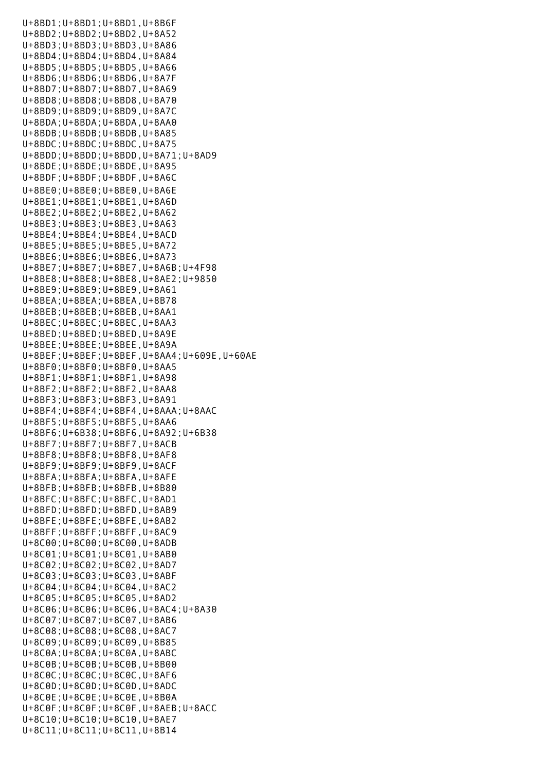U+8BD1;U+8BD1;U+8BD1,U+8B6F
U+8BD2;U+8BD2;U+8BD2,U+8A52
U+8BD3;U+8BD3;U+8BD3,U+8A86
U+8BD4;U+8BD4;U+8BD4,U+8A84
U+8BD5;U+8BD5;U+8BD5,U+8A66
U+8BD6;U+8BD6;U+8BD6,U+8A7F
U+8BD7;U+8BD7;U+8BD7,U+8A69
U+8BD8;U+8BD8;U+8BD8,U+8A70
U+8BD9;U+8BD9;U+8BD9,U+8A7C
U+8BDA;U+8BDA;U+8BDA,U+8AA0
U+8BDB;U+8BDB;U+8BDB,U+8A85
U+8BDC;U+8BDC;U+8BDC,U+8A75
U+8BDD;U+8BDD;U+8BDD,U+8A71;U+8AD9
U+8BDE;U+8BDE;U+8BDE,U+8A95
U+8BDF;U+8BDF;U+8BDF,U+8A6C
U+8BE0;U+8BE0;U+8BE0,U+8A6E
U+8BE1;U+8BE1;U+8BE1,U+8A6D
U+8BE2;U+8BE2;U+8BE2,U+8A62
U+8BE3;U+8BE3;U+8BE3,U+8A63
U+8BE4;U+8BE4;U+8BE4,U+8ACD
U+8BE5;U+8BE5;U+8BE5,U+8A72
U+8BE6;U+8BE6;U+8BE6,U+8A73
U+8BE7;U+8BE7;U+8BE7,U+8A6B;U+4F98
U+8BE8;U+8BE8;U+8BE8,U+8AE2;U+9850
U+8BE9;U+8BE9;U+8BE9,U+8A61
U+8BEA;U+8BEA;U+8BEA,U+8B78
U+8BEB;U+8BEB;U+8BEB,U+8AA1
U+8BEC;U+8BEC;U+8BEC,U+8AA3
U+8BED;U+8BED;U+8BED,U+8A9E
U+8BEE;U+8BEE;U+8BEE,U+8A9A
U+8BEF;U+8BEF;U+8BEF,U+8AA4;U+609E,U+60AE
U+8BF0;U+8BF0;U+8BF0,U+8AA5
U+8BF1;U+8BF1;U+8BF1,U+8A98
U+8BF2;U+8BF2;U+8BF2,U+8AA8
U+8BF3;U+8BF3;U+8BF3,U+8A91
U+8BF4;U+8BF4;U+8BF4,U+8AAA;U+8AAC
U+8BF5;U+8BF5;U+8BF5,U+8AA6
U+8BF6;U+6B38;U+8BF6,U+8A92;U+6B38
U+8BF7;U+8BF7;U+8BF7,U+8ACB
U+8BF8;U+8BF8;U+8BF8,U+8AF8
U+8BF9;U+8BF9;U+8BF9,U+8ACF
U+8BFA;U+8BFA;U+8BFA,U+8AFE
U+8BFB;U+8BFB;U+8BFB,U+8B80
U+8BFC;U+8BFC;U+8BFC,U+8AD1
U+8BFD;U+8BFD;U+8BFD,U+8AB9
U+8BFE;U+8BFE;U+8BFE,U+8AB2
U+8BFF;U+8BFF;U+8BFF,U+8AC9
U+8C00;U+8C00;U+8C00,U+8ADB
U+8C01;U+8C01;U+8C01,U+8AB0
U+8C02;U+8C02;U+8C02,U+8AD7
U+8C03;U+8C03;U+8C03,U+8ABF
U+8C04;U+8C04;U+8C04,U+8AC2
U+8C05;U+8C05;U+8C05,U+8AD2
U+8C06;U+8C06;U+8C06,U+8AC4;U+8A30
U+8C07;U+8C07;U+8C07,U+8AB6
U+8C08;U+8C08;U+8C08,U+8AC7
U+8C09;U+8C09;U+8C09,U+8B85
U+8C0A;U+8C0A;U+8C0A,U+8ABC
U+8C0B;U+8C0B;U+8C0B,U+8B00
U+8C0C;U+8C0C;U+8C0C,U+8AF6
U+8C0D;U+8C0D;U+8C0D,U+8ADC
U+8C0E;U+8C0E;U+8C0E,U+8B0A
U+8C0F;U+8C0F;U+8C0F,U+8AEB;U+8ACC
U+8C10;U+8C10;U+8C10,U+8AE7
U+8C11;U+8C11;U+8C11,U+8B14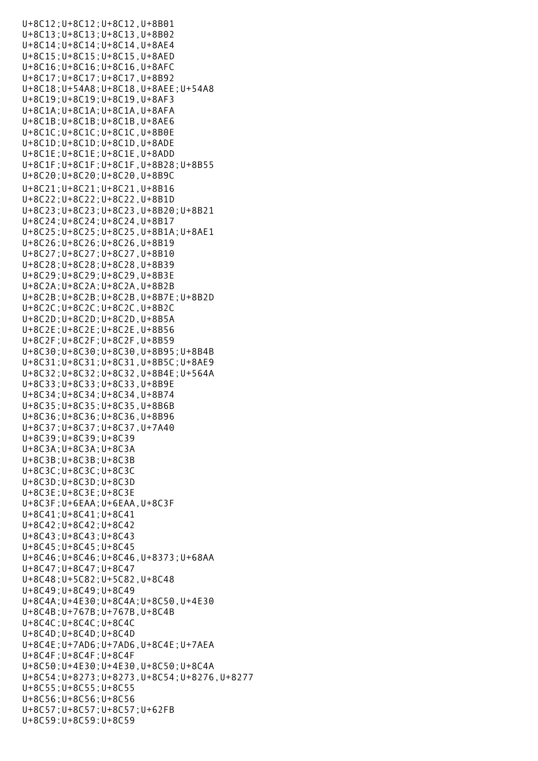U+8C12;U+8C12;U+8C12,U+8B01
U+8C13;U+8C13;U+8C13,U+8B02
U+8C14;U+8C14;U+8C14,U+8AE4
U+8C15;U+8C15;U+8C15,U+8AED
U+8C16;U+8C16;U+8C16,U+8AFC
U+8C17;U+8C17;U+8C17,U+8B92
U+8C18;U+54A8;U+8C18,U+8AEE;U+54A8
U+8C19;U+8C19;U+8C19,U+8AF3
U+8C1A;U+8C1A;U+8C1A,U+8AFA
U+8C1B;U+8C1B;U+8C1B,U+8AE6
U+8C1C;U+8C1C;U+8C1C,U+8B0E
U+8C1D;U+8C1D;U+8C1D,U+8ADE
U+8C1E;U+8C1E;U+8C1E,U+8ADD
U+8C1F;U+8C1F;U+8C1F,U+8B28;U+8B55
U+8C20;U+8C20;U+8C20,U+8B9C
U+8C21;U+8C21;U+8C21,U+8B16
U+8C22;U+8C22;U+8C22,U+8B1D
U+8C23;U+8C23;U+8C23,U+8B20;U+8B21
U+8C24;U+8C24;U+8C24,U+8B17
U+8C25;U+8C25;U+8C25,U+8B1A;U+8AE1
U+8C26;U+8C26;U+8C26,U+8B19
U+8C27;U+8C27;U+8C27,U+8B10
U+8C28;U+8C28;U+8C28,U+8B39
U+8C29;U+8C29;U+8C29,U+8B3E
U+8C2A;U+8C2A;U+8C2A,U+8B2B
U+8C2B;U+8C2B;U+8C2B,U+8B7E;U+8B2D
U+8C2C;U+8C2C;U+8C2C,U+8B2C
U+8C2D;U+8C2D;U+8C2D,U+8B5A
U+8C2E;U+8C2E;U+8C2E,U+8B56
U+8C2F;U+8C2F;U+8C2F,U+8B59
U+8C30;U+8C30;U+8C30,U+8B95;U+8B4B
U+8C31;U+8C31;U+8C31,U+8B5C;U+8AE9
U+8C32;U+8C32;U+8C32,U+8B4E;U+564A
U+8C33;U+8C33;U+8C33,U+8B9E
U+8C34;U+8C34;U+8C34,U+8B74
U+8C35;U+8C35;U+8C35,U+8B6B
U+8C36;U+8C36;U+8C36,U+8B96
U+8C37;U+8C37;U+8C37,U+7A40
U+8C39;U+8C39;U+8C39
U+8C3A;U+8C3A;U+8C3A
U+8C3B;U+8C3B;U+8C3B
U+8C3C;U+8C3C;U+8C3C
U+8C3D;U+8C3D;U+8C3D
U+8C3E;U+8C3E;U+8C3E
U+8C3F;U+6EAA;U+6EAA,U+8C3F
U+8C41;U+8C41;U+8C41
U+8C42;U+8C42;U+8C42
U+8C43;U+8C43;U+8C43
U+8C45;U+8C45;U+8C45
U+8C46;U+8C46;U+8C46,U+8373;U+68AA
U+8C47;U+8C47;U+8C47
U+8C48;U+5C82;U+5C82,U+8C48
U+8C49;U+8C49;U+8C49
U+8C4A;U+4E30;U+8C4A;U+8C50,U+4E30
U+8C4B;U+767B;U+767B,U+8C4B
U+8C4C;U+8C4C;U+8C4C
U+8C4D;U+8C4D;U+8C4D
U+8C4E;U+7AD6;U+7AD6,U+8C4E;U+7AEA
U+8C4F;U+8C4F;U+8C4F
U+8C50;U+4E30;U+4E30,U+8C50;U+8C4A
U+8C54;U+8273;U+8273,U+8C54;U+8276,U+8277
U+8C55;U+8C55;U+8C55
U+8C56;U+8C56;U+8C56
U+8C57;U+8C57;U+8C57;U+62FB
U+8C59;U+8C59;U+8C59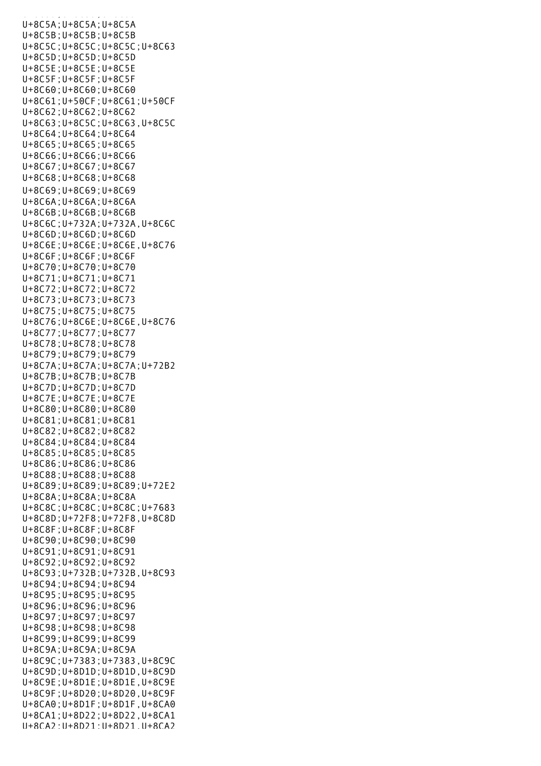U+8C5A;U+8C5A;U+8C5A
U+8C5B;U+8C5B;U+8C5B
U+8C5C;U+8C5C;U+8C5C;U+8C63
U+8C5D;U+8C5D;U+8C5D
U+8C5E;U+8C5E;U+8C5E
U+8C5F;U+8C5F;U+8C5F
U+8C60;U+8C60;U+8C60
U+8C61;U+50CF;U+8C61;U+50CF
U+8C62;U+8C62;U+8C62
U+8C63;U+8C5C;U+8C63,U+8C5C
U+8C64;U+8C64;U+8C64
U+8C65;U+8C65;U+8C65
U+8C66;U+8C66;U+8C66
U+8C67;U+8C67;U+8C67
U+8C68;U+8C68;U+8C68
U+8C69;U+8C69;U+8C69
U+8C6A;U+8C6A;U+8C6A
U+8C6B;U+8C6B;U+8C6B
U+8C6C;U+732A;U+732A,U+8C6C
U+8C6D;U+8C6D;U+8C6D
U+8C6E;U+8C6E;U+8C6E,U+8C76
U+8C6F;U+8C6F;U+8C6F
U+8C70;U+8C70;U+8C70
U+8C71;U+8C71;U+8C71
U+8C72;U+8C72;U+8C72
U+8C73;U+8C73;U+8C73
U+8C75;U+8C75;U+8C75
U+8C76;U+8C6E;U+8C6E,U+8C76
U+8C77;U+8C77;U+8C77
U+8C78;U+8C78;U+8C78
U+8C79;U+8C79;U+8C79
U+8C7A;U+8C7A;U+8C7A;U+72B2
U+8C7B;U+8C7B;U+8C7B
U+8C7D;U+8C7D;U+8C7D
U+8C7E;U+8C7E;U+8C7E
U+8C80;U+8C80;U+8C80
U+8C81;U+8C81;U+8C81
U+8C82;U+8C82;U+8C82
U+8C84;U+8C84;U+8C84
U+8C85;U+8C85;U+8C85
U+8C86;U+8C86;U+8C86
U+8C88;U+8C88;U+8C88
U+8C89;U+8C89;U+8C89;U+72E2
U+8C8A;U+8C8A;U+8C8A
U+8C8C;U+8C8C;U+8C8C;U+7683
U+8C8D;U+72F8;U+72F8,U+8C8D
U+8C8F;U+8C8F;U+8C8F
U+8C90;U+8C90;U+8C90
U+8C91;U+8C91;U+8C91
U+8C92;U+8C92;U+8C92
U+8C93;U+732B;U+732B,U+8C93
U+8C94;U+8C94;U+8C94
U+8C95;U+8C95;U+8C95
U+8C96;U+8C96;U+8C96
U+8C97;U+8C97;U+8C97
U+8C98;U+8C98;U+8C98
U+8C99;U+8C99;U+8C99
U+8C9A;U+8C9A;U+8C9A
U+8C9C;U+7383;U+7383,U+8C9C
U+8C9D;U+8D1D;U+8D1D,U+8C9D
U+8C9E;U+8D1E;U+8D1E,U+8C9E
U+8C9F;U+8D20;U+8D20,U+8C9F
U+8CA0;U+8D1F;U+8D1F,U+8CA0
U+8CA1;U+8D22;U+8D22,U+8CA1
U+8CA2;U+8D21;U+8D21,U+8CA2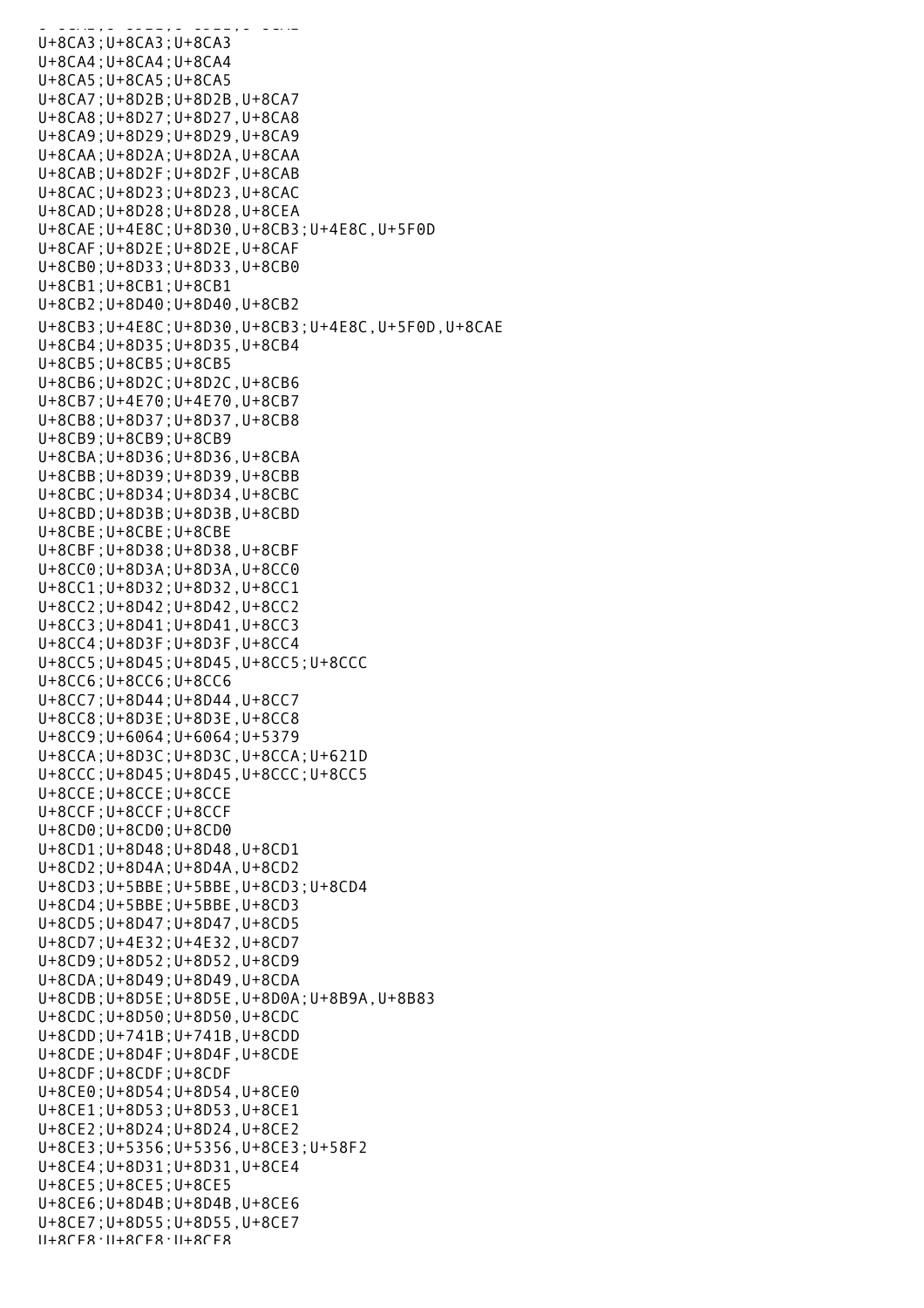U+8CA3;U+8CA3;U+8CA3
U+8CA4;U+8CA4;U+8CA4
U+8CA5;U+8CA5;U+8CA5
U+8CA7;U+8D2B;U+8D2B,U+8CA7
U+8CA8;U+8D27;U+8D27,U+8CA8
U+8CA9;U+8D29;U+8D29,U+8CA9
U+8CAA;U+8D2A;U+8D2A,U+8CAA
U+8CAB;U+8D2F;U+8D2F,U+8CAB
U+8CAC;U+8D23;U+8D23,U+8CAC
U+8CAD;U+8D28;U+8D28,U+8CEA
U+8CAE;U+4E8C;U+8D30,U+8CB3;U+4E8C,U+5F0D
U+8CAF;U+8D2E;U+8D2E,U+8CAF
U+8CB0;U+8D33;U+8D33,U+8CB0
U+8CB1;U+8CB1;U+8CB1
U+8CB2;U+8D40;U+8D40,U+8CB2
U+8CB3;U+4E8C;U+8D30,U+8CB3;U+4E8C,U+5F0D,U+8CAE
U+8CB4;U+8D35;U+8D35,U+8CB4
U+8CB5;U+8CB5;U+8CB5
U+8CB6;U+8D2C;U+8D2C,U+8CB6
U+8CB7;U+4E70;U+4E70,U+8CB7
U+8CB8;U+8D37;U+8D37,U+8CB8
U+8CB9;U+8CB9;U+8CB9
U+8CBA;U+8D36;U+8D36,U+8CBA
U+8CBB;U+8D39;U+8D39,U+8CBB
U+8CBC;U+8D34;U+8D34,U+8CBC
U+8CBD;U+8D3B;U+8D3B,U+8CBD
U+8CBE;U+8CBE;U+8CBE
U+8CBF;U+8D38;U+8D38,U+8CBF
U+8CC0;U+8D3A;U+8D3A,U+8CC0
U+8CC1;U+8D32;U+8D32,U+8CC1
U+8CC2;U+8D42;U+8D42,U+8CC2
U+8CC3;U+8D41;U+8D41,U+8CC3
U+8CC4;U+8D3F;U+8D3F,U+8CC4
U+8CC5;U+8D45;U+8D45,U+8CC5;U+8CCC
U+8CC6;U+8CC6;U+8CC6
U+8CC7;U+8D44;U+8D44,U+8CC7
U+8CC8;U+8D3E;U+8D3E,U+8CC8
U+8CC9;U+6064;U+6064;U+5379
U+8CCA;U+8D3C;U+8D3C,U+8CCA;U+621D
U+8CCC;U+8D45;U+8D45,U+8CCC;U+8CC5
U+8CCE;U+8CCE;U+8CCE
U+8CCF;U+8CCF;U+8CCF
U+8CD0;U+8CD0;U+8CD0
U+8CD1;U+8D48;U+8D48,U+8CD1
U+8CD2;U+8D4A;U+8D4A,U+8CD2
U+8CD3;U+5BBE;U+5BBE,U+8CD3;U+8CD4
U+8CD4;U+5BBE;U+5BBE,U+8CD3
U+8CD5;U+8D47;U+8D47,U+8CD5
U+8CD7;U+4E32;U+4E32,U+8CD7
U+8CD9;U+8D52;U+8D52,U+8CD9
U+8CDA;U+8D49;U+8D49,U+8CDA
U+8CDB;U+8D5E;U+8D5E,U+8D0A;U+8B9A,U+8B83
U+8CDC;U+8D50;U+8D50,U+8CDC
U+8CDD;U+741B;U+741B,U+8CDD
U+8CDE;U+8D4F;U+8D4F,U+8CDE
U+8CDF;U+8CDF;U+8CDF
U+8CE0;U+8D54;U+8D54,U+8CE0
U+8CE1;U+8D53;U+8D53,U+8CE1
U+8CE2;U+8D24;U+8D24,U+8CE2
U+8CE3;U+5356;U+5356,U+8CE3;U+58F2
U+8CE4;U+8D31;U+8D31,U+8CE4
U+8CE5;U+8CE5;U+8CE5
U+8CE6;U+8D4B;U+8D4B,U+8CE6
U+8CE7;U+8D55;U+8D55,U+8CE7
U+8CE8;U+8CE8;U+8CE8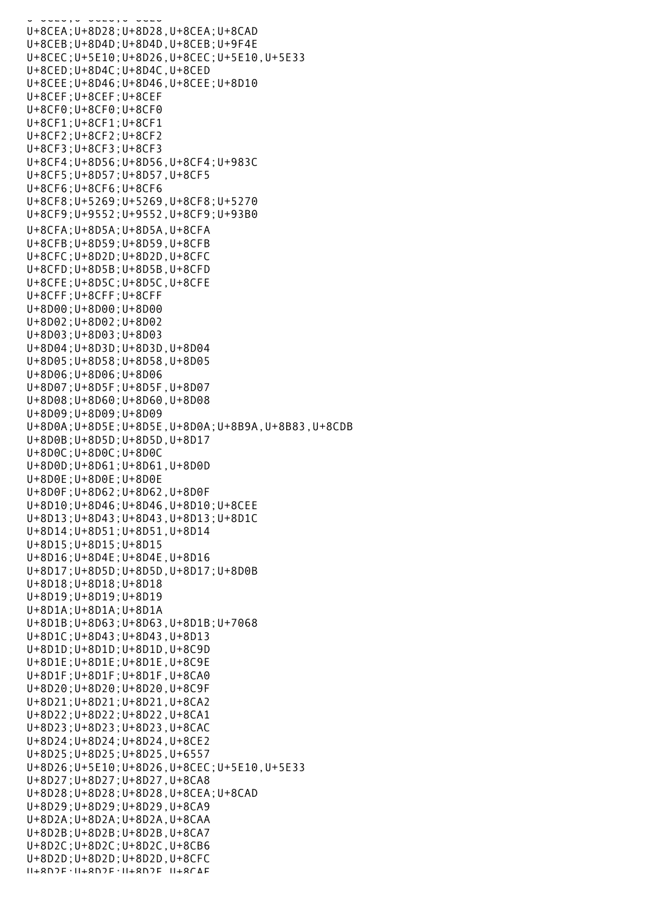U+8CEA;U+8D28;U+8D28,U+8CEA;U+8CAD
U+8CEB;U+8D4D;U+8D4D,U+8CEB;U+9F4E
U+8CEC;U+5E10;U+8D26,U+8CEC;U+5E10,U+5E33
U+8CED;U+8D4C;U+8D4C,U+8CED
U+8CEE;U+8D46;U+8D46,U+8CEE;U+8D10
U+8CEF;U+8CEF;U+8CEF
U+8CF0;U+8CF0;U+8CF0
U+8CF1;U+8CF1;U+8CF1
U+8CF2;U+8CF2;U+8CF2
U+8CF3;U+8CF3;U+8CF3
U+8CF4;U+8D56;U+8D56,U+8CF4;U+983C
U+8CF5;U+8D57;U+8D57,U+8CF5
U+8CF6;U+8CF6;U+8CF6
U+8CF8;U+5269;U+5269,U+8CF8;U+5270
U+8CF9;U+9552;U+9552,U+8CF9;U+93B0
U+8CFA;U+8D5A;U+8D5A,U+8CFA
U+8CFB;U+8D59;U+8D59,U+8CFB
U+8CFC;U+8D2D;U+8D2D,U+8CFC
U+8CFD;U+8D5B;U+8D5B,U+8CFD
U+8CFE;U+8D5C;U+8D5C,U+8CFE
U+8CFF;U+8CFF;U+8CFF
U+8D00;U+8D00;U+8D00
U+8D02;U+8D02;U+8D02
U+8D03;U+8D03;U+8D03
U+8D04;U+8D3D;U+8D3D,U+8D04
U+8D05;U+8D58;U+8D58,U+8D05
U+8D06;U+8D06;U+8D06
U+8D07;U+8D5F;U+8D5F,U+8D07
U+8D08;U+8D60;U+8D60,U+8D08
U+8D09;U+8D09;U+8D09
U+8D0A;U+8D5E;U+8D5E,U+8D0A;U+8B9A,U+8B83,U+8CDB
U+8D0B;U+8D5D;U+8D5D,U+8D17
U+8D0C;U+8D0C;U+8D0C
U+8D0D;U+8D61;U+8D61,U+8D0D
U+8D0E;U+8D0E;U+8D0E
U+8D0F;U+8D62;U+8D62,U+8D0F
U+8D10;U+8D46;U+8D46,U+8D10;U+8CEE
U+8D13;U+8D43;U+8D43,U+8D13;U+8D1C
U+8D14;U+8D51;U+8D51,U+8D14
U+8D15;U+8D15;U+8D15
U+8D16;U+8D4E;U+8D4E,U+8D16
U+8D17;U+8D5D;U+8D5D,U+8D17;U+8D0B
U+8D18;U+8D18;U+8D18
U+8D19;U+8D19;U+8D19
U+8D1A;U+8D1A;U+8D1A
U+8D1B;U+8D63;U+8D63,U+8D1B;U+7068
U+8D1C;U+8D43;U+8D43,U+8D13
U+8D1D;U+8D1D;U+8D1D,U+8C9D
U+8D1E;U+8D1E;U+8D1E,U+8C9E
U+8D1F;U+8D1F;U+8D1F,U+8CA0
U+8D20;U+8D20;U+8D20,U+8C9F
U+8D21;U+8D21;U+8D21,U+8CA2
U+8D22;U+8D22;U+8D22,U+8CA1
U+8D23;U+8D23;U+8D23,U+8CAC
U+8D24;U+8D24;U+8D24,U+8CE2
U+8D25;U+8D25;U+8D25,U+6557
U+8D26;U+5E10;U+8D26,U+8CEC;U+5E10,U+5E33
U+8D27;U+8D27;U+8D27,U+8CA8
U+8D28;U+8D28;U+8D28,U+8CEA;U+8CAD
U+8D29;U+8D29;U+8D29,U+8CA9
U+8D2A;U+8D2A;U+8D2A,U+8CAA
U+8D2B;U+8D2B;U+8D2B,U+8CA7
U+8D2C;U+8D2C;U+8D2C,U+8CB6
U+8D2D;U+8D2D;U+8D2D,U+8CFC
U+8D2E;U+8D2E;U+8D2E,U+8CAF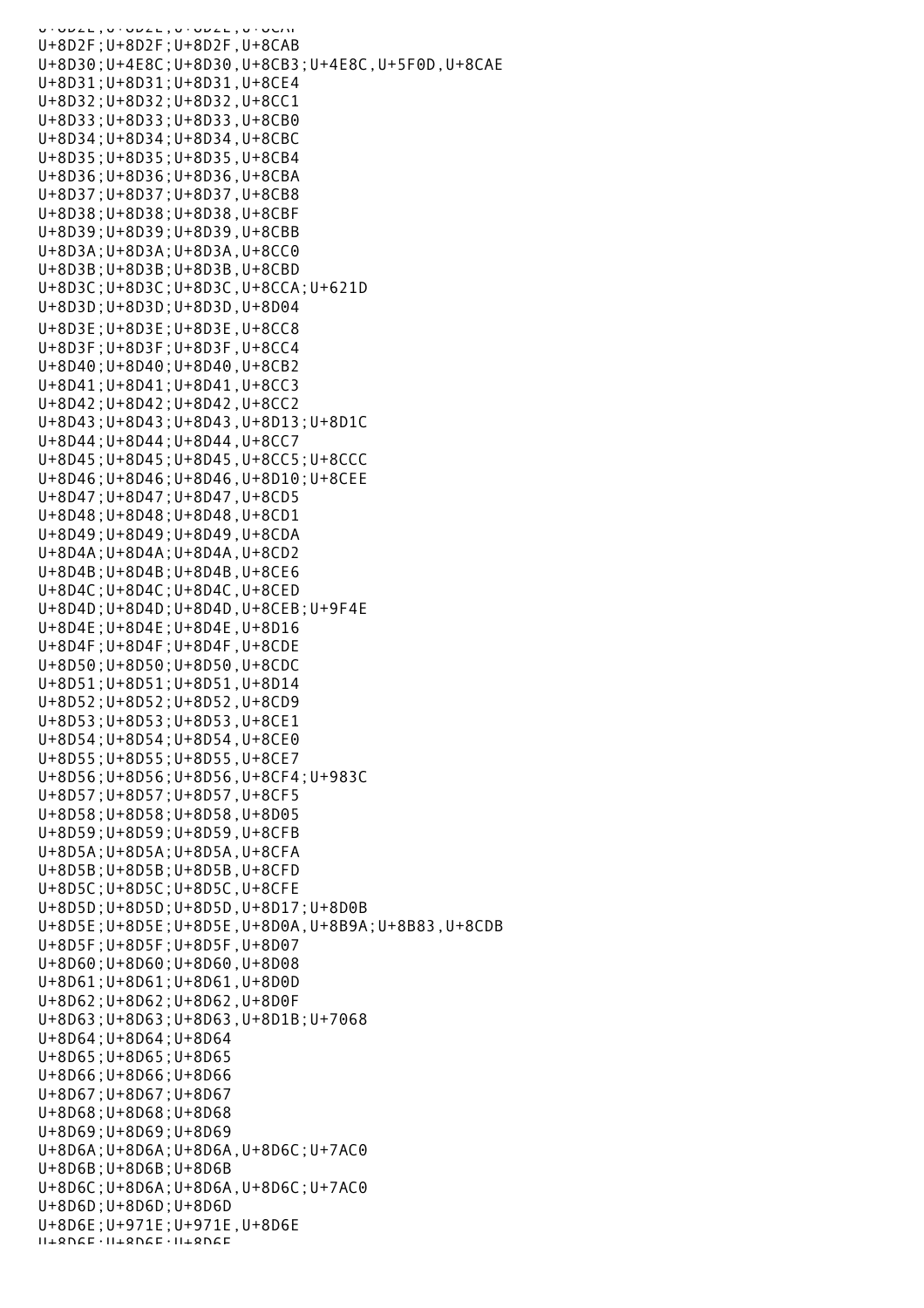```
U+8D2F;U+8D2F;U+8D2F,U+8CAB
U+8D30;U+4E8C;U+8D30,U+8CB3;U+4E8C,U+5F0D,U+8CAE
U+8D31;U+8D31;U+8D31,U+8CE4
U+8D32;U+8D32;U+8D32,U+8CC1
U+8D33;U+8D33;U+8D33,U+8CB0
U+8D34;U+8D34;U+8D34,U+8CBC
U+8D35;U+8D35;U+8D35,U+8CB4
U+8D36;U+8D36;U+8D36,U+8CBA
U+8D37;U+8D37;U+8D37,U+8CB8
U+8D38;U+8D38;U+8D38,U+8CBF
U+8D39;U+8D39;U+8D39,U+8CBB
U+8D3A;U+8D3A;U+8D3A,U+8CC0
U+8D3B;U+8D3B;U+8D3B,U+8CBD
U+8D3C;U+8D3C;U+8D3C,U+8CCA;U+621D
U+8D3D;U+8D3D;U+8D3D,U+8D04
U+8D3E;U+8D3E;U+8D3E,U+8CC8
U+8D3F;U+8D3F;U+8D3F,U+8CC4
U+8D40;U+8D40;U+8D40,U+8CB2
U+8D41;U+8D41;U+8D41,U+8CC3
U+8D42;U+8D42;U+8D42,U+8CC2
U+8D43;U+8D43;U+8D43,U+8D13;U+8D1C
U+8D44;U+8D44;U+8D44,U+8CC7
U+8D45;U+8D45;U+8D45,U+8CC5;U+8CCC
U+8D46;U+8D46;U+8D46,U+8D10;U+8CEE
U+8D47;U+8D47;U+8D47,U+8CD5
U+8D48;U+8D48;U+8D48,U+8CD1
U+8D49;U+8D49;U+8D49,U+8CDA
U+8D4A;U+8D4A;U+8D4A,U+8CD2
U+8D4B;U+8D4B;U+8D4B,U+8CE6
U+8D4C;U+8D4C;U+8D4C,U+8CED
U+8D4D;U+8D4D;U+8D4D,U+8CEB;U+9F4E
U+8D4E;U+8D4E;U+8D4E,U+8D16
U+8D4F;U+8D4F;U+8D4F,U+8CDE
U+8D50;U+8D50;U+8D50,U+8CDC
U+8D51;U+8D51;U+8D51,U+8D14
U+8D52;U+8D52;U+8D52,U+8CD9
U+8D53;U+8D53;U+8D53,U+8CE1
U+8D54;U+8D54;U+8D54,U+8CE0
U+8D55;U+8D55;U+8D55,U+8CE7
U+8D56;U+8D56;U+8D56,U+8CF4;U+983C
U+8D57;U+8D57;U+8D57,U+8CF5
U+8D58;U+8D58;U+8D58,U+8D05
U+8D59;U+8D59;U+8D59,U+8CFB
U+8D5A;U+8D5A;U+8D5A,U+8CFA
U+8D5B;U+8D5B;U+8D5B,U+8CFD
U+8D5C;U+8D5C;U+8D5C,U+8CFE
U+8D5D;U+8D5D;U+8D5D,U+8D17;U+8D0B
U+8D5E;U+8D5E;U+8D5E,U+8D0A,U+8B9A;U+8B83,U+8CDB
U+8D5F;U+8D5F;U+8D5F,U+8D07
U+8D60;U+8D60;U+8D60,U+8D08
U+8D61;U+8D61;U+8D61,U+8D0D
U+8D62;U+8D62;U+8D62,U+8D0F
U+8D63;U+8D63;U+8D63,U+8D1B;U+7068
U+8D64;U+8D64;U+8D64
U+8D65;U+8D65;U+8D65
U+8D66;U+8D66;U+8D66
U+8D67;U+8D67;U+8D67
U+8D68;U+8D68;U+8D68
U+8D69;U+8D69;U+8D69
U+8D6A;U+8D6A;U+8D6A,U+8D6C;U+7AC0
U+8D6B;U+8D6B;U+8D6B
U+8D6C;U+8D6A;U+8D6A,U+8D6C;U+7AC0
U+8D6D;U+8D6D;U+8D6D
U+8D6E;U+971E;U+971E,U+8D6E
```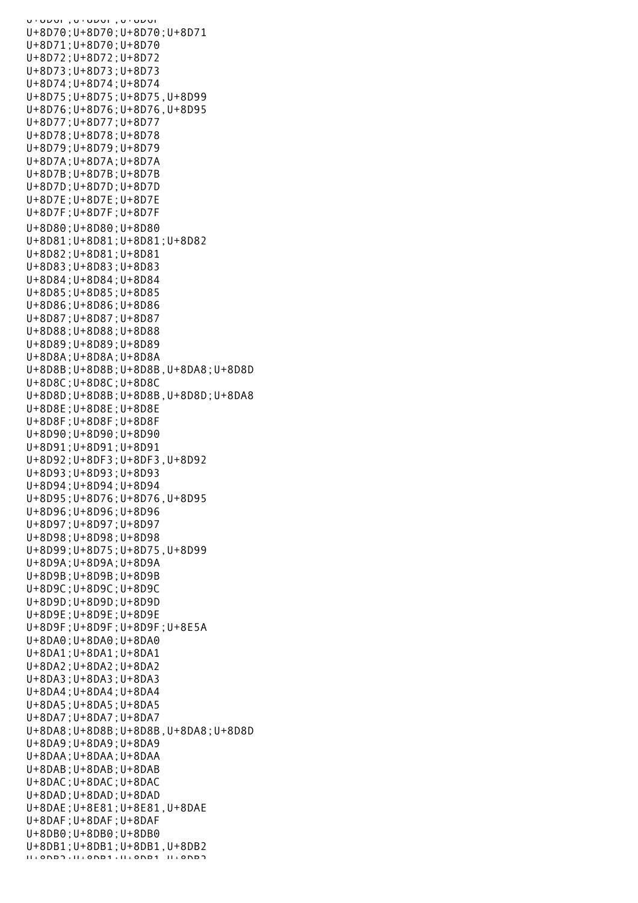```
U+8D70;U+8D70;U+8D70;U+8D71
U+8D71;U+8D70;U+8D70
U+8D72;U+8D72;U+8D72
U+8D73;U+8D73;U+8D73
U+8D74;U+8D74;U+8D74
U+8D75;U+8D75;U+8D75,U+8D99
U+8D76;U+8D76;U+8D76,U+8D95
U+8D77;U+8D77;U+8D77
U+8D78;U+8D78;U+8D78
U+8D79;U+8D79;U+8D79
U+8D7A;U+8D7A;U+8D7A
U+8D7B;U+8D7B;U+8D7B
U+8D7D;U+8D7D;U+8D7D
U+8D7E;U+8D7E;U+8D7E
U+8D7F;U+8D7F;U+8D7F
U+8D80;U+8D80;U+8D80
U+8D81;U+8D81;U+8D81;U+8D82
U+8D82;U+8D81;U+8D81
U+8D83;U+8D83;U+8D83
U+8D84;U+8D84;U+8D84
U+8D85;U+8D85;U+8D85
U+8D86;U+8D86;U+8D86
U+8D87;U+8D87;U+8D87
U+8D88;U+8D88;U+8D88
U+8D89;U+8D89;U+8D89
U+8D8A;U+8D8A;U+8D8A
U+8D8B;U+8D8B;U+8D8B,U+8DA8;U+8D8D
U+8D8C;U+8D8C;U+8D8C
U+8D8D;U+8D8B;U+8D8B,U+8D8D;U+8DA8
U+8D8E;U+8D8E;U+8D8E
U+8D8F;U+8D8F;U+8D8F
U+8D90;U+8D90;U+8D90
U+8D91;U+8D91;U+8D91
U+8D92;U+8DF3;U+8DF3,U+8D92
U+8D93;U+8D93;U+8D93
U+8D94;U+8D94;U+8D94
U+8D95;U+8D76;U+8D76,U+8D95
U+8D96;U+8D96;U+8D96
U+8D97;U+8D97;U+8D97
U+8D98;U+8D98;U+8D98
U+8D99;U+8D75;U+8D75,U+8D99
U+8D9A;U+8D9A;U+8D9A
U+8D9B;U+8D9B;U+8D9B
U+8D9C;U+8D9C;U+8D9C
U+8D9D;U+8D9D;U+8D9D
U+8D9E;U+8D9E;U+8D9E
U+8D9F;U+8D9F;U+8D9F;U+8E5A
U+8DA0;U+8DA0;U+8DA0
U+8DA1;U+8DA1;U+8DA1
U+8DA2;U+8DA2;U+8DA2
U+8DA3;U+8DA3;U+8DA3
U+8DA4;U+8DA4;U+8DA4
U+8DA5;U+8DA5;U+8DA5
U+8DA7;U+8DA7;U+8DA7
U+8DA8;U+8D8B;U+8D8B,U+8DA8;U+8D8D
U+8DA9;U+8DA9;U+8DA9
U+8DAA;U+8DAA;U+8DAA
U+8DAB;U+8DAB;U+8DAB
U+8DAC;U+8DAC;U+8DAC
U+8DAD;U+8DAD;U+8DAD
U+8DAE;U+8E81;U+8E81,U+8DAE
U+8DAF;U+8DAF;U+8DAF
U+8DB0;U+8DB0;U+8DB0
U+8DB1;U+8DB1;U+8DB1,U+8DB2
```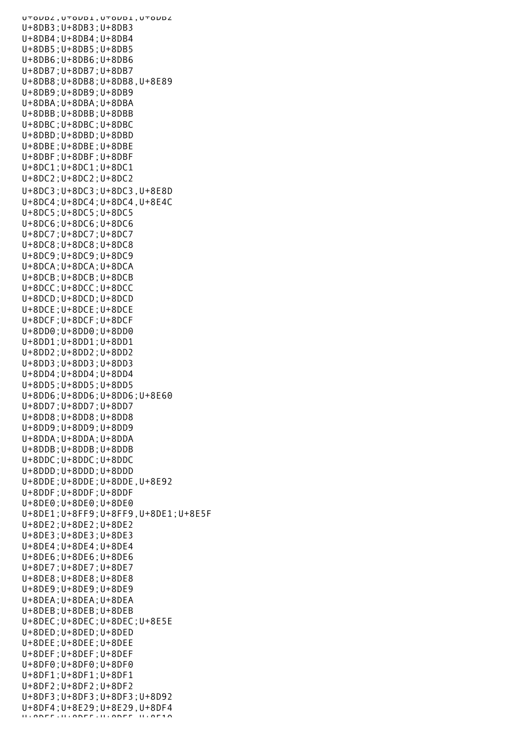U+8DB2;U+8DB1;U+8DB1,U+8DB2
U+8DB3;U+8DB3;U+8DB3
U+8DB4;U+8DB4;U+8DB4
U+8DB5;U+8DB5;U+8DB5
U+8DB6;U+8DB6;U+8DB6
U+8DB7;U+8DB7;U+8DB7
U+8DB8;U+8DB8;U+8DB8,U+8E89
U+8DB9;U+8DB9;U+8DB9
U+8DBA;U+8DBA;U+8DBA
U+8DBB;U+8DBB;U+8DBB
U+8DBC;U+8DBC;U+8DBC
U+8DBD;U+8DBD;U+8DBD
U+8DBE;U+8DBE;U+8DBE
U+8DBF;U+8DBF;U+8DBF
U+8DC1;U+8DC1;U+8DC1
U+8DC2;U+8DC2;U+8DC2
U+8DC3;U+8DC3;U+8DC3,U+8E8D
U+8DC4;U+8DC4;U+8DC4,U+8E4C
U+8DC5;U+8DC5;U+8DC5
U+8DC6;U+8DC6;U+8DC6
U+8DC7;U+8DC7;U+8DC7
U+8DC8;U+8DC8;U+8DC8
U+8DC9;U+8DC9;U+8DC9
U+8DCA;U+8DCA;U+8DCA
U+8DCB;U+8DCB;U+8DCB
U+8DCC;U+8DCC;U+8DCC
U+8DCD;U+8DCD;U+8DCD
U+8DCE;U+8DCE;U+8DCE
U+8DCF;U+8DCF;U+8DCF
U+8DD0;U+8DD0;U+8DD0
U+8DD1;U+8DD1;U+8DD1
U+8DD2;U+8DD2;U+8DD2
U+8DD3;U+8DD3;U+8DD3
U+8DD4;U+8DD4;U+8DD4
U+8DD5;U+8DD5;U+8DD5
U+8DD6;U+8DD6;U+8DD6;U+8E60
U+8DD7;U+8DD7;U+8DD7
U+8DD8;U+8DD8;U+8DD8
U+8DD9;U+8DD9;U+8DD9
U+8DDA;U+8DDA;U+8DDA
U+8DDB;U+8DDB;U+8DDB
U+8DDC;U+8DDC;U+8DDC
U+8DDD;U+8DDD;U+8DDD
U+8DDE;U+8DDE;U+8DDE,U+8E92
U+8DDF;U+8DDF;U+8DDF
U+8DE0;U+8DE0;U+8DE0
U+8DE1;U+8FF9;U+8FF9,U+8DE1;U+8E5F
U+8DE2;U+8DE2;U+8DE2
U+8DE3;U+8DE3;U+8DE3
U+8DE4;U+8DE4;U+8DE4
U+8DE6;U+8DE6;U+8DE6
U+8DE7;U+8DE7;U+8DE7
U+8DE8;U+8DE8;U+8DE8
U+8DE9;U+8DE9;U+8DE9
U+8DEA;U+8DEA;U+8DEA
U+8DEB;U+8DEB;U+8DEB
U+8DEC;U+8DEC;U+8DEC;U+8E5E
U+8DED;U+8DED;U+8DED
U+8DEE;U+8DEE;U+8DEE
U+8DEF;U+8DEF;U+8DEF
U+8DF0;U+8DF0;U+8DF0
U+8DF1;U+8DF1;U+8DF1
U+8DF2;U+8DF2;U+8DF2
U+8DF3;U+8DF3;U+8DF3;U+8D92
U+8DF4;U+8E29;U+8E29,U+8DF4
U+8DF5;U+8DF5;U+8DF5,U+8E10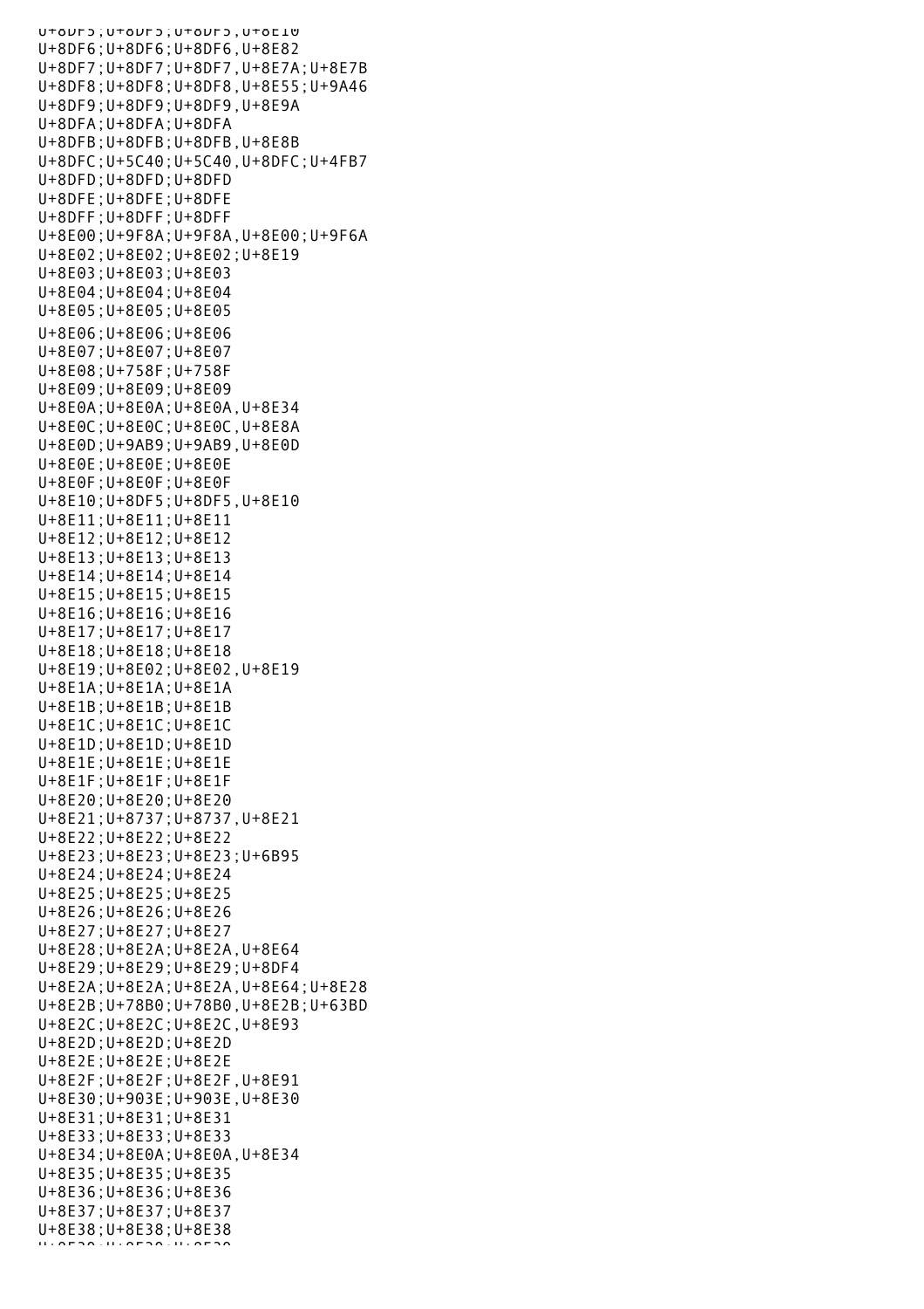U+8DF5;U+8DF5;U+8DF5,U+8E10
U+8DF6;U+8DF6;U+8DF6,U+8E82
U+8DF7;U+8DF7;U+8DF7,U+8E7A;U+8E7B
U+8DF8;U+8DF8;U+8DF8,U+8E55;U+9A46
U+8DF9;U+8DF9;U+8DF9,U+8E9A
U+8DFA;U+8DFA;U+8DFA
U+8DFB;U+8DFB;U+8DFB,U+8E8B
U+8DFC;U+5C40;U+5C40,U+8DFC;U+4FB7
U+8DFD;U+8DFD;U+8DFD
U+8DFE;U+8DFE;U+8DFE
U+8DFF;U+8DFF;U+8DFF
U+8E00;U+9F8A;U+9F8A,U+8E00;U+9F6A
U+8E02;U+8E02;U+8E02;U+8E19
U+8E03;U+8E03;U+8E03
U+8E04;U+8E04;U+8E04
U+8E05;U+8E05;U+8E05
U+8E06;U+8E06;U+8E06
U+8E07;U+8E07;U+8E07
U+8E08;U+758F;U+758F
U+8E09;U+8E09;U+8E09
U+8E0A;U+8E0A;U+8E0A,U+8E34
U+8E0C;U+8E0C;U+8E0C,U+8E8A
U+8E0D;U+9AB9;U+9AB9,U+8E0D
U+8E0E;U+8E0E;U+8E0E
U+8E0F;U+8E0F;U+8E0F
U+8E10;U+8DF5;U+8DF5,U+8E10
U+8E11;U+8E11;U+8E11
U+8E12;U+8E12;U+8E12
U+8E13;U+8E13;U+8E13
U+8E14;U+8E14;U+8E14
U+8E15;U+8E15;U+8E15
U+8E16;U+8E16;U+8E16
U+8E17;U+8E17;U+8E17
U+8E18;U+8E18;U+8E18
U+8E19;U+8E02;U+8E02,U+8E19
U+8E1A;U+8E1A;U+8E1A
U+8E1B;U+8E1B;U+8E1B
U+8E1C;U+8E1C;U+8E1C
U+8E1D;U+8E1D;U+8E1D
U+8E1E;U+8E1E;U+8E1E
U+8E1F;U+8E1F;U+8E1F
U+8E20;U+8E20;U+8E20
U+8E21;U+8737;U+8737,U+8E21
U+8E22;U+8E22;U+8E22
U+8E23;U+8E23;U+8E23;U+6B95
U+8E24;U+8E24;U+8E24
U+8E25;U+8E25;U+8E25
U+8E26;U+8E26;U+8E26
U+8E27;U+8E27;U+8E27
U+8E28;U+8E2A;U+8E2A,U+8E64
U+8E29;U+8E29;U+8E29;U+8DF4
U+8E2A;U+8E2A;U+8E2A,U+8E64;U+8E28
U+8E2B;U+78B0;U+78B0,U+8E2B;U+63BD
U+8E2C;U+8E2C;U+8E2C,U+8E93
U+8E2D;U+8E2D;U+8E2D
U+8E2E;U+8E2E;U+8E2E
U+8E2F;U+8E2F;U+8E2F,U+8E91
U+8E30;U+903E;U+903E,U+8E30
U+8E31;U+8E31;U+8E31
U+8E33;U+8E33;U+8E33
U+8E34;U+8E0A;U+8E0A,U+8E34
U+8E35;U+8E35;U+8E35
U+8E36;U+8E36;U+8E36
U+8E37;U+8E37;U+8E37
U+8E38;U+8E38;U+8E38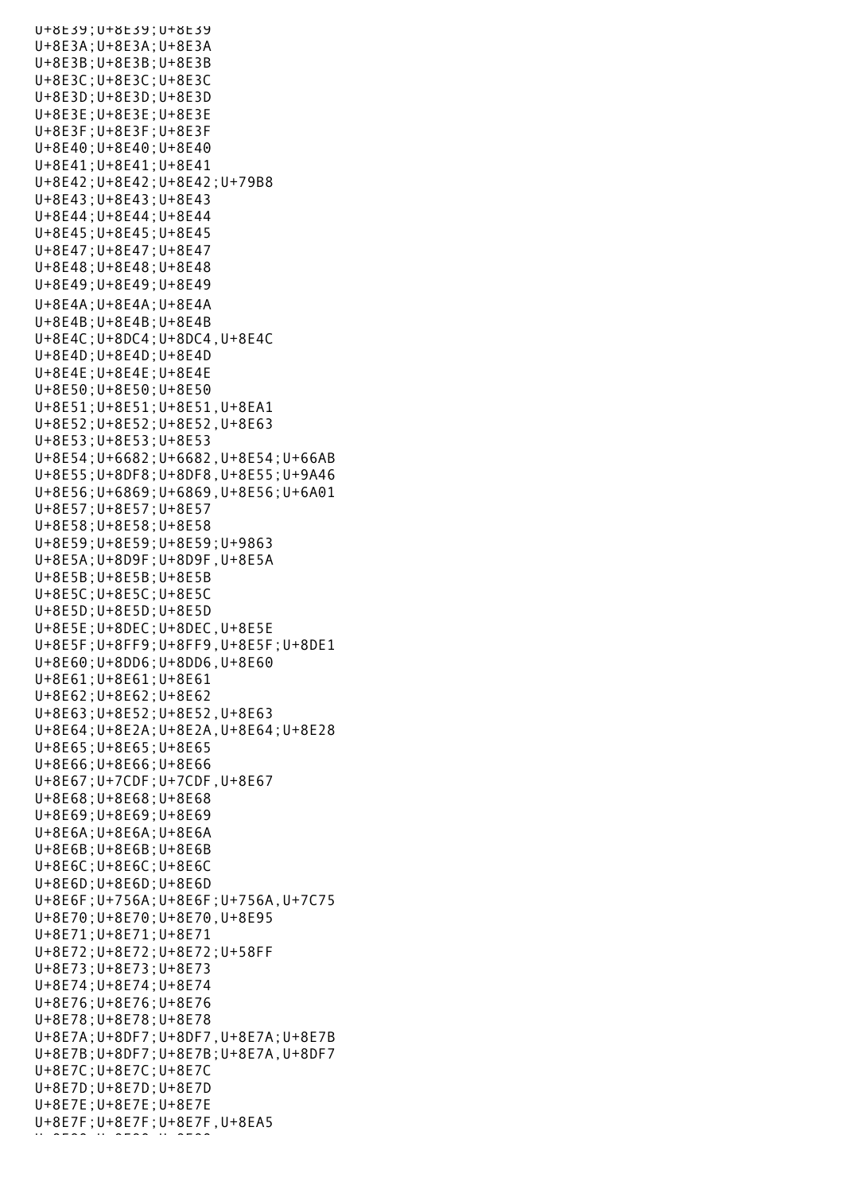U+8E39;U+8E39;U+8E39
U+8E3A;U+8E3A;U+8E3A
U+8E3B;U+8E3B;U+8E3B
U+8E3C;U+8E3C;U+8E3C
U+8E3D;U+8E3D;U+8E3D
U+8E3E;U+8E3E;U+8E3E
U+8E3F;U+8E3F;U+8E3F
U+8E40;U+8E40;U+8E40
U+8E41;U+8E41;U+8E41
U+8E42;U+8E42;U+8E42;U+79B8
U+8E43;U+8E43;U+8E43
U+8E44;U+8E44;U+8E44
U+8E45;U+8E45;U+8E45
U+8E47;U+8E47;U+8E47
U+8E48;U+8E48;U+8E48
U+8E49;U+8E49;U+8E49
U+8E4A;U+8E4A;U+8E4A
U+8E4B;U+8E4B;U+8E4B
U+8E4C;U+8DC4;U+8DC4,U+8E4C
U+8E4D;U+8E4D;U+8E4D
U+8E4E;U+8E4E;U+8E4E
U+8E50;U+8E50;U+8E50
U+8E51;U+8E51;U+8E51,U+8EA1
U+8E52;U+8E52;U+8E52,U+8E63
U+8E53;U+8E53;U+8E53
U+8E54;U+6682;U+6682,U+8E54;U+66AB
U+8E55;U+8DF8;U+8DF8,U+8E55;U+9A46
U+8E56;U+6869;U+6869,U+8E56;U+6A01
U+8E57;U+8E57;U+8E57
U+8E58;U+8E58;U+8E58
U+8E59;U+8E59;U+8E59;U+9863
U+8E5A;U+8D9F;U+8D9F,U+8E5A
U+8E5B;U+8E5B;U+8E5B
U+8E5C;U+8E5C;U+8E5C
U+8E5D;U+8E5D;U+8E5D
U+8E5E;U+8DEC;U+8DEC,U+8E5E
U+8E5F;U+8FF9;U+8FF9,U+8E5F;U+8DE1
U+8E60;U+8DD6;U+8DD6,U+8E60
U+8E61;U+8E61;U+8E61
U+8E62;U+8E62;U+8E62
U+8E63;U+8E52;U+8E52,U+8E63
U+8E64;U+8E2A;U+8E2A,U+8E64;U+8E28
U+8E65;U+8E65;U+8E65
U+8E66;U+8E66;U+8E66
U+8E67;U+7CDF;U+7CDF,U+8E67
U+8E68;U+8E68;U+8E68
U+8E69;U+8E69;U+8E69
U+8E6A;U+8E6A;U+8E6A
U+8E6B;U+8E6B;U+8E6B
U+8E6C;U+8E6C;U+8E6C
U+8E6D;U+8E6D;U+8E6D
U+8E6F;U+756A;U+8E6F;U+756A,U+7C75
U+8E70;U+8E70;U+8E70,U+8E95
U+8E71;U+8E71;U+8E71
U+8E72;U+8E72;U+8E72;U+58FF
U+8E73;U+8E73;U+8E73
U+8E74;U+8E74;U+8E74
U+8E76;U+8E76;U+8E76
U+8E78;U+8E78;U+8E78
U+8E7A;U+8DF7;U+8DF7,U+8E7A;U+8E7B
U+8E7B;U+8DF7;U+8E7B;U+8E7A,U+8DF7
U+8E7C;U+8E7C;U+8E7C
U+8E7D;U+8E7D;U+8E7D
U+8E7E;U+8E7E;U+8E7E
U+8E7F;U+8E7F;U+8E7F,U+8EA5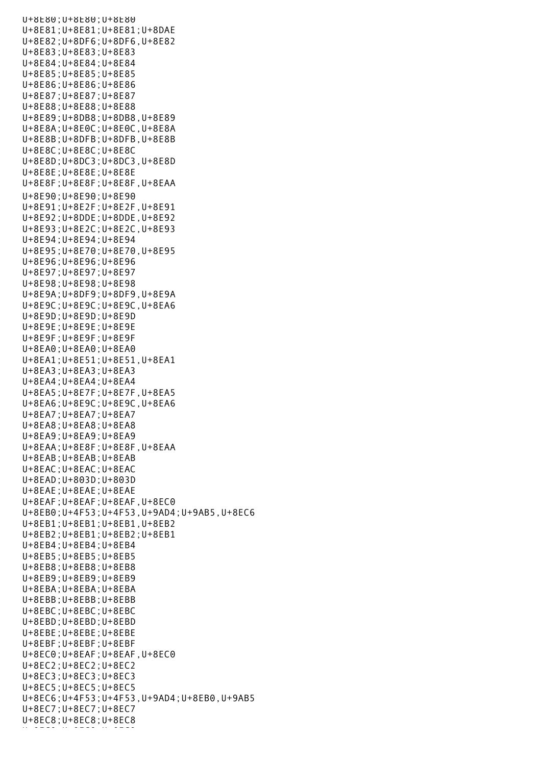```
U+8E80;U+8E80;U+8E80
U+8E81;U+8E81;U+8E81;U+8DAE
U+8E82;U+8DF6;U+8DF6,U+8E82
U+8E83;U+8E83;U+8E83
U+8E84;U+8E84;U+8E84
U+8E85;U+8E85;U+8E85
U+8E86;U+8E86;U+8E86
U+8E87;U+8E87;U+8E87
U+8E88;U+8E88;U+8E88
U+8E89;U+8DB8;U+8DB8,U+8E89
U+8E8A;U+8E0C;U+8E0C,U+8E8A
U+8E8B;U+8DFB;U+8DFB,U+8E8B
U+8E8C;U+8E8C;U+8E8C
U+8E8D;U+8DC3;U+8DC3,U+8E8D
U+8E8E;U+8E8E;U+8E8E
U+8E8F;U+8E8F;U+8E8F,U+8EAA
U+8E90;U+8E90;U+8E90
U+8E91;U+8E2F;U+8E2F,U+8E91
U+8E92;U+8DDE;U+8DDE,U+8E92
U+8E93;U+8E2C;U+8E2C,U+8E93
U+8E94;U+8E94;U+8E94
U+8E95;U+8E70;U+8E70,U+8E95
U+8E96;U+8E96;U+8E96
U+8E97;U+8E97;U+8E97
U+8E98;U+8E98;U+8E98
U+8E9A;U+8DF9;U+8DF9,U+8E9A
U+8E9C;U+8E9C;U+8E9C,U+8EA6
U+8E9D;U+8E9D;U+8E9D
U+8E9E;U+8E9E;U+8E9E
U+8E9F;U+8E9F;U+8E9F
U+8EA0;U+8EA0;U+8EA0
U+8EA1;U+8E51;U+8E51,U+8EA1
U+8EA3;U+8EA3;U+8EA3
U+8EA4;U+8EA4;U+8EA4
U+8EA5;U+8E7F;U+8E7F,U+8EA5
U+8EA6;U+8E9C;U+8E9C,U+8EA6
U+8EA7;U+8EA7;U+8EA7
U+8EA8;U+8EA8;U+8EA8
U+8EA9;U+8EA9;U+8EA9
U+8EAA;U+8E8F;U+8E8F,U+8EAA
U+8EAB;U+8EAB;U+8EAB
U+8EAC;U+8EAC;U+8EAC
U+8EAD;U+803D;U+803D
U+8EAE;U+8EAE;U+8EAE
U+8EAF;U+8EAF;U+8EAF,U+8EC0
U+8EB0;U+4F53;U+4F53,U+9AD4;U+9AB5,U+8EC6
U+8EB1;U+8EB1;U+8EB1,U+8EB2
U+8EB2;U+8EB1;U+8EB2;U+8EB1
U+8EB4;U+8EB4;U+8EB4
U+8EB5;U+8EB5;U+8EB5
U+8EB8;U+8EB8;U+8EB8
U+8EB9;U+8EB9;U+8EB9
U+8EBA;U+8EBA;U+8EBA
U+8EBB;U+8EBB;U+8EBB
U+8EBC;U+8EBC;U+8EBC
U+8EBD;U+8EBD;U+8EBD
U+8EBE;U+8EBE;U+8EBE
U+8EBF;U+8EBF;U+8EBF
U+8EC0;U+8EAF;U+8EAF,U+8EC0
U+8EC2;U+8EC2;U+8EC2
U+8EC3;U+8EC3;U+8EC3
U+8EC5;U+8EC5;U+8EC5
U+8EC6;U+4F53;U+4F53,U+9AD4;U+8EB0,U+9AB5
U+8EC7;U+8EC7;U+8EC7
U+8EC8;U+8EC8;U+8EC8
```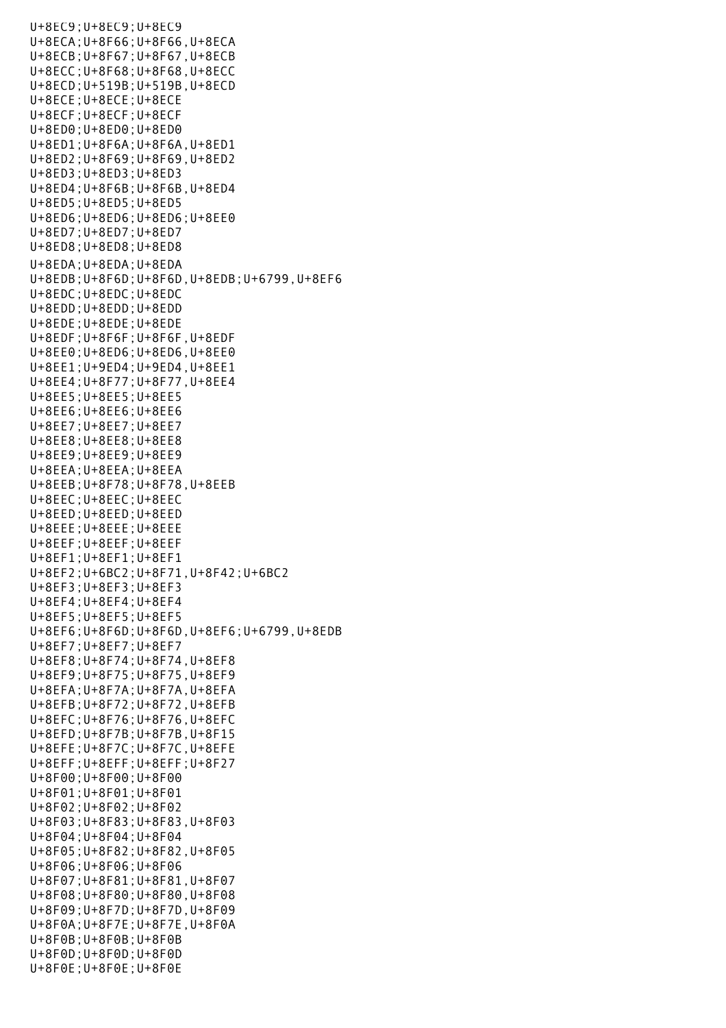U+8EC9;U+8EC9;U+8EC9
U+8ECA;U+8F66;U+8F66,U+8ECA
U+8ECB;U+8F67;U+8F67,U+8ECB
U+8ECC;U+8F68;U+8F68,U+8ECC
U+8ECD;U+519B;U+519B,U+8ECD
U+8ECE;U+8ECE;U+8ECE
U+8ECF;U+8ECF;U+8ECF
U+8ED0;U+8ED0;U+8ED0
U+8ED1;U+8F6A;U+8F6A,U+8ED1
U+8ED2;U+8F69;U+8F69,U+8ED2
U+8ED3;U+8ED3;U+8ED3
U+8ED4;U+8F6B;U+8F6B,U+8ED4
U+8ED5;U+8ED5;U+8ED5
U+8ED6;U+8ED6;U+8ED6;U+8EE0
U+8ED7;U+8ED7;U+8ED7
U+8ED8;U+8ED8;U+8ED8
U+8EDA;U+8EDA;U+8EDA
U+8EDB;U+8F6D;U+8F6D,U+8EDB;U+6799,U+8EF6
U+8EDC;U+8EDC;U+8EDC
U+8EDD;U+8EDD;U+8EDD
U+8EDE;U+8EDE;U+8EDE
U+8EDF;U+8F6F;U+8F6F,U+8EDF
U+8EE0;U+8ED6;U+8ED6,U+8EE0
U+8EE1;U+9ED4;U+9ED4,U+8EE1
U+8EE4;U+8F77;U+8F77,U+8EE4
U+8EE5;U+8EE5;U+8EE5
U+8EE6;U+8EE6;U+8EE6
U+8EE7;U+8EE7;U+8EE7
U+8EE8;U+8EE8;U+8EE8
U+8EE9;U+8EE9;U+8EE9
U+8EEA;U+8EEA;U+8EEA
U+8EEB;U+8F78;U+8F78,U+8EEB
U+8EEC;U+8EEC;U+8EEC
U+8EED;U+8EED;U+8EED
U+8EEE;U+8EEE;U+8EEE
U+8EEF;U+8EEF;U+8EEF
U+8EF1;U+8EF1;U+8EF1
U+8EF2;U+6BC2;U+8F71,U+8F42;U+6BC2
U+8EF3;U+8EF3;U+8EF3
U+8EF4;U+8EF4;U+8EF4
U+8EF5;U+8EF5;U+8EF5
U+8EF6;U+8F6D;U+8F6D,U+8EF6;U+6799,U+8EDB
U+8EF7;U+8EF7;U+8EF7
U+8EF8;U+8F74;U+8F74,U+8EF8
U+8EF9;U+8F75;U+8F75,U+8EF9
U+8EFA;U+8F7A;U+8F7A,U+8EFA
U+8EFB;U+8F72;U+8F72,U+8EFB
U+8EFC;U+8F76;U+8F76,U+8EFC
U+8EFD;U+8F7B;U+8F7B,U+8F15
U+8EFE;U+8F7C;U+8F7C,U+8EFE
U+8EFF;U+8EFF;U+8EFF;U+8F27
U+8F00;U+8F00;U+8F00
U+8F01;U+8F01;U+8F01
U+8F02;U+8F02;U+8F02
U+8F03;U+8F83;U+8F83,U+8F03
U+8F04;U+8F04;U+8F04
U+8F05;U+8F82;U+8F82,U+8F05
U+8F06;U+8F06;U+8F06
U+8F07;U+8F81;U+8F81,U+8F07
U+8F08;U+8F80;U+8F80,U+8F08
U+8F09;U+8F7D;U+8F7D,U+8F09
U+8F0A;U+8F7E;U+8F7E,U+8F0A
U+8F0B;U+8F0B;U+8F0B
U+8F0D;U+8F0D;U+8F0D
U+8F0E;U+8F0E;U+8F0E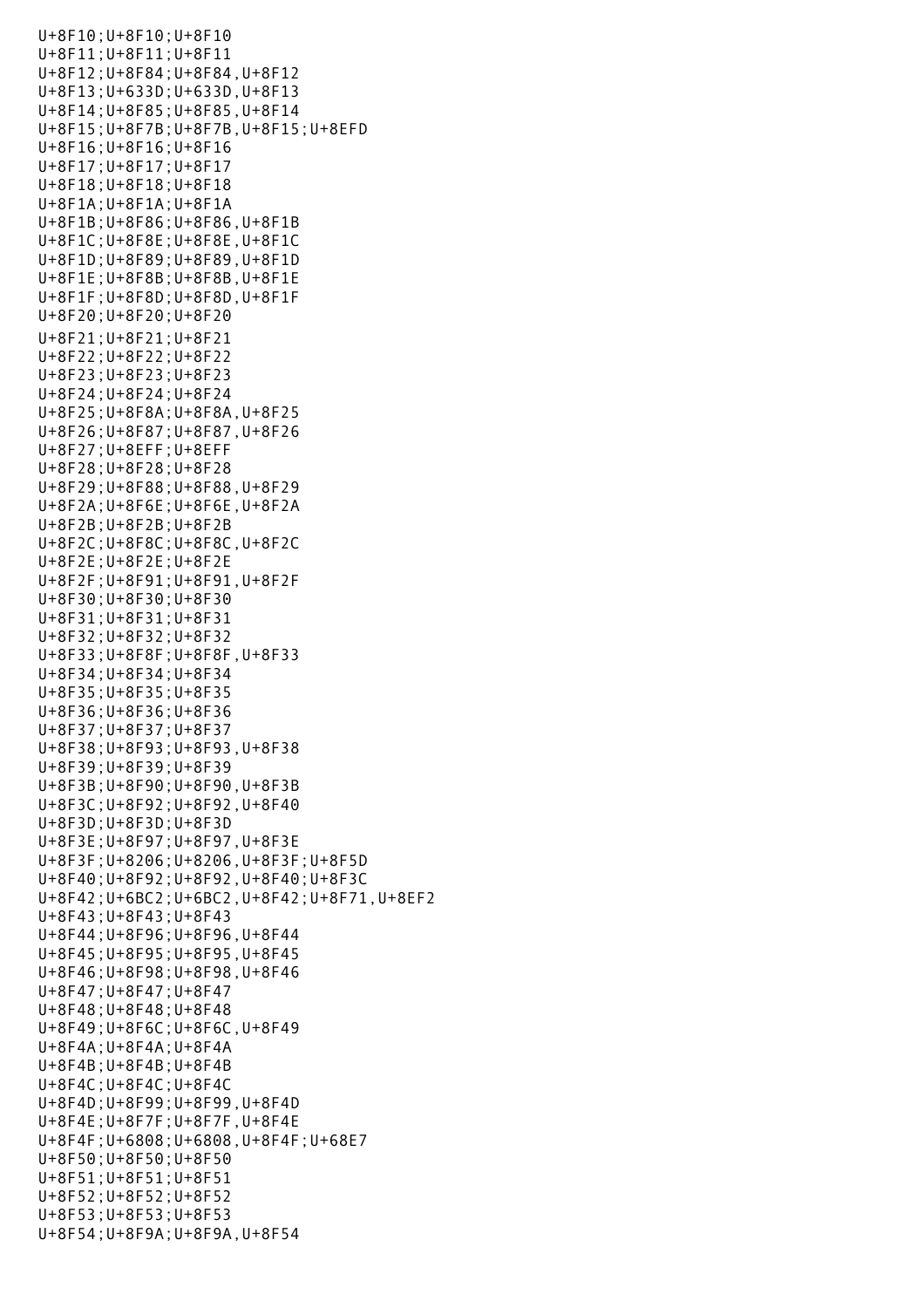U+8F10;U+8F10;U+8F10
U+8F11;U+8F11;U+8F11
U+8F12;U+8F84;U+8F84,U+8F12
U+8F13;U+633D;U+633D,U+8F13
U+8F14;U+8F85;U+8F85,U+8F14
U+8F15;U+8F7B;U+8F7B,U+8F15;U+8EFD
U+8F16;U+8F16;U+8F16
U+8F17;U+8F17;U+8F17
U+8F18;U+8F18;U+8F18
U+8F1A;U+8F1A;U+8F1A
U+8F1B;U+8F86;U+8F86,U+8F1B
U+8F1C;U+8F8E;U+8F8E,U+8F1C
U+8F1D;U+8F89;U+8F89,U+8F1D
U+8F1E;U+8F8B;U+8F8B,U+8F1E
U+8F1F;U+8F8D;U+8F8D,U+8F1F
U+8F20;U+8F20;U+8F20
U+8F21;U+8F21;U+8F21
U+8F22;U+8F22;U+8F22
U+8F23;U+8F23;U+8F23
U+8F24;U+8F24;U+8F24
U+8F25;U+8F8A;U+8F8A,U+8F25
U+8F26;U+8F87;U+8F87,U+8F26
U+8F27;U+8EFF;U+8EFF
U+8F28;U+8F28;U+8F28
U+8F29;U+8F88;U+8F88,U+8F29
U+8F2A;U+8F6E;U+8F6E,U+8F2A
U+8F2B;U+8F2B;U+8F2B
U+8F2C;U+8F8C;U+8F8C,U+8F2C
U+8F2E;U+8F2E;U+8F2E
U+8F2F;U+8F91;U+8F91,U+8F2F
U+8F30;U+8F30;U+8F30
U+8F31;U+8F31;U+8F31
U+8F32;U+8F32;U+8F32
U+8F33;U+8F8F;U+8F8F,U+8F33
U+8F34;U+8F34;U+8F34
U+8F35;U+8F35;U+8F35
U+8F36;U+8F36;U+8F36
U+8F37;U+8F37;U+8F37
U+8F38;U+8F93;U+8F93,U+8F38
U+8F39;U+8F39;U+8F39
U+8F3B;U+8F90;U+8F90,U+8F3B
U+8F3C;U+8F92;U+8F92,U+8F40
U+8F3D;U+8F3D;U+8F3D
U+8F3E;U+8F97;U+8F97,U+8F3E
U+8F3F;U+8206;U+8206,U+8F3F;U+8F5D
U+8F40;U+8F92;U+8F92,U+8F40;U+8F3C
U+8F42;U+6BC2;U+6BC2,U+8F42;U+8F71,U+8EF2
U+8F43;U+8F43;U+8F43
U+8F44;U+8F96;U+8F96,U+8F44
U+8F45;U+8F95;U+8F95,U+8F45
U+8F46;U+8F98;U+8F98,U+8F46
U+8F47;U+8F47;U+8F47
U+8F48;U+8F48;U+8F48
U+8F49;U+8F6C;U+8F6C,U+8F49
U+8F4A;U+8F4A;U+8F4A
U+8F4B;U+8F4B;U+8F4B
U+8F4C;U+8F4C;U+8F4C
U+8F4D;U+8F99;U+8F99,U+8F4D
U+8F4E;U+8F7F;U+8F7F,U+8F4E
U+8F4F;U+6808;U+6808,U+8F4F;U+68E7
U+8F50;U+8F50;U+8F50
U+8F51;U+8F51;U+8F51
U+8F52;U+8F52;U+8F52
U+8F53;U+8F53;U+8F53
U+8F54;U+8F9A;U+8F9A,U+8F54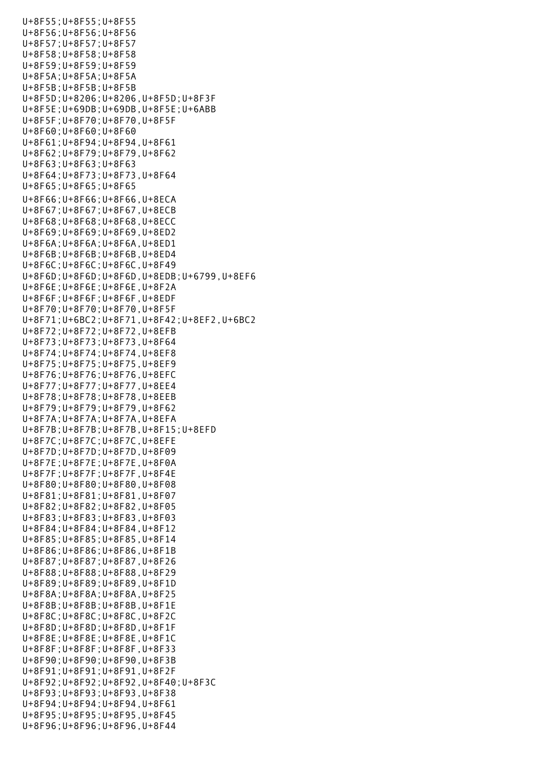```
U+8F55;U+8F55;U+8F55
U+8F56;U+8F56;U+8F56
U+8F57;U+8F57;U+8F57
U+8F58;U+8F58;U+8F58
U+8F59;U+8F59;U+8F59
U+8F5A;U+8F5A;U+8F5A
U+8F5B;U+8F5B;U+8F5B
U+8F5D;U+8206;U+8206,U+8F5D;U+8F3F
U+8F5E;U+69DB;U+69DB,U+8F5E;U+6ABB
U+8F5F;U+8F70;U+8F70,U+8F5F
U+8F60;U+8F60;U+8F60
U+8F61;U+8F94;U+8F94,U+8F61
U+8F62;U+8F79;U+8F79,U+8F62
U+8F63;U+8F63;U+8F63
U+8F64;U+8F73;U+8F73,U+8F64
U+8F65;U+8F65;U+8F65
U+8F66;U+8F66;U+8F66,U+8ECA
U+8F67;U+8F67;U+8F67,U+8ECB
U+8F68;U+8F68;U+8F68,U+8ECC
U+8F69;U+8F69;U+8F69,U+8ED2
U+8F6A;U+8F6A;U+8F6A,U+8ED1
U+8F6B;U+8F6B;U+8F6B,U+8ED4
U+8F6C;U+8F6C;U+8F6C,U+8F49
U+8F6D;U+8F6D;U+8F6D,U+8EDB;U+6799,U+8EF6
U+8F6E;U+8F6E;U+8F6E,U+8F2A
U+8F6F;U+8F6F;U+8F6F,U+8EDF
U+8F70;U+8F70;U+8F70,U+8F5F
U+8F71;U+6BC2;U+8F71,U+8F42;U+8EF2,U+6BC2
U+8F72;U+8F72;U+8F72,U+8EFB
U+8F73;U+8F73;U+8F73,U+8F64
U+8F74;U+8F74;U+8F74,U+8EF8
U+8F75;U+8F75;U+8F75,U+8EF9
U+8F76;U+8F76;U+8F76,U+8EFC
U+8F77;U+8F77;U+8F77,U+8EE4
U+8F78;U+8F78;U+8F78,U+8EEB
U+8F79;U+8F79;U+8F79,U+8F62
U+8F7A;U+8F7A;U+8F7A,U+8EFA
U+8F7B;U+8F7B;U+8F7B,U+8F15;U+8EFD
U+8F7C;U+8F7C;U+8F7C,U+8EFE
U+8F7D;U+8F7D;U+8F7D,U+8F09
U+8F7E;U+8F7E;U+8F7E,U+8F0A
U+8F7F;U+8F7F;U+8F7F,U+8F4E
U+8F80;U+8F80;U+8F80,U+8F08
U+8F81;U+8F81;U+8F81,U+8F07
U+8F82;U+8F82;U+8F82,U+8F05
U+8F83;U+8F83;U+8F83,U+8F03
U+8F84;U+8F84;U+8F84,U+8F12
U+8F85;U+8F85;U+8F85,U+8F14
U+8F86;U+8F86;U+8F86,U+8F1B
U+8F87;U+8F87;U+8F87,U+8F26
U+8F88;U+8F88;U+8F88,U+8F29
U+8F89;U+8F89;U+8F89,U+8F1D
U+8F8A;U+8F8A;U+8F8A,U+8F25
U+8F8B;U+8F8B;U+8F8B,U+8F1E
U+8F8C;U+8F8C;U+8F8C,U+8F2C
U+8F8D;U+8F8D;U+8F8D,U+8F1F
U+8F8E;U+8F8E;U+8F8E,U+8F1C
U+8F8F;U+8F8F;U+8F8F,U+8F33
U+8F90;U+8F90;U+8F90,U+8F3B
U+8F91;U+8F91;U+8F91,U+8F2F
U+8F92;U+8F92;U+8F92,U+8F40;U+8F3C
U+8F93;U+8F93;U+8F93,U+8F38
U+8F94;U+8F94;U+8F94,U+8F61
U+8F95;U+8F95;U+8F95,U+8F45
U+8F96;U+8F96;U+8F96,U+8F44
```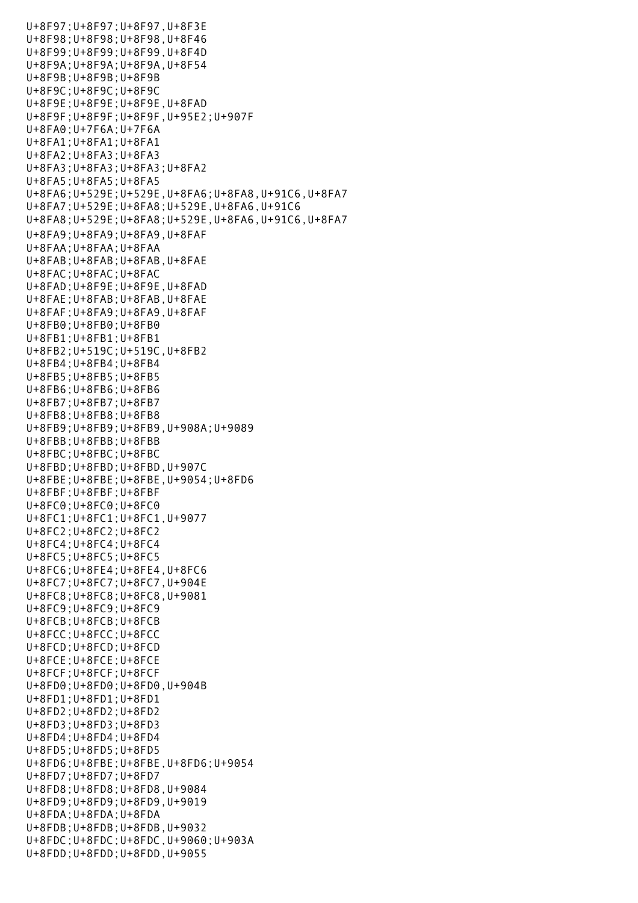```
U+8F97;U+8F97;U+8F97,U+8F3E
U+8F98;U+8F98;U+8F98,U+8F46
U+8F99;U+8F99;U+8F99,U+8F4D
U+8F9A;U+8F9A;U+8F9A,U+8F54
U+8F9B;U+8F9B;U+8F9B
U+8F9C;U+8F9C;U+8F9C
U+8F9E;U+8F9E;U+8F9E,U+8FAD
U+8F9F;U+8F9F;U+8F9F,U+95E2;U+907F
U+8FA0;U+7F6A;U+7F6A
U+8FA1;U+8FA1;U+8FA1
U+8FA2;U+8FA3;U+8FA3
U+8FA3;U+8FA3;U+8FA3;U+8FA2
U+8FA5;U+8FA5;U+8FA5
U+8FA6;U+529E;U+529E,U+8FA6;U+8FA8,U+91C6,U+8FA7
U+8FA7;U+529E;U+8FA8;U+529E,U+8FA6,U+91C6
U+8FA8;U+529E;U+8FA8;U+529E,U+8FA6,U+91C6,U+8FA7
U+8FA9;U+8FA9;U+8FA9,U+8FAF
U+8FAA;U+8FAA;U+8FAA
U+8FAB;U+8FAB;U+8FAB,U+8FAE
U+8FAC;U+8FAC;U+8FAC
U+8FAD;U+8F9E;U+8F9E,U+8FAD
U+8FAE;U+8FAB;U+8FAB,U+8FAE
U+8FAF;U+8FA9;U+8FA9,U+8FAF
U+8FB0;U+8FB0;U+8FB0
U+8FB1;U+8FB1;U+8FB1
U+8FB2;U+519C;U+519C,U+8FB2
U+8FB4;U+8FB4;U+8FB4
U+8FB5;U+8FB5;U+8FB5
U+8FB6;U+8FB6;U+8FB6
U+8FB7;U+8FB7;U+8FB7
U+8FB8;U+8FB8;U+8FB8
U+8FB9;U+8FB9;U+8FB9,U+908A;U+9089
U+8FBB;U+8FBB;U+8FBB
U+8FBC;U+8FBC;U+8FBC
U+8FBD;U+8FBD;U+8FBD,U+907C
U+8FBE;U+8FBE;U+8FBE,U+9054;U+8FD6
U+8FBF;U+8FBF;U+8FBF
U+8FC0;U+8FC0;U+8FC0
U+8FC1;U+8FC1;U+8FC1,U+9077
U+8FC2;U+8FC2;U+8FC2
U+8FC4;U+8FC4;U+8FC4
U+8FC5;U+8FC5;U+8FC5
U+8FC6;U+8FE4;U+8FE4,U+8FC6
U+8FC7;U+8FC7;U+8FC7,U+904E
U+8FC8;U+8FC8;U+8FC8,U+9081
U+8FC9;U+8FC9;U+8FC9
U+8FCB;U+8FCB;U+8FCB
U+8FCC;U+8FCC;U+8FCC
U+8FCD;U+8FCD;U+8FCD
U+8FCE;U+8FCE;U+8FCE
U+8FCF;U+8FCF;U+8FCF
U+8FD0;U+8FD0;U+8FD0,U+904B
U+8FD1;U+8FD1;U+8FD1
U+8FD2;U+8FD2;U+8FD2
U+8FD3;U+8FD3;U+8FD3
U+8FD4;U+8FD4;U+8FD4
U+8FD5;U+8FD5;U+8FD5
U+8FD6;U+8FBE;U+8FBE,U+8FD6;U+9054
U+8FD7;U+8FD7;U+8FD7
U+8FD8;U+8FD8;U+8FD8,U+9084
U+8FD9;U+8FD9;U+8FD9,U+9019
U+8FDA;U+8FDA;U+8FDA
U+8FDB;U+8FDB;U+8FDB,U+9032
U+8FDC;U+8FDC;U+8FDC,U+9060;U+903A
U+8FDD;U+8FDD;U+8FDD,U+9055
```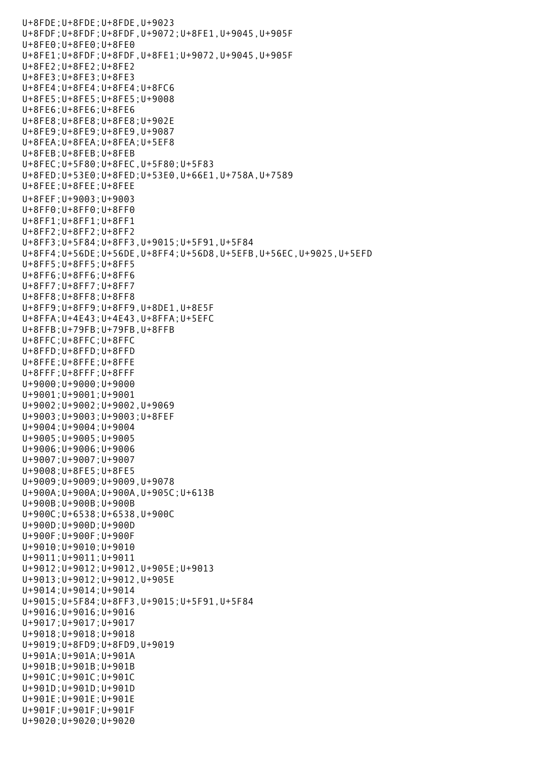```
U+8FDE;U+8FDE;U+8FDE,U+9023
U+8FDF;U+8FDF;U+8FDF,U+9072;U+8FE1,U+9045,U+905F
U+8FE0;U+8FE0;U+8FE0
U+8FE1;U+8FDF;U+8FDF,U+8FE1;U+9072,U+9045,U+905F
U+8FE2;U+8FE2;U+8FE2
U+8FE3;U+8FE3;U+8FE3
U+8FE4;U+8FE4;U+8FE4;U+8FC6
U+8FE5;U+8FE5;U+8FE5;U+9008
U+8FE6;U+8FE6;U+8FE6
U+8FE8;U+8FE8;U+8FE8;U+902E
U+8FE9;U+8FE9;U+8FE9,U+9087
U+8FEA;U+8FEA;U+8FEA;U+5EF8
U+8FEB;U+8FEB;U+8FEB
U+8FEC;U+5F80;U+8FEC,U+5F80;U+5F83
U+8FED;U+53E0;U+8FED;U+53E0,U+66E1,U+758A,U+7589
U+8FEE;U+8FEE;U+8FEE
U+8FEF;U+9003;U+9003
U+8FF0;U+8FF0;U+8FF0
U+8FF1;U+8FF1;U+8FF1
U+8FF2;U+8FF2;U+8FF2
U+8FF3;U+5F84;U+8FF3,U+9015;U+5F91,U+5F84
U+8FF4;U+56DE;U+56DE,U+8FF4;U+56D8,U+5EFB,U+56EC,U+9025,U+5EFD
U+8FF5;U+8FF5;U+8FF5
U+8FF6;U+8FF6;U+8FF6
U+8FF7;U+8FF7;U+8FF7
U+8FF8;U+8FF8;U+8FF8
U+8FF9;U+8FF9;U+8FF9,U+8DE1,U+8E5F
U+8FFA;U+4E43;U+4E43,U+8FFA;U+5EFC
U+8FFB;U+79FB;U+79FB,U+8FFB
U+8FFC;U+8FFC;U+8FFC
U+8FFD;U+8FFD;U+8FFD
U+8FFE;U+8FFE;U+8FFE
U+8FFF;U+8FFF;U+8FFF
U+9000;U+9000;U+9000
U+9001;U+9001;U+9001
U+9002;U+9002;U+9002,U+9069
U+9003;U+9003;U+9003;U+8FEF
U+9004;U+9004;U+9004
U+9005;U+9005;U+9005
U+9006;U+9006;U+9006
U+9007;U+9007;U+9007
U+9008;U+8FE5;U+8FE5
U+9009;U+9009;U+9009,U+9078
U+900A;U+900A;U+900A,U+905C;U+613B
U+900B;U+900B;U+900B
U+900C;U+6538;U+6538,U+900C
U+900D;U+900D;U+900D
U+900F;U+900F;U+900F
U+9010;U+9010;U+9010
U+9011;U+9011;U+9011
U+9012;U+9012;U+9012,U+905E;U+9013
U+9013;U+9012;U+9012,U+905E
U+9014;U+9014;U+9014
U+9015;U+5F84;U+8FF3,U+9015;U+5F91,U+5F84
U+9016;U+9016;U+9016
U+9017;U+9017;U+9017
U+9018;U+9018;U+9018
U+9019;U+8FD9;U+8FD9,U+9019
U+901A;U+901A;U+901A
U+901B;U+901B;U+901B
U+901C;U+901C;U+901C
U+901D;U+901D;U+901D
U+901E;U+901E;U+901E
U+901F;U+901F;U+901F
U+9020;U+9020;U+9020
```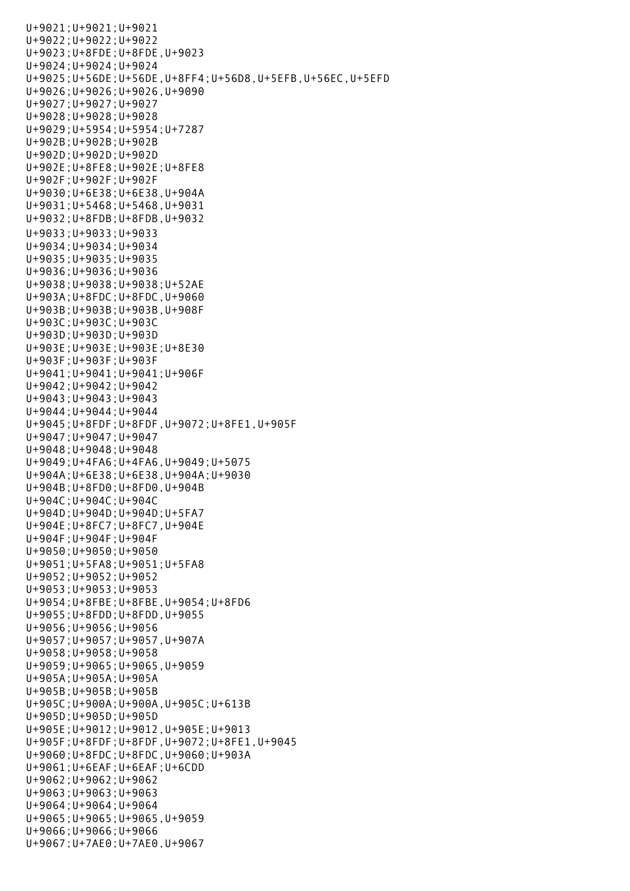```
U+9021;U+9021;U+9021
U+9022;U+9022;U+9022
U+9023;U+8FDE;U+8FDE,U+9023
U+9024;U+9024;U+9024
U+9025;U+56DE;U+56DE,U+8FF4;U+56D8,U+5EFB,U+56EC,U+5EFD
U+9026;U+9026;U+9026,U+9090
U+9027;U+9027;U+9027
U+9028;U+9028;U+9028
U+9029;U+5954;U+5954;U+7287
U+902B;U+902B;U+902B
U+902D;U+902D;U+902D
U+902E;U+8FE8;U+902E;U+8FE8
U+902F;U+902F;U+902F
U+9030;U+6E38;U+6E38,U+904A
U+9031;U+5468;U+5468,U+9031
U+9032;U+8FDB;U+8FDB,U+9032
U+9033;U+9033;U+9033
U+9034;U+9034;U+9034
U+9035;U+9035;U+9035
U+9036;U+9036;U+9036
U+9038;U+9038;U+9038;U+52AE
U+903A;U+8FDC;U+8FDC,U+9060
U+903B;U+903B;U+903B,U+908F
U+903C;U+903C;U+903C
U+903D;U+903D;U+903D
U+903E;U+903E;U+903E;U+8E30
U+903F;U+903F;U+903F
U+9041;U+9041;U+9041;U+906F
U+9042;U+9042;U+9042
U+9043;U+9043;U+9043
U+9044;U+9044;U+9044
U+9045;U+8FDF;U+8FDF,U+9072;U+8FE1,U+905F
U+9047;U+9047;U+9047
U+9048;U+9048;U+9048
U+9049;U+4FA6;U+4FA6,U+9049;U+5075
U+904A;U+6E38;U+6E38,U+904A;U+9030
U+904B;U+8FD0;U+8FD0,U+904B
U+904C;U+904C;U+904C
U+904D;U+904D;U+904D;U+5FA7
U+904E;U+8FC7;U+8FC7,U+904E
U+904F;U+904F;U+904F
U+9050;U+9050;U+9050
U+9051;U+5FA8;U+9051;U+5FA8
U+9052;U+9052;U+9052
U+9053;U+9053;U+9053
U+9054;U+8FBE;U+8FBE,U+9054;U+8FD6
U+9055;U+8FDD;U+8FDD,U+9055
U+9056;U+9056;U+9056
U+9057;U+9057;U+9057,U+907A
U+9058;U+9058;U+9058
U+9059;U+9065;U+9065,U+9059
U+905A;U+905A;U+905A
U+905B;U+905B;U+905B
U+905C;U+900A;U+900A,U+905C;U+613B
U+905D;U+905D;U+905D
U+905E;U+9012;U+9012,U+905E;U+9013
U+905F;U+8FDF;U+8FDF,U+9072;U+8FE1,U+9045
U+9060;U+8FDC;U+8FDC,U+9060;U+903A
U+9061;U+6EAF;U+6EAF;U+6CDD
U+9062;U+9062;U+9062
U+9063;U+9063;U+9063
U+9064;U+9064;U+9064
U+9065;U+9065;U+9065,U+9059
U+9066;U+9066;U+9066
U+9067;U+7AE0;U+7AE0,U+9067
```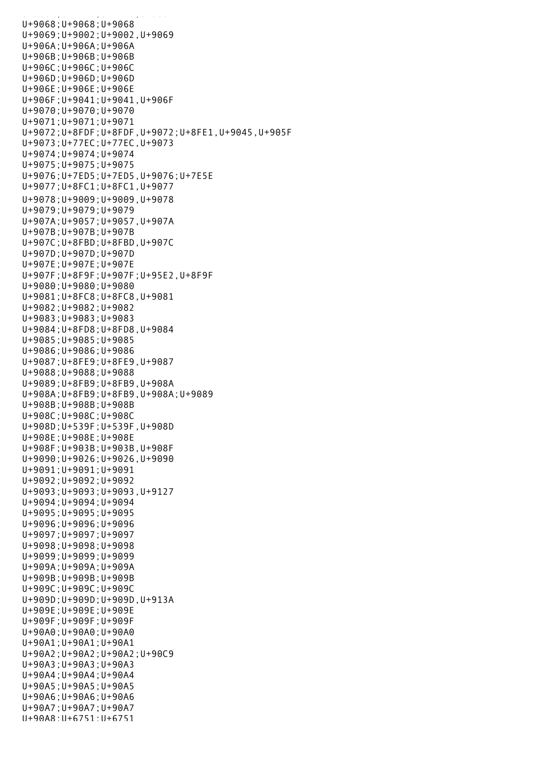U+9068;U+9068;U+9068
U+9069;U+9002;U+9002,U+9069
U+906A;U+906A;U+906A
U+906B;U+906B;U+906B
U+906C;U+906C;U+906C
U+906D;U+906D;U+906D
U+906E;U+906E;U+906E
U+906F;U+9041;U+9041,U+906F
U+9070;U+9070;U+9070
U+9071;U+9071;U+9071
U+9072;U+8FDF;U+8FDF,U+9072;U+8FE1,U+9045,U+905F
U+9073;U+77EC;U+77EC,U+9073
U+9074;U+9074;U+9074
U+9075;U+9075;U+9075
U+9076;U+7ED5;U+7ED5,U+9076;U+7E5E
U+9077;U+8FC1;U+8FC1,U+9077
U+9078;U+9009;U+9009,U+9078
U+9079;U+9079;U+9079
U+907A;U+9057;U+9057,U+907A
U+907B;U+907B;U+907B
U+907C;U+8FBD;U+8FBD,U+907C
U+907D;U+907D;U+907D
U+907E;U+907E;U+907E
U+907F;U+8F9F;U+907F;U+95E2,U+8F9F
U+9080;U+9080;U+9080
U+9081;U+8FC8;U+8FC8,U+9081
U+9082;U+9082;U+9082
U+9083;U+9083;U+9083
U+9084;U+8FD8;U+8FD8,U+9084
U+9085;U+9085;U+9085
U+9086;U+9086;U+9086
U+9087;U+8FE9;U+8FE9,U+9087
U+9088;U+9088;U+9088
U+9089;U+8FB9;U+8FB9,U+908A
U+908A;U+8FB9;U+8FB9,U+908A;U+9089
U+908B;U+908B;U+908B
U+908C;U+908C;U+908C
U+908D;U+539F;U+539F,U+908D
U+908E;U+908E;U+908E
U+908F;U+903B;U+903B,U+908F
U+9090;U+9026;U+9026,U+9090
U+9091;U+9091;U+9091
U+9092;U+9092;U+9092
U+9093;U+9093;U+9093,U+9127
U+9094;U+9094;U+9094
U+9095;U+9095;U+9095
U+9096;U+9096;U+9096
U+9097;U+9097;U+9097
U+9098;U+9098;U+9098
U+9099;U+9099;U+9099
U+909A;U+909A;U+909A
U+909B;U+909B;U+909B
U+909C;U+909C;U+909C
U+909D;U+909D;U+909D,U+913A
U+909E;U+909E;U+909E
U+909F;U+909F;U+909F
U+90A0;U+90A0;U+90A0
U+90A1;U+90A1;U+90A1
U+90A2;U+90A2;U+90A2;U+90C9
U+90A3;U+90A3;U+90A3
U+90A4;U+90A4;U+90A4
U+90A5;U+90A5;U+90A5
U+90A6;U+90A6;U+90A6
U+90A7;U+90A7;U+90A7
U+90A8;U+6751;U+6751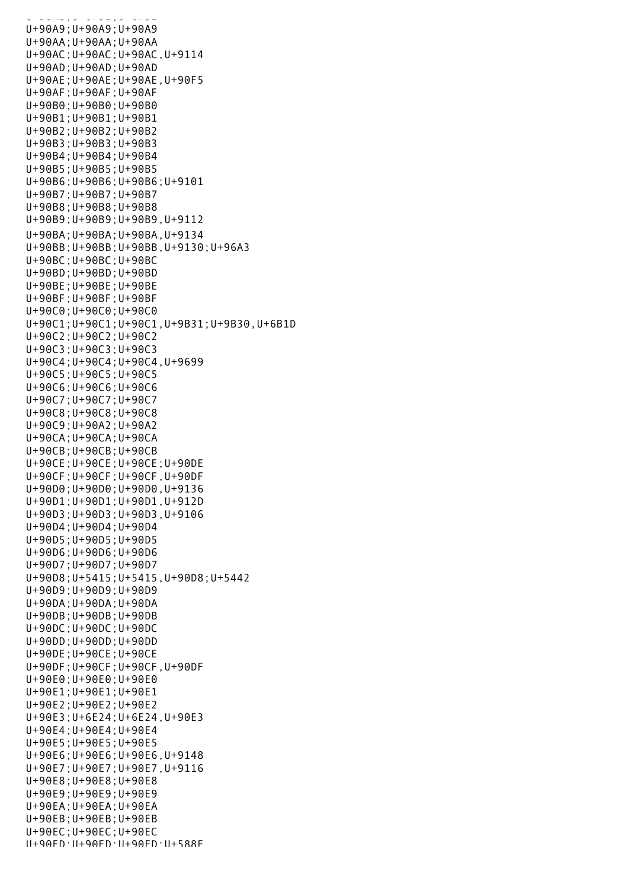U+90A9;U+90A9;U+90A9
U+90AA;U+90AA;U+90AA
U+90AC;U+90AC;U+90AC,U+9114
U+90AD;U+90AD;U+90AD
U+90AE;U+90AE;U+90AE,U+90F5
U+90AF;U+90AF;U+90AF
U+90B0;U+90B0;U+90B0
U+90B1;U+90B1;U+90B1
U+90B2;U+90B2;U+90B2
U+90B3;U+90B3;U+90B3
U+90B4;U+90B4;U+90B4
U+90B5;U+90B5;U+90B5
U+90B6;U+90B6;U+90B6;U+9101
U+90B7;U+90B7;U+90B7
U+90B8;U+90B8;U+90B8
U+90B9;U+90B9;U+90B9,U+9112
U+90BA;U+90BA;U+90BA,U+9134
U+90BB;U+90BB;U+90BB,U+9130;U+96A3
U+90BC;U+90BC;U+90BC
U+90BD;U+90BD;U+90BD
U+90BE;U+90BE;U+90BE
U+90BF;U+90BF;U+90BF
U+90C0;U+90C0;U+90C0
U+90C1;U+90C1;U+90C1,U+9B31;U+9B30,U+6B1D
U+90C2;U+90C2;U+90C2
U+90C3;U+90C3;U+90C3
U+90C4;U+90C4;U+90C4,U+9699
U+90C5;U+90C5;U+90C5
U+90C6;U+90C6;U+90C6
U+90C7;U+90C7;U+90C7
U+90C8;U+90C8;U+90C8
U+90C9;U+90A2;U+90A2
U+90CA;U+90CA;U+90CA
U+90CB;U+90CB;U+90CB
U+90CE;U+90CE;U+90CE;U+90DE
U+90CF;U+90CF;U+90CF,U+90DF
U+90D0;U+90D0;U+90D0,U+9136
U+90D1;U+90D1;U+90D1,U+912D
U+90D3;U+90D3;U+90D3,U+9106
U+90D4;U+90D4;U+90D4
U+90D5;U+90D5;U+90D5
U+90D6;U+90D6;U+90D6
U+90D7;U+90D7;U+90D7
U+90D8;U+5415;U+5415,U+90D8;U+5442
U+90D9;U+90D9;U+90D9
U+90DA;U+90DA;U+90DA
U+90DB;U+90DB;U+90DB
U+90DC;U+90DC;U+90DC
U+90DD;U+90DD;U+90DD
U+90DE;U+90CE;U+90CE
U+90DF;U+90CF;U+90CF,U+90DF
U+90E0;U+90E0;U+90E0
U+90E1;U+90E1;U+90E1
U+90E2;U+90E2;U+90E2
U+90E3;U+6E24;U+6E24,U+90E3
U+90E4;U+90E4;U+90E4
U+90E5;U+90E5;U+90E5
U+90E6;U+90E6;U+90E6,U+9148
U+90E7;U+90E7;U+90E7,U+9116
U+90E8;U+90E8;U+90E8
U+90E9;U+90E9;U+90E9
U+90EA;U+90EA;U+90EA
U+90EB;U+90EB;U+90EB
U+90EC;U+90EC;U+90EC
U+90ED;U+90ED;U+90ED;U+588E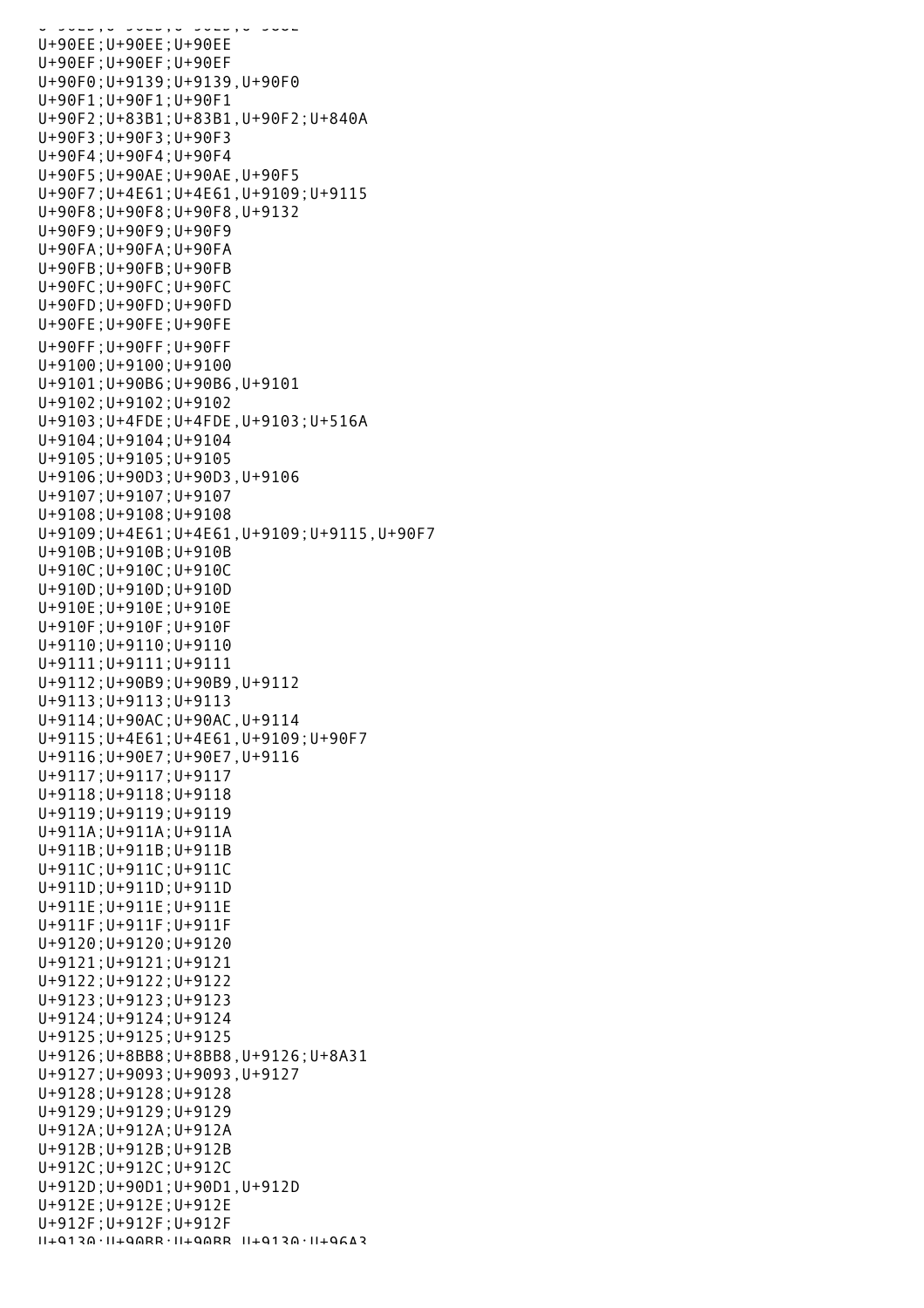U+90EE;U+90EE;U+90EE
U+90EF;U+90EF;U+90EF
U+90F0;U+9139;U+9139,U+90F0
U+90F1;U+90F1;U+90F1
U+90F2;U+83B1;U+83B1,U+90F2;U+840A
U+90F3;U+90F3;U+90F3
U+90F4;U+90F4;U+90F4
U+90F5;U+90AE;U+90AE,U+90F5
U+90F7;U+4E61;U+4E61,U+9109;U+9115
U+90F8;U+90F8;U+90F8,U+9132
U+90F9;U+90F9;U+90F9
U+90FA;U+90FA;U+90FA
U+90FB;U+90FB;U+90FB
U+90FC;U+90FC;U+90FC
U+90FD;U+90FD;U+90FD
U+90FE;U+90FE;U+90FE
U+90FF;U+90FF;U+90FF
U+9100;U+9100;U+9100
U+9101;U+90B6;U+90B6,U+9101
U+9102;U+9102;U+9102
U+9103;U+4FDE;U+4FDE,U+9103;U+516A
U+9104;U+9104;U+9104
U+9105;U+9105;U+9105
U+9106;U+90D3;U+90D3,U+9106
U+9107;U+9107;U+9107
U+9108;U+9108;U+9108
U+9109;U+4E61;U+4E61,U+9109;U+9115,U+90F7
U+910B;U+910B;U+910B
U+910C;U+910C;U+910C
U+910D;U+910D;U+910D
U+910E;U+910E;U+910E
U+910F;U+910F;U+910F
U+9110;U+9110;U+9110
U+9111;U+9111;U+9111
U+9112;U+90B9;U+90B9,U+9112
U+9113;U+9113;U+9113
U+9114;U+90AC;U+90AC,U+9114
U+9115;U+4E61;U+4E61,U+9109;U+90F7
U+9116;U+90E7;U+90E7,U+9116
U+9117;U+9117;U+9117
U+9118;U+9118;U+9118
U+9119;U+9119;U+9119
U+911A;U+911A;U+911A
U+911B;U+911B;U+911B
U+911C;U+911C;U+911C
U+911D;U+911D;U+911D
U+911E;U+911E;U+911E
U+911F;U+911F;U+911F
U+9120;U+9120;U+9120
U+9121;U+9121;U+9121
U+9122;U+9122;U+9122
U+9123;U+9123;U+9123
U+9124;U+9124;U+9124
U+9125;U+9125;U+9125
U+9126;U+8BB8;U+8BB8,U+9126;U+8A31
U+9127;U+9093;U+9093,U+9127
U+9128;U+9128;U+9128
U+9129;U+9129;U+9129
U+912A;U+912A;U+912A
U+912B;U+912B;U+912B
U+912C;U+912C;U+912C
U+912D;U+90D1;U+90D1,U+912D
U+912E;U+912E;U+912E
U+912F;U+912F;U+912F
U+9130;U+90BB;U+90BB,U+9130;U+96A3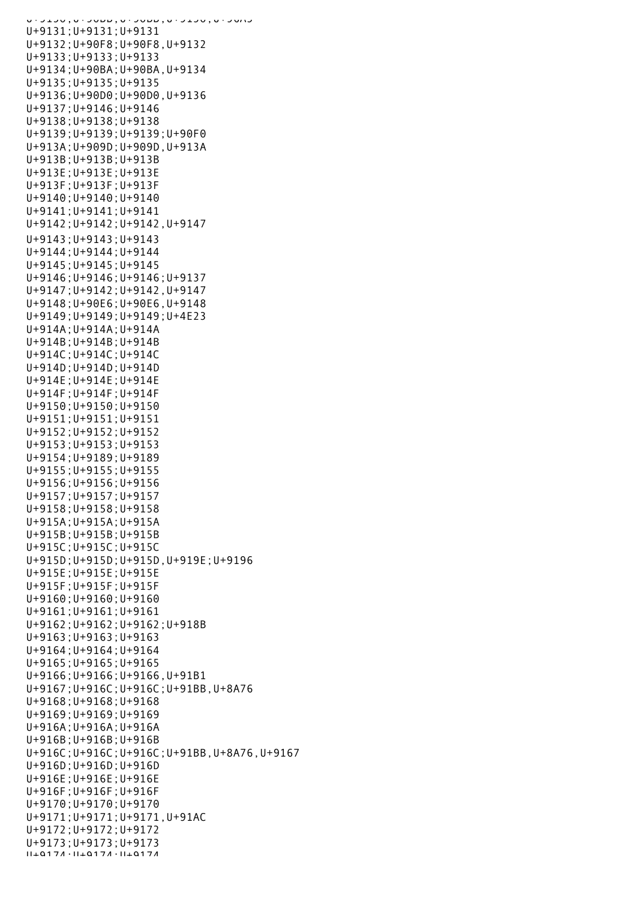U+9131;U+9131;U+9131
U+9132;U+90F8;U+90F8,U+9132
U+9133;U+9133;U+9133
U+9134;U+90BA;U+90BA,U+9134
U+9135;U+9135;U+9135
U+9136;U+90D0;U+90D0,U+9136
U+9137;U+9146;U+9146
U+9138;U+9138;U+9138
U+9139;U+9139;U+9139;U+90F0
U+913A;U+909D;U+909D,U+913A
U+913B;U+913B;U+913B
U+913E;U+913E;U+913E
U+913F;U+913F;U+913F
U+9140;U+9140;U+9140
U+9141;U+9141;U+9141
U+9142;U+9142;U+9142,U+9147
U+9143;U+9143;U+9143
U+9144;U+9144;U+9144
U+9145;U+9145;U+9145
U+9146;U+9146;U+9146;U+9137
U+9147;U+9142;U+9142,U+9147
U+9148;U+90E6;U+90E6,U+9148
U+9149;U+9149;U+9149;U+4E23
U+914A;U+914A;U+914A
U+914B;U+914B;U+914B
U+914C;U+914C;U+914C
U+914D;U+914D;U+914D
U+914E;U+914E;U+914E
U+914F;U+914F;U+914F
U+9150;U+9150;U+9150
U+9151;U+9151;U+9151
U+9152;U+9152;U+9152
U+9153;U+9153;U+9153
U+9154;U+9189;U+9189
U+9155;U+9155;U+9155
U+9156;U+9156;U+9156
U+9157;U+9157;U+9157
U+9158;U+9158;U+9158
U+915A;U+915A;U+915A
U+915B;U+915B;U+915B
U+915C;U+915C;U+915C
U+915D;U+915D;U+915D,U+919E;U+9196
U+915E;U+915E;U+915E
U+915F;U+915F;U+915F
U+9160;U+9160;U+9160
U+9161;U+9161;U+9161
U+9162;U+9162;U+9162;U+918B
U+9163;U+9163;U+9163
U+9164;U+9164;U+9164
U+9165;U+9165;U+9165
U+9166;U+9166;U+9166,U+91B1
U+9167;U+916C;U+916C;U+91BB,U+8A76
U+9168;U+9168;U+9168
U+9169;U+9169;U+9169
U+916A;U+916A;U+916A
U+916B;U+916B;U+916B
U+916C;U+916C;U+916C;U+91BB,U+8A76,U+9167
U+916D;U+916D;U+916D
U+916E;U+916E;U+916E
U+916F;U+916F;U+916F
U+9170;U+9170;U+9170
U+9171;U+9171;U+9171,U+91AC
U+9172;U+9172;U+9172
U+9173;U+9173;U+9173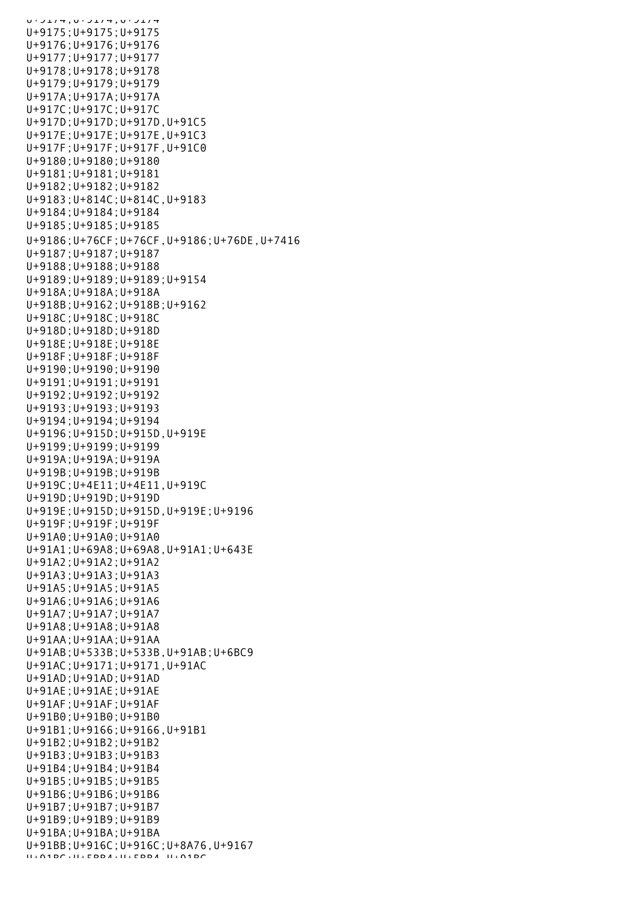U+9174;U+9174;U+9174
U+9175;U+9175;U+9175
U+9176;U+9176;U+9176
U+9177;U+9177;U+9177
U+9178;U+9178;U+9178
U+9179;U+9179;U+9179
U+917A;U+917A;U+917A
U+917C;U+917C;U+917C
U+917D;U+917D;U+917D,U+91C5
U+917E;U+917E;U+917E,U+91C3
U+917F;U+917F;U+917F,U+91C0
U+9180;U+9180;U+9180
U+9181;U+9181;U+9181
U+9182;U+9182;U+9182
U+9183;U+814C;U+814C,U+9183
U+9184;U+9184;U+9184
U+9185;U+9185;U+9185
U+9186;U+76CF;U+76CF,U+9186;U+76DE,U+7416
U+9187;U+9187;U+9187
U+9188;U+9188;U+9188
U+9189;U+9189;U+9189;U+9154
U+918A;U+918A;U+918A
U+918B;U+9162;U+918B;U+9162
U+918C;U+918C;U+918C
U+918D;U+918D;U+918D
U+918E;U+918E;U+918E
U+918F;U+918F;U+918F
U+9190;U+9190;U+9190
U+9191;U+9191;U+9191
U+9192;U+9192;U+9192
U+9193;U+9193;U+9193
U+9194;U+9194;U+9194
U+9196;U+915D;U+915D,U+919E
U+9199;U+9199;U+9199
U+919A;U+919A;U+919A
U+919B;U+919B;U+919B
U+919C;U+4E11;U+4E11,U+919C
U+919D;U+919D;U+919D
U+919E;U+915D;U+915D,U+919E;U+9196
U+919F;U+919F;U+919F
U+91A0;U+91A0;U+91A0
U+91A1;U+69A8;U+69A8,U+91A1;U+643E
U+91A2;U+91A2;U+91A2
U+91A3;U+91A3;U+91A3
U+91A5;U+91A5;U+91A5
U+91A6;U+91A6;U+91A6
U+91A7;U+91A7;U+91A7
U+91A8;U+91A8;U+91A8
U+91AA;U+91AA;U+91AA
U+91AB;U+533B;U+533B,U+91AB;U+6BC9
U+91AC;U+9171;U+9171,U+91AC
U+91AD;U+91AD;U+91AD
U+91AE;U+91AE;U+91AE
U+91AF;U+91AF;U+91AF
U+91B0;U+91B0;U+91B0
U+91B1;U+9166;U+9166,U+91B1
U+91B2;U+91B2;U+91B2
U+91B3;U+91B3;U+91B3
U+91B4;U+91B4;U+91B4
U+91B5;U+91B5;U+91B5
U+91B6;U+91B6;U+91B6
U+91B7;U+91B7;U+91B7
U+91B9;U+91B9;U+91B9
U+91BA;U+91BA;U+91BA
U+91BB;U+916C;U+916C;U+8A76,U+9167
U+91BC;U+5BB4;U+5BB4,U+91BC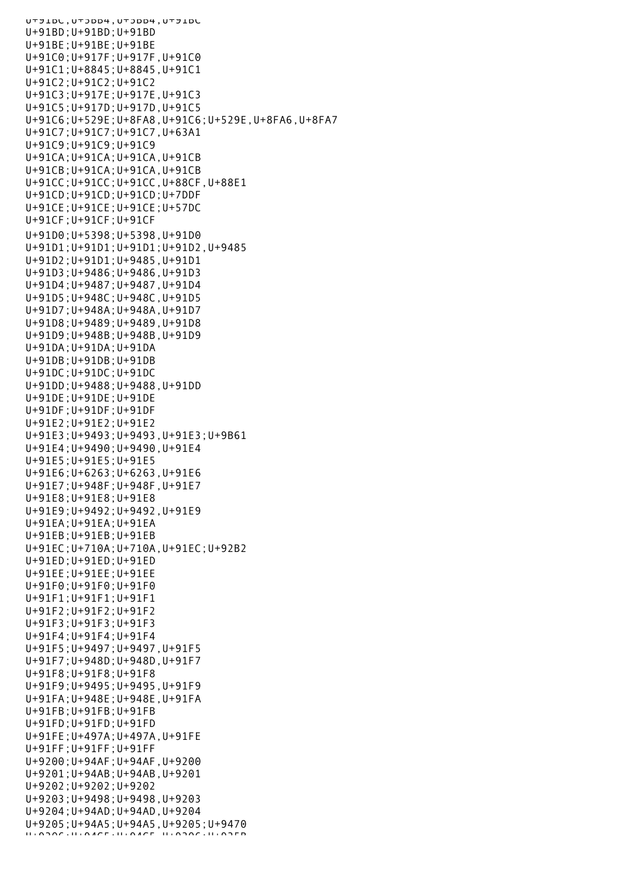```
U+91BC;U+5BB4;U+5BB4,U+91BC
U+91BD;U+91BD;U+91BD
U+91BE;U+91BE;U+91BE
U+91C0;U+917F;U+917F,U+91C0
U+91C1;U+8845;U+8845,U+91C1
U+91C2;U+91C2;U+91C2
U+91C3;U+917E;U+917E,U+91C3
U+91C5;U+917D;U+917D,U+91C5
U+91C6;U+529E;U+8FA8,U+91C6;U+529E,U+8FA6,U+8FA7
U+91C7;U+91C7;U+91C7,U+63A1
U+91C9;U+91C9;U+91C9
U+91CA;U+91CA;U+91CA,U+91CB
U+91CB;U+91CA;U+91CA,U+91CB
U+91CC;U+91CC;U+91CC,U+88CF,U+88E1
U+91CD;U+91CD;U+91CD;U+7DDF
U+91CE;U+91CE;U+91CE;U+57DC
U+91CF;U+91CF;U+91CF
U+91D0;U+5398;U+5398,U+91D0
U+91D1;U+91D1;U+91D1;U+91D2,U+9485
U+91D2;U+91D1;U+9485,U+91D1
U+91D3;U+9486;U+9486,U+91D3
U+91D4;U+9487;U+9487,U+91D4
U+91D5;U+948C;U+948C,U+91D5
U+91D7;U+948A;U+948A,U+91D7
U+91D8;U+9489;U+9489,U+91D8
U+91D9;U+948B;U+948B,U+91D9
U+91DA;U+91DA;U+91DA
U+91DB;U+91DB;U+91DB
U+91DC;U+91DC;U+91DC
U+91DD;U+9488;U+9488,U+91DD
U+91DE;U+91DE;U+91DE
U+91DF;U+91DF;U+91DF
U+91E2;U+91E2;U+91E2
U+91E3;U+9493;U+9493,U+91E3;U+9B61
U+91E4;U+9490;U+9490,U+91E4
U+91E5;U+91E5;U+91E5
U+91E6;U+6263;U+6263,U+91E6
U+91E7;U+948F;U+948F,U+91E7
U+91E8;U+91E8;U+91E8
U+91E9;U+9492;U+9492,U+91E9
U+91EA;U+91EA;U+91EA
U+91EB;U+91EB;U+91EB
U+91EC;U+710A;U+710A,U+91EC;U+92B2
U+91ED;U+91ED;U+91ED
U+91EE;U+91EE;U+91EE
U+91F0;U+91F0;U+91F0
U+91F1;U+91F1;U+91F1
U+91F2;U+91F2;U+91F2
U+91F3;U+91F3;U+91F3
U+91F4;U+91F4;U+91F4
U+91F5;U+9497;U+9497,U+91F5
U+91F7;U+948D;U+948D,U+91F7
U+91F8;U+91F8;U+91F8
U+91F9;U+9495;U+9495,U+91F9
U+91FA;U+948E;U+948E,U+91FA
U+91FB;U+91FB;U+91FB
U+91FD;U+91FD;U+91FD
U+91FE;U+497A;U+497A,U+91FE
U+91FF;U+91FF;U+91FF
U+9200;U+94AF;U+94AF,U+9200
U+9201;U+94AB;U+94AB,U+9201
U+9202;U+9202;U+9202
U+9203;U+9498;U+9498,U+9203
U+9204;U+94AD;U+94AD,U+9204
U+9205;U+94A5;U+94A5,U+9205;U+9470
U+9206;U+94C5;U+94C5,U+9206;U+925B
```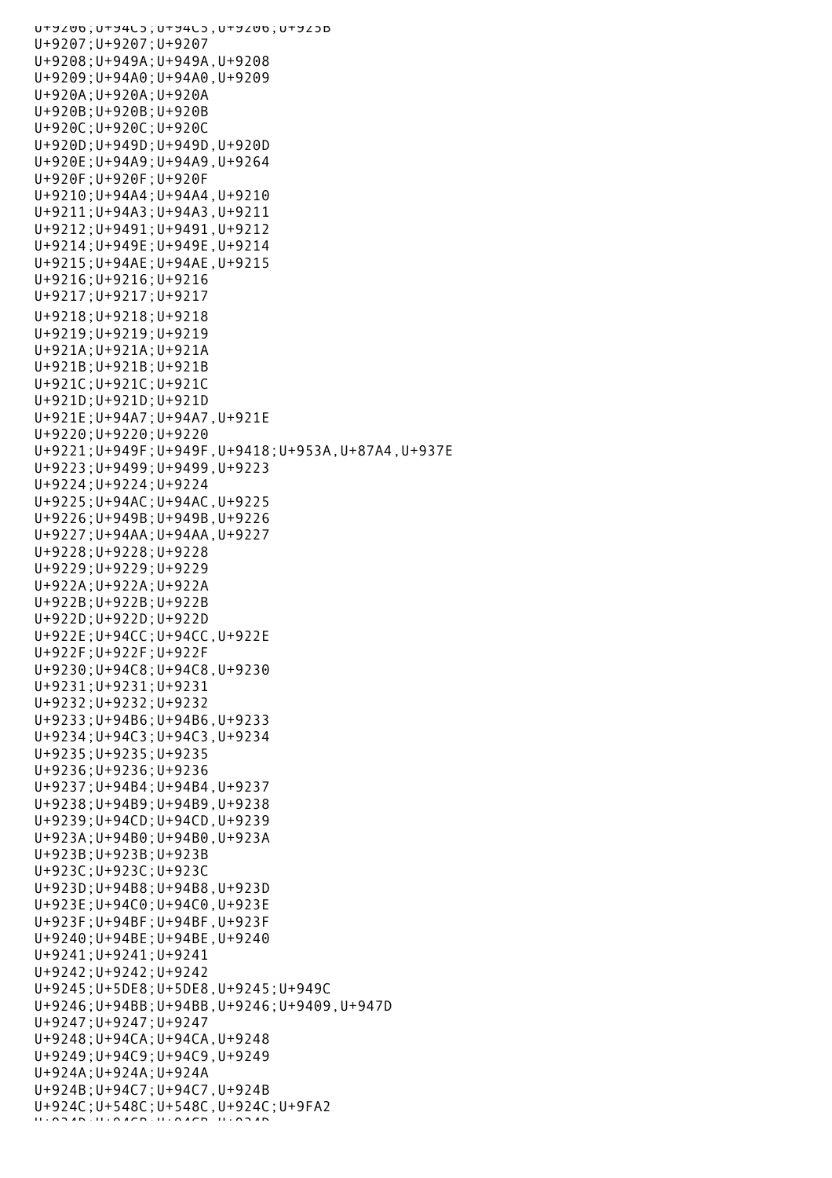U+9206;U+94C5;U+94C5,U+9206;U+925B
U+9207;U+9207;U+9207
U+9208;U+949A;U+949A,U+9208
U+9209;U+94A0;U+94A0,U+9209
U+920A;U+920A;U+920A
U+920B;U+920B;U+920B
U+920C;U+920C;U+920C
U+920D;U+949D;U+949D,U+920D
U+920E;U+94A9;U+94A9,U+9264
U+920F;U+920F;U+920F
U+9210;U+94A4;U+94A4,U+9210
U+9211;U+94A3;U+94A3,U+9211
U+9212;U+9491;U+9491,U+9212
U+9214;U+949E;U+949E,U+9214
U+9215;U+94AE;U+94AE,U+9215
U+9216;U+9216;U+9216
U+9217;U+9217;U+9217
U+9218;U+9218;U+9218
U+9219;U+9219;U+9219
U+921A;U+921A;U+921A
U+921B;U+921B;U+921B
U+921C;U+921C;U+921C
U+921D;U+921D;U+921D
U+921E;U+94A7;U+94A7,U+921E
U+9220;U+9220;U+9220
U+9221;U+949F;U+949F,U+9418;U+953A,U+87A4,U+937E
U+9223;U+9499;U+9499,U+9223
U+9224;U+9224;U+9224
U+9225;U+94AC;U+94AC,U+9225
U+9226;U+949B;U+949B,U+9226
U+9227;U+94AA;U+94AA,U+9227
U+9228;U+9228;U+9228
U+9229;U+9229;U+9229
U+922A;U+922A;U+922A
U+922B;U+922B;U+922B
U+922D;U+922D;U+922D
U+922E;U+94CC;U+94CC,U+922E
U+922F;U+922F;U+922F
U+9230;U+94C8;U+94C8,U+9230
U+9231;U+9231;U+9231
U+9232;U+9232;U+9232
U+9233;U+94B6;U+94B6,U+9233
U+9234;U+94C3;U+94C3,U+9234
U+9235;U+9235;U+9235
U+9236;U+9236;U+9236
U+9237;U+94B4;U+94B4,U+9237
U+9238;U+94B9;U+94B9,U+9238
U+9239;U+94CD;U+94CD,U+9239
U+923A;U+94B0;U+94B0,U+923A
U+923B;U+923B;U+923B
U+923C;U+923C;U+923C
U+923D;U+94B8;U+94B8,U+923D
U+923E;U+94C0;U+94C0,U+923E
U+923F;U+94BF;U+94BF,U+923F
U+9240;U+94BE;U+94BE,U+9240
U+9241;U+9241;U+9241
U+9242;U+9242;U+9242
U+9245;U+5DE8;U+5DE8,U+9245;U+949C
U+9246;U+94BB;U+94BB,U+9246;U+9409,U+947D
U+9247;U+9247;U+9247
U+9248;U+94CA;U+94CA,U+9248
U+9249;U+94C9;U+94C9,U+9249
U+924A;U+924A;U+924A
U+924B;U+94C7;U+94C7,U+924B
U+924C;U+548C;U+548C,U+924C;U+9FA2
U+924D;U+94CB;U+94CB,U+924D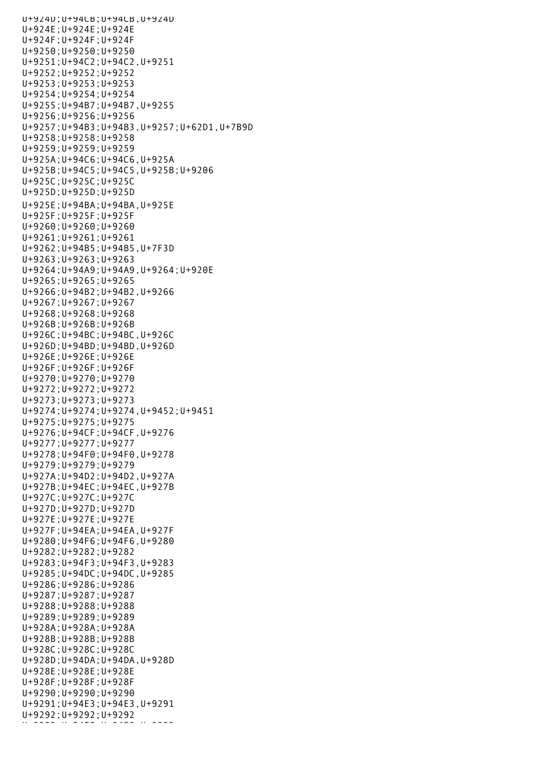U+924D;U+94CB;U+94CB,U+924D
U+924E;U+924E;U+924E
U+924F;U+924F;U+924F
U+9250;U+9250;U+9250
U+9251;U+94C2;U+94C2,U+9251
U+9252;U+9252;U+9252
U+9253;U+9253;U+9253
U+9254;U+9254;U+9254
U+9255;U+94B7;U+94B7,U+9255
U+9256;U+9256;U+9256
U+9257;U+94B3;U+94B3,U+9257;U+62D1,U+7B9D
U+9258;U+9258;U+9258
U+9259;U+9259;U+9259
U+925A;U+94C6;U+94C6,U+925A
U+925B;U+94C5;U+94C5,U+925B;U+9206
U+925C;U+925C;U+925C
U+925D;U+925D;U+925D
U+925E;U+94BA;U+94BA,U+925E
U+925F;U+925F;U+925F
U+9260;U+9260;U+9260
U+9261;U+9261;U+9261
U+9262;U+94B5;U+94B5,U+7F3D
U+9263;U+9263;U+9263
U+9264;U+94A9;U+94A9,U+9264;U+920E
U+9265;U+9265;U+9265
U+9266;U+94B2;U+94B2,U+9266
U+9267;U+9267;U+9267
U+9268;U+9268;U+9268
U+926B;U+926B;U+926B
U+926C;U+94BC;U+94BC,U+926C
U+926D;U+94BD;U+94BD,U+926D
U+926E;U+926E;U+926E
U+926F;U+926F;U+926F
U+9270;U+9270;U+9270
U+9272;U+9272;U+9272
U+9273;U+9273;U+9273
U+9274;U+9274;U+9274,U+9452;U+9451
U+9275;U+9275;U+9275
U+9276;U+94CF;U+94CF,U+9276
U+9277;U+9277;U+9277
U+9278;U+94F0;U+94F0,U+9278
U+9279;U+9279;U+9279
U+927A;U+94D2;U+94D2,U+927A
U+927B;U+94EC;U+94EC,U+927B
U+927C;U+927C;U+927C
U+927D;U+927D;U+927D
U+927E;U+927E;U+927E
U+927F;U+94EA;U+94EA,U+927F
U+9280;U+94F6;U+94F6,U+9280
U+9282;U+9282;U+9282
U+9283;U+94F3;U+94F3,U+9283
U+9285;U+94DC;U+94DC,U+9285
U+9286;U+9286;U+9286
U+9287;U+9287;U+9287
U+9288;U+9288;U+9288
U+9289;U+9289;U+9289
U+928A;U+928A;U+928A
U+928B;U+928B;U+928B
U+928C;U+928C;U+928C
U+928D;U+94DA;U+94DA,U+928D
U+928E;U+928E;U+928E
U+928F;U+928F;U+928F
U+9290;U+9290;U+9290
U+9291;U+94E3;U+94E3,U+9291
U+9292;U+9292;U+9292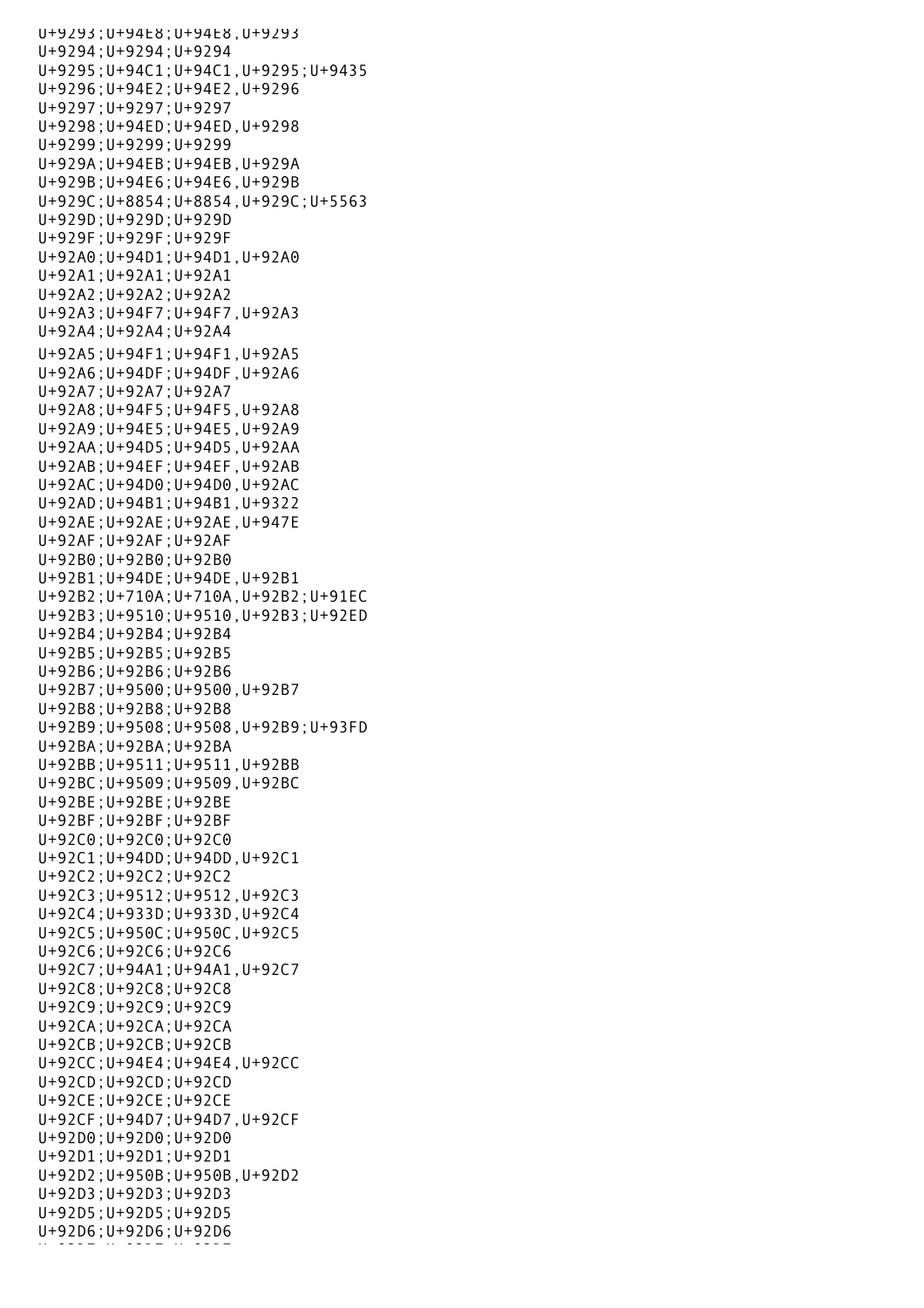U+9293;U+94E8;U+94E8,U+9293
U+9294;U+9294;U+9294
U+9295;U+94C1;U+94C1,U+9295;U+9435
U+9296;U+94E2;U+94E2,U+9296
U+9297;U+9297;U+9297
U+9298;U+94ED;U+94ED,U+9298
U+9299;U+9299;U+9299
U+929A;U+94EB;U+94EB,U+929A
U+929B;U+94E6;U+94E6,U+929B
U+929C;U+8854;U+8854,U+929C;U+5563
U+929D;U+929D;U+929D
U+929F;U+929F;U+929F
U+92A0;U+94D1;U+94D1,U+92A0
U+92A1;U+92A1;U+92A1
U+92A2;U+92A2;U+92A2
U+92A3;U+94F7;U+94F7,U+92A3
U+92A4;U+92A4;U+92A4
U+92A5;U+94F1;U+94F1,U+92A5
U+92A6;U+94DF;U+94DF,U+92A6
U+92A7;U+92A7;U+92A7
U+92A8;U+94F5;U+94F5,U+92A8
U+92A9;U+94E5;U+94E5,U+92A9
U+92AA;U+94D5;U+94D5,U+92AA
U+92AB;U+94EF;U+94EF,U+92AB
U+92AC;U+94D0;U+94D0,U+92AC
U+92AD;U+94B1;U+94B1,U+9322
U+92AE;U+92AE;U+92AE,U+947E
U+92AF;U+92AF;U+92AF
U+92B0;U+92B0;U+92B0
U+92B1;U+94DE;U+94DE,U+92B1
U+92B2;U+710A;U+710A,U+92B2;U+91EC
U+92B3;U+9510;U+9510,U+92B3;U+92ED
U+92B4;U+92B4;U+92B4
U+92B5;U+92B5;U+92B5
U+92B6;U+92B6;U+92B6
U+92B7;U+9500;U+9500,U+92B7
U+92B8;U+92B8;U+92B8
U+92B9;U+9508;U+9508,U+92B9;U+93FD
U+92BA;U+92BA;U+92BA
U+92BB;U+9511;U+9511,U+92BB
U+92BC;U+9509;U+9509,U+92BC
U+92BE;U+92BE;U+92BE
U+92BF;U+92BF;U+92BF
U+92C0;U+92C0;U+92C0
U+92C1;U+94DD;U+94DD,U+92C1
U+92C2;U+92C2;U+92C2
U+92C3;U+9512;U+9512,U+92C3
U+92C4;U+933D;U+933D,U+92C4
U+92C5;U+950C;U+950C,U+92C5
U+92C6;U+92C6;U+92C6
U+92C7;U+94A1;U+94A1,U+92C7
U+92C8;U+92C8;U+92C8
U+92C9;U+92C9;U+92C9
U+92CA;U+92CA;U+92CA
U+92CB;U+92CB;U+92CB
U+92CC;U+94E4;U+94E4,U+92CC
U+92CD;U+92CD;U+92CD
U+92CE;U+92CE;U+92CE
U+92CF;U+94D7;U+94D7,U+92CF
U+92D0;U+92D0;U+92D0
U+92D1;U+92D1;U+92D1
U+92D2;U+950B;U+950B,U+92D2
U+92D3;U+92D3;U+92D3
U+92D5;U+92D5;U+92D5
U+92D6;U+92D6;U+92D6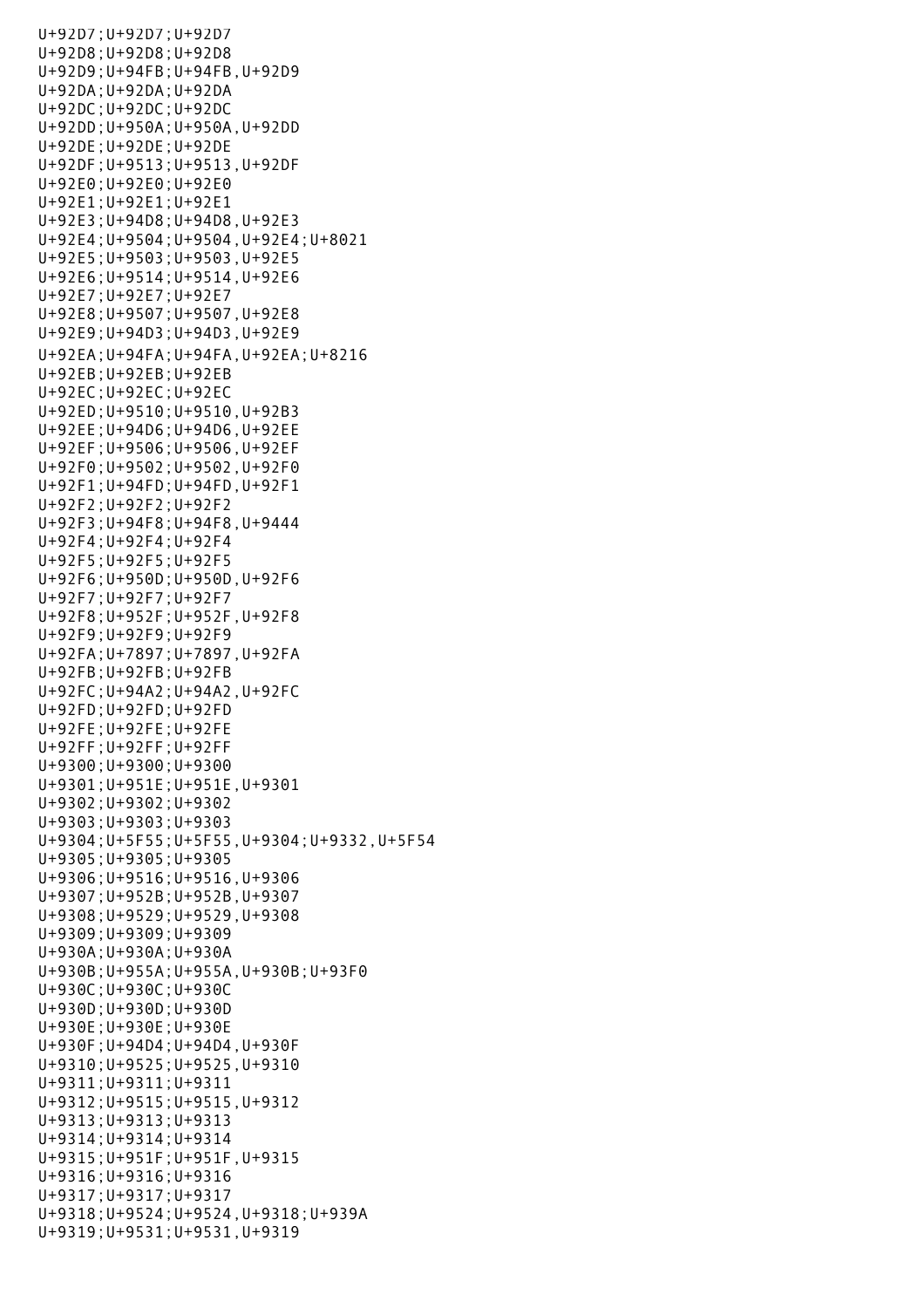U+92D7;U+92D7;U+92D7
U+92D8;U+92D8;U+92D8
U+92D9;U+94FB;U+94FB,U+92D9
U+92DA;U+92DA;U+92DA
U+92DC;U+92DC;U+92DC
U+92DD;U+950A;U+950A,U+92DD
U+92DE;U+92DE;U+92DE
U+92DF;U+9513;U+9513,U+92DF
U+92E0;U+92E0;U+92E0
U+92E1;U+92E1;U+92E1
U+92E3;U+94D8;U+94D8,U+92E3
U+92E4;U+9504;U+9504,U+92E4;U+8021
U+92E5;U+9503;U+9503,U+92E5
U+92E6;U+9514;U+9514,U+92E6
U+92E7;U+92E7;U+92E7
U+92E8;U+9507;U+9507,U+92E8
U+92E9;U+94D3;U+94D3,U+92E9
U+92EA;U+94FA;U+94FA,U+92EA;U+8216
U+92EB;U+92EB;U+92EB
U+92EC;U+92EC;U+92EC
U+92ED;U+9510;U+9510,U+92B3
U+92EE;U+94D6;U+94D6,U+92EE
U+92EF;U+9506;U+9506,U+92EF
U+92F0;U+9502;U+9502,U+92F0
U+92F1;U+94FD;U+94FD,U+92F1
U+92F2;U+92F2;U+92F2
U+92F3;U+94F8;U+94F8,U+9444
U+92F4;U+92F4;U+92F4
U+92F5;U+92F5;U+92F5
U+92F6;U+950D;U+950D,U+92F6
U+92F7;U+92F7;U+92F7
U+92F8;U+952F;U+952F,U+92F8
U+92F9;U+92F9;U+92F9
U+92FA;U+7897;U+7897,U+92FA
U+92FB;U+92FB;U+92FB
U+92FC;U+94A2;U+94A2,U+92FC
U+92FD;U+92FD;U+92FD
U+92FE;U+92FE;U+92FE
U+92FF;U+92FF;U+92FF
U+9300;U+9300;U+9300
U+9301;U+951E;U+951E,U+9301
U+9302;U+9302;U+9302
U+9303;U+9303;U+9303
U+9304;U+5F55;U+5F55,U+9304;U+9332,U+5F54
U+9305;U+9305;U+9305
U+9306;U+9516;U+9516,U+9306
U+9307;U+952B;U+952B,U+9307
U+9308;U+9529;U+9529,U+9308
U+9309;U+9309;U+9309
U+930A;U+930A;U+930A
U+930B;U+955A;U+955A,U+930B;U+93F0
U+930C;U+930C;U+930C
U+930D;U+930D;U+930D
U+930E;U+930E;U+930E
U+930F;U+94D4;U+94D4,U+930F
U+9310;U+9525;U+9525,U+9310
U+9311;U+9311;U+9311
U+9312;U+9515;U+9515,U+9312
U+9313;U+9313;U+9313
U+9314;U+9314;U+9314
U+9315;U+951F;U+951F,U+9315
U+9316;U+9316;U+9316
U+9317;U+9317;U+9317
U+9318;U+9524;U+9524,U+9318;U+939A
U+9319;U+9531;U+9531,U+9319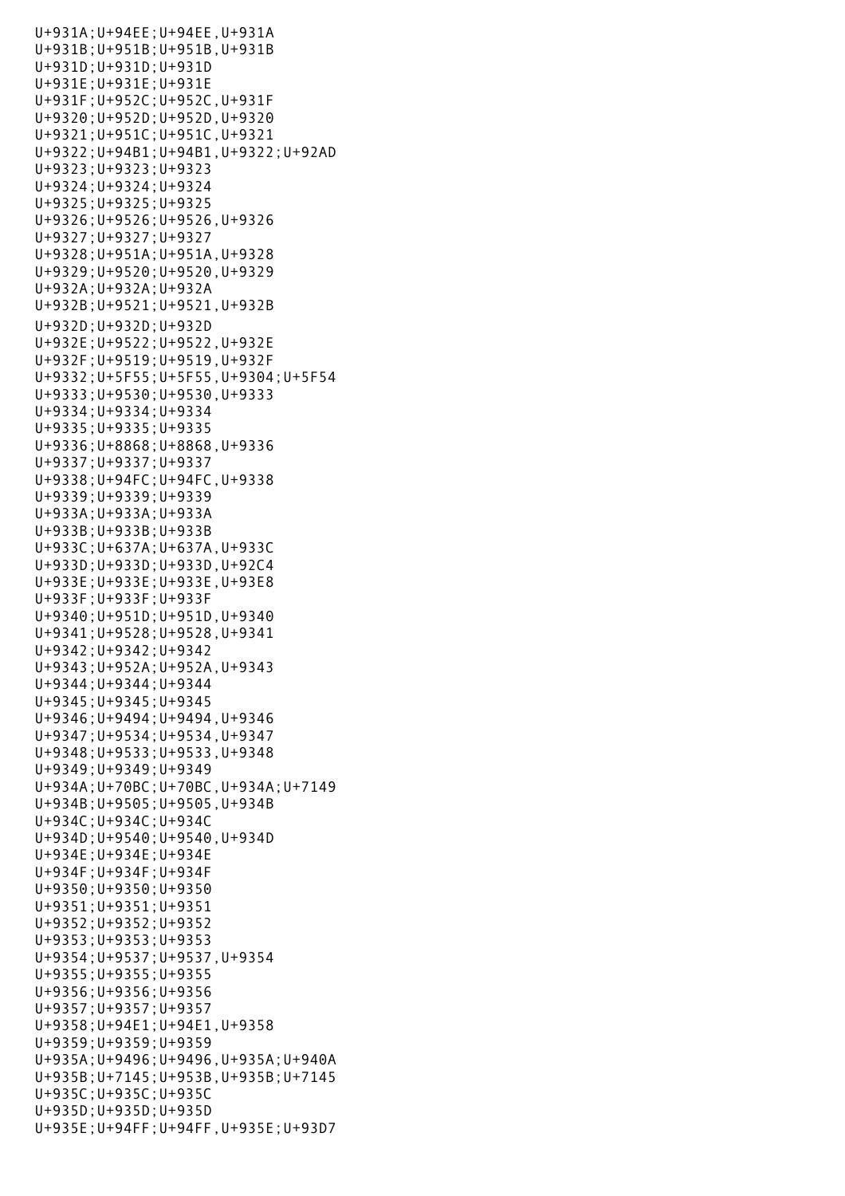U+931A;U+94EE;U+94EE,U+931A
U+931B;U+951B;U+951B,U+931B
U+931D;U+931D;U+931D
U+931E;U+931E;U+931E
U+931F;U+952C;U+952C,U+931F
U+9320;U+952D;U+952D,U+9320
U+9321;U+951C;U+951C,U+9321
U+9322;U+94B1;U+94B1,U+9322;U+92AD
U+9323;U+9323;U+9323
U+9324;U+9324;U+9324
U+9325;U+9325;U+9325
U+9326;U+9526;U+9526,U+9326
U+9327;U+9327;U+9327
U+9328;U+951A;U+951A,U+9328
U+9329;U+9520;U+9520,U+9329
U+932A;U+932A;U+932A
U+932B;U+9521;U+9521,U+932B
U+932D;U+932D;U+932D
U+932E;U+9522;U+9522,U+932E
U+932F;U+9519;U+9519,U+932F
U+9332;U+5F55;U+5F55,U+9304;U+5F54
U+9333;U+9530;U+9530,U+9333
U+9334;U+9334;U+9334
U+9335;U+9335;U+9335
U+9336;U+8868;U+8868,U+9336
U+9337;U+9337;U+9337
U+9338;U+94FC;U+94FC,U+9338
U+9339;U+9339;U+9339
U+933A;U+933A;U+933A
U+933B;U+933B;U+933B
U+933C;U+637A;U+637A,U+933C
U+933D;U+933D;U+933D,U+92C4
U+933E;U+933E;U+933E,U+93E8
U+933F;U+933F;U+933F
U+9340;U+951D;U+951D,U+9340
U+9341;U+9528;U+9528,U+9341
U+9342;U+9342;U+9342
U+9343;U+952A;U+952A,U+9343
U+9344;U+9344;U+9344
U+9345;U+9345;U+9345
U+9346;U+9494;U+9494,U+9346
U+9347;U+9534;U+9534,U+9347
U+9348;U+9533;U+9533,U+9348
U+9349;U+9349;U+9349
U+934A;U+70BC;U+70BC,U+934A;U+7149
U+934B;U+9505;U+9505,U+934B
U+934C;U+934C;U+934C
U+934D;U+9540;U+9540,U+934D
U+934E;U+934E;U+934E
U+934F;U+934F;U+934F
U+9350;U+9350;U+9350
U+9351;U+9351;U+9351
U+9352;U+9352;U+9352
U+9353;U+9353;U+9353
U+9354;U+9537;U+9537,U+9354
U+9355;U+9355;U+9355
U+9356;U+9356;U+9356
U+9357;U+9357;U+9357
U+9358;U+94E1;U+94E1,U+9358
U+9359;U+9359;U+9359
U+935A;U+9496;U+9496,U+935A;U+940A
U+935B;U+7145;U+953B,U+935B;U+7145
U+935C;U+935C;U+935C
U+935D;U+935D;U+935D
U+935E;U+94FF;U+94FF,U+935E;U+93D7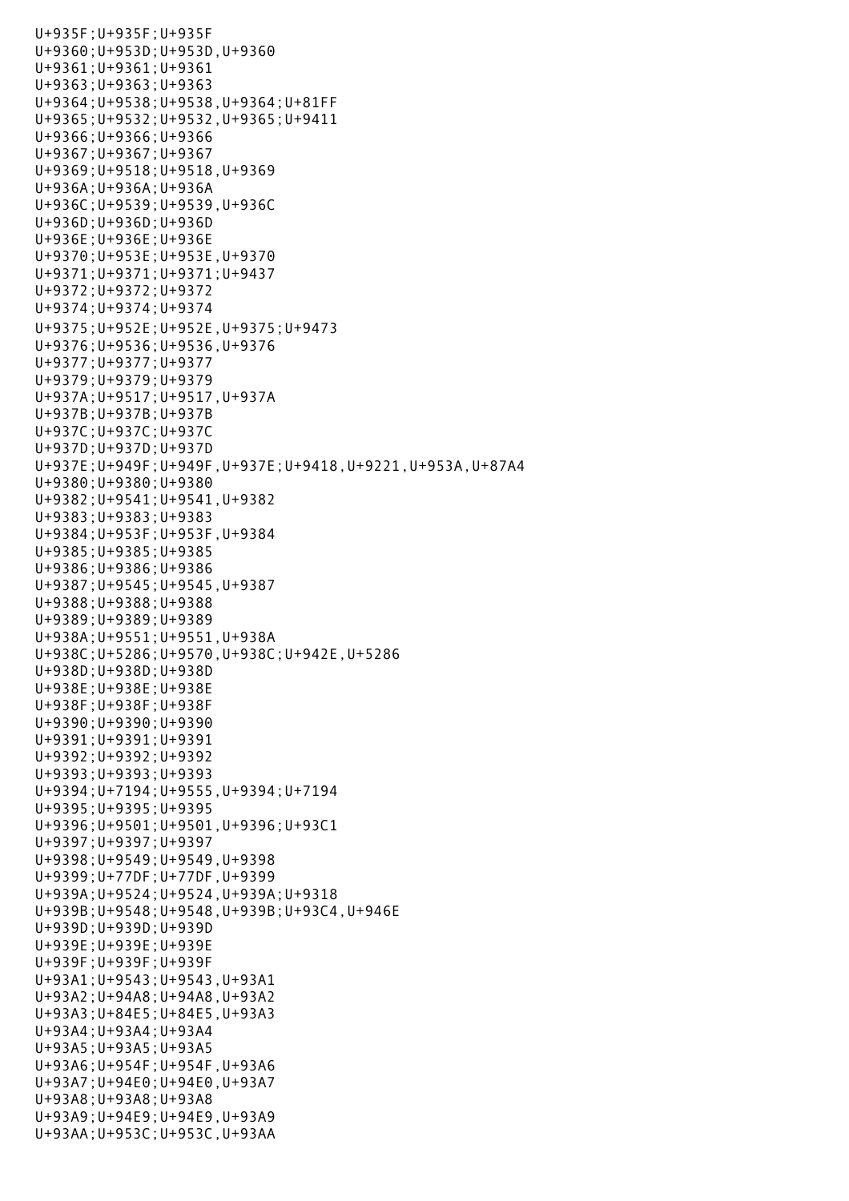U+935F;U+935F;U+935F
U+9360;U+953D;U+953D,U+9360
U+9361;U+9361;U+9361
U+9363;U+9363;U+9363
U+9364;U+9538;U+9538,U+9364;U+81FF
U+9365;U+9532;U+9532,U+9365;U+9411
U+9366;U+9366;U+9366
U+9367;U+9367;U+9367
U+9369;U+9518;U+9518,U+9369
U+936A;U+936A;U+936A
U+936C;U+9539;U+9539,U+936C
U+936D;U+936D;U+936D
U+936E;U+936E;U+936E
U+9370;U+953E;U+953E,U+9370
U+9371;U+9371;U+9371;U+9437
U+9372;U+9372;U+9372
U+9374;U+9374;U+9374
U+9375;U+952E;U+952E,U+9375;U+9473
U+9376;U+9536;U+9536,U+9376
U+9377;U+9377;U+9377
U+9379;U+9379;U+9379
U+937A;U+9517;U+9517,U+937A
U+937B;U+937B;U+937B
U+937C;U+937C;U+937C
U+937D;U+937D;U+937D
U+937E;U+949F;U+949F,U+937E;U+9418,U+9221,U+953A,U+87A4
U+9380;U+9380;U+9380
U+9382;U+9541;U+9541,U+9382
U+9383;U+9383;U+9383
U+9384;U+953F;U+953F,U+9384
U+9385;U+9385;U+9385
U+9386;U+9386;U+9386
U+9387;U+9545;U+9545,U+9387
U+9388;U+9388;U+9388
U+9389;U+9389;U+9389
U+938A;U+9551;U+9551,U+938A
U+938C;U+5286;U+9570,U+938C;U+942E,U+5286
U+938D;U+938D;U+938D
U+938E;U+938E;U+938E
U+938F;U+938F;U+938F
U+9390;U+9390;U+9390
U+9391;U+9391;U+9391
U+9392;U+9392;U+9392
U+9393;U+9393;U+9393
U+9394;U+7194;U+9555,U+9394;U+7194
U+9395;U+9395;U+9395
U+9396;U+9501;U+9501,U+9396;U+93C1
U+9397;U+9397;U+9397
U+9398;U+9549;U+9549,U+9398
U+9399;U+77DF;U+77DF,U+9399
U+939A;U+9524;U+9524,U+939A;U+9318
U+939B;U+9548;U+9548,U+939B;U+93C4,U+946E
U+939D;U+939D;U+939D
U+939E;U+939E;U+939E
U+939F;U+939F;U+939F
U+93A1;U+9543;U+9543,U+93A1
U+93A2;U+94A8;U+94A8,U+93A2
U+93A3;U+84E5;U+84E5,U+93A3
U+93A4;U+93A4;U+93A4
U+93A5;U+93A5;U+93A5
U+93A6;U+954F;U+954F,U+93A6
U+93A7;U+94E0;U+94E0,U+93A7
U+93A8;U+93A8;U+93A8
U+93A9;U+94E9;U+94E9,U+93A9
U+93AA;U+953C;U+953C,U+93AA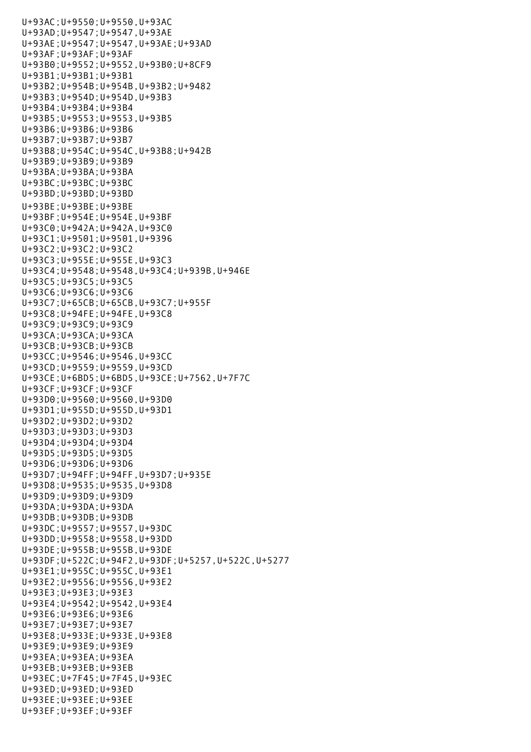```
U+93AC;U+9550;U+9550,U+93AC
U+93AD;U+9547;U+9547,U+93AE
U+93AE;U+9547;U+9547,U+93AE;U+93AD
U+93AF;U+93AF;U+93AF
U+93B0;U+9552;U+9552,U+93B0;U+8CF9
U+93B1;U+93B1;U+93B1
U+93B2;U+954B;U+954B,U+93B2;U+9482
U+93B3;U+954D;U+954D,U+93B3
U+93B4;U+93B4;U+93B4
U+93B5;U+9553;U+9553,U+93B5
U+93B6;U+93B6;U+93B6
U+93B7;U+93B7;U+93B7
U+93B8;U+954C;U+954C,U+93B8;U+942B
U+93B9;U+93B9;U+93B9
U+93BA;U+93BA;U+93BA
U+93BC;U+93BC;U+93BC
U+93BD;U+93BD;U+93BD
U+93BE;U+93BE;U+93BE
U+93BF;U+954E;U+954E,U+93BF
U+93C0;U+942A;U+942A,U+93C0
U+93C1;U+9501;U+9501,U+9396
U+93C2;U+93C2;U+93C2
U+93C3;U+955E;U+955E,U+93C3
U+93C4;U+9548;U+9548,U+93C4;U+939B,U+946E
U+93C5;U+93C5;U+93C5
U+93C6;U+93C6;U+93C6
U+93C7;U+65CB;U+65CB,U+93C7;U+955F
U+93C8;U+94FE;U+94FE,U+93C8
U+93C9;U+93C9;U+93C9
U+93CA;U+93CA;U+93CA
U+93CB;U+93CB;U+93CB
U+93CC;U+9546;U+9546,U+93CC
U+93CD;U+9559;U+9559,U+93CD
U+93CE;U+6BD5;U+6BD5,U+93CE;U+7562,U+7F7C
U+93CF;U+93CF;U+93CF
U+93D0;U+9560;U+9560,U+93D0
U+93D1;U+955D;U+955D,U+93D1
U+93D2;U+93D2;U+93D2
U+93D3;U+93D3;U+93D3
U+93D4;U+93D4;U+93D4
U+93D5;U+93D5;U+93D5
U+93D6;U+93D6;U+93D6
U+93D7;U+94FF;U+94FF,U+93D7;U+935E
U+93D8;U+9535;U+9535,U+93D8
U+93D9;U+93D9;U+93D9
U+93DA;U+93DA;U+93DA
U+93DB;U+93DB;U+93DB
U+93DC;U+9557;U+9557,U+93DC
U+93DD;U+9558;U+9558,U+93DD
U+93DE;U+955B;U+955B,U+93DE
U+93DF;U+522C;U+94F2,U+93DF;U+5257,U+522C,U+5277
U+93E1;U+955C;U+955C,U+93E1
U+93E2;U+9556;U+9556,U+93E2
U+93E3;U+93E3;U+93E3
U+93E4;U+9542;U+9542,U+93E4
U+93E6;U+93E6;U+93E6
U+93E7;U+93E7;U+93E7
U+93E8;U+933E;U+933E,U+93E8
U+93E9;U+93E9;U+93E9
U+93EA;U+93EA;U+93EA
U+93EB;U+93EB;U+93EB
U+93EC;U+7F45;U+7F45,U+93EC
U+93ED;U+93ED;U+93ED
U+93EE;U+93EE;U+93EE
U+93EF;U+93EF;U+93EF
```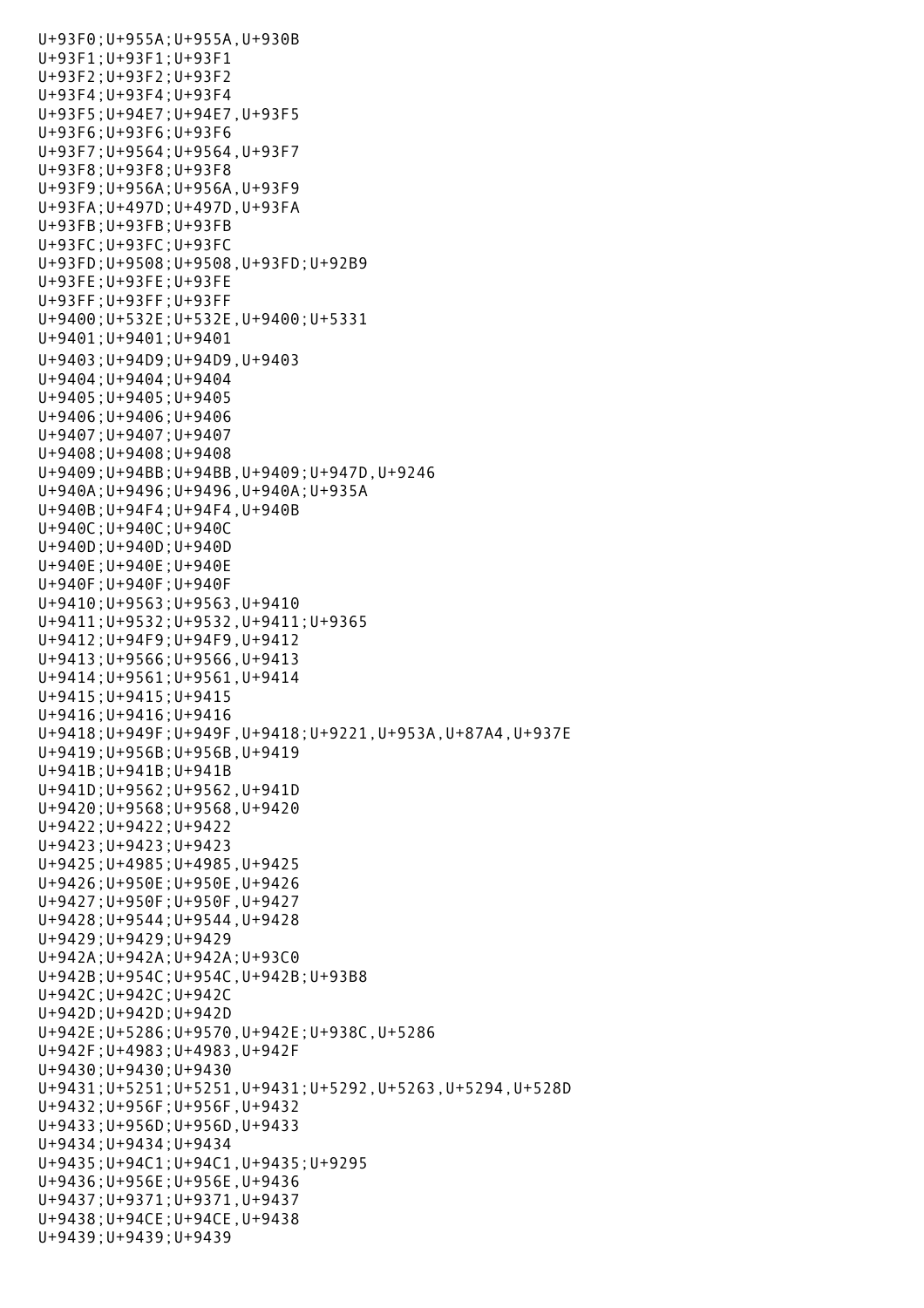```
U+93F0;U+955A;U+955A,U+930B
U+93F1;U+93F1;U+93F1
U+93F2;U+93F2;U+93F2
U+93F4;U+93F4;U+93F4
U+93F5;U+94E7;U+94E7,U+93F5
U+93F6;U+93F6;U+93F6
U+93F7;U+9564;U+9564,U+93F7
U+93F8;U+93F8;U+93F8
U+93F9;U+956A;U+956A,U+93F9
U+93FA;U+497D;U+497D,U+93FA
U+93FB;U+93FB;U+93FB
U+93FC;U+93FC;U+93FC
U+93FD;U+9508;U+9508,U+93FD;U+92B9
U+93FE;U+93FE;U+93FE
U+93FF;U+93FF;U+93FF
U+9400;U+532E;U+532E,U+9400;U+5331
U+9401;U+9401;U+9401
U+9403;U+94D9;U+94D9,U+9403
U+9404;U+9404;U+9404
U+9405;U+9405;U+9405
U+9406;U+9406;U+9406
U+9407;U+9407;U+9407
U+9408;U+9408;U+9408
U+9409;U+94BB;U+94BB,U+9409;U+947D,U+9246
U+940A;U+9496;U+9496,U+940A;U+935A
U+940B;U+94F4;U+94F4,U+940B
U+940C;U+940C;U+940C
U+940D;U+940D;U+940D
U+940E;U+940E;U+940E
U+940F;U+940F;U+940F
U+9410;U+9563;U+9563,U+9410
U+9411;U+9532;U+9532,U+9411;U+9365
U+9412;U+94F9;U+94F9,U+9412
U+9413;U+9566;U+9566,U+9413
U+9414;U+9561;U+9561,U+9414
U+9415;U+9415;U+9415
U+9416;U+9416;U+9416
U+9418;U+949F;U+949F,U+9418;U+9221,U+953A,U+87A4,U+937E
U+9419;U+956B;U+956B,U+9419
U+941B;U+941B;U+941B
U+941D;U+9562;U+9562,U+941D
U+9420;U+9568;U+9568,U+9420
U+9422;U+9422;U+9422
U+9423;U+9423;U+9423
U+9425;U+4985;U+4985,U+9425
U+9426;U+950E;U+950E,U+9426
U+9427;U+950F;U+950F,U+9427
U+9428;U+9544;U+9544,U+9428
U+9429;U+9429;U+9429
U+942A;U+942A;U+942A;U+93C0
U+942B;U+954C;U+954C,U+942B;U+93B8
U+942C;U+942C;U+942C
U+942D;U+942D;U+942D
U+942E;U+5286;U+9570,U+942E;U+938C,U+5286
U+942F;U+4983;U+4983,U+942F
U+9430;U+9430;U+9430
U+9431;U+5251;U+5251,U+9431;U+5292,U+5263,U+5294,U+528D
U+9432;U+956F;U+956F,U+9432
U+9433;U+956D;U+956D,U+9433
U+9434;U+9434;U+9434
U+9435;U+94C1;U+94C1,U+9435;U+9295
U+9436;U+956E;U+956E,U+9436
U+9437;U+9371;U+9371,U+9437
U+9438;U+94CE;U+94CE,U+9438
U+9439;U+9439;U+9439
```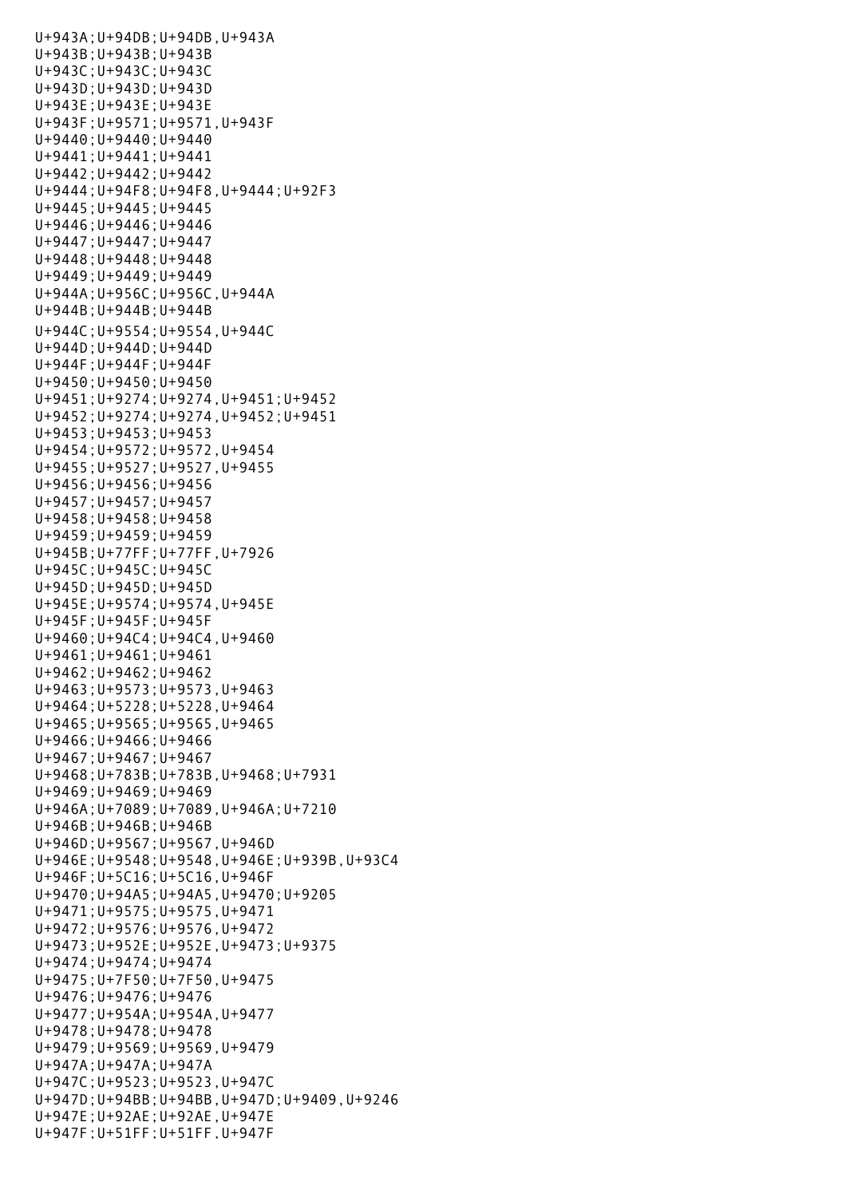```
U+943A;U+94DB;U+94DB,U+943A
U+943B;U+943B;U+943B
U+943C;U+943C;U+943C
U+943D;U+943D;U+943D
U+943E;U+943E;U+943E
U+943F;U+9571;U+9571,U+943F
U+9440;U+9440;U+9440
U+9441;U+9441;U+9441
U+9442;U+9442;U+9442
U+9444;U+94F8;U+94F8,U+9444;U+92F3
U+9445;U+9445;U+9445
U+9446;U+9446;U+9446
U+9447;U+9447;U+9447
U+9448;U+9448;U+9448
U+9449;U+9449;U+9449
U+944A;U+956C;U+956C,U+944A
U+944B;U+944B;U+944B
U+944C;U+9554;U+9554,U+944C
U+944D;U+944D;U+944D
U+944F;U+944F;U+944F
U+9450;U+9450;U+9450
U+9451;U+9274;U+9274,U+9451;U+9452
U+9452;U+9274;U+9274,U+9452;U+9451
U+9453;U+9453;U+9453
U+9454;U+9572;U+9572,U+9454
U+9455;U+9527;U+9527,U+9455
U+9456;U+9456;U+9456
U+9457;U+9457;U+9457
U+9458;U+9458;U+9458
U+9459;U+9459;U+9459
U+945B;U+77FF;U+77FF,U+7926
U+945C;U+945C;U+945C
U+945D;U+945D;U+945D
U+945E;U+9574;U+9574,U+945E
U+945F;U+945F;U+945F
U+9460;U+94C4;U+94C4,U+9460
U+9461;U+9461;U+9461
U+9462;U+9462;U+9462
U+9463;U+9573;U+9573,U+9463
U+9464;U+5228;U+5228,U+9464
U+9465;U+9565;U+9565,U+9465
U+9466;U+9466;U+9466
U+9467;U+9467;U+9467
U+9468;U+783B;U+783B,U+9468;U+7931
U+9469;U+9469;U+9469
U+946A;U+7089;U+7089,U+946A;U+7210
U+946B;U+946B;U+946B
U+946D;U+9567;U+9567,U+946D
U+946E;U+9548;U+9548,U+946E;U+939B,U+93C4
U+946F;U+5C16;U+5C16,U+946F
U+9470;U+94A5;U+94A5,U+9470;U+9205
U+9471;U+9575;U+9575,U+9471
U+9472;U+9576;U+9576,U+9472
U+9473;U+952E;U+952E,U+9473;U+9375
U+9474;U+9474;U+9474
U+9475;U+7F50;U+7F50,U+9475
U+9476;U+9476;U+9476
U+9477;U+954A;U+954A,U+9477
U+9478;U+9478;U+9478
U+9479;U+9569;U+9569,U+9479
U+947A;U+947A;U+947A
U+947C;U+9523;U+9523,U+947C
U+947D;U+94BB;U+94BB,U+947D;U+9409,U+9246
U+947E;U+92AE;U+92AE,U+947E
U+947F;U+51FF;U+51FF,U+947F
```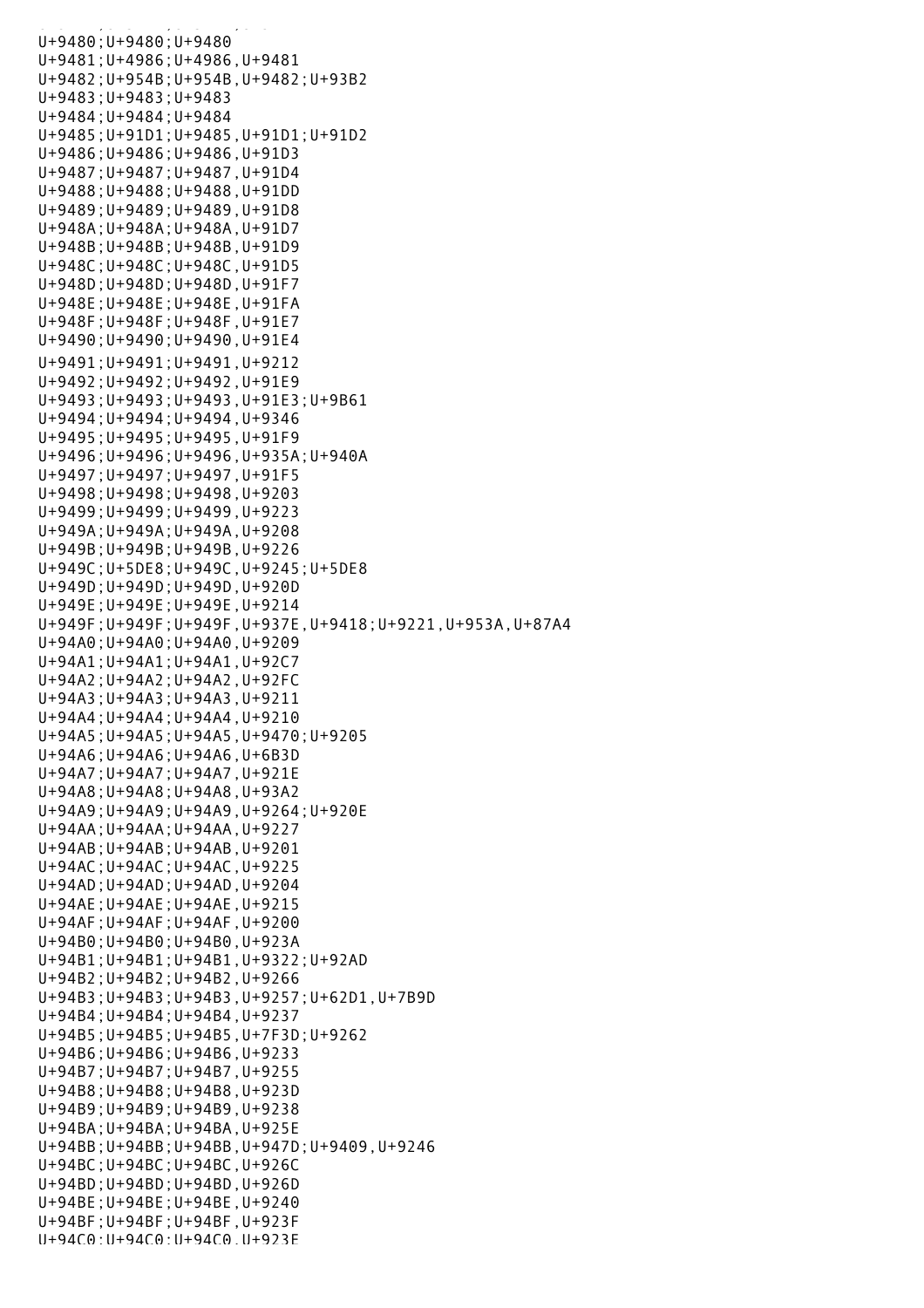U+9480;U+9480;U+9480
U+9481;U+4986;U+4986,U+9481
U+9482;U+954B;U+954B,U+9482;U+93B2
U+9483;U+9483;U+9483
U+9484;U+9484;U+9484
U+9485;U+91D1;U+9485,U+91D1;U+91D2
U+9486;U+9486;U+9486,U+91D3
U+9487;U+9487;U+9487,U+91D4
U+9488;U+9488;U+9488,U+91DD
U+9489;U+9489;U+9489,U+91D8
U+948A;U+948A;U+948A,U+91D7
U+948B;U+948B;U+948B,U+91D9
U+948C;U+948C;U+948C,U+91D5
U+948D;U+948D;U+948D,U+91F7
U+948E;U+948E;U+948E,U+91FA
U+948F;U+948F;U+948F,U+91E7
U+9490;U+9490;U+9490,U+91E4
U+9491;U+9491;U+9491,U+9212
U+9492;U+9492;U+9492,U+91E9
U+9493;U+9493;U+9493,U+91E3;U+9B61
U+9494;U+9494;U+9494,U+9346
U+9495;U+9495;U+9495,U+91F9
U+9496;U+9496;U+9496,U+935A;U+940A
U+9497;U+9497;U+9497,U+91F5
U+9498;U+9498;U+9498,U+9203
U+9499;U+9499;U+9499,U+9223
U+949A;U+949A;U+949A,U+9208
U+949B;U+949B;U+949B,U+9226
U+949C;U+5DE8;U+949C,U+9245;U+5DE8
U+949D;U+949D;U+949D,U+920D
U+949E;U+949E;U+949E,U+9214
U+949F;U+949F;U+949F,U+937E,U+9418;U+9221,U+953A,U+87A4
U+94A0;U+94A0;U+94A0,U+9209
U+94A1;U+94A1;U+94A1,U+92C7
U+94A2;U+94A2;U+94A2,U+92FC
U+94A3;U+94A3;U+94A3,U+9211
U+94A4;U+94A4;U+94A4,U+9210
U+94A5;U+94A5;U+94A5,U+9470;U+9205
U+94A6;U+94A6;U+94A6,U+6B3D
U+94A7;U+94A7;U+94A7,U+921E
U+94A8;U+94A8;U+94A8,U+93A2
U+94A9;U+94A9;U+94A9,U+9264;U+920E
U+94AA;U+94AA;U+94AA,U+9227
U+94AB;U+94AB;U+94AB,U+9201
U+94AC;U+94AC;U+94AC,U+9225
U+94AD;U+94AD;U+94AD,U+9204
U+94AE;U+94AE;U+94AE,U+9215
U+94AF;U+94AF;U+94AF,U+9200
U+94B0;U+94B0;U+94B0,U+923A
U+94B1;U+94B1;U+94B1,U+9322;U+92AD
U+94B2;U+94B2;U+94B2,U+9266
U+94B3;U+94B3;U+94B3,U+9257;U+62D1,U+7B9D
U+94B4;U+94B4;U+94B4,U+9237
U+94B5;U+94B5;U+94B5,U+7F3D;U+9262
U+94B6;U+94B6;U+94B6,U+9233
U+94B7;U+94B7;U+94B7,U+9255
U+94B8;U+94B8;U+94B8,U+923D
U+94B9;U+94B9;U+94B9,U+9238
U+94BA;U+94BA;U+94BA,U+925E
U+94BB;U+94BB;U+94BB,U+947D;U+9409,U+9246
U+94BC;U+94BC;U+94BC,U+926C
U+94BD;U+94BD;U+94BD,U+926D
U+94BE;U+94BE;U+94BE,U+9240
U+94BF;U+94BF;U+94BF,U+923F
U+94C0;U+94C0;U+94C0,U+923E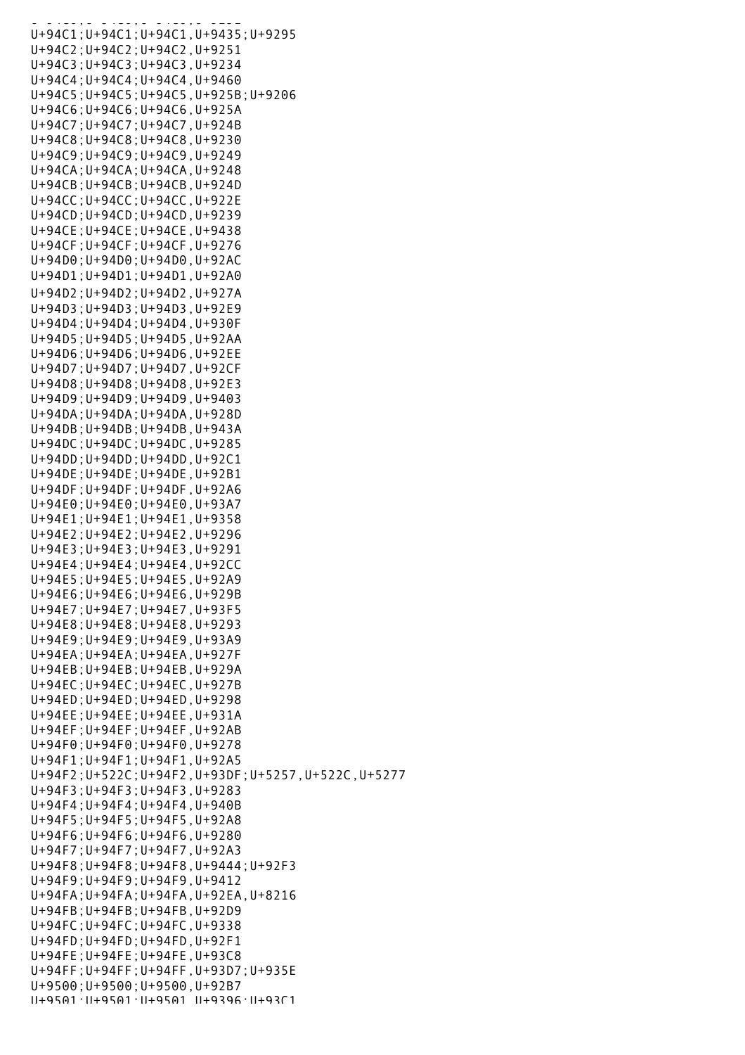U+94C1;U+94C1;U+94C1,U+9435;U+9295
U+94C2;U+94C2;U+94C2,U+9251
U+94C3;U+94C3;U+94C3,U+9234
U+94C4;U+94C4;U+94C4,U+9460
U+94C5;U+94C5;U+94C5,U+925B;U+9206
U+94C6;U+94C6;U+94C6,U+925A
U+94C7;U+94C7;U+94C7,U+924B
U+94C8;U+94C8;U+94C8,U+9230
U+94C9;U+94C9;U+94C9,U+9249
U+94CA;U+94CA;U+94CA,U+9248
U+94CB;U+94CB;U+94CB,U+924D
U+94CC;U+94CC;U+94CC,U+922E
U+94CD;U+94CD;U+94CD,U+9239
U+94CE;U+94CE;U+94CE,U+9438
U+94CF;U+94CF;U+94CF,U+9276
U+94D0;U+94D0;U+94D0,U+92AC
U+94D1;U+94D1;U+94D1,U+92A0
U+94D2;U+94D2;U+94D2,U+927A
U+94D3;U+94D3;U+94D3,U+92E9
U+94D4;U+94D4;U+94D4,U+930F
U+94D5;U+94D5;U+94D5,U+92AA
U+94D6;U+94D6;U+94D6,U+92EE
U+94D7;U+94D7;U+94D7,U+92CF
U+94D8;U+94D8;U+94D8,U+92E3
U+94D9;U+94D9;U+94D9,U+9403
U+94DA;U+94DA;U+94DA,U+928D
U+94DB;U+94DB;U+94DB,U+943A
U+94DC;U+94DC;U+94DC,U+9285
U+94DD;U+94DD;U+94DD,U+92C1
U+94DE;U+94DE;U+94DE,U+92B1
U+94DF;U+94DF;U+94DF,U+92A6
U+94E0;U+94E0;U+94E0,U+93A7
U+94E1;U+94E1;U+94E1,U+9358
U+94E2;U+94E2;U+94E2,U+9296
U+94E3;U+94E3;U+94E3,U+9291
U+94E4;U+94E4;U+94E4,U+92CC
U+94E5;U+94E5;U+94E5,U+92A9
U+94E6;U+94E6;U+94E6,U+929B
U+94E7;U+94E7;U+94E7,U+93F5
U+94E8;U+94E8;U+94E8,U+9293
U+94E9;U+94E9;U+94E9,U+93A9
U+94EA;U+94EA;U+94EA,U+927F
U+94EB;U+94EB;U+94EB,U+929A
U+94EC;U+94EC;U+94EC,U+927B
U+94ED;U+94ED;U+94ED,U+9298
U+94EE;U+94EE;U+94EE,U+931A
U+94EF;U+94EF;U+94EF,U+92AB
U+94F0;U+94F0;U+94F0,U+9278
U+94F1;U+94F1;U+94F1,U+92A5
U+94F2;U+522C;U+94F2,U+93DF;U+5257,U+522C,U+5277
U+94F3;U+94F3;U+94F3,U+9283
U+94F4;U+94F4;U+94F4,U+940B
U+94F5;U+94F5;U+94F5,U+92A8
U+94F6;U+94F6;U+94F6,U+9280
U+94F7;U+94F7;U+94F7,U+92A3
U+94F8;U+94F8;U+94F8,U+9444;U+92F3
U+94F9;U+94F9;U+94F9,U+9412
U+94FA;U+94FA;U+94FA,U+92EA,U+8216
U+94FB;U+94FB;U+94FB,U+92D9
U+94FC;U+94FC;U+94FC,U+9338
U+94FD;U+94FD;U+94FD,U+92F1
U+94FE;U+94FE;U+94FE,U+93C8
U+94FF;U+94FF;U+94FF,U+93D7;U+935E
U+9500;U+9500;U+9500,U+92B7
U+9501;U+9501;U+9501,U+9396;U+93C1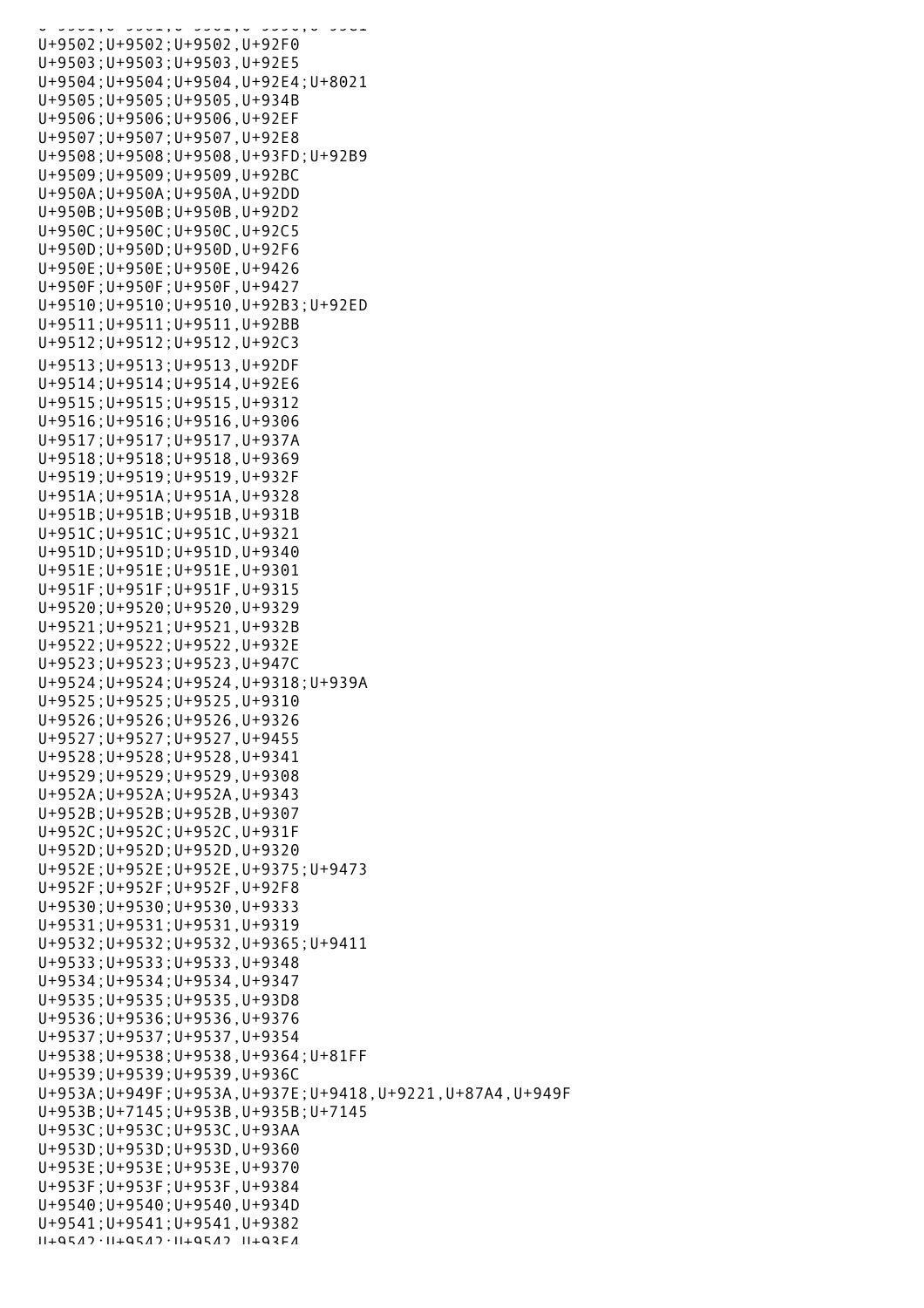U+9502;U+9502;U+9502,U+92F0
U+9503;U+9503;U+9503,U+92E5
U+9504;U+9504;U+9504,U+92E4;U+8021
U+9505;U+9505;U+9505,U+934B
U+9506;U+9506;U+9506,U+92EF
U+9507;U+9507;U+9507,U+92E8
U+9508;U+9508;U+9508,U+93FD;U+92B9
U+9509;U+9509;U+9509,U+92BC
U+950A;U+950A;U+950A,U+92DD
U+950B;U+950B;U+950B,U+92D2
U+950C;U+950C;U+950C,U+92C5
U+950D;U+950D;U+950D,U+92F6
U+950E;U+950E;U+950E,U+9426
U+950F;U+950F;U+950F,U+9427
U+9510;U+9510;U+9510,U+92B3;U+92ED
U+9511;U+9511;U+9511,U+92BB
U+9512;U+9512;U+9512,U+92C3
U+9513;U+9513;U+9513,U+92DF
U+9514;U+9514;U+9514,U+92E6
U+9515;U+9515;U+9515,U+9312
U+9516;U+9516;U+9516,U+9306
U+9517;U+9517;U+9517,U+937A
U+9518;U+9518;U+9518,U+9369
U+9519;U+9519;U+9519,U+932F
U+951A;U+951A;U+951A,U+9328
U+951B;U+951B;U+951B,U+931B
U+951C;U+951C;U+951C,U+9321
U+951D;U+951D;U+951D,U+9340
U+951E;U+951E;U+951E,U+9301
U+951F;U+951F;U+951F,U+9315
U+9520;U+9520;U+9520,U+9329
U+9521;U+9521;U+9521,U+932B
U+9522;U+9522;U+9522,U+932E
U+9523;U+9523;U+9523,U+947C
U+9524;U+9524;U+9524,U+9318;U+939A
U+9525;U+9525;U+9525,U+9310
U+9526;U+9526;U+9526,U+9326
U+9527;U+9527;U+9527,U+9455
U+9528;U+9528;U+9528,U+9341
U+9529;U+9529;U+9529,U+9308
U+952A;U+952A;U+952A,U+9343
U+952B;U+952B;U+952B,U+9307
U+952C;U+952C;U+952C,U+931F
U+952D;U+952D;U+952D,U+9320
U+952E;U+952E;U+952E,U+9375;U+9473
U+952F;U+952F;U+952F,U+92F8
U+9530;U+9530;U+9530,U+9333
U+9531;U+9531;U+9531,U+9319
U+9532;U+9532;U+9532,U+9365;U+9411
U+9533;U+9533;U+9533,U+9348
U+9534;U+9534;U+9534,U+9347
U+9535;U+9535;U+9535,U+93D8
U+9536;U+9536;U+9536,U+9376
U+9537;U+9537;U+9537,U+9354
U+9538;U+9538;U+9538,U+9364;U+81FF
U+9539;U+9539;U+9539,U+936C
U+953A;U+949F;U+953A,U+937E;U+9418,U+9221,U+87A4,U+949F
U+953B;U+7145;U+953B,U+935B;U+7145
U+953C;U+953C;U+953C,U+93AA
U+953D;U+953D;U+953D,U+9360
U+953E;U+953E;U+953E,U+9370
U+953F;U+953F;U+953F,U+9384
U+9540;U+9540;U+9540,U+934D
U+9541;U+9541;U+9541,U+9382
U+9542;U+9542;U+9542,U+93E4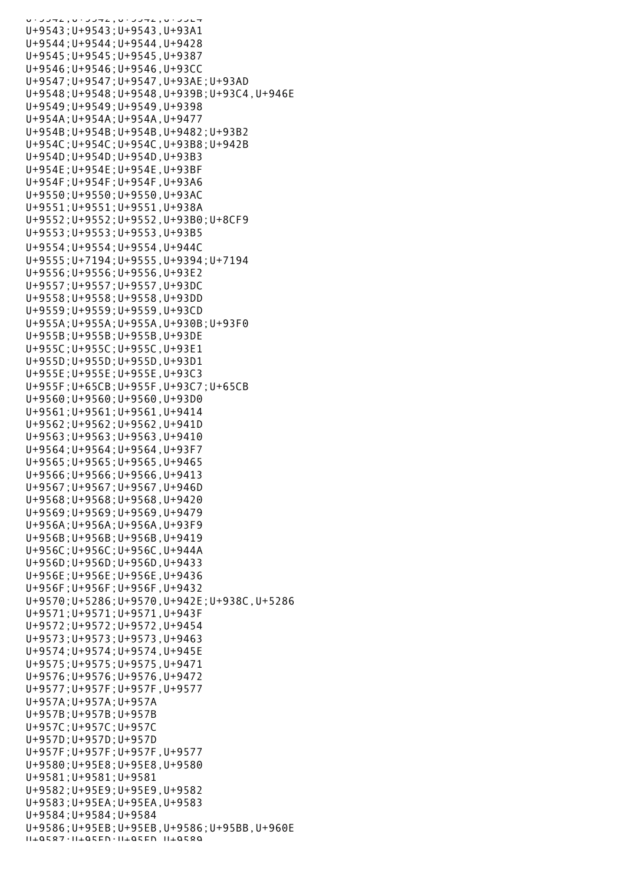U+9543;U+9543;U+9543,U+93A1
U+9544;U+9544;U+9544,U+9428
U+9545;U+9545;U+9545,U+9387
U+9546;U+9546;U+9546,U+93CC
U+9547;U+9547;U+9547,U+93AE;U+93AD
U+9548;U+9548;U+9548,U+939B;U+93C4,U+946E
U+9549;U+9549;U+9549,U+9398
U+954A;U+954A;U+954A,U+9477
U+954B;U+954B;U+954B,U+9482;U+93B2
U+954C;U+954C;U+954C,U+93B8;U+942B
U+954D;U+954D;U+954D,U+93B3
U+954E;U+954E;U+954E,U+93BF
U+954F;U+954F;U+954F,U+93A6
U+9550;U+9550;U+9550,U+93AC
U+9551;U+9551;U+9551,U+938A
U+9552;U+9552;U+9552,U+93B0;U+8CF9
U+9553;U+9553;U+9553,U+93B5
U+9554;U+9554;U+9554,U+944C
U+9555;U+7194;U+9555,U+9394;U+7194
U+9556;U+9556;U+9556,U+93E2
U+9557;U+9557;U+9557,U+93DC
U+9558;U+9558;U+9558,U+93DD
U+9559;U+9559;U+9559,U+93CD
U+955A;U+955A;U+955A,U+930B;U+93F0
U+955B;U+955B;U+955B,U+93DE
U+955C;U+955C;U+955C,U+93E1
U+955D;U+955D;U+955D,U+93D1
U+955E;U+955E;U+955E,U+93C3
U+955F;U+65CB;U+955F,U+93C7;U+65CB
U+9560;U+9560;U+9560,U+93D0
U+9561;U+9561;U+9561,U+9414
U+9562;U+9562;U+9562,U+941D
U+9563;U+9563;U+9563,U+9410
U+9564;U+9564;U+9564,U+93F7
U+9565;U+9565;U+9565,U+9465
U+9566;U+9566;U+9566,U+9413
U+9567;U+9567;U+9567,U+946D
U+9568;U+9568;U+9568,U+9420
U+9569;U+9569;U+9569,U+9479
U+956A;U+956A;U+956A,U+93F9
U+956B;U+956B;U+956B,U+9419
U+956C;U+956C;U+956C,U+944A
U+956D;U+956D;U+956D,U+9433
U+956E;U+956E;U+956E,U+9436
U+956F;U+956F;U+956F,U+9432
U+9570;U+5286;U+9570,U+942E;U+938C,U+5286
U+9571;U+9571;U+9571,U+943F
U+9572;U+9572;U+9572,U+9454
U+9573;U+9573;U+9573,U+9463
U+9574;U+9574;U+9574,U+945E
U+9575;U+9575;U+9575,U+9471
U+9576;U+9576;U+9576,U+9472
U+9577;U+957F;U+957F,U+9577
U+957A;U+957A;U+957A
U+957B;U+957B;U+957B
U+957C;U+957C;U+957C
U+957D;U+957D;U+957D
U+957F;U+957F;U+957F,U+9577
U+9580;U+95E8;U+95E8,U+9580
U+9581;U+9581;U+9581
U+9582;U+95E9;U+95E9,U+9582
U+9583;U+95EA;U+95EA,U+9583
U+9584;U+9584;U+9584
U+9586;U+95EB;U+95EB,U+9586;U+95BB,U+960E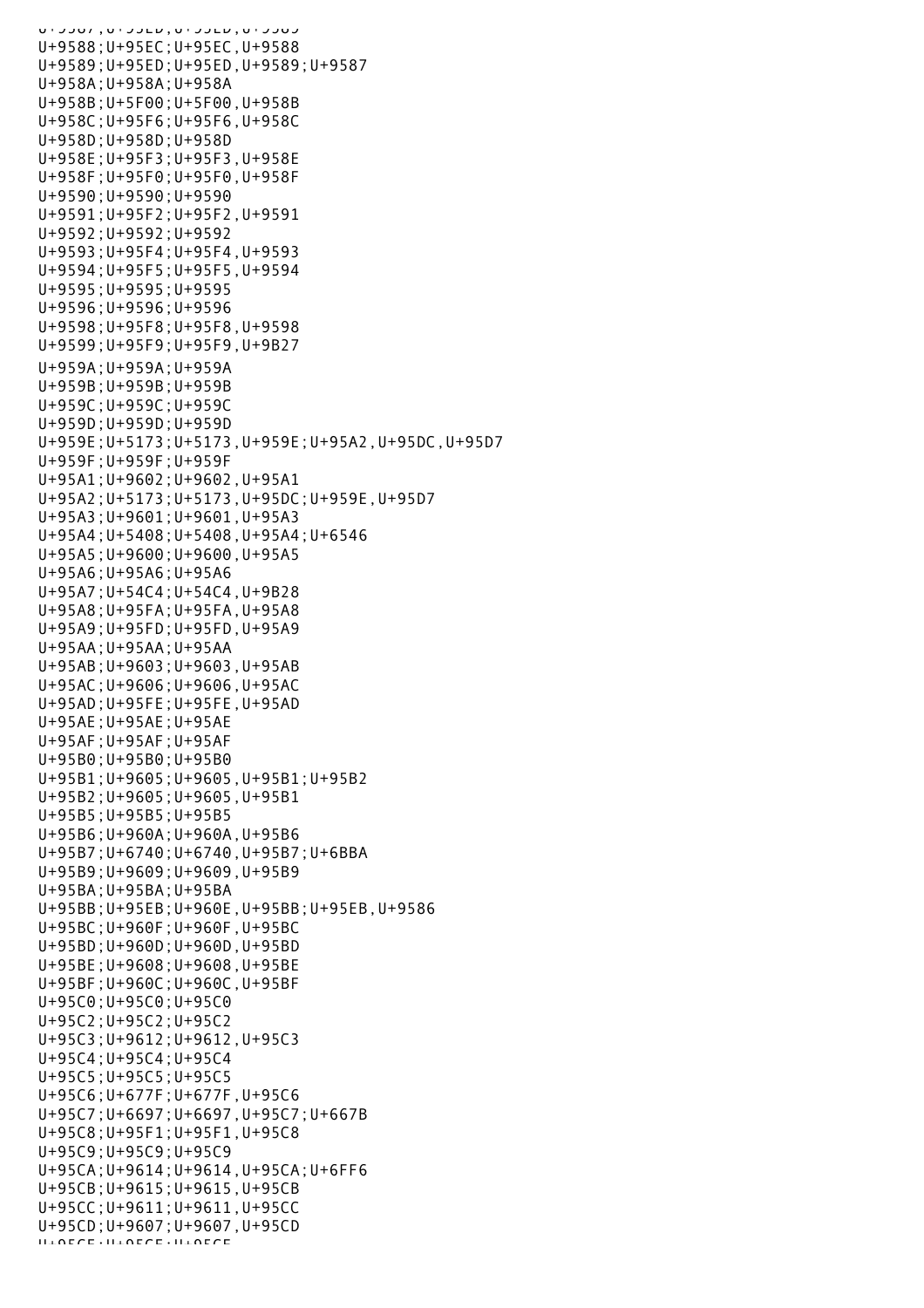U+9588;U+95EC;U+95EC,U+9588
U+9589;U+95ED;U+95ED,U+9589;U+9587
U+958A;U+958A;U+958A
U+958B;U+5F00;U+5F00,U+958B
U+958C;U+95F6;U+95F6,U+958C
U+958D;U+958D;U+958D
U+958E;U+95F3;U+95F3,U+958E
U+958F;U+95F0;U+95F0,U+958F
U+9590;U+9590;U+9590
U+9591;U+95F2;U+95F2,U+9591
U+9592;U+9592;U+9592
U+9593;U+95F4;U+95F4,U+9593
U+9594;U+95F5;U+95F5,U+9594
U+9595;U+9595;U+9595
U+9596;U+9596;U+9596
U+9598;U+95F8;U+95F8,U+9598
U+9599;U+95F9;U+95F9,U+9B27
U+959A;U+959A;U+959A
U+959B;U+959B;U+959B
U+959C;U+959C;U+959C
U+959D;U+959D;U+959D
U+959E;U+5173;U+5173,U+959E;U+95A2,U+95DC,U+95D7
U+959F;U+959F;U+959F
U+95A1;U+9602;U+9602,U+95A1
U+95A2;U+5173;U+5173,U+95DC;U+959E,U+95D7
U+95A3;U+9601;U+9601,U+95A3
U+95A4;U+5408;U+5408,U+95A4;U+6546
U+95A5;U+9600;U+9600,U+95A5
U+95A6;U+95A6;U+95A6
U+95A7;U+54C4;U+54C4,U+9B28
U+95A8;U+95FA;U+95FA,U+95A8
U+95A9;U+95FD;U+95FD,U+95A9
U+95AA;U+95AA;U+95AA
U+95AB;U+9603;U+9603,U+95AB
U+95AC;U+9606;U+9606,U+95AC
U+95AD;U+95FE;U+95FE,U+95AD
U+95AE;U+95AE;U+95AE
U+95AF;U+95AF;U+95AF
U+95B0;U+95B0;U+95B0
U+95B1;U+9605;U+9605,U+95B1;U+95B2
U+95B2;U+9605;U+9605,U+95B1
U+95B5;U+95B5;U+95B5
U+95B6;U+960A;U+960A,U+95B6
U+95B7;U+6740;U+6740,U+95B7;U+6BBA
U+95B9;U+9609;U+9609,U+95B9
U+95BA;U+95BA;U+95BA
U+95BB;U+95EB;U+960E,U+95BB;U+95EB,U+9586
U+95BC;U+960F;U+960F,U+95BC
U+95BD;U+960D;U+960D,U+95BD
U+95BE;U+9608;U+9608,U+95BE
U+95BF;U+960C;U+960C,U+95BF
U+95C0;U+95C0;U+95C0
U+95C2;U+95C2;U+95C2
U+95C3;U+9612;U+9612,U+95C3
U+95C4;U+95C4;U+95C4
U+95C5;U+95C5;U+95C5
U+95C6;U+677F;U+677F,U+95C6
U+95C7;U+6697;U+6697,U+95C7;U+667B
U+95C8;U+95F1;U+95F1,U+95C8
U+95C9;U+95C9;U+95C9
U+95CA;U+9614;U+9614,U+95CA;U+6FF6
U+95CB;U+9615;U+9615,U+95CB
U+95CC;U+9611;U+9611,U+95CC
U+95CD;U+9607;U+9607,U+95CD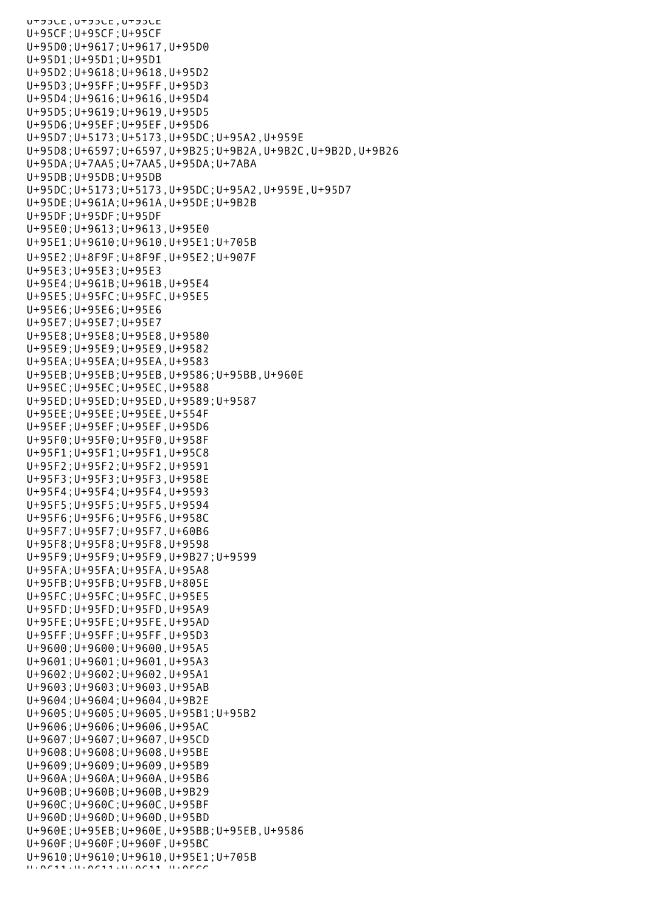```
U+95CE;U+95CE;U+95CE
U+95CF;U+95CF;U+95CF
U+95D0;U+9617;U+9617,U+95D0
U+95D1;U+95D1;U+95D1
U+95D2;U+9618;U+9618,U+95D2
U+95D3;U+95FF;U+95FF,U+95D3
U+95D4;U+9616;U+9616,U+95D4
U+95D5;U+9619;U+9619,U+95D5
U+95D6;U+95EF;U+95EF,U+95D6
U+95D7;U+5173;U+5173,U+95DC;U+95A2,U+959E
U+95D8;U+6597;U+6597,U+9B25;U+9B2A,U+9B2C,U+9B2D,U+9B26
U+95DA;U+7AA5;U+7AA5,U+95DA;U+7ABA
U+95DB;U+95DB;U+95DB
U+95DC;U+5173;U+5173,U+95DC;U+95A2,U+959E,U+95D7
U+95DE;U+961A;U+961A,U+95DE;U+9B2B
U+95DF;U+95DF;U+95DF
U+95E0;U+9613;U+9613,U+95E0
U+95E1;U+9610;U+9610,U+95E1;U+705B
U+95E2;U+8F9F;U+8F9F,U+95E2;U+907F
U+95E3;U+95E3;U+95E3
U+95E4;U+961B;U+961B,U+95E4
U+95E5;U+95FC;U+95FC,U+95E5
U+95E6;U+95E6;U+95E6
U+95E7;U+95E7;U+95E7
U+95E8;U+95E8;U+95E8,U+9580
U+95E9;U+95E9;U+95E9,U+9582
U+95EA;U+95EA;U+95EA,U+9583
U+95EB;U+95EB;U+95EB,U+9586;U+95BB,U+960E
U+95EC;U+95EC;U+95EC,U+9588
U+95ED;U+95ED;U+95ED,U+9589;U+9587
U+95EE;U+95EE;U+95EE,U+554F
U+95EF;U+95EF;U+95EF,U+95D6
U+95F0;U+95F0;U+95F0,U+958F
U+95F1;U+95F1;U+95F1,U+95C8
U+95F2;U+95F2;U+95F2,U+9591
U+95F3;U+95F3;U+95F3,U+958E
U+95F4;U+95F4;U+95F4,U+9593
U+95F5;U+95F5;U+95F5,U+9594
U+95F6;U+95F6;U+95F6,U+958C
U+95F7;U+95F7;U+95F7,U+60B6
U+95F8;U+95F8;U+95F8,U+9598
U+95F9;U+95F9;U+95F9,U+9B27;U+9599
U+95FA;U+95FA;U+95FA,U+95A8
U+95FB;U+95FB;U+95FB,U+805E
U+95FC;U+95FC;U+95FC,U+95E5
U+95FD;U+95FD;U+95FD,U+95A9
U+95FE;U+95FE;U+95FE,U+95AD
U+95FF;U+95FF;U+95FF,U+95D3
U+9600;U+9600;U+9600,U+95A5
U+9601;U+9601;U+9601,U+95A3
U+9602;U+9602;U+9602,U+95A1
U+9603;U+9603;U+9603,U+95AB
U+9604;U+9604;U+9604,U+9B2E
U+9605;U+9605;U+9605,U+95B1;U+95B2
U+9606;U+9606;U+9606,U+95AC
U+9607;U+9607;U+9607,U+95CD
U+9608;U+9608;U+9608,U+95BE
U+9609;U+9609;U+9609,U+95B9
U+960A;U+960A;U+960A,U+95B6
U+960B;U+960B;U+960B,U+9B29
U+960C;U+960C;U+960C,U+95BF
U+960D;U+960D;U+960D,U+95BD
U+960E;U+95EB;U+960E,U+95BB;U+95EB,U+9586
U+960F;U+960F;U+960F,U+95BC
U+9610;U+9610;U+9610,U+95E1;U+705B
U+9611;U+9611;U+9611,U+95CC
```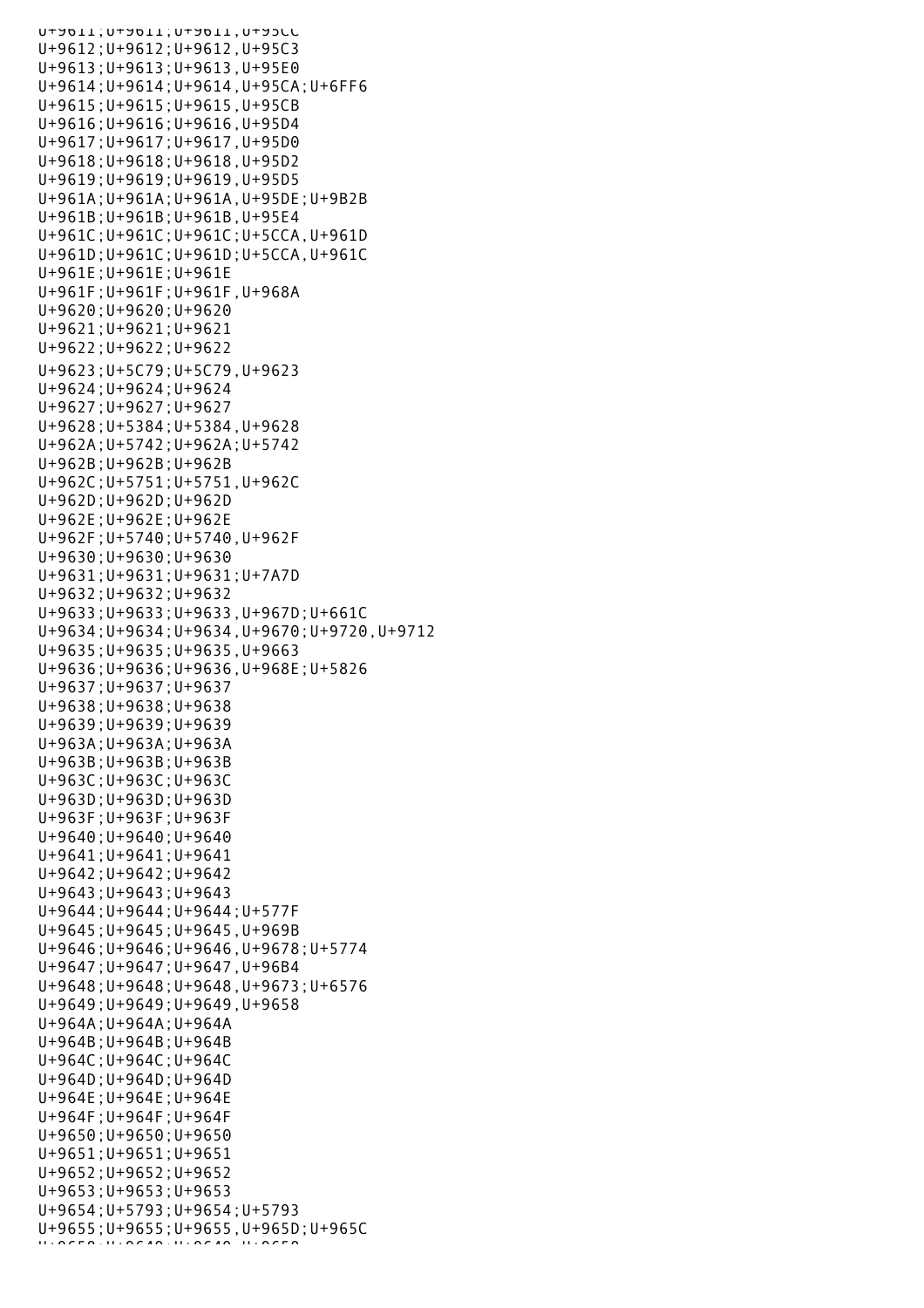U+9611;U+9611;U+9611,U+95CC
U+9612;U+9612;U+9612,U+95C3
U+9613;U+9613;U+9613,U+95E0
U+9614;U+9614;U+9614,U+95CA;U+6FF6
U+9615;U+9615;U+9615,U+95CB
U+9616;U+9616;U+9616,U+95D4
U+9617;U+9617;U+9617,U+95D0
U+9618;U+9618;U+9618,U+95D2
U+9619;U+9619;U+9619,U+95D5
U+961A;U+961A;U+961A,U+95DE;U+9B2B
U+961B;U+961B;U+961B,U+95E4
U+961C;U+961C;U+961C;U+5CCA,U+961D
U+961D;U+961C;U+961D;U+5CCA,U+961C
U+961E;U+961E;U+961E
U+961F;U+961F;U+961F,U+968A
U+9620;U+9620;U+9620
U+9621;U+9621;U+9621
U+9622;U+9622;U+9622
U+9623;U+5C79;U+5C79,U+9623
U+9624;U+9624;U+9624
U+9627;U+9627;U+9627
U+9628;U+5384;U+5384,U+9628
U+962A;U+5742;U+962A;U+5742
U+962B;U+962B;U+962B
U+962C;U+5751;U+5751,U+962C
U+962D;U+962D;U+962D
U+962E;U+962E;U+962E
U+962F;U+5740;U+5740,U+962F
U+9630;U+9630;U+9630
U+9631;U+9631;U+9631;U+7A7D
U+9632;U+9632;U+9632
U+9633;U+9633;U+9633,U+967D;U+661C
U+9634;U+9634;U+9634,U+9670;U+9720,U+9712
U+9635;U+9635;U+9635,U+9663
U+9636;U+9636;U+9636,U+968E;U+5826
U+9637;U+9637;U+9637
U+9638;U+9638;U+9638
U+9639;U+9639;U+9639
U+963A;U+963A;U+963A
U+963B;U+963B;U+963B
U+963C;U+963C;U+963C
U+963D;U+963D;U+963D
U+963F;U+963F;U+963F
U+9640;U+9640;U+9640
U+9641;U+9641;U+9641
U+9642;U+9642;U+9642
U+9643;U+9643;U+9643
U+9644;U+9644;U+9644;U+577F
U+9645;U+9645;U+9645,U+969B
U+9646;U+9646;U+9646,U+9678;U+5774
U+9647;U+9647;U+9647,U+96B4
U+9648;U+9648;U+9648,U+9673;U+6576
U+9649;U+9649;U+9649,U+9658
U+964A;U+964A;U+964A
U+964B;U+964B;U+964B
U+964C;U+964C;U+964C
U+964D;U+964D;U+964D
U+964E;U+964E;U+964E
U+964F;U+964F;U+964F
U+9650;U+9650;U+9650
U+9651;U+9651;U+9651
U+9652;U+9652;U+9652
U+9653;U+9653;U+9653
U+9654;U+5793;U+9654;U+5793
U+9655;U+9655;U+9655,U+965D;U+965C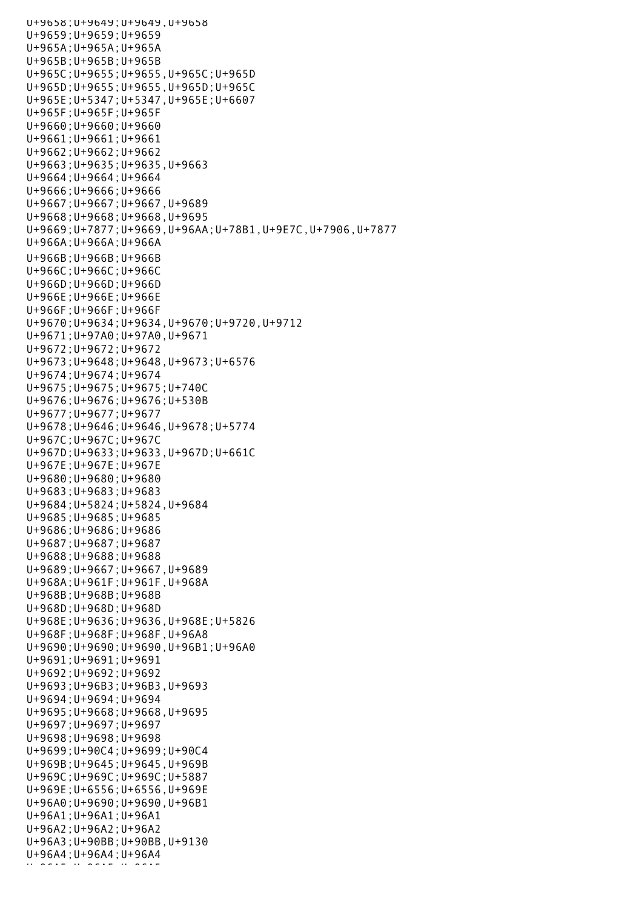U+9658;U+9649;U+9649,U+9658
U+9659;U+9659;U+9659
U+965A;U+965A;U+965A
U+965B;U+965B;U+965B
U+965C;U+9655;U+9655,U+965C;U+965D
U+965D;U+9655;U+9655,U+965D;U+965C
U+965E;U+5347;U+5347,U+965E;U+6607
U+965F;U+965F;U+965F
U+9660;U+9660;U+9660
U+9661;U+9661;U+9661
U+9662;U+9662;U+9662
U+9663;U+9635;U+9635,U+9663
U+9664;U+9664;U+9664
U+9666;U+9666;U+9666
U+9667;U+9667;U+9667,U+9689
U+9668;U+9668;U+9668,U+9695
U+9669;U+7877;U+9669,U+96AA;U+78B1,U+9E7C,U+7906,U+7877
U+966A;U+966A;U+966A
U+966B;U+966B;U+966B
U+966C;U+966C;U+966C
U+966D;U+966D;U+966D
U+966E;U+966E;U+966E
U+966F;U+966F;U+966F
U+9670;U+9634;U+9634,U+9670;U+9720,U+9712
U+9671;U+97A0;U+97A0,U+9671
U+9672;U+9672;U+9672
U+9673;U+9648;U+9648,U+9673;U+6576
U+9674;U+9674;U+9674
U+9675;U+9675;U+9675;U+740C
U+9676;U+9676;U+9676;U+530B
U+9677;U+9677;U+9677
U+9678;U+9646;U+9646,U+9678;U+5774
U+967C;U+967C;U+967C
U+967D;U+9633;U+9633,U+967D;U+661C
U+967E;U+967E;U+967E
U+9680;U+9680;U+9680
U+9683;U+9683;U+9683
U+9684;U+5824;U+5824,U+9684
U+9685;U+9685;U+9685
U+9686;U+9686;U+9686
U+9687;U+9687;U+9687
U+9688;U+9688;U+9688
U+9689;U+9667;U+9667,U+9689
U+968A;U+961F;U+961F,U+968A
U+968B;U+968B;U+968B
U+968D;U+968D;U+968D
U+968E;U+9636;U+9636,U+968E;U+5826
U+968F;U+968F;U+968F,U+96A8
U+9690;U+9690;U+9690,U+96B1;U+96A0
U+9691;U+9691;U+9691
U+9692;U+9692;U+9692
U+9693;U+96B3;U+96B3,U+9693
U+9694;U+9694;U+9694
U+9695;U+9668;U+9668,U+9695
U+9697;U+9697;U+9697
U+9698;U+9698;U+9698
U+9699;U+90C4;U+9699;U+90C4
U+969B;U+9645;U+9645,U+969B
U+969C;U+969C;U+969C;U+5887
U+969E;U+6556;U+6556,U+969E
U+96A0;U+9690;U+9690,U+96B1
U+96A1;U+96A1;U+96A1
U+96A2;U+96A2;U+96A2
U+96A3;U+90BB;U+90BB,U+9130
U+96A4;U+96A4;U+96A4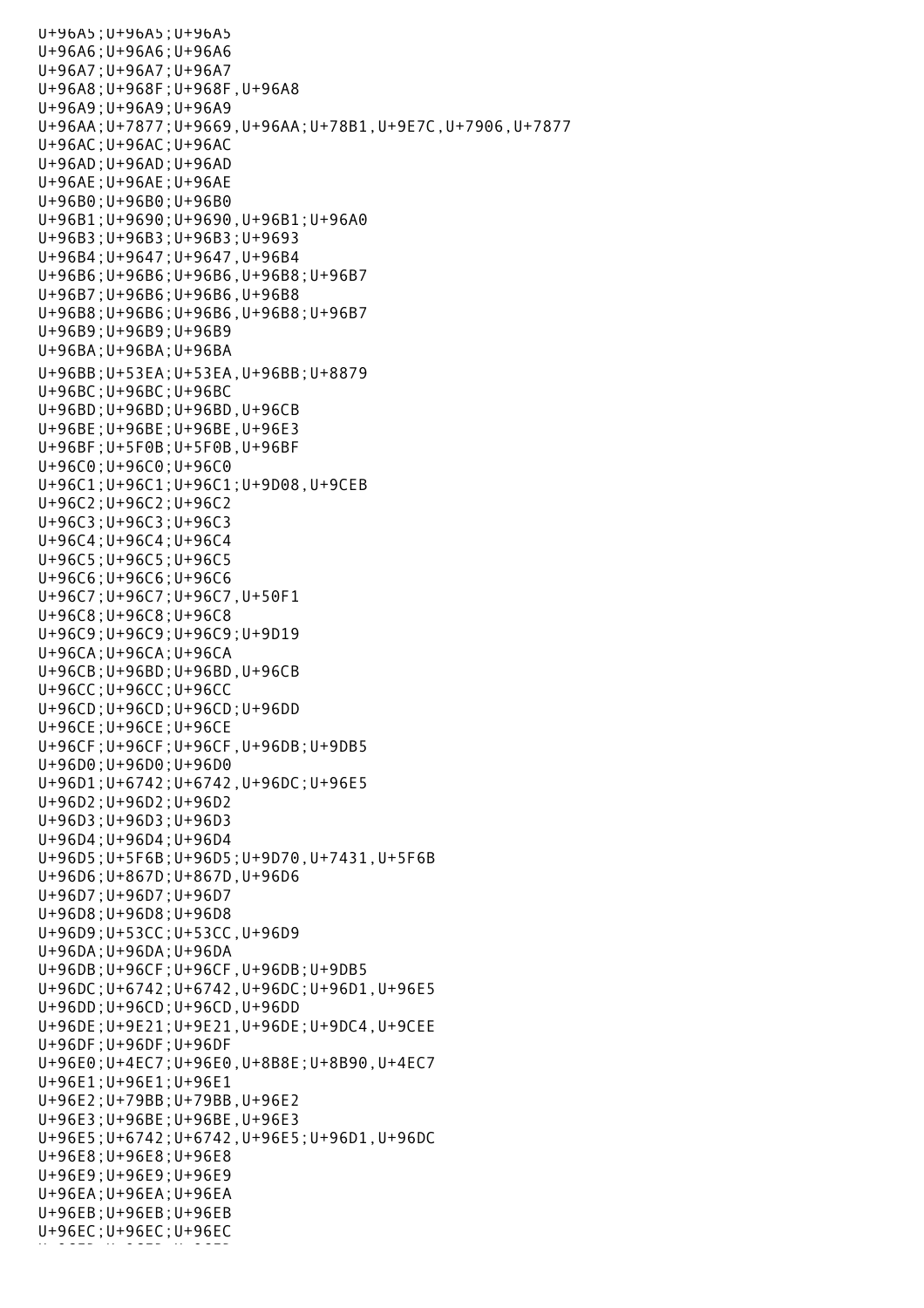U+96A5;U+96A5;U+96A5
U+96A6;U+96A6;U+96A6
U+96A7;U+96A7;U+96A7
U+96A8;U+968F;U+968F,U+96A8
U+96A9;U+96A9;U+96A9
U+96AA;U+7877;U+9669,U+96AA;U+78B1,U+9E7C,U+7906,U+7877
U+96AC;U+96AC;U+96AC
U+96AD;U+96AD;U+96AD
U+96AE;U+96AE;U+96AE
U+96B0;U+96B0;U+96B0
U+96B1;U+9690;U+9690,U+96B1;U+96A0
U+96B3;U+96B3;U+96B3;U+9693
U+96B4;U+9647;U+9647,U+96B4
U+96B6;U+96B6;U+96B6,U+96B8;U+96B7
U+96B7;U+96B6;U+96B6,U+96B8
U+96B8;U+96B6;U+96B6,U+96B8;U+96B7
U+96B9;U+96B9;U+96B9
U+96BA;U+96BA;U+96BA
U+96BB;U+53EA;U+53EA,U+96BB;U+8879
U+96BC;U+96BC;U+96BC
U+96BD;U+96BD;U+96BD,U+96CB
U+96BE;U+96BE;U+96BE,U+96E3
U+96BF;U+5F0B;U+5F0B,U+96BF
U+96C0;U+96C0;U+96C0
U+96C1;U+96C1;U+96C1;U+9D08,U+9CEB
U+96C2;U+96C2;U+96C2
U+96C3;U+96C3;U+96C3
U+96C4;U+96C4;U+96C4
U+96C5;U+96C5;U+96C5
U+96C6;U+96C6;U+96C6
U+96C7;U+96C7;U+96C7,U+50F1
U+96C8;U+96C8;U+96C8
U+96C9;U+96C9;U+96C9;U+9D19
U+96CA;U+96CA;U+96CA
U+96CB;U+96BD;U+96BD,U+96CB
U+96CC;U+96CC;U+96CC
U+96CD;U+96CD;U+96CD;U+96DD
U+96CE;U+96CE;U+96CE
U+96CF;U+96CF;U+96CF,U+96DB;U+9DB5
U+96D0;U+96D0;U+96D0
U+96D1;U+6742;U+6742,U+96DC;U+96E5
U+96D2;U+96D2;U+96D2
U+96D3;U+96D3;U+96D3
U+96D4;U+96D4;U+96D4
U+96D5;U+5F6B;U+96D5;U+9D70,U+7431,U+5F6B
U+96D6;U+867D;U+867D,U+96D6
U+96D7;U+96D7;U+96D7
U+96D8;U+96D8;U+96D8
U+96D9;U+53CC;U+53CC,U+96D9
U+96DA;U+96DA;U+96DA
U+96DB;U+96CF;U+96CF,U+96DB;U+9DB5
U+96DC;U+6742;U+6742,U+96DC;U+96D1,U+96E5
U+96DD;U+96CD;U+96CD,U+96DD
U+96DE;U+9E21;U+9E21,U+96DE;U+9DC4,U+9CEE
U+96DF;U+96DF;U+96DF
U+96E0;U+4EC7;U+96E0,U+8B8E;U+8B90,U+4EC7
U+96E1;U+96E1;U+96E1
U+96E2;U+79BB;U+79BB,U+96E2
U+96E3;U+96BE;U+96BE,U+96E3
U+96E5;U+6742;U+6742,U+96E5;U+96D1,U+96DC
U+96E8;U+96E8;U+96E8
U+96E9;U+96E9;U+96E9
U+96EA;U+96EA;U+96EA
U+96EB;U+96EB;U+96EB
U+96EC;U+96EC;U+96EC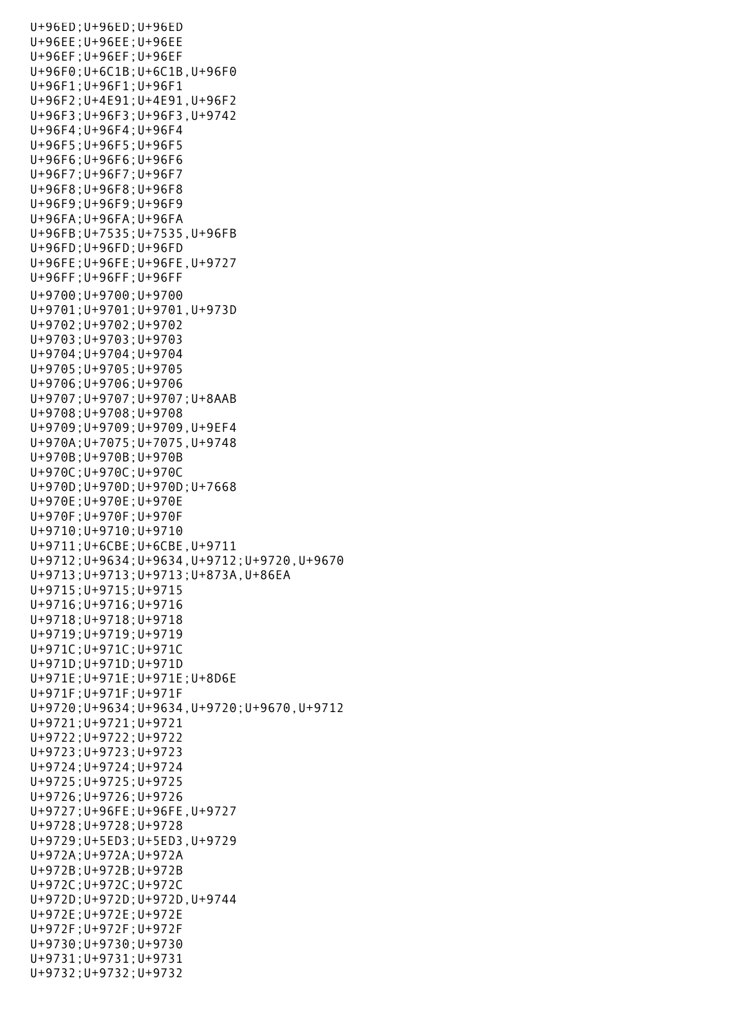```
U+96ED;U+96ED;U+96ED
U+96EE;U+96EE;U+96EE
U+96EF;U+96EF;U+96EF
U+96F0;U+6C1B;U+6C1B,U+96F0
U+96F1;U+96F1;U+96F1
U+96F2;U+4E91;U+4E91,U+96F2
U+96F3;U+96F3;U+96F3,U+9742
U+96F4;U+96F4;U+96F4
U+96F5;U+96F5;U+96F5
U+96F6;U+96F6;U+96F6
U+96F7;U+96F7;U+96F7
U+96F8;U+96F8;U+96F8
U+96F9;U+96F9;U+96F9
U+96FA;U+96FA;U+96FA
U+96FB;U+7535;U+7535,U+96FB
U+96FD;U+96FD;U+96FD
U+96FE;U+96FE;U+96FE,U+9727
U+96FF;U+96FF;U+96FF
U+9700;U+9700;U+9700
U+9701;U+9701;U+9701,U+973D
U+9702;U+9702;U+9702
U+9703;U+9703;U+9703
U+9704;U+9704;U+9704
U+9705;U+9705;U+9705
U+9706;U+9706;U+9706
U+9707;U+9707;U+9707;U+8AAB
U+9708;U+9708;U+9708
U+9709;U+9709;U+9709,U+9EF4
U+970A;U+7075;U+7075,U+9748
U+970B;U+970B;U+970B
U+970C;U+970C;U+970C
U+970D;U+970D;U+970D;U+7668
U+970E;U+970E;U+970E
U+970F;U+970F;U+970F
U+9710;U+9710;U+9710
U+9711;U+6CBE;U+6CBE,U+9711
U+9712;U+9634;U+9634,U+9712;U+9720,U+9670
U+9713;U+9713;U+9713;U+873A,U+86EA
U+9715;U+9715;U+9715
U+9716;U+9716;U+9716
U+9718;U+9718;U+9718
U+9719;U+9719;U+9719
U+971C;U+971C;U+971C
U+971D;U+971D;U+971D
U+971E;U+971E;U+971E;U+8D6E
U+971F;U+971F;U+971F
U+9720;U+9634;U+9634,U+9720;U+9670,U+9712
U+9721;U+9721;U+9721
U+9722;U+9722;U+9722
U+9723;U+9723;U+9723
U+9724;U+9724;U+9724
U+9725;U+9725;U+9725
U+9726;U+9726;U+9726
U+9727;U+96FE;U+96FE,U+9727
U+9728;U+9728;U+9728
U+9729;U+5ED3;U+5ED3,U+9729
U+972A;U+972A;U+972A
U+972B;U+972B;U+972B
U+972C;U+972C;U+972C
U+972D;U+972D;U+972D,U+9744
U+972E;U+972E;U+972E
U+972F;U+972F;U+972F
U+9730;U+9730;U+9730
U+9731;U+9731;U+9731
U+9732;U+9732;U+9732
```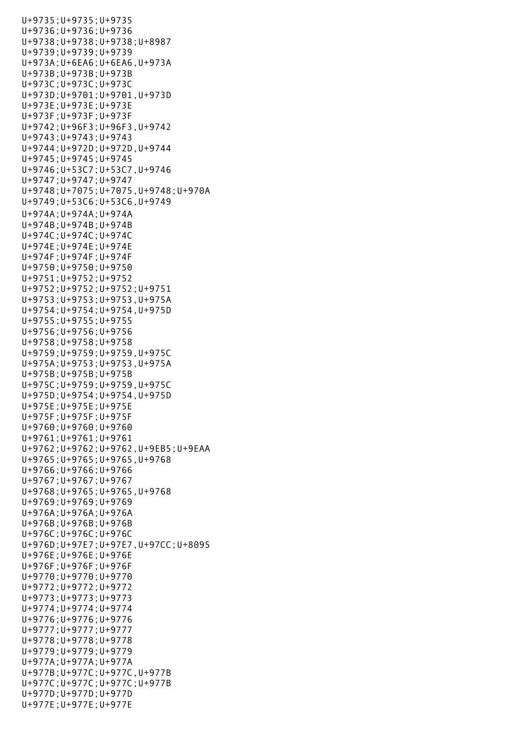```
U+9735;U+9735;U+9735
U+9736;U+9736;U+9736
U+9738;U+9738;U+9738;U+8987
U+9739;U+9739;U+9739
U+973A;U+6EA6;U+6EA6,U+973A
U+973B;U+973B;U+973B
U+973C;U+973C;U+973C
U+973D;U+9701;U+9701,U+973D
U+973E;U+973E;U+973E
U+973F;U+973F;U+973F
U+9742;U+96F3;U+96F3,U+9742
U+9743;U+9743;U+9743
U+9744;U+972D;U+972D,U+9744
U+9745;U+9745;U+9745
U+9746;U+53C7;U+53C7,U+9746
U+9747;U+9747;U+9747
U+9748;U+7075;U+7075,U+9748;U+970A
U+9749;U+53C6;U+53C6,U+9749
U+974A;U+974A;U+974A
U+974B;U+974B;U+974B
U+974C;U+974C;U+974C
U+974E;U+974E;U+974E
U+974F;U+974F;U+974F
U+9750;U+9750;U+9750
U+9751;U+9752;U+9752
U+9752;U+9752;U+9752;U+9751
U+9753;U+9753;U+9753,U+975A
U+9754;U+9754;U+9754,U+975D
U+9755;U+9755;U+9755
U+9756;U+9756;U+9756
U+9758;U+9758;U+9758
U+9759;U+9759;U+9759,U+975C
U+975A;U+9753;U+9753,U+975A
U+975B;U+975B;U+975B
U+975C;U+9759;U+9759,U+975C
U+975D;U+9754;U+9754,U+975D
U+975E;U+975E;U+975E
U+975F;U+975F;U+975F
U+9760;U+9760;U+9760
U+9761;U+9761;U+9761
U+9762;U+9762;U+9762,U+9EB5;U+9EAA
U+9765;U+9765;U+9765,U+9768
U+9766;U+9766;U+9766
U+9767;U+9767;U+9767
U+9768;U+9765;U+9765,U+9768
U+9769;U+9769;U+9769
U+976A;U+976A;U+976A
U+976B;U+976B;U+976B
U+976C;U+976C;U+976C
U+976D;U+97E7;U+97E7,U+97CC;U+8095
U+976E;U+976E;U+976E
U+976F;U+976F;U+976F
U+9770;U+9770;U+9770
U+9772;U+9772;U+9772
U+9773;U+9773;U+9773
U+9774;U+9774;U+9774
U+9776;U+9776;U+9776
U+9777;U+9777;U+9777
U+9778;U+9778;U+9778
U+9779;U+9779;U+9779
U+977A;U+977A;U+977A
U+977B;U+977C;U+977C,U+977B
U+977C;U+977C;U+977C;U+977B
U+977D;U+977D;U+977D
U+977E;U+977E;U+977E
```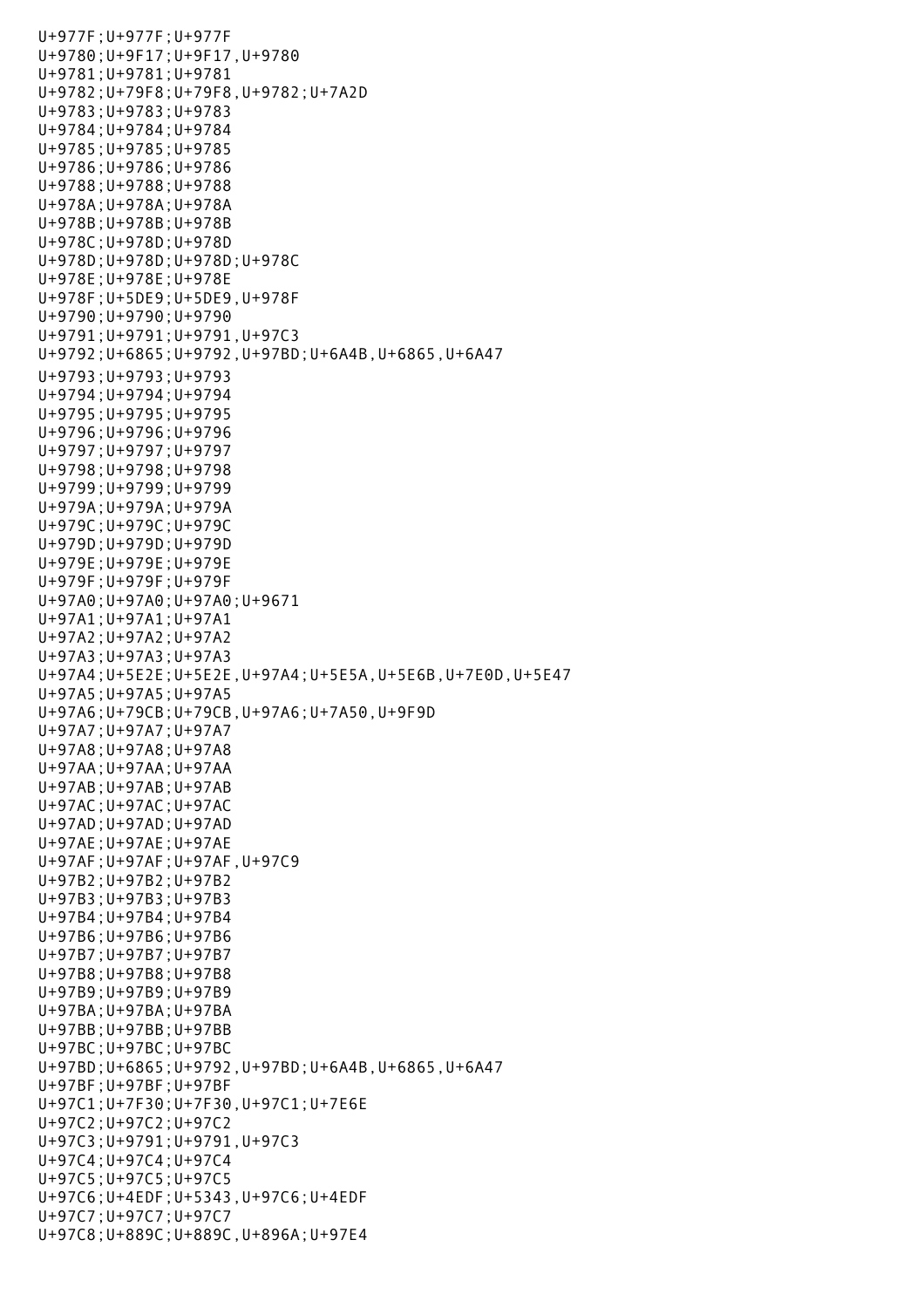U+977F;U+977F;U+977F
U+9780;U+9F17;U+9F17,U+9780
U+9781;U+9781;U+9781
U+9782;U+79F8;U+79F8,U+9782;U+7A2D
U+9783;U+9783;U+9783
U+9784;U+9784;U+9784
U+9785;U+9785;U+9785
U+9786;U+9786;U+9786
U+9788;U+9788;U+9788
U+978A;U+978A;U+978A
U+978B;U+978B;U+978B
U+978C;U+978D;U+978D
U+978D;U+978D;U+978D;U+978C
U+978E;U+978E;U+978E
U+978F;U+5DE9;U+5DE9,U+978F
U+9790;U+9790;U+9790
U+9791;U+9791;U+9791,U+97C3
U+9792;U+6865;U+9792,U+97BD;U+6A4B,U+6865,U+6A47
U+9793;U+9793;U+9793
U+9794;U+9794;U+9794
U+9795;U+9795;U+9795
U+9796;U+9796;U+9796
U+9797;U+9797;U+9797
U+9798;U+9798;U+9798
U+9799;U+9799;U+9799
U+979A;U+979A;U+979A
U+979C;U+979C;U+979C
U+979D;U+979D;U+979D
U+979E;U+979E;U+979E
U+979F;U+979F;U+979F
U+97A0;U+97A0;U+97A0;U+9671
U+97A1;U+97A1;U+97A1
U+97A2;U+97A2;U+97A2
U+97A3;U+97A3;U+97A3
U+97A4;U+5E2E;U+5E2E,U+97A4;U+5E5A,U+5E6B,U+7E0D,U+5E47
U+97A5;U+97A5;U+97A5
U+97A6;U+79CB;U+79CB,U+97A6;U+7A50,U+9F9D
U+97A7;U+97A7;U+97A7
U+97A8;U+97A8;U+97A8
U+97AA;U+97AA;U+97AA
U+97AB;U+97AB;U+97AB
U+97AC;U+97AC;U+97AC
U+97AD;U+97AD;U+97AD
U+97AE;U+97AE;U+97AE
U+97AF;U+97AF;U+97AF,U+97C9
U+97B2;U+97B2;U+97B2
U+97B3;U+97B3;U+97B3
U+97B4;U+97B4;U+97B4
U+97B6;U+97B6;U+97B6
U+97B7;U+97B7;U+97B7
U+97B8;U+97B8;U+97B8
U+97B9;U+97B9;U+97B9
U+97BA;U+97BA;U+97BA
U+97BB;U+97BB;U+97BB
U+97BC;U+97BC;U+97BC
U+97BD;U+6865;U+9792,U+97BD;U+6A4B,U+6865,U+6A47
U+97BF;U+97BF;U+97BF
U+97C1;U+7F30;U+7F30,U+97C1;U+7E6E
U+97C2;U+97C2;U+97C2
U+97C3;U+9791;U+9791,U+97C3
U+97C4;U+97C4;U+97C4
U+97C5;U+97C5;U+97C5
U+97C6;U+4EDF;U+5343,U+97C6;U+4EDF
U+97C7;U+97C7;U+97C7
U+97C8;U+889C;U+889C,U+896A;U+97E4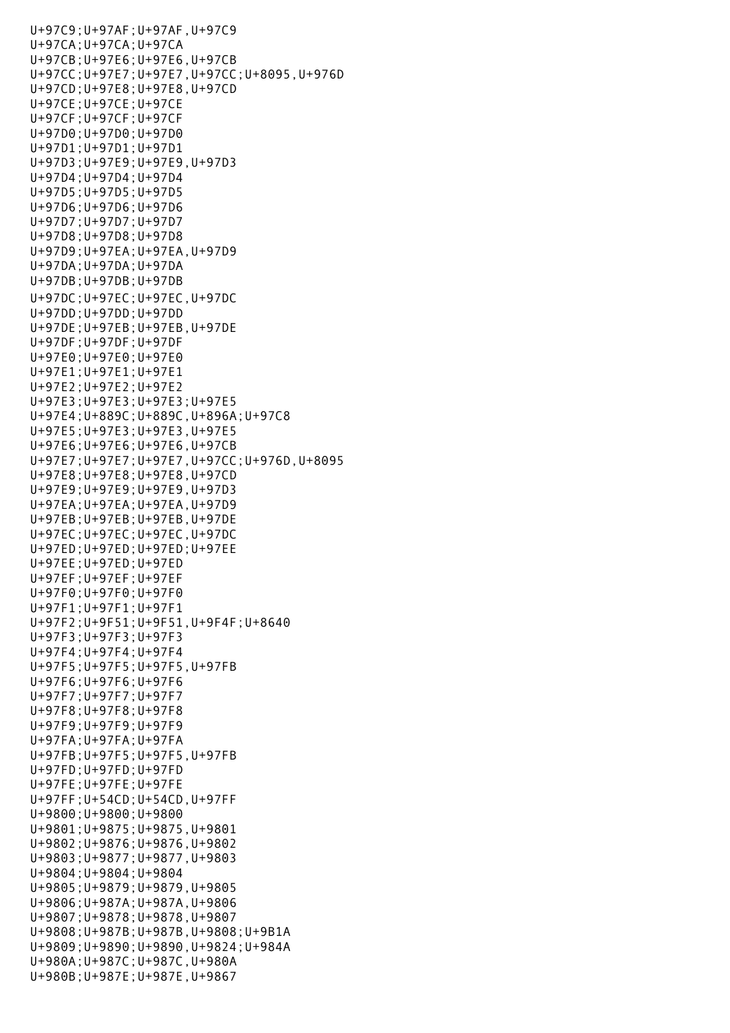```
U+97C9;U+97AF;U+97AF,U+97C9
U+97CA;U+97CA;U+97CA
U+97CB;U+97E6;U+97E6,U+97CB
U+97CC;U+97E7;U+97E7,U+97CC;U+8095,U+976D
U+97CD;U+97E8;U+97E8,U+97CD
U+97CE;U+97CE;U+97CE
U+97CF;U+97CF;U+97CF
U+97D0;U+97D0;U+97D0
U+97D1;U+97D1;U+97D1
U+97D3;U+97E9;U+97E9,U+97D3
U+97D4;U+97D4;U+97D4
U+97D5;U+97D5;U+97D5
U+97D6;U+97D6;U+97D6
U+97D7;U+97D7;U+97D7
U+97D8;U+97D8;U+97D8
U+97D9;U+97EA;U+97EA,U+97D9
U+97DA;U+97DA;U+97DA
U+97DB;U+97DB;U+97DB
U+97DC;U+97EC;U+97EC,U+97DC
U+97DD;U+97DD;U+97DD
U+97DE;U+97EB;U+97EB,U+97DE
U+97DF;U+97DF;U+97DF
U+97E0;U+97E0;U+97E0
U+97E1;U+97E1;U+97E1
U+97E2;U+97E2;U+97E2
U+97E3;U+97E3;U+97E3;U+97E5
U+97E4;U+889C;U+889C,U+896A;U+97C8
U+97E5;U+97E3;U+97E3,U+97E5
U+97E6;U+97E6;U+97E6,U+97CB
U+97E7;U+97E7;U+97E7,U+97CC;U+976D,U+8095
U+97E8;U+97E8;U+97E8,U+97CD
U+97E9;U+97E9;U+97E9,U+97D3
U+97EA;U+97EA;U+97EA,U+97D9
U+97EB;U+97EB;U+97EB,U+97DE
U+97EC;U+97EC;U+97EC,U+97DC
U+97ED;U+97ED;U+97ED;U+97EE
U+97EE;U+97ED;U+97ED
U+97EF;U+97EF;U+97EF
U+97F0;U+97F0;U+97F0
U+97F1;U+97F1;U+97F1
U+97F2;U+9F51;U+9F51,U+9F4F;U+8640
U+97F3;U+97F3;U+97F3
U+97F4;U+97F4;U+97F4
U+97F5;U+97F5;U+97F5,U+97FB
U+97F6;U+97F6;U+97F6
U+97F7;U+97F7;U+97F7
U+97F8;U+97F8;U+97F8
U+97F9;U+97F9;U+97F9
U+97FA;U+97FA;U+97FA
U+97FB;U+97F5;U+97F5,U+97FB
U+97FD;U+97FD;U+97FD
U+97FE;U+97FE;U+97FE
U+97FF;U+54CD;U+54CD,U+97FF
U+9800;U+9800;U+9800
U+9801;U+9875;U+9875,U+9801
U+9802;U+9876;U+9876,U+9802
U+9803;U+9877;U+9877,U+9803
U+9804;U+9804;U+9804
U+9805;U+9879;U+9879,U+9805
U+9806;U+987A;U+987A,U+9806
U+9807;U+9878;U+9878,U+9807
U+9808;U+987B;U+987B,U+9808;U+9B1A
U+9809;U+9890;U+9890,U+9824;U+984A
U+980A;U+987C;U+987C,U+980A
U+980B;U+987E;U+987E,U+9867
```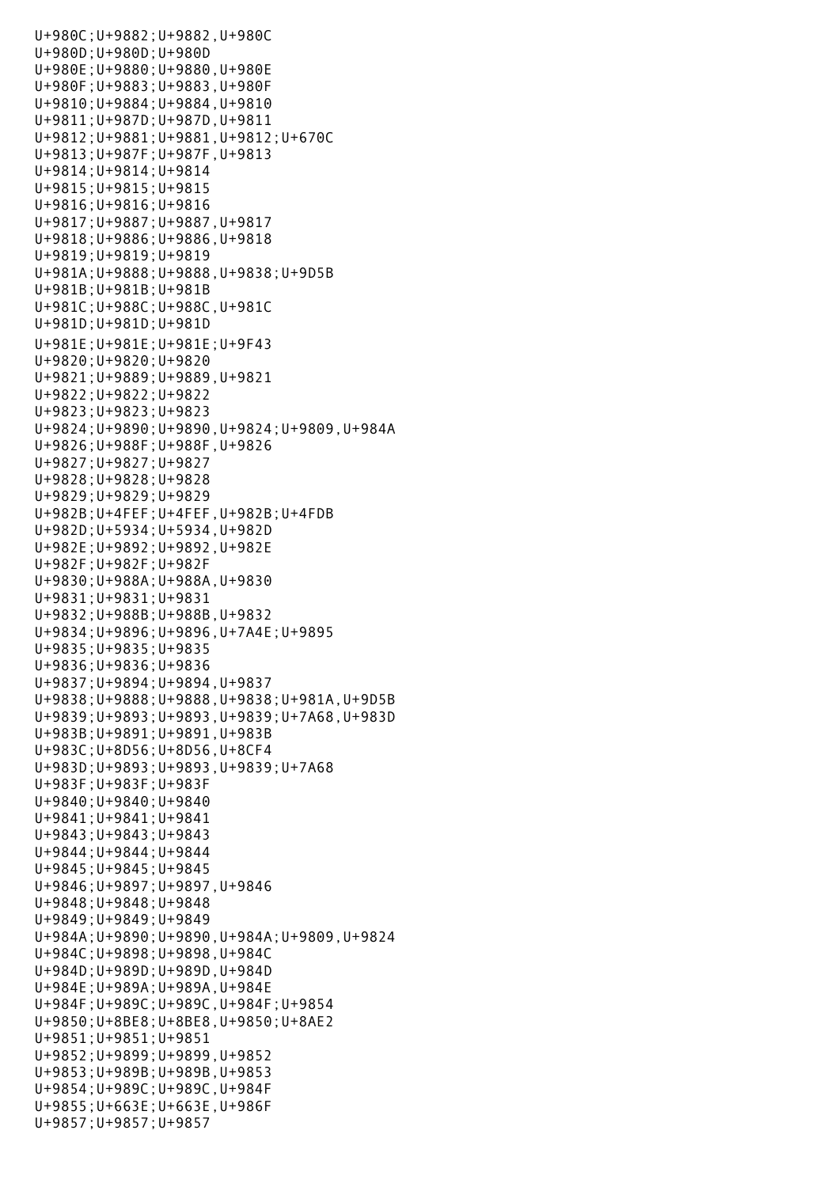U+980C;U+9882;U+9882,U+980C
U+980D;U+980D;U+980D
U+980E;U+9880;U+9880,U+980E
U+980F;U+9883;U+9883,U+980F
U+9810;U+9884;U+9884,U+9810
U+9811;U+987D;U+987D,U+9811
U+9812;U+9881;U+9881,U+9812;U+670C
U+9813;U+987F;U+987F,U+9813
U+9814;U+9814;U+9814
U+9815;U+9815;U+9815
U+9816;U+9816;U+9816
U+9817;U+9887;U+9887,U+9817
U+9818;U+9886;U+9886,U+9818
U+9819;U+9819;U+9819
U+981A;U+9888;U+9888,U+9838;U+9D5B
U+981B;U+981B;U+981B
U+981C;U+988C;U+988C,U+981C
U+981D;U+981D;U+981D
U+981E;U+981E;U+981E;U+9F43
U+9820;U+9820;U+9820
U+9821;U+9889;U+9889,U+9821
U+9822;U+9822;U+9822
U+9823;U+9823;U+9823
U+9824;U+9890;U+9890,U+9824;U+9809,U+984A
U+9826;U+988F;U+988F,U+9826
U+9827;U+9827;U+9827
U+9828;U+9828;U+9828
U+9829;U+9829;U+9829
U+982B;U+4FEF;U+4FEF,U+982B;U+4FDB
U+982D;U+5934;U+5934,U+982D
U+982E;U+9892;U+9892,U+982E
U+982F;U+982F;U+982F
U+9830;U+988A;U+988A,U+9830
U+9831;U+9831;U+9831
U+9832;U+988B;U+988B,U+9832
U+9834;U+9896;U+9896,U+7A4E;U+9895
U+9835;U+9835;U+9835
U+9836;U+9836;U+9836
U+9837;U+9894;U+9894,U+9837
U+9838;U+9888;U+9888,U+9838;U+981A,U+9D5B
U+9839;U+9893;U+9893,U+9839;U+7A68,U+983D
U+983B;U+9891;U+9891,U+983B
U+983C;U+8D56;U+8D56,U+8CF4
U+983D;U+9893;U+9893,U+9839;U+7A68
U+983F;U+983F;U+983F
U+9840;U+9840;U+9840
U+9841;U+9841;U+9841
U+9843;U+9843;U+9843
U+9844;U+9844;U+9844
U+9845;U+9845;U+9845
U+9846;U+9897;U+9897,U+9846
U+9848;U+9848;U+9848
U+9849;U+9849;U+9849
U+984A;U+9890;U+9890,U+984A;U+9809,U+9824
U+984C;U+9898;U+9898,U+984C
U+984D;U+989D;U+989D,U+984D
U+984E;U+989A;U+989A,U+984E
U+984F;U+989C;U+989C,U+984F;U+9854
U+9850;U+8BE8;U+8BE8,U+9850;U+8AE2
U+9851;U+9851;U+9851
U+9852;U+9899;U+9899,U+9852
U+9853;U+989B;U+989B,U+9853
U+9854;U+989C;U+989C,U+984F
U+9855;U+663E;U+663E,U+986F
U+9857;U+9857;U+9857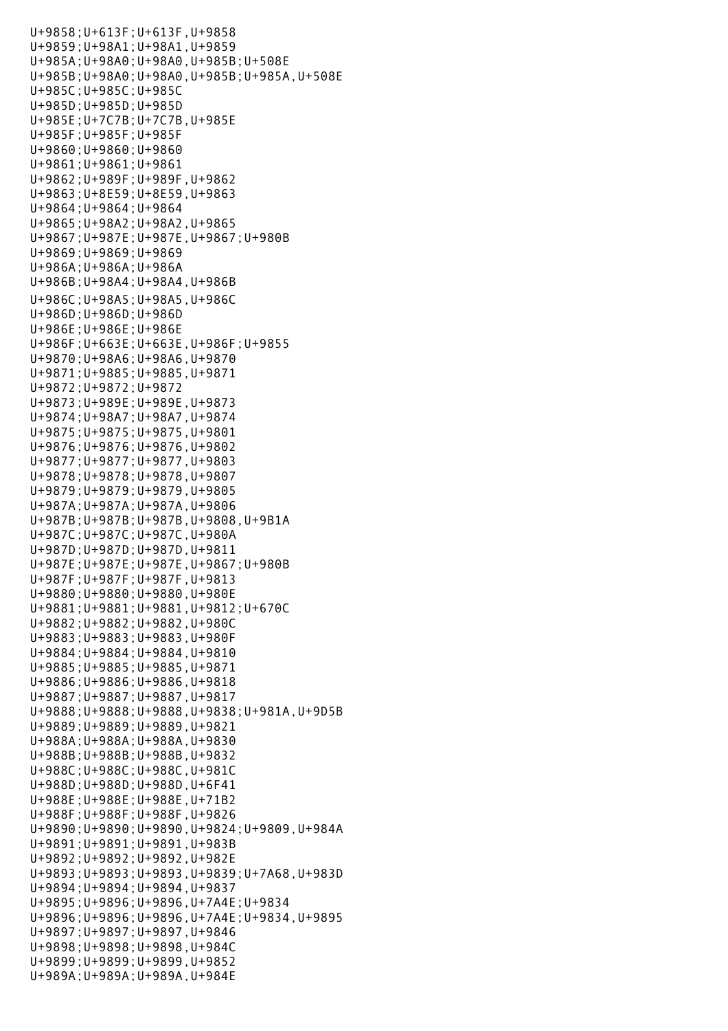U+9858;U+613F;U+613F,U+9858
U+9859;U+98A1;U+98A1,U+9859
U+985A;U+98A0;U+98A0,U+985B;U+508E
U+985B;U+98A0;U+98A0,U+985B;U+985A,U+508E
U+985C;U+985C;U+985C
U+985D;U+985D;U+985D
U+985E;U+7C7B;U+7C7B,U+985E
U+985F;U+985F;U+985F
U+9860;U+9860;U+9860
U+9861;U+9861;U+9861
U+9862;U+989F;U+989F,U+9862
U+9863;U+8E59;U+8E59,U+9863
U+9864;U+9864;U+9864
U+9865;U+98A2;U+98A2,U+9865
U+9867;U+987E;U+987E,U+9867;U+980B
U+9869;U+9869;U+9869
U+986A;U+986A;U+986A
U+986B;U+98A4;U+98A4,U+986B
U+986C;U+98A5;U+98A5,U+986C
U+986D;U+986D;U+986D
U+986E;U+986E;U+986E
U+986F;U+663E;U+663E,U+986F;U+9855
U+9870;U+98A6;U+98A6,U+9870
U+9871;U+9885;U+9885,U+9871
U+9872;U+9872;U+9872
U+9873;U+989E;U+989E,U+9873
U+9874;U+98A7;U+98A7,U+9874
U+9875;U+9875;U+9875,U+9801
U+9876;U+9876;U+9876,U+9802
U+9877;U+9877;U+9877,U+9803
U+9878;U+9878;U+9878,U+9807
U+9879;U+9879;U+9879,U+9805
U+987A;U+987A;U+987A,U+9806
U+987B;U+987B;U+987B,U+9808,U+9B1A
U+987C;U+987C;U+987C,U+980A
U+987D;U+987D;U+987D,U+9811
U+987E;U+987E;U+987E,U+9867;U+980B
U+987F;U+987F;U+987F,U+9813
U+9880;U+9880;U+9880,U+980E
U+9881;U+9881;U+9881,U+9812;U+670C
U+9882;U+9882;U+9882,U+980C
U+9883;U+9883;U+9883,U+980F
U+9884;U+9884;U+9884,U+9810
U+9885;U+9885;U+9885,U+9871
U+9886;U+9886;U+9886,U+9818
U+9887;U+9887;U+9887,U+9817
U+9888;U+9888;U+9888,U+9838;U+981A,U+9D5B
U+9889;U+9889;U+9889,U+9821
U+988A;U+988A;U+988A,U+9830
U+988B;U+988B;U+988B,U+9832
U+988C;U+988C;U+988C,U+981C
U+988D;U+988D;U+988D,U+6F41
U+988E;U+988E;U+988E,U+71B2
U+988F;U+988F;U+988F,U+9826
U+9890;U+9890;U+9890,U+9824;U+9809,U+984A
U+9891;U+9891;U+9891,U+983B
U+9892;U+9892;U+9892,U+982E
U+9893;U+9893;U+9893,U+9839;U+7A68,U+983D
U+9894;U+9894;U+9894,U+9837
U+9895;U+9896;U+9896,U+7A4E;U+9834
U+9896;U+9896;U+9896,U+7A4E;U+9834,U+9895
U+9897;U+9897;U+9897,U+9846
U+9898;U+9898;U+9898,U+984C
U+9899;U+9899;U+9899,U+9852
U+989A;U+989A;U+989A,U+984E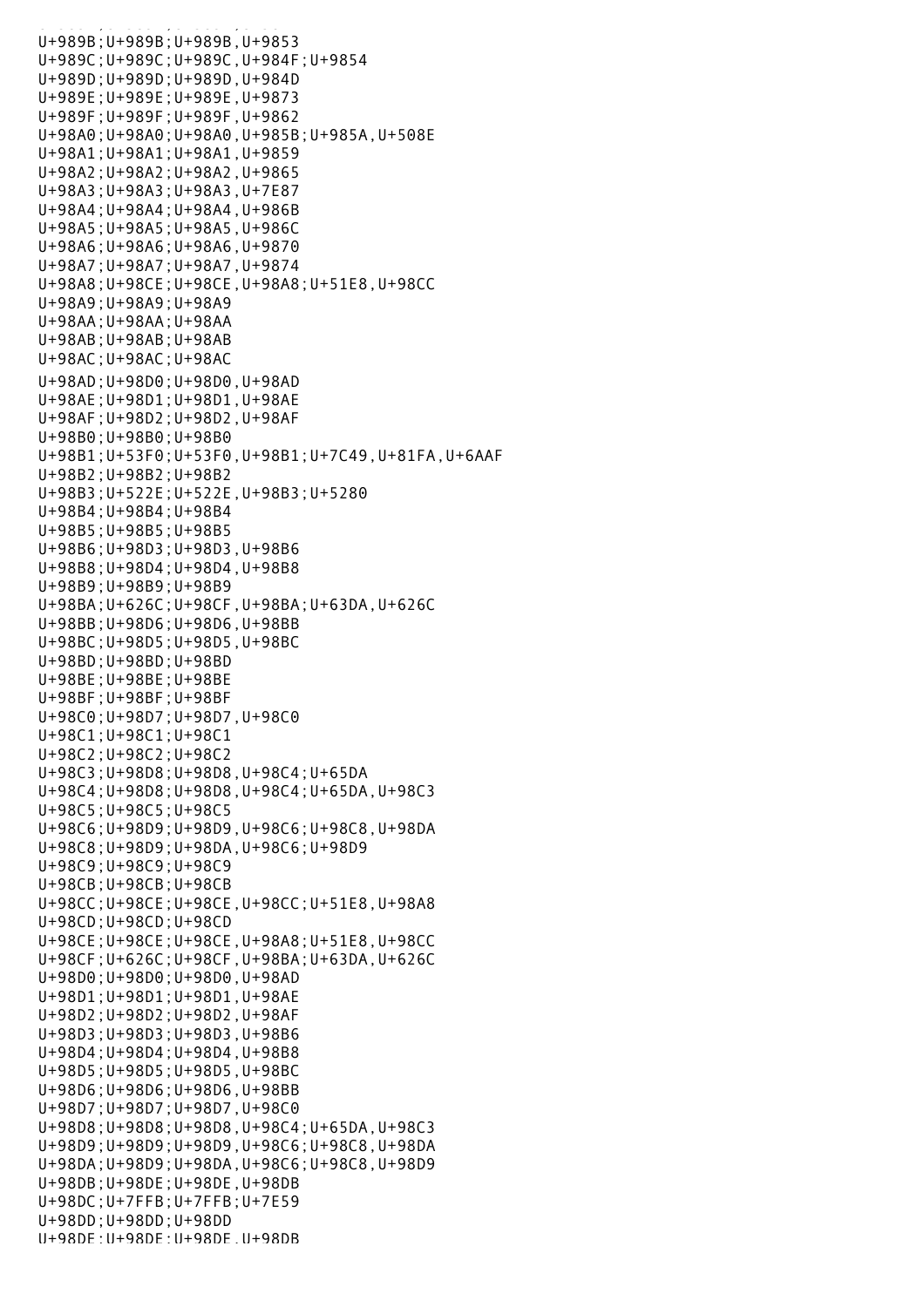```
U+989B;U+989B;U+989B,U+9853
U+989C;U+989C;U+989C,U+984F;U+9854
U+989D;U+989D;U+989D,U+984D
U+989E;U+989E;U+989E,U+9873
U+989F;U+989F;U+989F,U+9862
U+98A0;U+98A0;U+98A0,U+985B;U+985A,U+508E
U+98A1;U+98A1;U+98A1,U+9859
U+98A2;U+98A2;U+98A2,U+9865
U+98A3;U+98A3;U+98A3,U+7E87
U+98A4;U+98A4;U+98A4,U+986B
U+98A5;U+98A5;U+98A5,U+986C
U+98A6;U+98A6;U+98A6,U+9870
U+98A7;U+98A7;U+98A7,U+9874
U+98A8;U+98CE;U+98CE,U+98A8;U+51E8,U+98CC
U+98A9;U+98A9;U+98A9
U+98AA;U+98AA;U+98AA
U+98AB;U+98AB;U+98AB
U+98AC;U+98AC;U+98AC
U+98AD;U+98D0;U+98D0,U+98AD
U+98AE;U+98D1;U+98D1,U+98AE
U+98AF;U+98D2;U+98D2,U+98AF
U+98B0;U+98B0;U+98B0
U+98B1;U+53F0;U+53F0,U+98B1;U+7C49,U+81FA,U+6AAF
U+98B2;U+98B2;U+98B2
U+98B3;U+522E;U+522E,U+98B3;U+5280
U+98B4;U+98B4;U+98B4
U+98B5;U+98B5;U+98B5
U+98B6;U+98D3;U+98D3,U+98B6
U+98B8;U+98D4;U+98D4,U+98B8
U+98B9;U+98B9;U+98B9
U+98BA;U+626C;U+98CF,U+98BA;U+63DA,U+626C
U+98BB;U+98D6;U+98D6,U+98BB
U+98BC;U+98D5;U+98D5,U+98BC
U+98BD;U+98BD;U+98BD
U+98BE;U+98BE;U+98BE
U+98BF;U+98BF;U+98BF
U+98C0;U+98D7;U+98D7,U+98C0
U+98C1;U+98C1;U+98C1
U+98C2;U+98C2;U+98C2
U+98C3;U+98D8;U+98D8,U+98C4;U+65DA
U+98C4;U+98D8;U+98D8,U+98C4;U+65DA,U+98C3
U+98C5;U+98C5;U+98C5
U+98C6;U+98D9;U+98D9,U+98C6;U+98C8,U+98DA
U+98C8;U+98D9;U+98DA,U+98C6;U+98D9
U+98C9;U+98C9;U+98C9
U+98CB;U+98CB;U+98CB
U+98CC;U+98CE;U+98CE,U+98CC;U+51E8,U+98A8
U+98CD;U+98CD;U+98CD
U+98CE;U+98CE;U+98CE,U+98A8;U+51E8,U+98CC
U+98CF;U+626C;U+98CF,U+98BA;U+63DA,U+626C
U+98D0;U+98D0;U+98D0,U+98AD
U+98D1;U+98D1;U+98D1,U+98AE
U+98D2;U+98D2;U+98D2,U+98AF
U+98D3;U+98D3;U+98D3,U+98B6
U+98D4;U+98D4;U+98D4,U+98B8
U+98D5;U+98D5;U+98D5,U+98BC
U+98D6;U+98D6;U+98D6,U+98BB
U+98D7;U+98D7;U+98D7,U+98C0
U+98D8;U+98D8;U+98D8,U+98C4;U+65DA,U+98C3
U+98D9;U+98D9;U+98D9,U+98C6;U+98C8,U+98DA
U+98DA;U+98D9;U+98DA,U+98C6;U+98C8,U+98D9
U+98DB;U+98DE;U+98DE,U+98DB
U+98DC;U+7FFB;U+7FFB;U+7E59
U+98DD;U+98DD;U+98DD
U+98DE;U+98DE;U+98DE,U+98DB
```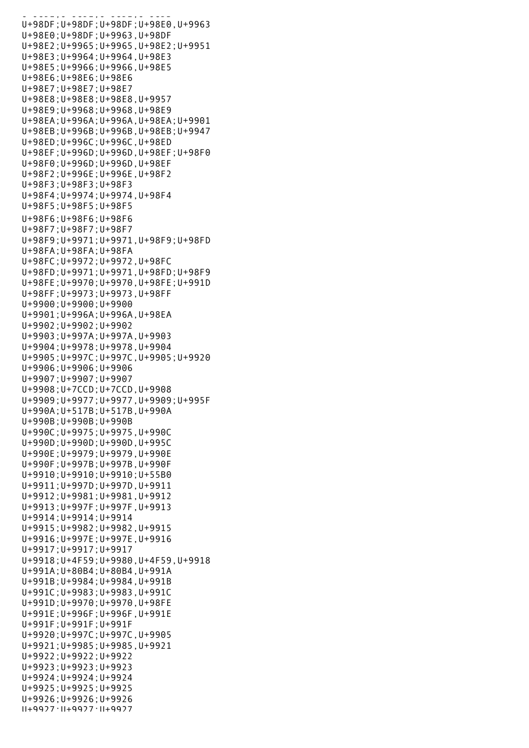U+98DF;U+98DF;U+98DF;U+98E0,U+9963
U+98E0;U+98DF;U+9963,U+98DF
U+98E2;U+9965;U+9965,U+98E2;U+9951
U+98E3;U+9964;U+9964,U+98E3
U+98E5;U+9966;U+9966,U+98E5
U+98E6;U+98E6;U+98E6
U+98E7;U+98E7;U+98E7
U+98E8;U+98E8;U+98E8,U+9957
U+98E9;U+9968;U+9968,U+98E9
U+98EA;U+996A;U+996A,U+98EA;U+9901
U+98EB;U+996B;U+996B,U+98EB;U+9947
U+98ED;U+996C;U+996C,U+98ED
U+98EF;U+996D;U+996D,U+98EF;U+98F0
U+98F0;U+996D;U+996D,U+98EF
U+98F2;U+996E;U+996E,U+98F2
U+98F3;U+98F3;U+98F3
U+98F4;U+9974;U+9974,U+98F4
U+98F5;U+98F5;U+98F5
U+98F6;U+98F6;U+98F6
U+98F7;U+98F7;U+98F7
U+98F9;U+9971;U+9971,U+98F9;U+98FD
U+98FA;U+98FA;U+98FA
U+98FC;U+9972;U+9972,U+98FC
U+98FD;U+9971;U+9971,U+98FD;U+98F9
U+98FE;U+9970;U+9970,U+98FE;U+991D
U+98FF;U+9973;U+9973,U+98FF
U+9900;U+9900;U+9900
U+9901;U+996A;U+996A,U+98EA
U+9902;U+9902;U+9902
U+9903;U+997A;U+997A,U+9903
U+9904;U+9978;U+9978,U+9904
U+9905;U+997C;U+997C,U+9905;U+9920
U+9906;U+9906;U+9906
U+9907;U+9907;U+9907
U+9908;U+7CCD;U+7CCD,U+9908
U+9909;U+9977;U+9977,U+9909;U+995F
U+990A;U+517B;U+517B,U+990A
U+990B;U+990B;U+990B
U+990C;U+9975;U+9975,U+990C
U+990D;U+990D;U+990D,U+995C
U+990E;U+9979;U+9979,U+990E
U+990F;U+997B;U+997B,U+990F
U+9910;U+9910;U+9910;U+55B0
U+9911;U+997D;U+997D,U+9911
U+9912;U+9981;U+9981,U+9912
U+9913;U+997F;U+997F,U+9913
U+9914;U+9914;U+9914
U+9915;U+9982;U+9982,U+9915
U+9916;U+997E;U+997E,U+9916
U+9917;U+9917;U+9917
U+9918;U+4F59;U+9980,U+4F59,U+9918
U+991A;U+80B4;U+80B4,U+991A
U+991B;U+9984;U+9984,U+991B
U+991C;U+9983;U+9983,U+991C
U+991D;U+9970;U+9970,U+98FE
U+991E;U+996F;U+996F,U+991E
U+991F;U+991F;U+991F
U+9920;U+997C;U+997C,U+9905
U+9921;U+9985;U+9985,U+9921
U+9922;U+9922;U+9922
U+9923;U+9923;U+9923
U+9924;U+9924;U+9924
U+9925;U+9925;U+9925
U+9926;U+9926;U+9926
U+9927;U+9927;U+9927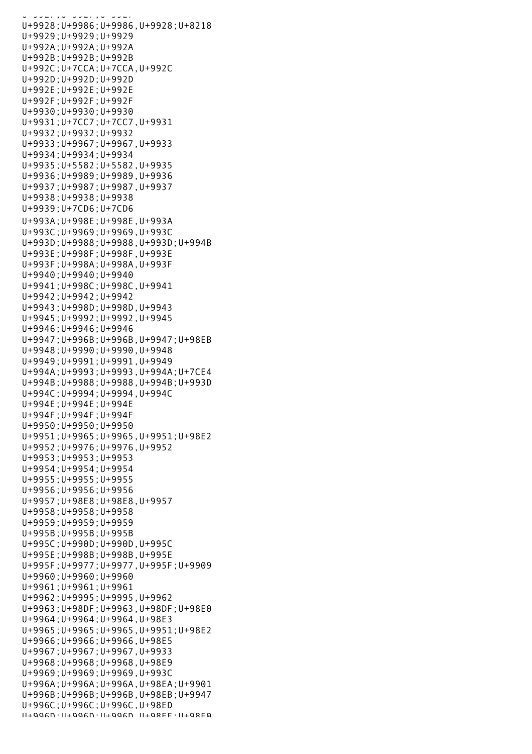U+9928;U+9986;U+9986,U+9928;U+8218
U+9929;U+9929;U+9929
U+992A;U+992A;U+992A
U+992B;U+992B;U+992B
U+992C;U+7CCA;U+7CCA,U+992C
U+992D;U+992D;U+992D
U+992E;U+992E;U+992E
U+992F;U+992F;U+992F
U+9930;U+9930;U+9930
U+9931;U+7CC7;U+7CC7,U+9931
U+9932;U+9932;U+9932
U+9933;U+9967;U+9967,U+9933
U+9934;U+9934;U+9934
U+9935;U+5582;U+5582,U+9935
U+9936;U+9989;U+9989,U+9936
U+9937;U+9987;U+9987,U+9937
U+9938;U+9938;U+9938
U+9939;U+7CD6;U+7CD6
U+993A;U+998E;U+998E,U+993A
U+993C;U+9969;U+9969,U+993C
U+993D;U+9988;U+9988,U+993D;U+994B
U+993E;U+998F;U+998F,U+993E
U+993F;U+998A;U+998A,U+993F
U+9940;U+9940;U+9940
U+9941;U+998C;U+998C,U+9941
U+9942;U+9942;U+9942
U+9943;U+998D;U+998D,U+9943
U+9945;U+9992;U+9992,U+9945
U+9946;U+9946;U+9946
U+9947;U+996B;U+996B,U+9947;U+98EB
U+9948;U+9990;U+9990,U+9948
U+9949;U+9991;U+9991,U+9949
U+994A;U+9993;U+9993,U+994A;U+7CE4
U+994B;U+9988;U+9988,U+994B;U+993D
U+994C;U+9994;U+9994,U+994C
U+994E;U+994E;U+994E
U+994F;U+994F;U+994F
U+9950;U+9950;U+9950
U+9951;U+9965;U+9965,U+9951;U+98E2
U+9952;U+9976;U+9976,U+9952
U+9953;U+9953;U+9953
U+9954;U+9954;U+9954
U+9955;U+9955;U+9955
U+9956;U+9956;U+9956
U+9957;U+98E8;U+98E8,U+9957
U+9958;U+9958;U+9958
U+9959;U+9959;U+9959
U+995B;U+995B;U+995B
U+995C;U+990D;U+990D,U+995C
U+995E;U+998B;U+998B,U+995E
U+995F;U+9977;U+9977,U+995F;U+9909
U+9960;U+9960;U+9960
U+9961;U+9961;U+9961
U+9962;U+9995;U+9995,U+9962
U+9963;U+98DF;U+9963,U+98DF;U+98E0
U+9964;U+9964;U+9964,U+98E3
U+9965;U+9965;U+9965,U+9951;U+98E2
U+9966;U+9966;U+9966,U+98E5
U+9967;U+9967;U+9967,U+9933
U+9968;U+9968;U+9968,U+98E9
U+9969;U+9969;U+9969,U+993C
U+996A;U+996A;U+996A,U+98EA;U+9901
U+996B;U+996B;U+996B,U+98EB;U+9947
U+996C;U+996C;U+996C,U+98ED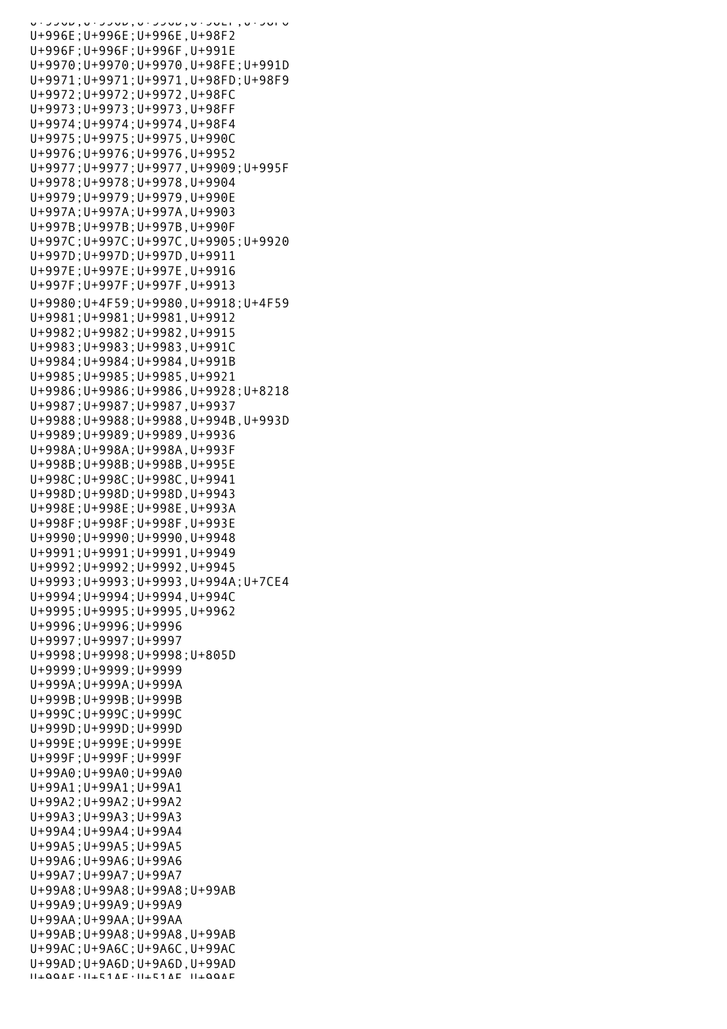U+996E;U+996E;U+996E,U+98F2
U+996F;U+996F;U+996F,U+991E
U+9970;U+9970;U+9970,U+98FE;U+991D
U+9971;U+9971;U+9971,U+98FD;U+98F9
U+9972;U+9972;U+9972,U+98FC
U+9973;U+9973;U+9973,U+98FF
U+9974;U+9974;U+9974,U+98F4
U+9975;U+9975;U+9975,U+990C
U+9976;U+9976;U+9976,U+9952
U+9977;U+9977;U+9977,U+9909;U+995F
U+9978;U+9978;U+9978,U+9904
U+9979;U+9979;U+9979,U+990E
U+997A;U+997A;U+997A,U+9903
U+997B;U+997B;U+997B,U+990F
U+997C;U+997C;U+997C,U+9905;U+9920
U+997D;U+997D;U+997D,U+9911
U+997E;U+997E;U+997E,U+9916
U+997F;U+997F;U+997F,U+9913
U+9980;U+4F59;U+9980,U+9918;U+4F59
U+9981;U+9981;U+9981,U+9912
U+9982;U+9982;U+9982,U+9915
U+9983;U+9983;U+9983,U+991C
U+9984;U+9984;U+9984,U+991B
U+9985;U+9985;U+9985,U+9921
U+9986;U+9986;U+9986,U+9928;U+8218
U+9987;U+9987;U+9987,U+9937
U+9988;U+9988;U+9988,U+994B,U+993D
U+9989;U+9989;U+9989,U+9936
U+998A;U+998A;U+998A,U+993F
U+998B;U+998B;U+998B,U+995E
U+998C;U+998C;U+998C,U+9941
U+998D;U+998D;U+998D,U+9943
U+998E;U+998E;U+998E,U+993A
U+998F;U+998F;U+998F,U+993E
U+9990;U+9990;U+9990,U+9948
U+9991;U+9991;U+9991,U+9949
U+9992;U+9992;U+9992,U+9945
U+9993;U+9993;U+9993,U+994A;U+7CE4
U+9994;U+9994;U+9994,U+994C
U+9995;U+9995;U+9995,U+9962
U+9996;U+9996;U+9996
U+9997;U+9997;U+9997
U+9998;U+9998;U+9998;U+805D
U+9999;U+9999;U+9999
U+999A;U+999A;U+999A
U+999B;U+999B;U+999B
U+999C;U+999C;U+999C
U+999D;U+999D;U+999D
U+999E;U+999E;U+999E
U+999F;U+999F;U+999F
U+99A0;U+99A0;U+99A0
U+99A1;U+99A1;U+99A1
U+99A2;U+99A2;U+99A2
U+99A3;U+99A3;U+99A3
U+99A4;U+99A4;U+99A4
U+99A5;U+99A5;U+99A5
U+99A6;U+99A6;U+99A6
U+99A7;U+99A7;U+99A7
U+99A8;U+99A8;U+99A8;U+99AB
U+99A9;U+99A9;U+99A9
U+99AA;U+99AA;U+99AA
U+99AB;U+99A8;U+99A8,U+99AB
U+99AC;U+9A6C;U+9A6C,U+99AC
U+99AD;U+9A6D;U+9A6D,U+99AD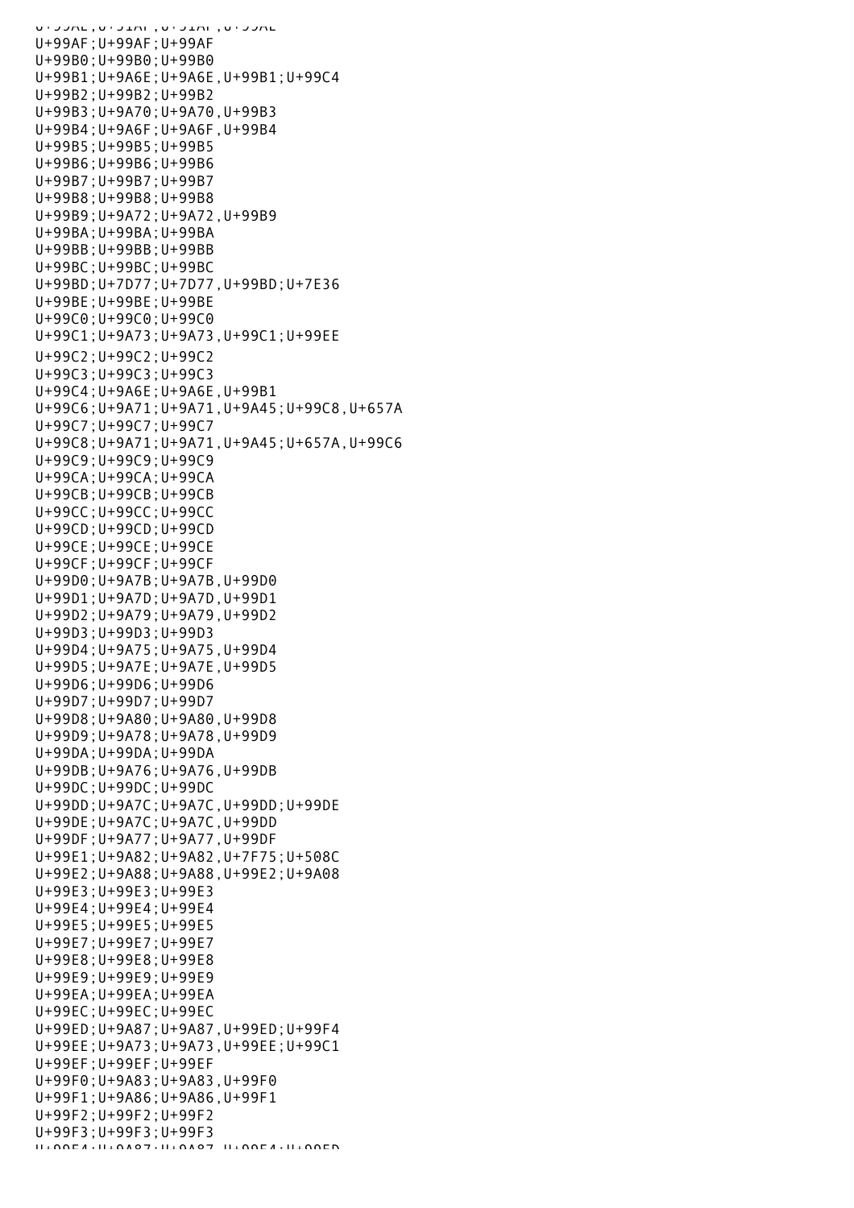U+99AE;U+91AF;U+91AF,U+99AE
U+99AF;U+99AF;U+99AF
U+99B0;U+99B0;U+99B0
U+99B1;U+9A6E;U+9A6E,U+99B1;U+99C4
U+99B2;U+99B2;U+99B2
U+99B3;U+9A70;U+9A70,U+99B3
U+99B4;U+9A6F;U+9A6F,U+99B4
U+99B5;U+99B5;U+99B5
U+99B6;U+99B6;U+99B6
U+99B7;U+99B7;U+99B7
U+99B8;U+99B8;U+99B8
U+99B9;U+9A72;U+9A72,U+99B9
U+99BA;U+99BA;U+99BA
U+99BB;U+99BB;U+99BB
U+99BC;U+99BC;U+99BC
U+99BD;U+7D77;U+7D77,U+99BD;U+7E36
U+99BE;U+99BE;U+99BE
U+99C0;U+99C0;U+99C0
U+99C1;U+9A73;U+9A73,U+99C1;U+99EE
U+99C2;U+99C2;U+99C2
U+99C3;U+99C3;U+99C3
U+99C4;U+9A6E;U+9A6E,U+99B1
U+99C6;U+9A71;U+9A71,U+9A45;U+99C8,U+657A
U+99C7;U+99C7;U+99C7
U+99C8;U+9A71;U+9A71,U+9A45;U+657A,U+99C6
U+99C9;U+99C9;U+99C9
U+99CA;U+99CA;U+99CA
U+99CB;U+99CB;U+99CB
U+99CC;U+99CC;U+99CC
U+99CD;U+99CD;U+99CD
U+99CE;U+99CE;U+99CE
U+99CF;U+99CF;U+99CF
U+99D0;U+9A7B;U+9A7B,U+99D0
U+99D1;U+9A7D;U+9A7D,U+99D1
U+99D2;U+9A79;U+9A79,U+99D2
U+99D3;U+99D3;U+99D3
U+99D4;U+9A75;U+9A75,U+99D4
U+99D5;U+9A7E;U+9A7E,U+99D5
U+99D6;U+99D6;U+99D6
U+99D7;U+99D7;U+99D7
U+99D8;U+9A80;U+9A80,U+99D8
U+99D9;U+9A78;U+9A78,U+99D9
U+99DA;U+99DA;U+99DA
U+99DB;U+9A76;U+9A76,U+99DB
U+99DC;U+99DC;U+99DC
U+99DD;U+9A7C;U+9A7C,U+99DD;U+99DE
U+99DE;U+9A7C;U+9A7C,U+99DD
U+99DF;U+9A77;U+9A77,U+99DF
U+99E1;U+9A82;U+9A82,U+7F75;U+508C
U+99E2;U+9A88;U+9A88,U+99E2;U+9A08
U+99E3;U+99E3;U+99E3
U+99E4;U+99E4;U+99E4
U+99E5;U+99E5;U+99E5
U+99E7;U+99E7;U+99E7
U+99E8;U+99E8;U+99E8
U+99E9;U+99E9;U+99E9
U+99EA;U+99EA;U+99EA
U+99EC;U+99EC;U+99EC
U+99ED;U+9A87;U+9A87,U+99ED;U+99F4
U+99EE;U+9A73;U+9A73,U+99EE;U+99C1
U+99EF;U+99EF;U+99EF
U+99F0;U+9A83;U+9A83,U+99F0
U+99F1;U+9A86;U+9A86,U+99F1
U+99F2;U+99F2;U+99F2
U+99F3;U+99F3;U+99F3
U+99F4;U+9A87;U+9A87,U+99F4;U+99ED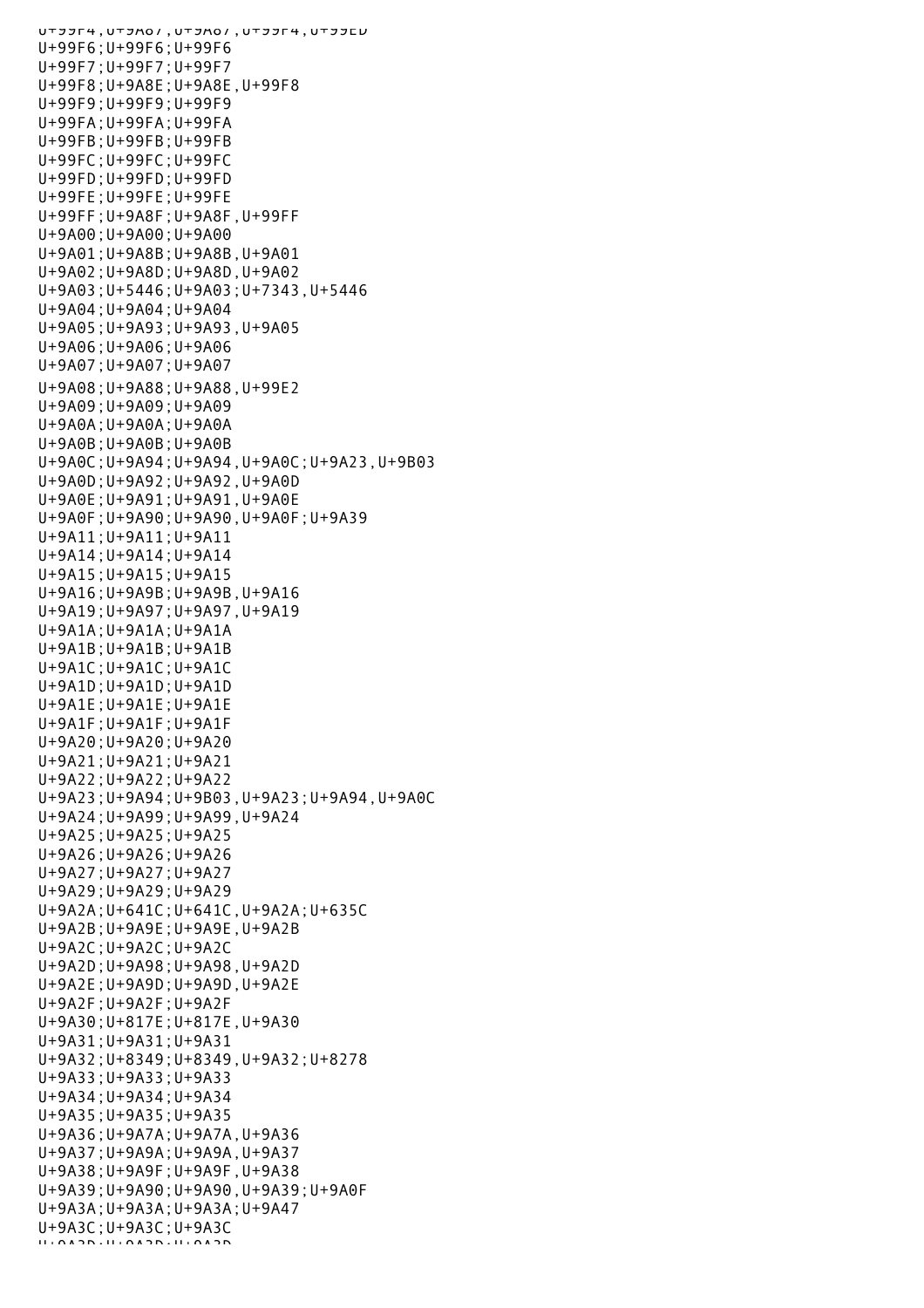U+99F4;U+9A87;U+9A87,U+99F4,U+99ED
U+99F6;U+99F6;U+99F6
U+99F7;U+99F7;U+99F7
U+99F8;U+9A8E;U+9A8E,U+99F8
U+99F9;U+99F9;U+99F9
U+99FA;U+99FA;U+99FA
U+99FB;U+99FB;U+99FB
U+99FC;U+99FC;U+99FC
U+99FD;U+99FD;U+99FD
U+99FE;U+99FE;U+99FE
U+99FF;U+9A8F;U+9A8F,U+99FF
U+9A00;U+9A00;U+9A00
U+9A01;U+9A8B;U+9A8B,U+9A01
U+9A02;U+9A8D;U+9A8D,U+9A02
U+9A03;U+5446;U+9A03;U+7343,U+5446
U+9A04;U+9A04;U+9A04
U+9A05;U+9A93;U+9A93,U+9A05
U+9A06;U+9A06;U+9A06
U+9A07;U+9A07;U+9A07
U+9A08;U+9A88;U+9A88,U+99E2
U+9A09;U+9A09;U+9A09
U+9A0A;U+9A0A;U+9A0A
U+9A0B;U+9A0B;U+9A0B
U+9A0C;U+9A94;U+9A94,U+9A0C;U+9A23,U+9B03
U+9A0D;U+9A92;U+9A92,U+9A0D
U+9A0E;U+9A91;U+9A91,U+9A0E
U+9A0F;U+9A90;U+9A90,U+9A0F;U+9A39
U+9A11;U+9A11;U+9A11
U+9A14;U+9A14;U+9A14
U+9A15;U+9A15;U+9A15
U+9A16;U+9A9B;U+9A9B,U+9A16
U+9A19;U+9A97;U+9A97,U+9A19
U+9A1A;U+9A1A;U+9A1A
U+9A1B;U+9A1B;U+9A1B
U+9A1C;U+9A1C;U+9A1C
U+9A1D;U+9A1D;U+9A1D
U+9A1E;U+9A1E;U+9A1E
U+9A1F;U+9A1F;U+9A1F
U+9A20;U+9A20;U+9A20
U+9A21;U+9A21;U+9A21
U+9A22;U+9A22;U+9A22
U+9A23;U+9A94;U+9B03,U+9A23;U+9A94,U+9A0C
U+9A24;U+9A99;U+9A99,U+9A24
U+9A25;U+9A25;U+9A25
U+9A26;U+9A26;U+9A26
U+9A27;U+9A27;U+9A27
U+9A29;U+9A29;U+9A29
U+9A2A;U+641C;U+641C,U+9A2A;U+635C
U+9A2B;U+9A9E;U+9A9E,U+9A2B
U+9A2C;U+9A2C;U+9A2C
U+9A2D;U+9A98;U+9A98,U+9A2D
U+9A2E;U+9A9D;U+9A9D,U+9A2E
U+9A2F;U+9A2F;U+9A2F
U+9A30;U+817E;U+817E,U+9A30
U+9A31;U+9A31;U+9A31
U+9A32;U+8349;U+8349,U+9A32;U+8278
U+9A33;U+9A33;U+9A33
U+9A34;U+9A34;U+9A34
U+9A35;U+9A35;U+9A35
U+9A36;U+9A7A;U+9A7A,U+9A36
U+9A37;U+9A9A;U+9A9A,U+9A37
U+9A38;U+9A9F;U+9A9F,U+9A38
U+9A39;U+9A90;U+9A90,U+9A39;U+9A0F
U+9A3A;U+9A3A;U+9A3A;U+9A47
U+9A3C;U+9A3C;U+9A3C
U+9A3D;U+9A3D;U+9A3D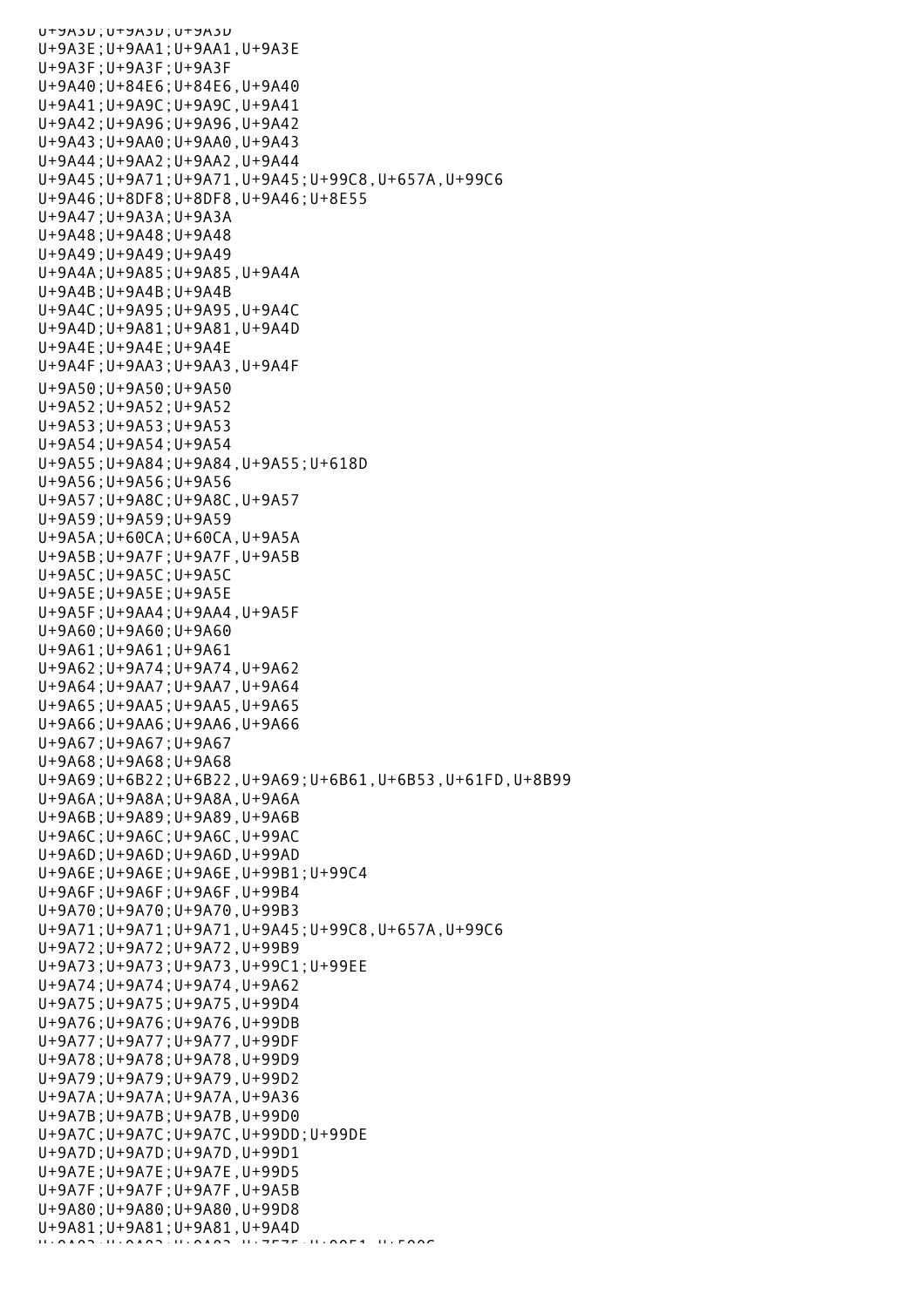U+9A3D;U+9A3D;U+9A3D
U+9A3E;U+9AA1;U+9AA1,U+9A3E
U+9A3F;U+9A3F;U+9A3F
U+9A40;U+84E6;U+84E6,U+9A40
U+9A41;U+9A9C;U+9A9C,U+9A41
U+9A42;U+9A96;U+9A96,U+9A42
U+9A43;U+9AA0;U+9AA0,U+9A43
U+9A44;U+9AA2;U+9AA2,U+9A44
U+9A45;U+9A71;U+9A71,U+9A45;U+99C8,U+657A,U+99C6
U+9A46;U+8DF8;U+8DF8,U+9A46;U+8E55
U+9A47;U+9A3A;U+9A3A
U+9A48;U+9A48;U+9A48
U+9A49;U+9A49;U+9A49
U+9A4A;U+9A85;U+9A85,U+9A4A
U+9A4B;U+9A4B;U+9A4B
U+9A4C;U+9A95;U+9A95,U+9A4C
U+9A4D;U+9A81;U+9A81,U+9A4D
U+9A4E;U+9A4E;U+9A4E
U+9A4F;U+9AA3;U+9AA3,U+9A4F
U+9A50;U+9A50;U+9A50
U+9A52;U+9A52;U+9A52
U+9A53;U+9A53;U+9A53
U+9A54;U+9A54;U+9A54
U+9A55;U+9A84;U+9A84,U+9A55;U+618D
U+9A56;U+9A56;U+9A56
U+9A57;U+9A8C;U+9A8C,U+9A57
U+9A59;U+9A59;U+9A59
U+9A5A;U+60CA;U+60CA,U+9A5A
U+9A5B;U+9A7F;U+9A7F,U+9A5B
U+9A5C;U+9A5C;U+9A5C
U+9A5E;U+9A5E;U+9A5E
U+9A5F;U+9AA4;U+9AA4,U+9A5F
U+9A60;U+9A60;U+9A60
U+9A61;U+9A61;U+9A61
U+9A62;U+9A74;U+9A74,U+9A62
U+9A64;U+9AA7;U+9AA7,U+9A64
U+9A65;U+9AA5;U+9AA5,U+9A65
U+9A66;U+9AA6;U+9AA6,U+9A66
U+9A67;U+9A67;U+9A67
U+9A68;U+9A68;U+9A68
U+9A69;U+6B22;U+6B22,U+9A69;U+6B61,U+6B53,U+61FD,U+8B99
U+9A6A;U+9A8A;U+9A8A,U+9A6A
U+9A6B;U+9A89;U+9A89,U+9A6B
U+9A6C;U+9A6C;U+9A6C,U+99AC
U+9A6D;U+9A6D;U+9A6D,U+99AD
U+9A6E;U+9A6E;U+9A6E,U+99B1;U+99C4
U+9A6F;U+9A6F;U+9A6F,U+99B4
U+9A70;U+9A70;U+9A70,U+99B3
U+9A71;U+9A71;U+9A71,U+9A45;U+99C8,U+657A,U+99C6
U+9A72;U+9A72;U+9A72,U+99B9
U+9A73;U+9A73;U+9A73,U+99C1;U+99EE
U+9A74;U+9A74;U+9A74,U+9A62
U+9A75;U+9A75;U+9A75,U+99D4
U+9A76;U+9A76;U+9A76,U+99DB
U+9A77;U+9A77;U+9A77,U+99DF
U+9A78;U+9A78;U+9A78,U+99D9
U+9A79;U+9A79;U+9A79,U+99D2
U+9A7A;U+9A7A;U+9A7A,U+9A36
U+9A7B;U+9A7B;U+9A7B,U+99D0
U+9A7C;U+9A7C;U+9A7C,U+99DD;U+99DE
U+9A7D;U+9A7D;U+9A7D,U+99D1
U+9A7E;U+9A7E;U+9A7E,U+99D5
U+9A7F;U+9A7F;U+9A7F,U+9A5B
U+9A80;U+9A80;U+9A80,U+99D8
U+9A81;U+9A81;U+9A81,U+9A4D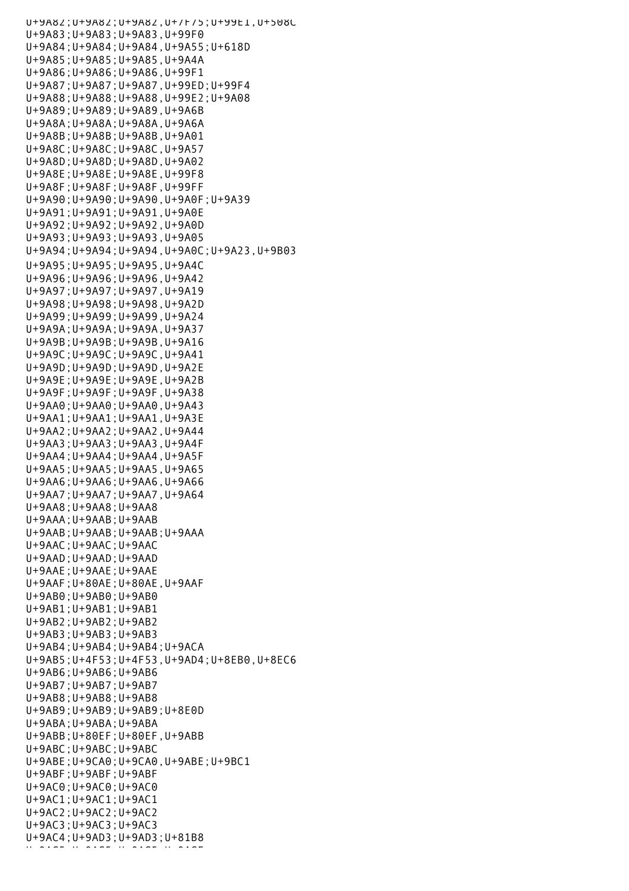U+9A82;U+9A82;U+9A82,U+7F75;U+99E1,U+508C
U+9A83;U+9A83;U+9A83,U+99F0
U+9A84;U+9A84;U+9A84,U+9A55;U+618D
U+9A85;U+9A85;U+9A85,U+9A4A
U+9A86;U+9A86;U+9A86,U+99F1
U+9A87;U+9A87;U+9A87,U+99ED;U+99F4
U+9A88;U+9A88;U+9A88,U+99E2;U+9A08
U+9A89;U+9A89;U+9A89,U+9A6B
U+9A8A;U+9A8A;U+9A8A,U+9A6A
U+9A8B;U+9A8B;U+9A8B,U+9A01
U+9A8C;U+9A8C;U+9A8C,U+9A57
U+9A8D;U+9A8D;U+9A8D,U+9A02
U+9A8E;U+9A8E;U+9A8E,U+99F8
U+9A8F;U+9A8F;U+9A8F,U+99FF
U+9A90;U+9A90;U+9A90,U+9A0F;U+9A39
U+9A91;U+9A91;U+9A91,U+9A0E
U+9A92;U+9A92;U+9A92,U+9A0D
U+9A93;U+9A93;U+9A93,U+9A05
U+9A94;U+9A94;U+9A94,U+9A0C;U+9A23,U+9B03
U+9A95;U+9A95;U+9A95,U+9A4C
U+9A96;U+9A96;U+9A96,U+9A42
U+9A97;U+9A97;U+9A97,U+9A19
U+9A98;U+9A98;U+9A98,U+9A2D
U+9A99;U+9A99;U+9A99,U+9A24
U+9A9A;U+9A9A;U+9A9A,U+9A37
U+9A9B;U+9A9B;U+9A9B,U+9A16
U+9A9C;U+9A9C;U+9A9C,U+9A41
U+9A9D;U+9A9D;U+9A9D,U+9A2E
U+9A9E;U+9A9E;U+9A9E,U+9A2B
U+9A9F;U+9A9F;U+9A9F,U+9A38
U+9AA0;U+9AA0;U+9AA0,U+9A43
U+9AA1;U+9AA1;U+9AA1,U+9A3E
U+9AA2;U+9AA2;U+9AA2,U+9A44
U+9AA3;U+9AA3;U+9AA3,U+9A4F
U+9AA4;U+9AA4;U+9AA4,U+9A5F
U+9AA5;U+9AA5;U+9AA5,U+9A65
U+9AA6;U+9AA6;U+9AA6,U+9A66
U+9AA7;U+9AA7;U+9AA7,U+9A64
U+9AA8;U+9AA8;U+9AA8
U+9AAA;U+9AAB;U+9AAB
U+9AAB;U+9AAB;U+9AAB;U+9AAA
U+9AAC;U+9AAC;U+9AAC
U+9AAD;U+9AAD;U+9AAD
U+9AAE;U+9AAE;U+9AAE
U+9AAF;U+80AE;U+80AE,U+9AAF
U+9AB0;U+9AB0;U+9AB0
U+9AB1;U+9AB1;U+9AB1
U+9AB2;U+9AB2;U+9AB2
U+9AB3;U+9AB3;U+9AB3
U+9AB4;U+9AB4;U+9AB4;U+9ACA
U+9AB5;U+4F53;U+4F53,U+9AD4;U+8EB0,U+8EC6
U+9AB6;U+9AB6;U+9AB6
U+9AB7;U+9AB7;U+9AB7
U+9AB8;U+9AB8;U+9AB8
U+9AB9;U+9AB9;U+9AB9;U+8E0D
U+9ABA;U+9ABA;U+9ABA
U+9ABB;U+80EF;U+80EF,U+9ABB
U+9ABC;U+9ABC;U+9ABC
U+9ABE;U+9CA0;U+9CA0,U+9ABE;U+9BC1
U+9ABF;U+9ABF;U+9ABF
U+9AC0;U+9AC0;U+9AC0
U+9AC1;U+9AC1;U+9AC1
U+9AC2;U+9AC2;U+9AC2
U+9AC3;U+9AC3;U+9AC3
U+9AC4;U+9AD3;U+9AD3;U+81B8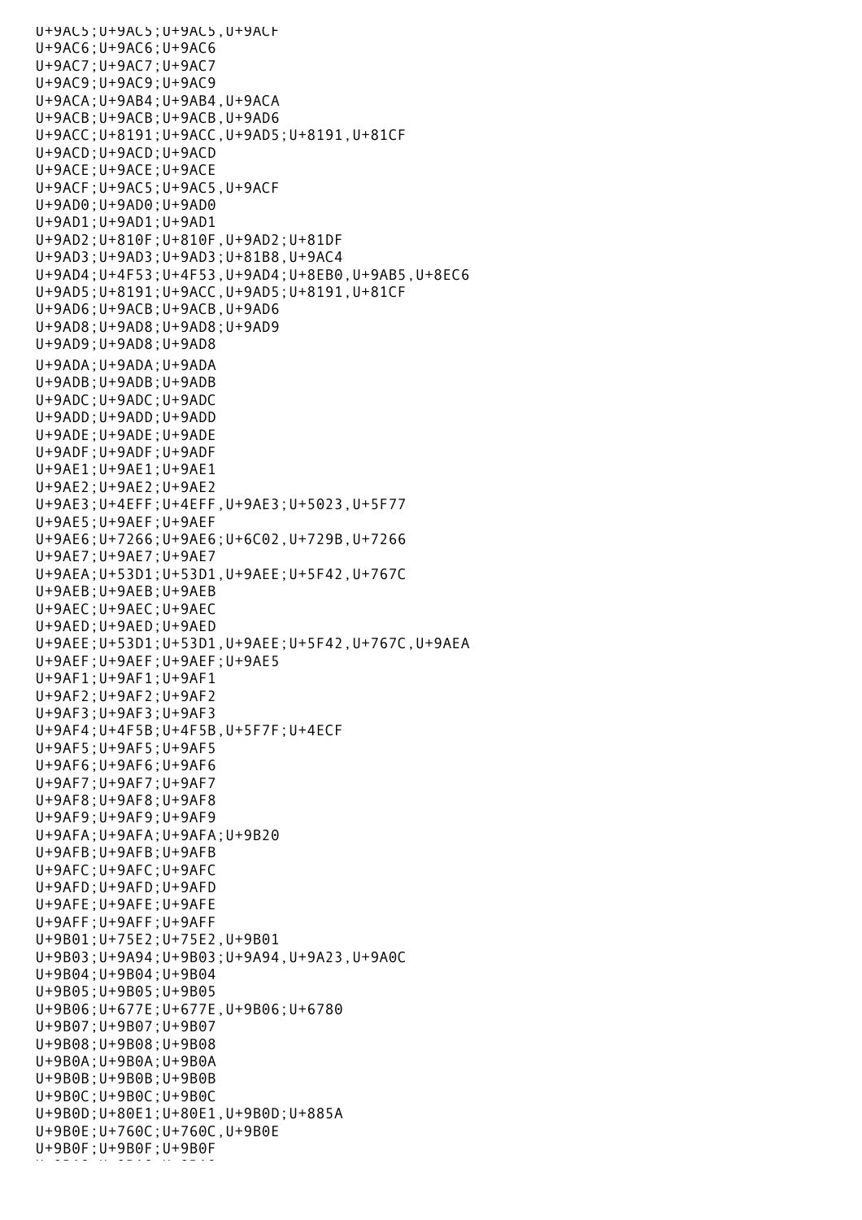U+9AC5;U+9AC5;U+9AC5,U+9ACF
U+9AC6;U+9AC6;U+9AC6
U+9AC7;U+9AC7;U+9AC7
U+9AC9;U+9AC9;U+9AC9
U+9ACA;U+9AB4;U+9AB4,U+9ACA
U+9ACB;U+9ACB;U+9ACB,U+9AD6
U+9ACC;U+8191;U+9ACC,U+9AD5;U+8191,U+81CF
U+9ACD;U+9ACD;U+9ACD
U+9ACE;U+9ACE;U+9ACE
U+9ACF;U+9AC5;U+9AC5,U+9ACF
U+9AD0;U+9AD0;U+9AD0
U+9AD1;U+9AD1;U+9AD1
U+9AD2;U+810F;U+810F,U+9AD2;U+81DF
U+9AD3;U+9AD3;U+9AD3;U+81B8,U+9AC4
U+9AD4;U+4F53;U+4F53,U+9AD4;U+8EB0,U+9AB5,U+8EC6
U+9AD5;U+8191;U+9ACC,U+9AD5;U+8191,U+81CF
U+9AD6;U+9ACB;U+9ACB,U+9AD6
U+9AD8;U+9AD8;U+9AD8;U+9AD9
U+9AD9;U+9AD8;U+9AD8
U+9ADA;U+9ADA;U+9ADA
U+9ADB;U+9ADB;U+9ADB
U+9ADC;U+9ADC;U+9ADC
U+9ADD;U+9ADD;U+9ADD
U+9ADE;U+9ADE;U+9ADE
U+9ADF;U+9ADF;U+9ADF
U+9AE1;U+9AE1;U+9AE1
U+9AE2;U+9AE2;U+9AE2
U+9AE3;U+4EFF;U+4EFF,U+9AE3;U+5023,U+5F77
U+9AE5;U+9AEF;U+9AEF
U+9AE6;U+7266;U+9AE6;U+6C02,U+729B,U+7266
U+9AE7;U+9AE7;U+9AE7
U+9AEA;U+53D1;U+53D1,U+9AEE;U+5F42,U+767C
U+9AEB;U+9AEB;U+9AEB
U+9AEC;U+9AEC;U+9AEC
U+9AED;U+9AED;U+9AED
U+9AEE;U+53D1;U+53D1,U+9AEE;U+5F42,U+767C,U+9AEA
U+9AEF;U+9AEF;U+9AEF;U+9AE5
U+9AF1;U+9AF1;U+9AF1
U+9AF2;U+9AF2;U+9AF2
U+9AF3;U+9AF3;U+9AF3
U+9AF4;U+4F5B;U+4F5B,U+5F7F;U+4ECF
U+9AF5;U+9AF5;U+9AF5
U+9AF6;U+9AF6;U+9AF6
U+9AF7;U+9AF7;U+9AF7
U+9AF8;U+9AF8;U+9AF8
U+9AF9;U+9AF9;U+9AF9
U+9AFA;U+9AFA;U+9AFA;U+9B20
U+9AFB;U+9AFB;U+9AFB
U+9AFC;U+9AFC;U+9AFC
U+9AFD;U+9AFD;U+9AFD
U+9AFE;U+9AFE;U+9AFE
U+9AFF;U+9AFF;U+9AFF
U+9B01;U+75E2;U+75E2,U+9B01
U+9B03;U+9A94;U+9B03;U+9A94,U+9A23,U+9A0C
U+9B04;U+9B04;U+9B04
U+9B05;U+9B05;U+9B05
U+9B06;U+677E;U+677E,U+9B06;U+6780
U+9B07;U+9B07;U+9B07
U+9B08;U+9B08;U+9B08
U+9B0A;U+9B0A;U+9B0A
U+9B0B;U+9B0B;U+9B0B
U+9B0C;U+9B0C;U+9B0C
U+9B0D;U+80E1;U+80E1,U+9B0D;U+885A
U+9B0E;U+760C;U+760C,U+9B0E
U+9B0F;U+9B0F;U+9B0F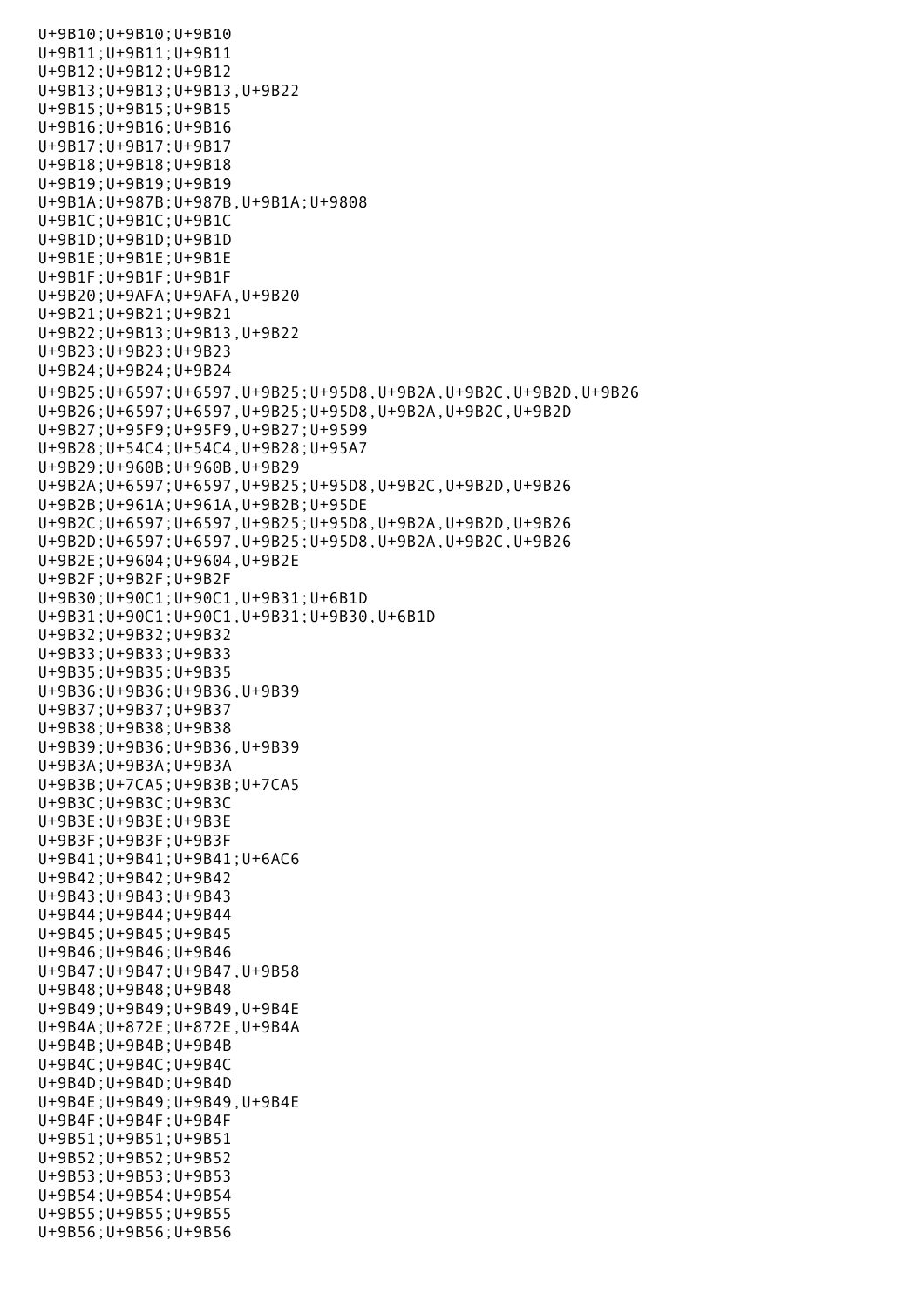U+9B10;U+9B10;U+9B10
U+9B11;U+9B11;U+9B11
U+9B12;U+9B12;U+9B12
U+9B13;U+9B13;U+9B13,U+9B22
U+9B15;U+9B15;U+9B15
U+9B16;U+9B16;U+9B16
U+9B17;U+9B17;U+9B17
U+9B18;U+9B18;U+9B18
U+9B19;U+9B19;U+9B19
U+9B1A;U+987B;U+987B,U+9B1A;U+9808
U+9B1C;U+9B1C;U+9B1C
U+9B1D;U+9B1D;U+9B1D
U+9B1E;U+9B1E;U+9B1E
U+9B1F;U+9B1F;U+9B1F
U+9B20;U+9AFA;U+9AFA,U+9B20
U+9B21;U+9B21;U+9B21
U+9B22;U+9B13;U+9B13,U+9B22
U+9B23;U+9B23;U+9B23
U+9B24;U+9B24;U+9B24
U+9B25;U+6597;U+6597,U+9B25;U+95D8,U+9B2A,U+9B2C,U+9B2D,U+9B26
U+9B26;U+6597;U+6597,U+9B25;U+95D8,U+9B2A,U+9B2C,U+9B2D
U+9B27;U+95F9;U+95F9,U+9B27;U+9599
U+9B28;U+54C4;U+54C4,U+9B28;U+95A7
U+9B29;U+960B;U+960B,U+9B29
U+9B2A;U+6597;U+6597,U+9B25;U+95D8,U+9B2C,U+9B2D,U+9B26
U+9B2B;U+961A;U+961A,U+9B2B;U+95DE
U+9B2C;U+6597;U+6597,U+9B25;U+95D8,U+9B2A,U+9B2D,U+9B26
U+9B2D;U+6597;U+6597,U+9B25;U+95D8,U+9B2A,U+9B2C,U+9B26
U+9B2E;U+9604;U+9604,U+9B2E
U+9B2F;U+9B2F;U+9B2F
U+9B30;U+90C1;U+90C1,U+9B31;U+6B1D
U+9B31;U+90C1;U+90C1,U+9B31;U+9B30,U+6B1D
U+9B32;U+9B32;U+9B32
U+9B33;U+9B33;U+9B33
U+9B35;U+9B35;U+9B35
U+9B36;U+9B36;U+9B36,U+9B39
U+9B37;U+9B37;U+9B37
U+9B38;U+9B38;U+9B38
U+9B39;U+9B36;U+9B36,U+9B39
U+9B3A;U+9B3A;U+9B3A
U+9B3B;U+7CA5;U+9B3B;U+7CA5
U+9B3C;U+9B3C;U+9B3C
U+9B3E;U+9B3E;U+9B3E
U+9B3F;U+9B3F;U+9B3F
U+9B41;U+9B41;U+9B41;U+6AC6
U+9B42;U+9B42;U+9B42
U+9B43;U+9B43;U+9B43
U+9B44;U+9B44;U+9B44
U+9B45;U+9B45;U+9B45
U+9B46;U+9B46;U+9B46
U+9B47;U+9B47;U+9B47,U+9B58
U+9B48;U+9B48;U+9B48
U+9B49;U+9B49;U+9B49,U+9B4E
U+9B4A;U+872E;U+872E,U+9B4A
U+9B4B;U+9B4B;U+9B4B
U+9B4C;U+9B4C;U+9B4C
U+9B4D;U+9B4D;U+9B4D
U+9B4E;U+9B49;U+9B49,U+9B4E
U+9B4F;U+9B4F;U+9B4F
U+9B51;U+9B51;U+9B51
U+9B52;U+9B52;U+9B52
U+9B53;U+9B53;U+9B53
U+9B54;U+9B54;U+9B54
U+9B55;U+9B55;U+9B55
U+9B56;U+9B56;U+9B56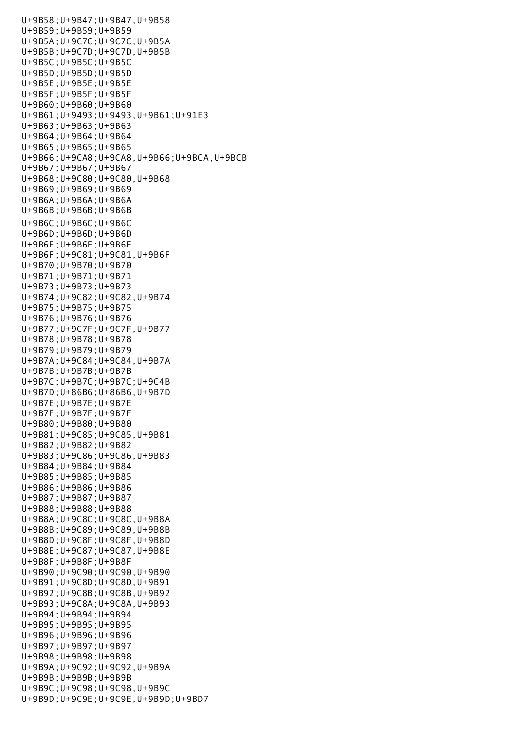U+9B58;U+9B47;U+9B47,U+9B58
U+9B59;U+9B59;U+9B59
U+9B5A;U+9C7C;U+9C7C,U+9B5A
U+9B5B;U+9C7D;U+9C7D,U+9B5B
U+9B5C;U+9B5C;U+9B5C
U+9B5D;U+9B5D;U+9B5D
U+9B5E;U+9B5E;U+9B5E
U+9B5F;U+9B5F;U+9B5F
U+9B60;U+9B60;U+9B60
U+9B61;U+9493;U+9493,U+9B61;U+91E3
U+9B63;U+9B63;U+9B63
U+9B64;U+9B64;U+9B64
U+9B65;U+9B65;U+9B65
U+9B66;U+9CA8;U+9CA8,U+9B66;U+9BCA,U+9BCB
U+9B67;U+9B67;U+9B67
U+9B68;U+9C80;U+9C80,U+9B68
U+9B69;U+9B69;U+9B69
U+9B6A;U+9B6A;U+9B6A
U+9B6B;U+9B6B;U+9B6B
U+9B6C;U+9B6C;U+9B6C
U+9B6D;U+9B6D;U+9B6D
U+9B6E;U+9B6E;U+9B6E
U+9B6F;U+9C81;U+9C81,U+9B6F
U+9B70;U+9B70;U+9B70
U+9B71;U+9B71;U+9B71
U+9B73;U+9B73;U+9B73
U+9B74;U+9C82;U+9C82,U+9B74
U+9B75;U+9B75;U+9B75
U+9B76;U+9B76;U+9B76
U+9B77;U+9C7F;U+9C7F,U+9B77
U+9B78;U+9B78;U+9B78
U+9B79;U+9B79;U+9B79
U+9B7A;U+9C84;U+9C84,U+9B7A
U+9B7B;U+9B7B;U+9B7B
U+9B7C;U+9B7C;U+9B7C;U+9C4B
U+9B7D;U+86B6;U+86B6,U+9B7D
U+9B7E;U+9B7E;U+9B7E
U+9B7F;U+9B7F;U+9B7F
U+9B80;U+9B80;U+9B80
U+9B81;U+9C85;U+9C85,U+9B81
U+9B82;U+9B82;U+9B82
U+9B83;U+9C86;U+9C86,U+9B83
U+9B84;U+9B84;U+9B84
U+9B85;U+9B85;U+9B85
U+9B86;U+9B86;U+9B86
U+9B87;U+9B87;U+9B87
U+9B88;U+9B88;U+9B88
U+9B8A;U+9C8C;U+9C8C,U+9B8A
U+9B8B;U+9C89;U+9C89,U+9B8B
U+9B8D;U+9C8F;U+9C8F,U+9B8D
U+9B8E;U+9C87;U+9C87,U+9B8E
U+9B8F;U+9B8F;U+9B8F
U+9B90;U+9C90;U+9C90,U+9B90
U+9B91;U+9C8D;U+9C8D,U+9B91
U+9B92;U+9C8B;U+9C8B,U+9B92
U+9B93;U+9C8A;U+9C8A,U+9B93
U+9B94;U+9B94;U+9B94
U+9B95;U+9B95;U+9B95
U+9B96;U+9B96;U+9B96
U+9B97;U+9B97;U+9B97
U+9B98;U+9B98;U+9B98
U+9B9A;U+9C92;U+9C92,U+9B9A
U+9B9B;U+9B9B;U+9B9B
U+9B9C;U+9C98;U+9C98,U+9B9C
U+9B9D;U+9C9E;U+9C9E,U+9B9D;U+9BD7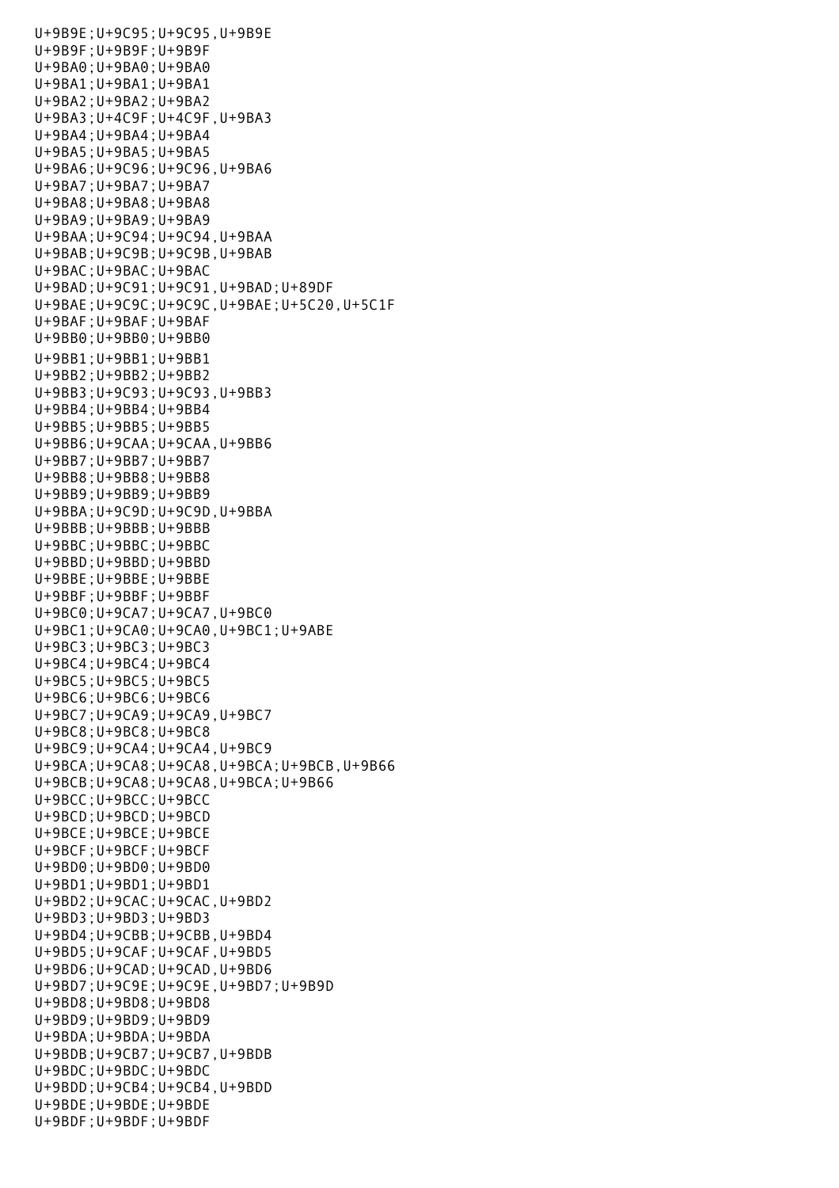U+9B9E;U+9C95;U+9C95,U+9B9E
U+9B9F;U+9B9F;U+9B9F
U+9BA0;U+9BA0;U+9BA0
U+9BA1;U+9BA1;U+9BA1
U+9BA2;U+9BA2;U+9BA2
U+9BA3;U+4C9F;U+4C9F,U+9BA3
U+9BA4;U+9BA4;U+9BA4
U+9BA5;U+9BA5;U+9BA5
U+9BA6;U+9C96;U+9C96,U+9BA6
U+9BA7;U+9BA7;U+9BA7
U+9BA8;U+9BA8;U+9BA8
U+9BA9;U+9BA9;U+9BA9
U+9BAA;U+9C94;U+9C94,U+9BAA
U+9BAB;U+9C9B;U+9C9B,U+9BAB
U+9BAC;U+9BAC;U+9BAC
U+9BAD;U+9C91;U+9C91,U+9BAD;U+89DF
U+9BAE;U+9C9C;U+9C9C,U+9BAE;U+5C20,U+5C1F
U+9BAF;U+9BAF;U+9BAF
U+9BB0;U+9BB0;U+9BB0
U+9BB1;U+9BB1;U+9BB1
U+9BB2;U+9BB2;U+9BB2
U+9BB3;U+9C93;U+9C93,U+9BB3
U+9BB4;U+9BB4;U+9BB4
U+9BB5;U+9BB5;U+9BB5
U+9BB6;U+9CAA;U+9CAA,U+9BB6
U+9BB7;U+9BB7;U+9BB7
U+9BB8;U+9BB8;U+9BB8
U+9BB9;U+9BB9;U+9BB9
U+9BBA;U+9C9D;U+9C9D,U+9BBA
U+9BBB;U+9BBB;U+9BBB
U+9BBC;U+9BBC;U+9BBC
U+9BBD;U+9BBD;U+9BBD
U+9BBE;U+9BBE;U+9BBE
U+9BBF;U+9BBF;U+9BBF
U+9BC0;U+9CA7;U+9CA7,U+9BC0
U+9BC1;U+9CA0;U+9CA0,U+9BC1;U+9ABE
U+9BC3;U+9BC3;U+9BC3
U+9BC4;U+9BC4;U+9BC4
U+9BC5;U+9BC5;U+9BC5
U+9BC6;U+9BC6;U+9BC6
U+9BC7;U+9CA9;U+9CA9,U+9BC7
U+9BC8;U+9BC8;U+9BC8
U+9BC9;U+9CA4;U+9CA4,U+9BC9
U+9BCA;U+9CA8;U+9CA8,U+9BCA;U+9BCB,U+9B66
U+9BCB;U+9CA8;U+9CA8,U+9BCA;U+9B66
U+9BCC;U+9BCC;U+9BCC
U+9BCD;U+9BCD;U+9BCD
U+9BCE;U+9BCE;U+9BCE
U+9BCF;U+9BCF;U+9BCF
U+9BD0;U+9BD0;U+9BD0
U+9BD1;U+9BD1;U+9BD1
U+9BD2;U+9CAC;U+9CAC,U+9BD2
U+9BD3;U+9BD3;U+9BD3
U+9BD4;U+9CBB;U+9CBB,U+9BD4
U+9BD5;U+9CAF;U+9CAF,U+9BD5
U+9BD6;U+9CAD;U+9CAD,U+9BD6
U+9BD7;U+9C9E;U+9C9E,U+9BD7;U+9B9D
U+9BD8;U+9BD8;U+9BD8
U+9BD9;U+9BD9;U+9BD9
U+9BDA;U+9BDA;U+9BDA
U+9BDB;U+9CB7;U+9CB7,U+9BDB
U+9BDC;U+9BDC;U+9BDC
U+9BDD;U+9CB4;U+9CB4,U+9BDD
U+9BDE;U+9BDE;U+9BDE
U+9BDF;U+9BDF;U+9BDF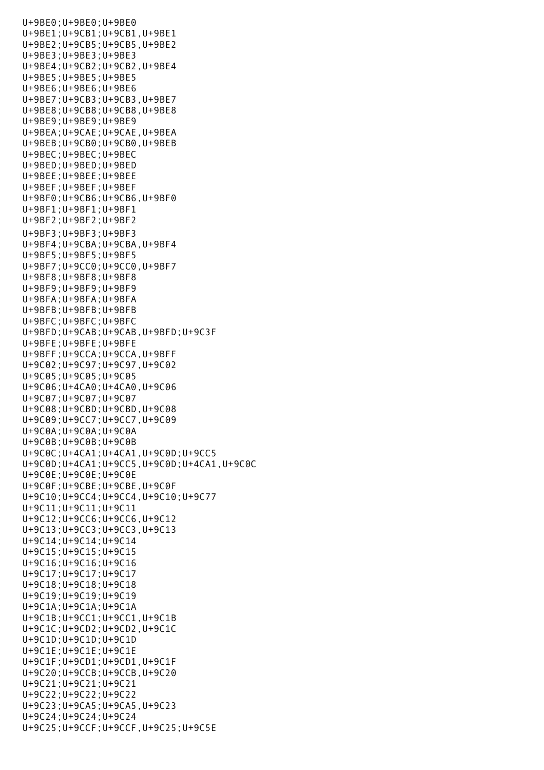```
U+9BE0;U+9BE0;U+9BE0
U+9BE1;U+9CB1;U+9CB1,U+9BE1
U+9BE2;U+9CB5;U+9CB5,U+9BE2
U+9BE3;U+9BE3;U+9BE3
U+9BE4;U+9CB2;U+9CB2,U+9BE4
U+9BE5;U+9BE5;U+9BE5
U+9BE6;U+9BE6;U+9BE6
U+9BE7;U+9CB3;U+9CB3,U+9BE7
U+9BE8;U+9CB8;U+9CB8,U+9BE8
U+9BE9;U+9BE9;U+9BE9
U+9BEA;U+9CAE;U+9CAE,U+9BEA
U+9BEB;U+9CB0;U+9CB0,U+9BEB
U+9BEC;U+9BEC;U+9BEC
U+9BED;U+9BED;U+9BED
U+9BEE;U+9BEE;U+9BEE
U+9BEF;U+9BEF;U+9BEF
U+9BF0;U+9CB6;U+9CB6,U+9BF0
U+9BF1;U+9BF1;U+9BF1
U+9BF2;U+9BF2;U+9BF2
U+9BF3;U+9BF3;U+9BF3
U+9BF4;U+9CBA;U+9CBA,U+9BF4
U+9BF5;U+9BF5;U+9BF5
U+9BF7;U+9CC0;U+9CC0,U+9BF7
U+9BF8;U+9BF8;U+9BF8
U+9BF9;U+9BF9;U+9BF9
U+9BFA;U+9BFA;U+9BFA
U+9BFB;U+9BFB;U+9BFB
U+9BFC;U+9BFC;U+9BFC
U+9BFD;U+9CAB;U+9CAB,U+9BFD;U+9C3F
U+9BFE;U+9BFE;U+9BFE
U+9BFF;U+9CCA;U+9CCA,U+9BFF
U+9C02;U+9C97;U+9C97,U+9C02
U+9C05;U+9C05;U+9C05
U+9C06;U+4CA0;U+4CA0,U+9C06
U+9C07;U+9C07;U+9C07
U+9C08;U+9CBD;U+9CBD,U+9C08
U+9C09;U+9CC7;U+9CC7,U+9C09
U+9C0A;U+9C0A;U+9C0A
U+9C0B;U+9C0B;U+9C0B
U+9C0C;U+4CA1;U+4CA1,U+9C0D;U+9CC5
U+9C0D;U+4CA1;U+9CC5,U+9C0D;U+4CA1,U+9C0C
U+9C0E;U+9C0E;U+9C0E
U+9C0F;U+9CBE;U+9CBE,U+9C0F
U+9C10;U+9CC4;U+9CC4,U+9C10;U+9C77
U+9C11;U+9C11;U+9C11
U+9C12;U+9CC6;U+9CC6,U+9C12
U+9C13;U+9CC3;U+9CC3,U+9C13
U+9C14;U+9C14;U+9C14
U+9C15;U+9C15;U+9C15
U+9C16;U+9C16;U+9C16
U+9C17;U+9C17;U+9C17
U+9C18;U+9C18;U+9C18
U+9C19;U+9C19;U+9C19
U+9C1A;U+9C1A;U+9C1A
U+9C1B;U+9CC1;U+9CC1,U+9C1B
U+9C1C;U+9CD2;U+9CD2,U+9C1C
U+9C1D;U+9C1D;U+9C1D
U+9C1E;U+9C1E;U+9C1E
U+9C1F;U+9CD1;U+9CD1,U+9C1F
U+9C20;U+9CCB;U+9CCB,U+9C20
U+9C21;U+9C21;U+9C21
U+9C22;U+9C22;U+9C22
U+9C23;U+9CA5;U+9CA5,U+9C23
U+9C24;U+9C24;U+9C24
U+9C25;U+9CCF;U+9CCF,U+9C25;U+9C5E
```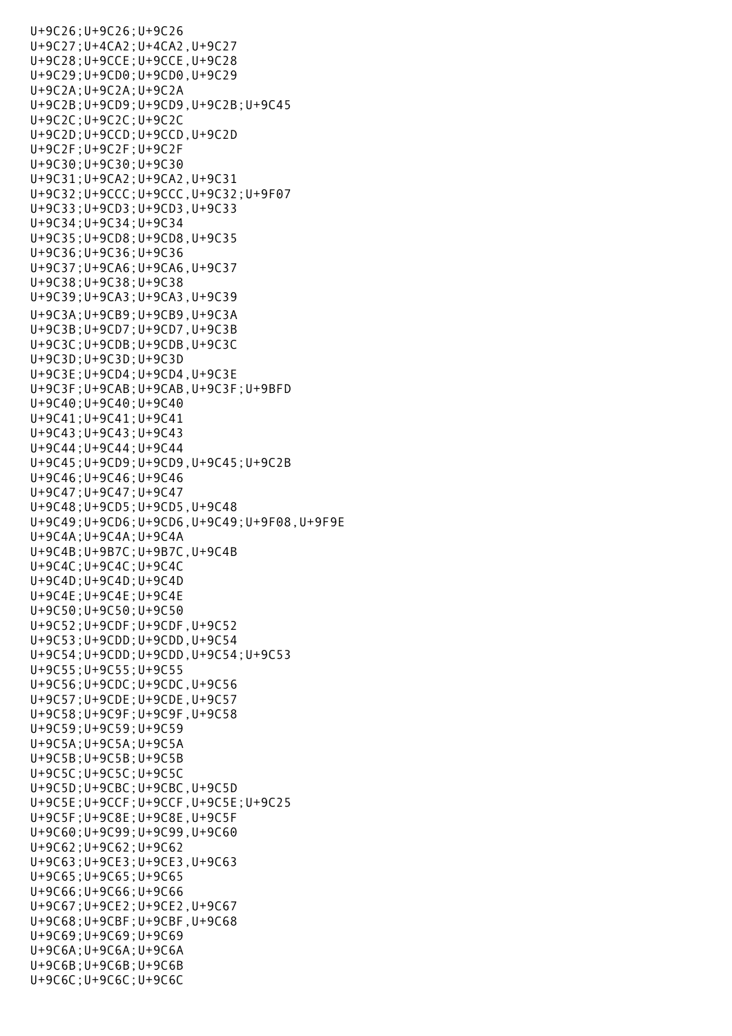U+9C26;U+9C26;U+9C26
U+9C27;U+4CA2;U+4CA2,U+9C27
U+9C28;U+9CCE;U+9CCE,U+9C28
U+9C29;U+9CD0;U+9CD0,U+9C29
U+9C2A;U+9C2A;U+9C2A
U+9C2B;U+9CD9;U+9CD9,U+9C2B;U+9C45
U+9C2C;U+9C2C;U+9C2C
U+9C2D;U+9CCD;U+9CCD,U+9C2D
U+9C2F;U+9C2F;U+9C2F
U+9C30;U+9C30;U+9C30
U+9C31;U+9CA2;U+9CA2,U+9C31
U+9C32;U+9CCC;U+9CCC,U+9C32;U+9F07
U+9C33;U+9CD3;U+9CD3,U+9C33
U+9C34;U+9C34;U+9C34
U+9C35;U+9CD8;U+9CD8,U+9C35
U+9C36;U+9C36;U+9C36
U+9C37;U+9CA6;U+9CA6,U+9C37
U+9C38;U+9C38;U+9C38
U+9C39;U+9CA3;U+9CA3,U+9C39
U+9C3A;U+9CB9;U+9CB9,U+9C3A
U+9C3B;U+9CD7;U+9CD7,U+9C3B
U+9C3C;U+9CDB;U+9CDB,U+9C3C
U+9C3D;U+9C3D;U+9C3D
U+9C3E;U+9CD4;U+9CD4,U+9C3E
U+9C3F;U+9CAB;U+9CAB,U+9C3F;U+9BFD
U+9C40;U+9C40;U+9C40
U+9C41;U+9C41;U+9C41
U+9C43;U+9C43;U+9C43
U+9C44;U+9C44;U+9C44
U+9C45;U+9CD9;U+9CD9,U+9C45;U+9C2B
U+9C46;U+9C46;U+9C46
U+9C47;U+9C47;U+9C47
U+9C48;U+9CD5;U+9CD5,U+9C48
U+9C49;U+9CD6;U+9CD6,U+9C49;U+9F08,U+9F9E
U+9C4A;U+9C4A;U+9C4A
U+9C4B;U+9B7C;U+9B7C,U+9C4B
U+9C4C;U+9C4C;U+9C4C
U+9C4D;U+9C4D;U+9C4D
U+9C4E;U+9C4E;U+9C4E
U+9C50;U+9C50;U+9C50
U+9C52;U+9CDF;U+9CDF,U+9C52
U+9C53;U+9CDD;U+9CDD,U+9C54
U+9C54;U+9CDD;U+9CDD,U+9C54;U+9C53
U+9C55;U+9C55;U+9C55
U+9C56;U+9CDC;U+9CDC,U+9C56
U+9C57;U+9CDE;U+9CDE,U+9C57
U+9C58;U+9C9F;U+9C9F,U+9C58
U+9C59;U+9C59;U+9C59
U+9C5A;U+9C5A;U+9C5A
U+9C5B;U+9C5B;U+9C5B
U+9C5C;U+9C5C;U+9C5C
U+9C5D;U+9CBC;U+9CBC,U+9C5D
U+9C5E;U+9CCF;U+9CCF,U+9C5E;U+9C25
U+9C5F;U+9C8E;U+9C8E,U+9C5F
U+9C60;U+9C99;U+9C99,U+9C60
U+9C62;U+9C62;U+9C62
U+9C63;U+9CE3;U+9CE3,U+9C63
U+9C65;U+9C65;U+9C65
U+9C66;U+9C66;U+9C66
U+9C67;U+9CE2;U+9CE2,U+9C67
U+9C68;U+9CBF;U+9CBF,U+9C68
U+9C69;U+9C69;U+9C69
U+9C6A;U+9C6A;U+9C6A
U+9C6B;U+9C6B;U+9C6B
U+9C6C;U+9C6C;U+9C6C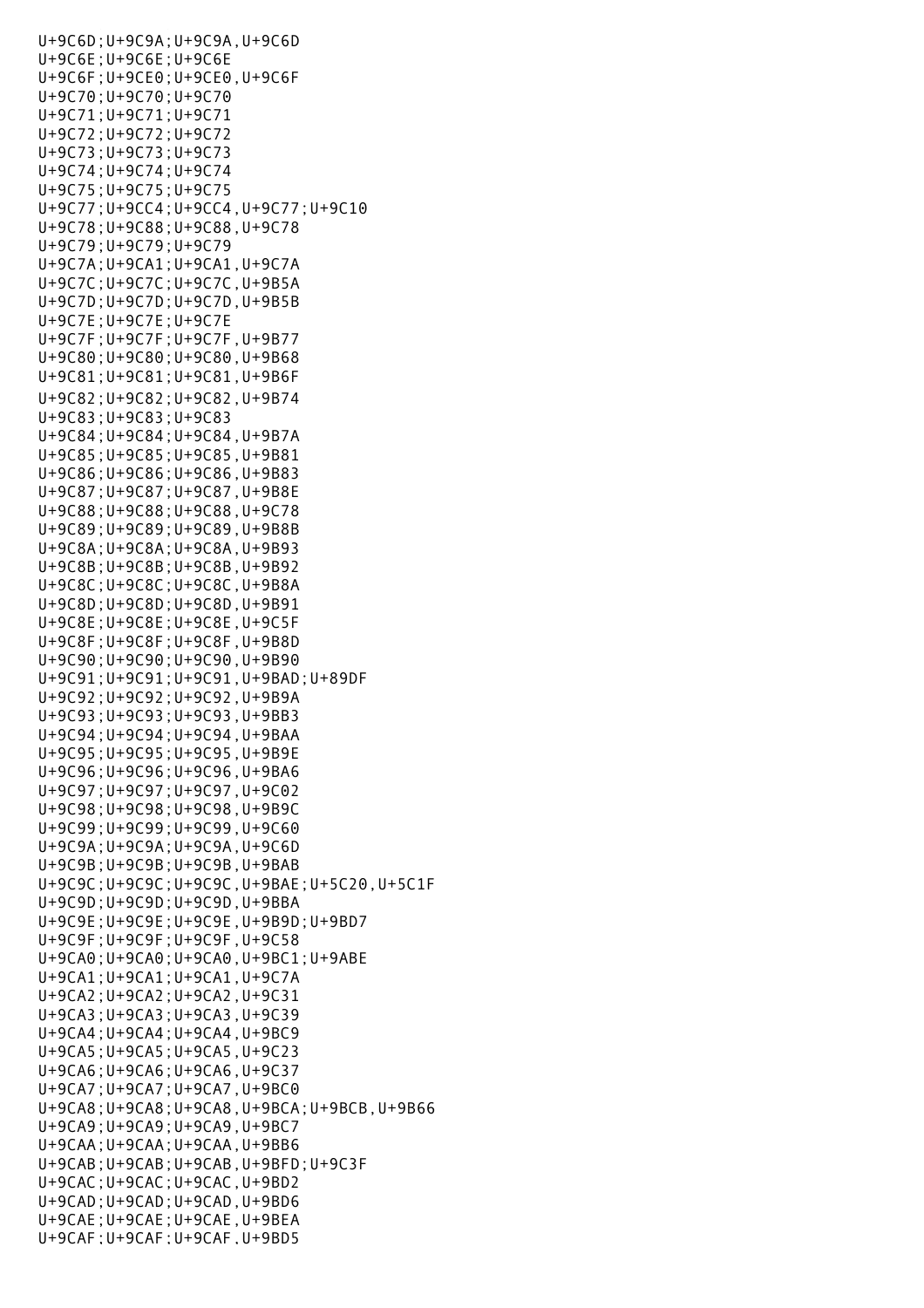```
U+9C6D;U+9C9A;U+9C9A,U+9C6D
U+9C6E;U+9C6E;U+9C6E
U+9C6F;U+9CE0;U+9CE0,U+9C6F
U+9C70;U+9C70;U+9C70
U+9C71;U+9C71;U+9C71
U+9C72;U+9C72;U+9C72
U+9C73;U+9C73;U+9C73
U+9C74;U+9C74;U+9C74
U+9C75;U+9C75;U+9C75
U+9C77;U+9CC4;U+9CC4,U+9C77;U+9C10
U+9C78;U+9C88;U+9C88,U+9C78
U+9C79;U+9C79;U+9C79
U+9C7A;U+9CA1;U+9CA1,U+9C7A
U+9C7C;U+9C7C;U+9C7C,U+9B5A
U+9C7D;U+9C7D;U+9C7D,U+9B5B
U+9C7E;U+9C7E;U+9C7E
U+9C7F;U+9C7F;U+9C7F,U+9B77
U+9C80;U+9C80;U+9C80,U+9B68
U+9C81;U+9C81;U+9C81,U+9B6F
U+9C82;U+9C82;U+9C82,U+9B74
U+9C83;U+9C83;U+9C83
U+9C84;U+9C84;U+9C84,U+9B7A
U+9C85;U+9C85;U+9C85,U+9B81
U+9C86;U+9C86;U+9C86,U+9B83
U+9C87;U+9C87;U+9C87,U+9B8E
U+9C88;U+9C88;U+9C88,U+9C78
U+9C89;U+9C89;U+9C89,U+9B8B
U+9C8A;U+9C8A;U+9C8A,U+9B93
U+9C8B;U+9C8B;U+9C8B,U+9B92
U+9C8C;U+9C8C;U+9C8C,U+9B8A
U+9C8D;U+9C8D;U+9C8D,U+9B91
U+9C8E;U+9C8E;U+9C8E,U+9C5F
U+9C8F;U+9C8F;U+9C8F,U+9B8D
U+9C90;U+9C90;U+9C90,U+9B90
U+9C91;U+9C91;U+9C91,U+9BAD;U+89DF
U+9C92;U+9C92;U+9C92,U+9B9A
U+9C93;U+9C93;U+9C93,U+9BB3
U+9C94;U+9C94;U+9C94,U+9BAA
U+9C95;U+9C95;U+9C95,U+9B9E
U+9C96;U+9C96;U+9C96,U+9BA6
U+9C97;U+9C97;U+9C97,U+9C02
U+9C98;U+9C98;U+9C98,U+9B9C
U+9C99;U+9C99;U+9C99,U+9C60
U+9C9A;U+9C9A;U+9C9A,U+9C6D
U+9C9B;U+9C9B;U+9C9B,U+9BAB
U+9C9C;U+9C9C;U+9C9C,U+9BAE;U+5C20,U+5C1F
U+9C9D;U+9C9D;U+9C9D,U+9BBA
U+9C9E;U+9C9E;U+9C9E,U+9B9D;U+9BD7
U+9C9F;U+9C9F;U+9C9F,U+9C58
U+9CA0;U+9CA0;U+9CA0,U+9BC1;U+9ABE
U+9CA1;U+9CA1;U+9CA1,U+9C7A
U+9CA2;U+9CA2;U+9CA2,U+9C31
U+9CA3;U+9CA3;U+9CA3,U+9C39
U+9CA4;U+9CA4;U+9CA4,U+9BC9
U+9CA5;U+9CA5;U+9CA5,U+9C23
U+9CA6;U+9CA6;U+9CA6,U+9C37
U+9CA7;U+9CA7;U+9CA7,U+9BC0
U+9CA8;U+9CA8;U+9CA8,U+9BCA;U+9BCB,U+9B66
U+9CA9;U+9CA9;U+9CA9,U+9BC7
U+9CAA;U+9CAA;U+9CAA,U+9BB6
U+9CAB;U+9CAB;U+9CAB,U+9BFD;U+9C3F
U+9CAC;U+9CAC;U+9CAC,U+9BD2
U+9CAD;U+9CAD;U+9CAD,U+9BD6
U+9CAE;U+9CAE;U+9CAE,U+9BEA
U+9CAF;U+9CAF;U+9CAF,U+9BD5
```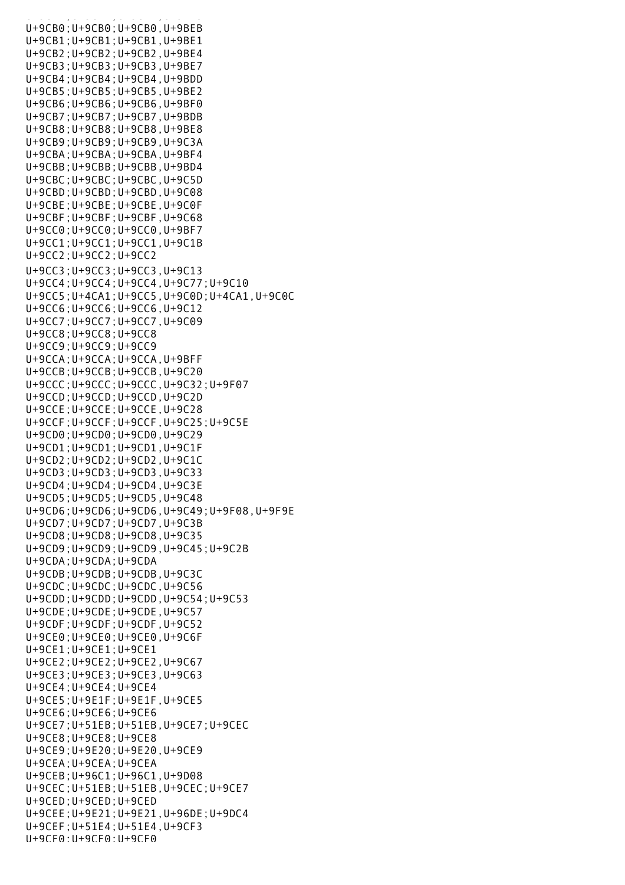U+9CB0;U+9CB0;U+9CB0,U+9BEB
U+9CB1;U+9CB1;U+9CB1,U+9BE1
U+9CB2;U+9CB2;U+9CB2,U+9BE4
U+9CB3;U+9CB3;U+9CB3,U+9BE7
U+9CB4;U+9CB4;U+9CB4,U+9BDD
U+9CB5;U+9CB5;U+9CB5,U+9BE2
U+9CB6;U+9CB6;U+9CB6,U+9BF0
U+9CB7;U+9CB7;U+9CB7,U+9BDB
U+9CB8;U+9CB8;U+9CB8,U+9BE8
U+9CB9;U+9CB9;U+9CB9,U+9C3A
U+9CBA;U+9CBA;U+9CBA,U+9BF4
U+9CBB;U+9CBB;U+9CBB,U+9BD4
U+9CBC;U+9CBC;U+9CBC,U+9C5D
U+9CBD;U+9CBD;U+9CBD,U+9C08
U+9CBE;U+9CBE;U+9CBE,U+9C0F
U+9CBF;U+9CBF;U+9CBF,U+9C68
U+9CC0;U+9CC0;U+9CC0,U+9BF7
U+9CC1;U+9CC1;U+9CC1,U+9C1B
U+9CC2;U+9CC2;U+9CC2
U+9CC3;U+9CC3;U+9CC3,U+9C13
U+9CC4;U+9CC4;U+9CC4,U+9C77;U+9C10
U+9CC5;U+4CA1;U+9CC5,U+9C0D;U+4CA1,U+9C0C
U+9CC6;U+9CC6;U+9CC6,U+9C12
U+9CC7;U+9CC7;U+9CC7,U+9C09
U+9CC8;U+9CC8;U+9CC8
U+9CC9;U+9CC9;U+9CC9
U+9CCA;U+9CCA;U+9CCA,U+9BFF
U+9CCB;U+9CCB;U+9CCB,U+9C20
U+9CCC;U+9CCC;U+9CCC,U+9C32;U+9F07
U+9CCD;U+9CCD;U+9CCD,U+9C2D
U+9CCE;U+9CCE;U+9CCE,U+9C28
U+9CCF;U+9CCF;U+9CCF,U+9C25;U+9C5E
U+9CD0;U+9CD0;U+9CD0,U+9C29
U+9CD1;U+9CD1;U+9CD1,U+9C1F
U+9CD2;U+9CD2;U+9CD2,U+9C1C
U+9CD3;U+9CD3;U+9CD3,U+9C33
U+9CD4;U+9CD4;U+9CD4,U+9C3E
U+9CD5;U+9CD5;U+9CD5,U+9C48
U+9CD6;U+9CD6;U+9CD6,U+9C49;U+9F08,U+9F9E
U+9CD7;U+9CD7;U+9CD7,U+9C3B
U+9CD8;U+9CD8;U+9CD8,U+9C35
U+9CD9;U+9CD9;U+9CD9,U+9C45;U+9C2B
U+9CDA;U+9CDA;U+9CDA
U+9CDB;U+9CDB;U+9CDB,U+9C3C
U+9CDC;U+9CDC;U+9CDC,U+9C56
U+9CDD;U+9CDD;U+9CDD,U+9C54;U+9C53
U+9CDE;U+9CDE;U+9CDE,U+9C57
U+9CDF;U+9CDF;U+9CDF,U+9C52
U+9CE0;U+9CE0;U+9CE0,U+9C6F
U+9CE1;U+9CE1;U+9CE1
U+9CE2;U+9CE2;U+9CE2,U+9C67
U+9CE3;U+9CE3;U+9CE3,U+9C63
U+9CE4;U+9CE4;U+9CE4
U+9CE5;U+9E1F;U+9E1F,U+9CE5
U+9CE6;U+9CE6;U+9CE6
U+9CE7;U+51EB;U+51EB,U+9CE7;U+9CEC
U+9CE8;U+9CE8;U+9CE8
U+9CE9;U+9E20;U+9E20,U+9CE9
U+9CEA;U+9CEA;U+9CEA
U+9CEB;U+96C1;U+96C1,U+9D08
U+9CEC;U+51EB;U+51EB,U+9CEC;U+9CE7
U+9CED;U+9CED;U+9CED
U+9CEE;U+9E21;U+9E21,U+96DE;U+9DC4
U+9CEF;U+51E4;U+51E4,U+9CF3
U+9CF0;U+9CF0;U+9CF0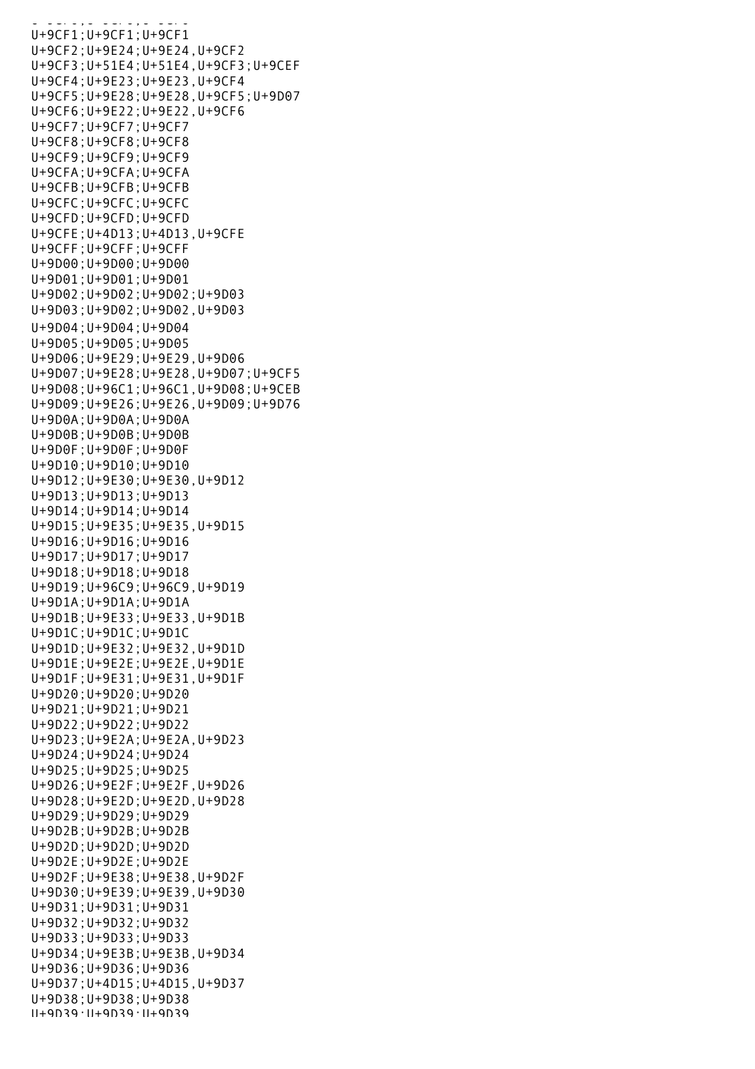```
U+9CF1;U+9CF1;U+9CF1
U+9CF2;U+9E24;U+9E24,U+9CF2
U+9CF3;U+51E4;U+51E4,U+9CF3;U+9CEF
U+9CF4;U+9E23;U+9E23,U+9CF4
U+9CF5;U+9E28;U+9E28,U+9CF5;U+9D07
U+9CF6;U+9E22;U+9E22,U+9CF6
U+9CF7;U+9CF7;U+9CF7
U+9CF8;U+9CF8;U+9CF8
U+9CF9;U+9CF9;U+9CF9
U+9CFA;U+9CFA;U+9CFA
U+9CFB;U+9CFB;U+9CFB
U+9CFC;U+9CFC;U+9CFC
U+9CFD;U+9CFD;U+9CFD
U+9CFE;U+4D13;U+4D13,U+9CFE
U+9CFF;U+9CFF;U+9CFF
U+9D00;U+9D00;U+9D00
U+9D01;U+9D01;U+9D01
U+9D02;U+9D02;U+9D02;U+9D03
U+9D03;U+9D02;U+9D02,U+9D03
U+9D04;U+9D04;U+9D04
U+9D05;U+9D05;U+9D05
U+9D06;U+9E29;U+9E29,U+9D06
U+9D07;U+9E28;U+9E28,U+9D07;U+9CF5
U+9D08;U+96C1;U+96C1,U+9D08;U+9CEB
U+9D09;U+9E26;U+9E26,U+9D09;U+9D76
U+9D0A;U+9D0A;U+9D0A
U+9D0B;U+9D0B;U+9D0B
U+9D0F;U+9D0F;U+9D0F
U+9D10;U+9D10;U+9D10
U+9D12;U+9E30;U+9E30,U+9D12
U+9D13;U+9D13;U+9D13
U+9D14;U+9D14;U+9D14
U+9D15;U+9E35;U+9E35,U+9D15
U+9D16;U+9D16;U+9D16
U+9D17;U+9D17;U+9D17
U+9D18;U+9D18;U+9D18
U+9D19;U+96C9;U+96C9,U+9D19
U+9D1A;U+9D1A;U+9D1A
U+9D1B;U+9E33;U+9E33,U+9D1B
U+9D1C;U+9D1C;U+9D1C
U+9D1D;U+9E32;U+9E32,U+9D1D
U+9D1E;U+9E2E;U+9E2E,U+9D1E
U+9D1F;U+9E31;U+9E31,U+9D1F
U+9D20;U+9D20;U+9D20
U+9D21;U+9D21;U+9D21
U+9D22;U+9D22;U+9D22
U+9D23;U+9E2A;U+9E2A,U+9D23
U+9D24;U+9D24;U+9D24
U+9D25;U+9D25;U+9D25
U+9D26;U+9E2F;U+9E2F,U+9D26
U+9D28;U+9E2D;U+9E2D,U+9D28
U+9D29;U+9D29;U+9D29
U+9D2B;U+9D2B;U+9D2B
U+9D2D;U+9D2D;U+9D2D
U+9D2E;U+9D2E;U+9D2E
U+9D2F;U+9E38;U+9E38,U+9D2F
U+9D30;U+9E39;U+9E39,U+9D30
U+9D31;U+9D31;U+9D31
U+9D32;U+9D32;U+9D32
U+9D33;U+9D33;U+9D33
U+9D34;U+9E3B;U+9E3B,U+9D34
U+9D36;U+9D36;U+9D36
U+9D37;U+4D15;U+4D15,U+9D37
U+9D38;U+9D38;U+9D38
U+9D39;U+9D39;U+9D39
```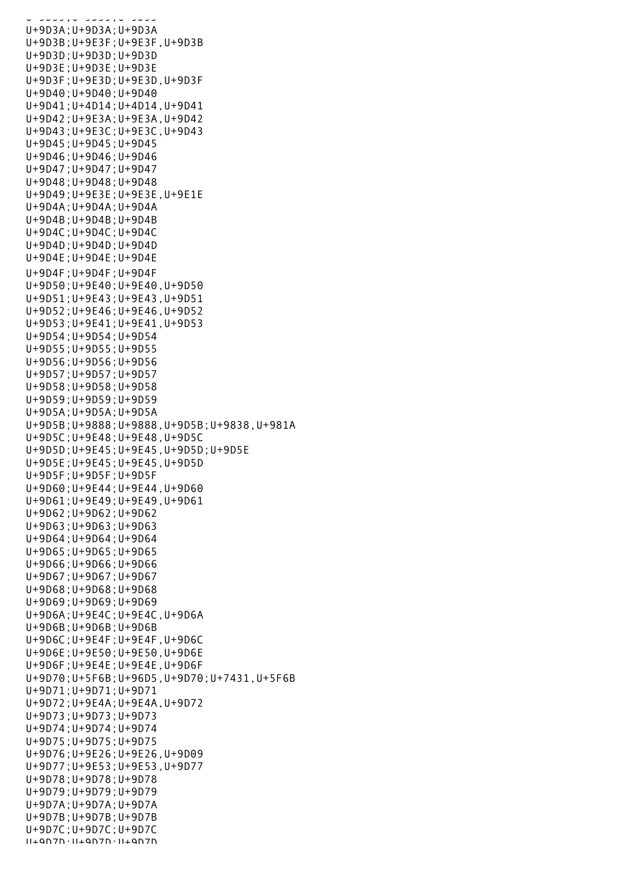```
U+9D3A;U+9D3A;U+9D3A
U+9D3B;U+9E3F;U+9E3F,U+9D3B
U+9D3D;U+9D3D;U+9D3D
U+9D3E;U+9D3E;U+9D3E
U+9D3F;U+9E3D;U+9E3D,U+9D3F
U+9D40;U+9D40;U+9D40
U+9D41;U+4D14;U+4D14,U+9D41
U+9D42;U+9E3A;U+9E3A,U+9D42
U+9D43;U+9E3C;U+9E3C,U+9D43
U+9D45;U+9D45;U+9D45
U+9D46;U+9D46;U+9D46
U+9D47;U+9D47;U+9D47
U+9D48;U+9D48;U+9D48
U+9D49;U+9E3E;U+9E3E,U+9E1E
U+9D4A;U+9D4A;U+9D4A
U+9D4B;U+9D4B;U+9D4B
U+9D4C;U+9D4C;U+9D4C
U+9D4D;U+9D4D;U+9D4D
U+9D4E;U+9D4E;U+9D4E
U+9D4F;U+9D4F;U+9D4F
U+9D50;U+9E40;U+9E40,U+9D50
U+9D51;U+9E43;U+9E43,U+9D51
U+9D52;U+9E46;U+9E46,U+9D52
U+9D53;U+9E41;U+9E41,U+9D53
U+9D54;U+9D54;U+9D54
U+9D55;U+9D55;U+9D55
U+9D56;U+9D56;U+9D56
U+9D57;U+9D57;U+9D57
U+9D58;U+9D58;U+9D58
U+9D59;U+9D59;U+9D59
U+9D5A;U+9D5A;U+9D5A
U+9D5B;U+9888;U+9888,U+9D5B;U+9838,U+981A
U+9D5C;U+9E48;U+9E48,U+9D5C
U+9D5D;U+9E45;U+9E45,U+9D5D;U+9D5E
U+9D5E;U+9E45;U+9E45,U+9D5D
U+9D5F;U+9D5F;U+9D5F
U+9D60;U+9E44;U+9E44,U+9D60
U+9D61;U+9E49;U+9E49,U+9D61
U+9D62;U+9D62;U+9D62
U+9D63;U+9D63;U+9D63
U+9D64;U+9D64;U+9D64
U+9D65;U+9D65;U+9D65
U+9D66;U+9D66;U+9D66
U+9D67;U+9D67;U+9D67
U+9D68;U+9D68;U+9D68
U+9D69;U+9D69;U+9D69
U+9D6A;U+9E4C;U+9E4C,U+9D6A
U+9D6B;U+9D6B;U+9D6B
U+9D6C;U+9E4F;U+9E4F,U+9D6C
U+9D6E;U+9E50;U+9E50,U+9D6E
U+9D6F;U+9E4E;U+9E4E,U+9D6F
U+9D70;U+5F6B;U+96D5,U+9D70;U+7431,U+5F6B
U+9D71;U+9D71;U+9D71
U+9D72;U+9E4A;U+9E4A,U+9D72
U+9D73;U+9D73;U+9D73
U+9D74;U+9D74;U+9D74
U+9D75;U+9D75;U+9D75
U+9D76;U+9E26;U+9E26,U+9D09
U+9D77;U+9E53;U+9E53,U+9D77
U+9D78;U+9D78;U+9D78
U+9D79;U+9D79;U+9D79
U+9D7A;U+9D7A;U+9D7A
U+9D7B;U+9D7B;U+9D7B
U+9D7C;U+9D7C;U+9D7C
U+9D7D;U+9D7D;U+9D7D
```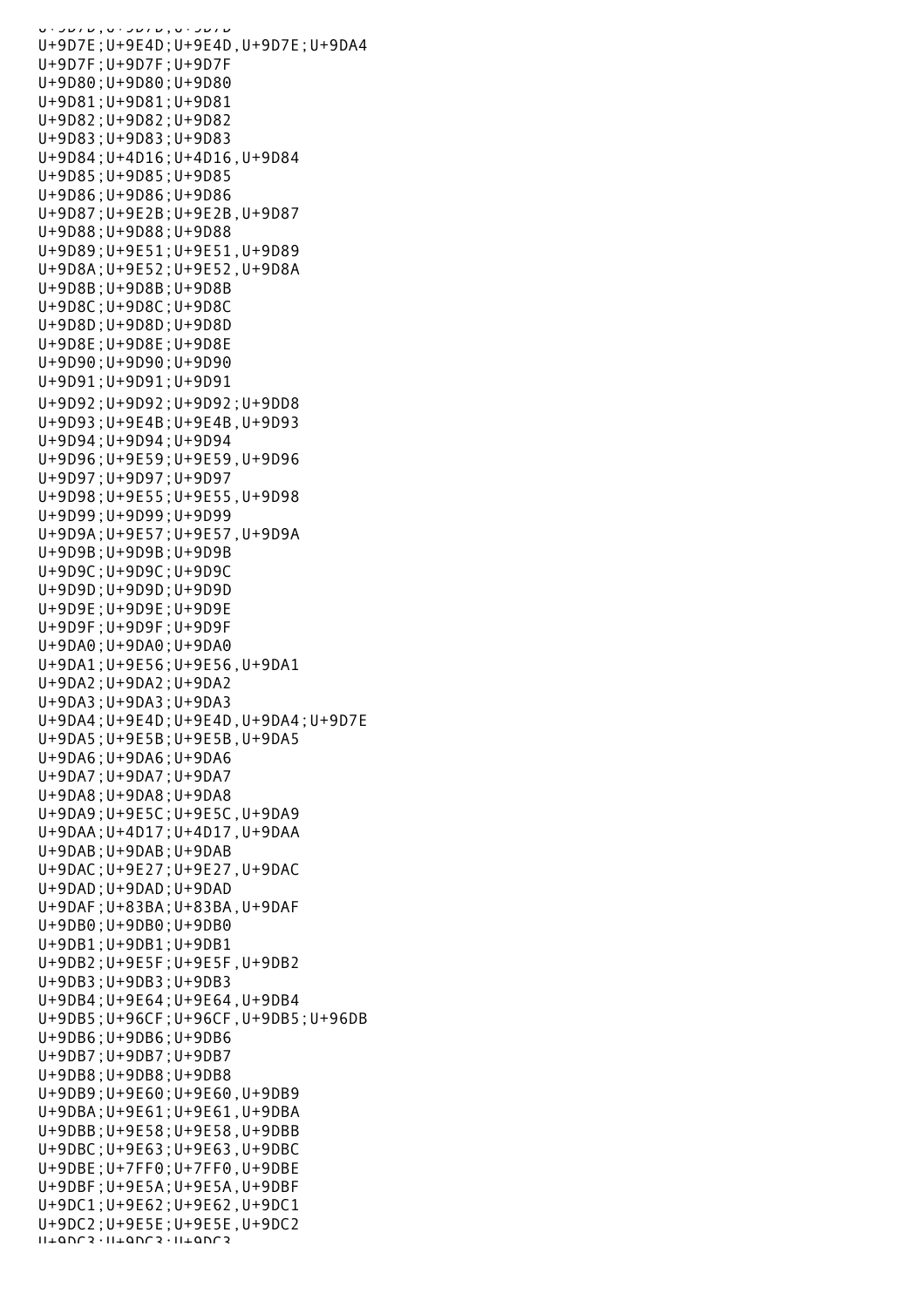U+9D7D;U+9D7D;U+9D7D
U+9D7E;U+9E4D;U+9E4D,U+9D7E;U+9DA4
U+9D7F;U+9D7F;U+9D7F
U+9D80;U+9D80;U+9D80
U+9D81;U+9D81;U+9D81
U+9D82;U+9D82;U+9D82
U+9D83;U+9D83;U+9D83
U+9D84;U+4D16;U+4D16,U+9D84
U+9D85;U+9D85;U+9D85
U+9D86;U+9D86;U+9D86
U+9D87;U+9E2B;U+9E2B,U+9D87
U+9D88;U+9D88;U+9D88
U+9D89;U+9E51;U+9E51,U+9D89
U+9D8A;U+9E52;U+9E52,U+9D8A
U+9D8B;U+9D8B;U+9D8B
U+9D8C;U+9D8C;U+9D8C
U+9D8D;U+9D8D;U+9D8D
U+9D8E;U+9D8E;U+9D8E
U+9D90;U+9D90;U+9D90
U+9D91;U+9D91;U+9D91
U+9D92;U+9D92;U+9D92;U+9DD8
U+9D93;U+9E4B;U+9E4B,U+9D93
U+9D94;U+9D94;U+9D94
U+9D96;U+9E59;U+9E59,U+9D96
U+9D97;U+9D97;U+9D97
U+9D98;U+9E55;U+9E55,U+9D98
U+9D99;U+9D99;U+9D99
U+9D9A;U+9E57;U+9E57,U+9D9A
U+9D9B;U+9D9B;U+9D9B
U+9D9C;U+9D9C;U+9D9C
U+9D9D;U+9D9D;U+9D9D
U+9D9E;U+9D9E;U+9D9E
U+9D9F;U+9D9F;U+9D9F
U+9DA0;U+9DA0;U+9DA0
U+9DA1;U+9E56;U+9E56,U+9DA1
U+9DA2;U+9DA2;U+9DA2
U+9DA3;U+9DA3;U+9DA3
U+9DA4;U+9E4D;U+9E4D,U+9DA4;U+9D7E
U+9DA5;U+9E5B;U+9E5B,U+9DA5
U+9DA6;U+9DA6;U+9DA6
U+9DA7;U+9DA7;U+9DA7
U+9DA8;U+9DA8;U+9DA8
U+9DA9;U+9E5C;U+9E5C,U+9DA9
U+9DAA;U+4D17;U+4D17,U+9DAA
U+9DAB;U+9DAB;U+9DAB
U+9DAC;U+9E27;U+9E27,U+9DAC
U+9DAD;U+9DAD;U+9DAD
U+9DAF;U+83BA;U+83BA,U+9DAF
U+9DB0;U+9DB0;U+9DB0
U+9DB1;U+9DB1;U+9DB1
U+9DB2;U+9E5F;U+9E5F,U+9DB2
U+9DB3;U+9DB3;U+9DB3
U+9DB4;U+9E64;U+9E64,U+9DB4
U+9DB5;U+96CF;U+96CF,U+9DB5;U+96DB
U+9DB6;U+9DB6;U+9DB6
U+9DB7;U+9DB7;U+9DB7
U+9DB8;U+9DB8;U+9DB8
U+9DB9;U+9E60;U+9E60,U+9DB9
U+9DBA;U+9E61;U+9E61,U+9DBA
U+9DBB;U+9E58;U+9E58,U+9DBB
U+9DBC;U+9E63;U+9E63,U+9DBC
U+9DBE;U+7FF0;U+7FF0,U+9DBE
U+9DBF;U+9E5A;U+9E5A,U+9DBF
U+9DC1;U+9E62;U+9E62,U+9DC1
U+9DC2;U+9E5E;U+9E5E,U+9DC2
U+9DC3;U+9DC3;U+9DC3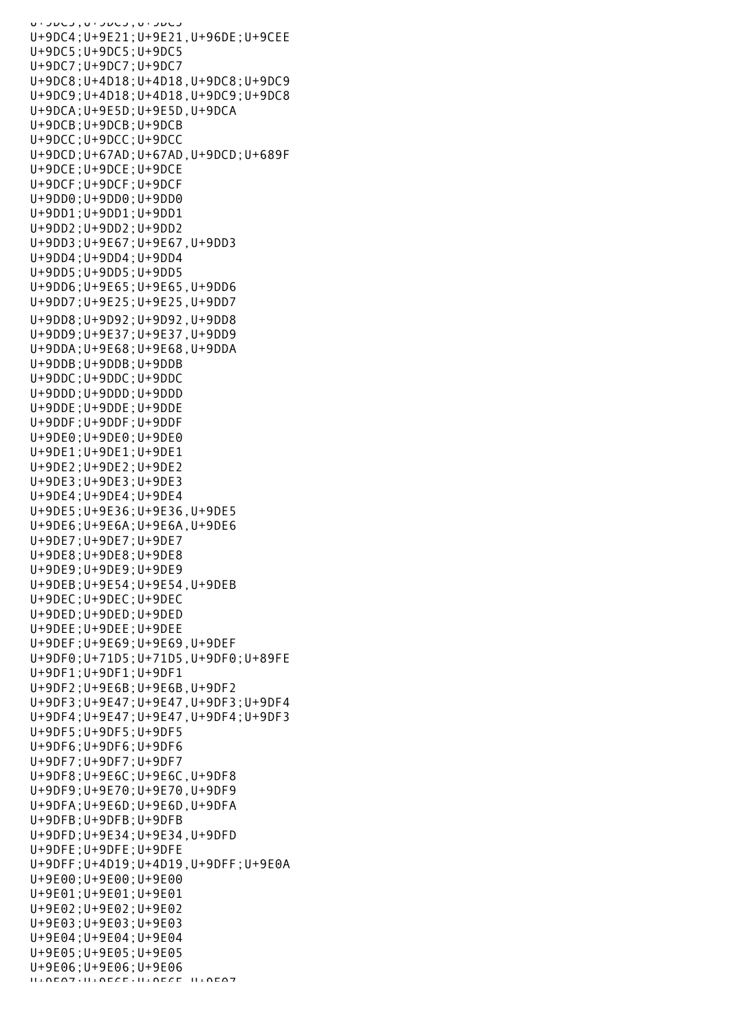```
U+9DC4;U+9E21;U+9E21,U+96DE;U+9CEE
U+9DC5;U+9DC5;U+9DC5
U+9DC7;U+9DC7;U+9DC7
U+9DC8;U+4D18;U+4D18,U+9DC8;U+9DC9
U+9DC9;U+4D18;U+4D18,U+9DC9;U+9DC8
U+9DCA;U+9E5D;U+9E5D,U+9DCA
U+9DCB;U+9DCB;U+9DCB
U+9DCC;U+9DCC;U+9DCC
U+9DCD;U+67AD;U+67AD,U+9DCD;U+689F
U+9DCE;U+9DCE;U+9DCE
U+9DCF;U+9DCF;U+9DCF
U+9DD0;U+9DD0;U+9DD0
U+9DD1;U+9DD1;U+9DD1
U+9DD2;U+9DD2;U+9DD2
U+9DD3;U+9E67;U+9E67,U+9DD3
U+9DD4;U+9DD4;U+9DD4
U+9DD5;U+9DD5;U+9DD5
U+9DD6;U+9E65;U+9E65,U+9DD6
U+9DD7;U+9E25;U+9E25,U+9DD7
U+9DD8;U+9D92;U+9D92,U+9DD8
U+9DD9;U+9E37;U+9E37,U+9DD9
U+9DDA;U+9E68;U+9E68,U+9DDA
U+9DDB;U+9DDB;U+9DDB
U+9DDC;U+9DDC;U+9DDC
U+9DDD;U+9DDD;U+9DDD
U+9DDE;U+9DDE;U+9DDE
U+9DDF;U+9DDF;U+9DDF
U+9DE0;U+9DE0;U+9DE0
U+9DE1;U+9DE1;U+9DE1
U+9DE2;U+9DE2;U+9DE2
U+9DE3;U+9DE3;U+9DE3
U+9DE4;U+9DE4;U+9DE4
U+9DE5;U+9E36;U+9E36,U+9DE5
U+9DE6;U+9E6A;U+9E6A,U+9DE6
U+9DE7;U+9DE7;U+9DE7
U+9DE8;U+9DE8;U+9DE8
U+9DE9;U+9DE9;U+9DE9
U+9DEB;U+9E54;U+9E54,U+9DEB
U+9DEC;U+9DEC;U+9DEC
U+9DED;U+9DED;U+9DED
U+9DEE;U+9DEE;U+9DEE
U+9DEF;U+9E69;U+9E69,U+9DEF
U+9DF0;U+71D5;U+71D5,U+9DF0;U+89FE
U+9DF1;U+9DF1;U+9DF1
U+9DF2;U+9E6B;U+9E6B,U+9DF2
U+9DF3;U+9E47;U+9E47,U+9DF3;U+9DF4
U+9DF4;U+9E47;U+9E47,U+9DF4;U+9DF3
U+9DF5;U+9DF5;U+9DF5
U+9DF6;U+9DF6;U+9DF6
U+9DF7;U+9DF7;U+9DF7
U+9DF8;U+9E6C;U+9E6C,U+9DF8
U+9DF9;U+9E70;U+9E70,U+9DF9
U+9DFA;U+9E6D;U+9E6D,U+9DFA
U+9DFB;U+9DFB;U+9DFB
U+9DFD;U+9E34;U+9E34,U+9DFD
U+9DFE;U+9DFE;U+9DFE
U+9DFF;U+4D19;U+4D19,U+9DFF;U+9E0A
U+9E00;U+9E00;U+9E00
U+9E01;U+9E01;U+9E01
U+9E02;U+9E02;U+9E02
U+9E03;U+9E03;U+9E03
U+9E04;U+9E04;U+9E04
U+9E05;U+9E05;U+9E05
U+9E06;U+9E06;U+9E06
```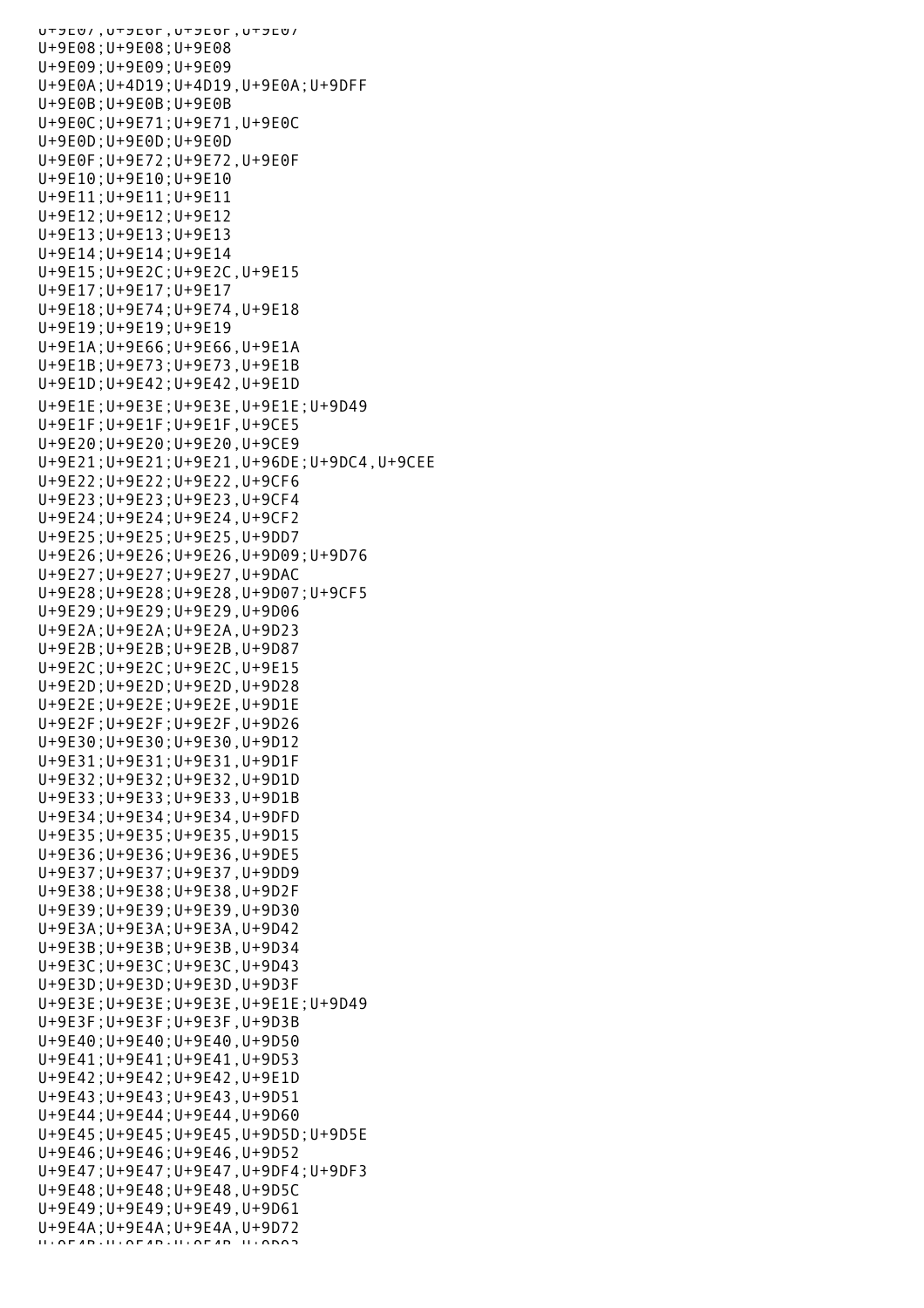U+9E07;U+9E6F;U+9E6F,U+9E07
U+9E08;U+9E08;U+9E08
U+9E09;U+9E09;U+9E09
U+9E0A;U+4D19;U+4D19,U+9E0A;U+9DFF
U+9E0B;U+9E0B;U+9E0B
U+9E0C;U+9E71;U+9E71,U+9E0C
U+9E0D;U+9E0D;U+9E0D
U+9E0F;U+9E72;U+9E72,U+9E0F
U+9E10;U+9E10;U+9E10
U+9E11;U+9E11;U+9E11
U+9E12;U+9E12;U+9E12
U+9E13;U+9E13;U+9E13
U+9E14;U+9E14;U+9E14
U+9E15;U+9E2C;U+9E2C,U+9E15
U+9E17;U+9E17;U+9E17
U+9E18;U+9E74;U+9E74,U+9E18
U+9E19;U+9E19;U+9E19
U+9E1A;U+9E66;U+9E66,U+9E1A
U+9E1B;U+9E73;U+9E73,U+9E1B
U+9E1D;U+9E42;U+9E42,U+9E1D
U+9E1E;U+9E3E;U+9E3E,U+9E1E;U+9D49
U+9E1F;U+9E1F;U+9E1F,U+9CE5
U+9E20;U+9E20;U+9E20,U+9CE9
U+9E21;U+9E21;U+9E21,U+96DE;U+9DC4,U+9CEE
U+9E22;U+9E22;U+9E22,U+9CF6
U+9E23;U+9E23;U+9E23,U+9CF4
U+9E24;U+9E24;U+9E24,U+9CF2
U+9E25;U+9E25;U+9E25,U+9DD7
U+9E26;U+9E26;U+9E26,U+9D09;U+9D76
U+9E27;U+9E27;U+9E27,U+9DAC
U+9E28;U+9E28;U+9E28,U+9D07;U+9CF5
U+9E29;U+9E29;U+9E29,U+9D06
U+9E2A;U+9E2A;U+9E2A,U+9D23
U+9E2B;U+9E2B;U+9E2B,U+9D87
U+9E2C;U+9E2C;U+9E2C,U+9E15
U+9E2D;U+9E2D;U+9E2D,U+9D28
U+9E2E;U+9E2E;U+9E2E,U+9D1E
U+9E2F;U+9E2F;U+9E2F,U+9D26
U+9E30;U+9E30;U+9E30,U+9D12
U+9E31;U+9E31;U+9E31,U+9D1F
U+9E32;U+9E32;U+9E32,U+9D1D
U+9E33;U+9E33;U+9E33,U+9D1B
U+9E34;U+9E34;U+9E34,U+9DFD
U+9E35;U+9E35;U+9E35,U+9D15
U+9E36;U+9E36;U+9E36,U+9DE5
U+9E37;U+9E37;U+9E37,U+9DD9
U+9E38;U+9E38;U+9E38,U+9D2F
U+9E39;U+9E39;U+9E39,U+9D30
U+9E3A;U+9E3A;U+9E3A,U+9D42
U+9E3B;U+9E3B;U+9E3B,U+9D34
U+9E3C;U+9E3C;U+9E3C,U+9D43
U+9E3D;U+9E3D;U+9E3D,U+9D3F
U+9E3E;U+9E3E;U+9E3E,U+9E1E;U+9D49
U+9E3F;U+9E3F;U+9E3F,U+9D3B
U+9E40;U+9E40;U+9E40,U+9D50
U+9E41;U+9E41;U+9E41,U+9D53
U+9E42;U+9E42;U+9E42,U+9E1D
U+9E43;U+9E43;U+9E43,U+9D51
U+9E44;U+9E44;U+9E44,U+9D60
U+9E45;U+9E45;U+9E45,U+9D5D;U+9D5E
U+9E46;U+9E46;U+9E46,U+9D52
U+9E47;U+9E47;U+9E47,U+9DF4;U+9DF3
U+9E48;U+9E48;U+9E48,U+9D5C
U+9E49;U+9E49;U+9E49,U+9D61
U+9E4A;U+9E4A;U+9E4A,U+9D72
U+9E4B;U+9E4B;U+9E4B,U+9D93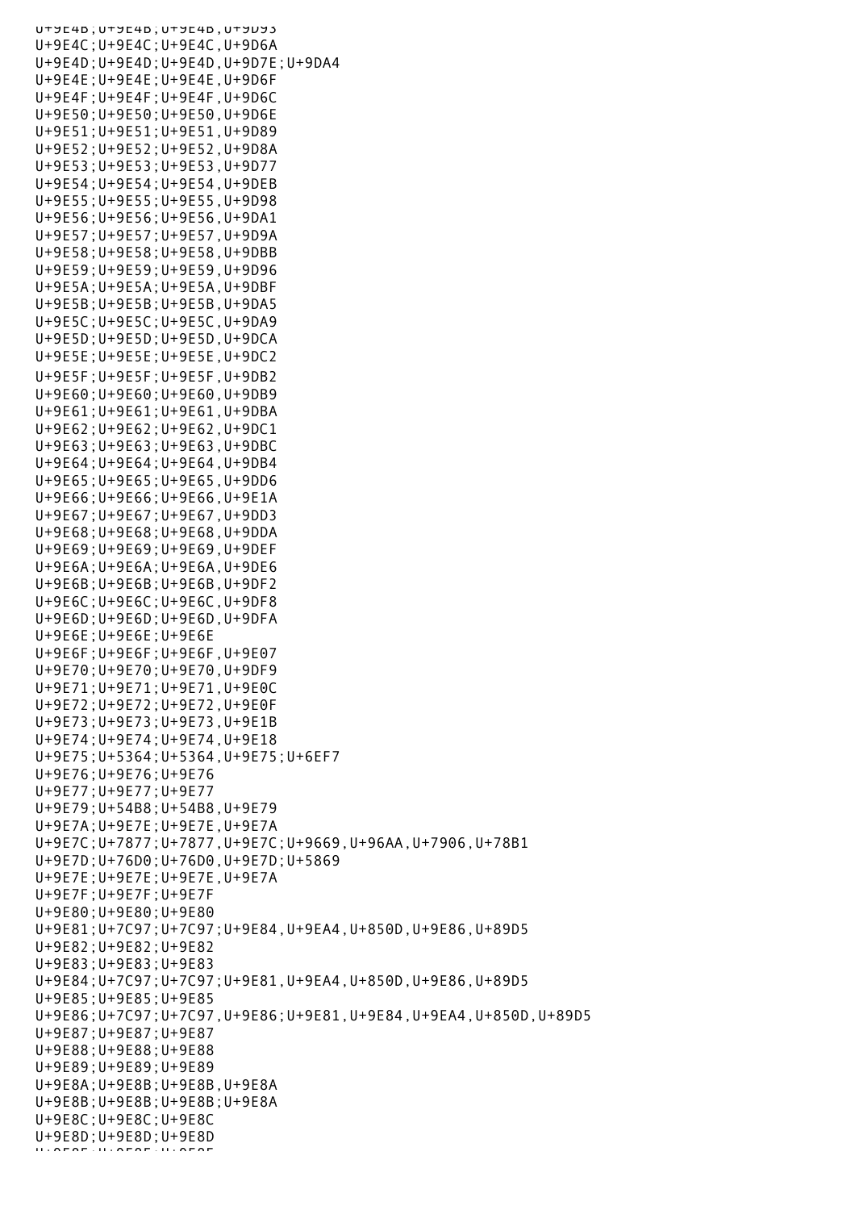```
U+9E4B;U+9E4B;U+9E4B,U+9D93
U+9E4C;U+9E4C;U+9E4C,U+9D6A
U+9E4D;U+9E4D;U+9E4D,U+9D7E;U+9DA4
U+9E4E;U+9E4E;U+9E4E,U+9D6F
U+9E4F;U+9E4F;U+9E4F,U+9D6C
U+9E50;U+9E50;U+9E50,U+9D6E
U+9E51;U+9E51;U+9E51,U+9D89
U+9E52;U+9E52;U+9E52,U+9D8A
U+9E53;U+9E53;U+9E53,U+9D77
U+9E54;U+9E54;U+9E54,U+9DEB
U+9E55;U+9E55;U+9E55,U+9D98
U+9E56;U+9E56;U+9E56,U+9DA1
U+9E57;U+9E57;U+9E57,U+9D9A
U+9E58;U+9E58;U+9E58,U+9DBB
U+9E59;U+9E59;U+9E59,U+9D96
U+9E5A;U+9E5A;U+9E5A,U+9DBF
U+9E5B;U+9E5B;U+9E5B,U+9DA5
U+9E5C;U+9E5C;U+9E5C,U+9DA9
U+9E5D;U+9E5D;U+9E5D,U+9DCA
U+9E5E;U+9E5E;U+9E5E,U+9DC2
U+9E5F;U+9E5F;U+9E5F,U+9DB2
U+9E60;U+9E60;U+9E60,U+9DB9
U+9E61;U+9E61;U+9E61,U+9DBA
U+9E62;U+9E62;U+9E62,U+9DC1
U+9E63;U+9E63;U+9E63,U+9DBC
U+9E64;U+9E64;U+9E64,U+9DB4
U+9E65;U+9E65;U+9E65,U+9DD6
U+9E66;U+9E66;U+9E66,U+9E1A
U+9E67;U+9E67;U+9E67,U+9DD3
U+9E68;U+9E68;U+9E68,U+9DDA
U+9E69;U+9E69;U+9E69,U+9DEF
U+9E6A;U+9E6A;U+9E6A,U+9DE6
U+9E6B;U+9E6B;U+9E6B,U+9DF2
U+9E6C;U+9E6C;U+9E6C,U+9DF8
U+9E6D;U+9E6D;U+9E6D,U+9DFA
U+9E6E;U+9E6E;U+9E6E
U+9E6F;U+9E6F;U+9E6F,U+9E07
U+9E70;U+9E70;U+9E70,U+9DF9
U+9E71;U+9E71;U+9E71,U+9E0C
U+9E72;U+9E72;U+9E72,U+9E0F
U+9E73;U+9E73;U+9E73,U+9E1B
U+9E74;U+9E74;U+9E74,U+9E18
U+9E75;U+5364;U+5364,U+9E75;U+6EF7
U+9E76;U+9E76;U+9E76
U+9E77;U+9E77;U+9E77
U+9E79;U+54B8;U+54B8,U+9E79
U+9E7A;U+9E7E;U+9E7E,U+9E7A
U+9E7C;U+7877;U+7877,U+9E7C;U+9669,U+96AA,U+7906,U+78B1
U+9E7D;U+76D0;U+76D0,U+9E7D;U+5869
U+9E7E;U+9E7E;U+9E7E,U+9E7A
U+9E7F;U+9E7F;U+9E7F
U+9E80;U+9E80;U+9E80
U+9E81;U+7C97;U+7C97;U+9E84,U+9EA4,U+850D,U+9E86,U+89D5
U+9E82;U+9E82;U+9E82
U+9E83;U+9E83;U+9E83
U+9E84;U+7C97;U+7C97;U+9E81,U+9EA4,U+850D,U+9E86,U+89D5
U+9E85;U+9E85;U+9E85
U+9E86;U+7C97;U+7C97,U+9E86;U+9E81,U+9E84,U+9EA4,U+850D,U+89D5
U+9E87;U+9E87;U+9E87
U+9E88;U+9E88;U+9E88
U+9E89;U+9E89;U+9E89
U+9E8A;U+9E8B;U+9E8B,U+9E8A
U+9E8B;U+9E8B;U+9E8B;U+9E8A
U+9E8C;U+9E8C;U+9E8C
U+9E8D;U+9E8D;U+9E8D
U+9E8E;U+9E8E;U+9E8E
```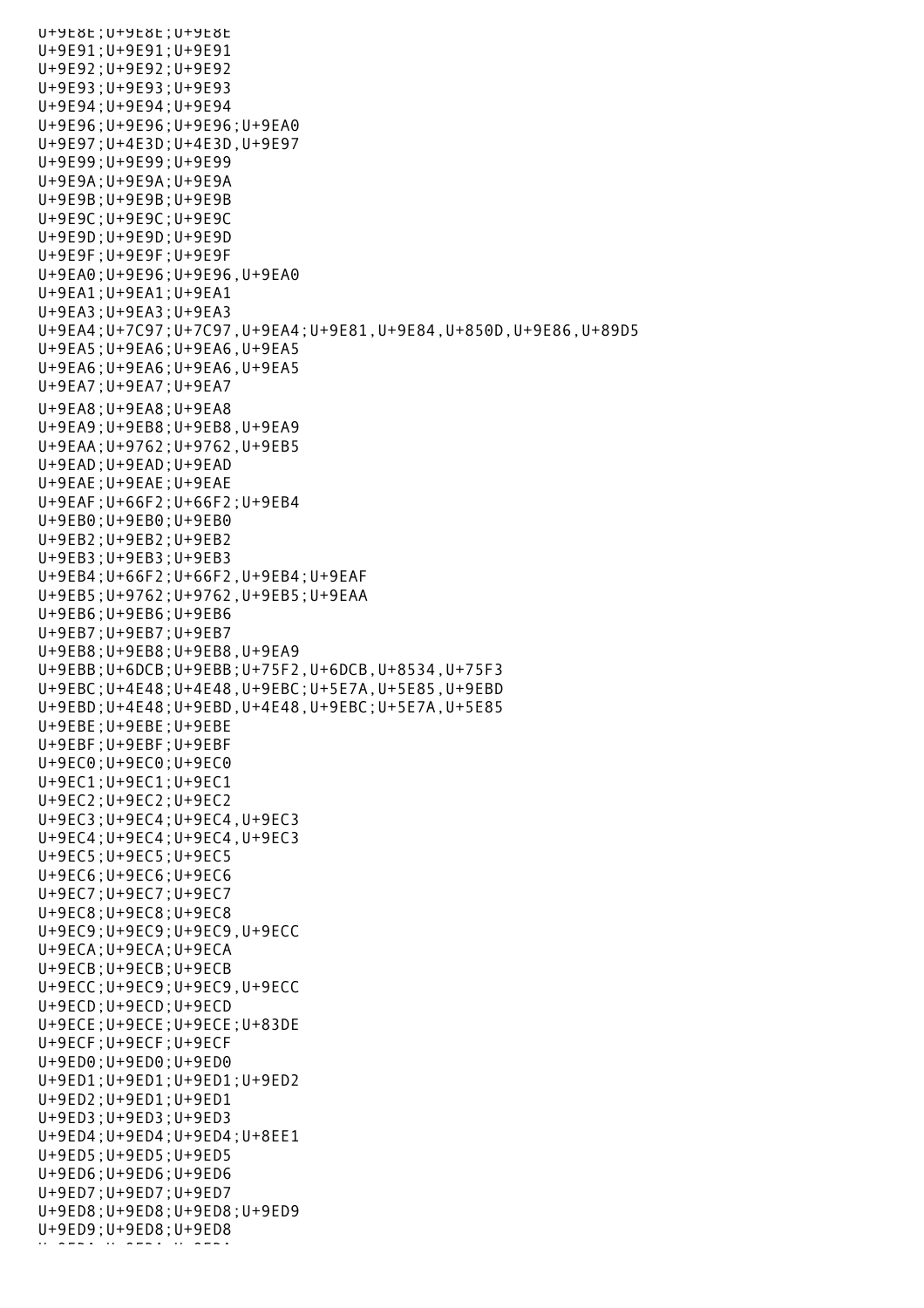U+9E8E;U+9E8E;U+9E8E
U+9E91;U+9E91;U+9E91
U+9E92;U+9E92;U+9E92
U+9E93;U+9E93;U+9E93
U+9E94;U+9E94;U+9E94
U+9E96;U+9E96;U+9E96;U+9EA0
U+9E97;U+4E3D;U+4E3D,U+9E97
U+9E99;U+9E99;U+9E99
U+9E9A;U+9E9A;U+9E9A
U+9E9B;U+9E9B;U+9E9B
U+9E9C;U+9E9C;U+9E9C
U+9E9D;U+9E9D;U+9E9D
U+9E9F;U+9E9F;U+9E9F
U+9EA0;U+9E96;U+9E96,U+9EA0
U+9EA1;U+9EA1;U+9EA1
U+9EA3;U+9EA3;U+9EA3
U+9EA4;U+7C97;U+7C97,U+9EA4;U+9E81,U+9E84,U+850D,U+9E86,U+89D5
U+9EA5;U+9EA6;U+9EA6,U+9EA5
U+9EA6;U+9EA6;U+9EA6,U+9EA5
U+9EA7;U+9EA7;U+9EA7
U+9EA8;U+9EA8;U+9EA8
U+9EA9;U+9EB8;U+9EB8,U+9EA9
U+9EAA;U+9762;U+9762,U+9EB5
U+9EAD;U+9EAD;U+9EAD
U+9EAE;U+9EAE;U+9EAE
U+9EAF;U+66F2;U+66F2;U+9EB4
U+9EB0;U+9EB0;U+9EB0
U+9EB2;U+9EB2;U+9EB2
U+9EB3;U+9EB3;U+9EB3
U+9EB4;U+66F2;U+66F2,U+9EB4;U+9EAF
U+9EB5;U+9762;U+9762,U+9EB5;U+9EAA
U+9EB6;U+9EB6;U+9EB6
U+9EB7;U+9EB7;U+9EB7
U+9EB8;U+9EB8;U+9EB8,U+9EA9
U+9EBB;U+6DCB;U+9EBB;U+75F2,U+6DCB,U+8534,U+75F3
U+9EBC;U+4E48;U+4E48,U+9EBC;U+5E7A,U+5E85,U+9EBD
U+9EBD;U+4E48;U+9EBD,U+4E48,U+9EBC;U+5E7A,U+5E85
U+9EBE;U+9EBE;U+9EBE
U+9EBF;U+9EBF;U+9EBF
U+9EC0;U+9EC0;U+9EC0
U+9EC1;U+9EC1;U+9EC1
U+9EC2;U+9EC2;U+9EC2
U+9EC3;U+9EC4;U+9EC4,U+9EC3
U+9EC4;U+9EC4;U+9EC4,U+9EC3
U+9EC5;U+9EC5;U+9EC5
U+9EC6;U+9EC6;U+9EC6
U+9EC7;U+9EC7;U+9EC7
U+9EC8;U+9EC8;U+9EC8
U+9EC9;U+9EC9;U+9EC9,U+9ECC
U+9ECA;U+9ECA;U+9ECA
U+9ECB;U+9ECB;U+9ECB
U+9ECC;U+9EC9;U+9EC9,U+9ECC
U+9ECD;U+9ECD;U+9ECD
U+9ECE;U+9ECE;U+9ECE;U+83DE
U+9ECF;U+9ECF;U+9ECF
U+9ED0;U+9ED0;U+9ED0
U+9ED1;U+9ED1;U+9ED1;U+9ED2
U+9ED2;U+9ED1;U+9ED1
U+9ED3;U+9ED3;U+9ED3
U+9ED4;U+9ED4;U+9ED4;U+8EE1
U+9ED5;U+9ED5;U+9ED5
U+9ED6;U+9ED6;U+9ED6
U+9ED7;U+9ED7;U+9ED7
U+9ED8;U+9ED8;U+9ED8;U+9ED9
U+9ED9;U+9ED8;U+9ED8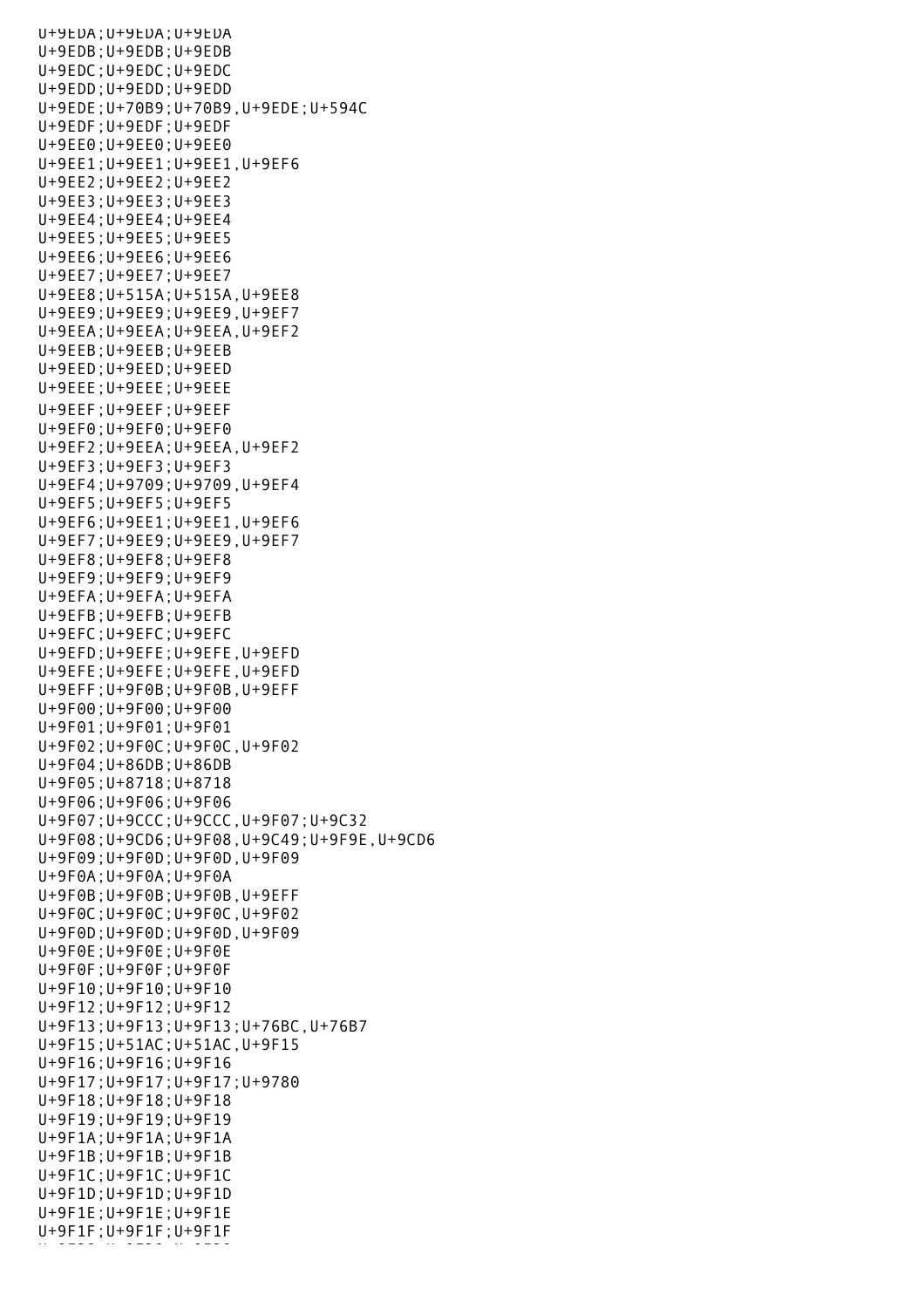U+9EDA;U+9EDA;U+9EDA
U+9EDB;U+9EDB;U+9EDB
U+9EDC;U+9EDC;U+9EDC
U+9EDD;U+9EDD;U+9EDD
U+9EDE;U+70B9;U+70B9,U+9EDE;U+594C
U+9EDF;U+9EDF;U+9EDF
U+9EE0;U+9EE0;U+9EE0
U+9EE1;U+9EE1;U+9EE1,U+9EF6
U+9EE2;U+9EE2;U+9EE2
U+9EE3;U+9EE3;U+9EE3
U+9EE4;U+9EE4;U+9EE4
U+9EE5;U+9EE5;U+9EE5
U+9EE6;U+9EE6;U+9EE6
U+9EE7;U+9EE7;U+9EE7
U+9EE8;U+515A;U+515A,U+9EE8
U+9EE9;U+9EE9;U+9EE9,U+9EF7
U+9EEA;U+9EEA;U+9EEA,U+9EF2
U+9EEB;U+9EEB;U+9EEB
U+9EED;U+9EED;U+9EED
U+9EEE;U+9EEE;U+9EEE
U+9EEF;U+9EEF;U+9EEF
U+9EF0;U+9EF0;U+9EF0
U+9EF2;U+9EEA;U+9EEA,U+9EF2
U+9EF3;U+9EF3;U+9EF3
U+9EF4;U+9709;U+9709,U+9EF4
U+9EF5;U+9EF5;U+9EF5
U+9EF6;U+9EE1;U+9EE1,U+9EF6
U+9EF7;U+9EE9;U+9EE9,U+9EF7
U+9EF8;U+9EF8;U+9EF8
U+9EF9;U+9EF9;U+9EF9
U+9EFA;U+9EFA;U+9EFA
U+9EFB;U+9EFB;U+9EFB
U+9EFC;U+9EFC;U+9EFC
U+9EFD;U+9EFE;U+9EFE,U+9EFD
U+9EFE;U+9EFE;U+9EFE,U+9EFD
U+9EFF;U+9F0B;U+9F0B,U+9EFF
U+9F00;U+9F00;U+9F00
U+9F01;U+9F01;U+9F01
U+9F02;U+9F0C;U+9F0C,U+9F02
U+9F04;U+86DB;U+86DB
U+9F05;U+8718;U+8718
U+9F06;U+9F06;U+9F06
U+9F07;U+9CCC;U+9CCC,U+9F07;U+9C32
U+9F08;U+9CD6;U+9F08,U+9C49;U+9F9E,U+9CD6
U+9F09;U+9F0D;U+9F0D,U+9F09
U+9F0A;U+9F0A;U+9F0A
U+9F0B;U+9F0B;U+9F0B,U+9EFF
U+9F0C;U+9F0C;U+9F0C,U+9F02
U+9F0D;U+9F0D;U+9F0D,U+9F09
U+9F0E;U+9F0E;U+9F0E
U+9F0F;U+9F0F;U+9F0F
U+9F10;U+9F10;U+9F10
U+9F12;U+9F12;U+9F12
U+9F13;U+9F13;U+9F13;U+76BC,U+76B7
U+9F15;U+51AC;U+51AC,U+9F15
U+9F16;U+9F16;U+9F16
U+9F17;U+9F17;U+9F17;U+9780
U+9F18;U+9F18;U+9F18
U+9F19;U+9F19;U+9F19
U+9F1A;U+9F1A;U+9F1A
U+9F1B;U+9F1B;U+9F1B
U+9F1C;U+9F1C;U+9F1C
U+9F1D;U+9F1D;U+9F1D
U+9F1E;U+9F1E;U+9F1E
U+9F1F;U+9F1F;U+9F1F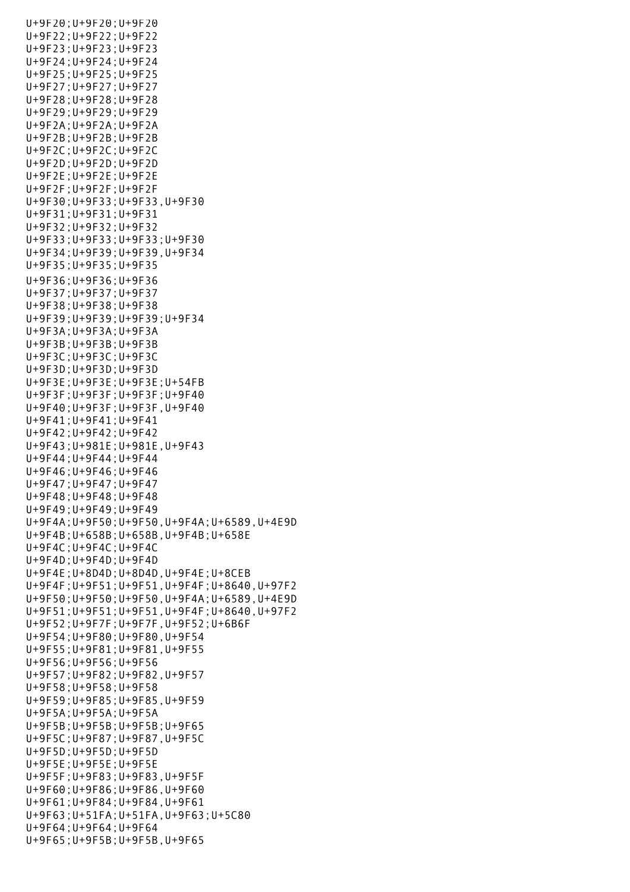U+9F20;U+9F20;U+9F20
U+9F22;U+9F22;U+9F22
U+9F23;U+9F23;U+9F23
U+9F24;U+9F24;U+9F24
U+9F25;U+9F25;U+9F25
U+9F27;U+9F27;U+9F27
U+9F28;U+9F28;U+9F28
U+9F29;U+9F29;U+9F29
U+9F2A;U+9F2A;U+9F2A
U+9F2B;U+9F2B;U+9F2B
U+9F2C;U+9F2C;U+9F2C
U+9F2D;U+9F2D;U+9F2D
U+9F2E;U+9F2E;U+9F2E
U+9F2F;U+9F2F;U+9F2F
U+9F30;U+9F33;U+9F33,U+9F30
U+9F31;U+9F31;U+9F31
U+9F32;U+9F32;U+9F32
U+9F33;U+9F33;U+9F33;U+9F30
U+9F34;U+9F39;U+9F39,U+9F34
U+9F35;U+9F35;U+9F35
U+9F36;U+9F36;U+9F36
U+9F37;U+9F37;U+9F37
U+9F38;U+9F38;U+9F38
U+9F39;U+9F39;U+9F39;U+9F34
U+9F3A;U+9F3A;U+9F3A
U+9F3B;U+9F3B;U+9F3B
U+9F3C;U+9F3C;U+9F3C
U+9F3D;U+9F3D;U+9F3D
U+9F3E;U+9F3E;U+9F3E;U+54FB
U+9F3F;U+9F3F;U+9F3F;U+9F40
U+9F40;U+9F3F;U+9F3F,U+9F40
U+9F41;U+9F41;U+9F41
U+9F42;U+9F42;U+9F42
U+9F43;U+981E;U+981E,U+9F43
U+9F44;U+9F44;U+9F44
U+9F46;U+9F46;U+9F46
U+9F47;U+9F47;U+9F47
U+9F48;U+9F48;U+9F48
U+9F49;U+9F49;U+9F49
U+9F4A;U+9F50;U+9F50,U+9F4A;U+6589,U+4E9D
U+9F4B;U+658B;U+658B,U+9F4B;U+658E
U+9F4C;U+9F4C;U+9F4C
U+9F4D;U+9F4D;U+9F4D
U+9F4E;U+8D4D;U+8D4D,U+9F4E;U+8CEB
U+9F4F;U+9F51;U+9F51,U+9F4F;U+8640,U+97F2
U+9F50;U+9F50;U+9F50,U+9F4A;U+6589,U+4E9D
U+9F51;U+9F51;U+9F51,U+9F4F;U+8640,U+97F2
U+9F52;U+9F7F;U+9F7F,U+9F52;U+6B6F
U+9F54;U+9F80;U+9F80,U+9F54
U+9F55;U+9F81;U+9F81,U+9F55
U+9F56;U+9F56;U+9F56
U+9F57;U+9F82;U+9F82,U+9F57
U+9F58;U+9F58;U+9F58
U+9F59;U+9F85;U+9F85,U+9F59
U+9F5A;U+9F5A;U+9F5A
U+9F5B;U+9F5B;U+9F5B;U+9F65
U+9F5C;U+9F87;U+9F87,U+9F5C
U+9F5D;U+9F5D;U+9F5D
U+9F5E;U+9F5E;U+9F5E
U+9F5F;U+9F83;U+9F83,U+9F5F
U+9F60;U+9F86;U+9F86,U+9F60
U+9F61;U+9F84;U+9F84,U+9F61
U+9F63;U+51FA;U+51FA,U+9F63;U+5C80
U+9F64;U+9F64;U+9F64
U+9F65;U+9F5B;U+9F5B,U+9F65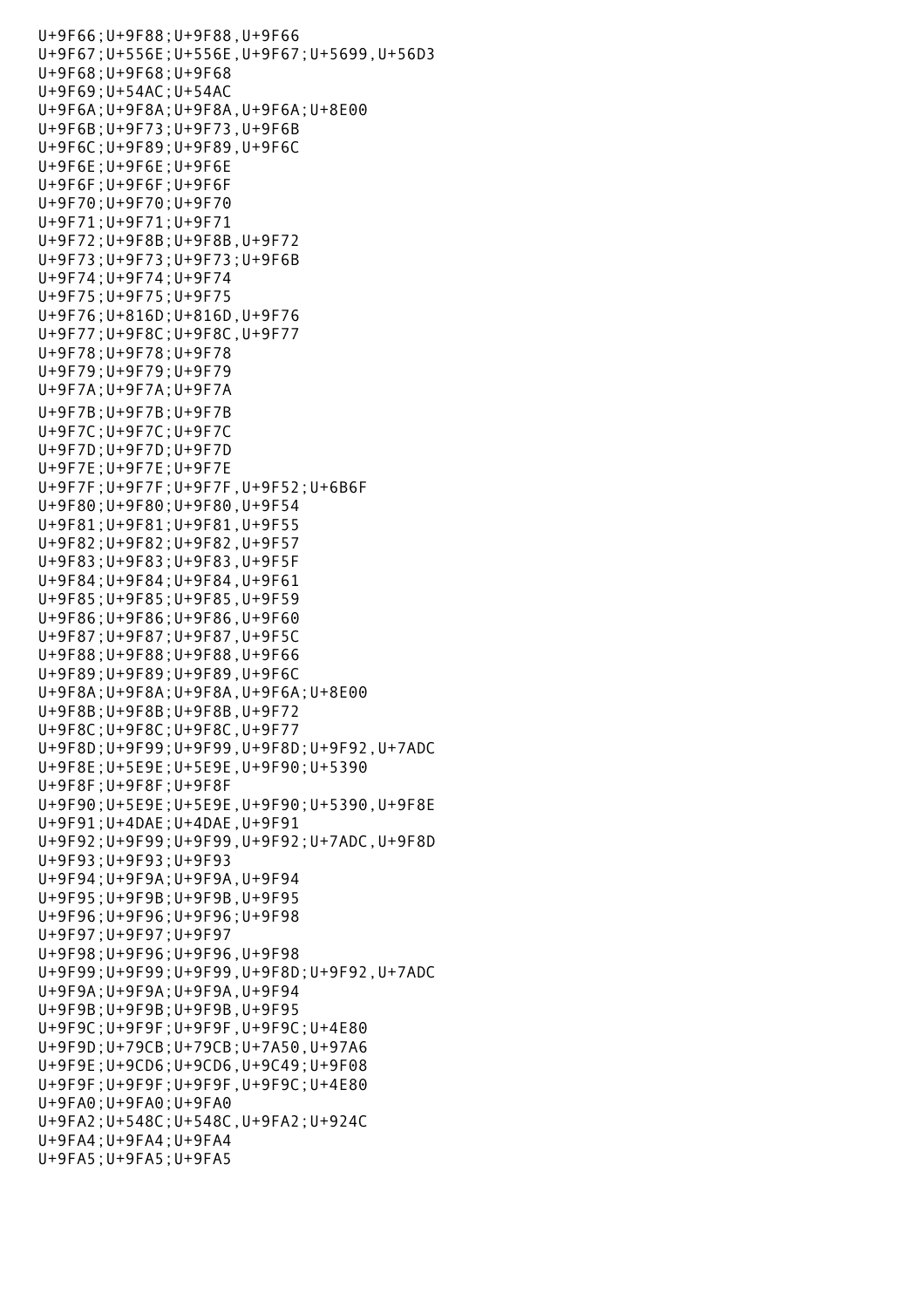U+9F66;U+9F88;U+9F88,U+9F66
U+9F67;U+556E;U+556E,U+9F67;U+5699,U+56D3
U+9F68;U+9F68;U+9F68
U+9F69;U+54AC;U+54AC
U+9F6A;U+9F8A;U+9F8A,U+9F6A;U+8E00
U+9F6B;U+9F73;U+9F73,U+9F6B
U+9F6C;U+9F89;U+9F89,U+9F6C
U+9F6E;U+9F6E;U+9F6E
U+9F6F;U+9F6F;U+9F6F
U+9F70;U+9F70;U+9F70
U+9F71;U+9F71;U+9F71
U+9F72;U+9F8B;U+9F8B,U+9F72
U+9F73;U+9F73;U+9F73;U+9F6B
U+9F74;U+9F74;U+9F74
U+9F75;U+9F75;U+9F75
U+9F76;U+816D;U+816D,U+9F76
U+9F77;U+9F8C;U+9F8C,U+9F77
U+9F78;U+9F78;U+9F78
U+9F79;U+9F79;U+9F79
U+9F7A;U+9F7A;U+9F7A
U+9F7B;U+9F7B;U+9F7B
U+9F7C;U+9F7C;U+9F7C
U+9F7D;U+9F7D;U+9F7D
U+9F7E;U+9F7E;U+9F7E
U+9F7F;U+9F7F;U+9F7F,U+9F52;U+6B6F
U+9F80;U+9F80;U+9F80,U+9F54
U+9F81;U+9F81;U+9F81,U+9F55
U+9F82;U+9F82;U+9F82,U+9F57
U+9F83;U+9F83;U+9F83,U+9F5F
U+9F84;U+9F84;U+9F84,U+9F61
U+9F85;U+9F85;U+9F85,U+9F59
U+9F86;U+9F86;U+9F86,U+9F60
U+9F87;U+9F87;U+9F87,U+9F5C
U+9F88;U+9F88;U+9F88,U+9F66
U+9F89;U+9F89;U+9F89,U+9F6C
U+9F8A;U+9F8A;U+9F8A,U+9F6A;U+8E00
U+9F8B;U+9F8B;U+9F8B,U+9F72
U+9F8C;U+9F8C;U+9F8C,U+9F77
U+9F8D;U+9F99;U+9F99,U+9F8D;U+9F92,U+7ADC
U+9F8E;U+5E9E;U+5E9E,U+9F90;U+5390
U+9F8F;U+9F8F;U+9F8F
U+9F90;U+5E9E;U+5E9E,U+9F90;U+5390,U+9F8E
U+9F91;U+4DAE;U+4DAE,U+9F91
U+9F92;U+9F99;U+9F99,U+9F92;U+7ADC,U+9F8D
U+9F93;U+9F93;U+9F93
U+9F94;U+9F9A;U+9F9A,U+9F94
U+9F95;U+9F9B;U+9F9B,U+9F95
U+9F96;U+9F96;U+9F96;U+9F98
U+9F97;U+9F97;U+9F97
U+9F98;U+9F96;U+9F96,U+9F98
U+9F99;U+9F99;U+9F99,U+9F8D;U+9F92,U+7ADC
U+9F9A;U+9F9A;U+9F9A,U+9F94
U+9F9B;U+9F9B;U+9F9B,U+9F95
U+9F9C;U+9F9F;U+9F9F,U+9F9C;U+4E80
U+9F9D;U+79CB;U+79CB;U+7A50,U+97A6
U+9F9E;U+9CD6;U+9CD6,U+9C49;U+9F08
U+9F9F;U+9F9F;U+9F9F,U+9F9C;U+4E80
U+9FA0;U+9FA0;U+9FA0
U+9FA2;U+548C;U+548C,U+9FA2;U+924C
U+9FA4;U+9FA4;U+9FA4
U+9FA5;U+9FA5;U+9FA5